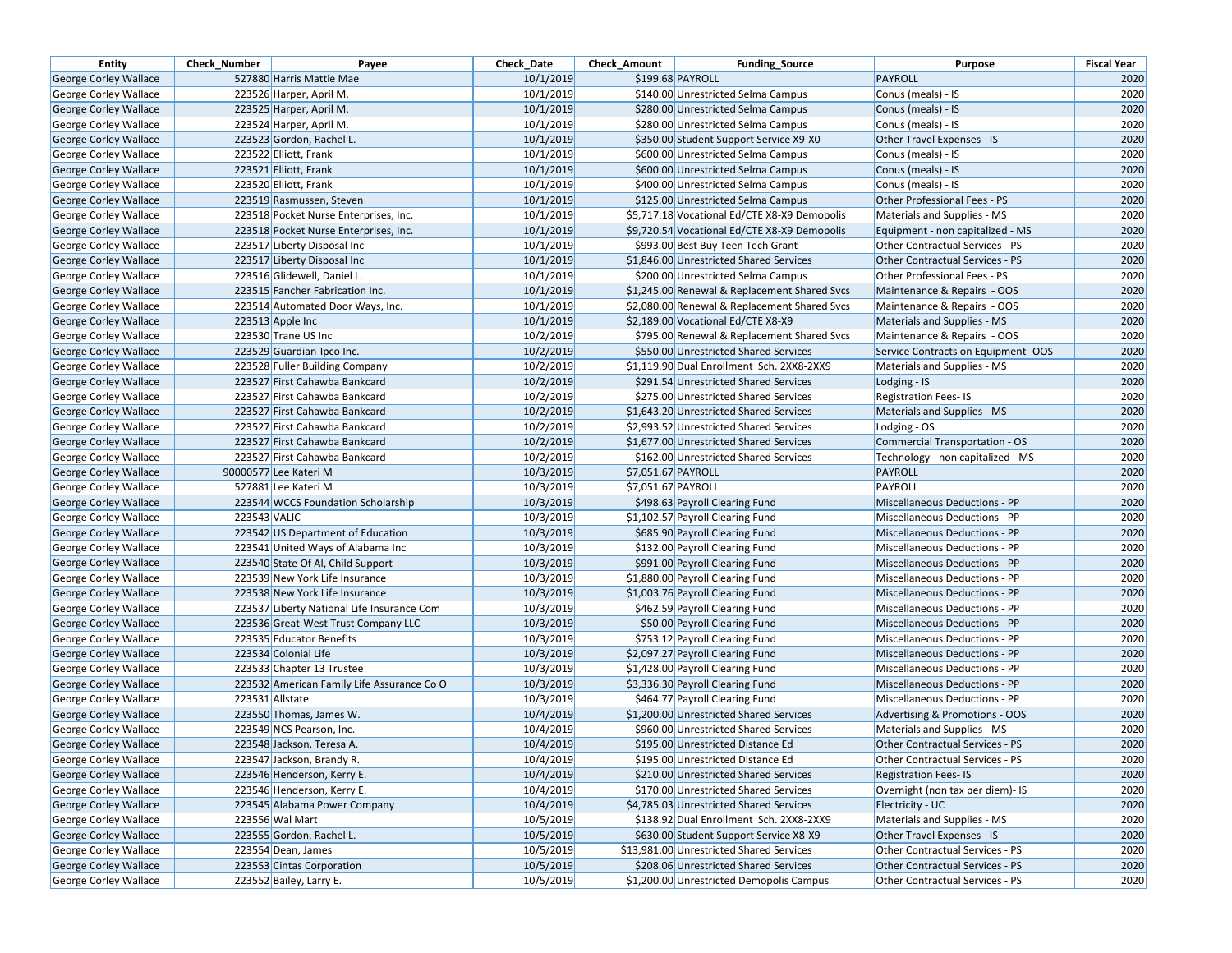| Entity | Check_Number | Payee | Check_Date | Check_Amount | Funding_Source | Purpose | Fiscal Year |
|---|---|---|---|---|---|---|---|
| George Corley Wallace | 527880 | Harris Mattie Mae | 10/1/2019 | $199.68 | PAYROLL | PAYROLL | 2020 |
| George Corley Wallace | 223526 | Harper, April M. | 10/1/2019 | $140.00 | Unrestricted Selma Campus | Conus (meals) - IS | 2020 |
| George Corley Wallace | 223525 | Harper, April M. | 10/1/2019 | $280.00 | Unrestricted Selma Campus | Conus (meals) - IS | 2020 |
| George Corley Wallace | 223524 | Harper, April M. | 10/1/2019 | $280.00 | Unrestricted Selma Campus | Conus (meals) - IS | 2020 |
| George Corley Wallace | 223523 | Gordon, Rachel L. | 10/1/2019 | $350.00 | Student Support Service X9-X0 | Other Travel Expenses - IS | 2020 |
| George Corley Wallace | 223522 | Elliott, Frank | 10/1/2019 | $600.00 | Unrestricted Selma Campus | Conus (meals) - IS | 2020 |
| George Corley Wallace | 223521 | Elliott, Frank | 10/1/2019 | $600.00 | Unrestricted Selma Campus | Conus (meals) - IS | 2020 |
| George Corley Wallace | 223520 | Elliott, Frank | 10/1/2019 | $400.00 | Unrestricted Selma Campus | Conus (meals) - IS | 2020 |
| George Corley Wallace | 223519 | Rasmussen, Steven | 10/1/2019 | $125.00 | Unrestricted Selma Campus | Other Professional Fees - PS | 2020 |
| George Corley Wallace | 223518 | Pocket Nurse Enterprises, Inc. | 10/1/2019 | $5,717.18 | Vocational Ed/CTE X8-X9 Demopolis | Materials and Supplies - MS | 2020 |
| George Corley Wallace | 223518 | Pocket Nurse Enterprises, Inc. | 10/1/2019 | $9,720.54 | Vocational Ed/CTE X8-X9 Demopolis | Equipment - non capitalized - MS | 2020 |
| George Corley Wallace | 223517 | Liberty Disposal Inc | 10/1/2019 | $993.00 | Best Buy Teen Tech Grant | Other Contractual Services - PS | 2020 |
| George Corley Wallace | 223517 | Liberty Disposal Inc | 10/1/2019 | $1,846.00 | Unrestricted Shared Services | Other Contractual Services - PS | 2020 |
| George Corley Wallace | 223516 | Glidewell, Daniel L. | 10/1/2019 | $200.00 | Unrestricted Selma Campus | Other Professional Fees - PS | 2020 |
| George Corley Wallace | 223515 | Fancher Fabrication Inc. | 10/1/2019 | $1,245.00 | Renewal & Replacement Shared Svcs | Maintenance & Repairs - OOS | 2020 |
| George Corley Wallace | 223514 | Automated Door Ways, Inc. | 10/1/2019 | $2,080.00 | Renewal & Replacement Shared Svcs | Maintenance & Repairs - OOS | 2020 |
| George Corley Wallace | 223513 | Apple Inc | 10/1/2019 | $2,189.00 | Vocational Ed/CTE X8-X9 | Materials and Supplies - MS | 2020 |
| George Corley Wallace | 223530 | Trane US Inc | 10/2/2019 | $795.00 | Renewal & Replacement Shared Svcs | Maintenance & Repairs - OOS | 2020 |
| George Corley Wallace | 223529 | Guardian-Ipco Inc. | 10/2/2019 | $550.00 | Unrestricted Shared Services | Service Contracts on Equipment -OOS | 2020 |
| George Corley Wallace | 223528 | Fuller Building Company | 10/2/2019 | $1,119.90 | Dual Enrollment Sch. 2XX8-2XX9 | Materials and Supplies - MS | 2020 |
| George Corley Wallace | 223527 | First Cahawba Bankcard | 10/2/2019 | $291.54 | Unrestricted Shared Services | Lodging - IS | 2020 |
| George Corley Wallace | 223527 | First Cahawba Bankcard | 10/2/2019 | $275.00 | Unrestricted Shared Services | Registration Fees- IS | 2020 |
| George Corley Wallace | 223527 | First Cahawba Bankcard | 10/2/2019 | $1,643.20 | Unrestricted Shared Services | Materials and Supplies - MS | 2020 |
| George Corley Wallace | 223527 | First Cahawba Bankcard | 10/2/2019 | $2,993.52 | Unrestricted Shared Services | Lodging - OS | 2020 |
| George Corley Wallace | 223527 | First Cahawba Bankcard | 10/2/2019 | $1,677.00 | Unrestricted Shared Services | Commercial Transportation - OS | 2020 |
| George Corley Wallace | 223527 | First Cahawba Bankcard | 10/2/2019 | $162.00 | Unrestricted Shared Services | Technology - non capitalized - MS | 2020 |
| George Corley Wallace | 90000577 | Lee Kateri M | 10/3/2019 | $7,051.67 | PAYROLL | PAYROLL | 2020 |
| George Corley Wallace | 527881 | Lee Kateri M | 10/3/2019 | $7,051.67 | PAYROLL | PAYROLL | 2020 |
| George Corley Wallace | 223544 | WCCS Foundation Scholarship | 10/3/2019 | $498.63 | Payroll Clearing Fund | Miscellaneous Deductions - PP | 2020 |
| George Corley Wallace | 223543 | VALIC | 10/3/2019 | $1,102.57 | Payroll Clearing Fund | Miscellaneous Deductions - PP | 2020 |
| George Corley Wallace | 223542 | US Department of Education | 10/3/2019 | $685.90 | Payroll Clearing Fund | Miscellaneous Deductions - PP | 2020 |
| George Corley Wallace | 223541 | United Ways of Alabama Inc | 10/3/2019 | $132.00 | Payroll Clearing Fund | Miscellaneous Deductions - PP | 2020 |
| George Corley Wallace | 223540 | State Of Al, Child Support | 10/3/2019 | $991.00 | Payroll Clearing Fund | Miscellaneous Deductions - PP | 2020 |
| George Corley Wallace | 223539 | New York Life Insurance | 10/3/2019 | $1,880.00 | Payroll Clearing Fund | Miscellaneous Deductions - PP | 2020 |
| George Corley Wallace | 223538 | New York Life Insurance | 10/3/2019 | $1,003.76 | Payroll Clearing Fund | Miscellaneous Deductions - PP | 2020 |
| George Corley Wallace | 223537 | Liberty National Life Insurance Com | 10/3/2019 | $462.59 | Payroll Clearing Fund | Miscellaneous Deductions - PP | 2020 |
| George Corley Wallace | 223536 | Great-West Trust Company LLC | 10/3/2019 | $50.00 | Payroll Clearing Fund | Miscellaneous Deductions - PP | 2020 |
| George Corley Wallace | 223535 | Educator Benefits | 10/3/2019 | $753.12 | Payroll Clearing Fund | Miscellaneous Deductions - PP | 2020 |
| George Corley Wallace | 223534 | Colonial Life | 10/3/2019 | $2,097.27 | Payroll Clearing Fund | Miscellaneous Deductions - PP | 2020 |
| George Corley Wallace | 223533 | Chapter 13 Trustee | 10/3/2019 | $1,428.00 | Payroll Clearing Fund | Miscellaneous Deductions - PP | 2020 |
| George Corley Wallace | 223532 | American Family Life Assurance Co O | 10/3/2019 | $3,336.30 | Payroll Clearing Fund | Miscellaneous Deductions - PP | 2020 |
| George Corley Wallace | 223531 | Allstate | 10/3/2019 | $464.77 | Payroll Clearing Fund | Miscellaneous Deductions - PP | 2020 |
| George Corley Wallace | 223550 | Thomas, James W. | 10/4/2019 | $1,200.00 | Unrestricted Shared Services | Advertising & Promotions - OOS | 2020 |
| George Corley Wallace | 223549 | NCS Pearson, Inc. | 10/4/2019 | $960.00 | Unrestricted Shared Services | Materials and Supplies - MS | 2020 |
| George Corley Wallace | 223548 | Jackson, Teresa A. | 10/4/2019 | $195.00 | Unrestricted Distance Ed | Other Contractual Services - PS | 2020 |
| George Corley Wallace | 223547 | Jackson, Brandy R. | 10/4/2019 | $195.00 | Unrestricted Distance Ed | Other Contractual Services - PS | 2020 |
| George Corley Wallace | 223546 | Henderson, Kerry E. | 10/4/2019 | $210.00 | Unrestricted Shared Services | Registration Fees- IS | 2020 |
| George Corley Wallace | 223546 | Henderson, Kerry E. | 10/4/2019 | $170.00 | Unrestricted Shared Services | Overnight (non tax per diem)- IS | 2020 |
| George Corley Wallace | 223545 | Alabama Power Company | 10/4/2019 | $4,785.03 | Unrestricted Shared Services | Electricity - UC | 2020 |
| George Corley Wallace | 223556 | Wal Mart | 10/5/2019 | $138.92 | Dual Enrollment Sch. 2XX8-2XX9 | Materials and Supplies - MS | 2020 |
| George Corley Wallace | 223555 | Gordon, Rachel L. | 10/5/2019 | $630.00 | Student Support Service X8-X9 | Other Travel Expenses - IS | 2020 |
| George Corley Wallace | 223554 | Dean, James | 10/5/2019 | $13,981.00 | Unrestricted Shared Services | Other Contractual Services - PS | 2020 |
| George Corley Wallace | 223553 | Cintas Corporation | 10/5/2019 | $208.06 | Unrestricted Shared Services | Other Contractual Services - PS | 2020 |
| George Corley Wallace | 223552 | Bailey, Larry E. | 10/5/2019 | $1,200.00 | Unrestricted Demopolis Campus | Other Contractual Services - PS | 2020 |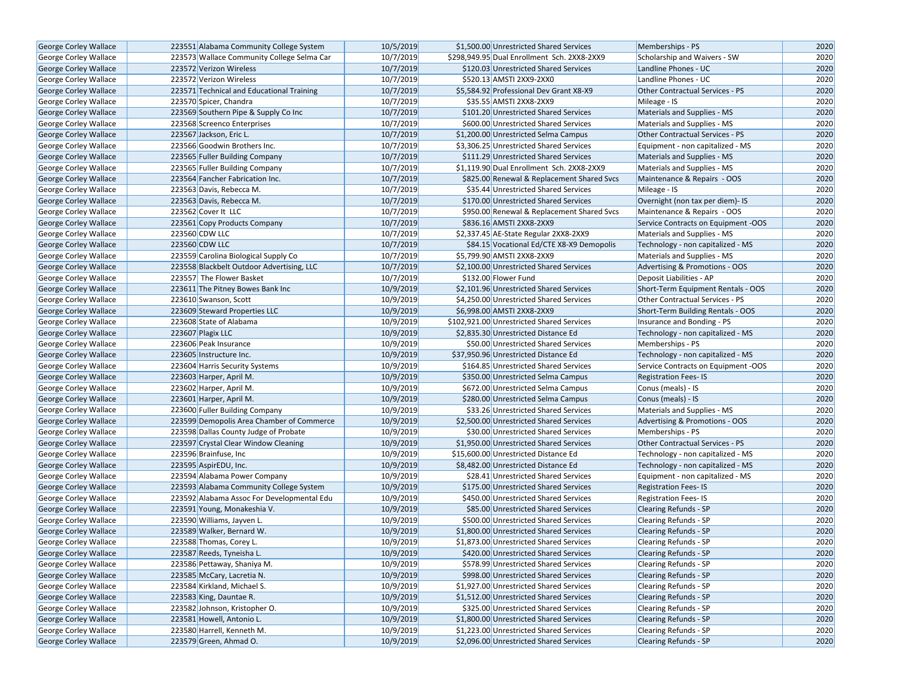| George Corley Wallace | 223551 | Alabama Community College System | 10/5/2019 | $1,500.00 | Unrestricted Shared Services | Memberships - PS | 2020 |
|---|---|---|---|---|---|---|---|
| George Corley Wallace | 223573 | Wallace Community College Selma Car | 10/7/2019 | $298,949.95 | Dual Enrollment Sch. 2XX8-2XX9 | Scholarship and Waivers - SW | 2020 |
| George Corley Wallace | 223572 | Verizon Wireless | 10/7/2019 | $120.03 | Unrestricted Shared Services | Landline Phones - UC | 2020 |
| George Corley Wallace | 223572 | Verizon Wireless | 10/7/2019 | $520.13 | AMSTI 2XX9-2XX0 | Landline Phones - UC | 2020 |
| George Corley Wallace | 223571 | Technical and Educational Training | 10/7/2019 | $5,584.92 | Professional Dev Grant X8-X9 | Other Contractual Services - PS | 2020 |
| George Corley Wallace | 223570 | Spicer, Chandra | 10/7/2019 | $35.55 | AMSTI 2XX8-2XX9 | Mileage - IS | 2020 |
| George Corley Wallace | 223569 | Southern Pipe & Supply Co Inc | 10/7/2019 | $101.20 | Unrestricted Shared Services | Materials and Supplies - MS | 2020 |
| George Corley Wallace | 223568 | Screenco Enterprises | 10/7/2019 | $600.00 | Unrestricted Shared Services | Materials and Supplies - MS | 2020 |
| George Corley Wallace | 223567 | Jackson, Eric L. | 10/7/2019 | $1,200.00 | Unrestricted Selma Campus | Other Contractual Services - PS | 2020 |
| George Corley Wallace | 223566 | Goodwin Brothers Inc. | 10/7/2019 | $3,306.25 | Unrestricted Shared Services | Equipment - non capitalized - MS | 2020 |
| George Corley Wallace | 223565 | Fuller Building Company | 10/7/2019 | $111.29 | Unrestricted Shared Services | Materials and Supplies - MS | 2020 |
| George Corley Wallace | 223565 | Fuller Building Company | 10/7/2019 | $1,119.90 | Dual Enrollment Sch. 2XX8-2XX9 | Materials and Supplies - MS | 2020 |
| George Corley Wallace | 223564 | Fancher Fabrication Inc. | 10/7/2019 | $825.00 | Renewal & Replacement Shared Svcs | Maintenance & Repairs - OOS | 2020 |
| George Corley Wallace | 223563 | Davis, Rebecca M. | 10/7/2019 | $35.44 | Unrestricted Shared Services | Mileage - IS | 2020 |
| George Corley Wallace | 223563 | Davis, Rebecca M. | 10/7/2019 | $170.00 | Unrestricted Shared Services | Overnight (non tax per diem)- IS | 2020 |
| George Corley Wallace | 223562 | Cover It LLC | 10/7/2019 | $950.00 | Renewal & Replacement Shared Svcs | Maintenance & Repairs - OOS | 2020 |
| George Corley Wallace | 223561 | Copy Products Company | 10/7/2019 | $836.16 | AMSTI 2XX8-2XX9 | Service Contracts on Equipment -OOS | 2020 |
| George Corley Wallace | 223560 | CDW LLC | 10/7/2019 | $2,337.45 | AE-State Regular 2XX8-2XX9 | Materials and Supplies - MS | 2020 |
| George Corley Wallace | 223560 | CDW LLC | 10/7/2019 | $84.15 | Vocational Ed/CTE X8-X9 Demopolis | Technology - non capitalized - MS | 2020 |
| George Corley Wallace | 223559 | Carolina Biological Supply Co | 10/7/2019 | $5,799.90 | AMSTI 2XX8-2XX9 | Materials and Supplies - MS | 2020 |
| George Corley Wallace | 223558 | Blackbelt Outdoor Advertising, LLC | 10/7/2019 | $2,100.00 | Unrestricted Shared Services | Advertising & Promotions - OOS | 2020 |
| George Corley Wallace | 223557 | The Flower Basket | 10/7/2019 | $132.00 | Flower Fund | Deposit Liabilities - AP | 2020 |
| George Corley Wallace | 223611 | The Pitney Bowes Bank Inc | 10/9/2019 | $2,101.96 | Unrestricted Shared Services | Short-Term Equipment Rentals - OOS | 2020 |
| George Corley Wallace | 223610 | Swanson, Scott | 10/9/2019 | $4,250.00 | Unrestricted Shared Services | Other Contractual Services - PS | 2020 |
| George Corley Wallace | 223609 | Steward Properties LLC | 10/9/2019 | $6,998.00 | AMSTI 2XX8-2XX9 | Short-Term Building Rentals - OOS | 2020 |
| George Corley Wallace | 223608 | State of Alabama | 10/9/2019 | $102,921.00 | Unrestricted Shared Services | Insurance and Bonding - PS | 2020 |
| George Corley Wallace | 223607 | Plagix LLC | 10/9/2019 | $2,835.30 | Unrestricted Distance Ed | Technology - non capitalized - MS | 2020 |
| George Corley Wallace | 223606 | Peak Insurance | 10/9/2019 | $50.00 | Unrestricted Shared Services | Memberships - PS | 2020 |
| George Corley Wallace | 223605 | Instructure Inc. | 10/9/2019 | $37,950.96 | Unrestricted Distance Ed | Technology - non capitalized - MS | 2020 |
| George Corley Wallace | 223604 | Harris Security Systems | 10/9/2019 | $164.85 | Unrestricted Shared Services | Service Contracts on Equipment -OOS | 2020 |
| George Corley Wallace | 223603 | Harper, April M. | 10/9/2019 | $350.00 | Unrestricted Selma Campus | Registration Fees- IS | 2020 |
| George Corley Wallace | 223602 | Harper, April M. | 10/9/2019 | $672.00 | Unrestricted Selma Campus | Conus (meals) - IS | 2020 |
| George Corley Wallace | 223601 | Harper, April M. | 10/9/2019 | $280.00 | Unrestricted Selma Campus | Conus (meals) - IS | 2020 |
| George Corley Wallace | 223600 | Fuller Building Company | 10/9/2019 | $33.26 | Unrestricted Shared Services | Materials and Supplies - MS | 2020 |
| George Corley Wallace | 223599 | Demopolis Area Chamber of Commerce | 10/9/2019 | $2,500.00 | Unrestricted Shared Services | Advertising & Promotions - OOS | 2020 |
| George Corley Wallace | 223598 | Dallas County Judge of Probate | 10/9/2019 | $30.00 | Unrestricted Shared Services | Memberships - PS | 2020 |
| George Corley Wallace | 223597 | Crystal Clear Window Cleaning | 10/9/2019 | $1,950.00 | Unrestricted Shared Services | Other Contractual Services - PS | 2020 |
| George Corley Wallace | 223596 | Brainfuse, Inc | 10/9/2019 | $15,600.00 | Unrestricted Distance Ed | Technology - non capitalized - MS | 2020 |
| George Corley Wallace | 223595 | AspirEDU, Inc. | 10/9/2019 | $8,482.00 | Unrestricted Distance Ed | Technology - non capitalized - MS | 2020 |
| George Corley Wallace | 223594 | Alabama Power Company | 10/9/2019 | $28.41 | Unrestricted Shared Services | Equipment - non capitalized - MS | 2020 |
| George Corley Wallace | 223593 | Alabama Community College System | 10/9/2019 | $175.00 | Unrestricted Shared Services | Registration Fees- IS | 2020 |
| George Corley Wallace | 223592 | Alabama Assoc For Developmental Edu | 10/9/2019 | $450.00 | Unrestricted Shared Services | Registration Fees- IS | 2020 |
| George Corley Wallace | 223591 | Young, Monakeshia V. | 10/9/2019 | $85.00 | Unrestricted Shared Services | Clearing Refunds - SP | 2020 |
| George Corley Wallace | 223590 | Williams, Jayven L. | 10/9/2019 | $500.00 | Unrestricted Shared Services | Clearing Refunds - SP | 2020 |
| George Corley Wallace | 223589 | Walker, Bernard W. | 10/9/2019 | $1,800.00 | Unrestricted Shared Services | Clearing Refunds - SP | 2020 |
| George Corley Wallace | 223588 | Thomas, Corey L. | 10/9/2019 | $1,873.00 | Unrestricted Shared Services | Clearing Refunds - SP | 2020 |
| George Corley Wallace | 223587 | Reeds, Tyneisha L. | 10/9/2019 | $420.00 | Unrestricted Shared Services | Clearing Refunds - SP | 2020 |
| George Corley Wallace | 223586 | Pettaway, Shaniya M. | 10/9/2019 | $578.99 | Unrestricted Shared Services | Clearing Refunds - SP | 2020 |
| George Corley Wallace | 223585 | McCary, Lacretia N. | 10/9/2019 | $998.00 | Unrestricted Shared Services | Clearing Refunds - SP | 2020 |
| George Corley Wallace | 223584 | Kirkland, Michael S. | 10/9/2019 | $1,927.00 | Unrestricted Shared Services | Clearing Refunds - SP | 2020 |
| George Corley Wallace | 223583 | King, Dauntae R. | 10/9/2019 | $1,512.00 | Unrestricted Shared Services | Clearing Refunds - SP | 2020 |
| George Corley Wallace | 223582 | Johnson, Kristopher O. | 10/9/2019 | $325.00 | Unrestricted Shared Services | Clearing Refunds - SP | 2020 |
| George Corley Wallace | 223581 | Howell, Antonio L. | 10/9/2019 | $1,800.00 | Unrestricted Shared Services | Clearing Refunds - SP | 2020 |
| George Corley Wallace | 223580 | Harrell, Kenneth M. | 10/9/2019 | $1,223.00 | Unrestricted Shared Services | Clearing Refunds - SP | 2020 |
| George Corley Wallace | 223579 | Green, Ahmad O. | 10/9/2019 | $2,096.00 | Unrestricted Shared Services | Clearing Refunds - SP | 2020 |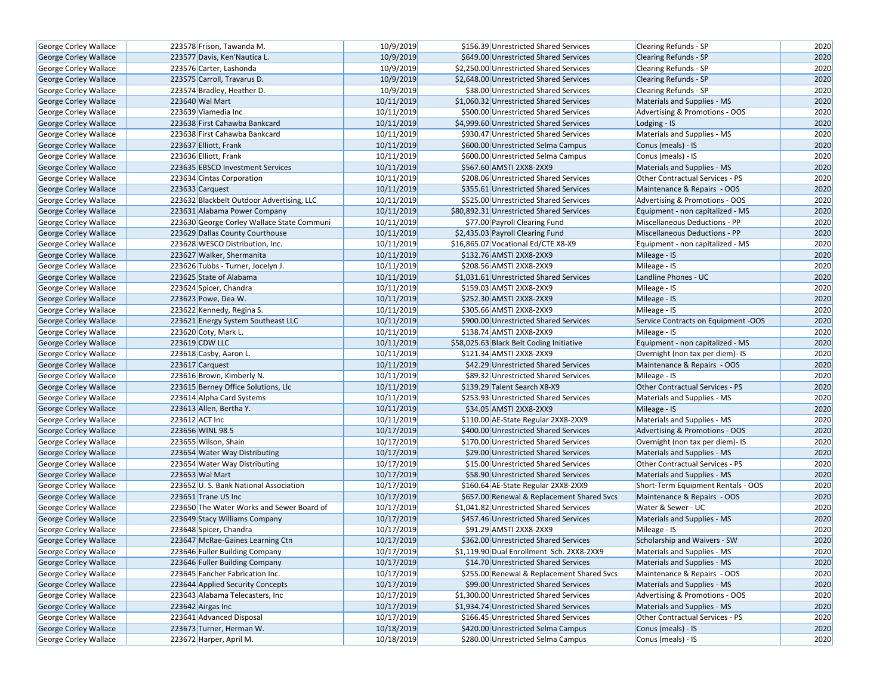| | | | | | | | |
|---|---|---|---|---|---|---|---|
| George Corley Wallace | 223578 | Frison, Tawanda M. | 10/9/2019 | $156.39 | Unrestricted Shared Services | Clearing Refunds - SP | 2020 |
| George Corley Wallace | 223577 | Davis, Ken'Nautica L. | 10/9/2019 | $649.00 | Unrestricted Shared Services | Clearing Refunds - SP | 2020 |
| George Corley Wallace | 223576 | Carter, Lashonda | 10/9/2019 | $2,250.00 | Unrestricted Shared Services | Clearing Refunds - SP | 2020 |
| George Corley Wallace | 223575 | Carroll, Travarus D. | 10/9/2019 | $2,648.00 | Unrestricted Shared Services | Clearing Refunds - SP | 2020 |
| George Corley Wallace | 223574 | Bradley, Heather D. | 10/9/2019 | $38.00 | Unrestricted Shared Services | Clearing Refunds - SP | 2020 |
| George Corley Wallace | 223640 | Wal Mart | 10/11/2019 | $1,060.32 | Unrestricted Shared Services | Materials and Supplies - MS | 2020 |
| George Corley Wallace | 223639 | Viamedia Inc | 10/11/2019 | $500.00 | Unrestricted Shared Services | Advertising & Promotions - OOS | 2020 |
| George Corley Wallace | 223638 | First Cahawba Bankcard | 10/11/2019 | $4,999.60 | Unrestricted Shared Services | Lodging - IS | 2020 |
| George Corley Wallace | 223638 | First Cahawba Bankcard | 10/11/2019 | $930.47 | Unrestricted Shared Services | Materials and Supplies - MS | 2020 |
| George Corley Wallace | 223637 | Elliott, Frank | 10/11/2019 | $600.00 | Unrestricted Selma Campus | Conus (meals) - IS | 2020 |
| George Corley Wallace | 223636 | Elliott, Frank | 10/11/2019 | $600.00 | Unrestricted Selma Campus | Conus (meals) - IS | 2020 |
| George Corley Wallace | 223635 | EBSCO Investment Services | 10/11/2019 | $567.60 | AMSTI 2XX8-2XX9 | Materials and Supplies - MS | 2020 |
| George Corley Wallace | 223634 | Cintas Corporation | 10/11/2019 | $208.06 | Unrestricted Shared Services | Other Contractual Services - PS | 2020 |
| George Corley Wallace | 223633 | Carquest | 10/11/2019 | $355.61 | Unrestricted Shared Services | Maintenance & Repairs - OOS | 2020 |
| George Corley Wallace | 223632 | Blackbelt Outdoor Advertising, LLC | 10/11/2019 | $525.00 | Unrestricted Shared Services | Advertising & Promotions - OOS | 2020 |
| George Corley Wallace | 223631 | Alabama Power Company | 10/11/2019 | $80,892.31 | Unrestricted Shared Services | Equipment - non capitalized - MS | 2020 |
| George Corley Wallace | 223630 | George Corley Wallace State Communi | 10/11/2019 | $77.00 | Payroll Clearing Fund | Miscellaneous Deductions - PP | 2020 |
| George Corley Wallace | 223629 | Dallas County Courthouse | 10/11/2019 | $2,435.03 | Payroll Clearing Fund | Miscellaneous Deductions - PP | 2020 |
| George Corley Wallace | 223628 | WESCO Distribution, Inc. | 10/11/2019 | $16,865.07 | Vocational Ed/CTE X8-X9 | Equipment - non capitalized - MS | 2020 |
| George Corley Wallace | 223627 | Walker, Shermanita | 10/11/2019 | $132.76 | AMSTI 2XX8-2XX9 | Mileage - IS | 2020 |
| George Corley Wallace | 223626 | Tubbs - Turner, Jocelyn J. | 10/11/2019 | $208.56 | AMSTI 2XX8-2XX9 | Mileage - IS | 2020 |
| George Corley Wallace | 223625 | State of Alabama | 10/11/2019 | $1,031.61 | Unrestricted Shared Services | Landline Phones - UC | 2020 |
| George Corley Wallace | 223624 | Spicer, Chandra | 10/11/2019 | $159.03 | AMSTI 2XX8-2XX9 | Mileage - IS | 2020 |
| George Corley Wallace | 223623 | Powe, Dea W. | 10/11/2019 | $252.30 | AMSTI 2XX8-2XX9 | Mileage - IS | 2020 |
| George Corley Wallace | 223622 | Kennedy, Regina S. | 10/11/2019 | $305.66 | AMSTI 2XX8-2XX9 | Mileage - IS | 2020 |
| George Corley Wallace | 223621 | Energy System Southeast LLC | 10/11/2019 | $900.00 | Unrestricted Shared Services | Service Contracts on Equipment -OOS | 2020 |
| George Corley Wallace | 223620 | Coty, Mark L. | 10/11/2019 | $138.74 | AMSTI 2XX8-2XX9 | Mileage - IS | 2020 |
| George Corley Wallace | 223619 | CDW LLC | 10/11/2019 | $58,025.63 | Black Belt Coding Initiative | Equipment - non capitalized - MS | 2020 |
| George Corley Wallace | 223618 | Casby, Aaron L. | 10/11/2019 | $121.34 | AMSTI 2XX8-2XX9 | Overnight (non tax per diem)- IS | 2020 |
| George Corley Wallace | 223617 | Carquest | 10/11/2019 | $42.29 | Unrestricted Shared Services | Maintenance & Repairs - OOS | 2020 |
| George Corley Wallace | 223616 | Brown, Kimberly N. | 10/11/2019 | $89.32 | Unrestricted Shared Services | Mileage - IS | 2020 |
| George Corley Wallace | 223615 | Berney Office Solutions, Llc | 10/11/2019 | $139.29 | Talent Search X8-X9 | Other Contractual Services - PS | 2020 |
| George Corley Wallace | 223614 | Alpha Card Systems | 10/11/2019 | $253.93 | Unrestricted Shared Services | Materials and Supplies - MS | 2020 |
| George Corley Wallace | 223613 | Allen, Bertha Y. | 10/11/2019 | $34.05 | AMSTI 2XX8-2XX9 | Mileage - IS | 2020 |
| George Corley Wallace | 223612 | ACT Inc | 10/11/2019 | $110.00 | AE-State Regular 2XX8-2XX9 | Materials and Supplies - MS | 2020 |
| George Corley Wallace | 223656 | WINL 98.5 | 10/17/2019 | $400.00 | Unrestricted Shared Services | Advertising & Promotions - OOS | 2020 |
| George Corley Wallace | 223655 | Wilson, Shain | 10/17/2019 | $170.00 | Unrestricted Shared Services | Overnight (non tax per diem)- IS | 2020 |
| George Corley Wallace | 223654 | Water Way Distributing | 10/17/2019 | $29.00 | Unrestricted Shared Services | Materials and Supplies - MS | 2020 |
| George Corley Wallace | 223654 | Water Way Distributing | 10/17/2019 | $15.00 | Unrestricted Shared Services | Other Contractual Services - PS | 2020 |
| George Corley Wallace | 223653 | Wal Mart | 10/17/2019 | $58.90 | Unrestricted Shared Services | Materials and Supplies - MS | 2020 |
| George Corley Wallace | 223652 | U. S. Bank National Association | 10/17/2019 | $160.64 | AE-State Regular 2XX8-2XX9 | Short-Term Equipment Rentals - OOS | 2020 |
| George Corley Wallace | 223651 | Trane US Inc | 10/17/2019 | $657.00 | Renewal & Replacement Shared Svcs | Maintenance & Repairs - OOS | 2020 |
| George Corley Wallace | 223650 | The Water Works and Sewer Board of | 10/17/2019 | $1,041.82 | Unrestricted Shared Services | Water & Sewer - UC | 2020 |
| George Corley Wallace | 223649 | Stacy Williams Company | 10/17/2019 | $457.46 | Unrestricted Shared Services | Materials and Supplies - MS | 2020 |
| George Corley Wallace | 223648 | Spicer, Chandra | 10/17/2019 | $91.29 | AMSTI 2XX8-2XX9 | Mileage - IS | 2020 |
| George Corley Wallace | 223647 | McRae-Gaines Learning Ctn | 10/17/2019 | $362.00 | Unrestricted Shared Services | Scholarship and Waivers - SW | 2020 |
| George Corley Wallace | 223646 | Fuller Building Company | 10/17/2019 | $1,119.90 | Dual Enrollment Sch. 2XX8-2XX9 | Materials and Supplies - MS | 2020 |
| George Corley Wallace | 223646 | Fuller Building Company | 10/17/2019 | $14.70 | Unrestricted Shared Services | Materials and Supplies - MS | 2020 |
| George Corley Wallace | 223645 | Fancher Fabrication Inc. | 10/17/2019 | $255.00 | Renewal & Replacement Shared Svcs | Maintenance & Repairs - OOS | 2020 |
| George Corley Wallace | 223644 | Applied Security Concepts | 10/17/2019 | $99.00 | Unrestricted Shared Services | Materials and Supplies - MS | 2020 |
| George Corley Wallace | 223643 | Alabama Telecasters, Inc | 10/17/2019 | $1,300.00 | Unrestricted Shared Services | Advertising & Promotions - OOS | 2020 |
| George Corley Wallace | 223642 | Airgas Inc | 10/17/2019 | $1,934.74 | Unrestricted Shared Services | Materials and Supplies - MS | 2020 |
| George Corley Wallace | 223641 | Advanced Disposal | 10/17/2019 | $166.45 | Unrestricted Shared Services | Other Contractual Services - PS | 2020 |
| George Corley Wallace | 223673 | Turner, Herman W. | 10/18/2019 | $420.00 | Unrestricted Selma Campus | Conus (meals) - IS | 2020 |
| George Corley Wallace | 223672 | Harper, April M. | 10/18/2019 | $280.00 | Unrestricted Selma Campus | Conus (meals) - IS | 2020 |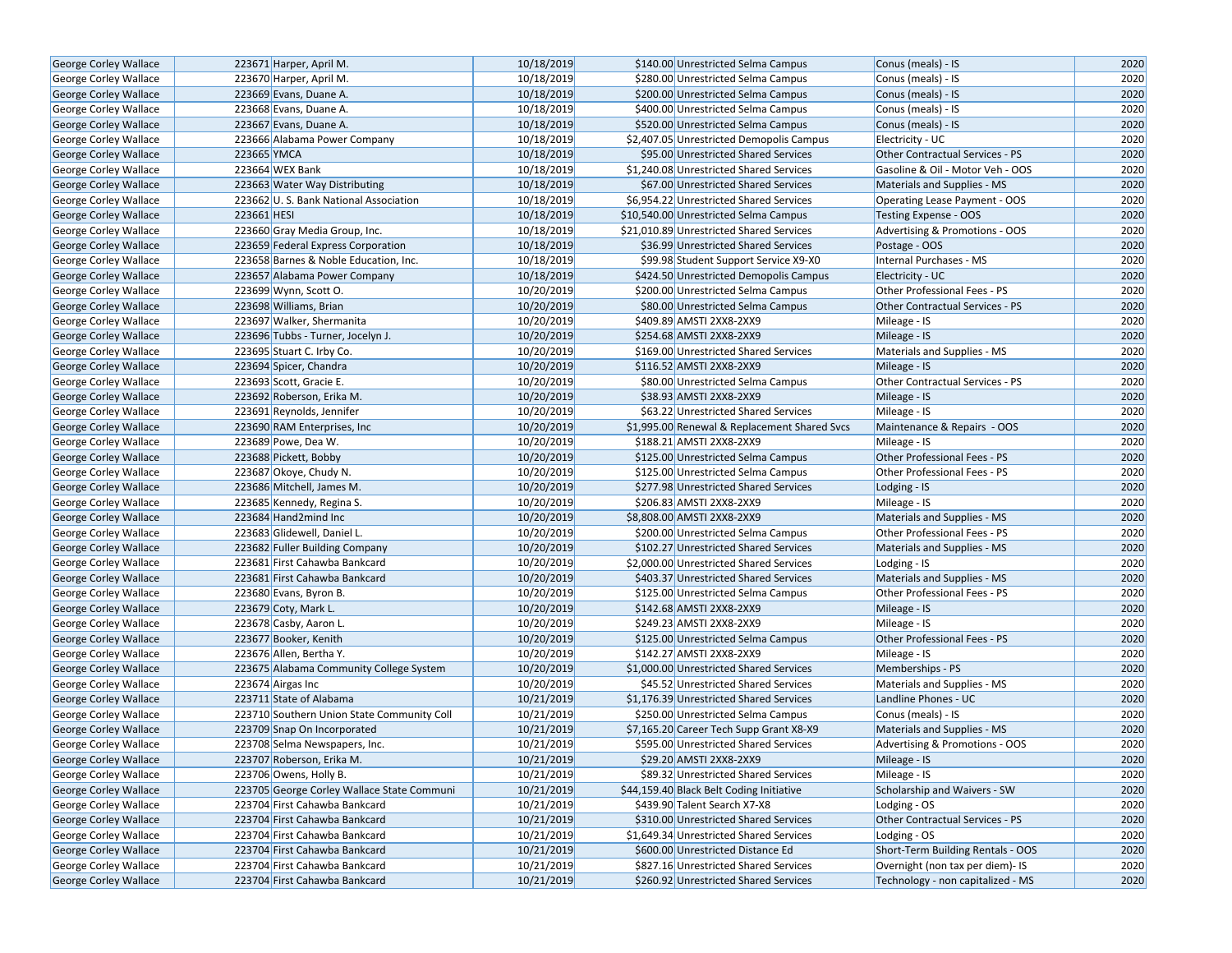| George Corley Wallace | 223671 | Harper, April M. | 10/18/2019 | $140.00 | Unrestricted Selma Campus | Conus (meals) - IS | 2020 |
|---|---|---|---|---|---|---|---|
| George Corley Wallace | 223670 | Harper, April M. | 10/18/2019 | $280.00 | Unrestricted Selma Campus | Conus (meals) - IS | 2020 |
| George Corley Wallace | 223669 | Evans, Duane A. | 10/18/2019 | $200.00 | Unrestricted Selma Campus | Conus (meals) - IS | 2020 |
| George Corley Wallace | 223668 | Evans, Duane A. | 10/18/2019 | $400.00 | Unrestricted Selma Campus | Conus (meals) - IS | 2020 |
| George Corley Wallace | 223667 | Evans, Duane A. | 10/18/2019 | $520.00 | Unrestricted Selma Campus | Conus (meals) - IS | 2020 |
| George Corley Wallace | 223666 | Alabama Power Company | 10/18/2019 | $2,407.05 | Unrestricted Demopolis Campus | Electricity - UC | 2020 |
| George Corley Wallace | 223665 | YMCA | 10/18/2019 | $95.00 | Unrestricted Shared Services | Other Contractual Services - PS | 2020 |
| George Corley Wallace | 223664 | WEX Bank | 10/18/2019 | $1,240.08 | Unrestricted Shared Services | Gasoline & Oil - Motor Veh - OOS | 2020 |
| George Corley Wallace | 223663 | Water Way Distributing | 10/18/2019 | $67.00 | Unrestricted Shared Services | Materials and Supplies - MS | 2020 |
| George Corley Wallace | 223662 | U. S. Bank National Association | 10/18/2019 | $6,954.22 | Unrestricted Shared Services | Operating Lease Payment - OOS | 2020 |
| George Corley Wallace | 223661 | HESI | 10/18/2019 | $10,540.00 | Unrestricted Selma Campus | Testing Expense - OOS | 2020 |
| George Corley Wallace | 223660 | Gray Media Group, Inc. | 10/18/2019 | $21,010.89 | Unrestricted Shared Services | Advertising & Promotions - OOS | 2020 |
| George Corley Wallace | 223659 | Federal Express Corporation | 10/18/2019 | $36.99 | Unrestricted Shared Services | Postage - OOS | 2020 |
| George Corley Wallace | 223658 | Barnes & Noble Education, Inc. | 10/18/2019 | $99.98 | Student Support Service X9-X0 | Internal Purchases - MS | 2020 |
| George Corley Wallace | 223657 | Alabama Power Company | 10/18/2019 | $424.50 | Unrestricted Demopolis Campus | Electricity - UC | 2020 |
| George Corley Wallace | 223699 | Wynn, Scott O. | 10/20/2019 | $200.00 | Unrestricted Selma Campus | Other Professional Fees - PS | 2020 |
| George Corley Wallace | 223698 | Williams, Brian | 10/20/2019 | $80.00 | Unrestricted Selma Campus | Other Contractual Services - PS | 2020 |
| George Corley Wallace | 223697 | Walker, Shermanita | 10/20/2019 | $409.89 | AMSTI 2XX8-2XX9 | Mileage - IS | 2020 |
| George Corley Wallace | 223696 | Tubbs - Turner, Jocelyn J. | 10/20/2019 | $254.68 | AMSTI 2XX8-2XX9 | Mileage - IS | 2020 |
| George Corley Wallace | 223695 | Stuart C. Irby Co. | 10/20/2019 | $169.00 | Unrestricted Shared Services | Materials and Supplies - MS | 2020 |
| George Corley Wallace | 223694 | Spicer, Chandra | 10/20/2019 | $116.52 | AMSTI 2XX8-2XX9 | Mileage - IS | 2020 |
| George Corley Wallace | 223693 | Scott, Gracie E. | 10/20/2019 | $80.00 | Unrestricted Selma Campus | Other Contractual Services - PS | 2020 |
| George Corley Wallace | 223692 | Roberson, Erika M. | 10/20/2019 | $38.93 | AMSTI 2XX8-2XX9 | Mileage - IS | 2020 |
| George Corley Wallace | 223691 | Reynolds, Jennifer | 10/20/2019 | $63.22 | Unrestricted Shared Services | Mileage - IS | 2020 |
| George Corley Wallace | 223690 | RAM Enterprises, Inc | 10/20/2019 | $1,995.00 | Renewal & Replacement Shared Svcs | Maintenance & Repairs - OOS | 2020 |
| George Corley Wallace | 223689 | Powe, Dea W. | 10/20/2019 | $188.21 | AMSTI 2XX8-2XX9 | Mileage - IS | 2020 |
| George Corley Wallace | 223688 | Pickett, Bobby | 10/20/2019 | $125.00 | Unrestricted Selma Campus | Other Professional Fees - PS | 2020 |
| George Corley Wallace | 223687 | Okoye, Chudy N. | 10/20/2019 | $125.00 | Unrestricted Selma Campus | Other Professional Fees - PS | 2020 |
| George Corley Wallace | 223686 | Mitchell, James M. | 10/20/2019 | $277.98 | Unrestricted Shared Services | Lodging - IS | 2020 |
| George Corley Wallace | 223685 | Kennedy, Regina S. | 10/20/2019 | $206.83 | AMSTI 2XX8-2XX9 | Mileage - IS | 2020 |
| George Corley Wallace | 223684 | Hand2mind Inc | 10/20/2019 | $8,808.00 | AMSTI 2XX8-2XX9 | Materials and Supplies - MS | 2020 |
| George Corley Wallace | 223683 | Glidewell, Daniel L. | 10/20/2019 | $200.00 | Unrestricted Selma Campus | Other Professional Fees - PS | 2020 |
| George Corley Wallace | 223682 | Fuller Building Company | 10/20/2019 | $102.27 | Unrestricted Shared Services | Materials and Supplies - MS | 2020 |
| George Corley Wallace | 223681 | First Cahawba Bankcard | 10/20/2019 | $2,000.00 | Unrestricted Shared Services | Lodging - IS | 2020 |
| George Corley Wallace | 223681 | First Cahawba Bankcard | 10/20/2019 | $403.37 | Unrestricted Shared Services | Materials and Supplies - MS | 2020 |
| George Corley Wallace | 223680 | Evans, Byron B. | 10/20/2019 | $125.00 | Unrestricted Selma Campus | Other Professional Fees - PS | 2020 |
| George Corley Wallace | 223679 | Coty, Mark L. | 10/20/2019 | $142.68 | AMSTI 2XX8-2XX9 | Mileage - IS | 2020 |
| George Corley Wallace | 223678 | Casby, Aaron L. | 10/20/2019 | $249.23 | AMSTI 2XX8-2XX9 | Mileage - IS | 2020 |
| George Corley Wallace | 223677 | Booker, Kenith | 10/20/2019 | $125.00 | Unrestricted Selma Campus | Other Professional Fees - PS | 2020 |
| George Corley Wallace | 223676 | Allen, Bertha Y. | 10/20/2019 | $142.27 | AMSTI 2XX8-2XX9 | Mileage - IS | 2020 |
| George Corley Wallace | 223675 | Alabama Community College System | 10/20/2019 | $1,000.00 | Unrestricted Shared Services | Memberships - PS | 2020 |
| George Corley Wallace | 223674 | Airgas Inc | 10/20/2019 | $45.52 | Unrestricted Shared Services | Materials and Supplies - MS | 2020 |
| George Corley Wallace | 223711 | State of Alabama | 10/21/2019 | $1,176.39 | Unrestricted Shared Services | Landline Phones - UC | 2020 |
| George Corley Wallace | 223710 | Southern Union State Community Coll | 10/21/2019 | $250.00 | Unrestricted Selma Campus | Conus (meals) - IS | 2020 |
| George Corley Wallace | 223709 | Snap On Incorporated | 10/21/2019 | $7,165.20 | Career Tech Supp Grant X8-X9 | Materials and Supplies - MS | 2020 |
| George Corley Wallace | 223708 | Selma Newspapers, Inc. | 10/21/2019 | $595.00 | Unrestricted Shared Services | Advertising & Promotions - OOS | 2020 |
| George Corley Wallace | 223707 | Roberson, Erika M. | 10/21/2019 | $29.20 | AMSTI 2XX8-2XX9 | Mileage - IS | 2020 |
| George Corley Wallace | 223706 | Owens, Holly B. | 10/21/2019 | $89.32 | Unrestricted Shared Services | Mileage - IS | 2020 |
| George Corley Wallace | 223705 | George Corley Wallace State Communi | 10/21/2019 | $44,159.40 | Black Belt Coding Initiative | Scholarship and Waivers - SW | 2020 |
| George Corley Wallace | 223704 | First Cahawba Bankcard | 10/21/2019 | $439.90 | Talent Search X7-X8 | Lodging - OS | 2020 |
| George Corley Wallace | 223704 | First Cahawba Bankcard | 10/21/2019 | $310.00 | Unrestricted Shared Services | Other Contractual Services - PS | 2020 |
| George Corley Wallace | 223704 | First Cahawba Bankcard | 10/21/2019 | $1,649.34 | Unrestricted Shared Services | Lodging - OS | 2020 |
| George Corley Wallace | 223704 | First Cahawba Bankcard | 10/21/2019 | $600.00 | Unrestricted Distance Ed | Short-Term Building Rentals - OOS | 2020 |
| George Corley Wallace | 223704 | First Cahawba Bankcard | 10/21/2019 | $827.16 | Unrestricted Shared Services | Overnight (non tax per diem)- IS | 2020 |
| George Corley Wallace | 223704 | First Cahawba Bankcard | 10/21/2019 | $260.92 | Unrestricted Shared Services | Technology - non capitalized - MS | 2020 |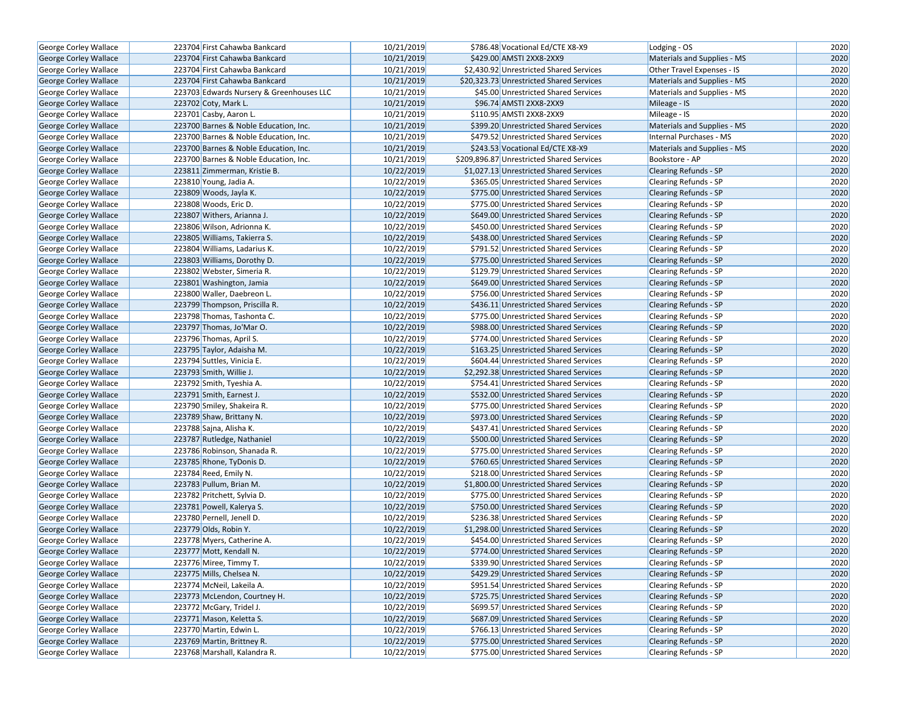| | | | | | | | |
|---|---|---|---|---|---|---|---|
| George Corley Wallace | 223704 | First Cahawba Bankcard | 10/21/2019 | $786.48 | Vocational Ed/CTE X8-X9 | Lodging - OS | 2020 |
| George Corley Wallace | 223704 | First Cahawba Bankcard | 10/21/2019 | $429.00 | AMSTI 2XX8-2XX9 | Materials and Supplies - MS | 2020 |
| George Corley Wallace | 223704 | First Cahawba Bankcard | 10/21/2019 | $2,430.92 | Unrestricted Shared Services | Other Travel Expenses - IS | 2020 |
| George Corley Wallace | 223704 | First Cahawba Bankcard | 10/21/2019 | $20,323.73 | Unrestricted Shared Services | Materials and Supplies - MS | 2020 |
| George Corley Wallace | 223703 | Edwards Nursery & Greenhouses LLC | 10/21/2019 | $45.00 | Unrestricted Shared Services | Materials and Supplies - MS | 2020 |
| George Corley Wallace | 223702 | Coty, Mark L. | 10/21/2019 | $96.74 | AMSTI 2XX8-2XX9 | Mileage - IS | 2020 |
| George Corley Wallace | 223701 | Casby, Aaron L. | 10/21/2019 | $110.95 | AMSTI 2XX8-2XX9 | Mileage - IS | 2020 |
| George Corley Wallace | 223700 | Barnes & Noble Education, Inc. | 10/21/2019 | $399.20 | Unrestricted Shared Services | Materials and Supplies - MS | 2020 |
| George Corley Wallace | 223700 | Barnes & Noble Education, Inc. | 10/21/2019 | $479.52 | Unrestricted Shared Services | Internal Purchases - MS | 2020 |
| George Corley Wallace | 223700 | Barnes & Noble Education, Inc. | 10/21/2019 | $243.53 | Vocational Ed/CTE X8-X9 | Materials and Supplies - MS | 2020 |
| George Corley Wallace | 223700 | Barnes & Noble Education, Inc. | 10/21/2019 | $209,896.87 | Unrestricted Shared Services | Bookstore - AP | 2020 |
| George Corley Wallace | 223811 | Zimmerman, Kristie B. | 10/22/2019 | $1,027.13 | Unrestricted Shared Services | Clearing Refunds - SP | 2020 |
| George Corley Wallace | 223810 | Young, Jadia A. | 10/22/2019 | $365.05 | Unrestricted Shared Services | Clearing Refunds - SP | 2020 |
| George Corley Wallace | 223809 | Woods, Jayla K. | 10/22/2019 | $775.00 | Unrestricted Shared Services | Clearing Refunds - SP | 2020 |
| George Corley Wallace | 223808 | Woods, Eric D. | 10/22/2019 | $775.00 | Unrestricted Shared Services | Clearing Refunds - SP | 2020 |
| George Corley Wallace | 223807 | Withers, Arianna J. | 10/22/2019 | $649.00 | Unrestricted Shared Services | Clearing Refunds - SP | 2020 |
| George Corley Wallace | 223806 | Wilson, Adrionna K. | 10/22/2019 | $450.00 | Unrestricted Shared Services | Clearing Refunds - SP | 2020 |
| George Corley Wallace | 223805 | Williams, Takierra S. | 10/22/2019 | $438.00 | Unrestricted Shared Services | Clearing Refunds - SP | 2020 |
| George Corley Wallace | 223804 | Williams, Ladarius K. | 10/22/2019 | $791.52 | Unrestricted Shared Services | Clearing Refunds - SP | 2020 |
| George Corley Wallace | 223803 | Williams, Dorothy D. | 10/22/2019 | $775.00 | Unrestricted Shared Services | Clearing Refunds - SP | 2020 |
| George Corley Wallace | 223802 | Webster, Simeria R. | 10/22/2019 | $129.79 | Unrestricted Shared Services | Clearing Refunds - SP | 2020 |
| George Corley Wallace | 223801 | Washington, Jamia | 10/22/2019 | $649.00 | Unrestricted Shared Services | Clearing Refunds - SP | 2020 |
| George Corley Wallace | 223800 | Waller, Daebreon L. | 10/22/2019 | $756.00 | Unrestricted Shared Services | Clearing Refunds - SP | 2020 |
| George Corley Wallace | 223799 | Thompson, Priscilla R. | 10/22/2019 | $436.11 | Unrestricted Shared Services | Clearing Refunds - SP | 2020 |
| George Corley Wallace | 223798 | Thomas, Tashonta C. | 10/22/2019 | $775.00 | Unrestricted Shared Services | Clearing Refunds - SP | 2020 |
| George Corley Wallace | 223797 | Thomas, Jo'Mar O. | 10/22/2019 | $988.00 | Unrestricted Shared Services | Clearing Refunds - SP | 2020 |
| George Corley Wallace | 223796 | Thomas, April S. | 10/22/2019 | $774.00 | Unrestricted Shared Services | Clearing Refunds - SP | 2020 |
| George Corley Wallace | 223795 | Taylor, Adaisha M. | 10/22/2019 | $163.25 | Unrestricted Shared Services | Clearing Refunds - SP | 2020 |
| George Corley Wallace | 223794 | Suttles, Vinicia E. | 10/22/2019 | $604.44 | Unrestricted Shared Services | Clearing Refunds - SP | 2020 |
| George Corley Wallace | 223793 | Smith, Willie J. | 10/22/2019 | $2,292.38 | Unrestricted Shared Services | Clearing Refunds - SP | 2020 |
| George Corley Wallace | 223792 | Smith, Tyeshia A. | 10/22/2019 | $754.41 | Unrestricted Shared Services | Clearing Refunds - SP | 2020 |
| George Corley Wallace | 223791 | Smith, Earnest J. | 10/22/2019 | $532.00 | Unrestricted Shared Services | Clearing Refunds - SP | 2020 |
| George Corley Wallace | 223790 | Smiley, Shakeira R. | 10/22/2019 | $775.00 | Unrestricted Shared Services | Clearing Refunds - SP | 2020 |
| George Corley Wallace | 223789 | Shaw, Brittany N. | 10/22/2019 | $973.00 | Unrestricted Shared Services | Clearing Refunds - SP | 2020 |
| George Corley Wallace | 223788 | Sajna, Alisha K. | 10/22/2019 | $437.41 | Unrestricted Shared Services | Clearing Refunds - SP | 2020 |
| George Corley Wallace | 223787 | Rutledge, Nathaniel | 10/22/2019 | $500.00 | Unrestricted Shared Services | Clearing Refunds - SP | 2020 |
| George Corley Wallace | 223786 | Robinson, Shanada R. | 10/22/2019 | $775.00 | Unrestricted Shared Services | Clearing Refunds - SP | 2020 |
| George Corley Wallace | 223785 | Rhone, TyDonis D. | 10/22/2019 | $760.65 | Unrestricted Shared Services | Clearing Refunds - SP | 2020 |
| George Corley Wallace | 223784 | Reed, Emily N. | 10/22/2019 | $218.00 | Unrestricted Shared Services | Clearing Refunds - SP | 2020 |
| George Corley Wallace | 223783 | Pullum, Brian M. | 10/22/2019 | $1,800.00 | Unrestricted Shared Services | Clearing Refunds - SP | 2020 |
| George Corley Wallace | 223782 | Pritchett, Sylvia D. | 10/22/2019 | $775.00 | Unrestricted Shared Services | Clearing Refunds - SP | 2020 |
| George Corley Wallace | 223781 | Powell, Kalerya S. | 10/22/2019 | $750.00 | Unrestricted Shared Services | Clearing Refunds - SP | 2020 |
| George Corley Wallace | 223780 | Pernell, Jenell D. | 10/22/2019 | $236.38 | Unrestricted Shared Services | Clearing Refunds - SP | 2020 |
| George Corley Wallace | 223779 | Olds, Robin Y. | 10/22/2019 | $1,298.00 | Unrestricted Shared Services | Clearing Refunds - SP | 2020 |
| George Corley Wallace | 223778 | Myers, Catherine A. | 10/22/2019 | $454.00 | Unrestricted Shared Services | Clearing Refunds - SP | 2020 |
| George Corley Wallace | 223777 | Mott, Kendall N. | 10/22/2019 | $774.00 | Unrestricted Shared Services | Clearing Refunds - SP | 2020 |
| George Corley Wallace | 223776 | Miree, Timmy T. | 10/22/2019 | $339.90 | Unrestricted Shared Services | Clearing Refunds - SP | 2020 |
| George Corley Wallace | 223775 | Mills, Chelsea N. | 10/22/2019 | $429.29 | Unrestricted Shared Services | Clearing Refunds - SP | 2020 |
| George Corley Wallace | 223774 | McNeil, Lakeila A. | 10/22/2019 | $951.54 | Unrestricted Shared Services | Clearing Refunds - SP | 2020 |
| George Corley Wallace | 223773 | McLendon, Courtney H. | 10/22/2019 | $725.75 | Unrestricted Shared Services | Clearing Refunds - SP | 2020 |
| George Corley Wallace | 223772 | McGary, Tridel J. | 10/22/2019 | $699.57 | Unrestricted Shared Services | Clearing Refunds - SP | 2020 |
| George Corley Wallace | 223771 | Mason, Keletta S. | 10/22/2019 | $687.09 | Unrestricted Shared Services | Clearing Refunds - SP | 2020 |
| George Corley Wallace | 223770 | Martin, Edwin L. | 10/22/2019 | $766.13 | Unrestricted Shared Services | Clearing Refunds - SP | 2020 |
| George Corley Wallace | 223769 | Martin, Brittney R. | 10/22/2019 | $775.00 | Unrestricted Shared Services | Clearing Refunds - SP | 2020 |
| George Corley Wallace | 223768 | Marshall, Kalandra R. | 10/22/2019 | $775.00 | Unrestricted Shared Services | Clearing Refunds - SP | 2020 |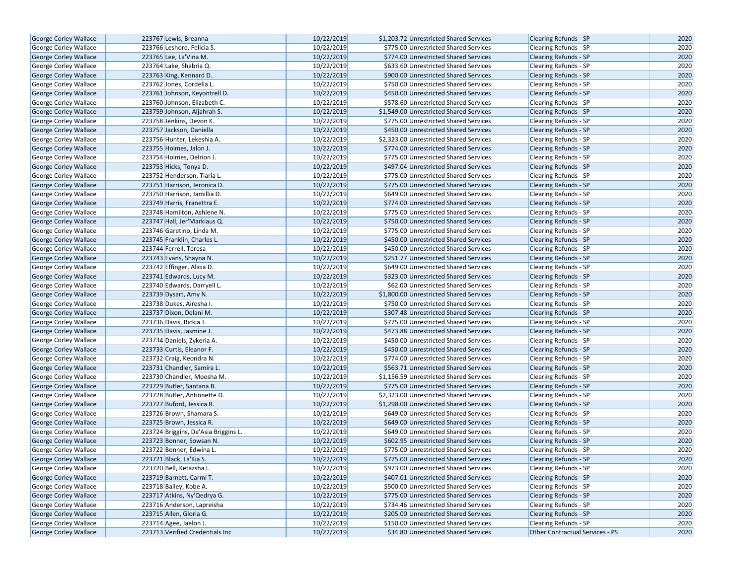| | | | | | | |
|---|---|---|---|---|---|---|
| George Corley Wallace | 223767 | Lewis, Breanna | 10/22/2019 | $1,203.72 | Unrestricted Shared Services | Clearing Refunds - SP | 2020 |
| George Corley Wallace | 223766 | Leshore, Felicia S. | 10/22/2019 | $775.00 | Unrestricted Shared Services | Clearing Refunds - SP | 2020 |
| George Corley Wallace | 223765 | Lee, La'Vina M. | 10/22/2019 | $774.00 | Unrestricted Shared Services | Clearing Refunds - SP | 2020 |
| George Corley Wallace | 223764 | Lake, Shabria Q. | 10/22/2019 | $633.60 | Unrestricted Shared Services | Clearing Refunds - SP | 2020 |
| George Corley Wallace | 223763 | King, Kennard D. | 10/22/2019 | $900.00 | Unrestricted Shared Services | Clearing Refunds - SP | 2020 |
| George Corley Wallace | 223762 | Jones, Cordelia L. | 10/22/2019 | $750.00 | Unrestricted Shared Services | Clearing Refunds - SP | 2020 |
| George Corley Wallace | 223761 | Johnson, Keyontrell D. | 10/22/2019 | $450.00 | Unrestricted Shared Services | Clearing Refunds - SP | 2020 |
| George Corley Wallace | 223760 | Johnson, Elizabeth C. | 10/22/2019 | $578.60 | Unrestricted Shared Services | Clearing Refunds - SP | 2020 |
| George Corley Wallace | 223759 | Johnson, Aljahrah S. | 10/22/2019 | $1,549.00 | Unrestricted Shared Services | Clearing Refunds - SP | 2020 |
| George Corley Wallace | 223758 | Jenkins, Devon K. | 10/22/2019 | $775.00 | Unrestricted Shared Services | Clearing Refunds - SP | 2020 |
| George Corley Wallace | 223757 | Jackson, Daniella | 10/22/2019 | $450.00 | Unrestricted Shared Services | Clearing Refunds - SP | 2020 |
| George Corley Wallace | 223756 | Hunter, Lekeshia A. | 10/22/2019 | $2,323.00 | Unrestricted Shared Services | Clearing Refunds - SP | 2020 |
| George Corley Wallace | 223755 | Holmes, Jalon J. | 10/22/2019 | $774.00 | Unrestricted Shared Services | Clearing Refunds - SP | 2020 |
| George Corley Wallace | 223754 | Holmes, Delrion J. | 10/22/2019 | $775.00 | Unrestricted Shared Services | Clearing Refunds - SP | 2020 |
| George Corley Wallace | 223753 | Hicks, Tonya D. | 10/22/2019 | $497.04 | Unrestricted Shared Services | Clearing Refunds - SP | 2020 |
| George Corley Wallace | 223752 | Henderson, Tiaria L. | 10/22/2019 | $775.00 | Unrestricted Shared Services | Clearing Refunds - SP | 2020 |
| George Corley Wallace | 223751 | Harrison, Jeronica D. | 10/22/2019 | $775.00 | Unrestricted Shared Services | Clearing Refunds - SP | 2020 |
| George Corley Wallace | 223750 | Harrison, Jamillia D. | 10/22/2019 | $649.00 | Unrestricted Shared Services | Clearing Refunds - SP | 2020 |
| George Corley Wallace | 223749 | Harris, Franettra E. | 10/22/2019 | $774.00 | Unrestricted Shared Services | Clearing Refunds - SP | 2020 |
| George Corley Wallace | 223748 | Hamilton, Ashlene N. | 10/22/2019 | $775.00 | Unrestricted Shared Services | Clearing Refunds - SP | 2020 |
| George Corley Wallace | 223747 | Hall, Jer'Markiaus Q. | 10/22/2019 | $750.00 | Unrestricted Shared Services | Clearing Refunds - SP | 2020 |
| George Corley Wallace | 223746 | Garetino, Linda M. | 10/22/2019 | $775.00 | Unrestricted Shared Services | Clearing Refunds - SP | 2020 |
| George Corley Wallace | 223745 | Franklin, Charles L. | 10/22/2019 | $450.00 | Unrestricted Shared Services | Clearing Refunds - SP | 2020 |
| George Corley Wallace | 223744 | Ferrell, Teresa | 10/22/2019 | $450.00 | Unrestricted Shared Services | Clearing Refunds - SP | 2020 |
| George Corley Wallace | 223743 | Evans, Shayna N. | 10/22/2019 | $251.77 | Unrestricted Shared Services | Clearing Refunds - SP | 2020 |
| George Corley Wallace | 223742 | Effinger, Alicia D. | 10/22/2019 | $649.00 | Unrestricted Shared Services | Clearing Refunds - SP | 2020 |
| George Corley Wallace | 223741 | Edwards, Lucy M. | 10/22/2019 | $323.00 | Unrestricted Shared Services | Clearing Refunds - SP | 2020 |
| George Corley Wallace | 223740 | Edwards, Darryell L. | 10/22/2019 | $62.00 | Unrestricted Shared Services | Clearing Refunds - SP | 2020 |
| George Corley Wallace | 223739 | Dysart, Amy N. | 10/22/2019 | $1,800.00 | Unrestricted Shared Services | Clearing Refunds - SP | 2020 |
| George Corley Wallace | 223738 | Dukes, Airesha I. | 10/22/2019 | $750.00 | Unrestricted Shared Services | Clearing Refunds - SP | 2020 |
| George Corley Wallace | 223737 | Dixon, Delani M. | 10/22/2019 | $307.48 | Unrestricted Shared Services | Clearing Refunds - SP | 2020 |
| George Corley Wallace | 223736 | Davis, Rickia J. | 10/22/2019 | $775.00 | Unrestricted Shared Services | Clearing Refunds - SP | 2020 |
| George Corley Wallace | 223735 | Davis, Jasmine J. | 10/22/2019 | $473.88 | Unrestricted Shared Services | Clearing Refunds - SP | 2020 |
| George Corley Wallace | 223734 | Daniels, Zykeria A. | 10/22/2019 | $450.00 | Unrestricted Shared Services | Clearing Refunds - SP | 2020 |
| George Corley Wallace | 223733 | Curtis, Eleanor F. | 10/22/2019 | $450.00 | Unrestricted Shared Services | Clearing Refunds - SP | 2020 |
| George Corley Wallace | 223732 | Craig, Keondra N. | 10/22/2019 | $774.00 | Unrestricted Shared Services | Clearing Refunds - SP | 2020 |
| George Corley Wallace | 223731 | Chandler, Samira L. | 10/22/2019 | $563.71 | Unrestricted Shared Services | Clearing Refunds - SP | 2020 |
| George Corley Wallace | 223730 | Chandler, Moesha M. | 10/22/2019 | $1,156.59 | Unrestricted Shared Services | Clearing Refunds - SP | 2020 |
| George Corley Wallace | 223729 | Butler, Santana B. | 10/22/2019 | $775.00 | Unrestricted Shared Services | Clearing Refunds - SP | 2020 |
| George Corley Wallace | 223728 | Butler, Antionette D. | 10/22/2019 | $2,323.00 | Unrestricted Shared Services | Clearing Refunds - SP | 2020 |
| George Corley Wallace | 223727 | Buford, Jessica R. | 10/22/2019 | $1,298.00 | Unrestricted Shared Services | Clearing Refunds - SP | 2020 |
| George Corley Wallace | 223726 | Brown, Shamara S. | 10/22/2019 | $649.00 | Unrestricted Shared Services | Clearing Refunds - SP | 2020 |
| George Corley Wallace | 223725 | Brown, Jessica R. | 10/22/2019 | $649.00 | Unrestricted Shared Services | Clearing Refunds - SP | 2020 |
| George Corley Wallace | 223724 | Briggins, De'Asia Briggins L. | 10/22/2019 | $649.00 | Unrestricted Shared Services | Clearing Refunds - SP | 2020 |
| George Corley Wallace | 223723 | Bonner, Sowsan N. | 10/22/2019 | $602.95 | Unrestricted Shared Services | Clearing Refunds - SP | 2020 |
| George Corley Wallace | 223722 | Bonner, Edwina L. | 10/22/2019 | $775.00 | Unrestricted Shared Services | Clearing Refunds - SP | 2020 |
| George Corley Wallace | 223721 | Black, La'Kia S. | 10/22/2019 | $775.00 | Unrestricted Shared Services | Clearing Refunds - SP | 2020 |
| George Corley Wallace | 223720 | Bell, Ketazsha L. | 10/22/2019 | $973.00 | Unrestricted Shared Services | Clearing Refunds - SP | 2020 |
| George Corley Wallace | 223719 | Barnett, Carmi T. | 10/22/2019 | $407.01 | Unrestricted Shared Services | Clearing Refunds - SP | 2020 |
| George Corley Wallace | 223718 | Bailey, Kobe A. | 10/22/2019 | $500.00 | Unrestricted Shared Services | Clearing Refunds - SP | 2020 |
| George Corley Wallace | 223717 | Atkins, Ny'Qedrya G. | 10/22/2019 | $775.00 | Unrestricted Shared Services | Clearing Refunds - SP | 2020 |
| George Corley Wallace | 223716 | Anderson, Lapreisha | 10/22/2019 | $734.46 | Unrestricted Shared Services | Clearing Refunds - SP | 2020 |
| George Corley Wallace | 223715 | Allen, Gloria G. | 10/22/2019 | $205.00 | Unrestricted Shared Services | Clearing Refunds - SP | 2020 |
| George Corley Wallace | 223714 | Agee, Jaelon J. | 10/22/2019 | $150.00 | Unrestricted Shared Services | Clearing Refunds - SP | 2020 |
| George Corley Wallace | 223713 | Verified Credentials Inc | 10/22/2019 | $34.80 | Unrestricted Shared Services | Other Contractual Services - PS | 2020 |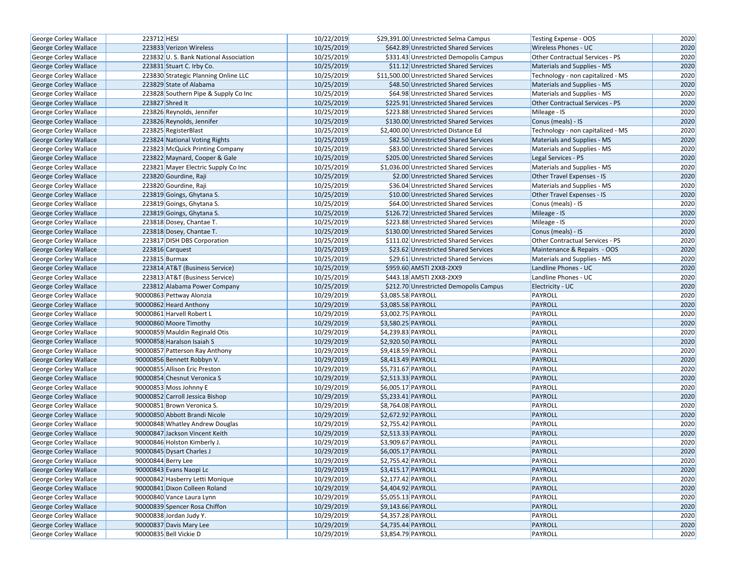| George Corley Wallace | 223712 | HESI | 10/22/2019 | $29,391.00 | Unrestricted Selma Campus | Testing Expense - OOS | 2020 |
|---|---|---|---|---|---|---|---|
| George Corley Wallace | 223833 | Verizon Wireless | 10/25/2019 | $642.89 | Unrestricted Shared Services | Wireless Phones - UC | 2020 |
| George Corley Wallace | 223832 | U. S. Bank National Association | 10/25/2019 | $331.43 | Unrestricted Demopolis Campus | Other Contractual Services - PS | 2020 |
| George Corley Wallace | 223831 | Stuart C. Irby Co. | 10/25/2019 | $11.12 | Unrestricted Shared Services | Materials and Supplies - MS | 2020 |
| George Corley Wallace | 223830 | Strategic Planning Online LLC | 10/25/2019 | $11,500.00 | Unrestricted Shared Services | Technology - non capitalized - MS | 2020 |
| George Corley Wallace | 223829 | State of Alabama | 10/25/2019 | $48.50 | Unrestricted Shared Services | Materials and Supplies - MS | 2020 |
| George Corley Wallace | 223828 | Southern Pipe & Supply Co Inc | 10/25/2019 | $64.98 | Unrestricted Shared Services | Materials and Supplies - MS | 2020 |
| George Corley Wallace | 223827 | Shred It | 10/25/2019 | $225.91 | Unrestricted Shared Services | Other Contractual Services - PS | 2020 |
| George Corley Wallace | 223826 | Reynolds, Jennifer | 10/25/2019 | $223.88 | Unrestricted Shared Services | Mileage - IS | 2020 |
| George Corley Wallace | 223826 | Reynolds, Jennifer | 10/25/2019 | $130.00 | Unrestricted Shared Services | Conus (meals) - IS | 2020 |
| George Corley Wallace | 223825 | RegisterBlast | 10/25/2019 | $2,400.00 | Unrestricted Distance Ed | Technology - non capitalized - MS | 2020 |
| George Corley Wallace | 223824 | National Voting Rights | 10/25/2019 | $82.50 | Unrestricted Shared Services | Materials and Supplies - MS | 2020 |
| George Corley Wallace | 223823 | McQuick Printing Company | 10/25/2019 | $83.00 | Unrestricted Shared Services | Materials and Supplies - MS | 2020 |
| George Corley Wallace | 223822 | Maynard, Cooper & Gale | 10/25/2019 | $205.00 | Unrestricted Shared Services | Legal Services - PS | 2020 |
| George Corley Wallace | 223821 | Mayer Electric Supply Co Inc | 10/25/2019 | $1,036.00 | Unrestricted Shared Services | Materials and Supplies - MS | 2020 |
| George Corley Wallace | 223820 | Gourdine, Raji | 10/25/2019 | $2.00 | Unrestricted Shared Services | Other Travel Expenses - IS | 2020 |
| George Corley Wallace | 223820 | Gourdine, Raji | 10/25/2019 | $36.04 | Unrestricted Shared Services | Materials and Supplies - MS | 2020 |
| George Corley Wallace | 223819 | Goings, Ghytana S. | 10/25/2019 | $10.00 | Unrestricted Shared Services | Other Travel Expenses - IS | 2020 |
| George Corley Wallace | 223819 | Goings, Ghytana S. | 10/25/2019 | $64.00 | Unrestricted Shared Services | Conus (meals) - IS | 2020 |
| George Corley Wallace | 223819 | Goings, Ghytana S. | 10/25/2019 | $126.72 | Unrestricted Shared Services | Mileage - IS | 2020 |
| George Corley Wallace | 223818 | Dosey, Chantae T. | 10/25/2019 | $223.88 | Unrestricted Shared Services | Mileage - IS | 2020 |
| George Corley Wallace | 223818 | Dosey, Chantae T. | 10/25/2019 | $130.00 | Unrestricted Shared Services | Conus (meals) - IS | 2020 |
| George Corley Wallace | 223817 | DISH DBS Corporation | 10/25/2019 | $111.02 | Unrestricted Shared Services | Other Contractual Services - PS | 2020 |
| George Corley Wallace | 223816 | Carquest | 10/25/2019 | $23.62 | Unrestricted Shared Services | Maintenance & Repairs - OOS | 2020 |
| George Corley Wallace | 223815 | Burmax | 10/25/2019 | $29.61 | Unrestricted Shared Services | Materials and Supplies - MS | 2020 |
| George Corley Wallace | 223814 | AT&T (Business Service) | 10/25/2019 | $959.60 | AMSTI 2XX8-2XX9 | Landline Phones - UC | 2020 |
| George Corley Wallace | 223813 | AT&T (Business Service) | 10/25/2019 | $443.18 | AMSTI 2XX8-2XX9 | Landline Phones - UC | 2020 |
| George Corley Wallace | 223812 | Alabama Power Company | 10/25/2019 | $212.70 | Unrestricted Demopolis Campus | Electricity - UC | 2020 |
| George Corley Wallace | 90000863 | Pettway Alonzia | 10/29/2019 | $3,085.58 | PAYROLL | PAYROLL | 2020 |
| George Corley Wallace | 90000862 | Heard Anthony | 10/29/2019 | $3,085.58 | PAYROLL | PAYROLL | 2020 |
| George Corley Wallace | 90000861 | Harvell Robert L | 10/29/2019 | $3,002.75 | PAYROLL | PAYROLL | 2020 |
| George Corley Wallace | 90000860 | Moore Timothy | 10/29/2019 | $3,580.25 | PAYROLL | PAYROLL | 2020 |
| George Corley Wallace | 90000859 | Mauldin Reginald Otis | 10/29/2019 | $4,239.83 | PAYROLL | PAYROLL | 2020 |
| George Corley Wallace | 90000858 | Haralson Isaiah S | 10/29/2019 | $2,920.50 | PAYROLL | PAYROLL | 2020 |
| George Corley Wallace | 90000857 | Patterson Ray Anthony | 10/29/2019 | $9,418.59 | PAYROLL | PAYROLL | 2020 |
| George Corley Wallace | 90000856 | Bennett Robbyn V. | 10/29/2019 | $8,413.49 | PAYROLL | PAYROLL | 2020 |
| George Corley Wallace | 90000855 | Allison Eric Preston | 10/29/2019 | $5,731.67 | PAYROLL | PAYROLL | 2020 |
| George Corley Wallace | 90000854 | Chesnut Veronica S | 10/29/2019 | $2,513.33 | PAYROLL | PAYROLL | 2020 |
| George Corley Wallace | 90000853 | Moss Johnny E | 10/29/2019 | $6,005.17 | PAYROLL | PAYROLL | 2020 |
| George Corley Wallace | 90000852 | Carroll Jessica Bishop | 10/29/2019 | $5,233.41 | PAYROLL | PAYROLL | 2020 |
| George Corley Wallace | 90000851 | Brown Veronica S. | 10/29/2019 | $8,764.08 | PAYROLL | PAYROLL | 2020 |
| George Corley Wallace | 90000850 | Abbott Brandi Nicole | 10/29/2019 | $2,672.92 | PAYROLL | PAYROLL | 2020 |
| George Corley Wallace | 90000848 | Whatley Andrew Douglas | 10/29/2019 | $2,755.42 | PAYROLL | PAYROLL | 2020 |
| George Corley Wallace | 90000847 | Jackson Vincent Keith | 10/29/2019 | $2,513.33 | PAYROLL | PAYROLL | 2020 |
| George Corley Wallace | 90000846 | Holston Kimberly J. | 10/29/2019 | $3,909.67 | PAYROLL | PAYROLL | 2020 |
| George Corley Wallace | 90000845 | Dysart Charles J | 10/29/2019 | $6,005.17 | PAYROLL | PAYROLL | 2020 |
| George Corley Wallace | 90000844 | Berry Lee | 10/29/2019 | $2,755.42 | PAYROLL | PAYROLL | 2020 |
| George Corley Wallace | 90000843 | Evans Naopi Lc | 10/29/2019 | $3,415.17 | PAYROLL | PAYROLL | 2020 |
| George Corley Wallace | 90000842 | Hasberry Letti Monique | 10/29/2019 | $2,177.42 | PAYROLL | PAYROLL | 2020 |
| George Corley Wallace | 90000841 | Dixon Colleen Roland | 10/29/2019 | $4,404.92 | PAYROLL | PAYROLL | 2020 |
| George Corley Wallace | 90000840 | Vance Laura Lynn | 10/29/2019 | $5,055.13 | PAYROLL | PAYROLL | 2020 |
| George Corley Wallace | 90000839 | Spencer Rosa Chiffon | 10/29/2019 | $9,143.66 | PAYROLL | PAYROLL | 2020 |
| George Corley Wallace | 90000838 | Jordan Judy Y. | 10/29/2019 | $4,357.28 | PAYROLL | PAYROLL | 2020 |
| George Corley Wallace | 90000837 | Davis Mary Lee | 10/29/2019 | $4,735.44 | PAYROLL | PAYROLL | 2020 |
| George Corley Wallace | 90000835 | Bell Vickie D | 10/29/2019 | $3,854.79 | PAYROLL | PAYROLL | 2020 |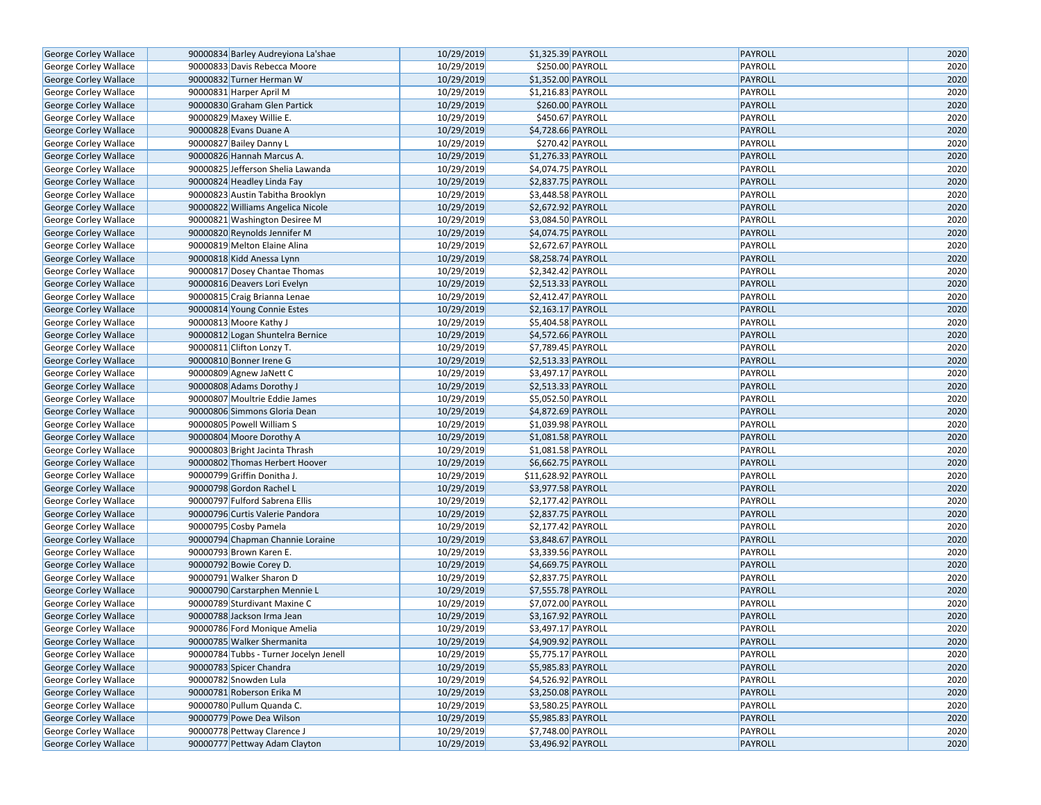| George Corley Wallace | 90000834 | Barley Audreyiona La'shae | 10/29/2019 | $1,325.39 | PAYROLL | PAYROLL | 2020 |
|---|---|---|---|---|---|---|---|
| George Corley Wallace | 90000833 | Davis Rebecca Moore | 10/29/2019 | $250.00 | PAYROLL | PAYROLL | 2020 |
| George Corley Wallace | 90000832 | Turner Herman W | 10/29/2019 | $1,352.00 | PAYROLL | PAYROLL | 2020 |
| George Corley Wallace | 90000831 | Harper April M | 10/29/2019 | $1,216.83 | PAYROLL | PAYROLL | 2020 |
| George Corley Wallace | 90000830 | Graham Glen Partick | 10/29/2019 | $260.00 | PAYROLL | PAYROLL | 2020 |
| George Corley Wallace | 90000829 | Maxey Willie E. | 10/29/2019 | $450.67 | PAYROLL | PAYROLL | 2020 |
| George Corley Wallace | 90000828 | Evans Duane A | 10/29/2019 | $4,728.66 | PAYROLL | PAYROLL | 2020 |
| George Corley Wallace | 90000827 | Bailey Danny L | 10/29/2019 | $270.42 | PAYROLL | PAYROLL | 2020 |
| George Corley Wallace | 90000826 | Hannah Marcus A. | 10/29/2019 | $1,276.33 | PAYROLL | PAYROLL | 2020 |
| George Corley Wallace | 90000825 | Jefferson Shelia Lawanda | 10/29/2019 | $4,074.75 | PAYROLL | PAYROLL | 2020 |
| George Corley Wallace | 90000824 | Headley Linda Fay | 10/29/2019 | $2,837.75 | PAYROLL | PAYROLL | 2020 |
| George Corley Wallace | 90000823 | Austin Tabitha Brooklyn | 10/29/2019 | $3,448.58 | PAYROLL | PAYROLL | 2020 |
| George Corley Wallace | 90000822 | Williams Angelica Nicole | 10/29/2019 | $2,672.92 | PAYROLL | PAYROLL | 2020 |
| George Corley Wallace | 90000821 | Washington Desiree M | 10/29/2019 | $3,084.50 | PAYROLL | PAYROLL | 2020 |
| George Corley Wallace | 90000820 | Reynolds Jennifer M | 10/29/2019 | $4,074.75 | PAYROLL | PAYROLL | 2020 |
| George Corley Wallace | 90000819 | Melton Elaine Alina | 10/29/2019 | $2,672.67 | PAYROLL | PAYROLL | 2020 |
| George Corley Wallace | 90000818 | Kidd Anessa Lynn | 10/29/2019 | $8,258.74 | PAYROLL | PAYROLL | 2020 |
| George Corley Wallace | 90000817 | Dosey Chantae Thomas | 10/29/2019 | $2,342.42 | PAYROLL | PAYROLL | 2020 |
| George Corley Wallace | 90000816 | Deavers Lori Evelyn | 10/29/2019 | $2,513.33 | PAYROLL | PAYROLL | 2020 |
| George Corley Wallace | 90000815 | Craig Brianna Lenae | 10/29/2019 | $2,412.47 | PAYROLL | PAYROLL | 2020 |
| George Corley Wallace | 90000814 | Young Connie Estes | 10/29/2019 | $2,163.17 | PAYROLL | PAYROLL | 2020 |
| George Corley Wallace | 90000813 | Moore Kathy J | 10/29/2019 | $5,404.58 | PAYROLL | PAYROLL | 2020 |
| George Corley Wallace | 90000812 | Logan Shuntelra Bernice | 10/29/2019 | $4,572.66 | PAYROLL | PAYROLL | 2020 |
| George Corley Wallace | 90000811 | Clifton Lonzy T. | 10/29/2019 | $7,789.45 | PAYROLL | PAYROLL | 2020 |
| George Corley Wallace | 90000810 | Bonner Irene G | 10/29/2019 | $2,513.33 | PAYROLL | PAYROLL | 2020 |
| George Corley Wallace | 90000809 | Agnew JaNett C | 10/29/2019 | $3,497.17 | PAYROLL | PAYROLL | 2020 |
| George Corley Wallace | 90000808 | Adams Dorothy J | 10/29/2019 | $2,513.33 | PAYROLL | PAYROLL | 2020 |
| George Corley Wallace | 90000807 | Moultrie Eddie James | 10/29/2019 | $5,052.50 | PAYROLL | PAYROLL | 2020 |
| George Corley Wallace | 90000806 | Simmons Gloria Dean | 10/29/2019 | $4,872.69 | PAYROLL | PAYROLL | 2020 |
| George Corley Wallace | 90000805 | Powell William S | 10/29/2019 | $1,039.98 | PAYROLL | PAYROLL | 2020 |
| George Corley Wallace | 90000804 | Moore Dorothy A | 10/29/2019 | $1,081.58 | PAYROLL | PAYROLL | 2020 |
| George Corley Wallace | 90000803 | Bright Jacinta Thrash | 10/29/2019 | $1,081.58 | PAYROLL | PAYROLL | 2020 |
| George Corley Wallace | 90000802 | Thomas Herbert Hoover | 10/29/2019 | $6,662.75 | PAYROLL | PAYROLL | 2020 |
| George Corley Wallace | 90000799 | Griffin Donitha J. | 10/29/2019 | $11,628.92 | PAYROLL | PAYROLL | 2020 |
| George Corley Wallace | 90000798 | Gordon Rachel L | 10/29/2019 | $3,977.58 | PAYROLL | PAYROLL | 2020 |
| George Corley Wallace | 90000797 | Fulford Sabrena Ellis | 10/29/2019 | $2,177.42 | PAYROLL | PAYROLL | 2020 |
| George Corley Wallace | 90000796 | Curtis Valerie Pandora | 10/29/2019 | $2,837.75 | PAYROLL | PAYROLL | 2020 |
| George Corley Wallace | 90000795 | Cosby Pamela | 10/29/2019 | $2,177.42 | PAYROLL | PAYROLL | 2020 |
| George Corley Wallace | 90000794 | Chapman Channie Loraine | 10/29/2019 | $3,848.67 | PAYROLL | PAYROLL | 2020 |
| George Corley Wallace | 90000793 | Brown Karen E. | 10/29/2019 | $3,339.56 | PAYROLL | PAYROLL | 2020 |
| George Corley Wallace | 90000792 | Bowie Corey D. | 10/29/2019 | $4,669.75 | PAYROLL | PAYROLL | 2020 |
| George Corley Wallace | 90000791 | Walker Sharon D | 10/29/2019 | $2,837.75 | PAYROLL | PAYROLL | 2020 |
| George Corley Wallace | 90000790 | Carstarphen Mennie L | 10/29/2019 | $7,555.78 | PAYROLL | PAYROLL | 2020 |
| George Corley Wallace | 90000789 | Sturdivant Maxine C | 10/29/2019 | $7,072.00 | PAYROLL | PAYROLL | 2020 |
| George Corley Wallace | 90000788 | Jackson Irma Jean | 10/29/2019 | $3,167.92 | PAYROLL | PAYROLL | 2020 |
| George Corley Wallace | 90000786 | Ford Monique Amelia | 10/29/2019 | $3,497.17 | PAYROLL | PAYROLL | 2020 |
| George Corley Wallace | 90000785 | Walker Shermanita | 10/29/2019 | $4,909.92 | PAYROLL | PAYROLL | 2020 |
| George Corley Wallace | 90000784 | Tubbs - Turner Jocelyn Jenell | 10/29/2019 | $5,775.17 | PAYROLL | PAYROLL | 2020 |
| George Corley Wallace | 90000783 | Spicer Chandra | 10/29/2019 | $5,985.83 | PAYROLL | PAYROLL | 2020 |
| George Corley Wallace | 90000782 | Snowden Lula | 10/29/2019 | $4,526.92 | PAYROLL | PAYROLL | 2020 |
| George Corley Wallace | 90000781 | Roberson Erika M | 10/29/2019 | $3,250.08 | PAYROLL | PAYROLL | 2020 |
| George Corley Wallace | 90000780 | Pullum Quanda C. | 10/29/2019 | $3,580.25 | PAYROLL | PAYROLL | 2020 |
| George Corley Wallace | 90000779 | Powe Dea Wilson | 10/29/2019 | $5,985.83 | PAYROLL | PAYROLL | 2020 |
| George Corley Wallace | 90000778 | Pettway Clarence J | 10/29/2019 | $7,748.00 | PAYROLL | PAYROLL | 2020 |
| George Corley Wallace | 90000777 | Pettway Adam Clayton | 10/29/2019 | $3,496.92 | PAYROLL | PAYROLL | 2020 |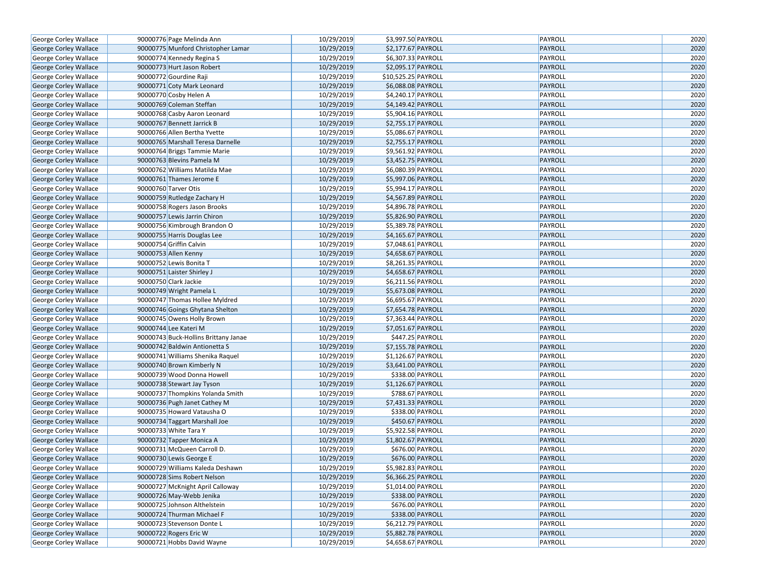| | | | | | | | |
|---|---|---|---|---|---|---|---|
| George Corley Wallace | 90000776 | Page Melinda Ann | 10/29/2019 | $3,997.50 | PAYROLL | PAYROLL | 2020 |
| George Corley Wallace | 90000775 | Munford Christopher Lamar | 10/29/2019 | $2,177.67 | PAYROLL | PAYROLL | 2020 |
| George Corley Wallace | 90000774 | Kennedy Regina S | 10/29/2019 | $6,307.33 | PAYROLL | PAYROLL | 2020 |
| George Corley Wallace | 90000773 | Hurt Jason Robert | 10/29/2019 | $2,095.17 | PAYROLL | PAYROLL | 2020 |
| George Corley Wallace | 90000772 | Gourdine Raji | 10/29/2019 | $10,525.25 | PAYROLL | PAYROLL | 2020 |
| George Corley Wallace | 90000771 | Coty Mark Leonard | 10/29/2019 | $6,088.08 | PAYROLL | PAYROLL | 2020 |
| George Corley Wallace | 90000770 | Cosby Helen A | 10/29/2019 | $4,240.17 | PAYROLL | PAYROLL | 2020 |
| George Corley Wallace | 90000769 | Coleman Steffan | 10/29/2019 | $4,149.42 | PAYROLL | PAYROLL | 2020 |
| George Corley Wallace | 90000768 | Casby Aaron Leonard | 10/29/2019 | $5,904.16 | PAYROLL | PAYROLL | 2020 |
| George Corley Wallace | 90000767 | Bennett Jarrick B | 10/29/2019 | $2,755.17 | PAYROLL | PAYROLL | 2020 |
| George Corley Wallace | 90000766 | Allen Bertha Yvette | 10/29/2019 | $5,086.67 | PAYROLL | PAYROLL | 2020 |
| George Corley Wallace | 90000765 | Marshall Teresa Darnelle | 10/29/2019 | $2,755.17 | PAYROLL | PAYROLL | 2020 |
| George Corley Wallace | 90000764 | Briggs Tammie Marie | 10/29/2019 | $9,561.92 | PAYROLL | PAYROLL | 2020 |
| George Corley Wallace | 90000763 | Blevins Pamela M | 10/29/2019 | $3,452.75 | PAYROLL | PAYROLL | 2020 |
| George Corley Wallace | 90000762 | Williams Matilda Mae | 10/29/2019 | $6,080.39 | PAYROLL | PAYROLL | 2020 |
| George Corley Wallace | 90000761 | Thames Jerome E | 10/29/2019 | $5,997.06 | PAYROLL | PAYROLL | 2020 |
| George Corley Wallace | 90000760 | Tarver Otis | 10/29/2019 | $5,994.17 | PAYROLL | PAYROLL | 2020 |
| George Corley Wallace | 90000759 | Rutledge Zachary H | 10/29/2019 | $4,567.89 | PAYROLL | PAYROLL | 2020 |
| George Corley Wallace | 90000758 | Rogers Jason Brooks | 10/29/2019 | $4,896.78 | PAYROLL | PAYROLL | 2020 |
| George Corley Wallace | 90000757 | Lewis Jarrin Chiron | 10/29/2019 | $5,826.90 | PAYROLL | PAYROLL | 2020 |
| George Corley Wallace | 90000756 | Kimbrough Brandon O | 10/29/2019 | $5,389.78 | PAYROLL | PAYROLL | 2020 |
| George Corley Wallace | 90000755 | Harris Douglas Lee | 10/29/2019 | $4,165.67 | PAYROLL | PAYROLL | 2020 |
| George Corley Wallace | 90000754 | Griffin Calvin | 10/29/2019 | $7,048.61 | PAYROLL | PAYROLL | 2020 |
| George Corley Wallace | 90000753 | Allen Kenny | 10/29/2019 | $4,658.67 | PAYROLL | PAYROLL | 2020 |
| George Corley Wallace | 90000752 | Lewis Bonita T | 10/29/2019 | $8,261.35 | PAYROLL | PAYROLL | 2020 |
| George Corley Wallace | 90000751 | Laister Shirley J | 10/29/2019 | $4,658.67 | PAYROLL | PAYROLL | 2020 |
| George Corley Wallace | 90000750 | Clark Jackie | 10/29/2019 | $6,211.56 | PAYROLL | PAYROLL | 2020 |
| George Corley Wallace | 90000749 | Wright Pamela L | 10/29/2019 | $5,673.08 | PAYROLL | PAYROLL | 2020 |
| George Corley Wallace | 90000747 | Thomas Hollee Myldred | 10/29/2019 | $6,695.67 | PAYROLL | PAYROLL | 2020 |
| George Corley Wallace | 90000746 | Goings Ghytana Shelton | 10/29/2019 | $7,654.78 | PAYROLL | PAYROLL | 2020 |
| George Corley Wallace | 90000745 | Owens Holly Brown | 10/29/2019 | $7,363.44 | PAYROLL | PAYROLL | 2020 |
| George Corley Wallace | 90000744 | Lee Kateri M | 10/29/2019 | $7,051.67 | PAYROLL | PAYROLL | 2020 |
| George Corley Wallace | 90000743 | Buck-Hollins Brittany Janae | 10/29/2019 | $447.25 | PAYROLL | PAYROLL | 2020 |
| George Corley Wallace | 90000742 | Baldwin Antionetta S | 10/29/2019 | $7,155.78 | PAYROLL | PAYROLL | 2020 |
| George Corley Wallace | 90000741 | Williams Shenika Raquel | 10/29/2019 | $1,126.67 | PAYROLL | PAYROLL | 2020 |
| George Corley Wallace | 90000740 | Brown Kimberly N | 10/29/2019 | $3,641.00 | PAYROLL | PAYROLL | 2020 |
| George Corley Wallace | 90000739 | Wood Donna Howell | 10/29/2019 | $338.00 | PAYROLL | PAYROLL | 2020 |
| George Corley Wallace | 90000738 | Stewart Jay Tyson | 10/29/2019 | $1,126.67 | PAYROLL | PAYROLL | 2020 |
| George Corley Wallace | 90000737 | Thompkins Yolanda Smith | 10/29/2019 | $788.67 | PAYROLL | PAYROLL | 2020 |
| George Corley Wallace | 90000736 | Pugh Janet Cathey M | 10/29/2019 | $7,431.33 | PAYROLL | PAYROLL | 2020 |
| George Corley Wallace | 90000735 | Howard Vatausha O | 10/29/2019 | $338.00 | PAYROLL | PAYROLL | 2020 |
| George Corley Wallace | 90000734 | Taggart Marshall Joe | 10/29/2019 | $450.67 | PAYROLL | PAYROLL | 2020 |
| George Corley Wallace | 90000733 | White Tara Y | 10/29/2019 | $5,922.58 | PAYROLL | PAYROLL | 2020 |
| George Corley Wallace | 90000732 | Tapper Monica A | 10/29/2019 | $1,802.67 | PAYROLL | PAYROLL | 2020 |
| George Corley Wallace | 90000731 | McQueen Carroll D. | 10/29/2019 | $676.00 | PAYROLL | PAYROLL | 2020 |
| George Corley Wallace | 90000730 | Lewis George E | 10/29/2019 | $676.00 | PAYROLL | PAYROLL | 2020 |
| George Corley Wallace | 90000729 | Williams Kaleda Deshawn | 10/29/2019 | $5,982.83 | PAYROLL | PAYROLL | 2020 |
| George Corley Wallace | 90000728 | Sims Robert Nelson | 10/29/2019 | $6,366.25 | PAYROLL | PAYROLL | 2020 |
| George Corley Wallace | 90000727 | McKnight April Calloway | 10/29/2019 | $1,014.00 | PAYROLL | PAYROLL | 2020 |
| George Corley Wallace | 90000726 | May-Webb Jenika | 10/29/2019 | $338.00 | PAYROLL | PAYROLL | 2020 |
| George Corley Wallace | 90000725 | Johnson Althelstein | 10/29/2019 | $676.00 | PAYROLL | PAYROLL | 2020 |
| George Corley Wallace | 90000724 | Thurman Michael F | 10/29/2019 | $338.00 | PAYROLL | PAYROLL | 2020 |
| George Corley Wallace | 90000723 | Stevenson Donte L | 10/29/2019 | $6,212.79 | PAYROLL | PAYROLL | 2020 |
| George Corley Wallace | 90000722 | Rogers Eric W | 10/29/2019 | $5,882.78 | PAYROLL | PAYROLL | 2020 |
| George Corley Wallace | 90000721 | Hobbs David Wayne | 10/29/2019 | $4,658.67 | PAYROLL | PAYROLL | 2020 |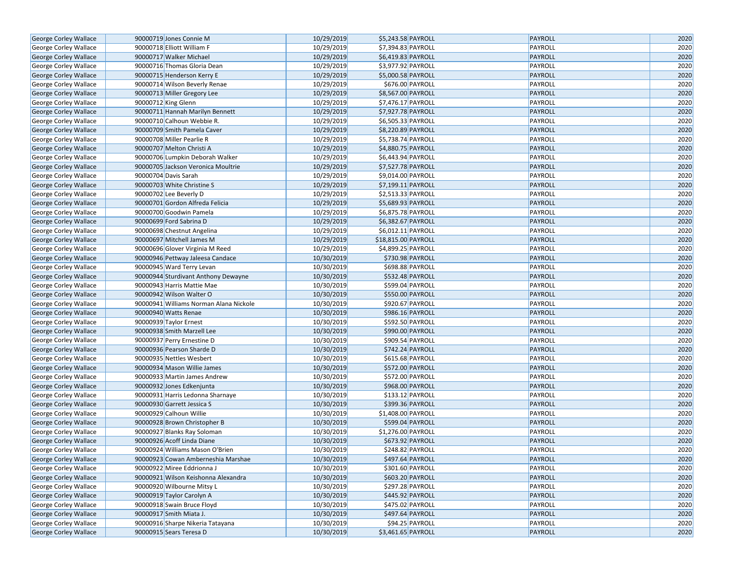| | | | | | | | |
|---|---|---|---|---|---|---|---|
| George Corley Wallace | 90000719 | Jones Connie M | 10/29/2019 | $5,243.58 | PAYROLL | PAYROLL | 2020 |
| George Corley Wallace | 90000718 | Elliott William F | 10/29/2019 | $7,394.83 | PAYROLL | PAYROLL | 2020 |
| George Corley Wallace | 90000717 | Walker Michael | 10/29/2019 | $6,419.83 | PAYROLL | PAYROLL | 2020 |
| George Corley Wallace | 90000716 | Thomas Gloria Dean | 10/29/2019 | $3,977.92 | PAYROLL | PAYROLL | 2020 |
| George Corley Wallace | 90000715 | Henderson Kerry E | 10/29/2019 | $5,000.58 | PAYROLL | PAYROLL | 2020 |
| George Corley Wallace | 90000714 | Wilson Beverly Renae | 10/29/2019 | $676.00 | PAYROLL | PAYROLL | 2020 |
| George Corley Wallace | 90000713 | Miller Gregory Lee | 10/29/2019 | $8,567.00 | PAYROLL | PAYROLL | 2020 |
| George Corley Wallace | 90000712 | King Glenn | 10/29/2019 | $7,476.17 | PAYROLL | PAYROLL | 2020 |
| George Corley Wallace | 90000711 | Hannah Marilyn Bennett | 10/29/2019 | $7,927.78 | PAYROLL | PAYROLL | 2020 |
| George Corley Wallace | 90000710 | Calhoun Webbie R. | 10/29/2019 | $6,505.33 | PAYROLL | PAYROLL | 2020 |
| George Corley Wallace | 90000709 | Smith Pamela Caver | 10/29/2019 | $8,220.89 | PAYROLL | PAYROLL | 2020 |
| George Corley Wallace | 90000708 | Miller Pearlie R | 10/29/2019 | $5,738.74 | PAYROLL | PAYROLL | 2020 |
| George Corley Wallace | 90000707 | Melton Christi A | 10/29/2019 | $4,880.75 | PAYROLL | PAYROLL | 2020 |
| George Corley Wallace | 90000706 | Lumpkin Deborah Walker | 10/29/2019 | $6,443.94 | PAYROLL | PAYROLL | 2020 |
| George Corley Wallace | 90000705 | Jackson Veronica Moultrie | 10/29/2019 | $7,527.78 | PAYROLL | PAYROLL | 2020 |
| George Corley Wallace | 90000704 | Davis Sarah | 10/29/2019 | $9,014.00 | PAYROLL | PAYROLL | 2020 |
| George Corley Wallace | 90000703 | White Christine S | 10/29/2019 | $7,199.11 | PAYROLL | PAYROLL | 2020 |
| George Corley Wallace | 90000702 | Lee Beverly D | 10/29/2019 | $2,513.33 | PAYROLL | PAYROLL | 2020 |
| George Corley Wallace | 90000701 | Gordon Alfreda Felicia | 10/29/2019 | $5,689.93 | PAYROLL | PAYROLL | 2020 |
| George Corley Wallace | 90000700 | Goodwin Pamela | 10/29/2019 | $6,875.78 | PAYROLL | PAYROLL | 2020 |
| George Corley Wallace | 90000699 | Ford Sabrina D | 10/29/2019 | $6,382.67 | PAYROLL | PAYROLL | 2020 |
| George Corley Wallace | 90000698 | Chestnut Angelina | 10/29/2019 | $6,012.11 | PAYROLL | PAYROLL | 2020 |
| George Corley Wallace | 90000697 | Mitchell James M | 10/29/2019 | $18,815.00 | PAYROLL | PAYROLL | 2020 |
| George Corley Wallace | 90000696 | Glover Virginia M Reed | 10/29/2019 | $4,899.25 | PAYROLL | PAYROLL | 2020 |
| George Corley Wallace | 90000946 | Pettway Jaleesa Candace | 10/30/2019 | $730.98 | PAYROLL | PAYROLL | 2020 |
| George Corley Wallace | 90000945 | Ward Terry Levan | 10/30/2019 | $698.88 | PAYROLL | PAYROLL | 2020 |
| George Corley Wallace | 90000944 | Sturdivant Anthony Dewayne | 10/30/2019 | $532.48 | PAYROLL | PAYROLL | 2020 |
| George Corley Wallace | 90000943 | Harris Mattie Mae | 10/30/2019 | $599.04 | PAYROLL | PAYROLL | 2020 |
| George Corley Wallace | 90000942 | Wilson Walter O | 10/30/2019 | $550.00 | PAYROLL | PAYROLL | 2020 |
| George Corley Wallace | 90000941 | Williams Norman Alana Nickole | 10/30/2019 | $920.67 | PAYROLL | PAYROLL | 2020 |
| George Corley Wallace | 90000940 | Watts Renae | 10/30/2019 | $986.16 | PAYROLL | PAYROLL | 2020 |
| George Corley Wallace | 90000939 | Taylor Ernest | 10/30/2019 | $592.50 | PAYROLL | PAYROLL | 2020 |
| George Corley Wallace | 90000938 | Smith Marzell Lee | 10/30/2019 | $990.00 | PAYROLL | PAYROLL | 2020 |
| George Corley Wallace | 90000937 | Perry Ernestine D | 10/30/2019 | $909.54 | PAYROLL | PAYROLL | 2020 |
| George Corley Wallace | 90000936 | Pearson Sharde D | 10/30/2019 | $742.24 | PAYROLL | PAYROLL | 2020 |
| George Corley Wallace | 90000935 | Nettles Wesbert | 10/30/2019 | $615.68 | PAYROLL | PAYROLL | 2020 |
| George Corley Wallace | 90000934 | Mason Willie James | 10/30/2019 | $572.00 | PAYROLL | PAYROLL | 2020 |
| George Corley Wallace | 90000933 | Martin James Andrew | 10/30/2019 | $572.00 | PAYROLL | PAYROLL | 2020 |
| George Corley Wallace | 90000932 | Jones Edkenjunta | 10/30/2019 | $968.00 | PAYROLL | PAYROLL | 2020 |
| George Corley Wallace | 90000931 | Harris Ledonna Sharnaye | 10/30/2019 | $133.12 | PAYROLL | PAYROLL | 2020 |
| George Corley Wallace | 90000930 | Garrett Jessica S | 10/30/2019 | $399.36 | PAYROLL | PAYROLL | 2020 |
| George Corley Wallace | 90000929 | Calhoun Willie | 10/30/2019 | $1,408.00 | PAYROLL | PAYROLL | 2020 |
| George Corley Wallace | 90000928 | Brown Christopher B | 10/30/2019 | $599.04 | PAYROLL | PAYROLL | 2020 |
| George Corley Wallace | 90000927 | Blanks Ray Soloman | 10/30/2019 | $1,276.00 | PAYROLL | PAYROLL | 2020 |
| George Corley Wallace | 90000926 | Acoff Linda Diane | 10/30/2019 | $673.92 | PAYROLL | PAYROLL | 2020 |
| George Corley Wallace | 90000924 | Williams Mason O'Brien | 10/30/2019 | $248.82 | PAYROLL | PAYROLL | 2020 |
| George Corley Wallace | 90000923 | Cowan Amberneshia Marshae | 10/30/2019 | $497.64 | PAYROLL | PAYROLL | 2020 |
| George Corley Wallace | 90000922 | Miree Eddrionna J | 10/30/2019 | $301.60 | PAYROLL | PAYROLL | 2020 |
| George Corley Wallace | 90000921 | Wilson Keishonna Alexandra | 10/30/2019 | $603.20 | PAYROLL | PAYROLL | 2020 |
| George Corley Wallace | 90000920 | Wilbourne Mitsy L | 10/30/2019 | $297.28 | PAYROLL | PAYROLL | 2020 |
| George Corley Wallace | 90000919 | Taylor Carolyn A | 10/30/2019 | $445.92 | PAYROLL | PAYROLL | 2020 |
| George Corley Wallace | 90000918 | Swain Bruce Floyd | 10/30/2019 | $475.02 | PAYROLL | PAYROLL | 2020 |
| George Corley Wallace | 90000917 | Smith Miata J. | 10/30/2019 | $497.64 | PAYROLL | PAYROLL | 2020 |
| George Corley Wallace | 90000916 | Sharpe Nikeria Tatayana | 10/30/2019 | $94.25 | PAYROLL | PAYROLL | 2020 |
| George Corley Wallace | 90000915 | Sears Teresa D | 10/30/2019 | $3,461.65 | PAYROLL | PAYROLL | 2020 |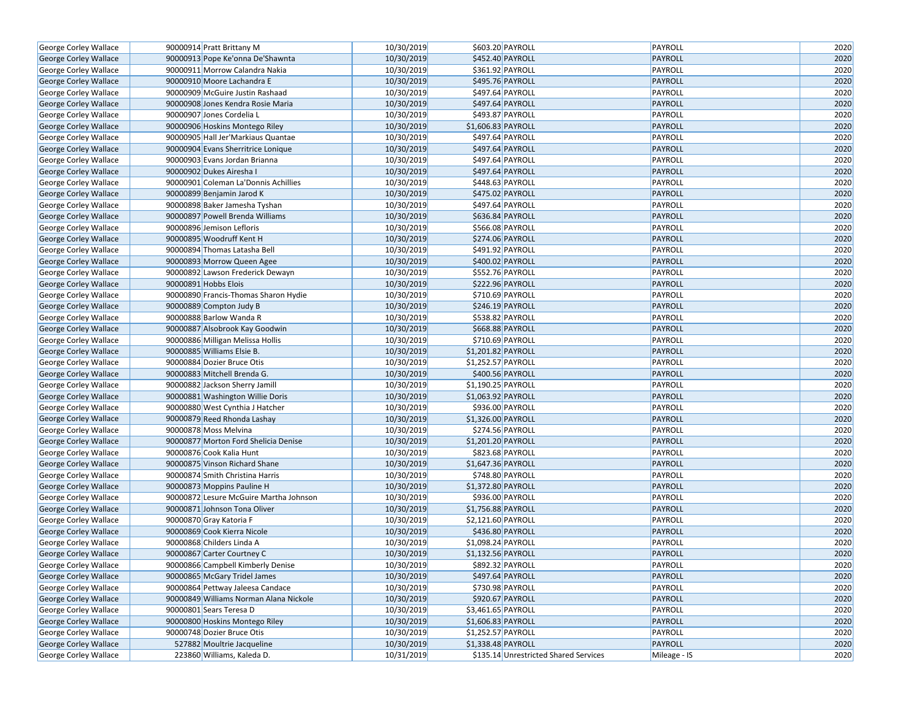| | | | | | | | |
|---|---|---|---|---|---|---|---|
| George Corley Wallace | 90000914 | Pratt Brittany M | 10/30/2019 | $603.20 | PAYROLL | PAYROLL | 2020 |
| George Corley Wallace | 90000913 | Pope Ke'onna De'Shawnta | 10/30/2019 | $452.40 | PAYROLL | PAYROLL | 2020 |
| George Corley Wallace | 90000911 | Morrow Calandra Nakia | 10/30/2019 | $361.92 | PAYROLL | PAYROLL | 2020 |
| George Corley Wallace | 90000910 | Moore Lachandra E | 10/30/2019 | $495.76 | PAYROLL | PAYROLL | 2020 |
| George Corley Wallace | 90000909 | McGuire Justin Rashaad | 10/30/2019 | $497.64 | PAYROLL | PAYROLL | 2020 |
| George Corley Wallace | 90000908 | Jones Kendra Rosie Maria | 10/30/2019 | $497.64 | PAYROLL | PAYROLL | 2020 |
| George Corley Wallace | 90000907 | Jones Cordelia L | 10/30/2019 | $493.87 | PAYROLL | PAYROLL | 2020 |
| George Corley Wallace | 90000906 | Hoskins Montego Riley | 10/30/2019 | $1,606.83 | PAYROLL | PAYROLL | 2020 |
| George Corley Wallace | 90000905 | Hall Jer'Markiaus Quantae | 10/30/2019 | $497.64 | PAYROLL | PAYROLL | 2020 |
| George Corley Wallace | 90000904 | Evans Sherritrice Lonique | 10/30/2019 | $497.64 | PAYROLL | PAYROLL | 2020 |
| George Corley Wallace | 90000903 | Evans Jordan Brianna | 10/30/2019 | $497.64 | PAYROLL | PAYROLL | 2020 |
| George Corley Wallace | 90000902 | Dukes Airesha I | 10/30/2019 | $497.64 | PAYROLL | PAYROLL | 2020 |
| George Corley Wallace | 90000901 | Coleman La'Donnis Achillies | 10/30/2019 | $448.63 | PAYROLL | PAYROLL | 2020 |
| George Corley Wallace | 90000899 | Benjamin Jarod K | 10/30/2019 | $475.02 | PAYROLL | PAYROLL | 2020 |
| George Corley Wallace | 90000898 | Baker Jamesha Tyshan | 10/30/2019 | $497.64 | PAYROLL | PAYROLL | 2020 |
| George Corley Wallace | 90000897 | Powell Brenda Williams | 10/30/2019 | $636.84 | PAYROLL | PAYROLL | 2020 |
| George Corley Wallace | 90000896 | Jemison Lefloris | 10/30/2019 | $566.08 | PAYROLL | PAYROLL | 2020 |
| George Corley Wallace | 90000895 | Woodruff Kent H | 10/30/2019 | $274.06 | PAYROLL | PAYROLL | 2020 |
| George Corley Wallace | 90000894 | Thomas Latasha Bell | 10/30/2019 | $491.92 | PAYROLL | PAYROLL | 2020 |
| George Corley Wallace | 90000893 | Morrow Queen Agee | 10/30/2019 | $400.02 | PAYROLL | PAYROLL | 2020 |
| George Corley Wallace | 90000892 | Lawson Frederick Dewayn | 10/30/2019 | $552.76 | PAYROLL | PAYROLL | 2020 |
| George Corley Wallace | 90000891 | Hobbs Elois | 10/30/2019 | $222.96 | PAYROLL | PAYROLL | 2020 |
| George Corley Wallace | 90000890 | Francis-Thomas Sharon Hydie | 10/30/2019 | $710.69 | PAYROLL | PAYROLL | 2020 |
| George Corley Wallace | 90000889 | Compton Judy B | 10/30/2019 | $246.19 | PAYROLL | PAYROLL | 2020 |
| George Corley Wallace | 90000888 | Barlow Wanda R | 10/30/2019 | $538.82 | PAYROLL | PAYROLL | 2020 |
| George Corley Wallace | 90000887 | Alsobrook Kay Goodwin | 10/30/2019 | $668.88 | PAYROLL | PAYROLL | 2020 |
| George Corley Wallace | 90000886 | Milligan Melissa Hollis | 10/30/2019 | $710.69 | PAYROLL | PAYROLL | 2020 |
| George Corley Wallace | 90000885 | Williams Elsie B. | 10/30/2019 | $1,201.82 | PAYROLL | PAYROLL | 2020 |
| George Corley Wallace | 90000884 | Dozier Bruce Otis | 10/30/2019 | $1,252.57 | PAYROLL | PAYROLL | 2020 |
| George Corley Wallace | 90000883 | Mitchell Brenda G. | 10/30/2019 | $400.56 | PAYROLL | PAYROLL | 2020 |
| George Corley Wallace | 90000882 | Jackson Sherry Jamill | 10/30/2019 | $1,190.25 | PAYROLL | PAYROLL | 2020 |
| George Corley Wallace | 90000881 | Washington Willie Doris | 10/30/2019 | $1,063.92 | PAYROLL | PAYROLL | 2020 |
| George Corley Wallace | 90000880 | West Cynthia J Hatcher | 10/30/2019 | $936.00 | PAYROLL | PAYROLL | 2020 |
| George Corley Wallace | 90000879 | Reed Rhonda Lashay | 10/30/2019 | $1,326.00 | PAYROLL | PAYROLL | 2020 |
| George Corley Wallace | 90000878 | Moss Melvina | 10/30/2019 | $274.56 | PAYROLL | PAYROLL | 2020 |
| George Corley Wallace | 90000877 | Morton Ford Shelicia Denise | 10/30/2019 | $1,201.20 | PAYROLL | PAYROLL | 2020 |
| George Corley Wallace | 90000876 | Cook Kalia Hunt | 10/30/2019 | $823.68 | PAYROLL | PAYROLL | 2020 |
| George Corley Wallace | 90000875 | Vinson Richard Shane | 10/30/2019 | $1,647.36 | PAYROLL | PAYROLL | 2020 |
| George Corley Wallace | 90000874 | Smith Christina Harris | 10/30/2019 | $748.80 | PAYROLL | PAYROLL | 2020 |
| George Corley Wallace | 90000873 | Moppins Pauline H | 10/30/2019 | $1,372.80 | PAYROLL | PAYROLL | 2020 |
| George Corley Wallace | 90000872 | Lesure McGuire Martha Johnson | 10/30/2019 | $936.00 | PAYROLL | PAYROLL | 2020 |
| George Corley Wallace | 90000871 | Johnson Tona Oliver | 10/30/2019 | $1,756.88 | PAYROLL | PAYROLL | 2020 |
| George Corley Wallace | 90000870 | Gray Katoria F | 10/30/2019 | $2,121.60 | PAYROLL | PAYROLL | 2020 |
| George Corley Wallace | 90000869 | Cook Kierra Nicole | 10/30/2019 | $436.80 | PAYROLL | PAYROLL | 2020 |
| George Corley Wallace | 90000868 | Childers Linda A | 10/30/2019 | $1,098.24 | PAYROLL | PAYROLL | 2020 |
| George Corley Wallace | 90000867 | Carter Courtney C | 10/30/2019 | $1,132.56 | PAYROLL | PAYROLL | 2020 |
| George Corley Wallace | 90000866 | Campbell Kimberly Denise | 10/30/2019 | $892.32 | PAYROLL | PAYROLL | 2020 |
| George Corley Wallace | 90000865 | McGary Tridel James | 10/30/2019 | $497.64 | PAYROLL | PAYROLL | 2020 |
| George Corley Wallace | 90000864 | Pettway Jaleesa Candace | 10/30/2019 | $730.98 | PAYROLL | PAYROLL | 2020 |
| George Corley Wallace | 90000849 | Williams Norman Alana Nickole | 10/30/2019 | $920.67 | PAYROLL | PAYROLL | 2020 |
| George Corley Wallace | 90000801 | Sears Teresa D | 10/30/2019 | $3,461.65 | PAYROLL | PAYROLL | 2020 |
| George Corley Wallace | 90000800 | Hoskins Montego Riley | 10/30/2019 | $1,606.83 | PAYROLL | PAYROLL | 2020 |
| George Corley Wallace | 90000748 | Dozier Bruce Otis | 10/30/2019 | $1,252.57 | PAYROLL | PAYROLL | 2020 |
| George Corley Wallace | 527882 | Moultrie Jacqueline | 10/30/2019 | $1,338.48 | PAYROLL | PAYROLL | 2020 |
| George Corley Wallace | 223860 | Williams, Kaleda D. | 10/31/2019 | $135.14 | Unrestricted Shared Services | Mileage - IS | 2020 |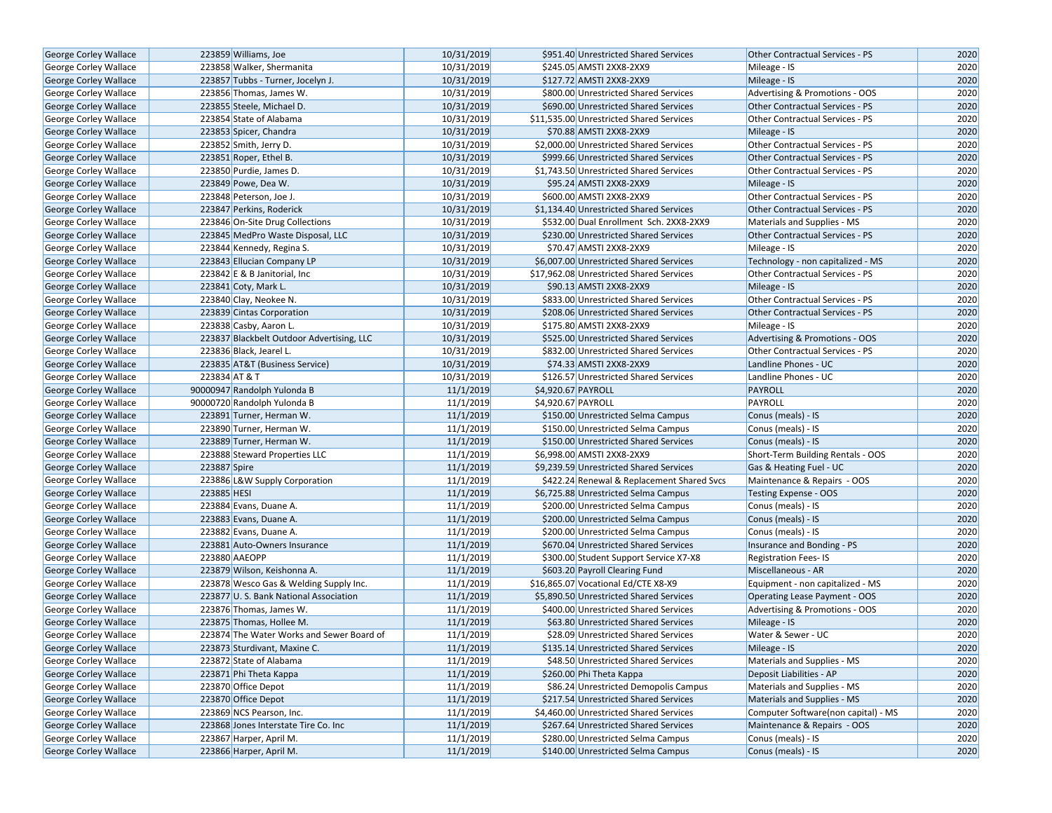| George Corley Wallace | 223859 | Williams, Joe | 10/31/2019 | $951.40 | Unrestricted Shared Services | Other Contractual Services - PS | 2020 |
|---|---|---|---|---|---|---|---|
| George Corley Wallace | 223858 | Walker, Shermanita | 10/31/2019 | $245.05 | AMSTI 2XX8-2XX9 | Mileage - IS | 2020 |
| George Corley Wallace | 223857 | Tubbs - Turner, Jocelyn J. | 10/31/2019 | $127.72 | AMSTI 2XX8-2XX9 | Mileage - IS | 2020 |
| George Corley Wallace | 223856 | Thomas, James W. | 10/31/2019 | $800.00 | Unrestricted Shared Services | Advertising & Promotions - OOS | 2020 |
| George Corley Wallace | 223855 | Steele, Michael D. | 10/31/2019 | $690.00 | Unrestricted Shared Services | Other Contractual Services - PS | 2020 |
| George Corley Wallace | 223854 | State of Alabama | 10/31/2019 | $11,535.00 | Unrestricted Shared Services | Other Contractual Services - PS | 2020 |
| George Corley Wallace | 223853 | Spicer, Chandra | 10/31/2019 | $70.88 | AMSTI 2XX8-2XX9 | Mileage - IS | 2020 |
| George Corley Wallace | 223852 | Smith, Jerry D. | 10/31/2019 | $2,000.00 | Unrestricted Shared Services | Other Contractual Services - PS | 2020 |
| George Corley Wallace | 223851 | Roper, Ethel B. | 10/31/2019 | $999.66 | Unrestricted Shared Services | Other Contractual Services - PS | 2020 |
| George Corley Wallace | 223850 | Purdie, James D. | 10/31/2019 | $1,743.50 | Unrestricted Shared Services | Other Contractual Services - PS | 2020 |
| George Corley Wallace | 223849 | Powe, Dea W. | 10/31/2019 | $95.24 | AMSTI 2XX8-2XX9 | Mileage - IS | 2020 |
| George Corley Wallace | 223848 | Peterson, Joe J. | 10/31/2019 | $600.00 | AMSTI 2XX8-2XX9 | Other Contractual Services - PS | 2020 |
| George Corley Wallace | 223847 | Perkins, Roderick | 10/31/2019 | $1,134.40 | Unrestricted Shared Services | Other Contractual Services - PS | 2020 |
| George Corley Wallace | 223846 | On-Site Drug Collections | 10/31/2019 | $532.00 | Dual Enrollment Sch. 2XX8-2XX9 | Materials and Supplies - MS | 2020 |
| George Corley Wallace | 223845 | MedPro Waste Disposal, LLC | 10/31/2019 | $230.00 | Unrestricted Shared Services | Other Contractual Services - PS | 2020 |
| George Corley Wallace | 223844 | Kennedy, Regina S. | 10/31/2019 | $70.47 | AMSTI 2XX8-2XX9 | Mileage - IS | 2020 |
| George Corley Wallace | 223843 | Ellucian Company LP | 10/31/2019 | $6,007.00 | Unrestricted Shared Services | Technology - non capitalized - MS | 2020 |
| George Corley Wallace | 223842 | E & B Janitorial, Inc | 10/31/2019 | $17,962.08 | Unrestricted Shared Services | Other Contractual Services - PS | 2020 |
| George Corley Wallace | 223841 | Coty, Mark L. | 10/31/2019 | $90.13 | AMSTI 2XX8-2XX9 | Mileage - IS | 2020 |
| George Corley Wallace | 223840 | Clay, Neokee N. | 10/31/2019 | $833.00 | Unrestricted Shared Services | Other Contractual Services - PS | 2020 |
| George Corley Wallace | 223839 | Cintas Corporation | 10/31/2019 | $208.06 | Unrestricted Shared Services | Other Contractual Services - PS | 2020 |
| George Corley Wallace | 223838 | Casby, Aaron L. | 10/31/2019 | $175.80 | AMSTI 2XX8-2XX9 | Mileage - IS | 2020 |
| George Corley Wallace | 223837 | Blackbelt Outdoor Advertising, LLC | 10/31/2019 | $525.00 | Unrestricted Shared Services | Advertising & Promotions - OOS | 2020 |
| George Corley Wallace | 223836 | Black, Jearel L. | 10/31/2019 | $832.00 | Unrestricted Shared Services | Other Contractual Services - PS | 2020 |
| George Corley Wallace | 223835 | AT&T (Business Service) | 10/31/2019 | $74.33 | AMSTI 2XX8-2XX9 | Landline Phones - UC | 2020 |
| George Corley Wallace | 223834 | AT & T | 10/31/2019 | $126.57 | Unrestricted Shared Services | Landline Phones - UC | 2020 |
| George Corley Wallace | 90000947 | Randolph Yulonda B | 11/1/2019 | $4,920.67 | PAYROLL | PAYROLL | 2020 |
| George Corley Wallace | 90000720 | Randolph Yulonda B | 11/1/2019 | $4,920.67 | PAYROLL | PAYROLL | 2020 |
| George Corley Wallace | 223891 | Turner, Herman W. | 11/1/2019 | $150.00 | Unrestricted Selma Campus | Conus (meals) - IS | 2020 |
| George Corley Wallace | 223890 | Turner, Herman W. | 11/1/2019 | $150.00 | Unrestricted Selma Campus | Conus (meals) - IS | 2020 |
| George Corley Wallace | 223889 | Turner, Herman W. | 11/1/2019 | $150.00 | Unrestricted Shared Services | Conus (meals) - IS | 2020 |
| George Corley Wallace | 223888 | Steward Properties LLC | 11/1/2019 | $6,998.00 | AMSTI 2XX8-2XX9 | Short-Term Building Rentals - OOS | 2020 |
| George Corley Wallace | 223887 | Spire | 11/1/2019 | $9,239.59 | Unrestricted Shared Services | Gas & Heating Fuel - UC | 2020 |
| George Corley Wallace | 223886 | L&W Supply Corporation | 11/1/2019 | $422.24 | Renewal & Replacement Shared Svcs | Maintenance & Repairs - OOS | 2020 |
| George Corley Wallace | 223885 | HESI | 11/1/2019 | $6,725.88 | Unrestricted Selma Campus | Testing Expense - OOS | 2020 |
| George Corley Wallace | 223884 | Evans, Duane A. | 11/1/2019 | $200.00 | Unrestricted Selma Campus | Conus (meals) - IS | 2020 |
| George Corley Wallace | 223883 | Evans, Duane A. | 11/1/2019 | $200.00 | Unrestricted Selma Campus | Conus (meals) - IS | 2020 |
| George Corley Wallace | 223882 | Evans, Duane A. | 11/1/2019 | $200.00 | Unrestricted Selma Campus | Conus (meals) - IS | 2020 |
| George Corley Wallace | 223881 | Auto-Owners Insurance | 11/1/2019 | $670.04 | Unrestricted Shared Services | Insurance and Bonding - PS | 2020 |
| George Corley Wallace | 223880 | AAEOPP | 11/1/2019 | $300.00 | Student Support Service X7-X8 | Registration Fees- IS | 2020 |
| George Corley Wallace | 223879 | Wilson, Keishonna A. | 11/1/2019 | $603.20 | Payroll Clearing Fund | Miscellaneous - AR | 2020 |
| George Corley Wallace | 223878 | Wesco Gas & Welding Supply Inc. | 11/1/2019 | $16,865.07 | Vocational Ed/CTE X8-X9 | Equipment - non capitalized - MS | 2020 |
| George Corley Wallace | 223877 | U. S. Bank National Association | 11/1/2019 | $5,890.50 | Unrestricted Shared Services | Operating Lease Payment - OOS | 2020 |
| George Corley Wallace | 223876 | Thomas, James W. | 11/1/2019 | $400.00 | Unrestricted Shared Services | Advertising & Promotions - OOS | 2020 |
| George Corley Wallace | 223875 | Thomas, Hollee M. | 11/1/2019 | $63.80 | Unrestricted Shared Services | Mileage - IS | 2020 |
| George Corley Wallace | 223874 | The Water Works and Sewer Board of | 11/1/2019 | $28.09 | Unrestricted Shared Services | Water & Sewer - UC | 2020 |
| George Corley Wallace | 223873 | Sturdivant, Maxine C. | 11/1/2019 | $135.14 | Unrestricted Shared Services | Mileage - IS | 2020 |
| George Corley Wallace | 223872 | State of Alabama | 11/1/2019 | $48.50 | Unrestricted Shared Services | Materials and Supplies - MS | 2020 |
| George Corley Wallace | 223871 | Phi Theta Kappa | 11/1/2019 | $260.00 | Phi Theta Kappa | Deposit Liabilities - AP | 2020 |
| George Corley Wallace | 223870 | Office Depot | 11/1/2019 | $86.24 | Unrestricted Demopolis Campus | Materials and Supplies - MS | 2020 |
| George Corley Wallace | 223870 | Office Depot | 11/1/2019 | $217.54 | Unrestricted Shared Services | Materials and Supplies - MS | 2020 |
| George Corley Wallace | 223869 | NCS Pearson, Inc. | 11/1/2019 | $4,460.00 | Unrestricted Shared Services | Computer Software(non capital) - MS | 2020 |
| George Corley Wallace | 223868 | Jones Interstate Tire Co. Inc | 11/1/2019 | $267.64 | Unrestricted Shared Services | Maintenance & Repairs - OOS | 2020 |
| George Corley Wallace | 223867 | Harper, April M. | 11/1/2019 | $280.00 | Unrestricted Selma Campus | Conus (meals) - IS | 2020 |
| George Corley Wallace | 223866 | Harper, April M. | 11/1/2019 | $140.00 | Unrestricted Selma Campus | Conus (meals) - IS | 2020 |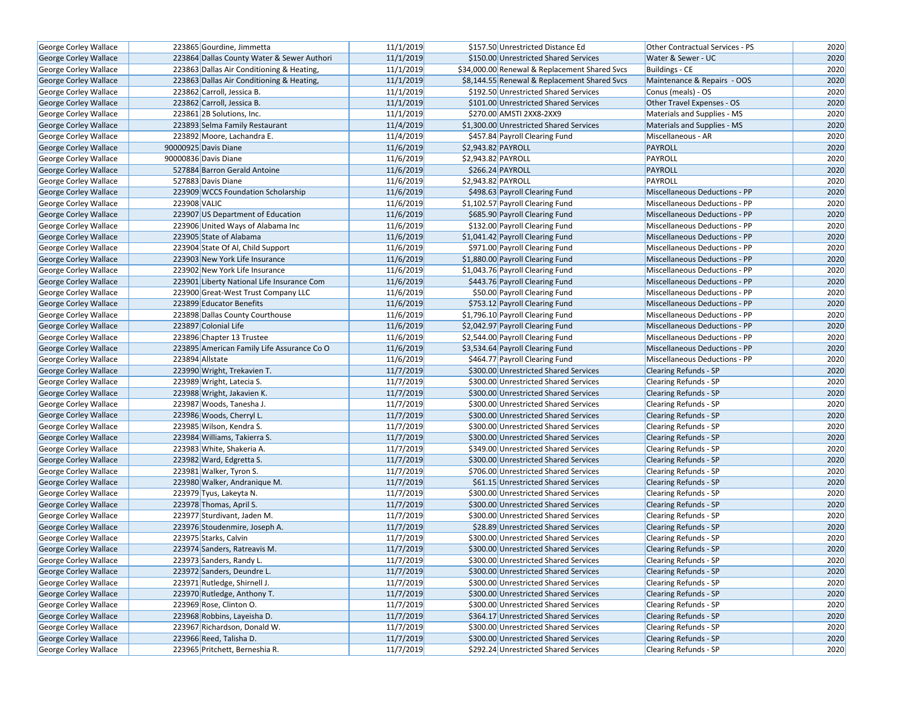| George Corley Wallace | 223865 | Gourdine, Jimmetta | 11/1/2019 | $157.50 | Unrestricted Distance Ed | Other Contractual Services - PS | 2020 |
|---|---|---|---|---|---|---|---|
| George Corley Wallace | 223864 | Dallas County Water & Sewer Authori | 11/1/2019 | $150.00 | Unrestricted Shared Services | Water & Sewer - UC | 2020 |
| George Corley Wallace | 223863 | Dallas Air Conditioning & Heating, | 11/1/2019 | $34,000.00 | Renewal & Replacement Shared Svcs | Buildings - CE | 2020 |
| George Corley Wallace | 223863 | Dallas Air Conditioning & Heating, | 11/1/2019 | $8,144.55 | Renewal & Replacement Shared Svcs | Maintenance & Repairs - OOS | 2020 |
| George Corley Wallace | 223862 | Carroll, Jessica B. | 11/1/2019 | $192.50 | Unrestricted Shared Services | Conus (meals) - OS | 2020 |
| George Corley Wallace | 223862 | Carroll, Jessica B. | 11/1/2019 | $101.00 | Unrestricted Shared Services | Other Travel Expenses - OS | 2020 |
| George Corley Wallace | 223861 | 2B Solutions, Inc. | 11/1/2019 | $270.00 | AMSTI 2XX8-2XX9 | Materials and Supplies - MS | 2020 |
| George Corley Wallace | 223893 | Selma Family Restaurant | 11/4/2019 | $1,300.00 | Unrestricted Shared Services | Materials and Supplies - MS | 2020 |
| George Corley Wallace | 223892 | Moore, Lachandra E. | 11/4/2019 | $457.84 | Payroll Clearing Fund | Miscellaneous - AR | 2020 |
| George Corley Wallace | 90000925 | Davis Diane | 11/6/2019 | $2,943.82 | PAYROLL | PAYROLL | 2020 |
| George Corley Wallace | 90000836 | Davis Diane | 11/6/2019 | $2,943.82 | PAYROLL | PAYROLL | 2020 |
| George Corley Wallace | 527884 | Barron Gerald Antoine | 11/6/2019 | $266.24 | PAYROLL | PAYROLL | 2020 |
| George Corley Wallace | 527883 | Davis Diane | 11/6/2019 | $2,943.82 | PAYROLL | PAYROLL | 2020 |
| George Corley Wallace | 223909 | WCCS Foundation Scholarship | 11/6/2019 | $498.63 | Payroll Clearing Fund | Miscellaneous Deductions - PP | 2020 |
| George Corley Wallace | 223908 | VALIC | 11/6/2019 | $1,102.57 | Payroll Clearing Fund | Miscellaneous Deductions - PP | 2020 |
| George Corley Wallace | 223907 | US Department of Education | 11/6/2019 | $685.90 | Payroll Clearing Fund | Miscellaneous Deductions - PP | 2020 |
| George Corley Wallace | 223906 | United Ways of Alabama Inc | 11/6/2019 | $132.00 | Payroll Clearing Fund | Miscellaneous Deductions - PP | 2020 |
| George Corley Wallace | 223905 | State of Alabama | 11/6/2019 | $1,041.42 | Payroll Clearing Fund | Miscellaneous Deductions - PP | 2020 |
| George Corley Wallace | 223904 | State Of Al, Child Support | 11/6/2019 | $971.00 | Payroll Clearing Fund | Miscellaneous Deductions - PP | 2020 |
| George Corley Wallace | 223903 | New York Life Insurance | 11/6/2019 | $1,880.00 | Payroll Clearing Fund | Miscellaneous Deductions - PP | 2020 |
| George Corley Wallace | 223902 | New York Life Insurance | 11/6/2019 | $1,043.76 | Payroll Clearing Fund | Miscellaneous Deductions - PP | 2020 |
| George Corley Wallace | 223901 | Liberty National Life Insurance Com | 11/6/2019 | $443.76 | Payroll Clearing Fund | Miscellaneous Deductions - PP | 2020 |
| George Corley Wallace | 223900 | Great-West Trust Company LLC | 11/6/2019 | $50.00 | Payroll Clearing Fund | Miscellaneous Deductions - PP | 2020 |
| George Corley Wallace | 223899 | Educator Benefits | 11/6/2019 | $753.12 | Payroll Clearing Fund | Miscellaneous Deductions - PP | 2020 |
| George Corley Wallace | 223898 | Dallas County Courthouse | 11/6/2019 | $1,796.10 | Payroll Clearing Fund | Miscellaneous Deductions - PP | 2020 |
| George Corley Wallace | 223897 | Colonial Life | 11/6/2019 | $2,042.97 | Payroll Clearing Fund | Miscellaneous Deductions - PP | 2020 |
| George Corley Wallace | 223896 | Chapter 13 Trustee | 11/6/2019 | $2,544.00 | Payroll Clearing Fund | Miscellaneous Deductions - PP | 2020 |
| George Corley Wallace | 223895 | American Family Life Assurance Co O | 11/6/2019 | $3,534.64 | Payroll Clearing Fund | Miscellaneous Deductions - PP | 2020 |
| George Corley Wallace | 223894 | Allstate | 11/6/2019 | $464.77 | Payroll Clearing Fund | Miscellaneous Deductions - PP | 2020 |
| George Corley Wallace | 223990 | Wright, Trekavien T. | 11/7/2019 | $300.00 | Unrestricted Shared Services | Clearing Refunds - SP | 2020 |
| George Corley Wallace | 223989 | Wright, Latecia S. | 11/7/2019 | $300.00 | Unrestricted Shared Services | Clearing Refunds - SP | 2020 |
| George Corley Wallace | 223988 | Wright, Jakavien K. | 11/7/2019 | $300.00 | Unrestricted Shared Services | Clearing Refunds - SP | 2020 |
| George Corley Wallace | 223987 | Woods, Tanesha J. | 11/7/2019 | $300.00 | Unrestricted Shared Services | Clearing Refunds - SP | 2020 |
| George Corley Wallace | 223986 | Woods, Cherryl L. | 11/7/2019 | $300.00 | Unrestricted Shared Services | Clearing Refunds - SP | 2020 |
| George Corley Wallace | 223985 | Wilson, Kendra S. | 11/7/2019 | $300.00 | Unrestricted Shared Services | Clearing Refunds - SP | 2020 |
| George Corley Wallace | 223984 | Williams, Takierra S. | 11/7/2019 | $300.00 | Unrestricted Shared Services | Clearing Refunds - SP | 2020 |
| George Corley Wallace | 223983 | White, Shakeria A. | 11/7/2019 | $349.00 | Unrestricted Shared Services | Clearing Refunds - SP | 2020 |
| George Corley Wallace | 223982 | Ward, Edgretta S. | 11/7/2019 | $300.00 | Unrestricted Shared Services | Clearing Refunds - SP | 2020 |
| George Corley Wallace | 223981 | Walker, Tyron S. | 11/7/2019 | $706.00 | Unrestricted Shared Services | Clearing Refunds - SP | 2020 |
| George Corley Wallace | 223980 | Walker, Andranique M. | 11/7/2019 | $61.15 | Unrestricted Shared Services | Clearing Refunds - SP | 2020 |
| George Corley Wallace | 223979 | Tyus, Lakeyta N. | 11/7/2019 | $300.00 | Unrestricted Shared Services | Clearing Refunds - SP | 2020 |
| George Corley Wallace | 223978 | Thomas, April S. | 11/7/2019 | $300.00 | Unrestricted Shared Services | Clearing Refunds - SP | 2020 |
| George Corley Wallace | 223977 | Sturdivant, Jaden M. | 11/7/2019 | $300.00 | Unrestricted Shared Services | Clearing Refunds - SP | 2020 |
| George Corley Wallace | 223976 | Stoudenmire, Joseph A. | 11/7/2019 | $28.89 | Unrestricted Shared Services | Clearing Refunds - SP | 2020 |
| George Corley Wallace | 223975 | Starks, Calvin | 11/7/2019 | $300.00 | Unrestricted Shared Services | Clearing Refunds - SP | 2020 |
| George Corley Wallace | 223974 | Sanders, Ratreavis M. | 11/7/2019 | $300.00 | Unrestricted Shared Services | Clearing Refunds - SP | 2020 |
| George Corley Wallace | 223973 | Sanders, Randy L. | 11/7/2019 | $300.00 | Unrestricted Shared Services | Clearing Refunds - SP | 2020 |
| George Corley Wallace | 223972 | Sanders, Deundre L. | 11/7/2019 | $300.00 | Unrestricted Shared Services | Clearing Refunds - SP | 2020 |
| George Corley Wallace | 223971 | Rutledge, Shirnell J. | 11/7/2019 | $300.00 | Unrestricted Shared Services | Clearing Refunds - SP | 2020 |
| George Corley Wallace | 223970 | Rutledge, Anthony T. | 11/7/2019 | $300.00 | Unrestricted Shared Services | Clearing Refunds - SP | 2020 |
| George Corley Wallace | 223969 | Rose, Clinton O. | 11/7/2019 | $300.00 | Unrestricted Shared Services | Clearing Refunds - SP | 2020 |
| George Corley Wallace | 223968 | Robbins, Layeisha D. | 11/7/2019 | $364.17 | Unrestricted Shared Services | Clearing Refunds - SP | 2020 |
| George Corley Wallace | 223967 | Richardson, Donald W. | 11/7/2019 | $300.00 | Unrestricted Shared Services | Clearing Refunds - SP | 2020 |
| George Corley Wallace | 223966 | Reed, Talisha D. | 11/7/2019 | $300.00 | Unrestricted Shared Services | Clearing Refunds - SP | 2020 |
| George Corley Wallace | 223965 | Pritchett, Berneshia R. | 11/7/2019 | $292.24 | Unrestricted Shared Services | Clearing Refunds - SP | 2020 |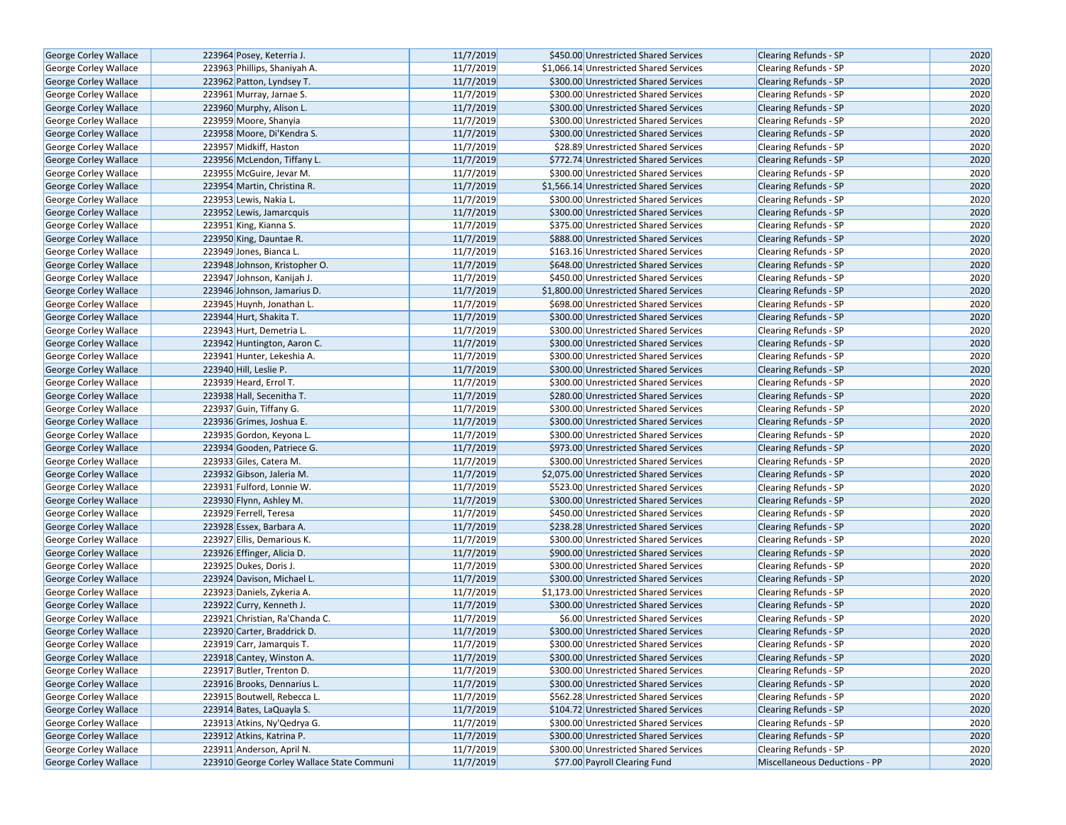| George Corley Wallace | 223964 | Posey, Keterria J. | 11/7/2019 | $450.00 | Unrestricted Shared Services | Clearing Refunds - SP | 2020 |
|---|---|---|---|---|---|---|---|
| George Corley Wallace | 223963 | Phillips, Shaniyah A. | 11/7/2019 | $1,066.14 | Unrestricted Shared Services | Clearing Refunds - SP | 2020 |
| George Corley Wallace | 223962 | Patton, Lyndsey T. | 11/7/2019 | $300.00 | Unrestricted Shared Services | Clearing Refunds - SP | 2020 |
| George Corley Wallace | 223961 | Murray, Jarnae S. | 11/7/2019 | $300.00 | Unrestricted Shared Services | Clearing Refunds - SP | 2020 |
| George Corley Wallace | 223960 | Murphy, Alison L. | 11/7/2019 | $300.00 | Unrestricted Shared Services | Clearing Refunds - SP | 2020 |
| George Corley Wallace | 223959 | Moore, Shanyia | 11/7/2019 | $300.00 | Unrestricted Shared Services | Clearing Refunds - SP | 2020 |
| George Corley Wallace | 223958 | Moore, Di'Kendra S. | 11/7/2019 | $300.00 | Unrestricted Shared Services | Clearing Refunds - SP | 2020 |
| George Corley Wallace | 223957 | Midkiff, Haston | 11/7/2019 | $28.89 | Unrestricted Shared Services | Clearing Refunds - SP | 2020 |
| George Corley Wallace | 223956 | McLendon, Tiffany L. | 11/7/2019 | $772.74 | Unrestricted Shared Services | Clearing Refunds - SP | 2020 |
| George Corley Wallace | 223955 | McGuire, Jevar M. | 11/7/2019 | $300.00 | Unrestricted Shared Services | Clearing Refunds - SP | 2020 |
| George Corley Wallace | 223954 | Martin, Christina R. | 11/7/2019 | $1,566.14 | Unrestricted Shared Services | Clearing Refunds - SP | 2020 |
| George Corley Wallace | 223953 | Lewis, Nakia L. | 11/7/2019 | $300.00 | Unrestricted Shared Services | Clearing Refunds - SP | 2020 |
| George Corley Wallace | 223952 | Lewis, Jamarcquis | 11/7/2019 | $300.00 | Unrestricted Shared Services | Clearing Refunds - SP | 2020 |
| George Corley Wallace | 223951 | King, Kianna S. | 11/7/2019 | $375.00 | Unrestricted Shared Services | Clearing Refunds - SP | 2020 |
| George Corley Wallace | 223950 | King, Dauntae R. | 11/7/2019 | $888.00 | Unrestricted Shared Services | Clearing Refunds - SP | 2020 |
| George Corley Wallace | 223949 | Jones, Bianca L. | 11/7/2019 | $163.16 | Unrestricted Shared Services | Clearing Refunds - SP | 2020 |
| George Corley Wallace | 223948 | Johnson, Kristopher O. | 11/7/2019 | $648.00 | Unrestricted Shared Services | Clearing Refunds - SP | 2020 |
| George Corley Wallace | 223947 | Johnson, Kanijah J. | 11/7/2019 | $450.00 | Unrestricted Shared Services | Clearing Refunds - SP | 2020 |
| George Corley Wallace | 223946 | Johnson, Jamarius D. | 11/7/2019 | $1,800.00 | Unrestricted Shared Services | Clearing Refunds - SP | 2020 |
| George Corley Wallace | 223945 | Huynh, Jonathan L. | 11/7/2019 | $698.00 | Unrestricted Shared Services | Clearing Refunds - SP | 2020 |
| George Corley Wallace | 223944 | Hurt, Shakita T. | 11/7/2019 | $300.00 | Unrestricted Shared Services | Clearing Refunds - SP | 2020 |
| George Corley Wallace | 223943 | Hurt, Demetria L. | 11/7/2019 | $300.00 | Unrestricted Shared Services | Clearing Refunds - SP | 2020 |
| George Corley Wallace | 223942 | Huntington, Aaron C. | 11/7/2019 | $300.00 | Unrestricted Shared Services | Clearing Refunds - SP | 2020 |
| George Corley Wallace | 223941 | Hunter, Lekeshia A. | 11/7/2019 | $300.00 | Unrestricted Shared Services | Clearing Refunds - SP | 2020 |
| George Corley Wallace | 223940 | Hill, Leslie P. | 11/7/2019 | $300.00 | Unrestricted Shared Services | Clearing Refunds - SP | 2020 |
| George Corley Wallace | 223939 | Heard, Errol T. | 11/7/2019 | $300.00 | Unrestricted Shared Services | Clearing Refunds - SP | 2020 |
| George Corley Wallace | 223938 | Hall, Secenitha T. | 11/7/2019 | $280.00 | Unrestricted Shared Services | Clearing Refunds - SP | 2020 |
| George Corley Wallace | 223937 | Guin, Tiffany G. | 11/7/2019 | $300.00 | Unrestricted Shared Services | Clearing Refunds - SP | 2020 |
| George Corley Wallace | 223936 | Grimes, Joshua E. | 11/7/2019 | $300.00 | Unrestricted Shared Services | Clearing Refunds - SP | 2020 |
| George Corley Wallace | 223935 | Gordon, Keyona L. | 11/7/2019 | $300.00 | Unrestricted Shared Services | Clearing Refunds - SP | 2020 |
| George Corley Wallace | 223934 | Gooden, Patriece G. | 11/7/2019 | $973.00 | Unrestricted Shared Services | Clearing Refunds - SP | 2020 |
| George Corley Wallace | 223933 | Giles, Catera M. | 11/7/2019 | $300.00 | Unrestricted Shared Services | Clearing Refunds - SP | 2020 |
| George Corley Wallace | 223932 | Gibson, Jaleria M. | 11/7/2019 | $2,075.00 | Unrestricted Shared Services | Clearing Refunds - SP | 2020 |
| George Corley Wallace | 223931 | Fulford, Lonnie W. | 11/7/2019 | $523.00 | Unrestricted Shared Services | Clearing Refunds - SP | 2020 |
| George Corley Wallace | 223930 | Flynn, Ashley M. | 11/7/2019 | $300.00 | Unrestricted Shared Services | Clearing Refunds - SP | 2020 |
| George Corley Wallace | 223929 | Ferrell, Teresa | 11/7/2019 | $450.00 | Unrestricted Shared Services | Clearing Refunds - SP | 2020 |
| George Corley Wallace | 223928 | Essex, Barbara A. | 11/7/2019 | $238.28 | Unrestricted Shared Services | Clearing Refunds - SP | 2020 |
| George Corley Wallace | 223927 | Ellis, Demarious K. | 11/7/2019 | $300.00 | Unrestricted Shared Services | Clearing Refunds - SP | 2020 |
| George Corley Wallace | 223926 | Effinger, Alicia D. | 11/7/2019 | $900.00 | Unrestricted Shared Services | Clearing Refunds - SP | 2020 |
| George Corley Wallace | 223925 | Dukes, Doris J. | 11/7/2019 | $300.00 | Unrestricted Shared Services | Clearing Refunds - SP | 2020 |
| George Corley Wallace | 223924 | Davison, Michael L. | 11/7/2019 | $300.00 | Unrestricted Shared Services | Clearing Refunds - SP | 2020 |
| George Corley Wallace | 223923 | Daniels, Zykeria A. | 11/7/2019 | $1,173.00 | Unrestricted Shared Services | Clearing Refunds - SP | 2020 |
| George Corley Wallace | 223922 | Curry, Kenneth J. | 11/7/2019 | $300.00 | Unrestricted Shared Services | Clearing Refunds - SP | 2020 |
| George Corley Wallace | 223921 | Christian, Ra'Chanda C. | 11/7/2019 | $6.00 | Unrestricted Shared Services | Clearing Refunds - SP | 2020 |
| George Corley Wallace | 223920 | Carter, Braddrick D. | 11/7/2019 | $300.00 | Unrestricted Shared Services | Clearing Refunds - SP | 2020 |
| George Corley Wallace | 223919 | Carr, Jamarquis T. | 11/7/2019 | $300.00 | Unrestricted Shared Services | Clearing Refunds - SP | 2020 |
| George Corley Wallace | 223918 | Cantey, Winston A. | 11/7/2019 | $300.00 | Unrestricted Shared Services | Clearing Refunds - SP | 2020 |
| George Corley Wallace | 223917 | Butler, Trenton D. | 11/7/2019 | $300.00 | Unrestricted Shared Services | Clearing Refunds - SP | 2020 |
| George Corley Wallace | 223916 | Brooks, Dennarius L. | 11/7/2019 | $300.00 | Unrestricted Shared Services | Clearing Refunds - SP | 2020 |
| George Corley Wallace | 223915 | Boutwell, Rebecca L. | 11/7/2019 | $562.28 | Unrestricted Shared Services | Clearing Refunds - SP | 2020 |
| George Corley Wallace | 223914 | Bates, LaQuayla S. | 11/7/2019 | $104.72 | Unrestricted Shared Services | Clearing Refunds - SP | 2020 |
| George Corley Wallace | 223913 | Atkins, Ny'Qedrya G. | 11/7/2019 | $300.00 | Unrestricted Shared Services | Clearing Refunds - SP | 2020 |
| George Corley Wallace | 223912 | Atkins, Katrina P. | 11/7/2019 | $300.00 | Unrestricted Shared Services | Clearing Refunds - SP | 2020 |
| George Corley Wallace | 223911 | Anderson, April N. | 11/7/2019 | $300.00 | Unrestricted Shared Services | Clearing Refunds - SP | 2020 |
| George Corley Wallace | 223910 | George Corley Wallace State Communi | 11/7/2019 | $77.00 | Payroll Clearing Fund | Miscellaneous Deductions - PP | 2020 |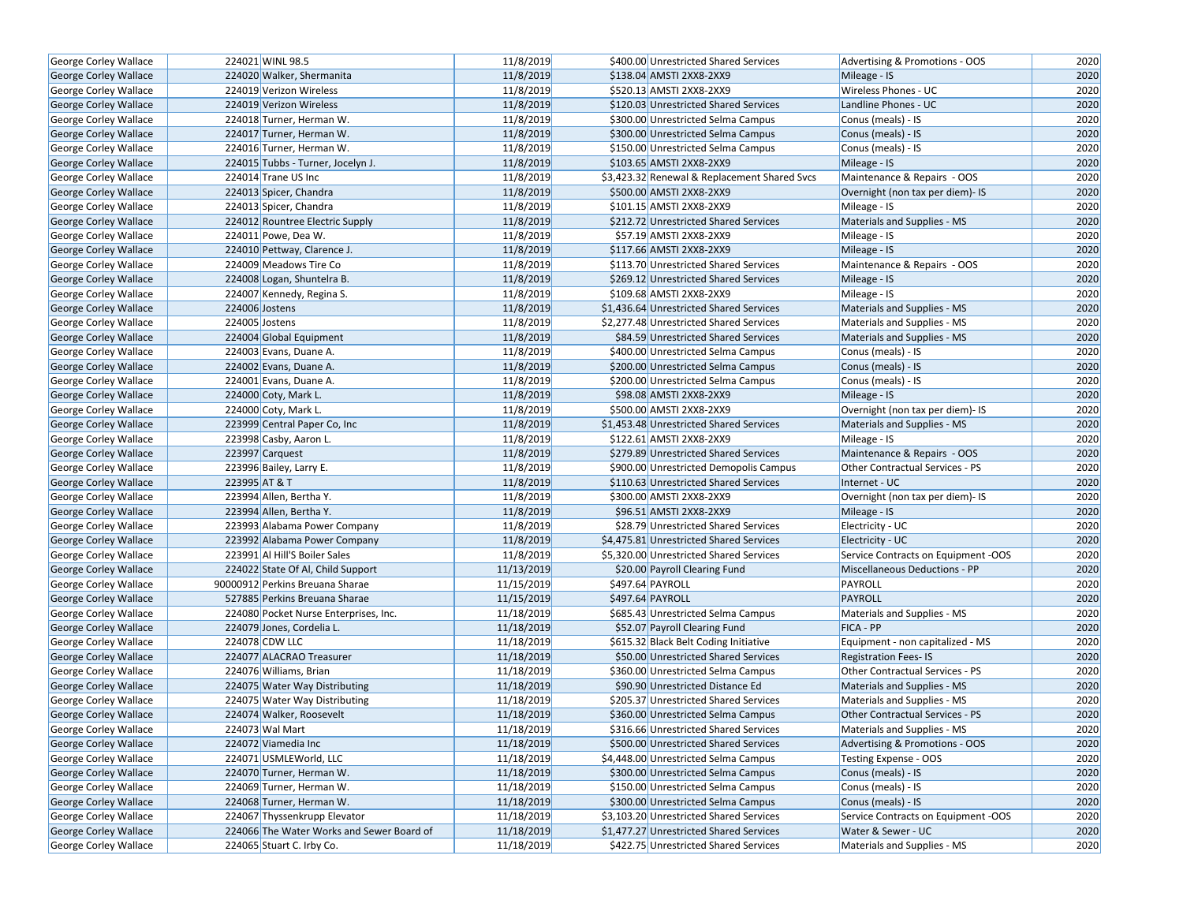| | | | | | | | |
|---|---|---|---|---|---|---|---|
| George Corley Wallace | 224021 | WINL 98.5 | 11/8/2019 | $400.00 | Unrestricted Shared Services | Advertising & Promotions - OOS | 2020 |
| George Corley Wallace | 224020 | Walker, Shermanita | 11/8/2019 | $138.04 | AMSTI 2XX8-2XX9 | Mileage - IS | 2020 |
| George Corley Wallace | 224019 | Verizon Wireless | 11/8/2019 | $520.13 | AMSTI 2XX8-2XX9 | Wireless Phones - UC | 2020 |
| George Corley Wallace | 224019 | Verizon Wireless | 11/8/2019 | $120.03 | Unrestricted Shared Services | Landline Phones - UC | 2020 |
| George Corley Wallace | 224018 | Turner, Herman W. | 11/8/2019 | $300.00 | Unrestricted Selma Campus | Conus (meals) - IS | 2020 |
| George Corley Wallace | 224017 | Turner, Herman W. | 11/8/2019 | $300.00 | Unrestricted Selma Campus | Conus (meals) - IS | 2020 |
| George Corley Wallace | 224016 | Turner, Herman W. | 11/8/2019 | $150.00 | Unrestricted Selma Campus | Conus (meals) - IS | 2020 |
| George Corley Wallace | 224015 | Tubbs - Turner, Jocelyn J. | 11/8/2019 | $103.65 | AMSTI 2XX8-2XX9 | Mileage - IS | 2020 |
| George Corley Wallace | 224014 | Trane US Inc | 11/8/2019 | $3,423.32 | Renewal & Replacement Shared Svcs | Maintenance & Repairs - OOS | 2020 |
| George Corley Wallace | 224013 | Spicer, Chandra | 11/8/2019 | $500.00 | AMSTI 2XX8-2XX9 | Overnight (non tax per diem)- IS | 2020 |
| George Corley Wallace | 224013 | Spicer, Chandra | 11/8/2019 | $101.15 | AMSTI 2XX8-2XX9 | Mileage - IS | 2020 |
| George Corley Wallace | 224012 | Rountree Electric Supply | 11/8/2019 | $212.72 | Unrestricted Shared Services | Materials and Supplies - MS | 2020 |
| George Corley Wallace | 224011 | Powe, Dea W. | 11/8/2019 | $57.19 | AMSTI 2XX8-2XX9 | Mileage - IS | 2020 |
| George Corley Wallace | 224010 | Pettway, Clarence J. | 11/8/2019 | $117.66 | AMSTI 2XX8-2XX9 | Mileage - IS | 2020 |
| George Corley Wallace | 224009 | Meadows Tire Co | 11/8/2019 | $113.70 | Unrestricted Shared Services | Maintenance & Repairs - OOS | 2020 |
| George Corley Wallace | 224008 | Logan, Shuntelra B. | 11/8/2019 | $269.12 | Unrestricted Shared Services | Mileage - IS | 2020 |
| George Corley Wallace | 224007 | Kennedy, Regina S. | 11/8/2019 | $109.68 | AMSTI 2XX8-2XX9 | Mileage - IS | 2020 |
| George Corley Wallace | 224006 | Jostens | 11/8/2019 | $1,436.64 | Unrestricted Shared Services | Materials and Supplies - MS | 2020 |
| George Corley Wallace | 224005 | Jostens | 11/8/2019 | $2,277.48 | Unrestricted Shared Services | Materials and Supplies - MS | 2020 |
| George Corley Wallace | 224004 | Global Equipment | 11/8/2019 | $84.59 | Unrestricted Shared Services | Materials and Supplies - MS | 2020 |
| George Corley Wallace | 224003 | Evans, Duane A. | 11/8/2019 | $400.00 | Unrestricted Selma Campus | Conus (meals) - IS | 2020 |
| George Corley Wallace | 224002 | Evans, Duane A. | 11/8/2019 | $200.00 | Unrestricted Selma Campus | Conus (meals) - IS | 2020 |
| George Corley Wallace | 224001 | Evans, Duane A. | 11/8/2019 | $200.00 | Unrestricted Selma Campus | Conus (meals) - IS | 2020 |
| George Corley Wallace | 224000 | Coty, Mark L. | 11/8/2019 | $98.08 | AMSTI 2XX8-2XX9 | Mileage - IS | 2020 |
| George Corley Wallace | 224000 | Coty, Mark L. | 11/8/2019 | $500.00 | AMSTI 2XX8-2XX9 | Overnight (non tax per diem)- IS | 2020 |
| George Corley Wallace | 223999 | Central Paper Co, Inc | 11/8/2019 | $1,453.48 | Unrestricted Shared Services | Materials and Supplies - MS | 2020 |
| George Corley Wallace | 223998 | Casby, Aaron L. | 11/8/2019 | $122.61 | AMSTI 2XX8-2XX9 | Mileage - IS | 2020 |
| George Corley Wallace | 223997 | Carquest | 11/8/2019 | $279.89 | Unrestricted Shared Services | Maintenance & Repairs - OOS | 2020 |
| George Corley Wallace | 223996 | Bailey, Larry E. | 11/8/2019 | $900.00 | Unrestricted Demopolis Campus | Other Contractual Services - PS | 2020 |
| George Corley Wallace | 223995 | AT & T | 11/8/2019 | $110.63 | Unrestricted Shared Services | Internet - UC | 2020 |
| George Corley Wallace | 223994 | Allen, Bertha Y. | 11/8/2019 | $300.00 | AMSTI 2XX8-2XX9 | Overnight (non tax per diem)- IS | 2020 |
| George Corley Wallace | 223994 | Allen, Bertha Y. | 11/8/2019 | $96.51 | AMSTI 2XX8-2XX9 | Mileage - IS | 2020 |
| George Corley Wallace | 223993 | Alabama Power Company | 11/8/2019 | $28.79 | Unrestricted Shared Services | Electricity - UC | 2020 |
| George Corley Wallace | 223992 | Alabama Power Company | 11/8/2019 | $4,475.81 | Unrestricted Shared Services | Electricity - UC | 2020 |
| George Corley Wallace | 223991 | Al Hill'S Boiler Sales | 11/8/2019 | $5,320.00 | Unrestricted Shared Services | Service Contracts on Equipment -OOS | 2020 |
| George Corley Wallace | 224022 | State Of Al, Child Support | 11/13/2019 | $20.00 | Payroll Clearing Fund | Miscellaneous Deductions - PP | 2020 |
| George Corley Wallace | 90000912 | Perkins Breuana Sharae | 11/15/2019 | $497.64 | PAYROLL | PAYROLL | 2020 |
| George Corley Wallace | 527885 | Perkins Breuana Sharae | 11/15/2019 | $497.64 | PAYROLL | PAYROLL | 2020 |
| George Corley Wallace | 224080 | Pocket Nurse Enterprises, Inc. | 11/18/2019 | $685.43 | Unrestricted Selma Campus | Materials and Supplies - MS | 2020 |
| George Corley Wallace | 224079 | Jones, Cordelia L. | 11/18/2019 | $52.07 | Payroll Clearing Fund | FICA - PP | 2020 |
| George Corley Wallace | 224078 | CDW LLC | 11/18/2019 | $615.32 | Black Belt Coding Initiative | Equipment - non capitalized - MS | 2020 |
| George Corley Wallace | 224077 | ALACRAO Treasurer | 11/18/2019 | $50.00 | Unrestricted Shared Services | Registration Fees- IS | 2020 |
| George Corley Wallace | 224076 | Williams, Brian | 11/18/2019 | $360.00 | Unrestricted Selma Campus | Other Contractual Services - PS | 2020 |
| George Corley Wallace | 224075 | Water Way Distributing | 11/18/2019 | $90.90 | Unrestricted Distance Ed | Materials and Supplies - MS | 2020 |
| George Corley Wallace | 224075 | Water Way Distributing | 11/18/2019 | $205.37 | Unrestricted Shared Services | Materials and Supplies - MS | 2020 |
| George Corley Wallace | 224074 | Walker, Roosevelt | 11/18/2019 | $360.00 | Unrestricted Selma Campus | Other Contractual Services - PS | 2020 |
| George Corley Wallace | 224073 | Wal Mart | 11/18/2019 | $316.66 | Unrestricted Shared Services | Materials and Supplies - MS | 2020 |
| George Corley Wallace | 224072 | Viamedia Inc | 11/18/2019 | $500.00 | Unrestricted Shared Services | Advertising & Promotions - OOS | 2020 |
| George Corley Wallace | 224071 | USMLEWorld, LLC | 11/18/2019 | $4,448.00 | Unrestricted Selma Campus | Testing Expense - OOS | 2020 |
| George Corley Wallace | 224070 | Turner, Herman W. | 11/18/2019 | $300.00 | Unrestricted Selma Campus | Conus (meals) - IS | 2020 |
| George Corley Wallace | 224069 | Turner, Herman W. | 11/18/2019 | $150.00 | Unrestricted Selma Campus | Conus (meals) - IS | 2020 |
| George Corley Wallace | 224068 | Turner, Herman W. | 11/18/2019 | $300.00 | Unrestricted Selma Campus | Conus (meals) - IS | 2020 |
| George Corley Wallace | 224067 | Thyssenkrupp Elevator | 11/18/2019 | $3,103.20 | Unrestricted Shared Services | Service Contracts on Equipment -OOS | 2020 |
| George Corley Wallace | 224066 | The Water Works and Sewer Board of | 11/18/2019 | $1,477.27 | Unrestricted Shared Services | Water & Sewer - UC | 2020 |
| George Corley Wallace | 224065 | Stuart C. Irby Co. | 11/18/2019 | $422.75 | Unrestricted Shared Services | Materials and Supplies - MS | 2020 |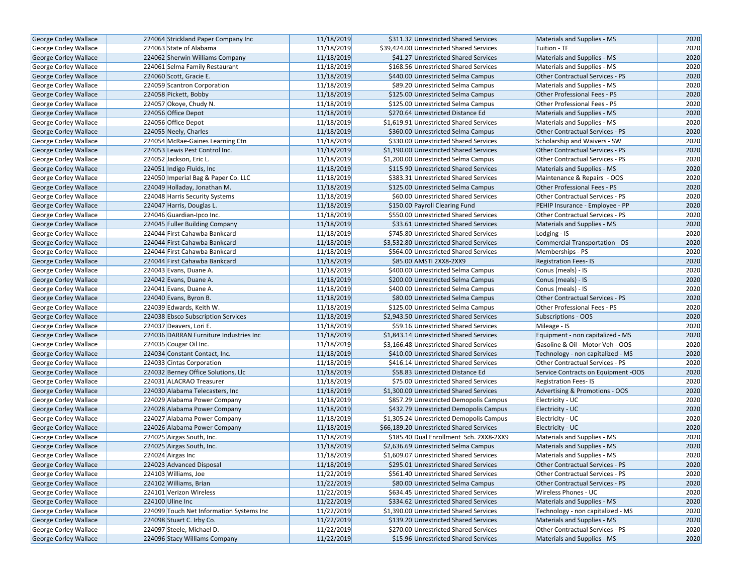| George Corley Wallace | 224064 | Strickland Paper Company Inc | 11/18/2019 | $311.32 | Unrestricted Shared Services | Materials and Supplies - MS | 2020 |
|---|---|---|---|---|---|---|---|
| George Corley Wallace | 224063 | State of Alabama | 11/18/2019 | $39,424.00 | Unrestricted Shared Services | Tuition - TF | 2020 |
| George Corley Wallace | 224062 | Sherwin Williams Company | 11/18/2019 | $41.27 | Unrestricted Shared Services | Materials and Supplies - MS | 2020 |
| George Corley Wallace | 224061 | Selma Family Restaurant | 11/18/2019 | $168.56 | Unrestricted Shared Services | Materials and Supplies - MS | 2020 |
| George Corley Wallace | 224060 | Scott, Gracie E. | 11/18/2019 | $440.00 | Unrestricted Selma Campus | Other Contractual Services - PS | 2020 |
| George Corley Wallace | 224059 | Scantron Corporation | 11/18/2019 | $89.20 | Unrestricted Selma Campus | Materials and Supplies - MS | 2020 |
| George Corley Wallace | 224058 | Pickett, Bobby | 11/18/2019 | $125.00 | Unrestricted Selma Campus | Other Professional Fees - PS | 2020 |
| George Corley Wallace | 224057 | Okoye, Chudy N. | 11/18/2019 | $125.00 | Unrestricted Selma Campus | Other Professional Fees - PS | 2020 |
| George Corley Wallace | 224056 | Office Depot | 11/18/2019 | $270.64 | Unrestricted Distance Ed | Materials and Supplies - MS | 2020 |
| George Corley Wallace | 224056 | Office Depot | 11/18/2019 | $1,619.91 | Unrestricted Shared Services | Materials and Supplies - MS | 2020 |
| George Corley Wallace | 224055 | Neely, Charles | 11/18/2019 | $360.00 | Unrestricted Selma Campus | Other Contractual Services - PS | 2020 |
| George Corley Wallace | 224054 | McRae-Gaines Learning Ctn | 11/18/2019 | $330.00 | Unrestricted Shared Services | Scholarship and Waivers - SW | 2020 |
| George Corley Wallace | 224053 | Lewis Pest Control Inc. | 11/18/2019 | $1,190.00 | Unrestricted Shared Services | Other Contractual Services - PS | 2020 |
| George Corley Wallace | 224052 | Jackson, Eric L. | 11/18/2019 | $1,200.00 | Unrestricted Selma Campus | Other Contractual Services - PS | 2020 |
| George Corley Wallace | 224051 | Indigo Fluids, Inc | 11/18/2019 | $115.90 | Unrestricted Shared Services | Materials and Supplies - MS | 2020 |
| George Corley Wallace | 224050 | Imperial Bag & Paper Co. LLC | 11/18/2019 | $383.31 | Unrestricted Shared Services | Maintenance & Repairs - OOS | 2020 |
| George Corley Wallace | 224049 | Holladay, Jonathan M. | 11/18/2019 | $125.00 | Unrestricted Selma Campus | Other Professional Fees - PS | 2020 |
| George Corley Wallace | 224048 | Harris Security Systems | 11/18/2019 | $60.00 | Unrestricted Shared Services | Other Contractual Services - PS | 2020 |
| George Corley Wallace | 224047 | Harris, Douglas L. | 11/18/2019 | $150.00 | Payroll Clearing Fund | PEHIP Insurance - Employee - PP | 2020 |
| George Corley Wallace | 224046 | Guardian-Ipco Inc. | 11/18/2019 | $550.00 | Unrestricted Shared Services | Other Contractual Services - PS | 2020 |
| George Corley Wallace | 224045 | Fuller Building Company | 11/18/2019 | $33.61 | Unrestricted Shared Services | Materials and Supplies - MS | 2020 |
| George Corley Wallace | 224044 | First Cahawba Bankcard | 11/18/2019 | $745.80 | Unrestricted Shared Services | Lodging - IS | 2020 |
| George Corley Wallace | 224044 | First Cahawba Bankcard | 11/18/2019 | $3,532.80 | Unrestricted Shared Services | Commercial Transportation - OS | 2020 |
| George Corley Wallace | 224044 | First Cahawba Bankcard | 11/18/2019 | $564.00 | Unrestricted Shared Services | Memberships - PS | 2020 |
| George Corley Wallace | 224044 | First Cahawba Bankcard | 11/18/2019 | $85.00 | AMSTI 2XX8-2XX9 | Registration Fees- IS | 2020 |
| George Corley Wallace | 224043 | Evans, Duane A. | 11/18/2019 | $400.00 | Unrestricted Selma Campus | Conus (meals) - IS | 2020 |
| George Corley Wallace | 224042 | Evans, Duane A. | 11/18/2019 | $200.00 | Unrestricted Selma Campus | Conus (meals) - IS | 2020 |
| George Corley Wallace | 224041 | Evans, Duane A. | 11/18/2019 | $400.00 | Unrestricted Selma Campus | Conus (meals) - IS | 2020 |
| George Corley Wallace | 224040 | Evans, Byron B. | 11/18/2019 | $80.00 | Unrestricted Selma Campus | Other Contractual Services - PS | 2020 |
| George Corley Wallace | 224039 | Edwards, Keith W. | 11/18/2019 | $125.00 | Unrestricted Selma Campus | Other Professional Fees - PS | 2020 |
| George Corley Wallace | 224038 | Ebsco Subscription Services | 11/18/2019 | $2,943.50 | Unrestricted Shared Services | Subscriptions - OOS | 2020 |
| George Corley Wallace | 224037 | Deavers, Lori E. | 11/18/2019 | $59.16 | Unrestricted Shared Services | Mileage - IS | 2020 |
| George Corley Wallace | 224036 | DARRAN Furniture Industries Inc | 11/18/2019 | $1,843.14 | Unrestricted Shared Services | Equipment - non capitalized - MS | 2020 |
| George Corley Wallace | 224035 | Cougar Oil Inc. | 11/18/2019 | $3,166.48 | Unrestricted Shared Services | Gasoline & Oil - Motor Veh - OOS | 2020 |
| George Corley Wallace | 224034 | Constant Contact, Inc. | 11/18/2019 | $410.00 | Unrestricted Shared Services | Technology - non capitalized - MS | 2020 |
| George Corley Wallace | 224033 | Cintas Corporation | 11/18/2019 | $416.14 | Unrestricted Shared Services | Other Contractual Services - PS | 2020 |
| George Corley Wallace | 224032 | Berney Office Solutions, Llc | 11/18/2019 | $58.83 | Unrestricted Distance Ed | Service Contracts on Equipment -OOS | 2020 |
| George Corley Wallace | 224031 | ALACRAO Treasurer | 11/18/2019 | $75.00 | Unrestricted Shared Services | Registration Fees- IS | 2020 |
| George Corley Wallace | 224030 | Alabama Telecasters, Inc | 11/18/2019 | $1,300.00 | Unrestricted Shared Services | Advertising & Promotions - OOS | 2020 |
| George Corley Wallace | 224029 | Alabama Power Company | 11/18/2019 | $857.29 | Unrestricted Demopolis Campus | Electricity - UC | 2020 |
| George Corley Wallace | 224028 | Alabama Power Company | 11/18/2019 | $432.79 | Unrestricted Demopolis Campus | Electricity - UC | 2020 |
| George Corley Wallace | 224027 | Alabama Power Company | 11/18/2019 | $1,305.24 | Unrestricted Demopolis Campus | Electricity - UC | 2020 |
| George Corley Wallace | 224026 | Alabama Power Company | 11/18/2019 | $66,189.20 | Unrestricted Shared Services | Electricity - UC | 2020 |
| George Corley Wallace | 224025 | Airgas South, Inc. | 11/18/2019 | $185.40 | Dual Enrollment Sch. 2XX8-2XX9 | Materials and Supplies - MS | 2020 |
| George Corley Wallace | 224025 | Airgas South, Inc. | 11/18/2019 | $2,636.69 | Unrestricted Selma Campus | Materials and Supplies - MS | 2020 |
| George Corley Wallace | 224024 | Airgas Inc | 11/18/2019 | $1,609.07 | Unrestricted Shared Services | Materials and Supplies - MS | 2020 |
| George Corley Wallace | 224023 | Advanced Disposal | 11/18/2019 | $295.01 | Unrestricted Shared Services | Other Contractual Services - PS | 2020 |
| George Corley Wallace | 224103 | Williams, Joe | 11/22/2019 | $561.40 | Unrestricted Shared Services | Other Contractual Services - PS | 2020 |
| George Corley Wallace | 224102 | Williams, Brian | 11/22/2019 | $80.00 | Unrestricted Selma Campus | Other Contractual Services - PS | 2020 |
| George Corley Wallace | 224101 | Verizon Wireless | 11/22/2019 | $634.45 | Unrestricted Shared Services | Wireless Phones - UC | 2020 |
| George Corley Wallace | 224100 | Uline Inc | 11/22/2019 | $334.62 | Unrestricted Shared Services | Materials and Supplies - MS | 2020 |
| George Corley Wallace | 224099 | Touch Net Information Systems Inc | 11/22/2019 | $1,390.00 | Unrestricted Shared Services | Technology - non capitalized - MS | 2020 |
| George Corley Wallace | 224098 | Stuart C. Irby Co. | 11/22/2019 | $139.20 | Unrestricted Shared Services | Materials and Supplies - MS | 2020 |
| George Corley Wallace | 224097 | Steele, Michael D. | 11/22/2019 | $270.00 | Unrestricted Shared Services | Other Contractual Services - PS | 2020 |
| George Corley Wallace | 224096 | Stacy Williams Company | 11/22/2019 | $15.96 | Unrestricted Shared Services | Materials and Supplies - MS | 2020 |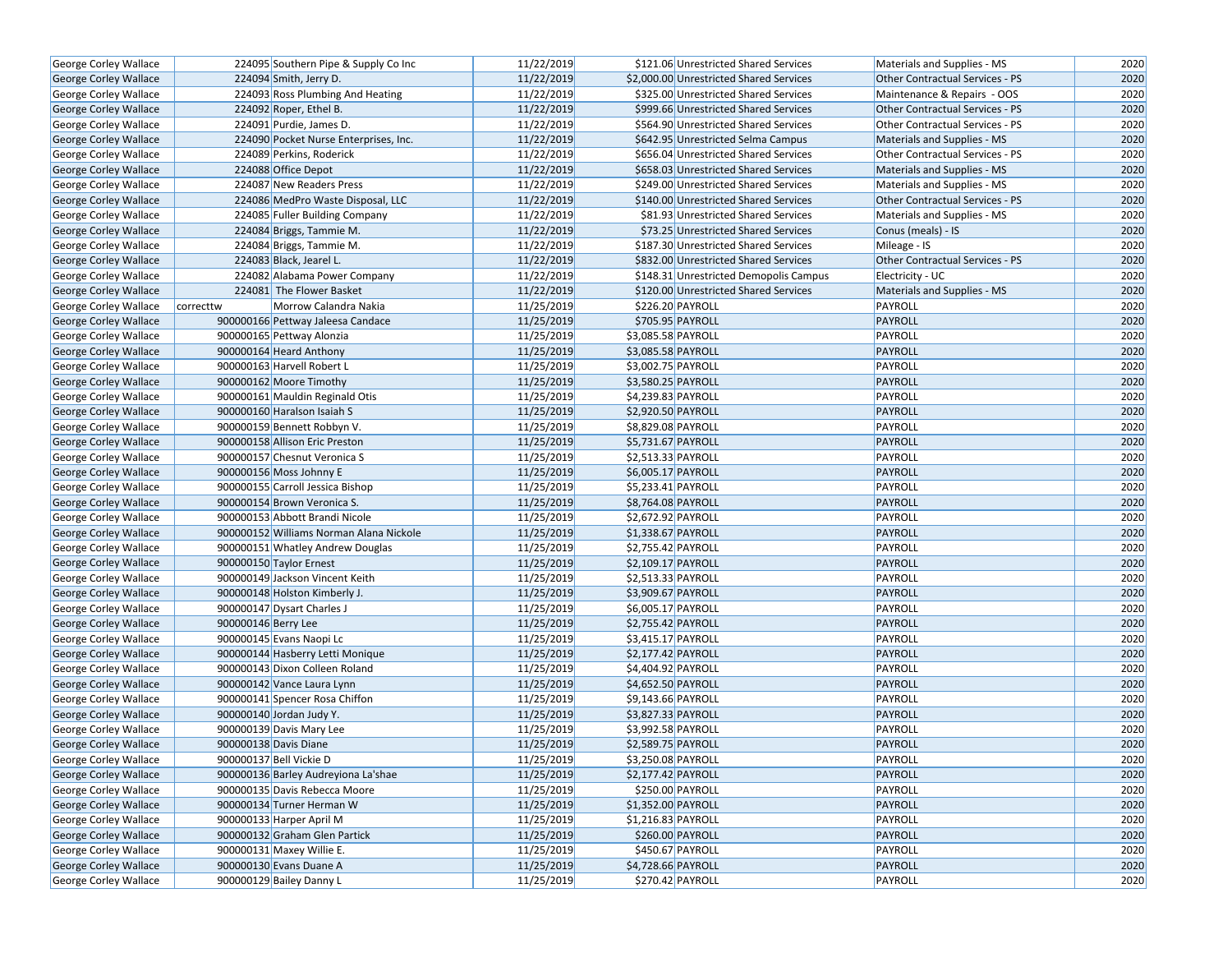| George Corley Wallace | 224095 | Southern Pipe & Supply Co Inc | 11/22/2019 | $121.06 | Unrestricted Shared Services | Materials and Supplies - MS | 2020 |
|---|---|---|---|---|---|---|---|
| George Corley Wallace | 224094 | Smith, Jerry D. | 11/22/2019 | $2,000.00 | Unrestricted Shared Services | Other Contractual Services - PS | 2020 |
| George Corley Wallace | 224093 | Ross Plumbing And Heating | 11/22/2019 | $325.00 | Unrestricted Shared Services | Maintenance & Repairs - OOS | 2020 |
| George Corley Wallace | 224092 | Roper, Ethel B. | 11/22/2019 | $999.66 | Unrestricted Shared Services | Other Contractual Services - PS | 2020 |
| George Corley Wallace | 224091 | Purdie, James D. | 11/22/2019 | $564.90 | Unrestricted Shared Services | Other Contractual Services - PS | 2020 |
| George Corley Wallace | 224090 | Pocket Nurse Enterprises, Inc. | 11/22/2019 | $642.95 | Unrestricted Selma Campus | Materials and Supplies - MS | 2020 |
| George Corley Wallace | 224089 | Perkins, Roderick | 11/22/2019 | $656.04 | Unrestricted Shared Services | Other Contractual Services - PS | 2020 |
| George Corley Wallace | 224088 | Office Depot | 11/22/2019 | $658.03 | Unrestricted Shared Services | Materials and Supplies - MS | 2020 |
| George Corley Wallace | 224087 | New Readers Press | 11/22/2019 | $249.00 | Unrestricted Shared Services | Materials and Supplies - MS | 2020 |
| George Corley Wallace | 224086 | MedPro Waste Disposal, LLC | 11/22/2019 | $140.00 | Unrestricted Shared Services | Other Contractual Services - PS | 2020 |
| George Corley Wallace | 224085 | Fuller Building Company | 11/22/2019 | $81.93 | Unrestricted Shared Services | Materials and Supplies - MS | 2020 |
| George Corley Wallace | 224084 | Briggs, Tammie M. | 11/22/2019 | $73.25 | Unrestricted Shared Services | Conus (meals) - IS | 2020 |
| George Corley Wallace | 224084 | Briggs, Tammie M. | 11/22/2019 | $187.30 | Unrestricted Shared Services | Mileage - IS | 2020 |
| George Corley Wallace | 224083 | Black, Jearel L. | 11/22/2019 | $832.00 | Unrestricted Shared Services | Other Contractual Services - PS | 2020 |
| George Corley Wallace | 224082 | Alabama Power Company | 11/22/2019 | $148.31 | Unrestricted Demopolis Campus | Electricity - UC | 2020 |
| George Corley Wallace | 224081 | The Flower Basket | 11/22/2019 | $120.00 | Unrestricted Shared Services | Materials and Supplies - MS | 2020 |
| George Corley Wallace | correcttw | Morrow Calandra Nakia | 11/25/2019 | $226.20 | PAYROLL | PAYROLL | 2020 |
| George Corley Wallace | 900000166 | Pettway Jaleesa Candace | 11/25/2019 | $705.95 | PAYROLL | PAYROLL | 2020 |
| George Corley Wallace | 900000165 | Pettway Alonzia | 11/25/2019 | $3,085.58 | PAYROLL | PAYROLL | 2020 |
| George Corley Wallace | 900000164 | Heard Anthony | 11/25/2019 | $3,085.58 | PAYROLL | PAYROLL | 2020 |
| George Corley Wallace | 900000163 | Harvell Robert L | 11/25/2019 | $3,002.75 | PAYROLL | PAYROLL | 2020 |
| George Corley Wallace | 900000162 | Moore Timothy | 11/25/2019 | $3,580.25 | PAYROLL | PAYROLL | 2020 |
| George Corley Wallace | 900000161 | Mauldin Reginald Otis | 11/25/2019 | $4,239.83 | PAYROLL | PAYROLL | 2020 |
| George Corley Wallace | 900000160 | Haralson Isaiah S | 11/25/2019 | $2,920.50 | PAYROLL | PAYROLL | 2020 |
| George Corley Wallace | 900000159 | Bennett Robbyn V. | 11/25/2019 | $8,829.08 | PAYROLL | PAYROLL | 2020 |
| George Corley Wallace | 900000158 | Allison Eric Preston | 11/25/2019 | $5,731.67 | PAYROLL | PAYROLL | 2020 |
| George Corley Wallace | 900000157 | Chesnut Veronica S | 11/25/2019 | $2,513.33 | PAYROLL | PAYROLL | 2020 |
| George Corley Wallace | 900000156 | Moss Johnny E | 11/25/2019 | $6,005.17 | PAYROLL | PAYROLL | 2020 |
| George Corley Wallace | 900000155 | Carroll Jessica Bishop | 11/25/2019 | $5,233.41 | PAYROLL | PAYROLL | 2020 |
| George Corley Wallace | 900000154 | Brown Veronica S. | 11/25/2019 | $8,764.08 | PAYROLL | PAYROLL | 2020 |
| George Corley Wallace | 900000153 | Abbott Brandi Nicole | 11/25/2019 | $2,672.92 | PAYROLL | PAYROLL | 2020 |
| George Corley Wallace | 900000152 | Williams Norman Alana Nickole | 11/25/2019 | $1,338.67 | PAYROLL | PAYROLL | 2020 |
| George Corley Wallace | 900000151 | Whatley Andrew Douglas | 11/25/2019 | $2,755.42 | PAYROLL | PAYROLL | 2020 |
| George Corley Wallace | 900000150 | Taylor Ernest | 11/25/2019 | $2,109.17 | PAYROLL | PAYROLL | 2020 |
| George Corley Wallace | 900000149 | Jackson Vincent Keith | 11/25/2019 | $2,513.33 | PAYROLL | PAYROLL | 2020 |
| George Corley Wallace | 900000148 | Holston Kimberly J. | 11/25/2019 | $3,909.67 | PAYROLL | PAYROLL | 2020 |
| George Corley Wallace | 900000147 | Dysart Charles J | 11/25/2019 | $6,005.17 | PAYROLL | PAYROLL | 2020 |
| George Corley Wallace | 900000146 | Berry Lee | 11/25/2019 | $2,755.42 | PAYROLL | PAYROLL | 2020 |
| George Corley Wallace | 900000145 | Evans Naopi Lc | 11/25/2019 | $3,415.17 | PAYROLL | PAYROLL | 2020 |
| George Corley Wallace | 900000144 | Hasberry Letti Monique | 11/25/2019 | $2,177.42 | PAYROLL | PAYROLL | 2020 |
| George Corley Wallace | 900000143 | Dixon Colleen Roland | 11/25/2019 | $4,404.92 | PAYROLL | PAYROLL | 2020 |
| George Corley Wallace | 900000142 | Vance Laura Lynn | 11/25/2019 | $4,652.50 | PAYROLL | PAYROLL | 2020 |
| George Corley Wallace | 900000141 | Spencer Rosa Chiffon | 11/25/2019 | $9,143.66 | PAYROLL | PAYROLL | 2020 |
| George Corley Wallace | 900000140 | Jordan Judy Y. | 11/25/2019 | $3,827.33 | PAYROLL | PAYROLL | 2020 |
| George Corley Wallace | 900000139 | Davis Mary Lee | 11/25/2019 | $3,992.58 | PAYROLL | PAYROLL | 2020 |
| George Corley Wallace | 900000138 | Davis Diane | 11/25/2019 | $2,589.75 | PAYROLL | PAYROLL | 2020 |
| George Corley Wallace | 900000137 | Bell Vickie D | 11/25/2019 | $3,250.08 | PAYROLL | PAYROLL | 2020 |
| George Corley Wallace | 900000136 | Barley Audreyiona La'shae | 11/25/2019 | $2,177.42 | PAYROLL | PAYROLL | 2020 |
| George Corley Wallace | 900000135 | Davis Rebecca Moore | 11/25/2019 | $250.00 | PAYROLL | PAYROLL | 2020 |
| George Corley Wallace | 900000134 | Turner Herman W | 11/25/2019 | $1,352.00 | PAYROLL | PAYROLL | 2020 |
| George Corley Wallace | 900000133 | Harper April M | 11/25/2019 | $1,216.83 | PAYROLL | PAYROLL | 2020 |
| George Corley Wallace | 900000132 | Graham Glen Partick | 11/25/2019 | $260.00 | PAYROLL | PAYROLL | 2020 |
| George Corley Wallace | 900000131 | Maxey Willie E. | 11/25/2019 | $450.67 | PAYROLL | PAYROLL | 2020 |
| George Corley Wallace | 900000130 | Evans Duane A | 11/25/2019 | $4,728.66 | PAYROLL | PAYROLL | 2020 |
| George Corley Wallace | 900000129 | Bailey Danny L | 11/25/2019 | $270.42 | PAYROLL | PAYROLL | 2020 |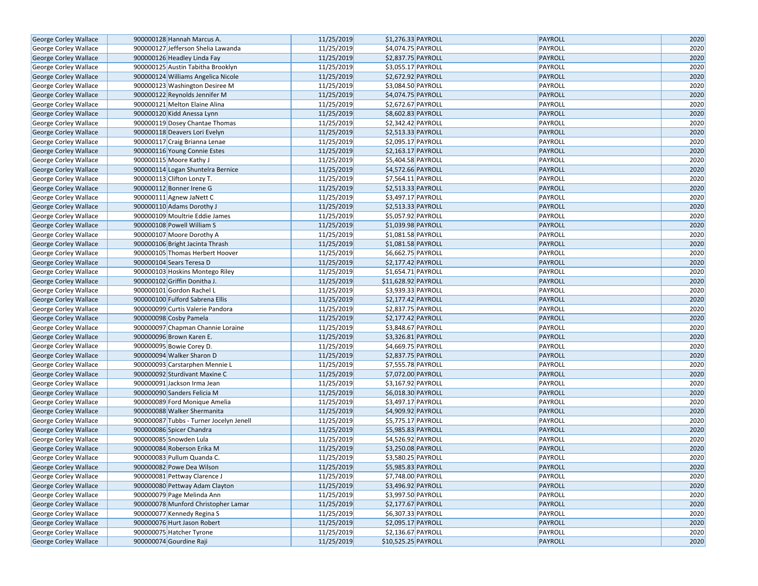| | | | | | | |
|---|---|---|---|---|---|---|
| George Corley Wallace | 900000128 | Hannah Marcus A. | 11/25/2019 | $1,276.33 | PAYROLL | PAYROLL | 2020 |
| George Corley Wallace | 900000127 | Jefferson Shelia Lawanda | 11/25/2019 | $4,074.75 | PAYROLL | PAYROLL | 2020 |
| George Corley Wallace | 900000126 | Headley Linda Fay | 11/25/2019 | $2,837.75 | PAYROLL | PAYROLL | 2020 |
| George Corley Wallace | 900000125 | Austin Tabitha Brooklyn | 11/25/2019 | $3,055.17 | PAYROLL | PAYROLL | 2020 |
| George Corley Wallace | 900000124 | Williams Angelica Nicole | 11/25/2019 | $2,672.92 | PAYROLL | PAYROLL | 2020 |
| George Corley Wallace | 900000123 | Washington Desiree M | 11/25/2019 | $3,084.50 | PAYROLL | PAYROLL | 2020 |
| George Corley Wallace | 900000122 | Reynolds Jennifer M | 11/25/2019 | $4,074.75 | PAYROLL | PAYROLL | 2020 |
| George Corley Wallace | 900000121 | Melton Elaine Alina | 11/25/2019 | $2,672.67 | PAYROLL | PAYROLL | 2020 |
| George Corley Wallace | 900000120 | Kidd Anessa Lynn | 11/25/2019 | $8,602.83 | PAYROLL | PAYROLL | 2020 |
| George Corley Wallace | 900000119 | Dosey Chantae Thomas | 11/25/2019 | $2,342.42 | PAYROLL | PAYROLL | 2020 |
| George Corley Wallace | 900000118 | Deavers Lori Evelyn | 11/25/2019 | $2,513.33 | PAYROLL | PAYROLL | 2020 |
| George Corley Wallace | 900000117 | Craig Brianna Lenae | 11/25/2019 | $2,095.17 | PAYROLL | PAYROLL | 2020 |
| George Corley Wallace | 900000116 | Young Connie Estes | 11/25/2019 | $2,163.17 | PAYROLL | PAYROLL | 2020 |
| George Corley Wallace | 900000115 | Moore Kathy J | 11/25/2019 | $5,404.58 | PAYROLL | PAYROLL | 2020 |
| George Corley Wallace | 900000114 | Logan Shuntelra Bernice | 11/25/2019 | $4,572.66 | PAYROLL | PAYROLL | 2020 |
| George Corley Wallace | 900000113 | Clifton Lonzy T. | 11/25/2019 | $7,564.11 | PAYROLL | PAYROLL | 2020 |
| George Corley Wallace | 900000112 | Bonner Irene G | 11/25/2019 | $2,513.33 | PAYROLL | PAYROLL | 2020 |
| George Corley Wallace | 900000111 | Agnew JaNett C | 11/25/2019 | $3,497.17 | PAYROLL | PAYROLL | 2020 |
| George Corley Wallace | 900000110 | Adams Dorothy J | 11/25/2019 | $2,513.33 | PAYROLL | PAYROLL | 2020 |
| George Corley Wallace | 900000109 | Moultrie Eddie James | 11/25/2019 | $5,057.92 | PAYROLL | PAYROLL | 2020 |
| George Corley Wallace | 900000108 | Powell William S | 11/25/2019 | $1,039.98 | PAYROLL | PAYROLL | 2020 |
| George Corley Wallace | 900000107 | Moore Dorothy A | 11/25/2019 | $1,081.58 | PAYROLL | PAYROLL | 2020 |
| George Corley Wallace | 900000106 | Bright Jacinta Thrash | 11/25/2019 | $1,081.58 | PAYROLL | PAYROLL | 2020 |
| George Corley Wallace | 900000105 | Thomas Herbert Hoover | 11/25/2019 | $6,662.75 | PAYROLL | PAYROLL | 2020 |
| George Corley Wallace | 900000104 | Sears Teresa D | 11/25/2019 | $2,177.42 | PAYROLL | PAYROLL | 2020 |
| George Corley Wallace | 900000103 | Hoskins Montego Riley | 11/25/2019 | $1,654.71 | PAYROLL | PAYROLL | 2020 |
| George Corley Wallace | 900000102 | Griffin Donitha J. | 11/25/2019 | $11,628.92 | PAYROLL | PAYROLL | 2020 |
| George Corley Wallace | 900000101 | Gordon Rachel L | 11/25/2019 | $3,939.33 | PAYROLL | PAYROLL | 2020 |
| George Corley Wallace | 900000100 | Fulford Sabrena Ellis | 11/25/2019 | $2,177.42 | PAYROLL | PAYROLL | 2020 |
| George Corley Wallace | 900000099 | Curtis Valerie Pandora | 11/25/2019 | $2,837.75 | PAYROLL | PAYROLL | 2020 |
| George Corley Wallace | 900000098 | Cosby Pamela | 11/25/2019 | $2,177.42 | PAYROLL | PAYROLL | 2020 |
| George Corley Wallace | 900000097 | Chapman Channie Loraine | 11/25/2019 | $3,848.67 | PAYROLL | PAYROLL | 2020 |
| George Corley Wallace | 900000096 | Brown Karen E. | 11/25/2019 | $3,326.81 | PAYROLL | PAYROLL | 2020 |
| George Corley Wallace | 900000095 | Bowie Corey D. | 11/25/2019 | $4,669.75 | PAYROLL | PAYROLL | 2020 |
| George Corley Wallace | 900000094 | Walker Sharon D | 11/25/2019 | $2,837.75 | PAYROLL | PAYROLL | 2020 |
| George Corley Wallace | 900000093 | Carstarphen Mennie L | 11/25/2019 | $7,555.78 | PAYROLL | PAYROLL | 2020 |
| George Corley Wallace | 900000092 | Sturdivant Maxine C | 11/25/2019 | $7,072.00 | PAYROLL | PAYROLL | 2020 |
| George Corley Wallace | 900000091 | Jackson Irma Jean | 11/25/2019 | $3,167.92 | PAYROLL | PAYROLL | 2020 |
| George Corley Wallace | 900000090 | Sanders Felicia M | 11/25/2019 | $6,018.30 | PAYROLL | PAYROLL | 2020 |
| George Corley Wallace | 900000089 | Ford Monique Amelia | 11/25/2019 | $3,497.17 | PAYROLL | PAYROLL | 2020 |
| George Corley Wallace | 900000088 | Walker Shermanita | 11/25/2019 | $4,909.92 | PAYROLL | PAYROLL | 2020 |
| George Corley Wallace | 900000087 | Tubbs - Turner Jocelyn Jenell | 11/25/2019 | $5,775.17 | PAYROLL | PAYROLL | 2020 |
| George Corley Wallace | 900000086 | Spicer Chandra | 11/25/2019 | $5,985.83 | PAYROLL | PAYROLL | 2020 |
| George Corley Wallace | 900000085 | Snowden Lula | 11/25/2019 | $4,526.92 | PAYROLL | PAYROLL | 2020 |
| George Corley Wallace | 900000084 | Roberson Erika M | 11/25/2019 | $3,250.08 | PAYROLL | PAYROLL | 2020 |
| George Corley Wallace | 900000083 | Pullum Quanda C. | 11/25/2019 | $3,580.25 | PAYROLL | PAYROLL | 2020 |
| George Corley Wallace | 900000082 | Powe Dea Wilson | 11/25/2019 | $5,985.83 | PAYROLL | PAYROLL | 2020 |
| George Corley Wallace | 900000081 | Pettway Clarence J | 11/25/2019 | $7,748.00 | PAYROLL | PAYROLL | 2020 |
| George Corley Wallace | 900000080 | Pettway Adam Clayton | 11/25/2019 | $3,496.92 | PAYROLL | PAYROLL | 2020 |
| George Corley Wallace | 900000079 | Page Melinda Ann | 11/25/2019 | $3,997.50 | PAYROLL | PAYROLL | 2020 |
| George Corley Wallace | 900000078 | Munford Christopher Lamar | 11/25/2019 | $2,177.67 | PAYROLL | PAYROLL | 2020 |
| George Corley Wallace | 900000077 | Kennedy Regina S | 11/25/2019 | $6,307.33 | PAYROLL | PAYROLL | 2020 |
| George Corley Wallace | 900000076 | Hurt Jason Robert | 11/25/2019 | $2,095.17 | PAYROLL | PAYROLL | 2020 |
| George Corley Wallace | 900000075 | Hatcher Tyrone | 11/25/2019 | $2,136.67 | PAYROLL | PAYROLL | 2020 |
| George Corley Wallace | 900000074 | Gourdine Raji | 11/25/2019 | $10,525.25 | PAYROLL | PAYROLL | 2020 |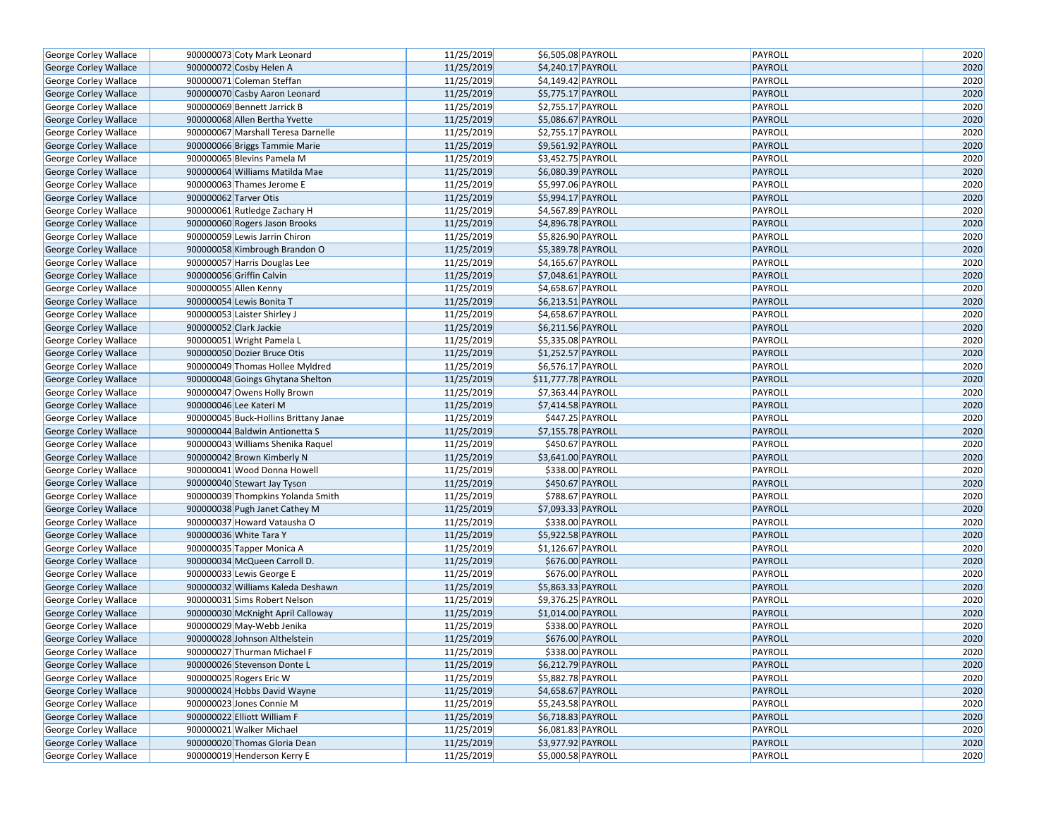| George Corley Wallace | 900000073 | Coty Mark Leonard | 11/25/2019 | $6,505.08 | PAYROLL | PAYROLL | 2020 |
|---|---|---|---|---|---|---|---|
| George Corley Wallace | 900000072 | Cosby Helen A | 11/25/2019 | $4,240.17 | PAYROLL | PAYROLL | 2020 |
| George Corley Wallace | 900000071 | Coleman Steffan | 11/25/2019 | $4,149.42 | PAYROLL | PAYROLL | 2020 |
| George Corley Wallace | 900000070 | Casby Aaron Leonard | 11/25/2019 | $5,775.17 | PAYROLL | PAYROLL | 2020 |
| George Corley Wallace | 900000069 | Bennett Jarrick B | 11/25/2019 | $2,755.17 | PAYROLL | PAYROLL | 2020 |
| George Corley Wallace | 900000068 | Allen Bertha Yvette | 11/25/2019 | $5,086.67 | PAYROLL | PAYROLL | 2020 |
| George Corley Wallace | 900000067 | Marshall Teresa Darnelle | 11/25/2019 | $2,755.17 | PAYROLL | PAYROLL | 2020 |
| George Corley Wallace | 900000066 | Briggs Tammie Marie | 11/25/2019 | $9,561.92 | PAYROLL | PAYROLL | 2020 |
| George Corley Wallace | 900000065 | Blevins Pamela M | 11/25/2019 | $3,452.75 | PAYROLL | PAYROLL | 2020 |
| George Corley Wallace | 900000064 | Williams Matilda Mae | 11/25/2019 | $6,080.39 | PAYROLL | PAYROLL | 2020 |
| George Corley Wallace | 900000063 | Thames Jerome E | 11/25/2019 | $5,997.06 | PAYROLL | PAYROLL | 2020 |
| George Corley Wallace | 900000062 | Tarver Otis | 11/25/2019 | $5,994.17 | PAYROLL | PAYROLL | 2020 |
| George Corley Wallace | 900000061 | Rutledge Zachary H | 11/25/2019 | $4,567.89 | PAYROLL | PAYROLL | 2020 |
| George Corley Wallace | 900000060 | Rogers Jason Brooks | 11/25/2019 | $4,896.78 | PAYROLL | PAYROLL | 2020 |
| George Corley Wallace | 900000059 | Lewis Jarrin Chiron | 11/25/2019 | $5,826.90 | PAYROLL | PAYROLL | 2020 |
| George Corley Wallace | 900000058 | Kimbrough Brandon O | 11/25/2019 | $5,389.78 | PAYROLL | PAYROLL | 2020 |
| George Corley Wallace | 900000057 | Harris Douglas Lee | 11/25/2019 | $4,165.67 | PAYROLL | PAYROLL | 2020 |
| George Corley Wallace | 900000056 | Griffin Calvin | 11/25/2019 | $7,048.61 | PAYROLL | PAYROLL | 2020 |
| George Corley Wallace | 900000055 | Allen Kenny | 11/25/2019 | $4,658.67 | PAYROLL | PAYROLL | 2020 |
| George Corley Wallace | 900000054 | Lewis Bonita T | 11/25/2019 | $6,213.51 | PAYROLL | PAYROLL | 2020 |
| George Corley Wallace | 900000053 | Laister Shirley J | 11/25/2019 | $4,658.67 | PAYROLL | PAYROLL | 2020 |
| George Corley Wallace | 900000052 | Clark Jackie | 11/25/2019 | $6,211.56 | PAYROLL | PAYROLL | 2020 |
| George Corley Wallace | 900000051 | Wright Pamela L | 11/25/2019 | $5,335.08 | PAYROLL | PAYROLL | 2020 |
| George Corley Wallace | 900000050 | Dozier Bruce Otis | 11/25/2019 | $1,252.57 | PAYROLL | PAYROLL | 2020 |
| George Corley Wallace | 900000049 | Thomas Hollee Myldred | 11/25/2019 | $6,576.17 | PAYROLL | PAYROLL | 2020 |
| George Corley Wallace | 900000048 | Goings Ghytana Shelton | 11/25/2019 | $11,777.78 | PAYROLL | PAYROLL | 2020 |
| George Corley Wallace | 900000047 | Owens Holly Brown | 11/25/2019 | $7,363.44 | PAYROLL | PAYROLL | 2020 |
| George Corley Wallace | 900000046 | Lee Kateri M | 11/25/2019 | $7,414.58 | PAYROLL | PAYROLL | 2020 |
| George Corley Wallace | 900000045 | Buck-Hollins Brittany Janae | 11/25/2019 | $447.25 | PAYROLL | PAYROLL | 2020 |
| George Corley Wallace | 900000044 | Baldwin Antionetta S | 11/25/2019 | $7,155.78 | PAYROLL | PAYROLL | 2020 |
| George Corley Wallace | 900000043 | Williams Shenika Raquel | 11/25/2019 | $450.67 | PAYROLL | PAYROLL | 2020 |
| George Corley Wallace | 900000042 | Brown Kimberly N | 11/25/2019 | $3,641.00 | PAYROLL | PAYROLL | 2020 |
| George Corley Wallace | 900000041 | Wood Donna Howell | 11/25/2019 | $338.00 | PAYROLL | PAYROLL | 2020 |
| George Corley Wallace | 900000040 | Stewart Jay Tyson | 11/25/2019 | $450.67 | PAYROLL | PAYROLL | 2020 |
| George Corley Wallace | 900000039 | Thompkins Yolanda Smith | 11/25/2019 | $788.67 | PAYROLL | PAYROLL | 2020 |
| George Corley Wallace | 900000038 | Pugh Janet Cathey M | 11/25/2019 | $7,093.33 | PAYROLL | PAYROLL | 2020 |
| George Corley Wallace | 900000037 | Howard Vatausha O | 11/25/2019 | $338.00 | PAYROLL | PAYROLL | 2020 |
| George Corley Wallace | 900000036 | White Tara Y | 11/25/2019 | $5,922.58 | PAYROLL | PAYROLL | 2020 |
| George Corley Wallace | 900000035 | Tapper Monica A | 11/25/2019 | $1,126.67 | PAYROLL | PAYROLL | 2020 |
| George Corley Wallace | 900000034 | McQueen Carroll D. | 11/25/2019 | $676.00 | PAYROLL | PAYROLL | 2020 |
| George Corley Wallace | 900000033 | Lewis George E | 11/25/2019 | $676.00 | PAYROLL | PAYROLL | 2020 |
| George Corley Wallace | 900000032 | Williams Kaleda Deshawn | 11/25/2019 | $5,863.33 | PAYROLL | PAYROLL | 2020 |
| George Corley Wallace | 900000031 | Sims Robert Nelson | 11/25/2019 | $9,376.25 | PAYROLL | PAYROLL | 2020 |
| George Corley Wallace | 900000030 | McKnight April Calloway | 11/25/2019 | $1,014.00 | PAYROLL | PAYROLL | 2020 |
| George Corley Wallace | 900000029 | May-Webb Jenika | 11/25/2019 | $338.00 | PAYROLL | PAYROLL | 2020 |
| George Corley Wallace | 900000028 | Johnson Althelstein | 11/25/2019 | $676.00 | PAYROLL | PAYROLL | 2020 |
| George Corley Wallace | 900000027 | Thurman Michael F | 11/25/2019 | $338.00 | PAYROLL | PAYROLL | 2020 |
| George Corley Wallace | 900000026 | Stevenson Donte L | 11/25/2019 | $6,212.79 | PAYROLL | PAYROLL | 2020 |
| George Corley Wallace | 900000025 | Rogers Eric W | 11/25/2019 | $5,882.78 | PAYROLL | PAYROLL | 2020 |
| George Corley Wallace | 900000024 | Hobbs David Wayne | 11/25/2019 | $4,658.67 | PAYROLL | PAYROLL | 2020 |
| George Corley Wallace | 900000023 | Jones Connie M | 11/25/2019 | $5,243.58 | PAYROLL | PAYROLL | 2020 |
| George Corley Wallace | 900000022 | Elliott William F | 11/25/2019 | $6,718.83 | PAYROLL | PAYROLL | 2020 |
| George Corley Wallace | 900000021 | Walker Michael | 11/25/2019 | $6,081.83 | PAYROLL | PAYROLL | 2020 |
| George Corley Wallace | 900000020 | Thomas Gloria Dean | 11/25/2019 | $3,977.92 | PAYROLL | PAYROLL | 2020 |
| George Corley Wallace | 900000019 | Henderson Kerry E | 11/25/2019 | $5,000.58 | PAYROLL | PAYROLL | 2020 |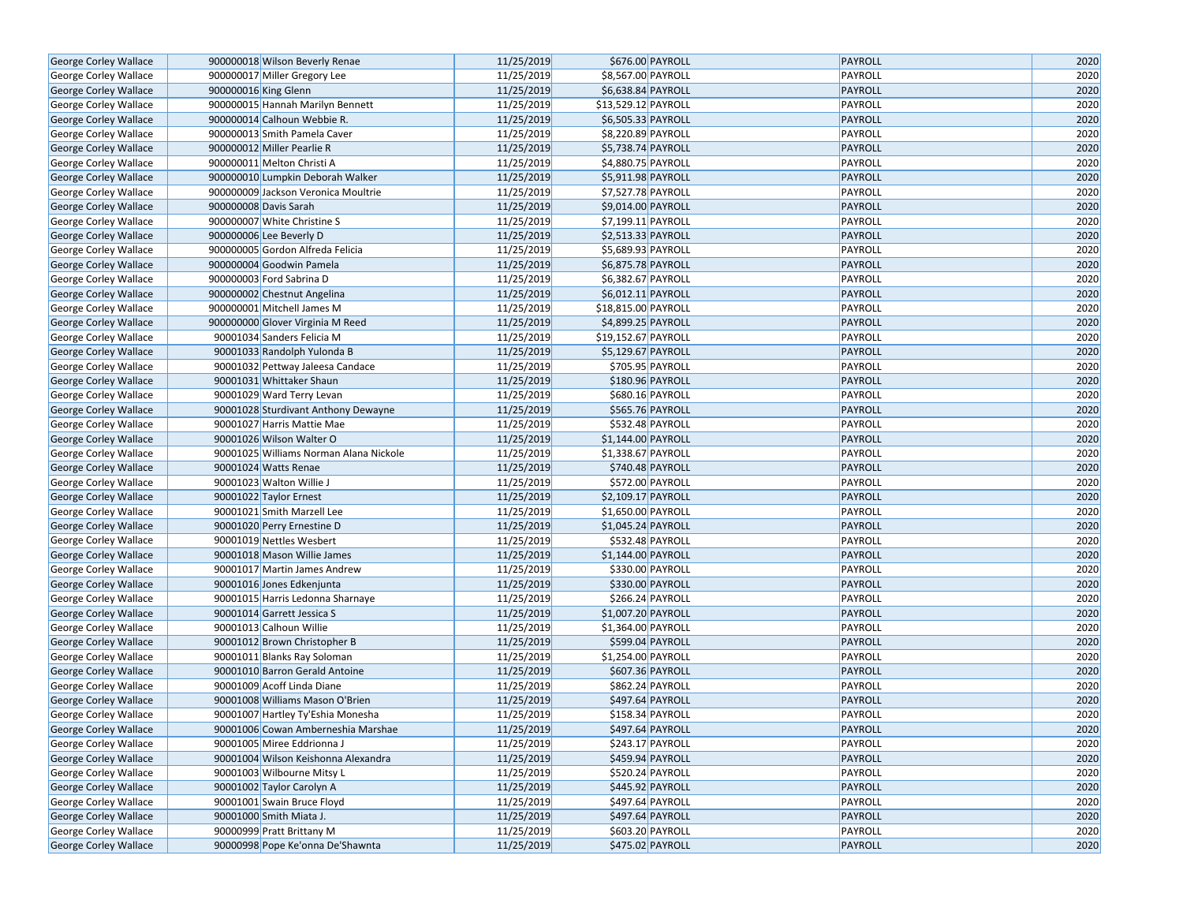| George Corley Wallace | 900000018 | Wilson Beverly Renae | 11/25/2019 | $676.00 | PAYROLL | PAYROLL | 2020 |
|---|---|---|---|---|---|---|---|
| George Corley Wallace | 900000017 | Miller Gregory Lee | 11/25/2019 | $8,567.00 | PAYROLL | PAYROLL | 2020 |
| George Corley Wallace | 900000016 | King Glenn | 11/25/2019 | $6,638.84 | PAYROLL | PAYROLL | 2020 |
| George Corley Wallace | 900000015 | Hannah Marilyn Bennett | 11/25/2019 | $13,529.12 | PAYROLL | PAYROLL | 2020 |
| George Corley Wallace | 900000014 | Calhoun Webbie R. | 11/25/2019 | $6,505.33 | PAYROLL | PAYROLL | 2020 |
| George Corley Wallace | 900000013 | Smith Pamela Caver | 11/25/2019 | $8,220.89 | PAYROLL | PAYROLL | 2020 |
| George Corley Wallace | 900000012 | Miller Pearlie R | 11/25/2019 | $5,738.74 | PAYROLL | PAYROLL | 2020 |
| George Corley Wallace | 900000011 | Melton Christi A | 11/25/2019 | $4,880.75 | PAYROLL | PAYROLL | 2020 |
| George Corley Wallace | 900000010 | Lumpkin Deborah Walker | 11/25/2019 | $5,911.98 | PAYROLL | PAYROLL | 2020 |
| George Corley Wallace | 900000009 | Jackson Veronica Moultrie | 11/25/2019 | $7,527.78 | PAYROLL | PAYROLL | 2020 |
| George Corley Wallace | 900000008 | Davis Sarah | 11/25/2019 | $9,014.00 | PAYROLL | PAYROLL | 2020 |
| George Corley Wallace | 900000007 | White Christine S | 11/25/2019 | $7,199.11 | PAYROLL | PAYROLL | 2020 |
| George Corley Wallace | 900000006 | Lee Beverly D | 11/25/2019 | $2,513.33 | PAYROLL | PAYROLL | 2020 |
| George Corley Wallace | 900000005 | Gordon Alfreda Felicia | 11/25/2019 | $5,689.93 | PAYROLL | PAYROLL | 2020 |
| George Corley Wallace | 900000004 | Goodwin Pamela | 11/25/2019 | $6,875.78 | PAYROLL | PAYROLL | 2020 |
| George Corley Wallace | 900000003 | Ford Sabrina D | 11/25/2019 | $6,382.67 | PAYROLL | PAYROLL | 2020 |
| George Corley Wallace | 900000002 | Chestnut Angelina | 11/25/2019 | $6,012.11 | PAYROLL | PAYROLL | 2020 |
| George Corley Wallace | 900000001 | Mitchell James M | 11/25/2019 | $18,815.00 | PAYROLL | PAYROLL | 2020 |
| George Corley Wallace | 900000000 | Glover Virginia M Reed | 11/25/2019 | $4,899.25 | PAYROLL | PAYROLL | 2020 |
| George Corley Wallace | 90001034 | Sanders Felicia M | 11/25/2019 | $19,152.67 | PAYROLL | PAYROLL | 2020 |
| George Corley Wallace | 90001033 | Randolph Yulonda B | 11/25/2019 | $5,129.67 | PAYROLL | PAYROLL | 2020 |
| George Corley Wallace | 90001032 | Pettway Jaleesa Candace | 11/25/2019 | $705.95 | PAYROLL | PAYROLL | 2020 |
| George Corley Wallace | 90001031 | Whittaker Shaun | 11/25/2019 | $180.96 | PAYROLL | PAYROLL | 2020 |
| George Corley Wallace | 90001029 | Ward Terry Levan | 11/25/2019 | $680.16 | PAYROLL | PAYROLL | 2020 |
| George Corley Wallace | 90001028 | Sturdivant Anthony Dewayne | 11/25/2019 | $565.76 | PAYROLL | PAYROLL | 2020 |
| George Corley Wallace | 90001027 | Harris Mattie Mae | 11/25/2019 | $532.48 | PAYROLL | PAYROLL | 2020 |
| George Corley Wallace | 90001026 | Wilson Walter O | 11/25/2019 | $1,144.00 | PAYROLL | PAYROLL | 2020 |
| George Corley Wallace | 90001025 | Williams Norman Alana Nickole | 11/25/2019 | $1,338.67 | PAYROLL | PAYROLL | 2020 |
| George Corley Wallace | 90001024 | Watts Renae | 11/25/2019 | $740.48 | PAYROLL | PAYROLL | 2020 |
| George Corley Wallace | 90001023 | Walton Willie J | 11/25/2019 | $572.00 | PAYROLL | PAYROLL | 2020 |
| George Corley Wallace | 90001022 | Taylor Ernest | 11/25/2019 | $2,109.17 | PAYROLL | PAYROLL | 2020 |
| George Corley Wallace | 90001021 | Smith Marzell Lee | 11/25/2019 | $1,650.00 | PAYROLL | PAYROLL | 2020 |
| George Corley Wallace | 90001020 | Perry Ernestine D | 11/25/2019 | $1,045.24 | PAYROLL | PAYROLL | 2020 |
| George Corley Wallace | 90001019 | Nettles Wesbert | 11/25/2019 | $532.48 | PAYROLL | PAYROLL | 2020 |
| George Corley Wallace | 90001018 | Mason Willie James | 11/25/2019 | $1,144.00 | PAYROLL | PAYROLL | 2020 |
| George Corley Wallace | 90001017 | Martin James Andrew | 11/25/2019 | $330.00 | PAYROLL | PAYROLL | 2020 |
| George Corley Wallace | 90001016 | Jones Edkenjunta | 11/25/2019 | $330.00 | PAYROLL | PAYROLL | 2020 |
| George Corley Wallace | 90001015 | Harris Ledonna Sharnaye | 11/25/2019 | $266.24 | PAYROLL | PAYROLL | 2020 |
| George Corley Wallace | 90001014 | Garrett Jessica S | 11/25/2019 | $1,007.20 | PAYROLL | PAYROLL | 2020 |
| George Corley Wallace | 90001013 | Calhoun Willie | 11/25/2019 | $1,364.00 | PAYROLL | PAYROLL | 2020 |
| George Corley Wallace | 90001012 | Brown Christopher B | 11/25/2019 | $599.04 | PAYROLL | PAYROLL | 2020 |
| George Corley Wallace | 90001011 | Blanks Ray Soloman | 11/25/2019 | $1,254.00 | PAYROLL | PAYROLL | 2020 |
| George Corley Wallace | 90001010 | Barron Gerald Antoine | 11/25/2019 | $607.36 | PAYROLL | PAYROLL | 2020 |
| George Corley Wallace | 90001009 | Acoff Linda Diane | 11/25/2019 | $862.24 | PAYROLL | PAYROLL | 2020 |
| George Corley Wallace | 90001008 | Williams Mason O'Brien | 11/25/2019 | $497.64 | PAYROLL | PAYROLL | 2020 |
| George Corley Wallace | 90001007 | Hartley Ty'Eshia Monesha | 11/25/2019 | $158.34 | PAYROLL | PAYROLL | 2020 |
| George Corley Wallace | 90001006 | Cowan Amberneshia Marshae | 11/25/2019 | $497.64 | PAYROLL | PAYROLL | 2020 |
| George Corley Wallace | 90001005 | Miree Eddrionna J | 11/25/2019 | $243.17 | PAYROLL | PAYROLL | 2020 |
| George Corley Wallace | 90001004 | Wilson Keishonna Alexandra | 11/25/2019 | $459.94 | PAYROLL | PAYROLL | 2020 |
| George Corley Wallace | 90001003 | Wilbourne Mitsy L | 11/25/2019 | $520.24 | PAYROLL | PAYROLL | 2020 |
| George Corley Wallace | 90001002 | Taylor Carolyn A | 11/25/2019 | $445.92 | PAYROLL | PAYROLL | 2020 |
| George Corley Wallace | 90001001 | Swain Bruce Floyd | 11/25/2019 | $497.64 | PAYROLL | PAYROLL | 2020 |
| George Corley Wallace | 90001000 | Smith Miata J. | 11/25/2019 | $497.64 | PAYROLL | PAYROLL | 2020 |
| George Corley Wallace | 90000999 | Pratt Brittany M | 11/25/2019 | $603.20 | PAYROLL | PAYROLL | 2020 |
| George Corley Wallace | 90000998 | Pope Ke'onna De'Shawnta | 11/25/2019 | $475.02 | PAYROLL | PAYROLL | 2020 |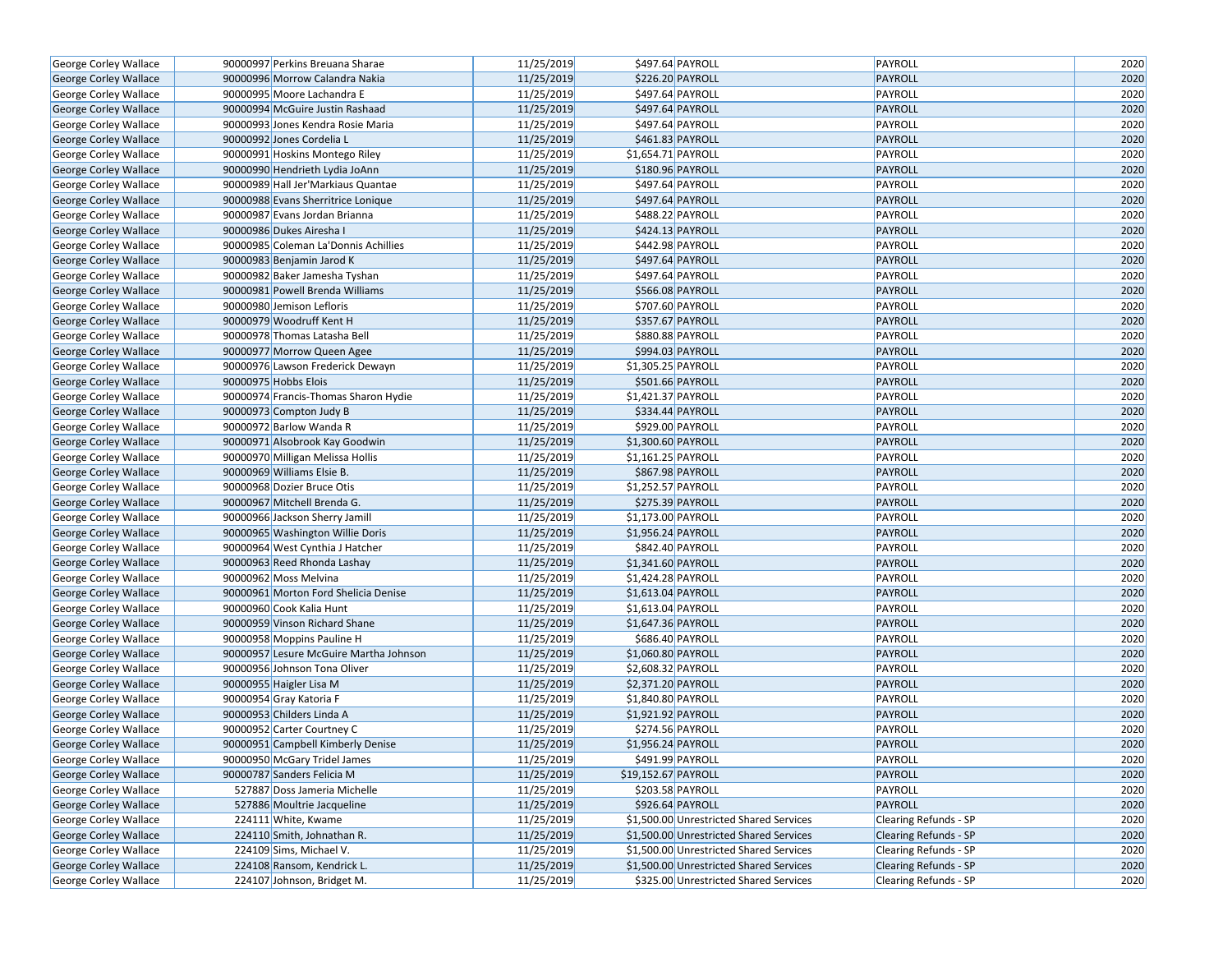| George Corley Wallace | 90000997 | Perkins Breuana Sharae | 11/25/2019 | $497.64 | PAYROLL | PAYROLL | 2020 |
|---|---|---|---|---|---|---|---|
| George Corley Wallace | 90000996 | Morrow Calandra Nakia | 11/25/2019 | $226.20 | PAYROLL | PAYROLL | 2020 |
| George Corley Wallace | 90000995 | Moore Lachandra E | 11/25/2019 | $497.64 | PAYROLL | PAYROLL | 2020 |
| George Corley Wallace | 90000994 | McGuire Justin Rashaad | 11/25/2019 | $497.64 | PAYROLL | PAYROLL | 2020 |
| George Corley Wallace | 90000993 | Jones Kendra Rosie Maria | 11/25/2019 | $497.64 | PAYROLL | PAYROLL | 2020 |
| George Corley Wallace | 90000992 | Jones Cordelia L | 11/25/2019 | $461.83 | PAYROLL | PAYROLL | 2020 |
| George Corley Wallace | 90000991 | Hoskins Montego Riley | 11/25/2019 | $1,654.71 | PAYROLL | PAYROLL | 2020 |
| George Corley Wallace | 90000990 | Hendrieth Lydia JoAnn | 11/25/2019 | $180.96 | PAYROLL | PAYROLL | 2020 |
| George Corley Wallace | 90000989 | Hall Jer'Markiaus Quantae | 11/25/2019 | $497.64 | PAYROLL | PAYROLL | 2020 |
| George Corley Wallace | 90000988 | Evans Sherritrice Lonique | 11/25/2019 | $497.64 | PAYROLL | PAYROLL | 2020 |
| George Corley Wallace | 90000987 | Evans Jordan Brianna | 11/25/2019 | $488.22 | PAYROLL | PAYROLL | 2020 |
| George Corley Wallace | 90000986 | Dukes Airesha I | 11/25/2019 | $424.13 | PAYROLL | PAYROLL | 2020 |
| George Corley Wallace | 90000985 | Coleman La'Donnis Achillies | 11/25/2019 | $442.98 | PAYROLL | PAYROLL | 2020 |
| George Corley Wallace | 90000983 | Benjamin Jarod K | 11/25/2019 | $497.64 | PAYROLL | PAYROLL | 2020 |
| George Corley Wallace | 90000982 | Baker Jamesha Tyshan | 11/25/2019 | $497.64 | PAYROLL | PAYROLL | 2020 |
| George Corley Wallace | 90000981 | Powell Brenda Williams | 11/25/2019 | $566.08 | PAYROLL | PAYROLL | 2020 |
| George Corley Wallace | 90000980 | Jemison Lefloris | 11/25/2019 | $707.60 | PAYROLL | PAYROLL | 2020 |
| George Corley Wallace | 90000979 | Woodruff Kent H | 11/25/2019 | $357.67 | PAYROLL | PAYROLL | 2020 |
| George Corley Wallace | 90000978 | Thomas Latasha Bell | 11/25/2019 | $880.88 | PAYROLL | PAYROLL | 2020 |
| George Corley Wallace | 90000977 | Morrow Queen Agee | 11/25/2019 | $994.03 | PAYROLL | PAYROLL | 2020 |
| George Corley Wallace | 90000976 | Lawson Frederick Dewayn | 11/25/2019 | $1,305.25 | PAYROLL | PAYROLL | 2020 |
| George Corley Wallace | 90000975 | Hobbs Elois | 11/25/2019 | $501.66 | PAYROLL | PAYROLL | 2020 |
| George Corley Wallace | 90000974 | Francis-Thomas Sharon Hydie | 11/25/2019 | $1,421.37 | PAYROLL | PAYROLL | 2020 |
| George Corley Wallace | 90000973 | Compton Judy B | 11/25/2019 | $334.44 | PAYROLL | PAYROLL | 2020 |
| George Corley Wallace | 90000972 | Barlow Wanda R | 11/25/2019 | $929.00 | PAYROLL | PAYROLL | 2020 |
| George Corley Wallace | 90000971 | Alsobrook Kay Goodwin | 11/25/2019 | $1,300.60 | PAYROLL | PAYROLL | 2020 |
| George Corley Wallace | 90000970 | Milligan Melissa Hollis | 11/25/2019 | $1,161.25 | PAYROLL | PAYROLL | 2020 |
| George Corley Wallace | 90000969 | Williams Elsie B. | 11/25/2019 | $867.98 | PAYROLL | PAYROLL | 2020 |
| George Corley Wallace | 90000968 | Dozier Bruce Otis | 11/25/2019 | $1,252.57 | PAYROLL | PAYROLL | 2020 |
| George Corley Wallace | 90000967 | Mitchell Brenda G. | 11/25/2019 | $275.39 | PAYROLL | PAYROLL | 2020 |
| George Corley Wallace | 90000966 | Jackson Sherry Jamill | 11/25/2019 | $1,173.00 | PAYROLL | PAYROLL | 2020 |
| George Corley Wallace | 90000965 | Washington Willie Doris | 11/25/2019 | $1,956.24 | PAYROLL | PAYROLL | 2020 |
| George Corley Wallace | 90000964 | West Cynthia J Hatcher | 11/25/2019 | $842.40 | PAYROLL | PAYROLL | 2020 |
| George Corley Wallace | 90000963 | Reed Rhonda Lashay | 11/25/2019 | $1,341.60 | PAYROLL | PAYROLL | 2020 |
| George Corley Wallace | 90000962 | Moss Melvina | 11/25/2019 | $1,424.28 | PAYROLL | PAYROLL | 2020 |
| George Corley Wallace | 90000961 | Morton Ford Shelicia Denise | 11/25/2019 | $1,613.04 | PAYROLL | PAYROLL | 2020 |
| George Corley Wallace | 90000960 | Cook Kalia Hunt | 11/25/2019 | $1,613.04 | PAYROLL | PAYROLL | 2020 |
| George Corley Wallace | 90000959 | Vinson Richard Shane | 11/25/2019 | $1,647.36 | PAYROLL | PAYROLL | 2020 |
| George Corley Wallace | 90000958 | Moppins Pauline H | 11/25/2019 | $686.40 | PAYROLL | PAYROLL | 2020 |
| George Corley Wallace | 90000957 | Lesure McGuire Martha Johnson | 11/25/2019 | $1,060.80 | PAYROLL | PAYROLL | 2020 |
| George Corley Wallace | 90000956 | Johnson Tona Oliver | 11/25/2019 | $2,608.32 | PAYROLL | PAYROLL | 2020 |
| George Corley Wallace | 90000955 | Haigler Lisa M | 11/25/2019 | $2,371.20 | PAYROLL | PAYROLL | 2020 |
| George Corley Wallace | 90000954 | Gray Katoria F | 11/25/2019 | $1,840.80 | PAYROLL | PAYROLL | 2020 |
| George Corley Wallace | 90000953 | Childers Linda A | 11/25/2019 | $1,921.92 | PAYROLL | PAYROLL | 2020 |
| George Corley Wallace | 90000952 | Carter Courtney C | 11/25/2019 | $274.56 | PAYROLL | PAYROLL | 2020 |
| George Corley Wallace | 90000951 | Campbell Kimberly Denise | 11/25/2019 | $1,956.24 | PAYROLL | PAYROLL | 2020 |
| George Corley Wallace | 90000950 | McGary Tridel James | 11/25/2019 | $491.99 | PAYROLL | PAYROLL | 2020 |
| George Corley Wallace | 90000787 | Sanders Felicia M | 11/25/2019 | $19,152.67 | PAYROLL | PAYROLL | 2020 |
| George Corley Wallace | 527887 | Doss Jameria Michelle | 11/25/2019 | $203.58 | PAYROLL | PAYROLL | 2020 |
| George Corley Wallace | 527886 | Moultrie Jacqueline | 11/25/2019 | $926.64 | PAYROLL | PAYROLL | 2020 |
| George Corley Wallace | 224111 | White, Kwame | 11/25/2019 | $1,500.00 | Unrestricted Shared Services | Clearing Refunds - SP | 2020 |
| George Corley Wallace | 224110 | Smith, Johnathan R. | 11/25/2019 | $1,500.00 | Unrestricted Shared Services | Clearing Refunds - SP | 2020 |
| George Corley Wallace | 224109 | Sims, Michael V. | 11/25/2019 | $1,500.00 | Unrestricted Shared Services | Clearing Refunds - SP | 2020 |
| George Corley Wallace | 224108 | Ransom, Kendrick L. | 11/25/2019 | $1,500.00 | Unrestricted Shared Services | Clearing Refunds - SP | 2020 |
| George Corley Wallace | 224107 | Johnson, Bridget M. | 11/25/2019 | $325.00 | Unrestricted Shared Services | Clearing Refunds - SP | 2020 |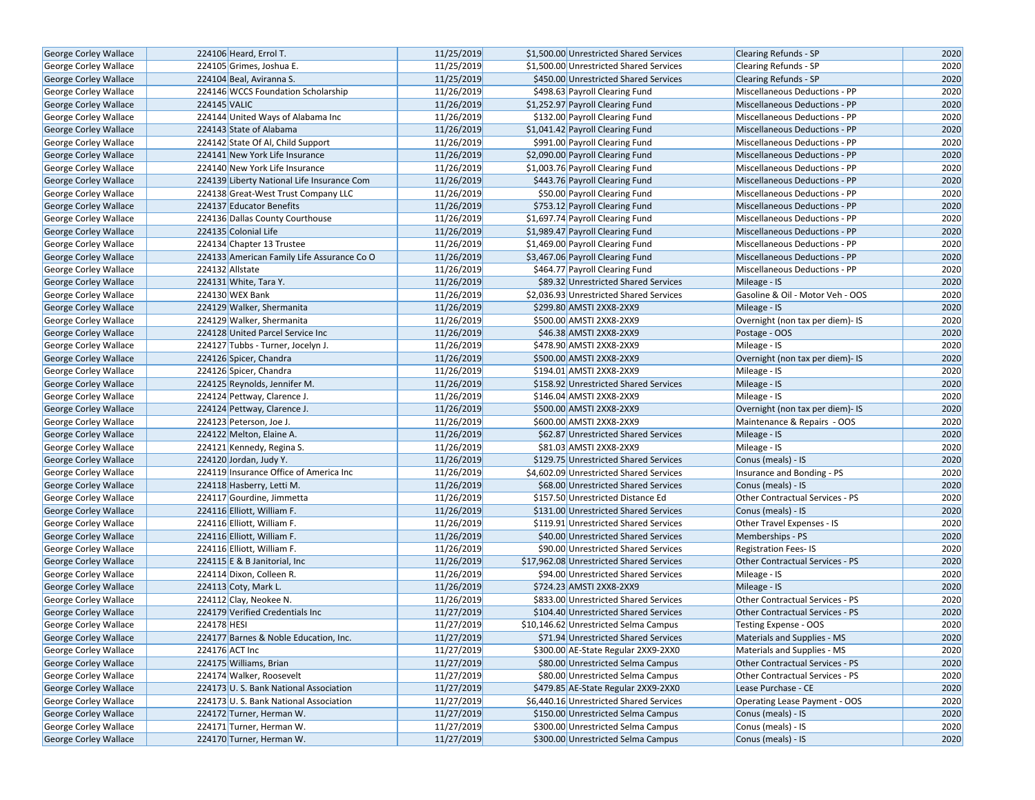| George Corley Wallace | 224106 | Heard, Errol T. | 11/25/2019 | $1,500.00 | Unrestricted Shared Services | Clearing Refunds - SP | 2020 |
|---|---|---|---|---|---|---|---|
| George Corley Wallace | 224105 | Grimes, Joshua E. | 11/25/2019 | $1,500.00 | Unrestricted Shared Services | Clearing Refunds - SP | 2020 |
| George Corley Wallace | 224104 | Beal, Aviranna S. | 11/25/2019 | $450.00 | Unrestricted Shared Services | Clearing Refunds - SP | 2020 |
| George Corley Wallace | 224146 | WCCS Foundation Scholarship | 11/26/2019 | $498.63 | Payroll Clearing Fund | Miscellaneous Deductions - PP | 2020 |
| George Corley Wallace | 224145 | VALIC | 11/26/2019 | $1,252.97 | Payroll Clearing Fund | Miscellaneous Deductions - PP | 2020 |
| George Corley Wallace | 224144 | United Ways of Alabama Inc | 11/26/2019 | $132.00 | Payroll Clearing Fund | Miscellaneous Deductions - PP | 2020 |
| George Corley Wallace | 224143 | State of Alabama | 11/26/2019 | $1,041.42 | Payroll Clearing Fund | Miscellaneous Deductions - PP | 2020 |
| George Corley Wallace | 224142 | State Of Al, Child Support | 11/26/2019 | $991.00 | Payroll Clearing Fund | Miscellaneous Deductions - PP | 2020 |
| George Corley Wallace | 224141 | New York Life Insurance | 11/26/2019 | $2,090.00 | Payroll Clearing Fund | Miscellaneous Deductions - PP | 2020 |
| George Corley Wallace | 224140 | New York Life Insurance | 11/26/2019 | $1,003.76 | Payroll Clearing Fund | Miscellaneous Deductions - PP | 2020 |
| George Corley Wallace | 224139 | Liberty National Life Insurance Com | 11/26/2019 | $443.76 | Payroll Clearing Fund | Miscellaneous Deductions - PP | 2020 |
| George Corley Wallace | 224138 | Great-West Trust Company LLC | 11/26/2019 | $50.00 | Payroll Clearing Fund | Miscellaneous Deductions - PP | 2020 |
| George Corley Wallace | 224137 | Educator Benefits | 11/26/2019 | $753.12 | Payroll Clearing Fund | Miscellaneous Deductions - PP | 2020 |
| George Corley Wallace | 224136 | Dallas County Courthouse | 11/26/2019 | $1,697.74 | Payroll Clearing Fund | Miscellaneous Deductions - PP | 2020 |
| George Corley Wallace | 224135 | Colonial Life | 11/26/2019 | $1,989.47 | Payroll Clearing Fund | Miscellaneous Deductions - PP | 2020 |
| George Corley Wallace | 224134 | Chapter 13 Trustee | 11/26/2019 | $1,469.00 | Payroll Clearing Fund | Miscellaneous Deductions - PP | 2020 |
| George Corley Wallace | 224133 | American Family Life Assurance Co O | 11/26/2019 | $3,467.06 | Payroll Clearing Fund | Miscellaneous Deductions - PP | 2020 |
| George Corley Wallace | 224132 | Allstate | 11/26/2019 | $464.77 | Payroll Clearing Fund | Miscellaneous Deductions - PP | 2020 |
| George Corley Wallace | 224131 | White, Tara Y. | 11/26/2019 | $89.32 | Unrestricted Shared Services | Mileage - IS | 2020 |
| George Corley Wallace | 224130 | WEX Bank | 11/26/2019 | $2,036.93 | Unrestricted Shared Services | Gasoline & Oil - Motor Veh - OOS | 2020 |
| George Corley Wallace | 224129 | Walker, Shermanita | 11/26/2019 | $299.80 | AMSTI 2XX8-2XX9 | Mileage - IS | 2020 |
| George Corley Wallace | 224129 | Walker, Shermanita | 11/26/2019 | $500.00 | AMSTI 2XX8-2XX9 | Overnight (non tax per diem)- IS | 2020 |
| George Corley Wallace | 224128 | United Parcel Service Inc | 11/26/2019 | $46.38 | AMSTI 2XX8-2XX9 | Postage - OOS | 2020 |
| George Corley Wallace | 224127 | Tubbs - Turner, Jocelyn J. | 11/26/2019 | $478.90 | AMSTI 2XX8-2XX9 | Mileage - IS | 2020 |
| George Corley Wallace | 224126 | Spicer, Chandra | 11/26/2019 | $500.00 | AMSTI 2XX8-2XX9 | Overnight (non tax per diem)- IS | 2020 |
| George Corley Wallace | 224126 | Spicer, Chandra | 11/26/2019 | $194.01 | AMSTI 2XX8-2XX9 | Mileage - IS | 2020 |
| George Corley Wallace | 224125 | Reynolds, Jennifer M. | 11/26/2019 | $158.92 | Unrestricted Shared Services | Mileage - IS | 2020 |
| George Corley Wallace | 224124 | Pettway, Clarence J. | 11/26/2019 | $146.04 | AMSTI 2XX8-2XX9 | Mileage - IS | 2020 |
| George Corley Wallace | 224124 | Pettway, Clarence J. | 11/26/2019 | $500.00 | AMSTI 2XX8-2XX9 | Overnight (non tax per diem)- IS | 2020 |
| George Corley Wallace | 224123 | Peterson, Joe J. | 11/26/2019 | $600.00 | AMSTI 2XX8-2XX9 | Maintenance & Repairs - OOS | 2020 |
| George Corley Wallace | 224122 | Melton, Elaine A. | 11/26/2019 | $62.87 | Unrestricted Shared Services | Mileage - IS | 2020 |
| George Corley Wallace | 224121 | Kennedy, Regina S. | 11/26/2019 | $81.03 | AMSTI 2XX8-2XX9 | Mileage - IS | 2020 |
| George Corley Wallace | 224120 | Jordan, Judy Y. | 11/26/2019 | $129.75 | Unrestricted Shared Services | Conus (meals) - IS | 2020 |
| George Corley Wallace | 224119 | Insurance Office of America Inc | 11/26/2019 | $4,602.09 | Unrestricted Shared Services | Insurance and Bonding - PS | 2020 |
| George Corley Wallace | 224118 | Hasberry, Letti M. | 11/26/2019 | $68.00 | Unrestricted Shared Services | Conus (meals) - IS | 2020 |
| George Corley Wallace | 224117 | Gourdine, Jimmetta | 11/26/2019 | $157.50 | Unrestricted Distance Ed | Other Contractual Services - PS | 2020 |
| George Corley Wallace | 224116 | Elliott, William F. | 11/26/2019 | $131.00 | Unrestricted Shared Services | Conus (meals) - IS | 2020 |
| George Corley Wallace | 224116 | Elliott, William F. | 11/26/2019 | $119.91 | Unrestricted Shared Services | Other Travel Expenses - IS | 2020 |
| George Corley Wallace | 224116 | Elliott, William F. | 11/26/2019 | $40.00 | Unrestricted Shared Services | Memberships - PS | 2020 |
| George Corley Wallace | 224116 | Elliott, William F. | 11/26/2019 | $90.00 | Unrestricted Shared Services | Registration Fees- IS | 2020 |
| George Corley Wallace | 224115 | E & B Janitorial, Inc | 11/26/2019 | $17,962.08 | Unrestricted Shared Services | Other Contractual Services - PS | 2020 |
| George Corley Wallace | 224114 | Dixon, Colleen R. | 11/26/2019 | $94.00 | Unrestricted Shared Services | Mileage - IS | 2020 |
| George Corley Wallace | 224113 | Coty, Mark L. | 11/26/2019 | $724.23 | AMSTI 2XX8-2XX9 | Mileage - IS | 2020 |
| George Corley Wallace | 224112 | Clay, Neokee N. | 11/26/2019 | $833.00 | Unrestricted Shared Services | Other Contractual Services - PS | 2020 |
| George Corley Wallace | 224179 | Verified Credentials Inc | 11/27/2019 | $104.40 | Unrestricted Shared Services | Other Contractual Services - PS | 2020 |
| George Corley Wallace | 224178 | HESI | 11/27/2019 | $10,146.62 | Unrestricted Selma Campus | Testing Expense - OOS | 2020 |
| George Corley Wallace | 224177 | Barnes & Noble Education, Inc. | 11/27/2019 | $71.94 | Unrestricted Shared Services | Materials and Supplies - MS | 2020 |
| George Corley Wallace | 224176 | ACT Inc | 11/27/2019 | $300.00 | AE-State Regular 2XX9-2XX0 | Materials and Supplies - MS | 2020 |
| George Corley Wallace | 224175 | Williams, Brian | 11/27/2019 | $80.00 | Unrestricted Selma Campus | Other Contractual Services - PS | 2020 |
| George Corley Wallace | 224174 | Walker, Roosevelt | 11/27/2019 | $80.00 | Unrestricted Selma Campus | Other Contractual Services - PS | 2020 |
| George Corley Wallace | 224173 | U. S. Bank National Association | 11/27/2019 | $479.85 | AE-State Regular 2XX9-2XX0 | Lease Purchase - CE | 2020 |
| George Corley Wallace | 224173 | U. S. Bank National Association | 11/27/2019 | $6,440.16 | Unrestricted Shared Services | Operating Lease Payment - OOS | 2020 |
| George Corley Wallace | 224172 | Turner, Herman W. | 11/27/2019 | $150.00 | Unrestricted Selma Campus | Conus (meals) - IS | 2020 |
| George Corley Wallace | 224171 | Turner, Herman W. | 11/27/2019 | $300.00 | Unrestricted Selma Campus | Conus (meals) - IS | 2020 |
| George Corley Wallace | 224170 | Turner, Herman W. | 11/27/2019 | $300.00 | Unrestricted Selma Campus | Conus (meals) - IS | 2020 |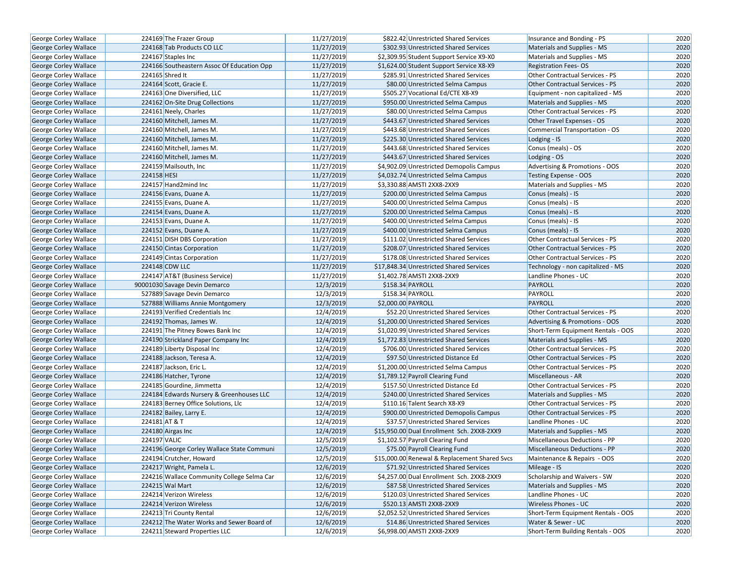| George Corley Wallace | 224169 | The Frazer Group | 11/27/2019 | $822.42 | Unrestricted Shared Services | Insurance and Bonding - PS | 2020 |
|---|---|---|---|---|---|---|---|
| George Corley Wallace | 224168 | Tab Products CO LLC | 11/27/2019 | $302.93 | Unrestricted Shared Services | Materials and Supplies - MS | 2020 |
| George Corley Wallace | 224167 | Staples Inc | 11/27/2019 | $2,309.95 | Student Support Service X9-X0 | Materials and Supplies - MS | 2020 |
| George Corley Wallace | 224166 | Southeastern Assoc Of Education Opp | 11/27/2019 | $1,624.00 | Student Support Service X8-X9 | Registration Fees- OS | 2020 |
| George Corley Wallace | 224165 | Shred It | 11/27/2019 | $285.91 | Unrestricted Shared Services | Other Contractual Services - PS | 2020 |
| George Corley Wallace | 224164 | Scott, Gracie E. | 11/27/2019 | $80.00 | Unrestricted Selma Campus | Other Contractual Services - PS | 2020 |
| George Corley Wallace | 224163 | One Diversified, LLC | 11/27/2019 | $505.27 | Vocational Ed/CTE X8-X9 | Equipment - non capitalized - MS | 2020 |
| George Corley Wallace | 224162 | On-Site Drug Collections | 11/27/2019 | $950.00 | Unrestricted Selma Campus | Materials and Supplies - MS | 2020 |
| George Corley Wallace | 224161 | Neely, Charles | 11/27/2019 | $80.00 | Unrestricted Selma Campus | Other Contractual Services - PS | 2020 |
| George Corley Wallace | 224160 | Mitchell, James M. | 11/27/2019 | $443.67 | Unrestricted Shared Services | Other Travel Expenses - OS | 2020 |
| George Corley Wallace | 224160 | Mitchell, James M. | 11/27/2019 | $443.68 | Unrestricted Shared Services | Commercial Transportation - OS | 2020 |
| George Corley Wallace | 224160 | Mitchell, James M. | 11/27/2019 | $225.30 | Unrestricted Shared Services | Lodging - IS | 2020 |
| George Corley Wallace | 224160 | Mitchell, James M. | 11/27/2019 | $443.68 | Unrestricted Shared Services | Conus (meals) - OS | 2020 |
| George Corley Wallace | 224160 | Mitchell, James M. | 11/27/2019 | $443.67 | Unrestricted Shared Services | Lodging - OS | 2020 |
| George Corley Wallace | 224159 | Mailsouth, Inc | 11/27/2019 | $4,902.09 | Unrestricted Demopolis Campus | Advertising & Promotions - OOS | 2020 |
| George Corley Wallace | 224158 | HESI | 11/27/2019 | $4,032.74 | Unrestricted Selma Campus | Testing Expense - OOS | 2020 |
| George Corley Wallace | 224157 | Hand2mind Inc | 11/27/2019 | $3,330.88 | AMSTI 2XX8-2XX9 | Materials and Supplies - MS | 2020 |
| George Corley Wallace | 224156 | Evans, Duane A. | 11/27/2019 | $200.00 | Unrestricted Selma Campus | Conus (meals) - IS | 2020 |
| George Corley Wallace | 224155 | Evans, Duane A. | 11/27/2019 | $400.00 | Unrestricted Selma Campus | Conus (meals) - IS | 2020 |
| George Corley Wallace | 224154 | Evans, Duane A. | 11/27/2019 | $200.00 | Unrestricted Selma Campus | Conus (meals) - IS | 2020 |
| George Corley Wallace | 224153 | Evans, Duane A. | 11/27/2019 | $400.00 | Unrestricted Selma Campus | Conus (meals) - IS | 2020 |
| George Corley Wallace | 224152 | Evans, Duane A. | 11/27/2019 | $400.00 | Unrestricted Selma Campus | Conus (meals) - IS | 2020 |
| George Corley Wallace | 224151 | DISH DBS Corporation | 11/27/2019 | $111.02 | Unrestricted Shared Services | Other Contractual Services - PS | 2020 |
| George Corley Wallace | 224150 | Cintas Corporation | 11/27/2019 | $208.07 | Unrestricted Shared Services | Other Contractual Services - PS | 2020 |
| George Corley Wallace | 224149 | Cintas Corporation | 11/27/2019 | $178.08 | Unrestricted Shared Services | Other Contractual Services - PS | 2020 |
| George Corley Wallace | 224148 | CDW LLC | 11/27/2019 | $17,848.34 | Unrestricted Shared Services | Technology - non capitalized - MS | 2020 |
| George Corley Wallace | 224147 | AT&T (Business Service) | 11/27/2019 | $1,402.78 | AMSTI 2XX8-2XX9 | Landline Phones - UC | 2020 |
| George Corley Wallace | 90001030 | Savage Devin Demarco | 12/3/2019 | $158.34 | PAYROLL | PAYROLL | 2020 |
| George Corley Wallace | 527889 | Savage Devin Demarco | 12/3/2019 | $158.34 | PAYROLL | PAYROLL | 2020 |
| George Corley Wallace | 527888 | Williams Annie Montgomery | 12/3/2019 | $2,000.00 | PAYROLL | PAYROLL | 2020 |
| George Corley Wallace | 224193 | Verified Credentials Inc | 12/4/2019 | $52.20 | Unrestricted Shared Services | Other Contractual Services - PS | 2020 |
| George Corley Wallace | 224192 | Thomas, James W. | 12/4/2019 | $1,200.00 | Unrestricted Shared Services | Advertising & Promotions - OOS | 2020 |
| George Corley Wallace | 224191 | The Pitney Bowes Bank Inc | 12/4/2019 | $1,020.99 | Unrestricted Shared Services | Short-Term Equipment Rentals - OOS | 2020 |
| George Corley Wallace | 224190 | Strickland Paper Company Inc | 12/4/2019 | $1,772.83 | Unrestricted Shared Services | Materials and Supplies - MS | 2020 |
| George Corley Wallace | 224189 | Liberty Disposal Inc | 12/4/2019 | $706.00 | Unrestricted Shared Services | Other Contractual Services - PS | 2020 |
| George Corley Wallace | 224188 | Jackson, Teresa A. | 12/4/2019 | $97.50 | Unrestricted Distance Ed | Other Contractual Services - PS | 2020 |
| George Corley Wallace | 224187 | Jackson, Eric L. | 12/4/2019 | $1,200.00 | Unrestricted Selma Campus | Other Contractual Services - PS | 2020 |
| George Corley Wallace | 224186 | Hatcher, Tyrone | 12/4/2019 | $1,789.12 | Payroll Clearing Fund | Miscellaneous - AR | 2020 |
| George Corley Wallace | 224185 | Gourdine, Jimmetta | 12/4/2019 | $157.50 | Unrestricted Distance Ed | Other Contractual Services - PS | 2020 |
| George Corley Wallace | 224184 | Edwards Nursery & Greenhouses LLC | 12/4/2019 | $240.00 | Unrestricted Shared Services | Materials and Supplies - MS | 2020 |
| George Corley Wallace | 224183 | Berney Office Solutions, Llc | 12/4/2019 | $110.16 | Talent Search X8-X9 | Other Contractual Services - PS | 2020 |
| George Corley Wallace | 224182 | Bailey, Larry E. | 12/4/2019 | $900.00 | Unrestricted Demopolis Campus | Other Contractual Services - PS | 2020 |
| George Corley Wallace | 224181 | AT & T | 12/4/2019 | $37.57 | Unrestricted Shared Services | Landline Phones - UC | 2020 |
| George Corley Wallace | 224180 | Airgas Inc | 12/4/2019 | $15,950.00 | Dual Enrollment Sch. 2XX8-2XX9 | Materials and Supplies - MS | 2020 |
| George Corley Wallace | 224197 | VALIC | 12/5/2019 | $1,102.57 | Payroll Clearing Fund | Miscellaneous Deductions - PP | 2020 |
| George Corley Wallace | 224196 | George Corley Wallace State Communi | 12/5/2019 | $75.00 | Payroll Clearing Fund | Miscellaneous Deductions - PP | 2020 |
| George Corley Wallace | 224194 | Crutcher, Howard | 12/5/2019 | $15,000.00 | Renewal & Replacement Shared Svcs | Maintenance & Repairs - OOS | 2020 |
| George Corley Wallace | 224217 | Wright, Pamela L. | 12/6/2019 | $71.92 | Unrestricted Shared Services | Mileage - IS | 2020 |
| George Corley Wallace | 224216 | Wallace Community College Selma Car | 12/6/2019 | $4,257.00 | Dual Enrollment Sch. 2XX8-2XX9 | Scholarship and Waivers - SW | 2020 |
| George Corley Wallace | 224215 | Wal Mart | 12/6/2019 | $87.58 | Unrestricted Shared Services | Materials and Supplies - MS | 2020 |
| George Corley Wallace | 224214 | Verizon Wireless | 12/6/2019 | $120.03 | Unrestricted Shared Services | Landline Phones - UC | 2020 |
| George Corley Wallace | 224214 | Verizon Wireless | 12/6/2019 | $520.13 | AMSTI 2XX8-2XX9 | Wireless Phones - UC | 2020 |
| George Corley Wallace | 224213 | Tri County Rental | 12/6/2019 | $2,052.52 | Unrestricted Shared Services | Short-Term Equipment Rentals - OOS | 2020 |
| George Corley Wallace | 224212 | The Water Works and Sewer Board of | 12/6/2019 | $14.86 | Unrestricted Shared Services | Water & Sewer - UC | 2020 |
| George Corley Wallace | 224211 | Steward Properties LLC | 12/6/2019 | $6,998.00 | AMSTI 2XX8-2XX9 | Short-Term Building Rentals - OOS | 2020 |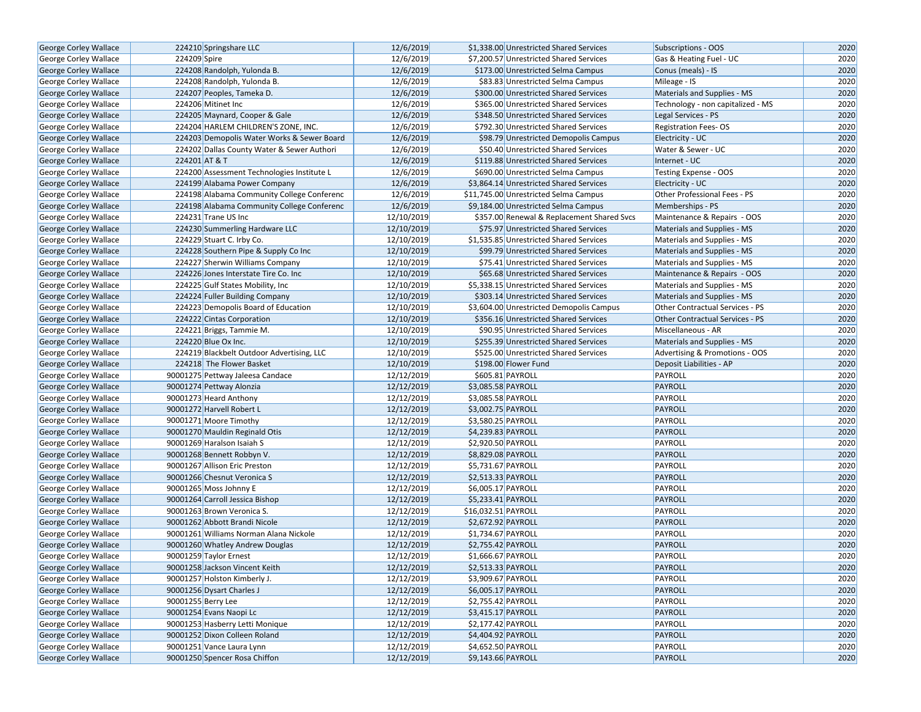| George Corley Wallace | 224210 | Springshare LLC | 12/6/2019 | $1,338.00 | Unrestricted Shared Services | Subscriptions - OOS | 2020 |
|---|---|---|---|---|---|---|---|
| George Corley Wallace | 224209 | Spire | 12/6/2019 | $7,200.57 | Unrestricted Shared Services | Gas & Heating Fuel - UC | 2020 |
| George Corley Wallace | 224208 | Randolph, Yulonda B. | 12/6/2019 | $173.00 | Unrestricted Selma Campus | Conus (meals) - IS | 2020 |
| George Corley Wallace | 224208 | Randolph, Yulonda B. | 12/6/2019 | $83.83 | Unrestricted Selma Campus | Mileage - IS | 2020 |
| George Corley Wallace | 224207 | Peoples, Tameka D. | 12/6/2019 | $300.00 | Unrestricted Shared Services | Materials and Supplies - MS | 2020 |
| George Corley Wallace | 224206 | Mitinet Inc | 12/6/2019 | $365.00 | Unrestricted Shared Services | Technology - non capitalized - MS | 2020 |
| George Corley Wallace | 224205 | Maynard, Cooper & Gale | 12/6/2019 | $348.50 | Unrestricted Shared Services | Legal Services - PS | 2020 |
| George Corley Wallace | 224204 | HARLEM CHILDREN'S ZONE, INC. | 12/6/2019 | $792.30 | Unrestricted Shared Services | Registration Fees- OS | 2020 |
| George Corley Wallace | 224203 | Demopolis Water Works & Sewer Board | 12/6/2019 | $98.79 | Unrestricted Demopolis Campus | Electricity - UC | 2020 |
| George Corley Wallace | 224202 | Dallas County Water & Sewer Authori | 12/6/2019 | $50.40 | Unrestricted Shared Services | Water & Sewer - UC | 2020 |
| George Corley Wallace | 224201 | AT & T | 12/6/2019 | $119.88 | Unrestricted Shared Services | Internet - UC | 2020 |
| George Corley Wallace | 224200 | Assessment Technologies Institute L | 12/6/2019 | $690.00 | Unrestricted Selma Campus | Testing Expense - OOS | 2020 |
| George Corley Wallace | 224199 | Alabama Power Company | 12/6/2019 | $3,864.14 | Unrestricted Shared Services | Electricity - UC | 2020 |
| George Corley Wallace | 224198 | Alabama Community College Conferenc | 12/6/2019 | $11,745.00 | Unrestricted Selma Campus | Other Professional Fees - PS | 2020 |
| George Corley Wallace | 224198 | Alabama Community College Conferenc | 12/6/2019 | $9,184.00 | Unrestricted Selma Campus | Memberships - PS | 2020 |
| George Corley Wallace | 224231 | Trane US Inc | 12/10/2019 | $357.00 | Renewal & Replacement Shared Svcs | Maintenance & Repairs - OOS | 2020 |
| George Corley Wallace | 224230 | Summerling Hardware LLC | 12/10/2019 | $75.97 | Unrestricted Shared Services | Materials and Supplies - MS | 2020 |
| George Corley Wallace | 224229 | Stuart C. Irby Co. | 12/10/2019 | $1,535.85 | Unrestricted Shared Services | Materials and Supplies - MS | 2020 |
| George Corley Wallace | 224228 | Southern Pipe & Supply Co Inc | 12/10/2019 | $99.79 | Unrestricted Shared Services | Materials and Supplies - MS | 2020 |
| George Corley Wallace | 224227 | Sherwin Williams Company | 12/10/2019 | $75.41 | Unrestricted Shared Services | Materials and Supplies - MS | 2020 |
| George Corley Wallace | 224226 | Jones Interstate Tire Co. Inc | 12/10/2019 | $65.68 | Unrestricted Shared Services | Maintenance & Repairs - OOS | 2020 |
| George Corley Wallace | 224225 | Gulf States Mobility, Inc | 12/10/2019 | $5,338.15 | Unrestricted Shared Services | Materials and Supplies - MS | 2020 |
| George Corley Wallace | 224224 | Fuller Building Company | 12/10/2019 | $303.14 | Unrestricted Shared Services | Materials and Supplies - MS | 2020 |
| George Corley Wallace | 224223 | Demopolis Board of Education | 12/10/2019 | $3,604.00 | Unrestricted Demopolis Campus | Other Contractual Services - PS | 2020 |
| George Corley Wallace | 224222 | Cintas Corporation | 12/10/2019 | $356.16 | Unrestricted Shared Services | Other Contractual Services - PS | 2020 |
| George Corley Wallace | 224221 | Briggs, Tammie M. | 12/10/2019 | $90.95 | Unrestricted Shared Services | Miscellaneous - AR | 2020 |
| George Corley Wallace | 224220 | Blue Ox Inc. | 12/10/2019 | $255.39 | Unrestricted Shared Services | Materials and Supplies - MS | 2020 |
| George Corley Wallace | 224219 | Blackbelt Outdoor Advertising, LLC | 12/10/2019 | $525.00 | Unrestricted Shared Services | Advertising & Promotions - OOS | 2020 |
| George Corley Wallace | 224218 | The Flower Basket | 12/10/2019 | $198.00 | Flower Fund | Deposit Liabilities - AP | 2020 |
| George Corley Wallace | 90001275 | Pettway Jaleesa Candace | 12/12/2019 | $605.81 | PAYROLL | PAYROLL | 2020 |
| George Corley Wallace | 90001274 | Pettway Alonzia | 12/12/2019 | $3,085.58 | PAYROLL | PAYROLL | 2020 |
| George Corley Wallace | 90001273 | Heard Anthony | 12/12/2019 | $3,085.58 | PAYROLL | PAYROLL | 2020 |
| George Corley Wallace | 90001272 | Harvell Robert L | 12/12/2019 | $3,002.75 | PAYROLL | PAYROLL | 2020 |
| George Corley Wallace | 90001271 | Moore Timothy | 12/12/2019 | $3,580.25 | PAYROLL | PAYROLL | 2020 |
| George Corley Wallace | 90001270 | Mauldin Reginald Otis | 12/12/2019 | $4,239.83 | PAYROLL | PAYROLL | 2020 |
| George Corley Wallace | 90001269 | Haralson Isaiah S | 12/12/2019 | $2,920.50 | PAYROLL | PAYROLL | 2020 |
| George Corley Wallace | 90001268 | Bennett Robbyn V. | 12/12/2019 | $8,829.08 | PAYROLL | PAYROLL | 2020 |
| George Corley Wallace | 90001267 | Allison Eric Preston | 12/12/2019 | $5,731.67 | PAYROLL | PAYROLL | 2020 |
| George Corley Wallace | 90001266 | Chesnut Veronica S | 12/12/2019 | $2,513.33 | PAYROLL | PAYROLL | 2020 |
| George Corley Wallace | 90001265 | Moss Johnny E | 12/12/2019 | $6,005.17 | PAYROLL | PAYROLL | 2020 |
| George Corley Wallace | 90001264 | Carroll Jessica Bishop | 12/12/2019 | $5,233.41 | PAYROLL | PAYROLL | 2020 |
| George Corley Wallace | 90001263 | Brown Veronica S. | 12/12/2019 | $16,032.51 | PAYROLL | PAYROLL | 2020 |
| George Corley Wallace | 90001262 | Abbott Brandi Nicole | 12/12/2019 | $2,672.92 | PAYROLL | PAYROLL | 2020 |
| George Corley Wallace | 90001261 | Williams Norman Alana Nickole | 12/12/2019 | $1,734.67 | PAYROLL | PAYROLL | 2020 |
| George Corley Wallace | 90001260 | Whatley Andrew Douglas | 12/12/2019 | $2,755.42 | PAYROLL | PAYROLL | 2020 |
| George Corley Wallace | 90001259 | Taylor Ernest | 12/12/2019 | $1,666.67 | PAYROLL | PAYROLL | 2020 |
| George Corley Wallace | 90001258 | Jackson Vincent Keith | 12/12/2019 | $2,513.33 | PAYROLL | PAYROLL | 2020 |
| George Corley Wallace | 90001257 | Holston Kimberly J. | 12/12/2019 | $3,909.67 | PAYROLL | PAYROLL | 2020 |
| George Corley Wallace | 90001256 | Dysart Charles J | 12/12/2019 | $6,005.17 | PAYROLL | PAYROLL | 2020 |
| George Corley Wallace | 90001255 | Berry Lee | 12/12/2019 | $2,755.42 | PAYROLL | PAYROLL | 2020 |
| George Corley Wallace | 90001254 | Evans Naopi Lc | 12/12/2019 | $3,415.17 | PAYROLL | PAYROLL | 2020 |
| George Corley Wallace | 90001253 | Hasberry Letti Monique | 12/12/2019 | $2,177.42 | PAYROLL | PAYROLL | 2020 |
| George Corley Wallace | 90001252 | Dixon Colleen Roland | 12/12/2019 | $4,404.92 | PAYROLL | PAYROLL | 2020 |
| George Corley Wallace | 90001251 | Vance Laura Lynn | 12/12/2019 | $4,652.50 | PAYROLL | PAYROLL | 2020 |
| George Corley Wallace | 90001250 | Spencer Rosa Chiffon | 12/12/2019 | $9,143.66 | PAYROLL | PAYROLL | 2020 |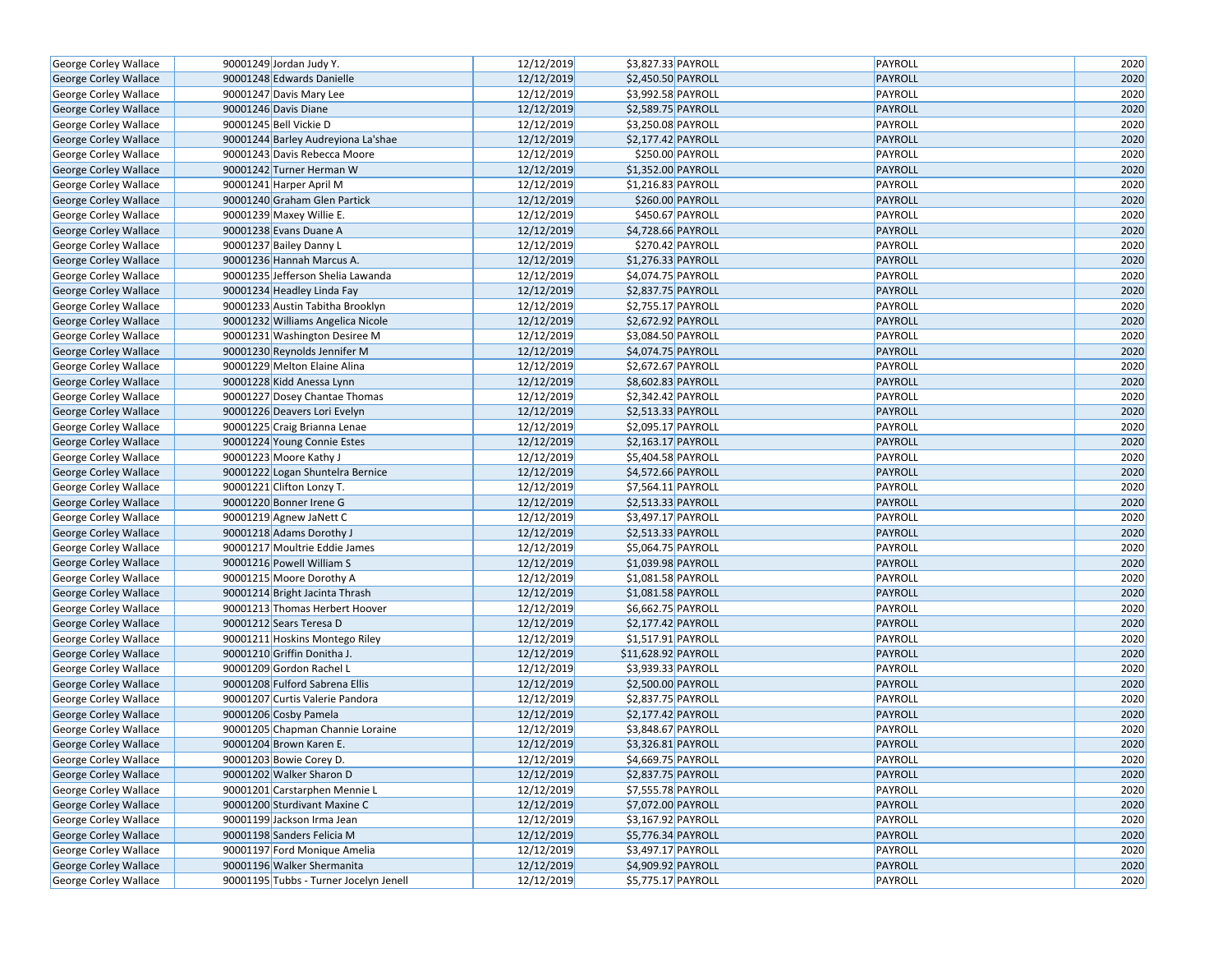| George Corley Wallace | 90001249 | Jordan Judy Y. | 12/12/2019 | $3,827.33 | PAYROLL | PAYROLL | 2020 |
|---|---|---|---|---|---|---|---|
| George Corley Wallace | 90001248 | Edwards Danielle | 12/12/2019 | $2,450.50 | PAYROLL | PAYROLL | 2020 |
| George Corley Wallace | 90001247 | Davis Mary Lee | 12/12/2019 | $3,992.58 | PAYROLL | PAYROLL | 2020 |
| George Corley Wallace | 90001246 | Davis Diane | 12/12/2019 | $2,589.75 | PAYROLL | PAYROLL | 2020 |
| George Corley Wallace | 90001245 | Bell Vickie D | 12/12/2019 | $3,250.08 | PAYROLL | PAYROLL | 2020 |
| George Corley Wallace | 90001244 | Barley Audreyiona La'shae | 12/12/2019 | $2,177.42 | PAYROLL | PAYROLL | 2020 |
| George Corley Wallace | 90001243 | Davis Rebecca Moore | 12/12/2019 | $250.00 | PAYROLL | PAYROLL | 2020 |
| George Corley Wallace | 90001242 | Turner Herman W | 12/12/2019 | $1,352.00 | PAYROLL | PAYROLL | 2020 |
| George Corley Wallace | 90001241 | Harper April M | 12/12/2019 | $1,216.83 | PAYROLL | PAYROLL | 2020 |
| George Corley Wallace | 90001240 | Graham Glen Partick | 12/12/2019 | $260.00 | PAYROLL | PAYROLL | 2020 |
| George Corley Wallace | 90001239 | Maxey Willie E. | 12/12/2019 | $450.67 | PAYROLL | PAYROLL | 2020 |
| George Corley Wallace | 90001238 | Evans Duane A | 12/12/2019 | $4,728.66 | PAYROLL | PAYROLL | 2020 |
| George Corley Wallace | 90001237 | Bailey Danny L | 12/12/2019 | $270.42 | PAYROLL | PAYROLL | 2020 |
| George Corley Wallace | 90001236 | Hannah Marcus A. | 12/12/2019 | $1,276.33 | PAYROLL | PAYROLL | 2020 |
| George Corley Wallace | 90001235 | Jefferson Shelia Lawanda | 12/12/2019 | $4,074.75 | PAYROLL | PAYROLL | 2020 |
| George Corley Wallace | 90001234 | Headley Linda Fay | 12/12/2019 | $2,837.75 | PAYROLL | PAYROLL | 2020 |
| George Corley Wallace | 90001233 | Austin Tabitha Brooklyn | 12/12/2019 | $2,755.17 | PAYROLL | PAYROLL | 2020 |
| George Corley Wallace | 90001232 | Williams Angelica Nicole | 12/12/2019 | $2,672.92 | PAYROLL | PAYROLL | 2020 |
| George Corley Wallace | 90001231 | Washington Desiree M | 12/12/2019 | $3,084.50 | PAYROLL | PAYROLL | 2020 |
| George Corley Wallace | 90001230 | Reynolds Jennifer M | 12/12/2019 | $4,074.75 | PAYROLL | PAYROLL | 2020 |
| George Corley Wallace | 90001229 | Melton Elaine Alina | 12/12/2019 | $2,672.67 | PAYROLL | PAYROLL | 2020 |
| George Corley Wallace | 90001228 | Kidd Anessa Lynn | 12/12/2019 | $8,602.83 | PAYROLL | PAYROLL | 2020 |
| George Corley Wallace | 90001227 | Dosey Chantae Thomas | 12/12/2019 | $2,342.42 | PAYROLL | PAYROLL | 2020 |
| George Corley Wallace | 90001226 | Deavers Lori Evelyn | 12/12/2019 | $2,513.33 | PAYROLL | PAYROLL | 2020 |
| George Corley Wallace | 90001225 | Craig Brianna Lenae | 12/12/2019 | $2,095.17 | PAYROLL | PAYROLL | 2020 |
| George Corley Wallace | 90001224 | Young Connie Estes | 12/12/2019 | $2,163.17 | PAYROLL | PAYROLL | 2020 |
| George Corley Wallace | 90001223 | Moore Kathy J | 12/12/2019 | $5,404.58 | PAYROLL | PAYROLL | 2020 |
| George Corley Wallace | 90001222 | Logan Shuntelra Bernice | 12/12/2019 | $4,572.66 | PAYROLL | PAYROLL | 2020 |
| George Corley Wallace | 90001221 | Clifton Lonzy T. | 12/12/2019 | $7,564.11 | PAYROLL | PAYROLL | 2020 |
| George Corley Wallace | 90001220 | Bonner Irene G | 12/12/2019 | $2,513.33 | PAYROLL | PAYROLL | 2020 |
| George Corley Wallace | 90001219 | Agnew JaNett C | 12/12/2019 | $3,497.17 | PAYROLL | PAYROLL | 2020 |
| George Corley Wallace | 90001218 | Adams Dorothy J | 12/12/2019 | $2,513.33 | PAYROLL | PAYROLL | 2020 |
| George Corley Wallace | 90001217 | Moultrie Eddie James | 12/12/2019 | $5,064.75 | PAYROLL | PAYROLL | 2020 |
| George Corley Wallace | 90001216 | Powell William S | 12/12/2019 | $1,039.98 | PAYROLL | PAYROLL | 2020 |
| George Corley Wallace | 90001215 | Moore Dorothy A | 12/12/2019 | $1,081.58 | PAYROLL | PAYROLL | 2020 |
| George Corley Wallace | 90001214 | Bright Jacinta Thrash | 12/12/2019 | $1,081.58 | PAYROLL | PAYROLL | 2020 |
| George Corley Wallace | 90001213 | Thomas Herbert Hoover | 12/12/2019 | $6,662.75 | PAYROLL | PAYROLL | 2020 |
| George Corley Wallace | 90001212 | Sears Teresa D | 12/12/2019 | $2,177.42 | PAYROLL | PAYROLL | 2020 |
| George Corley Wallace | 90001211 | Hoskins Montego Riley | 12/12/2019 | $1,517.91 | PAYROLL | PAYROLL | 2020 |
| George Corley Wallace | 90001210 | Griffin Donitha J. | 12/12/2019 | $11,628.92 | PAYROLL | PAYROLL | 2020 |
| George Corley Wallace | 90001209 | Gordon Rachel L | 12/12/2019 | $3,939.33 | PAYROLL | PAYROLL | 2020 |
| George Corley Wallace | 90001208 | Fulford Sabrena Ellis | 12/12/2019 | $2,500.00 | PAYROLL | PAYROLL | 2020 |
| George Corley Wallace | 90001207 | Curtis Valerie Pandora | 12/12/2019 | $2,837.75 | PAYROLL | PAYROLL | 2020 |
| George Corley Wallace | 90001206 | Cosby Pamela | 12/12/2019 | $2,177.42 | PAYROLL | PAYROLL | 2020 |
| George Corley Wallace | 90001205 | Chapman Channie Loraine | 12/12/2019 | $3,848.67 | PAYROLL | PAYROLL | 2020 |
| George Corley Wallace | 90001204 | Brown Karen E. | 12/12/2019 | $3,326.81 | PAYROLL | PAYROLL | 2020 |
| George Corley Wallace | 90001203 | Bowie Corey D. | 12/12/2019 | $4,669.75 | PAYROLL | PAYROLL | 2020 |
| George Corley Wallace | 90001202 | Walker Sharon D | 12/12/2019 | $2,837.75 | PAYROLL | PAYROLL | 2020 |
| George Corley Wallace | 90001201 | Carstarphen Mennie L | 12/12/2019 | $7,555.78 | PAYROLL | PAYROLL | 2020 |
| George Corley Wallace | 90001200 | Sturdivant Maxine C | 12/12/2019 | $7,072.00 | PAYROLL | PAYROLL | 2020 |
| George Corley Wallace | 90001199 | Jackson Irma Jean | 12/12/2019 | $3,167.92 | PAYROLL | PAYROLL | 2020 |
| George Corley Wallace | 90001198 | Sanders Felicia M | 12/12/2019 | $5,776.34 | PAYROLL | PAYROLL | 2020 |
| George Corley Wallace | 90001197 | Ford Monique Amelia | 12/12/2019 | $3,497.17 | PAYROLL | PAYROLL | 2020 |
| George Corley Wallace | 90001196 | Walker Shermanita | 12/12/2019 | $4,909.92 | PAYROLL | PAYROLL | 2020 |
| George Corley Wallace | 90001195 | Tubbs - Turner Jocelyn Jenell | 12/12/2019 | $5,775.17 | PAYROLL | PAYROLL | 2020 |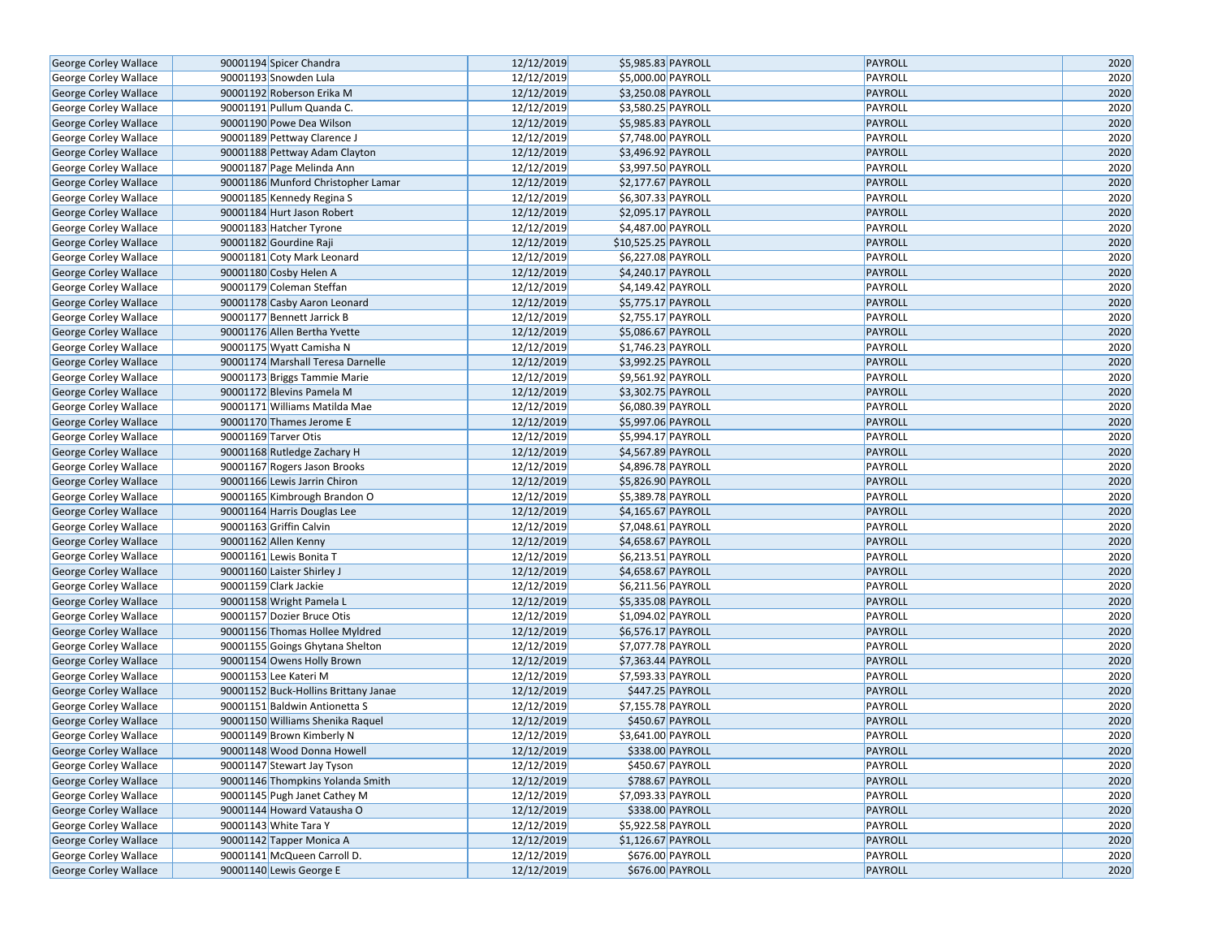| | | | | | | | |
|---|---|---|---|---|---|---|---|
| George Corley Wallace | 90001194 | Spicer Chandra | 12/12/2019 | $5,985.83 | PAYROLL | PAYROLL | 2020 |
| George Corley Wallace | 90001193 | Snowden Lula | 12/12/2019 | $5,000.00 | PAYROLL | PAYROLL | 2020 |
| George Corley Wallace | 90001192 | Roberson Erika M | 12/12/2019 | $3,250.08 | PAYROLL | PAYROLL | 2020 |
| George Corley Wallace | 90001191 | Pullum Quanda C. | 12/12/2019 | $3,580.25 | PAYROLL | PAYROLL | 2020 |
| George Corley Wallace | 90001190 | Powe Dea Wilson | 12/12/2019 | $5,985.83 | PAYROLL | PAYROLL | 2020 |
| George Corley Wallace | 90001189 | Pettway Clarence J | 12/12/2019 | $7,748.00 | PAYROLL | PAYROLL | 2020 |
| George Corley Wallace | 90001188 | Pettway Adam Clayton | 12/12/2019 | $3,496.92 | PAYROLL | PAYROLL | 2020 |
| George Corley Wallace | 90001187 | Page Melinda Ann | 12/12/2019 | $3,997.50 | PAYROLL | PAYROLL | 2020 |
| George Corley Wallace | 90001186 | Munford Christopher Lamar | 12/12/2019 | $2,177.67 | PAYROLL | PAYROLL | 2020 |
| George Corley Wallace | 90001185 | Kennedy Regina S | 12/12/2019 | $6,307.33 | PAYROLL | PAYROLL | 2020 |
| George Corley Wallace | 90001184 | Hurt Jason Robert | 12/12/2019 | $2,095.17 | PAYROLL | PAYROLL | 2020 |
| George Corley Wallace | 90001183 | Hatcher Tyrone | 12/12/2019 | $4,487.00 | PAYROLL | PAYROLL | 2020 |
| George Corley Wallace | 90001182 | Gourdine Raji | 12/12/2019 | $10,525.25 | PAYROLL | PAYROLL | 2020 |
| George Corley Wallace | 90001181 | Coty Mark Leonard | 12/12/2019 | $6,227.08 | PAYROLL | PAYROLL | 2020 |
| George Corley Wallace | 90001180 | Cosby Helen A | 12/12/2019 | $4,240.17 | PAYROLL | PAYROLL | 2020 |
| George Corley Wallace | 90001179 | Coleman Steffan | 12/12/2019 | $4,149.42 | PAYROLL | PAYROLL | 2020 |
| George Corley Wallace | 90001178 | Casby Aaron Leonard | 12/12/2019 | $5,775.17 | PAYROLL | PAYROLL | 2020 |
| George Corley Wallace | 90001177 | Bennett Jarrick B | 12/12/2019 | $2,755.17 | PAYROLL | PAYROLL | 2020 |
| George Corley Wallace | 90001176 | Allen Bertha Yvette | 12/12/2019 | $5,086.67 | PAYROLL | PAYROLL | 2020 |
| George Corley Wallace | 90001175 | Wyatt Camisha N | 12/12/2019 | $1,746.23 | PAYROLL | PAYROLL | 2020 |
| George Corley Wallace | 90001174 | Marshall Teresa Darnelle | 12/12/2019 | $3,992.25 | PAYROLL | PAYROLL | 2020 |
| George Corley Wallace | 90001173 | Briggs Tammie Marie | 12/12/2019 | $9,561.92 | PAYROLL | PAYROLL | 2020 |
| George Corley Wallace | 90001172 | Blevins Pamela M | 12/12/2019 | $3,302.75 | PAYROLL | PAYROLL | 2020 |
| George Corley Wallace | 90001171 | Williams Matilda Mae | 12/12/2019 | $6,080.39 | PAYROLL | PAYROLL | 2020 |
| George Corley Wallace | 90001170 | Thames Jerome E | 12/12/2019 | $5,997.06 | PAYROLL | PAYROLL | 2020 |
| George Corley Wallace | 90001169 | Tarver Otis | 12/12/2019 | $5,994.17 | PAYROLL | PAYROLL | 2020 |
| George Corley Wallace | 90001168 | Rutledge Zachary H | 12/12/2019 | $4,567.89 | PAYROLL | PAYROLL | 2020 |
| George Corley Wallace | 90001167 | Rogers Jason Brooks | 12/12/2019 | $4,896.78 | PAYROLL | PAYROLL | 2020 |
| George Corley Wallace | 90001166 | Lewis Jarrin Chiron | 12/12/2019 | $5,826.90 | PAYROLL | PAYROLL | 2020 |
| George Corley Wallace | 90001165 | Kimbrough Brandon O | 12/12/2019 | $5,389.78 | PAYROLL | PAYROLL | 2020 |
| George Corley Wallace | 90001164 | Harris Douglas Lee | 12/12/2019 | $4,165.67 | PAYROLL | PAYROLL | 2020 |
| George Corley Wallace | 90001163 | Griffin Calvin | 12/12/2019 | $7,048.61 | PAYROLL | PAYROLL | 2020 |
| George Corley Wallace | 90001162 | Allen Kenny | 12/12/2019 | $4,658.67 | PAYROLL | PAYROLL | 2020 |
| George Corley Wallace | 90001161 | Lewis Bonita T | 12/12/2019 | $6,213.51 | PAYROLL | PAYROLL | 2020 |
| George Corley Wallace | 90001160 | Laister Shirley J | 12/12/2019 | $4,658.67 | PAYROLL | PAYROLL | 2020 |
| George Corley Wallace | 90001159 | Clark Jackie | 12/12/2019 | $6,211.56 | PAYROLL | PAYROLL | 2020 |
| George Corley Wallace | 90001158 | Wright Pamela L | 12/12/2019 | $5,335.08 | PAYROLL | PAYROLL | 2020 |
| George Corley Wallace | 90001157 | Dozier Bruce Otis | 12/12/2019 | $1,094.02 | PAYROLL | PAYROLL | 2020 |
| George Corley Wallace | 90001156 | Thomas Hollee Myldred | 12/12/2019 | $6,576.17 | PAYROLL | PAYROLL | 2020 |
| George Corley Wallace | 90001155 | Goings Ghytana Shelton | 12/12/2019 | $7,077.78 | PAYROLL | PAYROLL | 2020 |
| George Corley Wallace | 90001154 | Owens Holly Brown | 12/12/2019 | $7,363.44 | PAYROLL | PAYROLL | 2020 |
| George Corley Wallace | 90001153 | Lee Kateri M | 12/12/2019 | $7,593.33 | PAYROLL | PAYROLL | 2020 |
| George Corley Wallace | 90001152 | Buck-Hollins Brittany Janae | 12/12/2019 | $447.25 | PAYROLL | PAYROLL | 2020 |
| George Corley Wallace | 90001151 | Baldwin Antionetta S | 12/12/2019 | $7,155.78 | PAYROLL | PAYROLL | 2020 |
| George Corley Wallace | 90001150 | Williams Shenika Raquel | 12/12/2019 | $450.67 | PAYROLL | PAYROLL | 2020 |
| George Corley Wallace | 90001149 | Brown Kimberly N | 12/12/2019 | $3,641.00 | PAYROLL | PAYROLL | 2020 |
| George Corley Wallace | 90001148 | Wood Donna Howell | 12/12/2019 | $338.00 | PAYROLL | PAYROLL | 2020 |
| George Corley Wallace | 90001147 | Stewart Jay Tyson | 12/12/2019 | $450.67 | PAYROLL | PAYROLL | 2020 |
| George Corley Wallace | 90001146 | Thompkins Yolanda Smith | 12/12/2019 | $788.67 | PAYROLL | PAYROLL | 2020 |
| George Corley Wallace | 90001145 | Pugh Janet Cathey M | 12/12/2019 | $7,093.33 | PAYROLL | PAYROLL | 2020 |
| George Corley Wallace | 90001144 | Howard Vatausha O | 12/12/2019 | $338.00 | PAYROLL | PAYROLL | 2020 |
| George Corley Wallace | 90001143 | White Tara Y | 12/12/2019 | $5,922.58 | PAYROLL | PAYROLL | 2020 |
| George Corley Wallace | 90001142 | Tapper Monica A | 12/12/2019 | $1,126.67 | PAYROLL | PAYROLL | 2020 |
| George Corley Wallace | 90001141 | McQueen Carroll D. | 12/12/2019 | $676.00 | PAYROLL | PAYROLL | 2020 |
| George Corley Wallace | 90001140 | Lewis George E | 12/12/2019 | $676.00 | PAYROLL | PAYROLL | 2020 |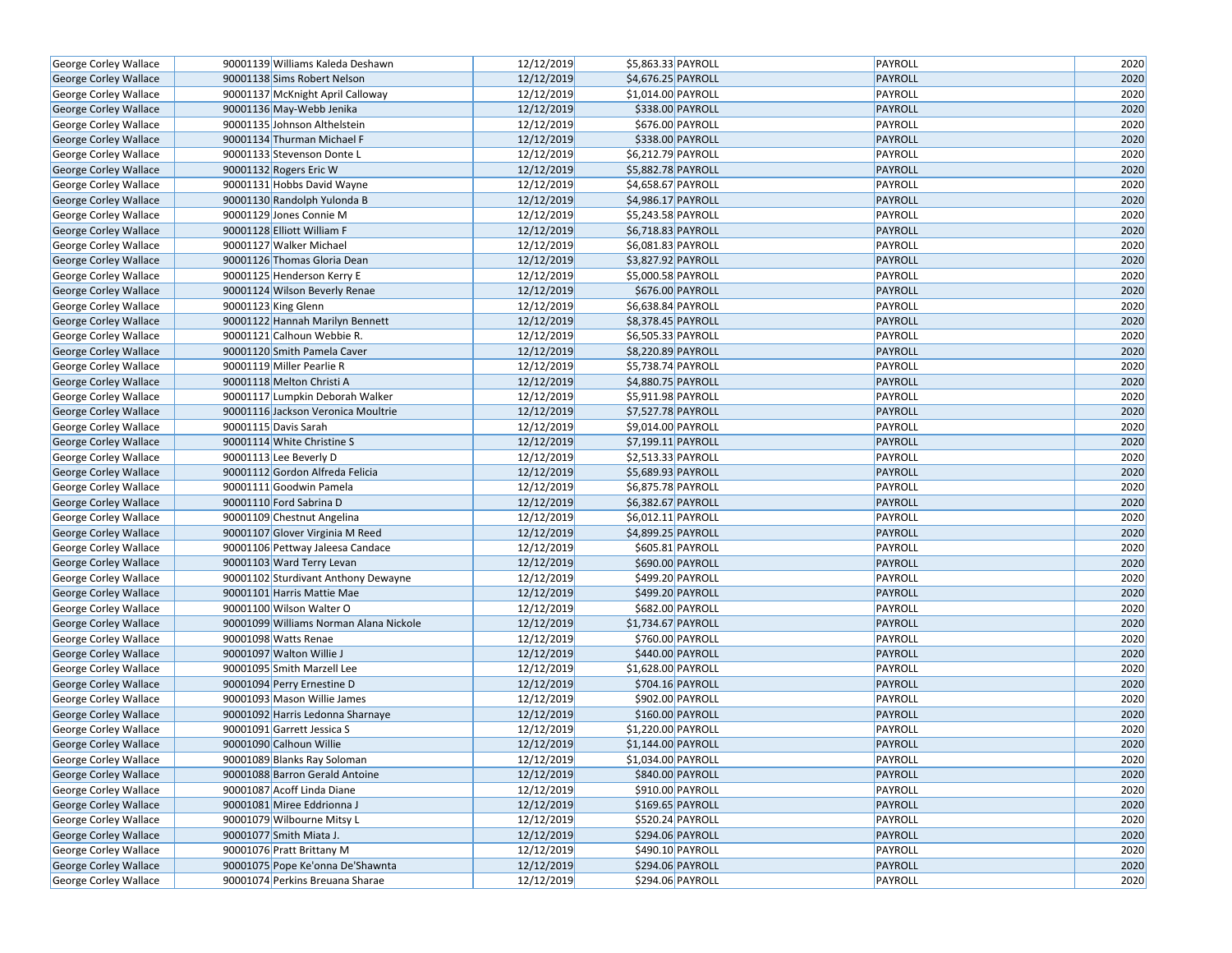| George Corley Wallace | 90001139 | Williams Kaleda Deshawn | 12/12/2019 | $5,863.33 | PAYROLL | PAYROLL | 2020 |
|---|---|---|---|---|---|---|---|
| George Corley Wallace | 90001138 | Sims Robert Nelson | 12/12/2019 | $4,676.25 | PAYROLL | PAYROLL | 2020 |
| George Corley Wallace | 90001137 | McKnight April Calloway | 12/12/2019 | $1,014.00 | PAYROLL | PAYROLL | 2020 |
| George Corley Wallace | 90001136 | May-Webb Jenika | 12/12/2019 | $338.00 | PAYROLL | PAYROLL | 2020 |
| George Corley Wallace | 90001135 | Johnson Althelstein | 12/12/2019 | $676.00 | PAYROLL | PAYROLL | 2020 |
| George Corley Wallace | 90001134 | Thurman Michael F | 12/12/2019 | $338.00 | PAYROLL | PAYROLL | 2020 |
| George Corley Wallace | 90001133 | Stevenson Donte L | 12/12/2019 | $6,212.79 | PAYROLL | PAYROLL | 2020 |
| George Corley Wallace | 90001132 | Rogers Eric W | 12/12/2019 | $5,882.78 | PAYROLL | PAYROLL | 2020 |
| George Corley Wallace | 90001131 | Hobbs David Wayne | 12/12/2019 | $4,658.67 | PAYROLL | PAYROLL | 2020 |
| George Corley Wallace | 90001130 | Randolph Yulonda B | 12/12/2019 | $4,986.17 | PAYROLL | PAYROLL | 2020 |
| George Corley Wallace | 90001129 | Jones Connie M | 12/12/2019 | $5,243.58 | PAYROLL | PAYROLL | 2020 |
| George Corley Wallace | 90001128 | Elliott William F | 12/12/2019 | $6,718.83 | PAYROLL | PAYROLL | 2020 |
| George Corley Wallace | 90001127 | Walker Michael | 12/12/2019 | $6,081.83 | PAYROLL | PAYROLL | 2020 |
| George Corley Wallace | 90001126 | Thomas Gloria Dean | 12/12/2019 | $3,827.92 | PAYROLL | PAYROLL | 2020 |
| George Corley Wallace | 90001125 | Henderson Kerry E | 12/12/2019 | $5,000.58 | PAYROLL | PAYROLL | 2020 |
| George Corley Wallace | 90001124 | Wilson Beverly Renae | 12/12/2019 | $676.00 | PAYROLL | PAYROLL | 2020 |
| George Corley Wallace | 90001123 | King Glenn | 12/12/2019 | $6,638.84 | PAYROLL | PAYROLL | 2020 |
| George Corley Wallace | 90001122 | Hannah Marilyn Bennett | 12/12/2019 | $8,378.45 | PAYROLL | PAYROLL | 2020 |
| George Corley Wallace | 90001121 | Calhoun Webbie R. | 12/12/2019 | $6,505.33 | PAYROLL | PAYROLL | 2020 |
| George Corley Wallace | 90001120 | Smith Pamela Caver | 12/12/2019 | $8,220.89 | PAYROLL | PAYROLL | 2020 |
| George Corley Wallace | 90001119 | Miller Pearlie R | 12/12/2019 | $5,738.74 | PAYROLL | PAYROLL | 2020 |
| George Corley Wallace | 90001118 | Melton Christi A | 12/12/2019 | $4,880.75 | PAYROLL | PAYROLL | 2020 |
| George Corley Wallace | 90001117 | Lumpkin Deborah Walker | 12/12/2019 | $5,911.98 | PAYROLL | PAYROLL | 2020 |
| George Corley Wallace | 90001116 | Jackson Veronica Moultrie | 12/12/2019 | $7,527.78 | PAYROLL | PAYROLL | 2020 |
| George Corley Wallace | 90001115 | Davis Sarah | 12/12/2019 | $9,014.00 | PAYROLL | PAYROLL | 2020 |
| George Corley Wallace | 90001114 | White Christine S | 12/12/2019 | $7,199.11 | PAYROLL | PAYROLL | 2020 |
| George Corley Wallace | 90001113 | Lee Beverly D | 12/12/2019 | $2,513.33 | PAYROLL | PAYROLL | 2020 |
| George Corley Wallace | 90001112 | Gordon Alfreda Felicia | 12/12/2019 | $5,689.93 | PAYROLL | PAYROLL | 2020 |
| George Corley Wallace | 90001111 | Goodwin Pamela | 12/12/2019 | $6,875.78 | PAYROLL | PAYROLL | 2020 |
| George Corley Wallace | 90001110 | Ford Sabrina D | 12/12/2019 | $6,382.67 | PAYROLL | PAYROLL | 2020 |
| George Corley Wallace | 90001109 | Chestnut Angelina | 12/12/2019 | $6,012.11 | PAYROLL | PAYROLL | 2020 |
| George Corley Wallace | 90001107 | Glover Virginia M Reed | 12/12/2019 | $4,899.25 | PAYROLL | PAYROLL | 2020 |
| George Corley Wallace | 90001106 | Pettway Jaleesa Candace | 12/12/2019 | $605.81 | PAYROLL | PAYROLL | 2020 |
| George Corley Wallace | 90001103 | Ward Terry Levan | 12/12/2019 | $690.00 | PAYROLL | PAYROLL | 2020 |
| George Corley Wallace | 90001102 | Sturdivant Anthony Dewayne | 12/12/2019 | $499.20 | PAYROLL | PAYROLL | 2020 |
| George Corley Wallace | 90001101 | Harris Mattie Mae | 12/12/2019 | $499.20 | PAYROLL | PAYROLL | 2020 |
| George Corley Wallace | 90001100 | Wilson Walter O | 12/12/2019 | $682.00 | PAYROLL | PAYROLL | 2020 |
| George Corley Wallace | 90001099 | Williams Norman Alana Nickole | 12/12/2019 | $1,734.67 | PAYROLL | PAYROLL | 2020 |
| George Corley Wallace | 90001098 | Watts Renae | 12/12/2019 | $760.00 | PAYROLL | PAYROLL | 2020 |
| George Corley Wallace | 90001097 | Walton Willie J | 12/12/2019 | $440.00 | PAYROLL | PAYROLL | 2020 |
| George Corley Wallace | 90001095 | Smith Marzell Lee | 12/12/2019 | $1,628.00 | PAYROLL | PAYROLL | 2020 |
| George Corley Wallace | 90001094 | Perry Ernestine D | 12/12/2019 | $704.16 | PAYROLL | PAYROLL | 2020 |
| George Corley Wallace | 90001093 | Mason Willie James | 12/12/2019 | $902.00 | PAYROLL | PAYROLL | 2020 |
| George Corley Wallace | 90001092 | Harris Ledonna Sharnaye | 12/12/2019 | $160.00 | PAYROLL | PAYROLL | 2020 |
| George Corley Wallace | 90001091 | Garrett Jessica S | 12/12/2019 | $1,220.00 | PAYROLL | PAYROLL | 2020 |
| George Corley Wallace | 90001090 | Calhoun Willie | 12/12/2019 | $1,144.00 | PAYROLL | PAYROLL | 2020 |
| George Corley Wallace | 90001089 | Blanks Ray Soloman | 12/12/2019 | $1,034.00 | PAYROLL | PAYROLL | 2020 |
| George Corley Wallace | 90001088 | Barron Gerald Antoine | 12/12/2019 | $840.00 | PAYROLL | PAYROLL | 2020 |
| George Corley Wallace | 90001087 | Acoff Linda Diane | 12/12/2019 | $910.00 | PAYROLL | PAYROLL | 2020 |
| George Corley Wallace | 90001081 | Miree Eddrionna J | 12/12/2019 | $169.65 | PAYROLL | PAYROLL | 2020 |
| George Corley Wallace | 90001079 | Wilbourne Mitsy L | 12/12/2019 | $520.24 | PAYROLL | PAYROLL | 2020 |
| George Corley Wallace | 90001077 | Smith Miata J. | 12/12/2019 | $294.06 | PAYROLL | PAYROLL | 2020 |
| George Corley Wallace | 90001076 | Pratt Brittany M | 12/12/2019 | $490.10 | PAYROLL | PAYROLL | 2020 |
| George Corley Wallace | 90001075 | Pope Ke'onna De'Shawnta | 12/12/2019 | $294.06 | PAYROLL | PAYROLL | 2020 |
| George Corley Wallace | 90001074 | Perkins Breuana Sharae | 12/12/2019 | $294.06 | PAYROLL | PAYROLL | 2020 |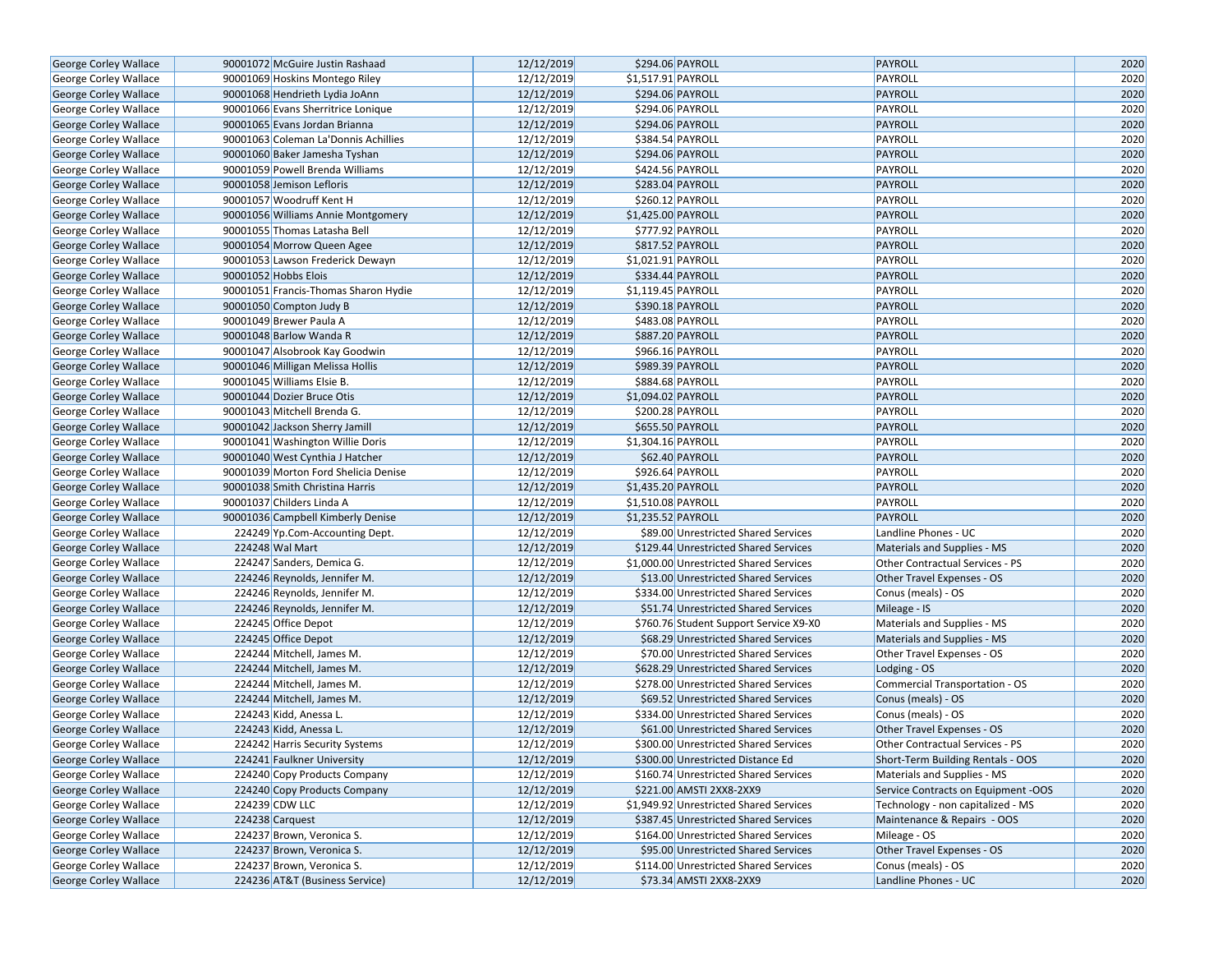| | | | | | | |
|---|---|---|---|---|---|---|
| George Corley Wallace | 90001072 | McGuire Justin Rashaad | 12/12/2019 | $294.06 | PAYROLL | PAYROLL | 2020 |
| George Corley Wallace | 90001069 | Hoskins Montego Riley | 12/12/2019 | $1,517.91 | PAYROLL | PAYROLL | 2020 |
| George Corley Wallace | 90001068 | Hendrieth Lydia JoAnn | 12/12/2019 | $294.06 | PAYROLL | PAYROLL | 2020 |
| George Corley Wallace | 90001066 | Evans Sherritrice Lonique | 12/12/2019 | $294.06 | PAYROLL | PAYROLL | 2020 |
| George Corley Wallace | 90001065 | Evans Jordan Brianna | 12/12/2019 | $294.06 | PAYROLL | PAYROLL | 2020 |
| George Corley Wallace | 90001063 | Coleman La'Donnis Achillies | 12/12/2019 | $384.54 | PAYROLL | PAYROLL | 2020 |
| George Corley Wallace | 90001060 | Baker Jamesha Tyshan | 12/12/2019 | $294.06 | PAYROLL | PAYROLL | 2020 |
| George Corley Wallace | 90001059 | Powell Brenda Williams | 12/12/2019 | $424.56 | PAYROLL | PAYROLL | 2020 |
| George Corley Wallace | 90001058 | Jemison Lefloris | 12/12/2019 | $283.04 | PAYROLL | PAYROLL | 2020 |
| George Corley Wallace | 90001057 | Woodruff Kent H | 12/12/2019 | $260.12 | PAYROLL | PAYROLL | 2020 |
| George Corley Wallace | 90001056 | Williams Annie Montgomery | 12/12/2019 | $1,425.00 | PAYROLL | PAYROLL | 2020 |
| George Corley Wallace | 90001055 | Thomas Latasha Bell | 12/12/2019 | $777.92 | PAYROLL | PAYROLL | 2020 |
| George Corley Wallace | 90001054 | Morrow Queen Agee | 12/12/2019 | $817.52 | PAYROLL | PAYROLL | 2020 |
| George Corley Wallace | 90001053 | Lawson Frederick Dewayn | 12/12/2019 | $1,021.91 | PAYROLL | PAYROLL | 2020 |
| George Corley Wallace | 90001052 | Hobbs Elois | 12/12/2019 | $334.44 | PAYROLL | PAYROLL | 2020 |
| George Corley Wallace | 90001051 | Francis-Thomas Sharon Hydie | 12/12/2019 | $1,119.45 | PAYROLL | PAYROLL | 2020 |
| George Corley Wallace | 90001050 | Compton Judy B | 12/12/2019 | $390.18 | PAYROLL | PAYROLL | 2020 |
| George Corley Wallace | 90001049 | Brewer Paula A | 12/12/2019 | $483.08 | PAYROLL | PAYROLL | 2020 |
| George Corley Wallace | 90001048 | Barlow Wanda R | 12/12/2019 | $887.20 | PAYROLL | PAYROLL | 2020 |
| George Corley Wallace | 90001047 | Alsobrook Kay Goodwin | 12/12/2019 | $966.16 | PAYROLL | PAYROLL | 2020 |
| George Corley Wallace | 90001046 | Milligan Melissa Hollis | 12/12/2019 | $989.39 | PAYROLL | PAYROLL | 2020 |
| George Corley Wallace | 90001045 | Williams Elsie B. | 12/12/2019 | $884.68 | PAYROLL | PAYROLL | 2020 |
| George Corley Wallace | 90001044 | Dozier Bruce Otis | 12/12/2019 | $1,094.02 | PAYROLL | PAYROLL | 2020 |
| George Corley Wallace | 90001043 | Mitchell Brenda G. | 12/12/2019 | $200.28 | PAYROLL | PAYROLL | 2020 |
| George Corley Wallace | 90001042 | Jackson Sherry Jamill | 12/12/2019 | $655.50 | PAYROLL | PAYROLL | 2020 |
| George Corley Wallace | 90001041 | Washington Willie Doris | 12/12/2019 | $1,304.16 | PAYROLL | PAYROLL | 2020 |
| George Corley Wallace | 90001040 | West Cynthia J Hatcher | 12/12/2019 | $62.40 | PAYROLL | PAYROLL | 2020 |
| George Corley Wallace | 90001039 | Morton Ford Shelicia Denise | 12/12/2019 | $926.64 | PAYROLL | PAYROLL | 2020 |
| George Corley Wallace | 90001038 | Smith Christina Harris | 12/12/2019 | $1,435.20 | PAYROLL | PAYROLL | 2020 |
| George Corley Wallace | 90001037 | Childers Linda A | 12/12/2019 | $1,510.08 | PAYROLL | PAYROLL | 2020 |
| George Corley Wallace | 90001036 | Campbell Kimberly Denise | 12/12/2019 | $1,235.52 | PAYROLL | PAYROLL | 2020 |
| George Corley Wallace | 224249 | Yp.Com-Accounting Dept. | 12/12/2019 | $89.00 | Unrestricted Shared Services | Landline Phones - UC | 2020 |
| George Corley Wallace | 224248 | Wal Mart | 12/12/2019 | $129.44 | Unrestricted Shared Services | Materials and Supplies - MS | 2020 |
| George Corley Wallace | 224247 | Sanders, Demica G. | 12/12/2019 | $1,000.00 | Unrestricted Shared Services | Other Contractual Services - PS | 2020 |
| George Corley Wallace | 224246 | Reynolds, Jennifer M. | 12/12/2019 | $13.00 | Unrestricted Shared Services | Other Travel Expenses - OS | 2020 |
| George Corley Wallace | 224246 | Reynolds, Jennifer M. | 12/12/2019 | $334.00 | Unrestricted Shared Services | Conus (meals) - OS | 2020 |
| George Corley Wallace | 224246 | Reynolds, Jennifer M. | 12/12/2019 | $51.74 | Unrestricted Shared Services | Mileage - IS | 2020 |
| George Corley Wallace | 224245 | Office Depot | 12/12/2019 | $760.76 | Student Support Service X9-X0 | Materials and Supplies - MS | 2020 |
| George Corley Wallace | 224245 | Office Depot | 12/12/2019 | $68.29 | Unrestricted Shared Services | Materials and Supplies - MS | 2020 |
| George Corley Wallace | 224244 | Mitchell, James M. | 12/12/2019 | $70.00 | Unrestricted Shared Services | Other Travel Expenses - OS | 2020 |
| George Corley Wallace | 224244 | Mitchell, James M. | 12/12/2019 | $628.29 | Unrestricted Shared Services | Lodging - OS | 2020 |
| George Corley Wallace | 224244 | Mitchell, James M. | 12/12/2019 | $278.00 | Unrestricted Shared Services | Commercial Transportation - OS | 2020 |
| George Corley Wallace | 224244 | Mitchell, James M. | 12/12/2019 | $69.52 | Unrestricted Shared Services | Conus (meals) - OS | 2020 |
| George Corley Wallace | 224243 | Kidd, Anessa L. | 12/12/2019 | $334.00 | Unrestricted Shared Services | Conus (meals) - OS | 2020 |
| George Corley Wallace | 224243 | Kidd, Anessa L. | 12/12/2019 | $61.00 | Unrestricted Shared Services | Other Travel Expenses - OS | 2020 |
| George Corley Wallace | 224242 | Harris Security Systems | 12/12/2019 | $300.00 | Unrestricted Shared Services | Other Contractual Services - PS | 2020 |
| George Corley Wallace | 224241 | Faulkner University | 12/12/2019 | $300.00 | Unrestricted Distance Ed | Short-Term Building Rentals - OOS | 2020 |
| George Corley Wallace | 224240 | Copy Products Company | 12/12/2019 | $160.74 | Unrestricted Shared Services | Materials and Supplies - MS | 2020 |
| George Corley Wallace | 224240 | Copy Products Company | 12/12/2019 | $221.00 | AMSTI 2XX8-2XX9 | Service Contracts on Equipment -OOS | 2020 |
| George Corley Wallace | 224239 | CDW LLC | 12/12/2019 | $1,949.92 | Unrestricted Shared Services | Technology - non capitalized - MS | 2020 |
| George Corley Wallace | 224238 | Carquest | 12/12/2019 | $387.45 | Unrestricted Shared Services | Maintenance & Repairs - OOS | 2020 |
| George Corley Wallace | 224237 | Brown, Veronica S. | 12/12/2019 | $164.00 | Unrestricted Shared Services | Mileage - OS | 2020 |
| George Corley Wallace | 224237 | Brown, Veronica S. | 12/12/2019 | $95.00 | Unrestricted Shared Services | Other Travel Expenses - OS | 2020 |
| George Corley Wallace | 224237 | Brown, Veronica S. | 12/12/2019 | $114.00 | Unrestricted Shared Services | Conus (meals) - OS | 2020 |
| George Corley Wallace | 224236 | AT&T (Business Service) | 12/12/2019 | $73.34 | AMSTI 2XX8-2XX9 | Landline Phones - UC | 2020 |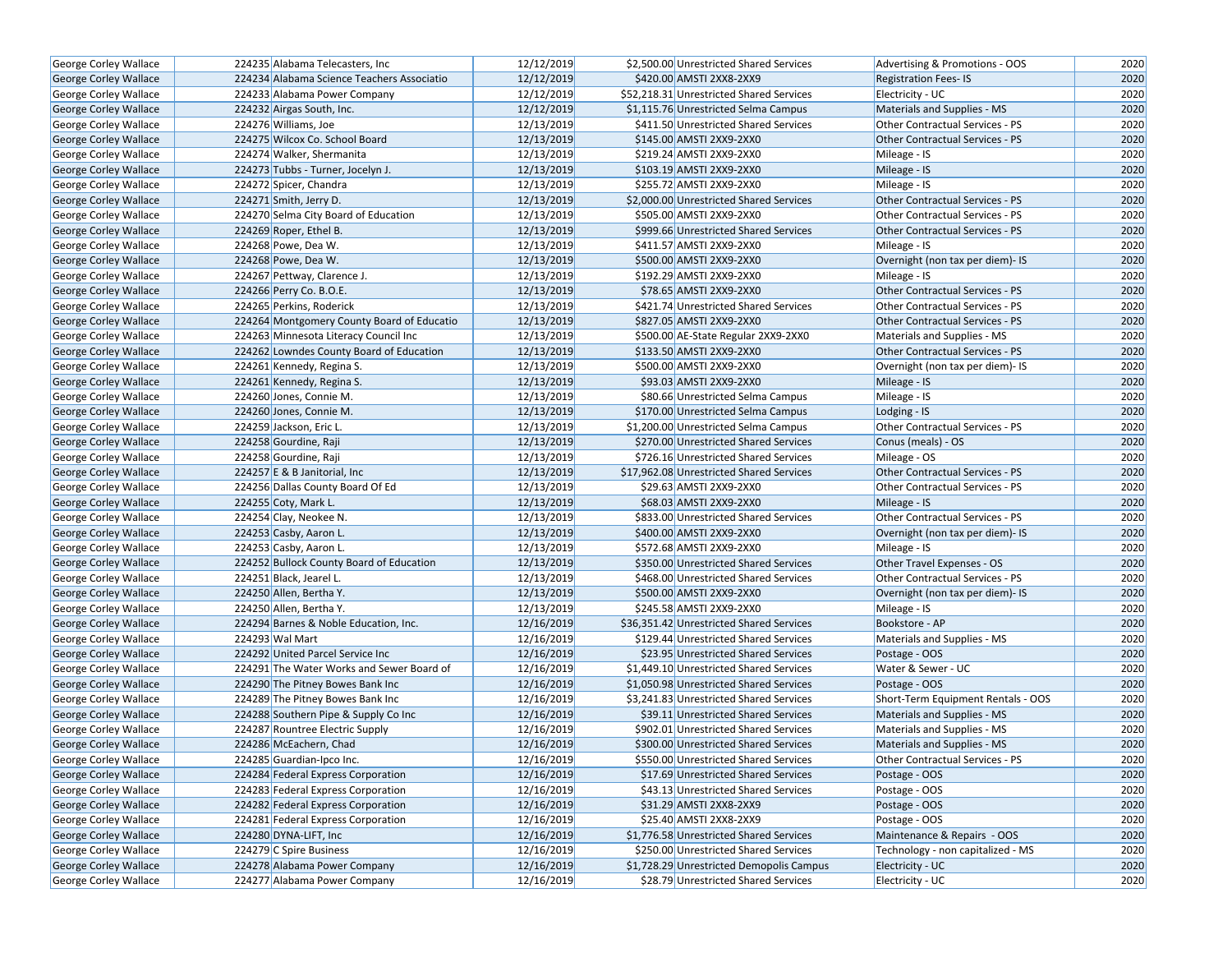| George Corley Wallace | 224235 | Alabama Telecasters, Inc | 12/12/2019 | $2,500.00 | Unrestricted Shared Services | Advertising & Promotions - OOS | 2020 |
|---|---|---|---|---|---|---|---|
| George Corley Wallace | 224234 | Alabama Science Teachers Associatio | 12/12/2019 | $420.00 | AMSTI 2XX8-2XX9 | Registration Fees- IS | 2020 |
| George Corley Wallace | 224233 | Alabama Power Company | 12/12/2019 | $52,218.31 | Unrestricted Shared Services | Electricity - UC | 2020 |
| George Corley Wallace | 224232 | Airgas South, Inc. | 12/12/2019 | $1,115.76 | Unrestricted Selma Campus | Materials and Supplies - MS | 2020 |
| George Corley Wallace | 224276 | Williams, Joe | 12/13/2019 | $411.50 | Unrestricted Shared Services | Other Contractual Services - PS | 2020 |
| George Corley Wallace | 224275 | Wilcox Co. School Board | 12/13/2019 | $145.00 | AMSTI 2XX9-2XX0 | Other Contractual Services - PS | 2020 |
| George Corley Wallace | 224274 | Walker, Shermanita | 12/13/2019 | $219.24 | AMSTI 2XX9-2XX0 | Mileage - IS | 2020 |
| George Corley Wallace | 224273 | Tubbs - Turner, Jocelyn J. | 12/13/2019 | $103.19 | AMSTI 2XX9-2XX0 | Mileage - IS | 2020 |
| George Corley Wallace | 224272 | Spicer, Chandra | 12/13/2019 | $255.72 | AMSTI 2XX9-2XX0 | Mileage - IS | 2020 |
| George Corley Wallace | 224271 | Smith, Jerry D. | 12/13/2019 | $2,000.00 | Unrestricted Shared Services | Other Contractual Services - PS | 2020 |
| George Corley Wallace | 224270 | Selma City Board of Education | 12/13/2019 | $505.00 | AMSTI 2XX9-2XX0 | Other Contractual Services - PS | 2020 |
| George Corley Wallace | 224269 | Roper, Ethel B. | 12/13/2019 | $999.66 | Unrestricted Shared Services | Other Contractual Services - PS | 2020 |
| George Corley Wallace | 224268 | Powe, Dea W. | 12/13/2019 | $411.57 | AMSTI 2XX9-2XX0 | Mileage - IS | 2020 |
| George Corley Wallace | 224268 | Powe, Dea W. | 12/13/2019 | $500.00 | AMSTI 2XX9-2XX0 | Overnight (non tax per diem)- IS | 2020 |
| George Corley Wallace | 224267 | Pettway, Clarence J. | 12/13/2019 | $192.29 | AMSTI 2XX9-2XX0 | Mileage - IS | 2020 |
| George Corley Wallace | 224266 | Perry Co. B.O.E. | 12/13/2019 | $78.65 | AMSTI 2XX9-2XX0 | Other Contractual Services - PS | 2020 |
| George Corley Wallace | 224265 | Perkins, Roderick | 12/13/2019 | $421.74 | Unrestricted Shared Services | Other Contractual Services - PS | 2020 |
| George Corley Wallace | 224264 | Montgomery County Board of Educatio | 12/13/2019 | $827.05 | AMSTI 2XX9-2XX0 | Other Contractual Services - PS | 2020 |
| George Corley Wallace | 224263 | Minnesota Literacy Council Inc | 12/13/2019 | $500.00 | AE-State Regular 2XX9-2XX0 | Materials and Supplies - MS | 2020 |
| George Corley Wallace | 224262 | Lowndes County Board of Education | 12/13/2019 | $133.50 | AMSTI 2XX9-2XX0 | Other Contractual Services - PS | 2020 |
| George Corley Wallace | 224261 | Kennedy, Regina S. | 12/13/2019 | $500.00 | AMSTI 2XX9-2XX0 | Overnight (non tax per diem)- IS | 2020 |
| George Corley Wallace | 224261 | Kennedy, Regina S. | 12/13/2019 | $93.03 | AMSTI 2XX9-2XX0 | Mileage - IS | 2020 |
| George Corley Wallace | 224260 | Jones, Connie M. | 12/13/2019 | $80.66 | Unrestricted Selma Campus | Mileage - IS | 2020 |
| George Corley Wallace | 224260 | Jones, Connie M. | 12/13/2019 | $170.00 | Unrestricted Selma Campus | Lodging - IS | 2020 |
| George Corley Wallace | 224259 | Jackson, Eric L. | 12/13/2019 | $1,200.00 | Unrestricted Selma Campus | Other Contractual Services - PS | 2020 |
| George Corley Wallace | 224258 | Gourdine, Raji | 12/13/2019 | $270.00 | Unrestricted Shared Services | Conus (meals) - OS | 2020 |
| George Corley Wallace | 224258 | Gourdine, Raji | 12/13/2019 | $726.16 | Unrestricted Shared Services | Mileage - OS | 2020 |
| George Corley Wallace | 224257 | E & B Janitorial, Inc | 12/13/2019 | $17,962.08 | Unrestricted Shared Services | Other Contractual Services - PS | 2020 |
| George Corley Wallace | 224256 | Dallas County Board Of Ed | 12/13/2019 | $29.63 | AMSTI 2XX9-2XX0 | Other Contractual Services - PS | 2020 |
| George Corley Wallace | 224255 | Coty, Mark L. | 12/13/2019 | $68.03 | AMSTI 2XX9-2XX0 | Mileage - IS | 2020 |
| George Corley Wallace | 224254 | Clay, Neokee N. | 12/13/2019 | $833.00 | Unrestricted Shared Services | Other Contractual Services - PS | 2020 |
| George Corley Wallace | 224253 | Casby, Aaron L. | 12/13/2019 | $400.00 | AMSTI 2XX9-2XX0 | Overnight (non tax per diem)- IS | 2020 |
| George Corley Wallace | 224253 | Casby, Aaron L. | 12/13/2019 | $572.68 | AMSTI 2XX9-2XX0 | Mileage - IS | 2020 |
| George Corley Wallace | 224252 | Bullock County Board of Education | 12/13/2019 | $350.00 | Unrestricted Shared Services | Other Travel Expenses - OS | 2020 |
| George Corley Wallace | 224251 | Black, Jearel L. | 12/13/2019 | $468.00 | Unrestricted Shared Services | Other Contractual Services - PS | 2020 |
| George Corley Wallace | 224250 | Allen, Bertha Y. | 12/13/2019 | $500.00 | AMSTI 2XX9-2XX0 | Overnight (non tax per diem)- IS | 2020 |
| George Corley Wallace | 224250 | Allen, Bertha Y. | 12/13/2019 | $245.58 | AMSTI 2XX9-2XX0 | Mileage - IS | 2020 |
| George Corley Wallace | 224294 | Barnes & Noble Education, Inc. | 12/16/2019 | $36,351.42 | Unrestricted Shared Services | Bookstore - AP | 2020 |
| George Corley Wallace | 224293 | Wal Mart | 12/16/2019 | $129.44 | Unrestricted Shared Services | Materials and Supplies - MS | 2020 |
| George Corley Wallace | 224292 | United Parcel Service Inc | 12/16/2019 | $23.95 | Unrestricted Shared Services | Postage - OOS | 2020 |
| George Corley Wallace | 224291 | The Water Works and Sewer Board of | 12/16/2019 | $1,449.10 | Unrestricted Shared Services | Water & Sewer - UC | 2020 |
| George Corley Wallace | 224290 | The Pitney Bowes Bank Inc | 12/16/2019 | $1,050.98 | Unrestricted Shared Services | Postage - OOS | 2020 |
| George Corley Wallace | 224289 | The Pitney Bowes Bank Inc | 12/16/2019 | $3,241.83 | Unrestricted Shared Services | Short-Term Equipment Rentals - OOS | 2020 |
| George Corley Wallace | 224288 | Southern Pipe & Supply Co Inc | 12/16/2019 | $39.11 | Unrestricted Shared Services | Materials and Supplies - MS | 2020 |
| George Corley Wallace | 224287 | Rountree Electric Supply | 12/16/2019 | $902.01 | Unrestricted Shared Services | Materials and Supplies - MS | 2020 |
| George Corley Wallace | 224286 | McEachern, Chad | 12/16/2019 | $300.00 | Unrestricted Shared Services | Materials and Supplies - MS | 2020 |
| George Corley Wallace | 224285 | Guardian-Ipco Inc. | 12/16/2019 | $550.00 | Unrestricted Shared Services | Other Contractual Services - PS | 2020 |
| George Corley Wallace | 224284 | Federal Express Corporation | 12/16/2019 | $17.69 | Unrestricted Shared Services | Postage - OOS | 2020 |
| George Corley Wallace | 224283 | Federal Express Corporation | 12/16/2019 | $43.13 | Unrestricted Shared Services | Postage - OOS | 2020 |
| George Corley Wallace | 224282 | Federal Express Corporation | 12/16/2019 | $31.29 | AMSTI 2XX8-2XX9 | Postage - OOS | 2020 |
| George Corley Wallace | 224281 | Federal Express Corporation | 12/16/2019 | $25.40 | AMSTI 2XX8-2XX9 | Postage - OOS | 2020 |
| George Corley Wallace | 224280 | DYNA-LIFT, Inc | 12/16/2019 | $1,776.58 | Unrestricted Shared Services | Maintenance & Repairs - OOS | 2020 |
| George Corley Wallace | 224279 | C Spire Business | 12/16/2019 | $250.00 | Unrestricted Shared Services | Technology - non capitalized - MS | 2020 |
| George Corley Wallace | 224278 | Alabama Power Company | 12/16/2019 | $1,728.29 | Unrestricted Demopolis Campus | Electricity - UC | 2020 |
| George Corley Wallace | 224277 | Alabama Power Company | 12/16/2019 | $28.79 | Unrestricted Shared Services | Electricity - UC | 2020 |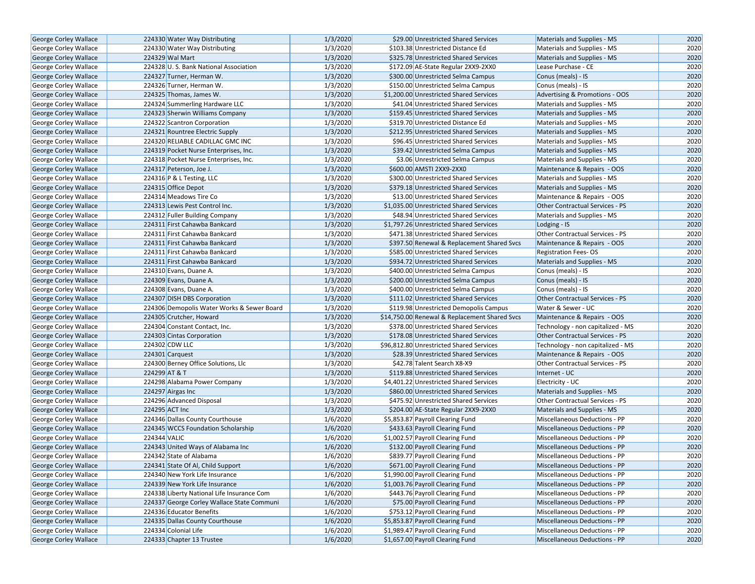| | | | | | | |
|---|---|---|---|---|---|---|
| George Corley Wallace | 224330 | Water Way Distributing | 1/3/2020 | $29.00 | Unrestricted Shared Services | Materials and Supplies - MS | 2020 |
| George Corley Wallace | 224330 | Water Way Distributing | 1/3/2020 | $103.38 | Unrestricted Distance Ed | Materials and Supplies - MS | 2020 |
| George Corley Wallace | 224329 | Wal Mart | 1/3/2020 | $325.78 | Unrestricted Shared Services | Materials and Supplies - MS | 2020 |
| George Corley Wallace | 224328 | U. S. Bank National Association | 1/3/2020 | $172.09 | AE-State Regular 2XX9-2XX0 | Lease Purchase - CE | 2020 |
| George Corley Wallace | 224327 | Turner, Herman W. | 1/3/2020 | $300.00 | Unrestricted Selma Campus | Conus (meals) - IS | 2020 |
| George Corley Wallace | 224326 | Turner, Herman W. | 1/3/2020 | $150.00 | Unrestricted Selma Campus | Conus (meals) - IS | 2020 |
| George Corley Wallace | 224325 | Thomas, James W. | 1/3/2020 | $1,200.00 | Unrestricted Shared Services | Advertising & Promotions - OOS | 2020 |
| George Corley Wallace | 224324 | Summerling Hardware LLC | 1/3/2020 | $41.04 | Unrestricted Shared Services | Materials and Supplies - MS | 2020 |
| George Corley Wallace | 224323 | Sherwin Williams Company | 1/3/2020 | $159.45 | Unrestricted Shared Services | Materials and Supplies - MS | 2020 |
| George Corley Wallace | 224322 | Scantron Corporation | 1/3/2020 | $319.70 | Unrestricted Distance Ed | Materials and Supplies - MS | 2020 |
| George Corley Wallace | 224321 | Rountree Electric Supply | 1/3/2020 | $212.95 | Unrestricted Shared Services | Materials and Supplies - MS | 2020 |
| George Corley Wallace | 224320 | RELIABLE CADILLAC GMC INC | 1/3/2020 | $96.45 | Unrestricted Shared Services | Materials and Supplies - MS | 2020 |
| George Corley Wallace | 224319 | Pocket Nurse Enterprises, Inc. | 1/3/2020 | $39.42 | Unrestricted Selma Campus | Materials and Supplies - MS | 2020 |
| George Corley Wallace | 224318 | Pocket Nurse Enterprises, Inc. | 1/3/2020 | $3.06 | Unrestricted Selma Campus | Materials and Supplies - MS | 2020 |
| George Corley Wallace | 224317 | Peterson, Joe J. | 1/3/2020 | $600.00 | AMSTI 2XX9-2XX0 | Maintenance & Repairs - OOS | 2020 |
| George Corley Wallace | 224316 | P & L Testing, LLC | 1/3/2020 | $300.00 | Unrestricted Shared Services | Materials and Supplies - MS | 2020 |
| George Corley Wallace | 224315 | Office Depot | 1/3/2020 | $379.18 | Unrestricted Shared Services | Materials and Supplies - MS | 2020 |
| George Corley Wallace | 224314 | Meadows Tire Co | 1/3/2020 | $13.00 | Unrestricted Shared Services | Maintenance & Repairs - OOS | 2020 |
| George Corley Wallace | 224313 | Lewis Pest Control Inc. | 1/3/2020 | $1,035.00 | Unrestricted Shared Services | Other Contractual Services - PS | 2020 |
| George Corley Wallace | 224312 | Fuller Building Company | 1/3/2020 | $48.94 | Unrestricted Shared Services | Materials and Supplies - MS | 2020 |
| George Corley Wallace | 224311 | First Cahawba Bankcard | 1/3/2020 | $1,797.26 | Unrestricted Shared Services | Lodging - IS | 2020 |
| George Corley Wallace | 224311 | First Cahawba Bankcard | 1/3/2020 | $471.38 | Unrestricted Shared Services | Other Contractual Services - PS | 2020 |
| George Corley Wallace | 224311 | First Cahawba Bankcard | 1/3/2020 | $397.50 | Renewal & Replacement Shared Svcs | Maintenance & Repairs - OOS | 2020 |
| George Corley Wallace | 224311 | First Cahawba Bankcard | 1/3/2020 | $585.00 | Unrestricted Shared Services | Registration Fees- OS | 2020 |
| George Corley Wallace | 224311 | First Cahawba Bankcard | 1/3/2020 | $934.72 | Unrestricted Shared Services | Materials and Supplies - MS | 2020 |
| George Corley Wallace | 224310 | Evans, Duane A. | 1/3/2020 | $400.00 | Unrestricted Selma Campus | Conus (meals) - IS | 2020 |
| George Corley Wallace | 224309 | Evans, Duane A. | 1/3/2020 | $200.00 | Unrestricted Selma Campus | Conus (meals) - IS | 2020 |
| George Corley Wallace | 224308 | Evans, Duane A. | 1/3/2020 | $400.00 | Unrestricted Selma Campus | Conus (meals) - IS | 2020 |
| George Corley Wallace | 224307 | DISH DBS Corporation | 1/3/2020 | $111.02 | Unrestricted Shared Services | Other Contractual Services - PS | 2020 |
| George Corley Wallace | 224306 | Demopolis Water Works & Sewer Board | 1/3/2020 | $119.98 | Unrestricted Demopolis Campus | Water & Sewer - UC | 2020 |
| George Corley Wallace | 224305 | Crutcher, Howard | 1/3/2020 | $14,750.00 | Renewal & Replacement Shared Svcs | Maintenance & Repairs - OOS | 2020 |
| George Corley Wallace | 224304 | Constant Contact, Inc. | 1/3/2020 | $378.00 | Unrestricted Shared Services | Technology - non capitalized - MS | 2020 |
| George Corley Wallace | 224303 | Cintas Corporation | 1/3/2020 | $178.08 | Unrestricted Shared Services | Other Contractual Services - PS | 2020 |
| George Corley Wallace | 224302 | CDW LLC | 1/3/2020 | $96,812.80 | Unrestricted Shared Services | Technology - non capitalized - MS | 2020 |
| George Corley Wallace | 224301 | Carquest | 1/3/2020 | $28.39 | Unrestricted Shared Services | Maintenance & Repairs - OOS | 2020 |
| George Corley Wallace | 224300 | Berney Office Solutions, Llc | 1/3/2020 | $42.78 | Talent Search X8-X9 | Other Contractual Services - PS | 2020 |
| George Corley Wallace | 224299 | AT & T | 1/3/2020 | $119.88 | Unrestricted Shared Services | Internet - UC | 2020 |
| George Corley Wallace | 224298 | Alabama Power Company | 1/3/2020 | $4,401.22 | Unrestricted Shared Services | Electricity - UC | 2020 |
| George Corley Wallace | 224297 | Airgas Inc | 1/3/2020 | $860.00 | Unrestricted Shared Services | Materials and Supplies - MS | 2020 |
| George Corley Wallace | 224296 | Advanced Disposal | 1/3/2020 | $475.92 | Unrestricted Shared Services | Other Contractual Services - PS | 2020 |
| George Corley Wallace | 224295 | ACT Inc | 1/3/2020 | $204.00 | AE-State Regular 2XX9-2XX0 | Materials and Supplies - MS | 2020 |
| George Corley Wallace | 224346 | Dallas County Courthouse | 1/6/2020 | $5,853.87 | Payroll Clearing Fund | Miscellaneous Deductions - PP | 2020 |
| George Corley Wallace | 224345 | WCCS Foundation Scholarship | 1/6/2020 | $433.63 | Payroll Clearing Fund | Miscellaneous Deductions - PP | 2020 |
| George Corley Wallace | 224344 | VALIC | 1/6/2020 | $1,002.57 | Payroll Clearing Fund | Miscellaneous Deductions - PP | 2020 |
| George Corley Wallace | 224343 | United Ways of Alabama Inc | 1/6/2020 | $132.00 | Payroll Clearing Fund | Miscellaneous Deductions - PP | 2020 |
| George Corley Wallace | 224342 | State of Alabama | 1/6/2020 | $839.77 | Payroll Clearing Fund | Miscellaneous Deductions - PP | 2020 |
| George Corley Wallace | 224341 | State Of Al, Child Support | 1/6/2020 | $671.00 | Payroll Clearing Fund | Miscellaneous Deductions - PP | 2020 |
| George Corley Wallace | 224340 | New York Life Insurance | 1/6/2020 | $1,990.00 | Payroll Clearing Fund | Miscellaneous Deductions - PP | 2020 |
| George Corley Wallace | 224339 | New York Life Insurance | 1/6/2020 | $1,003.76 | Payroll Clearing Fund | Miscellaneous Deductions - PP | 2020 |
| George Corley Wallace | 224338 | Liberty National Life Insurance Com | 1/6/2020 | $443.76 | Payroll Clearing Fund | Miscellaneous Deductions - PP | 2020 |
| George Corley Wallace | 224337 | George Corley Wallace State Communi | 1/6/2020 | $75.00 | Payroll Clearing Fund | Miscellaneous Deductions - PP | 2020 |
| George Corley Wallace | 224336 | Educator Benefits | 1/6/2020 | $753.12 | Payroll Clearing Fund | Miscellaneous Deductions - PP | 2020 |
| George Corley Wallace | 224335 | Dallas County Courthouse | 1/6/2020 | $5,853.87 | Payroll Clearing Fund | Miscellaneous Deductions - PP | 2020 |
| George Corley Wallace | 224334 | Colonial Life | 1/6/2020 | $1,989.47 | Payroll Clearing Fund | Miscellaneous Deductions - PP | 2020 |
| George Corley Wallace | 224333 | Chapter 13 Trustee | 1/6/2020 | $1,657.00 | Payroll Clearing Fund | Miscellaneous Deductions - PP | 2020 |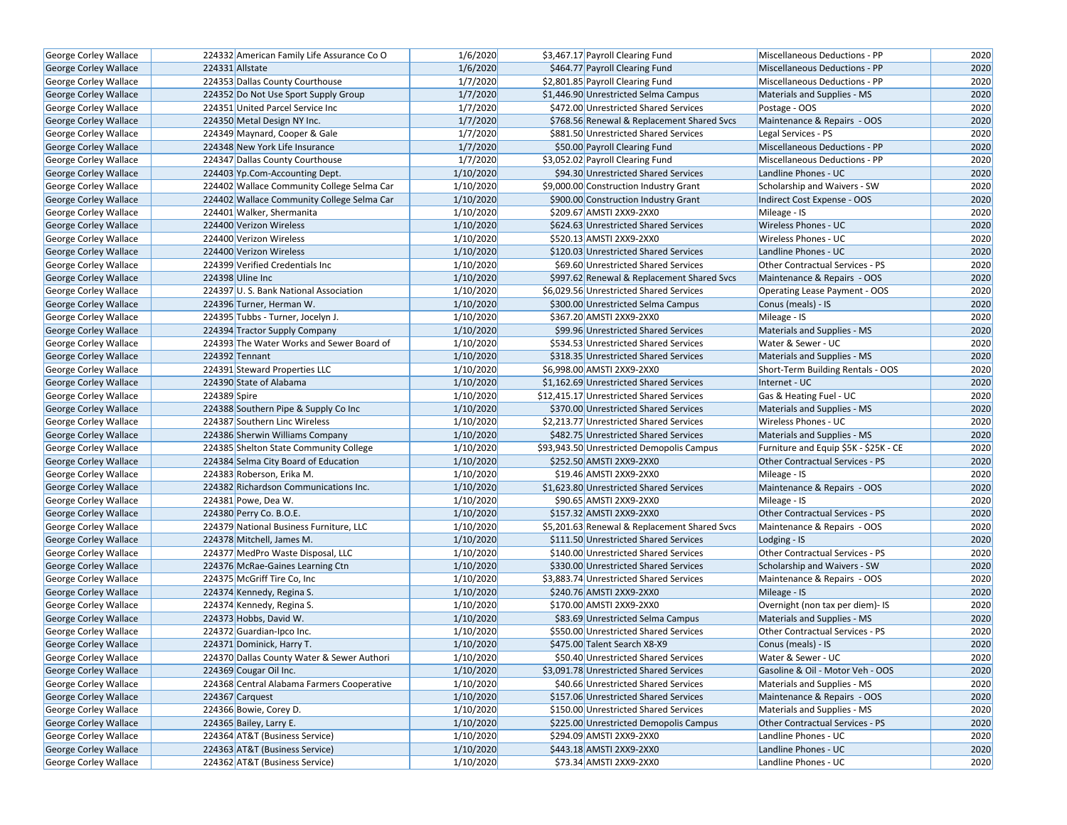| George Corley Wallace | 224332 | American Family Life Assurance Co O | 1/6/2020 | $3,467.17 | Payroll Clearing Fund | Miscellaneous Deductions - PP | 2020 |
|---|---|---|---|---|---|---|---|
| George Corley Wallace | 224331 | Allstate | 1/6/2020 | $464.77 | Payroll Clearing Fund | Miscellaneous Deductions - PP | 2020 |
| George Corley Wallace | 224353 | Dallas County Courthouse | 1/7/2020 | $2,801.85 | Payroll Clearing Fund | Miscellaneous Deductions - PP | 2020 |
| George Corley Wallace | 224352 | Do Not Use Sport Supply Group | 1/7/2020 | $1,446.90 | Unrestricted Selma Campus | Materials and Supplies - MS | 2020 |
| George Corley Wallace | 224351 | United Parcel Service Inc | 1/7/2020 | $472.00 | Unrestricted Shared Services | Postage - OOS | 2020 |
| George Corley Wallace | 224350 | Metal Design NY Inc. | 1/7/2020 | $768.56 | Renewal & Replacement Shared Svcs | Maintenance & Repairs - OOS | 2020 |
| George Corley Wallace | 224349 | Maynard, Cooper & Gale | 1/7/2020 | $881.50 | Unrestricted Shared Services | Legal Services - PS | 2020 |
| George Corley Wallace | 224348 | New York Life Insurance | 1/7/2020 | $50.00 | Payroll Clearing Fund | Miscellaneous Deductions - PP | 2020 |
| George Corley Wallace | 224347 | Dallas County Courthouse | 1/7/2020 | $3,052.02 | Payroll Clearing Fund | Miscellaneous Deductions - PP | 2020 |
| George Corley Wallace | 224403 | Yp.Com-Accounting Dept. | 1/10/2020 | $94.30 | Unrestricted Shared Services | Landline Phones - UC | 2020 |
| George Corley Wallace | 224402 | Wallace Community College Selma Car | 1/10/2020 | $9,000.00 | Construction Industry Grant | Scholarship and Waivers - SW | 2020 |
| George Corley Wallace | 224402 | Wallace Community College Selma Car | 1/10/2020 | $900.00 | Construction Industry Grant | Indirect Cost Expense - OOS | 2020 |
| George Corley Wallace | 224401 | Walker, Shermanita | 1/10/2020 | $209.67 | AMSTI 2XX9-2XX0 | Mileage - IS | 2020 |
| George Corley Wallace | 224400 | Verizon Wireless | 1/10/2020 | $624.63 | Unrestricted Shared Services | Wireless Phones - UC | 2020 |
| George Corley Wallace | 224400 | Verizon Wireless | 1/10/2020 | $520.13 | AMSTI 2XX9-2XX0 | Wireless Phones - UC | 2020 |
| George Corley Wallace | 224400 | Verizon Wireless | 1/10/2020 | $120.03 | Unrestricted Shared Services | Landline Phones - UC | 2020 |
| George Corley Wallace | 224399 | Verified Credentials Inc | 1/10/2020 | $69.60 | Unrestricted Shared Services | Other Contractual Services - PS | 2020 |
| George Corley Wallace | 224398 | Uline Inc | 1/10/2020 | $997.62 | Renewal & Replacement Shared Svcs | Maintenance & Repairs - OOS | 2020 |
| George Corley Wallace | 224397 | U. S. Bank National Association | 1/10/2020 | $6,029.56 | Unrestricted Shared Services | Operating Lease Payment - OOS | 2020 |
| George Corley Wallace | 224396 | Turner, Herman W. | 1/10/2020 | $300.00 | Unrestricted Selma Campus | Conus (meals) - IS | 2020 |
| George Corley Wallace | 224395 | Tubbs - Turner, Jocelyn J. | 1/10/2020 | $367.20 | AMSTI 2XX9-2XX0 | Mileage - IS | 2020 |
| George Corley Wallace | 224394 | Tractor Supply Company | 1/10/2020 | $99.96 | Unrestricted Shared Services | Materials and Supplies - MS | 2020 |
| George Corley Wallace | 224393 | The Water Works and Sewer Board of | 1/10/2020 | $534.53 | Unrestricted Shared Services | Water & Sewer - UC | 2020 |
| George Corley Wallace | 224392 | Tennant | 1/10/2020 | $318.35 | Unrestricted Shared Services | Materials and Supplies - MS | 2020 |
| George Corley Wallace | 224391 | Steward Properties LLC | 1/10/2020 | $6,998.00 | AMSTI 2XX9-2XX0 | Short-Term Building Rentals - OOS | 2020 |
| George Corley Wallace | 224390 | State of Alabama | 1/10/2020 | $1,162.69 | Unrestricted Shared Services | Internet - UC | 2020 |
| George Corley Wallace | 224389 | Spire | 1/10/2020 | $12,415.17 | Unrestricted Shared Services | Gas & Heating Fuel - UC | 2020 |
| George Corley Wallace | 224388 | Southern Pipe & Supply Co Inc | 1/10/2020 | $370.00 | Unrestricted Shared Services | Materials and Supplies - MS | 2020 |
| George Corley Wallace | 224387 | Southern Linc Wireless | 1/10/2020 | $2,213.77 | Unrestricted Shared Services | Wireless Phones - UC | 2020 |
| George Corley Wallace | 224386 | Sherwin Williams Company | 1/10/2020 | $482.75 | Unrestricted Shared Services | Materials and Supplies - MS | 2020 |
| George Corley Wallace | 224385 | Shelton State Community College | 1/10/2020 | $93,943.50 | Unrestricted Demopolis Campus | Furniture and Equip $5K - $25K - CE | 2020 |
| George Corley Wallace | 224384 | Selma City Board of Education | 1/10/2020 | $252.50 | AMSTI 2XX9-2XX0 | Other Contractual Services - PS | 2020 |
| George Corley Wallace | 224383 | Roberson, Erika M. | 1/10/2020 | $19.46 | AMSTI 2XX9-2XX0 | Mileage - IS | 2020 |
| George Corley Wallace | 224382 | Richardson Communications Inc. | 1/10/2020 | $1,623.80 | Unrestricted Shared Services | Maintenance & Repairs - OOS | 2020 |
| George Corley Wallace | 224381 | Powe, Dea W. | 1/10/2020 | $90.65 | AMSTI 2XX9-2XX0 | Mileage - IS | 2020 |
| George Corley Wallace | 224380 | Perry Co. B.O.E. | 1/10/2020 | $157.32 | AMSTI 2XX9-2XX0 | Other Contractual Services - PS | 2020 |
| George Corley Wallace | 224379 | National Business Furniture, LLC | 1/10/2020 | $5,201.63 | Renewal & Replacement Shared Svcs | Maintenance & Repairs - OOS | 2020 |
| George Corley Wallace | 224378 | Mitchell, James M. | 1/10/2020 | $111.50 | Unrestricted Shared Services | Lodging - IS | 2020 |
| George Corley Wallace | 224377 | MedPro Waste Disposal, LLC | 1/10/2020 | $140.00 | Unrestricted Shared Services | Other Contractual Services - PS | 2020 |
| George Corley Wallace | 224376 | McRae-Gaines Learning Ctn | 1/10/2020 | $330.00 | Unrestricted Shared Services | Scholarship and Waivers - SW | 2020 |
| George Corley Wallace | 224375 | McGriff Tire Co, Inc | 1/10/2020 | $3,883.74 | Unrestricted Shared Services | Maintenance & Repairs - OOS | 2020 |
| George Corley Wallace | 224374 | Kennedy, Regina S. | 1/10/2020 | $240.76 | AMSTI 2XX9-2XX0 | Mileage - IS | 2020 |
| George Corley Wallace | 224374 | Kennedy, Regina S. | 1/10/2020 | $170.00 | AMSTI 2XX9-2XX0 | Overnight (non tax per diem)- IS | 2020 |
| George Corley Wallace | 224373 | Hobbs, David W. | 1/10/2020 | $83.69 | Unrestricted Selma Campus | Materials and Supplies - MS | 2020 |
| George Corley Wallace | 224372 | Guardian-Ipco Inc. | 1/10/2020 | $550.00 | Unrestricted Shared Services | Other Contractual Services - PS | 2020 |
| George Corley Wallace | 224371 | Dominick, Harry T. | 1/10/2020 | $475.00 | Talent Search X8-X9 | Conus (meals) - IS | 2020 |
| George Corley Wallace | 224370 | Dallas County Water & Sewer Authori | 1/10/2020 | $50.40 | Unrestricted Shared Services | Water & Sewer - UC | 2020 |
| George Corley Wallace | 224369 | Cougar Oil Inc. | 1/10/2020 | $3,091.78 | Unrestricted Shared Services | Gasoline & Oil - Motor Veh - OOS | 2020 |
| George Corley Wallace | 224368 | Central Alabama Farmers Cooperative | 1/10/2020 | $40.66 | Unrestricted Shared Services | Materials and Supplies - MS | 2020 |
| George Corley Wallace | 224367 | Carquest | 1/10/2020 | $157.06 | Unrestricted Shared Services | Maintenance & Repairs - OOS | 2020 |
| George Corley Wallace | 224366 | Bowie, Corey D. | 1/10/2020 | $150.00 | Unrestricted Shared Services | Materials and Supplies - MS | 2020 |
| George Corley Wallace | 224365 | Bailey, Larry E. | 1/10/2020 | $225.00 | Unrestricted Demopolis Campus | Other Contractual Services - PS | 2020 |
| George Corley Wallace | 224364 | AT&T (Business Service) | 1/10/2020 | $294.09 | AMSTI 2XX9-2XX0 | Landline Phones - UC | 2020 |
| George Corley Wallace | 224363 | AT&T (Business Service) | 1/10/2020 | $443.18 | AMSTI 2XX9-2XX0 | Landline Phones - UC | 2020 |
| George Corley Wallace | 224362 | AT&T (Business Service) | 1/10/2020 | $73.34 | AMSTI 2XX9-2XX0 | Landline Phones - UC | 2020 |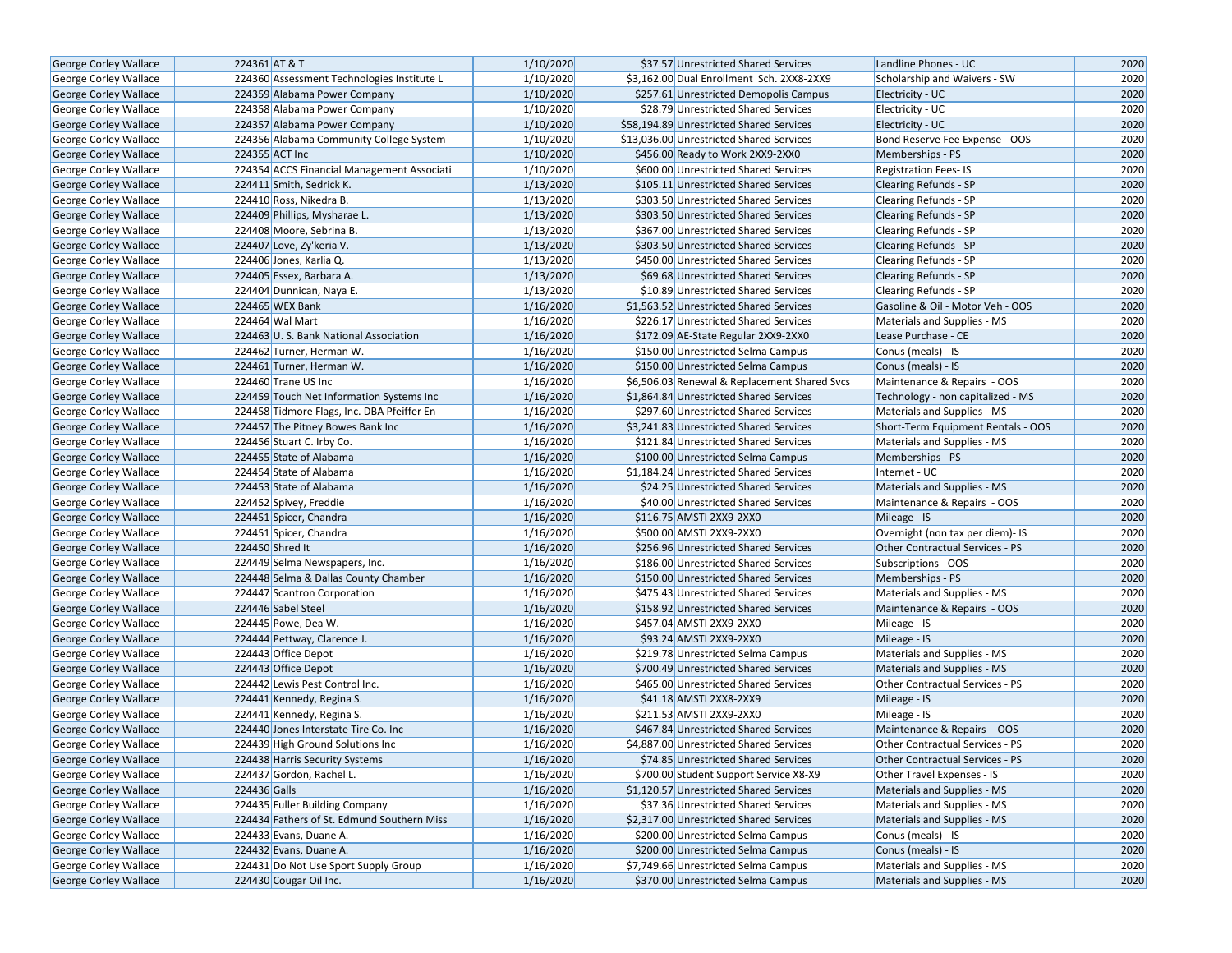| George Corley Wallace | 224361 | AT & T | 1/10/2020 | $37.57 | Unrestricted Shared Services | Landline Phones - UC | 2020 |
|---|---|---|---|---|---|---|---|
| George Corley Wallace | 224360 | Assessment Technologies Institute L | 1/10/2020 | $3,162.00 | Dual Enrollment Sch. 2XX8-2XX9 | Scholarship and Waivers - SW | 2020 |
| George Corley Wallace | 224359 | Alabama Power Company | 1/10/2020 | $257.61 | Unrestricted Demopolis Campus | Electricity - UC | 2020 |
| George Corley Wallace | 224358 | Alabama Power Company | 1/10/2020 | $28.79 | Unrestricted Shared Services | Electricity - UC | 2020 |
| George Corley Wallace | 224357 | Alabama Power Company | 1/10/2020 | $58,194.89 | Unrestricted Shared Services | Electricity - UC | 2020 |
| George Corley Wallace | 224356 | Alabama Community College System | 1/10/2020 | $13,036.00 | Unrestricted Shared Services | Bond Reserve Fee Expense - OOS | 2020 |
| George Corley Wallace | 224355 | ACT Inc | 1/10/2020 | $456.00 | Ready to Work 2XX9-2XX0 | Memberships - PS | 2020 |
| George Corley Wallace | 224354 | ACCS Financial Management Associati | 1/10/2020 | $600.00 | Unrestricted Shared Services | Registration Fees- IS | 2020 |
| George Corley Wallace | 224411 | Smith, Sedrick K. | 1/13/2020 | $105.11 | Unrestricted Shared Services | Clearing Refunds - SP | 2020 |
| George Corley Wallace | 224410 | Ross, Nikedra B. | 1/13/2020 | $303.50 | Unrestricted Shared Services | Clearing Refunds - SP | 2020 |
| George Corley Wallace | 224409 | Phillips, Mysharae L. | 1/13/2020 | $303.50 | Unrestricted Shared Services | Clearing Refunds - SP | 2020 |
| George Corley Wallace | 224408 | Moore, Sebrina B. | 1/13/2020 | $367.00 | Unrestricted Shared Services | Clearing Refunds - SP | 2020 |
| George Corley Wallace | 224407 | Love, Zy'keria V. | 1/13/2020 | $303.50 | Unrestricted Shared Services | Clearing Refunds - SP | 2020 |
| George Corley Wallace | 224406 | Jones, Karlia Q. | 1/13/2020 | $450.00 | Unrestricted Shared Services | Clearing Refunds - SP | 2020 |
| George Corley Wallace | 224405 | Essex, Barbara A. | 1/13/2020 | $69.68 | Unrestricted Shared Services | Clearing Refunds - SP | 2020 |
| George Corley Wallace | 224404 | Dunnican, Naya E. | 1/13/2020 | $10.89 | Unrestricted Shared Services | Clearing Refunds - SP | 2020 |
| George Corley Wallace | 224465 | WEX Bank | 1/16/2020 | $1,563.52 | Unrestricted Shared Services | Gasoline & Oil - Motor Veh - OOS | 2020 |
| George Corley Wallace | 224464 | Wal Mart | 1/16/2020 | $226.17 | Unrestricted Shared Services | Materials and Supplies - MS | 2020 |
| George Corley Wallace | 224463 | U. S. Bank National Association | 1/16/2020 | $172.09 | AE-State Regular 2XX9-2XX0 | Lease Purchase - CE | 2020 |
| George Corley Wallace | 224462 | Turner, Herman W. | 1/16/2020 | $150.00 | Unrestricted Selma Campus | Conus (meals) - IS | 2020 |
| George Corley Wallace | 224461 | Turner, Herman W. | 1/16/2020 | $150.00 | Unrestricted Selma Campus | Conus (meals) - IS | 2020 |
| George Corley Wallace | 224460 | Trane US Inc | 1/16/2020 | $6,506.03 | Renewal & Replacement Shared Svcs | Maintenance & Repairs - OOS | 2020 |
| George Corley Wallace | 224459 | Touch Net Information Systems Inc | 1/16/2020 | $1,864.84 | Unrestricted Shared Services | Technology - non capitalized - MS | 2020 |
| George Corley Wallace | 224458 | Tidmore Flags, Inc. DBA Pfeiffer En | 1/16/2020 | $297.60 | Unrestricted Shared Services | Materials and Supplies - MS | 2020 |
| George Corley Wallace | 224457 | The Pitney Bowes Bank Inc | 1/16/2020 | $3,241.83 | Unrestricted Shared Services | Short-Term Equipment Rentals - OOS | 2020 |
| George Corley Wallace | 224456 | Stuart C. Irby Co. | 1/16/2020 | $121.84 | Unrestricted Shared Services | Materials and Supplies - MS | 2020 |
| George Corley Wallace | 224455 | State of Alabama | 1/16/2020 | $100.00 | Unrestricted Selma Campus | Memberships - PS | 2020 |
| George Corley Wallace | 224454 | State of Alabama | 1/16/2020 | $1,184.24 | Unrestricted Shared Services | Internet - UC | 2020 |
| George Corley Wallace | 224453 | State of Alabama | 1/16/2020 | $24.25 | Unrestricted Shared Services | Materials and Supplies - MS | 2020 |
| George Corley Wallace | 224452 | Spivey, Freddie | 1/16/2020 | $40.00 | Unrestricted Shared Services | Maintenance & Repairs - OOS | 2020 |
| George Corley Wallace | 224451 | Spicer, Chandra | 1/16/2020 | $116.75 | AMSTI 2XX9-2XX0 | Mileage - IS | 2020 |
| George Corley Wallace | 224451 | Spicer, Chandra | 1/16/2020 | $500.00 | AMSTI 2XX9-2XX0 | Overnight (non tax per diem)- IS | 2020 |
| George Corley Wallace | 224450 | Shred It | 1/16/2020 | $256.96 | Unrestricted Shared Services | Other Contractual Services - PS | 2020 |
| George Corley Wallace | 224449 | Selma Newspapers, Inc. | 1/16/2020 | $186.00 | Unrestricted Shared Services | Subscriptions - OOS | 2020 |
| George Corley Wallace | 224448 | Selma & Dallas County Chamber | 1/16/2020 | $150.00 | Unrestricted Shared Services | Memberships - PS | 2020 |
| George Corley Wallace | 224447 | Scantron Corporation | 1/16/2020 | $475.43 | Unrestricted Shared Services | Materials and Supplies - MS | 2020 |
| George Corley Wallace | 224446 | Sabel Steel | 1/16/2020 | $158.92 | Unrestricted Shared Services | Maintenance & Repairs - OOS | 2020 |
| George Corley Wallace | 224445 | Powe, Dea W. | 1/16/2020 | $457.04 | AMSTI 2XX9-2XX0 | Mileage - IS | 2020 |
| George Corley Wallace | 224444 | Pettway, Clarence J. | 1/16/2020 | $93.24 | AMSTI 2XX9-2XX0 | Mileage - IS | 2020 |
| George Corley Wallace | 224443 | Office Depot | 1/16/2020 | $219.78 | Unrestricted Selma Campus | Materials and Supplies - MS | 2020 |
| George Corley Wallace | 224443 | Office Depot | 1/16/2020 | $700.49 | Unrestricted Shared Services | Materials and Supplies - MS | 2020 |
| George Corley Wallace | 224442 | Lewis Pest Control Inc. | 1/16/2020 | $465.00 | Unrestricted Shared Services | Other Contractual Services - PS | 2020 |
| George Corley Wallace | 224441 | Kennedy, Regina S. | 1/16/2020 | $41.18 | AMSTI 2XX8-2XX9 | Mileage - IS | 2020 |
| George Corley Wallace | 224441 | Kennedy, Regina S. | 1/16/2020 | $211.53 | AMSTI 2XX9-2XX0 | Mileage - IS | 2020 |
| George Corley Wallace | 224440 | Jones Interstate Tire Co. Inc | 1/16/2020 | $467.84 | Unrestricted Shared Services | Maintenance & Repairs - OOS | 2020 |
| George Corley Wallace | 224439 | High Ground Solutions Inc | 1/16/2020 | $4,887.00 | Unrestricted Shared Services | Other Contractual Services - PS | 2020 |
| George Corley Wallace | 224438 | Harris Security Systems | 1/16/2020 | $74.85 | Unrestricted Shared Services | Other Contractual Services - PS | 2020 |
| George Corley Wallace | 224437 | Gordon, Rachel L. | 1/16/2020 | $700.00 | Student Support Service X8-X9 | Other Travel Expenses - IS | 2020 |
| George Corley Wallace | 224436 | Galls | 1/16/2020 | $1,120.57 | Unrestricted Shared Services | Materials and Supplies - MS | 2020 |
| George Corley Wallace | 224435 | Fuller Building Company | 1/16/2020 | $37.36 | Unrestricted Shared Services | Materials and Supplies - MS | 2020 |
| George Corley Wallace | 224434 | Fathers of St. Edmund Southern Miss | 1/16/2020 | $2,317.00 | Unrestricted Shared Services | Materials and Supplies - MS | 2020 |
| George Corley Wallace | 224433 | Evans, Duane A. | 1/16/2020 | $200.00 | Unrestricted Selma Campus | Conus (meals) - IS | 2020 |
| George Corley Wallace | 224432 | Evans, Duane A. | 1/16/2020 | $200.00 | Unrestricted Selma Campus | Conus (meals) - IS | 2020 |
| George Corley Wallace | 224431 | Do Not Use Sport Supply Group | 1/16/2020 | $7,749.66 | Unrestricted Selma Campus | Materials and Supplies - MS | 2020 |
| George Corley Wallace | 224430 | Cougar Oil Inc. | 1/16/2020 | $370.00 | Unrestricted Selma Campus | Materials and Supplies - MS | 2020 |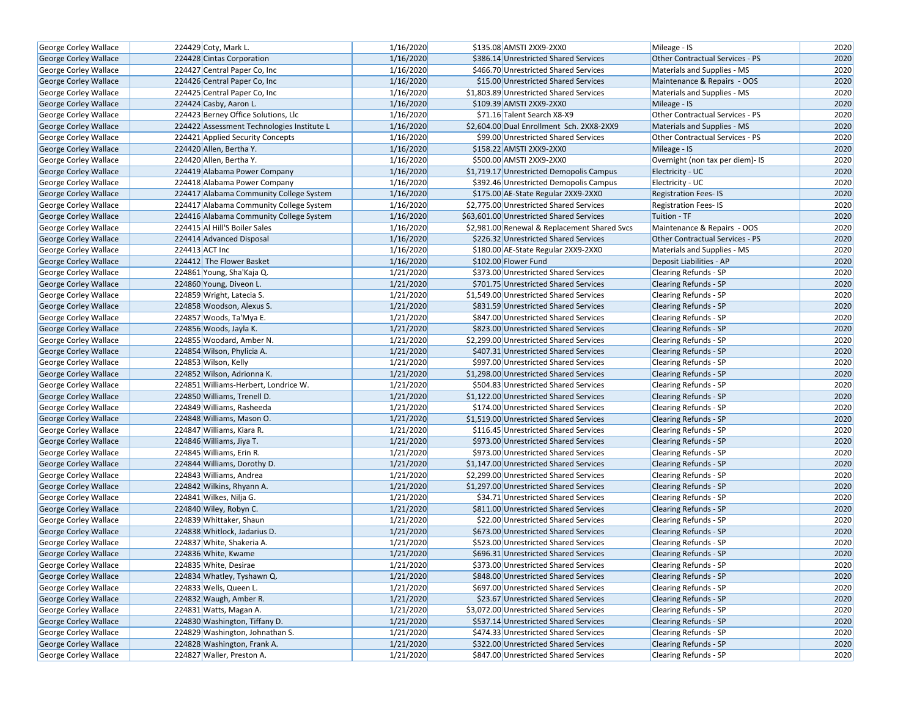| George Corley Wallace | 224429 | Coty, Mark L. | 1/16/2020 | $135.08 | AMSTI 2XX9-2XX0 | Mileage - IS | 2020 |
|---|---|---|---|---|---|---|---|
| George Corley Wallace | 224428 | Cintas Corporation | 1/16/2020 | $386.14 | Unrestricted Shared Services | Other Contractual Services - PS | 2020 |
| George Corley Wallace | 224427 | Central Paper Co, Inc | 1/16/2020 | $466.70 | Unrestricted Shared Services | Materials and Supplies - MS | 2020 |
| George Corley Wallace | 224426 | Central Paper Co, Inc | 1/16/2020 | $15.00 | Unrestricted Shared Services | Maintenance & Repairs - OOS | 2020 |
| George Corley Wallace | 224425 | Central Paper Co, Inc | 1/16/2020 | $1,803.89 | Unrestricted Shared Services | Materials and Supplies - MS | 2020 |
| George Corley Wallace | 224424 | Casby, Aaron L. | 1/16/2020 | $109.39 | AMSTI 2XX9-2XX0 | Mileage - IS | 2020 |
| George Corley Wallace | 224423 | Berney Office Solutions, Llc | 1/16/2020 | $71.16 | Talent Search X8-X9 | Other Contractual Services - PS | 2020 |
| George Corley Wallace | 224422 | Assessment Technologies Institute L | 1/16/2020 | $2,604.00 | Dual Enrollment Sch. 2XX8-2XX9 | Materials and Supplies - MS | 2020 |
| George Corley Wallace | 224421 | Applied Security Concepts | 1/16/2020 | $99.00 | Unrestricted Shared Services | Other Contractual Services - PS | 2020 |
| George Corley Wallace | 224420 | Allen, Bertha Y. | 1/16/2020 | $158.22 | AMSTI 2XX9-2XX0 | Mileage - IS | 2020 |
| George Corley Wallace | 224420 | Allen, Bertha Y. | 1/16/2020 | $500.00 | AMSTI 2XX9-2XX0 | Overnight (non tax per diem)- IS | 2020 |
| George Corley Wallace | 224419 | Alabama Power Company | 1/16/2020 | $1,719.17 | Unrestricted Demopolis Campus | Electricity - UC | 2020 |
| George Corley Wallace | 224418 | Alabama Power Company | 1/16/2020 | $392.46 | Unrestricted Demopolis Campus | Electricity - UC | 2020 |
| George Corley Wallace | 224417 | Alabama Community College System | 1/16/2020 | $175.00 | AE-State Regular 2XX9-2XX0 | Registration Fees- IS | 2020 |
| George Corley Wallace | 224417 | Alabama Community College System | 1/16/2020 | $2,775.00 | Unrestricted Shared Services | Registration Fees- IS | 2020 |
| George Corley Wallace | 224416 | Alabama Community College System | 1/16/2020 | $63,601.00 | Unrestricted Shared Services | Tuition - TF | 2020 |
| George Corley Wallace | 224415 | Al Hill'S Boiler Sales | 1/16/2020 | $2,981.00 | Renewal & Replacement Shared Svcs | Maintenance & Repairs - OOS | 2020 |
| George Corley Wallace | 224414 | Advanced Disposal | 1/16/2020 | $226.32 | Unrestricted Shared Services | Other Contractual Services - PS | 2020 |
| George Corley Wallace | 224413 | ACT Inc | 1/16/2020 | $180.00 | AE-State Regular 2XX9-2XX0 | Materials and Supplies - MS | 2020 |
| George Corley Wallace | 224412 | The Flower Basket | 1/16/2020 | $102.00 | Flower Fund | Deposit Liabilities - AP | 2020 |
| George Corley Wallace | 224861 | Young, Sha'Kaja Q. | 1/21/2020 | $373.00 | Unrestricted Shared Services | Clearing Refunds - SP | 2020 |
| George Corley Wallace | 224860 | Young, Diveon L. | 1/21/2020 | $701.75 | Unrestricted Shared Services | Clearing Refunds - SP | 2020 |
| George Corley Wallace | 224859 | Wright, Latecia S. | 1/21/2020 | $1,549.00 | Unrestricted Shared Services | Clearing Refunds - SP | 2020 |
| George Corley Wallace | 224858 | Woodson, Alexus S. | 1/21/2020 | $831.59 | Unrestricted Shared Services | Clearing Refunds - SP | 2020 |
| George Corley Wallace | 224857 | Woods, Ta'Mya E. | 1/21/2020 | $847.00 | Unrestricted Shared Services | Clearing Refunds - SP | 2020 |
| George Corley Wallace | 224856 | Woods, Jayla K. | 1/21/2020 | $823.00 | Unrestricted Shared Services | Clearing Refunds - SP | 2020 |
| George Corley Wallace | 224855 | Woodard, Amber N. | 1/21/2020 | $2,299.00 | Unrestricted Shared Services | Clearing Refunds - SP | 2020 |
| George Corley Wallace | 224854 | Wilson, Phylicia A. | 1/21/2020 | $407.31 | Unrestricted Shared Services | Clearing Refunds - SP | 2020 |
| George Corley Wallace | 224853 | Wilson, Kelly | 1/21/2020 | $997.00 | Unrestricted Shared Services | Clearing Refunds - SP | 2020 |
| George Corley Wallace | 224852 | Wilson, Adrionna K. | 1/21/2020 | $1,298.00 | Unrestricted Shared Services | Clearing Refunds - SP | 2020 |
| George Corley Wallace | 224851 | Williams-Herbert, Londrice W. | 1/21/2020 | $504.83 | Unrestricted Shared Services | Clearing Refunds - SP | 2020 |
| George Corley Wallace | 224850 | Williams, Trenell D. | 1/21/2020 | $1,122.00 | Unrestricted Shared Services | Clearing Refunds - SP | 2020 |
| George Corley Wallace | 224849 | Williams, Rasheeda | 1/21/2020 | $174.00 | Unrestricted Shared Services | Clearing Refunds - SP | 2020 |
| George Corley Wallace | 224848 | Williams, Mason O. | 1/21/2020 | $1,519.00 | Unrestricted Shared Services | Clearing Refunds - SP | 2020 |
| George Corley Wallace | 224847 | Williams, Kiara R. | 1/21/2020 | $116.45 | Unrestricted Shared Services | Clearing Refunds - SP | 2020 |
| George Corley Wallace | 224846 | Williams, Jiya T. | 1/21/2020 | $973.00 | Unrestricted Shared Services | Clearing Refunds - SP | 2020 |
| George Corley Wallace | 224845 | Williams, Erin R. | 1/21/2020 | $973.00 | Unrestricted Shared Services | Clearing Refunds - SP | 2020 |
| George Corley Wallace | 224844 | Williams, Dorothy D. | 1/21/2020 | $1,147.00 | Unrestricted Shared Services | Clearing Refunds - SP | 2020 |
| George Corley Wallace | 224843 | Williams, Andrea | 1/21/2020 | $2,299.00 | Unrestricted Shared Services | Clearing Refunds - SP | 2020 |
| George Corley Wallace | 224842 | Wilkins, Rhyann A. | 1/21/2020 | $1,297.00 | Unrestricted Shared Services | Clearing Refunds - SP | 2020 |
| George Corley Wallace | 224841 | Wilkes, Nilja G. | 1/21/2020 | $34.71 | Unrestricted Shared Services | Clearing Refunds - SP | 2020 |
| George Corley Wallace | 224840 | Wiley, Robyn C. | 1/21/2020 | $811.00 | Unrestricted Shared Services | Clearing Refunds - SP | 2020 |
| George Corley Wallace | 224839 | Whittaker, Shaun | 1/21/2020 | $22.00 | Unrestricted Shared Services | Clearing Refunds - SP | 2020 |
| George Corley Wallace | 224838 | Whitlock, Jadarius D. | 1/21/2020 | $673.00 | Unrestricted Shared Services | Clearing Refunds - SP | 2020 |
| George Corley Wallace | 224837 | White, Shakeria A. | 1/21/2020 | $523.00 | Unrestricted Shared Services | Clearing Refunds - SP | 2020 |
| George Corley Wallace | 224836 | White, Kwame | 1/21/2020 | $696.31 | Unrestricted Shared Services | Clearing Refunds - SP | 2020 |
| George Corley Wallace | 224835 | White, Desirae | 1/21/2020 | $373.00 | Unrestricted Shared Services | Clearing Refunds - SP | 2020 |
| George Corley Wallace | 224834 | Whatley, Tyshawn Q. | 1/21/2020 | $848.00 | Unrestricted Shared Services | Clearing Refunds - SP | 2020 |
| George Corley Wallace | 224833 | Wells, Queen L. | 1/21/2020 | $697.00 | Unrestricted Shared Services | Clearing Refunds - SP | 2020 |
| George Corley Wallace | 224832 | Waugh, Amber R. | 1/21/2020 | $23.67 | Unrestricted Shared Services | Clearing Refunds - SP | 2020 |
| George Corley Wallace | 224831 | Watts, Magan A. | 1/21/2020 | $3,072.00 | Unrestricted Shared Services | Clearing Refunds - SP | 2020 |
| George Corley Wallace | 224830 | Washington, Tiffany D. | 1/21/2020 | $537.14 | Unrestricted Shared Services | Clearing Refunds - SP | 2020 |
| George Corley Wallace | 224829 | Washington, Johnathan S. | 1/21/2020 | $474.33 | Unrestricted Shared Services | Clearing Refunds - SP | 2020 |
| George Corley Wallace | 224828 | Washington, Frank A. | 1/21/2020 | $322.00 | Unrestricted Shared Services | Clearing Refunds - SP | 2020 |
| George Corley Wallace | 224827 | Waller, Preston A. | 1/21/2020 | $847.00 | Unrestricted Shared Services | Clearing Refunds - SP | 2020 |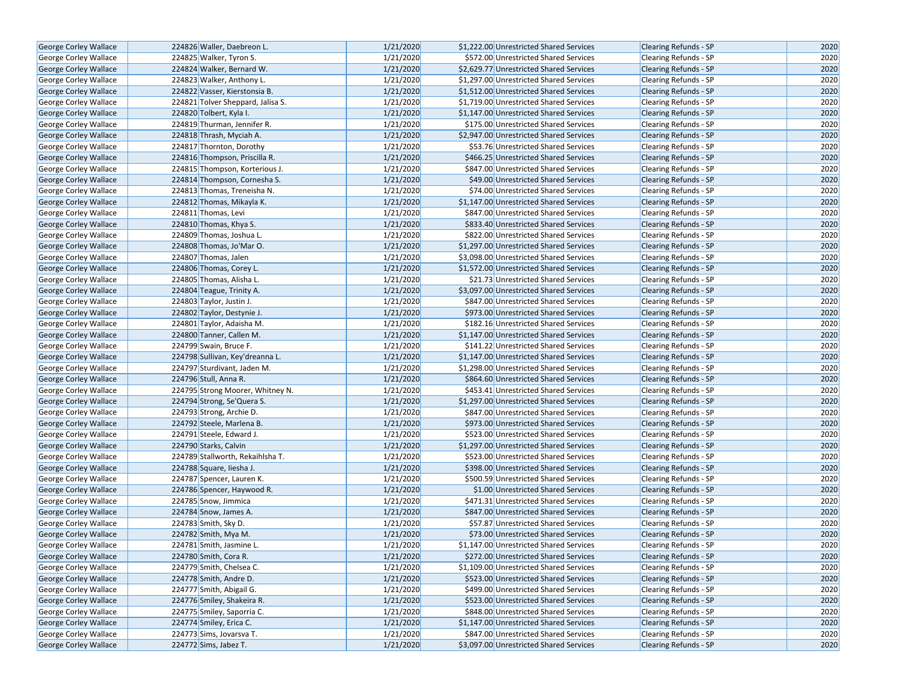| George Corley Wallace | 224826 | Waller, Daebreon L. | 1/21/2020 | $1,222.00 | Unrestricted Shared Services | Clearing Refunds - SP | 2020 |
|---|---|---|---|---|---|---|---|
| George Corley Wallace | 224825 | Walker, Tyron S. | 1/21/2020 | $572.00 | Unrestricted Shared Services | Clearing Refunds - SP | 2020 |
| George Corley Wallace | 224824 | Walker, Bernard W. | 1/21/2020 | $2,629.77 | Unrestricted Shared Services | Clearing Refunds - SP | 2020 |
| George Corley Wallace | 224823 | Walker, Anthony L. | 1/21/2020 | $1,297.00 | Unrestricted Shared Services | Clearing Refunds - SP | 2020 |
| George Corley Wallace | 224822 | Vasser, Kierstonsia B. | 1/21/2020 | $1,512.00 | Unrestricted Shared Services | Clearing Refunds - SP | 2020 |
| George Corley Wallace | 224821 | Tolver Sheppard, Jalisa S. | 1/21/2020 | $1,719.00 | Unrestricted Shared Services | Clearing Refunds - SP | 2020 |
| George Corley Wallace | 224820 | Tolbert, Kyla I. | 1/21/2020 | $1,147.00 | Unrestricted Shared Services | Clearing Refunds - SP | 2020 |
| George Corley Wallace | 224819 | Thurman, Jennifer R. | 1/21/2020 | $175.00 | Unrestricted Shared Services | Clearing Refunds - SP | 2020 |
| George Corley Wallace | 224818 | Thrash, Myciah A. | 1/21/2020 | $2,947.00 | Unrestricted Shared Services | Clearing Refunds - SP | 2020 |
| George Corley Wallace | 224817 | Thornton, Dorothy | 1/21/2020 | $53.76 | Unrestricted Shared Services | Clearing Refunds - SP | 2020 |
| George Corley Wallace | 224816 | Thompson, Priscilla R. | 1/21/2020 | $466.25 | Unrestricted Shared Services | Clearing Refunds - SP | 2020 |
| George Corley Wallace | 224815 | Thompson, Korterious J. | 1/21/2020 | $847.00 | Unrestricted Shared Services | Clearing Refunds - SP | 2020 |
| George Corley Wallace | 224814 | Thompson, Cornesha S. | 1/21/2020 | $49.00 | Unrestricted Shared Services | Clearing Refunds - SP | 2020 |
| George Corley Wallace | 224813 | Thomas, Treneisha N. | 1/21/2020 | $74.00 | Unrestricted Shared Services | Clearing Refunds - SP | 2020 |
| George Corley Wallace | 224812 | Thomas, Mikayla K. | 1/21/2020 | $1,147.00 | Unrestricted Shared Services | Clearing Refunds - SP | 2020 |
| George Corley Wallace | 224811 | Thomas, Levi | 1/21/2020 | $847.00 | Unrestricted Shared Services | Clearing Refunds - SP | 2020 |
| George Corley Wallace | 224810 | Thomas, Khya S. | 1/21/2020 | $833.40 | Unrestricted Shared Services | Clearing Refunds - SP | 2020 |
| George Corley Wallace | 224809 | Thomas, Joshua L. | 1/21/2020 | $822.00 | Unrestricted Shared Services | Clearing Refunds - SP | 2020 |
| George Corley Wallace | 224808 | Thomas, Jo'Mar O. | 1/21/2020 | $1,297.00 | Unrestricted Shared Services | Clearing Refunds - SP | 2020 |
| George Corley Wallace | 224807 | Thomas, Jalen | 1/21/2020 | $3,098.00 | Unrestricted Shared Services | Clearing Refunds - SP | 2020 |
| George Corley Wallace | 224806 | Thomas, Corey L. | 1/21/2020 | $1,572.00 | Unrestricted Shared Services | Clearing Refunds - SP | 2020 |
| George Corley Wallace | 224805 | Thomas, Alisha L. | 1/21/2020 | $21.73 | Unrestricted Shared Services | Clearing Refunds - SP | 2020 |
| George Corley Wallace | 224804 | Teague, Trinity A. | 1/21/2020 | $3,097.00 | Unrestricted Shared Services | Clearing Refunds - SP | 2020 |
| George Corley Wallace | 224803 | Taylor, Justin J. | 1/21/2020 | $847.00 | Unrestricted Shared Services | Clearing Refunds - SP | 2020 |
| George Corley Wallace | 224802 | Taylor, Destynie J. | 1/21/2020 | $973.00 | Unrestricted Shared Services | Clearing Refunds - SP | 2020 |
| George Corley Wallace | 224801 | Taylor, Adaisha M. | 1/21/2020 | $182.16 | Unrestricted Shared Services | Clearing Refunds - SP | 2020 |
| George Corley Wallace | 224800 | Tanner, Callen M. | 1/21/2020 | $1,147.00 | Unrestricted Shared Services | Clearing Refunds - SP | 2020 |
| George Corley Wallace | 224799 | Swain, Bruce F. | 1/21/2020 | $141.22 | Unrestricted Shared Services | Clearing Refunds - SP | 2020 |
| George Corley Wallace | 224798 | Sullivan, Key'dreanna L. | 1/21/2020 | $1,147.00 | Unrestricted Shared Services | Clearing Refunds - SP | 2020 |
| George Corley Wallace | 224797 | Sturdivant, Jaden M. | 1/21/2020 | $1,298.00 | Unrestricted Shared Services | Clearing Refunds - SP | 2020 |
| George Corley Wallace | 224796 | Stull, Anna R. | 1/21/2020 | $864.60 | Unrestricted Shared Services | Clearing Refunds - SP | 2020 |
| George Corley Wallace | 224795 | Strong Moorer, Whitney N. | 1/21/2020 | $453.41 | Unrestricted Shared Services | Clearing Refunds - SP | 2020 |
| George Corley Wallace | 224794 | Strong, Se'Quera S. | 1/21/2020 | $1,297.00 | Unrestricted Shared Services | Clearing Refunds - SP | 2020 |
| George Corley Wallace | 224793 | Strong, Archie D. | 1/21/2020 | $847.00 | Unrestricted Shared Services | Clearing Refunds - SP | 2020 |
| George Corley Wallace | 224792 | Steele, Marlena B. | 1/21/2020 | $973.00 | Unrestricted Shared Services | Clearing Refunds - SP | 2020 |
| George Corley Wallace | 224791 | Steele, Edward J. | 1/21/2020 | $523.00 | Unrestricted Shared Services | Clearing Refunds - SP | 2020 |
| George Corley Wallace | 224790 | Starks, Calvin | 1/21/2020 | $1,297.00 | Unrestricted Shared Services | Clearing Refunds - SP | 2020 |
| George Corley Wallace | 224789 | Stallworth, Rekaihlsha T. | 1/21/2020 | $523.00 | Unrestricted Shared Services | Clearing Refunds - SP | 2020 |
| George Corley Wallace | 224788 | Square, Iiesha J. | 1/21/2020 | $398.00 | Unrestricted Shared Services | Clearing Refunds - SP | 2020 |
| George Corley Wallace | 224787 | Spencer, Lauren K. | 1/21/2020 | $500.59 | Unrestricted Shared Services | Clearing Refunds - SP | 2020 |
| George Corley Wallace | 224786 | Spencer, Haywood R. | 1/21/2020 | $1.00 | Unrestricted Shared Services | Clearing Refunds - SP | 2020 |
| George Corley Wallace | 224785 | Snow, Jimmica | 1/21/2020 | $471.31 | Unrestricted Shared Services | Clearing Refunds - SP | 2020 |
| George Corley Wallace | 224784 | Snow, James A. | 1/21/2020 | $847.00 | Unrestricted Shared Services | Clearing Refunds - SP | 2020 |
| George Corley Wallace | 224783 | Smith, Sky D. | 1/21/2020 | $57.87 | Unrestricted Shared Services | Clearing Refunds - SP | 2020 |
| George Corley Wallace | 224782 | Smith, Mya M. | 1/21/2020 | $73.00 | Unrestricted Shared Services | Clearing Refunds - SP | 2020 |
| George Corley Wallace | 224781 | Smith, Jasmine L. | 1/21/2020 | $1,147.00 | Unrestricted Shared Services | Clearing Refunds - SP | 2020 |
| George Corley Wallace | 224780 | Smith, Cora R. | 1/21/2020 | $272.00 | Unrestricted Shared Services | Clearing Refunds - SP | 2020 |
| George Corley Wallace | 224779 | Smith, Chelsea C. | 1/21/2020 | $1,109.00 | Unrestricted Shared Services | Clearing Refunds - SP | 2020 |
| George Corley Wallace | 224778 | Smith, Andre D. | 1/21/2020 | $523.00 | Unrestricted Shared Services | Clearing Refunds - SP | 2020 |
| George Corley Wallace | 224777 | Smith, Abigail G. | 1/21/2020 | $499.00 | Unrestricted Shared Services | Clearing Refunds - SP | 2020 |
| George Corley Wallace | 224776 | Smiley, Shakeira R. | 1/21/2020 | $523.00 | Unrestricted Shared Services | Clearing Refunds - SP | 2020 |
| George Corley Wallace | 224775 | Smiley, Saporria C. | 1/21/2020 | $848.00 | Unrestricted Shared Services | Clearing Refunds - SP | 2020 |
| George Corley Wallace | 224774 | Smiley, Erica C. | 1/21/2020 | $1,147.00 | Unrestricted Shared Services | Clearing Refunds - SP | 2020 |
| George Corley Wallace | 224773 | Sims, Jovarsva T. | 1/21/2020 | $847.00 | Unrestricted Shared Services | Clearing Refunds - SP | 2020 |
| George Corley Wallace | 224772 | Sims, Jabez T. | 1/21/2020 | $3,097.00 | Unrestricted Shared Services | Clearing Refunds - SP | 2020 |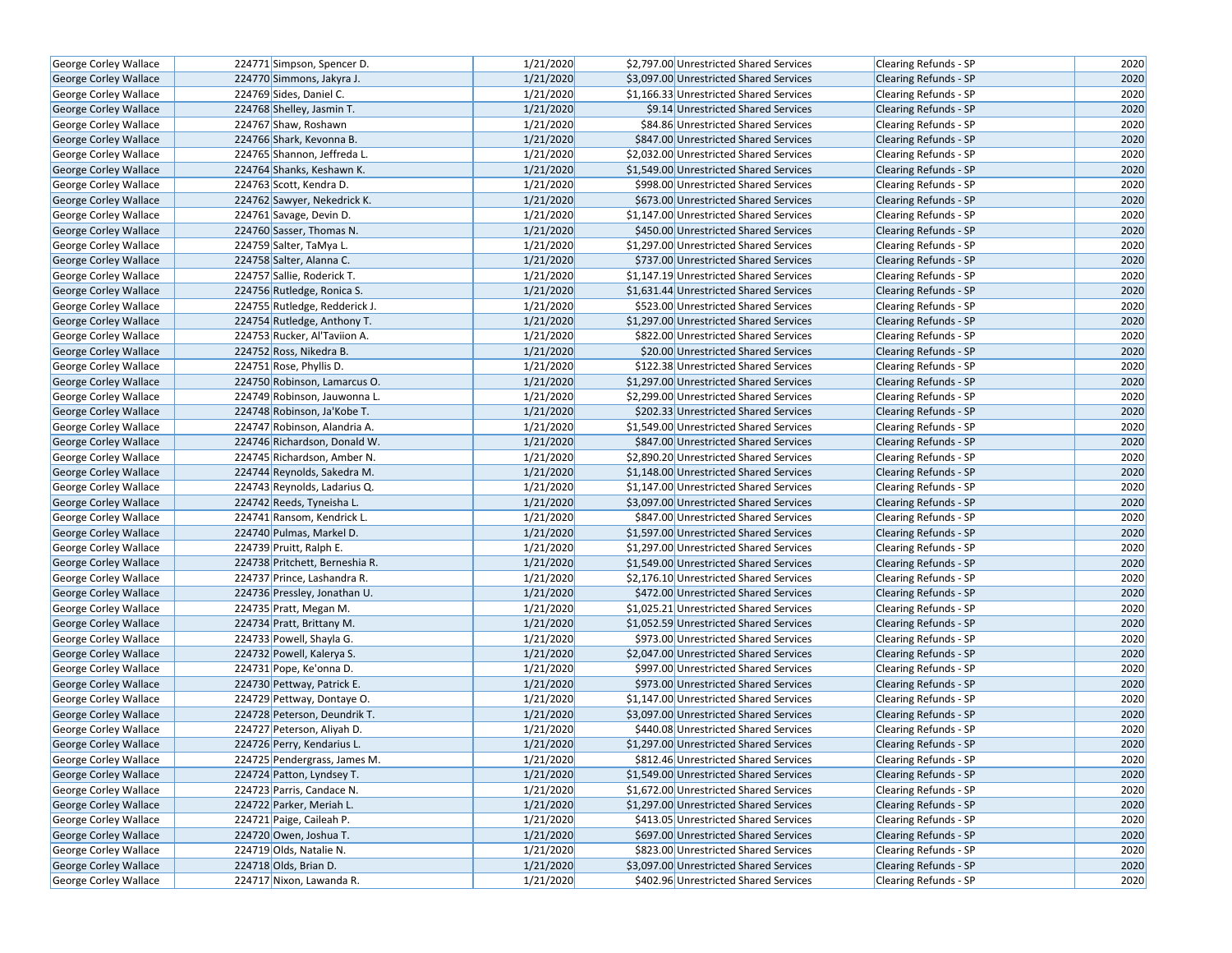| George Corley Wallace | 224771 | Simpson, Spencer D. | 1/21/2020 | $2,797.00 | Unrestricted Shared Services | Clearing Refunds - SP | 2020 |
|---|---|---|---|---|---|---|---|
| George Corley Wallace | 224770 | Simmons, Jakyra J. | 1/21/2020 | $3,097.00 | Unrestricted Shared Services | Clearing Refunds - SP | 2020 |
| George Corley Wallace | 224769 | Sides, Daniel C. | 1/21/2020 | $1,166.33 | Unrestricted Shared Services | Clearing Refunds - SP | 2020 |
| George Corley Wallace | 224768 | Shelley, Jasmin T. | 1/21/2020 | $9.14 | Unrestricted Shared Services | Clearing Refunds - SP | 2020 |
| George Corley Wallace | 224767 | Shaw, Roshawn | 1/21/2020 | $84.86 | Unrestricted Shared Services | Clearing Refunds - SP | 2020 |
| George Corley Wallace | 224766 | Shark, Kevonna B. | 1/21/2020 | $847.00 | Unrestricted Shared Services | Clearing Refunds - SP | 2020 |
| George Corley Wallace | 224765 | Shannon, Jeffreda L. | 1/21/2020 | $2,032.00 | Unrestricted Shared Services | Clearing Refunds - SP | 2020 |
| George Corley Wallace | 224764 | Shanks, Keshawn K. | 1/21/2020 | $1,549.00 | Unrestricted Shared Services | Clearing Refunds - SP | 2020 |
| George Corley Wallace | 224763 | Scott, Kendra D. | 1/21/2020 | $998.00 | Unrestricted Shared Services | Clearing Refunds - SP | 2020 |
| George Corley Wallace | 224762 | Sawyer, Nekedrick K. | 1/21/2020 | $673.00 | Unrestricted Shared Services | Clearing Refunds - SP | 2020 |
| George Corley Wallace | 224761 | Savage, Devin D. | 1/21/2020 | $1,147.00 | Unrestricted Shared Services | Clearing Refunds - SP | 2020 |
| George Corley Wallace | 224760 | Sasser, Thomas N. | 1/21/2020 | $450.00 | Unrestricted Shared Services | Clearing Refunds - SP | 2020 |
| George Corley Wallace | 224759 | Salter, TaMya L. | 1/21/2020 | $1,297.00 | Unrestricted Shared Services | Clearing Refunds - SP | 2020 |
| George Corley Wallace | 224758 | Salter, Alanna C. | 1/21/2020 | $737.00 | Unrestricted Shared Services | Clearing Refunds - SP | 2020 |
| George Corley Wallace | 224757 | Sallie, Roderick T. | 1/21/2020 | $1,147.19 | Unrestricted Shared Services | Clearing Refunds - SP | 2020 |
| George Corley Wallace | 224756 | Rutledge, Ronica S. | 1/21/2020 | $1,631.44 | Unrestricted Shared Services | Clearing Refunds - SP | 2020 |
| George Corley Wallace | 224755 | Rutledge, Redderick J. | 1/21/2020 | $523.00 | Unrestricted Shared Services | Clearing Refunds - SP | 2020 |
| George Corley Wallace | 224754 | Rutledge, Anthony T. | 1/21/2020 | $1,297.00 | Unrestricted Shared Services | Clearing Refunds - SP | 2020 |
| George Corley Wallace | 224753 | Rucker, Al'Taviion A. | 1/21/2020 | $822.00 | Unrestricted Shared Services | Clearing Refunds - SP | 2020 |
| George Corley Wallace | 224752 | Ross, Nikedra B. | 1/21/2020 | $20.00 | Unrestricted Shared Services | Clearing Refunds - SP | 2020 |
| George Corley Wallace | 224751 | Rose, Phyllis D. | 1/21/2020 | $122.38 | Unrestricted Shared Services | Clearing Refunds - SP | 2020 |
| George Corley Wallace | 224750 | Robinson, Lamarcus O. | 1/21/2020 | $1,297.00 | Unrestricted Shared Services | Clearing Refunds - SP | 2020 |
| George Corley Wallace | 224749 | Robinson, Jauwonna L. | 1/21/2020 | $2,299.00 | Unrestricted Shared Services | Clearing Refunds - SP | 2020 |
| George Corley Wallace | 224748 | Robinson, Ja'Kobe T. | 1/21/2020 | $202.33 | Unrestricted Shared Services | Clearing Refunds - SP | 2020 |
| George Corley Wallace | 224747 | Robinson, Alandria A. | 1/21/2020 | $1,549.00 | Unrestricted Shared Services | Clearing Refunds - SP | 2020 |
| George Corley Wallace | 224746 | Richardson, Donald W. | 1/21/2020 | $847.00 | Unrestricted Shared Services | Clearing Refunds - SP | 2020 |
| George Corley Wallace | 224745 | Richardson, Amber N. | 1/21/2020 | $2,890.20 | Unrestricted Shared Services | Clearing Refunds - SP | 2020 |
| George Corley Wallace | 224744 | Reynolds, Sakedra M. | 1/21/2020 | $1,148.00 | Unrestricted Shared Services | Clearing Refunds - SP | 2020 |
| George Corley Wallace | 224743 | Reynolds, Ladarius Q. | 1/21/2020 | $1,147.00 | Unrestricted Shared Services | Clearing Refunds - SP | 2020 |
| George Corley Wallace | 224742 | Reeds, Tyneisha L. | 1/21/2020 | $3,097.00 | Unrestricted Shared Services | Clearing Refunds - SP | 2020 |
| George Corley Wallace | 224741 | Ransom, Kendrick L. | 1/21/2020 | $847.00 | Unrestricted Shared Services | Clearing Refunds - SP | 2020 |
| George Corley Wallace | 224740 | Pulmas, Markel D. | 1/21/2020 | $1,597.00 | Unrestricted Shared Services | Clearing Refunds - SP | 2020 |
| George Corley Wallace | 224739 | Pruitt, Ralph E. | 1/21/2020 | $1,297.00 | Unrestricted Shared Services | Clearing Refunds - SP | 2020 |
| George Corley Wallace | 224738 | Pritchett, Berneshia R. | 1/21/2020 | $1,549.00 | Unrestricted Shared Services | Clearing Refunds - SP | 2020 |
| George Corley Wallace | 224737 | Prince, Lashandra R. | 1/21/2020 | $2,176.10 | Unrestricted Shared Services | Clearing Refunds - SP | 2020 |
| George Corley Wallace | 224736 | Pressley, Jonathan U. | 1/21/2020 | $472.00 | Unrestricted Shared Services | Clearing Refunds - SP | 2020 |
| George Corley Wallace | 224735 | Pratt, Megan M. | 1/21/2020 | $1,025.21 | Unrestricted Shared Services | Clearing Refunds - SP | 2020 |
| George Corley Wallace | 224734 | Pratt, Brittany M. | 1/21/2020 | $1,052.59 | Unrestricted Shared Services | Clearing Refunds - SP | 2020 |
| George Corley Wallace | 224733 | Powell, Shayla G. | 1/21/2020 | $973.00 | Unrestricted Shared Services | Clearing Refunds - SP | 2020 |
| George Corley Wallace | 224732 | Powell, Kalerya S. | 1/21/2020 | $2,047.00 | Unrestricted Shared Services | Clearing Refunds - SP | 2020 |
| George Corley Wallace | 224731 | Pope, Ke'onna D. | 1/21/2020 | $997.00 | Unrestricted Shared Services | Clearing Refunds - SP | 2020 |
| George Corley Wallace | 224730 | Pettway, Patrick E. | 1/21/2020 | $973.00 | Unrestricted Shared Services | Clearing Refunds - SP | 2020 |
| George Corley Wallace | 224729 | Pettway, Dontaye O. | 1/21/2020 | $1,147.00 | Unrestricted Shared Services | Clearing Refunds - SP | 2020 |
| George Corley Wallace | 224728 | Peterson, Deundrik T. | 1/21/2020 | $3,097.00 | Unrestricted Shared Services | Clearing Refunds - SP | 2020 |
| George Corley Wallace | 224727 | Peterson, Aliyah D. | 1/21/2020 | $440.08 | Unrestricted Shared Services | Clearing Refunds - SP | 2020 |
| George Corley Wallace | 224726 | Perry, Kendarius L. | 1/21/2020 | $1,297.00 | Unrestricted Shared Services | Clearing Refunds - SP | 2020 |
| George Corley Wallace | 224725 | Pendergrass, James M. | 1/21/2020 | $812.46 | Unrestricted Shared Services | Clearing Refunds - SP | 2020 |
| George Corley Wallace | 224724 | Patton, Lyndsey T. | 1/21/2020 | $1,549.00 | Unrestricted Shared Services | Clearing Refunds - SP | 2020 |
| George Corley Wallace | 224723 | Parris, Candace N. | 1/21/2020 | $1,672.00 | Unrestricted Shared Services | Clearing Refunds - SP | 2020 |
| George Corley Wallace | 224722 | Parker, Meriah L. | 1/21/2020 | $1,297.00 | Unrestricted Shared Services | Clearing Refunds - SP | 2020 |
| George Corley Wallace | 224721 | Paige, Caileah P. | 1/21/2020 | $413.05 | Unrestricted Shared Services | Clearing Refunds - SP | 2020 |
| George Corley Wallace | 224720 | Owen, Joshua T. | 1/21/2020 | $697.00 | Unrestricted Shared Services | Clearing Refunds - SP | 2020 |
| George Corley Wallace | 224719 | Olds, Natalie N. | 1/21/2020 | $823.00 | Unrestricted Shared Services | Clearing Refunds - SP | 2020 |
| George Corley Wallace | 224718 | Olds, Brian D. | 1/21/2020 | $3,097.00 | Unrestricted Shared Services | Clearing Refunds - SP | 2020 |
| George Corley Wallace | 224717 | Nixon, Lawanda R. | 1/21/2020 | $402.96 | Unrestricted Shared Services | Clearing Refunds - SP | 2020 |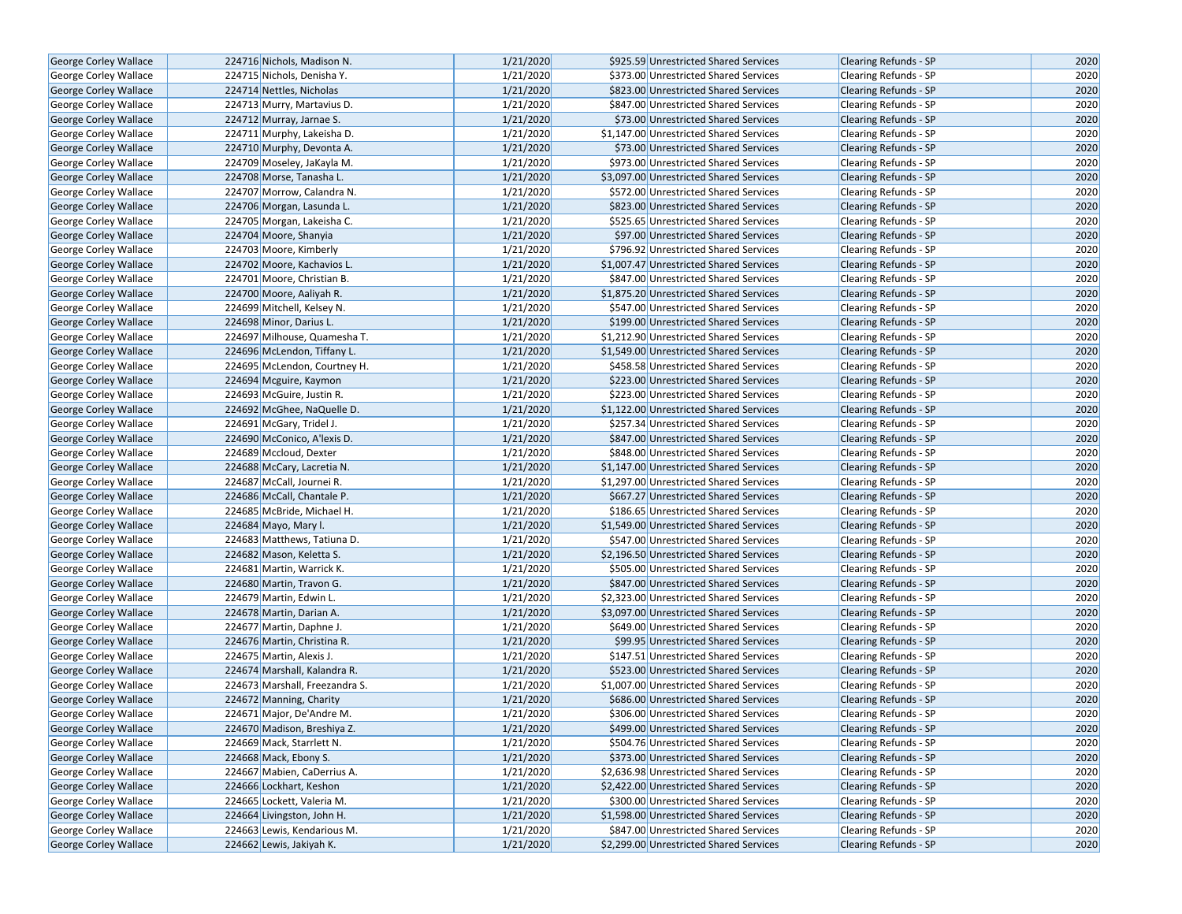| George Corley Wallace | 224716 | Nichols, Madison N. | 1/21/2020 | $925.59 | Unrestricted Shared Services | Clearing Refunds - SP | 2020 |
|---|---|---|---|---|---|---|---|
| George Corley Wallace | 224715 | Nichols, Denisha Y. | 1/21/2020 | $373.00 | Unrestricted Shared Services | Clearing Refunds - SP | 2020 |
| George Corley Wallace | 224714 | Nettles, Nicholas | 1/21/2020 | $823.00 | Unrestricted Shared Services | Clearing Refunds - SP | 2020 |
| George Corley Wallace | 224713 | Murry, Martavius D. | 1/21/2020 | $847.00 | Unrestricted Shared Services | Clearing Refunds - SP | 2020 |
| George Corley Wallace | 224712 | Murray, Jarnae S. | 1/21/2020 | $73.00 | Unrestricted Shared Services | Clearing Refunds - SP | 2020 |
| George Corley Wallace | 224711 | Murphy, Lakeisha D. | 1/21/2020 | $1,147.00 | Unrestricted Shared Services | Clearing Refunds - SP | 2020 |
| George Corley Wallace | 224710 | Murphy, Devonta A. | 1/21/2020 | $73.00 | Unrestricted Shared Services | Clearing Refunds - SP | 2020 |
| George Corley Wallace | 224709 | Moseley, JaKayla M. | 1/21/2020 | $973.00 | Unrestricted Shared Services | Clearing Refunds - SP | 2020 |
| George Corley Wallace | 224708 | Morse, Tanasha L. | 1/21/2020 | $3,097.00 | Unrestricted Shared Services | Clearing Refunds - SP | 2020 |
| George Corley Wallace | 224707 | Morrow, Calandra N. | 1/21/2020 | $572.00 | Unrestricted Shared Services | Clearing Refunds - SP | 2020 |
| George Corley Wallace | 224706 | Morgan, Lasunda L. | 1/21/2020 | $823.00 | Unrestricted Shared Services | Clearing Refunds - SP | 2020 |
| George Corley Wallace | 224705 | Morgan, Lakeisha C. | 1/21/2020 | $525.65 | Unrestricted Shared Services | Clearing Refunds - SP | 2020 |
| George Corley Wallace | 224704 | Moore, Shanyia | 1/21/2020 | $97.00 | Unrestricted Shared Services | Clearing Refunds - SP | 2020 |
| George Corley Wallace | 224703 | Moore, Kimberly | 1/21/2020 | $796.92 | Unrestricted Shared Services | Clearing Refunds - SP | 2020 |
| George Corley Wallace | 224702 | Moore, Kachavios L. | 1/21/2020 | $1,007.47 | Unrestricted Shared Services | Clearing Refunds - SP | 2020 |
| George Corley Wallace | 224701 | Moore, Christian B. | 1/21/2020 | $847.00 | Unrestricted Shared Services | Clearing Refunds - SP | 2020 |
| George Corley Wallace | 224700 | Moore, Aaliyah R. | 1/21/2020 | $1,875.20 | Unrestricted Shared Services | Clearing Refunds - SP | 2020 |
| George Corley Wallace | 224699 | Mitchell, Kelsey N. | 1/21/2020 | $547.00 | Unrestricted Shared Services | Clearing Refunds - SP | 2020 |
| George Corley Wallace | 224698 | Minor, Darius L. | 1/21/2020 | $199.00 | Unrestricted Shared Services | Clearing Refunds - SP | 2020 |
| George Corley Wallace | 224697 | Milhouse, Quamesha T. | 1/21/2020 | $1,212.90 | Unrestricted Shared Services | Clearing Refunds - SP | 2020 |
| George Corley Wallace | 224696 | McLendon, Tiffany L. | 1/21/2020 | $1,549.00 | Unrestricted Shared Services | Clearing Refunds - SP | 2020 |
| George Corley Wallace | 224695 | McLendon, Courtney H. | 1/21/2020 | $458.58 | Unrestricted Shared Services | Clearing Refunds - SP | 2020 |
| George Corley Wallace | 224694 | Mcguire, Kaymon | 1/21/2020 | $223.00 | Unrestricted Shared Services | Clearing Refunds - SP | 2020 |
| George Corley Wallace | 224693 | McGuire, Justin R. | 1/21/2020 | $223.00 | Unrestricted Shared Services | Clearing Refunds - SP | 2020 |
| George Corley Wallace | 224692 | McGhee, NaQuelle D. | 1/21/2020 | $1,122.00 | Unrestricted Shared Services | Clearing Refunds - SP | 2020 |
| George Corley Wallace | 224691 | McGary, Tridel J. | 1/21/2020 | $257.34 | Unrestricted Shared Services | Clearing Refunds - SP | 2020 |
| George Corley Wallace | 224690 | McConico, A'lexis D. | 1/21/2020 | $847.00 | Unrestricted Shared Services | Clearing Refunds - SP | 2020 |
| George Corley Wallace | 224689 | Mccloud, Dexter | 1/21/2020 | $848.00 | Unrestricted Shared Services | Clearing Refunds - SP | 2020 |
| George Corley Wallace | 224688 | McCary, Lacretia N. | 1/21/2020 | $1,147.00 | Unrestricted Shared Services | Clearing Refunds - SP | 2020 |
| George Corley Wallace | 224687 | McCall, Journei R. | 1/21/2020 | $1,297.00 | Unrestricted Shared Services | Clearing Refunds - SP | 2020 |
| George Corley Wallace | 224686 | McCall, Chantale P. | 1/21/2020 | $667.27 | Unrestricted Shared Services | Clearing Refunds - SP | 2020 |
| George Corley Wallace | 224685 | McBride, Michael H. | 1/21/2020 | $186.65 | Unrestricted Shared Services | Clearing Refunds - SP | 2020 |
| George Corley Wallace | 224684 | Mayo, Mary I. | 1/21/2020 | $1,549.00 | Unrestricted Shared Services | Clearing Refunds - SP | 2020 |
| George Corley Wallace | 224683 | Matthews, Tatiuna D. | 1/21/2020 | $547.00 | Unrestricted Shared Services | Clearing Refunds - SP | 2020 |
| George Corley Wallace | 224682 | Mason, Keletta S. | 1/21/2020 | $2,196.50 | Unrestricted Shared Services | Clearing Refunds - SP | 2020 |
| George Corley Wallace | 224681 | Martin, Warrick K. | 1/21/2020 | $505.00 | Unrestricted Shared Services | Clearing Refunds - SP | 2020 |
| George Corley Wallace | 224680 | Martin, Travon G. | 1/21/2020 | $847.00 | Unrestricted Shared Services | Clearing Refunds - SP | 2020 |
| George Corley Wallace | 224679 | Martin, Edwin L. | 1/21/2020 | $2,323.00 | Unrestricted Shared Services | Clearing Refunds - SP | 2020 |
| George Corley Wallace | 224678 | Martin, Darian A. | 1/21/2020 | $3,097.00 | Unrestricted Shared Services | Clearing Refunds - SP | 2020 |
| George Corley Wallace | 224677 | Martin, Daphne J. | 1/21/2020 | $649.00 | Unrestricted Shared Services | Clearing Refunds - SP | 2020 |
| George Corley Wallace | 224676 | Martin, Christina R. | 1/21/2020 | $99.95 | Unrestricted Shared Services | Clearing Refunds - SP | 2020 |
| George Corley Wallace | 224675 | Martin, Alexis J. | 1/21/2020 | $147.51 | Unrestricted Shared Services | Clearing Refunds - SP | 2020 |
| George Corley Wallace | 224674 | Marshall, Kalandra R. | 1/21/2020 | $523.00 | Unrestricted Shared Services | Clearing Refunds - SP | 2020 |
| George Corley Wallace | 224673 | Marshall, Freezandra S. | 1/21/2020 | $1,007.00 | Unrestricted Shared Services | Clearing Refunds - SP | 2020 |
| George Corley Wallace | 224672 | Manning, Charity | 1/21/2020 | $686.00 | Unrestricted Shared Services | Clearing Refunds - SP | 2020 |
| George Corley Wallace | 224671 | Major, De'Andre M. | 1/21/2020 | $306.00 | Unrestricted Shared Services | Clearing Refunds - SP | 2020 |
| George Corley Wallace | 224670 | Madison, Breshiya Z. | 1/21/2020 | $499.00 | Unrestricted Shared Services | Clearing Refunds - SP | 2020 |
| George Corley Wallace | 224669 | Mack, Starrlett N. | 1/21/2020 | $504.76 | Unrestricted Shared Services | Clearing Refunds - SP | 2020 |
| George Corley Wallace | 224668 | Mack, Ebony S. | 1/21/2020 | $373.00 | Unrestricted Shared Services | Clearing Refunds - SP | 2020 |
| George Corley Wallace | 224667 | Mabien, CaDerrius A. | 1/21/2020 | $2,636.98 | Unrestricted Shared Services | Clearing Refunds - SP | 2020 |
| George Corley Wallace | 224666 | Lockhart, Keshon | 1/21/2020 | $2,422.00 | Unrestricted Shared Services | Clearing Refunds - SP | 2020 |
| George Corley Wallace | 224665 | Lockett, Valeria M. | 1/21/2020 | $300.00 | Unrestricted Shared Services | Clearing Refunds - SP | 2020 |
| George Corley Wallace | 224664 | Livingston, John H. | 1/21/2020 | $1,598.00 | Unrestricted Shared Services | Clearing Refunds - SP | 2020 |
| George Corley Wallace | 224663 | Lewis, Kendarious M. | 1/21/2020 | $847.00 | Unrestricted Shared Services | Clearing Refunds - SP | 2020 |
| George Corley Wallace | 224662 | Lewis, Jakiyah K. | 1/21/2020 | $2,299.00 | Unrestricted Shared Services | Clearing Refunds - SP | 2020 |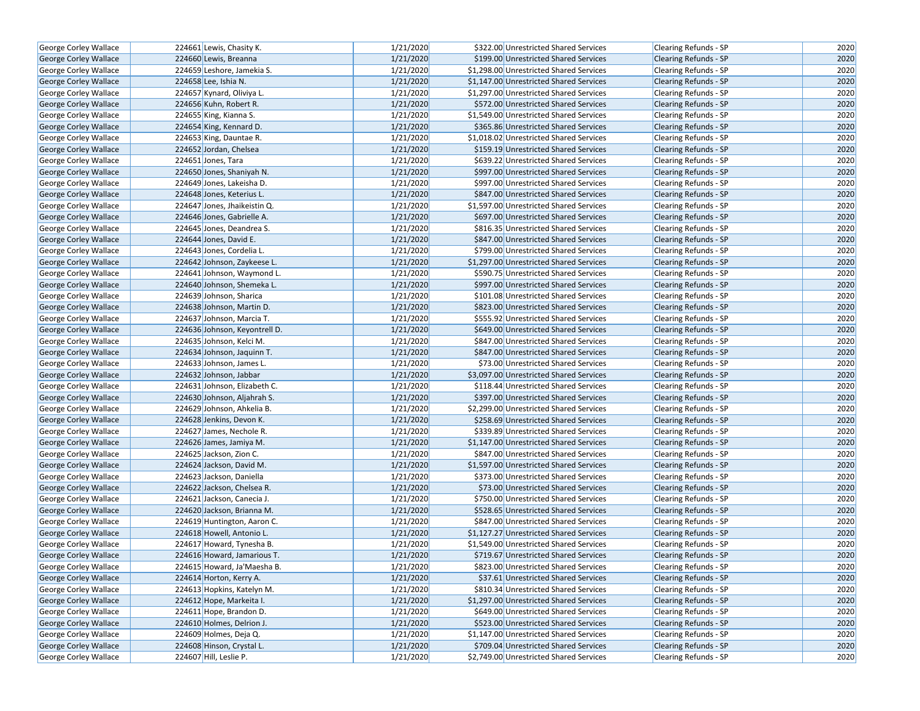| George Corley Wallace | 224661 | Lewis, Chasity K. | 1/21/2020 | $322.00 | Unrestricted Shared Services | Clearing Refunds - SP | 2020 |
|---|---|---|---|---|---|---|---|
| George Corley Wallace | 224660 | Lewis, Breanna | 1/21/2020 | $199.00 | Unrestricted Shared Services | Clearing Refunds - SP | 2020 |
| George Corley Wallace | 224659 | Leshore, Jamekia S. | 1/21/2020 | $1,298.00 | Unrestricted Shared Services | Clearing Refunds - SP | 2020 |
| George Corley Wallace | 224658 | Lee, Ishia N. | 1/21/2020 | $1,147.00 | Unrestricted Shared Services | Clearing Refunds - SP | 2020 |
| George Corley Wallace | 224657 | Kynard, Oliviya L. | 1/21/2020 | $1,297.00 | Unrestricted Shared Services | Clearing Refunds - SP | 2020 |
| George Corley Wallace | 224656 | Kuhn, Robert R. | 1/21/2020 | $572.00 | Unrestricted Shared Services | Clearing Refunds - SP | 2020 |
| George Corley Wallace | 224655 | King, Kianna S. | 1/21/2020 | $1,549.00 | Unrestricted Shared Services | Clearing Refunds - SP | 2020 |
| George Corley Wallace | 224654 | King, Kennard D. | 1/21/2020 | $365.86 | Unrestricted Shared Services | Clearing Refunds - SP | 2020 |
| George Corley Wallace | 224653 | King, Dauntae R. | 1/21/2020 | $1,018.02 | Unrestricted Shared Services | Clearing Refunds - SP | 2020 |
| George Corley Wallace | 224652 | Jordan, Chelsea | 1/21/2020 | $159.19 | Unrestricted Shared Services | Clearing Refunds - SP | 2020 |
| George Corley Wallace | 224651 | Jones, Tara | 1/21/2020 | $639.22 | Unrestricted Shared Services | Clearing Refunds - SP | 2020 |
| George Corley Wallace | 224650 | Jones, Shaniyah N. | 1/21/2020 | $997.00 | Unrestricted Shared Services | Clearing Refunds - SP | 2020 |
| George Corley Wallace | 224649 | Jones, Lakeisha D. | 1/21/2020 | $997.00 | Unrestricted Shared Services | Clearing Refunds - SP | 2020 |
| George Corley Wallace | 224648 | Jones, Keterius L. | 1/21/2020 | $847.00 | Unrestricted Shared Services | Clearing Refunds - SP | 2020 |
| George Corley Wallace | 224647 | Jones, Jhaikeistin Q. | 1/21/2020 | $1,597.00 | Unrestricted Shared Services | Clearing Refunds - SP | 2020 |
| George Corley Wallace | 224646 | Jones, Gabrielle A. | 1/21/2020 | $697.00 | Unrestricted Shared Services | Clearing Refunds - SP | 2020 |
| George Corley Wallace | 224645 | Jones, Deandrea S. | 1/21/2020 | $816.35 | Unrestricted Shared Services | Clearing Refunds - SP | 2020 |
| George Corley Wallace | 224644 | Jones, David E. | 1/21/2020 | $847.00 | Unrestricted Shared Services | Clearing Refunds - SP | 2020 |
| George Corley Wallace | 224643 | Jones, Cordelia L. | 1/21/2020 | $799.00 | Unrestricted Shared Services | Clearing Refunds - SP | 2020 |
| George Corley Wallace | 224642 | Johnson, Zaykeese L. | 1/21/2020 | $1,297.00 | Unrestricted Shared Services | Clearing Refunds - SP | 2020 |
| George Corley Wallace | 224641 | Johnson, Waymond L. | 1/21/2020 | $590.75 | Unrestricted Shared Services | Clearing Refunds - SP | 2020 |
| George Corley Wallace | 224640 | Johnson, Shemeka L. | 1/21/2020 | $997.00 | Unrestricted Shared Services | Clearing Refunds - SP | 2020 |
| George Corley Wallace | 224639 | Johnson, Sharica | 1/21/2020 | $101.08 | Unrestricted Shared Services | Clearing Refunds - SP | 2020 |
| George Corley Wallace | 224638 | Johnson, Martin D. | 1/21/2020 | $823.00 | Unrestricted Shared Services | Clearing Refunds - SP | 2020 |
| George Corley Wallace | 224637 | Johnson, Marcia T. | 1/21/2020 | $555.92 | Unrestricted Shared Services | Clearing Refunds - SP | 2020 |
| George Corley Wallace | 224636 | Johnson, Keyontrell D. | 1/21/2020 | $649.00 | Unrestricted Shared Services | Clearing Refunds - SP | 2020 |
| George Corley Wallace | 224635 | Johnson, Kelci M. | 1/21/2020 | $847.00 | Unrestricted Shared Services | Clearing Refunds - SP | 2020 |
| George Corley Wallace | 224634 | Johnson, Jaquinn T. | 1/21/2020 | $847.00 | Unrestricted Shared Services | Clearing Refunds - SP | 2020 |
| George Corley Wallace | 224633 | Johnson, James L. | 1/21/2020 | $73.00 | Unrestricted Shared Services | Clearing Refunds - SP | 2020 |
| George Corley Wallace | 224632 | Johnson, Jabbar | 1/21/2020 | $3,097.00 | Unrestricted Shared Services | Clearing Refunds - SP | 2020 |
| George Corley Wallace | 224631 | Johnson, Elizabeth C. | 1/21/2020 | $118.44 | Unrestricted Shared Services | Clearing Refunds - SP | 2020 |
| George Corley Wallace | 224630 | Johnson, Aljahrah S. | 1/21/2020 | $397.00 | Unrestricted Shared Services | Clearing Refunds - SP | 2020 |
| George Corley Wallace | 224629 | Johnson, Ahkelia B. | 1/21/2020 | $2,299.00 | Unrestricted Shared Services | Clearing Refunds - SP | 2020 |
| George Corley Wallace | 224628 | Jenkins, Devon K. | 1/21/2020 | $258.69 | Unrestricted Shared Services | Clearing Refunds - SP | 2020 |
| George Corley Wallace | 224627 | James, Nechole R. | 1/21/2020 | $339.89 | Unrestricted Shared Services | Clearing Refunds - SP | 2020 |
| George Corley Wallace | 224626 | James, Jamiya M. | 1/21/2020 | $1,147.00 | Unrestricted Shared Services | Clearing Refunds - SP | 2020 |
| George Corley Wallace | 224625 | Jackson, Zion C. | 1/21/2020 | $847.00 | Unrestricted Shared Services | Clearing Refunds - SP | 2020 |
| George Corley Wallace | 224624 | Jackson, David M. | 1/21/2020 | $1,597.00 | Unrestricted Shared Services | Clearing Refunds - SP | 2020 |
| George Corley Wallace | 224623 | Jackson, Daniella | 1/21/2020 | $373.00 | Unrestricted Shared Services | Clearing Refunds - SP | 2020 |
| George Corley Wallace | 224622 | Jackson, Chelsea R. | 1/21/2020 | $73.00 | Unrestricted Shared Services | Clearing Refunds - SP | 2020 |
| George Corley Wallace | 224621 | Jackson, Canecia J. | 1/21/2020 | $750.00 | Unrestricted Shared Services | Clearing Refunds - SP | 2020 |
| George Corley Wallace | 224620 | Jackson, Brianna M. | 1/21/2020 | $528.65 | Unrestricted Shared Services | Clearing Refunds - SP | 2020 |
| George Corley Wallace | 224619 | Huntington, Aaron C. | 1/21/2020 | $847.00 | Unrestricted Shared Services | Clearing Refunds - SP | 2020 |
| George Corley Wallace | 224618 | Howell, Antonio L. | 1/21/2020 | $1,127.27 | Unrestricted Shared Services | Clearing Refunds - SP | 2020 |
| George Corley Wallace | 224617 | Howard, Tynesha B. | 1/21/2020 | $1,549.00 | Unrestricted Shared Services | Clearing Refunds - SP | 2020 |
| George Corley Wallace | 224616 | Howard, Jamarious T. | 1/21/2020 | $719.67 | Unrestricted Shared Services | Clearing Refunds - SP | 2020 |
| George Corley Wallace | 224615 | Howard, Ja'Maesha B. | 1/21/2020 | $823.00 | Unrestricted Shared Services | Clearing Refunds - SP | 2020 |
| George Corley Wallace | 224614 | Horton, Kerry A. | 1/21/2020 | $37.61 | Unrestricted Shared Services | Clearing Refunds - SP | 2020 |
| George Corley Wallace | 224613 | Hopkins, Katelyn M. | 1/21/2020 | $810.34 | Unrestricted Shared Services | Clearing Refunds - SP | 2020 |
| George Corley Wallace | 224612 | Hope, Markeita I. | 1/21/2020 | $1,297.00 | Unrestricted Shared Services | Clearing Refunds - SP | 2020 |
| George Corley Wallace | 224611 | Hope, Brandon D. | 1/21/2020 | $649.00 | Unrestricted Shared Services | Clearing Refunds - SP | 2020 |
| George Corley Wallace | 224610 | Holmes, Delrion J. | 1/21/2020 | $523.00 | Unrestricted Shared Services | Clearing Refunds - SP | 2020 |
| George Corley Wallace | 224609 | Holmes, Deja Q. | 1/21/2020 | $1,147.00 | Unrestricted Shared Services | Clearing Refunds - SP | 2020 |
| George Corley Wallace | 224608 | Hinson, Crystal L. | 1/21/2020 | $709.04 | Unrestricted Shared Services | Clearing Refunds - SP | 2020 |
| George Corley Wallace | 224607 | Hill, Leslie P. | 1/21/2020 | $2,749.00 | Unrestricted Shared Services | Clearing Refunds - SP | 2020 |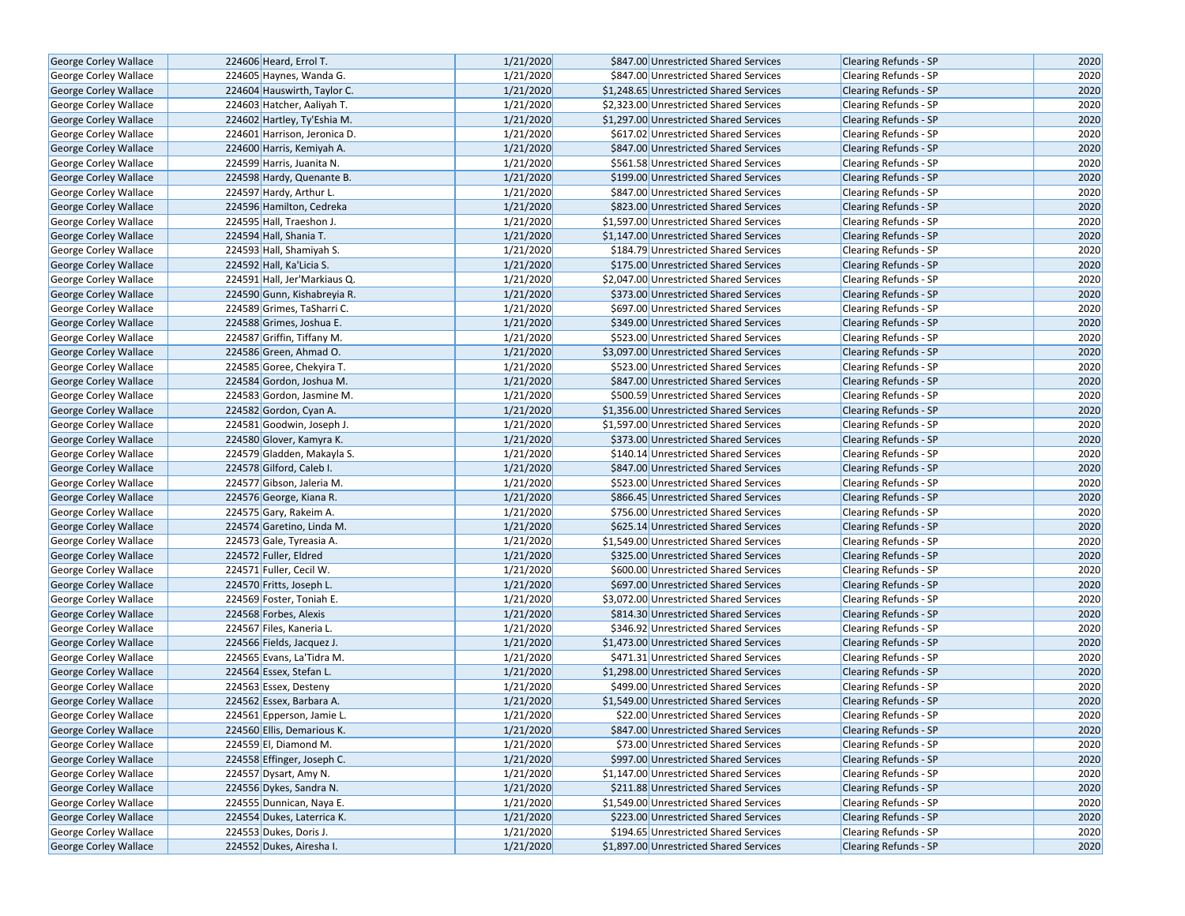| George Corley Wallace | 224606 | Heard, Errol T. | 1/21/2020 | $847.00 | Unrestricted Shared Services | Clearing Refunds - SP | 2020 |
|---|---|---|---|---|---|---|---|
| George Corley Wallace | 224605 | Haynes, Wanda G. | 1/21/2020 | $847.00 | Unrestricted Shared Services | Clearing Refunds - SP | 2020 |
| George Corley Wallace | 224604 | Hauswirth, Taylor C. | 1/21/2020 | $1,248.65 | Unrestricted Shared Services | Clearing Refunds - SP | 2020 |
| George Corley Wallace | 224603 | Hatcher, Aaliyah T. | 1/21/2020 | $2,323.00 | Unrestricted Shared Services | Clearing Refunds - SP | 2020 |
| George Corley Wallace | 224602 | Hartley, Ty'Eshia M. | 1/21/2020 | $1,297.00 | Unrestricted Shared Services | Clearing Refunds - SP | 2020 |
| George Corley Wallace | 224601 | Harrison, Jeronica D. | 1/21/2020 | $617.02 | Unrestricted Shared Services | Clearing Refunds - SP | 2020 |
| George Corley Wallace | 224600 | Harris, Kemiyah A. | 1/21/2020 | $847.00 | Unrestricted Shared Services | Clearing Refunds - SP | 2020 |
| George Corley Wallace | 224599 | Harris, Juanita N. | 1/21/2020 | $561.58 | Unrestricted Shared Services | Clearing Refunds - SP | 2020 |
| George Corley Wallace | 224598 | Hardy, Quenante B. | 1/21/2020 | $199.00 | Unrestricted Shared Services | Clearing Refunds - SP | 2020 |
| George Corley Wallace | 224597 | Hardy, Arthur L. | 1/21/2020 | $847.00 | Unrestricted Shared Services | Clearing Refunds - SP | 2020 |
| George Corley Wallace | 224596 | Hamilton, Cedreka | 1/21/2020 | $823.00 | Unrestricted Shared Services | Clearing Refunds - SP | 2020 |
| George Corley Wallace | 224595 | Hall, Traeshon J. | 1/21/2020 | $1,597.00 | Unrestricted Shared Services | Clearing Refunds - SP | 2020 |
| George Corley Wallace | 224594 | Hall, Shania T. | 1/21/2020 | $1,147.00 | Unrestricted Shared Services | Clearing Refunds - SP | 2020 |
| George Corley Wallace | 224593 | Hall, Shamiyah S. | 1/21/2020 | $184.79 | Unrestricted Shared Services | Clearing Refunds - SP | 2020 |
| George Corley Wallace | 224592 | Hall, Ka'Licia S. | 1/21/2020 | $175.00 | Unrestricted Shared Services | Clearing Refunds - SP | 2020 |
| George Corley Wallace | 224591 | Hall, Jer'Markiaus Q. | 1/21/2020 | $2,047.00 | Unrestricted Shared Services | Clearing Refunds - SP | 2020 |
| George Corley Wallace | 224590 | Gunn, Kishabreyia R. | 1/21/2020 | $373.00 | Unrestricted Shared Services | Clearing Refunds - SP | 2020 |
| George Corley Wallace | 224589 | Grimes, TaSharri C. | 1/21/2020 | $697.00 | Unrestricted Shared Services | Clearing Refunds - SP | 2020 |
| George Corley Wallace | 224588 | Grimes, Joshua E. | 1/21/2020 | $349.00 | Unrestricted Shared Services | Clearing Refunds - SP | 2020 |
| George Corley Wallace | 224587 | Griffin, Tiffany M. | 1/21/2020 | $523.00 | Unrestricted Shared Services | Clearing Refunds - SP | 2020 |
| George Corley Wallace | 224586 | Green, Ahmad O. | 1/21/2020 | $3,097.00 | Unrestricted Shared Services | Clearing Refunds - SP | 2020 |
| George Corley Wallace | 224585 | Goree, Chekyira T. | 1/21/2020 | $523.00 | Unrestricted Shared Services | Clearing Refunds - SP | 2020 |
| George Corley Wallace | 224584 | Gordon, Joshua M. | 1/21/2020 | $847.00 | Unrestricted Shared Services | Clearing Refunds - SP | 2020 |
| George Corley Wallace | 224583 | Gordon, Jasmine M. | 1/21/2020 | $500.59 | Unrestricted Shared Services | Clearing Refunds - SP | 2020 |
| George Corley Wallace | 224582 | Gordon, Cyan A. | 1/21/2020 | $1,356.00 | Unrestricted Shared Services | Clearing Refunds - SP | 2020 |
| George Corley Wallace | 224581 | Goodwin, Joseph J. | 1/21/2020 | $1,597.00 | Unrestricted Shared Services | Clearing Refunds - SP | 2020 |
| George Corley Wallace | 224580 | Glover, Kamyra K. | 1/21/2020 | $373.00 | Unrestricted Shared Services | Clearing Refunds - SP | 2020 |
| George Corley Wallace | 224579 | Gladden, Makayla S. | 1/21/2020 | $140.14 | Unrestricted Shared Services | Clearing Refunds - SP | 2020 |
| George Corley Wallace | 224578 | Gilford, Caleb I. | 1/21/2020 | $847.00 | Unrestricted Shared Services | Clearing Refunds - SP | 2020 |
| George Corley Wallace | 224577 | Gibson, Jaleria M. | 1/21/2020 | $523.00 | Unrestricted Shared Services | Clearing Refunds - SP | 2020 |
| George Corley Wallace | 224576 | George, Kiana R. | 1/21/2020 | $866.45 | Unrestricted Shared Services | Clearing Refunds - SP | 2020 |
| George Corley Wallace | 224575 | Gary, Rakeim A. | 1/21/2020 | $756.00 | Unrestricted Shared Services | Clearing Refunds - SP | 2020 |
| George Corley Wallace | 224574 | Garetino, Linda M. | 1/21/2020 | $625.14 | Unrestricted Shared Services | Clearing Refunds - SP | 2020 |
| George Corley Wallace | 224573 | Gale, Tyreasia A. | 1/21/2020 | $1,549.00 | Unrestricted Shared Services | Clearing Refunds - SP | 2020 |
| George Corley Wallace | 224572 | Fuller, Eldred | 1/21/2020 | $325.00 | Unrestricted Shared Services | Clearing Refunds - SP | 2020 |
| George Corley Wallace | 224571 | Fuller, Cecil W. | 1/21/2020 | $600.00 | Unrestricted Shared Services | Clearing Refunds - SP | 2020 |
| George Corley Wallace | 224570 | Fritts, Joseph L. | 1/21/2020 | $697.00 | Unrestricted Shared Services | Clearing Refunds - SP | 2020 |
| George Corley Wallace | 224569 | Foster, Toniah E. | 1/21/2020 | $3,072.00 | Unrestricted Shared Services | Clearing Refunds - SP | 2020 |
| George Corley Wallace | 224568 | Forbes, Alexis | 1/21/2020 | $814.30 | Unrestricted Shared Services | Clearing Refunds - SP | 2020 |
| George Corley Wallace | 224567 | Files, Kaneria L. | 1/21/2020 | $346.92 | Unrestricted Shared Services | Clearing Refunds - SP | 2020 |
| George Corley Wallace | 224566 | Fields, Jacquez J. | 1/21/2020 | $1,473.00 | Unrestricted Shared Services | Clearing Refunds - SP | 2020 |
| George Corley Wallace | 224565 | Evans, La'Tidra M. | 1/21/2020 | $471.31 | Unrestricted Shared Services | Clearing Refunds - SP | 2020 |
| George Corley Wallace | 224564 | Essex, Stefan L. | 1/21/2020 | $1,298.00 | Unrestricted Shared Services | Clearing Refunds - SP | 2020 |
| George Corley Wallace | 224563 | Essex, Desteny | 1/21/2020 | $499.00 | Unrestricted Shared Services | Clearing Refunds - SP | 2020 |
| George Corley Wallace | 224562 | Essex, Barbara A. | 1/21/2020 | $1,549.00 | Unrestricted Shared Services | Clearing Refunds - SP | 2020 |
| George Corley Wallace | 224561 | Epperson, Jamie L. | 1/21/2020 | $22.00 | Unrestricted Shared Services | Clearing Refunds - SP | 2020 |
| George Corley Wallace | 224560 | Ellis, Demarious K. | 1/21/2020 | $847.00 | Unrestricted Shared Services | Clearing Refunds - SP | 2020 |
| George Corley Wallace | 224559 | El, Diamond M. | 1/21/2020 | $73.00 | Unrestricted Shared Services | Clearing Refunds - SP | 2020 |
| George Corley Wallace | 224558 | Effinger, Joseph C. | 1/21/2020 | $997.00 | Unrestricted Shared Services | Clearing Refunds - SP | 2020 |
| George Corley Wallace | 224557 | Dysart, Amy N. | 1/21/2020 | $1,147.00 | Unrestricted Shared Services | Clearing Refunds - SP | 2020 |
| George Corley Wallace | 224556 | Dykes, Sandra N. | 1/21/2020 | $211.88 | Unrestricted Shared Services | Clearing Refunds - SP | 2020 |
| George Corley Wallace | 224555 | Dunnican, Naya E. | 1/21/2020 | $1,549.00 | Unrestricted Shared Services | Clearing Refunds - SP | 2020 |
| George Corley Wallace | 224554 | Dukes, Laterrica K. | 1/21/2020 | $223.00 | Unrestricted Shared Services | Clearing Refunds - SP | 2020 |
| George Corley Wallace | 224553 | Dukes, Doris J. | 1/21/2020 | $194.65 | Unrestricted Shared Services | Clearing Refunds - SP | 2020 |
| George Corley Wallace | 224552 | Dukes, Airesha I. | 1/21/2020 | $1,897.00 | Unrestricted Shared Services | Clearing Refunds - SP | 2020 |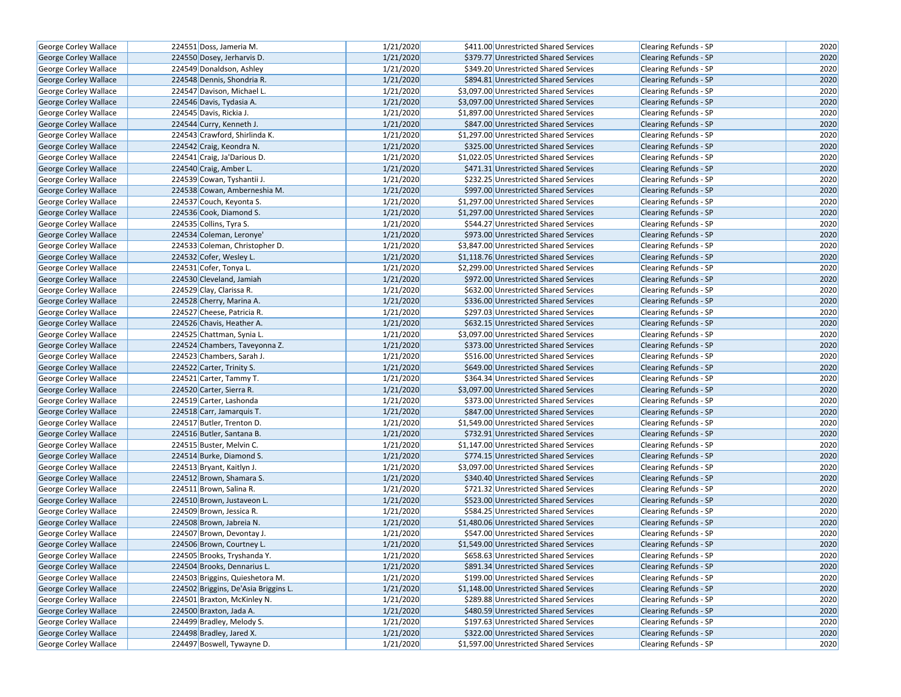| | | | | | | |
|---|---|---|---|---|---|---|
| George Corley Wallace | 224551 | Doss, Jameria M. | 1/21/2020 | $411.00 | Unrestricted Shared Services | Clearing Refunds - SP | 2020 |
| George Corley Wallace | 224550 | Dosey, Jerharvis D. | 1/21/2020 | $379.77 | Unrestricted Shared Services | Clearing Refunds - SP | 2020 |
| George Corley Wallace | 224549 | Donaldson, Ashley | 1/21/2020 | $349.20 | Unrestricted Shared Services | Clearing Refunds - SP | 2020 |
| George Corley Wallace | 224548 | Dennis, Shondria R. | 1/21/2020 | $894.81 | Unrestricted Shared Services | Clearing Refunds - SP | 2020 |
| George Corley Wallace | 224547 | Davison, Michael L. | 1/21/2020 | $3,097.00 | Unrestricted Shared Services | Clearing Refunds - SP | 2020 |
| George Corley Wallace | 224546 | Davis, Tydasia A. | 1/21/2020 | $3,097.00 | Unrestricted Shared Services | Clearing Refunds - SP | 2020 |
| George Corley Wallace | 224545 | Davis, Rickia J. | 1/21/2020 | $1,897.00 | Unrestricted Shared Services | Clearing Refunds - SP | 2020 |
| George Corley Wallace | 224544 | Curry, Kenneth J. | 1/21/2020 | $847.00 | Unrestricted Shared Services | Clearing Refunds - SP | 2020 |
| George Corley Wallace | 224543 | Crawford, Shirlinda K. | 1/21/2020 | $1,297.00 | Unrestricted Shared Services | Clearing Refunds - SP | 2020 |
| George Corley Wallace | 224542 | Craig, Keondra N. | 1/21/2020 | $325.00 | Unrestricted Shared Services | Clearing Refunds - SP | 2020 |
| George Corley Wallace | 224541 | Craig, Ja'Darious D. | 1/21/2020 | $1,022.05 | Unrestricted Shared Services | Clearing Refunds - SP | 2020 |
| George Corley Wallace | 224540 | Craig, Amber L. | 1/21/2020 | $471.31 | Unrestricted Shared Services | Clearing Refunds - SP | 2020 |
| George Corley Wallace | 224539 | Cowan, Tyshantii J. | 1/21/2020 | $232.25 | Unrestricted Shared Services | Clearing Refunds - SP | 2020 |
| George Corley Wallace | 224538 | Cowan, Amberneshia M. | 1/21/2020 | $997.00 | Unrestricted Shared Services | Clearing Refunds - SP | 2020 |
| George Corley Wallace | 224537 | Couch, Keyonta S. | 1/21/2020 | $1,297.00 | Unrestricted Shared Services | Clearing Refunds - SP | 2020 |
| George Corley Wallace | 224536 | Cook, Diamond S. | 1/21/2020 | $1,297.00 | Unrestricted Shared Services | Clearing Refunds - SP | 2020 |
| George Corley Wallace | 224535 | Collins, Tyra S. | 1/21/2020 | $544.27 | Unrestricted Shared Services | Clearing Refunds - SP | 2020 |
| George Corley Wallace | 224534 | Coleman, Leronye' | 1/21/2020 | $973.00 | Unrestricted Shared Services | Clearing Refunds - SP | 2020 |
| George Corley Wallace | 224533 | Coleman, Christopher D. | 1/21/2020 | $3,847.00 | Unrestricted Shared Services | Clearing Refunds - SP | 2020 |
| George Corley Wallace | 224532 | Cofer, Wesley L. | 1/21/2020 | $1,118.76 | Unrestricted Shared Services | Clearing Refunds - SP | 2020 |
| George Corley Wallace | 224531 | Cofer, Tonya L. | 1/21/2020 | $2,299.00 | Unrestricted Shared Services | Clearing Refunds - SP | 2020 |
| George Corley Wallace | 224530 | Cleveland, Jamiah | 1/21/2020 | $972.00 | Unrestricted Shared Services | Clearing Refunds - SP | 2020 |
| George Corley Wallace | 224529 | Clay, Clarissa R. | 1/21/2020 | $632.00 | Unrestricted Shared Services | Clearing Refunds - SP | 2020 |
| George Corley Wallace | 224528 | Cherry, Marina A. | 1/21/2020 | $336.00 | Unrestricted Shared Services | Clearing Refunds - SP | 2020 |
| George Corley Wallace | 224527 | Cheese, Patricia R. | 1/21/2020 | $297.03 | Unrestricted Shared Services | Clearing Refunds - SP | 2020 |
| George Corley Wallace | 224526 | Chavis, Heather A. | 1/21/2020 | $632.15 | Unrestricted Shared Services | Clearing Refunds - SP | 2020 |
| George Corley Wallace | 224525 | Chattman, Synia L. | 1/21/2020 | $3,097.00 | Unrestricted Shared Services | Clearing Refunds - SP | 2020 |
| George Corley Wallace | 224524 | Chambers, Taveyonna Z. | 1/21/2020 | $373.00 | Unrestricted Shared Services | Clearing Refunds - SP | 2020 |
| George Corley Wallace | 224523 | Chambers, Sarah J. | 1/21/2020 | $516.00 | Unrestricted Shared Services | Clearing Refunds - SP | 2020 |
| George Corley Wallace | 224522 | Carter, Trinity S. | 1/21/2020 | $649.00 | Unrestricted Shared Services | Clearing Refunds - SP | 2020 |
| George Corley Wallace | 224521 | Carter, Tammy T. | 1/21/2020 | $364.34 | Unrestricted Shared Services | Clearing Refunds - SP | 2020 |
| George Corley Wallace | 224520 | Carter, Sierra R. | 1/21/2020 | $3,097.00 | Unrestricted Shared Services | Clearing Refunds - SP | 2020 |
| George Corley Wallace | 224519 | Carter, Lashonda | 1/21/2020 | $373.00 | Unrestricted Shared Services | Clearing Refunds - SP | 2020 |
| George Corley Wallace | 224518 | Carr, Jamarquis T. | 1/21/2020 | $847.00 | Unrestricted Shared Services | Clearing Refunds - SP | 2020 |
| George Corley Wallace | 224517 | Butler, Trenton D. | 1/21/2020 | $1,549.00 | Unrestricted Shared Services | Clearing Refunds - SP | 2020 |
| George Corley Wallace | 224516 | Butler, Santana B. | 1/21/2020 | $732.91 | Unrestricted Shared Services | Clearing Refunds - SP | 2020 |
| George Corley Wallace | 224515 | Buster, Melvin C. | 1/21/2020 | $1,147.00 | Unrestricted Shared Services | Clearing Refunds - SP | 2020 |
| George Corley Wallace | 224514 | Burke, Diamond S. | 1/21/2020 | $774.15 | Unrestricted Shared Services | Clearing Refunds - SP | 2020 |
| George Corley Wallace | 224513 | Bryant, Kaitlyn J. | 1/21/2020 | $3,097.00 | Unrestricted Shared Services | Clearing Refunds - SP | 2020 |
| George Corley Wallace | 224512 | Brown, Shamara S. | 1/21/2020 | $340.40 | Unrestricted Shared Services | Clearing Refunds - SP | 2020 |
| George Corley Wallace | 224511 | Brown, Salina R. | 1/21/2020 | $721.32 | Unrestricted Shared Services | Clearing Refunds - SP | 2020 |
| George Corley Wallace | 224510 | Brown, Justaveon L. | 1/21/2020 | $523.00 | Unrestricted Shared Services | Clearing Refunds - SP | 2020 |
| George Corley Wallace | 224509 | Brown, Jessica R. | 1/21/2020 | $584.25 | Unrestricted Shared Services | Clearing Refunds - SP | 2020 |
| George Corley Wallace | 224508 | Brown, Jabreia N. | 1/21/2020 | $1,480.06 | Unrestricted Shared Services | Clearing Refunds - SP | 2020 |
| George Corley Wallace | 224507 | Brown, Devontay J. | 1/21/2020 | $547.00 | Unrestricted Shared Services | Clearing Refunds - SP | 2020 |
| George Corley Wallace | 224506 | Brown, Courtney L. | 1/21/2020 | $1,549.00 | Unrestricted Shared Services | Clearing Refunds - SP | 2020 |
| George Corley Wallace | 224505 | Brooks, Tryshanda Y. | 1/21/2020 | $658.63 | Unrestricted Shared Services | Clearing Refunds - SP | 2020 |
| George Corley Wallace | 224504 | Brooks, Dennarius L. | 1/21/2020 | $891.34 | Unrestricted Shared Services | Clearing Refunds - SP | 2020 |
| George Corley Wallace | 224503 | Briggins, Quieshetora M. | 1/21/2020 | $199.00 | Unrestricted Shared Services | Clearing Refunds - SP | 2020 |
| George Corley Wallace | 224502 | Briggins, De'Asia Briggins L. | 1/21/2020 | $1,148.00 | Unrestricted Shared Services | Clearing Refunds - SP | 2020 |
| George Corley Wallace | 224501 | Braxton, McKinley N. | 1/21/2020 | $289.88 | Unrestricted Shared Services | Clearing Refunds - SP | 2020 |
| George Corley Wallace | 224500 | Braxton, Jada A. | 1/21/2020 | $480.59 | Unrestricted Shared Services | Clearing Refunds - SP | 2020 |
| George Corley Wallace | 224499 | Bradley, Melody S. | 1/21/2020 | $197.63 | Unrestricted Shared Services | Clearing Refunds - SP | 2020 |
| George Corley Wallace | 224498 | Bradley, Jared X. | 1/21/2020 | $322.00 | Unrestricted Shared Services | Clearing Refunds - SP | 2020 |
| George Corley Wallace | 224497 | Boswell, Tywayne D. | 1/21/2020 | $1,597.00 | Unrestricted Shared Services | Clearing Refunds - SP | 2020 |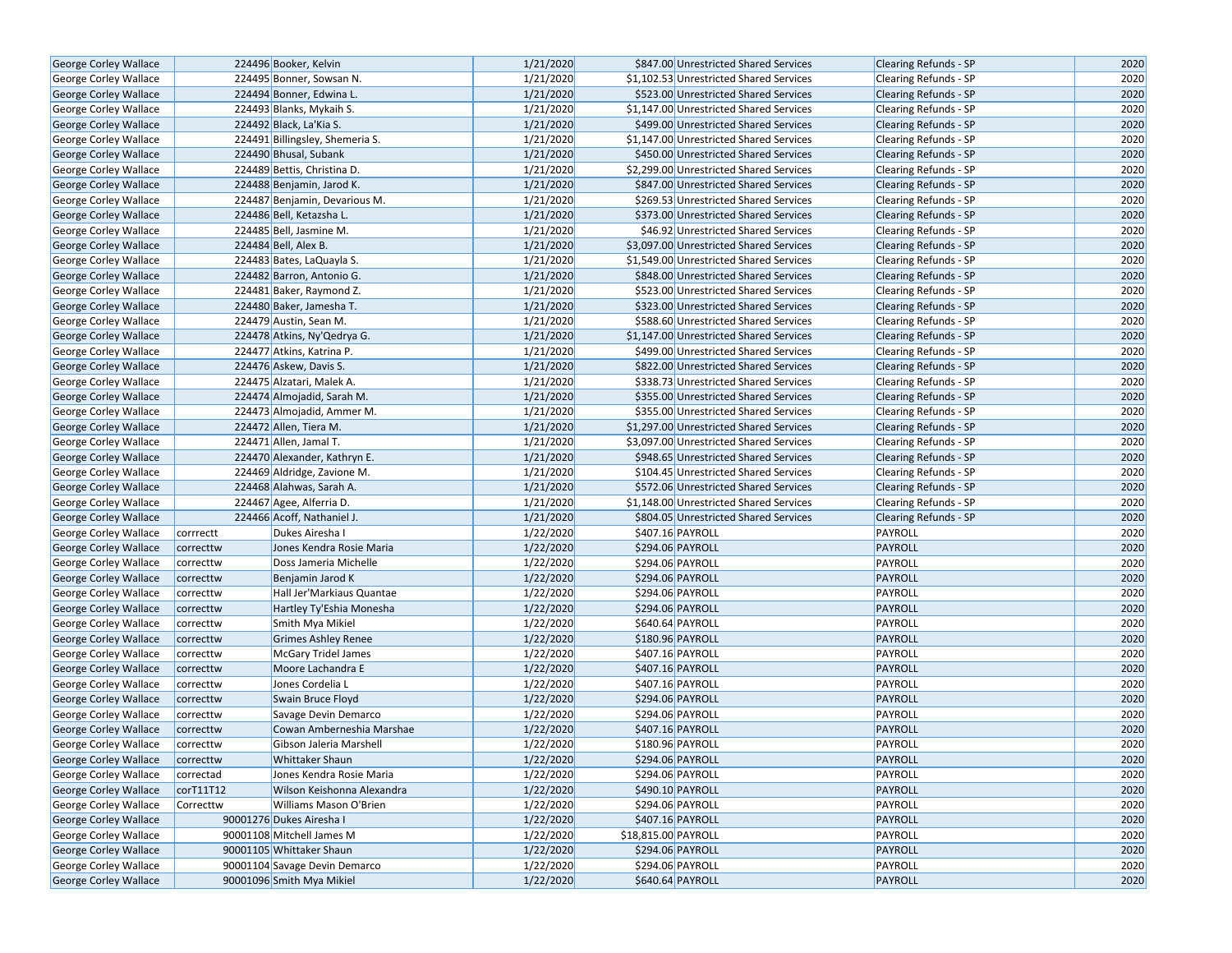| | | | | | | | |
|---|---|---|---|---|---|---|---|
| George Corley Wallace | 224496 | Booker, Kelvin | 1/21/2020 | $847.00 | Unrestricted Shared Services | Clearing Refunds - SP | 2020 |
| George Corley Wallace | 224495 | Bonner, Sowsan N. | 1/21/2020 | $1,102.53 | Unrestricted Shared Services | Clearing Refunds - SP | 2020 |
| George Corley Wallace | 224494 | Bonner, Edwina L. | 1/21/2020 | $523.00 | Unrestricted Shared Services | Clearing Refunds - SP | 2020 |
| George Corley Wallace | 224493 | Blanks, Mykaih S. | 1/21/2020 | $1,147.00 | Unrestricted Shared Services | Clearing Refunds - SP | 2020 |
| George Corley Wallace | 224492 | Black, La'Kia S. | 1/21/2020 | $499.00 | Unrestricted Shared Services | Clearing Refunds - SP | 2020 |
| George Corley Wallace | 224491 | Billingsley, Shemeria S. | 1/21/2020 | $1,147.00 | Unrestricted Shared Services | Clearing Refunds - SP | 2020 |
| George Corley Wallace | 224490 | Bhusal, Subank | 1/21/2020 | $450.00 | Unrestricted Shared Services | Clearing Refunds - SP | 2020 |
| George Corley Wallace | 224489 | Bettis, Christina D. | 1/21/2020 | $2,299.00 | Unrestricted Shared Services | Clearing Refunds - SP | 2020 |
| George Corley Wallace | 224488 | Benjamin, Jarod K. | 1/21/2020 | $847.00 | Unrestricted Shared Services | Clearing Refunds - SP | 2020 |
| George Corley Wallace | 224487 | Benjamin, Devarious M. | 1/21/2020 | $269.53 | Unrestricted Shared Services | Clearing Refunds - SP | 2020 |
| George Corley Wallace | 224486 | Bell, Ketazsha L. | 1/21/2020 | $373.00 | Unrestricted Shared Services | Clearing Refunds - SP | 2020 |
| George Corley Wallace | 224485 | Bell, Jasmine M. | 1/21/2020 | $46.92 | Unrestricted Shared Services | Clearing Refunds - SP | 2020 |
| George Corley Wallace | 224484 | Bell, Alex B. | 1/21/2020 | $3,097.00 | Unrestricted Shared Services | Clearing Refunds - SP | 2020 |
| George Corley Wallace | 224483 | Bates, LaQuayla S. | 1/21/2020 | $1,549.00 | Unrestricted Shared Services | Clearing Refunds - SP | 2020 |
| George Corley Wallace | 224482 | Barron, Antonio G. | 1/21/2020 | $848.00 | Unrestricted Shared Services | Clearing Refunds - SP | 2020 |
| George Corley Wallace | 224481 | Baker, Raymond Z. | 1/21/2020 | $523.00 | Unrestricted Shared Services | Clearing Refunds - SP | 2020 |
| George Corley Wallace | 224480 | Baker, Jamesha T. | 1/21/2020 | $323.00 | Unrestricted Shared Services | Clearing Refunds - SP | 2020 |
| George Corley Wallace | 224479 | Austin, Sean M. | 1/21/2020 | $588.60 | Unrestricted Shared Services | Clearing Refunds - SP | 2020 |
| George Corley Wallace | 224478 | Atkins, Ny'Qedrya G. | 1/21/2020 | $1,147.00 | Unrestricted Shared Services | Clearing Refunds - SP | 2020 |
| George Corley Wallace | 224477 | Atkins, Katrina P. | 1/21/2020 | $499.00 | Unrestricted Shared Services | Clearing Refunds - SP | 2020 |
| George Corley Wallace | 224476 | Askew, Davis S. | 1/21/2020 | $822.00 | Unrestricted Shared Services | Clearing Refunds - SP | 2020 |
| George Corley Wallace | 224475 | Alzatari, Malek A. | 1/21/2020 | $338.73 | Unrestricted Shared Services | Clearing Refunds - SP | 2020 |
| George Corley Wallace | 224474 | Almojadid, Sarah M. | 1/21/2020 | $355.00 | Unrestricted Shared Services | Clearing Refunds - SP | 2020 |
| George Corley Wallace | 224473 | Almojadid, Ammer M. | 1/21/2020 | $355.00 | Unrestricted Shared Services | Clearing Refunds - SP | 2020 |
| George Corley Wallace | 224472 | Allen, Tiera M. | 1/21/2020 | $1,297.00 | Unrestricted Shared Services | Clearing Refunds - SP | 2020 |
| George Corley Wallace | 224471 | Allen, Jamal T. | 1/21/2020 | $3,097.00 | Unrestricted Shared Services | Clearing Refunds - SP | 2020 |
| George Corley Wallace | 224470 | Alexander, Kathryn E. | 1/21/2020 | $948.65 | Unrestricted Shared Services | Clearing Refunds - SP | 2020 |
| George Corley Wallace | 224469 | Aldridge, Zavione M. | 1/21/2020 | $104.45 | Unrestricted Shared Services | Clearing Refunds - SP | 2020 |
| George Corley Wallace | 224468 | Alahwas, Sarah A. | 1/21/2020 | $572.06 | Unrestricted Shared Services | Clearing Refunds - SP | 2020 |
| George Corley Wallace | 224467 | Agee, Alferria D. | 1/21/2020 | $1,148.00 | Unrestricted Shared Services | Clearing Refunds - SP | 2020 |
| George Corley Wallace | 224466 | Acoff, Nathaniel J. | 1/21/2020 | $804.05 | Unrestricted Shared Services | Clearing Refunds - SP | 2020 |
| George Corley Wallace | corrrectt | Dukes Airesha I | 1/22/2020 | $407.16 | PAYROLL | PAYROLL | 2020 |
| George Corley Wallace | correcttw | Jones Kendra Rosie Maria | 1/22/2020 | $294.06 | PAYROLL | PAYROLL | 2020 |
| George Corley Wallace | correcttw | Doss Jameria Michelle | 1/22/2020 | $294.06 | PAYROLL | PAYROLL | 2020 |
| George Corley Wallace | correcttw | Benjamin Jarod K | 1/22/2020 | $294.06 | PAYROLL | PAYROLL | 2020 |
| George Corley Wallace | correcttw | Hall Jer'Markiaus Quantae | 1/22/2020 | $294.06 | PAYROLL | PAYROLL | 2020 |
| George Corley Wallace | correcttw | Hartley Ty'Eshia Monesha | 1/22/2020 | $294.06 | PAYROLL | PAYROLL | 2020 |
| George Corley Wallace | correcttw | Smith Mya Mikiel | 1/22/2020 | $640.64 | PAYROLL | PAYROLL | 2020 |
| George Corley Wallace | correcttw | Grimes Ashley Renee | 1/22/2020 | $180.96 | PAYROLL | PAYROLL | 2020 |
| George Corley Wallace | correcttw | McGary Tridel James | 1/22/2020 | $407.16 | PAYROLL | PAYROLL | 2020 |
| George Corley Wallace | correcttw | Moore Lachandra E | 1/22/2020 | $407.16 | PAYROLL | PAYROLL | 2020 |
| George Corley Wallace | correcttw | Jones Cordelia L | 1/22/2020 | $407.16 | PAYROLL | PAYROLL | 2020 |
| George Corley Wallace | correcttw | Swain Bruce Floyd | 1/22/2020 | $294.06 | PAYROLL | PAYROLL | 2020 |
| George Corley Wallace | correcttw | Savage Devin Demarco | 1/22/2020 | $294.06 | PAYROLL | PAYROLL | 2020 |
| George Corley Wallace | correcttw | Cowan Amberneshia Marshae | 1/22/2020 | $407.16 | PAYROLL | PAYROLL | 2020 |
| George Corley Wallace | correcttw | Gibson Jaleria Marshell | 1/22/2020 | $180.96 | PAYROLL | PAYROLL | 2020 |
| George Corley Wallace | correcttw | Whittaker Shaun | 1/22/2020 | $294.06 | PAYROLL | PAYROLL | 2020 |
| George Corley Wallace | correctad | Jones Kendra Rosie Maria | 1/22/2020 | $294.06 | PAYROLL | PAYROLL | 2020 |
| George Corley Wallace | corT11T12 | Wilson Keishonna Alexandra | 1/22/2020 | $490.10 | PAYROLL | PAYROLL | 2020 |
| George Corley Wallace | Correcttw | Williams Mason O'Brien | 1/22/2020 | $294.06 | PAYROLL | PAYROLL | 2020 |
| George Corley Wallace | 90001276 | Dukes Airesha I | 1/22/2020 | $407.16 | PAYROLL | PAYROLL | 2020 |
| George Corley Wallace | 90001108 | Mitchell James M | 1/22/2020 | $18,815.00 | PAYROLL | PAYROLL | 2020 |
| George Corley Wallace | 90001105 | Whittaker Shaun | 1/22/2020 | $294.06 | PAYROLL | PAYROLL | 2020 |
| George Corley Wallace | 90001104 | Savage Devin Demarco | 1/22/2020 | $294.06 | PAYROLL | PAYROLL | 2020 |
| George Corley Wallace | 90001096 | Smith Mya Mikiel | 1/22/2020 | $640.64 | PAYROLL | PAYROLL | 2020 |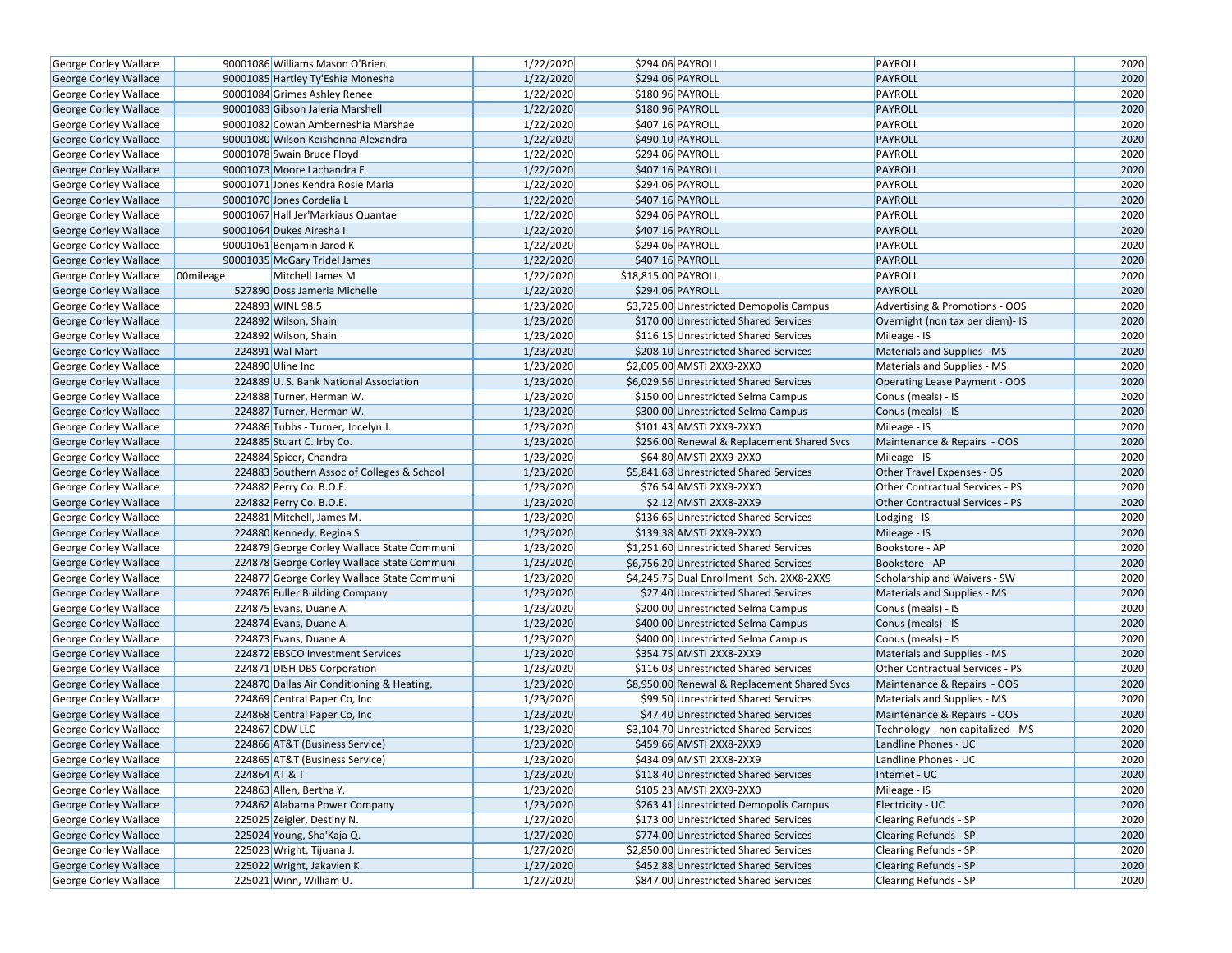| | | | | | | | |
|---|---|---|---|---|---|---|---|
| George Corley Wallace | 90001086 | Williams Mason O'Brien | 1/22/2020 | $294.06 | PAYROLL | PAYROLL | 2020 |
| George Corley Wallace | 90001085 | Hartley Ty'Eshia Monesha | 1/22/2020 | $294.06 | PAYROLL | PAYROLL | 2020 |
| George Corley Wallace | 90001084 | Grimes Ashley Renee | 1/22/2020 | $180.96 | PAYROLL | PAYROLL | 2020 |
| George Corley Wallace | 90001083 | Gibson Jaleria Marshell | 1/22/2020 | $180.96 | PAYROLL | PAYROLL | 2020 |
| George Corley Wallace | 90001082 | Cowan Amberneshia Marshae | 1/22/2020 | $407.16 | PAYROLL | PAYROLL | 2020 |
| George Corley Wallace | 90001080 | Wilson Keishonna Alexandra | 1/22/2020 | $490.10 | PAYROLL | PAYROLL | 2020 |
| George Corley Wallace | 90001078 | Swain Bruce Floyd | 1/22/2020 | $294.06 | PAYROLL | PAYROLL | 2020 |
| George Corley Wallace | 90001073 | Moore Lachandra E | 1/22/2020 | $407.16 | PAYROLL | PAYROLL | 2020 |
| George Corley Wallace | 90001071 | Jones Kendra Rosie Maria | 1/22/2020 | $294.06 | PAYROLL | PAYROLL | 2020 |
| George Corley Wallace | 90001070 | Jones Cordelia L | 1/22/2020 | $407.16 | PAYROLL | PAYROLL | 2020 |
| George Corley Wallace | 90001067 | Hall Jer'Markiaus Quantae | 1/22/2020 | $294.06 | PAYROLL | PAYROLL | 2020 |
| George Corley Wallace | 90001064 | Dukes Airesha I | 1/22/2020 | $407.16 | PAYROLL | PAYROLL | 2020 |
| George Corley Wallace | 90001061 | Benjamin Jarod K | 1/22/2020 | $294.06 | PAYROLL | PAYROLL | 2020 |
| George Corley Wallace | 90001035 | McGary Tridel James | 1/22/2020 | $407.16 | PAYROLL | PAYROLL | 2020 |
| George Corley Wallace | 00mileage | Mitchell James M | 1/22/2020 | $18,815.00 | PAYROLL | PAYROLL | 2020 |
| George Corley Wallace | 527890 | Doss Jameria Michelle | 1/22/2020 | $294.06 | PAYROLL | PAYROLL | 2020 |
| George Corley Wallace | 224893 | WINL 98.5 | 1/23/2020 | $3,725.00 | Unrestricted Demopolis Campus | Advertising & Promotions - OOS | 2020 |
| George Corley Wallace | 224892 | Wilson, Shain | 1/23/2020 | $170.00 | Unrestricted Shared Services | Overnight (non tax per diem)- IS | 2020 |
| George Corley Wallace | 224892 | Wilson, Shain | 1/23/2020 | $116.15 | Unrestricted Shared Services | Mileage - IS | 2020 |
| George Corley Wallace | 224891 | Wal Mart | 1/23/2020 | $208.10 | Unrestricted Shared Services | Materials and Supplies - MS | 2020 |
| George Corley Wallace | 224890 | Uline Inc | 1/23/2020 | $2,005.00 | AMSTI 2XX9-2XX0 | Materials and Supplies - MS | 2020 |
| George Corley Wallace | 224889 | U. S. Bank National Association | 1/23/2020 | $6,029.56 | Unrestricted Shared Services | Operating Lease Payment - OOS | 2020 |
| George Corley Wallace | 224888 | Turner, Herman W. | 1/23/2020 | $150.00 | Unrestricted Selma Campus | Conus (meals) - IS | 2020 |
| George Corley Wallace | 224887 | Turner, Herman W. | 1/23/2020 | $300.00 | Unrestricted Selma Campus | Conus (meals) - IS | 2020 |
| George Corley Wallace | 224886 | Tubbs - Turner, Jocelyn J. | 1/23/2020 | $101.43 | AMSTI 2XX9-2XX0 | Mileage - IS | 2020 |
| George Corley Wallace | 224885 | Stuart C. Irby Co. | 1/23/2020 | $256.00 | Renewal & Replacement Shared Svcs | Maintenance & Repairs - OOS | 2020 |
| George Corley Wallace | 224884 | Spicer, Chandra | 1/23/2020 | $64.80 | AMSTI 2XX9-2XX0 | Mileage - IS | 2020 |
| George Corley Wallace | 224883 | Southern Assoc of Colleges & School | 1/23/2020 | $5,841.68 | Unrestricted Shared Services | Other Travel Expenses - OS | 2020 |
| George Corley Wallace | 224882 | Perry Co. B.O.E. | 1/23/2020 | $76.54 | AMSTI 2XX9-2XX0 | Other Contractual Services - PS | 2020 |
| George Corley Wallace | 224882 | Perry Co. B.O.E. | 1/23/2020 | $2.12 | AMSTI 2XX8-2XX9 | Other Contractual Services - PS | 2020 |
| George Corley Wallace | 224881 | Mitchell, James M. | 1/23/2020 | $136.65 | Unrestricted Shared Services | Lodging - IS | 2020 |
| George Corley Wallace | 224880 | Kennedy, Regina S. | 1/23/2020 | $139.38 | AMSTI 2XX9-2XX0 | Mileage - IS | 2020 |
| George Corley Wallace | 224879 | George Corley Wallace State Communi | 1/23/2020 | $1,251.60 | Unrestricted Shared Services | Bookstore - AP | 2020 |
| George Corley Wallace | 224878 | George Corley Wallace State Communi | 1/23/2020 | $6,756.20 | Unrestricted Shared Services | Bookstore - AP | 2020 |
| George Corley Wallace | 224877 | George Corley Wallace State Communi | 1/23/2020 | $4,245.75 | Dual Enrollment Sch. 2XX8-2XX9 | Scholarship and Waivers - SW | 2020 |
| George Corley Wallace | 224876 | Fuller Building Company | 1/23/2020 | $27.40 | Unrestricted Shared Services | Materials and Supplies - MS | 2020 |
| George Corley Wallace | 224875 | Evans, Duane A. | 1/23/2020 | $200.00 | Unrestricted Selma Campus | Conus (meals) - IS | 2020 |
| George Corley Wallace | 224874 | Evans, Duane A. | 1/23/2020 | $400.00 | Unrestricted Selma Campus | Conus (meals) - IS | 2020 |
| George Corley Wallace | 224873 | Evans, Duane A. | 1/23/2020 | $400.00 | Unrestricted Selma Campus | Conus (meals) - IS | 2020 |
| George Corley Wallace | 224872 | EBSCO Investment Services | 1/23/2020 | $354.75 | AMSTI 2XX8-2XX9 | Materials and Supplies - MS | 2020 |
| George Corley Wallace | 224871 | DISH DBS Corporation | 1/23/2020 | $116.03 | Unrestricted Shared Services | Other Contractual Services - PS | 2020 |
| George Corley Wallace | 224870 | Dallas Air Conditioning & Heating, | 1/23/2020 | $8,950.00 | Renewal & Replacement Shared Svcs | Maintenance & Repairs - OOS | 2020 |
| George Corley Wallace | 224869 | Central Paper Co, Inc | 1/23/2020 | $99.50 | Unrestricted Shared Services | Materials and Supplies - MS | 2020 |
| George Corley Wallace | 224868 | Central Paper Co, Inc | 1/23/2020 | $47.40 | Unrestricted Shared Services | Maintenance & Repairs - OOS | 2020 |
| George Corley Wallace | 224867 | CDW LLC | 1/23/2020 | $3,104.70 | Unrestricted Shared Services | Technology - non capitalized - MS | 2020 |
| George Corley Wallace | 224866 | AT&T (Business Service) | 1/23/2020 | $459.66 | AMSTI 2XX8-2XX9 | Landline Phones - UC | 2020 |
| George Corley Wallace | 224865 | AT&T (Business Service) | 1/23/2020 | $434.09 | AMSTI 2XX8-2XX9 | Landline Phones - UC | 2020 |
| George Corley Wallace | 224864 | AT & T | 1/23/2020 | $118.40 | Unrestricted Shared Services | Internet - UC | 2020 |
| George Corley Wallace | 224863 | Allen, Bertha Y. | 1/23/2020 | $105.23 | AMSTI 2XX9-2XX0 | Mileage - IS | 2020 |
| George Corley Wallace | 224862 | Alabama Power Company | 1/23/2020 | $263.41 | Unrestricted Demopolis Campus | Electricity - UC | 2020 |
| George Corley Wallace | 225025 | Zeigler, Destiny N. | 1/27/2020 | $173.00 | Unrestricted Shared Services | Clearing Refunds - SP | 2020 |
| George Corley Wallace | 225024 | Young, Sha'Kaja Q. | 1/27/2020 | $774.00 | Unrestricted Shared Services | Clearing Refunds - SP | 2020 |
| George Corley Wallace | 225023 | Wright, Tijuana J. | 1/27/2020 | $2,850.00 | Unrestricted Shared Services | Clearing Refunds - SP | 2020 |
| George Corley Wallace | 225022 | Wright, Jakavien K. | 1/27/2020 | $452.88 | Unrestricted Shared Services | Clearing Refunds - SP | 2020 |
| George Corley Wallace | 225021 | Winn, William U. | 1/27/2020 | $847.00 | Unrestricted Shared Services | Clearing Refunds - SP | 2020 |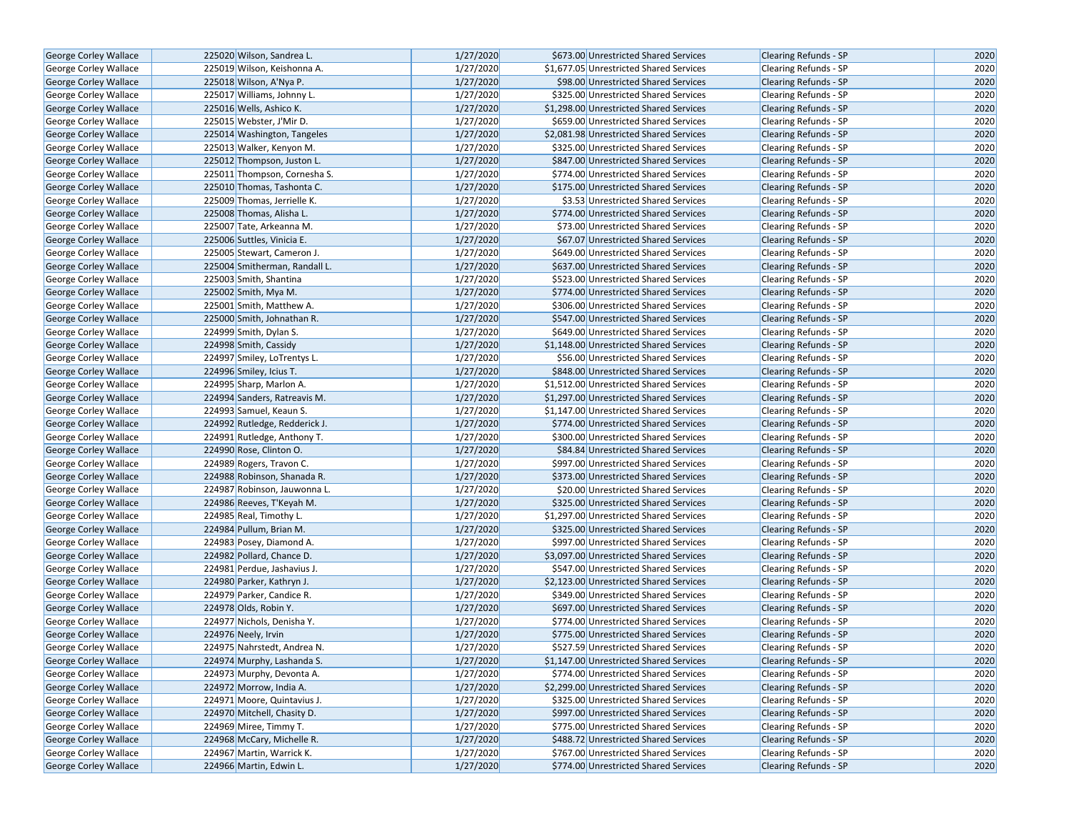| George Corley Wallace | 225020 | Wilson, Sandrea L. | 1/27/2020 | $673.00 | Unrestricted Shared Services | Clearing Refunds - SP | 2020 |
|---|---|---|---|---|---|---|---|
| George Corley Wallace | 225019 | Wilson, Keishonna A. | 1/27/2020 | $1,677.05 | Unrestricted Shared Services | Clearing Refunds - SP | 2020 |
| George Corley Wallace | 225018 | Wilson, A'Nya P. | 1/27/2020 | $98.00 | Unrestricted Shared Services | Clearing Refunds - SP | 2020 |
| George Corley Wallace | 225017 | Williams, Johnny L. | 1/27/2020 | $325.00 | Unrestricted Shared Services | Clearing Refunds - SP | 2020 |
| George Corley Wallace | 225016 | Wells, Ashico K. | 1/27/2020 | $1,298.00 | Unrestricted Shared Services | Clearing Refunds - SP | 2020 |
| George Corley Wallace | 225015 | Webster, J'Mir D. | 1/27/2020 | $659.00 | Unrestricted Shared Services | Clearing Refunds - SP | 2020 |
| George Corley Wallace | 225014 | Washington, Tangeles | 1/27/2020 | $2,081.98 | Unrestricted Shared Services | Clearing Refunds - SP | 2020 |
| George Corley Wallace | 225013 | Walker, Kenyon M. | 1/27/2020 | $325.00 | Unrestricted Shared Services | Clearing Refunds - SP | 2020 |
| George Corley Wallace | 225012 | Thompson, Juston L. | 1/27/2020 | $847.00 | Unrestricted Shared Services | Clearing Refunds - SP | 2020 |
| George Corley Wallace | 225011 | Thompson, Cornesha S. | 1/27/2020 | $774.00 | Unrestricted Shared Services | Clearing Refunds - SP | 2020 |
| George Corley Wallace | 225010 | Thomas, Tashonta C. | 1/27/2020 | $175.00 | Unrestricted Shared Services | Clearing Refunds - SP | 2020 |
| George Corley Wallace | 225009 | Thomas, Jerrielle K. | 1/27/2020 | $3.53 | Unrestricted Shared Services | Clearing Refunds - SP | 2020 |
| George Corley Wallace | 225008 | Thomas, Alisha L. | 1/27/2020 | $774.00 | Unrestricted Shared Services | Clearing Refunds - SP | 2020 |
| George Corley Wallace | 225007 | Tate, Arkeanna M. | 1/27/2020 | $73.00 | Unrestricted Shared Services | Clearing Refunds - SP | 2020 |
| George Corley Wallace | 225006 | Suttles, Vinicia E. | 1/27/2020 | $67.07 | Unrestricted Shared Services | Clearing Refunds - SP | 2020 |
| George Corley Wallace | 225005 | Stewart, Cameron J. | 1/27/2020 | $649.00 | Unrestricted Shared Services | Clearing Refunds - SP | 2020 |
| George Corley Wallace | 225004 | Smitherman, Randall L. | 1/27/2020 | $637.00 | Unrestricted Shared Services | Clearing Refunds - SP | 2020 |
| George Corley Wallace | 225003 | Smith, Shantina | 1/27/2020 | $523.00 | Unrestricted Shared Services | Clearing Refunds - SP | 2020 |
| George Corley Wallace | 225002 | Smith, Mya M. | 1/27/2020 | $774.00 | Unrestricted Shared Services | Clearing Refunds - SP | 2020 |
| George Corley Wallace | 225001 | Smith, Matthew A. | 1/27/2020 | $306.00 | Unrestricted Shared Services | Clearing Refunds - SP | 2020 |
| George Corley Wallace | 225000 | Smith, Johnathan R. | 1/27/2020 | $547.00 | Unrestricted Shared Services | Clearing Refunds - SP | 2020 |
| George Corley Wallace | 224999 | Smith, Dylan S. | 1/27/2020 | $649.00 | Unrestricted Shared Services | Clearing Refunds - SP | 2020 |
| George Corley Wallace | 224998 | Smith, Cassidy | 1/27/2020 | $1,148.00 | Unrestricted Shared Services | Clearing Refunds - SP | 2020 |
| George Corley Wallace | 224997 | Smiley, LoTrentys L. | 1/27/2020 | $56.00 | Unrestricted Shared Services | Clearing Refunds - SP | 2020 |
| George Corley Wallace | 224996 | Smiley, Icius T. | 1/27/2020 | $848.00 | Unrestricted Shared Services | Clearing Refunds - SP | 2020 |
| George Corley Wallace | 224995 | Sharp, Marlon A. | 1/27/2020 | $1,512.00 | Unrestricted Shared Services | Clearing Refunds - SP | 2020 |
| George Corley Wallace | 224994 | Sanders, Ratreavis M. | 1/27/2020 | $1,297.00 | Unrestricted Shared Services | Clearing Refunds - SP | 2020 |
| George Corley Wallace | 224993 | Samuel, Keaun S. | 1/27/2020 | $1,147.00 | Unrestricted Shared Services | Clearing Refunds - SP | 2020 |
| George Corley Wallace | 224992 | Rutledge, Redderick J. | 1/27/2020 | $774.00 | Unrestricted Shared Services | Clearing Refunds - SP | 2020 |
| George Corley Wallace | 224991 | Rutledge, Anthony T. | 1/27/2020 | $300.00 | Unrestricted Shared Services | Clearing Refunds - SP | 2020 |
| George Corley Wallace | 224990 | Rose, Clinton O. | 1/27/2020 | $84.84 | Unrestricted Shared Services | Clearing Refunds - SP | 2020 |
| George Corley Wallace | 224989 | Rogers, Travon C. | 1/27/2020 | $997.00 | Unrestricted Shared Services | Clearing Refunds - SP | 2020 |
| George Corley Wallace | 224988 | Robinson, Shanada R. | 1/27/2020 | $373.00 | Unrestricted Shared Services | Clearing Refunds - SP | 2020 |
| George Corley Wallace | 224987 | Robinson, Jauwonna L. | 1/27/2020 | $20.00 | Unrestricted Shared Services | Clearing Refunds - SP | 2020 |
| George Corley Wallace | 224986 | Reeves, T'Keyah M. | 1/27/2020 | $325.00 | Unrestricted Shared Services | Clearing Refunds - SP | 2020 |
| George Corley Wallace | 224985 | Real, Timothy L. | 1/27/2020 | $1,297.00 | Unrestricted Shared Services | Clearing Refunds - SP | 2020 |
| George Corley Wallace | 224984 | Pullum, Brian M. | 1/27/2020 | $325.00 | Unrestricted Shared Services | Clearing Refunds - SP | 2020 |
| George Corley Wallace | 224983 | Posey, Diamond A. | 1/27/2020 | $997.00 | Unrestricted Shared Services | Clearing Refunds - SP | 2020 |
| George Corley Wallace | 224982 | Pollard, Chance D. | 1/27/2020 | $3,097.00 | Unrestricted Shared Services | Clearing Refunds - SP | 2020 |
| George Corley Wallace | 224981 | Perdue, Jashavius J. | 1/27/2020 | $547.00 | Unrestricted Shared Services | Clearing Refunds - SP | 2020 |
| George Corley Wallace | 224980 | Parker, Kathryn J. | 1/27/2020 | $2,123.00 | Unrestricted Shared Services | Clearing Refunds - SP | 2020 |
| George Corley Wallace | 224979 | Parker, Candice R. | 1/27/2020 | $349.00 | Unrestricted Shared Services | Clearing Refunds - SP | 2020 |
| George Corley Wallace | 224978 | Olds, Robin Y. | 1/27/2020 | $697.00 | Unrestricted Shared Services | Clearing Refunds - SP | 2020 |
| George Corley Wallace | 224977 | Nichols, Denisha Y. | 1/27/2020 | $774.00 | Unrestricted Shared Services | Clearing Refunds - SP | 2020 |
| George Corley Wallace | 224976 | Neely, Irvin | 1/27/2020 | $775.00 | Unrestricted Shared Services | Clearing Refunds - SP | 2020 |
| George Corley Wallace | 224975 | Nahrstedt, Andrea N. | 1/27/2020 | $527.59 | Unrestricted Shared Services | Clearing Refunds - SP | 2020 |
| George Corley Wallace | 224974 | Murphy, Lashanda S. | 1/27/2020 | $1,147.00 | Unrestricted Shared Services | Clearing Refunds - SP | 2020 |
| George Corley Wallace | 224973 | Murphy, Devonta A. | 1/27/2020 | $774.00 | Unrestricted Shared Services | Clearing Refunds - SP | 2020 |
| George Corley Wallace | 224972 | Morrow, India A. | 1/27/2020 | $2,299.00 | Unrestricted Shared Services | Clearing Refunds - SP | 2020 |
| George Corley Wallace | 224971 | Moore, Quintavius J. | 1/27/2020 | $325.00 | Unrestricted Shared Services | Clearing Refunds - SP | 2020 |
| George Corley Wallace | 224970 | Mitchell, Chasity D. | 1/27/2020 | $997.00 | Unrestricted Shared Services | Clearing Refunds - SP | 2020 |
| George Corley Wallace | 224969 | Miree, Timmy T. | 1/27/2020 | $775.00 | Unrestricted Shared Services | Clearing Refunds - SP | 2020 |
| George Corley Wallace | 224968 | McCary, Michelle R. | 1/27/2020 | $488.72 | Unrestricted Shared Services | Clearing Refunds - SP | 2020 |
| George Corley Wallace | 224967 | Martin, Warrick K. | 1/27/2020 | $767.00 | Unrestricted Shared Services | Clearing Refunds - SP | 2020 |
| George Corley Wallace | 224966 | Martin, Edwin L. | 1/27/2020 | $774.00 | Unrestricted Shared Services | Clearing Refunds - SP | 2020 |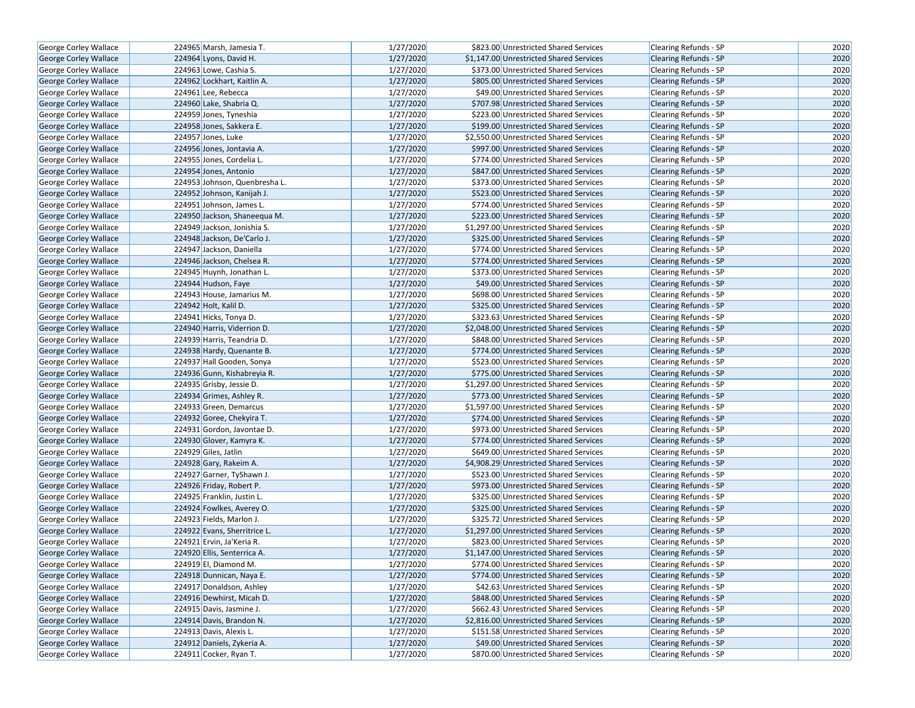| George Corley Wallace | 224965 | Marsh, Jamesia T. | 1/27/2020 | $823.00 | Unrestricted Shared Services | Clearing Refunds - SP | 2020 |
|---|---|---|---|---|---|---|---|
| George Corley Wallace | 224964 | Lyons, David H. | 1/27/2020 | $1,147.00 | Unrestricted Shared Services | Clearing Refunds - SP | 2020 |
| George Corley Wallace | 224963 | Lowe, Cashia S. | 1/27/2020 | $373.00 | Unrestricted Shared Services | Clearing Refunds - SP | 2020 |
| George Corley Wallace | 224962 | Lockhart, Kaitlin A. | 1/27/2020 | $805.00 | Unrestricted Shared Services | Clearing Refunds - SP | 2020 |
| George Corley Wallace | 224961 | Lee, Rebecca | 1/27/2020 | $49.00 | Unrestricted Shared Services | Clearing Refunds - SP | 2020 |
| George Corley Wallace | 224960 | Lake, Shabria Q. | 1/27/2020 | $707.98 | Unrestricted Shared Services | Clearing Refunds - SP | 2020 |
| George Corley Wallace | 224959 | Jones, Tyneshia | 1/27/2020 | $223.00 | Unrestricted Shared Services | Clearing Refunds - SP | 2020 |
| George Corley Wallace | 224958 | Jones, Sakkera E. | 1/27/2020 | $199.00 | Unrestricted Shared Services | Clearing Refunds - SP | 2020 |
| George Corley Wallace | 224957 | Jones, Luke | 1/27/2020 | $2,550.00 | Unrestricted Shared Services | Clearing Refunds - SP | 2020 |
| George Corley Wallace | 224956 | Jones, Jontavia A. | 1/27/2020 | $997.00 | Unrestricted Shared Services | Clearing Refunds - SP | 2020 |
| George Corley Wallace | 224955 | Jones, Cordelia L. | 1/27/2020 | $774.00 | Unrestricted Shared Services | Clearing Refunds - SP | 2020 |
| George Corley Wallace | 224954 | Jones, Antonio | 1/27/2020 | $847.00 | Unrestricted Shared Services | Clearing Refunds - SP | 2020 |
| George Corley Wallace | 224953 | Johnson, Quenbresha L. | 1/27/2020 | $373.00 | Unrestricted Shared Services | Clearing Refunds - SP | 2020 |
| George Corley Wallace | 224952 | Johnson, Kanijah J. | 1/27/2020 | $523.00 | Unrestricted Shared Services | Clearing Refunds - SP | 2020 |
| George Corley Wallace | 224951 | Johnson, James L. | 1/27/2020 | $774.00 | Unrestricted Shared Services | Clearing Refunds - SP | 2020 |
| George Corley Wallace | 224950 | Jackson, Shaneequa M. | 1/27/2020 | $223.00 | Unrestricted Shared Services | Clearing Refunds - SP | 2020 |
| George Corley Wallace | 224949 | Jackson, Jonishia S. | 1/27/2020 | $1,297.00 | Unrestricted Shared Services | Clearing Refunds - SP | 2020 |
| George Corley Wallace | 224948 | Jackson, De'Carlo J. | 1/27/2020 | $325.00 | Unrestricted Shared Services | Clearing Refunds - SP | 2020 |
| George Corley Wallace | 224947 | Jackson, Daniella | 1/27/2020 | $774.00 | Unrestricted Shared Services | Clearing Refunds - SP | 2020 |
| George Corley Wallace | 224946 | Jackson, Chelsea R. | 1/27/2020 | $774.00 | Unrestricted Shared Services | Clearing Refunds - SP | 2020 |
| George Corley Wallace | 224945 | Huynh, Jonathan L. | 1/27/2020 | $373.00 | Unrestricted Shared Services | Clearing Refunds - SP | 2020 |
| George Corley Wallace | 224944 | Hudson, Faye | 1/27/2020 | $49.00 | Unrestricted Shared Services | Clearing Refunds - SP | 2020 |
| George Corley Wallace | 224943 | House, Jamarius M. | 1/27/2020 | $698.00 | Unrestricted Shared Services | Clearing Refunds - SP | 2020 |
| George Corley Wallace | 224942 | Holt, Kalil D. | 1/27/2020 | $325.00 | Unrestricted Shared Services | Clearing Refunds - SP | 2020 |
| George Corley Wallace | 224941 | Hicks, Tonya D. | 1/27/2020 | $323.63 | Unrestricted Shared Services | Clearing Refunds - SP | 2020 |
| George Corley Wallace | 224940 | Harris, Viderrion D. | 1/27/2020 | $2,048.00 | Unrestricted Shared Services | Clearing Refunds - SP | 2020 |
| George Corley Wallace | 224939 | Harris, Teandria D. | 1/27/2020 | $848.00 | Unrestricted Shared Services | Clearing Refunds - SP | 2020 |
| George Corley Wallace | 224938 | Hardy, Quenante B. | 1/27/2020 | $774.00 | Unrestricted Shared Services | Clearing Refunds - SP | 2020 |
| George Corley Wallace | 224937 | Hall Gooden, Sonya | 1/27/2020 | $523.00 | Unrestricted Shared Services | Clearing Refunds - SP | 2020 |
| George Corley Wallace | 224936 | Gunn, Kishabreyia R. | 1/27/2020 | $775.00 | Unrestricted Shared Services | Clearing Refunds - SP | 2020 |
| George Corley Wallace | 224935 | Grisby, Jessie D. | 1/27/2020 | $1,297.00 | Unrestricted Shared Services | Clearing Refunds - SP | 2020 |
| George Corley Wallace | 224934 | Grimes, Ashley R. | 1/27/2020 | $773.00 | Unrestricted Shared Services | Clearing Refunds - SP | 2020 |
| George Corley Wallace | 224933 | Green, Demarcus | 1/27/2020 | $1,597.00 | Unrestricted Shared Services | Clearing Refunds - SP | 2020 |
| George Corley Wallace | 224932 | Goree, Chekyira T. | 1/27/2020 | $774.00 | Unrestricted Shared Services | Clearing Refunds - SP | 2020 |
| George Corley Wallace | 224931 | Gordon, Javontae D. | 1/27/2020 | $973.00 | Unrestricted Shared Services | Clearing Refunds - SP | 2020 |
| George Corley Wallace | 224930 | Glover, Kamyra K. | 1/27/2020 | $774.00 | Unrestricted Shared Services | Clearing Refunds - SP | 2020 |
| George Corley Wallace | 224929 | Giles, Jatlin | 1/27/2020 | $649.00 | Unrestricted Shared Services | Clearing Refunds - SP | 2020 |
| George Corley Wallace | 224928 | Gary, Rakeim A. | 1/27/2020 | $4,908.29 | Unrestricted Shared Services | Clearing Refunds - SP | 2020 |
| George Corley Wallace | 224927 | Garner, TyShawn J. | 1/27/2020 | $523.00 | Unrestricted Shared Services | Clearing Refunds - SP | 2020 |
| George Corley Wallace | 224926 | Friday, Robert P. | 1/27/2020 | $973.00 | Unrestricted Shared Services | Clearing Refunds - SP | 2020 |
| George Corley Wallace | 224925 | Franklin, Justin L. | 1/27/2020 | $325.00 | Unrestricted Shared Services | Clearing Refunds - SP | 2020 |
| George Corley Wallace | 224924 | Fowlkes, Averey O. | 1/27/2020 | $325.00 | Unrestricted Shared Services | Clearing Refunds - SP | 2020 |
| George Corley Wallace | 224923 | Fields, Marlon J. | 1/27/2020 | $325.72 | Unrestricted Shared Services | Clearing Refunds - SP | 2020 |
| George Corley Wallace | 224922 | Evans, Sherritrice L. | 1/27/2020 | $1,297.00 | Unrestricted Shared Services | Clearing Refunds - SP | 2020 |
| George Corley Wallace | 224921 | Ervin, Ja'Keria R. | 1/27/2020 | $823.00 | Unrestricted Shared Services | Clearing Refunds - SP | 2020 |
| George Corley Wallace | 224920 | Ellis, Senterrica A. | 1/27/2020 | $1,147.00 | Unrestricted Shared Services | Clearing Refunds - SP | 2020 |
| George Corley Wallace | 224919 | El, Diamond M. | 1/27/2020 | $774.00 | Unrestricted Shared Services | Clearing Refunds - SP | 2020 |
| George Corley Wallace | 224918 | Dunnican, Naya E. | 1/27/2020 | $774.00 | Unrestricted Shared Services | Clearing Refunds - SP | 2020 |
| George Corley Wallace | 224917 | Donaldson, Ashley | 1/27/2020 | $42.63 | Unrestricted Shared Services | Clearing Refunds - SP | 2020 |
| George Corley Wallace | 224916 | Dewhirst, Micah D. | 1/27/2020 | $848.00 | Unrestricted Shared Services | Clearing Refunds - SP | 2020 |
| George Corley Wallace | 224915 | Davis, Jasmine J. | 1/27/2020 | $662.43 | Unrestricted Shared Services | Clearing Refunds - SP | 2020 |
| George Corley Wallace | 224914 | Davis, Brandon N. | 1/27/2020 | $2,816.00 | Unrestricted Shared Services | Clearing Refunds - SP | 2020 |
| George Corley Wallace | 224913 | Davis, Alexis L. | 1/27/2020 | $151.58 | Unrestricted Shared Services | Clearing Refunds - SP | 2020 |
| George Corley Wallace | 224912 | Daniels, Zykeria A. | 1/27/2020 | $49.00 | Unrestricted Shared Services | Clearing Refunds - SP | 2020 |
| George Corley Wallace | 224911 | Cocker, Ryan T. | 1/27/2020 | $870.00 | Unrestricted Shared Services | Clearing Refunds - SP | 2020 |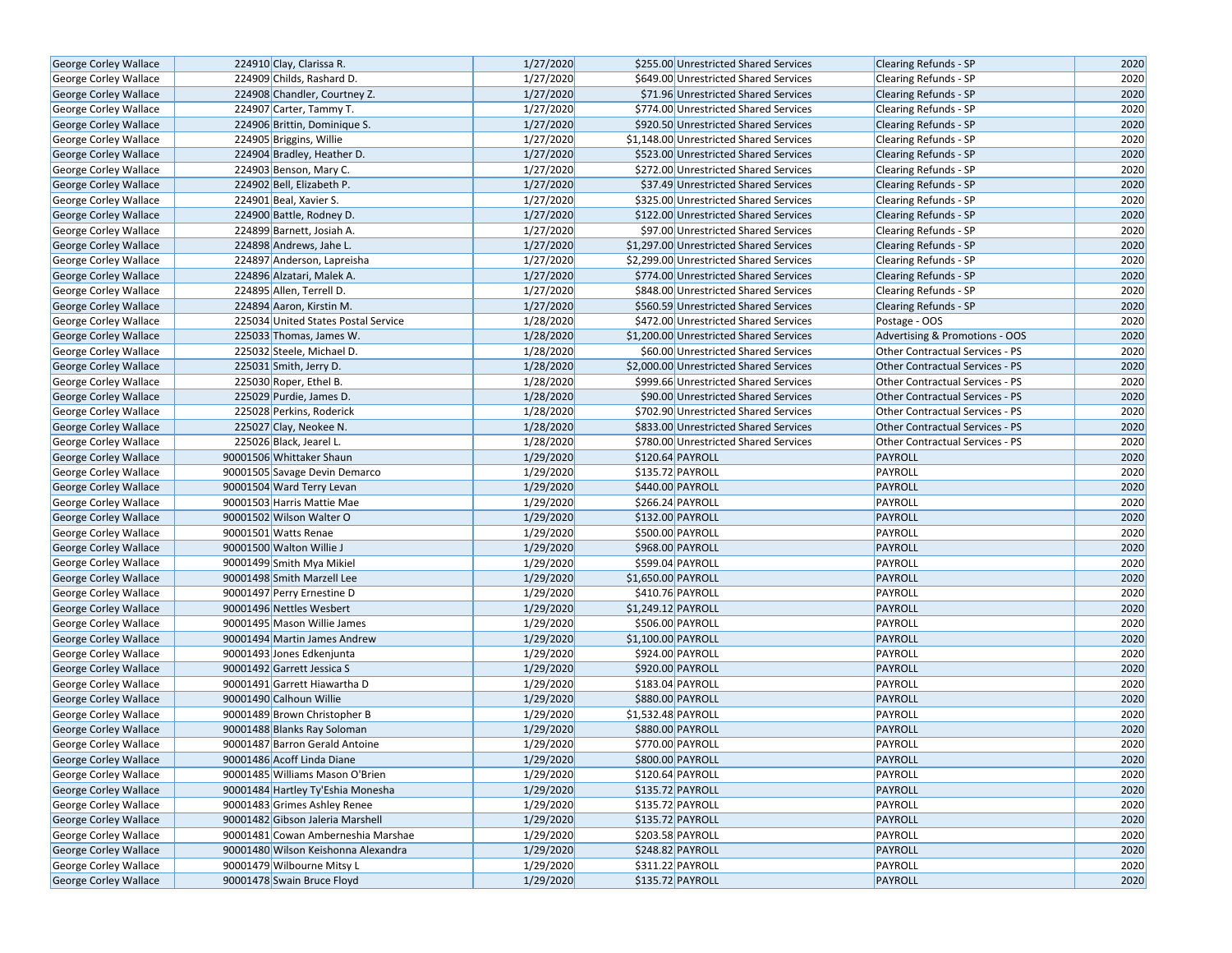| | | | | | | | |
|---|---|---|---|---|---|---|---|
| George Corley Wallace | 224910 | Clay, Clarissa R. | 1/27/2020 | $255.00 | Unrestricted Shared Services | Clearing Refunds - SP | 2020 |
| George Corley Wallace | 224909 | Childs, Rashard D. | 1/27/2020 | $649.00 | Unrestricted Shared Services | Clearing Refunds - SP | 2020 |
| George Corley Wallace | 224908 | Chandler, Courtney Z. | 1/27/2020 | $71.96 | Unrestricted Shared Services | Clearing Refunds - SP | 2020 |
| George Corley Wallace | 224907 | Carter, Tammy T. | 1/27/2020 | $774.00 | Unrestricted Shared Services | Clearing Refunds - SP | 2020 |
| George Corley Wallace | 224906 | Brittin, Dominique S. | 1/27/2020 | $920.50 | Unrestricted Shared Services | Clearing Refunds - SP | 2020 |
| George Corley Wallace | 224905 | Briggins, Willie | 1/27/2020 | $1,148.00 | Unrestricted Shared Services | Clearing Refunds - SP | 2020 |
| George Corley Wallace | 224904 | Bradley, Heather D. | 1/27/2020 | $523.00 | Unrestricted Shared Services | Clearing Refunds - SP | 2020 |
| George Corley Wallace | 224903 | Benson, Mary C. | 1/27/2020 | $272.00 | Unrestricted Shared Services | Clearing Refunds - SP | 2020 |
| George Corley Wallace | 224902 | Bell, Elizabeth P. | 1/27/2020 | $37.49 | Unrestricted Shared Services | Clearing Refunds - SP | 2020 |
| George Corley Wallace | 224901 | Beal, Xavier S. | 1/27/2020 | $325.00 | Unrestricted Shared Services | Clearing Refunds - SP | 2020 |
| George Corley Wallace | 224900 | Battle, Rodney D. | 1/27/2020 | $122.00 | Unrestricted Shared Services | Clearing Refunds - SP | 2020 |
| George Corley Wallace | 224899 | Barnett, Josiah A. | 1/27/2020 | $97.00 | Unrestricted Shared Services | Clearing Refunds - SP | 2020 |
| George Corley Wallace | 224898 | Andrews, Jahe L. | 1/27/2020 | $1,297.00 | Unrestricted Shared Services | Clearing Refunds - SP | 2020 |
| George Corley Wallace | 224897 | Anderson, Lapreisha | 1/27/2020 | $2,299.00 | Unrestricted Shared Services | Clearing Refunds - SP | 2020 |
| George Corley Wallace | 224896 | Alzatari, Malek A. | 1/27/2020 | $774.00 | Unrestricted Shared Services | Clearing Refunds - SP | 2020 |
| George Corley Wallace | 224895 | Allen, Terrell D. | 1/27/2020 | $848.00 | Unrestricted Shared Services | Clearing Refunds - SP | 2020 |
| George Corley Wallace | 224894 | Aaron, Kirstin M. | 1/27/2020 | $560.59 | Unrestricted Shared Services | Clearing Refunds - SP | 2020 |
| George Corley Wallace | 225034 | United States Postal Service | 1/28/2020 | $472.00 | Unrestricted Shared Services | Postage - OOS | 2020 |
| George Corley Wallace | 225033 | Thomas, James W. | 1/28/2020 | $1,200.00 | Unrestricted Shared Services | Advertising & Promotions - OOS | 2020 |
| George Corley Wallace | 225032 | Steele, Michael D. | 1/28/2020 | $60.00 | Unrestricted Shared Services | Other Contractual Services - PS | 2020 |
| George Corley Wallace | 225031 | Smith, Jerry D. | 1/28/2020 | $2,000.00 | Unrestricted Shared Services | Other Contractual Services - PS | 2020 |
| George Corley Wallace | 225030 | Roper, Ethel B. | 1/28/2020 | $999.66 | Unrestricted Shared Services | Other Contractual Services - PS | 2020 |
| George Corley Wallace | 225029 | Purdie, James D. | 1/28/2020 | $90.00 | Unrestricted Shared Services | Other Contractual Services - PS | 2020 |
| George Corley Wallace | 225028 | Perkins, Roderick | 1/28/2020 | $702.90 | Unrestricted Shared Services | Other Contractual Services - PS | 2020 |
| George Corley Wallace | 225027 | Clay, Neokee N. | 1/28/2020 | $833.00 | Unrestricted Shared Services | Other Contractual Services - PS | 2020 |
| George Corley Wallace | 225026 | Black, Jearel L. | 1/28/2020 | $780.00 | Unrestricted Shared Services | Other Contractual Services - PS | 2020 |
| George Corley Wallace | 90001506 | Whittaker Shaun | 1/29/2020 | $120.64 | PAYROLL | PAYROLL | 2020 |
| George Corley Wallace | 90001505 | Savage Devin Demarco | 1/29/2020 | $135.72 | PAYROLL | PAYROLL | 2020 |
| George Corley Wallace | 90001504 | Ward Terry Levan | 1/29/2020 | $440.00 | PAYROLL | PAYROLL | 2020 |
| George Corley Wallace | 90001503 | Harris Mattie Mae | 1/29/2020 | $266.24 | PAYROLL | PAYROLL | 2020 |
| George Corley Wallace | 90001502 | Wilson Walter O | 1/29/2020 | $132.00 | PAYROLL | PAYROLL | 2020 |
| George Corley Wallace | 90001501 | Watts Renae | 1/29/2020 | $500.00 | PAYROLL | PAYROLL | 2020 |
| George Corley Wallace | 90001500 | Walton Willie J | 1/29/2020 | $968.00 | PAYROLL | PAYROLL | 2020 |
| George Corley Wallace | 90001499 | Smith Mya Mikiel | 1/29/2020 | $599.04 | PAYROLL | PAYROLL | 2020 |
| George Corley Wallace | 90001498 | Smith Marzell Lee | 1/29/2020 | $1,650.00 | PAYROLL | PAYROLL | 2020 |
| George Corley Wallace | 90001497 | Perry Ernestine D | 1/29/2020 | $410.76 | PAYROLL | PAYROLL | 2020 |
| George Corley Wallace | 90001496 | Nettles Wesbert | 1/29/2020 | $1,249.12 | PAYROLL | PAYROLL | 2020 |
| George Corley Wallace | 90001495 | Mason Willie James | 1/29/2020 | $506.00 | PAYROLL | PAYROLL | 2020 |
| George Corley Wallace | 90001494 | Martin James Andrew | 1/29/2020 | $1,100.00 | PAYROLL | PAYROLL | 2020 |
| George Corley Wallace | 90001493 | Jones Edkenjunta | 1/29/2020 | $924.00 | PAYROLL | PAYROLL | 2020 |
| George Corley Wallace | 90001492 | Garrett Jessica S | 1/29/2020 | $920.00 | PAYROLL | PAYROLL | 2020 |
| George Corley Wallace | 90001491 | Garrett Hiawartha D | 1/29/2020 | $183.04 | PAYROLL | PAYROLL | 2020 |
| George Corley Wallace | 90001490 | Calhoun Willie | 1/29/2020 | $880.00 | PAYROLL | PAYROLL | 2020 |
| George Corley Wallace | 90001489 | Brown Christopher B | 1/29/2020 | $1,532.48 | PAYROLL | PAYROLL | 2020 |
| George Corley Wallace | 90001488 | Blanks Ray Soloman | 1/29/2020 | $880.00 | PAYROLL | PAYROLL | 2020 |
| George Corley Wallace | 90001487 | Barron Gerald Antoine | 1/29/2020 | $770.00 | PAYROLL | PAYROLL | 2020 |
| George Corley Wallace | 90001486 | Acoff Linda Diane | 1/29/2020 | $800.00 | PAYROLL | PAYROLL | 2020 |
| George Corley Wallace | 90001485 | Williams Mason O'Brien | 1/29/2020 | $120.64 | PAYROLL | PAYROLL | 2020 |
| George Corley Wallace | 90001484 | Hartley Ty'Eshia Monesha | 1/29/2020 | $135.72 | PAYROLL | PAYROLL | 2020 |
| George Corley Wallace | 90001483 | Grimes Ashley Renee | 1/29/2020 | $135.72 | PAYROLL | PAYROLL | 2020 |
| George Corley Wallace | 90001482 | Gibson Jaleria Marshell | 1/29/2020 | $135.72 | PAYROLL | PAYROLL | 2020 |
| George Corley Wallace | 90001481 | Cowan Amberneshia Marshae | 1/29/2020 | $203.58 | PAYROLL | PAYROLL | 2020 |
| George Corley Wallace | 90001480 | Wilson Keishonna Alexandra | 1/29/2020 | $248.82 | PAYROLL | PAYROLL | 2020 |
| George Corley Wallace | 90001479 | Wilbourne Mitsy L | 1/29/2020 | $311.22 | PAYROLL | PAYROLL | 2020 |
| George Corley Wallace | 90001478 | Swain Bruce Floyd | 1/29/2020 | $135.72 | PAYROLL | PAYROLL | 2020 |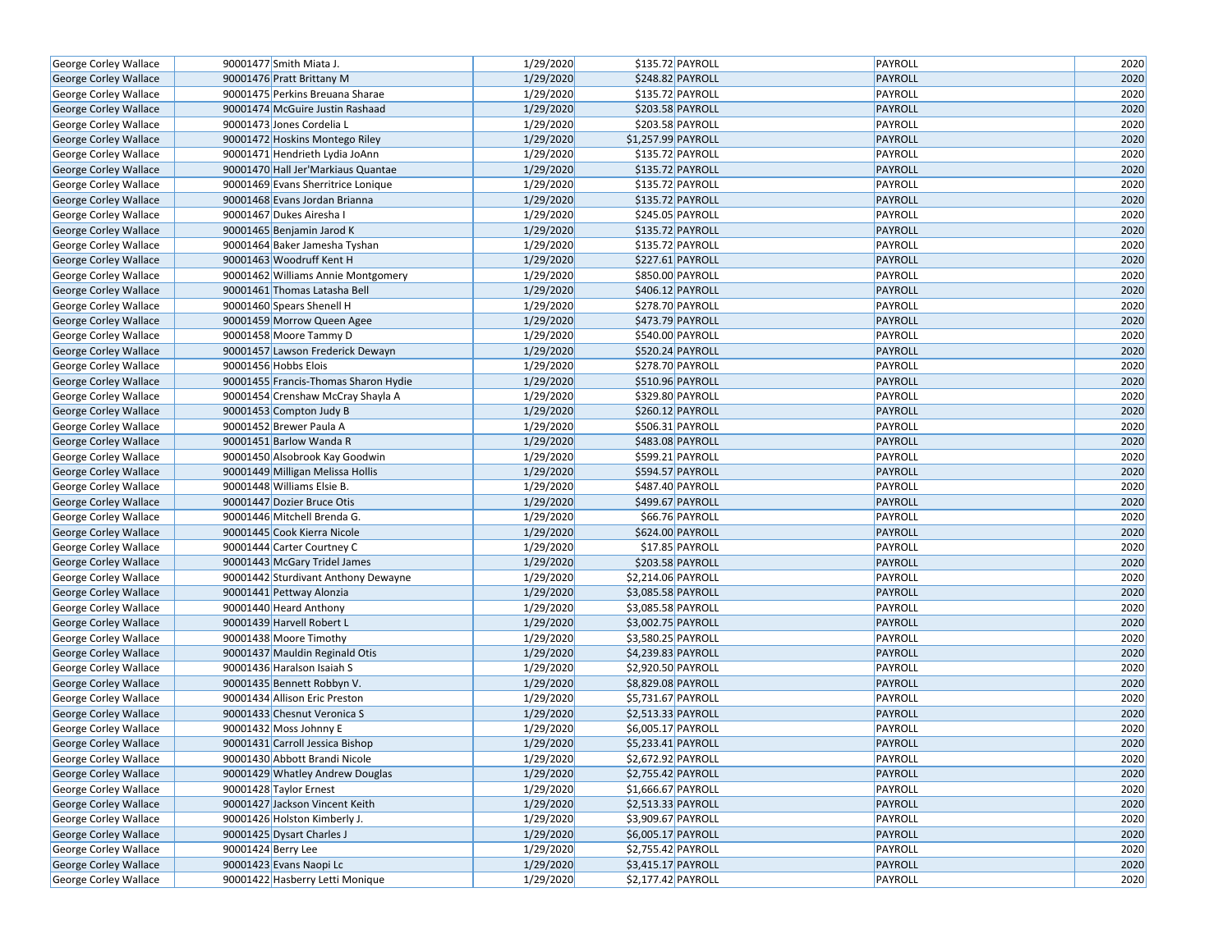| | | | | | | | |
|---|---|---|---|---|---|---|---|
| George Corley Wallace | 90001477 | Smith Miata J. | 1/29/2020 | $135.72 | PAYROLL | PAYROLL | 2020 |
| George Corley Wallace | 90001476 | Pratt Brittany M | 1/29/2020 | $248.82 | PAYROLL | PAYROLL | 2020 |
| George Corley Wallace | 90001475 | Perkins Breuana Sharae | 1/29/2020 | $135.72 | PAYROLL | PAYROLL | 2020 |
| George Corley Wallace | 90001474 | McGuire Justin Rashaad | 1/29/2020 | $203.58 | PAYROLL | PAYROLL | 2020 |
| George Corley Wallace | 90001473 | Jones Cordelia L | 1/29/2020 | $203.58 | PAYROLL | PAYROLL | 2020 |
| George Corley Wallace | 90001472 | Hoskins Montego Riley | 1/29/2020 | $1,257.99 | PAYROLL | PAYROLL | 2020 |
| George Corley Wallace | 90001471 | Hendrieth Lydia JoAnn | 1/29/2020 | $135.72 | PAYROLL | PAYROLL | 2020 |
| George Corley Wallace | 90001470 | Hall Jer'Markiaus Quantae | 1/29/2020 | $135.72 | PAYROLL | PAYROLL | 2020 |
| George Corley Wallace | 90001469 | Evans Sherritrice Lonique | 1/29/2020 | $135.72 | PAYROLL | PAYROLL | 2020 |
| George Corley Wallace | 90001468 | Evans Jordan Brianna | 1/29/2020 | $135.72 | PAYROLL | PAYROLL | 2020 |
| George Corley Wallace | 90001467 | Dukes Airesha I | 1/29/2020 | $245.05 | PAYROLL | PAYROLL | 2020 |
| George Corley Wallace | 90001465 | Benjamin Jarod K | 1/29/2020 | $135.72 | PAYROLL | PAYROLL | 2020 |
| George Corley Wallace | 90001464 | Baker Jamesha Tyshan | 1/29/2020 | $135.72 | PAYROLL | PAYROLL | 2020 |
| George Corley Wallace | 90001463 | Woodruff Kent H | 1/29/2020 | $227.61 | PAYROLL | PAYROLL | 2020 |
| George Corley Wallace | 90001462 | Williams Annie Montgomery | 1/29/2020 | $850.00 | PAYROLL | PAYROLL | 2020 |
| George Corley Wallace | 90001461 | Thomas Latasha Bell | 1/29/2020 | $406.12 | PAYROLL | PAYROLL | 2020 |
| George Corley Wallace | 90001460 | Spears Shenell H | 1/29/2020 | $278.70 | PAYROLL | PAYROLL | 2020 |
| George Corley Wallace | 90001459 | Morrow Queen Agee | 1/29/2020 | $473.79 | PAYROLL | PAYROLL | 2020 |
| George Corley Wallace | 90001458 | Moore Tammy D | 1/29/2020 | $540.00 | PAYROLL | PAYROLL | 2020 |
| George Corley Wallace | 90001457 | Lawson Frederick Dewayn | 1/29/2020 | $520.24 | PAYROLL | PAYROLL | 2020 |
| George Corley Wallace | 90001456 | Hobbs Elois | 1/29/2020 | $278.70 | PAYROLL | PAYROLL | 2020 |
| George Corley Wallace | 90001455 | Francis-Thomas Sharon Hydie | 1/29/2020 | $510.96 | PAYROLL | PAYROLL | 2020 |
| George Corley Wallace | 90001454 | Crenshaw McCray Shayla A | 1/29/2020 | $329.80 | PAYROLL | PAYROLL | 2020 |
| George Corley Wallace | 90001453 | Compton Judy B | 1/29/2020 | $260.12 | PAYROLL | PAYROLL | 2020 |
| George Corley Wallace | 90001452 | Brewer Paula A | 1/29/2020 | $506.31 | PAYROLL | PAYROLL | 2020 |
| George Corley Wallace | 90001451 | Barlow Wanda R | 1/29/2020 | $483.08 | PAYROLL | PAYROLL | 2020 |
| George Corley Wallace | 90001450 | Alsobrook Kay Goodwin | 1/29/2020 | $599.21 | PAYROLL | PAYROLL | 2020 |
| George Corley Wallace | 90001449 | Milligan Melissa Hollis | 1/29/2020 | $594.57 | PAYROLL | PAYROLL | 2020 |
| George Corley Wallace | 90001448 | Williams Elsie B. | 1/29/2020 | $487.40 | PAYROLL | PAYROLL | 2020 |
| George Corley Wallace | 90001447 | Dozier Bruce Otis | 1/29/2020 | $499.67 | PAYROLL | PAYROLL | 2020 |
| George Corley Wallace | 90001446 | Mitchell Brenda G. | 1/29/2020 | $66.76 | PAYROLL | PAYROLL | 2020 |
| George Corley Wallace | 90001445 | Cook Kierra Nicole | 1/29/2020 | $624.00 | PAYROLL | PAYROLL | 2020 |
| George Corley Wallace | 90001444 | Carter Courtney C | 1/29/2020 | $17.85 | PAYROLL | PAYROLL | 2020 |
| George Corley Wallace | 90001443 | McGary Tridel James | 1/29/2020 | $203.58 | PAYROLL | PAYROLL | 2020 |
| George Corley Wallace | 90001442 | Sturdivant Anthony Dewayne | 1/29/2020 | $2,214.06 | PAYROLL | PAYROLL | 2020 |
| George Corley Wallace | 90001441 | Pettway Alonzia | 1/29/2020 | $3,085.58 | PAYROLL | PAYROLL | 2020 |
| George Corley Wallace | 90001440 | Heard Anthony | 1/29/2020 | $3,085.58 | PAYROLL | PAYROLL | 2020 |
| George Corley Wallace | 90001439 | Harvell Robert L | 1/29/2020 | $3,002.75 | PAYROLL | PAYROLL | 2020 |
| George Corley Wallace | 90001438 | Moore Timothy | 1/29/2020 | $3,580.25 | PAYROLL | PAYROLL | 2020 |
| George Corley Wallace | 90001437 | Mauldin Reginald Otis | 1/29/2020 | $4,239.83 | PAYROLL | PAYROLL | 2020 |
| George Corley Wallace | 90001436 | Haralson Isaiah S | 1/29/2020 | $2,920.50 | PAYROLL | PAYROLL | 2020 |
| George Corley Wallace | 90001435 | Bennett Robbyn V. | 1/29/2020 | $8,829.08 | PAYROLL | PAYROLL | 2020 |
| George Corley Wallace | 90001434 | Allison Eric Preston | 1/29/2020 | $5,731.67 | PAYROLL | PAYROLL | 2020 |
| George Corley Wallace | 90001433 | Chesnut Veronica S | 1/29/2020 | $2,513.33 | PAYROLL | PAYROLL | 2020 |
| George Corley Wallace | 90001432 | Moss Johnny E | 1/29/2020 | $6,005.17 | PAYROLL | PAYROLL | 2020 |
| George Corley Wallace | 90001431 | Carroll Jessica Bishop | 1/29/2020 | $5,233.41 | PAYROLL | PAYROLL | 2020 |
| George Corley Wallace | 90001430 | Abbott Brandi Nicole | 1/29/2020 | $2,672.92 | PAYROLL | PAYROLL | 2020 |
| George Corley Wallace | 90001429 | Whatley Andrew Douglas | 1/29/2020 | $2,755.42 | PAYROLL | PAYROLL | 2020 |
| George Corley Wallace | 90001428 | Taylor Ernest | 1/29/2020 | $1,666.67 | PAYROLL | PAYROLL | 2020 |
| George Corley Wallace | 90001427 | Jackson Vincent Keith | 1/29/2020 | $2,513.33 | PAYROLL | PAYROLL | 2020 |
| George Corley Wallace | 90001426 | Holston Kimberly J. | 1/29/2020 | $3,909.67 | PAYROLL | PAYROLL | 2020 |
| George Corley Wallace | 90001425 | Dysart Charles J | 1/29/2020 | $6,005.17 | PAYROLL | PAYROLL | 2020 |
| George Corley Wallace | 90001424 | Berry Lee | 1/29/2020 | $2,755.42 | PAYROLL | PAYROLL | 2020 |
| George Corley Wallace | 90001423 | Evans Naopi Lc | 1/29/2020 | $3,415.17 | PAYROLL | PAYROLL | 2020 |
| George Corley Wallace | 90001422 | Hasberry Letti Monique | 1/29/2020 | $2,177.42 | PAYROLL | PAYROLL | 2020 |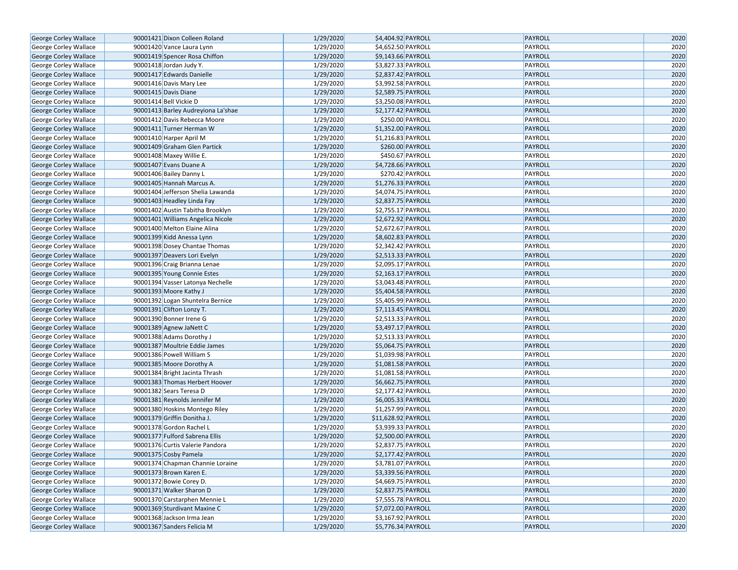| George Corley Wallace | 90001421 | Dixon Colleen Roland | 1/29/2020 | $4,404.92 | PAYROLL | PAYROLL | 2020 |
|---|---|---|---|---|---|---|---|
| George Corley Wallace | 90001420 | Vance Laura Lynn | 1/29/2020 | $4,652.50 | PAYROLL | PAYROLL | 2020 |
| George Corley Wallace | 90001419 | Spencer Rosa Chiffon | 1/29/2020 | $9,143.66 | PAYROLL | PAYROLL | 2020 |
| George Corley Wallace | 90001418 | Jordan Judy Y. | 1/29/2020 | $3,827.33 | PAYROLL | PAYROLL | 2020 |
| George Corley Wallace | 90001417 | Edwards Danielle | 1/29/2020 | $2,837.42 | PAYROLL | PAYROLL | 2020 |
| George Corley Wallace | 90001416 | Davis Mary Lee | 1/29/2020 | $3,992.58 | PAYROLL | PAYROLL | 2020 |
| George Corley Wallace | 90001415 | Davis Diane | 1/29/2020 | $2,589.75 | PAYROLL | PAYROLL | 2020 |
| George Corley Wallace | 90001414 | Bell Vickie D | 1/29/2020 | $3,250.08 | PAYROLL | PAYROLL | 2020 |
| George Corley Wallace | 90001413 | Barley Audreyiona La'shae | 1/29/2020 | $2,177.42 | PAYROLL | PAYROLL | 2020 |
| George Corley Wallace | 90001412 | Davis Rebecca Moore | 1/29/2020 | $250.00 | PAYROLL | PAYROLL | 2020 |
| George Corley Wallace | 90001411 | Turner Herman W | 1/29/2020 | $1,352.00 | PAYROLL | PAYROLL | 2020 |
| George Corley Wallace | 90001410 | Harper April M | 1/29/2020 | $1,216.83 | PAYROLL | PAYROLL | 2020 |
| George Corley Wallace | 90001409 | Graham Glen Partick | 1/29/2020 | $260.00 | PAYROLL | PAYROLL | 2020 |
| George Corley Wallace | 90001408 | Maxey Willie E. | 1/29/2020 | $450.67 | PAYROLL | PAYROLL | 2020 |
| George Corley Wallace | 90001407 | Evans Duane A | 1/29/2020 | $4,728.66 | PAYROLL | PAYROLL | 2020 |
| George Corley Wallace | 90001406 | Bailey Danny L | 1/29/2020 | $270.42 | PAYROLL | PAYROLL | 2020 |
| George Corley Wallace | 90001405 | Hannah Marcus A. | 1/29/2020 | $1,276.33 | PAYROLL | PAYROLL | 2020 |
| George Corley Wallace | 90001404 | Jefferson Shelia Lawanda | 1/29/2020 | $4,074.75 | PAYROLL | PAYROLL | 2020 |
| George Corley Wallace | 90001403 | Headley Linda Fay | 1/29/2020 | $2,837.75 | PAYROLL | PAYROLL | 2020 |
| George Corley Wallace | 90001402 | Austin Tabitha Brooklyn | 1/29/2020 | $2,755.17 | PAYROLL | PAYROLL | 2020 |
| George Corley Wallace | 90001401 | Williams Angelica Nicole | 1/29/2020 | $2,672.92 | PAYROLL | PAYROLL | 2020 |
| George Corley Wallace | 90001400 | Melton Elaine Alina | 1/29/2020 | $2,672.67 | PAYROLL | PAYROLL | 2020 |
| George Corley Wallace | 90001399 | Kidd Anessa Lynn | 1/29/2020 | $8,602.83 | PAYROLL | PAYROLL | 2020 |
| George Corley Wallace | 90001398 | Dosey Chantae Thomas | 1/29/2020 | $2,342.42 | PAYROLL | PAYROLL | 2020 |
| George Corley Wallace | 90001397 | Deavers Lori Evelyn | 1/29/2020 | $2,513.33 | PAYROLL | PAYROLL | 2020 |
| George Corley Wallace | 90001396 | Craig Brianna Lenae | 1/29/2020 | $2,095.17 | PAYROLL | PAYROLL | 2020 |
| George Corley Wallace | 90001395 | Young Connie Estes | 1/29/2020 | $2,163.17 | PAYROLL | PAYROLL | 2020 |
| George Corley Wallace | 90001394 | Vasser Latonya Nechelle | 1/29/2020 | $3,043.48 | PAYROLL | PAYROLL | 2020 |
| George Corley Wallace | 90001393 | Moore Kathy J | 1/29/2020 | $5,404.58 | PAYROLL | PAYROLL | 2020 |
| George Corley Wallace | 90001392 | Logan Shuntelra Bernice | 1/29/2020 | $5,405.99 | PAYROLL | PAYROLL | 2020 |
| George Corley Wallace | 90001391 | Clifton Lonzy T. | 1/29/2020 | $7,113.45 | PAYROLL | PAYROLL | 2020 |
| George Corley Wallace | 90001390 | Bonner Irene G | 1/29/2020 | $2,513.33 | PAYROLL | PAYROLL | 2020 |
| George Corley Wallace | 90001389 | Agnew JaNett C | 1/29/2020 | $3,497.17 | PAYROLL | PAYROLL | 2020 |
| George Corley Wallace | 90001388 | Adams Dorothy J | 1/29/2020 | $2,513.33 | PAYROLL | PAYROLL | 2020 |
| George Corley Wallace | 90001387 | Moultrie Eddie James | 1/29/2020 | $5,064.75 | PAYROLL | PAYROLL | 2020 |
| George Corley Wallace | 90001386 | Powell William S | 1/29/2020 | $1,039.98 | PAYROLL | PAYROLL | 2020 |
| George Corley Wallace | 90001385 | Moore Dorothy A | 1/29/2020 | $1,081.58 | PAYROLL | PAYROLL | 2020 |
| George Corley Wallace | 90001384 | Bright Jacinta Thrash | 1/29/2020 | $1,081.58 | PAYROLL | PAYROLL | 2020 |
| George Corley Wallace | 90001383 | Thomas Herbert Hoover | 1/29/2020 | $6,662.75 | PAYROLL | PAYROLL | 2020 |
| George Corley Wallace | 90001382 | Sears Teresa D | 1/29/2020 | $2,177.42 | PAYROLL | PAYROLL | 2020 |
| George Corley Wallace | 90001381 | Reynolds Jennifer M | 1/29/2020 | $6,005.33 | PAYROLL | PAYROLL | 2020 |
| George Corley Wallace | 90001380 | Hoskins Montego Riley | 1/29/2020 | $1,257.99 | PAYROLL | PAYROLL | 2020 |
| George Corley Wallace | 90001379 | Griffin Donitha J. | 1/29/2020 | $11,628.92 | PAYROLL | PAYROLL | 2020 |
| George Corley Wallace | 90001378 | Gordon Rachel L | 1/29/2020 | $3,939.33 | PAYROLL | PAYROLL | 2020 |
| George Corley Wallace | 90001377 | Fulford Sabrena Ellis | 1/29/2020 | $2,500.00 | PAYROLL | PAYROLL | 2020 |
| George Corley Wallace | 90001376 | Curtis Valerie Pandora | 1/29/2020 | $2,837.75 | PAYROLL | PAYROLL | 2020 |
| George Corley Wallace | 90001375 | Cosby Pamela | 1/29/2020 | $2,177.42 | PAYROLL | PAYROLL | 2020 |
| George Corley Wallace | 90001374 | Chapman Channie Loraine | 1/29/2020 | $3,781.07 | PAYROLL | PAYROLL | 2020 |
| George Corley Wallace | 90001373 | Brown Karen E. | 1/29/2020 | $3,339.56 | PAYROLL | PAYROLL | 2020 |
| George Corley Wallace | 90001372 | Bowie Corey D. | 1/29/2020 | $4,669.75 | PAYROLL | PAYROLL | 2020 |
| George Corley Wallace | 90001371 | Walker Sharon D | 1/29/2020 | $2,837.75 | PAYROLL | PAYROLL | 2020 |
| George Corley Wallace | 90001370 | Carstarphen Mennie L | 1/29/2020 | $7,555.78 | PAYROLL | PAYROLL | 2020 |
| George Corley Wallace | 90001369 | Sturdivant Maxine C | 1/29/2020 | $7,072.00 | PAYROLL | PAYROLL | 2020 |
| George Corley Wallace | 90001368 | Jackson Irma Jean | 1/29/2020 | $3,167.92 | PAYROLL | PAYROLL | 2020 |
| George Corley Wallace | 90001367 | Sanders Felicia M | 1/29/2020 | $5,776.34 | PAYROLL | PAYROLL | 2020 |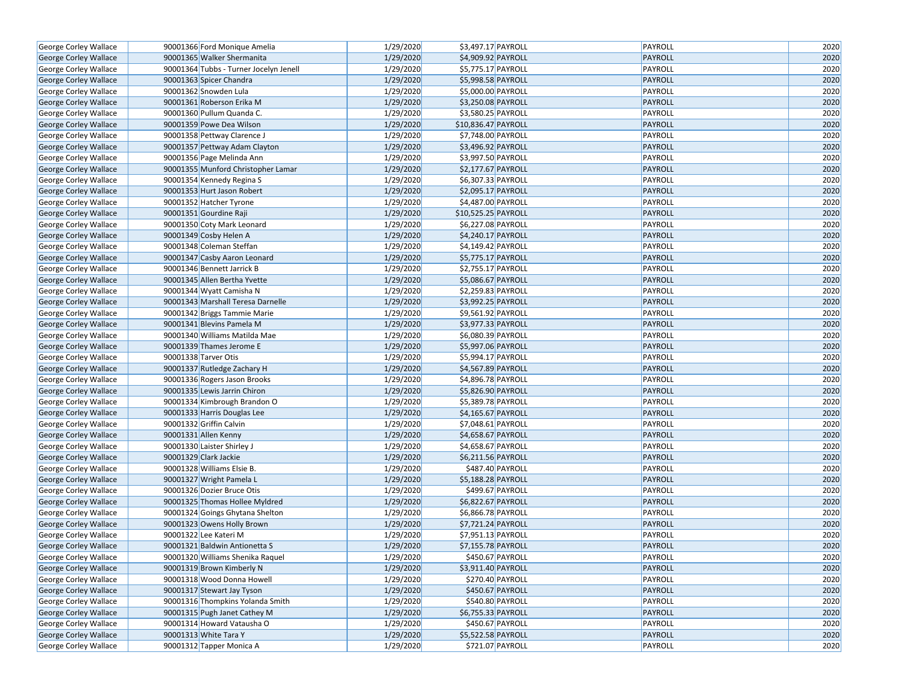| | | | | | | | |
|---|---|---|---|---|---|---|---|
| George Corley Wallace | 90001366 | Ford Monique Amelia | 1/29/2020 | $3,497.17 | PAYROLL | PAYROLL | 2020 |
| George Corley Wallace | 90001365 | Walker Shermanita | 1/29/2020 | $4,909.92 | PAYROLL | PAYROLL | 2020 |
| George Corley Wallace | 90001364 | Tubbs - Turner Jocelyn Jenell | 1/29/2020 | $5,775.17 | PAYROLL | PAYROLL | 2020 |
| George Corley Wallace | 90001363 | Spicer Chandra | 1/29/2020 | $5,998.58 | PAYROLL | PAYROLL | 2020 |
| George Corley Wallace | 90001362 | Snowden Lula | 1/29/2020 | $5,000.00 | PAYROLL | PAYROLL | 2020 |
| George Corley Wallace | 90001361 | Roberson Erika M | 1/29/2020 | $3,250.08 | PAYROLL | PAYROLL | 2020 |
| George Corley Wallace | 90001360 | Pullum Quanda C. | 1/29/2020 | $3,580.25 | PAYROLL | PAYROLL | 2020 |
| George Corley Wallace | 90001359 | Powe Dea Wilson | 1/29/2020 | $10,836.47 | PAYROLL | PAYROLL | 2020 |
| George Corley Wallace | 90001358 | Pettway Clarence J | 1/29/2020 | $7,748.00 | PAYROLL | PAYROLL | 2020 |
| George Corley Wallace | 90001357 | Pettway Adam Clayton | 1/29/2020 | $3,496.92 | PAYROLL | PAYROLL | 2020 |
| George Corley Wallace | 90001356 | Page Melinda Ann | 1/29/2020 | $3,997.50 | PAYROLL | PAYROLL | 2020 |
| George Corley Wallace | 90001355 | Munford Christopher Lamar | 1/29/2020 | $2,177.67 | PAYROLL | PAYROLL | 2020 |
| George Corley Wallace | 90001354 | Kennedy Regina S | 1/29/2020 | $6,307.33 | PAYROLL | PAYROLL | 2020 |
| George Corley Wallace | 90001353 | Hurt Jason Robert | 1/29/2020 | $2,095.17 | PAYROLL | PAYROLL | 2020 |
| George Corley Wallace | 90001352 | Hatcher Tyrone | 1/29/2020 | $4,487.00 | PAYROLL | PAYROLL | 2020 |
| George Corley Wallace | 90001351 | Gourdine Raji | 1/29/2020 | $10,525.25 | PAYROLL | PAYROLL | 2020 |
| George Corley Wallace | 90001350 | Coty Mark Leonard | 1/29/2020 | $6,227.08 | PAYROLL | PAYROLL | 2020 |
| George Corley Wallace | 90001349 | Cosby Helen A | 1/29/2020 | $4,240.17 | PAYROLL | PAYROLL | 2020 |
| George Corley Wallace | 90001348 | Coleman Steffan | 1/29/2020 | $4,149.42 | PAYROLL | PAYROLL | 2020 |
| George Corley Wallace | 90001347 | Casby Aaron Leonard | 1/29/2020 | $5,775.17 | PAYROLL | PAYROLL | 2020 |
| George Corley Wallace | 90001346 | Bennett Jarrick B | 1/29/2020 | $2,755.17 | PAYROLL | PAYROLL | 2020 |
| George Corley Wallace | 90001345 | Allen Bertha Yvette | 1/29/2020 | $5,086.67 | PAYROLL | PAYROLL | 2020 |
| George Corley Wallace | 90001344 | Wyatt Camisha N | 1/29/2020 | $2,259.83 | PAYROLL | PAYROLL | 2020 |
| George Corley Wallace | 90001343 | Marshall Teresa Darnelle | 1/29/2020 | $3,992.25 | PAYROLL | PAYROLL | 2020 |
| George Corley Wallace | 90001342 | Briggs Tammie Marie | 1/29/2020 | $9,561.92 | PAYROLL | PAYROLL | 2020 |
| George Corley Wallace | 90001341 | Blevins Pamela M | 1/29/2020 | $3,977.33 | PAYROLL | PAYROLL | 2020 |
| George Corley Wallace | 90001340 | Williams Matilda Mae | 1/29/2020 | $6,080.39 | PAYROLL | PAYROLL | 2020 |
| George Corley Wallace | 90001339 | Thames Jerome E | 1/29/2020 | $5,997.06 | PAYROLL | PAYROLL | 2020 |
| George Corley Wallace | 90001338 | Tarver Otis | 1/29/2020 | $5,994.17 | PAYROLL | PAYROLL | 2020 |
| George Corley Wallace | 90001337 | Rutledge Zachary H | 1/29/2020 | $4,567.89 | PAYROLL | PAYROLL | 2020 |
| George Corley Wallace | 90001336 | Rogers Jason Brooks | 1/29/2020 | $4,896.78 | PAYROLL | PAYROLL | 2020 |
| George Corley Wallace | 90001335 | Lewis Jarrin Chiron | 1/29/2020 | $5,826.90 | PAYROLL | PAYROLL | 2020 |
| George Corley Wallace | 90001334 | Kimbrough Brandon O | 1/29/2020 | $5,389.78 | PAYROLL | PAYROLL | 2020 |
| George Corley Wallace | 90001333 | Harris Douglas Lee | 1/29/2020 | $4,165.67 | PAYROLL | PAYROLL | 2020 |
| George Corley Wallace | 90001332 | Griffin Calvin | 1/29/2020 | $7,048.61 | PAYROLL | PAYROLL | 2020 |
| George Corley Wallace | 90001331 | Allen Kenny | 1/29/2020 | $4,658.67 | PAYROLL | PAYROLL | 2020 |
| George Corley Wallace | 90001330 | Laister Shirley J | 1/29/2020 | $4,658.67 | PAYROLL | PAYROLL | 2020 |
| George Corley Wallace | 90001329 | Clark Jackie | 1/29/2020 | $6,211.56 | PAYROLL | PAYROLL | 2020 |
| George Corley Wallace | 90001328 | Williams Elsie B. | 1/29/2020 | $487.40 | PAYROLL | PAYROLL | 2020 |
| George Corley Wallace | 90001327 | Wright Pamela L | 1/29/2020 | $5,188.28 | PAYROLL | PAYROLL | 2020 |
| George Corley Wallace | 90001326 | Dozier Bruce Otis | 1/29/2020 | $499.67 | PAYROLL | PAYROLL | 2020 |
| George Corley Wallace | 90001325 | Thomas Hollee Myldred | 1/29/2020 | $6,822.67 | PAYROLL | PAYROLL | 2020 |
| George Corley Wallace | 90001324 | Goings Ghytana Shelton | 1/29/2020 | $6,866.78 | PAYROLL | PAYROLL | 2020 |
| George Corley Wallace | 90001323 | Owens Holly Brown | 1/29/2020 | $7,721.24 | PAYROLL | PAYROLL | 2020 |
| George Corley Wallace | 90001322 | Lee Kateri M | 1/29/2020 | $7,951.13 | PAYROLL | PAYROLL | 2020 |
| George Corley Wallace | 90001321 | Baldwin Antionetta S | 1/29/2020 | $7,155.78 | PAYROLL | PAYROLL | 2020 |
| George Corley Wallace | 90001320 | Williams Shenika Raquel | 1/29/2020 | $450.67 | PAYROLL | PAYROLL | 2020 |
| George Corley Wallace | 90001319 | Brown Kimberly N | 1/29/2020 | $3,911.40 | PAYROLL | PAYROLL | 2020 |
| George Corley Wallace | 90001318 | Wood Donna Howell | 1/29/2020 | $270.40 | PAYROLL | PAYROLL | 2020 |
| George Corley Wallace | 90001317 | Stewart Jay Tyson | 1/29/2020 | $450.67 | PAYROLL | PAYROLL | 2020 |
| George Corley Wallace | 90001316 | Thompkins Yolanda Smith | 1/29/2020 | $540.80 | PAYROLL | PAYROLL | 2020 |
| George Corley Wallace | 90001315 | Pugh Janet Cathey M | 1/29/2020 | $6,755.33 | PAYROLL | PAYROLL | 2020 |
| George Corley Wallace | 90001314 | Howard Vatausha O | 1/29/2020 | $450.67 | PAYROLL | PAYROLL | 2020 |
| George Corley Wallace | 90001313 | White Tara Y | 1/29/2020 | $5,522.58 | PAYROLL | PAYROLL | 2020 |
| George Corley Wallace | 90001312 | Tapper Monica A | 1/29/2020 | $721.07 | PAYROLL | PAYROLL | 2020 |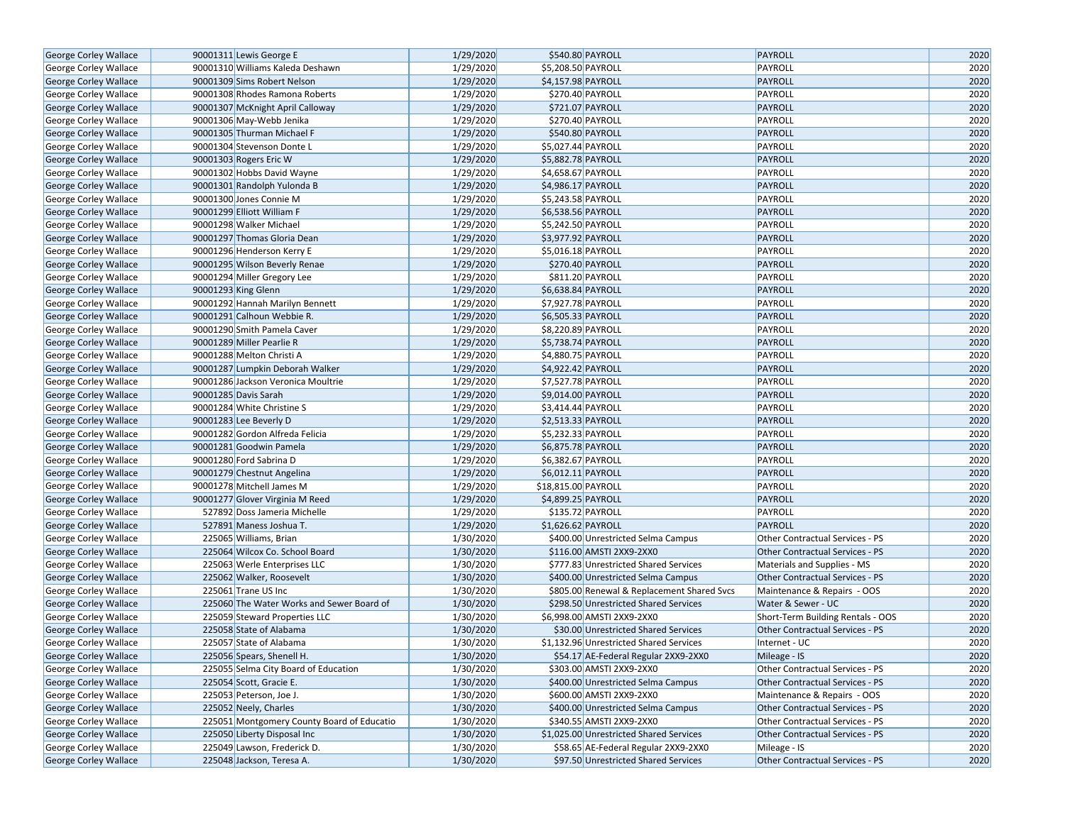| George Corley Wallace | 90001311 | Lewis George E | 1/29/2020 | $540.80 | PAYROLL | PAYROLL | 2020 |
|---|---|---|---|---|---|---|---|
| George Corley Wallace | 90001310 | Williams Kaleda Deshawn | 1/29/2020 | $5,208.50 | PAYROLL | PAYROLL | 2020 |
| George Corley Wallace | 90001309 | Sims Robert Nelson | 1/29/2020 | $4,157.98 | PAYROLL | PAYROLL | 2020 |
| George Corley Wallace | 90001308 | Rhodes Ramona Roberts | 1/29/2020 | $270.40 | PAYROLL | PAYROLL | 2020 |
| George Corley Wallace | 90001307 | McKnight April Calloway | 1/29/2020 | $721.07 | PAYROLL | PAYROLL | 2020 |
| George Corley Wallace | 90001306 | May-Webb Jenika | 1/29/2020 | $270.40 | PAYROLL | PAYROLL | 2020 |
| George Corley Wallace | 90001305 | Thurman Michael F | 1/29/2020 | $540.80 | PAYROLL | PAYROLL | 2020 |
| George Corley Wallace | 90001304 | Stevenson Donte L | 1/29/2020 | $5,027.44 | PAYROLL | PAYROLL | 2020 |
| George Corley Wallace | 90001303 | Rogers Eric W | 1/29/2020 | $5,882.78 | PAYROLL | PAYROLL | 2020 |
| George Corley Wallace | 90001302 | Hobbs David Wayne | 1/29/2020 | $4,658.67 | PAYROLL | PAYROLL | 2020 |
| George Corley Wallace | 90001301 | Randolph Yulonda B | 1/29/2020 | $4,986.17 | PAYROLL | PAYROLL | 2020 |
| George Corley Wallace | 90001300 | Jones Connie M | 1/29/2020 | $5,243.58 | PAYROLL | PAYROLL | 2020 |
| George Corley Wallace | 90001299 | Elliott William F | 1/29/2020 | $6,538.56 | PAYROLL | PAYROLL | 2020 |
| George Corley Wallace | 90001298 | Walker Michael | 1/29/2020 | $5,242.50 | PAYROLL | PAYROLL | 2020 |
| George Corley Wallace | 90001297 | Thomas Gloria Dean | 1/29/2020 | $3,977.92 | PAYROLL | PAYROLL | 2020 |
| George Corley Wallace | 90001296 | Henderson Kerry E | 1/29/2020 | $5,016.18 | PAYROLL | PAYROLL | 2020 |
| George Corley Wallace | 90001295 | Wilson Beverly Renae | 1/29/2020 | $270.40 | PAYROLL | PAYROLL | 2020 |
| George Corley Wallace | 90001294 | Miller Gregory Lee | 1/29/2020 | $811.20 | PAYROLL | PAYROLL | 2020 |
| George Corley Wallace | 90001293 | King Glenn | 1/29/2020 | $6,638.84 | PAYROLL | PAYROLL | 2020 |
| George Corley Wallace | 90001292 | Hannah Marilyn Bennett | 1/29/2020 | $7,927.78 | PAYROLL | PAYROLL | 2020 |
| George Corley Wallace | 90001291 | Calhoun Webbie R. | 1/29/2020 | $6,505.33 | PAYROLL | PAYROLL | 2020 |
| George Corley Wallace | 90001290 | Smith Pamela Caver | 1/29/2020 | $8,220.89 | PAYROLL | PAYROLL | 2020 |
| George Corley Wallace | 90001289 | Miller Pearlie R | 1/29/2020 | $5,738.74 | PAYROLL | PAYROLL | 2020 |
| George Corley Wallace | 90001288 | Melton Christi A | 1/29/2020 | $4,880.75 | PAYROLL | PAYROLL | 2020 |
| George Corley Wallace | 90001287 | Lumpkin Deborah Walker | 1/29/2020 | $4,922.42 | PAYROLL | PAYROLL | 2020 |
| George Corley Wallace | 90001286 | Jackson Veronica Moultrie | 1/29/2020 | $7,527.78 | PAYROLL | PAYROLL | 2020 |
| George Corley Wallace | 90001285 | Davis Sarah | 1/29/2020 | $9,014.00 | PAYROLL | PAYROLL | 2020 |
| George Corley Wallace | 90001284 | White Christine S | 1/29/2020 | $3,414.44 | PAYROLL | PAYROLL | 2020 |
| George Corley Wallace | 90001283 | Lee Beverly D | 1/29/2020 | $2,513.33 | PAYROLL | PAYROLL | 2020 |
| George Corley Wallace | 90001282 | Gordon Alfreda Felicia | 1/29/2020 | $5,232.33 | PAYROLL | PAYROLL | 2020 |
| George Corley Wallace | 90001281 | Goodwin Pamela | 1/29/2020 | $6,875.78 | PAYROLL | PAYROLL | 2020 |
| George Corley Wallace | 90001280 | Ford Sabrina D | 1/29/2020 | $6,382.67 | PAYROLL | PAYROLL | 2020 |
| George Corley Wallace | 90001279 | Chestnut Angelina | 1/29/2020 | $6,012.11 | PAYROLL | PAYROLL | 2020 |
| George Corley Wallace | 90001278 | Mitchell James M | 1/29/2020 | $18,815.00 | PAYROLL | PAYROLL | 2020 |
| George Corley Wallace | 90001277 | Glover Virginia M Reed | 1/29/2020 | $4,899.25 | PAYROLL | PAYROLL | 2020 |
| George Corley Wallace | 527892 | Doss Jameria Michelle | 1/29/2020 | $135.72 | PAYROLL | PAYROLL | 2020 |
| George Corley Wallace | 527891 | Maness Joshua T. | 1/29/2020 | $1,626.62 | PAYROLL | PAYROLL | 2020 |
| George Corley Wallace | 225065 | Williams, Brian | 1/30/2020 | $400.00 | Unrestricted Selma Campus | Other Contractual Services - PS | 2020 |
| George Corley Wallace | 225064 | Wilcox Co. School Board | 1/30/2020 | $116.00 | AMSTI 2XX9-2XX0 | Other Contractual Services - PS | 2020 |
| George Corley Wallace | 225063 | Werle Enterprises LLC | 1/30/2020 | $777.83 | Unrestricted Shared Services | Materials and Supplies - MS | 2020 |
| George Corley Wallace | 225062 | Walker, Roosevelt | 1/30/2020 | $400.00 | Unrestricted Selma Campus | Other Contractual Services - PS | 2020 |
| George Corley Wallace | 225061 | Trane US Inc | 1/30/2020 | $805.00 | Renewal & Replacement Shared Svcs | Maintenance & Repairs - OOS | 2020 |
| George Corley Wallace | 225060 | The Water Works and Sewer Board of | 1/30/2020 | $298.50 | Unrestricted Shared Services | Water & Sewer - UC | 2020 |
| George Corley Wallace | 225059 | Steward Properties LLC | 1/30/2020 | $6,998.00 | AMSTI 2XX9-2XX0 | Short-Term Building Rentals - OOS | 2020 |
| George Corley Wallace | 225058 | State of Alabama | 1/30/2020 | $30.00 | Unrestricted Shared Services | Other Contractual Services - PS | 2020 |
| George Corley Wallace | 225057 | State of Alabama | 1/30/2020 | $1,132.96 | Unrestricted Shared Services | Internet - UC | 2020 |
| George Corley Wallace | 225056 | Spears, Shenell H. | 1/30/2020 | $54.17 | AE-Federal Regular 2XX9-2XX0 | Mileage - IS | 2020 |
| George Corley Wallace | 225055 | Selma City Board of Education | 1/30/2020 | $303.00 | AMSTI 2XX9-2XX0 | Other Contractual Services - PS | 2020 |
| George Corley Wallace | 225054 | Scott, Gracie E. | 1/30/2020 | $400.00 | Unrestricted Selma Campus | Other Contractual Services - PS | 2020 |
| George Corley Wallace | 225053 | Peterson, Joe J. | 1/30/2020 | $600.00 | AMSTI 2XX9-2XX0 | Maintenance & Repairs - OOS | 2020 |
| George Corley Wallace | 225052 | Neely, Charles | 1/30/2020 | $400.00 | Unrestricted Selma Campus | Other Contractual Services - PS | 2020 |
| George Corley Wallace | 225051 | Montgomery County Board of Educatio | 1/30/2020 | $340.55 | AMSTI 2XX9-2XX0 | Other Contractual Services - PS | 2020 |
| George Corley Wallace | 225050 | Liberty Disposal Inc | 1/30/2020 | $1,025.00 | Unrestricted Shared Services | Other Contractual Services - PS | 2020 |
| George Corley Wallace | 225049 | Lawson, Frederick D. | 1/30/2020 | $58.65 | AE-Federal Regular 2XX9-2XX0 | Mileage - IS | 2020 |
| George Corley Wallace | 225048 | Jackson, Teresa A. | 1/30/2020 | $97.50 | Unrestricted Shared Services | Other Contractual Services - PS | 2020 |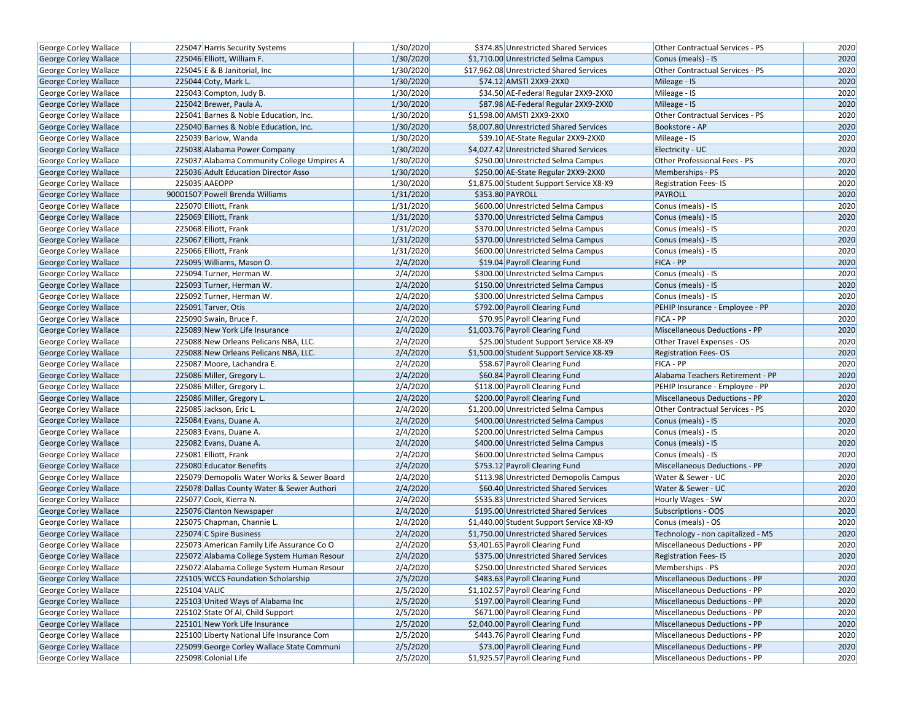| | | | | | | |
|---|---|---|---|---|---|---|
| George Corley Wallace | 225047 | Harris Security Systems | 1/30/2020 | $374.85 Unrestricted Shared Services | Other Contractual Services - PS | 2020 |
| George Corley Wallace | 225046 | Elliott, William F. | 1/30/2020 | $1,710.00 Unrestricted Selma Campus | Conus (meals) - IS | 2020 |
| George Corley Wallace | 225045 | E & B Janitorial, Inc | 1/30/2020 | $17,962.08 Unrestricted Shared Services | Other Contractual Services - PS | 2020 |
| George Corley Wallace | 225044 | Coty, Mark L. | 1/30/2020 | $74.12 AMSTI 2XX9-2XX0 | Mileage - IS | 2020 |
| George Corley Wallace | 225043 | Compton, Judy B. | 1/30/2020 | $34.50 AE-Federal Regular 2XX9-2XX0 | Mileage - IS | 2020 |
| George Corley Wallace | 225042 | Brewer, Paula A. | 1/30/2020 | $87.98 AE-Federal Regular 2XX9-2XX0 | Mileage - IS | 2020 |
| George Corley Wallace | 225041 | Barnes & Noble Education, Inc. | 1/30/2020 | $1,598.00 AMSTI 2XX9-2XX0 | Other Contractual Services - PS | 2020 |
| George Corley Wallace | 225040 | Barnes & Noble Education, Inc. | 1/30/2020 | $8,007.80 Unrestricted Shared Services | Bookstore - AP | 2020 |
| George Corley Wallace | 225039 | Barlow, Wanda | 1/30/2020 | $39.10 AE-State Regular 2XX9-2XX0 | Mileage - IS | 2020 |
| George Corley Wallace | 225038 | Alabama Power Company | 1/30/2020 | $4,027.42 Unrestricted Shared Services | Electricity - UC | 2020 |
| George Corley Wallace | 225037 | Alabama Community College Umpires A | 1/30/2020 | $250.00 Unrestricted Selma Campus | Other Professional Fees - PS | 2020 |
| George Corley Wallace | 225036 | Adult Education Director Asso | 1/30/2020 | $250.00 AE-State Regular 2XX9-2XX0 | Memberships - PS | 2020 |
| George Corley Wallace | 225035 | AAEOPP | 1/30/2020 | $1,875.00 Student Support Service X8-X9 | Registration Fees- IS | 2020 |
| George Corley Wallace | 90001507 | Powell Brenda Williams | 1/31/2020 | $353.80 PAYROLL | PAYROLL | 2020 |
| George Corley Wallace | 225070 | Elliott, Frank | 1/31/2020 | $600.00 Unrestricted Selma Campus | Conus (meals) - IS | 2020 |
| George Corley Wallace | 225069 | Elliott, Frank | 1/31/2020 | $370.00 Unrestricted Selma Campus | Conus (meals) - IS | 2020 |
| George Corley Wallace | 225068 | Elliott, Frank | 1/31/2020 | $370.00 Unrestricted Selma Campus | Conus (meals) - IS | 2020 |
| George Corley Wallace | 225067 | Elliott, Frank | 1/31/2020 | $370.00 Unrestricted Selma Campus | Conus (meals) - IS | 2020 |
| George Corley Wallace | 225066 | Elliott, Frank | 1/31/2020 | $600.00 Unrestricted Selma Campus | Conus (meals) - IS | 2020 |
| George Corley Wallace | 225095 | Williams, Mason O. | 2/4/2020 | $19.04 Payroll Clearing Fund | FICA - PP | 2020 |
| George Corley Wallace | 225094 | Turner, Herman W. | 2/4/2020 | $300.00 Unrestricted Selma Campus | Conus (meals) - IS | 2020 |
| George Corley Wallace | 225093 | Turner, Herman W. | 2/4/2020 | $150.00 Unrestricted Selma Campus | Conus (meals) - IS | 2020 |
| George Corley Wallace | 225092 | Turner, Herman W. | 2/4/2020 | $300.00 Unrestricted Selma Campus | Conus (meals) - IS | 2020 |
| George Corley Wallace | 225091 | Tarver, Otis | 2/4/2020 | $792.00 Payroll Clearing Fund | PEHIP Insurance - Employee - PP | 2020 |
| George Corley Wallace | 225090 | Swain, Bruce F. | 2/4/2020 | $70.95 Payroll Clearing Fund | FICA - PP | 2020 |
| George Corley Wallace | 225089 | New York Life Insurance | 2/4/2020 | $1,003.76 Payroll Clearing Fund | Miscellaneous Deductions - PP | 2020 |
| George Corley Wallace | 225088 | New Orleans Pelicans NBA, LLC. | 2/4/2020 | $25.00 Student Support Service X8-X9 | Other Travel Expenses - OS | 2020 |
| George Corley Wallace | 225088 | New Orleans Pelicans NBA, LLC. | 2/4/2020 | $1,500.00 Student Support Service X8-X9 | Registration Fees- OS | 2020 |
| George Corley Wallace | 225087 | Moore, Lachandra E. | 2/4/2020 | $58.67 Payroll Clearing Fund | FICA - PP | 2020 |
| George Corley Wallace | 225086 | Miller, Gregory L. | 2/4/2020 | $60.84 Payroll Clearing Fund | Alabama Teachers Retirement - PP | 2020 |
| George Corley Wallace | 225086 | Miller, Gregory L. | 2/4/2020 | $118.00 Payroll Clearing Fund | PEHIP Insurance - Employee - PP | 2020 |
| George Corley Wallace | 225086 | Miller, Gregory L. | 2/4/2020 | $200.00 Payroll Clearing Fund | Miscellaneous Deductions - PP | 2020 |
| George Corley Wallace | 225085 | Jackson, Eric L. | 2/4/2020 | $1,200.00 Unrestricted Selma Campus | Other Contractual Services - PS | 2020 |
| George Corley Wallace | 225084 | Evans, Duane A. | 2/4/2020 | $400.00 Unrestricted Selma Campus | Conus (meals) - IS | 2020 |
| George Corley Wallace | 225083 | Evans, Duane A. | 2/4/2020 | $200.00 Unrestricted Selma Campus | Conus (meals) - IS | 2020 |
| George Corley Wallace | 225082 | Evans, Duane A. | 2/4/2020 | $400.00 Unrestricted Selma Campus | Conus (meals) - IS | 2020 |
| George Corley Wallace | 225081 | Elliott, Frank | 2/4/2020 | $600.00 Unrestricted Selma Campus | Conus (meals) - IS | 2020 |
| George Corley Wallace | 225080 | Educator Benefits | 2/4/2020 | $753.12 Payroll Clearing Fund | Miscellaneous Deductions - PP | 2020 |
| George Corley Wallace | 225079 | Demopolis Water Works & Sewer Board | 2/4/2020 | $113.98 Unrestricted Demopolis Campus | Water & Sewer - UC | 2020 |
| George Corley Wallace | 225078 | Dallas County Water & Sewer Authori | 2/4/2020 | $60.40 Unrestricted Shared Services | Water & Sewer - UC | 2020 |
| George Corley Wallace | 225077 | Cook, Kierra N. | 2/4/2020 | $535.83 Unrestricted Shared Services | Hourly Wages - SW | 2020 |
| George Corley Wallace | 225076 | Clanton Newspaper | 2/4/2020 | $195.00 Unrestricted Shared Services | Subscriptions - OOS | 2020 |
| George Corley Wallace | 225075 | Chapman, Channie L. | 2/4/2020 | $1,440.00 Student Support Service X8-X9 | Conus (meals) - OS | 2020 |
| George Corley Wallace | 225074 | C Spire Business | 2/4/2020 | $1,750.00 Unrestricted Shared Services | Technology - non capitalized - MS | 2020 |
| George Corley Wallace | 225073 | American Family Life Assurance Co O | 2/4/2020 | $3,401.65 Payroll Clearing Fund | Miscellaneous Deductions - PP | 2020 |
| George Corley Wallace | 225072 | Alabama College System Human Resour | 2/4/2020 | $375.00 Unrestricted Shared Services | Registration Fees- IS | 2020 |
| George Corley Wallace | 225072 | Alabama College System Human Resour | 2/4/2020 | $250.00 Unrestricted Shared Services | Memberships - PS | 2020 |
| George Corley Wallace | 225105 | WCCS Foundation Scholarship | 2/5/2020 | $483.63 Payroll Clearing Fund | Miscellaneous Deductions - PP | 2020 |
| George Corley Wallace | 225104 | VALIC | 2/5/2020 | $1,102.57 Payroll Clearing Fund | Miscellaneous Deductions - PP | 2020 |
| George Corley Wallace | 225103 | United Ways of Alabama Inc | 2/5/2020 | $197.00 Payroll Clearing Fund | Miscellaneous Deductions - PP | 2020 |
| George Corley Wallace | 225102 | State Of Al, Child Support | 2/5/2020 | $671.00 Payroll Clearing Fund | Miscellaneous Deductions - PP | 2020 |
| George Corley Wallace | 225101 | New York Life Insurance | 2/5/2020 | $2,040.00 Payroll Clearing Fund | Miscellaneous Deductions - PP | 2020 |
| George Corley Wallace | 225100 | Liberty National Life Insurance Com | 2/5/2020 | $443.76 Payroll Clearing Fund | Miscellaneous Deductions - PP | 2020 |
| George Corley Wallace | 225099 | George Corley Wallace State Communi | 2/5/2020 | $73.00 Payroll Clearing Fund | Miscellaneous Deductions - PP | 2020 |
| George Corley Wallace | 225098 | Colonial Life | 2/5/2020 | $1,925.57 Payroll Clearing Fund | Miscellaneous Deductions - PP | 2020 |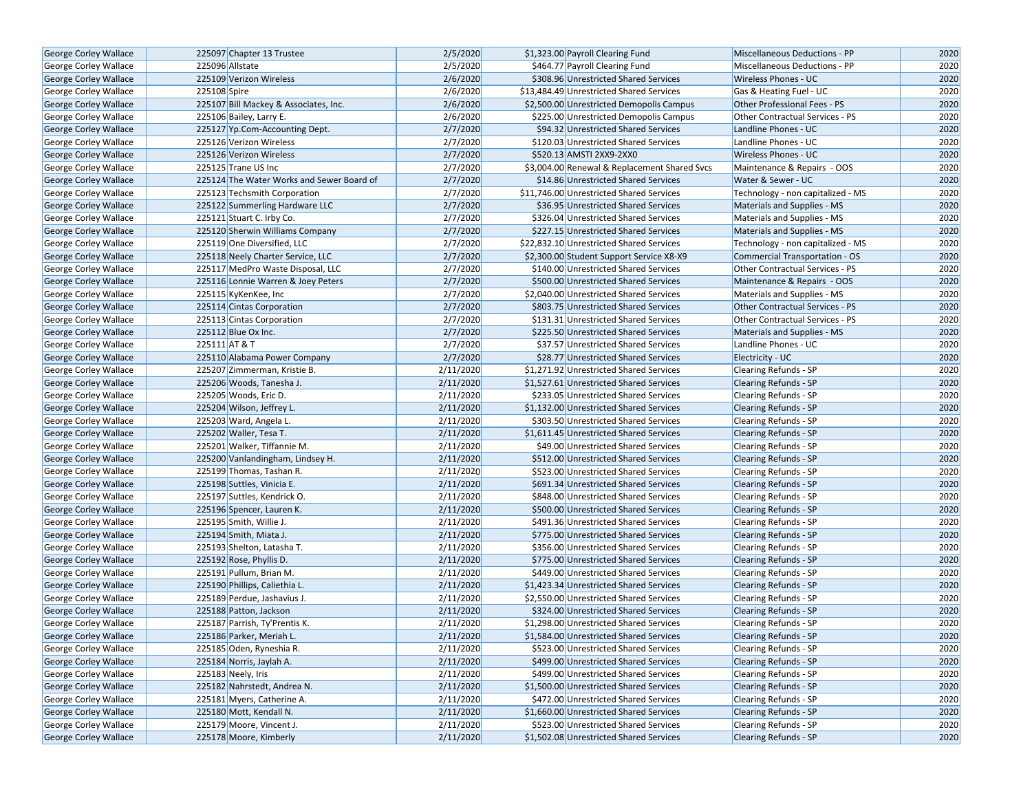| | | | | | | |
|---|---|---|---|---|---|---|
| George Corley Wallace | 225097 | Chapter 13 Trustee | 2/5/2020 | $1,323.00 | Payroll Clearing Fund | Miscellaneous Deductions - PP | 2020 |
| George Corley Wallace | 225096 | Allstate | 2/5/2020 | $464.77 | Payroll Clearing Fund | Miscellaneous Deductions - PP | 2020 |
| George Corley Wallace | 225109 | Verizon Wireless | 2/6/2020 | $308.96 | Unrestricted Shared Services | Wireless Phones - UC | 2020 |
| George Corley Wallace | 225108 | Spire | 2/6/2020 | $13,484.49 | Unrestricted Shared Services | Gas & Heating Fuel - UC | 2020 |
| George Corley Wallace | 225107 | Bill Mackey & Associates, Inc. | 2/6/2020 | $2,500.00 | Unrestricted Demopolis Campus | Other Professional Fees - PS | 2020 |
| George Corley Wallace | 225106 | Bailey, Larry E. | 2/6/2020 | $225.00 | Unrestricted Demopolis Campus | Other Contractual Services - PS | 2020 |
| George Corley Wallace | 225127 | Yp.Com-Accounting Dept. | 2/7/2020 | $94.32 | Unrestricted Shared Services | Landline Phones - UC | 2020 |
| George Corley Wallace | 225126 | Verizon Wireless | 2/7/2020 | $120.03 | Unrestricted Shared Services | Landline Phones - UC | 2020 |
| George Corley Wallace | 225126 | Verizon Wireless | 2/7/2020 | $520.13 | AMSTI 2XX9-2XX0 | Wireless Phones - UC | 2020 |
| George Corley Wallace | 225125 | Trane US Inc | 2/7/2020 | $3,004.00 | Renewal & Replacement Shared Svcs | Maintenance & Repairs - OOS | 2020 |
| George Corley Wallace | 225124 | The Water Works and Sewer Board of | 2/7/2020 | $14.86 | Unrestricted Shared Services | Water & Sewer - UC | 2020 |
| George Corley Wallace | 225123 | Techsmith Corporation | 2/7/2020 | $11,746.00 | Unrestricted Shared Services | Technology - non capitalized - MS | 2020 |
| George Corley Wallace | 225122 | Summerling Hardware LLC | 2/7/2020 | $36.95 | Unrestricted Shared Services | Materials and Supplies - MS | 2020 |
| George Corley Wallace | 225121 | Stuart C. Irby Co. | 2/7/2020 | $326.04 | Unrestricted Shared Services | Materials and Supplies - MS | 2020 |
| George Corley Wallace | 225120 | Sherwin Williams Company | 2/7/2020 | $227.15 | Unrestricted Shared Services | Materials and Supplies - MS | 2020 |
| George Corley Wallace | 225119 | One Diversified, LLC | 2/7/2020 | $22,832.10 | Unrestricted Shared Services | Technology - non capitalized - MS | 2020 |
| George Corley Wallace | 225118 | Neely Charter Service, LLC | 2/7/2020 | $2,300.00 | Student Support Service X8-X9 | Commercial Transportation - OS | 2020 |
| George Corley Wallace | 225117 | MedPro Waste Disposal, LLC | 2/7/2020 | $140.00 | Unrestricted Shared Services | Other Contractual Services - PS | 2020 |
| George Corley Wallace | 225116 | Lonnie Warren & Joey Peters | 2/7/2020 | $500.00 | Unrestricted Shared Services | Maintenance & Repairs - OOS | 2020 |
| George Corley Wallace | 225115 | KyKenKee, Inc | 2/7/2020 | $2,040.00 | Unrestricted Shared Services | Materials and Supplies - MS | 2020 |
| George Corley Wallace | 225114 | Cintas Corporation | 2/7/2020 | $803.75 | Unrestricted Shared Services | Other Contractual Services - PS | 2020 |
| George Corley Wallace | 225113 | Cintas Corporation | 2/7/2020 | $131.31 | Unrestricted Shared Services | Other Contractual Services - PS | 2020 |
| George Corley Wallace | 225112 | Blue Ox Inc. | 2/7/2020 | $225.50 | Unrestricted Shared Services | Materials and Supplies - MS | 2020 |
| George Corley Wallace | 225111 | AT & T | 2/7/2020 | $37.57 | Unrestricted Shared Services | Landline Phones - UC | 2020 |
| George Corley Wallace | 225110 | Alabama Power Company | 2/7/2020 | $28.77 | Unrestricted Shared Services | Electricity - UC | 2020 |
| George Corley Wallace | 225207 | Zimmerman, Kristie B. | 2/11/2020 | $1,271.92 | Unrestricted Shared Services | Clearing Refunds - SP | 2020 |
| George Corley Wallace | 225206 | Woods, Tanesha J. | 2/11/2020 | $1,527.61 | Unrestricted Shared Services | Clearing Refunds - SP | 2020 |
| George Corley Wallace | 225205 | Woods, Eric D. | 2/11/2020 | $233.05 | Unrestricted Shared Services | Clearing Refunds - SP | 2020 |
| George Corley Wallace | 225204 | Wilson, Jeffrey L. | 2/11/2020 | $1,132.00 | Unrestricted Shared Services | Clearing Refunds - SP | 2020 |
| George Corley Wallace | 225203 | Ward, Angela L. | 2/11/2020 | $303.50 | Unrestricted Shared Services | Clearing Refunds - SP | 2020 |
| George Corley Wallace | 225202 | Waller, Tesa T. | 2/11/2020 | $1,611.45 | Unrestricted Shared Services | Clearing Refunds - SP | 2020 |
| George Corley Wallace | 225201 | Walker, Tiffannie M. | 2/11/2020 | $49.00 | Unrestricted Shared Services | Clearing Refunds - SP | 2020 |
| George Corley Wallace | 225200 | Vanlandingham, Lindsey H. | 2/11/2020 | $512.00 | Unrestricted Shared Services | Clearing Refunds - SP | 2020 |
| George Corley Wallace | 225199 | Thomas, Tashan R. | 2/11/2020 | $523.00 | Unrestricted Shared Services | Clearing Refunds - SP | 2020 |
| George Corley Wallace | 225198 | Suttles, Vinicia E. | 2/11/2020 | $691.34 | Unrestricted Shared Services | Clearing Refunds - SP | 2020 |
| George Corley Wallace | 225197 | Suttles, Kendrick O. | 2/11/2020 | $848.00 | Unrestricted Shared Services | Clearing Refunds - SP | 2020 |
| George Corley Wallace | 225196 | Spencer, Lauren K. | 2/11/2020 | $500.00 | Unrestricted Shared Services | Clearing Refunds - SP | 2020 |
| George Corley Wallace | 225195 | Smith, Willie J. | 2/11/2020 | $491.36 | Unrestricted Shared Services | Clearing Refunds - SP | 2020 |
| George Corley Wallace | 225194 | Smith, Miata J. | 2/11/2020 | $775.00 | Unrestricted Shared Services | Clearing Refunds - SP | 2020 |
| George Corley Wallace | 225193 | Shelton, Latasha T. | 2/11/2020 | $356.00 | Unrestricted Shared Services | Clearing Refunds - SP | 2020 |
| George Corley Wallace | 225192 | Rose, Phyllis D. | 2/11/2020 | $775.00 | Unrestricted Shared Services | Clearing Refunds - SP | 2020 |
| George Corley Wallace | 225191 | Pullum, Brian M. | 2/11/2020 | $449.00 | Unrestricted Shared Services | Clearing Refunds - SP | 2020 |
| George Corley Wallace | 225190 | Phillips, Caliethia L. | 2/11/2020 | $1,423.34 | Unrestricted Shared Services | Clearing Refunds - SP | 2020 |
| George Corley Wallace | 225189 | Perdue, Jashavius J. | 2/11/2020 | $2,550.00 | Unrestricted Shared Services | Clearing Refunds - SP | 2020 |
| George Corley Wallace | 225188 | Patton, Jackson | 2/11/2020 | $324.00 | Unrestricted Shared Services | Clearing Refunds - SP | 2020 |
| George Corley Wallace | 225187 | Parrish, Ty'Prentis K. | 2/11/2020 | $1,298.00 | Unrestricted Shared Services | Clearing Refunds - SP | 2020 |
| George Corley Wallace | 225186 | Parker, Meriah L. | 2/11/2020 | $1,584.00 | Unrestricted Shared Services | Clearing Refunds - SP | 2020 |
| George Corley Wallace | 225185 | Oden, Ryneshia R. | 2/11/2020 | $523.00 | Unrestricted Shared Services | Clearing Refunds - SP | 2020 |
| George Corley Wallace | 225184 | Norris, Jaylah A. | 2/11/2020 | $499.00 | Unrestricted Shared Services | Clearing Refunds - SP | 2020 |
| George Corley Wallace | 225183 | Neely, Iris | 2/11/2020 | $499.00 | Unrestricted Shared Services | Clearing Refunds - SP | 2020 |
| George Corley Wallace | 225182 | Nahrstedt, Andrea N. | 2/11/2020 | $1,500.00 | Unrestricted Shared Services | Clearing Refunds - SP | 2020 |
| George Corley Wallace | 225181 | Myers, Catherine A. | 2/11/2020 | $472.00 | Unrestricted Shared Services | Clearing Refunds - SP | 2020 |
| George Corley Wallace | 225180 | Mott, Kendall N. | 2/11/2020 | $1,660.00 | Unrestricted Shared Services | Clearing Refunds - SP | 2020 |
| George Corley Wallace | 225179 | Moore, Vincent J. | 2/11/2020 | $523.00 | Unrestricted Shared Services | Clearing Refunds - SP | 2020 |
| George Corley Wallace | 225178 | Moore, Kimberly | 2/11/2020 | $1,502.08 | Unrestricted Shared Services | Clearing Refunds - SP | 2020 |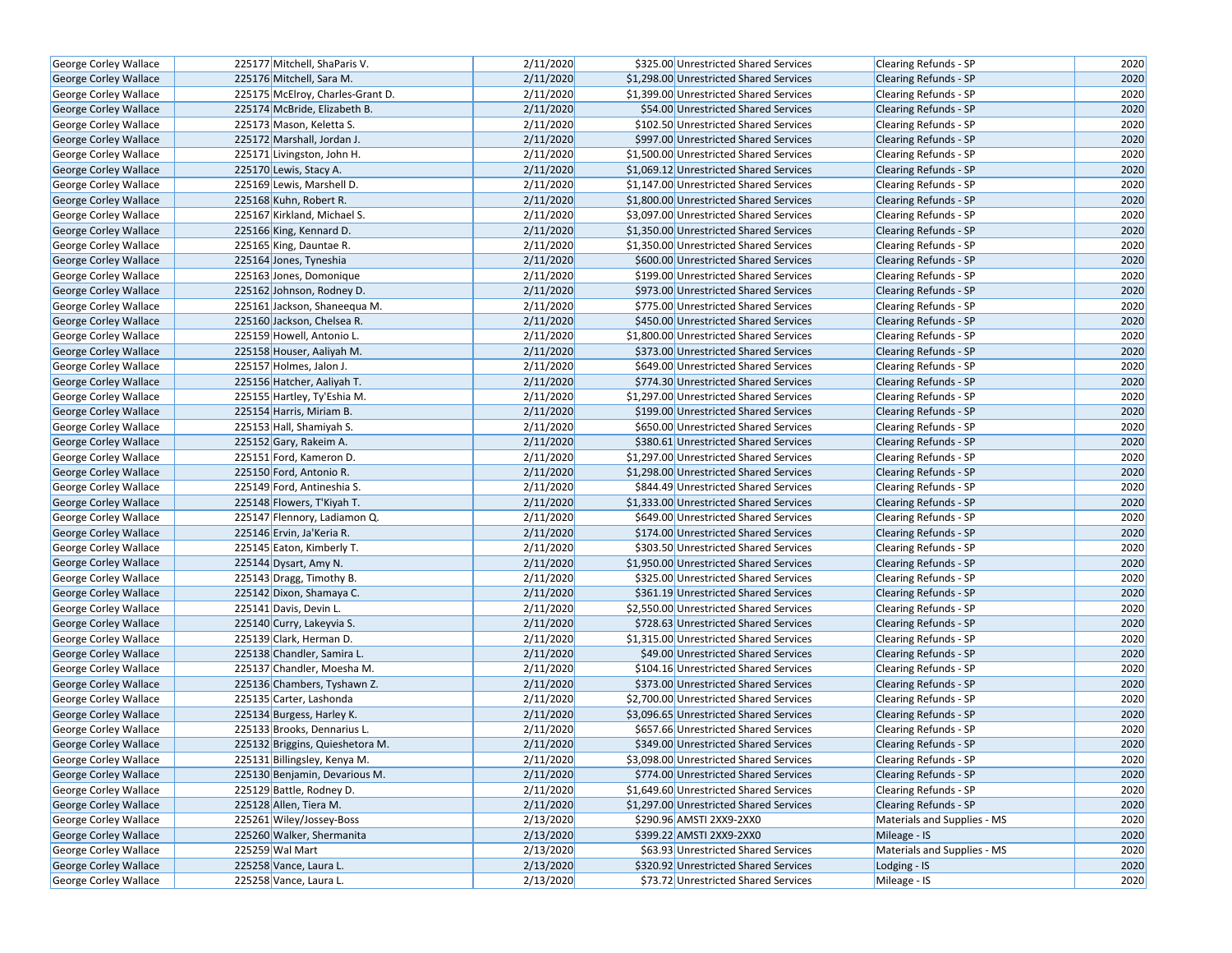| George Corley Wallace | 225177 | Mitchell, ShaParis V. | 2/11/2020 | $325.00 | Unrestricted Shared Services | Clearing Refunds - SP | 2020 |
|---|---|---|---|---|---|---|---|
| George Corley Wallace | 225176 | Mitchell, Sara M. | 2/11/2020 | $1,298.00 | Unrestricted Shared Services | Clearing Refunds - SP | 2020 |
| George Corley Wallace | 225175 | McElroy, Charles-Grant D. | 2/11/2020 | $1,399.00 | Unrestricted Shared Services | Clearing Refunds - SP | 2020 |
| George Corley Wallace | 225174 | McBride, Elizabeth B. | 2/11/2020 | $54.00 | Unrestricted Shared Services | Clearing Refunds - SP | 2020 |
| George Corley Wallace | 225173 | Mason, Keletta S. | 2/11/2020 | $102.50 | Unrestricted Shared Services | Clearing Refunds - SP | 2020 |
| George Corley Wallace | 225172 | Marshall, Jordan J. | 2/11/2020 | $997.00 | Unrestricted Shared Services | Clearing Refunds - SP | 2020 |
| George Corley Wallace | 225171 | Livingston, John H. | 2/11/2020 | $1,500.00 | Unrestricted Shared Services | Clearing Refunds - SP | 2020 |
| George Corley Wallace | 225170 | Lewis, Stacy A. | 2/11/2020 | $1,069.12 | Unrestricted Shared Services | Clearing Refunds - SP | 2020 |
| George Corley Wallace | 225169 | Lewis, Marshell D. | 2/11/2020 | $1,147.00 | Unrestricted Shared Services | Clearing Refunds - SP | 2020 |
| George Corley Wallace | 225168 | Kuhn, Robert R. | 2/11/2020 | $1,800.00 | Unrestricted Shared Services | Clearing Refunds - SP | 2020 |
| George Corley Wallace | 225167 | Kirkland, Michael S. | 2/11/2020 | $3,097.00 | Unrestricted Shared Services | Clearing Refunds - SP | 2020 |
| George Corley Wallace | 225166 | King, Kennard D. | 2/11/2020 | $1,350.00 | Unrestricted Shared Services | Clearing Refunds - SP | 2020 |
| George Corley Wallace | 225165 | King, Dauntae R. | 2/11/2020 | $1,350.00 | Unrestricted Shared Services | Clearing Refunds - SP | 2020 |
| George Corley Wallace | 225164 | Jones, Tyneshia | 2/11/2020 | $600.00 | Unrestricted Shared Services | Clearing Refunds - SP | 2020 |
| George Corley Wallace | 225163 | Jones, Domonique | 2/11/2020 | $199.00 | Unrestricted Shared Services | Clearing Refunds - SP | 2020 |
| George Corley Wallace | 225162 | Johnson, Rodney D. | 2/11/2020 | $973.00 | Unrestricted Shared Services | Clearing Refunds - SP | 2020 |
| George Corley Wallace | 225161 | Jackson, Shaneequa M. | 2/11/2020 | $775.00 | Unrestricted Shared Services | Clearing Refunds - SP | 2020 |
| George Corley Wallace | 225160 | Jackson, Chelsea R. | 2/11/2020 | $450.00 | Unrestricted Shared Services | Clearing Refunds - SP | 2020 |
| George Corley Wallace | 225159 | Howell, Antonio L. | 2/11/2020 | $1,800.00 | Unrestricted Shared Services | Clearing Refunds - SP | 2020 |
| George Corley Wallace | 225158 | Houser, Aaliyah M. | 2/11/2020 | $373.00 | Unrestricted Shared Services | Clearing Refunds - SP | 2020 |
| George Corley Wallace | 225157 | Holmes, Jalon J. | 2/11/2020 | $649.00 | Unrestricted Shared Services | Clearing Refunds - SP | 2020 |
| George Corley Wallace | 225156 | Hatcher, Aaliyah T. | 2/11/2020 | $774.30 | Unrestricted Shared Services | Clearing Refunds - SP | 2020 |
| George Corley Wallace | 225155 | Hartley, Ty'Eshia M. | 2/11/2020 | $1,297.00 | Unrestricted Shared Services | Clearing Refunds - SP | 2020 |
| George Corley Wallace | 225154 | Harris, Miriam B. | 2/11/2020 | $199.00 | Unrestricted Shared Services | Clearing Refunds - SP | 2020 |
| George Corley Wallace | 225153 | Hall, Shamiyah S. | 2/11/2020 | $650.00 | Unrestricted Shared Services | Clearing Refunds - SP | 2020 |
| George Corley Wallace | 225152 | Gary, Rakeim A. | 2/11/2020 | $380.61 | Unrestricted Shared Services | Clearing Refunds - SP | 2020 |
| George Corley Wallace | 225151 | Ford, Kameron D. | 2/11/2020 | $1,297.00 | Unrestricted Shared Services | Clearing Refunds - SP | 2020 |
| George Corley Wallace | 225150 | Ford, Antonio R. | 2/11/2020 | $1,298.00 | Unrestricted Shared Services | Clearing Refunds - SP | 2020 |
| George Corley Wallace | 225149 | Ford, Antineshia S. | 2/11/2020 | $844.49 | Unrestricted Shared Services | Clearing Refunds - SP | 2020 |
| George Corley Wallace | 225148 | Flowers, T'Kiyah T. | 2/11/2020 | $1,333.00 | Unrestricted Shared Services | Clearing Refunds - SP | 2020 |
| George Corley Wallace | 225147 | Flennory, Ladiamon Q. | 2/11/2020 | $649.00 | Unrestricted Shared Services | Clearing Refunds - SP | 2020 |
| George Corley Wallace | 225146 | Ervin, Ja'Keria R. | 2/11/2020 | $174.00 | Unrestricted Shared Services | Clearing Refunds - SP | 2020 |
| George Corley Wallace | 225145 | Eaton, Kimberly T. | 2/11/2020 | $303.50 | Unrestricted Shared Services | Clearing Refunds - SP | 2020 |
| George Corley Wallace | 225144 | Dysart, Amy N. | 2/11/2020 | $1,950.00 | Unrestricted Shared Services | Clearing Refunds - SP | 2020 |
| George Corley Wallace | 225143 | Dragg, Timothy B. | 2/11/2020 | $325.00 | Unrestricted Shared Services | Clearing Refunds - SP | 2020 |
| George Corley Wallace | 225142 | Dixon, Shamaya C. | 2/11/2020 | $361.19 | Unrestricted Shared Services | Clearing Refunds - SP | 2020 |
| George Corley Wallace | 225141 | Davis, Devin L. | 2/11/2020 | $2,550.00 | Unrestricted Shared Services | Clearing Refunds - SP | 2020 |
| George Corley Wallace | 225140 | Curry, Lakeyvia S. | 2/11/2020 | $728.63 | Unrestricted Shared Services | Clearing Refunds - SP | 2020 |
| George Corley Wallace | 225139 | Clark, Herman D. | 2/11/2020 | $1,315.00 | Unrestricted Shared Services | Clearing Refunds - SP | 2020 |
| George Corley Wallace | 225138 | Chandler, Samira L. | 2/11/2020 | $49.00 | Unrestricted Shared Services | Clearing Refunds - SP | 2020 |
| George Corley Wallace | 225137 | Chandler, Moesha M. | 2/11/2020 | $104.16 | Unrestricted Shared Services | Clearing Refunds - SP | 2020 |
| George Corley Wallace | 225136 | Chambers, Tyshawn Z. | 2/11/2020 | $373.00 | Unrestricted Shared Services | Clearing Refunds - SP | 2020 |
| George Corley Wallace | 225135 | Carter, Lashonda | 2/11/2020 | $2,700.00 | Unrestricted Shared Services | Clearing Refunds - SP | 2020 |
| George Corley Wallace | 225134 | Burgess, Harley K. | 2/11/2020 | $3,096.65 | Unrestricted Shared Services | Clearing Refunds - SP | 2020 |
| George Corley Wallace | 225133 | Brooks, Dennarius L. | 2/11/2020 | $657.66 | Unrestricted Shared Services | Clearing Refunds - SP | 2020 |
| George Corley Wallace | 225132 | Briggins, Quieshetora M. | 2/11/2020 | $349.00 | Unrestricted Shared Services | Clearing Refunds - SP | 2020 |
| George Corley Wallace | 225131 | Billingsley, Kenya M. | 2/11/2020 | $3,098.00 | Unrestricted Shared Services | Clearing Refunds - SP | 2020 |
| George Corley Wallace | 225130 | Benjamin, Devarious M. | 2/11/2020 | $774.00 | Unrestricted Shared Services | Clearing Refunds - SP | 2020 |
| George Corley Wallace | 225129 | Battle, Rodney D. | 2/11/2020 | $1,649.60 | Unrestricted Shared Services | Clearing Refunds - SP | 2020 |
| George Corley Wallace | 225128 | Allen, Tiera M. | 2/11/2020 | $1,297.00 | Unrestricted Shared Services | Clearing Refunds - SP | 2020 |
| George Corley Wallace | 225261 | Wiley/Jossey-Boss | 2/13/2020 | $290.96 | AMSTI 2XX9-2XX0 | Materials and Supplies - MS | 2020 |
| George Corley Wallace | 225260 | Walker, Shermanita | 2/13/2020 | $399.22 | AMSTI 2XX9-2XX0 | Mileage - IS | 2020 |
| George Corley Wallace | 225259 | Wal Mart | 2/13/2020 | $63.93 | Unrestricted Shared Services | Materials and Supplies - MS | 2020 |
| George Corley Wallace | 225258 | Vance, Laura L. | 2/13/2020 | $320.92 | Unrestricted Shared Services | Lodging - IS | 2020 |
| George Corley Wallace | 225258 | Vance, Laura L. | 2/13/2020 | $73.72 | Unrestricted Shared Services | Mileage - IS | 2020 |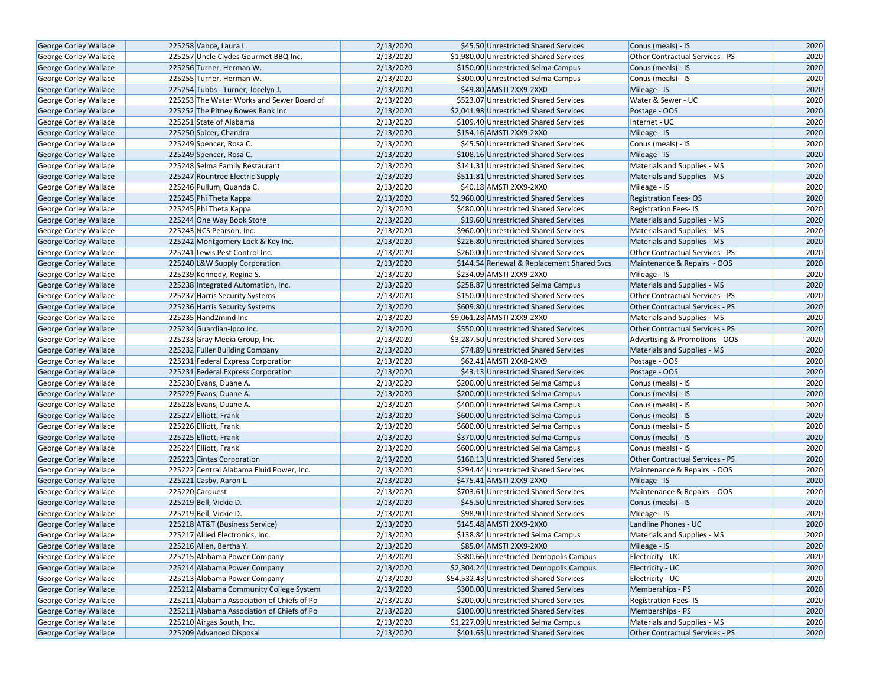| George Corley Wallace | 225258 | Vance, Laura L. | 2/13/2020 | $45.50 | Unrestricted Shared Services | Conus (meals) - IS | 2020 |
|---|---|---|---|---|---|---|---|
| George Corley Wallace | 225257 | Uncle Clydes Gourmet BBQ Inc. | 2/13/2020 | $1,980.00 | Unrestricted Shared Services | Other Contractual Services - PS | 2020 |
| George Corley Wallace | 225256 | Turner, Herman W. | 2/13/2020 | $150.00 | Unrestricted Selma Campus | Conus (meals) - IS | 2020 |
| George Corley Wallace | 225255 | Turner, Herman W. | 2/13/2020 | $300.00 | Unrestricted Selma Campus | Conus (meals) - IS | 2020 |
| George Corley Wallace | 225254 | Tubbs - Turner, Jocelyn J. | 2/13/2020 | $49.80 | AMSTI 2XX9-2XX0 | Mileage - IS | 2020 |
| George Corley Wallace | 225253 | The Water Works and Sewer Board of | 2/13/2020 | $523.07 | Unrestricted Shared Services | Water & Sewer - UC | 2020 |
| George Corley Wallace | 225252 | The Pitney Bowes Bank Inc | 2/13/2020 | $2,041.98 | Unrestricted Shared Services | Postage - OOS | 2020 |
| George Corley Wallace | 225251 | State of Alabama | 2/13/2020 | $109.40 | Unrestricted Shared Services | Internet - UC | 2020 |
| George Corley Wallace | 225250 | Spicer, Chandra | 2/13/2020 | $154.16 | AMSTI 2XX9-2XX0 | Mileage - IS | 2020 |
| George Corley Wallace | 225249 | Spencer, Rosa C. | 2/13/2020 | $45.50 | Unrestricted Shared Services | Conus (meals) - IS | 2020 |
| George Corley Wallace | 225249 | Spencer, Rosa C. | 2/13/2020 | $108.16 | Unrestricted Shared Services | Mileage - IS | 2020 |
| George Corley Wallace | 225248 | Selma Family Restaurant | 2/13/2020 | $141.31 | Unrestricted Shared Services | Materials and Supplies - MS | 2020 |
| George Corley Wallace | 225247 | Rountree Electric Supply | 2/13/2020 | $511.81 | Unrestricted Shared Services | Materials and Supplies - MS | 2020 |
| George Corley Wallace | 225246 | Pullum, Quanda C. | 2/13/2020 | $40.18 | AMSTI 2XX9-2XX0 | Mileage - IS | 2020 |
| George Corley Wallace | 225245 | Phi Theta Kappa | 2/13/2020 | $2,960.00 | Unrestricted Shared Services | Registration Fees- OS | 2020 |
| George Corley Wallace | 225245 | Phi Theta Kappa | 2/13/2020 | $480.00 | Unrestricted Shared Services | Registration Fees- IS | 2020 |
| George Corley Wallace | 225244 | One Way Book Store | 2/13/2020 | $19.60 | Unrestricted Shared Services | Materials and Supplies - MS | 2020 |
| George Corley Wallace | 225243 | NCS Pearson, Inc. | 2/13/2020 | $960.00 | Unrestricted Shared Services | Materials and Supplies - MS | 2020 |
| George Corley Wallace | 225242 | Montgomery Lock & Key Inc. | 2/13/2020 | $226.80 | Unrestricted Shared Services | Materials and Supplies - MS | 2020 |
| George Corley Wallace | 225241 | Lewis Pest Control Inc. | 2/13/2020 | $260.00 | Unrestricted Shared Services | Other Contractual Services - PS | 2020 |
| George Corley Wallace | 225240 | L&W Supply Corporation | 2/13/2020 | $144.54 | Renewal & Replacement Shared Svcs | Maintenance & Repairs - OOS | 2020 |
| George Corley Wallace | 225239 | Kennedy, Regina S. | 2/13/2020 | $234.09 | AMSTI 2XX9-2XX0 | Mileage - IS | 2020 |
| George Corley Wallace | 225238 | Integrated Automation, Inc. | 2/13/2020 | $258.87 | Unrestricted Selma Campus | Materials and Supplies - MS | 2020 |
| George Corley Wallace | 225237 | Harris Security Systems | 2/13/2020 | $150.00 | Unrestricted Shared Services | Other Contractual Services - PS | 2020 |
| George Corley Wallace | 225236 | Harris Security Systems | 2/13/2020 | $609.80 | Unrestricted Shared Services | Other Contractual Services - PS | 2020 |
| George Corley Wallace | 225235 | Hand2mind Inc | 2/13/2020 | $9,061.28 | AMSTI 2XX9-2XX0 | Materials and Supplies - MS | 2020 |
| George Corley Wallace | 225234 | Guardian-Ipco Inc. | 2/13/2020 | $550.00 | Unrestricted Shared Services | Other Contractual Services - PS | 2020 |
| George Corley Wallace | 225233 | Gray Media Group, Inc. | 2/13/2020 | $3,287.50 | Unrestricted Shared Services | Advertising & Promotions - OOS | 2020 |
| George Corley Wallace | 225232 | Fuller Building Company | 2/13/2020 | $74.89 | Unrestricted Shared Services | Materials and Supplies - MS | 2020 |
| George Corley Wallace | 225231 | Federal Express Corporation | 2/13/2020 | $62.41 | AMSTI 2XX8-2XX9 | Postage - OOS | 2020 |
| George Corley Wallace | 225231 | Federal Express Corporation | 2/13/2020 | $43.13 | Unrestricted Shared Services | Postage - OOS | 2020 |
| George Corley Wallace | 225230 | Evans, Duane A. | 2/13/2020 | $200.00 | Unrestricted Selma Campus | Conus (meals) - IS | 2020 |
| George Corley Wallace | 225229 | Evans, Duane A. | 2/13/2020 | $200.00 | Unrestricted Selma Campus | Conus (meals) - IS | 2020 |
| George Corley Wallace | 225228 | Evans, Duane A. | 2/13/2020 | $400.00 | Unrestricted Selma Campus | Conus (meals) - IS | 2020 |
| George Corley Wallace | 225227 | Elliott, Frank | 2/13/2020 | $600.00 | Unrestricted Selma Campus | Conus (meals) - IS | 2020 |
| George Corley Wallace | 225226 | Elliott, Frank | 2/13/2020 | $600.00 | Unrestricted Selma Campus | Conus (meals) - IS | 2020 |
| George Corley Wallace | 225225 | Elliott, Frank | 2/13/2020 | $370.00 | Unrestricted Selma Campus | Conus (meals) - IS | 2020 |
| George Corley Wallace | 225224 | Elliott, Frank | 2/13/2020 | $600.00 | Unrestricted Selma Campus | Conus (meals) - IS | 2020 |
| George Corley Wallace | 225223 | Cintas Corporation | 2/13/2020 | $160.13 | Unrestricted Shared Services | Other Contractual Services - PS | 2020 |
| George Corley Wallace | 225222 | Central Alabama Fluid Power, Inc. | 2/13/2020 | $294.44 | Unrestricted Shared Services | Maintenance & Repairs - OOS | 2020 |
| George Corley Wallace | 225221 | Casby, Aaron L. | 2/13/2020 | $475.41 | AMSTI 2XX9-2XX0 | Mileage - IS | 2020 |
| George Corley Wallace | 225220 | Carquest | 2/13/2020 | $703.61 | Unrestricted Shared Services | Maintenance & Repairs - OOS | 2020 |
| George Corley Wallace | 225219 | Bell, Vickie D. | 2/13/2020 | $45.50 | Unrestricted Shared Services | Conus (meals) - IS | 2020 |
| George Corley Wallace | 225219 | Bell, Vickie D. | 2/13/2020 | $98.90 | Unrestricted Shared Services | Mileage - IS | 2020 |
| George Corley Wallace | 225218 | AT&T (Business Service) | 2/13/2020 | $145.48 | AMSTI 2XX9-2XX0 | Landline Phones - UC | 2020 |
| George Corley Wallace | 225217 | Allied Electronics, Inc. | 2/13/2020 | $138.84 | Unrestricted Selma Campus | Materials and Supplies - MS | 2020 |
| George Corley Wallace | 225216 | Allen, Bertha Y. | 2/13/2020 | $85.04 | AMSTI 2XX9-2XX0 | Mileage - IS | 2020 |
| George Corley Wallace | 225215 | Alabama Power Company | 2/13/2020 | $380.66 | Unrestricted Demopolis Campus | Electricity - UC | 2020 |
| George Corley Wallace | 225214 | Alabama Power Company | 2/13/2020 | $2,304.24 | Unrestricted Demopolis Campus | Electricity - UC | 2020 |
| George Corley Wallace | 225213 | Alabama Power Company | 2/13/2020 | $54,532.43 | Unrestricted Shared Services | Electricity - UC | 2020 |
| George Corley Wallace | 225212 | Alabama Community College System | 2/13/2020 | $300.00 | Unrestricted Shared Services | Memberships - PS | 2020 |
| George Corley Wallace | 225211 | Alabama Association of Chiefs of Po | 2/13/2020 | $200.00 | Unrestricted Shared Services | Registration Fees- IS | 2020 |
| George Corley Wallace | 225211 | Alabama Association of Chiefs of Po | 2/13/2020 | $100.00 | Unrestricted Shared Services | Memberships - PS | 2020 |
| George Corley Wallace | 225210 | Airgas South, Inc. | 2/13/2020 | $1,227.09 | Unrestricted Selma Campus | Materials and Supplies - MS | 2020 |
| George Corley Wallace | 225209 | Advanced Disposal | 2/13/2020 | $401.63 | Unrestricted Shared Services | Other Contractual Services - PS | 2020 |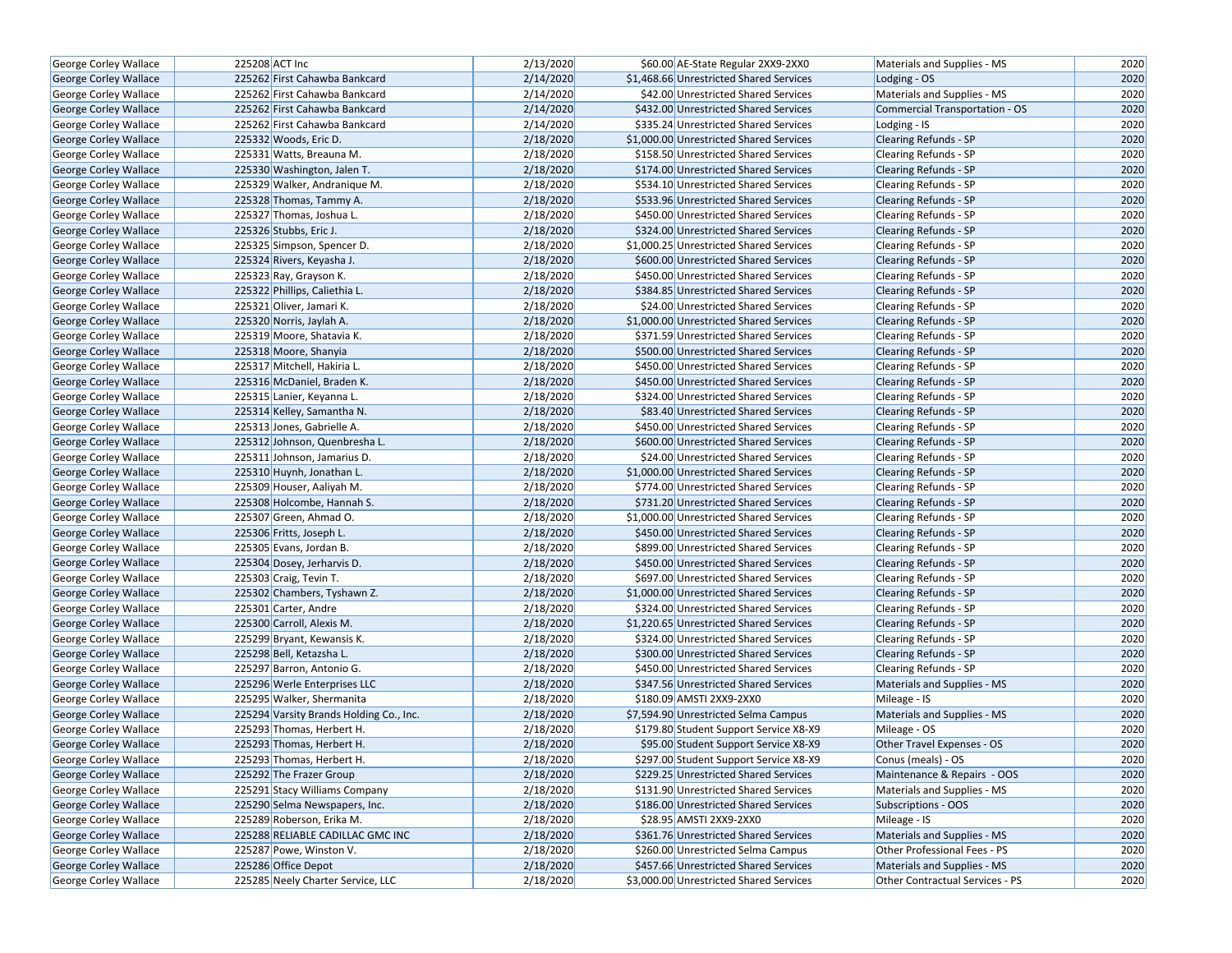| George Corley Wallace | 225208 | ACT Inc | 2/13/2020 | $60.00 | AE-State Regular 2XX9-2XX0 | Materials and Supplies - MS | 2020 |
|---|---|---|---|---|---|---|---|
| George Corley Wallace | 225262 | First Cahawba Bankcard | 2/14/2020 | $1,468.66 | Unrestricted Shared Services | Lodging - OS | 2020 |
| George Corley Wallace | 225262 | First Cahawba Bankcard | 2/14/2020 | $42.00 | Unrestricted Shared Services | Materials and Supplies - MS | 2020 |
| George Corley Wallace | 225262 | First Cahawba Bankcard | 2/14/2020 | $432.00 | Unrestricted Shared Services | Commercial Transportation - OS | 2020 |
| George Corley Wallace | 225262 | First Cahawba Bankcard | 2/14/2020 | $335.24 | Unrestricted Shared Services | Lodging - IS | 2020 |
| George Corley Wallace | 225332 | Woods, Eric D. | 2/18/2020 | $1,000.00 | Unrestricted Shared Services | Clearing Refunds - SP | 2020 |
| George Corley Wallace | 225331 | Watts, Breauna M. | 2/18/2020 | $158.50 | Unrestricted Shared Services | Clearing Refunds - SP | 2020 |
| George Corley Wallace | 225330 | Washington, Jalen T. | 2/18/2020 | $174.00 | Unrestricted Shared Services | Clearing Refunds - SP | 2020 |
| George Corley Wallace | 225329 | Walker, Andranique M. | 2/18/2020 | $534.10 | Unrestricted Shared Services | Clearing Refunds - SP | 2020 |
| George Corley Wallace | 225328 | Thomas, Tammy A. | 2/18/2020 | $533.96 | Unrestricted Shared Services | Clearing Refunds - SP | 2020 |
| George Corley Wallace | 225327 | Thomas, Joshua L. | 2/18/2020 | $450.00 | Unrestricted Shared Services | Clearing Refunds - SP | 2020 |
| George Corley Wallace | 225326 | Stubbs, Eric J. | 2/18/2020 | $324.00 | Unrestricted Shared Services | Clearing Refunds - SP | 2020 |
| George Corley Wallace | 225325 | Simpson, Spencer D. | 2/18/2020 | $1,000.25 | Unrestricted Shared Services | Clearing Refunds - SP | 2020 |
| George Corley Wallace | 225324 | Rivers, Keyasha J. | 2/18/2020 | $600.00 | Unrestricted Shared Services | Clearing Refunds - SP | 2020 |
| George Corley Wallace | 225323 | Ray, Grayson K. | 2/18/2020 | $450.00 | Unrestricted Shared Services | Clearing Refunds - SP | 2020 |
| George Corley Wallace | 225322 | Phillips, Caliethia L. | 2/18/2020 | $384.85 | Unrestricted Shared Services | Clearing Refunds - SP | 2020 |
| George Corley Wallace | 225321 | Oliver, Jamari K. | 2/18/2020 | $24.00 | Unrestricted Shared Services | Clearing Refunds - SP | 2020 |
| George Corley Wallace | 225320 | Norris, Jaylah A. | 2/18/2020 | $1,000.00 | Unrestricted Shared Services | Clearing Refunds - SP | 2020 |
| George Corley Wallace | 225319 | Moore, Shatavia K. | 2/18/2020 | $371.59 | Unrestricted Shared Services | Clearing Refunds - SP | 2020 |
| George Corley Wallace | 225318 | Moore, Shanyia | 2/18/2020 | $500.00 | Unrestricted Shared Services | Clearing Refunds - SP | 2020 |
| George Corley Wallace | 225317 | Mitchell, Hakiria L. | 2/18/2020 | $450.00 | Unrestricted Shared Services | Clearing Refunds - SP | 2020 |
| George Corley Wallace | 225316 | McDaniel, Braden K. | 2/18/2020 | $450.00 | Unrestricted Shared Services | Clearing Refunds - SP | 2020 |
| George Corley Wallace | 225315 | Lanier, Keyanna L. | 2/18/2020 | $324.00 | Unrestricted Shared Services | Clearing Refunds - SP | 2020 |
| George Corley Wallace | 225314 | Kelley, Samantha N. | 2/18/2020 | $83.40 | Unrestricted Shared Services | Clearing Refunds - SP | 2020 |
| George Corley Wallace | 225313 | Jones, Gabrielle A. | 2/18/2020 | $450.00 | Unrestricted Shared Services | Clearing Refunds - SP | 2020 |
| George Corley Wallace | 225312 | Johnson, Quenbresha L. | 2/18/2020 | $600.00 | Unrestricted Shared Services | Clearing Refunds - SP | 2020 |
| George Corley Wallace | 225311 | Johnson, Jamarius D. | 2/18/2020 | $24.00 | Unrestricted Shared Services | Clearing Refunds - SP | 2020 |
| George Corley Wallace | 225310 | Huynh, Jonathan L. | 2/18/2020 | $1,000.00 | Unrestricted Shared Services | Clearing Refunds - SP | 2020 |
| George Corley Wallace | 225309 | Houser, Aaliyah M. | 2/18/2020 | $774.00 | Unrestricted Shared Services | Clearing Refunds - SP | 2020 |
| George Corley Wallace | 225308 | Holcombe, Hannah S. | 2/18/2020 | $731.20 | Unrestricted Shared Services | Clearing Refunds - SP | 2020 |
| George Corley Wallace | 225307 | Green, Ahmad O. | 2/18/2020 | $1,000.00 | Unrestricted Shared Services | Clearing Refunds - SP | 2020 |
| George Corley Wallace | 225306 | Fritts, Joseph L. | 2/18/2020 | $450.00 | Unrestricted Shared Services | Clearing Refunds - SP | 2020 |
| George Corley Wallace | 225305 | Evans, Jordan B. | 2/18/2020 | $899.00 | Unrestricted Shared Services | Clearing Refunds - SP | 2020 |
| George Corley Wallace | 225304 | Dosey, Jerharvis D. | 2/18/2020 | $450.00 | Unrestricted Shared Services | Clearing Refunds - SP | 2020 |
| George Corley Wallace | 225303 | Craig, Tevin T. | 2/18/2020 | $697.00 | Unrestricted Shared Services | Clearing Refunds - SP | 2020 |
| George Corley Wallace | 225302 | Chambers, Tyshawn Z. | 2/18/2020 | $1,000.00 | Unrestricted Shared Services | Clearing Refunds - SP | 2020 |
| George Corley Wallace | 225301 | Carter, Andre | 2/18/2020 | $324.00 | Unrestricted Shared Services | Clearing Refunds - SP | 2020 |
| George Corley Wallace | 225300 | Carroll, Alexis M. | 2/18/2020 | $1,220.65 | Unrestricted Shared Services | Clearing Refunds - SP | 2020 |
| George Corley Wallace | 225299 | Bryant, Kewansis K. | 2/18/2020 | $324.00 | Unrestricted Shared Services | Clearing Refunds - SP | 2020 |
| George Corley Wallace | 225298 | Bell, Ketazsha L. | 2/18/2020 | $300.00 | Unrestricted Shared Services | Clearing Refunds - SP | 2020 |
| George Corley Wallace | 225297 | Barron, Antonio G. | 2/18/2020 | $450.00 | Unrestricted Shared Services | Clearing Refunds - SP | 2020 |
| George Corley Wallace | 225296 | Werle Enterprises LLC | 2/18/2020 | $347.56 | Unrestricted Shared Services | Materials and Supplies - MS | 2020 |
| George Corley Wallace | 225295 | Walker, Shermanita | 2/18/2020 | $180.09 | AMSTI 2XX9-2XX0 | Mileage - IS | 2020 |
| George Corley Wallace | 225294 | Varsity Brands Holding Co., Inc. | 2/18/2020 | $7,594.90 | Unrestricted Selma Campus | Materials and Supplies - MS | 2020 |
| George Corley Wallace | 225293 | Thomas, Herbert H. | 2/18/2020 | $179.80 | Student Support Service X8-X9 | Mileage - OS | 2020 |
| George Corley Wallace | 225293 | Thomas, Herbert H. | 2/18/2020 | $95.00 | Student Support Service X8-X9 | Other Travel Expenses - OS | 2020 |
| George Corley Wallace | 225293 | Thomas, Herbert H. | 2/18/2020 | $297.00 | Student Support Service X8-X9 | Conus (meals) - OS | 2020 |
| George Corley Wallace | 225292 | The Frazer Group | 2/18/2020 | $229.25 | Unrestricted Shared Services | Maintenance & Repairs - OOS | 2020 |
| George Corley Wallace | 225291 | Stacy Williams Company | 2/18/2020 | $131.90 | Unrestricted Shared Services | Materials and Supplies - MS | 2020 |
| George Corley Wallace | 225290 | Selma Newspapers, Inc. | 2/18/2020 | $186.00 | Unrestricted Shared Services | Subscriptions - OOS | 2020 |
| George Corley Wallace | 225289 | Roberson, Erika M. | 2/18/2020 | $28.95 | AMSTI 2XX9-2XX0 | Mileage - IS | 2020 |
| George Corley Wallace | 225288 | RELIABLE CADILLAC GMC INC | 2/18/2020 | $361.76 | Unrestricted Shared Services | Materials and Supplies - MS | 2020 |
| George Corley Wallace | 225287 | Powe, Winston V. | 2/18/2020 | $260.00 | Unrestricted Selma Campus | Other Professional Fees - PS | 2020 |
| George Corley Wallace | 225286 | Office Depot | 2/18/2020 | $457.66 | Unrestricted Shared Services | Materials and Supplies - MS | 2020 |
| George Corley Wallace | 225285 | Neely Charter Service, LLC | 2/18/2020 | $3,000.00 | Unrestricted Shared Services | Other Contractual Services - PS | 2020 |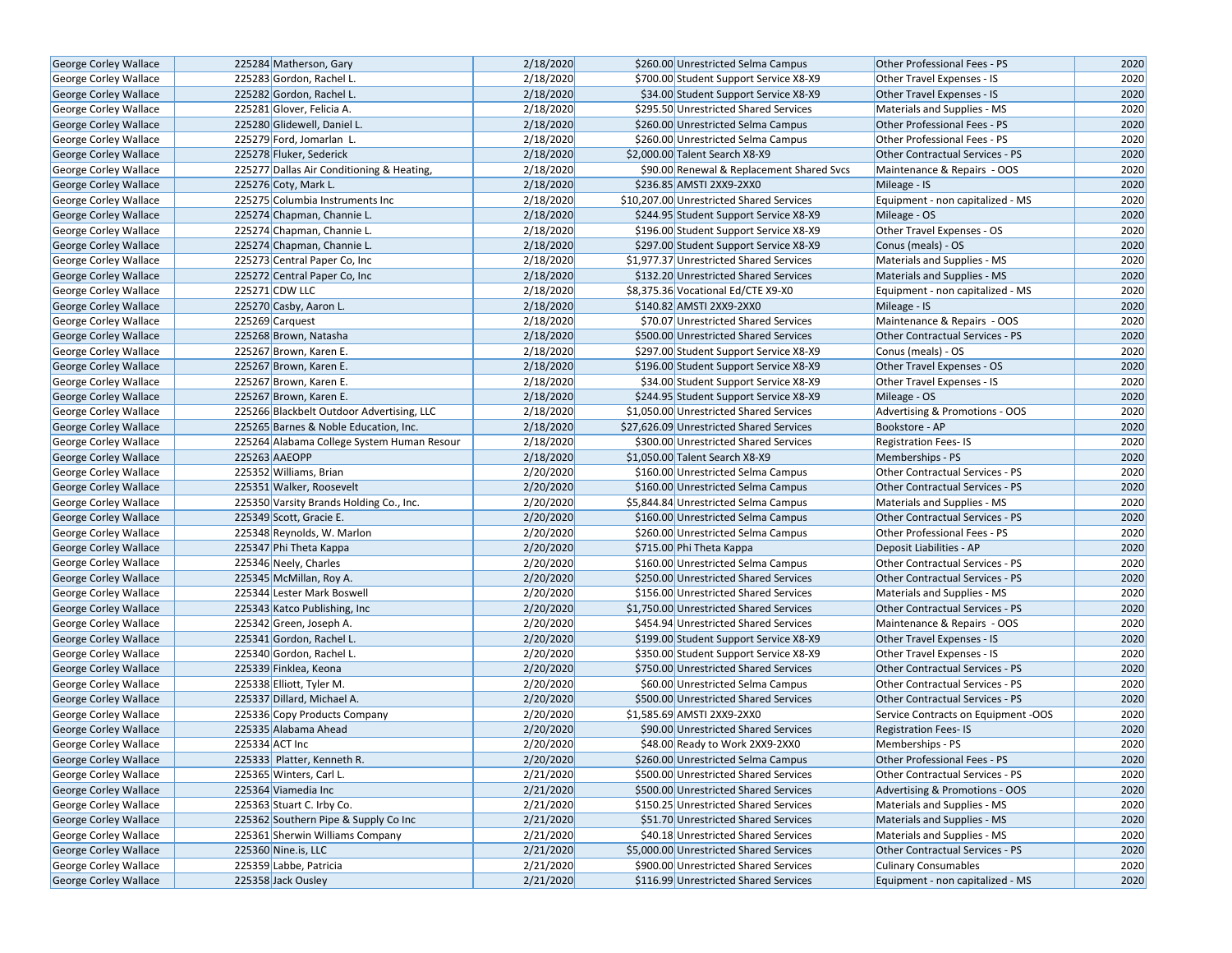| | | | | | | | |
|---|---|---|---|---|---|---|---|
| George Corley Wallace | 225284 | Matherson, Gary | 2/18/2020 | $260.00 | Unrestricted Selma Campus | Other Professional Fees - PS | 2020 |
| George Corley Wallace | 225283 | Gordon, Rachel L. | 2/18/2020 | $700.00 | Student Support Service X8-X9 | Other Travel Expenses - IS | 2020 |
| George Corley Wallace | 225282 | Gordon, Rachel L. | 2/18/2020 | $34.00 | Student Support Service X8-X9 | Other Travel Expenses - IS | 2020 |
| George Corley Wallace | 225281 | Glover, Felicia A. | 2/18/2020 | $295.50 | Unrestricted Shared Services | Materials and Supplies - MS | 2020 |
| George Corley Wallace | 225280 | Glidewell, Daniel L. | 2/18/2020 | $260.00 | Unrestricted Selma Campus | Other Professional Fees - PS | 2020 |
| George Corley Wallace | 225279 | Ford, Jomarlan L. | 2/18/2020 | $260.00 | Unrestricted Selma Campus | Other Professional Fees - PS | 2020 |
| George Corley Wallace | 225278 | Fluker, Sederick | 2/18/2020 | $2,000.00 | Talent Search X8-X9 | Other Contractual Services - PS | 2020 |
| George Corley Wallace | 225277 | Dallas Air Conditioning & Heating, | 2/18/2020 | $90.00 | Renewal & Replacement Shared Svcs | Maintenance & Repairs - OOS | 2020 |
| George Corley Wallace | 225276 | Coty, Mark L. | 2/18/2020 | $236.85 | AMSTI 2XX9-2XX0 | Mileage - IS | 2020 |
| George Corley Wallace | 225275 | Columbia Instruments Inc | 2/18/2020 | $10,207.00 | Unrestricted Shared Services | Equipment - non capitalized - MS | 2020 |
| George Corley Wallace | 225274 | Chapman, Channie L. | 2/18/2020 | $244.95 | Student Support Service X8-X9 | Mileage - OS | 2020 |
| George Corley Wallace | 225274 | Chapman, Channie L. | 2/18/2020 | $196.00 | Student Support Service X8-X9 | Other Travel Expenses - OS | 2020 |
| George Corley Wallace | 225274 | Chapman, Channie L. | 2/18/2020 | $297.00 | Student Support Service X8-X9 | Conus (meals) - OS | 2020 |
| George Corley Wallace | 225273 | Central Paper Co, Inc | 2/18/2020 | $1,977.37 | Unrestricted Shared Services | Materials and Supplies - MS | 2020 |
| George Corley Wallace | 225272 | Central Paper Co, Inc | 2/18/2020 | $132.20 | Unrestricted Shared Services | Materials and Supplies - MS | 2020 |
| George Corley Wallace | 225271 | CDW LLC | 2/18/2020 | $8,375.36 | Vocational Ed/CTE X9-X0 | Equipment - non capitalized - MS | 2020 |
| George Corley Wallace | 225270 | Casby, Aaron L. | 2/18/2020 | $140.82 | AMSTI 2XX9-2XX0 | Mileage - IS | 2020 |
| George Corley Wallace | 225269 | Carquest | 2/18/2020 | $70.07 | Unrestricted Shared Services | Maintenance & Repairs - OOS | 2020 |
| George Corley Wallace | 225268 | Brown, Natasha | 2/18/2020 | $500.00 | Unrestricted Shared Services | Other Contractual Services - PS | 2020 |
| George Corley Wallace | 225267 | Brown, Karen E. | 2/18/2020 | $297.00 | Student Support Service X8-X9 | Conus (meals) - OS | 2020 |
| George Corley Wallace | 225267 | Brown, Karen E. | 2/18/2020 | $196.00 | Student Support Service X8-X9 | Other Travel Expenses - OS | 2020 |
| George Corley Wallace | 225267 | Brown, Karen E. | 2/18/2020 | $34.00 | Student Support Service X8-X9 | Other Travel Expenses - IS | 2020 |
| George Corley Wallace | 225267 | Brown, Karen E. | 2/18/2020 | $244.95 | Student Support Service X8-X9 | Mileage - OS | 2020 |
| George Corley Wallace | 225266 | Blackbelt Outdoor Advertising, LLC | 2/18/2020 | $1,050.00 | Unrestricted Shared Services | Advertising & Promotions - OOS | 2020 |
| George Corley Wallace | 225265 | Barnes & Noble Education, Inc. | 2/18/2020 | $27,626.09 | Unrestricted Shared Services | Bookstore - AP | 2020 |
| George Corley Wallace | 225264 | Alabama College System Human Resour | 2/18/2020 | $300.00 | Unrestricted Shared Services | Registration Fees- IS | 2020 |
| George Corley Wallace | 225263 | AAEOPP | 2/18/2020 | $1,050.00 | Talent Search X8-X9 | Memberships - PS | 2020 |
| George Corley Wallace | 225352 | Williams, Brian | 2/20/2020 | $160.00 | Unrestricted Selma Campus | Other Contractual Services - PS | 2020 |
| George Corley Wallace | 225351 | Walker, Roosevelt | 2/20/2020 | $160.00 | Unrestricted Selma Campus | Other Contractual Services - PS | 2020 |
| George Corley Wallace | 225350 | Varsity Brands Holding Co., Inc. | 2/20/2020 | $5,844.84 | Unrestricted Selma Campus | Materials and Supplies - MS | 2020 |
| George Corley Wallace | 225349 | Scott, Gracie E. | 2/20/2020 | $160.00 | Unrestricted Selma Campus | Other Contractual Services - PS | 2020 |
| George Corley Wallace | 225348 | Reynolds, W. Marlon | 2/20/2020 | $260.00 | Unrestricted Selma Campus | Other Professional Fees - PS | 2020 |
| George Corley Wallace | 225347 | Phi Theta Kappa | 2/20/2020 | $715.00 | Phi Theta Kappa | Deposit Liabilities - AP | 2020 |
| George Corley Wallace | 225346 | Neely, Charles | 2/20/2020 | $160.00 | Unrestricted Selma Campus | Other Contractual Services - PS | 2020 |
| George Corley Wallace | 225345 | McMillan, Roy A. | 2/20/2020 | $250.00 | Unrestricted Shared Services | Other Contractual Services - PS | 2020 |
| George Corley Wallace | 225344 | Lester Mark Boswell | 2/20/2020 | $156.00 | Unrestricted Shared Services | Materials and Supplies - MS | 2020 |
| George Corley Wallace | 225343 | Katco Publishing, Inc | 2/20/2020 | $1,750.00 | Unrestricted Shared Services | Other Contractual Services - PS | 2020 |
| George Corley Wallace | 225342 | Green, Joseph A. | 2/20/2020 | $454.94 | Unrestricted Shared Services | Maintenance & Repairs - OOS | 2020 |
| George Corley Wallace | 225341 | Gordon, Rachel L. | 2/20/2020 | $199.00 | Student Support Service X8-X9 | Other Travel Expenses - IS | 2020 |
| George Corley Wallace | 225340 | Gordon, Rachel L. | 2/20/2020 | $350.00 | Student Support Service X8-X9 | Other Travel Expenses - IS | 2020 |
| George Corley Wallace | 225339 | Finklea, Keona | 2/20/2020 | $750.00 | Unrestricted Shared Services | Other Contractual Services - PS | 2020 |
| George Corley Wallace | 225338 | Elliott, Tyler M. | 2/20/2020 | $60.00 | Unrestricted Selma Campus | Other Contractual Services - PS | 2020 |
| George Corley Wallace | 225337 | Dillard, Michael A. | 2/20/2020 | $500.00 | Unrestricted Shared Services | Other Contractual Services - PS | 2020 |
| George Corley Wallace | 225336 | Copy Products Company | 2/20/2020 | $1,585.69 | AMSTI 2XX9-2XX0 | Service Contracts on Equipment -OOS | 2020 |
| George Corley Wallace | 225335 | Alabama Ahead | 2/20/2020 | $90.00 | Unrestricted Shared Services | Registration Fees- IS | 2020 |
| George Corley Wallace | 225334 | ACT Inc | 2/20/2020 | $48.00 | Ready to Work 2XX9-2XX0 | Memberships - PS | 2020 |
| George Corley Wallace | 225333 | Platter, Kenneth R. | 2/20/2020 | $260.00 | Unrestricted Selma Campus | Other Professional Fees - PS | 2020 |
| George Corley Wallace | 225365 | Winters, Carl L. | 2/21/2020 | $500.00 | Unrestricted Shared Services | Other Contractual Services - PS | 2020 |
| George Corley Wallace | 225364 | Viamedia Inc | 2/21/2020 | $500.00 | Unrestricted Shared Services | Advertising & Promotions - OOS | 2020 |
| George Corley Wallace | 225363 | Stuart C. Irby Co. | 2/21/2020 | $150.25 | Unrestricted Shared Services | Materials and Supplies - MS | 2020 |
| George Corley Wallace | 225362 | Southern Pipe & Supply Co Inc | 2/21/2020 | $51.70 | Unrestricted Shared Services | Materials and Supplies - MS | 2020 |
| George Corley Wallace | 225361 | Sherwin Williams Company | 2/21/2020 | $40.18 | Unrestricted Shared Services | Materials and Supplies - MS | 2020 |
| George Corley Wallace | 225360 | Nine.is, LLC | 2/21/2020 | $5,000.00 | Unrestricted Shared Services | Other Contractual Services - PS | 2020 |
| George Corley Wallace | 225359 | Labbe, Patricia | 2/21/2020 | $900.00 | Unrestricted Shared Services | Culinary Consumables | 2020 |
| George Corley Wallace | 225358 | Jack Ousley | 2/21/2020 | $116.99 | Unrestricted Shared Services | Equipment - non capitalized - MS | 2020 |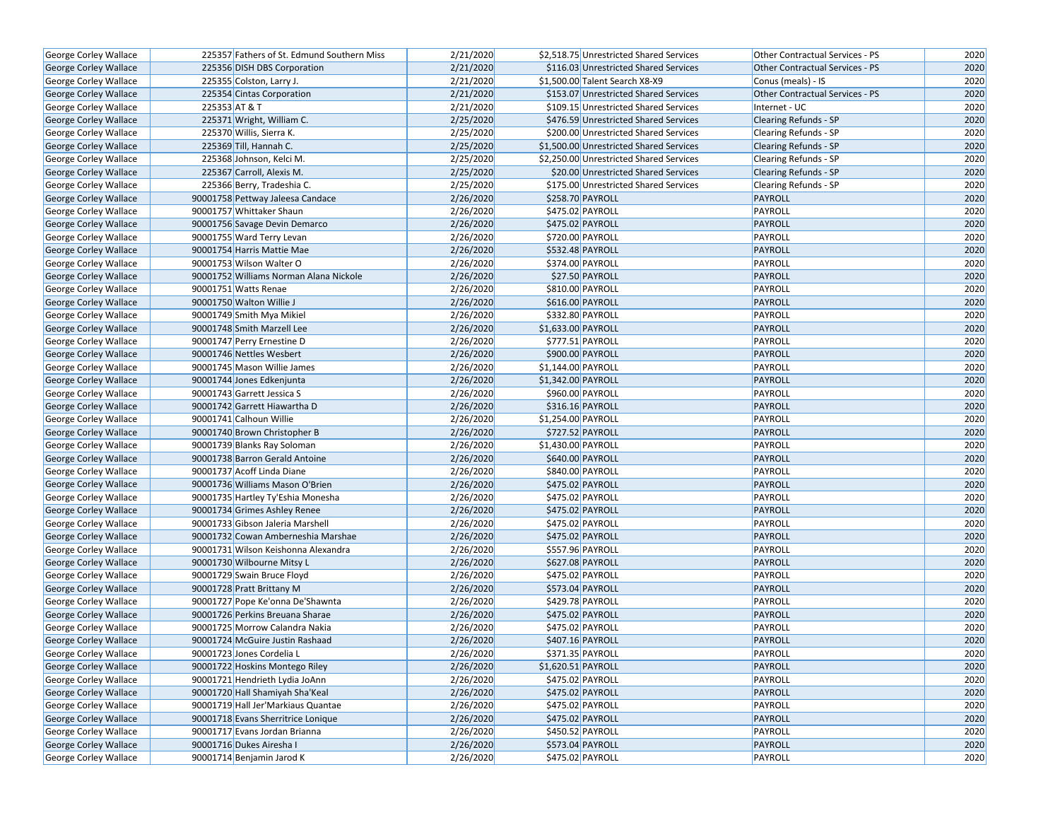| George Corley Wallace | 225357 | Fathers of St. Edmund Southern Miss | 2/21/2020 | $2,518.75 | Unrestricted Shared Services | Other Contractual Services - PS | 2020 |
|---|---|---|---|---|---|---|---|
| George Corley Wallace | 225356 | DISH DBS Corporation | 2/21/2020 | $116.03 | Unrestricted Shared Services | Other Contractual Services - PS | 2020 |
| George Corley Wallace | 225355 | Colston, Larry J. | 2/21/2020 | $1,500.00 | Talent Search X8-X9 | Conus (meals) - IS | 2020 |
| George Corley Wallace | 225354 | Cintas Corporation | 2/21/2020 | $153.07 | Unrestricted Shared Services | Other Contractual Services - PS | 2020 |
| George Corley Wallace | 225353 | AT & T | 2/21/2020 | $109.15 | Unrestricted Shared Services | Internet - UC | 2020 |
| George Corley Wallace | 225371 | Wright, William C. | 2/25/2020 | $476.59 | Unrestricted Shared Services | Clearing Refunds - SP | 2020 |
| George Corley Wallace | 225370 | Willis, Sierra K. | 2/25/2020 | $200.00 | Unrestricted Shared Services | Clearing Refunds - SP | 2020 |
| George Corley Wallace | 225369 | Till, Hannah C. | 2/25/2020 | $1,500.00 | Unrestricted Shared Services | Clearing Refunds - SP | 2020 |
| George Corley Wallace | 225368 | Johnson, Kelci M. | 2/25/2020 | $2,250.00 | Unrestricted Shared Services | Clearing Refunds - SP | 2020 |
| George Corley Wallace | 225367 | Carroll, Alexis M. | 2/25/2020 | $20.00 | Unrestricted Shared Services | Clearing Refunds - SP | 2020 |
| George Corley Wallace | 225366 | Berry, Tradeshia C. | 2/25/2020 | $175.00 | Unrestricted Shared Services | Clearing Refunds - SP | 2020 |
| George Corley Wallace | 90001758 | Pettway Jaleesa Candace | 2/26/2020 | $258.70 | PAYROLL | PAYROLL | 2020 |
| George Corley Wallace | 90001757 | Whittaker Shaun | 2/26/2020 | $475.02 | PAYROLL | PAYROLL | 2020 |
| George Corley Wallace | 90001756 | Savage Devin Demarco | 2/26/2020 | $475.02 | PAYROLL | PAYROLL | 2020 |
| George Corley Wallace | 90001755 | Ward Terry Levan | 2/26/2020 | $720.00 | PAYROLL | PAYROLL | 2020 |
| George Corley Wallace | 90001754 | Harris Mattie Mae | 2/26/2020 | $532.48 | PAYROLL | PAYROLL | 2020 |
| George Corley Wallace | 90001753 | Wilson Walter O | 2/26/2020 | $374.00 | PAYROLL | PAYROLL | 2020 |
| George Corley Wallace | 90001752 | Williams Norman Alana Nickole | 2/26/2020 | $27.50 | PAYROLL | PAYROLL | 2020 |
| George Corley Wallace | 90001751 | Watts Renae | 2/26/2020 | $810.00 | PAYROLL | PAYROLL | 2020 |
| George Corley Wallace | 90001750 | Walton Willie J | 2/26/2020 | $616.00 | PAYROLL | PAYROLL | 2020 |
| George Corley Wallace | 90001749 | Smith Mya Mikiel | 2/26/2020 | $332.80 | PAYROLL | PAYROLL | 2020 |
| George Corley Wallace | 90001748 | Smith Marzell Lee | 2/26/2020 | $1,633.00 | PAYROLL | PAYROLL | 2020 |
| George Corley Wallace | 90001747 | Perry Ernestine D | 2/26/2020 | $777.51 | PAYROLL | PAYROLL | 2020 |
| George Corley Wallace | 90001746 | Nettles Wesbert | 2/26/2020 | $900.00 | PAYROLL | PAYROLL | 2020 |
| George Corley Wallace | 90001745 | Mason Willie James | 2/26/2020 | $1,144.00 | PAYROLL | PAYROLL | 2020 |
| George Corley Wallace | 90001744 | Jones Edkenjunta | 2/26/2020 | $1,342.00 | PAYROLL | PAYROLL | 2020 |
| George Corley Wallace | 90001743 | Garrett Jessica S | 2/26/2020 | $960.00 | PAYROLL | PAYROLL | 2020 |
| George Corley Wallace | 90001742 | Garrett Hiawartha D | 2/26/2020 | $316.16 | PAYROLL | PAYROLL | 2020 |
| George Corley Wallace | 90001741 | Calhoun Willie | 2/26/2020 | $1,254.00 | PAYROLL | PAYROLL | 2020 |
| George Corley Wallace | 90001740 | Brown Christopher B | 2/26/2020 | $727.52 | PAYROLL | PAYROLL | 2020 |
| George Corley Wallace | 90001739 | Blanks Ray Soloman | 2/26/2020 | $1,430.00 | PAYROLL | PAYROLL | 2020 |
| George Corley Wallace | 90001738 | Barron Gerald Antoine | 2/26/2020 | $640.00 | PAYROLL | PAYROLL | 2020 |
| George Corley Wallace | 90001737 | Acoff Linda Diane | 2/26/2020 | $840.00 | PAYROLL | PAYROLL | 2020 |
| George Corley Wallace | 90001736 | Williams Mason O'Brien | 2/26/2020 | $475.02 | PAYROLL | PAYROLL | 2020 |
| George Corley Wallace | 90001735 | Hartley Ty'Eshia Monesha | 2/26/2020 | $475.02 | PAYROLL | PAYROLL | 2020 |
| George Corley Wallace | 90001734 | Grimes Ashley Renee | 2/26/2020 | $475.02 | PAYROLL | PAYROLL | 2020 |
| George Corley Wallace | 90001733 | Gibson Jaleria Marshell | 2/26/2020 | $475.02 | PAYROLL | PAYROLL | 2020 |
| George Corley Wallace | 90001732 | Cowan Amberneshia Marshae | 2/26/2020 | $475.02 | PAYROLL | PAYROLL | 2020 |
| George Corley Wallace | 90001731 | Wilson Keishonna Alexandra | 2/26/2020 | $557.96 | PAYROLL | PAYROLL | 2020 |
| George Corley Wallace | 90001730 | Wilbourne Mitsy L | 2/26/2020 | $627.08 | PAYROLL | PAYROLL | 2020 |
| George Corley Wallace | 90001729 | Swain Bruce Floyd | 2/26/2020 | $475.02 | PAYROLL | PAYROLL | 2020 |
| George Corley Wallace | 90001728 | Pratt Brittany M | 2/26/2020 | $573.04 | PAYROLL | PAYROLL | 2020 |
| George Corley Wallace | 90001727 | Pope Ke'onna De'Shawnta | 2/26/2020 | $429.78 | PAYROLL | PAYROLL | 2020 |
| George Corley Wallace | 90001726 | Perkins Breuana Sharae | 2/26/2020 | $475.02 | PAYROLL | PAYROLL | 2020 |
| George Corley Wallace | 90001725 | Morrow Calandra Nakia | 2/26/2020 | $475.02 | PAYROLL | PAYROLL | 2020 |
| George Corley Wallace | 90001724 | McGuire Justin Rashaad | 2/26/2020 | $407.16 | PAYROLL | PAYROLL | 2020 |
| George Corley Wallace | 90001723 | Jones Cordelia L | 2/26/2020 | $371.35 | PAYROLL | PAYROLL | 2020 |
| George Corley Wallace | 90001722 | Hoskins Montego Riley | 2/26/2020 | $1,620.51 | PAYROLL | PAYROLL | 2020 |
| George Corley Wallace | 90001721 | Hendrieth Lydia JoAnn | 2/26/2020 | $475.02 | PAYROLL | PAYROLL | 2020 |
| George Corley Wallace | 90001720 | Hall Shamiyah Sha'Keal | 2/26/2020 | $475.02 | PAYROLL | PAYROLL | 2020 |
| George Corley Wallace | 90001719 | Hall Jer'Markiaus Quantae | 2/26/2020 | $475.02 | PAYROLL | PAYROLL | 2020 |
| George Corley Wallace | 90001718 | Evans Sherritrice Lonique | 2/26/2020 | $475.02 | PAYROLL | PAYROLL | 2020 |
| George Corley Wallace | 90001717 | Evans Jordan Brianna | 2/26/2020 | $450.52 | PAYROLL | PAYROLL | 2020 |
| George Corley Wallace | 90001716 | Dukes Airesha I | 2/26/2020 | $573.04 | PAYROLL | PAYROLL | 2020 |
| George Corley Wallace | 90001714 | Benjamin Jarod K | 2/26/2020 | $475.02 | PAYROLL | PAYROLL | 2020 |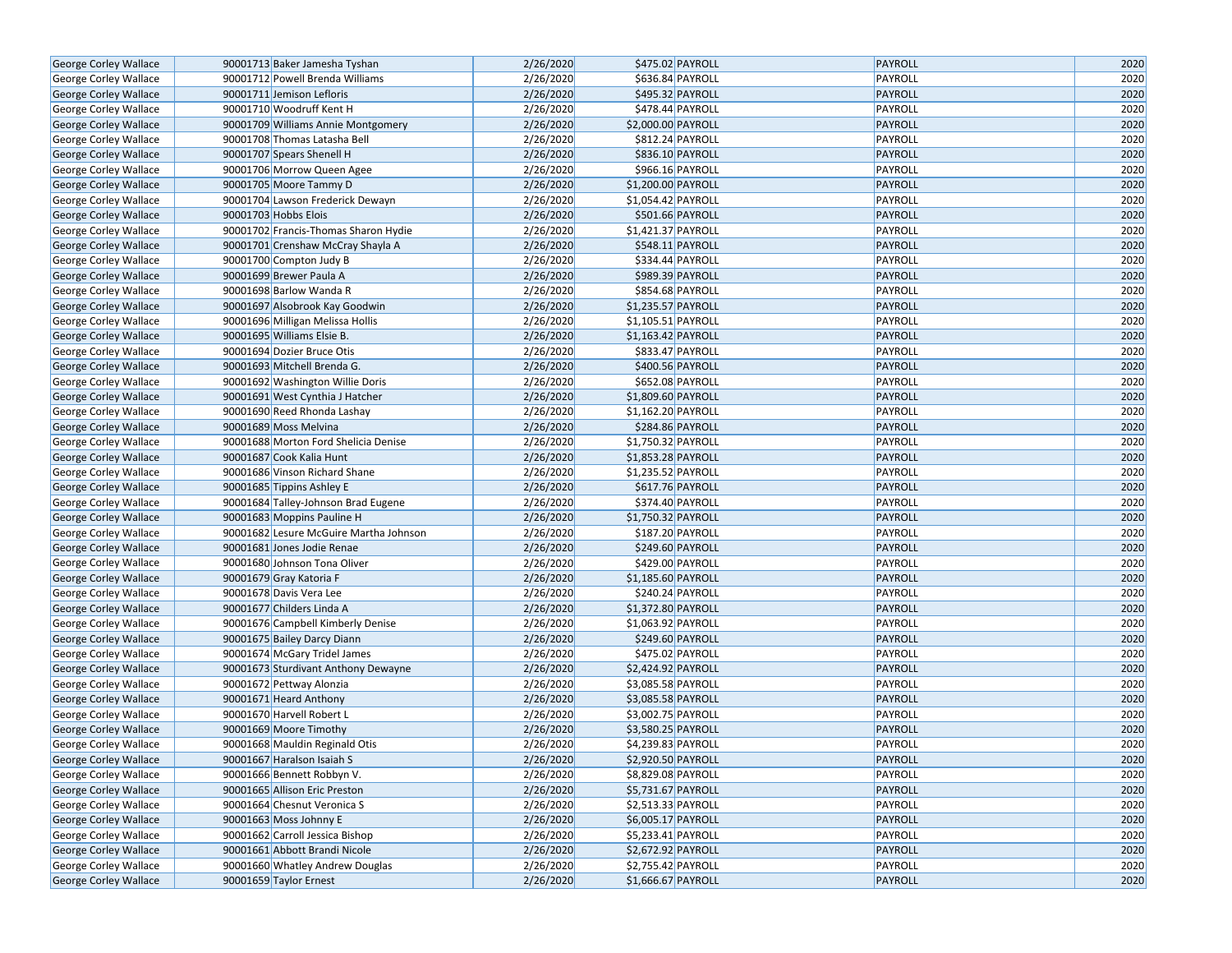| | | | | | | | |
|---|---|---|---|---|---|---|---|
| George Corley Wallace | 90001713 | Baker Jamesha Tyshan | 2/26/2020 | $475.02 | PAYROLL | PAYROLL | 2020 |
| George Corley Wallace | 90001712 | Powell Brenda Williams | 2/26/2020 | $636.84 | PAYROLL | PAYROLL | 2020 |
| George Corley Wallace | 90001711 | Jemison Lefloris | 2/26/2020 | $495.32 | PAYROLL | PAYROLL | 2020 |
| George Corley Wallace | 90001710 | Woodruff Kent H | 2/26/2020 | $478.44 | PAYROLL | PAYROLL | 2020 |
| George Corley Wallace | 90001709 | Williams Annie Montgomery | 2/26/2020 | $2,000.00 | PAYROLL | PAYROLL | 2020 |
| George Corley Wallace | 90001708 | Thomas Latasha Bell | 2/26/2020 | $812.24 | PAYROLL | PAYROLL | 2020 |
| George Corley Wallace | 90001707 | Spears Shenell H | 2/26/2020 | $836.10 | PAYROLL | PAYROLL | 2020 |
| George Corley Wallace | 90001706 | Morrow Queen Agee | 2/26/2020 | $966.16 | PAYROLL | PAYROLL | 2020 |
| George Corley Wallace | 90001705 | Moore Tammy D | 2/26/2020 | $1,200.00 | PAYROLL | PAYROLL | 2020 |
| George Corley Wallace | 90001704 | Lawson Frederick Dewayn | 2/26/2020 | $1,054.42 | PAYROLL | PAYROLL | 2020 |
| George Corley Wallace | 90001703 | Hobbs Elois | 2/26/2020 | $501.66 | PAYROLL | PAYROLL | 2020 |
| George Corley Wallace | 90001702 | Francis-Thomas Sharon Hydie | 2/26/2020 | $1,421.37 | PAYROLL | PAYROLL | 2020 |
| George Corley Wallace | 90001701 | Crenshaw McCray Shayla A | 2/26/2020 | $548.11 | PAYROLL | PAYROLL | 2020 |
| George Corley Wallace | 90001700 | Compton Judy B | 2/26/2020 | $334.44 | PAYROLL | PAYROLL | 2020 |
| George Corley Wallace | 90001699 | Brewer Paula A | 2/26/2020 | $989.39 | PAYROLL | PAYROLL | 2020 |
| George Corley Wallace | 90001698 | Barlow Wanda R | 2/26/2020 | $854.68 | PAYROLL | PAYROLL | 2020 |
| George Corley Wallace | 90001697 | Alsobrook Kay Goodwin | 2/26/2020 | $1,235.57 | PAYROLL | PAYROLL | 2020 |
| George Corley Wallace | 90001696 | Milligan Melissa Hollis | 2/26/2020 | $1,105.51 | PAYROLL | PAYROLL | 2020 |
| George Corley Wallace | 90001695 | Williams Elsie B. | 2/26/2020 | $1,163.42 | PAYROLL | PAYROLL | 2020 |
| George Corley Wallace | 90001694 | Dozier Bruce Otis | 2/26/2020 | $833.47 | PAYROLL | PAYROLL | 2020 |
| George Corley Wallace | 90001693 | Mitchell Brenda G. | 2/26/2020 | $400.56 | PAYROLL | PAYROLL | 2020 |
| George Corley Wallace | 90001692 | Washington Willie Doris | 2/26/2020 | $652.08 | PAYROLL | PAYROLL | 2020 |
| George Corley Wallace | 90001691 | West Cynthia J Hatcher | 2/26/2020 | $1,809.60 | PAYROLL | PAYROLL | 2020 |
| George Corley Wallace | 90001690 | Reed Rhonda Lashay | 2/26/2020 | $1,162.20 | PAYROLL | PAYROLL | 2020 |
| George Corley Wallace | 90001689 | Moss Melvina | 2/26/2020 | $284.86 | PAYROLL | PAYROLL | 2020 |
| George Corley Wallace | 90001688 | Morton Ford Shelicia Denise | 2/26/2020 | $1,750.32 | PAYROLL | PAYROLL | 2020 |
| George Corley Wallace | 90001687 | Cook Kalia Hunt | 2/26/2020 | $1,853.28 | PAYROLL | PAYROLL | 2020 |
| George Corley Wallace | 90001686 | Vinson Richard Shane | 2/26/2020 | $1,235.52 | PAYROLL | PAYROLL | 2020 |
| George Corley Wallace | 90001685 | Tippins Ashley E | 2/26/2020 | $617.76 | PAYROLL | PAYROLL | 2020 |
| George Corley Wallace | 90001684 | Talley-Johnson Brad Eugene | 2/26/2020 | $374.40 | PAYROLL | PAYROLL | 2020 |
| George Corley Wallace | 90001683 | Moppins Pauline H | 2/26/2020 | $1,750.32 | PAYROLL | PAYROLL | 2020 |
| George Corley Wallace | 90001682 | Lesure McGuire Martha Johnson | 2/26/2020 | $187.20 | PAYROLL | PAYROLL | 2020 |
| George Corley Wallace | 90001681 | Jones Jodie Renae | 2/26/2020 | $249.60 | PAYROLL | PAYROLL | 2020 |
| George Corley Wallace | 90001680 | Johnson Tona Oliver | 2/26/2020 | $429.00 | PAYROLL | PAYROLL | 2020 |
| George Corley Wallace | 90001679 | Gray Katoria F | 2/26/2020 | $1,185.60 | PAYROLL | PAYROLL | 2020 |
| George Corley Wallace | 90001678 | Davis Vera Lee | 2/26/2020 | $240.24 | PAYROLL | PAYROLL | 2020 |
| George Corley Wallace | 90001677 | Childers Linda A | 2/26/2020 | $1,372.80 | PAYROLL | PAYROLL | 2020 |
| George Corley Wallace | 90001676 | Campbell Kimberly Denise | 2/26/2020 | $1,063.92 | PAYROLL | PAYROLL | 2020 |
| George Corley Wallace | 90001675 | Bailey Darcy Diann | 2/26/2020 | $249.60 | PAYROLL | PAYROLL | 2020 |
| George Corley Wallace | 90001674 | McGary Tridel James | 2/26/2020 | $475.02 | PAYROLL | PAYROLL | 2020 |
| George Corley Wallace | 90001673 | Sturdivant Anthony Dewayne | 2/26/2020 | $2,424.92 | PAYROLL | PAYROLL | 2020 |
| George Corley Wallace | 90001672 | Pettway Alonzia | 2/26/2020 | $3,085.58 | PAYROLL | PAYROLL | 2020 |
| George Corley Wallace | 90001671 | Heard Anthony | 2/26/2020 | $3,085.58 | PAYROLL | PAYROLL | 2020 |
| George Corley Wallace | 90001670 | Harvell Robert L | 2/26/2020 | $3,002.75 | PAYROLL | PAYROLL | 2020 |
| George Corley Wallace | 90001669 | Moore Timothy | 2/26/2020 | $3,580.25 | PAYROLL | PAYROLL | 2020 |
| George Corley Wallace | 90001668 | Mauldin Reginald Otis | 2/26/2020 | $4,239.83 | PAYROLL | PAYROLL | 2020 |
| George Corley Wallace | 90001667 | Haralson Isaiah S | 2/26/2020 | $2,920.50 | PAYROLL | PAYROLL | 2020 |
| George Corley Wallace | 90001666 | Bennett Robbyn V. | 2/26/2020 | $8,829.08 | PAYROLL | PAYROLL | 2020 |
| George Corley Wallace | 90001665 | Allison Eric Preston | 2/26/2020 | $5,731.67 | PAYROLL | PAYROLL | 2020 |
| George Corley Wallace | 90001664 | Chesnut Veronica S | 2/26/2020 | $2,513.33 | PAYROLL | PAYROLL | 2020 |
| George Corley Wallace | 90001663 | Moss Johnny E | 2/26/2020 | $6,005.17 | PAYROLL | PAYROLL | 2020 |
| George Corley Wallace | 90001662 | Carroll Jessica Bishop | 2/26/2020 | $5,233.41 | PAYROLL | PAYROLL | 2020 |
| George Corley Wallace | 90001661 | Abbott Brandi Nicole | 2/26/2020 | $2,672.92 | PAYROLL | PAYROLL | 2020 |
| George Corley Wallace | 90001660 | Whatley Andrew Douglas | 2/26/2020 | $2,755.42 | PAYROLL | PAYROLL | 2020 |
| George Corley Wallace | 90001659 | Taylor Ernest | 2/26/2020 | $1,666.67 | PAYROLL | PAYROLL | 2020 |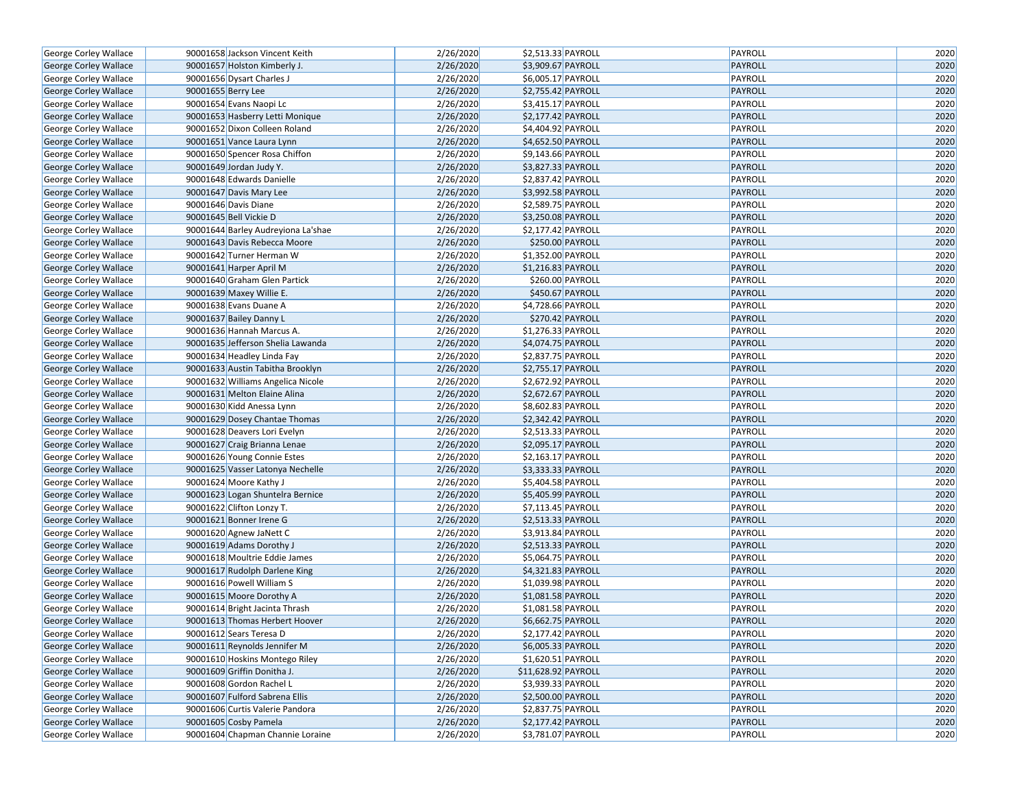| | | | | | | | |
|---|---|---|---|---|---|---|---|
| George Corley Wallace | 90001658 | Jackson Vincent Keith | 2/26/2020 | $2,513.33 | PAYROLL | PAYROLL | 2020 |
| George Corley Wallace | 90001657 | Holston Kimberly J. | 2/26/2020 | $3,909.67 | PAYROLL | PAYROLL | 2020 |
| George Corley Wallace | 90001656 | Dysart Charles J | 2/26/2020 | $6,005.17 | PAYROLL | PAYROLL | 2020 |
| George Corley Wallace | 90001655 | Berry Lee | 2/26/2020 | $2,755.42 | PAYROLL | PAYROLL | 2020 |
| George Corley Wallace | 90001654 | Evans Naopi Lc | 2/26/2020 | $3,415.17 | PAYROLL | PAYROLL | 2020 |
| George Corley Wallace | 90001653 | Hasberry Letti Monique | 2/26/2020 | $2,177.42 | PAYROLL | PAYROLL | 2020 |
| George Corley Wallace | 90001652 | Dixon Colleen Roland | 2/26/2020 | $4,404.92 | PAYROLL | PAYROLL | 2020 |
| George Corley Wallace | 90001651 | Vance Laura Lynn | 2/26/2020 | $4,652.50 | PAYROLL | PAYROLL | 2020 |
| George Corley Wallace | 90001650 | Spencer Rosa Chiffon | 2/26/2020 | $9,143.66 | PAYROLL | PAYROLL | 2020 |
| George Corley Wallace | 90001649 | Jordan Judy Y. | 2/26/2020 | $3,827.33 | PAYROLL | PAYROLL | 2020 |
| George Corley Wallace | 90001648 | Edwards Danielle | 2/26/2020 | $2,837.42 | PAYROLL | PAYROLL | 2020 |
| George Corley Wallace | 90001647 | Davis Mary Lee | 2/26/2020 | $3,992.58 | PAYROLL | PAYROLL | 2020 |
| George Corley Wallace | 90001646 | Davis Diane | 2/26/2020 | $2,589.75 | PAYROLL | PAYROLL | 2020 |
| George Corley Wallace | 90001645 | Bell Vickie D | 2/26/2020 | $3,250.08 | PAYROLL | PAYROLL | 2020 |
| George Corley Wallace | 90001644 | Barley Audreyiona La'shae | 2/26/2020 | $2,177.42 | PAYROLL | PAYROLL | 2020 |
| George Corley Wallace | 90001643 | Davis Rebecca Moore | 2/26/2020 | $250.00 | PAYROLL | PAYROLL | 2020 |
| George Corley Wallace | 90001642 | Turner Herman W | 2/26/2020 | $1,352.00 | PAYROLL | PAYROLL | 2020 |
| George Corley Wallace | 90001641 | Harper April M | 2/26/2020 | $1,216.83 | PAYROLL | PAYROLL | 2020 |
| George Corley Wallace | 90001640 | Graham Glen Partick | 2/26/2020 | $260.00 | PAYROLL | PAYROLL | 2020 |
| George Corley Wallace | 90001639 | Maxey Willie E. | 2/26/2020 | $450.67 | PAYROLL | PAYROLL | 2020 |
| George Corley Wallace | 90001638 | Evans Duane A | 2/26/2020 | $4,728.66 | PAYROLL | PAYROLL | 2020 |
| George Corley Wallace | 90001637 | Bailey Danny L | 2/26/2020 | $270.42 | PAYROLL | PAYROLL | 2020 |
| George Corley Wallace | 90001636 | Hannah Marcus A. | 2/26/2020 | $1,276.33 | PAYROLL | PAYROLL | 2020 |
| George Corley Wallace | 90001635 | Jefferson Shelia Lawanda | 2/26/2020 | $4,074.75 | PAYROLL | PAYROLL | 2020 |
| George Corley Wallace | 90001634 | Headley Linda Fay | 2/26/2020 | $2,837.75 | PAYROLL | PAYROLL | 2020 |
| George Corley Wallace | 90001633 | Austin Tabitha Brooklyn | 2/26/2020 | $2,755.17 | PAYROLL | PAYROLL | 2020 |
| George Corley Wallace | 90001632 | Williams Angelica Nicole | 2/26/2020 | $2,672.92 | PAYROLL | PAYROLL | 2020 |
| George Corley Wallace | 90001631 | Melton Elaine Alina | 2/26/2020 | $2,672.67 | PAYROLL | PAYROLL | 2020 |
| George Corley Wallace | 90001630 | Kidd Anessa Lynn | 2/26/2020 | $8,602.83 | PAYROLL | PAYROLL | 2020 |
| George Corley Wallace | 90001629 | Dosey Chantae Thomas | 2/26/2020 | $2,342.42 | PAYROLL | PAYROLL | 2020 |
| George Corley Wallace | 90001628 | Deavers Lori Evelyn | 2/26/2020 | $2,513.33 | PAYROLL | PAYROLL | 2020 |
| George Corley Wallace | 90001627 | Craig Brianna Lenae | 2/26/2020 | $2,095.17 | PAYROLL | PAYROLL | 2020 |
| George Corley Wallace | 90001626 | Young Connie Estes | 2/26/2020 | $2,163.17 | PAYROLL | PAYROLL | 2020 |
| George Corley Wallace | 90001625 | Vasser Latonya Nechelle | 2/26/2020 | $3,333.33 | PAYROLL | PAYROLL | 2020 |
| George Corley Wallace | 90001624 | Moore Kathy J | 2/26/2020 | $5,404.58 | PAYROLL | PAYROLL | 2020 |
| George Corley Wallace | 90001623 | Logan Shuntelra Bernice | 2/26/2020 | $5,405.99 | PAYROLL | PAYROLL | 2020 |
| George Corley Wallace | 90001622 | Clifton Lonzy T. | 2/26/2020 | $7,113.45 | PAYROLL | PAYROLL | 2020 |
| George Corley Wallace | 90001621 | Bonner Irene G | 2/26/2020 | $2,513.33 | PAYROLL | PAYROLL | 2020 |
| George Corley Wallace | 90001620 | Agnew JaNett C | 2/26/2020 | $3,913.84 | PAYROLL | PAYROLL | 2020 |
| George Corley Wallace | 90001619 | Adams Dorothy J | 2/26/2020 | $2,513.33 | PAYROLL | PAYROLL | 2020 |
| George Corley Wallace | 90001618 | Moultrie Eddie James | 2/26/2020 | $5,064.75 | PAYROLL | PAYROLL | 2020 |
| George Corley Wallace | 90001617 | Rudolph Darlene King | 2/26/2020 | $4,321.83 | PAYROLL | PAYROLL | 2020 |
| George Corley Wallace | 90001616 | Powell William S | 2/26/2020 | $1,039.98 | PAYROLL | PAYROLL | 2020 |
| George Corley Wallace | 90001615 | Moore Dorothy A | 2/26/2020 | $1,081.58 | PAYROLL | PAYROLL | 2020 |
| George Corley Wallace | 90001614 | Bright Jacinta Thrash | 2/26/2020 | $1,081.58 | PAYROLL | PAYROLL | 2020 |
| George Corley Wallace | 90001613 | Thomas Herbert Hoover | 2/26/2020 | $6,662.75 | PAYROLL | PAYROLL | 2020 |
| George Corley Wallace | 90001612 | Sears Teresa D | 2/26/2020 | $2,177.42 | PAYROLL | PAYROLL | 2020 |
| George Corley Wallace | 90001611 | Reynolds Jennifer M | 2/26/2020 | $6,005.33 | PAYROLL | PAYROLL | 2020 |
| George Corley Wallace | 90001610 | Hoskins Montego Riley | 2/26/2020 | $1,620.51 | PAYROLL | PAYROLL | 2020 |
| George Corley Wallace | 90001609 | Griffin Donitha J. | 2/26/2020 | $11,628.92 | PAYROLL | PAYROLL | 2020 |
| George Corley Wallace | 90001608 | Gordon Rachel L | 2/26/2020 | $3,939.33 | PAYROLL | PAYROLL | 2020 |
| George Corley Wallace | 90001607 | Fulford Sabrena Ellis | 2/26/2020 | $2,500.00 | PAYROLL | PAYROLL | 2020 |
| George Corley Wallace | 90001606 | Curtis Valerie Pandora | 2/26/2020 | $2,837.75 | PAYROLL | PAYROLL | 2020 |
| George Corley Wallace | 90001605 | Cosby Pamela | 2/26/2020 | $2,177.42 | PAYROLL | PAYROLL | 2020 |
| George Corley Wallace | 90001604 | Chapman Channie Loraine | 2/26/2020 | $3,781.07 | PAYROLL | PAYROLL | 2020 |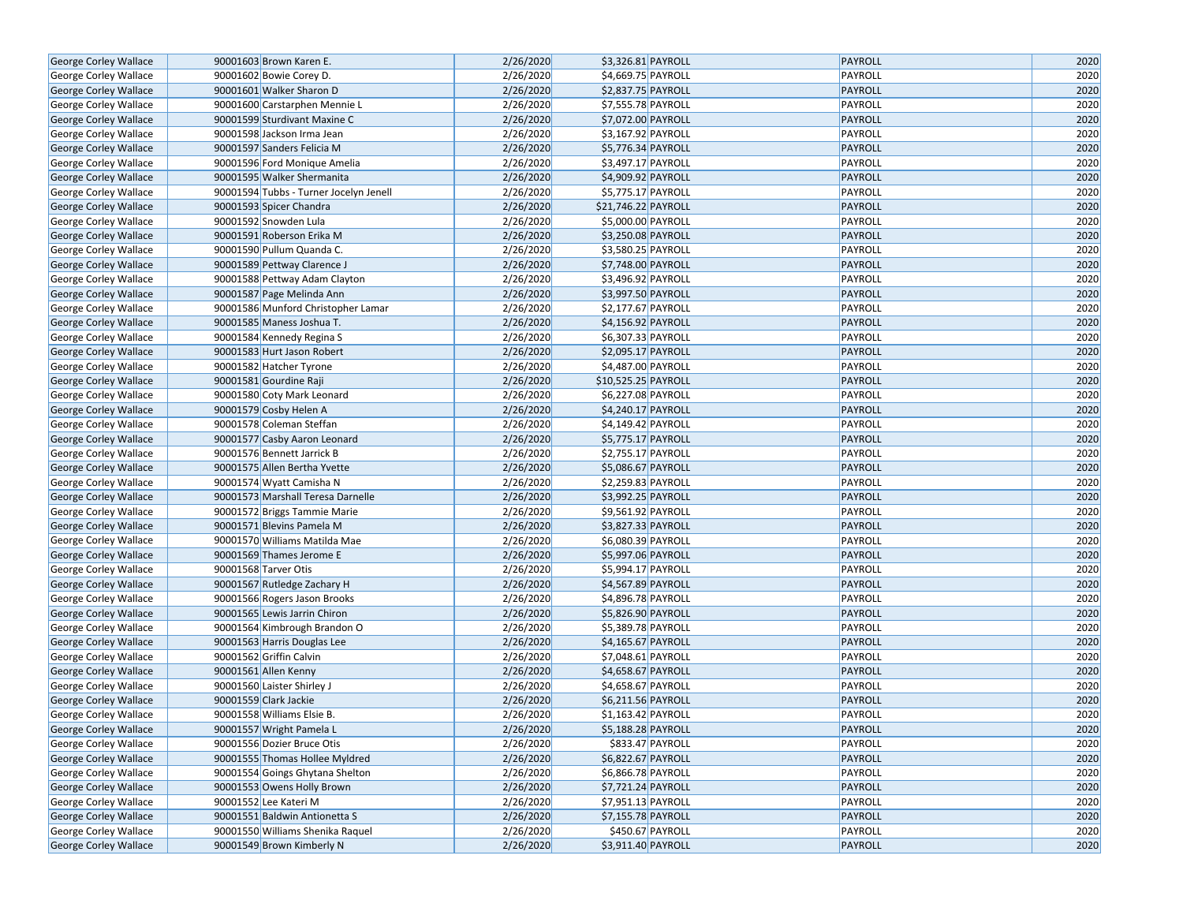| | | | | | | | |
|---|---|---|---|---|---|---|---|
| George Corley Wallace | 90001603 | Brown Karen E. | 2/26/2020 | $3,326.81 | PAYROLL | PAYROLL | 2020 |
| George Corley Wallace | 90001602 | Bowie Corey D. | 2/26/2020 | $4,669.75 | PAYROLL | PAYROLL | 2020 |
| George Corley Wallace | 90001601 | Walker Sharon D | 2/26/2020 | $2,837.75 | PAYROLL | PAYROLL | 2020 |
| George Corley Wallace | 90001600 | Carstarphen Mennie L | 2/26/2020 | $7,555.78 | PAYROLL | PAYROLL | 2020 |
| George Corley Wallace | 90001599 | Sturdivant Maxine C | 2/26/2020 | $7,072.00 | PAYROLL | PAYROLL | 2020 |
| George Corley Wallace | 90001598 | Jackson Irma Jean | 2/26/2020 | $3,167.92 | PAYROLL | PAYROLL | 2020 |
| George Corley Wallace | 90001597 | Sanders Felicia M | 2/26/2020 | $5,776.34 | PAYROLL | PAYROLL | 2020 |
| George Corley Wallace | 90001596 | Ford Monique Amelia | 2/26/2020 | $3,497.17 | PAYROLL | PAYROLL | 2020 |
| George Corley Wallace | 90001595 | Walker Shermanita | 2/26/2020 | $4,909.92 | PAYROLL | PAYROLL | 2020 |
| George Corley Wallace | 90001594 | Tubbs - Turner Jocelyn Jenell | 2/26/2020 | $5,775.17 | PAYROLL | PAYROLL | 2020 |
| George Corley Wallace | 90001593 | Spicer Chandra | 2/26/2020 | $21,746.22 | PAYROLL | PAYROLL | 2020 |
| George Corley Wallace | 90001592 | Snowden Lula | 2/26/2020 | $5,000.00 | PAYROLL | PAYROLL | 2020 |
| George Corley Wallace | 90001591 | Roberson Erika M | 2/26/2020 | $3,250.08 | PAYROLL | PAYROLL | 2020 |
| George Corley Wallace | 90001590 | Pullum Quanda C. | 2/26/2020 | $3,580.25 | PAYROLL | PAYROLL | 2020 |
| George Corley Wallace | 90001589 | Pettway Clarence J | 2/26/2020 | $7,748.00 | PAYROLL | PAYROLL | 2020 |
| George Corley Wallace | 90001588 | Pettway Adam Clayton | 2/26/2020 | $3,496.92 | PAYROLL | PAYROLL | 2020 |
| George Corley Wallace | 90001587 | Page Melinda Ann | 2/26/2020 | $3,997.50 | PAYROLL | PAYROLL | 2020 |
| George Corley Wallace | 90001586 | Munford Christopher Lamar | 2/26/2020 | $2,177.67 | PAYROLL | PAYROLL | 2020 |
| George Corley Wallace | 90001585 | Maness Joshua T. | 2/26/2020 | $4,156.92 | PAYROLL | PAYROLL | 2020 |
| George Corley Wallace | 90001584 | Kennedy Regina S | 2/26/2020 | $6,307.33 | PAYROLL | PAYROLL | 2020 |
| George Corley Wallace | 90001583 | Hurt Jason Robert | 2/26/2020 | $2,095.17 | PAYROLL | PAYROLL | 2020 |
| George Corley Wallace | 90001582 | Hatcher Tyrone | 2/26/2020 | $4,487.00 | PAYROLL | PAYROLL | 2020 |
| George Corley Wallace | 90001581 | Gourdine Raji | 2/26/2020 | $10,525.25 | PAYROLL | PAYROLL | 2020 |
| George Corley Wallace | 90001580 | Coty Mark Leonard | 2/26/2020 | $6,227.08 | PAYROLL | PAYROLL | 2020 |
| George Corley Wallace | 90001579 | Cosby Helen A | 2/26/2020 | $4,240.17 | PAYROLL | PAYROLL | 2020 |
| George Corley Wallace | 90001578 | Coleman Steffan | 2/26/2020 | $4,149.42 | PAYROLL | PAYROLL | 2020 |
| George Corley Wallace | 90001577 | Casby Aaron Leonard | 2/26/2020 | $5,775.17 | PAYROLL | PAYROLL | 2020 |
| George Corley Wallace | 90001576 | Bennett Jarrick B | 2/26/2020 | $2,755.17 | PAYROLL | PAYROLL | 2020 |
| George Corley Wallace | 90001575 | Allen Bertha Yvette | 2/26/2020 | $5,086.67 | PAYROLL | PAYROLL | 2020 |
| George Corley Wallace | 90001574 | Wyatt Camisha N | 2/26/2020 | $2,259.83 | PAYROLL | PAYROLL | 2020 |
| George Corley Wallace | 90001573 | Marshall Teresa Darnelle | 2/26/2020 | $3,992.25 | PAYROLL | PAYROLL | 2020 |
| George Corley Wallace | 90001572 | Briggs Tammie Marie | 2/26/2020 | $9,561.92 | PAYROLL | PAYROLL | 2020 |
| George Corley Wallace | 90001571 | Blevins Pamela M | 2/26/2020 | $3,827.33 | PAYROLL | PAYROLL | 2020 |
| George Corley Wallace | 90001570 | Williams Matilda Mae | 2/26/2020 | $6,080.39 | PAYROLL | PAYROLL | 2020 |
| George Corley Wallace | 90001569 | Thames Jerome E | 2/26/2020 | $5,997.06 | PAYROLL | PAYROLL | 2020 |
| George Corley Wallace | 90001568 | Tarver Otis | 2/26/2020 | $5,994.17 | PAYROLL | PAYROLL | 2020 |
| George Corley Wallace | 90001567 | Rutledge Zachary H | 2/26/2020 | $4,567.89 | PAYROLL | PAYROLL | 2020 |
| George Corley Wallace | 90001566 | Rogers Jason Brooks | 2/26/2020 | $4,896.78 | PAYROLL | PAYROLL | 2020 |
| George Corley Wallace | 90001565 | Lewis Jarrin Chiron | 2/26/2020 | $5,826.90 | PAYROLL | PAYROLL | 2020 |
| George Corley Wallace | 90001564 | Kimbrough Brandon O | 2/26/2020 | $5,389.78 | PAYROLL | PAYROLL | 2020 |
| George Corley Wallace | 90001563 | Harris Douglas Lee | 2/26/2020 | $4,165.67 | PAYROLL | PAYROLL | 2020 |
| George Corley Wallace | 90001562 | Griffin Calvin | 2/26/2020 | $7,048.61 | PAYROLL | PAYROLL | 2020 |
| George Corley Wallace | 90001561 | Allen Kenny | 2/26/2020 | $4,658.67 | PAYROLL | PAYROLL | 2020 |
| George Corley Wallace | 90001560 | Laister Shirley J | 2/26/2020 | $4,658.67 | PAYROLL | PAYROLL | 2020 |
| George Corley Wallace | 90001559 | Clark Jackie | 2/26/2020 | $6,211.56 | PAYROLL | PAYROLL | 2020 |
| George Corley Wallace | 90001558 | Williams Elsie B. | 2/26/2020 | $1,163.42 | PAYROLL | PAYROLL | 2020 |
| George Corley Wallace | 90001557 | Wright Pamela L | 2/26/2020 | $5,188.28 | PAYROLL | PAYROLL | 2020 |
| George Corley Wallace | 90001556 | Dozier Bruce Otis | 2/26/2020 | $833.47 | PAYROLL | PAYROLL | 2020 |
| George Corley Wallace | 90001555 | Thomas Hollee Myldred | 2/26/2020 | $6,822.67 | PAYROLL | PAYROLL | 2020 |
| George Corley Wallace | 90001554 | Goings Ghytana Shelton | 2/26/2020 | $6,866.78 | PAYROLL | PAYROLL | 2020 |
| George Corley Wallace | 90001553 | Owens Holly Brown | 2/26/2020 | $7,721.24 | PAYROLL | PAYROLL | 2020 |
| George Corley Wallace | 90001552 | Lee Kateri M | 2/26/2020 | $7,951.13 | PAYROLL | PAYROLL | 2020 |
| George Corley Wallace | 90001551 | Baldwin Antionetta S | 2/26/2020 | $7,155.78 | PAYROLL | PAYROLL | 2020 |
| George Corley Wallace | 90001550 | Williams Shenika Raquel | 2/26/2020 | $450.67 | PAYROLL | PAYROLL | 2020 |
| George Corley Wallace | 90001549 | Brown Kimberly N | 2/26/2020 | $3,911.40 | PAYROLL | PAYROLL | 2020 |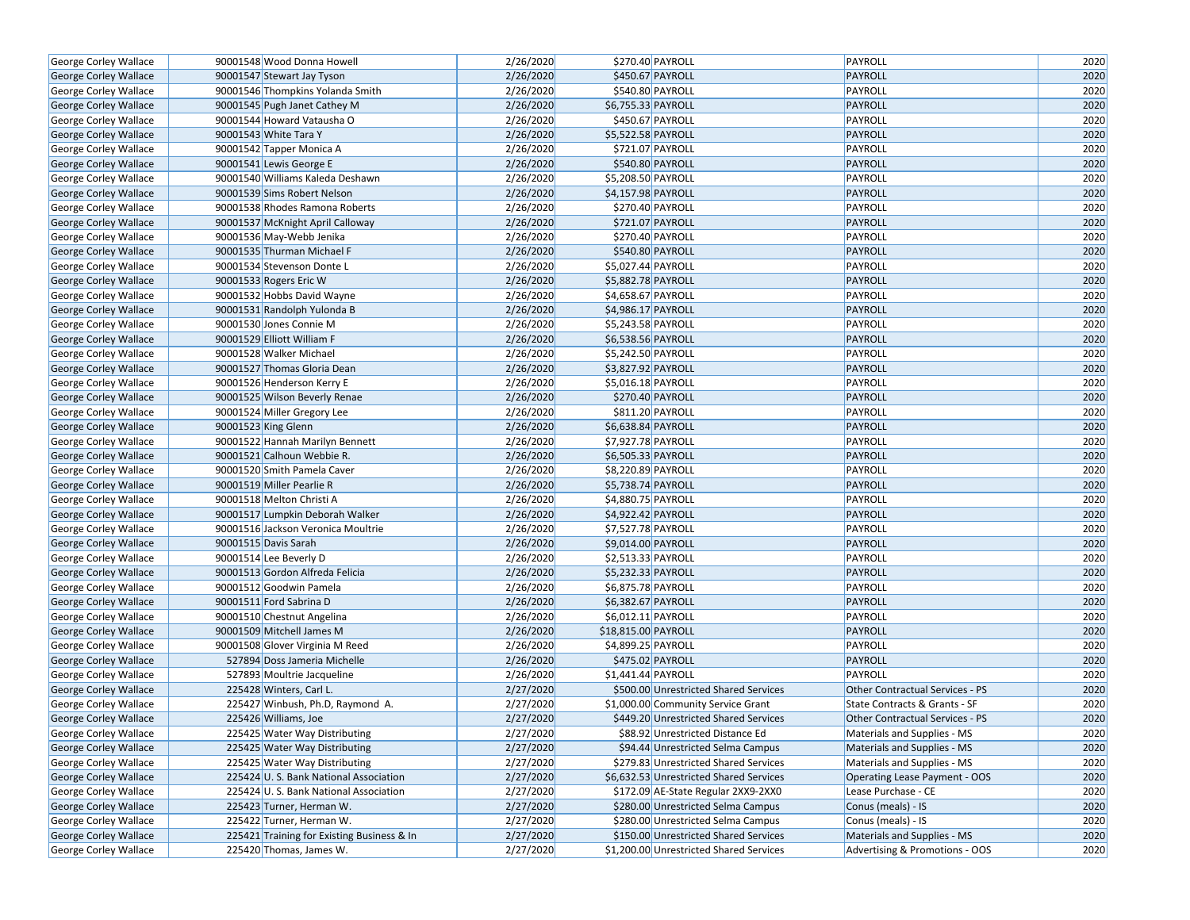| | | | | | | |
|---|---|---|---|---|---|---|
| George Corley Wallace | 90001548 | Wood Donna Howell | 2/26/2020 | $270.40 | PAYROLL | PAYROLL | 2020 |
| George Corley Wallace | 90001547 | Stewart Jay Tyson | 2/26/2020 | $450.67 | PAYROLL | PAYROLL | 2020 |
| George Corley Wallace | 90001546 | Thompkins Yolanda Smith | 2/26/2020 | $540.80 | PAYROLL | PAYROLL | 2020 |
| George Corley Wallace | 90001545 | Pugh Janet Cathey M | 2/26/2020 | $6,755.33 | PAYROLL | PAYROLL | 2020 |
| George Corley Wallace | 90001544 | Howard Vatausha O | 2/26/2020 | $450.67 | PAYROLL | PAYROLL | 2020 |
| George Corley Wallace | 90001543 | White Tara Y | 2/26/2020 | $5,522.58 | PAYROLL | PAYROLL | 2020 |
| George Corley Wallace | 90001542 | Tapper Monica A | 2/26/2020 | $721.07 | PAYROLL | PAYROLL | 2020 |
| George Corley Wallace | 90001541 | Lewis George E | 2/26/2020 | $540.80 | PAYROLL | PAYROLL | 2020 |
| George Corley Wallace | 90001540 | Williams Kaleda Deshawn | 2/26/2020 | $5,208.50 | PAYROLL | PAYROLL | 2020 |
| George Corley Wallace | 90001539 | Sims Robert Nelson | 2/26/2020 | $4,157.98 | PAYROLL | PAYROLL | 2020 |
| George Corley Wallace | 90001538 | Rhodes Ramona Roberts | 2/26/2020 | $270.40 | PAYROLL | PAYROLL | 2020 |
| George Corley Wallace | 90001537 | McKnight April Calloway | 2/26/2020 | $721.07 | PAYROLL | PAYROLL | 2020 |
| George Corley Wallace | 90001536 | May-Webb Jenika | 2/26/2020 | $270.40 | PAYROLL | PAYROLL | 2020 |
| George Corley Wallace | 90001535 | Thurman Michael F | 2/26/2020 | $540.80 | PAYROLL | PAYROLL | 2020 |
| George Corley Wallace | 90001534 | Stevenson Donte L | 2/26/2020 | $5,027.44 | PAYROLL | PAYROLL | 2020 |
| George Corley Wallace | 90001533 | Rogers Eric W | 2/26/2020 | $5,882.78 | PAYROLL | PAYROLL | 2020 |
| George Corley Wallace | 90001532 | Hobbs David Wayne | 2/26/2020 | $4,658.67 | PAYROLL | PAYROLL | 2020 |
| George Corley Wallace | 90001531 | Randolph Yulonda B | 2/26/2020 | $4,986.17 | PAYROLL | PAYROLL | 2020 |
| George Corley Wallace | 90001530 | Jones Connie M | 2/26/2020 | $5,243.58 | PAYROLL | PAYROLL | 2020 |
| George Corley Wallace | 90001529 | Elliott William F | 2/26/2020 | $6,538.56 | PAYROLL | PAYROLL | 2020 |
| George Corley Wallace | 90001528 | Walker Michael | 2/26/2020 | $5,242.50 | PAYROLL | PAYROLL | 2020 |
| George Corley Wallace | 90001527 | Thomas Gloria Dean | 2/26/2020 | $3,827.92 | PAYROLL | PAYROLL | 2020 |
| George Corley Wallace | 90001526 | Henderson Kerry E | 2/26/2020 | $5,016.18 | PAYROLL | PAYROLL | 2020 |
| George Corley Wallace | 90001525 | Wilson Beverly Renae | 2/26/2020 | $270.40 | PAYROLL | PAYROLL | 2020 |
| George Corley Wallace | 90001524 | Miller Gregory Lee | 2/26/2020 | $811.20 | PAYROLL | PAYROLL | 2020 |
| George Corley Wallace | 90001523 | King Glenn | 2/26/2020 | $6,638.84 | PAYROLL | PAYROLL | 2020 |
| George Corley Wallace | 90001522 | Hannah Marilyn Bennett | 2/26/2020 | $7,927.78 | PAYROLL | PAYROLL | 2020 |
| George Corley Wallace | 90001521 | Calhoun Webbie R. | 2/26/2020 | $6,505.33 | PAYROLL | PAYROLL | 2020 |
| George Corley Wallace | 90001520 | Smith Pamela Caver | 2/26/2020 | $8,220.89 | PAYROLL | PAYROLL | 2020 |
| George Corley Wallace | 90001519 | Miller Pearlie R | 2/26/2020 | $5,738.74 | PAYROLL | PAYROLL | 2020 |
| George Corley Wallace | 90001518 | Melton Christi A | 2/26/2020 | $4,880.75 | PAYROLL | PAYROLL | 2020 |
| George Corley Wallace | 90001517 | Lumpkin Deborah Walker | 2/26/2020 | $4,922.42 | PAYROLL | PAYROLL | 2020 |
| George Corley Wallace | 90001516 | Jackson Veronica Moultrie | 2/26/2020 | $7,527.78 | PAYROLL | PAYROLL | 2020 |
| George Corley Wallace | 90001515 | Davis Sarah | 2/26/2020 | $9,014.00 | PAYROLL | PAYROLL | 2020 |
| George Corley Wallace | 90001514 | Lee Beverly D | 2/26/2020 | $2,513.33 | PAYROLL | PAYROLL | 2020 |
| George Corley Wallace | 90001513 | Gordon Alfreda Felicia | 2/26/2020 | $5,232.33 | PAYROLL | PAYROLL | 2020 |
| George Corley Wallace | 90001512 | Goodwin Pamela | 2/26/2020 | $6,875.78 | PAYROLL | PAYROLL | 2020 |
| George Corley Wallace | 90001511 | Ford Sabrina D | 2/26/2020 | $6,382.67 | PAYROLL | PAYROLL | 2020 |
| George Corley Wallace | 90001510 | Chestnut Angelina | 2/26/2020 | $6,012.11 | PAYROLL | PAYROLL | 2020 |
| George Corley Wallace | 90001509 | Mitchell James M | 2/26/2020 | $18,815.00 | PAYROLL | PAYROLL | 2020 |
| George Corley Wallace | 90001508 | Glover Virginia M Reed | 2/26/2020 | $4,899.25 | PAYROLL | PAYROLL | 2020 |
| George Corley Wallace | 527894 | Doss Jameria Michelle | 2/26/2020 | $475.02 | PAYROLL | PAYROLL | 2020 |
| George Corley Wallace | 527893 | Moultrie Jacqueline | 2/26/2020 | $1,441.44 | PAYROLL | PAYROLL | 2020 |
| George Corley Wallace | 225428 | Winters, Carl L. | 2/27/2020 | $500.00 | Unrestricted Shared Services | Other Contractual Services - PS | 2020 |
| George Corley Wallace | 225427 | Winbush, Ph.D, Raymond A. | 2/27/2020 | $1,000.00 | Community Service Grant | State Contracts & Grants - SF | 2020 |
| George Corley Wallace | 225426 | Williams, Joe | 2/27/2020 | $449.20 | Unrestricted Shared Services | Other Contractual Services - PS | 2020 |
| George Corley Wallace | 225425 | Water Way Distributing | 2/27/2020 | $88.92 | Unrestricted Distance Ed | Materials and Supplies - MS | 2020 |
| George Corley Wallace | 225425 | Water Way Distributing | 2/27/2020 | $94.44 | Unrestricted Selma Campus | Materials and Supplies - MS | 2020 |
| George Corley Wallace | 225425 | Water Way Distributing | 2/27/2020 | $279.83 | Unrestricted Shared Services | Materials and Supplies - MS | 2020 |
| George Corley Wallace | 225424 | U. S. Bank National Association | 2/27/2020 | $6,632.53 | Unrestricted Shared Services | Operating Lease Payment - OOS | 2020 |
| George Corley Wallace | 225424 | U. S. Bank National Association | 2/27/2020 | $172.09 | AE-State Regular 2XX9-2XX0 | Lease Purchase - CE | 2020 |
| George Corley Wallace | 225423 | Turner, Herman W. | 2/27/2020 | $280.00 | Unrestricted Selma Campus | Conus (meals) - IS | 2020 |
| George Corley Wallace | 225422 | Turner, Herman W. | 2/27/2020 | $280.00 | Unrestricted Selma Campus | Conus (meals) - IS | 2020 |
| George Corley Wallace | 225421 | Training for Existing Business & In | 2/27/2020 | $150.00 | Unrestricted Shared Services | Materials and Supplies - MS | 2020 |
| George Corley Wallace | 225420 | Thomas, James W. | 2/27/2020 | $1,200.00 | Unrestricted Shared Services | Advertising & Promotions - OOS | 2020 |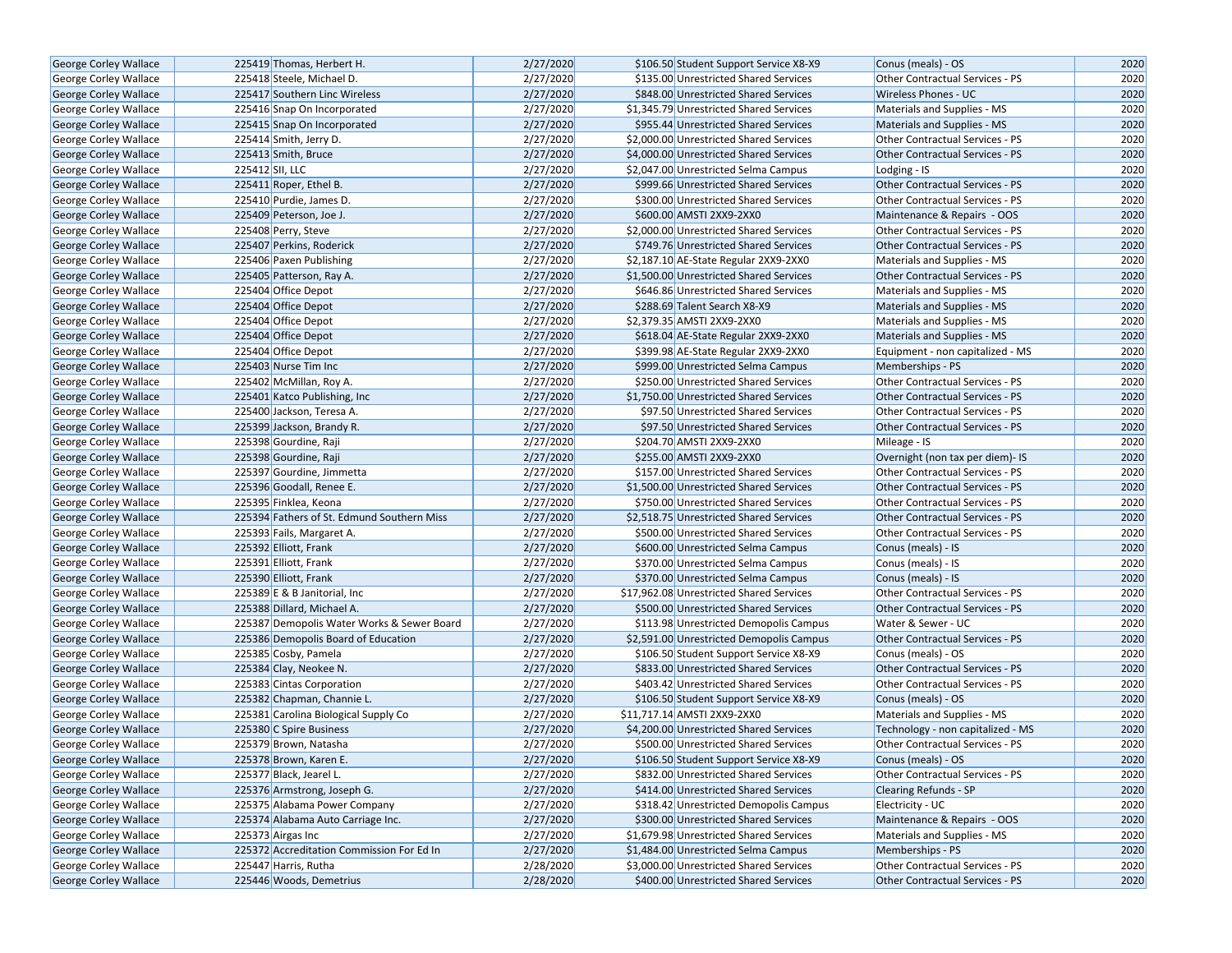| George Corley Wallace | 225419 | Thomas, Herbert H. | 2/27/2020 | $106.50 | Student Support Service X8-X9 | Conus (meals) - OS | 2020 |
|---|---|---|---|---|---|---|---|
| George Corley Wallace | 225418 | Steele, Michael D. | 2/27/2020 | $135.00 | Unrestricted Shared Services | Other Contractual Services - PS | 2020 |
| George Corley Wallace | 225417 | Southern Linc Wireless | 2/27/2020 | $848.00 | Unrestricted Shared Services | Wireless Phones - UC | 2020 |
| George Corley Wallace | 225416 | Snap On Incorporated | 2/27/2020 | $1,345.79 | Unrestricted Shared Services | Materials and Supplies - MS | 2020 |
| George Corley Wallace | 225415 | Snap On Incorporated | 2/27/2020 | $955.44 | Unrestricted Shared Services | Materials and Supplies - MS | 2020 |
| George Corley Wallace | 225414 | Smith, Jerry D. | 2/27/2020 | $2,000.00 | Unrestricted Shared Services | Other Contractual Services - PS | 2020 |
| George Corley Wallace | 225413 | Smith, Bruce | 2/27/2020 | $4,000.00 | Unrestricted Shared Services | Other Contractual Services - PS | 2020 |
| George Corley Wallace | 225412 | SII, LLC | 2/27/2020 | $2,047.00 | Unrestricted Selma Campus | Lodging - IS | 2020 |
| George Corley Wallace | 225411 | Roper, Ethel B. | 2/27/2020 | $999.66 | Unrestricted Shared Services | Other Contractual Services - PS | 2020 |
| George Corley Wallace | 225410 | Purdie, James D. | 2/27/2020 | $300.00 | Unrestricted Shared Services | Other Contractual Services - PS | 2020 |
| George Corley Wallace | 225409 | Peterson, Joe J. | 2/27/2020 | $600.00 | AMSTI 2XX9-2XX0 | Maintenance & Repairs - OOS | 2020 |
| George Corley Wallace | 225408 | Perry, Steve | 2/27/2020 | $2,000.00 | Unrestricted Shared Services | Other Contractual Services - PS | 2020 |
| George Corley Wallace | 225407 | Perkins, Roderick | 2/27/2020 | $749.76 | Unrestricted Shared Services | Other Contractual Services - PS | 2020 |
| George Corley Wallace | 225406 | Paxen Publishing | 2/27/2020 | $2,187.10 | AE-State Regular 2XX9-2XX0 | Materials and Supplies - MS | 2020 |
| George Corley Wallace | 225405 | Patterson, Ray A. | 2/27/2020 | $1,500.00 | Unrestricted Shared Services | Other Contractual Services - PS | 2020 |
| George Corley Wallace | 225404 | Office Depot | 2/27/2020 | $646.86 | Unrestricted Shared Services | Materials and Supplies - MS | 2020 |
| George Corley Wallace | 225404 | Office Depot | 2/27/2020 | $288.69 | Talent Search X8-X9 | Materials and Supplies - MS | 2020 |
| George Corley Wallace | 225404 | Office Depot | 2/27/2020 | $2,379.35 | AMSTI 2XX9-2XX0 | Materials and Supplies - MS | 2020 |
| George Corley Wallace | 225404 | Office Depot | 2/27/2020 | $618.04 | AE-State Regular 2XX9-2XX0 | Materials and Supplies - MS | 2020 |
| George Corley Wallace | 225404 | Office Depot | 2/27/2020 | $399.98 | AE-State Regular 2XX9-2XX0 | Equipment - non capitalized - MS | 2020 |
| George Corley Wallace | 225403 | Nurse Tim Inc | 2/27/2020 | $999.00 | Unrestricted Selma Campus | Memberships - PS | 2020 |
| George Corley Wallace | 225402 | McMillan, Roy A. | 2/27/2020 | $250.00 | Unrestricted Shared Services | Other Contractual Services - PS | 2020 |
| George Corley Wallace | 225401 | Katco Publishing, Inc | 2/27/2020 | $1,750.00 | Unrestricted Shared Services | Other Contractual Services - PS | 2020 |
| George Corley Wallace | 225400 | Jackson, Teresa A. | 2/27/2020 | $97.50 | Unrestricted Shared Services | Other Contractual Services - PS | 2020 |
| George Corley Wallace | 225399 | Jackson, Brandy R. | 2/27/2020 | $97.50 | Unrestricted Shared Services | Other Contractual Services - PS | 2020 |
| George Corley Wallace | 225398 | Gourdine, Raji | 2/27/2020 | $204.70 | AMSTI 2XX9-2XX0 | Mileage - IS | 2020 |
| George Corley Wallace | 225398 | Gourdine, Raji | 2/27/2020 | $255.00 | AMSTI 2XX9-2XX0 | Overnight (non tax per diem)- IS | 2020 |
| George Corley Wallace | 225397 | Gourdine, Jimmetta | 2/27/2020 | $157.00 | Unrestricted Shared Services | Other Contractual Services - PS | 2020 |
| George Corley Wallace | 225396 | Goodall, Renee E. | 2/27/2020 | $1,500.00 | Unrestricted Shared Services | Other Contractual Services - PS | 2020 |
| George Corley Wallace | 225395 | Finklea, Keona | 2/27/2020 | $750.00 | Unrestricted Shared Services | Other Contractual Services - PS | 2020 |
| George Corley Wallace | 225394 | Fathers of St. Edmund Southern Miss | 2/27/2020 | $2,518.75 | Unrestricted Shared Services | Other Contractual Services - PS | 2020 |
| George Corley Wallace | 225393 | Fails, Margaret A. | 2/27/2020 | $500.00 | Unrestricted Shared Services | Other Contractual Services - PS | 2020 |
| George Corley Wallace | 225392 | Elliott, Frank | 2/27/2020 | $600.00 | Unrestricted Selma Campus | Conus (meals) - IS | 2020 |
| George Corley Wallace | 225391 | Elliott, Frank | 2/27/2020 | $370.00 | Unrestricted Selma Campus | Conus (meals) - IS | 2020 |
| George Corley Wallace | 225390 | Elliott, Frank | 2/27/2020 | $370.00 | Unrestricted Selma Campus | Conus (meals) - IS | 2020 |
| George Corley Wallace | 225389 | E & B Janitorial, Inc | 2/27/2020 | $17,962.08 | Unrestricted Shared Services | Other Contractual Services - PS | 2020 |
| George Corley Wallace | 225388 | Dillard, Michael A. | 2/27/2020 | $500.00 | Unrestricted Shared Services | Other Contractual Services - PS | 2020 |
| George Corley Wallace | 225387 | Demopolis Water Works & Sewer Board | 2/27/2020 | $113.98 | Unrestricted Demopolis Campus | Water & Sewer - UC | 2020 |
| George Corley Wallace | 225386 | Demopolis Board of Education | 2/27/2020 | $2,591.00 | Unrestricted Demopolis Campus | Other Contractual Services - PS | 2020 |
| George Corley Wallace | 225385 | Cosby, Pamela | 2/27/2020 | $106.50 | Student Support Service X8-X9 | Conus (meals) - OS | 2020 |
| George Corley Wallace | 225384 | Clay, Neokee N. | 2/27/2020 | $833.00 | Unrestricted Shared Services | Other Contractual Services - PS | 2020 |
| George Corley Wallace | 225383 | Cintas Corporation | 2/27/2020 | $403.42 | Unrestricted Shared Services | Other Contractual Services - PS | 2020 |
| George Corley Wallace | 225382 | Chapman, Channie L. | 2/27/2020 | $106.50 | Student Support Service X8-X9 | Conus (meals) - OS | 2020 |
| George Corley Wallace | 225381 | Carolina Biological Supply Co | 2/27/2020 | $11,717.14 | AMSTI 2XX9-2XX0 | Materials and Supplies - MS | 2020 |
| George Corley Wallace | 225380 | C Spire Business | 2/27/2020 | $4,200.00 | Unrestricted Shared Services | Technology - non capitalized - MS | 2020 |
| George Corley Wallace | 225379 | Brown, Natasha | 2/27/2020 | $500.00 | Unrestricted Shared Services | Other Contractual Services - PS | 2020 |
| George Corley Wallace | 225378 | Brown, Karen E. | 2/27/2020 | $106.50 | Student Support Service X8-X9 | Conus (meals) - OS | 2020 |
| George Corley Wallace | 225377 | Black, Jearel L. | 2/27/2020 | $832.00 | Unrestricted Shared Services | Other Contractual Services - PS | 2020 |
| George Corley Wallace | 225376 | Armstrong, Joseph G. | 2/27/2020 | $414.00 | Unrestricted Shared Services | Clearing Refunds - SP | 2020 |
| George Corley Wallace | 225375 | Alabama Power Company | 2/27/2020 | $318.42 | Unrestricted Demopolis Campus | Electricity - UC | 2020 |
| George Corley Wallace | 225374 | Alabama Auto Carriage Inc. | 2/27/2020 | $300.00 | Unrestricted Shared Services | Maintenance & Repairs - OOS | 2020 |
| George Corley Wallace | 225373 | Airgas Inc | 2/27/2020 | $1,679.98 | Unrestricted Shared Services | Materials and Supplies - MS | 2020 |
| George Corley Wallace | 225372 | Accreditation Commission For Ed In | 2/27/2020 | $1,484.00 | Unrestricted Selma Campus | Memberships - PS | 2020 |
| George Corley Wallace | 225447 | Harris, Rutha | 2/28/2020 | $3,000.00 | Unrestricted Shared Services | Other Contractual Services - PS | 2020 |
| George Corley Wallace | 225446 | Woods, Demetrius | 2/28/2020 | $400.00 | Unrestricted Shared Services | Other Contractual Services - PS | 2020 |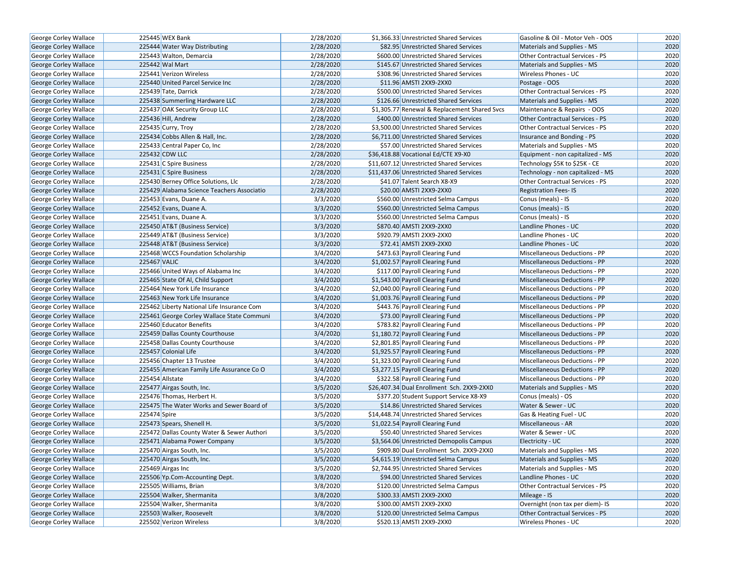| George Corley Wallace | 225445 | WEX Bank | 2/28/2020 | $1,366.33 | Unrestricted Shared Services | Gasoline & Oil - Motor Veh - OOS | 2020 |
|---|---|---|---|---|---|---|---|
| George Corley Wallace | 225444 | Water Way Distributing | 2/28/2020 | $82.95 | Unrestricted Shared Services | Materials and Supplies - MS | 2020 |
| George Corley Wallace | 225443 | Walton, Demarcia | 2/28/2020 | $600.00 | Unrestricted Shared Services | Other Contractual Services - PS | 2020 |
| George Corley Wallace | 225442 | Wal Mart | 2/28/2020 | $145.67 | Unrestricted Shared Services | Materials and Supplies - MS | 2020 |
| George Corley Wallace | 225441 | Verizon Wireless | 2/28/2020 | $308.96 | Unrestricted Shared Services | Wireless Phones - UC | 2020 |
| George Corley Wallace | 225440 | United Parcel Service Inc | 2/28/2020 | $11.96 | AMSTI 2XX9-2XX0 | Postage - OOS | 2020 |
| George Corley Wallace | 225439 | Tate, Darrick | 2/28/2020 | $500.00 | Unrestricted Shared Services | Other Contractual Services - PS | 2020 |
| George Corley Wallace | 225438 | Summerling Hardware LLC | 2/28/2020 | $126.66 | Unrestricted Shared Services | Materials and Supplies - MS | 2020 |
| George Corley Wallace | 225437 | OAK Security Group LLC | 2/28/2020 | $1,305.77 | Renewal & Replacement Shared Svcs | Maintenance & Repairs - OOS | 2020 |
| George Corley Wallace | 225436 | Hill, Andrew | 2/28/2020 | $400.00 | Unrestricted Shared Services | Other Contractual Services - PS | 2020 |
| George Corley Wallace | 225435 | Curry, Troy | 2/28/2020 | $3,500.00 | Unrestricted Shared Services | Other Contractual Services - PS | 2020 |
| George Corley Wallace | 225434 | Cobbs Allen & Hall, Inc. | 2/28/2020 | $6,711.00 | Unrestricted Shared Services | Insurance and Bonding - PS | 2020 |
| George Corley Wallace | 225433 | Central Paper Co, Inc | 2/28/2020 | $57.00 | Unrestricted Shared Services | Materials and Supplies - MS | 2020 |
| George Corley Wallace | 225432 | CDW LLC | 2/28/2020 | $36,418.88 | Vocational Ed/CTE X9-X0 | Equipment - non capitalized - MS | 2020 |
| George Corley Wallace | 225431 | C Spire Business | 2/28/2020 | $11,607.12 | Unrestricted Shared Services | Technology $5K to $25K - CE | 2020 |
| George Corley Wallace | 225431 | C Spire Business | 2/28/2020 | $11,437.06 | Unrestricted Shared Services | Technology - non capitalized - MS | 2020 |
| George Corley Wallace | 225430 | Berney Office Solutions, Llc | 2/28/2020 | $41.07 | Talent Search X8-X9 | Other Contractual Services - PS | 2020 |
| George Corley Wallace | 225429 | Alabama Science Teachers Associatio | 2/28/2020 | $20.00 | AMSTI 2XX9-2XX0 | Registration Fees- IS | 2020 |
| George Corley Wallace | 225453 | Evans, Duane A. | 3/3/2020 | $560.00 | Unrestricted Selma Campus | Conus (meals) - IS | 2020 |
| George Corley Wallace | 225452 | Evans, Duane A. | 3/3/2020 | $560.00 | Unrestricted Selma Campus | Conus (meals) - IS | 2020 |
| George Corley Wallace | 225451 | Evans, Duane A. | 3/3/2020 | $560.00 | Unrestricted Selma Campus | Conus (meals) - IS | 2020 |
| George Corley Wallace | 225450 | AT&T (Business Service) | 3/3/2020 | $870.40 | AMSTI 2XX9-2XX0 | Landline Phones - UC | 2020 |
| George Corley Wallace | 225449 | AT&T (Business Service) | 3/3/2020 | $920.79 | AMSTI 2XX9-2XX0 | Landline Phones - UC | 2020 |
| George Corley Wallace | 225448 | AT&T (Business Service) | 3/3/2020 | $72.41 | AMSTI 2XX9-2XX0 | Landline Phones - UC | 2020 |
| George Corley Wallace | 225468 | WCCS Foundation Scholarship | 3/4/2020 | $473.63 | Payroll Clearing Fund | Miscellaneous Deductions - PP | 2020 |
| George Corley Wallace | 225467 | VALIC | 3/4/2020 | $1,002.57 | Payroll Clearing Fund | Miscellaneous Deductions - PP | 2020 |
| George Corley Wallace | 225466 | United Ways of Alabama Inc | 3/4/2020 | $117.00 | Payroll Clearing Fund | Miscellaneous Deductions - PP | 2020 |
| George Corley Wallace | 225465 | State Of Al, Child Support | 3/4/2020 | $1,543.00 | Payroll Clearing Fund | Miscellaneous Deductions - PP | 2020 |
| George Corley Wallace | 225464 | New York Life Insurance | 3/4/2020 | $2,040.00 | Payroll Clearing Fund | Miscellaneous Deductions - PP | 2020 |
| George Corley Wallace | 225463 | New York Life Insurance | 3/4/2020 | $1,003.76 | Payroll Clearing Fund | Miscellaneous Deductions - PP | 2020 |
| George Corley Wallace | 225462 | Liberty National Life Insurance Com | 3/4/2020 | $443.76 | Payroll Clearing Fund | Miscellaneous Deductions - PP | 2020 |
| George Corley Wallace | 225461 | George Corley Wallace State Communi | 3/4/2020 | $73.00 | Payroll Clearing Fund | Miscellaneous Deductions - PP | 2020 |
| George Corley Wallace | 225460 | Educator Benefits | 3/4/2020 | $783.82 | Payroll Clearing Fund | Miscellaneous Deductions - PP | 2020 |
| George Corley Wallace | 225459 | Dallas County Courthouse | 3/4/2020 | $1,180.72 | Payroll Clearing Fund | Miscellaneous Deductions - PP | 2020 |
| George Corley Wallace | 225458 | Dallas County Courthouse | 3/4/2020 | $2,801.85 | Payroll Clearing Fund | Miscellaneous Deductions - PP | 2020 |
| George Corley Wallace | 225457 | Colonial Life | 3/4/2020 | $1,925.57 | Payroll Clearing Fund | Miscellaneous Deductions - PP | 2020 |
| George Corley Wallace | 225456 | Chapter 13 Trustee | 3/4/2020 | $1,323.00 | Payroll Clearing Fund | Miscellaneous Deductions - PP | 2020 |
| George Corley Wallace | 225455 | American Family Life Assurance Co O | 3/4/2020 | $3,277.15 | Payroll Clearing Fund | Miscellaneous Deductions - PP | 2020 |
| George Corley Wallace | 225454 | Allstate | 3/4/2020 | $322.58 | Payroll Clearing Fund | Miscellaneous Deductions - PP | 2020 |
| George Corley Wallace | 225477 | Airgas South, Inc. | 3/5/2020 | $26,407.34 | Dual Enrollment Sch. 2XX9-2XX0 | Materials and Supplies - MS | 2020 |
| George Corley Wallace | 225476 | Thomas, Herbert H. | 3/5/2020 | $377.20 | Student Support Service X8-X9 | Conus (meals) - OS | 2020 |
| George Corley Wallace | 225475 | The Water Works and Sewer Board of | 3/5/2020 | $14.86 | Unrestricted Shared Services | Water & Sewer - UC | 2020 |
| George Corley Wallace | 225474 | Spire | 3/5/2020 | $14,448.74 | Unrestricted Shared Services | Gas & Heating Fuel - UC | 2020 |
| George Corley Wallace | 225473 | Spears, Shenell H. | 3/5/2020 | $1,022.54 | Payroll Clearing Fund | Miscellaneous - AR | 2020 |
| George Corley Wallace | 225472 | Dallas County Water & Sewer Authori | 3/5/2020 | $50.40 | Unrestricted Shared Services | Water & Sewer - UC | 2020 |
| George Corley Wallace | 225471 | Alabama Power Company | 3/5/2020 | $3,564.06 | Unrestricted Demopolis Campus | Electricity - UC | 2020 |
| George Corley Wallace | 225470 | Airgas South, Inc. | 3/5/2020 | $909.80 | Dual Enrollment Sch. 2XX9-2XX0 | Materials and Supplies - MS | 2020 |
| George Corley Wallace | 225470 | Airgas South, Inc. | 3/5/2020 | $4,615.19 | Unrestricted Selma Campus | Materials and Supplies - MS | 2020 |
| George Corley Wallace | 225469 | Airgas Inc | 3/5/2020 | $2,744.95 | Unrestricted Shared Services | Materials and Supplies - MS | 2020 |
| George Corley Wallace | 225506 | Yp.Com-Accounting Dept. | 3/8/2020 | $94.00 | Unrestricted Shared Services | Landline Phones - UC | 2020 |
| George Corley Wallace | 225505 | Williams, Brian | 3/8/2020 | $120.00 | Unrestricted Selma Campus | Other Contractual Services - PS | 2020 |
| George Corley Wallace | 225504 | Walker, Shermanita | 3/8/2020 | $300.33 | AMSTI 2XX9-2XX0 | Mileage - IS | 2020 |
| George Corley Wallace | 225504 | Walker, Shermanita | 3/8/2020 | $300.00 | AMSTI 2XX9-2XX0 | Overnight (non tax per diem)- IS | 2020 |
| George Corley Wallace | 225503 | Walker, Roosevelt | 3/8/2020 | $120.00 | Unrestricted Selma Campus | Other Contractual Services - PS | 2020 |
| George Corley Wallace | 225502 | Verizon Wireless | 3/8/2020 | $520.13 | AMSTI 2XX9-2XX0 | Wireless Phones - UC | 2020 |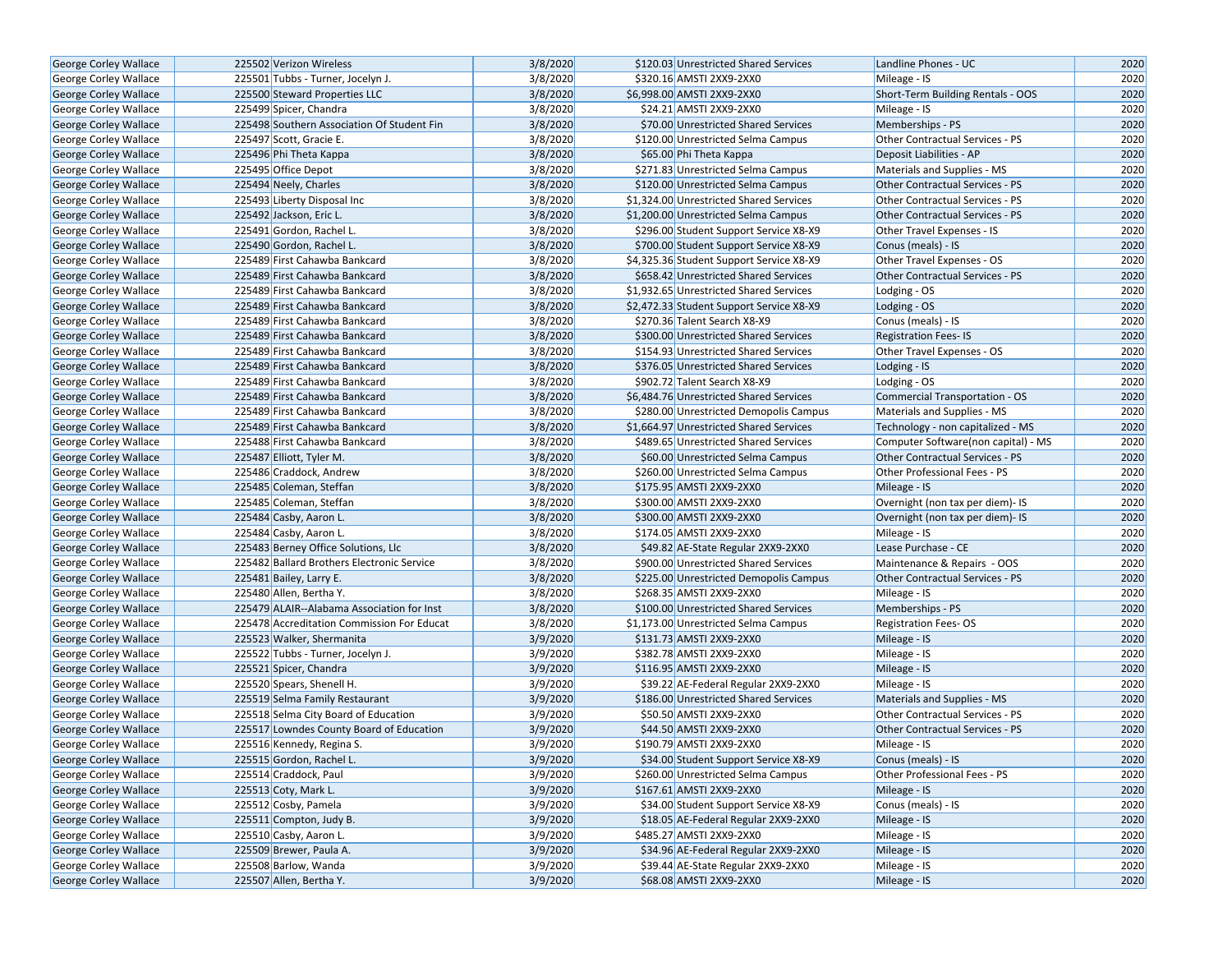| George Corley Wallace | 225502 | Verizon Wireless | 3/8/2020 | $120.03 | Unrestricted Shared Services | Landline Phones - UC | 2020 |
|---|---|---|---|---|---|---|---|
| George Corley Wallace | 225501 | Tubbs - Turner, Jocelyn J. | 3/8/2020 | $320.16 | AMSTI 2XX9-2XX0 | Mileage - IS | 2020 |
| George Corley Wallace | 225500 | Steward Properties LLC | 3/8/2020 | $6,998.00 | AMSTI 2XX9-2XX0 | Short-Term Building Rentals - OOS | 2020 |
| George Corley Wallace | 225499 | Spicer, Chandra | 3/8/2020 | $24.21 | AMSTI 2XX9-2XX0 | Mileage - IS | 2020 |
| George Corley Wallace | 225498 | Southern Association Of Student Fin | 3/8/2020 | $70.00 | Unrestricted Shared Services | Memberships - PS | 2020 |
| George Corley Wallace | 225497 | Scott, Gracie E. | 3/8/2020 | $120.00 | Unrestricted Selma Campus | Other Contractual Services - PS | 2020 |
| George Corley Wallace | 225496 | Phi Theta Kappa | 3/8/2020 | $65.00 | Phi Theta Kappa | Deposit Liabilities - AP | 2020 |
| George Corley Wallace | 225495 | Office Depot | 3/8/2020 | $271.83 | Unrestricted Selma Campus | Materials and Supplies - MS | 2020 |
| George Corley Wallace | 225494 | Neely, Charles | 3/8/2020 | $120.00 | Unrestricted Selma Campus | Other Contractual Services - PS | 2020 |
| George Corley Wallace | 225493 | Liberty Disposal Inc | 3/8/2020 | $1,324.00 | Unrestricted Shared Services | Other Contractual Services - PS | 2020 |
| George Corley Wallace | 225492 | Jackson, Eric L. | 3/8/2020 | $1,200.00 | Unrestricted Selma Campus | Other Contractual Services - PS | 2020 |
| George Corley Wallace | 225491 | Gordon, Rachel L. | 3/8/2020 | $296.00 | Student Support Service X8-X9 | Other Travel Expenses - IS | 2020 |
| George Corley Wallace | 225490 | Gordon, Rachel L. | 3/8/2020 | $700.00 | Student Support Service X8-X9 | Conus (meals) - IS | 2020 |
| George Corley Wallace | 225489 | First Cahawba Bankcard | 3/8/2020 | $4,325.36 | Student Support Service X8-X9 | Other Travel Expenses - OS | 2020 |
| George Corley Wallace | 225489 | First Cahawba Bankcard | 3/8/2020 | $658.42 | Unrestricted Shared Services | Other Contractual Services - PS | 2020 |
| George Corley Wallace | 225489 | First Cahawba Bankcard | 3/8/2020 | $1,932.65 | Unrestricted Shared Services | Lodging - OS | 2020 |
| George Corley Wallace | 225489 | First Cahawba Bankcard | 3/8/2020 | $2,472.33 | Student Support Service X8-X9 | Lodging - OS | 2020 |
| George Corley Wallace | 225489 | First Cahawba Bankcard | 3/8/2020 | $270.36 | Talent Search X8-X9 | Conus (meals) - IS | 2020 |
| George Corley Wallace | 225489 | First Cahawba Bankcard | 3/8/2020 | $300.00 | Unrestricted Shared Services | Registration Fees- IS | 2020 |
| George Corley Wallace | 225489 | First Cahawba Bankcard | 3/8/2020 | $154.93 | Unrestricted Shared Services | Other Travel Expenses - OS | 2020 |
| George Corley Wallace | 225489 | First Cahawba Bankcard | 3/8/2020 | $376.05 | Unrestricted Shared Services | Lodging - IS | 2020 |
| George Corley Wallace | 225489 | First Cahawba Bankcard | 3/8/2020 | $902.72 | Talent Search X8-X9 | Lodging - OS | 2020 |
| George Corley Wallace | 225489 | First Cahawba Bankcard | 3/8/2020 | $6,484.76 | Unrestricted Shared Services | Commercial Transportation - OS | 2020 |
| George Corley Wallace | 225489 | First Cahawba Bankcard | 3/8/2020 | $280.00 | Unrestricted Demopolis Campus | Materials and Supplies - MS | 2020 |
| George Corley Wallace | 225489 | First Cahawba Bankcard | 3/8/2020 | $1,664.97 | Unrestricted Shared Services | Technology - non capitalized - MS | 2020 |
| George Corley Wallace | 225488 | First Cahawba Bankcard | 3/8/2020 | $489.65 | Unrestricted Shared Services | Computer Software(non capital) - MS | 2020 |
| George Corley Wallace | 225487 | Elliott, Tyler M. | 3/8/2020 | $60.00 | Unrestricted Selma Campus | Other Contractual Services - PS | 2020 |
| George Corley Wallace | 225486 | Craddock, Andrew | 3/8/2020 | $260.00 | Unrestricted Selma Campus | Other Professional Fees - PS | 2020 |
| George Corley Wallace | 225485 | Coleman, Steffan | 3/8/2020 | $175.95 | AMSTI 2XX9-2XX0 | Mileage - IS | 2020 |
| George Corley Wallace | 225485 | Coleman, Steffan | 3/8/2020 | $300.00 | AMSTI 2XX9-2XX0 | Overnight (non tax per diem)- IS | 2020 |
| George Corley Wallace | 225484 | Casby, Aaron L. | 3/8/2020 | $300.00 | AMSTI 2XX9-2XX0 | Overnight (non tax per diem)- IS | 2020 |
| George Corley Wallace | 225484 | Casby, Aaron L. | 3/8/2020 | $174.05 | AMSTI 2XX9-2XX0 | Mileage - IS | 2020 |
| George Corley Wallace | 225483 | Berney Office Solutions, Llc | 3/8/2020 | $49.82 | AE-State Regular 2XX9-2XX0 | Lease Purchase - CE | 2020 |
| George Corley Wallace | 225482 | Ballard Brothers Electronic Service | 3/8/2020 | $900.00 | Unrestricted Shared Services | Maintenance & Repairs - OOS | 2020 |
| George Corley Wallace | 225481 | Bailey, Larry E. | 3/8/2020 | $225.00 | Unrestricted Demopolis Campus | Other Contractual Services - PS | 2020 |
| George Corley Wallace | 225480 | Allen, Bertha Y. | 3/8/2020 | $268.35 | AMSTI 2XX9-2XX0 | Mileage - IS | 2020 |
| George Corley Wallace | 225479 | ALAIR--Alabama Association for Inst | 3/8/2020 | $100.00 | Unrestricted Shared Services | Memberships - PS | 2020 |
| George Corley Wallace | 225478 | Accreditation Commission For Educat | 3/8/2020 | $1,173.00 | Unrestricted Selma Campus | Registration Fees- OS | 2020 |
| George Corley Wallace | 225523 | Walker, Shermanita | 3/9/2020 | $131.73 | AMSTI 2XX9-2XX0 | Mileage - IS | 2020 |
| George Corley Wallace | 225522 | Tubbs - Turner, Jocelyn J. | 3/9/2020 | $382.78 | AMSTI 2XX9-2XX0 | Mileage - IS | 2020 |
| George Corley Wallace | 225521 | Spicer, Chandra | 3/9/2020 | $116.95 | AMSTI 2XX9-2XX0 | Mileage - IS | 2020 |
| George Corley Wallace | 225520 | Spears, Shenell H. | 3/9/2020 | $39.22 | AE-Federal Regular 2XX9-2XX0 | Mileage - IS | 2020 |
| George Corley Wallace | 225519 | Selma Family Restaurant | 3/9/2020 | $186.00 | Unrestricted Shared Services | Materials and Supplies - MS | 2020 |
| George Corley Wallace | 225518 | Selma City Board of Education | 3/9/2020 | $50.50 | AMSTI 2XX9-2XX0 | Other Contractual Services - PS | 2020 |
| George Corley Wallace | 225517 | Lowndes County Board of Education | 3/9/2020 | $44.50 | AMSTI 2XX9-2XX0 | Other Contractual Services - PS | 2020 |
| George Corley Wallace | 225516 | Kennedy, Regina S. | 3/9/2020 | $190.79 | AMSTI 2XX9-2XX0 | Mileage - IS | 2020 |
| George Corley Wallace | 225515 | Gordon, Rachel L. | 3/9/2020 | $34.00 | Student Support Service X8-X9 | Conus (meals) - IS | 2020 |
| George Corley Wallace | 225514 | Craddock, Paul | 3/9/2020 | $260.00 | Unrestricted Selma Campus | Other Professional Fees - PS | 2020 |
| George Corley Wallace | 225513 | Coty, Mark L. | 3/9/2020 | $167.61 | AMSTI 2XX9-2XX0 | Mileage - IS | 2020 |
| George Corley Wallace | 225512 | Cosby, Pamela | 3/9/2020 | $34.00 | Student Support Service X8-X9 | Conus (meals) - IS | 2020 |
| George Corley Wallace | 225511 | Compton, Judy B. | 3/9/2020 | $18.05 | AE-Federal Regular 2XX9-2XX0 | Mileage - IS | 2020 |
| George Corley Wallace | 225510 | Casby, Aaron L. | 3/9/2020 | $485.27 | AMSTI 2XX9-2XX0 | Mileage - IS | 2020 |
| George Corley Wallace | 225509 | Brewer, Paula A. | 3/9/2020 | $34.96 | AE-Federal Regular 2XX9-2XX0 | Mileage - IS | 2020 |
| George Corley Wallace | 225508 | Barlow, Wanda | 3/9/2020 | $39.44 | AE-State Regular 2XX9-2XX0 | Mileage - IS | 2020 |
| George Corley Wallace | 225507 | Allen, Bertha Y. | 3/9/2020 | $68.08 | AMSTI 2XX9-2XX0 | Mileage - IS | 2020 |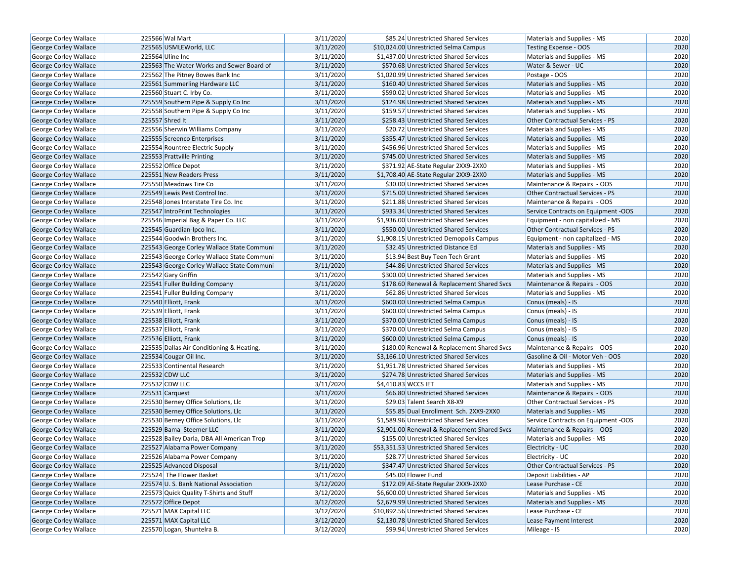| George Corley Wallace | 225566 | Wal Mart | 3/11/2020 | $85.24 | Unrestricted Shared Services | Materials and Supplies - MS | 2020 |
|---|---|---|---|---|---|---|---|
| George Corley Wallace | 225565 | USMLEWorld, LLC | 3/11/2020 | $10,024.00 | Unrestricted Selma Campus | Testing Expense - OOS | 2020 |
| George Corley Wallace | 225564 | Uline Inc | 3/11/2020 | $1,437.00 | Unrestricted Shared Services | Materials and Supplies - MS | 2020 |
| George Corley Wallace | 225563 | The Water Works and Sewer Board of | 3/11/2020 | $570.68 | Unrestricted Shared Services | Water & Sewer - UC | 2020 |
| George Corley Wallace | 225562 | The Pitney Bowes Bank Inc | 3/11/2020 | $1,020.99 | Unrestricted Shared Services | Postage - OOS | 2020 |
| George Corley Wallace | 225561 | Summerling Hardware LLC | 3/11/2020 | $160.40 | Unrestricted Shared Services | Materials and Supplies - MS | 2020 |
| George Corley Wallace | 225560 | Stuart C. Irby Co. | 3/11/2020 | $590.02 | Unrestricted Shared Services | Materials and Supplies - MS | 2020 |
| George Corley Wallace | 225559 | Southern Pipe & Supply Co Inc | 3/11/2020 | $124.98 | Unrestricted Shared Services | Materials and Supplies - MS | 2020 |
| George Corley Wallace | 225558 | Southern Pipe & Supply Co Inc | 3/11/2020 | $159.57 | Unrestricted Shared Services | Materials and Supplies - MS | 2020 |
| George Corley Wallace | 225557 | Shred It | 3/11/2020 | $258.43 | Unrestricted Shared Services | Other Contractual Services - PS | 2020 |
| George Corley Wallace | 225556 | Sherwin Williams Company | 3/11/2020 | $20.72 | Unrestricted Shared Services | Materials and Supplies - MS | 2020 |
| George Corley Wallace | 225555 | Screenco Enterprises | 3/11/2020 | $355.47 | Unrestricted Shared Services | Materials and Supplies - MS | 2020 |
| George Corley Wallace | 225554 | Rountree Electric Supply | 3/11/2020 | $456.96 | Unrestricted Shared Services | Materials and Supplies - MS | 2020 |
| George Corley Wallace | 225553 | Prattville Printing | 3/11/2020 | $745.00 | Unrestricted Shared Services | Materials and Supplies - MS | 2020 |
| George Corley Wallace | 225552 | Office Depot | 3/11/2020 | $371.92 | AE-State Regular 2XX9-2XX0 | Materials and Supplies - MS | 2020 |
| George Corley Wallace | 225551 | New Readers Press | 3/11/2020 | $1,708.40 | AE-State Regular 2XX9-2XX0 | Materials and Supplies - MS | 2020 |
| George Corley Wallace | 225550 | Meadows Tire Co | 3/11/2020 | $30.00 | Unrestricted Shared Services | Maintenance & Repairs - OOS | 2020 |
| George Corley Wallace | 225549 | Lewis Pest Control Inc. | 3/11/2020 | $715.00 | Unrestricted Shared Services | Other Contractual Services - PS | 2020 |
| George Corley Wallace | 225548 | Jones Interstate Tire Co. Inc | 3/11/2020 | $211.88 | Unrestricted Shared Services | Maintenance & Repairs - OOS | 2020 |
| George Corley Wallace | 225547 | IntroPrint Technologies | 3/11/2020 | $933.34 | Unrestricted Shared Services | Service Contracts on Equipment -OOS | 2020 |
| George Corley Wallace | 225546 | Imperial Bag & Paper Co. LLC | 3/11/2020 | $1,936.00 | Unrestricted Shared Services | Equipment - non capitalized - MS | 2020 |
| George Corley Wallace | 225545 | Guardian-Ipco Inc. | 3/11/2020 | $550.00 | Unrestricted Shared Services | Other Contractual Services - PS | 2020 |
| George Corley Wallace | 225544 | Goodwin Brothers Inc. | 3/11/2020 | $1,908.15 | Unrestricted Demopolis Campus | Equipment - non capitalized - MS | 2020 |
| George Corley Wallace | 225543 | George Corley Wallace State Communi | 3/11/2020 | $32.45 | Unrestricted Distance Ed | Materials and Supplies - MS | 2020 |
| George Corley Wallace | 225543 | George Corley Wallace State Communi | 3/11/2020 | $13.94 | Best Buy Teen Tech Grant | Materials and Supplies - MS | 2020 |
| George Corley Wallace | 225543 | George Corley Wallace State Communi | 3/11/2020 | $44.86 | Unrestricted Shared Services | Materials and Supplies - MS | 2020 |
| George Corley Wallace | 225542 | Gary Griffin | 3/11/2020 | $300.00 | Unrestricted Shared Services | Materials and Supplies - MS | 2020 |
| George Corley Wallace | 225541 | Fuller Building Company | 3/11/2020 | $178.60 | Renewal & Replacement Shared Svcs | Maintenance & Repairs - OOS | 2020 |
| George Corley Wallace | 225541 | Fuller Building Company | 3/11/2020 | $62.86 | Unrestricted Shared Services | Materials and Supplies - MS | 2020 |
| George Corley Wallace | 225540 | Elliott, Frank | 3/11/2020 | $600.00 | Unrestricted Selma Campus | Conus (meals) - IS | 2020 |
| George Corley Wallace | 225539 | Elliott, Frank | 3/11/2020 | $600.00 | Unrestricted Selma Campus | Conus (meals) - IS | 2020 |
| George Corley Wallace | 225538 | Elliott, Frank | 3/11/2020 | $370.00 | Unrestricted Selma Campus | Conus (meals) - IS | 2020 |
| George Corley Wallace | 225537 | Elliott, Frank | 3/11/2020 | $370.00 | Unrestricted Selma Campus | Conus (meals) - IS | 2020 |
| George Corley Wallace | 225536 | Elliott, Frank | 3/11/2020 | $600.00 | Unrestricted Selma Campus | Conus (meals) - IS | 2020 |
| George Corley Wallace | 225535 | Dallas Air Conditioning & Heating, | 3/11/2020 | $180.00 | Renewal & Replacement Shared Svcs | Maintenance & Repairs - OOS | 2020 |
| George Corley Wallace | 225534 | Cougar Oil Inc. | 3/11/2020 | $3,166.10 | Unrestricted Shared Services | Gasoline & Oil - Motor Veh - OOS | 2020 |
| George Corley Wallace | 225533 | Continental Research | 3/11/2020 | $1,951.78 | Unrestricted Shared Services | Materials and Supplies - MS | 2020 |
| George Corley Wallace | 225532 | CDW LLC | 3/11/2020 | $274.78 | Unrestricted Shared Services | Materials and Supplies - MS | 2020 |
| George Corley Wallace | 225532 | CDW LLC | 3/11/2020 | $4,410.83 | WCCS IET | Materials and Supplies - MS | 2020 |
| George Corley Wallace | 225531 | Carquest | 3/11/2020 | $66.80 | Unrestricted Shared Services | Maintenance & Repairs - OOS | 2020 |
| George Corley Wallace | 225530 | Berney Office Solutions, Llc | 3/11/2020 | $29.03 | Talent Search X8-X9 | Other Contractual Services - PS | 2020 |
| George Corley Wallace | 225530 | Berney Office Solutions, Llc | 3/11/2020 | $55.85 | Dual Enrollment Sch. 2XX9-2XX0 | Materials and Supplies - MS | 2020 |
| George Corley Wallace | 225530 | Berney Office Solutions, Llc | 3/11/2020 | $1,589.96 | Unrestricted Shared Services | Service Contracts on Equipment -OOS | 2020 |
| George Corley Wallace | 225529 | Bama Steemer LLC | 3/11/2020 | $2,901.00 | Renewal & Replacement Shared Svcs | Maintenance & Repairs - OOS | 2020 |
| George Corley Wallace | 225528 | Bailey Darla, DBA All American Trop | 3/11/2020 | $155.00 | Unrestricted Shared Services | Materials and Supplies - MS | 2020 |
| George Corley Wallace | 225527 | Alabama Power Company | 3/11/2020 | $53,351.53 | Unrestricted Shared Services | Electricity - UC | 2020 |
| George Corley Wallace | 225526 | Alabama Power Company | 3/11/2020 | $28.77 | Unrestricted Shared Services | Electricity - UC | 2020 |
| George Corley Wallace | 225525 | Advanced Disposal | 3/11/2020 | $347.47 | Unrestricted Shared Services | Other Contractual Services - PS | 2020 |
| George Corley Wallace | 225524 | The Flower Basket | 3/11/2020 | $45.00 | Flower Fund | Deposit Liabilities - AP | 2020 |
| George Corley Wallace | 225574 | U. S. Bank National Association | 3/12/2020 | $172.09 | AE-State Regular 2XX9-2XX0 | Lease Purchase - CE | 2020 |
| George Corley Wallace | 225573 | Quick Quality T-Shirts and Stuff | 3/12/2020 | $6,600.00 | Unrestricted Shared Services | Materials and Supplies - MS | 2020 |
| George Corley Wallace | 225572 | Office Depot | 3/12/2020 | $2,679.99 | Unrestricted Shared Services | Materials and Supplies - MS | 2020 |
| George Corley Wallace | 225571 | MAX Capital LLC | 3/12/2020 | $10,892.56 | Unrestricted Shared Services | Lease Purchase - CE | 2020 |
| George Corley Wallace | 225571 | MAX Capital LLC | 3/12/2020 | $2,130.78 | Unrestricted Shared Services | Lease Payment Interest | 2020 |
| George Corley Wallace | 225570 | Logan, Shuntelra B. | 3/12/2020 | $99.94 | Unrestricted Shared Services | Mileage - IS | 2020 |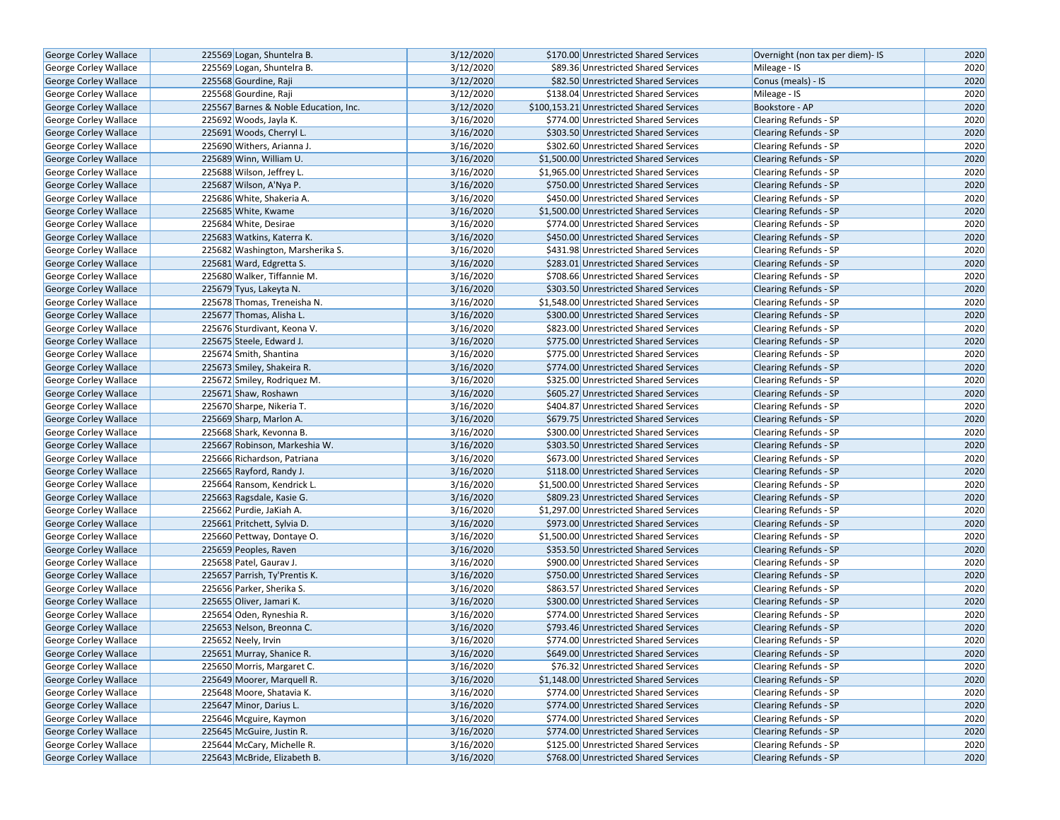| | | | | | | |
|---|---|---|---|---|---|---|
| George Corley Wallace | 225569 | Logan, Shuntelra B. | 3/12/2020 | $170.00 | Unrestricted Shared Services | Overnight (non tax per diem)- IS | 2020 |
| George Corley Wallace | 225569 | Logan, Shuntelra B. | 3/12/2020 | $89.36 | Unrestricted Shared Services | Mileage - IS | 2020 |
| George Corley Wallace | 225568 | Gourdine, Raji | 3/12/2020 | $82.50 | Unrestricted Shared Services | Conus (meals) - IS | 2020 |
| George Corley Wallace | 225568 | Gourdine, Raji | 3/12/2020 | $138.04 | Unrestricted Shared Services | Mileage - IS | 2020 |
| George Corley Wallace | 225567 | Barnes & Noble Education, Inc. | 3/12/2020 | $100,153.21 | Unrestricted Shared Services | Bookstore - AP | 2020 |
| George Corley Wallace | 225692 | Woods, Jayla K. | 3/16/2020 | $774.00 | Unrestricted Shared Services | Clearing Refunds - SP | 2020 |
| George Corley Wallace | 225691 | Woods, Cherryl L. | 3/16/2020 | $303.50 | Unrestricted Shared Services | Clearing Refunds - SP | 2020 |
| George Corley Wallace | 225690 | Withers, Arianna J. | 3/16/2020 | $302.60 | Unrestricted Shared Services | Clearing Refunds - SP | 2020 |
| George Corley Wallace | 225689 | Winn, William U. | 3/16/2020 | $1,500.00 | Unrestricted Shared Services | Clearing Refunds - SP | 2020 |
| George Corley Wallace | 225688 | Wilson, Jeffrey L. | 3/16/2020 | $1,965.00 | Unrestricted Shared Services | Clearing Refunds - SP | 2020 |
| George Corley Wallace | 225687 | Wilson, A'Nya P. | 3/16/2020 | $750.00 | Unrestricted Shared Services | Clearing Refunds - SP | 2020 |
| George Corley Wallace | 225686 | White, Shakeria A. | 3/16/2020 | $450.00 | Unrestricted Shared Services | Clearing Refunds - SP | 2020 |
| George Corley Wallace | 225685 | White, Kwame | 3/16/2020 | $1,500.00 | Unrestricted Shared Services | Clearing Refunds - SP | 2020 |
| George Corley Wallace | 225684 | White, Desirae | 3/16/2020 | $774.00 | Unrestricted Shared Services | Clearing Refunds - SP | 2020 |
| George Corley Wallace | 225683 | Watkins, Katerra K. | 3/16/2020 | $450.00 | Unrestricted Shared Services | Clearing Refunds - SP | 2020 |
| George Corley Wallace | 225682 | Washington, Marsherika S. | 3/16/2020 | $431.98 | Unrestricted Shared Services | Clearing Refunds - SP | 2020 |
| George Corley Wallace | 225681 | Ward, Edgretta S. | 3/16/2020 | $283.01 | Unrestricted Shared Services | Clearing Refunds - SP | 2020 |
| George Corley Wallace | 225680 | Walker, Tiffannie M. | 3/16/2020 | $708.66 | Unrestricted Shared Services | Clearing Refunds - SP | 2020 |
| George Corley Wallace | 225679 | Tyus, Lakeyta N. | 3/16/2020 | $303.50 | Unrestricted Shared Services | Clearing Refunds - SP | 2020 |
| George Corley Wallace | 225678 | Thomas, Treneisha N. | 3/16/2020 | $1,548.00 | Unrestricted Shared Services | Clearing Refunds - SP | 2020 |
| George Corley Wallace | 225677 | Thomas, Alisha L. | 3/16/2020 | $300.00 | Unrestricted Shared Services | Clearing Refunds - SP | 2020 |
| George Corley Wallace | 225676 | Sturdivant, Keona V. | 3/16/2020 | $823.00 | Unrestricted Shared Services | Clearing Refunds - SP | 2020 |
| George Corley Wallace | 225675 | Steele, Edward J. | 3/16/2020 | $775.00 | Unrestricted Shared Services | Clearing Refunds - SP | 2020 |
| George Corley Wallace | 225674 | Smith, Shantina | 3/16/2020 | $775.00 | Unrestricted Shared Services | Clearing Refunds - SP | 2020 |
| George Corley Wallace | 225673 | Smiley, Shakeira R. | 3/16/2020 | $774.00 | Unrestricted Shared Services | Clearing Refunds - SP | 2020 |
| George Corley Wallace | 225672 | Smiley, Rodriquez M. | 3/16/2020 | $325.00 | Unrestricted Shared Services | Clearing Refunds - SP | 2020 |
| George Corley Wallace | 225671 | Shaw, Roshawn | 3/16/2020 | $605.27 | Unrestricted Shared Services | Clearing Refunds - SP | 2020 |
| George Corley Wallace | 225670 | Sharpe, Nikeria T. | 3/16/2020 | $404.87 | Unrestricted Shared Services | Clearing Refunds - SP | 2020 |
| George Corley Wallace | 225669 | Sharp, Marlon A. | 3/16/2020 | $679.75 | Unrestricted Shared Services | Clearing Refunds - SP | 2020 |
| George Corley Wallace | 225668 | Shark, Kevonna B. | 3/16/2020 | $300.00 | Unrestricted Shared Services | Clearing Refunds - SP | 2020 |
| George Corley Wallace | 225667 | Robinson, Markeshia W. | 3/16/2020 | $303.50 | Unrestricted Shared Services | Clearing Refunds - SP | 2020 |
| George Corley Wallace | 225666 | Richardson, Patriana | 3/16/2020 | $673.00 | Unrestricted Shared Services | Clearing Refunds - SP | 2020 |
| George Corley Wallace | 225665 | Rayford, Randy J. | 3/16/2020 | $118.00 | Unrestricted Shared Services | Clearing Refunds - SP | 2020 |
| George Corley Wallace | 225664 | Ransom, Kendrick L. | 3/16/2020 | $1,500.00 | Unrestricted Shared Services | Clearing Refunds - SP | 2020 |
| George Corley Wallace | 225663 | Ragsdale, Kasie G. | 3/16/2020 | $809.23 | Unrestricted Shared Services | Clearing Refunds - SP | 2020 |
| George Corley Wallace | 225662 | Purdie, JaKiah A. | 3/16/2020 | $1,297.00 | Unrestricted Shared Services | Clearing Refunds - SP | 2020 |
| George Corley Wallace | 225661 | Pritchett, Sylvia D. | 3/16/2020 | $973.00 | Unrestricted Shared Services | Clearing Refunds - SP | 2020 |
| George Corley Wallace | 225660 | Pettway, Dontaye O. | 3/16/2020 | $1,500.00 | Unrestricted Shared Services | Clearing Refunds - SP | 2020 |
| George Corley Wallace | 225659 | Peoples, Raven | 3/16/2020 | $353.50 | Unrestricted Shared Services | Clearing Refunds - SP | 2020 |
| George Corley Wallace | 225658 | Patel, Gaurav J. | 3/16/2020 | $900.00 | Unrestricted Shared Services | Clearing Refunds - SP | 2020 |
| George Corley Wallace | 225657 | Parrish, Ty'Prentis K. | 3/16/2020 | $750.00 | Unrestricted Shared Services | Clearing Refunds - SP | 2020 |
| George Corley Wallace | 225656 | Parker, Sherika S. | 3/16/2020 | $863.57 | Unrestricted Shared Services | Clearing Refunds - SP | 2020 |
| George Corley Wallace | 225655 | Oliver, Jamari K. | 3/16/2020 | $300.00 | Unrestricted Shared Services | Clearing Refunds - SP | 2020 |
| George Corley Wallace | 225654 | Oden, Ryneshia R. | 3/16/2020 | $774.00 | Unrestricted Shared Services | Clearing Refunds - SP | 2020 |
| George Corley Wallace | 225653 | Nelson, Breonna C. | 3/16/2020 | $793.46 | Unrestricted Shared Services | Clearing Refunds - SP | 2020 |
| George Corley Wallace | 225652 | Neely, Irvin | 3/16/2020 | $774.00 | Unrestricted Shared Services | Clearing Refunds - SP | 2020 |
| George Corley Wallace | 225651 | Murray, Shanice R. | 3/16/2020 | $649.00 | Unrestricted Shared Services | Clearing Refunds - SP | 2020 |
| George Corley Wallace | 225650 | Morris, Margaret C. | 3/16/2020 | $76.32 | Unrestricted Shared Services | Clearing Refunds - SP | 2020 |
| George Corley Wallace | 225649 | Moorer, Marquell R. | 3/16/2020 | $1,148.00 | Unrestricted Shared Services | Clearing Refunds - SP | 2020 |
| George Corley Wallace | 225648 | Moore, Shatavia K. | 3/16/2020 | $774.00 | Unrestricted Shared Services | Clearing Refunds - SP | 2020 |
| George Corley Wallace | 225647 | Minor, Darius L. | 3/16/2020 | $774.00 | Unrestricted Shared Services | Clearing Refunds - SP | 2020 |
| George Corley Wallace | 225646 | Mcguire, Kaymon | 3/16/2020 | $774.00 | Unrestricted Shared Services | Clearing Refunds - SP | 2020 |
| George Corley Wallace | 225645 | McGuire, Justin R. | 3/16/2020 | $774.00 | Unrestricted Shared Services | Clearing Refunds - SP | 2020 |
| George Corley Wallace | 225644 | McCary, Michelle R. | 3/16/2020 | $125.00 | Unrestricted Shared Services | Clearing Refunds - SP | 2020 |
| George Corley Wallace | 225643 | McBride, Elizabeth B. | 3/16/2020 | $768.00 | Unrestricted Shared Services | Clearing Refunds - SP | 2020 |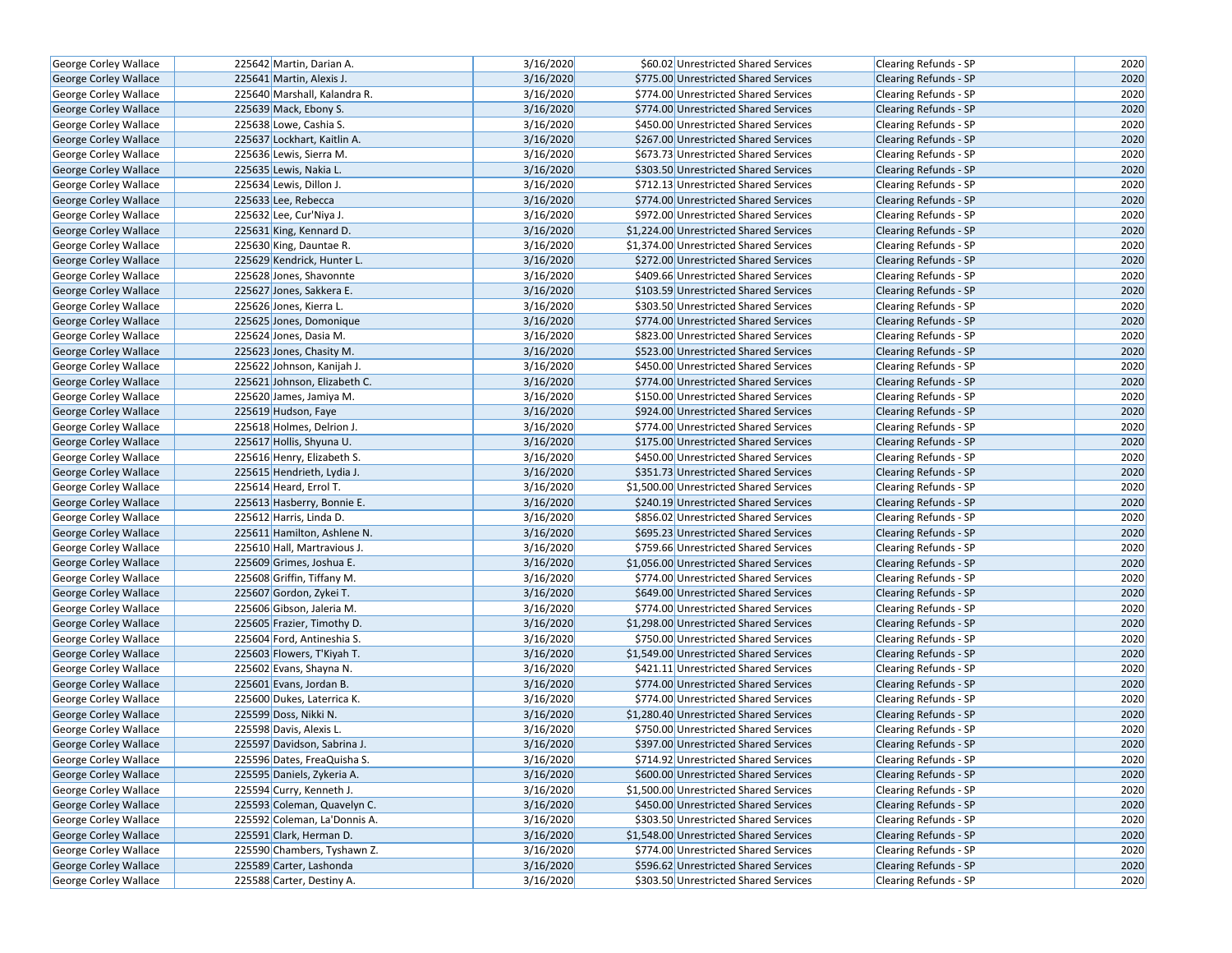| George Corley Wallace | 225642 | Martin, Darian A. | 3/16/2020 | $60.02 | Unrestricted Shared Services | Clearing Refunds - SP | 2020 |
|---|---|---|---|---|---|---|---|
| George Corley Wallace | 225641 | Martin, Alexis J. | 3/16/2020 | $775.00 | Unrestricted Shared Services | Clearing Refunds - SP | 2020 |
| George Corley Wallace | 225640 | Marshall, Kalandra R. | 3/16/2020 | $774.00 | Unrestricted Shared Services | Clearing Refunds - SP | 2020 |
| George Corley Wallace | 225639 | Mack, Ebony S. | 3/16/2020 | $774.00 | Unrestricted Shared Services | Clearing Refunds - SP | 2020 |
| George Corley Wallace | 225638 | Lowe, Cashia S. | 3/16/2020 | $450.00 | Unrestricted Shared Services | Clearing Refunds - SP | 2020 |
| George Corley Wallace | 225637 | Lockhart, Kaitlin A. | 3/16/2020 | $267.00 | Unrestricted Shared Services | Clearing Refunds - SP | 2020 |
| George Corley Wallace | 225636 | Lewis, Sierra M. | 3/16/2020 | $673.73 | Unrestricted Shared Services | Clearing Refunds - SP | 2020 |
| George Corley Wallace | 225635 | Lewis, Nakia L. | 3/16/2020 | $303.50 | Unrestricted Shared Services | Clearing Refunds - SP | 2020 |
| George Corley Wallace | 225634 | Lewis, Dillon J. | 3/16/2020 | $712.13 | Unrestricted Shared Services | Clearing Refunds - SP | 2020 |
| George Corley Wallace | 225633 | Lee, Rebecca | 3/16/2020 | $774.00 | Unrestricted Shared Services | Clearing Refunds - SP | 2020 |
| George Corley Wallace | 225632 | Lee, Cur'Niya J. | 3/16/2020 | $972.00 | Unrestricted Shared Services | Clearing Refunds - SP | 2020 |
| George Corley Wallace | 225631 | King, Kennard D. | 3/16/2020 | $1,224.00 | Unrestricted Shared Services | Clearing Refunds - SP | 2020 |
| George Corley Wallace | 225630 | King, Dauntae R. | 3/16/2020 | $1,374.00 | Unrestricted Shared Services | Clearing Refunds - SP | 2020 |
| George Corley Wallace | 225629 | Kendrick, Hunter L. | 3/16/2020 | $272.00 | Unrestricted Shared Services | Clearing Refunds - SP | 2020 |
| George Corley Wallace | 225628 | Jones, Shavonnte | 3/16/2020 | $409.66 | Unrestricted Shared Services | Clearing Refunds - SP | 2020 |
| George Corley Wallace | 225627 | Jones, Sakkera E. | 3/16/2020 | $103.59 | Unrestricted Shared Services | Clearing Refunds - SP | 2020 |
| George Corley Wallace | 225626 | Jones, Kierra L. | 3/16/2020 | $303.50 | Unrestricted Shared Services | Clearing Refunds - SP | 2020 |
| George Corley Wallace | 225625 | Jones, Domonique | 3/16/2020 | $774.00 | Unrestricted Shared Services | Clearing Refunds - SP | 2020 |
| George Corley Wallace | 225624 | Jones, Dasia M. | 3/16/2020 | $823.00 | Unrestricted Shared Services | Clearing Refunds - SP | 2020 |
| George Corley Wallace | 225623 | Jones, Chasity M. | 3/16/2020 | $523.00 | Unrestricted Shared Services | Clearing Refunds - SP | 2020 |
| George Corley Wallace | 225622 | Johnson, Kanijah J. | 3/16/2020 | $450.00 | Unrestricted Shared Services | Clearing Refunds - SP | 2020 |
| George Corley Wallace | 225621 | Johnson, Elizabeth C. | 3/16/2020 | $774.00 | Unrestricted Shared Services | Clearing Refunds - SP | 2020 |
| George Corley Wallace | 225620 | James, Jamiya M. | 3/16/2020 | $150.00 | Unrestricted Shared Services | Clearing Refunds - SP | 2020 |
| George Corley Wallace | 225619 | Hudson, Faye | 3/16/2020 | $924.00 | Unrestricted Shared Services | Clearing Refunds - SP | 2020 |
| George Corley Wallace | 225618 | Holmes, Delrion J. | 3/16/2020 | $774.00 | Unrestricted Shared Services | Clearing Refunds - SP | 2020 |
| George Corley Wallace | 225617 | Hollis, Shyuna U. | 3/16/2020 | $175.00 | Unrestricted Shared Services | Clearing Refunds - SP | 2020 |
| George Corley Wallace | 225616 | Henry, Elizabeth S. | 3/16/2020 | $450.00 | Unrestricted Shared Services | Clearing Refunds - SP | 2020 |
| George Corley Wallace | 225615 | Hendrieth, Lydia J. | 3/16/2020 | $351.73 | Unrestricted Shared Services | Clearing Refunds - SP | 2020 |
| George Corley Wallace | 225614 | Heard, Errol T. | 3/16/2020 | $1,500.00 | Unrestricted Shared Services | Clearing Refunds - SP | 2020 |
| George Corley Wallace | 225613 | Hasberry, Bonnie E. | 3/16/2020 | $240.19 | Unrestricted Shared Services | Clearing Refunds - SP | 2020 |
| George Corley Wallace | 225612 | Harris, Linda D. | 3/16/2020 | $856.02 | Unrestricted Shared Services | Clearing Refunds - SP | 2020 |
| George Corley Wallace | 225611 | Hamilton, Ashlene N. | 3/16/2020 | $695.23 | Unrestricted Shared Services | Clearing Refunds - SP | 2020 |
| George Corley Wallace | 225610 | Hall, Martravious J. | 3/16/2020 | $759.66 | Unrestricted Shared Services | Clearing Refunds - SP | 2020 |
| George Corley Wallace | 225609 | Grimes, Joshua E. | 3/16/2020 | $1,056.00 | Unrestricted Shared Services | Clearing Refunds - SP | 2020 |
| George Corley Wallace | 225608 | Griffin, Tiffany M. | 3/16/2020 | $774.00 | Unrestricted Shared Services | Clearing Refunds - SP | 2020 |
| George Corley Wallace | 225607 | Gordon, Zykei T. | 3/16/2020 | $649.00 | Unrestricted Shared Services | Clearing Refunds - SP | 2020 |
| George Corley Wallace | 225606 | Gibson, Jaleria M. | 3/16/2020 | $774.00 | Unrestricted Shared Services | Clearing Refunds - SP | 2020 |
| George Corley Wallace | 225605 | Frazier, Timothy D. | 3/16/2020 | $1,298.00 | Unrestricted Shared Services | Clearing Refunds - SP | 2020 |
| George Corley Wallace | 225604 | Ford, Antineshia S. | 3/16/2020 | $750.00 | Unrestricted Shared Services | Clearing Refunds - SP | 2020 |
| George Corley Wallace | 225603 | Flowers, T'Kiyah T. | 3/16/2020 | $1,549.00 | Unrestricted Shared Services | Clearing Refunds - SP | 2020 |
| George Corley Wallace | 225602 | Evans, Shayna N. | 3/16/2020 | $421.11 | Unrestricted Shared Services | Clearing Refunds - SP | 2020 |
| George Corley Wallace | 225601 | Evans, Jordan B. | 3/16/2020 | $774.00 | Unrestricted Shared Services | Clearing Refunds - SP | 2020 |
| George Corley Wallace | 225600 | Dukes, Laterrica K. | 3/16/2020 | $774.00 | Unrestricted Shared Services | Clearing Refunds - SP | 2020 |
| George Corley Wallace | 225599 | Doss, Nikki N. | 3/16/2020 | $1,280.40 | Unrestricted Shared Services | Clearing Refunds - SP | 2020 |
| George Corley Wallace | 225598 | Davis, Alexis L. | 3/16/2020 | $750.00 | Unrestricted Shared Services | Clearing Refunds - SP | 2020 |
| George Corley Wallace | 225597 | Davidson, Sabrina J. | 3/16/2020 | $397.00 | Unrestricted Shared Services | Clearing Refunds - SP | 2020 |
| George Corley Wallace | 225596 | Dates, FreaQuisha S. | 3/16/2020 | $714.92 | Unrestricted Shared Services | Clearing Refunds - SP | 2020 |
| George Corley Wallace | 225595 | Daniels, Zykeria A. | 3/16/2020 | $600.00 | Unrestricted Shared Services | Clearing Refunds - SP | 2020 |
| George Corley Wallace | 225594 | Curry, Kenneth J. | 3/16/2020 | $1,500.00 | Unrestricted Shared Services | Clearing Refunds - SP | 2020 |
| George Corley Wallace | 225593 | Coleman, Quavelyn C. | 3/16/2020 | $450.00 | Unrestricted Shared Services | Clearing Refunds - SP | 2020 |
| George Corley Wallace | 225592 | Coleman, La'Donnis A. | 3/16/2020 | $303.50 | Unrestricted Shared Services | Clearing Refunds - SP | 2020 |
| George Corley Wallace | 225591 | Clark, Herman D. | 3/16/2020 | $1,548.00 | Unrestricted Shared Services | Clearing Refunds - SP | 2020 |
| George Corley Wallace | 225590 | Chambers, Tyshawn Z. | 3/16/2020 | $774.00 | Unrestricted Shared Services | Clearing Refunds - SP | 2020 |
| George Corley Wallace | 225589 | Carter, Lashonda | 3/16/2020 | $596.62 | Unrestricted Shared Services | Clearing Refunds - SP | 2020 |
| George Corley Wallace | 225588 | Carter, Destiny A. | 3/16/2020 | $303.50 | Unrestricted Shared Services | Clearing Refunds - SP | 2020 |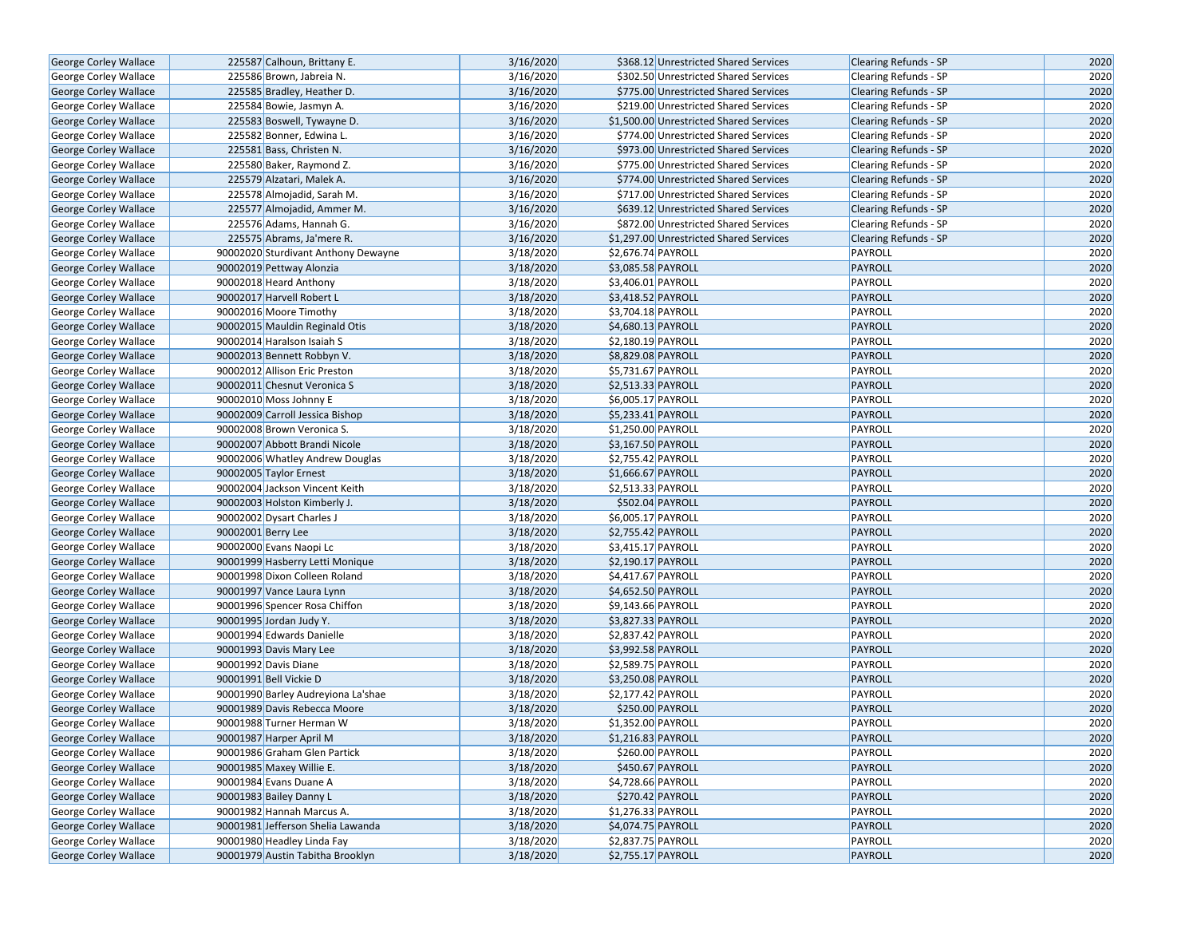| George Corley Wallace | 225587 | Calhoun, Brittany E. | 3/16/2020 | $368.12 | Unrestricted Shared Services | Clearing Refunds - SP | 2020 |
|---|---|---|---|---|---|---|---|
| George Corley Wallace | 225586 | Brown, Jabreia N. | 3/16/2020 | $302.50 | Unrestricted Shared Services | Clearing Refunds - SP | 2020 |
| George Corley Wallace | 225585 | Bradley, Heather D. | 3/16/2020 | $775.00 | Unrestricted Shared Services | Clearing Refunds - SP | 2020 |
| George Corley Wallace | 225584 | Bowie, Jasmyn A. | 3/16/2020 | $219.00 | Unrestricted Shared Services | Clearing Refunds - SP | 2020 |
| George Corley Wallace | 225583 | Boswell, Tywayne D. | 3/16/2020 | $1,500.00 | Unrestricted Shared Services | Clearing Refunds - SP | 2020 |
| George Corley Wallace | 225582 | Bonner, Edwina L. | 3/16/2020 | $774.00 | Unrestricted Shared Services | Clearing Refunds - SP | 2020 |
| George Corley Wallace | 225581 | Bass, Christen N. | 3/16/2020 | $973.00 | Unrestricted Shared Services | Clearing Refunds - SP | 2020 |
| George Corley Wallace | 225580 | Baker, Raymond Z. | 3/16/2020 | $775.00 | Unrestricted Shared Services | Clearing Refunds - SP | 2020 |
| George Corley Wallace | 225579 | Alzatari, Malek A. | 3/16/2020 | $774.00 | Unrestricted Shared Services | Clearing Refunds - SP | 2020 |
| George Corley Wallace | 225578 | Almojadid, Sarah M. | 3/16/2020 | $717.00 | Unrestricted Shared Services | Clearing Refunds - SP | 2020 |
| George Corley Wallace | 225577 | Almojadid, Ammer M. | 3/16/2020 | $639.12 | Unrestricted Shared Services | Clearing Refunds - SP | 2020 |
| George Corley Wallace | 225576 | Adams, Hannah G. | 3/16/2020 | $872.00 | Unrestricted Shared Services | Clearing Refunds - SP | 2020 |
| George Corley Wallace | 225575 | Abrams, Ja'mere R. | 3/16/2020 | $1,297.00 | Unrestricted Shared Services | Clearing Refunds - SP | 2020 |
| George Corley Wallace | 90002020 | Sturdivant Anthony Dewayne | 3/18/2020 | $2,676.74 | PAYROLL | PAYROLL | 2020 |
| George Corley Wallace | 90002019 | Pettway Alonzia | 3/18/2020 | $3,085.58 | PAYROLL | PAYROLL | 2020 |
| George Corley Wallace | 90002018 | Heard Anthony | 3/18/2020 | $3,406.01 | PAYROLL | PAYROLL | 2020 |
| George Corley Wallace | 90002017 | Harvell Robert L | 3/18/2020 | $3,418.52 | PAYROLL | PAYROLL | 2020 |
| George Corley Wallace | 90002016 | Moore Timothy | 3/18/2020 | $3,704.18 | PAYROLL | PAYROLL | 2020 |
| George Corley Wallace | 90002015 | Mauldin Reginald Otis | 3/18/2020 | $4,680.13 | PAYROLL | PAYROLL | 2020 |
| George Corley Wallace | 90002014 | Haralson Isaiah S | 3/18/2020 | $2,180.19 | PAYROLL | PAYROLL | 2020 |
| George Corley Wallace | 90002013 | Bennett Robbyn V. | 3/18/2020 | $8,829.08 | PAYROLL | PAYROLL | 2020 |
| George Corley Wallace | 90002012 | Allison Eric Preston | 3/18/2020 | $5,731.67 | PAYROLL | PAYROLL | 2020 |
| George Corley Wallace | 90002011 | Chesnut Veronica S | 3/18/2020 | $2,513.33 | PAYROLL | PAYROLL | 2020 |
| George Corley Wallace | 90002010 | Moss Johnny E | 3/18/2020 | $6,005.17 | PAYROLL | PAYROLL | 2020 |
| George Corley Wallace | 90002009 | Carroll Jessica Bishop | 3/18/2020 | $5,233.41 | PAYROLL | PAYROLL | 2020 |
| George Corley Wallace | 90002008 | Brown Veronica S. | 3/18/2020 | $1,250.00 | PAYROLL | PAYROLL | 2020 |
| George Corley Wallace | 90002007 | Abbott Brandi Nicole | 3/18/2020 | $3,167.50 | PAYROLL | PAYROLL | 2020 |
| George Corley Wallace | 90002006 | Whatley Andrew Douglas | 3/18/2020 | $2,755.42 | PAYROLL | PAYROLL | 2020 |
| George Corley Wallace | 90002005 | Taylor Ernest | 3/18/2020 | $1,666.67 | PAYROLL | PAYROLL | 2020 |
| George Corley Wallace | 90002004 | Jackson Vincent Keith | 3/18/2020 | $2,513.33 | PAYROLL | PAYROLL | 2020 |
| George Corley Wallace | 90002003 | Holston Kimberly J. | 3/18/2020 | $502.04 | PAYROLL | PAYROLL | 2020 |
| George Corley Wallace | 90002002 | Dysart Charles J | 3/18/2020 | $6,005.17 | PAYROLL | PAYROLL | 2020 |
| George Corley Wallace | 90002001 | Berry Lee | 3/18/2020 | $2,755.42 | PAYROLL | PAYROLL | 2020 |
| George Corley Wallace | 90002000 | Evans Naopi Lc | 3/18/2020 | $3,415.17 | PAYROLL | PAYROLL | 2020 |
| George Corley Wallace | 90001999 | Hasberry Letti Monique | 3/18/2020 | $2,190.17 | PAYROLL | PAYROLL | 2020 |
| George Corley Wallace | 90001998 | Dixon Colleen Roland | 3/18/2020 | $4,417.67 | PAYROLL | PAYROLL | 2020 |
| George Corley Wallace | 90001997 | Vance Laura Lynn | 3/18/2020 | $4,652.50 | PAYROLL | PAYROLL | 2020 |
| George Corley Wallace | 90001996 | Spencer Rosa Chiffon | 3/18/2020 | $9,143.66 | PAYROLL | PAYROLL | 2020 |
| George Corley Wallace | 90001995 | Jordan Judy Y. | 3/18/2020 | $3,827.33 | PAYROLL | PAYROLL | 2020 |
| George Corley Wallace | 90001994 | Edwards Danielle | 3/18/2020 | $2,837.42 | PAYROLL | PAYROLL | 2020 |
| George Corley Wallace | 90001993 | Davis Mary Lee | 3/18/2020 | $3,992.58 | PAYROLL | PAYROLL | 2020 |
| George Corley Wallace | 90001992 | Davis Diane | 3/18/2020 | $2,589.75 | PAYROLL | PAYROLL | 2020 |
| George Corley Wallace | 90001991 | Bell Vickie D | 3/18/2020 | $3,250.08 | PAYROLL | PAYROLL | 2020 |
| George Corley Wallace | 90001990 | Barley Audreyiona La'shae | 3/18/2020 | $2,177.42 | PAYROLL | PAYROLL | 2020 |
| George Corley Wallace | 90001989 | Davis Rebecca Moore | 3/18/2020 | $250.00 | PAYROLL | PAYROLL | 2020 |
| George Corley Wallace | 90001988 | Turner Herman W | 3/18/2020 | $1,352.00 | PAYROLL | PAYROLL | 2020 |
| George Corley Wallace | 90001987 | Harper April M | 3/18/2020 | $1,216.83 | PAYROLL | PAYROLL | 2020 |
| George Corley Wallace | 90001986 | Graham Glen Partick | 3/18/2020 | $260.00 | PAYROLL | PAYROLL | 2020 |
| George Corley Wallace | 90001985 | Maxey Willie E. | 3/18/2020 | $450.67 | PAYROLL | PAYROLL | 2020 |
| George Corley Wallace | 90001984 | Evans Duane A | 3/18/2020 | $4,728.66 | PAYROLL | PAYROLL | 2020 |
| George Corley Wallace | 90001983 | Bailey Danny L | 3/18/2020 | $270.42 | PAYROLL | PAYROLL | 2020 |
| George Corley Wallace | 90001982 | Hannah Marcus A. | 3/18/2020 | $1,276.33 | PAYROLL | PAYROLL | 2020 |
| George Corley Wallace | 90001981 | Jefferson Shelia Lawanda | 3/18/2020 | $4,074.75 | PAYROLL | PAYROLL | 2020 |
| George Corley Wallace | 90001980 | Headley Linda Fay | 3/18/2020 | $2,837.75 | PAYROLL | PAYROLL | 2020 |
| George Corley Wallace | 90001979 | Austin Tabitha Brooklyn | 3/18/2020 | $2,755.17 | PAYROLL | PAYROLL | 2020 |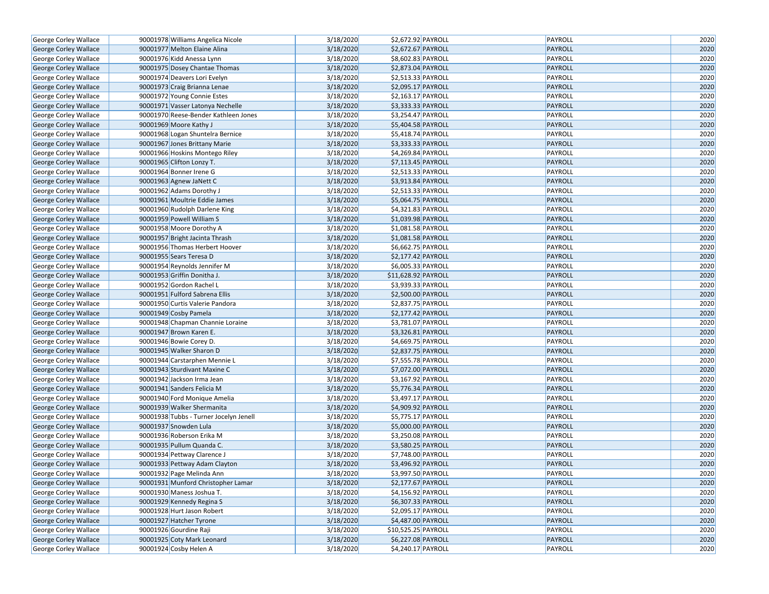| George Corley Wallace | 90001978 | Williams Angelica Nicole | 3/18/2020 | $2,672.92 | PAYROLL | PAYROLL | 2020 |
|---|---|---|---|---|---|---|---|
| George Corley Wallace | 90001977 | Melton Elaine Alina | 3/18/2020 | $2,672.67 | PAYROLL | PAYROLL | 2020 |
| George Corley Wallace | 90001976 | Kidd Anessa Lynn | 3/18/2020 | $8,602.83 | PAYROLL | PAYROLL | 2020 |
| George Corley Wallace | 90001975 | Dosey Chantae Thomas | 3/18/2020 | $2,873.04 | PAYROLL | PAYROLL | 2020 |
| George Corley Wallace | 90001974 | Deavers Lori Evelyn | 3/18/2020 | $2,513.33 | PAYROLL | PAYROLL | 2020 |
| George Corley Wallace | 90001973 | Craig Brianna Lenae | 3/18/2020 | $2,095.17 | PAYROLL | PAYROLL | 2020 |
| George Corley Wallace | 90001972 | Young Connie Estes | 3/18/2020 | $2,163.17 | PAYROLL | PAYROLL | 2020 |
| George Corley Wallace | 90001971 | Vasser Latonya Nechelle | 3/18/2020 | $3,333.33 | PAYROLL | PAYROLL | 2020 |
| George Corley Wallace | 90001970 | Reese-Bender Kathleen Jones | 3/18/2020 | $3,254.47 | PAYROLL | PAYROLL | 2020 |
| George Corley Wallace | 90001969 | Moore Kathy J | 3/18/2020 | $5,404.58 | PAYROLL | PAYROLL | 2020 |
| George Corley Wallace | 90001968 | Logan Shuntelra Bernice | 3/18/2020 | $5,418.74 | PAYROLL | PAYROLL | 2020 |
| George Corley Wallace | 90001967 | Jones Brittany Marie | 3/18/2020 | $3,333.33 | PAYROLL | PAYROLL | 2020 |
| George Corley Wallace | 90001966 | Hoskins Montego Riley | 3/18/2020 | $4,269.84 | PAYROLL | PAYROLL | 2020 |
| George Corley Wallace | 90001965 | Clifton Lonzy T. | 3/18/2020 | $7,113.45 | PAYROLL | PAYROLL | 2020 |
| George Corley Wallace | 90001964 | Bonner Irene G | 3/18/2020 | $2,513.33 | PAYROLL | PAYROLL | 2020 |
| George Corley Wallace | 90001963 | Agnew JaNett C | 3/18/2020 | $3,913.84 | PAYROLL | PAYROLL | 2020 |
| George Corley Wallace | 90001962 | Adams Dorothy J | 3/18/2020 | $2,513.33 | PAYROLL | PAYROLL | 2020 |
| George Corley Wallace | 90001961 | Moultrie Eddie James | 3/18/2020 | $5,064.75 | PAYROLL | PAYROLL | 2020 |
| George Corley Wallace | 90001960 | Rudolph Darlene King | 3/18/2020 | $4,321.83 | PAYROLL | PAYROLL | 2020 |
| George Corley Wallace | 90001959 | Powell William S | 3/18/2020 | $1,039.98 | PAYROLL | PAYROLL | 2020 |
| George Corley Wallace | 90001958 | Moore Dorothy A | 3/18/2020 | $1,081.58 | PAYROLL | PAYROLL | 2020 |
| George Corley Wallace | 90001957 | Bright Jacinta Thrash | 3/18/2020 | $1,081.58 | PAYROLL | PAYROLL | 2020 |
| George Corley Wallace | 90001956 | Thomas Herbert Hoover | 3/18/2020 | $6,662.75 | PAYROLL | PAYROLL | 2020 |
| George Corley Wallace | 90001955 | Sears Teresa D | 3/18/2020 | $2,177.42 | PAYROLL | PAYROLL | 2020 |
| George Corley Wallace | 90001954 | Reynolds Jennifer M | 3/18/2020 | $6,005.33 | PAYROLL | PAYROLL | 2020 |
| George Corley Wallace | 90001953 | Griffin Donitha J. | 3/18/2020 | $11,628.92 | PAYROLL | PAYROLL | 2020 |
| George Corley Wallace | 90001952 | Gordon Rachel L | 3/18/2020 | $3,939.33 | PAYROLL | PAYROLL | 2020 |
| George Corley Wallace | 90001951 | Fulford Sabrena Ellis | 3/18/2020 | $2,500.00 | PAYROLL | PAYROLL | 2020 |
| George Corley Wallace | 90001950 | Curtis Valerie Pandora | 3/18/2020 | $2,837.75 | PAYROLL | PAYROLL | 2020 |
| George Corley Wallace | 90001949 | Cosby Pamela | 3/18/2020 | $2,177.42 | PAYROLL | PAYROLL | 2020 |
| George Corley Wallace | 90001948 | Chapman Channie Loraine | 3/18/2020 | $3,781.07 | PAYROLL | PAYROLL | 2020 |
| George Corley Wallace | 90001947 | Brown Karen E. | 3/18/2020 | $3,326.81 | PAYROLL | PAYROLL | 2020 |
| George Corley Wallace | 90001946 | Bowie Corey D. | 3/18/2020 | $4,669.75 | PAYROLL | PAYROLL | 2020 |
| George Corley Wallace | 90001945 | Walker Sharon D | 3/18/2020 | $2,837.75 | PAYROLL | PAYROLL | 2020 |
| George Corley Wallace | 90001944 | Carstarphen Mennie L | 3/18/2020 | $7,555.78 | PAYROLL | PAYROLL | 2020 |
| George Corley Wallace | 90001943 | Sturdivant Maxine C | 3/18/2020 | $7,072.00 | PAYROLL | PAYROLL | 2020 |
| George Corley Wallace | 90001942 | Jackson Irma Jean | 3/18/2020 | $3,167.92 | PAYROLL | PAYROLL | 2020 |
| George Corley Wallace | 90001941 | Sanders Felicia M | 3/18/2020 | $5,776.34 | PAYROLL | PAYROLL | 2020 |
| George Corley Wallace | 90001940 | Ford Monique Amelia | 3/18/2020 | $3,497.17 | PAYROLL | PAYROLL | 2020 |
| George Corley Wallace | 90001939 | Walker Shermanita | 3/18/2020 | $4,909.92 | PAYROLL | PAYROLL | 2020 |
| George Corley Wallace | 90001938 | Tubbs - Turner Jocelyn Jenell | 3/18/2020 | $5,775.17 | PAYROLL | PAYROLL | 2020 |
| George Corley Wallace | 90001937 | Snowden Lula | 3/18/2020 | $5,000.00 | PAYROLL | PAYROLL | 2020 |
| George Corley Wallace | 90001936 | Roberson Erika M | 3/18/2020 | $3,250.08 | PAYROLL | PAYROLL | 2020 |
| George Corley Wallace | 90001935 | Pullum Quanda C. | 3/18/2020 | $3,580.25 | PAYROLL | PAYROLL | 2020 |
| George Corley Wallace | 90001934 | Pettway Clarence J | 3/18/2020 | $7,748.00 | PAYROLL | PAYROLL | 2020 |
| George Corley Wallace | 90001933 | Pettway Adam Clayton | 3/18/2020 | $3,496.92 | PAYROLL | PAYROLL | 2020 |
| George Corley Wallace | 90001932 | Page Melinda Ann | 3/18/2020 | $3,997.50 | PAYROLL | PAYROLL | 2020 |
| George Corley Wallace | 90001931 | Munford Christopher Lamar | 3/18/2020 | $2,177.67 | PAYROLL | PAYROLL | 2020 |
| George Corley Wallace | 90001930 | Maness Joshua T. | 3/18/2020 | $4,156.92 | PAYROLL | PAYROLL | 2020 |
| George Corley Wallace | 90001929 | Kennedy Regina S | 3/18/2020 | $6,307.33 | PAYROLL | PAYROLL | 2020 |
| George Corley Wallace | 90001928 | Hurt Jason Robert | 3/18/2020 | $2,095.17 | PAYROLL | PAYROLL | 2020 |
| George Corley Wallace | 90001927 | Hatcher Tyrone | 3/18/2020 | $4,487.00 | PAYROLL | PAYROLL | 2020 |
| George Corley Wallace | 90001926 | Gourdine Raji | 3/18/2020 | $10,525.25 | PAYROLL | PAYROLL | 2020 |
| George Corley Wallace | 90001925 | Coty Mark Leonard | 3/18/2020 | $6,227.08 | PAYROLL | PAYROLL | 2020 |
| George Corley Wallace | 90001924 | Cosby Helen A | 3/18/2020 | $4,240.17 | PAYROLL | PAYROLL | 2020 |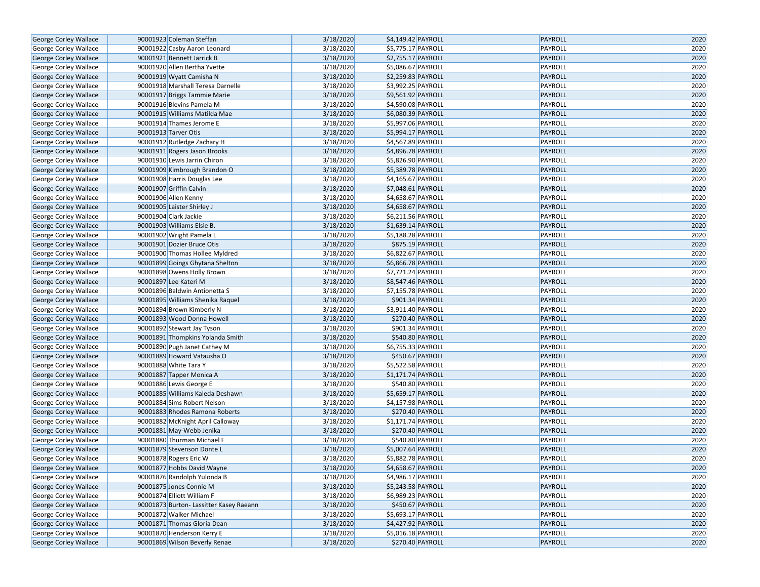| George Corley Wallace | 90001923 | Coleman Steffan | 3/18/2020 | $4,149.42 | PAYROLL | PAYROLL | 2020 |
|---|---|---|---|---|---|---|---|
| George Corley Wallace | 90001922 | Casby Aaron Leonard | 3/18/2020 | $5,775.17 | PAYROLL | PAYROLL | 2020 |
| George Corley Wallace | 90001921 | Bennett Jarrick B | 3/18/2020 | $2,755.17 | PAYROLL | PAYROLL | 2020 |
| George Corley Wallace | 90001920 | Allen Bertha Yvette | 3/18/2020 | $5,086.67 | PAYROLL | PAYROLL | 2020 |
| George Corley Wallace | 90001919 | Wyatt Camisha N | 3/18/2020 | $2,259.83 | PAYROLL | PAYROLL | 2020 |
| George Corley Wallace | 90001918 | Marshall Teresa Darnelle | 3/18/2020 | $3,992.25 | PAYROLL | PAYROLL | 2020 |
| George Corley Wallace | 90001917 | Briggs Tammie Marie | 3/18/2020 | $9,561.92 | PAYROLL | PAYROLL | 2020 |
| George Corley Wallace | 90001916 | Blevins Pamela M | 3/18/2020 | $4,590.08 | PAYROLL | PAYROLL | 2020 |
| George Corley Wallace | 90001915 | Williams Matilda Mae | 3/18/2020 | $6,080.39 | PAYROLL | PAYROLL | 2020 |
| George Corley Wallace | 90001914 | Thames Jerome E | 3/18/2020 | $5,997.06 | PAYROLL | PAYROLL | 2020 |
| George Corley Wallace | 90001913 | Tarver Otis | 3/18/2020 | $5,994.17 | PAYROLL | PAYROLL | 2020 |
| George Corley Wallace | 90001912 | Rutledge Zachary H | 3/18/2020 | $4,567.89 | PAYROLL | PAYROLL | 2020 |
| George Corley Wallace | 90001911 | Rogers Jason Brooks | 3/18/2020 | $4,896.78 | PAYROLL | PAYROLL | 2020 |
| George Corley Wallace | 90001910 | Lewis Jarrin Chiron | 3/18/2020 | $5,826.90 | PAYROLL | PAYROLL | 2020 |
| George Corley Wallace | 90001909 | Kimbrough Brandon O | 3/18/2020 | $5,389.78 | PAYROLL | PAYROLL | 2020 |
| George Corley Wallace | 90001908 | Harris Douglas Lee | 3/18/2020 | $4,165.67 | PAYROLL | PAYROLL | 2020 |
| George Corley Wallace | 90001907 | Griffin Calvin | 3/18/2020 | $7,048.61 | PAYROLL | PAYROLL | 2020 |
| George Corley Wallace | 90001906 | Allen Kenny | 3/18/2020 | $4,658.67 | PAYROLL | PAYROLL | 2020 |
| George Corley Wallace | 90001905 | Laister Shirley J | 3/18/2020 | $4,658.67 | PAYROLL | PAYROLL | 2020 |
| George Corley Wallace | 90001904 | Clark Jackie | 3/18/2020 | $6,211.56 | PAYROLL | PAYROLL | 2020 |
| George Corley Wallace | 90001903 | Williams Elsie B. | 3/18/2020 | $1,639.14 | PAYROLL | PAYROLL | 2020 |
| George Corley Wallace | 90001902 | Wright Pamela L | 3/18/2020 | $5,188.28 | PAYROLL | PAYROLL | 2020 |
| George Corley Wallace | 90001901 | Dozier Bruce Otis | 3/18/2020 | $875.19 | PAYROLL | PAYROLL | 2020 |
| George Corley Wallace | 90001900 | Thomas Hollee Myldred | 3/18/2020 | $6,822.67 | PAYROLL | PAYROLL | 2020 |
| George Corley Wallace | 90001899 | Goings Ghytana Shelton | 3/18/2020 | $6,866.78 | PAYROLL | PAYROLL | 2020 |
| George Corley Wallace | 90001898 | Owens Holly Brown | 3/18/2020 | $7,721.24 | PAYROLL | PAYROLL | 2020 |
| George Corley Wallace | 90001897 | Lee Kateri M | 3/18/2020 | $8,547.46 | PAYROLL | PAYROLL | 2020 |
| George Corley Wallace | 90001896 | Baldwin Antionetta S | 3/18/2020 | $7,155.78 | PAYROLL | PAYROLL | 2020 |
| George Corley Wallace | 90001895 | Williams Shenika Raquel | 3/18/2020 | $901.34 | PAYROLL | PAYROLL | 2020 |
| George Corley Wallace | 90001894 | Brown Kimberly N | 3/18/2020 | $3,911.40 | PAYROLL | PAYROLL | 2020 |
| George Corley Wallace | 90001893 | Wood Donna Howell | 3/18/2020 | $270.40 | PAYROLL | PAYROLL | 2020 |
| George Corley Wallace | 90001892 | Stewart Jay Tyson | 3/18/2020 | $901.34 | PAYROLL | PAYROLL | 2020 |
| George Corley Wallace | 90001891 | Thompkins Yolanda Smith | 3/18/2020 | $540.80 | PAYROLL | PAYROLL | 2020 |
| George Corley Wallace | 90001890 | Pugh Janet Cathey M | 3/18/2020 | $6,755.33 | PAYROLL | PAYROLL | 2020 |
| George Corley Wallace | 90001889 | Howard Vatausha O | 3/18/2020 | $450.67 | PAYROLL | PAYROLL | 2020 |
| George Corley Wallace | 90001888 | White Tara Y | 3/18/2020 | $5,522.58 | PAYROLL | PAYROLL | 2020 |
| George Corley Wallace | 90001887 | Tapper Monica A | 3/18/2020 | $1,171.74 | PAYROLL | PAYROLL | 2020 |
| George Corley Wallace | 90001886 | Lewis George E | 3/18/2020 | $540.80 | PAYROLL | PAYROLL | 2020 |
| George Corley Wallace | 90001885 | Williams Kaleda Deshawn | 3/18/2020 | $5,659.17 | PAYROLL | PAYROLL | 2020 |
| George Corley Wallace | 90001884 | Sims Robert Nelson | 3/18/2020 | $4,157.98 | PAYROLL | PAYROLL | 2020 |
| George Corley Wallace | 90001883 | Rhodes Ramona Roberts | 3/18/2020 | $270.40 | PAYROLL | PAYROLL | 2020 |
| George Corley Wallace | 90001882 | McKnight April Calloway | 3/18/2020 | $1,171.74 | PAYROLL | PAYROLL | 2020 |
| George Corley Wallace | 90001881 | May-Webb Jenika | 3/18/2020 | $270.40 | PAYROLL | PAYROLL | 2020 |
| George Corley Wallace | 90001880 | Thurman Michael F | 3/18/2020 | $540.80 | PAYROLL | PAYROLL | 2020 |
| George Corley Wallace | 90001879 | Stevenson Donte L | 3/18/2020 | $5,007.64 | PAYROLL | PAYROLL | 2020 |
| George Corley Wallace | 90001878 | Rogers Eric W | 3/18/2020 | $5,882.78 | PAYROLL | PAYROLL | 2020 |
| George Corley Wallace | 90001877 | Hobbs David Wayne | 3/18/2020 | $4,658.67 | PAYROLL | PAYROLL | 2020 |
| George Corley Wallace | 90001876 | Randolph Yulonda B | 3/18/2020 | $4,986.17 | PAYROLL | PAYROLL | 2020 |
| George Corley Wallace | 90001875 | Jones Connie M | 3/18/2020 | $5,243.58 | PAYROLL | PAYROLL | 2020 |
| George Corley Wallace | 90001874 | Elliott William F | 3/18/2020 | $6,989.23 | PAYROLL | PAYROLL | 2020 |
| George Corley Wallace | 90001873 | Burton- Lassitter Kasey Raeann | 3/18/2020 | $450.67 | PAYROLL | PAYROLL | 2020 |
| George Corley Wallace | 90001872 | Walker Michael | 3/18/2020 | $5,693.17 | PAYROLL | PAYROLL | 2020 |
| George Corley Wallace | 90001871 | Thomas Gloria Dean | 3/18/2020 | $4,427.92 | PAYROLL | PAYROLL | 2020 |
| George Corley Wallace | 90001870 | Henderson Kerry E | 3/18/2020 | $5,016.18 | PAYROLL | PAYROLL | 2020 |
| George Corley Wallace | 90001869 | Wilson Beverly Renae | 3/18/2020 | $270.40 | PAYROLL | PAYROLL | 2020 |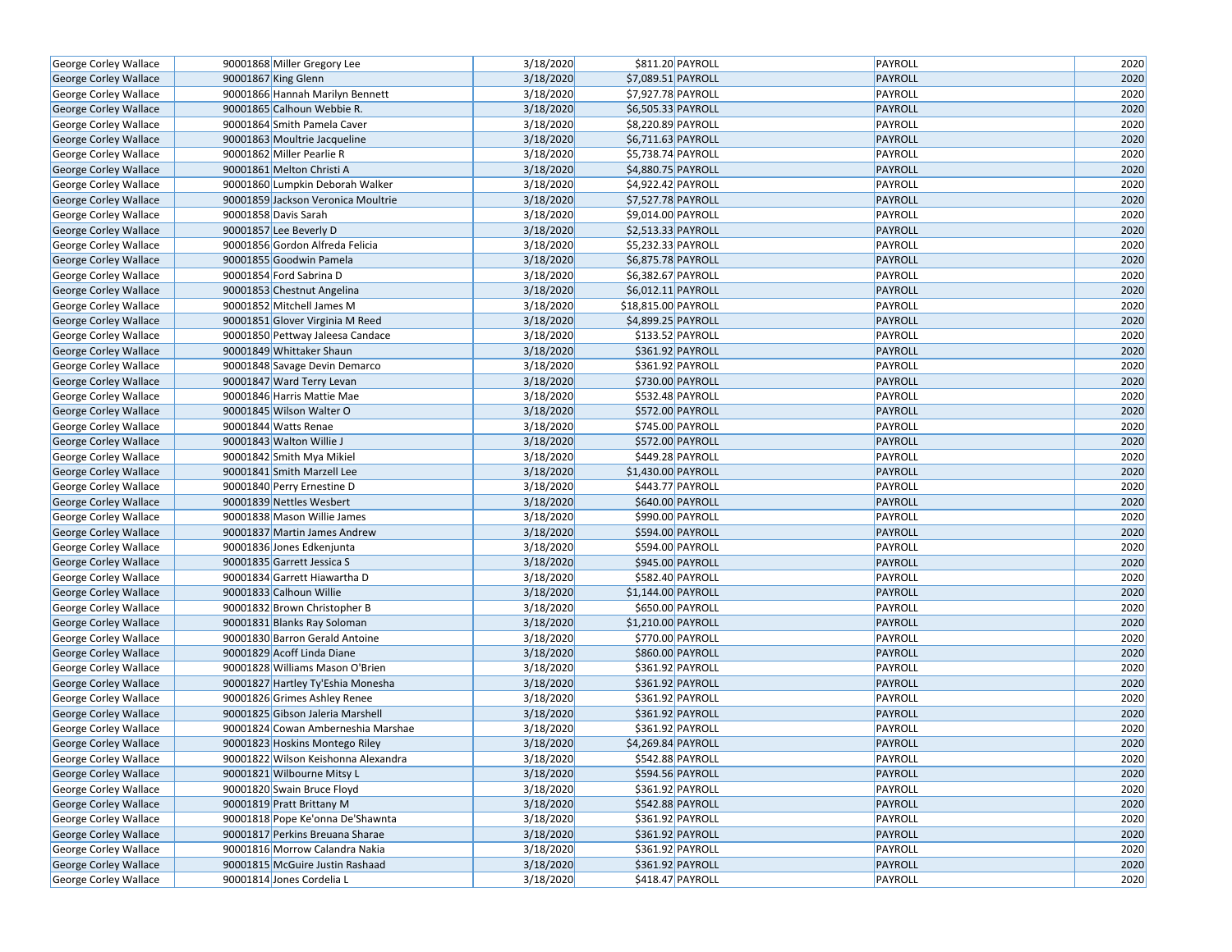| | | | | | | | |
|---|---|---|---|---|---|---|---|
| George Corley Wallace | 90001868 | Miller Gregory Lee | 3/18/2020 | $811.20 | PAYROLL | PAYROLL | 2020 |
| George Corley Wallace | 90001867 | King Glenn | 3/18/2020 | $7,089.51 | PAYROLL | PAYROLL | 2020 |
| George Corley Wallace | 90001866 | Hannah Marilyn Bennett | 3/18/2020 | $7,927.78 | PAYROLL | PAYROLL | 2020 |
| George Corley Wallace | 90001865 | Calhoun Webbie R. | 3/18/2020 | $6,505.33 | PAYROLL | PAYROLL | 2020 |
| George Corley Wallace | 90001864 | Smith Pamela Caver | 3/18/2020 | $8,220.89 | PAYROLL | PAYROLL | 2020 |
| George Corley Wallace | 90001863 | Moultrie Jacqueline | 3/18/2020 | $6,711.63 | PAYROLL | PAYROLL | 2020 |
| George Corley Wallace | 90001862 | Miller Pearlie R | 3/18/2020 | $5,738.74 | PAYROLL | PAYROLL | 2020 |
| George Corley Wallace | 90001861 | Melton Christi A | 3/18/2020 | $4,880.75 | PAYROLL | PAYROLL | 2020 |
| George Corley Wallace | 90001860 | Lumpkin Deborah Walker | 3/18/2020 | $4,922.42 | PAYROLL | PAYROLL | 2020 |
| George Corley Wallace | 90001859 | Jackson Veronica Moultrie | 3/18/2020 | $7,527.78 | PAYROLL | PAYROLL | 2020 |
| George Corley Wallace | 90001858 | Davis Sarah | 3/18/2020 | $9,014.00 | PAYROLL | PAYROLL | 2020 |
| George Corley Wallace | 90001857 | Lee Beverly D | 3/18/2020 | $2,513.33 | PAYROLL | PAYROLL | 2020 |
| George Corley Wallace | 90001856 | Gordon Alfreda Felicia | 3/18/2020 | $5,232.33 | PAYROLL | PAYROLL | 2020 |
| George Corley Wallace | 90001855 | Goodwin Pamela | 3/18/2020 | $6,875.78 | PAYROLL | PAYROLL | 2020 |
| George Corley Wallace | 90001854 | Ford Sabrina D | 3/18/2020 | $6,382.67 | PAYROLL | PAYROLL | 2020 |
| George Corley Wallace | 90001853 | Chestnut Angelina | 3/18/2020 | $6,012.11 | PAYROLL | PAYROLL | 2020 |
| George Corley Wallace | 90001852 | Mitchell James M | 3/18/2020 | $18,815.00 | PAYROLL | PAYROLL | 2020 |
| George Corley Wallace | 90001851 | Glover Virginia M Reed | 3/18/2020 | $4,899.25 | PAYROLL | PAYROLL | 2020 |
| George Corley Wallace | 90001850 | Pettway Jaleesa Candace | 3/18/2020 | $133.52 | PAYROLL | PAYROLL | 2020 |
| George Corley Wallace | 90001849 | Whittaker Shaun | 3/18/2020 | $361.92 | PAYROLL | PAYROLL | 2020 |
| George Corley Wallace | 90001848 | Savage Devin Demarco | 3/18/2020 | $361.92 | PAYROLL | PAYROLL | 2020 |
| George Corley Wallace | 90001847 | Ward Terry Levan | 3/18/2020 | $730.00 | PAYROLL | PAYROLL | 2020 |
| George Corley Wallace | 90001846 | Harris Mattie Mae | 3/18/2020 | $532.48 | PAYROLL | PAYROLL | 2020 |
| George Corley Wallace | 90001845 | Wilson Walter O | 3/18/2020 | $572.00 | PAYROLL | PAYROLL | 2020 |
| George Corley Wallace | 90001844 | Watts Renae | 3/18/2020 | $745.00 | PAYROLL | PAYROLL | 2020 |
| George Corley Wallace | 90001843 | Walton Willie J | 3/18/2020 | $572.00 | PAYROLL | PAYROLL | 2020 |
| George Corley Wallace | 90001842 | Smith Mya Mikiel | 3/18/2020 | $449.28 | PAYROLL | PAYROLL | 2020 |
| George Corley Wallace | 90001841 | Smith Marzell Lee | 3/18/2020 | $1,430.00 | PAYROLL | PAYROLL | 2020 |
| George Corley Wallace | 90001840 | Perry Ernestine D | 3/18/2020 | $443.77 | PAYROLL | PAYROLL | 2020 |
| George Corley Wallace | 90001839 | Nettles Wesbert | 3/18/2020 | $640.00 | PAYROLL | PAYROLL | 2020 |
| George Corley Wallace | 90001838 | Mason Willie James | 3/18/2020 | $990.00 | PAYROLL | PAYROLL | 2020 |
| George Corley Wallace | 90001837 | Martin James Andrew | 3/18/2020 | $594.00 | PAYROLL | PAYROLL | 2020 |
| George Corley Wallace | 90001836 | Jones Edkenjunta | 3/18/2020 | $594.00 | PAYROLL | PAYROLL | 2020 |
| George Corley Wallace | 90001835 | Garrett Jessica S | 3/18/2020 | $945.00 | PAYROLL | PAYROLL | 2020 |
| George Corley Wallace | 90001834 | Garrett Hiawartha D | 3/18/2020 | $582.40 | PAYROLL | PAYROLL | 2020 |
| George Corley Wallace | 90001833 | Calhoun Willie | 3/18/2020 | $1,144.00 | PAYROLL | PAYROLL | 2020 |
| George Corley Wallace | 90001832 | Brown Christopher B | 3/18/2020 | $650.00 | PAYROLL | PAYROLL | 2020 |
| George Corley Wallace | 90001831 | Blanks Ray Soloman | 3/18/2020 | $1,210.00 | PAYROLL | PAYROLL | 2020 |
| George Corley Wallace | 90001830 | Barron Gerald Antoine | 3/18/2020 | $770.00 | PAYROLL | PAYROLL | 2020 |
| George Corley Wallace | 90001829 | Acoff Linda Diane | 3/18/2020 | $860.00 | PAYROLL | PAYROLL | 2020 |
| George Corley Wallace | 90001828 | Williams Mason O'Brien | 3/18/2020 | $361.92 | PAYROLL | PAYROLL | 2020 |
| George Corley Wallace | 90001827 | Hartley Ty'Eshia Monesha | 3/18/2020 | $361.92 | PAYROLL | PAYROLL | 2020 |
| George Corley Wallace | 90001826 | Grimes Ashley Renee | 3/18/2020 | $361.92 | PAYROLL | PAYROLL | 2020 |
| George Corley Wallace | 90001825 | Gibson Jaleria Marshell | 3/18/2020 | $361.92 | PAYROLL | PAYROLL | 2020 |
| George Corley Wallace | 90001824 | Cowan Amberneshia Marshae | 3/18/2020 | $361.92 | PAYROLL | PAYROLL | 2020 |
| George Corley Wallace | 90001823 | Hoskins Montego Riley | 3/18/2020 | $4,269.84 | PAYROLL | PAYROLL | 2020 |
| George Corley Wallace | 90001822 | Wilson Keishonna Alexandra | 3/18/2020 | $542.88 | PAYROLL | PAYROLL | 2020 |
| George Corley Wallace | 90001821 | Wilbourne Mitsy L | 3/18/2020 | $594.56 | PAYROLL | PAYROLL | 2020 |
| George Corley Wallace | 90001820 | Swain Bruce Floyd | 3/18/2020 | $361.92 | PAYROLL | PAYROLL | 2020 |
| George Corley Wallace | 90001819 | Pratt Brittany M | 3/18/2020 | $542.88 | PAYROLL | PAYROLL | 2020 |
| George Corley Wallace | 90001818 | Pope Ke'onna De'Shawnta | 3/18/2020 | $361.92 | PAYROLL | PAYROLL | 2020 |
| George Corley Wallace | 90001817 | Perkins Breuana Sharae | 3/18/2020 | $361.92 | PAYROLL | PAYROLL | 2020 |
| George Corley Wallace | 90001816 | Morrow Calandra Nakia | 3/18/2020 | $361.92 | PAYROLL | PAYROLL | 2020 |
| George Corley Wallace | 90001815 | McGuire Justin Rashaad | 3/18/2020 | $361.92 | PAYROLL | PAYROLL | 2020 |
| George Corley Wallace | 90001814 | Jones Cordelia L | 3/18/2020 | $418.47 | PAYROLL | PAYROLL | 2020 |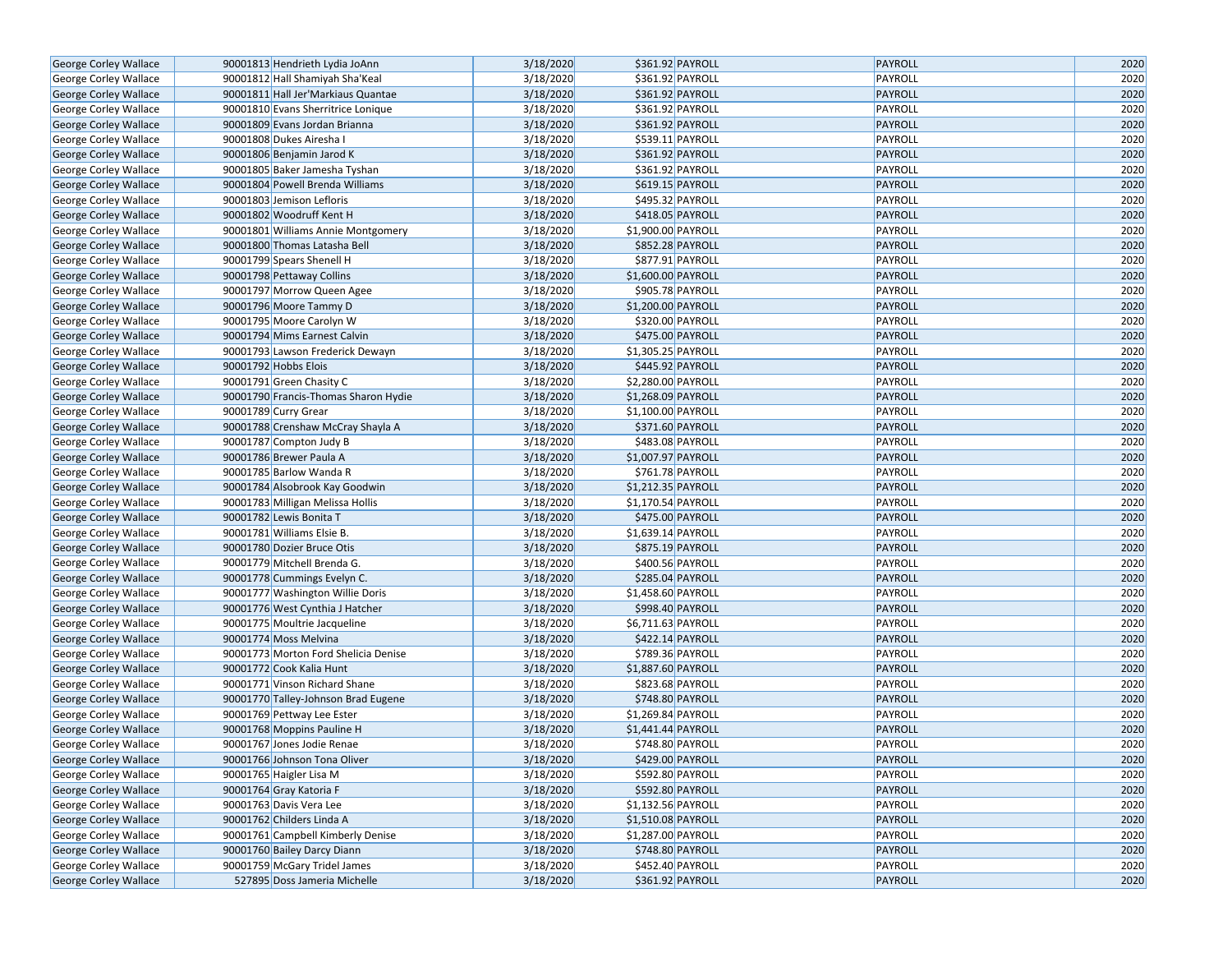| George Corley Wallace | 90001813 | Hendrieth Lydia JoAnn | 3/18/2020 | $361.92 | PAYROLL | PAYROLL | 2020 |
|---|---|---|---|---|---|---|---|
| George Corley Wallace | 90001812 | Hall Shamiyah Sha'Keal | 3/18/2020 | $361.92 | PAYROLL | PAYROLL | 2020 |
| George Corley Wallace | 90001811 | Hall Jer'Markiaus Quantae | 3/18/2020 | $361.92 | PAYROLL | PAYROLL | 2020 |
| George Corley Wallace | 90001810 | Evans Sherritrice Lonique | 3/18/2020 | $361.92 | PAYROLL | PAYROLL | 2020 |
| George Corley Wallace | 90001809 | Evans Jordan Brianna | 3/18/2020 | $361.92 | PAYROLL | PAYROLL | 2020 |
| George Corley Wallace | 90001808 | Dukes Airesha I | 3/18/2020 | $539.11 | PAYROLL | PAYROLL | 2020 |
| George Corley Wallace | 90001806 | Benjamin Jarod K | 3/18/2020 | $361.92 | PAYROLL | PAYROLL | 2020 |
| George Corley Wallace | 90001805 | Baker Jamesha Tyshan | 3/18/2020 | $361.92 | PAYROLL | PAYROLL | 2020 |
| George Corley Wallace | 90001804 | Powell Brenda Williams | 3/18/2020 | $619.15 | PAYROLL | PAYROLL | 2020 |
| George Corley Wallace | 90001803 | Jemison Lefloris | 3/18/2020 | $495.32 | PAYROLL | PAYROLL | 2020 |
| George Corley Wallace | 90001802 | Woodruff Kent H | 3/18/2020 | $418.05 | PAYROLL | PAYROLL | 2020 |
| George Corley Wallace | 90001801 | Williams Annie Montgomery | 3/18/2020 | $1,900.00 | PAYROLL | PAYROLL | 2020 |
| George Corley Wallace | 90001800 | Thomas Latasha Bell | 3/18/2020 | $852.28 | PAYROLL | PAYROLL | 2020 |
| George Corley Wallace | 90001799 | Spears Shenell H | 3/18/2020 | $877.91 | PAYROLL | PAYROLL | 2020 |
| George Corley Wallace | 90001798 | Pettaway Collins | 3/18/2020 | $1,600.00 | PAYROLL | PAYROLL | 2020 |
| George Corley Wallace | 90001797 | Morrow Queen Agee | 3/18/2020 | $905.78 | PAYROLL | PAYROLL | 2020 |
| George Corley Wallace | 90001796 | Moore Tammy D | 3/18/2020 | $1,200.00 | PAYROLL | PAYROLL | 2020 |
| George Corley Wallace | 90001795 | Moore Carolyn W | 3/18/2020 | $320.00 | PAYROLL | PAYROLL | 2020 |
| George Corley Wallace | 90001794 | Mims Earnest Calvin | 3/18/2020 | $475.00 | PAYROLL | PAYROLL | 2020 |
| George Corley Wallace | 90001793 | Lawson Frederick Dewayn | 3/18/2020 | $1,305.25 | PAYROLL | PAYROLL | 2020 |
| George Corley Wallace | 90001792 | Hobbs Elois | 3/18/2020 | $445.92 | PAYROLL | PAYROLL | 2020 |
| George Corley Wallace | 90001791 | Green Chasity C | 3/18/2020 | $2,280.00 | PAYROLL | PAYROLL | 2020 |
| George Corley Wallace | 90001790 | Francis-Thomas Sharon Hydie | 3/18/2020 | $1,268.09 | PAYROLL | PAYROLL | 2020 |
| George Corley Wallace | 90001789 | Curry Grear | 3/18/2020 | $1,100.00 | PAYROLL | PAYROLL | 2020 |
| George Corley Wallace | 90001788 | Crenshaw McCray Shayla A | 3/18/2020 | $371.60 | PAYROLL | PAYROLL | 2020 |
| George Corley Wallace | 90001787 | Compton Judy B | 3/18/2020 | $483.08 | PAYROLL | PAYROLL | 2020 |
| George Corley Wallace | 90001786 | Brewer Paula A | 3/18/2020 | $1,007.97 | PAYROLL | PAYROLL | 2020 |
| George Corley Wallace | 90001785 | Barlow Wanda R | 3/18/2020 | $761.78 | PAYROLL | PAYROLL | 2020 |
| George Corley Wallace | 90001784 | Alsobrook Kay Goodwin | 3/18/2020 | $1,212.35 | PAYROLL | PAYROLL | 2020 |
| George Corley Wallace | 90001783 | Milligan Melissa Hollis | 3/18/2020 | $1,170.54 | PAYROLL | PAYROLL | 2020 |
| George Corley Wallace | 90001782 | Lewis Bonita T | 3/18/2020 | $475.00 | PAYROLL | PAYROLL | 2020 |
| George Corley Wallace | 90001781 | Williams Elsie B. | 3/18/2020 | $1,639.14 | PAYROLL | PAYROLL | 2020 |
| George Corley Wallace | 90001780 | Dozier Bruce Otis | 3/18/2020 | $875.19 | PAYROLL | PAYROLL | 2020 |
| George Corley Wallace | 90001779 | Mitchell Brenda G. | 3/18/2020 | $400.56 | PAYROLL | PAYROLL | 2020 |
| George Corley Wallace | 90001778 | Cummings Evelyn C. | 3/18/2020 | $285.04 | PAYROLL | PAYROLL | 2020 |
| George Corley Wallace | 90001777 | Washington Willie Doris | 3/18/2020 | $1,458.60 | PAYROLL | PAYROLL | 2020 |
| George Corley Wallace | 90001776 | West Cynthia J Hatcher | 3/18/2020 | $998.40 | PAYROLL | PAYROLL | 2020 |
| George Corley Wallace | 90001775 | Moultrie Jacqueline | 3/18/2020 | $6,711.63 | PAYROLL | PAYROLL | 2020 |
| George Corley Wallace | 90001774 | Moss Melvina | 3/18/2020 | $422.14 | PAYROLL | PAYROLL | 2020 |
| George Corley Wallace | 90001773 | Morton Ford Shelicia Denise | 3/18/2020 | $789.36 | PAYROLL | PAYROLL | 2020 |
| George Corley Wallace | 90001772 | Cook Kalia Hunt | 3/18/2020 | $1,887.60 | PAYROLL | PAYROLL | 2020 |
| George Corley Wallace | 90001771 | Vinson Richard Shane | 3/18/2020 | $823.68 | PAYROLL | PAYROLL | 2020 |
| George Corley Wallace | 90001770 | Talley-Johnson Brad Eugene | 3/18/2020 | $748.80 | PAYROLL | PAYROLL | 2020 |
| George Corley Wallace | 90001769 | Pettway Lee Ester | 3/18/2020 | $1,269.84 | PAYROLL | PAYROLL | 2020 |
| George Corley Wallace | 90001768 | Moppins Pauline H | 3/18/2020 | $1,441.44 | PAYROLL | PAYROLL | 2020 |
| George Corley Wallace | 90001767 | Jones Jodie Renae | 3/18/2020 | $748.80 | PAYROLL | PAYROLL | 2020 |
| George Corley Wallace | 90001766 | Johnson Tona Oliver | 3/18/2020 | $429.00 | PAYROLL | PAYROLL | 2020 |
| George Corley Wallace | 90001765 | Haigler Lisa M | 3/18/2020 | $592.80 | PAYROLL | PAYROLL | 2020 |
| George Corley Wallace | 90001764 | Gray Katoria F | 3/18/2020 | $592.80 | PAYROLL | PAYROLL | 2020 |
| George Corley Wallace | 90001763 | Davis Vera Lee | 3/18/2020 | $1,132.56 | PAYROLL | PAYROLL | 2020 |
| George Corley Wallace | 90001762 | Childers Linda A | 3/18/2020 | $1,510.08 | PAYROLL | PAYROLL | 2020 |
| George Corley Wallace | 90001761 | Campbell Kimberly Denise | 3/18/2020 | $1,287.00 | PAYROLL | PAYROLL | 2020 |
| George Corley Wallace | 90001760 | Bailey Darcy Diann | 3/18/2020 | $748.80 | PAYROLL | PAYROLL | 2020 |
| George Corley Wallace | 90001759 | McGary Tridel James | 3/18/2020 | $452.40 | PAYROLL | PAYROLL | 2020 |
| George Corley Wallace | 527895 | Doss Jameria Michelle | 3/18/2020 | $361.92 | PAYROLL | PAYROLL | 2020 |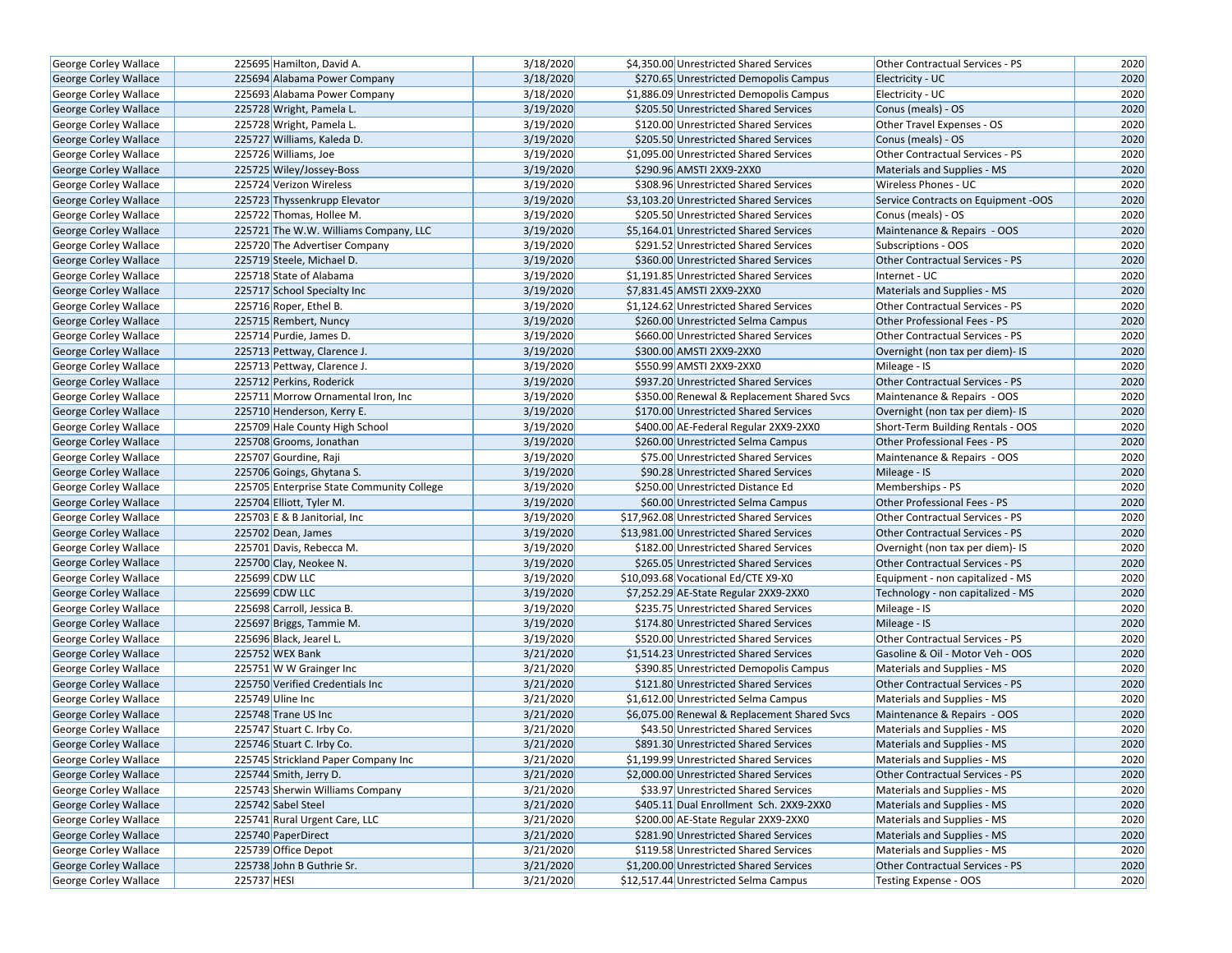| George Corley Wallace | 225695 | Hamilton, David A. | 3/18/2020 | $4,350.00 | Unrestricted Shared Services | Other Contractual Services - PS | 2020 |
|---|---|---|---|---|---|---|---|
| George Corley Wallace | 225694 | Alabama Power Company | 3/18/2020 | $270.65 | Unrestricted Demopolis Campus | Electricity - UC | 2020 |
| George Corley Wallace | 225693 | Alabama Power Company | 3/18/2020 | $1,886.09 | Unrestricted Demopolis Campus | Electricity - UC | 2020 |
| George Corley Wallace | 225728 | Wright, Pamela L. | 3/19/2020 | $205.50 | Unrestricted Shared Services | Conus (meals) - OS | 2020 |
| George Corley Wallace | 225728 | Wright, Pamela L. | 3/19/2020 | $120.00 | Unrestricted Shared Services | Other Travel Expenses - OS | 2020 |
| George Corley Wallace | 225727 | Williams, Kaleda D. | 3/19/2020 | $205.50 | Unrestricted Shared Services | Conus (meals) - OS | 2020 |
| George Corley Wallace | 225726 | Williams, Joe | 3/19/2020 | $1,095.00 | Unrestricted Shared Services | Other Contractual Services - PS | 2020 |
| George Corley Wallace | 225725 | Wiley/Jossey-Boss | 3/19/2020 | $290.96 | AMSTI 2XX9-2XX0 | Materials and Supplies - MS | 2020 |
| George Corley Wallace | 225724 | Verizon Wireless | 3/19/2020 | $308.96 | Unrestricted Shared Services | Wireless Phones - UC | 2020 |
| George Corley Wallace | 225723 | Thyssenkrupp Elevator | 3/19/2020 | $3,103.20 | Unrestricted Shared Services | Service Contracts on Equipment -OOS | 2020 |
| George Corley Wallace | 225722 | Thomas, Hollee M. | 3/19/2020 | $205.50 | Unrestricted Shared Services | Conus (meals) - OS | 2020 |
| George Corley Wallace | 225721 | The W.W. Williams Company, LLC | 3/19/2020 | $5,164.01 | Unrestricted Shared Services | Maintenance & Repairs - OOS | 2020 |
| George Corley Wallace | 225720 | The Advertiser Company | 3/19/2020 | $291.52 | Unrestricted Shared Services | Subscriptions - OOS | 2020 |
| George Corley Wallace | 225719 | Steele, Michael D. | 3/19/2020 | $360.00 | Unrestricted Shared Services | Other Contractual Services - PS | 2020 |
| George Corley Wallace | 225718 | State of Alabama | 3/19/2020 | $1,191.85 | Unrestricted Shared Services | Internet - UC | 2020 |
| George Corley Wallace | 225717 | School Specialty Inc | 3/19/2020 | $7,831.45 | AMSTI 2XX9-2XX0 | Materials and Supplies - MS | 2020 |
| George Corley Wallace | 225716 | Roper, Ethel B. | 3/19/2020 | $1,124.62 | Unrestricted Shared Services | Other Contractual Services - PS | 2020 |
| George Corley Wallace | 225715 | Rembert, Nuncy | 3/19/2020 | $260.00 | Unrestricted Selma Campus | Other Professional Fees - PS | 2020 |
| George Corley Wallace | 225714 | Purdie, James D. | 3/19/2020 | $660.00 | Unrestricted Shared Services | Other Contractual Services - PS | 2020 |
| George Corley Wallace | 225713 | Pettway, Clarence J. | 3/19/2020 | $300.00 | AMSTI 2XX9-2XX0 | Overnight (non tax per diem)- IS | 2020 |
| George Corley Wallace | 225713 | Pettway, Clarence J. | 3/19/2020 | $550.99 | AMSTI 2XX9-2XX0 | Mileage - IS | 2020 |
| George Corley Wallace | 225712 | Perkins, Roderick | 3/19/2020 | $937.20 | Unrestricted Shared Services | Other Contractual Services - PS | 2020 |
| George Corley Wallace | 225711 | Morrow Ornamental Iron, Inc | 3/19/2020 | $350.00 | Renewal & Replacement Shared Svcs | Maintenance & Repairs - OOS | 2020 |
| George Corley Wallace | 225710 | Henderson, Kerry E. | 3/19/2020 | $170.00 | Unrestricted Shared Services | Overnight (non tax per diem)- IS | 2020 |
| George Corley Wallace | 225709 | Hale County High School | 3/19/2020 | $400.00 | AE-Federal Regular 2XX9-2XX0 | Short-Term Building Rentals - OOS | 2020 |
| George Corley Wallace | 225708 | Grooms, Jonathan | 3/19/2020 | $260.00 | Unrestricted Selma Campus | Other Professional Fees - PS | 2020 |
| George Corley Wallace | 225707 | Gourdine, Raji | 3/19/2020 | $75.00 | Unrestricted Shared Services | Maintenance & Repairs - OOS | 2020 |
| George Corley Wallace | 225706 | Goings, Ghytana S. | 3/19/2020 | $90.28 | Unrestricted Shared Services | Mileage - IS | 2020 |
| George Corley Wallace | 225705 | Enterprise State Community College | 3/19/2020 | $250.00 | Unrestricted Distance Ed | Memberships - PS | 2020 |
| George Corley Wallace | 225704 | Elliott, Tyler M. | 3/19/2020 | $60.00 | Unrestricted Selma Campus | Other Professional Fees - PS | 2020 |
| George Corley Wallace | 225703 | E & B Janitorial, Inc | 3/19/2020 | $17,962.08 | Unrestricted Shared Services | Other Contractual Services - PS | 2020 |
| George Corley Wallace | 225702 | Dean, James | 3/19/2020 | $13,981.00 | Unrestricted Shared Services | Other Contractual Services - PS | 2020 |
| George Corley Wallace | 225701 | Davis, Rebecca M. | 3/19/2020 | $182.00 | Unrestricted Shared Services | Overnight (non tax per diem)- IS | 2020 |
| George Corley Wallace | 225700 | Clay, Neokee N. | 3/19/2020 | $265.05 | Unrestricted Shared Services | Other Contractual Services - PS | 2020 |
| George Corley Wallace | 225699 | CDW LLC | 3/19/2020 | $10,093.68 | Vocational Ed/CTE X9-X0 | Equipment - non capitalized - MS | 2020 |
| George Corley Wallace | 225699 | CDW LLC | 3/19/2020 | $7,252.29 | AE-State Regular 2XX9-2XX0 | Technology - non capitalized - MS | 2020 |
| George Corley Wallace | 225698 | Carroll, Jessica B. | 3/19/2020 | $235.75 | Unrestricted Shared Services | Mileage - IS | 2020 |
| George Corley Wallace | 225697 | Briggs, Tammie M. | 3/19/2020 | $174.80 | Unrestricted Shared Services | Mileage - IS | 2020 |
| George Corley Wallace | 225696 | Black, Jearel L. | 3/19/2020 | $520.00 | Unrestricted Shared Services | Other Contractual Services - PS | 2020 |
| George Corley Wallace | 225752 | WEX Bank | 3/21/2020 | $1,514.23 | Unrestricted Shared Services | Gasoline & Oil - Motor Veh - OOS | 2020 |
| George Corley Wallace | 225751 | W W Grainger Inc | 3/21/2020 | $390.85 | Unrestricted Demopolis Campus | Materials and Supplies - MS | 2020 |
| George Corley Wallace | 225750 | Verified Credentials Inc | 3/21/2020 | $121.80 | Unrestricted Shared Services | Other Contractual Services - PS | 2020 |
| George Corley Wallace | 225749 | Uline Inc | 3/21/2020 | $1,612.00 | Unrestricted Selma Campus | Materials and Supplies - MS | 2020 |
| George Corley Wallace | 225748 | Trane US Inc | 3/21/2020 | $6,075.00 | Renewal & Replacement Shared Svcs | Maintenance & Repairs - OOS | 2020 |
| George Corley Wallace | 225747 | Stuart C. Irby Co. | 3/21/2020 | $43.50 | Unrestricted Shared Services | Materials and Supplies - MS | 2020 |
| George Corley Wallace | 225746 | Stuart C. Irby Co. | 3/21/2020 | $891.30 | Unrestricted Shared Services | Materials and Supplies - MS | 2020 |
| George Corley Wallace | 225745 | Strickland Paper Company Inc | 3/21/2020 | $1,199.99 | Unrestricted Shared Services | Materials and Supplies - MS | 2020 |
| George Corley Wallace | 225744 | Smith, Jerry D. | 3/21/2020 | $2,000.00 | Unrestricted Shared Services | Other Contractual Services - PS | 2020 |
| George Corley Wallace | 225743 | Sherwin Williams Company | 3/21/2020 | $33.97 | Unrestricted Shared Services | Materials and Supplies - MS | 2020 |
| George Corley Wallace | 225742 | Sabel Steel | 3/21/2020 | $405.11 | Dual Enrollment Sch. 2XX9-2XX0 | Materials and Supplies - MS | 2020 |
| George Corley Wallace | 225741 | Rural Urgent Care, LLC | 3/21/2020 | $200.00 | AE-State Regular 2XX9-2XX0 | Materials and Supplies - MS | 2020 |
| George Corley Wallace | 225740 | PaperDirect | 3/21/2020 | $281.90 | Unrestricted Shared Services | Materials and Supplies - MS | 2020 |
| George Corley Wallace | 225739 | Office Depot | 3/21/2020 | $119.58 | Unrestricted Shared Services | Materials and Supplies - MS | 2020 |
| George Corley Wallace | 225738 | John B Guthrie Sr. | 3/21/2020 | $1,200.00 | Unrestricted Shared Services | Other Contractual Services - PS | 2020 |
| George Corley Wallace | 225737 | HESI | 3/21/2020 | $12,517.44 | Unrestricted Selma Campus | Testing Expense - OOS | 2020 |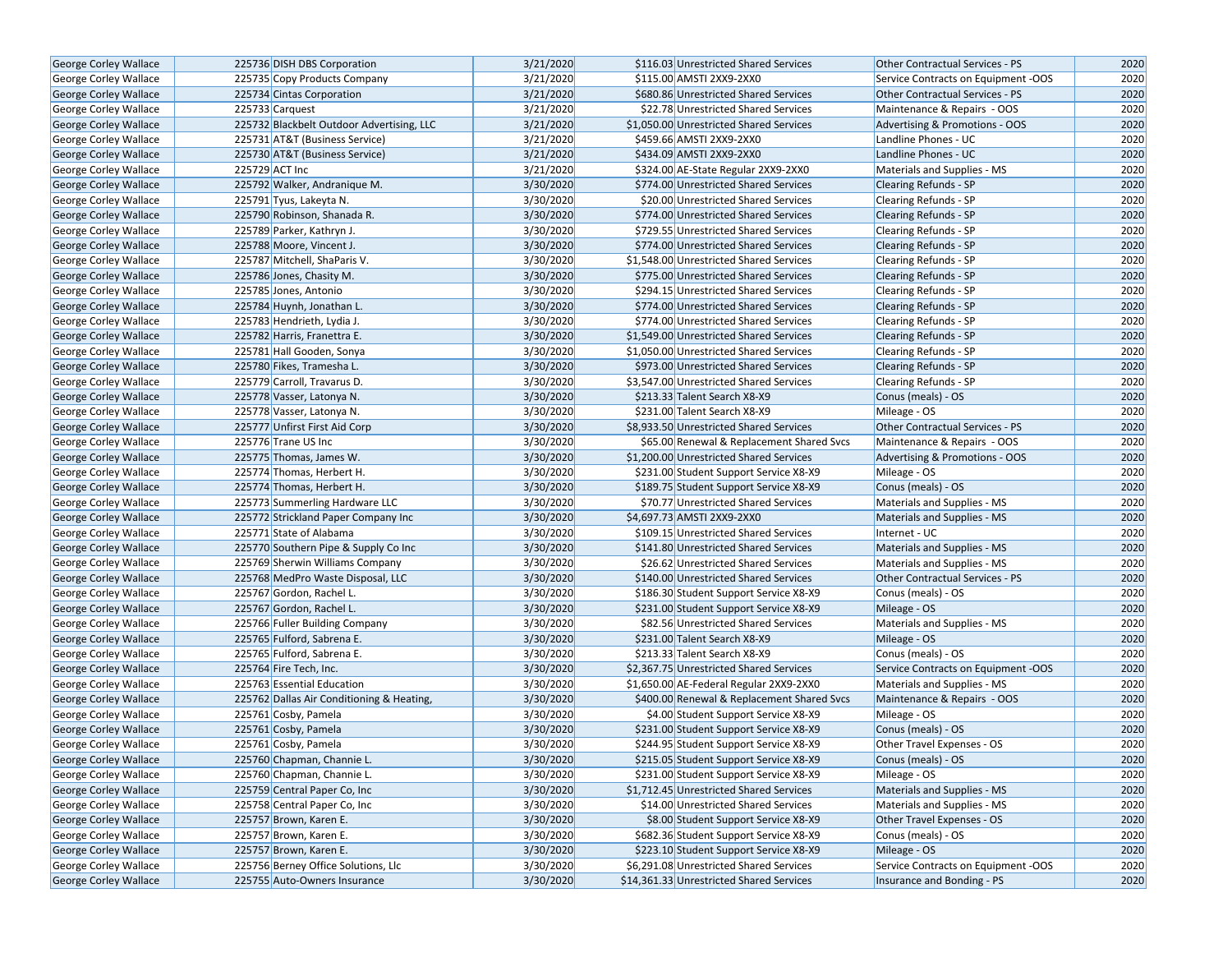| George Corley Wallace | 225736 | DISH DBS Corporation | 3/21/2020 | $116.03 | Unrestricted Shared Services | Other Contractual Services - PS | 2020 |
|---|---|---|---|---|---|---|---|
| George Corley Wallace | 225735 | Copy Products Company | 3/21/2020 | $115.00 | AMSTI 2XX9-2XX0 | Service Contracts on Equipment -OOS | 2020 |
| George Corley Wallace | 225734 | Cintas Corporation | 3/21/2020 | $680.86 | Unrestricted Shared Services | Other Contractual Services - PS | 2020 |
| George Corley Wallace | 225733 | Carquest | 3/21/2020 | $22.78 | Unrestricted Shared Services | Maintenance & Repairs - OOS | 2020 |
| George Corley Wallace | 225732 | Blackbelt Outdoor Advertising, LLC | 3/21/2020 | $1,050.00 | Unrestricted Shared Services | Advertising & Promotions - OOS | 2020 |
| George Corley Wallace | 225731 | AT&T (Business Service) | 3/21/2020 | $459.66 | AMSTI 2XX9-2XX0 | Landline Phones - UC | 2020 |
| George Corley Wallace | 225730 | AT&T (Business Service) | 3/21/2020 | $434.09 | AMSTI 2XX9-2XX0 | Landline Phones - UC | 2020 |
| George Corley Wallace | 225729 | ACT Inc | 3/21/2020 | $324.00 | AE-State Regular 2XX9-2XX0 | Materials and Supplies - MS | 2020 |
| George Corley Wallace | 225792 | Walker, Andranique M. | 3/30/2020 | $774.00 | Unrestricted Shared Services | Clearing Refunds - SP | 2020 |
| George Corley Wallace | 225791 | Tyus, Lakeyta N. | 3/30/2020 | $20.00 | Unrestricted Shared Services | Clearing Refunds - SP | 2020 |
| George Corley Wallace | 225790 | Robinson, Shanada R. | 3/30/2020 | $774.00 | Unrestricted Shared Services | Clearing Refunds - SP | 2020 |
| George Corley Wallace | 225789 | Parker, Kathryn J. | 3/30/2020 | $729.55 | Unrestricted Shared Services | Clearing Refunds - SP | 2020 |
| George Corley Wallace | 225788 | Moore, Vincent J. | 3/30/2020 | $774.00 | Unrestricted Shared Services | Clearing Refunds - SP | 2020 |
| George Corley Wallace | 225787 | Mitchell, ShaParis V. | 3/30/2020 | $1,548.00 | Unrestricted Shared Services | Clearing Refunds - SP | 2020 |
| George Corley Wallace | 225786 | Jones, Chasity M. | 3/30/2020 | $775.00 | Unrestricted Shared Services | Clearing Refunds - SP | 2020 |
| George Corley Wallace | 225785 | Jones, Antonio | 3/30/2020 | $294.15 | Unrestricted Shared Services | Clearing Refunds - SP | 2020 |
| George Corley Wallace | 225784 | Huynh, Jonathan L. | 3/30/2020 | $774.00 | Unrestricted Shared Services | Clearing Refunds - SP | 2020 |
| George Corley Wallace | 225783 | Hendrieth, Lydia J. | 3/30/2020 | $774.00 | Unrestricted Shared Services | Clearing Refunds - SP | 2020 |
| George Corley Wallace | 225782 | Harris, Franettra E. | 3/30/2020 | $1,549.00 | Unrestricted Shared Services | Clearing Refunds - SP | 2020 |
| George Corley Wallace | 225781 | Hall Gooden, Sonya | 3/30/2020 | $1,050.00 | Unrestricted Shared Services | Clearing Refunds - SP | 2020 |
| George Corley Wallace | 225780 | Fikes, Tramesha L. | 3/30/2020 | $973.00 | Unrestricted Shared Services | Clearing Refunds - SP | 2020 |
| George Corley Wallace | 225779 | Carroll, Travarus D. | 3/30/2020 | $3,547.00 | Unrestricted Shared Services | Clearing Refunds - SP | 2020 |
| George Corley Wallace | 225778 | Vasser, Latonya N. | 3/30/2020 | $213.33 | Talent Search X8-X9 | Conus (meals) - OS | 2020 |
| George Corley Wallace | 225778 | Vasser, Latonya N. | 3/30/2020 | $231.00 | Talent Search X8-X9 | Mileage - OS | 2020 |
| George Corley Wallace | 225777 | Unfirst First Aid Corp | 3/30/2020 | $8,933.50 | Unrestricted Shared Services | Other Contractual Services - PS | 2020 |
| George Corley Wallace | 225776 | Trane US Inc | 3/30/2020 | $65.00 | Renewal & Replacement Shared Svcs | Maintenance & Repairs - OOS | 2020 |
| George Corley Wallace | 225775 | Thomas, James W. | 3/30/2020 | $1,200.00 | Unrestricted Shared Services | Advertising & Promotions - OOS | 2020 |
| George Corley Wallace | 225774 | Thomas, Herbert H. | 3/30/2020 | $231.00 | Student Support Service X8-X9 | Mileage - OS | 2020 |
| George Corley Wallace | 225774 | Thomas, Herbert H. | 3/30/2020 | $189.75 | Student Support Service X8-X9 | Conus (meals) - OS | 2020 |
| George Corley Wallace | 225773 | Summerling Hardware LLC | 3/30/2020 | $70.77 | Unrestricted Shared Services | Materials and Supplies - MS | 2020 |
| George Corley Wallace | 225772 | Strickland Paper Company Inc | 3/30/2020 | $4,697.73 | AMSTI 2XX9-2XX0 | Materials and Supplies - MS | 2020 |
| George Corley Wallace | 225771 | State of Alabama | 3/30/2020 | $109.15 | Unrestricted Shared Services | Internet - UC | 2020 |
| George Corley Wallace | 225770 | Southern Pipe & Supply Co Inc | 3/30/2020 | $141.80 | Unrestricted Shared Services | Materials and Supplies - MS | 2020 |
| George Corley Wallace | 225769 | Sherwin Williams Company | 3/30/2020 | $26.62 | Unrestricted Shared Services | Materials and Supplies - MS | 2020 |
| George Corley Wallace | 225768 | MedPro Waste Disposal, LLC | 3/30/2020 | $140.00 | Unrestricted Shared Services | Other Contractual Services - PS | 2020 |
| George Corley Wallace | 225767 | Gordon, Rachel L. | 3/30/2020 | $186.30 | Student Support Service X8-X9 | Conus (meals) - OS | 2020 |
| George Corley Wallace | 225767 | Gordon, Rachel L. | 3/30/2020 | $231.00 | Student Support Service X8-X9 | Mileage - OS | 2020 |
| George Corley Wallace | 225766 | Fuller Building Company | 3/30/2020 | $82.56 | Unrestricted Shared Services | Materials and Supplies - MS | 2020 |
| George Corley Wallace | 225765 | Fulford, Sabrena E. | 3/30/2020 | $231.00 | Talent Search X8-X9 | Mileage - OS | 2020 |
| George Corley Wallace | 225765 | Fulford, Sabrena E. | 3/30/2020 | $213.33 | Talent Search X8-X9 | Conus (meals) - OS | 2020 |
| George Corley Wallace | 225764 | Fire Tech, Inc. | 3/30/2020 | $2,367.75 | Unrestricted Shared Services | Service Contracts on Equipment -OOS | 2020 |
| George Corley Wallace | 225763 | Essential Education | 3/30/2020 | $1,650.00 | AE-Federal Regular 2XX9-2XX0 | Materials and Supplies - MS | 2020 |
| George Corley Wallace | 225762 | Dallas Air Conditioning & Heating, | 3/30/2020 | $400.00 | Renewal & Replacement Shared Svcs | Maintenance & Repairs - OOS | 2020 |
| George Corley Wallace | 225761 | Cosby, Pamela | 3/30/2020 | $4.00 | Student Support Service X8-X9 | Mileage - OS | 2020 |
| George Corley Wallace | 225761 | Cosby, Pamela | 3/30/2020 | $231.00 | Student Support Service X8-X9 | Conus (meals) - OS | 2020 |
| George Corley Wallace | 225761 | Cosby, Pamela | 3/30/2020 | $244.95 | Student Support Service X8-X9 | Other Travel Expenses - OS | 2020 |
| George Corley Wallace | 225760 | Chapman, Channie L. | 3/30/2020 | $215.05 | Student Support Service X8-X9 | Conus (meals) - OS | 2020 |
| George Corley Wallace | 225760 | Chapman, Channie L. | 3/30/2020 | $231.00 | Student Support Service X8-X9 | Mileage - OS | 2020 |
| George Corley Wallace | 225759 | Central Paper Co, Inc | 3/30/2020 | $1,712.45 | Unrestricted Shared Services | Materials and Supplies - MS | 2020 |
| George Corley Wallace | 225758 | Central Paper Co, Inc | 3/30/2020 | $14.00 | Unrestricted Shared Services | Materials and Supplies - MS | 2020 |
| George Corley Wallace | 225757 | Brown, Karen E. | 3/30/2020 | $8.00 | Student Support Service X8-X9 | Other Travel Expenses - OS | 2020 |
| George Corley Wallace | 225757 | Brown, Karen E. | 3/30/2020 | $682.36 | Student Support Service X8-X9 | Conus (meals) - OS | 2020 |
| George Corley Wallace | 225757 | Brown, Karen E. | 3/30/2020 | $223.10 | Student Support Service X8-X9 | Mileage - OS | 2020 |
| George Corley Wallace | 225756 | Berney Office Solutions, Llc | 3/30/2020 | $6,291.08 | Unrestricted Shared Services | Service Contracts on Equipment -OOS | 2020 |
| George Corley Wallace | 225755 | Auto-Owners Insurance | 3/30/2020 | $14,361.33 | Unrestricted Shared Services | Insurance and Bonding - PS | 2020 |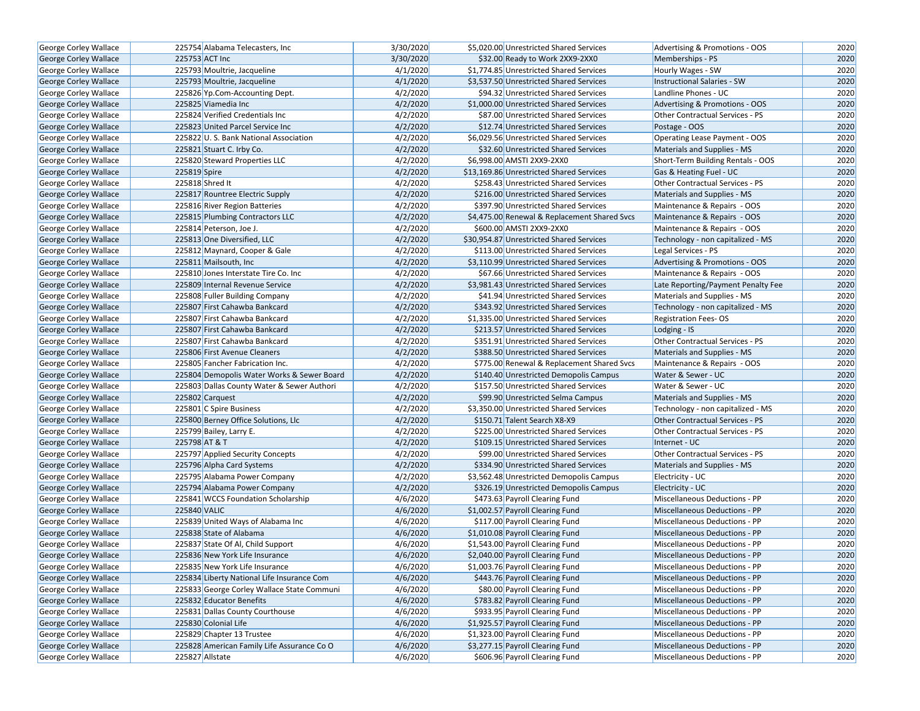| George Corley Wallace | 225754 | Alabama Telecasters, Inc | 3/30/2020 | $5,020.00 | Unrestricted Shared Services | Advertising & Promotions - OOS | 2020 |
|---|---|---|---|---|---|---|---|
| George Corley Wallace | 225753 | ACT Inc | 3/30/2020 | $32.00 | Ready to Work 2XX9-2XX0 | Memberships - PS | 2020 |
| George Corley Wallace | 225793 | Moultrie, Jacqueline | 4/1/2020 | $1,774.85 | Unrestricted Shared Services | Hourly Wages - SW | 2020 |
| George Corley Wallace | 225793 | Moultrie, Jacqueline | 4/1/2020 | $3,537.50 | Unrestricted Shared Services | Instructional Salaries - SW | 2020 |
| George Corley Wallace | 225826 | Yp.Com-Accounting Dept. | 4/2/2020 | $94.32 | Unrestricted Shared Services | Landline Phones - UC | 2020 |
| George Corley Wallace | 225825 | Viamedia Inc | 4/2/2020 | $1,000.00 | Unrestricted Shared Services | Advertising & Promotions - OOS | 2020 |
| George Corley Wallace | 225824 | Verified Credentials Inc | 4/2/2020 | $87.00 | Unrestricted Shared Services | Other Contractual Services - PS | 2020 |
| George Corley Wallace | 225823 | United Parcel Service Inc | 4/2/2020 | $12.74 | Unrestricted Shared Services | Postage - OOS | 2020 |
| George Corley Wallace | 225822 | U. S. Bank National Association | 4/2/2020 | $6,029.56 | Unrestricted Shared Services | Operating Lease Payment - OOS | 2020 |
| George Corley Wallace | 225821 | Stuart C. Irby Co. | 4/2/2020 | $32.60 | Unrestricted Shared Services | Materials and Supplies - MS | 2020 |
| George Corley Wallace | 225820 | Steward Properties LLC | 4/2/2020 | $6,998.00 | AMSTI 2XX9-2XX0 | Short-Term Building Rentals - OOS | 2020 |
| George Corley Wallace | 225819 | Spire | 4/2/2020 | $13,169.86 | Unrestricted Shared Services | Gas & Heating Fuel - UC | 2020 |
| George Corley Wallace | 225818 | Shred It | 4/2/2020 | $258.43 | Unrestricted Shared Services | Other Contractual Services - PS | 2020 |
| George Corley Wallace | 225817 | Rountree Electric Supply | 4/2/2020 | $216.00 | Unrestricted Shared Services | Materials and Supplies - MS | 2020 |
| George Corley Wallace | 225816 | River Region Batteries | 4/2/2020 | $397.90 | Unrestricted Shared Services | Maintenance & Repairs - OOS | 2020 |
| George Corley Wallace | 225815 | Plumbing Contractors LLC | 4/2/2020 | $4,475.00 | Renewal & Replacement Shared Svcs | Maintenance & Repairs - OOS | 2020 |
| George Corley Wallace | 225814 | Peterson, Joe J. | 4/2/2020 | $600.00 | AMSTI 2XX9-2XX0 | Maintenance & Repairs - OOS | 2020 |
| George Corley Wallace | 225813 | One Diversified, LLC | 4/2/2020 | $30,954.87 | Unrestricted Shared Services | Technology - non capitalized - MS | 2020 |
| George Corley Wallace | 225812 | Maynard, Cooper & Gale | 4/2/2020 | $113.00 | Unrestricted Shared Services | Legal Services - PS | 2020 |
| George Corley Wallace | 225811 | Mailsouth, Inc | 4/2/2020 | $3,110.99 | Unrestricted Shared Services | Advertising & Promotions - OOS | 2020 |
| George Corley Wallace | 225810 | Jones Interstate Tire Co. Inc | 4/2/2020 | $67.66 | Unrestricted Shared Services | Maintenance & Repairs - OOS | 2020 |
| George Corley Wallace | 225809 | Internal Revenue Service | 4/2/2020 | $3,981.43 | Unrestricted Shared Services | Late Reporting/Payment Penalty Fee | 2020 |
| George Corley Wallace | 225808 | Fuller Building Company | 4/2/2020 | $41.94 | Unrestricted Shared Services | Materials and Supplies - MS | 2020 |
| George Corley Wallace | 225807 | First Cahawba Bankcard | 4/2/2020 | $343.92 | Unrestricted Shared Services | Technology - non capitalized - MS | 2020 |
| George Corley Wallace | 225807 | First Cahawba Bankcard | 4/2/2020 | $1,335.00 | Unrestricted Shared Services | Registration Fees- OS | 2020 |
| George Corley Wallace | 225807 | First Cahawba Bankcard | 4/2/2020 | $213.57 | Unrestricted Shared Services | Lodging - IS | 2020 |
| George Corley Wallace | 225807 | First Cahawba Bankcard | 4/2/2020 | $351.91 | Unrestricted Shared Services | Other Contractual Services - PS | 2020 |
| George Corley Wallace | 225806 | First Avenue Cleaners | 4/2/2020 | $388.50 | Unrestricted Shared Services | Materials and Supplies - MS | 2020 |
| George Corley Wallace | 225805 | Fancher Fabrication Inc. | 4/2/2020 | $775.00 | Renewal & Replacement Shared Svcs | Maintenance & Repairs - OOS | 2020 |
| George Corley Wallace | 225804 | Demopolis Water Works & Sewer Board | 4/2/2020 | $140.40 | Unrestricted Demopolis Campus | Water & Sewer - UC | 2020 |
| George Corley Wallace | 225803 | Dallas County Water & Sewer Authori | 4/2/2020 | $157.50 | Unrestricted Shared Services | Water & Sewer - UC | 2020 |
| George Corley Wallace | 225802 | Carquest | 4/2/2020 | $99.90 | Unrestricted Selma Campus | Materials and Supplies - MS | 2020 |
| George Corley Wallace | 225801 | C Spire Business | 4/2/2020 | $3,350.00 | Unrestricted Shared Services | Technology - non capitalized - MS | 2020 |
| George Corley Wallace | 225800 | Berney Office Solutions, Llc | 4/2/2020 | $150.71 | Talent Search X8-X9 | Other Contractual Services - PS | 2020 |
| George Corley Wallace | 225799 | Bailey, Larry E. | 4/2/2020 | $225.00 | Unrestricted Shared Services | Other Contractual Services - PS | 2020 |
| George Corley Wallace | 225798 | AT & T | 4/2/2020 | $109.15 | Unrestricted Shared Services | Internet - UC | 2020 |
| George Corley Wallace | 225797 | Applied Security Concepts | 4/2/2020 | $99.00 | Unrestricted Shared Services | Other Contractual Services - PS | 2020 |
| George Corley Wallace | 225796 | Alpha Card Systems | 4/2/2020 | $334.90 | Unrestricted Shared Services | Materials and Supplies - MS | 2020 |
| George Corley Wallace | 225795 | Alabama Power Company | 4/2/2020 | $3,562.48 | Unrestricted Demopolis Campus | Electricity - UC | 2020 |
| George Corley Wallace | 225794 | Alabama Power Company | 4/2/2020 | $326.19 | Unrestricted Demopolis Campus | Electricity - UC | 2020 |
| George Corley Wallace | 225841 | WCCS Foundation Scholarship | 4/6/2020 | $473.63 | Payroll Clearing Fund | Miscellaneous Deductions - PP | 2020 |
| George Corley Wallace | 225840 | VALIC | 4/6/2020 | $1,002.57 | Payroll Clearing Fund | Miscellaneous Deductions - PP | 2020 |
| George Corley Wallace | 225839 | United Ways of Alabama Inc | 4/6/2020 | $117.00 | Payroll Clearing Fund | Miscellaneous Deductions - PP | 2020 |
| George Corley Wallace | 225838 | State of Alabama | 4/6/2020 | $1,010.08 | Payroll Clearing Fund | Miscellaneous Deductions - PP | 2020 |
| George Corley Wallace | 225837 | State Of Al, Child Support | 4/6/2020 | $1,543.00 | Payroll Clearing Fund | Miscellaneous Deductions - PP | 2020 |
| George Corley Wallace | 225836 | New York Life Insurance | 4/6/2020 | $2,040.00 | Payroll Clearing Fund | Miscellaneous Deductions - PP | 2020 |
| George Corley Wallace | 225835 | New York Life Insurance | 4/6/2020 | $1,003.76 | Payroll Clearing Fund | Miscellaneous Deductions - PP | 2020 |
| George Corley Wallace | 225834 | Liberty National Life Insurance Com | 4/6/2020 | $443.76 | Payroll Clearing Fund | Miscellaneous Deductions - PP | 2020 |
| George Corley Wallace | 225833 | George Corley Wallace State Communi | 4/6/2020 | $80.00 | Payroll Clearing Fund | Miscellaneous Deductions - PP | 2020 |
| George Corley Wallace | 225832 | Educator Benefits | 4/6/2020 | $783.82 | Payroll Clearing Fund | Miscellaneous Deductions - PP | 2020 |
| George Corley Wallace | 225831 | Dallas County Courthouse | 4/6/2020 | $933.95 | Payroll Clearing Fund | Miscellaneous Deductions - PP | 2020 |
| George Corley Wallace | 225830 | Colonial Life | 4/6/2020 | $1,925.57 | Payroll Clearing Fund | Miscellaneous Deductions - PP | 2020 |
| George Corley Wallace | 225829 | Chapter 13 Trustee | 4/6/2020 | $1,323.00 | Payroll Clearing Fund | Miscellaneous Deductions - PP | 2020 |
| George Corley Wallace | 225828 | American Family Life Assurance Co O | 4/6/2020 | $3,277.15 | Payroll Clearing Fund | Miscellaneous Deductions - PP | 2020 |
| George Corley Wallace | 225827 | Allstate | 4/6/2020 | $606.96 | Payroll Clearing Fund | Miscellaneous Deductions - PP | 2020 |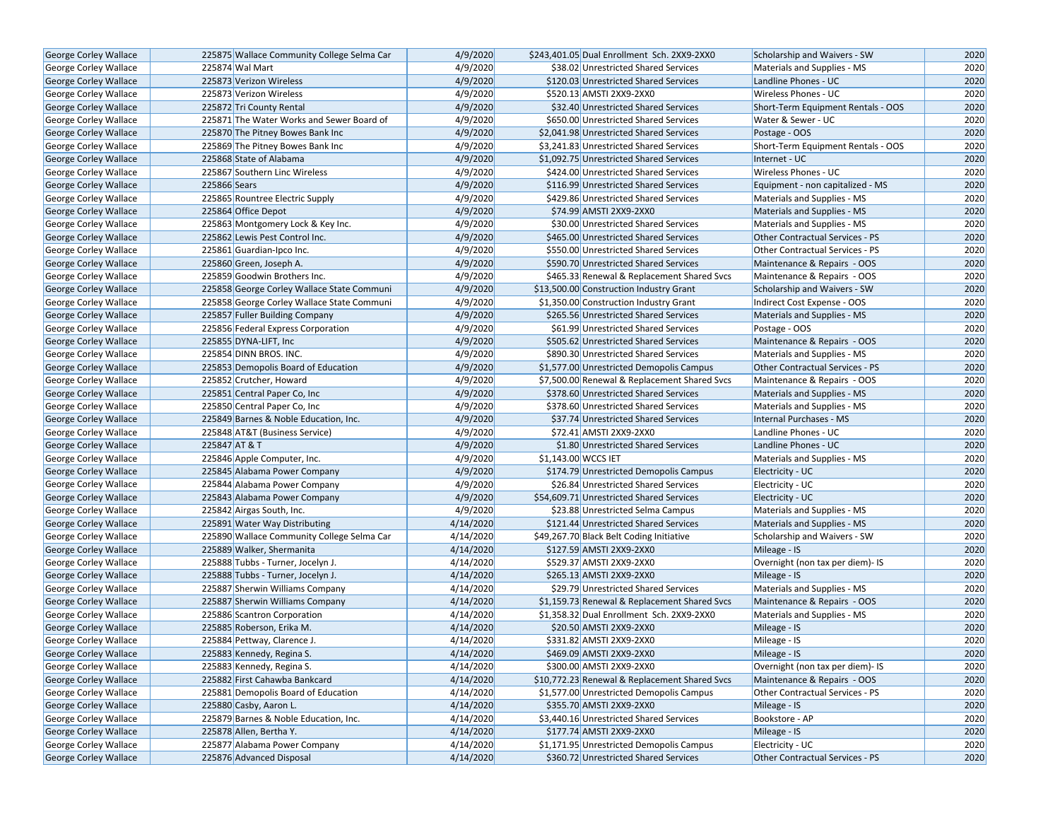| George Corley Wallace | 225875 | Wallace Community College Selma Car | 4/9/2020 | $243,401.05 | Dual Enrollment Sch. 2XX9-2XX0 | Scholarship and Waivers - SW | 2020 |
|---|---|---|---|---|---|---|---|
| George Corley Wallace | 225874 | Wal Mart | 4/9/2020 | $38.02 | Unrestricted Shared Services | Materials and Supplies - MS | 2020 |
| George Corley Wallace | 225873 | Verizon Wireless | 4/9/2020 | $120.03 | Unrestricted Shared Services | Landline Phones - UC | 2020 |
| George Corley Wallace | 225873 | Verizon Wireless | 4/9/2020 | $520.13 | AMSTI 2XX9-2XX0 | Wireless Phones - UC | 2020 |
| George Corley Wallace | 225872 | Tri County Rental | 4/9/2020 | $32.40 | Unrestricted Shared Services | Short-Term Equipment Rentals - OOS | 2020 |
| George Corley Wallace | 225871 | The Water Works and Sewer Board of | 4/9/2020 | $650.00 | Unrestricted Shared Services | Water & Sewer - UC | 2020 |
| George Corley Wallace | 225870 | The Pitney Bowes Bank Inc | 4/9/2020 | $2,041.98 | Unrestricted Shared Services | Postage - OOS | 2020 |
| George Corley Wallace | 225869 | The Pitney Bowes Bank Inc | 4/9/2020 | $3,241.83 | Unrestricted Shared Services | Short-Term Equipment Rentals - OOS | 2020 |
| George Corley Wallace | 225868 | State of Alabama | 4/9/2020 | $1,092.75 | Unrestricted Shared Services | Internet - UC | 2020 |
| George Corley Wallace | 225867 | Southern Linc Wireless | 4/9/2020 | $424.00 | Unrestricted Shared Services | Wireless Phones - UC | 2020 |
| George Corley Wallace | 225866 | Sears | 4/9/2020 | $116.99 | Unrestricted Shared Services | Equipment - non capitalized - MS | 2020 |
| George Corley Wallace | 225865 | Rountree Electric Supply | 4/9/2020 | $429.86 | Unrestricted Shared Services | Materials and Supplies - MS | 2020 |
| George Corley Wallace | 225864 | Office Depot | 4/9/2020 | $74.99 | AMSTI 2XX9-2XX0 | Materials and Supplies - MS | 2020 |
| George Corley Wallace | 225863 | Montgomery Lock & Key Inc. | 4/9/2020 | $30.00 | Unrestricted Shared Services | Materials and Supplies - MS | 2020 |
| George Corley Wallace | 225862 | Lewis Pest Control Inc. | 4/9/2020 | $465.00 | Unrestricted Shared Services | Other Contractual Services - PS | 2020 |
| George Corley Wallace | 225861 | Guardian-Ipco Inc. | 4/9/2020 | $550.00 | Unrestricted Shared Services | Other Contractual Services - PS | 2020 |
| George Corley Wallace | 225860 | Green, Joseph A. | 4/9/2020 | $590.70 | Unrestricted Shared Services | Maintenance & Repairs - OOS | 2020 |
| George Corley Wallace | 225859 | Goodwin Brothers Inc. | 4/9/2020 | $465.33 | Renewal & Replacement Shared Svcs | Maintenance & Repairs - OOS | 2020 |
| George Corley Wallace | 225858 | George Corley Wallace State Communi | 4/9/2020 | $13,500.00 | Construction Industry Grant | Scholarship and Waivers - SW | 2020 |
| George Corley Wallace | 225858 | George Corley Wallace State Communi | 4/9/2020 | $1,350.00 | Construction Industry Grant | Indirect Cost Expense - OOS | 2020 |
| George Corley Wallace | 225857 | Fuller Building Company | 4/9/2020 | $265.56 | Unrestricted Shared Services | Materials and Supplies - MS | 2020 |
| George Corley Wallace | 225856 | Federal Express Corporation | 4/9/2020 | $61.99 | Unrestricted Shared Services | Postage - OOS | 2020 |
| George Corley Wallace | 225855 | DYNA-LIFT, Inc | 4/9/2020 | $505.62 | Unrestricted Shared Services | Maintenance & Repairs - OOS | 2020 |
| George Corley Wallace | 225854 | DINN BROS. INC. | 4/9/2020 | $890.30 | Unrestricted Shared Services | Materials and Supplies - MS | 2020 |
| George Corley Wallace | 225853 | Demopolis Board of Education | 4/9/2020 | $1,577.00 | Unrestricted Demopolis Campus | Other Contractual Services - PS | 2020 |
| George Corley Wallace | 225852 | Crutcher, Howard | 4/9/2020 | $7,500.00 | Renewal & Replacement Shared Svcs | Maintenance & Repairs - OOS | 2020 |
| George Corley Wallace | 225851 | Central Paper Co, Inc | 4/9/2020 | $378.60 | Unrestricted Shared Services | Materials and Supplies - MS | 2020 |
| George Corley Wallace | 225850 | Central Paper Co, Inc | 4/9/2020 | $378.60 | Unrestricted Shared Services | Materials and Supplies - MS | 2020 |
| George Corley Wallace | 225849 | Barnes & Noble Education, Inc. | 4/9/2020 | $37.74 | Unrestricted Shared Services | Internal Purchases - MS | 2020 |
| George Corley Wallace | 225848 | AT&T (Business Service) | 4/9/2020 | $72.41 | AMSTI 2XX9-2XX0 | Landline Phones - UC | 2020 |
| George Corley Wallace | 225847 | AT & T | 4/9/2020 | $1.80 | Unrestricted Shared Services | Landline Phones - UC | 2020 |
| George Corley Wallace | 225846 | Apple Computer, Inc. | 4/9/2020 | $1,143.00 | WCCS IET | Materials and Supplies - MS | 2020 |
| George Corley Wallace | 225845 | Alabama Power Company | 4/9/2020 | $174.79 | Unrestricted Demopolis Campus | Electricity - UC | 2020 |
| George Corley Wallace | 225844 | Alabama Power Company | 4/9/2020 | $26.84 | Unrestricted Shared Services | Electricity - UC | 2020 |
| George Corley Wallace | 225843 | Alabama Power Company | 4/9/2020 | $54,609.71 | Unrestricted Shared Services | Electricity - UC | 2020 |
| George Corley Wallace | 225842 | Airgas South, Inc. | 4/9/2020 | $23.88 | Unrestricted Selma Campus | Materials and Supplies - MS | 2020 |
| George Corley Wallace | 225891 | Water Way Distributing | 4/14/2020 | $121.44 | Unrestricted Shared Services | Materials and Supplies - MS | 2020 |
| George Corley Wallace | 225890 | Wallace Community College Selma Car | 4/14/2020 | $49,267.70 | Black Belt Coding Initiative | Scholarship and Waivers - SW | 2020 |
| George Corley Wallace | 225889 | Walker, Shermanita | 4/14/2020 | $127.59 | AMSTI 2XX9-2XX0 | Mileage - IS | 2020 |
| George Corley Wallace | 225888 | Tubbs - Turner, Jocelyn J. | 4/14/2020 | $529.37 | AMSTI 2XX9-2XX0 | Overnight (non tax per diem)- IS | 2020 |
| George Corley Wallace | 225888 | Tubbs - Turner, Jocelyn J. | 4/14/2020 | $265.13 | AMSTI 2XX9-2XX0 | Mileage - IS | 2020 |
| George Corley Wallace | 225887 | Sherwin Williams Company | 4/14/2020 | $29.79 | Unrestricted Shared Services | Materials and Supplies - MS | 2020 |
| George Corley Wallace | 225887 | Sherwin Williams Company | 4/14/2020 | $1,159.73 | Renewal & Replacement Shared Svcs | Maintenance & Repairs - OOS | 2020 |
| George Corley Wallace | 225886 | Scantron Corporation | 4/14/2020 | $1,358.32 | Dual Enrollment Sch. 2XX9-2XX0 | Materials and Supplies - MS | 2020 |
| George Corley Wallace | 225885 | Roberson, Erika M. | 4/14/2020 | $20.50 | AMSTI 2XX9-2XX0 | Mileage - IS | 2020 |
| George Corley Wallace | 225884 | Pettway, Clarence J. | 4/14/2020 | $331.82 | AMSTI 2XX9-2XX0 | Mileage - IS | 2020 |
| George Corley Wallace | 225883 | Kennedy, Regina S. | 4/14/2020 | $469.09 | AMSTI 2XX9-2XX0 | Mileage - IS | 2020 |
| George Corley Wallace | 225883 | Kennedy, Regina S. | 4/14/2020 | $300.00 | AMSTI 2XX9-2XX0 | Overnight (non tax per diem)- IS | 2020 |
| George Corley Wallace | 225882 | First Cahawba Bankcard | 4/14/2020 | $10,772.23 | Renewal & Replacement Shared Svcs | Maintenance & Repairs - OOS | 2020 |
| George Corley Wallace | 225881 | Demopolis Board of Education | 4/14/2020 | $1,577.00 | Unrestricted Demopolis Campus | Other Contractual Services - PS | 2020 |
| George Corley Wallace | 225880 | Casby, Aaron L. | 4/14/2020 | $355.70 | AMSTI 2XX9-2XX0 | Mileage - IS | 2020 |
| George Corley Wallace | 225879 | Barnes & Noble Education, Inc. | 4/14/2020 | $3,440.16 | Unrestricted Shared Services | Bookstore - AP | 2020 |
| George Corley Wallace | 225878 | Allen, Bertha Y. | 4/14/2020 | $177.74 | AMSTI 2XX9-2XX0 | Mileage - IS | 2020 |
| George Corley Wallace | 225877 | Alabama Power Company | 4/14/2020 | $1,171.95 | Unrestricted Demopolis Campus | Electricity - UC | 2020 |
| George Corley Wallace | 225876 | Advanced Disposal | 4/14/2020 | $360.72 | Unrestricted Shared Services | Other Contractual Services - PS | 2020 |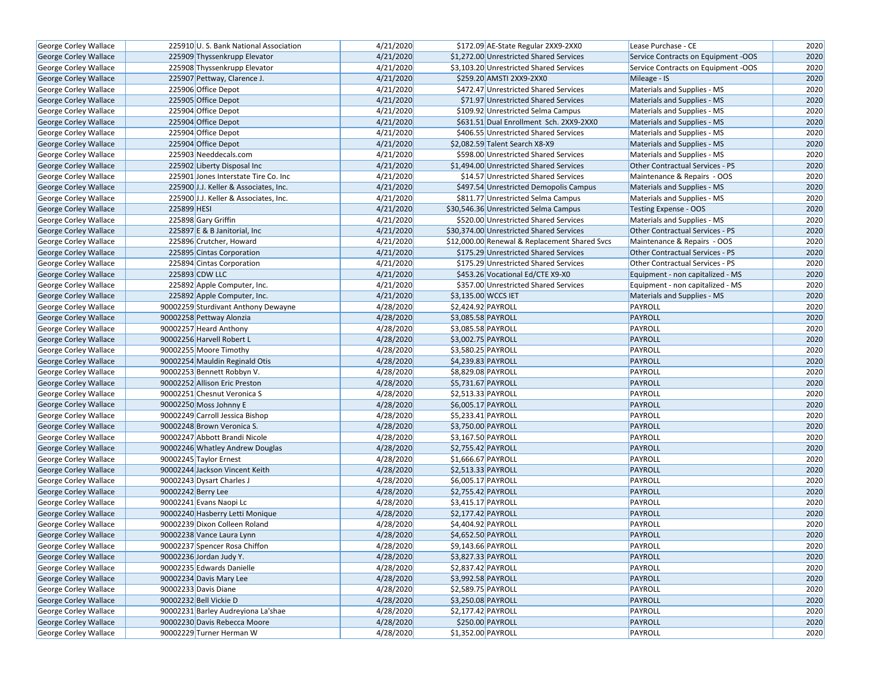| George Corley Wallace | 225910 | U. S. Bank National Association | 4/21/2020 | $172.09 | AE-State Regular 2XX9-2XX0 | Lease Purchase - CE | 2020 |
|---|---|---|---|---|---|---|---|
| George Corley Wallace | 225909 | Thyssenkrupp Elevator | 4/21/2020 | $1,272.00 | Unrestricted Shared Services | Service Contracts on Equipment -OOS | 2020 |
| George Corley Wallace | 225908 | Thyssenkrupp Elevator | 4/21/2020 | $3,103.20 | Unrestricted Shared Services | Service Contracts on Equipment -OOS | 2020 |
| George Corley Wallace | 225907 | Pettway, Clarence J. | 4/21/2020 | $259.20 | AMSTI 2XX9-2XX0 | Mileage - IS | 2020 |
| George Corley Wallace | 225906 | Office Depot | 4/21/2020 | $472.47 | Unrestricted Shared Services | Materials and Supplies - MS | 2020 |
| George Corley Wallace | 225905 | Office Depot | 4/21/2020 | $71.97 | Unrestricted Shared Services | Materials and Supplies - MS | 2020 |
| George Corley Wallace | 225904 | Office Depot | 4/21/2020 | $109.92 | Unrestricted Selma Campus | Materials and Supplies - MS | 2020 |
| George Corley Wallace | 225904 | Office Depot | 4/21/2020 | $631.51 | Dual Enrollment Sch. 2XX9-2XX0 | Materials and Supplies - MS | 2020 |
| George Corley Wallace | 225904 | Office Depot | 4/21/2020 | $406.55 | Unrestricted Shared Services | Materials and Supplies - MS | 2020 |
| George Corley Wallace | 225904 | Office Depot | 4/21/2020 | $2,082.59 | Talent Search X8-X9 | Materials and Supplies - MS | 2020 |
| George Corley Wallace | 225903 | Needdecals.com | 4/21/2020 | $598.00 | Unrestricted Shared Services | Materials and Supplies - MS | 2020 |
| George Corley Wallace | 225902 | Liberty Disposal Inc | 4/21/2020 | $1,494.00 | Unrestricted Shared Services | Other Contractual Services - PS | 2020 |
| George Corley Wallace | 225901 | Jones Interstate Tire Co. Inc | 4/21/2020 | $14.57 | Unrestricted Shared Services | Maintenance & Repairs - OOS | 2020 |
| George Corley Wallace | 225900 | J.J. Keller & Associates, Inc. | 4/21/2020 | $497.54 | Unrestricted Demopolis Campus | Materials and Supplies - MS | 2020 |
| George Corley Wallace | 225900 | J.J. Keller & Associates, Inc. | 4/21/2020 | $811.77 | Unrestricted Selma Campus | Materials and Supplies - MS | 2020 |
| George Corley Wallace | 225899 | HESI | 4/21/2020 | $30,546.36 | Unrestricted Selma Campus | Testing Expense - OOS | 2020 |
| George Corley Wallace | 225898 | Gary Griffin | 4/21/2020 | $520.00 | Unrestricted Shared Services | Materials and Supplies - MS | 2020 |
| George Corley Wallace | 225897 | E & B Janitorial, Inc | 4/21/2020 | $30,374.00 | Unrestricted Shared Services | Other Contractual Services - PS | 2020 |
| George Corley Wallace | 225896 | Crutcher, Howard | 4/21/2020 | $12,000.00 | Renewal & Replacement Shared Svcs | Maintenance & Repairs - OOS | 2020 |
| George Corley Wallace | 225895 | Cintas Corporation | 4/21/2020 | $175.29 | Unrestricted Shared Services | Other Contractual Services - PS | 2020 |
| George Corley Wallace | 225894 | Cintas Corporation | 4/21/2020 | $175.29 | Unrestricted Shared Services | Other Contractual Services - PS | 2020 |
| George Corley Wallace | 225893 | CDW LLC | 4/21/2020 | $453.26 | Vocational Ed/CTE X9-X0 | Equipment - non capitalized - MS | 2020 |
| George Corley Wallace | 225892 | Apple Computer, Inc. | 4/21/2020 | $357.00 | Unrestricted Shared Services | Equipment - non capitalized - MS | 2020 |
| George Corley Wallace | 225892 | Apple Computer, Inc. | 4/21/2020 | $3,135.00 | WCCS IET | Materials and Supplies - MS | 2020 |
| George Corley Wallace | 90002259 | Sturdivant Anthony Dewayne | 4/28/2020 | $2,424.92 | PAYROLL | PAYROLL | 2020 |
| George Corley Wallace | 90002258 | Pettway Alonzia | 4/28/2020 | $3,085.58 | PAYROLL | PAYROLL | 2020 |
| George Corley Wallace | 90002257 | Heard Anthony | 4/28/2020 | $3,085.58 | PAYROLL | PAYROLL | 2020 |
| George Corley Wallace | 90002256 | Harvell Robert L | 4/28/2020 | $3,002.75 | PAYROLL | PAYROLL | 2020 |
| George Corley Wallace | 90002255 | Moore Timothy | 4/28/2020 | $3,580.25 | PAYROLL | PAYROLL | 2020 |
| George Corley Wallace | 90002254 | Mauldin Reginald Otis | 4/28/2020 | $4,239.83 | PAYROLL | PAYROLL | 2020 |
| George Corley Wallace | 90002253 | Bennett Robbyn V. | 4/28/2020 | $8,829.08 | PAYROLL | PAYROLL | 2020 |
| George Corley Wallace | 90002252 | Allison Eric Preston | 4/28/2020 | $5,731.67 | PAYROLL | PAYROLL | 2020 |
| George Corley Wallace | 90002251 | Chesnut Veronica S | 4/28/2020 | $2,513.33 | PAYROLL | PAYROLL | 2020 |
| George Corley Wallace | 90002250 | Moss Johnny E | 4/28/2020 | $6,005.17 | PAYROLL | PAYROLL | 2020 |
| George Corley Wallace | 90002249 | Carroll Jessica Bishop | 4/28/2020 | $5,233.41 | PAYROLL | PAYROLL | 2020 |
| George Corley Wallace | 90002248 | Brown Veronica S. | 4/28/2020 | $3,750.00 | PAYROLL | PAYROLL | 2020 |
| George Corley Wallace | 90002247 | Abbott Brandi Nicole | 4/28/2020 | $3,167.50 | PAYROLL | PAYROLL | 2020 |
| George Corley Wallace | 90002246 | Whatley Andrew Douglas | 4/28/2020 | $2,755.42 | PAYROLL | PAYROLL | 2020 |
| George Corley Wallace | 90002245 | Taylor Ernest | 4/28/2020 | $1,666.67 | PAYROLL | PAYROLL | 2020 |
| George Corley Wallace | 90002244 | Jackson Vincent Keith | 4/28/2020 | $2,513.33 | PAYROLL | PAYROLL | 2020 |
| George Corley Wallace | 90002243 | Dysart Charles J | 4/28/2020 | $6,005.17 | PAYROLL | PAYROLL | 2020 |
| George Corley Wallace | 90002242 | Berry Lee | 4/28/2020 | $2,755.42 | PAYROLL | PAYROLL | 2020 |
| George Corley Wallace | 90002241 | Evans Naopi Lc | 4/28/2020 | $3,415.17 | PAYROLL | PAYROLL | 2020 |
| George Corley Wallace | 90002240 | Hasberry Letti Monique | 4/28/2020 | $2,177.42 | PAYROLL | PAYROLL | 2020 |
| George Corley Wallace | 90002239 | Dixon Colleen Roland | 4/28/2020 | $4,404.92 | PAYROLL | PAYROLL | 2020 |
| George Corley Wallace | 90002238 | Vance Laura Lynn | 4/28/2020 | $4,652.50 | PAYROLL | PAYROLL | 2020 |
| George Corley Wallace | 90002237 | Spencer Rosa Chiffon | 4/28/2020 | $9,143.66 | PAYROLL | PAYROLL | 2020 |
| George Corley Wallace | 90002236 | Jordan Judy Y. | 4/28/2020 | $3,827.33 | PAYROLL | PAYROLL | 2020 |
| George Corley Wallace | 90002235 | Edwards Danielle | 4/28/2020 | $2,837.42 | PAYROLL | PAYROLL | 2020 |
| George Corley Wallace | 90002234 | Davis Mary Lee | 4/28/2020 | $3,992.58 | PAYROLL | PAYROLL | 2020 |
| George Corley Wallace | 90002233 | Davis Diane | 4/28/2020 | $2,589.75 | PAYROLL | PAYROLL | 2020 |
| George Corley Wallace | 90002232 | Bell Vickie D | 4/28/2020 | $3,250.08 | PAYROLL | PAYROLL | 2020 |
| George Corley Wallace | 90002231 | Barley Audreyiona La'shae | 4/28/2020 | $2,177.42 | PAYROLL | PAYROLL | 2020 |
| George Corley Wallace | 90002230 | Davis Rebecca Moore | 4/28/2020 | $250.00 | PAYROLL | PAYROLL | 2020 |
| George Corley Wallace | 90002229 | Turner Herman W | 4/28/2020 | $1,352.00 | PAYROLL | PAYROLL | 2020 |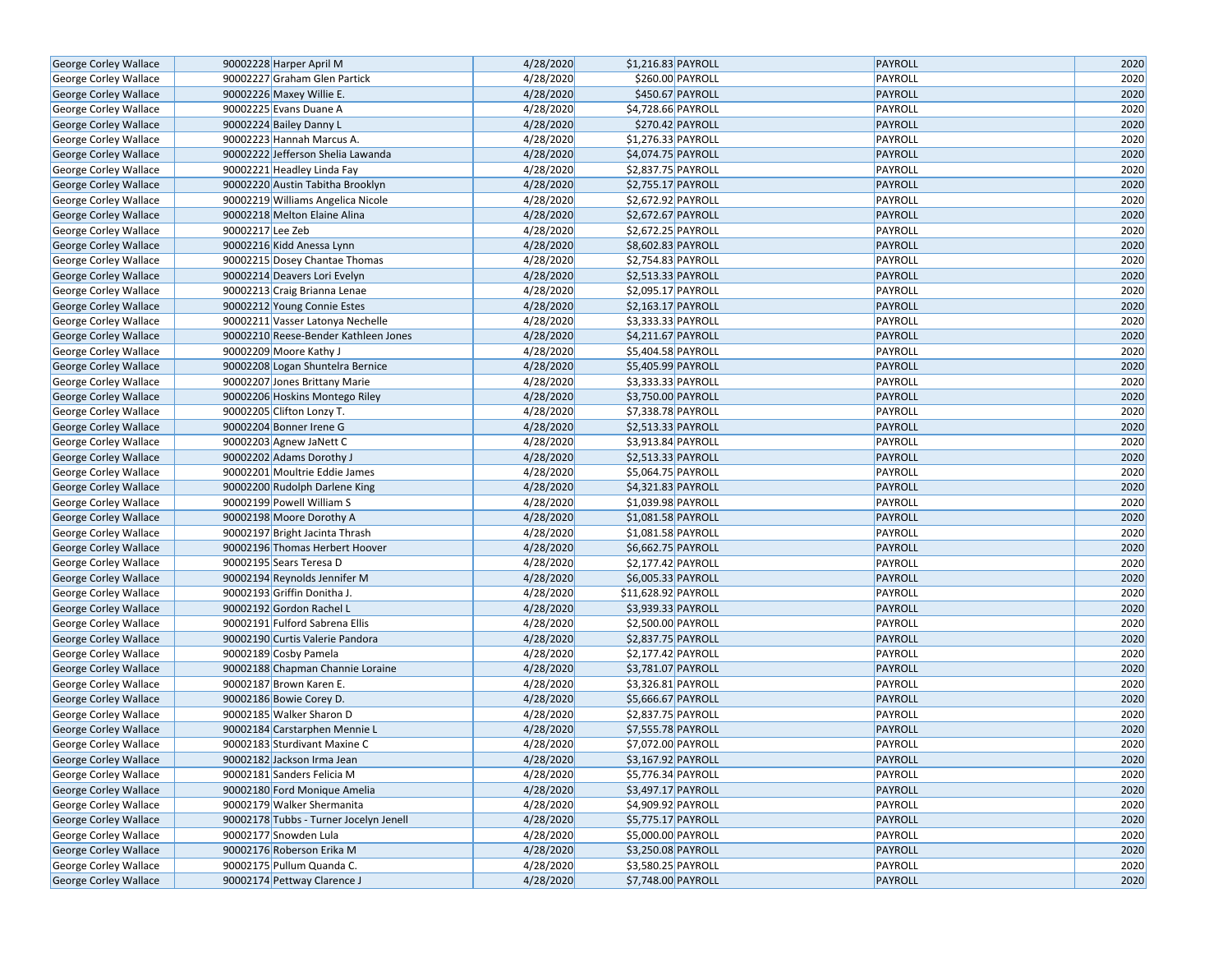| | | | | | | | |
|---|---|---|---|---|---|---|---|
| George Corley Wallace | 90002228 | Harper April M | 4/28/2020 | $1,216.83 | PAYROLL | PAYROLL | 2020 |
| George Corley Wallace | 90002227 | Graham Glen Partick | 4/28/2020 | $260.00 | PAYROLL | PAYROLL | 2020 |
| George Corley Wallace | 90002226 | Maxey Willie E. | 4/28/2020 | $450.67 | PAYROLL | PAYROLL | 2020 |
| George Corley Wallace | 90002225 | Evans Duane A | 4/28/2020 | $4,728.66 | PAYROLL | PAYROLL | 2020 |
| George Corley Wallace | 90002224 | Bailey Danny L | 4/28/2020 | $270.42 | PAYROLL | PAYROLL | 2020 |
| George Corley Wallace | 90002223 | Hannah Marcus A. | 4/28/2020 | $1,276.33 | PAYROLL | PAYROLL | 2020 |
| George Corley Wallace | 90002222 | Jefferson Shelia Lawanda | 4/28/2020 | $4,074.75 | PAYROLL | PAYROLL | 2020 |
| George Corley Wallace | 90002221 | Headley Linda Fay | 4/28/2020 | $2,837.75 | PAYROLL | PAYROLL | 2020 |
| George Corley Wallace | 90002220 | Austin Tabitha Brooklyn | 4/28/2020 | $2,755.17 | PAYROLL | PAYROLL | 2020 |
| George Corley Wallace | 90002219 | Williams Angelica Nicole | 4/28/2020 | $2,672.92 | PAYROLL | PAYROLL | 2020 |
| George Corley Wallace | 90002218 | Melton Elaine Alina | 4/28/2020 | $2,672.67 | PAYROLL | PAYROLL | 2020 |
| George Corley Wallace | 90002217 | Lee Zeb | 4/28/2020 | $2,672.25 | PAYROLL | PAYROLL | 2020 |
| George Corley Wallace | 90002216 | Kidd Anessa Lynn | 4/28/2020 | $8,602.83 | PAYROLL | PAYROLL | 2020 |
| George Corley Wallace | 90002215 | Dosey Chantae Thomas | 4/28/2020 | $2,754.83 | PAYROLL | PAYROLL | 2020 |
| George Corley Wallace | 90002214 | Deavers Lori Evelyn | 4/28/2020 | $2,513.33 | PAYROLL | PAYROLL | 2020 |
| George Corley Wallace | 90002213 | Craig Brianna Lenae | 4/28/2020 | $2,095.17 | PAYROLL | PAYROLL | 2020 |
| George Corley Wallace | 90002212 | Young Connie Estes | 4/28/2020 | $2,163.17 | PAYROLL | PAYROLL | 2020 |
| George Corley Wallace | 90002211 | Vasser Latonya Nechelle | 4/28/2020 | $3,333.33 | PAYROLL | PAYROLL | 2020 |
| George Corley Wallace | 90002210 | Reese-Bender Kathleen Jones | 4/28/2020 | $4,211.67 | PAYROLL | PAYROLL | 2020 |
| George Corley Wallace | 90002209 | Moore Kathy J | 4/28/2020 | $5,404.58 | PAYROLL | PAYROLL | 2020 |
| George Corley Wallace | 90002208 | Logan Shuntelra Bernice | 4/28/2020 | $5,405.99 | PAYROLL | PAYROLL | 2020 |
| George Corley Wallace | 90002207 | Jones Brittany Marie | 4/28/2020 | $3,333.33 | PAYROLL | PAYROLL | 2020 |
| George Corley Wallace | 90002206 | Hoskins Montego Riley | 4/28/2020 | $3,750.00 | PAYROLL | PAYROLL | 2020 |
| George Corley Wallace | 90002205 | Clifton Lonzy T. | 4/28/2020 | $7,338.78 | PAYROLL | PAYROLL | 2020 |
| George Corley Wallace | 90002204 | Bonner Irene G | 4/28/2020 | $2,513.33 | PAYROLL | PAYROLL | 2020 |
| George Corley Wallace | 90002203 | Agnew JaNett C | 4/28/2020 | $3,913.84 | PAYROLL | PAYROLL | 2020 |
| George Corley Wallace | 90002202 | Adams Dorothy J | 4/28/2020 | $2,513.33 | PAYROLL | PAYROLL | 2020 |
| George Corley Wallace | 90002201 | Moultrie Eddie James | 4/28/2020 | $5,064.75 | PAYROLL | PAYROLL | 2020 |
| George Corley Wallace | 90002200 | Rudolph Darlene King | 4/28/2020 | $4,321.83 | PAYROLL | PAYROLL | 2020 |
| George Corley Wallace | 90002199 | Powell William S | 4/28/2020 | $1,039.98 | PAYROLL | PAYROLL | 2020 |
| George Corley Wallace | 90002198 | Moore Dorothy A | 4/28/2020 | $1,081.58 | PAYROLL | PAYROLL | 2020 |
| George Corley Wallace | 90002197 | Bright Jacinta Thrash | 4/28/2020 | $1,081.58 | PAYROLL | PAYROLL | 2020 |
| George Corley Wallace | 90002196 | Thomas Herbert Hoover | 4/28/2020 | $6,662.75 | PAYROLL | PAYROLL | 2020 |
| George Corley Wallace | 90002195 | Sears Teresa D | 4/28/2020 | $2,177.42 | PAYROLL | PAYROLL | 2020 |
| George Corley Wallace | 90002194 | Reynolds Jennifer M | 4/28/2020 | $6,005.33 | PAYROLL | PAYROLL | 2020 |
| George Corley Wallace | 90002193 | Griffin Donitha J. | 4/28/2020 | $11,628.92 | PAYROLL | PAYROLL | 2020 |
| George Corley Wallace | 90002192 | Gordon Rachel L | 4/28/2020 | $3,939.33 | PAYROLL | PAYROLL | 2020 |
| George Corley Wallace | 90002191 | Fulford Sabrena Ellis | 4/28/2020 | $2,500.00 | PAYROLL | PAYROLL | 2020 |
| George Corley Wallace | 90002190 | Curtis Valerie Pandora | 4/28/2020 | $2,837.75 | PAYROLL | PAYROLL | 2020 |
| George Corley Wallace | 90002189 | Cosby Pamela | 4/28/2020 | $2,177.42 | PAYROLL | PAYROLL | 2020 |
| George Corley Wallace | 90002188 | Chapman Channie Loraine | 4/28/2020 | $3,781.07 | PAYROLL | PAYROLL | 2020 |
| George Corley Wallace | 90002187 | Brown Karen E. | 4/28/2020 | $3,326.81 | PAYROLL | PAYROLL | 2020 |
| George Corley Wallace | 90002186 | Bowie Corey D. | 4/28/2020 | $5,666.67 | PAYROLL | PAYROLL | 2020 |
| George Corley Wallace | 90002185 | Walker Sharon D | 4/28/2020 | $2,837.75 | PAYROLL | PAYROLL | 2020 |
| George Corley Wallace | 90002184 | Carstarphen Mennie L | 4/28/2020 | $7,555.78 | PAYROLL | PAYROLL | 2020 |
| George Corley Wallace | 90002183 | Sturdivant Maxine C | 4/28/2020 | $7,072.00 | PAYROLL | PAYROLL | 2020 |
| George Corley Wallace | 90002182 | Jackson Irma Jean | 4/28/2020 | $3,167.92 | PAYROLL | PAYROLL | 2020 |
| George Corley Wallace | 90002181 | Sanders Felicia M | 4/28/2020 | $5,776.34 | PAYROLL | PAYROLL | 2020 |
| George Corley Wallace | 90002180 | Ford Monique Amelia | 4/28/2020 | $3,497.17 | PAYROLL | PAYROLL | 2020 |
| George Corley Wallace | 90002179 | Walker Shermanita | 4/28/2020 | $4,909.92 | PAYROLL | PAYROLL | 2020 |
| George Corley Wallace | 90002178 | Tubbs - Turner Jocelyn Jenell | 4/28/2020 | $5,775.17 | PAYROLL | PAYROLL | 2020 |
| George Corley Wallace | 90002177 | Snowden Lula | 4/28/2020 | $5,000.00 | PAYROLL | PAYROLL | 2020 |
| George Corley Wallace | 90002176 | Roberson Erika M | 4/28/2020 | $3,250.08 | PAYROLL | PAYROLL | 2020 |
| George Corley Wallace | 90002175 | Pullum Quanda C. | 4/28/2020 | $3,580.25 | PAYROLL | PAYROLL | 2020 |
| George Corley Wallace | 90002174 | Pettway Clarence J | 4/28/2020 | $7,748.00 | PAYROLL | PAYROLL | 2020 |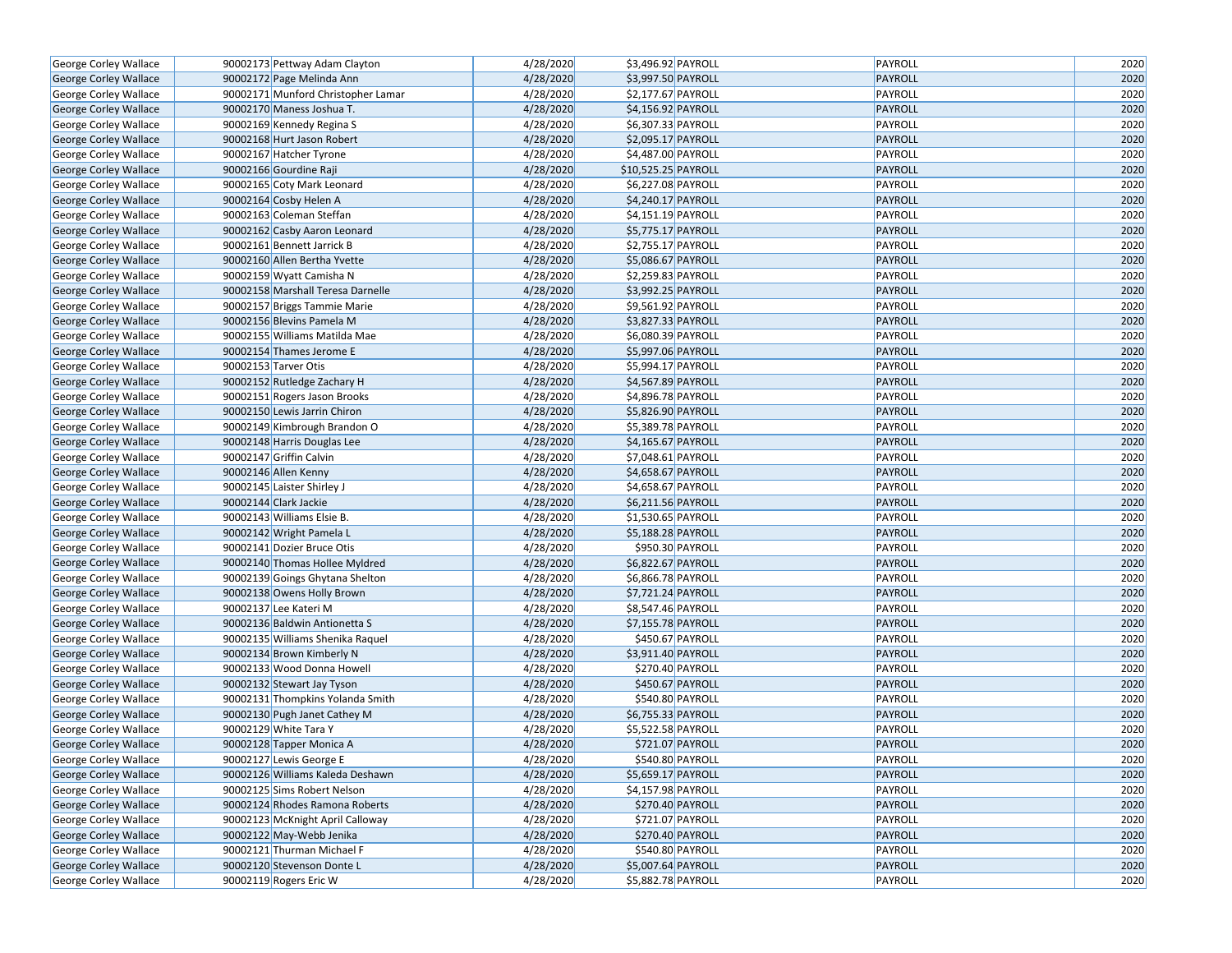| George Corley Wallace | 90002173 | Pettway Adam Clayton | 4/28/2020 | $3,496.92 | PAYROLL | PAYROLL | 2020 |
|---|---|---|---|---|---|---|---|
| George Corley Wallace | 90002172 | Page Melinda Ann | 4/28/2020 | $3,997.50 | PAYROLL | PAYROLL | 2020 |
| George Corley Wallace | 90002171 | Munford Christopher Lamar | 4/28/2020 | $2,177.67 | PAYROLL | PAYROLL | 2020 |
| George Corley Wallace | 90002170 | Maness Joshua T. | 4/28/2020 | $4,156.92 | PAYROLL | PAYROLL | 2020 |
| George Corley Wallace | 90002169 | Kennedy Regina S | 4/28/2020 | $6,307.33 | PAYROLL | PAYROLL | 2020 |
| George Corley Wallace | 90002168 | Hurt Jason Robert | 4/28/2020 | $2,095.17 | PAYROLL | PAYROLL | 2020 |
| George Corley Wallace | 90002167 | Hatcher Tyrone | 4/28/2020 | $4,487.00 | PAYROLL | PAYROLL | 2020 |
| George Corley Wallace | 90002166 | Gourdine Raji | 4/28/2020 | $10,525.25 | PAYROLL | PAYROLL | 2020 |
| George Corley Wallace | 90002165 | Coty Mark Leonard | 4/28/2020 | $6,227.08 | PAYROLL | PAYROLL | 2020 |
| George Corley Wallace | 90002164 | Cosby Helen A | 4/28/2020 | $4,240.17 | PAYROLL | PAYROLL | 2020 |
| George Corley Wallace | 90002163 | Coleman Steffan | 4/28/2020 | $4,151.19 | PAYROLL | PAYROLL | 2020 |
| George Corley Wallace | 90002162 | Casby Aaron Leonard | 4/28/2020 | $5,775.17 | PAYROLL | PAYROLL | 2020 |
| George Corley Wallace | 90002161 | Bennett Jarrick B | 4/28/2020 | $2,755.17 | PAYROLL | PAYROLL | 2020 |
| George Corley Wallace | 90002160 | Allen Bertha Yvette | 4/28/2020 | $5,086.67 | PAYROLL | PAYROLL | 2020 |
| George Corley Wallace | 90002159 | Wyatt Camisha N | 4/28/2020 | $2,259.83 | PAYROLL | PAYROLL | 2020 |
| George Corley Wallace | 90002158 | Marshall Teresa Darnelle | 4/28/2020 | $3,992.25 | PAYROLL | PAYROLL | 2020 |
| George Corley Wallace | 90002157 | Briggs Tammie Marie | 4/28/2020 | $9,561.92 | PAYROLL | PAYROLL | 2020 |
| George Corley Wallace | 90002156 | Blevins Pamela M | 4/28/2020 | $3,827.33 | PAYROLL | PAYROLL | 2020 |
| George Corley Wallace | 90002155 | Williams Matilda Mae | 4/28/2020 | $6,080.39 | PAYROLL | PAYROLL | 2020 |
| George Corley Wallace | 90002154 | Thames Jerome E | 4/28/2020 | $5,997.06 | PAYROLL | PAYROLL | 2020 |
| George Corley Wallace | 90002153 | Tarver Otis | 4/28/2020 | $5,994.17 | PAYROLL | PAYROLL | 2020 |
| George Corley Wallace | 90002152 | Rutledge Zachary H | 4/28/2020 | $4,567.89 | PAYROLL | PAYROLL | 2020 |
| George Corley Wallace | 90002151 | Rogers Jason Brooks | 4/28/2020 | $4,896.78 | PAYROLL | PAYROLL | 2020 |
| George Corley Wallace | 90002150 | Lewis Jarrin Chiron | 4/28/2020 | $5,826.90 | PAYROLL | PAYROLL | 2020 |
| George Corley Wallace | 90002149 | Kimbrough Brandon O | 4/28/2020 | $5,389.78 | PAYROLL | PAYROLL | 2020 |
| George Corley Wallace | 90002148 | Harris Douglas Lee | 4/28/2020 | $4,165.67 | PAYROLL | PAYROLL | 2020 |
| George Corley Wallace | 90002147 | Griffin Calvin | 4/28/2020 | $7,048.61 | PAYROLL | PAYROLL | 2020 |
| George Corley Wallace | 90002146 | Allen Kenny | 4/28/2020 | $4,658.67 | PAYROLL | PAYROLL | 2020 |
| George Corley Wallace | 90002145 | Laister Shirley J | 4/28/2020 | $4,658.67 | PAYROLL | PAYROLL | 2020 |
| George Corley Wallace | 90002144 | Clark Jackie | 4/28/2020 | $6,211.56 | PAYROLL | PAYROLL | 2020 |
| George Corley Wallace | 90002143 | Williams Elsie B. | 4/28/2020 | $1,530.65 | PAYROLL | PAYROLL | 2020 |
| George Corley Wallace | 90002142 | Wright Pamela L | 4/28/2020 | $5,188.28 | PAYROLL | PAYROLL | 2020 |
| George Corley Wallace | 90002141 | Dozier Bruce Otis | 4/28/2020 | $950.30 | PAYROLL | PAYROLL | 2020 |
| George Corley Wallace | 90002140 | Thomas Hollee Myldred | 4/28/2020 | $6,822.67 | PAYROLL | PAYROLL | 2020 |
| George Corley Wallace | 90002139 | Goings Ghytana Shelton | 4/28/2020 | $6,866.78 | PAYROLL | PAYROLL | 2020 |
| George Corley Wallace | 90002138 | Owens Holly Brown | 4/28/2020 | $7,721.24 | PAYROLL | PAYROLL | 2020 |
| George Corley Wallace | 90002137 | Lee Kateri M | 4/28/2020 | $8,547.46 | PAYROLL | PAYROLL | 2020 |
| George Corley Wallace | 90002136 | Baldwin Antionetta S | 4/28/2020 | $7,155.78 | PAYROLL | PAYROLL | 2020 |
| George Corley Wallace | 90002135 | Williams Shenika Raquel | 4/28/2020 | $450.67 | PAYROLL | PAYROLL | 2020 |
| George Corley Wallace | 90002134 | Brown Kimberly N | 4/28/2020 | $3,911.40 | PAYROLL | PAYROLL | 2020 |
| George Corley Wallace | 90002133 | Wood Donna Howell | 4/28/2020 | $270.40 | PAYROLL | PAYROLL | 2020 |
| George Corley Wallace | 90002132 | Stewart Jay Tyson | 4/28/2020 | $450.67 | PAYROLL | PAYROLL | 2020 |
| George Corley Wallace | 90002131 | Thompkins Yolanda Smith | 4/28/2020 | $540.80 | PAYROLL | PAYROLL | 2020 |
| George Corley Wallace | 90002130 | Pugh Janet Cathey M | 4/28/2020 | $6,755.33 | PAYROLL | PAYROLL | 2020 |
| George Corley Wallace | 90002129 | White Tara Y | 4/28/2020 | $5,522.58 | PAYROLL | PAYROLL | 2020 |
| George Corley Wallace | 90002128 | Tapper Monica A | 4/28/2020 | $721.07 | PAYROLL | PAYROLL | 2020 |
| George Corley Wallace | 90002127 | Lewis George E | 4/28/2020 | $540.80 | PAYROLL | PAYROLL | 2020 |
| George Corley Wallace | 90002126 | Williams Kaleda Deshawn | 4/28/2020 | $5,659.17 | PAYROLL | PAYROLL | 2020 |
| George Corley Wallace | 90002125 | Sims Robert Nelson | 4/28/2020 | $4,157.98 | PAYROLL | PAYROLL | 2020 |
| George Corley Wallace | 90002124 | Rhodes Ramona Roberts | 4/28/2020 | $270.40 | PAYROLL | PAYROLL | 2020 |
| George Corley Wallace | 90002123 | McKnight April Calloway | 4/28/2020 | $721.07 | PAYROLL | PAYROLL | 2020 |
| George Corley Wallace | 90002122 | May-Webb Jenika | 4/28/2020 | $270.40 | PAYROLL | PAYROLL | 2020 |
| George Corley Wallace | 90002121 | Thurman Michael F | 4/28/2020 | $540.80 | PAYROLL | PAYROLL | 2020 |
| George Corley Wallace | 90002120 | Stevenson Donte L | 4/28/2020 | $5,007.64 | PAYROLL | PAYROLL | 2020 |
| George Corley Wallace | 90002119 | Rogers Eric W | 4/28/2020 | $5,882.78 | PAYROLL | PAYROLL | 2020 |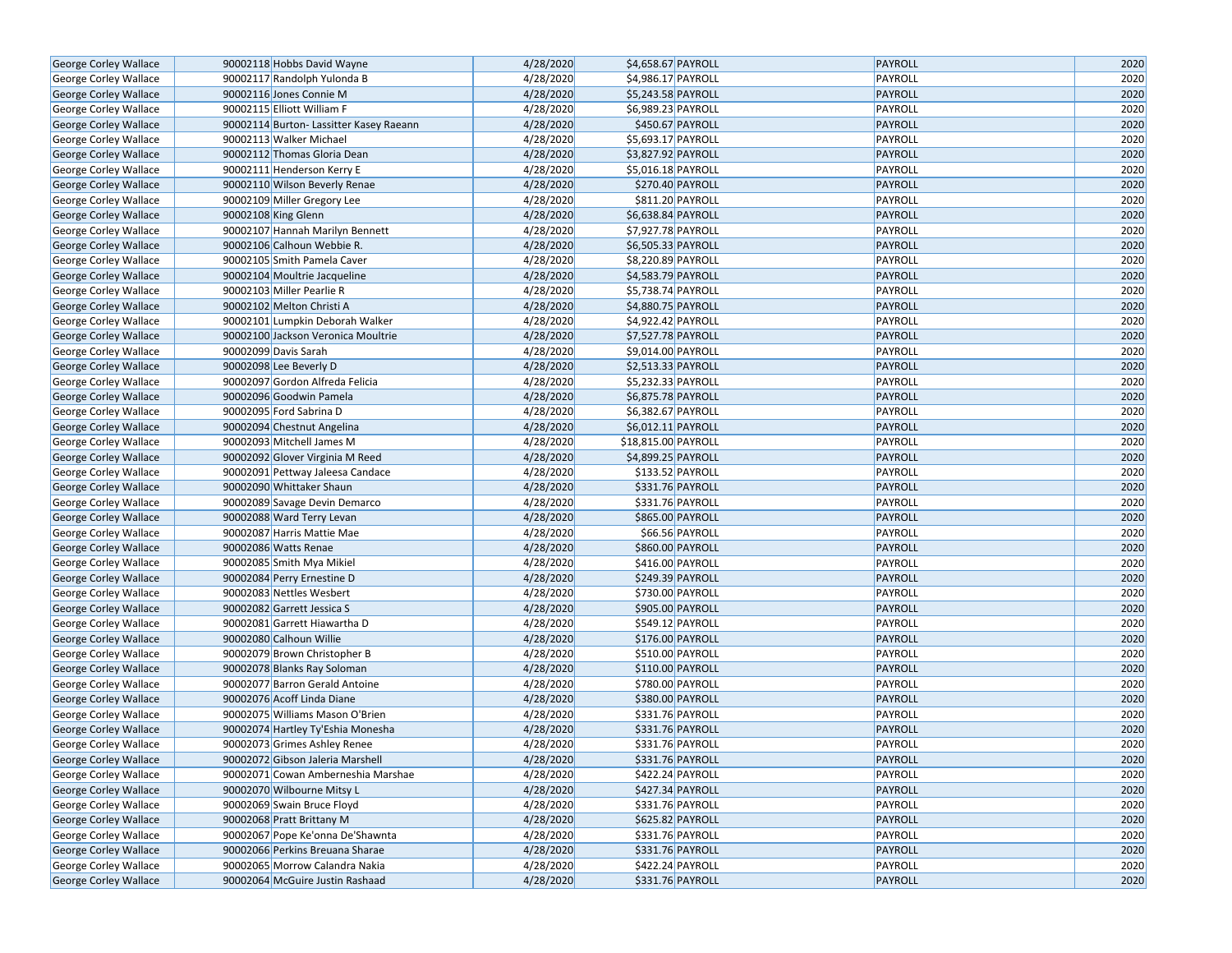| George Corley Wallace | 90002118 | Hobbs David Wayne | 4/28/2020 | $4,658.67 | PAYROLL | PAYROLL | 2020 |
|---|---|---|---|---|---|---|---|
| George Corley Wallace | 90002117 | Randolph Yulonda B | 4/28/2020 | $4,986.17 | PAYROLL | PAYROLL | 2020 |
| George Corley Wallace | 90002116 | Jones Connie M | 4/28/2020 | $5,243.58 | PAYROLL | PAYROLL | 2020 |
| George Corley Wallace | 90002115 | Elliott William F | 4/28/2020 | $6,989.23 | PAYROLL | PAYROLL | 2020 |
| George Corley Wallace | 90002114 | Burton- Lassitter Kasey Raeann | 4/28/2020 | $450.67 | PAYROLL | PAYROLL | 2020 |
| George Corley Wallace | 90002113 | Walker Michael | 4/28/2020 | $5,693.17 | PAYROLL | PAYROLL | 2020 |
| George Corley Wallace | 90002112 | Thomas Gloria Dean | 4/28/2020 | $3,827.92 | PAYROLL | PAYROLL | 2020 |
| George Corley Wallace | 90002111 | Henderson Kerry E | 4/28/2020 | $5,016.18 | PAYROLL | PAYROLL | 2020 |
| George Corley Wallace | 90002110 | Wilson Beverly Renae | 4/28/2020 | $270.40 | PAYROLL | PAYROLL | 2020 |
| George Corley Wallace | 90002109 | Miller Gregory Lee | 4/28/2020 | $811.20 | PAYROLL | PAYROLL | 2020 |
| George Corley Wallace | 90002108 | King Glenn | 4/28/2020 | $6,638.84 | PAYROLL | PAYROLL | 2020 |
| George Corley Wallace | 90002107 | Hannah Marilyn Bennett | 4/28/2020 | $7,927.78 | PAYROLL | PAYROLL | 2020 |
| George Corley Wallace | 90002106 | Calhoun Webbie R. | 4/28/2020 | $6,505.33 | PAYROLL | PAYROLL | 2020 |
| George Corley Wallace | 90002105 | Smith Pamela Caver | 4/28/2020 | $8,220.89 | PAYROLL | PAYROLL | 2020 |
| George Corley Wallace | 90002104 | Moultrie Jacqueline | 4/28/2020 | $4,583.79 | PAYROLL | PAYROLL | 2020 |
| George Corley Wallace | 90002103 | Miller Pearlie R | 4/28/2020 | $5,738.74 | PAYROLL | PAYROLL | 2020 |
| George Corley Wallace | 90002102 | Melton Christi A | 4/28/2020 | $4,880.75 | PAYROLL | PAYROLL | 2020 |
| George Corley Wallace | 90002101 | Lumpkin Deborah Walker | 4/28/2020 | $4,922.42 | PAYROLL | PAYROLL | 2020 |
| George Corley Wallace | 90002100 | Jackson Veronica Moultrie | 4/28/2020 | $7,527.78 | PAYROLL | PAYROLL | 2020 |
| George Corley Wallace | 90002099 | Davis Sarah | 4/28/2020 | $9,014.00 | PAYROLL | PAYROLL | 2020 |
| George Corley Wallace | 90002098 | Lee Beverly D | 4/28/2020 | $2,513.33 | PAYROLL | PAYROLL | 2020 |
| George Corley Wallace | 90002097 | Gordon Alfreda Felicia | 4/28/2020 | $5,232.33 | PAYROLL | PAYROLL | 2020 |
| George Corley Wallace | 90002096 | Goodwin Pamela | 4/28/2020 | $6,875.78 | PAYROLL | PAYROLL | 2020 |
| George Corley Wallace | 90002095 | Ford Sabrina D | 4/28/2020 | $6,382.67 | PAYROLL | PAYROLL | 2020 |
| George Corley Wallace | 90002094 | Chestnut Angelina | 4/28/2020 | $6,012.11 | PAYROLL | PAYROLL | 2020 |
| George Corley Wallace | 90002093 | Mitchell James M | 4/28/2020 | $18,815.00 | PAYROLL | PAYROLL | 2020 |
| George Corley Wallace | 90002092 | Glover Virginia M Reed | 4/28/2020 | $4,899.25 | PAYROLL | PAYROLL | 2020 |
| George Corley Wallace | 90002091 | Pettway Jaleesa Candace | 4/28/2020 | $133.52 | PAYROLL | PAYROLL | 2020 |
| George Corley Wallace | 90002090 | Whittaker Shaun | 4/28/2020 | $331.76 | PAYROLL | PAYROLL | 2020 |
| George Corley Wallace | 90002089 | Savage Devin Demarco | 4/28/2020 | $331.76 | PAYROLL | PAYROLL | 2020 |
| George Corley Wallace | 90002088 | Ward Terry Levan | 4/28/2020 | $865.00 | PAYROLL | PAYROLL | 2020 |
| George Corley Wallace | 90002087 | Harris Mattie Mae | 4/28/2020 | $66.56 | PAYROLL | PAYROLL | 2020 |
| George Corley Wallace | 90002086 | Watts Renae | 4/28/2020 | $860.00 | PAYROLL | PAYROLL | 2020 |
| George Corley Wallace | 90002085 | Smith Mya Mikiel | 4/28/2020 | $416.00 | PAYROLL | PAYROLL | 2020 |
| George Corley Wallace | 90002084 | Perry Ernestine D | 4/28/2020 | $249.39 | PAYROLL | PAYROLL | 2020 |
| George Corley Wallace | 90002083 | Nettles Wesbert | 4/28/2020 | $730.00 | PAYROLL | PAYROLL | 2020 |
| George Corley Wallace | 90002082 | Garrett Jessica S | 4/28/2020 | $905.00 | PAYROLL | PAYROLL | 2020 |
| George Corley Wallace | 90002081 | Garrett Hiawartha D | 4/28/2020 | $549.12 | PAYROLL | PAYROLL | 2020 |
| George Corley Wallace | 90002080 | Calhoun Willie | 4/28/2020 | $176.00 | PAYROLL | PAYROLL | 2020 |
| George Corley Wallace | 90002079 | Brown Christopher B | 4/28/2020 | $510.00 | PAYROLL | PAYROLL | 2020 |
| George Corley Wallace | 90002078 | Blanks Ray Soloman | 4/28/2020 | $110.00 | PAYROLL | PAYROLL | 2020 |
| George Corley Wallace | 90002077 | Barron Gerald Antoine | 4/28/2020 | $780.00 | PAYROLL | PAYROLL | 2020 |
| George Corley Wallace | 90002076 | Acoff Linda Diane | 4/28/2020 | $380.00 | PAYROLL | PAYROLL | 2020 |
| George Corley Wallace | 90002075 | Williams Mason O'Brien | 4/28/2020 | $331.76 | PAYROLL | PAYROLL | 2020 |
| George Corley Wallace | 90002074 | Hartley Ty'Eshia Monesha | 4/28/2020 | $331.76 | PAYROLL | PAYROLL | 2020 |
| George Corley Wallace | 90002073 | Grimes Ashley Renee | 4/28/2020 | $331.76 | PAYROLL | PAYROLL | 2020 |
| George Corley Wallace | 90002072 | Gibson Jaleria Marshell | 4/28/2020 | $331.76 | PAYROLL | PAYROLL | 2020 |
| George Corley Wallace | 90002071 | Cowan Amberneshia Marshae | 4/28/2020 | $422.24 | PAYROLL | PAYROLL | 2020 |
| George Corley Wallace | 90002070 | Wilbourne Mitsy L | 4/28/2020 | $427.34 | PAYROLL | PAYROLL | 2020 |
| George Corley Wallace | 90002069 | Swain Bruce Floyd | 4/28/2020 | $331.76 | PAYROLL | PAYROLL | 2020 |
| George Corley Wallace | 90002068 | Pratt Brittany M | 4/28/2020 | $625.82 | PAYROLL | PAYROLL | 2020 |
| George Corley Wallace | 90002067 | Pope Ke'onna De'Shawnta | 4/28/2020 | $331.76 | PAYROLL | PAYROLL | 2020 |
| George Corley Wallace | 90002066 | Perkins Breuana Sharae | 4/28/2020 | $331.76 | PAYROLL | PAYROLL | 2020 |
| George Corley Wallace | 90002065 | Morrow Calandra Nakia | 4/28/2020 | $422.24 | PAYROLL | PAYROLL | 2020 |
| George Corley Wallace | 90002064 | McGuire Justin Rashaad | 4/28/2020 | $331.76 | PAYROLL | PAYROLL | 2020 |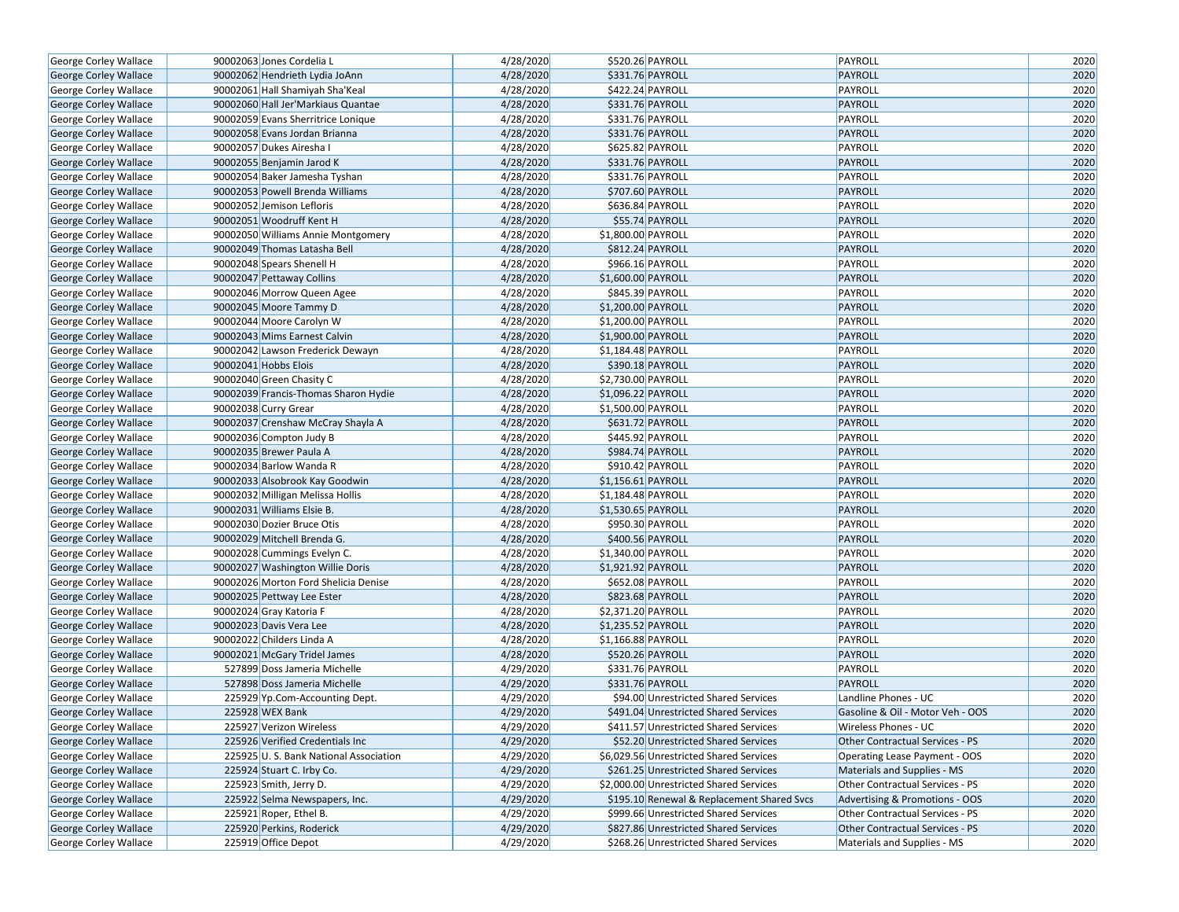| | | | | | | |
|---|---|---|---|---|---|---|
| George Corley Wallace | 90002063 | Jones Cordelia L | 4/28/2020 | $520.26 | PAYROLL | PAYROLL | 2020 |
| George Corley Wallace | 90002062 | Hendrieth Lydia JoAnn | 4/28/2020 | $331.76 | PAYROLL | PAYROLL | 2020 |
| George Corley Wallace | 90002061 | Hall Shamiyah Sha'Keal | 4/28/2020 | $422.24 | PAYROLL | PAYROLL | 2020 |
| George Corley Wallace | 90002060 | Hall Jer'Markiaus Quantae | 4/28/2020 | $331.76 | PAYROLL | PAYROLL | 2020 |
| George Corley Wallace | 90002059 | Evans Sherritrice Lonique | 4/28/2020 | $331.76 | PAYROLL | PAYROLL | 2020 |
| George Corley Wallace | 90002058 | Evans Jordan Brianna | 4/28/2020 | $331.76 | PAYROLL | PAYROLL | 2020 |
| George Corley Wallace | 90002057 | Dukes Airesha I | 4/28/2020 | $625.82 | PAYROLL | PAYROLL | 2020 |
| George Corley Wallace | 90002055 | Benjamin Jarod K | 4/28/2020 | $331.76 | PAYROLL | PAYROLL | 2020 |
| George Corley Wallace | 90002054 | Baker Jamesha Tyshan | 4/28/2020 | $331.76 | PAYROLL | PAYROLL | 2020 |
| George Corley Wallace | 90002053 | Powell Brenda Williams | 4/28/2020 | $707.60 | PAYROLL | PAYROLL | 2020 |
| George Corley Wallace | 90002052 | Jemison Lefloris | 4/28/2020 | $636.84 | PAYROLL | PAYROLL | 2020 |
| George Corley Wallace | 90002051 | Woodruff Kent H | 4/28/2020 | $55.74 | PAYROLL | PAYROLL | 2020 |
| George Corley Wallace | 90002050 | Williams Annie Montgomery | 4/28/2020 | $1,800.00 | PAYROLL | PAYROLL | 2020 |
| George Corley Wallace | 90002049 | Thomas Latasha Bell | 4/28/2020 | $812.24 | PAYROLL | PAYROLL | 2020 |
| George Corley Wallace | 90002048 | Spears Shenell H | 4/28/2020 | $966.16 | PAYROLL | PAYROLL | 2020 |
| George Corley Wallace | 90002047 | Pettaway Collins | 4/28/2020 | $1,600.00 | PAYROLL | PAYROLL | 2020 |
| George Corley Wallace | 90002046 | Morrow Queen Agee | 4/28/2020 | $845.39 | PAYROLL | PAYROLL | 2020 |
| George Corley Wallace | 90002045 | Moore Tammy D | 4/28/2020 | $1,200.00 | PAYROLL | PAYROLL | 2020 |
| George Corley Wallace | 90002044 | Moore Carolyn W | 4/28/2020 | $1,200.00 | PAYROLL | PAYROLL | 2020 |
| George Corley Wallace | 90002043 | Mims Earnest Calvin | 4/28/2020 | $1,900.00 | PAYROLL | PAYROLL | 2020 |
| George Corley Wallace | 90002042 | Lawson Frederick Dewayn | 4/28/2020 | $1,184.48 | PAYROLL | PAYROLL | 2020 |
| George Corley Wallace | 90002041 | Hobbs Elois | 4/28/2020 | $390.18 | PAYROLL | PAYROLL | 2020 |
| George Corley Wallace | 90002040 | Green Chasity C | 4/28/2020 | $2,730.00 | PAYROLL | PAYROLL | 2020 |
| George Corley Wallace | 90002039 | Francis-Thomas Sharon Hydie | 4/28/2020 | $1,096.22 | PAYROLL | PAYROLL | 2020 |
| George Corley Wallace | 90002038 | Curry Grear | 4/28/2020 | $1,500.00 | PAYROLL | PAYROLL | 2020 |
| George Corley Wallace | 90002037 | Crenshaw McCray Shayla A | 4/28/2020 | $631.72 | PAYROLL | PAYROLL | 2020 |
| George Corley Wallace | 90002036 | Compton Judy B | 4/28/2020 | $445.92 | PAYROLL | PAYROLL | 2020 |
| George Corley Wallace | 90002035 | Brewer Paula A | 4/28/2020 | $984.74 | PAYROLL | PAYROLL | 2020 |
| George Corley Wallace | 90002034 | Barlow Wanda R | 4/28/2020 | $910.42 | PAYROLL | PAYROLL | 2020 |
| George Corley Wallace | 90002033 | Alsobrook Kay Goodwin | 4/28/2020 | $1,156.61 | PAYROLL | PAYROLL | 2020 |
| George Corley Wallace | 90002032 | Milligan Melissa Hollis | 4/28/2020 | $1,184.48 | PAYROLL | PAYROLL | 2020 |
| George Corley Wallace | 90002031 | Williams Elsie B. | 4/28/2020 | $1,530.65 | PAYROLL | PAYROLL | 2020 |
| George Corley Wallace | 90002030 | Dozier Bruce Otis | 4/28/2020 | $950.30 | PAYROLL | PAYROLL | 2020 |
| George Corley Wallace | 90002029 | Mitchell Brenda G. | 4/28/2020 | $400.56 | PAYROLL | PAYROLL | 2020 |
| George Corley Wallace | 90002028 | Cummings Evelyn C. | 4/28/2020 | $1,340.00 | PAYROLL | PAYROLL | 2020 |
| George Corley Wallace | 90002027 | Washington Willie Doris | 4/28/2020 | $1,921.92 | PAYROLL | PAYROLL | 2020 |
| George Corley Wallace | 90002026 | Morton Ford Shelicia Denise | 4/28/2020 | $652.08 | PAYROLL | PAYROLL | 2020 |
| George Corley Wallace | 90002025 | Pettway Lee Ester | 4/28/2020 | $823.68 | PAYROLL | PAYROLL | 2020 |
| George Corley Wallace | 90002024 | Gray Katoria F | 4/28/2020 | $2,371.20 | PAYROLL | PAYROLL | 2020 |
| George Corley Wallace | 90002023 | Davis Vera Lee | 4/28/2020 | $1,235.52 | PAYROLL | PAYROLL | 2020 |
| George Corley Wallace | 90002022 | Childers Linda A | 4/28/2020 | $1,166.88 | PAYROLL | PAYROLL | 2020 |
| George Corley Wallace | 90002021 | McGary Tridel James | 4/28/2020 | $520.26 | PAYROLL | PAYROLL | 2020 |
| George Corley Wallace | 527899 | Doss Jameria Michelle | 4/29/2020 | $331.76 | PAYROLL | PAYROLL | 2020 |
| George Corley Wallace | 527898 | Doss Jameria Michelle | 4/29/2020 | $331.76 | PAYROLL | PAYROLL | 2020 |
| George Corley Wallace | 225929 | Yp.Com-Accounting Dept. | 4/29/2020 | $94.00 | Unrestricted Shared Services | Landline Phones - UC | 2020 |
| George Corley Wallace | 225928 | WEX Bank | 4/29/2020 | $491.04 | Unrestricted Shared Services | Gasoline & Oil - Motor Veh - OOS | 2020 |
| George Corley Wallace | 225927 | Verizon Wireless | 4/29/2020 | $411.57 | Unrestricted Shared Services | Wireless Phones - UC | 2020 |
| George Corley Wallace | 225926 | Verified Credentials Inc | 4/29/2020 | $52.20 | Unrestricted Shared Services | Other Contractual Services - PS | 2020 |
| George Corley Wallace | 225925 | U. S. Bank National Association | 4/29/2020 | $6,029.56 | Unrestricted Shared Services | Operating Lease Payment - OOS | 2020 |
| George Corley Wallace | 225924 | Stuart C. Irby Co. | 4/29/2020 | $261.25 | Unrestricted Shared Services | Materials and Supplies - MS | 2020 |
| George Corley Wallace | 225923 | Smith, Jerry D. | 4/29/2020 | $2,000.00 | Unrestricted Shared Services | Other Contractual Services - PS | 2020 |
| George Corley Wallace | 225922 | Selma Newspapers, Inc. | 4/29/2020 | $195.10 | Renewal & Replacement Shared Svcs | Advertising & Promotions - OOS | 2020 |
| George Corley Wallace | 225921 | Roper, Ethel B. | 4/29/2020 | $999.66 | Unrestricted Shared Services | Other Contractual Services - PS | 2020 |
| George Corley Wallace | 225920 | Perkins, Roderick | 4/29/2020 | $827.86 | Unrestricted Shared Services | Other Contractual Services - PS | 2020 |
| George Corley Wallace | 225919 | Office Depot | 4/29/2020 | $268.26 | Unrestricted Shared Services | Materials and Supplies - MS | 2020 |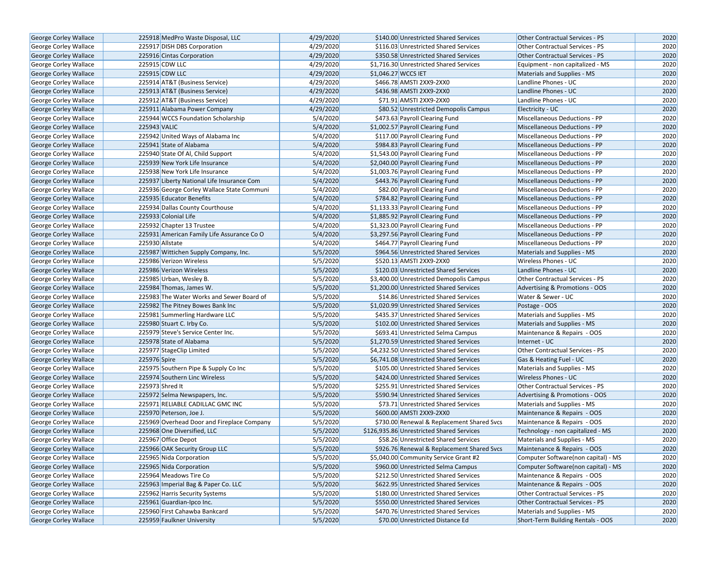| | | | | | | |
|---|---|---|---|---|---|---|
| George Corley Wallace | 225918 | MedPro Waste Disposal, LLC | 4/29/2020 | $140.00 | Unrestricted Shared Services | Other Contractual Services - PS | 2020 |
| George Corley Wallace | 225917 | DISH DBS Corporation | 4/29/2020 | $116.03 | Unrestricted Shared Services | Other Contractual Services - PS | 2020 |
| George Corley Wallace | 225916 | Cintas Corporation | 4/29/2020 | $350.58 | Unrestricted Shared Services | Other Contractual Services - PS | 2020 |
| George Corley Wallace | 225915 | CDW LLC | 4/29/2020 | $1,716.30 | Unrestricted Shared Services | Equipment - non capitalized - MS | 2020 |
| George Corley Wallace | 225915 | CDW LLC | 4/29/2020 | $1,046.27 | WCCS IET | Materials and Supplies - MS | 2020 |
| George Corley Wallace | 225914 | AT&T (Business Service) | 4/29/2020 | $466.78 | AMSTI 2XX9-2XX0 | Landline Phones - UC | 2020 |
| George Corley Wallace | 225913 | AT&T (Business Service) | 4/29/2020 | $436.98 | AMSTI 2XX9-2XX0 | Landline Phones - UC | 2020 |
| George Corley Wallace | 225912 | AT&T (Business Service) | 4/29/2020 | $71.91 | AMSTI 2XX9-2XX0 | Landline Phones - UC | 2020 |
| George Corley Wallace | 225911 | Alabama Power Company | 4/29/2020 | $80.52 | Unrestricted Demopolis Campus | Electricity - UC | 2020 |
| George Corley Wallace | 225944 | WCCS Foundation Scholarship | 5/4/2020 | $473.63 | Payroll Clearing Fund | Miscellaneous Deductions - PP | 2020 |
| George Corley Wallace | 225943 | VALIC | 5/4/2020 | $1,002.57 | Payroll Clearing Fund | Miscellaneous Deductions - PP | 2020 |
| George Corley Wallace | 225942 | United Ways of Alabama Inc | 5/4/2020 | $117.00 | Payroll Clearing Fund | Miscellaneous Deductions - PP | 2020 |
| George Corley Wallace | 225941 | State of Alabama | 5/4/2020 | $984.83 | Payroll Clearing Fund | Miscellaneous Deductions - PP | 2020 |
| George Corley Wallace | 225940 | State Of Al, Child Support | 5/4/2020 | $1,543.00 | Payroll Clearing Fund | Miscellaneous Deductions - PP | 2020 |
| George Corley Wallace | 225939 | New York Life Insurance | 5/4/2020 | $2,040.00 | Payroll Clearing Fund | Miscellaneous Deductions - PP | 2020 |
| George Corley Wallace | 225938 | New York Life Insurance | 5/4/2020 | $1,003.76 | Payroll Clearing Fund | Miscellaneous Deductions - PP | 2020 |
| George Corley Wallace | 225937 | Liberty National Life Insurance Com | 5/4/2020 | $443.76 | Payroll Clearing Fund | Miscellaneous Deductions - PP | 2020 |
| George Corley Wallace | 225936 | George Corley Wallace State Communi | 5/4/2020 | $82.00 | Payroll Clearing Fund | Miscellaneous Deductions - PP | 2020 |
| George Corley Wallace | 225935 | Educator Benefits | 5/4/2020 | $784.82 | Payroll Clearing Fund | Miscellaneous Deductions - PP | 2020 |
| George Corley Wallace | 225934 | Dallas County Courthouse | 5/4/2020 | $1,133.33 | Payroll Clearing Fund | Miscellaneous Deductions - PP | 2020 |
| George Corley Wallace | 225933 | Colonial Life | 5/4/2020 | $1,885.92 | Payroll Clearing Fund | Miscellaneous Deductions - PP | 2020 |
| George Corley Wallace | 225932 | Chapter 13 Trustee | 5/4/2020 | $1,323.00 | Payroll Clearing Fund | Miscellaneous Deductions - PP | 2020 |
| George Corley Wallace | 225931 | American Family Life Assurance Co O | 5/4/2020 | $3,297.56 | Payroll Clearing Fund | Miscellaneous Deductions - PP | 2020 |
| George Corley Wallace | 225930 | Allstate | 5/4/2020 | $464.77 | Payroll Clearing Fund | Miscellaneous Deductions - PP | 2020 |
| George Corley Wallace | 225987 | Wittichen Supply Company, Inc. | 5/5/2020 | $964.56 | Unrestricted Shared Services | Materials and Supplies - MS | 2020 |
| George Corley Wallace | 225986 | Verizon Wireless | 5/5/2020 | $520.13 | AMSTI 2XX9-2XX0 | Wireless Phones - UC | 2020 |
| George Corley Wallace | 225986 | Verizon Wireless | 5/5/2020 | $120.03 | Unrestricted Shared Services | Landline Phones - UC | 2020 |
| George Corley Wallace | 225985 | Urban, Wesley B. | 5/5/2020 | $3,400.00 | Unrestricted Demopolis Campus | Other Contractual Services - PS | 2020 |
| George Corley Wallace | 225984 | Thomas, James W. | 5/5/2020 | $1,200.00 | Unrestricted Shared Services | Advertising & Promotions - OOS | 2020 |
| George Corley Wallace | 225983 | The Water Works and Sewer Board of | 5/5/2020 | $14.86 | Unrestricted Shared Services | Water & Sewer - UC | 2020 |
| George Corley Wallace | 225982 | The Pitney Bowes Bank Inc | 5/5/2020 | $1,020.99 | Unrestricted Shared Services | Postage - OOS | 2020 |
| George Corley Wallace | 225981 | Summerling Hardware LLC | 5/5/2020 | $435.37 | Unrestricted Shared Services | Materials and Supplies - MS | 2020 |
| George Corley Wallace | 225980 | Stuart C. Irby Co. | 5/5/2020 | $102.00 | Unrestricted Shared Services | Materials and Supplies - MS | 2020 |
| George Corley Wallace | 225979 | Steve's Service Center Inc. | 5/5/2020 | $693.41 | Unrestricted Selma Campus | Maintenance & Repairs - OOS | 2020 |
| George Corley Wallace | 225978 | State of Alabama | 5/5/2020 | $1,270.59 | Unrestricted Shared Services | Internet - UC | 2020 |
| George Corley Wallace | 225977 | StageClip Limited | 5/5/2020 | $4,232.50 | Unrestricted Shared Services | Other Contractual Services - PS | 2020 |
| George Corley Wallace | 225976 | Spire | 5/5/2020 | $6,741.08 | Unrestricted Shared Services | Gas & Heating Fuel - UC | 2020 |
| George Corley Wallace | 225975 | Southern Pipe & Supply Co Inc | 5/5/2020 | $105.00 | Unrestricted Shared Services | Materials and Supplies - MS | 2020 |
| George Corley Wallace | 225974 | Southern Linc Wireless | 5/5/2020 | $424.00 | Unrestricted Shared Services | Wireless Phones - UC | 2020 |
| George Corley Wallace | 225973 | Shred It | 5/5/2020 | $255.91 | Unrestricted Shared Services | Other Contractual Services - PS | 2020 |
| George Corley Wallace | 225972 | Selma Newspapers, Inc. | 5/5/2020 | $590.94 | Unrestricted Shared Services | Advertising & Promotions - OOS | 2020 |
| George Corley Wallace | 225971 | RELIABLE CADILLAC GMC INC | 5/5/2020 | $73.71 | Unrestricted Shared Services | Materials and Supplies - MS | 2020 |
| George Corley Wallace | 225970 | Peterson, Joe J. | 5/5/2020 | $600.00 | AMSTI 2XX9-2XX0 | Maintenance & Repairs - OOS | 2020 |
| George Corley Wallace | 225969 | Overhead Door and Fireplace Company | 5/5/2020 | $730.00 | Renewal & Replacement Shared Svcs | Maintenance & Repairs - OOS | 2020 |
| George Corley Wallace | 225968 | One Diversified, LLC | 5/5/2020 | $126,935.86 | Unrestricted Shared Services | Technology - non capitalized - MS | 2020 |
| George Corley Wallace | 225967 | Office Depot | 5/5/2020 | $58.26 | Unrestricted Shared Services | Materials and Supplies - MS | 2020 |
| George Corley Wallace | 225966 | OAK Security Group LLC | 5/5/2020 | $926.76 | Renewal & Replacement Shared Svcs | Maintenance & Repairs - OOS | 2020 |
| George Corley Wallace | 225965 | Nida Corporation | 5/5/2020 | $5,040.00 | Community Service Grant #2 | Computer Software(non capital) - MS | 2020 |
| George Corley Wallace | 225965 | Nida Corporation | 5/5/2020 | $960.00 | Unrestricted Selma Campus | Computer Software(non capital) - MS | 2020 |
| George Corley Wallace | 225964 | Meadows Tire Co | 5/5/2020 | $212.50 | Unrestricted Shared Services | Maintenance & Repairs - OOS | 2020 |
| George Corley Wallace | 225963 | Imperial Bag & Paper Co. LLC | 5/5/2020 | $622.95 | Unrestricted Shared Services | Maintenance & Repairs - OOS | 2020 |
| George Corley Wallace | 225962 | Harris Security Systems | 5/5/2020 | $180.00 | Unrestricted Shared Services | Other Contractual Services - PS | 2020 |
| George Corley Wallace | 225961 | Guardian-Ipco Inc. | 5/5/2020 | $550.00 | Unrestricted Shared Services | Other Contractual Services - PS | 2020 |
| George Corley Wallace | 225960 | First Cahawba Bankcard | 5/5/2020 | $470.76 | Unrestricted Shared Services | Materials and Supplies - MS | 2020 |
| George Corley Wallace | 225959 | Faulkner University | 5/5/2020 | $70.00 | Unrestricted Distance Ed | Short-Term Building Rentals - OOS | 2020 |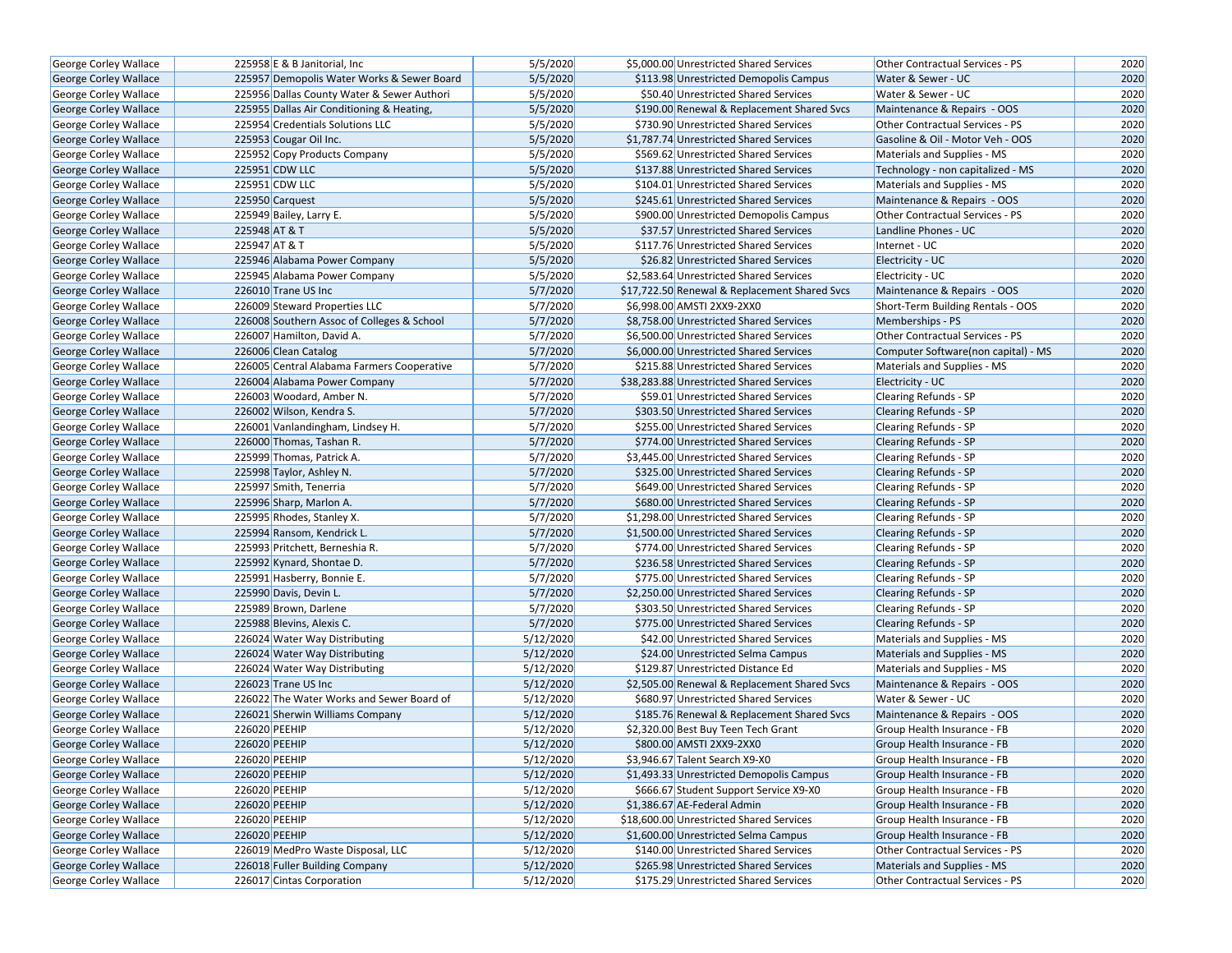| | | | | | | | |
|---|---|---|---|---|---|---|---|
| George Corley Wallace | 225958 | E & B Janitorial, Inc | 5/5/2020 | $5,000.00 | Unrestricted Shared Services | Other Contractual Services - PS | 2020 |
| George Corley Wallace | 225957 | Demopolis Water Works & Sewer Board | 5/5/2020 | $113.98 | Unrestricted Demopolis Campus | Water & Sewer - UC | 2020 |
| George Corley Wallace | 225956 | Dallas County Water & Sewer Authori | 5/5/2020 | $50.40 | Unrestricted Shared Services | Water & Sewer - UC | 2020 |
| George Corley Wallace | 225955 | Dallas Air Conditioning & Heating, | 5/5/2020 | $190.00 | Renewal & Replacement Shared Svcs | Maintenance & Repairs - OOS | 2020 |
| George Corley Wallace | 225954 | Credentials Solutions LLC | 5/5/2020 | $730.90 | Unrestricted Shared Services | Other Contractual Services - PS | 2020 |
| George Corley Wallace | 225953 | Cougar Oil Inc. | 5/5/2020 | $1,787.74 | Unrestricted Shared Services | Gasoline & Oil - Motor Veh - OOS | 2020 |
| George Corley Wallace | 225952 | Copy Products Company | 5/5/2020 | $569.62 | Unrestricted Shared Services | Materials and Supplies - MS | 2020 |
| George Corley Wallace | 225951 | CDW LLC | 5/5/2020 | $137.88 | Unrestricted Shared Services | Technology - non capitalized - MS | 2020 |
| George Corley Wallace | 225951 | CDW LLC | 5/5/2020 | $104.01 | Unrestricted Shared Services | Materials and Supplies - MS | 2020 |
| George Corley Wallace | 225950 | Carquest | 5/5/2020 | $245.61 | Unrestricted Shared Services | Maintenance & Repairs - OOS | 2020 |
| George Corley Wallace | 225949 | Bailey, Larry E. | 5/5/2020 | $900.00 | Unrestricted Demopolis Campus | Other Contractual Services - PS | 2020 |
| George Corley Wallace | 225948 | AT & T | 5/5/2020 | $37.57 | Unrestricted Shared Services | Landline Phones - UC | 2020 |
| George Corley Wallace | 225947 | AT & T | 5/5/2020 | $117.76 | Unrestricted Shared Services | Internet - UC | 2020 |
| George Corley Wallace | 225946 | Alabama Power Company | 5/5/2020 | $26.82 | Unrestricted Shared Services | Electricity - UC | 2020 |
| George Corley Wallace | 225945 | Alabama Power Company | 5/5/2020 | $2,583.64 | Unrestricted Shared Services | Electricity - UC | 2020 |
| George Corley Wallace | 226010 | Trane US Inc | 5/7/2020 | $17,722.50 | Renewal & Replacement Shared Svcs | Maintenance & Repairs - OOS | 2020 |
| George Corley Wallace | 226009 | Steward Properties LLC | 5/7/2020 | $6,998.00 | AMSTI 2XX9-2XX0 | Short-Term Building Rentals - OOS | 2020 |
| George Corley Wallace | 226008 | Southern Assoc of Colleges & School | 5/7/2020 | $8,758.00 | Unrestricted Shared Services | Memberships - PS | 2020 |
| George Corley Wallace | 226007 | Hamilton, David A. | 5/7/2020 | $6,500.00 | Unrestricted Shared Services | Other Contractual Services - PS | 2020 |
| George Corley Wallace | 226006 | Clean Catalog | 5/7/2020 | $6,000.00 | Unrestricted Shared Services | Computer Software(non capital) - MS | 2020 |
| George Corley Wallace | 226005 | Central Alabama Farmers Cooperative | 5/7/2020 | $215.88 | Unrestricted Shared Services | Materials and Supplies - MS | 2020 |
| George Corley Wallace | 226004 | Alabama Power Company | 5/7/2020 | $38,283.88 | Unrestricted Shared Services | Electricity - UC | 2020 |
| George Corley Wallace | 226003 | Woodard, Amber N. | 5/7/2020 | $59.01 | Unrestricted Shared Services | Clearing Refunds - SP | 2020 |
| George Corley Wallace | 226002 | Wilson, Kendra S. | 5/7/2020 | $303.50 | Unrestricted Shared Services | Clearing Refunds - SP | 2020 |
| George Corley Wallace | 226001 | Vanlandingham, Lindsey H. | 5/7/2020 | $255.00 | Unrestricted Shared Services | Clearing Refunds - SP | 2020 |
| George Corley Wallace | 226000 | Thomas, Tashan R. | 5/7/2020 | $774.00 | Unrestricted Shared Services | Clearing Refunds - SP | 2020 |
| George Corley Wallace | 225999 | Thomas, Patrick A. | 5/7/2020 | $3,445.00 | Unrestricted Shared Services | Clearing Refunds - SP | 2020 |
| George Corley Wallace | 225998 | Taylor, Ashley N. | 5/7/2020 | $325.00 | Unrestricted Shared Services | Clearing Refunds - SP | 2020 |
| George Corley Wallace | 225997 | Smith, Tenerria | 5/7/2020 | $649.00 | Unrestricted Shared Services | Clearing Refunds - SP | 2020 |
| George Corley Wallace | 225996 | Sharp, Marlon A. | 5/7/2020 | $680.00 | Unrestricted Shared Services | Clearing Refunds - SP | 2020 |
| George Corley Wallace | 225995 | Rhodes, Stanley X. | 5/7/2020 | $1,298.00 | Unrestricted Shared Services | Clearing Refunds - SP | 2020 |
| George Corley Wallace | 225994 | Ransom, Kendrick L. | 5/7/2020 | $1,500.00 | Unrestricted Shared Services | Clearing Refunds - SP | 2020 |
| George Corley Wallace | 225993 | Pritchett, Berneshia R. | 5/7/2020 | $774.00 | Unrestricted Shared Services | Clearing Refunds - SP | 2020 |
| George Corley Wallace | 225992 | Kynard, Shontae D. | 5/7/2020 | $236.58 | Unrestricted Shared Services | Clearing Refunds - SP | 2020 |
| George Corley Wallace | 225991 | Hasberry, Bonnie E. | 5/7/2020 | $775.00 | Unrestricted Shared Services | Clearing Refunds - SP | 2020 |
| George Corley Wallace | 225990 | Davis, Devin L. | 5/7/2020 | $2,250.00 | Unrestricted Shared Services | Clearing Refunds - SP | 2020 |
| George Corley Wallace | 225989 | Brown, Darlene | 5/7/2020 | $303.50 | Unrestricted Shared Services | Clearing Refunds - SP | 2020 |
| George Corley Wallace | 225988 | Blevins, Alexis C. | 5/7/2020 | $775.00 | Unrestricted Shared Services | Clearing Refunds - SP | 2020 |
| George Corley Wallace | 226024 | Water Way Distributing | 5/12/2020 | $42.00 | Unrestricted Shared Services | Materials and Supplies - MS | 2020 |
| George Corley Wallace | 226024 | Water Way Distributing | 5/12/2020 | $24.00 | Unrestricted Selma Campus | Materials and Supplies - MS | 2020 |
| George Corley Wallace | 226024 | Water Way Distributing | 5/12/2020 | $129.87 | Unrestricted Distance Ed | Materials and Supplies - MS | 2020 |
| George Corley Wallace | 226023 | Trane US Inc | 5/12/2020 | $2,505.00 | Renewal & Replacement Shared Svcs | Maintenance & Repairs - OOS | 2020 |
| George Corley Wallace | 226022 | The Water Works and Sewer Board of | 5/12/2020 | $680.97 | Unrestricted Shared Services | Water & Sewer - UC | 2020 |
| George Corley Wallace | 226021 | Sherwin Williams Company | 5/12/2020 | $185.76 | Renewal & Replacement Shared Svcs | Maintenance & Repairs - OOS | 2020 |
| George Corley Wallace | 226020 | PEEHIP | 5/12/2020 | $2,320.00 | Best Buy Teen Tech Grant | Group Health Insurance - FB | 2020 |
| George Corley Wallace | 226020 | PEEHIP | 5/12/2020 | $800.00 | AMSTI 2XX9-2XX0 | Group Health Insurance - FB | 2020 |
| George Corley Wallace | 226020 | PEEHIP | 5/12/2020 | $3,946.67 | Talent Search X9-X0 | Group Health Insurance - FB | 2020 |
| George Corley Wallace | 226020 | PEEHIP | 5/12/2020 | $1,493.33 | Unrestricted Demopolis Campus | Group Health Insurance - FB | 2020 |
| George Corley Wallace | 226020 | PEEHIP | 5/12/2020 | $666.67 | Student Support Service X9-X0 | Group Health Insurance - FB | 2020 |
| George Corley Wallace | 226020 | PEEHIP | 5/12/2020 | $1,386.67 | AE-Federal Admin | Group Health Insurance - FB | 2020 |
| George Corley Wallace | 226020 | PEEHIP | 5/12/2020 | $18,600.00 | Unrestricted Shared Services | Group Health Insurance - FB | 2020 |
| George Corley Wallace | 226020 | PEEHIP | 5/12/2020 | $1,600.00 | Unrestricted Selma Campus | Group Health Insurance - FB | 2020 |
| George Corley Wallace | 226019 | MedPro Waste Disposal, LLC | 5/12/2020 | $140.00 | Unrestricted Shared Services | Other Contractual Services - PS | 2020 |
| George Corley Wallace | 226018 | Fuller Building Company | 5/12/2020 | $265.98 | Unrestricted Shared Services | Materials and Supplies - MS | 2020 |
| George Corley Wallace | 226017 | Cintas Corporation | 5/12/2020 | $175.29 | Unrestricted Shared Services | Other Contractual Services - PS | 2020 |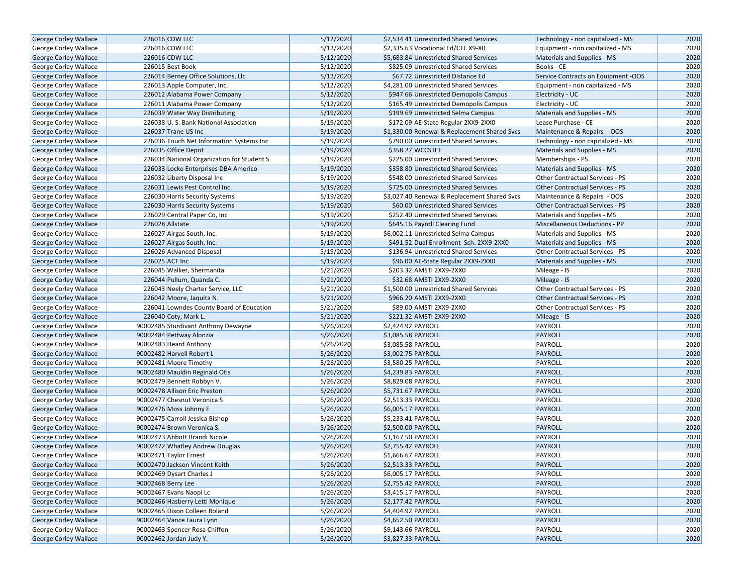| George Corley Wallace | 226016 | CDW LLC | 5/12/2020 | $7,534.41 | Unrestricted Shared Services | Technology - non capitalized - MS | 2020 |
|---|---|---|---|---|---|---|---|
| George Corley Wallace | 226016 | CDW LLC | 5/12/2020 | $2,335.63 | Vocational Ed/CTE X9-X0 | Equipment - non capitalized - MS | 2020 |
| George Corley Wallace | 226016 | CDW LLC | 5/12/2020 | $5,683.84 | Unrestricted Shared Services | Materials and Supplies - MS | 2020 |
| George Corley Wallace | 226015 | Best Book | 5/12/2020 | $825.09 | Unrestricted Shared Services | Books - CE | 2020 |
| George Corley Wallace | 226014 | Berney Office Solutions, Llc | 5/12/2020 | $67.72 | Unrestricted Distance Ed | Service Contracts on Equipment -OOS | 2020 |
| George Corley Wallace | 226013 | Apple Computer, Inc. | 5/12/2020 | $4,281.00 | Unrestricted Shared Services | Equipment - non capitalized - MS | 2020 |
| George Corley Wallace | 226012 | Alabama Power Company | 5/12/2020 | $947.66 | Unrestricted Demopolis Campus | Electricity - UC | 2020 |
| George Corley Wallace | 226011 | Alabama Power Company | 5/12/2020 | $165.49 | Unrestricted Demopolis Campus | Electricity - UC | 2020 |
| George Corley Wallace | 226039 | Water Way Distributing | 5/19/2020 | $199.69 | Unrestricted Selma Campus | Materials and Supplies - MS | 2020 |
| George Corley Wallace | 226038 | U. S. Bank National Association | 5/19/2020 | $172.09 | AE-State Regular 2XX9-2XX0 | Lease Purchase - CE | 2020 |
| George Corley Wallace | 226037 | Trane US Inc | 5/19/2020 | $1,330.00 | Renewal & Replacement Shared Svcs | Maintenance & Repairs - OOS | 2020 |
| George Corley Wallace | 226036 | Touch Net Information Systems Inc | 5/19/2020 | $790.00 | Unrestricted Shared Services | Technology - non capitalized - MS | 2020 |
| George Corley Wallace | 226035 | Office Depot | 5/19/2020 | $358.27 | WCCS IET | Materials and Supplies - MS | 2020 |
| George Corley Wallace | 226034 | National Organization for Student S | 5/19/2020 | $225.00 | Unrestricted Shared Services | Memberships - PS | 2020 |
| George Corley Wallace | 226033 | Locke Enterprises DBA Americo | 5/19/2020 | $358.80 | Unrestricted Shared Services | Materials and Supplies - MS | 2020 |
| George Corley Wallace | 226032 | Liberty Disposal Inc | 5/19/2020 | $548.00 | Unrestricted Shared Services | Other Contractual Services - PS | 2020 |
| George Corley Wallace | 226031 | Lewis Pest Control Inc. | 5/19/2020 | $725.00 | Unrestricted Shared Services | Other Contractual Services - PS | 2020 |
| George Corley Wallace | 226030 | Harris Security Systems | 5/19/2020 | $3,027.40 | Renewal & Replacement Shared Svcs | Maintenance & Repairs - OOS | 2020 |
| George Corley Wallace | 226030 | Harris Security Systems | 5/19/2020 | $60.00 | Unrestricted Shared Services | Other Contractual Services - PS | 2020 |
| George Corley Wallace | 226029 | Central Paper Co, Inc | 5/19/2020 | $252.40 | Unrestricted Shared Services | Materials and Supplies - MS | 2020 |
| George Corley Wallace | 226028 | Allstate | 5/19/2020 | $645.16 | Payroll Clearing Fund | Miscellaneous Deductions - PP | 2020 |
| George Corley Wallace | 226027 | Airgas South, Inc. | 5/19/2020 | $6,002.11 | Unrestricted Selma Campus | Materials and Supplies - MS | 2020 |
| George Corley Wallace | 226027 | Airgas South, Inc. | 5/19/2020 | $491.52 | Dual Enrollment Sch. 2XX9-2XX0 | Materials and Supplies - MS | 2020 |
| George Corley Wallace | 226026 | Advanced Disposal | 5/19/2020 | $136.94 | Unrestricted Shared Services | Other Contractual Services - PS | 2020 |
| George Corley Wallace | 226025 | ACT Inc | 5/19/2020 | $96.00 | AE-State Regular 2XX9-2XX0 | Materials and Supplies - MS | 2020 |
| George Corley Wallace | 226045 | Walker, Shermanita | 5/21/2020 | $203.32 | AMSTI 2XX9-2XX0 | Mileage - IS | 2020 |
| George Corley Wallace | 226044 | Pullum, Quanda C. | 5/21/2020 | $32.68 | AMSTI 2XX9-2XX0 | Mileage - IS | 2020 |
| George Corley Wallace | 226043 | Neely Charter Service, LLC | 5/21/2020 | $1,500.00 | Unrestricted Shared Services | Other Contractual Services - PS | 2020 |
| George Corley Wallace | 226042 | Moore, Jaquita N. | 5/21/2020 | $966.20 | AMSTI 2XX9-2XX0 | Other Contractual Services - PS | 2020 |
| George Corley Wallace | 226041 | Lowndes County Board of Education | 5/21/2020 | $89.00 | AMSTI 2XX9-2XX0 | Other Contractual Services - PS | 2020 |
| George Corley Wallace | 226040 | Coty, Mark L. | 5/21/2020 | $221.32 | AMSTI 2XX9-2XX0 | Mileage - IS | 2020 |
| George Corley Wallace | 90002485 | Sturdivant Anthony Dewayne | 5/26/2020 | $2,424.92 | PAYROLL | PAYROLL | 2020 |
| George Corley Wallace | 90002484 | Pettway Alonzia | 5/26/2020 | $3,085.58 | PAYROLL | PAYROLL | 2020 |
| George Corley Wallace | 90002483 | Heard Anthony | 5/26/2020 | $3,085.58 | PAYROLL | PAYROLL | 2020 |
| George Corley Wallace | 90002482 | Harvell Robert L | 5/26/2020 | $3,002.75 | PAYROLL | PAYROLL | 2020 |
| George Corley Wallace | 90002481 | Moore Timothy | 5/26/2020 | $3,580.25 | PAYROLL | PAYROLL | 2020 |
| George Corley Wallace | 90002480 | Mauldin Reginald Otis | 5/26/2020 | $4,239.83 | PAYROLL | PAYROLL | 2020 |
| George Corley Wallace | 90002479 | Bennett Robbyn V. | 5/26/2020 | $8,829.08 | PAYROLL | PAYROLL | 2020 |
| George Corley Wallace | 90002478 | Allison Eric Preston | 5/26/2020 | $5,731.67 | PAYROLL | PAYROLL | 2020 |
| George Corley Wallace | 90002477 | Chesnut Veronica S | 5/26/2020 | $2,513.33 | PAYROLL | PAYROLL | 2020 |
| George Corley Wallace | 90002476 | Moss Johnny E | 5/26/2020 | $6,005.17 | PAYROLL | PAYROLL | 2020 |
| George Corley Wallace | 90002475 | Carroll Jessica Bishop | 5/26/2020 | $5,233.41 | PAYROLL | PAYROLL | 2020 |
| George Corley Wallace | 90002474 | Brown Veronica S. | 5/26/2020 | $2,500.00 | PAYROLL | PAYROLL | 2020 |
| George Corley Wallace | 90002473 | Abbott Brandi Nicole | 5/26/2020 | $3,167.50 | PAYROLL | PAYROLL | 2020 |
| George Corley Wallace | 90002472 | Whatley Andrew Douglas | 5/26/2020 | $2,755.42 | PAYROLL | PAYROLL | 2020 |
| George Corley Wallace | 90002471 | Taylor Ernest | 5/26/2020 | $1,666.67 | PAYROLL | PAYROLL | 2020 |
| George Corley Wallace | 90002470 | Jackson Vincent Keith | 5/26/2020 | $2,513.33 | PAYROLL | PAYROLL | 2020 |
| George Corley Wallace | 90002469 | Dysart Charles J | 5/26/2020 | $6,005.17 | PAYROLL | PAYROLL | 2020 |
| George Corley Wallace | 90002468 | Berry Lee | 5/26/2020 | $2,755.42 | PAYROLL | PAYROLL | 2020 |
| George Corley Wallace | 90002467 | Evans Naopi Lc | 5/26/2020 | $3,415.17 | PAYROLL | PAYROLL | 2020 |
| George Corley Wallace | 90002466 | Hasberry Letti Monique | 5/26/2020 | $2,177.42 | PAYROLL | PAYROLL | 2020 |
| George Corley Wallace | 90002465 | Dixon Colleen Roland | 5/26/2020 | $4,404.92 | PAYROLL | PAYROLL | 2020 |
| George Corley Wallace | 90002464 | Vance Laura Lynn | 5/26/2020 | $4,652.50 | PAYROLL | PAYROLL | 2020 |
| George Corley Wallace | 90002463 | Spencer Rosa Chiffon | 5/26/2020 | $9,143.66 | PAYROLL | PAYROLL | 2020 |
| George Corley Wallace | 90002462 | Jordan Judy Y. | 5/26/2020 | $3,827.33 | PAYROLL | PAYROLL | 2020 |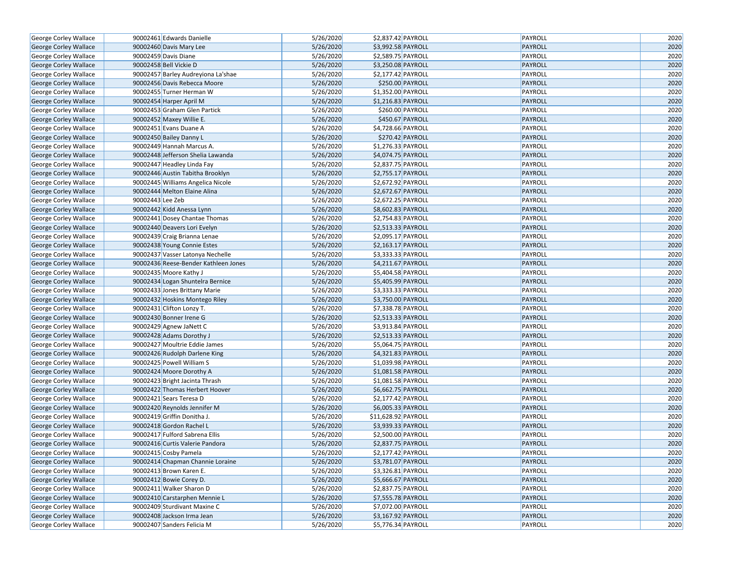| | | | | | | | |
|---|---|---|---|---|---|---|---|
| George Corley Wallace | 90002461 | Edwards Danielle | 5/26/2020 | $2,837.42 | PAYROLL | PAYROLL | 2020 |
| George Corley Wallace | 90002460 | Davis Mary Lee | 5/26/2020 | $3,992.58 | PAYROLL | PAYROLL | 2020 |
| George Corley Wallace | 90002459 | Davis Diane | 5/26/2020 | $2,589.75 | PAYROLL | PAYROLL | 2020 |
| George Corley Wallace | 90002458 | Bell Vickie D | 5/26/2020 | $3,250.08 | PAYROLL | PAYROLL | 2020 |
| George Corley Wallace | 90002457 | Barley Audreyiona La'shae | 5/26/2020 | $2,177.42 | PAYROLL | PAYROLL | 2020 |
| George Corley Wallace | 90002456 | Davis Rebecca Moore | 5/26/2020 | $250.00 | PAYROLL | PAYROLL | 2020 |
| George Corley Wallace | 90002455 | Turner Herman W | 5/26/2020 | $1,352.00 | PAYROLL | PAYROLL | 2020 |
| George Corley Wallace | 90002454 | Harper April M | 5/26/2020 | $1,216.83 | PAYROLL | PAYROLL | 2020 |
| George Corley Wallace | 90002453 | Graham Glen Partick | 5/26/2020 | $260.00 | PAYROLL | PAYROLL | 2020 |
| George Corley Wallace | 90002452 | Maxey Willie E. | 5/26/2020 | $450.67 | PAYROLL | PAYROLL | 2020 |
| George Corley Wallace | 90002451 | Evans Duane A | 5/26/2020 | $4,728.66 | PAYROLL | PAYROLL | 2020 |
| George Corley Wallace | 90002450 | Bailey Danny L | 5/26/2020 | $270.42 | PAYROLL | PAYROLL | 2020 |
| George Corley Wallace | 90002449 | Hannah Marcus A. | 5/26/2020 | $1,276.33 | PAYROLL | PAYROLL | 2020 |
| George Corley Wallace | 90002448 | Jefferson Shelia Lawanda | 5/26/2020 | $4,074.75 | PAYROLL | PAYROLL | 2020 |
| George Corley Wallace | 90002447 | Headley Linda Fay | 5/26/2020 | $2,837.75 | PAYROLL | PAYROLL | 2020 |
| George Corley Wallace | 90002446 | Austin Tabitha Brooklyn | 5/26/2020 | $2,755.17 | PAYROLL | PAYROLL | 2020 |
| George Corley Wallace | 90002445 | Williams Angelica Nicole | 5/26/2020 | $2,672.92 | PAYROLL | PAYROLL | 2020 |
| George Corley Wallace | 90002444 | Melton Elaine Alina | 5/26/2020 | $2,672.67 | PAYROLL | PAYROLL | 2020 |
| George Corley Wallace | 90002443 | Lee Zeb | 5/26/2020 | $2,672.25 | PAYROLL | PAYROLL | 2020 |
| George Corley Wallace | 90002442 | Kidd Anessa Lynn | 5/26/2020 | $8,602.83 | PAYROLL | PAYROLL | 2020 |
| George Corley Wallace | 90002441 | Dosey Chantae Thomas | 5/26/2020 | $2,754.83 | PAYROLL | PAYROLL | 2020 |
| George Corley Wallace | 90002440 | Deavers Lori Evelyn | 5/26/2020 | $2,513.33 | PAYROLL | PAYROLL | 2020 |
| George Corley Wallace | 90002439 | Craig Brianna Lenae | 5/26/2020 | $2,095.17 | PAYROLL | PAYROLL | 2020 |
| George Corley Wallace | 90002438 | Young Connie Estes | 5/26/2020 | $2,163.17 | PAYROLL | PAYROLL | 2020 |
| George Corley Wallace | 90002437 | Vasser Latonya Nechelle | 5/26/2020 | $3,333.33 | PAYROLL | PAYROLL | 2020 |
| George Corley Wallace | 90002436 | Reese-Bender Kathleen Jones | 5/26/2020 | $4,211.67 | PAYROLL | PAYROLL | 2020 |
| George Corley Wallace | 90002435 | Moore Kathy J | 5/26/2020 | $5,404.58 | PAYROLL | PAYROLL | 2020 |
| George Corley Wallace | 90002434 | Logan Shuntelra Bernice | 5/26/2020 | $5,405.99 | PAYROLL | PAYROLL | 2020 |
| George Corley Wallace | 90002433 | Jones Brittany Marie | 5/26/2020 | $3,333.33 | PAYROLL | PAYROLL | 2020 |
| George Corley Wallace | 90002432 | Hoskins Montego Riley | 5/26/2020 | $3,750.00 | PAYROLL | PAYROLL | 2020 |
| George Corley Wallace | 90002431 | Clifton Lonzy T. | 5/26/2020 | $7,338.78 | PAYROLL | PAYROLL | 2020 |
| George Corley Wallace | 90002430 | Bonner Irene G | 5/26/2020 | $2,513.33 | PAYROLL | PAYROLL | 2020 |
| George Corley Wallace | 90002429 | Agnew JaNett C | 5/26/2020 | $3,913.84 | PAYROLL | PAYROLL | 2020 |
| George Corley Wallace | 90002428 | Adams Dorothy J | 5/26/2020 | $2,513.33 | PAYROLL | PAYROLL | 2020 |
| George Corley Wallace | 90002427 | Moultrie Eddie James | 5/26/2020 | $5,064.75 | PAYROLL | PAYROLL | 2020 |
| George Corley Wallace | 90002426 | Rudolph Darlene King | 5/26/2020 | $4,321.83 | PAYROLL | PAYROLL | 2020 |
| George Corley Wallace | 90002425 | Powell William S | 5/26/2020 | $1,039.98 | PAYROLL | PAYROLL | 2020 |
| George Corley Wallace | 90002424 | Moore Dorothy A | 5/26/2020 | $1,081.58 | PAYROLL | PAYROLL | 2020 |
| George Corley Wallace | 90002423 | Bright Jacinta Thrash | 5/26/2020 | $1,081.58 | PAYROLL | PAYROLL | 2020 |
| George Corley Wallace | 90002422 | Thomas Herbert Hoover | 5/26/2020 | $6,662.75 | PAYROLL | PAYROLL | 2020 |
| George Corley Wallace | 90002421 | Sears Teresa D | 5/26/2020 | $2,177.42 | PAYROLL | PAYROLL | 2020 |
| George Corley Wallace | 90002420 | Reynolds Jennifer M | 5/26/2020 | $6,005.33 | PAYROLL | PAYROLL | 2020 |
| George Corley Wallace | 90002419 | Griffin Donitha J. | 5/26/2020 | $11,628.92 | PAYROLL | PAYROLL | 2020 |
| George Corley Wallace | 90002418 | Gordon Rachel L | 5/26/2020 | $3,939.33 | PAYROLL | PAYROLL | 2020 |
| George Corley Wallace | 90002417 | Fulford Sabrena Ellis | 5/26/2020 | $2,500.00 | PAYROLL | PAYROLL | 2020 |
| George Corley Wallace | 90002416 | Curtis Valerie Pandora | 5/26/2020 | $2,837.75 | PAYROLL | PAYROLL | 2020 |
| George Corley Wallace | 90002415 | Cosby Pamela | 5/26/2020 | $2,177.42 | PAYROLL | PAYROLL | 2020 |
| George Corley Wallace | 90002414 | Chapman Channie Loraine | 5/26/2020 | $3,781.07 | PAYROLL | PAYROLL | 2020 |
| George Corley Wallace | 90002413 | Brown Karen E. | 5/26/2020 | $3,326.81 | PAYROLL | PAYROLL | 2020 |
| George Corley Wallace | 90002412 | Bowie Corey D. | 5/26/2020 | $5,666.67 | PAYROLL | PAYROLL | 2020 |
| George Corley Wallace | 90002411 | Walker Sharon D | 5/26/2020 | $2,837.75 | PAYROLL | PAYROLL | 2020 |
| George Corley Wallace | 90002410 | Carstarphen Mennie L | 5/26/2020 | $7,555.78 | PAYROLL | PAYROLL | 2020 |
| George Corley Wallace | 90002409 | Sturdivant Maxine C | 5/26/2020 | $7,072.00 | PAYROLL | PAYROLL | 2020 |
| George Corley Wallace | 90002408 | Jackson Irma Jean | 5/26/2020 | $3,167.92 | PAYROLL | PAYROLL | 2020 |
| George Corley Wallace | 90002407 | Sanders Felicia M | 5/26/2020 | $5,776.34 | PAYROLL | PAYROLL | 2020 |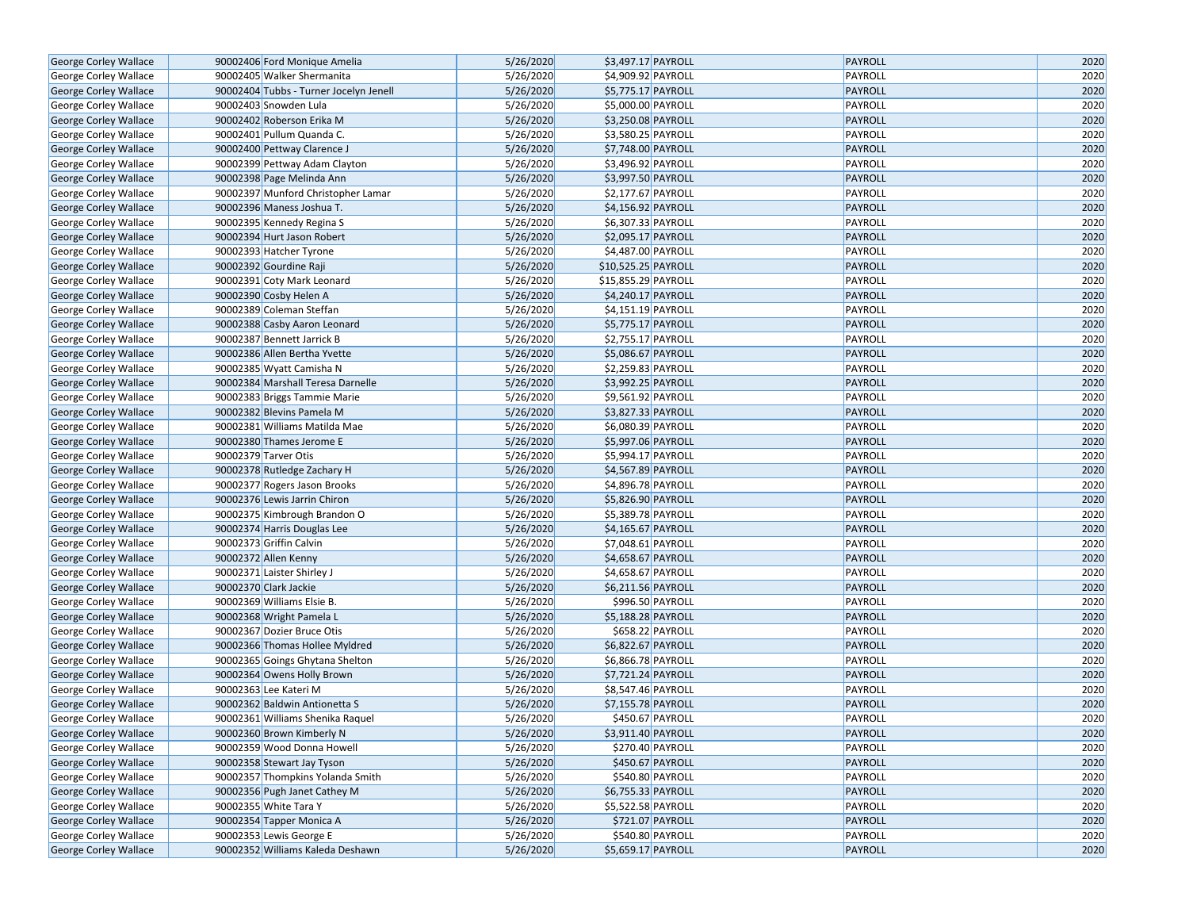| | | | | | | | |
|---|---|---|---|---|---|---|---|
| George Corley Wallace | 90002406 | Ford Monique Amelia | 5/26/2020 | $3,497.17 | PAYROLL | PAYROLL | 2020 |
| George Corley Wallace | 90002405 | Walker Shermanita | 5/26/2020 | $4,909.92 | PAYROLL | PAYROLL | 2020 |
| George Corley Wallace | 90002404 | Tubbs - Turner Jocelyn Jenell | 5/26/2020 | $5,775.17 | PAYROLL | PAYROLL | 2020 |
| George Corley Wallace | 90002403 | Snowden Lula | 5/26/2020 | $5,000.00 | PAYROLL | PAYROLL | 2020 |
| George Corley Wallace | 90002402 | Roberson Erika M | 5/26/2020 | $3,250.08 | PAYROLL | PAYROLL | 2020 |
| George Corley Wallace | 90002401 | Pullum Quanda C. | 5/26/2020 | $3,580.25 | PAYROLL | PAYROLL | 2020 |
| George Corley Wallace | 90002400 | Pettway Clarence J | 5/26/2020 | $7,748.00 | PAYROLL | PAYROLL | 2020 |
| George Corley Wallace | 90002399 | Pettway Adam Clayton | 5/26/2020 | $3,496.92 | PAYROLL | PAYROLL | 2020 |
| George Corley Wallace | 90002398 | Page Melinda Ann | 5/26/2020 | $3,997.50 | PAYROLL | PAYROLL | 2020 |
| George Corley Wallace | 90002397 | Munford Christopher Lamar | 5/26/2020 | $2,177.67 | PAYROLL | PAYROLL | 2020 |
| George Corley Wallace | 90002396 | Maness Joshua T. | 5/26/2020 | $4,156.92 | PAYROLL | PAYROLL | 2020 |
| George Corley Wallace | 90002395 | Kennedy Regina S | 5/26/2020 | $6,307.33 | PAYROLL | PAYROLL | 2020 |
| George Corley Wallace | 90002394 | Hurt Jason Robert | 5/26/2020 | $2,095.17 | PAYROLL | PAYROLL | 2020 |
| George Corley Wallace | 90002393 | Hatcher Tyrone | 5/26/2020 | $4,487.00 | PAYROLL | PAYROLL | 2020 |
| George Corley Wallace | 90002392 | Gourdine Raji | 5/26/2020 | $10,525.25 | PAYROLL | PAYROLL | 2020 |
| George Corley Wallace | 90002391 | Coty Mark Leonard | 5/26/2020 | $15,855.29 | PAYROLL | PAYROLL | 2020 |
| George Corley Wallace | 90002390 | Cosby Helen A | 5/26/2020 | $4,240.17 | PAYROLL | PAYROLL | 2020 |
| George Corley Wallace | 90002389 | Coleman Steffan | 5/26/2020 | $4,151.19 | PAYROLL | PAYROLL | 2020 |
| George Corley Wallace | 90002388 | Casby Aaron Leonard | 5/26/2020 | $5,775.17 | PAYROLL | PAYROLL | 2020 |
| George Corley Wallace | 90002387 | Bennett Jarrick B | 5/26/2020 | $2,755.17 | PAYROLL | PAYROLL | 2020 |
| George Corley Wallace | 90002386 | Allen Bertha Yvette | 5/26/2020 | $5,086.67 | PAYROLL | PAYROLL | 2020 |
| George Corley Wallace | 90002385 | Wyatt Camisha N | 5/26/2020 | $2,259.83 | PAYROLL | PAYROLL | 2020 |
| George Corley Wallace | 90002384 | Marshall Teresa Darnelle | 5/26/2020 | $3,992.25 | PAYROLL | PAYROLL | 2020 |
| George Corley Wallace | 90002383 | Briggs Tammie Marie | 5/26/2020 | $9,561.92 | PAYROLL | PAYROLL | 2020 |
| George Corley Wallace | 90002382 | Blevins Pamela M | 5/26/2020 | $3,827.33 | PAYROLL | PAYROLL | 2020 |
| George Corley Wallace | 90002381 | Williams Matilda Mae | 5/26/2020 | $6,080.39 | PAYROLL | PAYROLL | 2020 |
| George Corley Wallace | 90002380 | Thames Jerome E | 5/26/2020 | $5,997.06 | PAYROLL | PAYROLL | 2020 |
| George Corley Wallace | 90002379 | Tarver Otis | 5/26/2020 | $5,994.17 | PAYROLL | PAYROLL | 2020 |
| George Corley Wallace | 90002378 | Rutledge Zachary H | 5/26/2020 | $4,567.89 | PAYROLL | PAYROLL | 2020 |
| George Corley Wallace | 90002377 | Rogers Jason Brooks | 5/26/2020 | $4,896.78 | PAYROLL | PAYROLL | 2020 |
| George Corley Wallace | 90002376 | Lewis Jarrin Chiron | 5/26/2020 | $5,826.90 | PAYROLL | PAYROLL | 2020 |
| George Corley Wallace | 90002375 | Kimbrough Brandon O | 5/26/2020 | $5,389.78 | PAYROLL | PAYROLL | 2020 |
| George Corley Wallace | 90002374 | Harris Douglas Lee | 5/26/2020 | $4,165.67 | PAYROLL | PAYROLL | 2020 |
| George Corley Wallace | 90002373 | Griffin Calvin | 5/26/2020 | $7,048.61 | PAYROLL | PAYROLL | 2020 |
| George Corley Wallace | 90002372 | Allen Kenny | 5/26/2020 | $4,658.67 | PAYROLL | PAYROLL | 2020 |
| George Corley Wallace | 90002371 | Laister Shirley J | 5/26/2020 | $4,658.67 | PAYROLL | PAYROLL | 2020 |
| George Corley Wallace | 90002370 | Clark Jackie | 5/26/2020 | $6,211.56 | PAYROLL | PAYROLL | 2020 |
| George Corley Wallace | 90002369 | Williams Elsie B. | 5/26/2020 | $996.50 | PAYROLL | PAYROLL | 2020 |
| George Corley Wallace | 90002368 | Wright Pamela L | 5/26/2020 | $5,188.28 | PAYROLL | PAYROLL | 2020 |
| George Corley Wallace | 90002367 | Dozier Bruce Otis | 5/26/2020 | $658.22 | PAYROLL | PAYROLL | 2020 |
| George Corley Wallace | 90002366 | Thomas Hollee Myldred | 5/26/2020 | $6,822.67 | PAYROLL | PAYROLL | 2020 |
| George Corley Wallace | 90002365 | Goings Ghytana Shelton | 5/26/2020 | $6,866.78 | PAYROLL | PAYROLL | 2020 |
| George Corley Wallace | 90002364 | Owens Holly Brown | 5/26/2020 | $7,721.24 | PAYROLL | PAYROLL | 2020 |
| George Corley Wallace | 90002363 | Lee Kateri M | 5/26/2020 | $8,547.46 | PAYROLL | PAYROLL | 2020 |
| George Corley Wallace | 90002362 | Baldwin Antionetta S | 5/26/2020 | $7,155.78 | PAYROLL | PAYROLL | 2020 |
| George Corley Wallace | 90002361 | Williams Shenika Raquel | 5/26/2020 | $450.67 | PAYROLL | PAYROLL | 2020 |
| George Corley Wallace | 90002360 | Brown Kimberly N | 5/26/2020 | $3,911.40 | PAYROLL | PAYROLL | 2020 |
| George Corley Wallace | 90002359 | Wood Donna Howell | 5/26/2020 | $270.40 | PAYROLL | PAYROLL | 2020 |
| George Corley Wallace | 90002358 | Stewart Jay Tyson | 5/26/2020 | $450.67 | PAYROLL | PAYROLL | 2020 |
| George Corley Wallace | 90002357 | Thompkins Yolanda Smith | 5/26/2020 | $540.80 | PAYROLL | PAYROLL | 2020 |
| George Corley Wallace | 90002356 | Pugh Janet Cathey M | 5/26/2020 | $6,755.33 | PAYROLL | PAYROLL | 2020 |
| George Corley Wallace | 90002355 | White Tara Y | 5/26/2020 | $5,522.58 | PAYROLL | PAYROLL | 2020 |
| George Corley Wallace | 90002354 | Tapper Monica A | 5/26/2020 | $721.07 | PAYROLL | PAYROLL | 2020 |
| George Corley Wallace | 90002353 | Lewis George E | 5/26/2020 | $540.80 | PAYROLL | PAYROLL | 2020 |
| George Corley Wallace | 90002352 | Williams Kaleda Deshawn | 5/26/2020 | $5,659.17 | PAYROLL | PAYROLL | 2020 |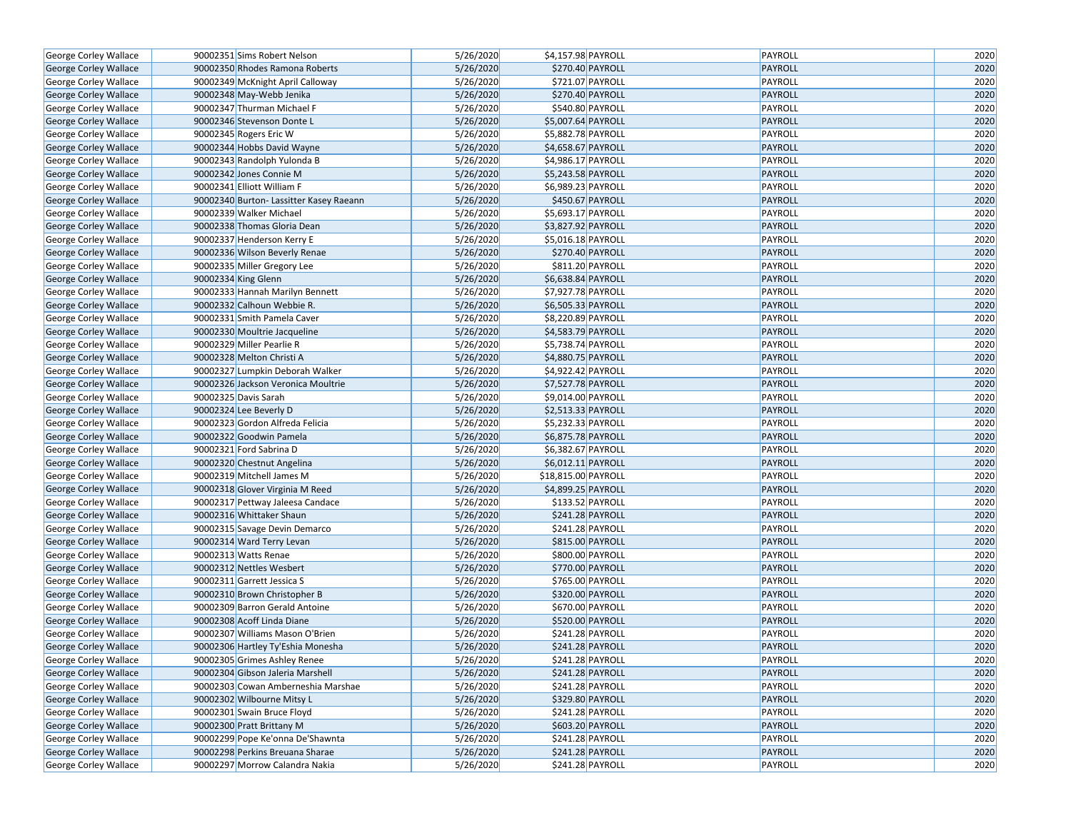| | | | | | | | |
|---|---|---|---|---|---|---|---|
| George Corley Wallace | 90002351 | Sims Robert Nelson | 5/26/2020 | $4,157.98 | PAYROLL | PAYROLL | 2020 |
| George Corley Wallace | 90002350 | Rhodes Ramona Roberts | 5/26/2020 | $270.40 | PAYROLL | PAYROLL | 2020 |
| George Corley Wallace | 90002349 | McKnight April Calloway | 5/26/2020 | $721.07 | PAYROLL | PAYROLL | 2020 |
| George Corley Wallace | 90002348 | May-Webb Jenika | 5/26/2020 | $270.40 | PAYROLL | PAYROLL | 2020 |
| George Corley Wallace | 90002347 | Thurman Michael F | 5/26/2020 | $540.80 | PAYROLL | PAYROLL | 2020 |
| George Corley Wallace | 90002346 | Stevenson Donte L | 5/26/2020 | $5,007.64 | PAYROLL | PAYROLL | 2020 |
| George Corley Wallace | 90002345 | Rogers Eric W | 5/26/2020 | $5,882.78 | PAYROLL | PAYROLL | 2020 |
| George Corley Wallace | 90002344 | Hobbs David Wayne | 5/26/2020 | $4,658.67 | PAYROLL | PAYROLL | 2020 |
| George Corley Wallace | 90002343 | Randolph Yulonda B | 5/26/2020 | $4,986.17 | PAYROLL | PAYROLL | 2020 |
| George Corley Wallace | 90002342 | Jones Connie M | 5/26/2020 | $5,243.58 | PAYROLL | PAYROLL | 2020 |
| George Corley Wallace | 90002341 | Elliott William F | 5/26/2020 | $6,989.23 | PAYROLL | PAYROLL | 2020 |
| George Corley Wallace | 90002340 | Burton- Lassitter Kasey Raeann | 5/26/2020 | $450.67 | PAYROLL | PAYROLL | 2020 |
| George Corley Wallace | 90002339 | Walker Michael | 5/26/2020 | $5,693.17 | PAYROLL | PAYROLL | 2020 |
| George Corley Wallace | 90002338 | Thomas Gloria Dean | 5/26/2020 | $3,827.92 | PAYROLL | PAYROLL | 2020 |
| George Corley Wallace | 90002337 | Henderson Kerry E | 5/26/2020 | $5,016.18 | PAYROLL | PAYROLL | 2020 |
| George Corley Wallace | 90002336 | Wilson Beverly Renae | 5/26/2020 | $270.40 | PAYROLL | PAYROLL | 2020 |
| George Corley Wallace | 90002335 | Miller Gregory Lee | 5/26/2020 | $811.20 | PAYROLL | PAYROLL | 2020 |
| George Corley Wallace | 90002334 | King Glenn | 5/26/2020 | $6,638.84 | PAYROLL | PAYROLL | 2020 |
| George Corley Wallace | 90002333 | Hannah Marilyn Bennett | 5/26/2020 | $7,927.78 | PAYROLL | PAYROLL | 2020 |
| George Corley Wallace | 90002332 | Calhoun Webbie R. | 5/26/2020 | $6,505.33 | PAYROLL | PAYROLL | 2020 |
| George Corley Wallace | 90002331 | Smith Pamela Caver | 5/26/2020 | $8,220.89 | PAYROLL | PAYROLL | 2020 |
| George Corley Wallace | 90002330 | Moultrie Jacqueline | 5/26/2020 | $4,583.79 | PAYROLL | PAYROLL | 2020 |
| George Corley Wallace | 90002329 | Miller Pearlie R | 5/26/2020 | $5,738.74 | PAYROLL | PAYROLL | 2020 |
| George Corley Wallace | 90002328 | Melton Christi A | 5/26/2020 | $4,880.75 | PAYROLL | PAYROLL | 2020 |
| George Corley Wallace | 90002327 | Lumpkin Deborah Walker | 5/26/2020 | $4,922.42 | PAYROLL | PAYROLL | 2020 |
| George Corley Wallace | 90002326 | Jackson Veronica Moultrie | 5/26/2020 | $7,527.78 | PAYROLL | PAYROLL | 2020 |
| George Corley Wallace | 90002325 | Davis Sarah | 5/26/2020 | $9,014.00 | PAYROLL | PAYROLL | 2020 |
| George Corley Wallace | 90002324 | Lee Beverly D | 5/26/2020 | $2,513.33 | PAYROLL | PAYROLL | 2020 |
| George Corley Wallace | 90002323 | Gordon Alfreda Felicia | 5/26/2020 | $5,232.33 | PAYROLL | PAYROLL | 2020 |
| George Corley Wallace | 90002322 | Goodwin Pamela | 5/26/2020 | $6,875.78 | PAYROLL | PAYROLL | 2020 |
| George Corley Wallace | 90002321 | Ford Sabrina D | 5/26/2020 | $6,382.67 | PAYROLL | PAYROLL | 2020 |
| George Corley Wallace | 90002320 | Chestnut Angelina | 5/26/2020 | $6,012.11 | PAYROLL | PAYROLL | 2020 |
| George Corley Wallace | 90002319 | Mitchell James M | 5/26/2020 | $18,815.00 | PAYROLL | PAYROLL | 2020 |
| George Corley Wallace | 90002318 | Glover Virginia M Reed | 5/26/2020 | $4,899.25 | PAYROLL | PAYROLL | 2020 |
| George Corley Wallace | 90002317 | Pettway Jaleesa Candace | 5/26/2020 | $133.52 | PAYROLL | PAYROLL | 2020 |
| George Corley Wallace | 90002316 | Whittaker Shaun | 5/26/2020 | $241.28 | PAYROLL | PAYROLL | 2020 |
| George Corley Wallace | 90002315 | Savage Devin Demarco | 5/26/2020 | $241.28 | PAYROLL | PAYROLL | 2020 |
| George Corley Wallace | 90002314 | Ward Terry Levan | 5/26/2020 | $815.00 | PAYROLL | PAYROLL | 2020 |
| George Corley Wallace | 90002313 | Watts Renae | 5/26/2020 | $800.00 | PAYROLL | PAYROLL | 2020 |
| George Corley Wallace | 90002312 | Nettles Wesbert | 5/26/2020 | $770.00 | PAYROLL | PAYROLL | 2020 |
| George Corley Wallace | 90002311 | Garrett Jessica S | 5/26/2020 | $765.00 | PAYROLL | PAYROLL | 2020 |
| George Corley Wallace | 90002310 | Brown Christopher B | 5/26/2020 | $320.00 | PAYROLL | PAYROLL | 2020 |
| George Corley Wallace | 90002309 | Barron Gerald Antoine | 5/26/2020 | $670.00 | PAYROLL | PAYROLL | 2020 |
| George Corley Wallace | 90002308 | Acoff Linda Diane | 5/26/2020 | $520.00 | PAYROLL | PAYROLL | 2020 |
| George Corley Wallace | 90002307 | Williams Mason O'Brien | 5/26/2020 | $241.28 | PAYROLL | PAYROLL | 2020 |
| George Corley Wallace | 90002306 | Hartley Ty'Eshia Monesha | 5/26/2020 | $241.28 | PAYROLL | PAYROLL | 2020 |
| George Corley Wallace | 90002305 | Grimes Ashley Renee | 5/26/2020 | $241.28 | PAYROLL | PAYROLL | 2020 |
| George Corley Wallace | 90002304 | Gibson Jaleria Marshell | 5/26/2020 | $241.28 | PAYROLL | PAYROLL | 2020 |
| George Corley Wallace | 90002303 | Cowan Amberneshia Marshae | 5/26/2020 | $241.28 | PAYROLL | PAYROLL | 2020 |
| George Corley Wallace | 90002302 | Wilbourne Mitsy L | 5/26/2020 | $329.80 | PAYROLL | PAYROLL | 2020 |
| George Corley Wallace | 90002301 | Swain Bruce Floyd | 5/26/2020 | $241.28 | PAYROLL | PAYROLL | 2020 |
| George Corley Wallace | 90002300 | Pratt Brittany M | 5/26/2020 | $603.20 | PAYROLL | PAYROLL | 2020 |
| George Corley Wallace | 90002299 | Pope Ke'onna De'Shawnta | 5/26/2020 | $241.28 | PAYROLL | PAYROLL | 2020 |
| George Corley Wallace | 90002298 | Perkins Breuana Sharae | 5/26/2020 | $241.28 | PAYROLL | PAYROLL | 2020 |
| George Corley Wallace | 90002297 | Morrow Calandra Nakia | 5/26/2020 | $241.28 | PAYROLL | PAYROLL | 2020 |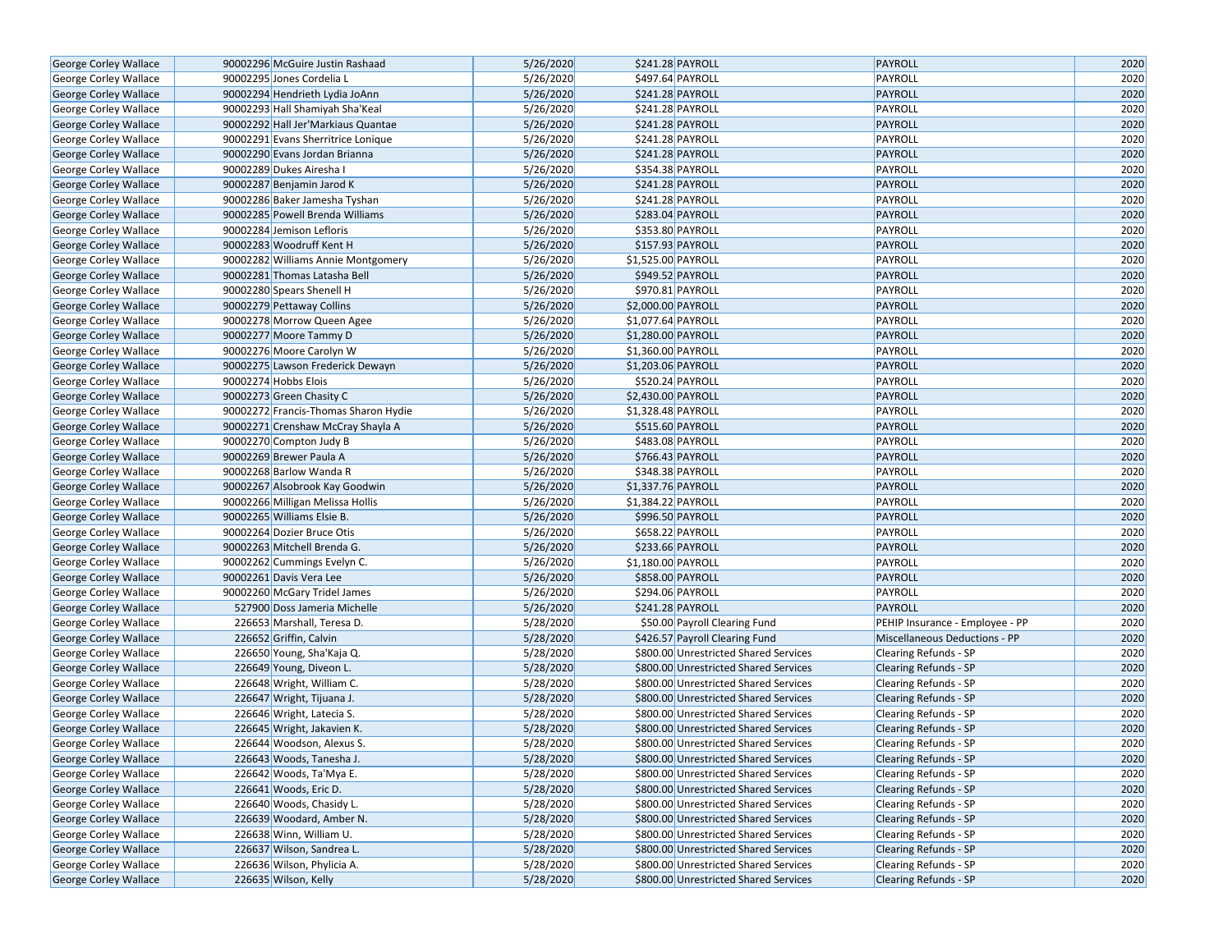| George Corley Wallace | 90002296 | McGuire Justin Rashaad | 5/26/2020 | $241.28 | PAYROLL | PAYROLL | 2020 |
|---|---|---|---|---|---|---|---|
| George Corley Wallace | 90002295 | Jones Cordelia L | 5/26/2020 | $497.64 | PAYROLL | PAYROLL | 2020 |
| George Corley Wallace | 90002294 | Hendrieth Lydia JoAnn | 5/26/2020 | $241.28 | PAYROLL | PAYROLL | 2020 |
| George Corley Wallace | 90002293 | Hall Shamiyah Sha'Keal | 5/26/2020 | $241.28 | PAYROLL | PAYROLL | 2020 |
| George Corley Wallace | 90002292 | Hall Jer'Markiaus Quantae | 5/26/2020 | $241.28 | PAYROLL | PAYROLL | 2020 |
| George Corley Wallace | 90002291 | Evans Sherritrice Lonique | 5/26/2020 | $241.28 | PAYROLL | PAYROLL | 2020 |
| George Corley Wallace | 90002290 | Evans Jordan Brianna | 5/26/2020 | $241.28 | PAYROLL | PAYROLL | 2020 |
| George Corley Wallace | 90002289 | Dukes Airesha I | 5/26/2020 | $354.38 | PAYROLL | PAYROLL | 2020 |
| George Corley Wallace | 90002287 | Benjamin Jarod K | 5/26/2020 | $241.28 | PAYROLL | PAYROLL | 2020 |
| George Corley Wallace | 90002286 | Baker Jamesha Tyshan | 5/26/2020 | $241.28 | PAYROLL | PAYROLL | 2020 |
| George Corley Wallace | 90002285 | Powell Brenda Williams | 5/26/2020 | $283.04 | PAYROLL | PAYROLL | 2020 |
| George Corley Wallace | 90002284 | Jemison Lefloris | 5/26/2020 | $353.80 | PAYROLL | PAYROLL | 2020 |
| George Corley Wallace | 90002283 | Woodruff Kent H | 5/26/2020 | $157.93 | PAYROLL | PAYROLL | 2020 |
| George Corley Wallace | 90002282 | Williams Annie Montgomery | 5/26/2020 | $1,525.00 | PAYROLL | PAYROLL | 2020 |
| George Corley Wallace | 90002281 | Thomas Latasha Bell | 5/26/2020 | $949.52 | PAYROLL | PAYROLL | 2020 |
| George Corley Wallace | 90002280 | Spears Shenell H | 5/26/2020 | $970.81 | PAYROLL | PAYROLL | 2020 |
| George Corley Wallace | 90002279 | Pettaway Collins | 5/26/2020 | $2,000.00 | PAYROLL | PAYROLL | 2020 |
| George Corley Wallace | 90002278 | Morrow Queen Agee | 5/26/2020 | $1,077.64 | PAYROLL | PAYROLL | 2020 |
| George Corley Wallace | 90002277 | Moore Tammy D | 5/26/2020 | $1,280.00 | PAYROLL | PAYROLL | 2020 |
| George Corley Wallace | 90002276 | Moore Carolyn W | 5/26/2020 | $1,360.00 | PAYROLL | PAYROLL | 2020 |
| George Corley Wallace | 90002275 | Lawson Frederick Dewayn | 5/26/2020 | $1,203.06 | PAYROLL | PAYROLL | 2020 |
| George Corley Wallace | 90002274 | Hobbs Elois | 5/26/2020 | $520.24 | PAYROLL | PAYROLL | 2020 |
| George Corley Wallace | 90002273 | Green Chasity C | 5/26/2020 | $2,430.00 | PAYROLL | PAYROLL | 2020 |
| George Corley Wallace | 90002272 | Francis-Thomas Sharon Hydie | 5/26/2020 | $1,328.48 | PAYROLL | PAYROLL | 2020 |
| George Corley Wallace | 90002271 | Crenshaw McCray Shayla A | 5/26/2020 | $515.60 | PAYROLL | PAYROLL | 2020 |
| George Corley Wallace | 90002270 | Compton Judy B | 5/26/2020 | $483.08 | PAYROLL | PAYROLL | 2020 |
| George Corley Wallace | 90002269 | Brewer Paula A | 5/26/2020 | $766.43 | PAYROLL | PAYROLL | 2020 |
| George Corley Wallace | 90002268 | Barlow Wanda R | 5/26/2020 | $348.38 | PAYROLL | PAYROLL | 2020 |
| George Corley Wallace | 90002267 | Alsobrook Kay Goodwin | 5/26/2020 | $1,337.76 | PAYROLL | PAYROLL | 2020 |
| George Corley Wallace | 90002266 | Milligan Melissa Hollis | 5/26/2020 | $1,384.22 | PAYROLL | PAYROLL | 2020 |
| George Corley Wallace | 90002265 | Williams Elsie B. | 5/26/2020 | $996.50 | PAYROLL | PAYROLL | 2020 |
| George Corley Wallace | 90002264 | Dozier Bruce Otis | 5/26/2020 | $658.22 | PAYROLL | PAYROLL | 2020 |
| George Corley Wallace | 90002263 | Mitchell Brenda G. | 5/26/2020 | $233.66 | PAYROLL | PAYROLL | 2020 |
| George Corley Wallace | 90002262 | Cummings Evelyn C. | 5/26/2020 | $1,180.00 | PAYROLL | PAYROLL | 2020 |
| George Corley Wallace | 90002261 | Davis Vera Lee | 5/26/2020 | $858.00 | PAYROLL | PAYROLL | 2020 |
| George Corley Wallace | 90002260 | McGary Tridel James | 5/26/2020 | $294.06 | PAYROLL | PAYROLL | 2020 |
| George Corley Wallace | 527900 | Doss Jameria Michelle | 5/26/2020 | $241.28 | PAYROLL | PAYROLL | 2020 |
| George Corley Wallace | 226653 | Marshall, Teresa D. | 5/28/2020 | $50.00 | Payroll Clearing Fund | PEHIP Insurance - Employee - PP | 2020 |
| George Corley Wallace | 226652 | Griffin, Calvin | 5/28/2020 | $426.57 | Payroll Clearing Fund | Miscellaneous Deductions - PP | 2020 |
| George Corley Wallace | 226650 | Young, Sha'Kaja Q. | 5/28/2020 | $800.00 | Unrestricted Shared Services | Clearing Refunds - SP | 2020 |
| George Corley Wallace | 226649 | Young, Diveon L. | 5/28/2020 | $800.00 | Unrestricted Shared Services | Clearing Refunds - SP | 2020 |
| George Corley Wallace | 226648 | Wright, William C. | 5/28/2020 | $800.00 | Unrestricted Shared Services | Clearing Refunds - SP | 2020 |
| George Corley Wallace | 226647 | Wright, Tijuana J. | 5/28/2020 | $800.00 | Unrestricted Shared Services | Clearing Refunds - SP | 2020 |
| George Corley Wallace | 226646 | Wright, Latecia S. | 5/28/2020 | $800.00 | Unrestricted Shared Services | Clearing Refunds - SP | 2020 |
| George Corley Wallace | 226645 | Wright, Jakavien K. | 5/28/2020 | $800.00 | Unrestricted Shared Services | Clearing Refunds - SP | 2020 |
| George Corley Wallace | 226644 | Woodson, Alexus S. | 5/28/2020 | $800.00 | Unrestricted Shared Services | Clearing Refunds - SP | 2020 |
| George Corley Wallace | 226643 | Woods, Tanesha J. | 5/28/2020 | $800.00 | Unrestricted Shared Services | Clearing Refunds - SP | 2020 |
| George Corley Wallace | 226642 | Woods, Ta'Mya E. | 5/28/2020 | $800.00 | Unrestricted Shared Services | Clearing Refunds - SP | 2020 |
| George Corley Wallace | 226641 | Woods, Eric D. | 5/28/2020 | $800.00 | Unrestricted Shared Services | Clearing Refunds - SP | 2020 |
| George Corley Wallace | 226640 | Woods, Chasidy L. | 5/28/2020 | $800.00 | Unrestricted Shared Services | Clearing Refunds - SP | 2020 |
| George Corley Wallace | 226639 | Woodard, Amber N. | 5/28/2020 | $800.00 | Unrestricted Shared Services | Clearing Refunds - SP | 2020 |
| George Corley Wallace | 226638 | Winn, William U. | 5/28/2020 | $800.00 | Unrestricted Shared Services | Clearing Refunds - SP | 2020 |
| George Corley Wallace | 226637 | Wilson, Sandrea L. | 5/28/2020 | $800.00 | Unrestricted Shared Services | Clearing Refunds - SP | 2020 |
| George Corley Wallace | 226636 | Wilson, Phylicia A. | 5/28/2020 | $800.00 | Unrestricted Shared Services | Clearing Refunds - SP | 2020 |
| George Corley Wallace | 226635 | Wilson, Kelly | 5/28/2020 | $800.00 | Unrestricted Shared Services | Clearing Refunds - SP | 2020 |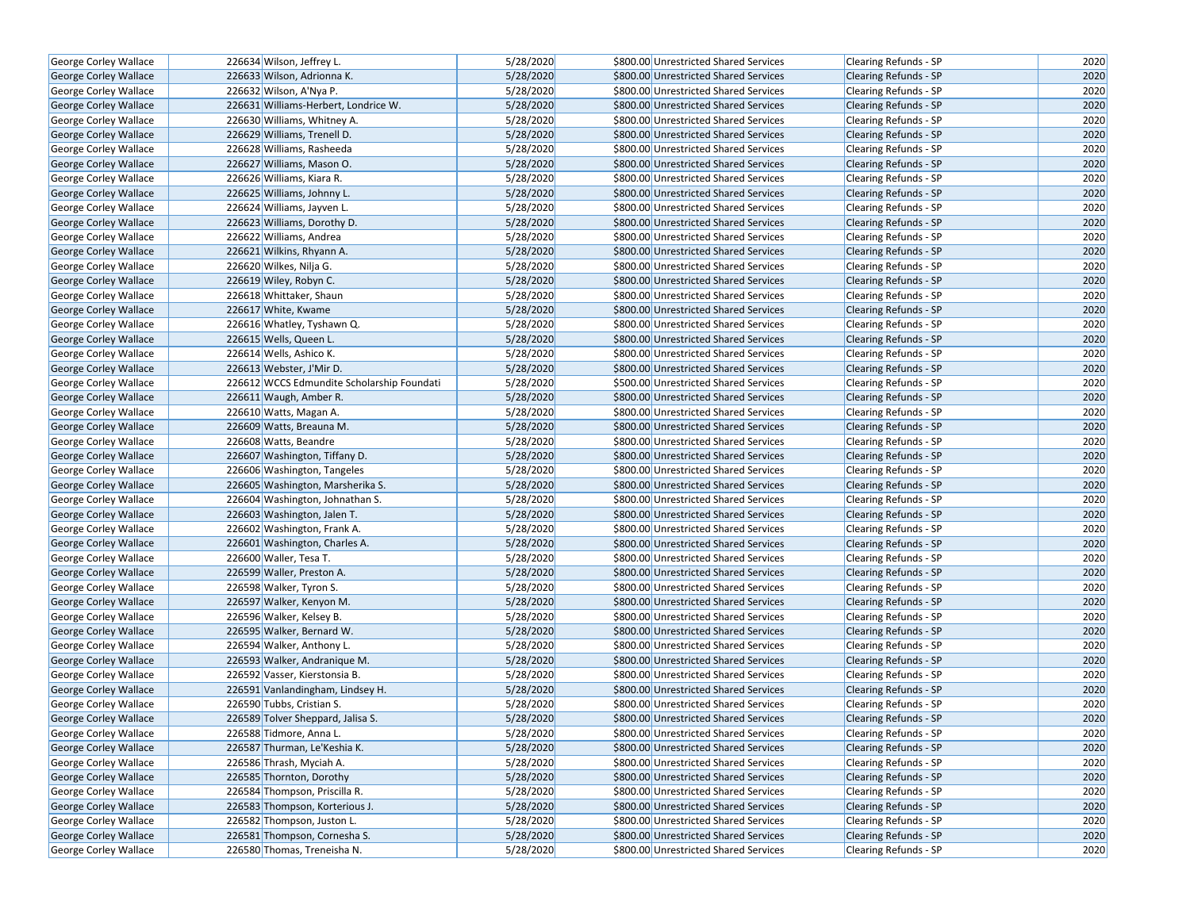| | | | | | | |
|---|---|---|---|---|---|---|
| George Corley Wallace | 226634 | Wilson, Jeffrey L. | 5/28/2020 | $800.00 | Unrestricted Shared Services | Clearing Refunds - SP | 2020 |
| George Corley Wallace | 226633 | Wilson, Adrionna K. | 5/28/2020 | $800.00 | Unrestricted Shared Services | Clearing Refunds - SP | 2020 |
| George Corley Wallace | 226632 | Wilson, A'Nya P. | 5/28/2020 | $800.00 | Unrestricted Shared Services | Clearing Refunds - SP | 2020 |
| George Corley Wallace | 226631 | Williams-Herbert, Londrice W. | 5/28/2020 | $800.00 | Unrestricted Shared Services | Clearing Refunds - SP | 2020 |
| George Corley Wallace | 226630 | Williams, Whitney A. | 5/28/2020 | $800.00 | Unrestricted Shared Services | Clearing Refunds - SP | 2020 |
| George Corley Wallace | 226629 | Williams, Trenell D. | 5/28/2020 | $800.00 | Unrestricted Shared Services | Clearing Refunds - SP | 2020 |
| George Corley Wallace | 226628 | Williams, Rasheeda | 5/28/2020 | $800.00 | Unrestricted Shared Services | Clearing Refunds - SP | 2020 |
| George Corley Wallace | 226627 | Williams, Mason O. | 5/28/2020 | $800.00 | Unrestricted Shared Services | Clearing Refunds - SP | 2020 |
| George Corley Wallace | 226626 | Williams, Kiara R. | 5/28/2020 | $800.00 | Unrestricted Shared Services | Clearing Refunds - SP | 2020 |
| George Corley Wallace | 226625 | Williams, Johnny L. | 5/28/2020 | $800.00 | Unrestricted Shared Services | Clearing Refunds - SP | 2020 |
| George Corley Wallace | 226624 | Williams, Jayven L. | 5/28/2020 | $800.00 | Unrestricted Shared Services | Clearing Refunds - SP | 2020 |
| George Corley Wallace | 226623 | Williams, Dorothy D. | 5/28/2020 | $800.00 | Unrestricted Shared Services | Clearing Refunds - SP | 2020 |
| George Corley Wallace | 226622 | Williams, Andrea | 5/28/2020 | $800.00 | Unrestricted Shared Services | Clearing Refunds - SP | 2020 |
| George Corley Wallace | 226621 | Wilkins, Rhyann A. | 5/28/2020 | $800.00 | Unrestricted Shared Services | Clearing Refunds - SP | 2020 |
| George Corley Wallace | 226620 | Wilkes, Nilja G. | 5/28/2020 | $800.00 | Unrestricted Shared Services | Clearing Refunds - SP | 2020 |
| George Corley Wallace | 226619 | Wiley, Robyn C. | 5/28/2020 | $800.00 | Unrestricted Shared Services | Clearing Refunds - SP | 2020 |
| George Corley Wallace | 226618 | Whittaker, Shaun | 5/28/2020 | $800.00 | Unrestricted Shared Services | Clearing Refunds - SP | 2020 |
| George Corley Wallace | 226617 | White, Kwame | 5/28/2020 | $800.00 | Unrestricted Shared Services | Clearing Refunds - SP | 2020 |
| George Corley Wallace | 226616 | Whatley, Tyshawn Q. | 5/28/2020 | $800.00 | Unrestricted Shared Services | Clearing Refunds - SP | 2020 |
| George Corley Wallace | 226615 | Wells, Queen L. | 5/28/2020 | $800.00 | Unrestricted Shared Services | Clearing Refunds - SP | 2020 |
| George Corley Wallace | 226614 | Wells, Ashico K. | 5/28/2020 | $800.00 | Unrestricted Shared Services | Clearing Refunds - SP | 2020 |
| George Corley Wallace | 226613 | Webster, J'Mir D. | 5/28/2020 | $800.00 | Unrestricted Shared Services | Clearing Refunds - SP | 2020 |
| George Corley Wallace | 226612 | WCCS Edmundite Scholarship Foundati | 5/28/2020 | $500.00 | Unrestricted Shared Services | Clearing Refunds - SP | 2020 |
| George Corley Wallace | 226611 | Waugh, Amber R. | 5/28/2020 | $800.00 | Unrestricted Shared Services | Clearing Refunds - SP | 2020 |
| George Corley Wallace | 226610 | Watts, Magan A. | 5/28/2020 | $800.00 | Unrestricted Shared Services | Clearing Refunds - SP | 2020 |
| George Corley Wallace | 226609 | Watts, Breauna M. | 5/28/2020 | $800.00 | Unrestricted Shared Services | Clearing Refunds - SP | 2020 |
| George Corley Wallace | 226608 | Watts, Beandre | 5/28/2020 | $800.00 | Unrestricted Shared Services | Clearing Refunds - SP | 2020 |
| George Corley Wallace | 226607 | Washington, Tiffany D. | 5/28/2020 | $800.00 | Unrestricted Shared Services | Clearing Refunds - SP | 2020 |
| George Corley Wallace | 226606 | Washington, Tangeles | 5/28/2020 | $800.00 | Unrestricted Shared Services | Clearing Refunds - SP | 2020 |
| George Corley Wallace | 226605 | Washington, Marsherika S. | 5/28/2020 | $800.00 | Unrestricted Shared Services | Clearing Refunds - SP | 2020 |
| George Corley Wallace | 226604 | Washington, Johnathan S. | 5/28/2020 | $800.00 | Unrestricted Shared Services | Clearing Refunds - SP | 2020 |
| George Corley Wallace | 226603 | Washington, Jalen T. | 5/28/2020 | $800.00 | Unrestricted Shared Services | Clearing Refunds - SP | 2020 |
| George Corley Wallace | 226602 | Washington, Frank A. | 5/28/2020 | $800.00 | Unrestricted Shared Services | Clearing Refunds - SP | 2020 |
| George Corley Wallace | 226601 | Washington, Charles A. | 5/28/2020 | $800.00 | Unrestricted Shared Services | Clearing Refunds - SP | 2020 |
| George Corley Wallace | 226600 | Waller, Tesa T. | 5/28/2020 | $800.00 | Unrestricted Shared Services | Clearing Refunds - SP | 2020 |
| George Corley Wallace | 226599 | Waller, Preston A. | 5/28/2020 | $800.00 | Unrestricted Shared Services | Clearing Refunds - SP | 2020 |
| George Corley Wallace | 226598 | Walker, Tyron S. | 5/28/2020 | $800.00 | Unrestricted Shared Services | Clearing Refunds - SP | 2020 |
| George Corley Wallace | 226597 | Walker, Kenyon M. | 5/28/2020 | $800.00 | Unrestricted Shared Services | Clearing Refunds - SP | 2020 |
| George Corley Wallace | 226596 | Walker, Kelsey B. | 5/28/2020 | $800.00 | Unrestricted Shared Services | Clearing Refunds - SP | 2020 |
| George Corley Wallace | 226595 | Walker, Bernard W. | 5/28/2020 | $800.00 | Unrestricted Shared Services | Clearing Refunds - SP | 2020 |
| George Corley Wallace | 226594 | Walker, Anthony L. | 5/28/2020 | $800.00 | Unrestricted Shared Services | Clearing Refunds - SP | 2020 |
| George Corley Wallace | 226593 | Walker, Andranique M. | 5/28/2020 | $800.00 | Unrestricted Shared Services | Clearing Refunds - SP | 2020 |
| George Corley Wallace | 226592 | Vasser, Kierstonsia B. | 5/28/2020 | $800.00 | Unrestricted Shared Services | Clearing Refunds - SP | 2020 |
| George Corley Wallace | 226591 | Vanlandingham, Lindsey H. | 5/28/2020 | $800.00 | Unrestricted Shared Services | Clearing Refunds - SP | 2020 |
| George Corley Wallace | 226590 | Tubbs, Cristian S. | 5/28/2020 | $800.00 | Unrestricted Shared Services | Clearing Refunds - SP | 2020 |
| George Corley Wallace | 226589 | Tolver Sheppard, Jalisa S. | 5/28/2020 | $800.00 | Unrestricted Shared Services | Clearing Refunds - SP | 2020 |
| George Corley Wallace | 226588 | Tidmore, Anna L. | 5/28/2020 | $800.00 | Unrestricted Shared Services | Clearing Refunds - SP | 2020 |
| George Corley Wallace | 226587 | Thurman, Le'Keshia K. | 5/28/2020 | $800.00 | Unrestricted Shared Services | Clearing Refunds - SP | 2020 |
| George Corley Wallace | 226586 | Thrash, Myciah A. | 5/28/2020 | $800.00 | Unrestricted Shared Services | Clearing Refunds - SP | 2020 |
| George Corley Wallace | 226585 | Thornton, Dorothy | 5/28/2020 | $800.00 | Unrestricted Shared Services | Clearing Refunds - SP | 2020 |
| George Corley Wallace | 226584 | Thompson, Priscilla R. | 5/28/2020 | $800.00 | Unrestricted Shared Services | Clearing Refunds - SP | 2020 |
| George Corley Wallace | 226583 | Thompson, Korterious J. | 5/28/2020 | $800.00 | Unrestricted Shared Services | Clearing Refunds - SP | 2020 |
| George Corley Wallace | 226582 | Thompson, Juston L. | 5/28/2020 | $800.00 | Unrestricted Shared Services | Clearing Refunds - SP | 2020 |
| George Corley Wallace | 226581 | Thompson, Cornesha S. | 5/28/2020 | $800.00 | Unrestricted Shared Services | Clearing Refunds - SP | 2020 |
| George Corley Wallace | 226580 | Thomas, Treneisha N. | 5/28/2020 | $800.00 | Unrestricted Shared Services | Clearing Refunds - SP | 2020 |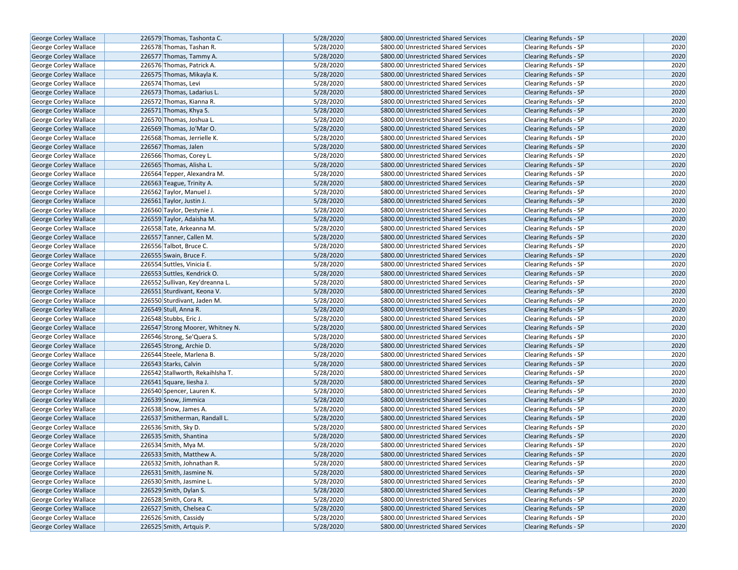| | | | | | | | |
|---|---|---|---|---|---|---|---|
| George Corley Wallace | 226579 | Thomas, Tashonta C. | 5/28/2020 | $800.00 | Unrestricted Shared Services | Clearing Refunds - SP | 2020 |
| George Corley Wallace | 226578 | Thomas, Tashan R. | 5/28/2020 | $800.00 | Unrestricted Shared Services | Clearing Refunds - SP | 2020 |
| George Corley Wallace | 226577 | Thomas, Tammy A. | 5/28/2020 | $800.00 | Unrestricted Shared Services | Clearing Refunds - SP | 2020 |
| George Corley Wallace | 226576 | Thomas, Patrick A. | 5/28/2020 | $800.00 | Unrestricted Shared Services | Clearing Refunds - SP | 2020 |
| George Corley Wallace | 226575 | Thomas, Mikayla K. | 5/28/2020 | $800.00 | Unrestricted Shared Services | Clearing Refunds - SP | 2020 |
| George Corley Wallace | 226574 | Thomas, Levi | 5/28/2020 | $800.00 | Unrestricted Shared Services | Clearing Refunds - SP | 2020 |
| George Corley Wallace | 226573 | Thomas, Ladarius L. | 5/28/2020 | $800.00 | Unrestricted Shared Services | Clearing Refunds - SP | 2020 |
| George Corley Wallace | 226572 | Thomas, Kianna R. | 5/28/2020 | $800.00 | Unrestricted Shared Services | Clearing Refunds - SP | 2020 |
| George Corley Wallace | 226571 | Thomas, Khya S. | 5/28/2020 | $800.00 | Unrestricted Shared Services | Clearing Refunds - SP | 2020 |
| George Corley Wallace | 226570 | Thomas, Joshua L. | 5/28/2020 | $800.00 | Unrestricted Shared Services | Clearing Refunds - SP | 2020 |
| George Corley Wallace | 226569 | Thomas, Jo'Mar O. | 5/28/2020 | $800.00 | Unrestricted Shared Services | Clearing Refunds - SP | 2020 |
| George Corley Wallace | 226568 | Thomas, Jerrielle K. | 5/28/2020 | $800.00 | Unrestricted Shared Services | Clearing Refunds - SP | 2020 |
| George Corley Wallace | 226567 | Thomas, Jalen | 5/28/2020 | $800.00 | Unrestricted Shared Services | Clearing Refunds - SP | 2020 |
| George Corley Wallace | 226566 | Thomas, Corey L. | 5/28/2020 | $800.00 | Unrestricted Shared Services | Clearing Refunds - SP | 2020 |
| George Corley Wallace | 226565 | Thomas, Alisha L. | 5/28/2020 | $800.00 | Unrestricted Shared Services | Clearing Refunds - SP | 2020 |
| George Corley Wallace | 226564 | Tepper, Alexandra M. | 5/28/2020 | $800.00 | Unrestricted Shared Services | Clearing Refunds - SP | 2020 |
| George Corley Wallace | 226563 | Teague, Trinity A. | 5/28/2020 | $800.00 | Unrestricted Shared Services | Clearing Refunds - SP | 2020 |
| George Corley Wallace | 226562 | Taylor, Manuel J. | 5/28/2020 | $800.00 | Unrestricted Shared Services | Clearing Refunds - SP | 2020 |
| George Corley Wallace | 226561 | Taylor, Justin J. | 5/28/2020 | $800.00 | Unrestricted Shared Services | Clearing Refunds - SP | 2020 |
| George Corley Wallace | 226560 | Taylor, Destynie J. | 5/28/2020 | $800.00 | Unrestricted Shared Services | Clearing Refunds - SP | 2020 |
| George Corley Wallace | 226559 | Taylor, Adaisha M. | 5/28/2020 | $800.00 | Unrestricted Shared Services | Clearing Refunds - SP | 2020 |
| George Corley Wallace | 226558 | Tate, Arkeanna M. | 5/28/2020 | $800.00 | Unrestricted Shared Services | Clearing Refunds - SP | 2020 |
| George Corley Wallace | 226557 | Tanner, Callen M. | 5/28/2020 | $800.00 | Unrestricted Shared Services | Clearing Refunds - SP | 2020 |
| George Corley Wallace | 226556 | Talbot, Bruce C. | 5/28/2020 | $800.00 | Unrestricted Shared Services | Clearing Refunds - SP | 2020 |
| George Corley Wallace | 226555 | Swain, Bruce F. | 5/28/2020 | $800.00 | Unrestricted Shared Services | Clearing Refunds - SP | 2020 |
| George Corley Wallace | 226554 | Suttles, Vinicia E. | 5/28/2020 | $800.00 | Unrestricted Shared Services | Clearing Refunds - SP | 2020 |
| George Corley Wallace | 226553 | Suttles, Kendrick O. | 5/28/2020 | $800.00 | Unrestricted Shared Services | Clearing Refunds - SP | 2020 |
| George Corley Wallace | 226552 | Sullivan, Key'dreanna L. | 5/28/2020 | $800.00 | Unrestricted Shared Services | Clearing Refunds - SP | 2020 |
| George Corley Wallace | 226551 | Sturdivant, Keona V. | 5/28/2020 | $800.00 | Unrestricted Shared Services | Clearing Refunds - SP | 2020 |
| George Corley Wallace | 226550 | Sturdivant, Jaden M. | 5/28/2020 | $800.00 | Unrestricted Shared Services | Clearing Refunds - SP | 2020 |
| George Corley Wallace | 226549 | Stull, Anna R. | 5/28/2020 | $800.00 | Unrestricted Shared Services | Clearing Refunds - SP | 2020 |
| George Corley Wallace | 226548 | Stubbs, Eric J. | 5/28/2020 | $800.00 | Unrestricted Shared Services | Clearing Refunds - SP | 2020 |
| George Corley Wallace | 226547 | Strong Moorer, Whitney N. | 5/28/2020 | $800.00 | Unrestricted Shared Services | Clearing Refunds - SP | 2020 |
| George Corley Wallace | 226546 | Strong, Se'Quera S. | 5/28/2020 | $800.00 | Unrestricted Shared Services | Clearing Refunds - SP | 2020 |
| George Corley Wallace | 226545 | Strong, Archie D. | 5/28/2020 | $800.00 | Unrestricted Shared Services | Clearing Refunds - SP | 2020 |
| George Corley Wallace | 226544 | Steele, Marlena B. | 5/28/2020 | $800.00 | Unrestricted Shared Services | Clearing Refunds - SP | 2020 |
| George Corley Wallace | 226543 | Starks, Calvin | 5/28/2020 | $800.00 | Unrestricted Shared Services | Clearing Refunds - SP | 2020 |
| George Corley Wallace | 226542 | Stallworth, Rekaihlsha T. | 5/28/2020 | $800.00 | Unrestricted Shared Services | Clearing Refunds - SP | 2020 |
| George Corley Wallace | 226541 | Square, Iiesha J. | 5/28/2020 | $800.00 | Unrestricted Shared Services | Clearing Refunds - SP | 2020 |
| George Corley Wallace | 226540 | Spencer, Lauren K. | 5/28/2020 | $800.00 | Unrestricted Shared Services | Clearing Refunds - SP | 2020 |
| George Corley Wallace | 226539 | Snow, Jimmica | 5/28/2020 | $800.00 | Unrestricted Shared Services | Clearing Refunds - SP | 2020 |
| George Corley Wallace | 226538 | Snow, James A. | 5/28/2020 | $800.00 | Unrestricted Shared Services | Clearing Refunds - SP | 2020 |
| George Corley Wallace | 226537 | Smitherman, Randall L. | 5/28/2020 | $800.00 | Unrestricted Shared Services | Clearing Refunds - SP | 2020 |
| George Corley Wallace | 226536 | Smith, Sky D. | 5/28/2020 | $800.00 | Unrestricted Shared Services | Clearing Refunds - SP | 2020 |
| George Corley Wallace | 226535 | Smith, Shantina | 5/28/2020 | $800.00 | Unrestricted Shared Services | Clearing Refunds - SP | 2020 |
| George Corley Wallace | 226534 | Smith, Mya M. | 5/28/2020 | $800.00 | Unrestricted Shared Services | Clearing Refunds - SP | 2020 |
| George Corley Wallace | 226533 | Smith, Matthew A. | 5/28/2020 | $800.00 | Unrestricted Shared Services | Clearing Refunds - SP | 2020 |
| George Corley Wallace | 226532 | Smith, Johnathan R. | 5/28/2020 | $800.00 | Unrestricted Shared Services | Clearing Refunds - SP | 2020 |
| George Corley Wallace | 226531 | Smith, Jasmine N. | 5/28/2020 | $800.00 | Unrestricted Shared Services | Clearing Refunds - SP | 2020 |
| George Corley Wallace | 226530 | Smith, Jasmine L. | 5/28/2020 | $800.00 | Unrestricted Shared Services | Clearing Refunds - SP | 2020 |
| George Corley Wallace | 226529 | Smith, Dylan S. | 5/28/2020 | $800.00 | Unrestricted Shared Services | Clearing Refunds - SP | 2020 |
| George Corley Wallace | 226528 | Smith, Cora R. | 5/28/2020 | $800.00 | Unrestricted Shared Services | Clearing Refunds - SP | 2020 |
| George Corley Wallace | 226527 | Smith, Chelsea C. | 5/28/2020 | $800.00 | Unrestricted Shared Services | Clearing Refunds - SP | 2020 |
| George Corley Wallace | 226526 | Smith, Cassidy | 5/28/2020 | $800.00 | Unrestricted Shared Services | Clearing Refunds - SP | 2020 |
| George Corley Wallace | 226525 | Smith, Artquis P. | 5/28/2020 | $800.00 | Unrestricted Shared Services | Clearing Refunds - SP | 2020 |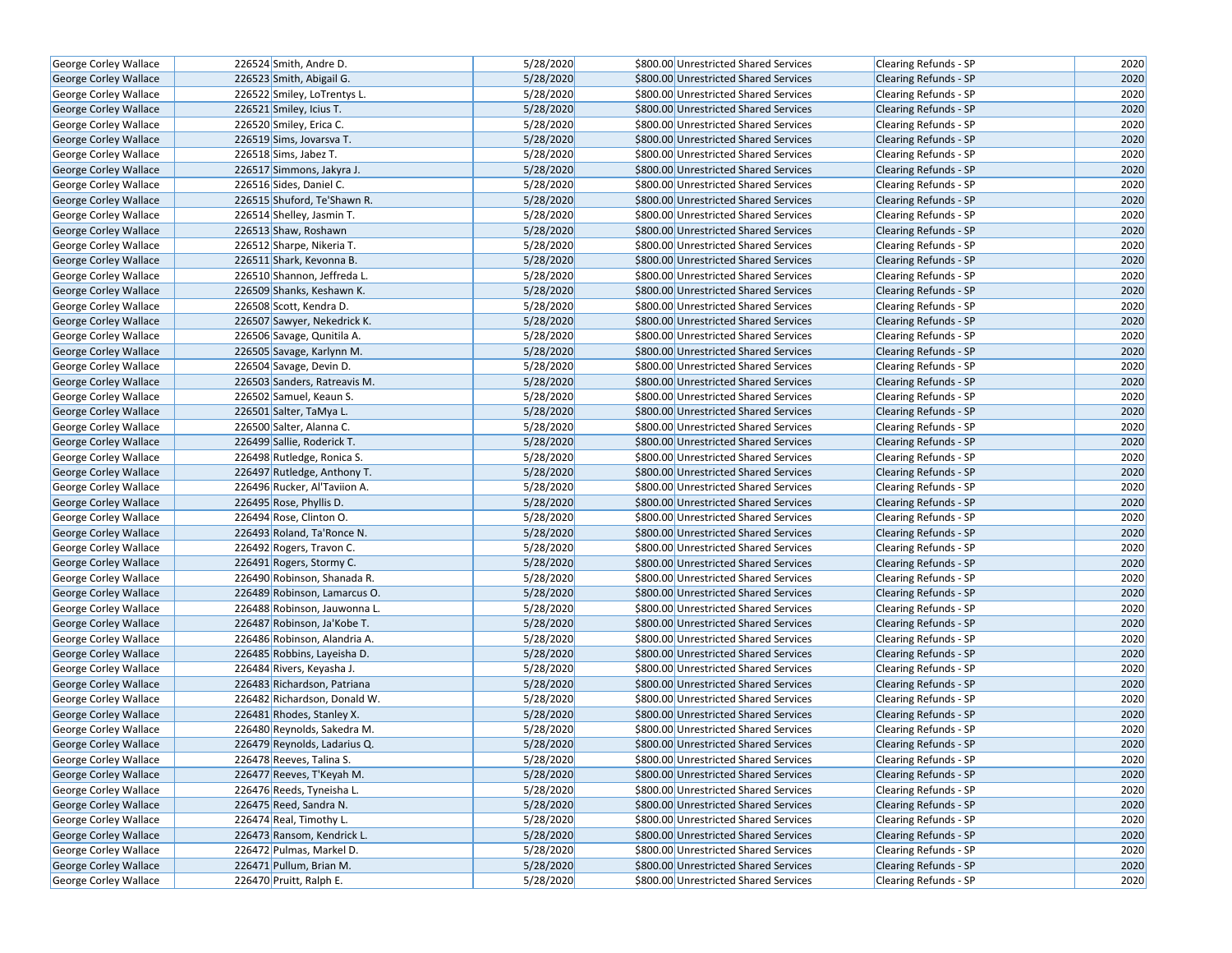| | | | | | | |
|---|---|---|---|---|---|---|
| George Corley Wallace | 226524 Smith, Andre D. | 5/28/2020 | $800.00 | Unrestricted Shared Services | Clearing Refunds - SP | 2020 |
| George Corley Wallace | 226523 Smith, Abigail G. | 5/28/2020 | $800.00 | Unrestricted Shared Services | Clearing Refunds - SP | 2020 |
| George Corley Wallace | 226522 Smiley, LoTrentys L. | 5/28/2020 | $800.00 | Unrestricted Shared Services | Clearing Refunds - SP | 2020 |
| George Corley Wallace | 226521 Smiley, Icius T. | 5/28/2020 | $800.00 | Unrestricted Shared Services | Clearing Refunds - SP | 2020 |
| George Corley Wallace | 226520 Smiley, Erica C. | 5/28/2020 | $800.00 | Unrestricted Shared Services | Clearing Refunds - SP | 2020 |
| George Corley Wallace | 226519 Sims, Jovarsva T. | 5/28/2020 | $800.00 | Unrestricted Shared Services | Clearing Refunds - SP | 2020 |
| George Corley Wallace | 226518 Sims, Jabez T. | 5/28/2020 | $800.00 | Unrestricted Shared Services | Clearing Refunds - SP | 2020 |
| George Corley Wallace | 226517 Simmons, Jakyra J. | 5/28/2020 | $800.00 | Unrestricted Shared Services | Clearing Refunds - SP | 2020 |
| George Corley Wallace | 226516 Sides, Daniel C. | 5/28/2020 | $800.00 | Unrestricted Shared Services | Clearing Refunds - SP | 2020 |
| George Corley Wallace | 226515 Shuford, Te'Shawn R. | 5/28/2020 | $800.00 | Unrestricted Shared Services | Clearing Refunds - SP | 2020 |
| George Corley Wallace | 226514 Shelley, Jasmin T. | 5/28/2020 | $800.00 | Unrestricted Shared Services | Clearing Refunds - SP | 2020 |
| George Corley Wallace | 226513 Shaw, Roshawn | 5/28/2020 | $800.00 | Unrestricted Shared Services | Clearing Refunds - SP | 2020 |
| George Corley Wallace | 226512 Sharpe, Nikeria T. | 5/28/2020 | $800.00 | Unrestricted Shared Services | Clearing Refunds - SP | 2020 |
| George Corley Wallace | 226511 Shark, Kevonna B. | 5/28/2020 | $800.00 | Unrestricted Shared Services | Clearing Refunds - SP | 2020 |
| George Corley Wallace | 226510 Shannon, Jeffreda L. | 5/28/2020 | $800.00 | Unrestricted Shared Services | Clearing Refunds - SP | 2020 |
| George Corley Wallace | 226509 Shanks, Keshawn K. | 5/28/2020 | $800.00 | Unrestricted Shared Services | Clearing Refunds - SP | 2020 |
| George Corley Wallace | 226508 Scott, Kendra D. | 5/28/2020 | $800.00 | Unrestricted Shared Services | Clearing Refunds - SP | 2020 |
| George Corley Wallace | 226507 Sawyer, Nekedrick K. | 5/28/2020 | $800.00 | Unrestricted Shared Services | Clearing Refunds - SP | 2020 |
| George Corley Wallace | 226506 Savage, Qunitila A. | 5/28/2020 | $800.00 | Unrestricted Shared Services | Clearing Refunds - SP | 2020 |
| George Corley Wallace | 226505 Savage, Karlynn M. | 5/28/2020 | $800.00 | Unrestricted Shared Services | Clearing Refunds - SP | 2020 |
| George Corley Wallace | 226504 Savage, Devin D. | 5/28/2020 | $800.00 | Unrestricted Shared Services | Clearing Refunds - SP | 2020 |
| George Corley Wallace | 226503 Sanders, Ratreavis M. | 5/28/2020 | $800.00 | Unrestricted Shared Services | Clearing Refunds - SP | 2020 |
| George Corley Wallace | 226502 Samuel, Keaun S. | 5/28/2020 | $800.00 | Unrestricted Shared Services | Clearing Refunds - SP | 2020 |
| George Corley Wallace | 226501 Salter, TaMya L. | 5/28/2020 | $800.00 | Unrestricted Shared Services | Clearing Refunds - SP | 2020 |
| George Corley Wallace | 226500 Salter, Alanna C. | 5/28/2020 | $800.00 | Unrestricted Shared Services | Clearing Refunds - SP | 2020 |
| George Corley Wallace | 226499 Sallie, Roderick T. | 5/28/2020 | $800.00 | Unrestricted Shared Services | Clearing Refunds - SP | 2020 |
| George Corley Wallace | 226498 Rutledge, Ronica S. | 5/28/2020 | $800.00 | Unrestricted Shared Services | Clearing Refunds - SP | 2020 |
| George Corley Wallace | 226497 Rutledge, Anthony T. | 5/28/2020 | $800.00 | Unrestricted Shared Services | Clearing Refunds - SP | 2020 |
| George Corley Wallace | 226496 Rucker, Al'Taviion A. | 5/28/2020 | $800.00 | Unrestricted Shared Services | Clearing Refunds - SP | 2020 |
| George Corley Wallace | 226495 Rose, Phyllis D. | 5/28/2020 | $800.00 | Unrestricted Shared Services | Clearing Refunds - SP | 2020 |
| George Corley Wallace | 226494 Rose, Clinton O. | 5/28/2020 | $800.00 | Unrestricted Shared Services | Clearing Refunds - SP | 2020 |
| George Corley Wallace | 226493 Roland, Ta'Ronce N. | 5/28/2020 | $800.00 | Unrestricted Shared Services | Clearing Refunds - SP | 2020 |
| George Corley Wallace | 226492 Rogers, Travon C. | 5/28/2020 | $800.00 | Unrestricted Shared Services | Clearing Refunds - SP | 2020 |
| George Corley Wallace | 226491 Rogers, Stormy C. | 5/28/2020 | $800.00 | Unrestricted Shared Services | Clearing Refunds - SP | 2020 |
| George Corley Wallace | 226490 Robinson, Shanada R. | 5/28/2020 | $800.00 | Unrestricted Shared Services | Clearing Refunds - SP | 2020 |
| George Corley Wallace | 226489 Robinson, Lamarcus O. | 5/28/2020 | $800.00 | Unrestricted Shared Services | Clearing Refunds - SP | 2020 |
| George Corley Wallace | 226488 Robinson, Jauwonna L. | 5/28/2020 | $800.00 | Unrestricted Shared Services | Clearing Refunds - SP | 2020 |
| George Corley Wallace | 226487 Robinson, Ja'Kobe T. | 5/28/2020 | $800.00 | Unrestricted Shared Services | Clearing Refunds - SP | 2020 |
| George Corley Wallace | 226486 Robinson, Alandria A. | 5/28/2020 | $800.00 | Unrestricted Shared Services | Clearing Refunds - SP | 2020 |
| George Corley Wallace | 226485 Robbins, Layeisha D. | 5/28/2020 | $800.00 | Unrestricted Shared Services | Clearing Refunds - SP | 2020 |
| George Corley Wallace | 226484 Rivers, Keyasha J. | 5/28/2020 | $800.00 | Unrestricted Shared Services | Clearing Refunds - SP | 2020 |
| George Corley Wallace | 226483 Richardson, Patriana | 5/28/2020 | $800.00 | Unrestricted Shared Services | Clearing Refunds - SP | 2020 |
| George Corley Wallace | 226482 Richardson, Donald W. | 5/28/2020 | $800.00 | Unrestricted Shared Services | Clearing Refunds - SP | 2020 |
| George Corley Wallace | 226481 Rhodes, Stanley X. | 5/28/2020 | $800.00 | Unrestricted Shared Services | Clearing Refunds - SP | 2020 |
| George Corley Wallace | 226480 Reynolds, Sakedra M. | 5/28/2020 | $800.00 | Unrestricted Shared Services | Clearing Refunds - SP | 2020 |
| George Corley Wallace | 226479 Reynolds, Ladarius Q. | 5/28/2020 | $800.00 | Unrestricted Shared Services | Clearing Refunds - SP | 2020 |
| George Corley Wallace | 226478 Reeves, Talina S. | 5/28/2020 | $800.00 | Unrestricted Shared Services | Clearing Refunds - SP | 2020 |
| George Corley Wallace | 226477 Reeves, T'Keyah M. | 5/28/2020 | $800.00 | Unrestricted Shared Services | Clearing Refunds - SP | 2020 |
| George Corley Wallace | 226476 Reeds, Tyneisha L. | 5/28/2020 | $800.00 | Unrestricted Shared Services | Clearing Refunds - SP | 2020 |
| George Corley Wallace | 226475 Reed, Sandra N. | 5/28/2020 | $800.00 | Unrestricted Shared Services | Clearing Refunds - SP | 2020 |
| George Corley Wallace | 226474 Real, Timothy L. | 5/28/2020 | $800.00 | Unrestricted Shared Services | Clearing Refunds - SP | 2020 |
| George Corley Wallace | 226473 Ransom, Kendrick L. | 5/28/2020 | $800.00 | Unrestricted Shared Services | Clearing Refunds - SP | 2020 |
| George Corley Wallace | 226472 Pulmas, Markel D. | 5/28/2020 | $800.00 | Unrestricted Shared Services | Clearing Refunds - SP | 2020 |
| George Corley Wallace | 226471 Pullum, Brian M. | 5/28/2020 | $800.00 | Unrestricted Shared Services | Clearing Refunds - SP | 2020 |
| George Corley Wallace | 226470 Pruitt, Ralph E. | 5/28/2020 | $800.00 | Unrestricted Shared Services | Clearing Refunds - SP | 2020 |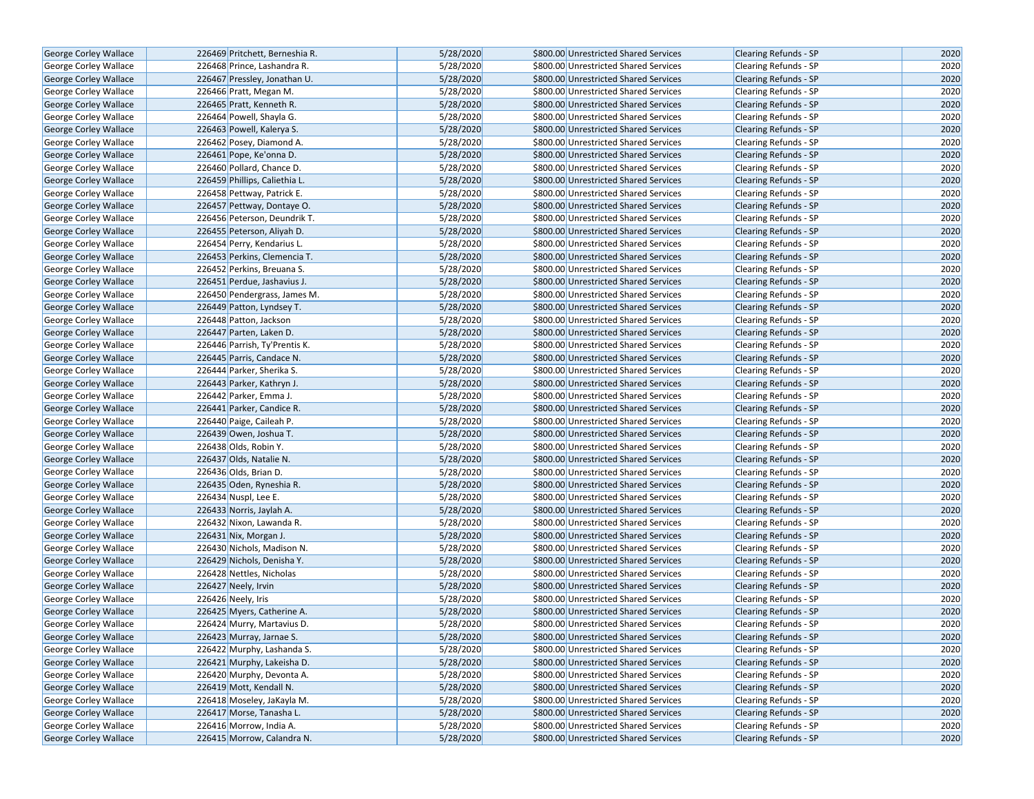| George Corley Wallace | 226469 | Pritchett, Berneshia R. | 5/28/2020 | $800.00 | Unrestricted Shared Services | Clearing Refunds - SP | 2020 |
|---|---|---|---|---|---|---|---|
| George Corley Wallace | 226468 | Prince, Lashandra R. | 5/28/2020 | $800.00 | Unrestricted Shared Services | Clearing Refunds - SP | 2020 |
| George Corley Wallace | 226467 | Pressley, Jonathan U. | 5/28/2020 | $800.00 | Unrestricted Shared Services | Clearing Refunds - SP | 2020 |
| George Corley Wallace | 226466 | Pratt, Megan M. | 5/28/2020 | $800.00 | Unrestricted Shared Services | Clearing Refunds - SP | 2020 |
| George Corley Wallace | 226465 | Pratt, Kenneth R. | 5/28/2020 | $800.00 | Unrestricted Shared Services | Clearing Refunds - SP | 2020 |
| George Corley Wallace | 226464 | Powell, Shayla G. | 5/28/2020 | $800.00 | Unrestricted Shared Services | Clearing Refunds - SP | 2020 |
| George Corley Wallace | 226463 | Powell, Kalerya S. | 5/28/2020 | $800.00 | Unrestricted Shared Services | Clearing Refunds - SP | 2020 |
| George Corley Wallace | 226462 | Posey, Diamond A. | 5/28/2020 | $800.00 | Unrestricted Shared Services | Clearing Refunds - SP | 2020 |
| George Corley Wallace | 226461 | Pope, Ke'onna D. | 5/28/2020 | $800.00 | Unrestricted Shared Services | Clearing Refunds - SP | 2020 |
| George Corley Wallace | 226460 | Pollard, Chance D. | 5/28/2020 | $800.00 | Unrestricted Shared Services | Clearing Refunds - SP | 2020 |
| George Corley Wallace | 226459 | Phillips, Caliethia L. | 5/28/2020 | $800.00 | Unrestricted Shared Services | Clearing Refunds - SP | 2020 |
| George Corley Wallace | 226458 | Pettway, Patrick E. | 5/28/2020 | $800.00 | Unrestricted Shared Services | Clearing Refunds - SP | 2020 |
| George Corley Wallace | 226457 | Pettway, Dontaye O. | 5/28/2020 | $800.00 | Unrestricted Shared Services | Clearing Refunds - SP | 2020 |
| George Corley Wallace | 226456 | Peterson, Deundrik T. | 5/28/2020 | $800.00 | Unrestricted Shared Services | Clearing Refunds - SP | 2020 |
| George Corley Wallace | 226455 | Peterson, Aliyah D. | 5/28/2020 | $800.00 | Unrestricted Shared Services | Clearing Refunds - SP | 2020 |
| George Corley Wallace | 226454 | Perry, Kendarius L. | 5/28/2020 | $800.00 | Unrestricted Shared Services | Clearing Refunds - SP | 2020 |
| George Corley Wallace | 226453 | Perkins, Clemencia T. | 5/28/2020 | $800.00 | Unrestricted Shared Services | Clearing Refunds - SP | 2020 |
| George Corley Wallace | 226452 | Perkins, Breuana S. | 5/28/2020 | $800.00 | Unrestricted Shared Services | Clearing Refunds - SP | 2020 |
| George Corley Wallace | 226451 | Perdue, Jashavius J. | 5/28/2020 | $800.00 | Unrestricted Shared Services | Clearing Refunds - SP | 2020 |
| George Corley Wallace | 226450 | Pendergrass, James M. | 5/28/2020 | $800.00 | Unrestricted Shared Services | Clearing Refunds - SP | 2020 |
| George Corley Wallace | 226449 | Patton, Lyndsey T. | 5/28/2020 | $800.00 | Unrestricted Shared Services | Clearing Refunds - SP | 2020 |
| George Corley Wallace | 226448 | Patton, Jackson | 5/28/2020 | $800.00 | Unrestricted Shared Services | Clearing Refunds - SP | 2020 |
| George Corley Wallace | 226447 | Parten, Laken D. | 5/28/2020 | $800.00 | Unrestricted Shared Services | Clearing Refunds - SP | 2020 |
| George Corley Wallace | 226446 | Parrish, Ty'Prentis K. | 5/28/2020 | $800.00 | Unrestricted Shared Services | Clearing Refunds - SP | 2020 |
| George Corley Wallace | 226445 | Parris, Candace N. | 5/28/2020 | $800.00 | Unrestricted Shared Services | Clearing Refunds - SP | 2020 |
| George Corley Wallace | 226444 | Parker, Sherika S. | 5/28/2020 | $800.00 | Unrestricted Shared Services | Clearing Refunds - SP | 2020 |
| George Corley Wallace | 226443 | Parker, Kathryn J. | 5/28/2020 | $800.00 | Unrestricted Shared Services | Clearing Refunds - SP | 2020 |
| George Corley Wallace | 226442 | Parker, Emma J. | 5/28/2020 | $800.00 | Unrestricted Shared Services | Clearing Refunds - SP | 2020 |
| George Corley Wallace | 226441 | Parker, Candice R. | 5/28/2020 | $800.00 | Unrestricted Shared Services | Clearing Refunds - SP | 2020 |
| George Corley Wallace | 226440 | Paige, Caileah P. | 5/28/2020 | $800.00 | Unrestricted Shared Services | Clearing Refunds - SP | 2020 |
| George Corley Wallace | 226439 | Owen, Joshua T. | 5/28/2020 | $800.00 | Unrestricted Shared Services | Clearing Refunds - SP | 2020 |
| George Corley Wallace | 226438 | Olds, Robin Y. | 5/28/2020 | $800.00 | Unrestricted Shared Services | Clearing Refunds - SP | 2020 |
| George Corley Wallace | 226437 | Olds, Natalie N. | 5/28/2020 | $800.00 | Unrestricted Shared Services | Clearing Refunds - SP | 2020 |
| George Corley Wallace | 226436 | Olds, Brian D. | 5/28/2020 | $800.00 | Unrestricted Shared Services | Clearing Refunds - SP | 2020 |
| George Corley Wallace | 226435 | Oden, Ryneshia R. | 5/28/2020 | $800.00 | Unrestricted Shared Services | Clearing Refunds - SP | 2020 |
| George Corley Wallace | 226434 | Nuspl, Lee E. | 5/28/2020 | $800.00 | Unrestricted Shared Services | Clearing Refunds - SP | 2020 |
| George Corley Wallace | 226433 | Norris, Jaylah A. | 5/28/2020 | $800.00 | Unrestricted Shared Services | Clearing Refunds - SP | 2020 |
| George Corley Wallace | 226432 | Nixon, Lawanda R. | 5/28/2020 | $800.00 | Unrestricted Shared Services | Clearing Refunds - SP | 2020 |
| George Corley Wallace | 226431 | Nix, Morgan J. | 5/28/2020 | $800.00 | Unrestricted Shared Services | Clearing Refunds - SP | 2020 |
| George Corley Wallace | 226430 | Nichols, Madison N. | 5/28/2020 | $800.00 | Unrestricted Shared Services | Clearing Refunds - SP | 2020 |
| George Corley Wallace | 226429 | Nichols, Denisha Y. | 5/28/2020 | $800.00 | Unrestricted Shared Services | Clearing Refunds - SP | 2020 |
| George Corley Wallace | 226428 | Nettles, Nicholas | 5/28/2020 | $800.00 | Unrestricted Shared Services | Clearing Refunds - SP | 2020 |
| George Corley Wallace | 226427 | Neely, Irvin | 5/28/2020 | $800.00 | Unrestricted Shared Services | Clearing Refunds - SP | 2020 |
| George Corley Wallace | 226426 | Neely, Iris | 5/28/2020 | $800.00 | Unrestricted Shared Services | Clearing Refunds - SP | 2020 |
| George Corley Wallace | 226425 | Myers, Catherine A. | 5/28/2020 | $800.00 | Unrestricted Shared Services | Clearing Refunds - SP | 2020 |
| George Corley Wallace | 226424 | Murry, Martavius D. | 5/28/2020 | $800.00 | Unrestricted Shared Services | Clearing Refunds - SP | 2020 |
| George Corley Wallace | 226423 | Murray, Jarnae S. | 5/28/2020 | $800.00 | Unrestricted Shared Services | Clearing Refunds - SP | 2020 |
| George Corley Wallace | 226422 | Murphy, Lashanda S. | 5/28/2020 | $800.00 | Unrestricted Shared Services | Clearing Refunds - SP | 2020 |
| George Corley Wallace | 226421 | Murphy, Lakeisha D. | 5/28/2020 | $800.00 | Unrestricted Shared Services | Clearing Refunds - SP | 2020 |
| George Corley Wallace | 226420 | Murphy, Devonta A. | 5/28/2020 | $800.00 | Unrestricted Shared Services | Clearing Refunds - SP | 2020 |
| George Corley Wallace | 226419 | Mott, Kendall N. | 5/28/2020 | $800.00 | Unrestricted Shared Services | Clearing Refunds - SP | 2020 |
| George Corley Wallace | 226418 | Moseley, JaKayla M. | 5/28/2020 | $800.00 | Unrestricted Shared Services | Clearing Refunds - SP | 2020 |
| George Corley Wallace | 226417 | Morse, Tanasha L. | 5/28/2020 | $800.00 | Unrestricted Shared Services | Clearing Refunds - SP | 2020 |
| George Corley Wallace | 226416 | Morrow, India A. | 5/28/2020 | $800.00 | Unrestricted Shared Services | Clearing Refunds - SP | 2020 |
| George Corley Wallace | 226415 | Morrow, Calandra N. | 5/28/2020 | $800.00 | Unrestricted Shared Services | Clearing Refunds - SP | 2020 |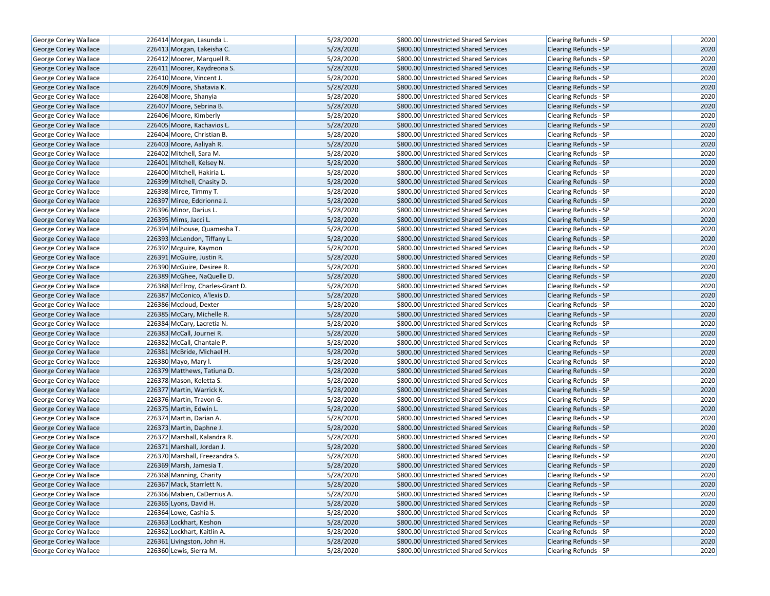| | | | | | | |
|---|---|---|---|---|---|---|
| George Corley Wallace | 226414 | Morgan, Lasunda L. | 5/28/2020 | $800.00 | Unrestricted Shared Services | Clearing Refunds - SP | 2020 |
| George Corley Wallace | 226413 | Morgan, Lakeisha C. | 5/28/2020 | $800.00 | Unrestricted Shared Services | Clearing Refunds - SP | 2020 |
| George Corley Wallace | 226412 | Moorer, Marquell R. | 5/28/2020 | $800.00 | Unrestricted Shared Services | Clearing Refunds - SP | 2020 |
| George Corley Wallace | 226411 | Moorer, Kaydreona S. | 5/28/2020 | $800.00 | Unrestricted Shared Services | Clearing Refunds - SP | 2020 |
| George Corley Wallace | 226410 | Moore, Vincent J. | 5/28/2020 | $800.00 | Unrestricted Shared Services | Clearing Refunds - SP | 2020 |
| George Corley Wallace | 226409 | Moore, Shatavia K. | 5/28/2020 | $800.00 | Unrestricted Shared Services | Clearing Refunds - SP | 2020 |
| George Corley Wallace | 226408 | Moore, Shanyia | 5/28/2020 | $800.00 | Unrestricted Shared Services | Clearing Refunds - SP | 2020 |
| George Corley Wallace | 226407 | Moore, Sebrina B. | 5/28/2020 | $800.00 | Unrestricted Shared Services | Clearing Refunds - SP | 2020 |
| George Corley Wallace | 226406 | Moore, Kimberly | 5/28/2020 | $800.00 | Unrestricted Shared Services | Clearing Refunds - SP | 2020 |
| George Corley Wallace | 226405 | Moore, Kachavios L. | 5/28/2020 | $800.00 | Unrestricted Shared Services | Clearing Refunds - SP | 2020 |
| George Corley Wallace | 226404 | Moore, Christian B. | 5/28/2020 | $800.00 | Unrestricted Shared Services | Clearing Refunds - SP | 2020 |
| George Corley Wallace | 226403 | Moore, Aaliyah R. | 5/28/2020 | $800.00 | Unrestricted Shared Services | Clearing Refunds - SP | 2020 |
| George Corley Wallace | 226402 | Mitchell, Sara M. | 5/28/2020 | $800.00 | Unrestricted Shared Services | Clearing Refunds - SP | 2020 |
| George Corley Wallace | 226401 | Mitchell, Kelsey N. | 5/28/2020 | $800.00 | Unrestricted Shared Services | Clearing Refunds - SP | 2020 |
| George Corley Wallace | 226400 | Mitchell, Hakiria L. | 5/28/2020 | $800.00 | Unrestricted Shared Services | Clearing Refunds - SP | 2020 |
| George Corley Wallace | 226399 | Mitchell, Chasity D. | 5/28/2020 | $800.00 | Unrestricted Shared Services | Clearing Refunds - SP | 2020 |
| George Corley Wallace | 226398 | Miree, Timmy T. | 5/28/2020 | $800.00 | Unrestricted Shared Services | Clearing Refunds - SP | 2020 |
| George Corley Wallace | 226397 | Miree, Eddrionna J. | 5/28/2020 | $800.00 | Unrestricted Shared Services | Clearing Refunds - SP | 2020 |
| George Corley Wallace | 226396 | Minor, Darius L. | 5/28/2020 | $800.00 | Unrestricted Shared Services | Clearing Refunds - SP | 2020 |
| George Corley Wallace | 226395 | Mims, Jacci L. | 5/28/2020 | $800.00 | Unrestricted Shared Services | Clearing Refunds - SP | 2020 |
| George Corley Wallace | 226394 | Milhouse, Quamesha T. | 5/28/2020 | $800.00 | Unrestricted Shared Services | Clearing Refunds - SP | 2020 |
| George Corley Wallace | 226393 | McLendon, Tiffany L. | 5/28/2020 | $800.00 | Unrestricted Shared Services | Clearing Refunds - SP | 2020 |
| George Corley Wallace | 226392 | Mcguire, Kaymon | 5/28/2020 | $800.00 | Unrestricted Shared Services | Clearing Refunds - SP | 2020 |
| George Corley Wallace | 226391 | McGuire, Justin R. | 5/28/2020 | $800.00 | Unrestricted Shared Services | Clearing Refunds - SP | 2020 |
| George Corley Wallace | 226390 | McGuire, Desiree R. | 5/28/2020 | $800.00 | Unrestricted Shared Services | Clearing Refunds - SP | 2020 |
| George Corley Wallace | 226389 | McGhee, NaQuelle D. | 5/28/2020 | $800.00 | Unrestricted Shared Services | Clearing Refunds - SP | 2020 |
| George Corley Wallace | 226388 | McElroy, Charles-Grant D. | 5/28/2020 | $800.00 | Unrestricted Shared Services | Clearing Refunds - SP | 2020 |
| George Corley Wallace | 226387 | McConico, A'lexis D. | 5/28/2020 | $800.00 | Unrestricted Shared Services | Clearing Refunds - SP | 2020 |
| George Corley Wallace | 226386 | Mccloud, Dexter | 5/28/2020 | $800.00 | Unrestricted Shared Services | Clearing Refunds - SP | 2020 |
| George Corley Wallace | 226385 | McCary, Michelle R. | 5/28/2020 | $800.00 | Unrestricted Shared Services | Clearing Refunds - SP | 2020 |
| George Corley Wallace | 226384 | McCary, Lacretia N. | 5/28/2020 | $800.00 | Unrestricted Shared Services | Clearing Refunds - SP | 2020 |
| George Corley Wallace | 226383 | McCall, Journei R. | 5/28/2020 | $800.00 | Unrestricted Shared Services | Clearing Refunds - SP | 2020 |
| George Corley Wallace | 226382 | McCall, Chantale P. | 5/28/2020 | $800.00 | Unrestricted Shared Services | Clearing Refunds - SP | 2020 |
| George Corley Wallace | 226381 | McBride, Michael H. | 5/28/2020 | $800.00 | Unrestricted Shared Services | Clearing Refunds - SP | 2020 |
| George Corley Wallace | 226380 | Mayo, Mary I. | 5/28/2020 | $800.00 | Unrestricted Shared Services | Clearing Refunds - SP | 2020 |
| George Corley Wallace | 226379 | Matthews, Tatiuna D. | 5/28/2020 | $800.00 | Unrestricted Shared Services | Clearing Refunds - SP | 2020 |
| George Corley Wallace | 226378 | Mason, Keletta S. | 5/28/2020 | $800.00 | Unrestricted Shared Services | Clearing Refunds - SP | 2020 |
| George Corley Wallace | 226377 | Martin, Warrick K. | 5/28/2020 | $800.00 | Unrestricted Shared Services | Clearing Refunds - SP | 2020 |
| George Corley Wallace | 226376 | Martin, Travon G. | 5/28/2020 | $800.00 | Unrestricted Shared Services | Clearing Refunds - SP | 2020 |
| George Corley Wallace | 226375 | Martin, Edwin L. | 5/28/2020 | $800.00 | Unrestricted Shared Services | Clearing Refunds - SP | 2020 |
| George Corley Wallace | 226374 | Martin, Darian A. | 5/28/2020 | $800.00 | Unrestricted Shared Services | Clearing Refunds - SP | 2020 |
| George Corley Wallace | 226373 | Martin, Daphne J. | 5/28/2020 | $800.00 | Unrestricted Shared Services | Clearing Refunds - SP | 2020 |
| George Corley Wallace | 226372 | Marshall, Kalandra R. | 5/28/2020 | $800.00 | Unrestricted Shared Services | Clearing Refunds - SP | 2020 |
| George Corley Wallace | 226371 | Marshall, Jordan J. | 5/28/2020 | $800.00 | Unrestricted Shared Services | Clearing Refunds - SP | 2020 |
| George Corley Wallace | 226370 | Marshall, Freezandra S. | 5/28/2020 | $800.00 | Unrestricted Shared Services | Clearing Refunds - SP | 2020 |
| George Corley Wallace | 226369 | Marsh, Jamesia T. | 5/28/2020 | $800.00 | Unrestricted Shared Services | Clearing Refunds - SP | 2020 |
| George Corley Wallace | 226368 | Manning, Charity | 5/28/2020 | $800.00 | Unrestricted Shared Services | Clearing Refunds - SP | 2020 |
| George Corley Wallace | 226367 | Mack, Starrlett N. | 5/28/2020 | $800.00 | Unrestricted Shared Services | Clearing Refunds - SP | 2020 |
| George Corley Wallace | 226366 | Mabien, CaDerrius A. | 5/28/2020 | $800.00 | Unrestricted Shared Services | Clearing Refunds - SP | 2020 |
| George Corley Wallace | 226365 | Lyons, David H. | 5/28/2020 | $800.00 | Unrestricted Shared Services | Clearing Refunds - SP | 2020 |
| George Corley Wallace | 226364 | Lowe, Cashia S. | 5/28/2020 | $800.00 | Unrestricted Shared Services | Clearing Refunds - SP | 2020 |
| George Corley Wallace | 226363 | Lockhart, Keshon | 5/28/2020 | $800.00 | Unrestricted Shared Services | Clearing Refunds - SP | 2020 |
| George Corley Wallace | 226362 | Lockhart, Kaitlin A. | 5/28/2020 | $800.00 | Unrestricted Shared Services | Clearing Refunds - SP | 2020 |
| George Corley Wallace | 226361 | Livingston, John H. | 5/28/2020 | $800.00 | Unrestricted Shared Services | Clearing Refunds - SP | 2020 |
| George Corley Wallace | 226360 | Lewis, Sierra M. | 5/28/2020 | $800.00 | Unrestricted Shared Services | Clearing Refunds - SP | 2020 |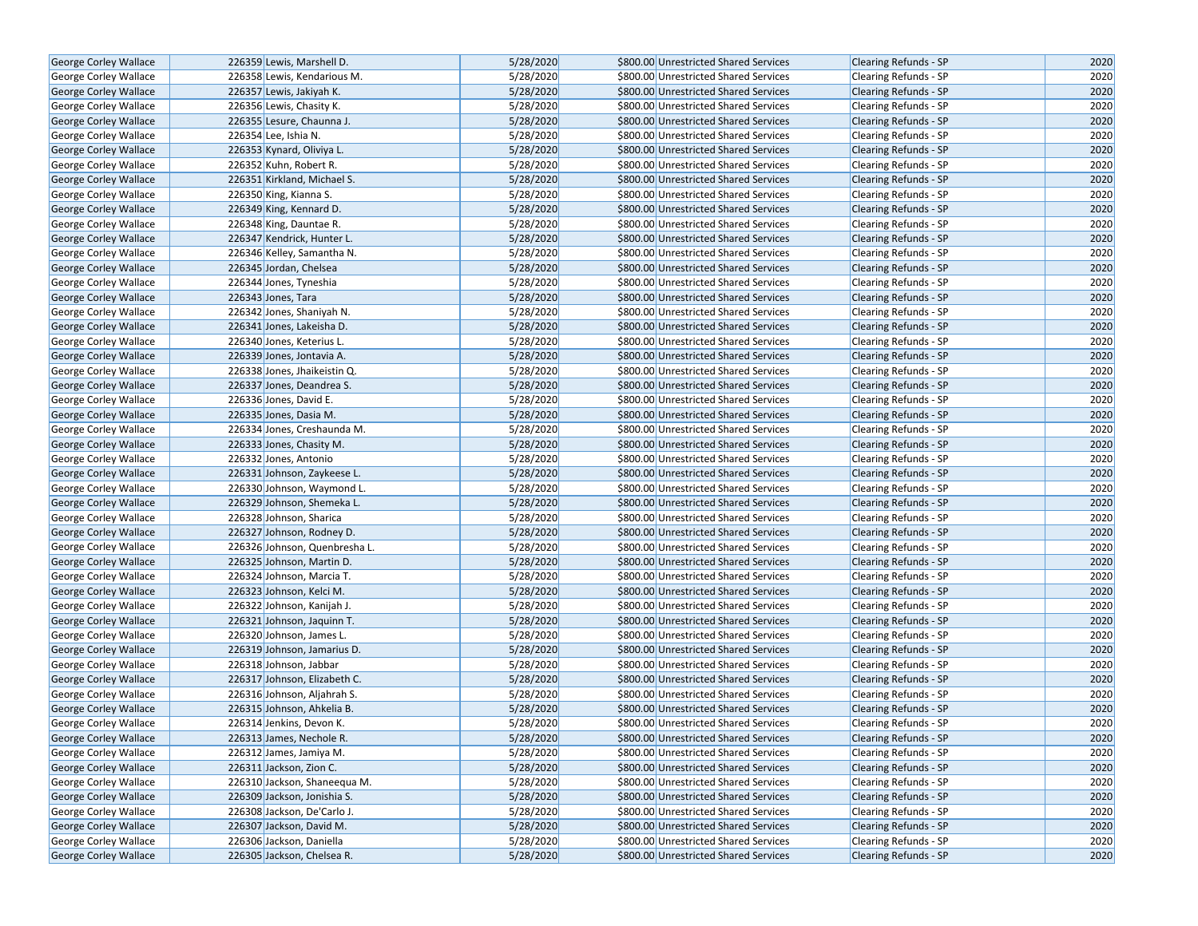| | | | | | | |
|---|---|---|---|---|---|---|
| George Corley Wallace | 226359 | Lewis, Marshell D. | 5/28/2020 | $800.00 | Unrestricted Shared Services | Clearing Refunds - SP | 2020 |
| George Corley Wallace | 226358 | Lewis, Kendarious M. | 5/28/2020 | $800.00 | Unrestricted Shared Services | Clearing Refunds - SP | 2020 |
| George Corley Wallace | 226357 | Lewis, Jakiyah K. | 5/28/2020 | $800.00 | Unrestricted Shared Services | Clearing Refunds - SP | 2020 |
| George Corley Wallace | 226356 | Lewis, Chasity K. | 5/28/2020 | $800.00 | Unrestricted Shared Services | Clearing Refunds - SP | 2020 |
| George Corley Wallace | 226355 | Lesure, Chaunna J. | 5/28/2020 | $800.00 | Unrestricted Shared Services | Clearing Refunds - SP | 2020 |
| George Corley Wallace | 226354 | Lee, Ishia N. | 5/28/2020 | $800.00 | Unrestricted Shared Services | Clearing Refunds - SP | 2020 |
| George Corley Wallace | 226353 | Kynard, Oliviya L. | 5/28/2020 | $800.00 | Unrestricted Shared Services | Clearing Refunds - SP | 2020 |
| George Corley Wallace | 226352 | Kuhn, Robert R. | 5/28/2020 | $800.00 | Unrestricted Shared Services | Clearing Refunds - SP | 2020 |
| George Corley Wallace | 226351 | Kirkland, Michael S. | 5/28/2020 | $800.00 | Unrestricted Shared Services | Clearing Refunds - SP | 2020 |
| George Corley Wallace | 226350 | King, Kianna S. | 5/28/2020 | $800.00 | Unrestricted Shared Services | Clearing Refunds - SP | 2020 |
| George Corley Wallace | 226349 | King, Kennard D. | 5/28/2020 | $800.00 | Unrestricted Shared Services | Clearing Refunds - SP | 2020 |
| George Corley Wallace | 226348 | King, Dauntae R. | 5/28/2020 | $800.00 | Unrestricted Shared Services | Clearing Refunds - SP | 2020 |
| George Corley Wallace | 226347 | Kendrick, Hunter L. | 5/28/2020 | $800.00 | Unrestricted Shared Services | Clearing Refunds - SP | 2020 |
| George Corley Wallace | 226346 | Kelley, Samantha N. | 5/28/2020 | $800.00 | Unrestricted Shared Services | Clearing Refunds - SP | 2020 |
| George Corley Wallace | 226345 | Jordan, Chelsea | 5/28/2020 | $800.00 | Unrestricted Shared Services | Clearing Refunds - SP | 2020 |
| George Corley Wallace | 226344 | Jones, Tyneshia | 5/28/2020 | $800.00 | Unrestricted Shared Services | Clearing Refunds - SP | 2020 |
| George Corley Wallace | 226343 | Jones, Tara | 5/28/2020 | $800.00 | Unrestricted Shared Services | Clearing Refunds - SP | 2020 |
| George Corley Wallace | 226342 | Jones, Shaniyah N. | 5/28/2020 | $800.00 | Unrestricted Shared Services | Clearing Refunds - SP | 2020 |
| George Corley Wallace | 226341 | Jones, Lakeisha D. | 5/28/2020 | $800.00 | Unrestricted Shared Services | Clearing Refunds - SP | 2020 |
| George Corley Wallace | 226340 | Jones, Keterius L. | 5/28/2020 | $800.00 | Unrestricted Shared Services | Clearing Refunds - SP | 2020 |
| George Corley Wallace | 226339 | Jones, Jontavia A. | 5/28/2020 | $800.00 | Unrestricted Shared Services | Clearing Refunds - SP | 2020 |
| George Corley Wallace | 226338 | Jones, Jhaikeistin Q. | 5/28/2020 | $800.00 | Unrestricted Shared Services | Clearing Refunds - SP | 2020 |
| George Corley Wallace | 226337 | Jones, Deandrea S. | 5/28/2020 | $800.00 | Unrestricted Shared Services | Clearing Refunds - SP | 2020 |
| George Corley Wallace | 226336 | Jones, David E. | 5/28/2020 | $800.00 | Unrestricted Shared Services | Clearing Refunds - SP | 2020 |
| George Corley Wallace | 226335 | Jones, Dasia M. | 5/28/2020 | $800.00 | Unrestricted Shared Services | Clearing Refunds - SP | 2020 |
| George Corley Wallace | 226334 | Jones, Creshaunda M. | 5/28/2020 | $800.00 | Unrestricted Shared Services | Clearing Refunds - SP | 2020 |
| George Corley Wallace | 226333 | Jones, Chasity M. | 5/28/2020 | $800.00 | Unrestricted Shared Services | Clearing Refunds - SP | 2020 |
| George Corley Wallace | 226332 | Jones, Antonio | 5/28/2020 | $800.00 | Unrestricted Shared Services | Clearing Refunds - SP | 2020 |
| George Corley Wallace | 226331 | Johnson, Zaykeese L. | 5/28/2020 | $800.00 | Unrestricted Shared Services | Clearing Refunds - SP | 2020 |
| George Corley Wallace | 226330 | Johnson, Waymond L. | 5/28/2020 | $800.00 | Unrestricted Shared Services | Clearing Refunds - SP | 2020 |
| George Corley Wallace | 226329 | Johnson, Shemeka L. | 5/28/2020 | $800.00 | Unrestricted Shared Services | Clearing Refunds - SP | 2020 |
| George Corley Wallace | 226328 | Johnson, Sharica | 5/28/2020 | $800.00 | Unrestricted Shared Services | Clearing Refunds - SP | 2020 |
| George Corley Wallace | 226327 | Johnson, Rodney D. | 5/28/2020 | $800.00 | Unrestricted Shared Services | Clearing Refunds - SP | 2020 |
| George Corley Wallace | 226326 | Johnson, Quenbresha L. | 5/28/2020 | $800.00 | Unrestricted Shared Services | Clearing Refunds - SP | 2020 |
| George Corley Wallace | 226325 | Johnson, Martin D. | 5/28/2020 | $800.00 | Unrestricted Shared Services | Clearing Refunds - SP | 2020 |
| George Corley Wallace | 226324 | Johnson, Marcia T. | 5/28/2020 | $800.00 | Unrestricted Shared Services | Clearing Refunds - SP | 2020 |
| George Corley Wallace | 226323 | Johnson, Kelci M. | 5/28/2020 | $800.00 | Unrestricted Shared Services | Clearing Refunds - SP | 2020 |
| George Corley Wallace | 226322 | Johnson, Kanijah J. | 5/28/2020 | $800.00 | Unrestricted Shared Services | Clearing Refunds - SP | 2020 |
| George Corley Wallace | 226321 | Johnson, Jaquinn T. | 5/28/2020 | $800.00 | Unrestricted Shared Services | Clearing Refunds - SP | 2020 |
| George Corley Wallace | 226320 | Johnson, James L. | 5/28/2020 | $800.00 | Unrestricted Shared Services | Clearing Refunds - SP | 2020 |
| George Corley Wallace | 226319 | Johnson, Jamarius D. | 5/28/2020 | $800.00 | Unrestricted Shared Services | Clearing Refunds - SP | 2020 |
| George Corley Wallace | 226318 | Johnson, Jabbar | 5/28/2020 | $800.00 | Unrestricted Shared Services | Clearing Refunds - SP | 2020 |
| George Corley Wallace | 226317 | Johnson, Elizabeth C. | 5/28/2020 | $800.00 | Unrestricted Shared Services | Clearing Refunds - SP | 2020 |
| George Corley Wallace | 226316 | Johnson, Aljahrah S. | 5/28/2020 | $800.00 | Unrestricted Shared Services | Clearing Refunds - SP | 2020 |
| George Corley Wallace | 226315 | Johnson, Ahkelia B. | 5/28/2020 | $800.00 | Unrestricted Shared Services | Clearing Refunds - SP | 2020 |
| George Corley Wallace | 226314 | Jenkins, Devon K. | 5/28/2020 | $800.00 | Unrestricted Shared Services | Clearing Refunds - SP | 2020 |
| George Corley Wallace | 226313 | James, Nechole R. | 5/28/2020 | $800.00 | Unrestricted Shared Services | Clearing Refunds - SP | 2020 |
| George Corley Wallace | 226312 | James, Jamiya M. | 5/28/2020 | $800.00 | Unrestricted Shared Services | Clearing Refunds - SP | 2020 |
| George Corley Wallace | 226311 | Jackson, Zion C. | 5/28/2020 | $800.00 | Unrestricted Shared Services | Clearing Refunds - SP | 2020 |
| George Corley Wallace | 226310 | Jackson, Shaneequa M. | 5/28/2020 | $800.00 | Unrestricted Shared Services | Clearing Refunds - SP | 2020 |
| George Corley Wallace | 226309 | Jackson, Jonishia S. | 5/28/2020 | $800.00 | Unrestricted Shared Services | Clearing Refunds - SP | 2020 |
| George Corley Wallace | 226308 | Jackson, De'Carlo J. | 5/28/2020 | $800.00 | Unrestricted Shared Services | Clearing Refunds - SP | 2020 |
| George Corley Wallace | 226307 | Jackson, David M. | 5/28/2020 | $800.00 | Unrestricted Shared Services | Clearing Refunds - SP | 2020 |
| George Corley Wallace | 226306 | Jackson, Daniella | 5/28/2020 | $800.00 | Unrestricted Shared Services | Clearing Refunds - SP | 2020 |
| George Corley Wallace | 226305 | Jackson, Chelsea R. | 5/28/2020 | $800.00 | Unrestricted Shared Services | Clearing Refunds - SP | 2020 |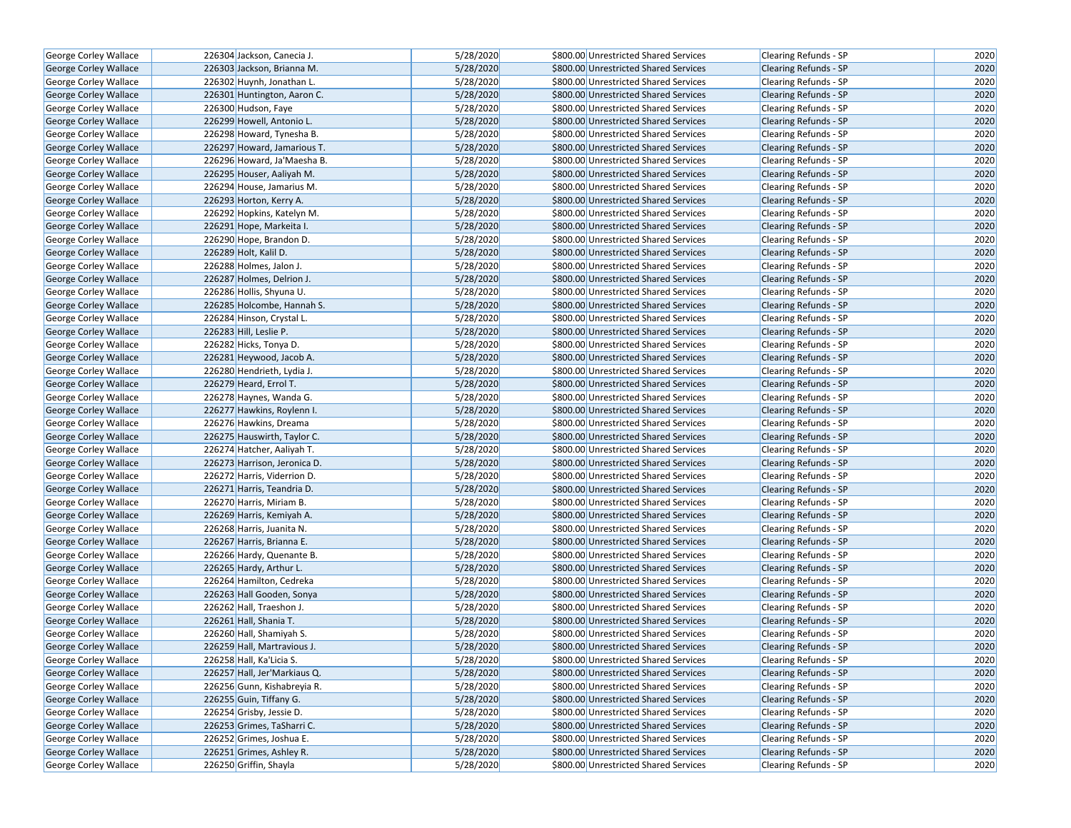| George Corley Wallace | 226304 | Jackson, Canecia J. | 5/28/2020 | $800.00 | Unrestricted Shared Services | Clearing Refunds - SP | 2020 |
|---|---|---|---|---|---|---|---|
| George Corley Wallace | 226303 | Jackson, Brianna M. | 5/28/2020 | $800.00 | Unrestricted Shared Services | Clearing Refunds - SP | 2020 |
| George Corley Wallace | 226302 | Huynh, Jonathan L. | 5/28/2020 | $800.00 | Unrestricted Shared Services | Clearing Refunds - SP | 2020 |
| George Corley Wallace | 226301 | Huntington, Aaron C. | 5/28/2020 | $800.00 | Unrestricted Shared Services | Clearing Refunds - SP | 2020 |
| George Corley Wallace | 226300 | Hudson, Faye | 5/28/2020 | $800.00 | Unrestricted Shared Services | Clearing Refunds - SP | 2020 |
| George Corley Wallace | 226299 | Howell, Antonio L. | 5/28/2020 | $800.00 | Unrestricted Shared Services | Clearing Refunds - SP | 2020 |
| George Corley Wallace | 226298 | Howard, Tynesha B. | 5/28/2020 | $800.00 | Unrestricted Shared Services | Clearing Refunds - SP | 2020 |
| George Corley Wallace | 226297 | Howard, Jamarious T. | 5/28/2020 | $800.00 | Unrestricted Shared Services | Clearing Refunds - SP | 2020 |
| George Corley Wallace | 226296 | Howard, Ja'Maesha B. | 5/28/2020 | $800.00 | Unrestricted Shared Services | Clearing Refunds - SP | 2020 |
| George Corley Wallace | 226295 | Houser, Aaliyah M. | 5/28/2020 | $800.00 | Unrestricted Shared Services | Clearing Refunds - SP | 2020 |
| George Corley Wallace | 226294 | House, Jamarius M. | 5/28/2020 | $800.00 | Unrestricted Shared Services | Clearing Refunds - SP | 2020 |
| George Corley Wallace | 226293 | Horton, Kerry A. | 5/28/2020 | $800.00 | Unrestricted Shared Services | Clearing Refunds - SP | 2020 |
| George Corley Wallace | 226292 | Hopkins, Katelyn M. | 5/28/2020 | $800.00 | Unrestricted Shared Services | Clearing Refunds - SP | 2020 |
| George Corley Wallace | 226291 | Hope, Markeita I. | 5/28/2020 | $800.00 | Unrestricted Shared Services | Clearing Refunds - SP | 2020 |
| George Corley Wallace | 226290 | Hope, Brandon D. | 5/28/2020 | $800.00 | Unrestricted Shared Services | Clearing Refunds - SP | 2020 |
| George Corley Wallace | 226289 | Holt, Kalil D. | 5/28/2020 | $800.00 | Unrestricted Shared Services | Clearing Refunds - SP | 2020 |
| George Corley Wallace | 226288 | Holmes, Jalon J. | 5/28/2020 | $800.00 | Unrestricted Shared Services | Clearing Refunds - SP | 2020 |
| George Corley Wallace | 226287 | Holmes, Delrion J. | 5/28/2020 | $800.00 | Unrestricted Shared Services | Clearing Refunds - SP | 2020 |
| George Corley Wallace | 226286 | Hollis, Shyuna U. | 5/28/2020 | $800.00 | Unrestricted Shared Services | Clearing Refunds - SP | 2020 |
| George Corley Wallace | 226285 | Holcombe, Hannah S. | 5/28/2020 | $800.00 | Unrestricted Shared Services | Clearing Refunds - SP | 2020 |
| George Corley Wallace | 226284 | Hinson, Crystal L. | 5/28/2020 | $800.00 | Unrestricted Shared Services | Clearing Refunds - SP | 2020 |
| George Corley Wallace | 226283 | Hill, Leslie P. | 5/28/2020 | $800.00 | Unrestricted Shared Services | Clearing Refunds - SP | 2020 |
| George Corley Wallace | 226282 | Hicks, Tonya D. | 5/28/2020 | $800.00 | Unrestricted Shared Services | Clearing Refunds - SP | 2020 |
| George Corley Wallace | 226281 | Heywood, Jacob A. | 5/28/2020 | $800.00 | Unrestricted Shared Services | Clearing Refunds - SP | 2020 |
| George Corley Wallace | 226280 | Hendrieth, Lydia J. | 5/28/2020 | $800.00 | Unrestricted Shared Services | Clearing Refunds - SP | 2020 |
| George Corley Wallace | 226279 | Heard, Errol T. | 5/28/2020 | $800.00 | Unrestricted Shared Services | Clearing Refunds - SP | 2020 |
| George Corley Wallace | 226278 | Haynes, Wanda G. | 5/28/2020 | $800.00 | Unrestricted Shared Services | Clearing Refunds - SP | 2020 |
| George Corley Wallace | 226277 | Hawkins, Roylenn I. | 5/28/2020 | $800.00 | Unrestricted Shared Services | Clearing Refunds - SP | 2020 |
| George Corley Wallace | 226276 | Hawkins, Dreama | 5/28/2020 | $800.00 | Unrestricted Shared Services | Clearing Refunds - SP | 2020 |
| George Corley Wallace | 226275 | Hauswirth, Taylor C. | 5/28/2020 | $800.00 | Unrestricted Shared Services | Clearing Refunds - SP | 2020 |
| George Corley Wallace | 226274 | Hatcher, Aaliyah T. | 5/28/2020 | $800.00 | Unrestricted Shared Services | Clearing Refunds - SP | 2020 |
| George Corley Wallace | 226273 | Harrison, Jeronica D. | 5/28/2020 | $800.00 | Unrestricted Shared Services | Clearing Refunds - SP | 2020 |
| George Corley Wallace | 226272 | Harris, Viderrion D. | 5/28/2020 | $800.00 | Unrestricted Shared Services | Clearing Refunds - SP | 2020 |
| George Corley Wallace | 226271 | Harris, Teandria D. | 5/28/2020 | $800.00 | Unrestricted Shared Services | Clearing Refunds - SP | 2020 |
| George Corley Wallace | 226270 | Harris, Miriam B. | 5/28/2020 | $800.00 | Unrestricted Shared Services | Clearing Refunds - SP | 2020 |
| George Corley Wallace | 226269 | Harris, Kemiyah A. | 5/28/2020 | $800.00 | Unrestricted Shared Services | Clearing Refunds - SP | 2020 |
| George Corley Wallace | 226268 | Harris, Juanita N. | 5/28/2020 | $800.00 | Unrestricted Shared Services | Clearing Refunds - SP | 2020 |
| George Corley Wallace | 226267 | Harris, Brianna E. | 5/28/2020 | $800.00 | Unrestricted Shared Services | Clearing Refunds - SP | 2020 |
| George Corley Wallace | 226266 | Hardy, Quenante B. | 5/28/2020 | $800.00 | Unrestricted Shared Services | Clearing Refunds - SP | 2020 |
| George Corley Wallace | 226265 | Hardy, Arthur L. | 5/28/2020 | $800.00 | Unrestricted Shared Services | Clearing Refunds - SP | 2020 |
| George Corley Wallace | 226264 | Hamilton, Cedreka | 5/28/2020 | $800.00 | Unrestricted Shared Services | Clearing Refunds - SP | 2020 |
| George Corley Wallace | 226263 | Hall Gooden, Sonya | 5/28/2020 | $800.00 | Unrestricted Shared Services | Clearing Refunds - SP | 2020 |
| George Corley Wallace | 226262 | Hall, Traeshon J. | 5/28/2020 | $800.00 | Unrestricted Shared Services | Clearing Refunds - SP | 2020 |
| George Corley Wallace | 226261 | Hall, Shania T. | 5/28/2020 | $800.00 | Unrestricted Shared Services | Clearing Refunds - SP | 2020 |
| George Corley Wallace | 226260 | Hall, Shamiyah S. | 5/28/2020 | $800.00 | Unrestricted Shared Services | Clearing Refunds - SP | 2020 |
| George Corley Wallace | 226259 | Hall, Martravious J. | 5/28/2020 | $800.00 | Unrestricted Shared Services | Clearing Refunds - SP | 2020 |
| George Corley Wallace | 226258 | Hall, Ka'Licia S. | 5/28/2020 | $800.00 | Unrestricted Shared Services | Clearing Refunds - SP | 2020 |
| George Corley Wallace | 226257 | Hall, Jer'Markiaus Q. | 5/28/2020 | $800.00 | Unrestricted Shared Services | Clearing Refunds - SP | 2020 |
| George Corley Wallace | 226256 | Gunn, Kishabreyia R. | 5/28/2020 | $800.00 | Unrestricted Shared Services | Clearing Refunds - SP | 2020 |
| George Corley Wallace | 226255 | Guin, Tiffany G. | 5/28/2020 | $800.00 | Unrestricted Shared Services | Clearing Refunds - SP | 2020 |
| George Corley Wallace | 226254 | Grisby, Jessie D. | 5/28/2020 | $800.00 | Unrestricted Shared Services | Clearing Refunds - SP | 2020 |
| George Corley Wallace | 226253 | Grimes, TaSharri C. | 5/28/2020 | $800.00 | Unrestricted Shared Services | Clearing Refunds - SP | 2020 |
| George Corley Wallace | 226252 | Grimes, Joshua E. | 5/28/2020 | $800.00 | Unrestricted Shared Services | Clearing Refunds - SP | 2020 |
| George Corley Wallace | 226251 | Grimes, Ashley R. | 5/28/2020 | $800.00 | Unrestricted Shared Services | Clearing Refunds - SP | 2020 |
| George Corley Wallace | 226250 | Griffin, Shayla | 5/28/2020 | $800.00 | Unrestricted Shared Services | Clearing Refunds - SP | 2020 |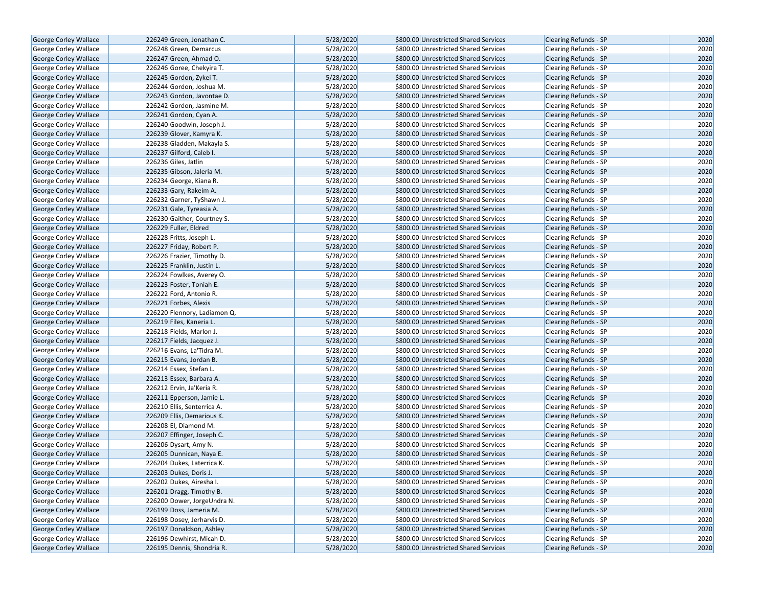| | | | | | | | |
|---|---|---|---|---|---|---|---|
| George Corley Wallace | 226249 | Green, Jonathan C. | 5/28/2020 | $800.00 | Unrestricted Shared Services | Clearing Refunds - SP | 2020 |
| George Corley Wallace | 226248 | Green, Demarcus | 5/28/2020 | $800.00 | Unrestricted Shared Services | Clearing Refunds - SP | 2020 |
| George Corley Wallace | 226247 | Green, Ahmad O. | 5/28/2020 | $800.00 | Unrestricted Shared Services | Clearing Refunds - SP | 2020 |
| George Corley Wallace | 226246 | Goree, Chekyira T. | 5/28/2020 | $800.00 | Unrestricted Shared Services | Clearing Refunds - SP | 2020 |
| George Corley Wallace | 226245 | Gordon, Zykei T. | 5/28/2020 | $800.00 | Unrestricted Shared Services | Clearing Refunds - SP | 2020 |
| George Corley Wallace | 226244 | Gordon, Joshua M. | 5/28/2020 | $800.00 | Unrestricted Shared Services | Clearing Refunds - SP | 2020 |
| George Corley Wallace | 226243 | Gordon, Javontae D. | 5/28/2020 | $800.00 | Unrestricted Shared Services | Clearing Refunds - SP | 2020 |
| George Corley Wallace | 226242 | Gordon, Jasmine M. | 5/28/2020 | $800.00 | Unrestricted Shared Services | Clearing Refunds - SP | 2020 |
| George Corley Wallace | 226241 | Gordon, Cyan A. | 5/28/2020 | $800.00 | Unrestricted Shared Services | Clearing Refunds - SP | 2020 |
| George Corley Wallace | 226240 | Goodwin, Joseph J. | 5/28/2020 | $800.00 | Unrestricted Shared Services | Clearing Refunds - SP | 2020 |
| George Corley Wallace | 226239 | Glover, Kamyra K. | 5/28/2020 | $800.00 | Unrestricted Shared Services | Clearing Refunds - SP | 2020 |
| George Corley Wallace | 226238 | Gladden, Makayla S. | 5/28/2020 | $800.00 | Unrestricted Shared Services | Clearing Refunds - SP | 2020 |
| George Corley Wallace | 226237 | Gilford, Caleb I. | 5/28/2020 | $800.00 | Unrestricted Shared Services | Clearing Refunds - SP | 2020 |
| George Corley Wallace | 226236 | Giles, Jatlin | 5/28/2020 | $800.00 | Unrestricted Shared Services | Clearing Refunds - SP | 2020 |
| George Corley Wallace | 226235 | Gibson, Jaleria M. | 5/28/2020 | $800.00 | Unrestricted Shared Services | Clearing Refunds - SP | 2020 |
| George Corley Wallace | 226234 | George, Kiana R. | 5/28/2020 | $800.00 | Unrestricted Shared Services | Clearing Refunds - SP | 2020 |
| George Corley Wallace | 226233 | Gary, Rakeim A. | 5/28/2020 | $800.00 | Unrestricted Shared Services | Clearing Refunds - SP | 2020 |
| George Corley Wallace | 226232 | Garner, TyShawn J. | 5/28/2020 | $800.00 | Unrestricted Shared Services | Clearing Refunds - SP | 2020 |
| George Corley Wallace | 226231 | Gale, Tyreasia A. | 5/28/2020 | $800.00 | Unrestricted Shared Services | Clearing Refunds - SP | 2020 |
| George Corley Wallace | 226230 | Gaither, Courtney S. | 5/28/2020 | $800.00 | Unrestricted Shared Services | Clearing Refunds - SP | 2020 |
| George Corley Wallace | 226229 | Fuller, Eldred | 5/28/2020 | $800.00 | Unrestricted Shared Services | Clearing Refunds - SP | 2020 |
| George Corley Wallace | 226228 | Fritts, Joseph L. | 5/28/2020 | $800.00 | Unrestricted Shared Services | Clearing Refunds - SP | 2020 |
| George Corley Wallace | 226227 | Friday, Robert P. | 5/28/2020 | $800.00 | Unrestricted Shared Services | Clearing Refunds - SP | 2020 |
| George Corley Wallace | 226226 | Frazier, Timothy D. | 5/28/2020 | $800.00 | Unrestricted Shared Services | Clearing Refunds - SP | 2020 |
| George Corley Wallace | 226225 | Franklin, Justin L. | 5/28/2020 | $800.00 | Unrestricted Shared Services | Clearing Refunds - SP | 2020 |
| George Corley Wallace | 226224 | Fowlkes, Averey O. | 5/28/2020 | $800.00 | Unrestricted Shared Services | Clearing Refunds - SP | 2020 |
| George Corley Wallace | 226223 | Foster, Toniah E. | 5/28/2020 | $800.00 | Unrestricted Shared Services | Clearing Refunds - SP | 2020 |
| George Corley Wallace | 226222 | Ford, Antonio R. | 5/28/2020 | $800.00 | Unrestricted Shared Services | Clearing Refunds - SP | 2020 |
| George Corley Wallace | 226221 | Forbes, Alexis | 5/28/2020 | $800.00 | Unrestricted Shared Services | Clearing Refunds - SP | 2020 |
| George Corley Wallace | 226220 | Flennory, Ladiamon Q. | 5/28/2020 | $800.00 | Unrestricted Shared Services | Clearing Refunds - SP | 2020 |
| George Corley Wallace | 226219 | Files, Kaneria L. | 5/28/2020 | $800.00 | Unrestricted Shared Services | Clearing Refunds - SP | 2020 |
| George Corley Wallace | 226218 | Fields, Marlon J. | 5/28/2020 | $800.00 | Unrestricted Shared Services | Clearing Refunds - SP | 2020 |
| George Corley Wallace | 226217 | Fields, Jacquez J. | 5/28/2020 | $800.00 | Unrestricted Shared Services | Clearing Refunds - SP | 2020 |
| George Corley Wallace | 226216 | Evans, La'Tidra M. | 5/28/2020 | $800.00 | Unrestricted Shared Services | Clearing Refunds - SP | 2020 |
| George Corley Wallace | 226215 | Evans, Jordan B. | 5/28/2020 | $800.00 | Unrestricted Shared Services | Clearing Refunds - SP | 2020 |
| George Corley Wallace | 226214 | Essex, Stefan L. | 5/28/2020 | $800.00 | Unrestricted Shared Services | Clearing Refunds - SP | 2020 |
| George Corley Wallace | 226213 | Essex, Barbara A. | 5/28/2020 | $800.00 | Unrestricted Shared Services | Clearing Refunds - SP | 2020 |
| George Corley Wallace | 226212 | Ervin, Ja'Keria R. | 5/28/2020 | $800.00 | Unrestricted Shared Services | Clearing Refunds - SP | 2020 |
| George Corley Wallace | 226211 | Epperson, Jamie L. | 5/28/2020 | $800.00 | Unrestricted Shared Services | Clearing Refunds - SP | 2020 |
| George Corley Wallace | 226210 | Ellis, Senterrica A. | 5/28/2020 | $800.00 | Unrestricted Shared Services | Clearing Refunds - SP | 2020 |
| George Corley Wallace | 226209 | Ellis, Demarious K. | 5/28/2020 | $800.00 | Unrestricted Shared Services | Clearing Refunds - SP | 2020 |
| George Corley Wallace | 226208 | El, Diamond M. | 5/28/2020 | $800.00 | Unrestricted Shared Services | Clearing Refunds - SP | 2020 |
| George Corley Wallace | 226207 | Effinger, Joseph C. | 5/28/2020 | $800.00 | Unrestricted Shared Services | Clearing Refunds - SP | 2020 |
| George Corley Wallace | 226206 | Dysart, Amy N. | 5/28/2020 | $800.00 | Unrestricted Shared Services | Clearing Refunds - SP | 2020 |
| George Corley Wallace | 226205 | Dunnican, Naya E. | 5/28/2020 | $800.00 | Unrestricted Shared Services | Clearing Refunds - SP | 2020 |
| George Corley Wallace | 226204 | Dukes, Laterrica K. | 5/28/2020 | $800.00 | Unrestricted Shared Services | Clearing Refunds - SP | 2020 |
| George Corley Wallace | 226203 | Dukes, Doris J. | 5/28/2020 | $800.00 | Unrestricted Shared Services | Clearing Refunds - SP | 2020 |
| George Corley Wallace | 226202 | Dukes, Airesha I. | 5/28/2020 | $800.00 | Unrestricted Shared Services | Clearing Refunds - SP | 2020 |
| George Corley Wallace | 226201 | Dragg, Timothy B. | 5/28/2020 | $800.00 | Unrestricted Shared Services | Clearing Refunds - SP | 2020 |
| George Corley Wallace | 226200 | Dower, JorgeUndra N. | 5/28/2020 | $800.00 | Unrestricted Shared Services | Clearing Refunds - SP | 2020 |
| George Corley Wallace | 226199 | Doss, Jameria M. | 5/28/2020 | $800.00 | Unrestricted Shared Services | Clearing Refunds - SP | 2020 |
| George Corley Wallace | 226198 | Dosey, Jerharvis D. | 5/28/2020 | $800.00 | Unrestricted Shared Services | Clearing Refunds - SP | 2020 |
| George Corley Wallace | 226197 | Donaldson, Ashley | 5/28/2020 | $800.00 | Unrestricted Shared Services | Clearing Refunds - SP | 2020 |
| George Corley Wallace | 226196 | Dewhirst, Micah D. | 5/28/2020 | $800.00 | Unrestricted Shared Services | Clearing Refunds - SP | 2020 |
| George Corley Wallace | 226195 | Dennis, Shondria R. | 5/28/2020 | $800.00 | Unrestricted Shared Services | Clearing Refunds - SP | 2020 |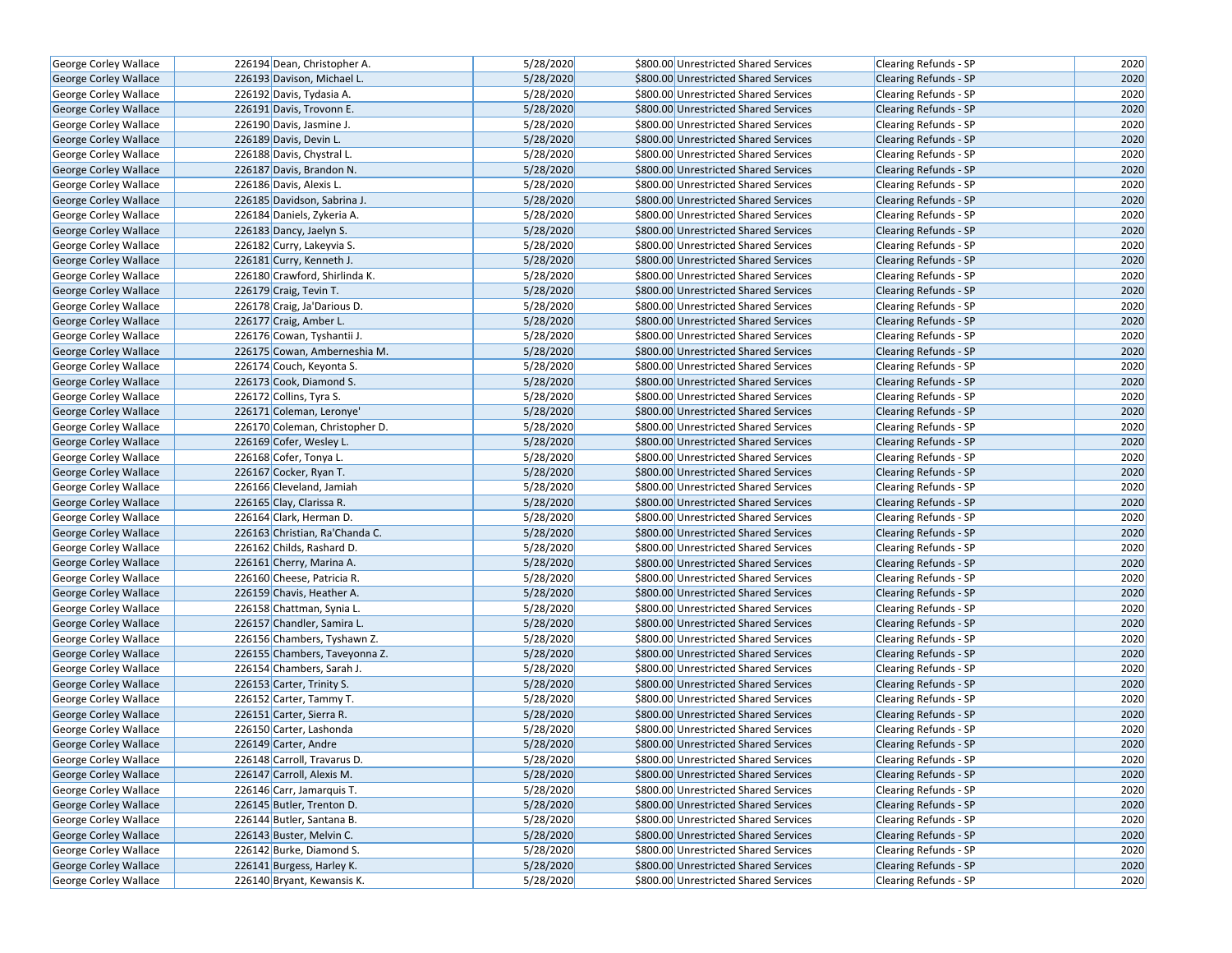| | | | | | | |
|---|---|---|---|---|---|---|
| George Corley Wallace | 226194 | Dean, Christopher A. | 5/28/2020 | $800.00 | Unrestricted Shared Services | Clearing Refunds - SP | 2020 |
| George Corley Wallace | 226193 | Davison, Michael L. | 5/28/2020 | $800.00 | Unrestricted Shared Services | Clearing Refunds - SP | 2020 |
| George Corley Wallace | 226192 | Davis, Tydasia A. | 5/28/2020 | $800.00 | Unrestricted Shared Services | Clearing Refunds - SP | 2020 |
| George Corley Wallace | 226191 | Davis, Trovonn E. | 5/28/2020 | $800.00 | Unrestricted Shared Services | Clearing Refunds - SP | 2020 |
| George Corley Wallace | 226190 | Davis, Jasmine J. | 5/28/2020 | $800.00 | Unrestricted Shared Services | Clearing Refunds - SP | 2020 |
| George Corley Wallace | 226189 | Davis, Devin L. | 5/28/2020 | $800.00 | Unrestricted Shared Services | Clearing Refunds - SP | 2020 |
| George Corley Wallace | 226188 | Davis, Chystral L. | 5/28/2020 | $800.00 | Unrestricted Shared Services | Clearing Refunds - SP | 2020 |
| George Corley Wallace | 226187 | Davis, Brandon N. | 5/28/2020 | $800.00 | Unrestricted Shared Services | Clearing Refunds - SP | 2020 |
| George Corley Wallace | 226186 | Davis, Alexis L. | 5/28/2020 | $800.00 | Unrestricted Shared Services | Clearing Refunds - SP | 2020 |
| George Corley Wallace | 226185 | Davidson, Sabrina J. | 5/28/2020 | $800.00 | Unrestricted Shared Services | Clearing Refunds - SP | 2020 |
| George Corley Wallace | 226184 | Daniels, Zykeria A. | 5/28/2020 | $800.00 | Unrestricted Shared Services | Clearing Refunds - SP | 2020 |
| George Corley Wallace | 226183 | Dancy, Jaelyn S. | 5/28/2020 | $800.00 | Unrestricted Shared Services | Clearing Refunds - SP | 2020 |
| George Corley Wallace | 226182 | Curry, Lakeyvia S. | 5/28/2020 | $800.00 | Unrestricted Shared Services | Clearing Refunds - SP | 2020 |
| George Corley Wallace | 226181 | Curry, Kenneth J. | 5/28/2020 | $800.00 | Unrestricted Shared Services | Clearing Refunds - SP | 2020 |
| George Corley Wallace | 226180 | Crawford, Shirlinda K. | 5/28/2020 | $800.00 | Unrestricted Shared Services | Clearing Refunds - SP | 2020 |
| George Corley Wallace | 226179 | Craig, Tevin T. | 5/28/2020 | $800.00 | Unrestricted Shared Services | Clearing Refunds - SP | 2020 |
| George Corley Wallace | 226178 | Craig, Ja'Darious D. | 5/28/2020 | $800.00 | Unrestricted Shared Services | Clearing Refunds - SP | 2020 |
| George Corley Wallace | 226177 | Craig, Amber L. | 5/28/2020 | $800.00 | Unrestricted Shared Services | Clearing Refunds - SP | 2020 |
| George Corley Wallace | 226176 | Cowan, Tyshantii J. | 5/28/2020 | $800.00 | Unrestricted Shared Services | Clearing Refunds - SP | 2020 |
| George Corley Wallace | 226175 | Cowan, Amberneshia M. | 5/28/2020 | $800.00 | Unrestricted Shared Services | Clearing Refunds - SP | 2020 |
| George Corley Wallace | 226174 | Couch, Keyonta S. | 5/28/2020 | $800.00 | Unrestricted Shared Services | Clearing Refunds - SP | 2020 |
| George Corley Wallace | 226173 | Cook, Diamond S. | 5/28/2020 | $800.00 | Unrestricted Shared Services | Clearing Refunds - SP | 2020 |
| George Corley Wallace | 226172 | Collins, Tyra S. | 5/28/2020 | $800.00 | Unrestricted Shared Services | Clearing Refunds - SP | 2020 |
| George Corley Wallace | 226171 | Coleman, Leronye' | 5/28/2020 | $800.00 | Unrestricted Shared Services | Clearing Refunds - SP | 2020 |
| George Corley Wallace | 226170 | Coleman, Christopher D. | 5/28/2020 | $800.00 | Unrestricted Shared Services | Clearing Refunds - SP | 2020 |
| George Corley Wallace | 226169 | Cofer, Wesley L. | 5/28/2020 | $800.00 | Unrestricted Shared Services | Clearing Refunds - SP | 2020 |
| George Corley Wallace | 226168 | Cofer, Tonya L. | 5/28/2020 | $800.00 | Unrestricted Shared Services | Clearing Refunds - SP | 2020 |
| George Corley Wallace | 226167 | Cocker, Ryan T. | 5/28/2020 | $800.00 | Unrestricted Shared Services | Clearing Refunds - SP | 2020 |
| George Corley Wallace | 226166 | Cleveland, Jamiah | 5/28/2020 | $800.00 | Unrestricted Shared Services | Clearing Refunds - SP | 2020 |
| George Corley Wallace | 226165 | Clay, Clarissa R. | 5/28/2020 | $800.00 | Unrestricted Shared Services | Clearing Refunds - SP | 2020 |
| George Corley Wallace | 226164 | Clark, Herman D. | 5/28/2020 | $800.00 | Unrestricted Shared Services | Clearing Refunds - SP | 2020 |
| George Corley Wallace | 226163 | Christian, Ra'Chanda C. | 5/28/2020 | $800.00 | Unrestricted Shared Services | Clearing Refunds - SP | 2020 |
| George Corley Wallace | 226162 | Childs, Rashard D. | 5/28/2020 | $800.00 | Unrestricted Shared Services | Clearing Refunds - SP | 2020 |
| George Corley Wallace | 226161 | Cherry, Marina A. | 5/28/2020 | $800.00 | Unrestricted Shared Services | Clearing Refunds - SP | 2020 |
| George Corley Wallace | 226160 | Cheese, Patricia R. | 5/28/2020 | $800.00 | Unrestricted Shared Services | Clearing Refunds - SP | 2020 |
| George Corley Wallace | 226159 | Chavis, Heather A. | 5/28/2020 | $800.00 | Unrestricted Shared Services | Clearing Refunds - SP | 2020 |
| George Corley Wallace | 226158 | Chattman, Synia L. | 5/28/2020 | $800.00 | Unrestricted Shared Services | Clearing Refunds - SP | 2020 |
| George Corley Wallace | 226157 | Chandler, Samira L. | 5/28/2020 | $800.00 | Unrestricted Shared Services | Clearing Refunds - SP | 2020 |
| George Corley Wallace | 226156 | Chambers, Tyshawn Z. | 5/28/2020 | $800.00 | Unrestricted Shared Services | Clearing Refunds - SP | 2020 |
| George Corley Wallace | 226155 | Chambers, Taveyonna Z. | 5/28/2020 | $800.00 | Unrestricted Shared Services | Clearing Refunds - SP | 2020 |
| George Corley Wallace | 226154 | Chambers, Sarah J. | 5/28/2020 | $800.00 | Unrestricted Shared Services | Clearing Refunds - SP | 2020 |
| George Corley Wallace | 226153 | Carter, Trinity S. | 5/28/2020 | $800.00 | Unrestricted Shared Services | Clearing Refunds - SP | 2020 |
| George Corley Wallace | 226152 | Carter, Tammy T. | 5/28/2020 | $800.00 | Unrestricted Shared Services | Clearing Refunds - SP | 2020 |
| George Corley Wallace | 226151 | Carter, Sierra R. | 5/28/2020 | $800.00 | Unrestricted Shared Services | Clearing Refunds - SP | 2020 |
| George Corley Wallace | 226150 | Carter, Lashonda | 5/28/2020 | $800.00 | Unrestricted Shared Services | Clearing Refunds - SP | 2020 |
| George Corley Wallace | 226149 | Carter, Andre | 5/28/2020 | $800.00 | Unrestricted Shared Services | Clearing Refunds - SP | 2020 |
| George Corley Wallace | 226148 | Carroll, Travarus D. | 5/28/2020 | $800.00 | Unrestricted Shared Services | Clearing Refunds - SP | 2020 |
| George Corley Wallace | 226147 | Carroll, Alexis M. | 5/28/2020 | $800.00 | Unrestricted Shared Services | Clearing Refunds - SP | 2020 |
| George Corley Wallace | 226146 | Carr, Jamarquis T. | 5/28/2020 | $800.00 | Unrestricted Shared Services | Clearing Refunds - SP | 2020 |
| George Corley Wallace | 226145 | Butler, Trenton D. | 5/28/2020 | $800.00 | Unrestricted Shared Services | Clearing Refunds - SP | 2020 |
| George Corley Wallace | 226144 | Butler, Santana B. | 5/28/2020 | $800.00 | Unrestricted Shared Services | Clearing Refunds - SP | 2020 |
| George Corley Wallace | 226143 | Buster, Melvin C. | 5/28/2020 | $800.00 | Unrestricted Shared Services | Clearing Refunds - SP | 2020 |
| George Corley Wallace | 226142 | Burke, Diamond S. | 5/28/2020 | $800.00 | Unrestricted Shared Services | Clearing Refunds - SP | 2020 |
| George Corley Wallace | 226141 | Burgess, Harley K. | 5/28/2020 | $800.00 | Unrestricted Shared Services | Clearing Refunds - SP | 2020 |
| George Corley Wallace | 226140 | Bryant, Kewansis K. | 5/28/2020 | $800.00 | Unrestricted Shared Services | Clearing Refunds - SP | 2020 |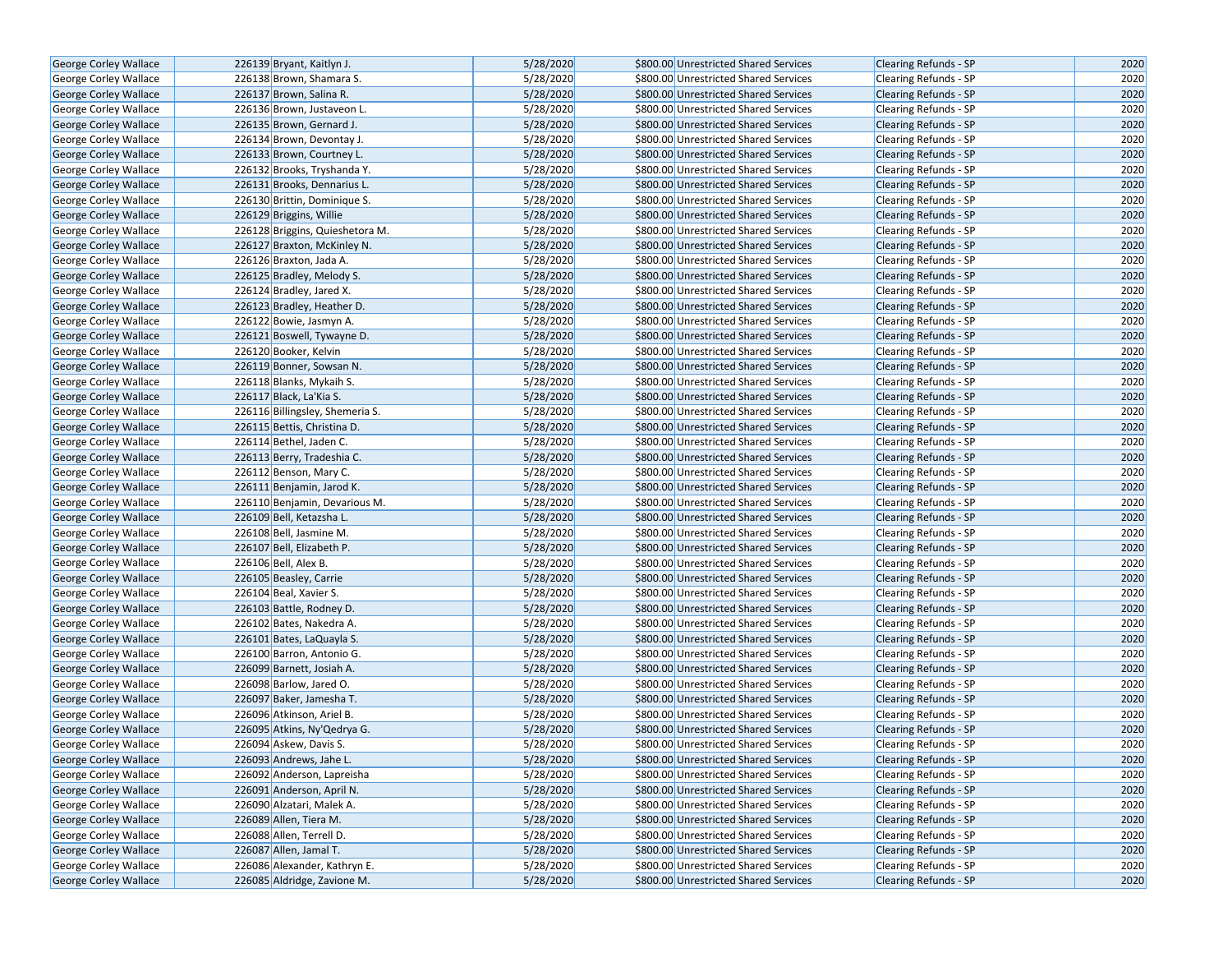| | | | | | | |
|---|---|---|---|---|---|---|
| George Corley Wallace | 226139 | Bryant, Kaitlyn J. | 5/28/2020 | $800.00 Unrestricted Shared Services | Clearing Refunds - SP | 2020 |
| George Corley Wallace | 226138 | Brown, Shamara S. | 5/28/2020 | $800.00 Unrestricted Shared Services | Clearing Refunds - SP | 2020 |
| George Corley Wallace | 226137 | Brown, Salina R. | 5/28/2020 | $800.00 Unrestricted Shared Services | Clearing Refunds - SP | 2020 |
| George Corley Wallace | 226136 | Brown, Justaveon L. | 5/28/2020 | $800.00 Unrestricted Shared Services | Clearing Refunds - SP | 2020 |
| George Corley Wallace | 226135 | Brown, Gernard J. | 5/28/2020 | $800.00 Unrestricted Shared Services | Clearing Refunds - SP | 2020 |
| George Corley Wallace | 226134 | Brown, Devontay J. | 5/28/2020 | $800.00 Unrestricted Shared Services | Clearing Refunds - SP | 2020 |
| George Corley Wallace | 226133 | Brown, Courtney L. | 5/28/2020 | $800.00 Unrestricted Shared Services | Clearing Refunds - SP | 2020 |
| George Corley Wallace | 226132 | Brooks, Tryshanda Y. | 5/28/2020 | $800.00 Unrestricted Shared Services | Clearing Refunds - SP | 2020 |
| George Corley Wallace | 226131 | Brooks, Dennarius L. | 5/28/2020 | $800.00 Unrestricted Shared Services | Clearing Refunds - SP | 2020 |
| George Corley Wallace | 226130 | Brittin, Dominique S. | 5/28/2020 | $800.00 Unrestricted Shared Services | Clearing Refunds - SP | 2020 |
| George Corley Wallace | 226129 | Briggins, Willie | 5/28/2020 | $800.00 Unrestricted Shared Services | Clearing Refunds - SP | 2020 |
| George Corley Wallace | 226128 | Briggins, Quieshetora M. | 5/28/2020 | $800.00 Unrestricted Shared Services | Clearing Refunds - SP | 2020 |
| George Corley Wallace | 226127 | Braxton, McKinley N. | 5/28/2020 | $800.00 Unrestricted Shared Services | Clearing Refunds - SP | 2020 |
| George Corley Wallace | 226126 | Braxton, Jada A. | 5/28/2020 | $800.00 Unrestricted Shared Services | Clearing Refunds - SP | 2020 |
| George Corley Wallace | 226125 | Bradley, Melody S. | 5/28/2020 | $800.00 Unrestricted Shared Services | Clearing Refunds - SP | 2020 |
| George Corley Wallace | 226124 | Bradley, Jared X. | 5/28/2020 | $800.00 Unrestricted Shared Services | Clearing Refunds - SP | 2020 |
| George Corley Wallace | 226123 | Bradley, Heather D. | 5/28/2020 | $800.00 Unrestricted Shared Services | Clearing Refunds - SP | 2020 |
| George Corley Wallace | 226122 | Bowie, Jasmyn A. | 5/28/2020 | $800.00 Unrestricted Shared Services | Clearing Refunds - SP | 2020 |
| George Corley Wallace | 226121 | Boswell, Tywayne D. | 5/28/2020 | $800.00 Unrestricted Shared Services | Clearing Refunds - SP | 2020 |
| George Corley Wallace | 226120 | Booker, Kelvin | 5/28/2020 | $800.00 Unrestricted Shared Services | Clearing Refunds - SP | 2020 |
| George Corley Wallace | 226119 | Bonner, Sowsan N. | 5/28/2020 | $800.00 Unrestricted Shared Services | Clearing Refunds - SP | 2020 |
| George Corley Wallace | 226118 | Blanks, Mykaih S. | 5/28/2020 | $800.00 Unrestricted Shared Services | Clearing Refunds - SP | 2020 |
| George Corley Wallace | 226117 | Black, La'Kia S. | 5/28/2020 | $800.00 Unrestricted Shared Services | Clearing Refunds - SP | 2020 |
| George Corley Wallace | 226116 | Billingsley, Shemeria S. | 5/28/2020 | $800.00 Unrestricted Shared Services | Clearing Refunds - SP | 2020 |
| George Corley Wallace | 226115 | Bettis, Christina D. | 5/28/2020 | $800.00 Unrestricted Shared Services | Clearing Refunds - SP | 2020 |
| George Corley Wallace | 226114 | Bethel, Jaden C. | 5/28/2020 | $800.00 Unrestricted Shared Services | Clearing Refunds - SP | 2020 |
| George Corley Wallace | 226113 | Berry, Tradeshia C. | 5/28/2020 | $800.00 Unrestricted Shared Services | Clearing Refunds - SP | 2020 |
| George Corley Wallace | 226112 | Benson, Mary C. | 5/28/2020 | $800.00 Unrestricted Shared Services | Clearing Refunds - SP | 2020 |
| George Corley Wallace | 226111 | Benjamin, Jarod K. | 5/28/2020 | $800.00 Unrestricted Shared Services | Clearing Refunds - SP | 2020 |
| George Corley Wallace | 226110 | Benjamin, Devarious M. | 5/28/2020 | $800.00 Unrestricted Shared Services | Clearing Refunds - SP | 2020 |
| George Corley Wallace | 226109 | Bell, Ketazsha L. | 5/28/2020 | $800.00 Unrestricted Shared Services | Clearing Refunds - SP | 2020 |
| George Corley Wallace | 226108 | Bell, Jasmine M. | 5/28/2020 | $800.00 Unrestricted Shared Services | Clearing Refunds - SP | 2020 |
| George Corley Wallace | 226107 | Bell, Elizabeth P. | 5/28/2020 | $800.00 Unrestricted Shared Services | Clearing Refunds - SP | 2020 |
| George Corley Wallace | 226106 | Bell, Alex B. | 5/28/2020 | $800.00 Unrestricted Shared Services | Clearing Refunds - SP | 2020 |
| George Corley Wallace | 226105 | Beasley, Carrie | 5/28/2020 | $800.00 Unrestricted Shared Services | Clearing Refunds - SP | 2020 |
| George Corley Wallace | 226104 | Beal, Xavier S. | 5/28/2020 | $800.00 Unrestricted Shared Services | Clearing Refunds - SP | 2020 |
| George Corley Wallace | 226103 | Battle, Rodney D. | 5/28/2020 | $800.00 Unrestricted Shared Services | Clearing Refunds - SP | 2020 |
| George Corley Wallace | 226102 | Bates, Nakedra A. | 5/28/2020 | $800.00 Unrestricted Shared Services | Clearing Refunds - SP | 2020 |
| George Corley Wallace | 226101 | Bates, LaQuayla S. | 5/28/2020 | $800.00 Unrestricted Shared Services | Clearing Refunds - SP | 2020 |
| George Corley Wallace | 226100 | Barron, Antonio G. | 5/28/2020 | $800.00 Unrestricted Shared Services | Clearing Refunds - SP | 2020 |
| George Corley Wallace | 226099 | Barnett, Josiah A. | 5/28/2020 | $800.00 Unrestricted Shared Services | Clearing Refunds - SP | 2020 |
| George Corley Wallace | 226098 | Barlow, Jared O. | 5/28/2020 | $800.00 Unrestricted Shared Services | Clearing Refunds - SP | 2020 |
| George Corley Wallace | 226097 | Baker, Jamesha T. | 5/28/2020 | $800.00 Unrestricted Shared Services | Clearing Refunds - SP | 2020 |
| George Corley Wallace | 226096 | Atkinson, Ariel B. | 5/28/2020 | $800.00 Unrestricted Shared Services | Clearing Refunds - SP | 2020 |
| George Corley Wallace | 226095 | Atkins, Ny'Qedrya G. | 5/28/2020 | $800.00 Unrestricted Shared Services | Clearing Refunds - SP | 2020 |
| George Corley Wallace | 226094 | Askew, Davis S. | 5/28/2020 | $800.00 Unrestricted Shared Services | Clearing Refunds - SP | 2020 |
| George Corley Wallace | 226093 | Andrews, Jahe L. | 5/28/2020 | $800.00 Unrestricted Shared Services | Clearing Refunds - SP | 2020 |
| George Corley Wallace | 226092 | Anderson, Lapreisha | 5/28/2020 | $800.00 Unrestricted Shared Services | Clearing Refunds - SP | 2020 |
| George Corley Wallace | 226091 | Anderson, April N. | 5/28/2020 | $800.00 Unrestricted Shared Services | Clearing Refunds - SP | 2020 |
| George Corley Wallace | 226090 | Alzatari, Malek A. | 5/28/2020 | $800.00 Unrestricted Shared Services | Clearing Refunds - SP | 2020 |
| George Corley Wallace | 226089 | Allen, Tiera M. | 5/28/2020 | $800.00 Unrestricted Shared Services | Clearing Refunds - SP | 2020 |
| George Corley Wallace | 226088 | Allen, Terrell D. | 5/28/2020 | $800.00 Unrestricted Shared Services | Clearing Refunds - SP | 2020 |
| George Corley Wallace | 226087 | Allen, Jamal T. | 5/28/2020 | $800.00 Unrestricted Shared Services | Clearing Refunds - SP | 2020 |
| George Corley Wallace | 226086 | Alexander, Kathryn E. | 5/28/2020 | $800.00 Unrestricted Shared Services | Clearing Refunds - SP | 2020 |
| George Corley Wallace | 226085 | Aldridge, Zavione M. | 5/28/2020 | $800.00 Unrestricted Shared Services | Clearing Refunds - SP | 2020 |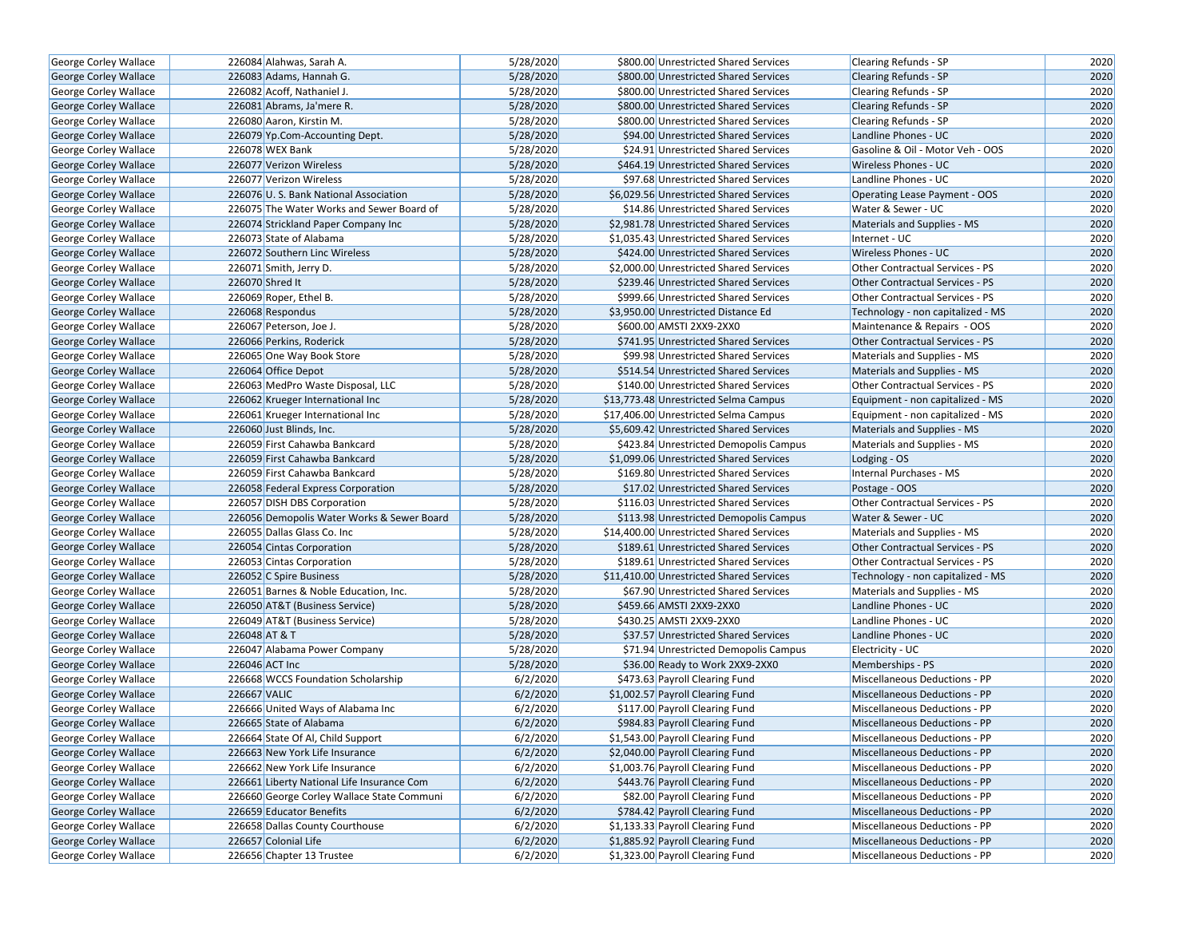| George Corley Wallace | 226084 | Alahwas, Sarah A. | 5/28/2020 | $800.00 | Unrestricted Shared Services | Clearing Refunds - SP | 2020 |
|---|---|---|---|---|---|---|---|
| George Corley Wallace | 226083 | Adams, Hannah G. | 5/28/2020 | $800.00 | Unrestricted Shared Services | Clearing Refunds - SP | 2020 |
| George Corley Wallace | 226082 | Acoff, Nathaniel J. | 5/28/2020 | $800.00 | Unrestricted Shared Services | Clearing Refunds - SP | 2020 |
| George Corley Wallace | 226081 | Abrams, Ja'mere R. | 5/28/2020 | $800.00 | Unrestricted Shared Services | Clearing Refunds - SP | 2020 |
| George Corley Wallace | 226080 | Aaron, Kirstin M. | 5/28/2020 | $800.00 | Unrestricted Shared Services | Clearing Refunds - SP | 2020 |
| George Corley Wallace | 226079 | Yp.Com-Accounting Dept. | 5/28/2020 | $94.00 | Unrestricted Shared Services | Landline Phones - UC | 2020 |
| George Corley Wallace | 226078 | WEX Bank | 5/28/2020 | $24.91 | Unrestricted Shared Services | Gasoline & Oil - Motor Veh - OOS | 2020 |
| George Corley Wallace | 226077 | Verizon Wireless | 5/28/2020 | $464.19 | Unrestricted Shared Services | Wireless Phones - UC | 2020 |
| George Corley Wallace | 226077 | Verizon Wireless | 5/28/2020 | $97.68 | Unrestricted Shared Services | Landline Phones - UC | 2020 |
| George Corley Wallace | 226076 | U. S. Bank National Association | 5/28/2020 | $6,029.56 | Unrestricted Shared Services | Operating Lease Payment - OOS | 2020 |
| George Corley Wallace | 226075 | The Water Works and Sewer Board of | 5/28/2020 | $14.86 | Unrestricted Shared Services | Water & Sewer - UC | 2020 |
| George Corley Wallace | 226074 | Strickland Paper Company Inc | 5/28/2020 | $2,981.78 | Unrestricted Shared Services | Materials and Supplies - MS | 2020 |
| George Corley Wallace | 226073 | State of Alabama | 5/28/2020 | $1,035.43 | Unrestricted Shared Services | Internet - UC | 2020 |
| George Corley Wallace | 226072 | Southern Linc Wireless | 5/28/2020 | $424.00 | Unrestricted Shared Services | Wireless Phones - UC | 2020 |
| George Corley Wallace | 226071 | Smith, Jerry D. | 5/28/2020 | $2,000.00 | Unrestricted Shared Services | Other Contractual Services - PS | 2020 |
| George Corley Wallace | 226070 | Shred It | 5/28/2020 | $239.46 | Unrestricted Shared Services | Other Contractual Services - PS | 2020 |
| George Corley Wallace | 226069 | Roper, Ethel B. | 5/28/2020 | $999.66 | Unrestricted Shared Services | Other Contractual Services - PS | 2020 |
| George Corley Wallace | 226068 | Respondus | 5/28/2020 | $3,950.00 | Unrestricted Distance Ed | Technology - non capitalized - MS | 2020 |
| George Corley Wallace | 226067 | Peterson, Joe J. | 5/28/2020 | $600.00 | AMSTI 2XX9-2XX0 | Maintenance & Repairs - OOS | 2020 |
| George Corley Wallace | 226066 | Perkins, Roderick | 5/28/2020 | $741.95 | Unrestricted Shared Services | Other Contractual Services - PS | 2020 |
| George Corley Wallace | 226065 | One Way Book Store | 5/28/2020 | $99.98 | Unrestricted Shared Services | Materials and Supplies - MS | 2020 |
| George Corley Wallace | 226064 | Office Depot | 5/28/2020 | $514.54 | Unrestricted Shared Services | Materials and Supplies - MS | 2020 |
| George Corley Wallace | 226063 | MedPro Waste Disposal, LLC | 5/28/2020 | $140.00 | Unrestricted Shared Services | Other Contractual Services - PS | 2020 |
| George Corley Wallace | 226062 | Krueger International Inc | 5/28/2020 | $13,773.48 | Unrestricted Selma Campus | Equipment - non capitalized - MS | 2020 |
| George Corley Wallace | 226061 | Krueger International Inc | 5/28/2020 | $17,406.00 | Unrestricted Selma Campus | Equipment - non capitalized - MS | 2020 |
| George Corley Wallace | 226060 | Just Blinds, Inc. | 5/28/2020 | $5,609.42 | Unrestricted Shared Services | Materials and Supplies - MS | 2020 |
| George Corley Wallace | 226059 | First Cahawba Bankcard | 5/28/2020 | $423.84 | Unrestricted Demopolis Campus | Materials and Supplies - MS | 2020 |
| George Corley Wallace | 226059 | First Cahawba Bankcard | 5/28/2020 | $1,099.06 | Unrestricted Shared Services | Lodging - OS | 2020 |
| George Corley Wallace | 226059 | First Cahawba Bankcard | 5/28/2020 | $169.80 | Unrestricted Shared Services | Internal Purchases - MS | 2020 |
| George Corley Wallace | 226058 | Federal Express Corporation | 5/28/2020 | $17.02 | Unrestricted Shared Services | Postage - OOS | 2020 |
| George Corley Wallace | 226057 | DISH DBS Corporation | 5/28/2020 | $116.03 | Unrestricted Shared Services | Other Contractual Services - PS | 2020 |
| George Corley Wallace | 226056 | Demopolis Water Works & Sewer Board | 5/28/2020 | $113.98 | Unrestricted Demopolis Campus | Water & Sewer - UC | 2020 |
| George Corley Wallace | 226055 | Dallas Glass Co. Inc | 5/28/2020 | $14,400.00 | Unrestricted Shared Services | Materials and Supplies - MS | 2020 |
| George Corley Wallace | 226054 | Cintas Corporation | 5/28/2020 | $189.61 | Unrestricted Shared Services | Other Contractual Services - PS | 2020 |
| George Corley Wallace | 226053 | Cintas Corporation | 5/28/2020 | $189.61 | Unrestricted Shared Services | Other Contractual Services - PS | 2020 |
| George Corley Wallace | 226052 | C Spire Business | 5/28/2020 | $11,410.00 | Unrestricted Shared Services | Technology - non capitalized - MS | 2020 |
| George Corley Wallace | 226051 | Barnes & Noble Education, Inc. | 5/28/2020 | $67.90 | Unrestricted Shared Services | Materials and Supplies - MS | 2020 |
| George Corley Wallace | 226050 | AT&T (Business Service) | 5/28/2020 | $459.66 | AMSTI 2XX9-2XX0 | Landline Phones - UC | 2020 |
| George Corley Wallace | 226049 | AT&T (Business Service) | 5/28/2020 | $430.25 | AMSTI 2XX9-2XX0 | Landline Phones - UC | 2020 |
| George Corley Wallace | 226048 | AT & T | 5/28/2020 | $37.57 | Unrestricted Shared Services | Landline Phones - UC | 2020 |
| George Corley Wallace | 226047 | Alabama Power Company | 5/28/2020 | $71.94 | Unrestricted Demopolis Campus | Electricity - UC | 2020 |
| George Corley Wallace | 226046 | ACT Inc | 5/28/2020 | $36.00 | Ready to Work 2XX9-2XX0 | Memberships - PS | 2020 |
| George Corley Wallace | 226668 | WCCS Foundation Scholarship | 6/2/2020 | $473.63 | Payroll Clearing Fund | Miscellaneous Deductions - PP | 2020 |
| George Corley Wallace | 226667 | VALIC | 6/2/2020 | $1,002.57 | Payroll Clearing Fund | Miscellaneous Deductions - PP | 2020 |
| George Corley Wallace | 226666 | United Ways of Alabama Inc | 6/2/2020 | $117.00 | Payroll Clearing Fund | Miscellaneous Deductions - PP | 2020 |
| George Corley Wallace | 226665 | State of Alabama | 6/2/2020 | $984.83 | Payroll Clearing Fund | Miscellaneous Deductions - PP | 2020 |
| George Corley Wallace | 226664 | State Of Al, Child Support | 6/2/2020 | $1,543.00 | Payroll Clearing Fund | Miscellaneous Deductions - PP | 2020 |
| George Corley Wallace | 226663 | New York Life Insurance | 6/2/2020 | $2,040.00 | Payroll Clearing Fund | Miscellaneous Deductions - PP | 2020 |
| George Corley Wallace | 226662 | New York Life Insurance | 6/2/2020 | $1,003.76 | Payroll Clearing Fund | Miscellaneous Deductions - PP | 2020 |
| George Corley Wallace | 226661 | Liberty National Life Insurance Com | 6/2/2020 | $443.76 | Payroll Clearing Fund | Miscellaneous Deductions - PP | 2020 |
| George Corley Wallace | 226660 | George Corley Wallace State Communi | 6/2/2020 | $82.00 | Payroll Clearing Fund | Miscellaneous Deductions - PP | 2020 |
| George Corley Wallace | 226659 | Educator Benefits | 6/2/2020 | $784.42 | Payroll Clearing Fund | Miscellaneous Deductions - PP | 2020 |
| George Corley Wallace | 226658 | Dallas County Courthouse | 6/2/2020 | $1,133.33 | Payroll Clearing Fund | Miscellaneous Deductions - PP | 2020 |
| George Corley Wallace | 226657 | Colonial Life | 6/2/2020 | $1,885.92 | Payroll Clearing Fund | Miscellaneous Deductions - PP | 2020 |
| George Corley Wallace | 226656 | Chapter 13 Trustee | 6/2/2020 | $1,323.00 | Payroll Clearing Fund | Miscellaneous Deductions - PP | 2020 |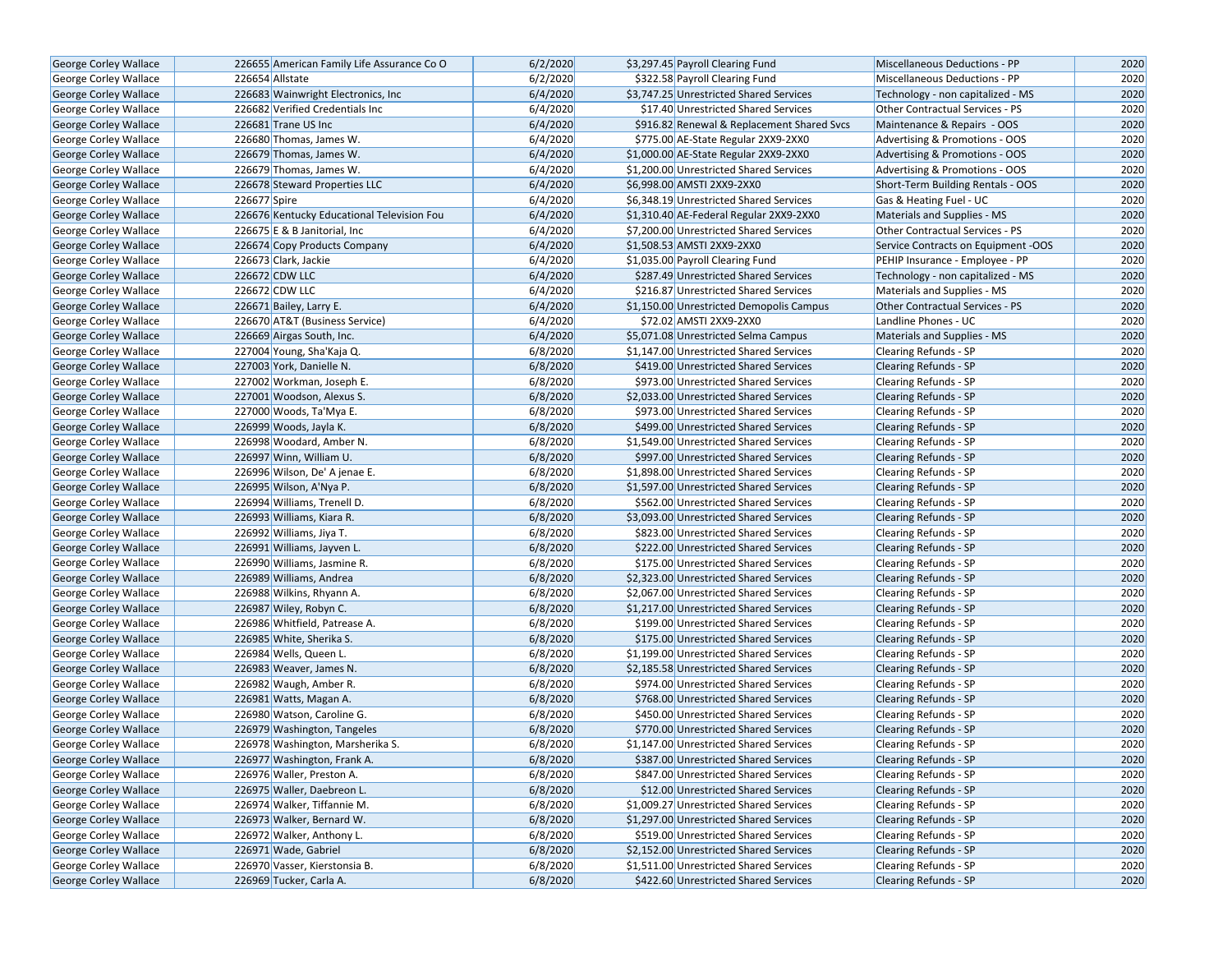| | | | | | | | |
|---|---|---|---|---|---|---|---|
| George Corley Wallace | 226655 | American Family Life Assurance Co O | 6/2/2020 | $3,297.45 | Payroll Clearing Fund | Miscellaneous Deductions - PP | 2020 |
| George Corley Wallace | 226654 | Allstate | 6/2/2020 | $322.58 | Payroll Clearing Fund | Miscellaneous Deductions - PP | 2020 |
| George Corley Wallace | 226683 | Wainwright Electronics, Inc | 6/4/2020 | $3,747.25 | Unrestricted Shared Services | Technology - non capitalized - MS | 2020 |
| George Corley Wallace | 226682 | Verified Credentials Inc | 6/4/2020 | $17.40 | Unrestricted Shared Services | Other Contractual Services - PS | 2020 |
| George Corley Wallace | 226681 | Trane US Inc | 6/4/2020 | $916.82 | Renewal & Replacement Shared Svcs | Maintenance & Repairs - OOS | 2020 |
| George Corley Wallace | 226680 | Thomas, James W. | 6/4/2020 | $775.00 | AE-State Regular 2XX9-2XX0 | Advertising & Promotions - OOS | 2020 |
| George Corley Wallace | 226679 | Thomas, James W. | 6/4/2020 | $1,000.00 | AE-State Regular 2XX9-2XX0 | Advertising & Promotions - OOS | 2020 |
| George Corley Wallace | 226679 | Thomas, James W. | 6/4/2020 | $1,200.00 | Unrestricted Shared Services | Advertising & Promotions - OOS | 2020 |
| George Corley Wallace | 226678 | Steward Properties LLC | 6/4/2020 | $6,998.00 | AMSTI 2XX9-2XX0 | Short-Term Building Rentals - OOS | 2020 |
| George Corley Wallace | 226677 | Spire | 6/4/2020 | $6,348.19 | Unrestricted Shared Services | Gas & Heating Fuel - UC | 2020 |
| George Corley Wallace | 226676 | Kentucky Educational Television Fou | 6/4/2020 | $1,310.40 | AE-Federal Regular 2XX9-2XX0 | Materials and Supplies - MS | 2020 |
| George Corley Wallace | 226675 | E & B Janitorial, Inc | 6/4/2020 | $7,200.00 | Unrestricted Shared Services | Other Contractual Services - PS | 2020 |
| George Corley Wallace | 226674 | Copy Products Company | 6/4/2020 | $1,508.53 | AMSTI 2XX9-2XX0 | Service Contracts on Equipment -OOS | 2020 |
| George Corley Wallace | 226673 | Clark, Jackie | 6/4/2020 | $1,035.00 | Payroll Clearing Fund | PEHIP Insurance - Employee - PP | 2020 |
| George Corley Wallace | 226672 | CDW LLC | 6/4/2020 | $287.49 | Unrestricted Shared Services | Technology - non capitalized - MS | 2020 |
| George Corley Wallace | 226672 | CDW LLC | 6/4/2020 | $216.87 | Unrestricted Shared Services | Materials and Supplies - MS | 2020 |
| George Corley Wallace | 226671 | Bailey, Larry E. | 6/4/2020 | $1,150.00 | Unrestricted Demopolis Campus | Other Contractual Services - PS | 2020 |
| George Corley Wallace | 226670 | AT&T (Business Service) | 6/4/2020 | $72.02 | AMSTI 2XX9-2XX0 | Landline Phones - UC | 2020 |
| George Corley Wallace | 226669 | Airgas South, Inc. | 6/4/2020 | $5,071.08 | Unrestricted Selma Campus | Materials and Supplies - MS | 2020 |
| George Corley Wallace | 227004 | Young, Sha'Kaja Q. | 6/8/2020 | $1,147.00 | Unrestricted Shared Services | Clearing Refunds - SP | 2020 |
| George Corley Wallace | 227003 | York, Danielle N. | 6/8/2020 | $419.00 | Unrestricted Shared Services | Clearing Refunds - SP | 2020 |
| George Corley Wallace | 227002 | Workman, Joseph E. | 6/8/2020 | $973.00 | Unrestricted Shared Services | Clearing Refunds - SP | 2020 |
| George Corley Wallace | 227001 | Woodson, Alexus S. | 6/8/2020 | $2,033.00 | Unrestricted Shared Services | Clearing Refunds - SP | 2020 |
| George Corley Wallace | 227000 | Woods, Ta'Mya E. | 6/8/2020 | $973.00 | Unrestricted Shared Services | Clearing Refunds - SP | 2020 |
| George Corley Wallace | 226999 | Woods, Jayla K. | 6/8/2020 | $499.00 | Unrestricted Shared Services | Clearing Refunds - SP | 2020 |
| George Corley Wallace | 226998 | Woodard, Amber N. | 6/8/2020 | $1,549.00 | Unrestricted Shared Services | Clearing Refunds - SP | 2020 |
| George Corley Wallace | 226997 | Winn, William U. | 6/8/2020 | $997.00 | Unrestricted Shared Services | Clearing Refunds - SP | 2020 |
| George Corley Wallace | 226996 | Wilson, De' A jenae E. | 6/8/2020 | $1,898.00 | Unrestricted Shared Services | Clearing Refunds - SP | 2020 |
| George Corley Wallace | 226995 | Wilson, A'Nya P. | 6/8/2020 | $1,597.00 | Unrestricted Shared Services | Clearing Refunds - SP | 2020 |
| George Corley Wallace | 226994 | Williams, Trenell D. | 6/8/2020 | $562.00 | Unrestricted Shared Services | Clearing Refunds - SP | 2020 |
| George Corley Wallace | 226993 | Williams, Kiara R. | 6/8/2020 | $3,093.00 | Unrestricted Shared Services | Clearing Refunds - SP | 2020 |
| George Corley Wallace | 226992 | Williams, Jiya T. | 6/8/2020 | $823.00 | Unrestricted Shared Services | Clearing Refunds - SP | 2020 |
| George Corley Wallace | 226991 | Williams, Jayven L. | 6/8/2020 | $222.00 | Unrestricted Shared Services | Clearing Refunds - SP | 2020 |
| George Corley Wallace | 226990 | Williams, Jasmine R. | 6/8/2020 | $175.00 | Unrestricted Shared Services | Clearing Refunds - SP | 2020 |
| George Corley Wallace | 226989 | Williams, Andrea | 6/8/2020 | $2,323.00 | Unrestricted Shared Services | Clearing Refunds - SP | 2020 |
| George Corley Wallace | 226988 | Wilkins, Rhyann A. | 6/8/2020 | $2,067.00 | Unrestricted Shared Services | Clearing Refunds - SP | 2020 |
| George Corley Wallace | 226987 | Wiley, Robyn C. | 6/8/2020 | $1,217.00 | Unrestricted Shared Services | Clearing Refunds - SP | 2020 |
| George Corley Wallace | 226986 | Whitfield, Patrease A. | 6/8/2020 | $199.00 | Unrestricted Shared Services | Clearing Refunds - SP | 2020 |
| George Corley Wallace | 226985 | White, Sherika S. | 6/8/2020 | $175.00 | Unrestricted Shared Services | Clearing Refunds - SP | 2020 |
| George Corley Wallace | 226984 | Wells, Queen L. | 6/8/2020 | $1,199.00 | Unrestricted Shared Services | Clearing Refunds - SP | 2020 |
| George Corley Wallace | 226983 | Weaver, James N. | 6/8/2020 | $2,185.58 | Unrestricted Shared Services | Clearing Refunds - SP | 2020 |
| George Corley Wallace | 226982 | Waugh, Amber R. | 6/8/2020 | $974.00 | Unrestricted Shared Services | Clearing Refunds - SP | 2020 |
| George Corley Wallace | 226981 | Watts, Magan A. | 6/8/2020 | $768.00 | Unrestricted Shared Services | Clearing Refunds - SP | 2020 |
| George Corley Wallace | 226980 | Watson, Caroline G. | 6/8/2020 | $450.00 | Unrestricted Shared Services | Clearing Refunds - SP | 2020 |
| George Corley Wallace | 226979 | Washington, Tangeles | 6/8/2020 | $770.00 | Unrestricted Shared Services | Clearing Refunds - SP | 2020 |
| George Corley Wallace | 226978 | Washington, Marsherika S. | 6/8/2020 | $1,147.00 | Unrestricted Shared Services | Clearing Refunds - SP | 2020 |
| George Corley Wallace | 226977 | Washington, Frank A. | 6/8/2020 | $387.00 | Unrestricted Shared Services | Clearing Refunds - SP | 2020 |
| George Corley Wallace | 226976 | Waller, Preston A. | 6/8/2020 | $847.00 | Unrestricted Shared Services | Clearing Refunds - SP | 2020 |
| George Corley Wallace | 226975 | Waller, Daebreon L. | 6/8/2020 | $12.00 | Unrestricted Shared Services | Clearing Refunds - SP | 2020 |
| George Corley Wallace | 226974 | Walker, Tiffannie M. | 6/8/2020 | $1,009.27 | Unrestricted Shared Services | Clearing Refunds - SP | 2020 |
| George Corley Wallace | 226973 | Walker, Bernard W. | 6/8/2020 | $1,297.00 | Unrestricted Shared Services | Clearing Refunds - SP | 2020 |
| George Corley Wallace | 226972 | Walker, Anthony L. | 6/8/2020 | $519.00 | Unrestricted Shared Services | Clearing Refunds - SP | 2020 |
| George Corley Wallace | 226971 | Wade, Gabriel | 6/8/2020 | $2,152.00 | Unrestricted Shared Services | Clearing Refunds - SP | 2020 |
| George Corley Wallace | 226970 | Vasser, Kierstonsia B. | 6/8/2020 | $1,511.00 | Unrestricted Shared Services | Clearing Refunds - SP | 2020 |
| George Corley Wallace | 226969 | Tucker, Carla A. | 6/8/2020 | $422.60 | Unrestricted Shared Services | Clearing Refunds - SP | 2020 |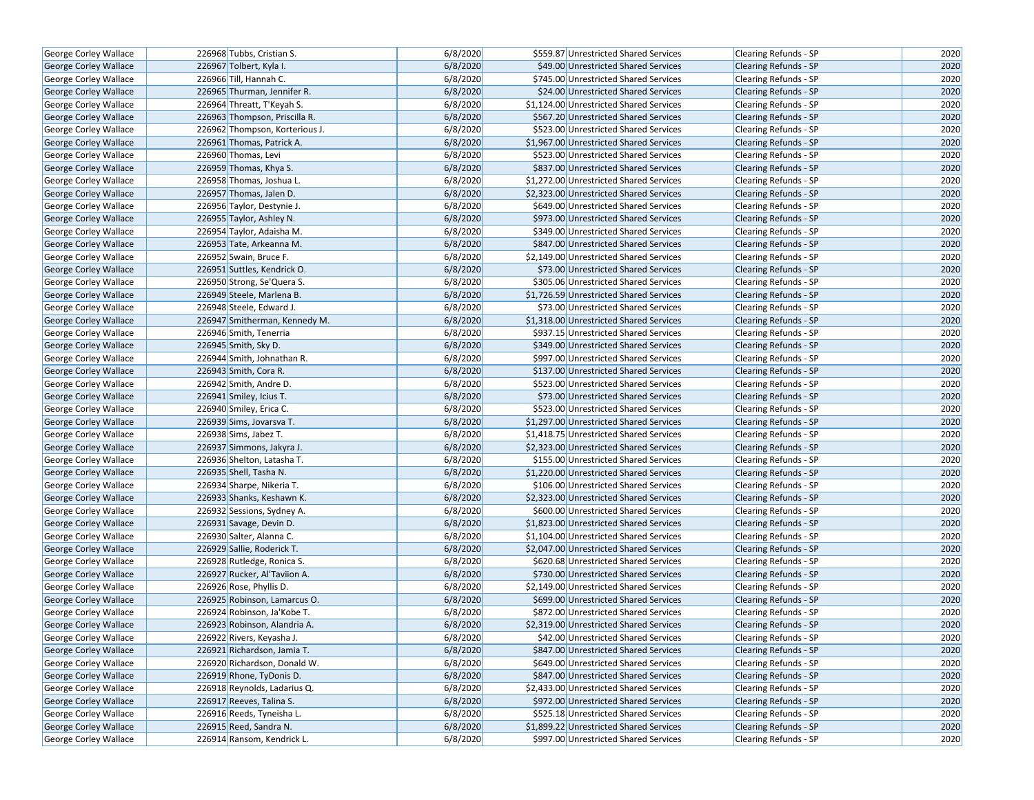| George Corley Wallace | 226968 | Tubbs, Cristian S. | 6/8/2020 | $559.87 | Unrestricted Shared Services | Clearing Refunds - SP | 2020 |
|---|---|---|---|---|---|---|---|
| George Corley Wallace | 226967 | Tolbert, Kyla I. | 6/8/2020 | $49.00 | Unrestricted Shared Services | Clearing Refunds - SP | 2020 |
| George Corley Wallace | 226966 | Till, Hannah C. | 6/8/2020 | $745.00 | Unrestricted Shared Services | Clearing Refunds - SP | 2020 |
| George Corley Wallace | 226965 | Thurman, Jennifer R. | 6/8/2020 | $24.00 | Unrestricted Shared Services | Clearing Refunds - SP | 2020 |
| George Corley Wallace | 226964 | Threatt, T'Keyah S. | 6/8/2020 | $1,124.00 | Unrestricted Shared Services | Clearing Refunds - SP | 2020 |
| George Corley Wallace | 226963 | Thompson, Priscilla R. | 6/8/2020 | $567.20 | Unrestricted Shared Services | Clearing Refunds - SP | 2020 |
| George Corley Wallace | 226962 | Thompson, Korterious J. | 6/8/2020 | $523.00 | Unrestricted Shared Services | Clearing Refunds - SP | 2020 |
| George Corley Wallace | 226961 | Thomas, Patrick A. | 6/8/2020 | $1,967.00 | Unrestricted Shared Services | Clearing Refunds - SP | 2020 |
| George Corley Wallace | 226960 | Thomas, Levi | 6/8/2020 | $523.00 | Unrestricted Shared Services | Clearing Refunds - SP | 2020 |
| George Corley Wallace | 226959 | Thomas, Khya S. | 6/8/2020 | $837.00 | Unrestricted Shared Services | Clearing Refunds - SP | 2020 |
| George Corley Wallace | 226958 | Thomas, Joshua L. | 6/8/2020 | $1,272.00 | Unrestricted Shared Services | Clearing Refunds - SP | 2020 |
| George Corley Wallace | 226957 | Thomas, Jalen D. | 6/8/2020 | $2,323.00 | Unrestricted Shared Services | Clearing Refunds - SP | 2020 |
| George Corley Wallace | 226956 | Taylor, Destynie J. | 6/8/2020 | $649.00 | Unrestricted Shared Services | Clearing Refunds - SP | 2020 |
| George Corley Wallace | 226955 | Taylor, Ashley N. | 6/8/2020 | $973.00 | Unrestricted Shared Services | Clearing Refunds - SP | 2020 |
| George Corley Wallace | 226954 | Taylor, Adaisha M. | 6/8/2020 | $349.00 | Unrestricted Shared Services | Clearing Refunds - SP | 2020 |
| George Corley Wallace | 226953 | Tate, Arkeanna M. | 6/8/2020 | $847.00 | Unrestricted Shared Services | Clearing Refunds - SP | 2020 |
| George Corley Wallace | 226952 | Swain, Bruce F. | 6/8/2020 | $2,149.00 | Unrestricted Shared Services | Clearing Refunds - SP | 2020 |
| George Corley Wallace | 226951 | Suttles, Kendrick O. | 6/8/2020 | $73.00 | Unrestricted Shared Services | Clearing Refunds - SP | 2020 |
| George Corley Wallace | 226950 | Strong, Se'Quera S. | 6/8/2020 | $305.06 | Unrestricted Shared Services | Clearing Refunds - SP | 2020 |
| George Corley Wallace | 226949 | Steele, Marlena B. | 6/8/2020 | $1,726.59 | Unrestricted Shared Services | Clearing Refunds - SP | 2020 |
| George Corley Wallace | 226948 | Steele, Edward J. | 6/8/2020 | $73.00 | Unrestricted Shared Services | Clearing Refunds - SP | 2020 |
| George Corley Wallace | 226947 | Smitherman, Kennedy M. | 6/8/2020 | $1,318.00 | Unrestricted Shared Services | Clearing Refunds - SP | 2020 |
| George Corley Wallace | 226946 | Smith, Tenerria | 6/8/2020 | $937.15 | Unrestricted Shared Services | Clearing Refunds - SP | 2020 |
| George Corley Wallace | 226945 | Smith, Sky D. | 6/8/2020 | $349.00 | Unrestricted Shared Services | Clearing Refunds - SP | 2020 |
| George Corley Wallace | 226944 | Smith, Johnathan R. | 6/8/2020 | $997.00 | Unrestricted Shared Services | Clearing Refunds - SP | 2020 |
| George Corley Wallace | 226943 | Smith, Cora R. | 6/8/2020 | $137.00 | Unrestricted Shared Services | Clearing Refunds - SP | 2020 |
| George Corley Wallace | 226942 | Smith, Andre D. | 6/8/2020 | $523.00 | Unrestricted Shared Services | Clearing Refunds - SP | 2020 |
| George Corley Wallace | 226941 | Smiley, Icius T. | 6/8/2020 | $73.00 | Unrestricted Shared Services | Clearing Refunds - SP | 2020 |
| George Corley Wallace | 226940 | Smiley, Erica C. | 6/8/2020 | $523.00 | Unrestricted Shared Services | Clearing Refunds - SP | 2020 |
| George Corley Wallace | 226939 | Sims, Jovarsva T. | 6/8/2020 | $1,297.00 | Unrestricted Shared Services | Clearing Refunds - SP | 2020 |
| George Corley Wallace | 226938 | Sims, Jabez T. | 6/8/2020 | $1,418.75 | Unrestricted Shared Services | Clearing Refunds - SP | 2020 |
| George Corley Wallace | 226937 | Simmons, Jakyra J. | 6/8/2020 | $2,323.00 | Unrestricted Shared Services | Clearing Refunds - SP | 2020 |
| George Corley Wallace | 226936 | Shelton, Latasha T. | 6/8/2020 | $155.00 | Unrestricted Shared Services | Clearing Refunds - SP | 2020 |
| George Corley Wallace | 226935 | Shell, Tasha N. | 6/8/2020 | $1,220.00 | Unrestricted Shared Services | Clearing Refunds - SP | 2020 |
| George Corley Wallace | 226934 | Sharpe, Nikeria T. | 6/8/2020 | $106.00 | Unrestricted Shared Services | Clearing Refunds - SP | 2020 |
| George Corley Wallace | 226933 | Shanks, Keshawn K. | 6/8/2020 | $2,323.00 | Unrestricted Shared Services | Clearing Refunds - SP | 2020 |
| George Corley Wallace | 226932 | Sessions, Sydney A. | 6/8/2020 | $600.00 | Unrestricted Shared Services | Clearing Refunds - SP | 2020 |
| George Corley Wallace | 226931 | Savage, Devin D. | 6/8/2020 | $1,823.00 | Unrestricted Shared Services | Clearing Refunds - SP | 2020 |
| George Corley Wallace | 226930 | Salter, Alanna C. | 6/8/2020 | $1,104.00 | Unrestricted Shared Services | Clearing Refunds - SP | 2020 |
| George Corley Wallace | 226929 | Sallie, Roderick T. | 6/8/2020 | $2,047.00 | Unrestricted Shared Services | Clearing Refunds - SP | 2020 |
| George Corley Wallace | 226928 | Rutledge, Ronica S. | 6/8/2020 | $620.68 | Unrestricted Shared Services | Clearing Refunds - SP | 2020 |
| George Corley Wallace | 226927 | Rucker, Al'Taviion A. | 6/8/2020 | $730.00 | Unrestricted Shared Services | Clearing Refunds - SP | 2020 |
| George Corley Wallace | 226926 | Rose, Phyllis D. | 6/8/2020 | $2,149.00 | Unrestricted Shared Services | Clearing Refunds - SP | 2020 |
| George Corley Wallace | 226925 | Robinson, Lamarcus O. | 6/8/2020 | $699.00 | Unrestricted Shared Services | Clearing Refunds - SP | 2020 |
| George Corley Wallace | 226924 | Robinson, Ja'Kobe T. | 6/8/2020 | $872.00 | Unrestricted Shared Services | Clearing Refunds - SP | 2020 |
| George Corley Wallace | 226923 | Robinson, Alandria A. | 6/8/2020 | $2,319.00 | Unrestricted Shared Services | Clearing Refunds - SP | 2020 |
| George Corley Wallace | 226922 | Rivers, Keyasha J. | 6/8/2020 | $42.00 | Unrestricted Shared Services | Clearing Refunds - SP | 2020 |
| George Corley Wallace | 226921 | Richardson, Jamia T. | 6/8/2020 | $847.00 | Unrestricted Shared Services | Clearing Refunds - SP | 2020 |
| George Corley Wallace | 226920 | Richardson, Donald W. | 6/8/2020 | $649.00 | Unrestricted Shared Services | Clearing Refunds - SP | 2020 |
| George Corley Wallace | 226919 | Rhone, TyDonis D. | 6/8/2020 | $847.00 | Unrestricted Shared Services | Clearing Refunds - SP | 2020 |
| George Corley Wallace | 226918 | Reynolds, Ladarius Q. | 6/8/2020 | $2,433.00 | Unrestricted Shared Services | Clearing Refunds - SP | 2020 |
| George Corley Wallace | 226917 | Reeves, Talina S. | 6/8/2020 | $972.00 | Unrestricted Shared Services | Clearing Refunds - SP | 2020 |
| George Corley Wallace | 226916 | Reeds, Tyneisha L. | 6/8/2020 | $525.18 | Unrestricted Shared Services | Clearing Refunds - SP | 2020 |
| George Corley Wallace | 226915 | Reed, Sandra N. | 6/8/2020 | $1,899.22 | Unrestricted Shared Services | Clearing Refunds - SP | 2020 |
| George Corley Wallace | 226914 | Ransom, Kendrick L. | 6/8/2020 | $997.00 | Unrestricted Shared Services | Clearing Refunds - SP | 2020 |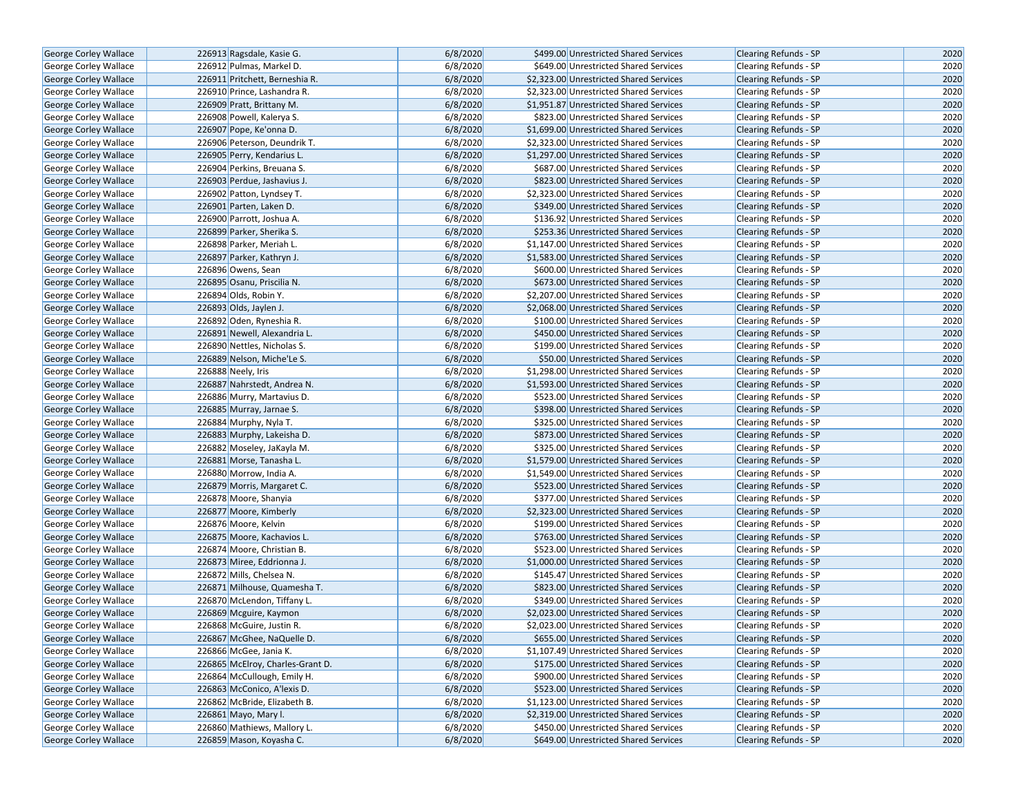| | | | | | | |
|---|---|---|---|---|---|---|
| George Corley Wallace | 226913 | Ragsdale, Kasie G. | 6/8/2020 | $499.00 | Unrestricted Shared Services | Clearing Refunds - SP | 2020 |
| George Corley Wallace | 226912 | Pulmas, Markel D. | 6/8/2020 | $649.00 | Unrestricted Shared Services | Clearing Refunds - SP | 2020 |
| George Corley Wallace | 226911 | Pritchett, Berneshia R. | 6/8/2020 | $2,323.00 | Unrestricted Shared Services | Clearing Refunds - SP | 2020 |
| George Corley Wallace | 226910 | Prince, Lashandra R. | 6/8/2020 | $2,323.00 | Unrestricted Shared Services | Clearing Refunds - SP | 2020 |
| George Corley Wallace | 226909 | Pratt, Brittany M. | 6/8/2020 | $1,951.87 | Unrestricted Shared Services | Clearing Refunds - SP | 2020 |
| George Corley Wallace | 226908 | Powell, Kalerya S. | 6/8/2020 | $823.00 | Unrestricted Shared Services | Clearing Refunds - SP | 2020 |
| George Corley Wallace | 226907 | Pope, Ke'onna D. | 6/8/2020 | $1,699.00 | Unrestricted Shared Services | Clearing Refunds - SP | 2020 |
| George Corley Wallace | 226906 | Peterson, Deundrik T. | 6/8/2020 | $2,323.00 | Unrestricted Shared Services | Clearing Refunds - SP | 2020 |
| George Corley Wallace | 226905 | Perry, Kendarius L. | 6/8/2020 | $1,297.00 | Unrestricted Shared Services | Clearing Refunds - SP | 2020 |
| George Corley Wallace | 226904 | Perkins, Breuana S. | 6/8/2020 | $687.00 | Unrestricted Shared Services | Clearing Refunds - SP | 2020 |
| George Corley Wallace | 226903 | Perdue, Jashavius J. | 6/8/2020 | $823.00 | Unrestricted Shared Services | Clearing Refunds - SP | 2020 |
| George Corley Wallace | 226902 | Patton, Lyndsey T. | 6/8/2020 | $2,323.00 | Unrestricted Shared Services | Clearing Refunds - SP | 2020 |
| George Corley Wallace | 226901 | Parten, Laken D. | 6/8/2020 | $349.00 | Unrestricted Shared Services | Clearing Refunds - SP | 2020 |
| George Corley Wallace | 226900 | Parrott, Joshua A. | 6/8/2020 | $136.92 | Unrestricted Shared Services | Clearing Refunds - SP | 2020 |
| George Corley Wallace | 226899 | Parker, Sherika S. | 6/8/2020 | $253.36 | Unrestricted Shared Services | Clearing Refunds - SP | 2020 |
| George Corley Wallace | 226898 | Parker, Meriah L. | 6/8/2020 | $1,147.00 | Unrestricted Shared Services | Clearing Refunds - SP | 2020 |
| George Corley Wallace | 226897 | Parker, Kathryn J. | 6/8/2020 | $1,583.00 | Unrestricted Shared Services | Clearing Refunds - SP | 2020 |
| George Corley Wallace | 226896 | Owens, Sean | 6/8/2020 | $600.00 | Unrestricted Shared Services | Clearing Refunds - SP | 2020 |
| George Corley Wallace | 226895 | Osanu, Priscilia N. | 6/8/2020 | $673.00 | Unrestricted Shared Services | Clearing Refunds - SP | 2020 |
| George Corley Wallace | 226894 | Olds, Robin Y. | 6/8/2020 | $2,207.00 | Unrestricted Shared Services | Clearing Refunds - SP | 2020 |
| George Corley Wallace | 226893 | Olds, Jaylen J. | 6/8/2020 | $2,068.00 | Unrestricted Shared Services | Clearing Refunds - SP | 2020 |
| George Corley Wallace | 226892 | Oden, Ryneshia R. | 6/8/2020 | $100.00 | Unrestricted Shared Services | Clearing Refunds - SP | 2020 |
| George Corley Wallace | 226891 | Newell, Alexandria L. | 6/8/2020 | $450.00 | Unrestricted Shared Services | Clearing Refunds - SP | 2020 |
| George Corley Wallace | 226890 | Nettles, Nicholas S. | 6/8/2020 | $199.00 | Unrestricted Shared Services | Clearing Refunds - SP | 2020 |
| George Corley Wallace | 226889 | Nelson, Miche'Le S. | 6/8/2020 | $50.00 | Unrestricted Shared Services | Clearing Refunds - SP | 2020 |
| George Corley Wallace | 226888 | Neely, Iris | 6/8/2020 | $1,298.00 | Unrestricted Shared Services | Clearing Refunds - SP | 2020 |
| George Corley Wallace | 226887 | Nahrstedt, Andrea N. | 6/8/2020 | $1,593.00 | Unrestricted Shared Services | Clearing Refunds - SP | 2020 |
| George Corley Wallace | 226886 | Murry, Martavius D. | 6/8/2020 | $523.00 | Unrestricted Shared Services | Clearing Refunds - SP | 2020 |
| George Corley Wallace | 226885 | Murray, Jarnae S. | 6/8/2020 | $398.00 | Unrestricted Shared Services | Clearing Refunds - SP | 2020 |
| George Corley Wallace | 226884 | Murphy, Nyla T. | 6/8/2020 | $325.00 | Unrestricted Shared Services | Clearing Refunds - SP | 2020 |
| George Corley Wallace | 226883 | Murphy, Lakeisha D. | 6/8/2020 | $873.00 | Unrestricted Shared Services | Clearing Refunds - SP | 2020 |
| George Corley Wallace | 226882 | Moseley, JaKayla M. | 6/8/2020 | $325.00 | Unrestricted Shared Services | Clearing Refunds - SP | 2020 |
| George Corley Wallace | 226881 | Morse, Tanasha L. | 6/8/2020 | $1,579.00 | Unrestricted Shared Services | Clearing Refunds - SP | 2020 |
| George Corley Wallace | 226880 | Morrow, India A. | 6/8/2020 | $1,549.00 | Unrestricted Shared Services | Clearing Refunds - SP | 2020 |
| George Corley Wallace | 226879 | Morris, Margaret C. | 6/8/2020 | $523.00 | Unrestricted Shared Services | Clearing Refunds - SP | 2020 |
| George Corley Wallace | 226878 | Moore, Shanyia | 6/8/2020 | $377.00 | Unrestricted Shared Services | Clearing Refunds - SP | 2020 |
| George Corley Wallace | 226877 | Moore, Kimberly | 6/8/2020 | $2,323.00 | Unrestricted Shared Services | Clearing Refunds - SP | 2020 |
| George Corley Wallace | 226876 | Moore, Kelvin | 6/8/2020 | $199.00 | Unrestricted Shared Services | Clearing Refunds - SP | 2020 |
| George Corley Wallace | 226875 | Moore, Kachavios L. | 6/8/2020 | $763.00 | Unrestricted Shared Services | Clearing Refunds - SP | 2020 |
| George Corley Wallace | 226874 | Moore, Christian B. | 6/8/2020 | $523.00 | Unrestricted Shared Services | Clearing Refunds - SP | 2020 |
| George Corley Wallace | 226873 | Miree, Eddrionna J. | 6/8/2020 | $1,000.00 | Unrestricted Shared Services | Clearing Refunds - SP | 2020 |
| George Corley Wallace | 226872 | Mills, Chelsea N. | 6/8/2020 | $145.47 | Unrestricted Shared Services | Clearing Refunds - SP | 2020 |
| George Corley Wallace | 226871 | Milhouse, Quamesha T. | 6/8/2020 | $823.00 | Unrestricted Shared Services | Clearing Refunds - SP | 2020 |
| George Corley Wallace | 226870 | McLendon, Tiffany L. | 6/8/2020 | $349.00 | Unrestricted Shared Services | Clearing Refunds - SP | 2020 |
| George Corley Wallace | 226869 | Mcguire, Kaymon | 6/8/2020 | $2,023.00 | Unrestricted Shared Services | Clearing Refunds - SP | 2020 |
| George Corley Wallace | 226868 | McGuire, Justin R. | 6/8/2020 | $2,023.00 | Unrestricted Shared Services | Clearing Refunds - SP | 2020 |
| George Corley Wallace | 226867 | McGhee, NaQuelle D. | 6/8/2020 | $655.00 | Unrestricted Shared Services | Clearing Refunds - SP | 2020 |
| George Corley Wallace | 226866 | McGee, Jania K. | 6/8/2020 | $1,107.49 | Unrestricted Shared Services | Clearing Refunds - SP | 2020 |
| George Corley Wallace | 226865 | McElroy, Charles-Grant D. | 6/8/2020 | $175.00 | Unrestricted Shared Services | Clearing Refunds - SP | 2020 |
| George Corley Wallace | 226864 | McCullough, Emily H. | 6/8/2020 | $900.00 | Unrestricted Shared Services | Clearing Refunds - SP | 2020 |
| George Corley Wallace | 226863 | McConico, A'lexis D. | 6/8/2020 | $523.00 | Unrestricted Shared Services | Clearing Refunds - SP | 2020 |
| George Corley Wallace | 226862 | McBride, Elizabeth B. | 6/8/2020 | $1,123.00 | Unrestricted Shared Services | Clearing Refunds - SP | 2020 |
| George Corley Wallace | 226861 | Mayo, Mary I. | 6/8/2020 | $2,319.00 | Unrestricted Shared Services | Clearing Refunds - SP | 2020 |
| George Corley Wallace | 226860 | Mathiews, Mallory L. | 6/8/2020 | $450.00 | Unrestricted Shared Services | Clearing Refunds - SP | 2020 |
| George Corley Wallace | 226859 | Mason, Koyasha C. | 6/8/2020 | $649.00 | Unrestricted Shared Services | Clearing Refunds - SP | 2020 |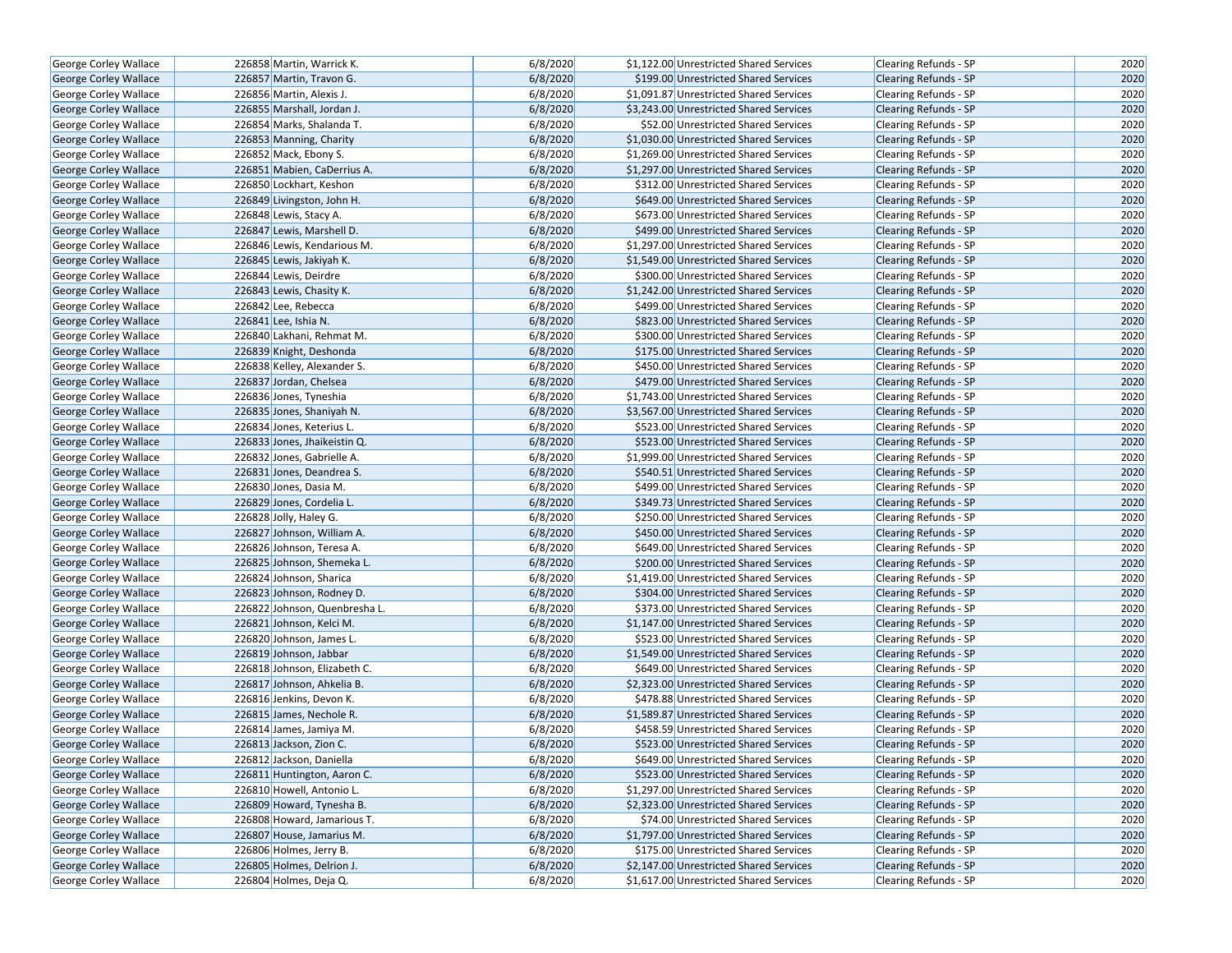| George Corley Wallace | 226858 | Martin, Warrick K. | 6/8/2020 | $1,122.00 | Unrestricted Shared Services | Clearing Refunds - SP | 2020 |
|---|---|---|---|---|---|---|---|
| George Corley Wallace | 226857 | Martin, Travon G. | 6/8/2020 | $199.00 | Unrestricted Shared Services | Clearing Refunds - SP | 2020 |
| George Corley Wallace | 226856 | Martin, Alexis J. | 6/8/2020 | $1,091.87 | Unrestricted Shared Services | Clearing Refunds - SP | 2020 |
| George Corley Wallace | 226855 | Marshall, Jordan J. | 6/8/2020 | $3,243.00 | Unrestricted Shared Services | Clearing Refunds - SP | 2020 |
| George Corley Wallace | 226854 | Marks, Shalanda T. | 6/8/2020 | $52.00 | Unrestricted Shared Services | Clearing Refunds - SP | 2020 |
| George Corley Wallace | 226853 | Manning, Charity | 6/8/2020 | $1,030.00 | Unrestricted Shared Services | Clearing Refunds - SP | 2020 |
| George Corley Wallace | 226852 | Mack, Ebony S. | 6/8/2020 | $1,269.00 | Unrestricted Shared Services | Clearing Refunds - SP | 2020 |
| George Corley Wallace | 226851 | Mabien, CaDerrius A. | 6/8/2020 | $1,297.00 | Unrestricted Shared Services | Clearing Refunds - SP | 2020 |
| George Corley Wallace | 226850 | Lockhart, Keshon | 6/8/2020 | $312.00 | Unrestricted Shared Services | Clearing Refunds - SP | 2020 |
| George Corley Wallace | 226849 | Livingston, John H. | 6/8/2020 | $649.00 | Unrestricted Shared Services | Clearing Refunds - SP | 2020 |
| George Corley Wallace | 226848 | Lewis, Stacy A. | 6/8/2020 | $673.00 | Unrestricted Shared Services | Clearing Refunds - SP | 2020 |
| George Corley Wallace | 226847 | Lewis, Marshell D. | 6/8/2020 | $499.00 | Unrestricted Shared Services | Clearing Refunds - SP | 2020 |
| George Corley Wallace | 226846 | Lewis, Kendarious M. | 6/8/2020 | $1,297.00 | Unrestricted Shared Services | Clearing Refunds - SP | 2020 |
| George Corley Wallace | 226845 | Lewis, Jakiyah K. | 6/8/2020 | $1,549.00 | Unrestricted Shared Services | Clearing Refunds - SP | 2020 |
| George Corley Wallace | 226844 | Lewis, Deirdre | 6/8/2020 | $300.00 | Unrestricted Shared Services | Clearing Refunds - SP | 2020 |
| George Corley Wallace | 226843 | Lewis, Chasity K. | 6/8/2020 | $1,242.00 | Unrestricted Shared Services | Clearing Refunds - SP | 2020 |
| George Corley Wallace | 226842 | Lee, Rebecca | 6/8/2020 | $499.00 | Unrestricted Shared Services | Clearing Refunds - SP | 2020 |
| George Corley Wallace | 226841 | Lee, Ishia N. | 6/8/2020 | $823.00 | Unrestricted Shared Services | Clearing Refunds - SP | 2020 |
| George Corley Wallace | 226840 | Lakhani, Rehmat M. | 6/8/2020 | $300.00 | Unrestricted Shared Services | Clearing Refunds - SP | 2020 |
| George Corley Wallace | 226839 | Knight, Deshonda | 6/8/2020 | $175.00 | Unrestricted Shared Services | Clearing Refunds - SP | 2020 |
| George Corley Wallace | 226838 | Kelley, Alexander S. | 6/8/2020 | $450.00 | Unrestricted Shared Services | Clearing Refunds - SP | 2020 |
| George Corley Wallace | 226837 | Jordan, Chelsea | 6/8/2020 | $479.00 | Unrestricted Shared Services | Clearing Refunds - SP | 2020 |
| George Corley Wallace | 226836 | Jones, Tyneshia | 6/8/2020 | $1,743.00 | Unrestricted Shared Services | Clearing Refunds - SP | 2020 |
| George Corley Wallace | 226835 | Jones, Shaniyah N. | 6/8/2020 | $3,567.00 | Unrestricted Shared Services | Clearing Refunds - SP | 2020 |
| George Corley Wallace | 226834 | Jones, Keterius L. | 6/8/2020 | $523.00 | Unrestricted Shared Services | Clearing Refunds - SP | 2020 |
| George Corley Wallace | 226833 | Jones, Jhaikeistin Q. | 6/8/2020 | $523.00 | Unrestricted Shared Services | Clearing Refunds - SP | 2020 |
| George Corley Wallace | 226832 | Jones, Gabrielle A. | 6/8/2020 | $1,999.00 | Unrestricted Shared Services | Clearing Refunds - SP | 2020 |
| George Corley Wallace | 226831 | Jones, Deandrea S. | 6/8/2020 | $540.51 | Unrestricted Shared Services | Clearing Refunds - SP | 2020 |
| George Corley Wallace | 226830 | Jones, Dasia M. | 6/8/2020 | $499.00 | Unrestricted Shared Services | Clearing Refunds - SP | 2020 |
| George Corley Wallace | 226829 | Jones, Cordelia L. | 6/8/2020 | $349.73 | Unrestricted Shared Services | Clearing Refunds - SP | 2020 |
| George Corley Wallace | 226828 | Jolly, Haley G. | 6/8/2020 | $250.00 | Unrestricted Shared Services | Clearing Refunds - SP | 2020 |
| George Corley Wallace | 226827 | Johnson, William A. | 6/8/2020 | $450.00 | Unrestricted Shared Services | Clearing Refunds - SP | 2020 |
| George Corley Wallace | 226826 | Johnson, Teresa A. | 6/8/2020 | $649.00 | Unrestricted Shared Services | Clearing Refunds - SP | 2020 |
| George Corley Wallace | 226825 | Johnson, Shemeka L. | 6/8/2020 | $200.00 | Unrestricted Shared Services | Clearing Refunds - SP | 2020 |
| George Corley Wallace | 226824 | Johnson, Sharica | 6/8/2020 | $1,419.00 | Unrestricted Shared Services | Clearing Refunds - SP | 2020 |
| George Corley Wallace | 226823 | Johnson, Rodney D. | 6/8/2020 | $304.00 | Unrestricted Shared Services | Clearing Refunds - SP | 2020 |
| George Corley Wallace | 226822 | Johnson, Quenbresha L. | 6/8/2020 | $373.00 | Unrestricted Shared Services | Clearing Refunds - SP | 2020 |
| George Corley Wallace | 226821 | Johnson, Kelci M. | 6/8/2020 | $1,147.00 | Unrestricted Shared Services | Clearing Refunds - SP | 2020 |
| George Corley Wallace | 226820 | Johnson, James L. | 6/8/2020 | $523.00 | Unrestricted Shared Services | Clearing Refunds - SP | 2020 |
| George Corley Wallace | 226819 | Johnson, Jabbar | 6/8/2020 | $1,549.00 | Unrestricted Shared Services | Clearing Refunds - SP | 2020 |
| George Corley Wallace | 226818 | Johnson, Elizabeth C. | 6/8/2020 | $649.00 | Unrestricted Shared Services | Clearing Refunds - SP | 2020 |
| George Corley Wallace | 226817 | Johnson, Ahkelia B. | 6/8/2020 | $2,323.00 | Unrestricted Shared Services | Clearing Refunds - SP | 2020 |
| George Corley Wallace | 226816 | Jenkins, Devon K. | 6/8/2020 | $478.88 | Unrestricted Shared Services | Clearing Refunds - SP | 2020 |
| George Corley Wallace | 226815 | James, Nechole R. | 6/8/2020 | $1,589.87 | Unrestricted Shared Services | Clearing Refunds - SP | 2020 |
| George Corley Wallace | 226814 | James, Jamiya M. | 6/8/2020 | $458.59 | Unrestricted Shared Services | Clearing Refunds - SP | 2020 |
| George Corley Wallace | 226813 | Jackson, Zion C. | 6/8/2020 | $523.00 | Unrestricted Shared Services | Clearing Refunds - SP | 2020 |
| George Corley Wallace | 226812 | Jackson, Daniella | 6/8/2020 | $649.00 | Unrestricted Shared Services | Clearing Refunds - SP | 2020 |
| George Corley Wallace | 226811 | Huntington, Aaron C. | 6/8/2020 | $523.00 | Unrestricted Shared Services | Clearing Refunds - SP | 2020 |
| George Corley Wallace | 226810 | Howell, Antonio L. | 6/8/2020 | $1,297.00 | Unrestricted Shared Services | Clearing Refunds - SP | 2020 |
| George Corley Wallace | 226809 | Howard, Tynesha B. | 6/8/2020 | $2,323.00 | Unrestricted Shared Services | Clearing Refunds - SP | 2020 |
| George Corley Wallace | 226808 | Howard, Jamarious T. | 6/8/2020 | $74.00 | Unrestricted Shared Services | Clearing Refunds - SP | 2020 |
| George Corley Wallace | 226807 | House, Jamarius M. | 6/8/2020 | $1,797.00 | Unrestricted Shared Services | Clearing Refunds - SP | 2020 |
| George Corley Wallace | 226806 | Holmes, Jerry B. | 6/8/2020 | $175.00 | Unrestricted Shared Services | Clearing Refunds - SP | 2020 |
| George Corley Wallace | 226805 | Holmes, Delrion J. | 6/8/2020 | $2,147.00 | Unrestricted Shared Services | Clearing Refunds - SP | 2020 |
| George Corley Wallace | 226804 | Holmes, Deja Q. | 6/8/2020 | $1,617.00 | Unrestricted Shared Services | Clearing Refunds - SP | 2020 |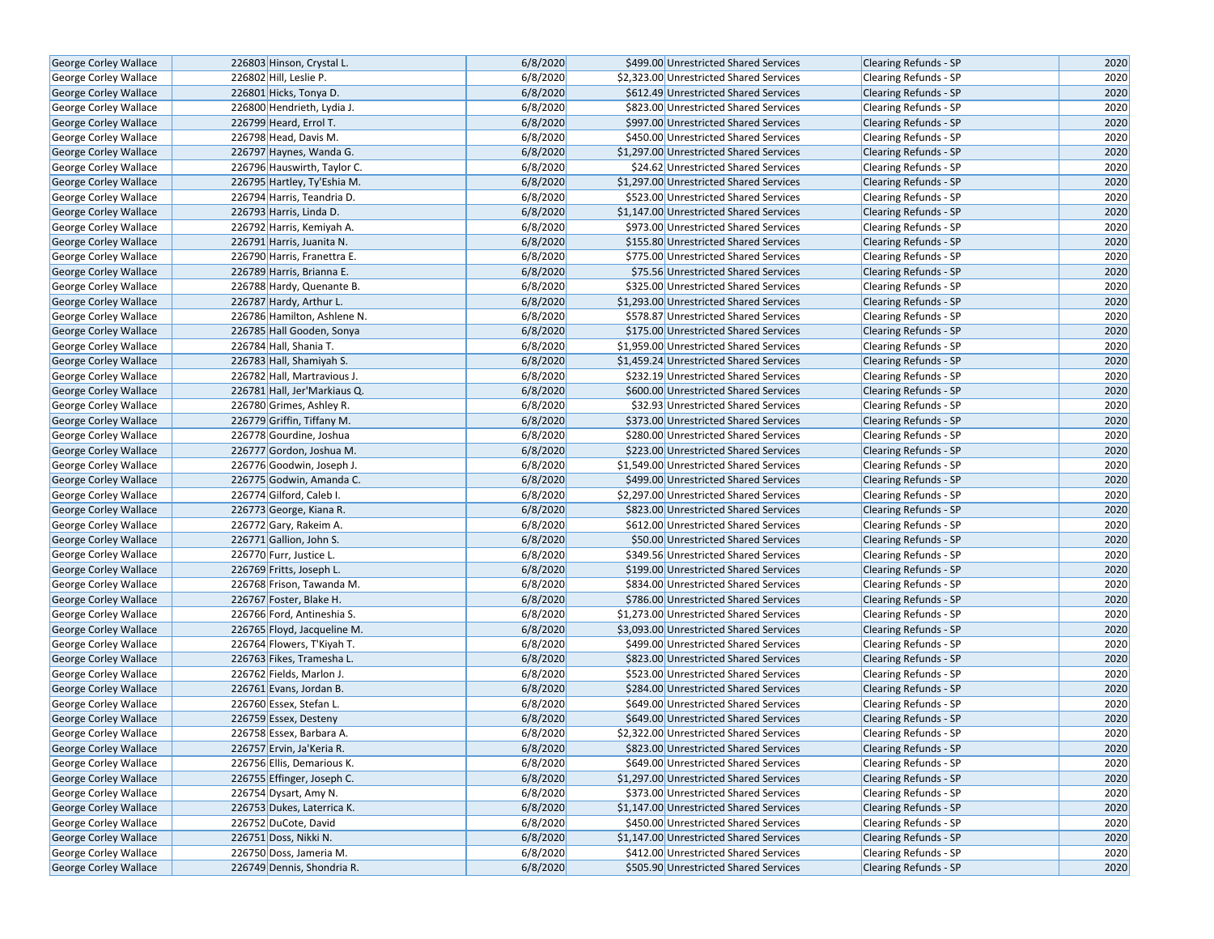| George Corley Wallace | 226803 | Hinson, Crystal L. | 6/8/2020 | $499.00 | Unrestricted Shared Services | Clearing Refunds - SP | 2020 |
|---|---|---|---|---|---|---|---|
| George Corley Wallace | 226802 | Hill, Leslie P. | 6/8/2020 | $2,323.00 | Unrestricted Shared Services | Clearing Refunds - SP | 2020 |
| George Corley Wallace | 226801 | Hicks, Tonya D. | 6/8/2020 | $612.49 | Unrestricted Shared Services | Clearing Refunds - SP | 2020 |
| George Corley Wallace | 226800 | Hendrieth, Lydia J. | 6/8/2020 | $823.00 | Unrestricted Shared Services | Clearing Refunds - SP | 2020 |
| George Corley Wallace | 226799 | Heard, Errol T. | 6/8/2020 | $997.00 | Unrestricted Shared Services | Clearing Refunds - SP | 2020 |
| George Corley Wallace | 226798 | Head, Davis M. | 6/8/2020 | $450.00 | Unrestricted Shared Services | Clearing Refunds - SP | 2020 |
| George Corley Wallace | 226797 | Haynes, Wanda G. | 6/8/2020 | $1,297.00 | Unrestricted Shared Services | Clearing Refunds - SP | 2020 |
| George Corley Wallace | 226796 | Hauswirth, Taylor C. | 6/8/2020 | $24.62 | Unrestricted Shared Services | Clearing Refunds - SP | 2020 |
| George Corley Wallace | 226795 | Hartley, Ty'Eshia M. | 6/8/2020 | $1,297.00 | Unrestricted Shared Services | Clearing Refunds - SP | 2020 |
| George Corley Wallace | 226794 | Harris, Teandria D. | 6/8/2020 | $523.00 | Unrestricted Shared Services | Clearing Refunds - SP | 2020 |
| George Corley Wallace | 226793 | Harris, Linda D. | 6/8/2020 | $1,147.00 | Unrestricted Shared Services | Clearing Refunds - SP | 2020 |
| George Corley Wallace | 226792 | Harris, Kemiyah A. | 6/8/2020 | $973.00 | Unrestricted Shared Services | Clearing Refunds - SP | 2020 |
| George Corley Wallace | 226791 | Harris, Juanita N. | 6/8/2020 | $155.80 | Unrestricted Shared Services | Clearing Refunds - SP | 2020 |
| George Corley Wallace | 226790 | Harris, Franettra E. | 6/8/2020 | $775.00 | Unrestricted Shared Services | Clearing Refunds - SP | 2020 |
| George Corley Wallace | 226789 | Harris, Brianna E. | 6/8/2020 | $75.56 | Unrestricted Shared Services | Clearing Refunds - SP | 2020 |
| George Corley Wallace | 226788 | Hardy, Quenante B. | 6/8/2020 | $325.00 | Unrestricted Shared Services | Clearing Refunds - SP | 2020 |
| George Corley Wallace | 226787 | Hardy, Arthur L. | 6/8/2020 | $1,293.00 | Unrestricted Shared Services | Clearing Refunds - SP | 2020 |
| George Corley Wallace | 226786 | Hamilton, Ashlene N. | 6/8/2020 | $578.87 | Unrestricted Shared Services | Clearing Refunds - SP | 2020 |
| George Corley Wallace | 226785 | Hall Gooden, Sonya | 6/8/2020 | $175.00 | Unrestricted Shared Services | Clearing Refunds - SP | 2020 |
| George Corley Wallace | 226784 | Hall, Shania T. | 6/8/2020 | $1,959.00 | Unrestricted Shared Services | Clearing Refunds - SP | 2020 |
| George Corley Wallace | 226783 | Hall, Shamiyah S. | 6/8/2020 | $1,459.24 | Unrestricted Shared Services | Clearing Refunds - SP | 2020 |
| George Corley Wallace | 226782 | Hall, Martravious J. | 6/8/2020 | $232.19 | Unrestricted Shared Services | Clearing Refunds - SP | 2020 |
| George Corley Wallace | 226781 | Hall, Jer'Markiaus Q. | 6/8/2020 | $600.00 | Unrestricted Shared Services | Clearing Refunds - SP | 2020 |
| George Corley Wallace | 226780 | Grimes, Ashley R. | 6/8/2020 | $32.93 | Unrestricted Shared Services | Clearing Refunds - SP | 2020 |
| George Corley Wallace | 226779 | Griffin, Tiffany M. | 6/8/2020 | $373.00 | Unrestricted Shared Services | Clearing Refunds - SP | 2020 |
| George Corley Wallace | 226778 | Gourdine, Joshua | 6/8/2020 | $280.00 | Unrestricted Shared Services | Clearing Refunds - SP | 2020 |
| George Corley Wallace | 226777 | Gordon, Joshua M. | 6/8/2020 | $223.00 | Unrestricted Shared Services | Clearing Refunds - SP | 2020 |
| George Corley Wallace | 226776 | Goodwin, Joseph J. | 6/8/2020 | $1,549.00 | Unrestricted Shared Services | Clearing Refunds - SP | 2020 |
| George Corley Wallace | 226775 | Godwin, Amanda C. | 6/8/2020 | $499.00 | Unrestricted Shared Services | Clearing Refunds - SP | 2020 |
| George Corley Wallace | 226774 | Gilford, Caleb I. | 6/8/2020 | $2,297.00 | Unrestricted Shared Services | Clearing Refunds - SP | 2020 |
| George Corley Wallace | 226773 | George, Kiana R. | 6/8/2020 | $823.00 | Unrestricted Shared Services | Clearing Refunds - SP | 2020 |
| George Corley Wallace | 226772 | Gary, Rakeim A. | 6/8/2020 | $612.00 | Unrestricted Shared Services | Clearing Refunds - SP | 2020 |
| George Corley Wallace | 226771 | Gallion, John S. | 6/8/2020 | $50.00 | Unrestricted Shared Services | Clearing Refunds - SP | 2020 |
| George Corley Wallace | 226770 | Furr, Justice L. | 6/8/2020 | $349.56 | Unrestricted Shared Services | Clearing Refunds - SP | 2020 |
| George Corley Wallace | 226769 | Fritts, Joseph L. | 6/8/2020 | $199.00 | Unrestricted Shared Services | Clearing Refunds - SP | 2020 |
| George Corley Wallace | 226768 | Frison, Tawanda M. | 6/8/2020 | $834.00 | Unrestricted Shared Services | Clearing Refunds - SP | 2020 |
| George Corley Wallace | 226767 | Foster, Blake H. | 6/8/2020 | $786.00 | Unrestricted Shared Services | Clearing Refunds - SP | 2020 |
| George Corley Wallace | 226766 | Ford, Antineshia S. | 6/8/2020 | $1,273.00 | Unrestricted Shared Services | Clearing Refunds - SP | 2020 |
| George Corley Wallace | 226765 | Floyd, Jacqueline M. | 6/8/2020 | $3,093.00 | Unrestricted Shared Services | Clearing Refunds - SP | 2020 |
| George Corley Wallace | 226764 | Flowers, T'Kiyah T. | 6/8/2020 | $499.00 | Unrestricted Shared Services | Clearing Refunds - SP | 2020 |
| George Corley Wallace | 226763 | Fikes, Tramesha L. | 6/8/2020 | $823.00 | Unrestricted Shared Services | Clearing Refunds - SP | 2020 |
| George Corley Wallace | 226762 | Fields, Marlon J. | 6/8/2020 | $523.00 | Unrestricted Shared Services | Clearing Refunds - SP | 2020 |
| George Corley Wallace | 226761 | Evans, Jordan B. | 6/8/2020 | $284.00 | Unrestricted Shared Services | Clearing Refunds - SP | 2020 |
| George Corley Wallace | 226760 | Essex, Stefan L. | 6/8/2020 | $649.00 | Unrestricted Shared Services | Clearing Refunds - SP | 2020 |
| George Corley Wallace | 226759 | Essex, Desteny | 6/8/2020 | $649.00 | Unrestricted Shared Services | Clearing Refunds - SP | 2020 |
| George Corley Wallace | 226758 | Essex, Barbara A. | 6/8/2020 | $2,322.00 | Unrestricted Shared Services | Clearing Refunds - SP | 2020 |
| George Corley Wallace | 226757 | Ervin, Ja'Keria R. | 6/8/2020 | $823.00 | Unrestricted Shared Services | Clearing Refunds - SP | 2020 |
| George Corley Wallace | 226756 | Ellis, Demarious K. | 6/8/2020 | $649.00 | Unrestricted Shared Services | Clearing Refunds - SP | 2020 |
| George Corley Wallace | 226755 | Effinger, Joseph C. | 6/8/2020 | $1,297.00 | Unrestricted Shared Services | Clearing Refunds - SP | 2020 |
| George Corley Wallace | 226754 | Dysart, Amy N. | 6/8/2020 | $373.00 | Unrestricted Shared Services | Clearing Refunds - SP | 2020 |
| George Corley Wallace | 226753 | Dukes, Laterrica K. | 6/8/2020 | $1,147.00 | Unrestricted Shared Services | Clearing Refunds - SP | 2020 |
| George Corley Wallace | 226752 | DuCote, David | 6/8/2020 | $450.00 | Unrestricted Shared Services | Clearing Refunds - SP | 2020 |
| George Corley Wallace | 226751 | Doss, Nikki N. | 6/8/2020 | $1,147.00 | Unrestricted Shared Services | Clearing Refunds - SP | 2020 |
| George Corley Wallace | 226750 | Doss, Jameria M. | 6/8/2020 | $412.00 | Unrestricted Shared Services | Clearing Refunds - SP | 2020 |
| George Corley Wallace | 226749 | Dennis, Shondria R. | 6/8/2020 | $505.90 | Unrestricted Shared Services | Clearing Refunds - SP | 2020 |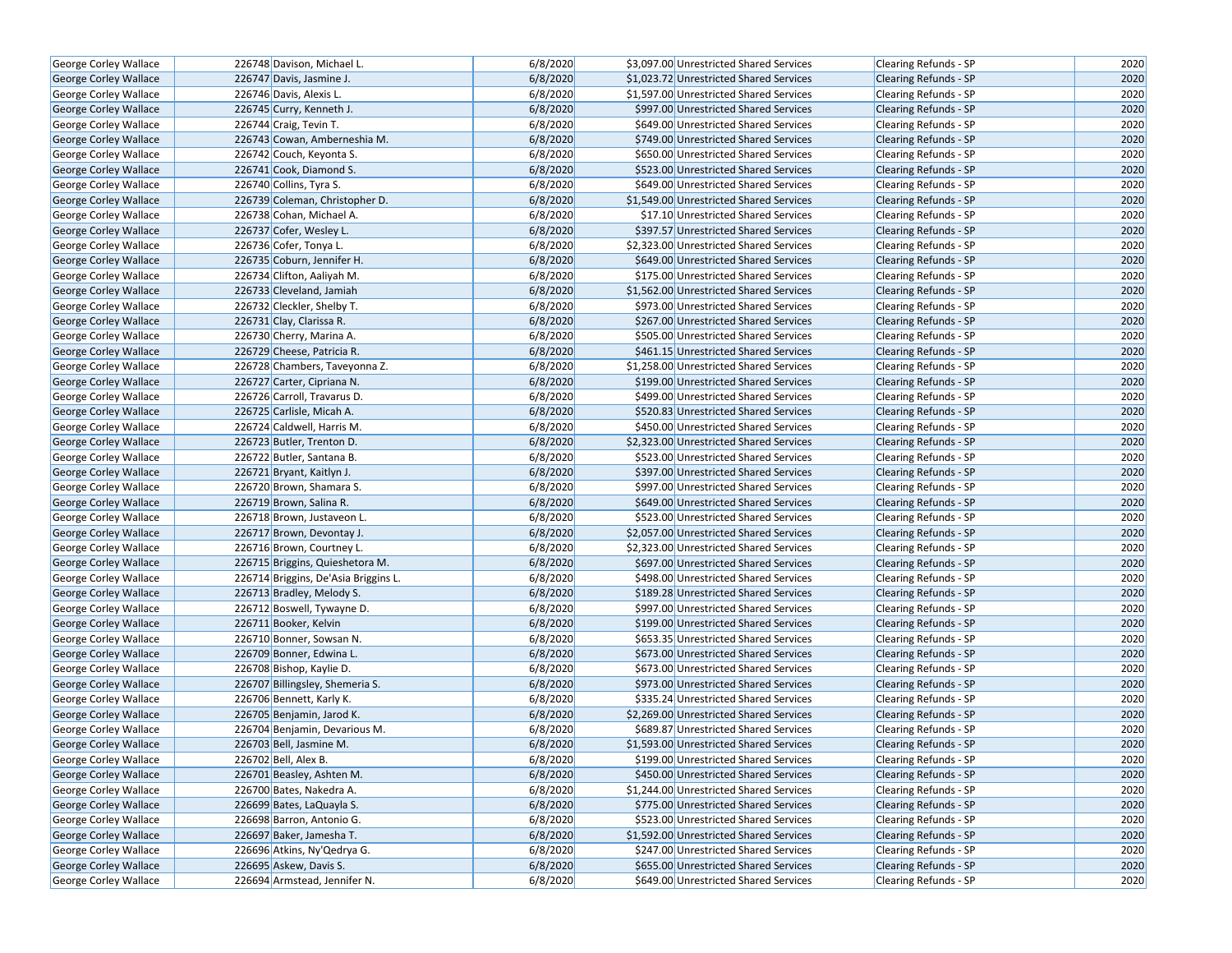| | | | | | | | |
|---|---|---|---|---|---|---|---|
| George Corley Wallace | 226748 | Davison, Michael L. | 6/8/2020 | $3,097.00 | Unrestricted Shared Services | Clearing Refunds - SP | 2020 |
| George Corley Wallace | 226747 | Davis, Jasmine J. | 6/8/2020 | $1,023.72 | Unrestricted Shared Services | Clearing Refunds - SP | 2020 |
| George Corley Wallace | 226746 | Davis, Alexis L. | 6/8/2020 | $1,597.00 | Unrestricted Shared Services | Clearing Refunds - SP | 2020 |
| George Corley Wallace | 226745 | Curry, Kenneth J. | 6/8/2020 | $997.00 | Unrestricted Shared Services | Clearing Refunds - SP | 2020 |
| George Corley Wallace | 226744 | Craig, Tevin T. | 6/8/2020 | $649.00 | Unrestricted Shared Services | Clearing Refunds - SP | 2020 |
| George Corley Wallace | 226743 | Cowan, Amberneshia M. | 6/8/2020 | $749.00 | Unrestricted Shared Services | Clearing Refunds - SP | 2020 |
| George Corley Wallace | 226742 | Couch, Keyonta S. | 6/8/2020 | $650.00 | Unrestricted Shared Services | Clearing Refunds - SP | 2020 |
| George Corley Wallace | 226741 | Cook, Diamond S. | 6/8/2020 | $523.00 | Unrestricted Shared Services | Clearing Refunds - SP | 2020 |
| George Corley Wallace | 226740 | Collins, Tyra S. | 6/8/2020 | $649.00 | Unrestricted Shared Services | Clearing Refunds - SP | 2020 |
| George Corley Wallace | 226739 | Coleman, Christopher D. | 6/8/2020 | $1,549.00 | Unrestricted Shared Services | Clearing Refunds - SP | 2020 |
| George Corley Wallace | 226738 | Cohan, Michael A. | 6/8/2020 | $17.10 | Unrestricted Shared Services | Clearing Refunds - SP | 2020 |
| George Corley Wallace | 226737 | Cofer, Wesley L. | 6/8/2020 | $397.57 | Unrestricted Shared Services | Clearing Refunds - SP | 2020 |
| George Corley Wallace | 226736 | Cofer, Tonya L. | 6/8/2020 | $2,323.00 | Unrestricted Shared Services | Clearing Refunds - SP | 2020 |
| George Corley Wallace | 226735 | Coburn, Jennifer H. | 6/8/2020 | $649.00 | Unrestricted Shared Services | Clearing Refunds - SP | 2020 |
| George Corley Wallace | 226734 | Clifton, Aaliyah M. | 6/8/2020 | $175.00 | Unrestricted Shared Services | Clearing Refunds - SP | 2020 |
| George Corley Wallace | 226733 | Cleveland, Jamiah | 6/8/2020 | $1,562.00 | Unrestricted Shared Services | Clearing Refunds - SP | 2020 |
| George Corley Wallace | 226732 | Cleckler, Shelby T. | 6/8/2020 | $973.00 | Unrestricted Shared Services | Clearing Refunds - SP | 2020 |
| George Corley Wallace | 226731 | Clay, Clarissa R. | 6/8/2020 | $267.00 | Unrestricted Shared Services | Clearing Refunds - SP | 2020 |
| George Corley Wallace | 226730 | Cherry, Marina A. | 6/8/2020 | $505.00 | Unrestricted Shared Services | Clearing Refunds - SP | 2020 |
| George Corley Wallace | 226729 | Cheese, Patricia R. | 6/8/2020 | $461.15 | Unrestricted Shared Services | Clearing Refunds - SP | 2020 |
| George Corley Wallace | 226728 | Chambers, Taveyonna Z. | 6/8/2020 | $1,258.00 | Unrestricted Shared Services | Clearing Refunds - SP | 2020 |
| George Corley Wallace | 226727 | Carter, Cipriana N. | 6/8/2020 | $199.00 | Unrestricted Shared Services | Clearing Refunds - SP | 2020 |
| George Corley Wallace | 226726 | Carroll, Travarus D. | 6/8/2020 | $499.00 | Unrestricted Shared Services | Clearing Refunds - SP | 2020 |
| George Corley Wallace | 226725 | Carlisle, Micah A. | 6/8/2020 | $520.83 | Unrestricted Shared Services | Clearing Refunds - SP | 2020 |
| George Corley Wallace | 226724 | Caldwell, Harris M. | 6/8/2020 | $450.00 | Unrestricted Shared Services | Clearing Refunds - SP | 2020 |
| George Corley Wallace | 226723 | Butler, Trenton D. | 6/8/2020 | $2,323.00 | Unrestricted Shared Services | Clearing Refunds - SP | 2020 |
| George Corley Wallace | 226722 | Butler, Santana B. | 6/8/2020 | $523.00 | Unrestricted Shared Services | Clearing Refunds - SP | 2020 |
| George Corley Wallace | 226721 | Bryant, Kaitlyn J. | 6/8/2020 | $397.00 | Unrestricted Shared Services | Clearing Refunds - SP | 2020 |
| George Corley Wallace | 226720 | Brown, Shamara S. | 6/8/2020 | $997.00 | Unrestricted Shared Services | Clearing Refunds - SP | 2020 |
| George Corley Wallace | 226719 | Brown, Salina R. | 6/8/2020 | $649.00 | Unrestricted Shared Services | Clearing Refunds - SP | 2020 |
| George Corley Wallace | 226718 | Brown, Justaveon L. | 6/8/2020 | $523.00 | Unrestricted Shared Services | Clearing Refunds - SP | 2020 |
| George Corley Wallace | 226717 | Brown, Devontay J. | 6/8/2020 | $2,057.00 | Unrestricted Shared Services | Clearing Refunds - SP | 2020 |
| George Corley Wallace | 226716 | Brown, Courtney L. | 6/8/2020 | $2,323.00 | Unrestricted Shared Services | Clearing Refunds - SP | 2020 |
| George Corley Wallace | 226715 | Briggins, Quieshetora M. | 6/8/2020 | $697.00 | Unrestricted Shared Services | Clearing Refunds - SP | 2020 |
| George Corley Wallace | 226714 | Briggins, De'Asia Briggins L. | 6/8/2020 | $498.00 | Unrestricted Shared Services | Clearing Refunds - SP | 2020 |
| George Corley Wallace | 226713 | Bradley, Melody S. | 6/8/2020 | $189.28 | Unrestricted Shared Services | Clearing Refunds - SP | 2020 |
| George Corley Wallace | 226712 | Boswell, Tywayne D. | 6/8/2020 | $997.00 | Unrestricted Shared Services | Clearing Refunds - SP | 2020 |
| George Corley Wallace | 226711 | Booker, Kelvin | 6/8/2020 | $199.00 | Unrestricted Shared Services | Clearing Refunds - SP | 2020 |
| George Corley Wallace | 226710 | Bonner, Sowsan N. | 6/8/2020 | $653.35 | Unrestricted Shared Services | Clearing Refunds - SP | 2020 |
| George Corley Wallace | 226709 | Bonner, Edwina L. | 6/8/2020 | $673.00 | Unrestricted Shared Services | Clearing Refunds - SP | 2020 |
| George Corley Wallace | 226708 | Bishop, Kaylie D. | 6/8/2020 | $673.00 | Unrestricted Shared Services | Clearing Refunds - SP | 2020 |
| George Corley Wallace | 226707 | Billingsley, Shemeria S. | 6/8/2020 | $973.00 | Unrestricted Shared Services | Clearing Refunds - SP | 2020 |
| George Corley Wallace | 226706 | Bennett, Karly K. | 6/8/2020 | $335.24 | Unrestricted Shared Services | Clearing Refunds - SP | 2020 |
| George Corley Wallace | 226705 | Benjamin, Jarod K. | 6/8/2020 | $2,269.00 | Unrestricted Shared Services | Clearing Refunds - SP | 2020 |
| George Corley Wallace | 226704 | Benjamin, Devarious M. | 6/8/2020 | $689.87 | Unrestricted Shared Services | Clearing Refunds - SP | 2020 |
| George Corley Wallace | 226703 | Bell, Jasmine M. | 6/8/2020 | $1,593.00 | Unrestricted Shared Services | Clearing Refunds - SP | 2020 |
| George Corley Wallace | 226702 | Bell, Alex B. | 6/8/2020 | $199.00 | Unrestricted Shared Services | Clearing Refunds - SP | 2020 |
| George Corley Wallace | 226701 | Beasley, Ashten M. | 6/8/2020 | $450.00 | Unrestricted Shared Services | Clearing Refunds - SP | 2020 |
| George Corley Wallace | 226700 | Bates, Nakedra A. | 6/8/2020 | $1,244.00 | Unrestricted Shared Services | Clearing Refunds - SP | 2020 |
| George Corley Wallace | 226699 | Bates, LaQuayla S. | 6/8/2020 | $775.00 | Unrestricted Shared Services | Clearing Refunds - SP | 2020 |
| George Corley Wallace | 226698 | Barron, Antonio G. | 6/8/2020 | $523.00 | Unrestricted Shared Services | Clearing Refunds - SP | 2020 |
| George Corley Wallace | 226697 | Baker, Jamesha T. | 6/8/2020 | $1,592.00 | Unrestricted Shared Services | Clearing Refunds - SP | 2020 |
| George Corley Wallace | 226696 | Atkins, Ny'Qedrya G. | 6/8/2020 | $247.00 | Unrestricted Shared Services | Clearing Refunds - SP | 2020 |
| George Corley Wallace | 226695 | Askew, Davis S. | 6/8/2020 | $655.00 | Unrestricted Shared Services | Clearing Refunds - SP | 2020 |
| George Corley Wallace | 226694 | Armstead, Jennifer N. | 6/8/2020 | $649.00 | Unrestricted Shared Services | Clearing Refunds - SP | 2020 |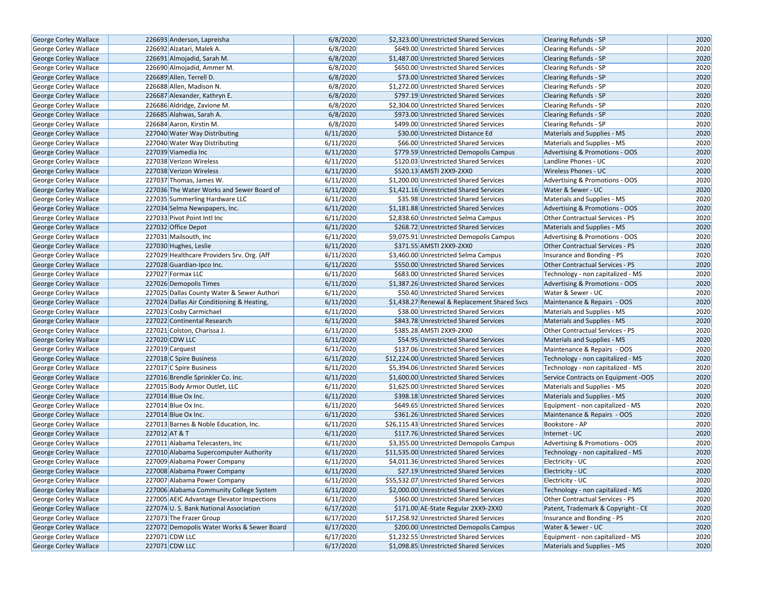| | | | | | | |
|---|---|---|---|---|---|---|
| George Corley Wallace | 226693 | Anderson, Lapreisha | 6/8/2020 | $2,323.00 | Unrestricted Shared Services | Clearing Refunds - SP | 2020 |
| George Corley Wallace | 226692 | Alzatari, Malek A. | 6/8/2020 | $649.00 | Unrestricted Shared Services | Clearing Refunds - SP | 2020 |
| George Corley Wallace | 226691 | Almojadid, Sarah M. | 6/8/2020 | $1,487.00 | Unrestricted Shared Services | Clearing Refunds - SP | 2020 |
| George Corley Wallace | 226690 | Almojadid, Ammer M. | 6/8/2020 | $650.00 | Unrestricted Shared Services | Clearing Refunds - SP | 2020 |
| George Corley Wallace | 226689 | Allen, Terrell D. | 6/8/2020 | $73.00 | Unrestricted Shared Services | Clearing Refunds - SP | 2020 |
| George Corley Wallace | 226688 | Allen, Madison N. | 6/8/2020 | $1,272.00 | Unrestricted Shared Services | Clearing Refunds - SP | 2020 |
| George Corley Wallace | 226687 | Alexander, Kathryn E. | 6/8/2020 | $797.19 | Unrestricted Shared Services | Clearing Refunds - SP | 2020 |
| George Corley Wallace | 226686 | Aldridge, Zavione M. | 6/8/2020 | $2,304.00 | Unrestricted Shared Services | Clearing Refunds - SP | 2020 |
| George Corley Wallace | 226685 | Alahwas, Sarah A. | 6/8/2020 | $973.00 | Unrestricted Shared Services | Clearing Refunds - SP | 2020 |
| George Corley Wallace | 226684 | Aaron, Kirstin M. | 6/8/2020 | $499.00 | Unrestricted Shared Services | Clearing Refunds - SP | 2020 |
| George Corley Wallace | 227040 | Water Way Distributing | 6/11/2020 | $30.00 | Unrestricted Distance Ed | Materials and Supplies - MS | 2020 |
| George Corley Wallace | 227040 | Water Way Distributing | 6/11/2020 | $66.00 | Unrestricted Shared Services | Materials and Supplies - MS | 2020 |
| George Corley Wallace | 227039 | Viamedia Inc | 6/11/2020 | $779.59 | Unrestricted Demopolis Campus | Advertising & Promotions - OOS | 2020 |
| George Corley Wallace | 227038 | Verizon Wireless | 6/11/2020 | $120.03 | Unrestricted Shared Services | Landline Phones - UC | 2020 |
| George Corley Wallace | 227038 | Verizon Wireless | 6/11/2020 | $520.13 | AMSTI 2XX9-2XX0 | Wireless Phones - UC | 2020 |
| George Corley Wallace | 227037 | Thomas, James W. | 6/11/2020 | $1,200.00 | Unrestricted Shared Services | Advertising & Promotions - OOS | 2020 |
| George Corley Wallace | 227036 | The Water Works and Sewer Board of | 6/11/2020 | $1,421.16 | Unrestricted Shared Services | Water & Sewer - UC | 2020 |
| George Corley Wallace | 227035 | Summerling Hardware LLC | 6/11/2020 | $35.98 | Unrestricted Shared Services | Materials and Supplies - MS | 2020 |
| George Corley Wallace | 227034 | Selma Newspapers, Inc. | 6/11/2020 | $1,181.88 | Unrestricted Shared Services | Advertising & Promotions - OOS | 2020 |
| George Corley Wallace | 227033 | Pivot Point Intl Inc | 6/11/2020 | $2,838.60 | Unrestricted Selma Campus | Other Contractual Services - PS | 2020 |
| George Corley Wallace | 227032 | Office Depot | 6/11/2020 | $268.72 | Unrestricted Shared Services | Materials and Supplies - MS | 2020 |
| George Corley Wallace | 227031 | Mailsouth, Inc | 6/11/2020 | $9,075.91 | Unrestricted Demopolis Campus | Advertising & Promotions - OOS | 2020 |
| George Corley Wallace | 227030 | Hughes, Leslie | 6/11/2020 | $371.55 | AMSTI 2XX9-2XX0 | Other Contractual Services - PS | 2020 |
| George Corley Wallace | 227029 | Healthcare Providers Srv. Org. (Aff | 6/11/2020 | $3,460.00 | Unrestricted Selma Campus | Insurance and Bonding - PS | 2020 |
| George Corley Wallace | 227028 | Guardian-Ipco Inc. | 6/11/2020 | $550.00 | Unrestricted Shared Services | Other Contractual Services - PS | 2020 |
| George Corley Wallace | 227027 | Formax LLC | 6/11/2020 | $683.00 | Unrestricted Shared Services | Technology - non capitalized - MS | 2020 |
| George Corley Wallace | 227026 | Demopolis Times | 6/11/2020 | $1,387.26 | Unrestricted Shared Services | Advertising & Promotions - OOS | 2020 |
| George Corley Wallace | 227025 | Dallas County Water & Sewer Authori | 6/11/2020 | $50.40 | Unrestricted Shared Services | Water & Sewer - UC | 2020 |
| George Corley Wallace | 227024 | Dallas Air Conditioning & Heating, | 6/11/2020 | $1,438.27 | Renewal & Replacement Shared Svcs | Maintenance & Repairs - OOS | 2020 |
| George Corley Wallace | 227023 | Cosby Carmichael | 6/11/2020 | $38.00 | Unrestricted Shared Services | Materials and Supplies - MS | 2020 |
| George Corley Wallace | 227022 | Continental Research | 6/11/2020 | $843.78 | Unrestricted Shared Services | Materials and Supplies - MS | 2020 |
| George Corley Wallace | 227021 | Colston, Charissa J. | 6/11/2020 | $385.28 | AMSTI 2XX9-2XX0 | Other Contractual Services - PS | 2020 |
| George Corley Wallace | 227020 | CDW LLC | 6/11/2020 | $54.95 | Unrestricted Shared Services | Materials and Supplies - MS | 2020 |
| George Corley Wallace | 227019 | Carquest | 6/11/2020 | $137.06 | Unrestricted Shared Services | Maintenance & Repairs - OOS | 2020 |
| George Corley Wallace | 227018 | C Spire Business | 6/11/2020 | $12,224.00 | Unrestricted Shared Services | Technology - non capitalized - MS | 2020 |
| George Corley Wallace | 227017 | C Spire Business | 6/11/2020 | $5,394.06 | Unrestricted Shared Services | Technology - non capitalized - MS | 2020 |
| George Corley Wallace | 227016 | Brendle Sprinkler Co. Inc. | 6/11/2020 | $1,600.00 | Unrestricted Shared Services | Service Contracts on Equipment -OOS | 2020 |
| George Corley Wallace | 227015 | Body Armor Outlet, LLC | 6/11/2020 | $1,625.00 | Unrestricted Shared Services | Materials and Supplies - MS | 2020 |
| George Corley Wallace | 227014 | Blue Ox Inc. | 6/11/2020 | $398.18 | Unrestricted Shared Services | Materials and Supplies - MS | 2020 |
| George Corley Wallace | 227014 | Blue Ox Inc. | 6/11/2020 | $649.65 | Unrestricted Shared Services | Equipment - non capitalized - MS | 2020 |
| George Corley Wallace | 227014 | Blue Ox Inc. | 6/11/2020 | $361.26 | Unrestricted Shared Services | Maintenance & Repairs - OOS | 2020 |
| George Corley Wallace | 227013 | Barnes & Noble Education, Inc. | 6/11/2020 | $26,115.43 | Unrestricted Shared Services | Bookstore - AP | 2020 |
| George Corley Wallace | 227012 | AT & T | 6/11/2020 | $117.76 | Unrestricted Shared Services | Internet - UC | 2020 |
| George Corley Wallace | 227011 | Alabama Telecasters, Inc | 6/11/2020 | $3,355.00 | Unrestricted Demopolis Campus | Advertising & Promotions - OOS | 2020 |
| George Corley Wallace | 227010 | Alabama Supercomputer Authority | 6/11/2020 | $11,535.00 | Unrestricted Shared Services | Technology - non capitalized - MS | 2020 |
| George Corley Wallace | 227009 | Alabama Power Company | 6/11/2020 | $4,011.36 | Unrestricted Shared Services | Electricity - UC | 2020 |
| George Corley Wallace | 227008 | Alabama Power Company | 6/11/2020 | $27.19 | Unrestricted Shared Services | Electricity - UC | 2020 |
| George Corley Wallace | 227007 | Alabama Power Company | 6/11/2020 | $55,532.07 | Unrestricted Shared Services | Electricity - UC | 2020 |
| George Corley Wallace | 227006 | Alabama Community College System | 6/11/2020 | $2,000.00 | Unrestricted Shared Services | Technology - non capitalized - MS | 2020 |
| George Corley Wallace | 227005 | AEIC Advantage Elevator Inspections | 6/11/2020 | $360.00 | Unrestricted Shared Services | Other Contractual Services - PS | 2020 |
| George Corley Wallace | 227074 | U. S. Bank National Association | 6/17/2020 | $171.00 | AE-State Regular 2XX9-2XX0 | Patent, Trademark & Copyright - CE | 2020 |
| George Corley Wallace | 227073 | The Frazer Group | 6/17/2020 | $17,258.92 | Unrestricted Shared Services | Insurance and Bonding - PS | 2020 |
| George Corley Wallace | 227072 | Demopolis Water Works & Sewer Board | 6/17/2020 | $200.00 | Unrestricted Demopolis Campus | Water & Sewer - UC | 2020 |
| George Corley Wallace | 227071 | CDW LLC | 6/17/2020 | $1,232.55 | Unrestricted Shared Services | Equipment - non capitalized - MS | 2020 |
| George Corley Wallace | 227071 | CDW LLC | 6/17/2020 | $1,098.85 | Unrestricted Shared Services | Materials and Supplies - MS | 2020 |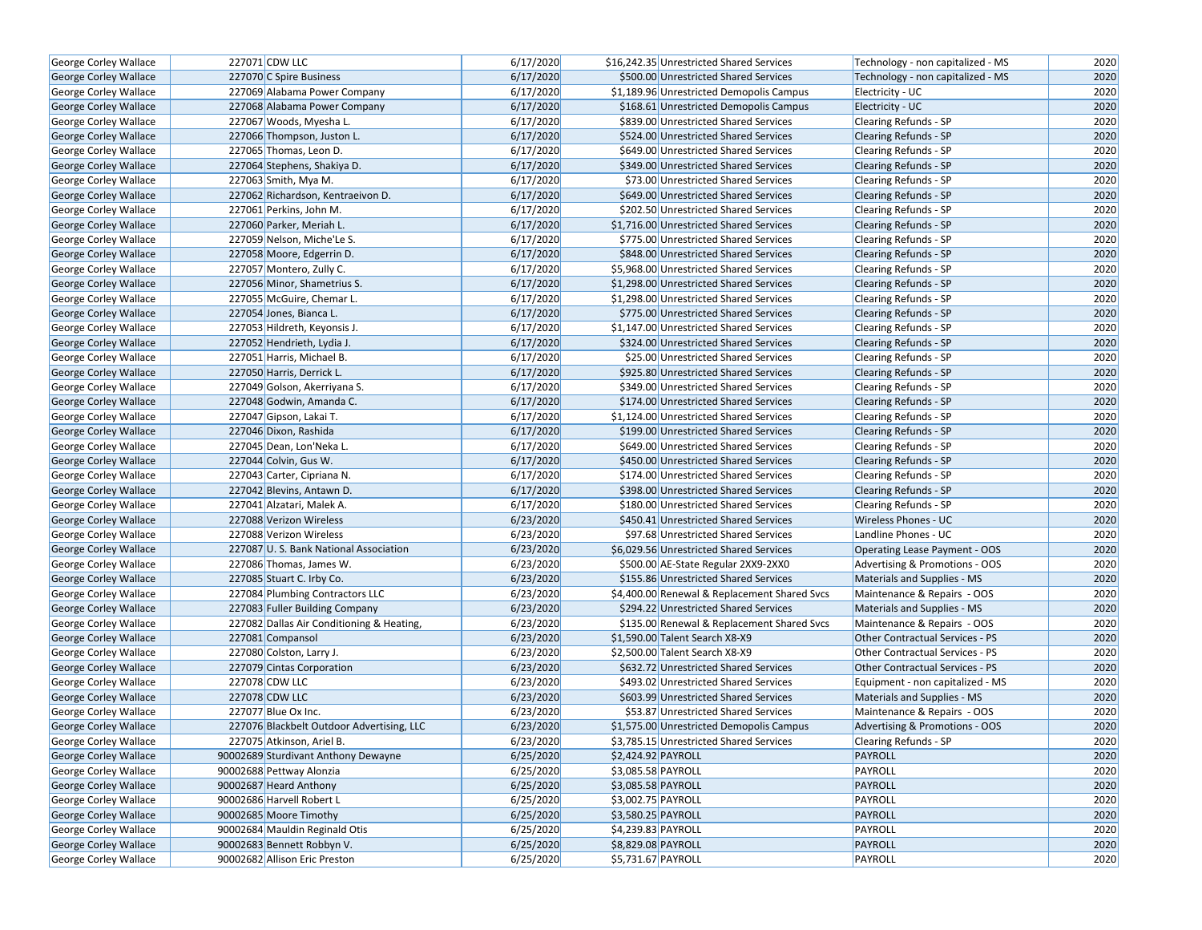| | | | | | | | |
|---|---|---|---|---|---|---|---|
| George Corley Wallace | 227071 | CDW LLC | 6/17/2020 | $16,242.35 | Unrestricted Shared Services | Technology - non capitalized - MS | 2020 |
| George Corley Wallace | 227070 | C Spire Business | 6/17/2020 | $500.00 | Unrestricted Shared Services | Technology - non capitalized - MS | 2020 |
| George Corley Wallace | 227069 | Alabama Power Company | 6/17/2020 | $1,189.96 | Unrestricted Demopolis Campus | Electricity - UC | 2020 |
| George Corley Wallace | 227068 | Alabama Power Company | 6/17/2020 | $168.61 | Unrestricted Demopolis Campus | Electricity - UC | 2020 |
| George Corley Wallace | 227067 | Woods, Myesha L. | 6/17/2020 | $839.00 | Unrestricted Shared Services | Clearing Refunds - SP | 2020 |
| George Corley Wallace | 227066 | Thompson, Juston L. | 6/17/2020 | $524.00 | Unrestricted Shared Services | Clearing Refunds - SP | 2020 |
| George Corley Wallace | 227065 | Thomas, Leon D. | 6/17/2020 | $649.00 | Unrestricted Shared Services | Clearing Refunds - SP | 2020 |
| George Corley Wallace | 227064 | Stephens, Shakiya D. | 6/17/2020 | $349.00 | Unrestricted Shared Services | Clearing Refunds - SP | 2020 |
| George Corley Wallace | 227063 | Smith, Mya M. | 6/17/2020 | $73.00 | Unrestricted Shared Services | Clearing Refunds - SP | 2020 |
| George Corley Wallace | 227062 | Richardson, Kentraeivon D. | 6/17/2020 | $649.00 | Unrestricted Shared Services | Clearing Refunds - SP | 2020 |
| George Corley Wallace | 227061 | Perkins, John M. | 6/17/2020 | $202.50 | Unrestricted Shared Services | Clearing Refunds - SP | 2020 |
| George Corley Wallace | 227060 | Parker, Meriah L. | 6/17/2020 | $1,716.00 | Unrestricted Shared Services | Clearing Refunds - SP | 2020 |
| George Corley Wallace | 227059 | Nelson, Miche'Le S. | 6/17/2020 | $775.00 | Unrestricted Shared Services | Clearing Refunds - SP | 2020 |
| George Corley Wallace | 227058 | Moore, Edgerrin D. | 6/17/2020 | $848.00 | Unrestricted Shared Services | Clearing Refunds - SP | 2020 |
| George Corley Wallace | 227057 | Montero, Zully C. | 6/17/2020 | $5,968.00 | Unrestricted Shared Services | Clearing Refunds - SP | 2020 |
| George Corley Wallace | 227056 | Minor, Shametrius S. | 6/17/2020 | $1,298.00 | Unrestricted Shared Services | Clearing Refunds - SP | 2020 |
| George Corley Wallace | 227055 | McGuire, Chemar L. | 6/17/2020 | $1,298.00 | Unrestricted Shared Services | Clearing Refunds - SP | 2020 |
| George Corley Wallace | 227054 | Jones, Bianca L. | 6/17/2020 | $775.00 | Unrestricted Shared Services | Clearing Refunds - SP | 2020 |
| George Corley Wallace | 227053 | Hildreth, Keyonsis J. | 6/17/2020 | $1,147.00 | Unrestricted Shared Services | Clearing Refunds - SP | 2020 |
| George Corley Wallace | 227052 | Hendrieth, Lydia J. | 6/17/2020 | $324.00 | Unrestricted Shared Services | Clearing Refunds - SP | 2020 |
| George Corley Wallace | 227051 | Harris, Michael B. | 6/17/2020 | $25.00 | Unrestricted Shared Services | Clearing Refunds - SP | 2020 |
| George Corley Wallace | 227050 | Harris, Derrick L. | 6/17/2020 | $925.80 | Unrestricted Shared Services | Clearing Refunds - SP | 2020 |
| George Corley Wallace | 227049 | Golson, Akerriyana S. | 6/17/2020 | $349.00 | Unrestricted Shared Services | Clearing Refunds - SP | 2020 |
| George Corley Wallace | 227048 | Godwin, Amanda C. | 6/17/2020 | $174.00 | Unrestricted Shared Services | Clearing Refunds - SP | 2020 |
| George Corley Wallace | 227047 | Gipson, Lakai T. | 6/17/2020 | $1,124.00 | Unrestricted Shared Services | Clearing Refunds - SP | 2020 |
| George Corley Wallace | 227046 | Dixon, Rashida | 6/17/2020 | $199.00 | Unrestricted Shared Services | Clearing Refunds - SP | 2020 |
| George Corley Wallace | 227045 | Dean, Lon'Neka L. | 6/17/2020 | $649.00 | Unrestricted Shared Services | Clearing Refunds - SP | 2020 |
| George Corley Wallace | 227044 | Colvin, Gus W. | 6/17/2020 | $450.00 | Unrestricted Shared Services | Clearing Refunds - SP | 2020 |
| George Corley Wallace | 227043 | Carter, Cipriana N. | 6/17/2020 | $174.00 | Unrestricted Shared Services | Clearing Refunds - SP | 2020 |
| George Corley Wallace | 227042 | Blevins, Antawn D. | 6/17/2020 | $398.00 | Unrestricted Shared Services | Clearing Refunds - SP | 2020 |
| George Corley Wallace | 227041 | Alzatari, Malek A. | 6/17/2020 | $180.00 | Unrestricted Shared Services | Clearing Refunds - SP | 2020 |
| George Corley Wallace | 227088 | Verizon Wireless | 6/23/2020 | $450.41 | Unrestricted Shared Services | Wireless Phones - UC | 2020 |
| George Corley Wallace | 227088 | Verizon Wireless | 6/23/2020 | $97.68 | Unrestricted Shared Services | Landline Phones - UC | 2020 |
| George Corley Wallace | 227087 | U. S. Bank National Association | 6/23/2020 | $6,029.56 | Unrestricted Shared Services | Operating Lease Payment - OOS | 2020 |
| George Corley Wallace | 227086 | Thomas, James W. | 6/23/2020 | $500.00 | AE-State Regular 2XX9-2XX0 | Advertising & Promotions - OOS | 2020 |
| George Corley Wallace | 227085 | Stuart C. Irby Co. | 6/23/2020 | $155.86 | Unrestricted Shared Services | Materials and Supplies - MS | 2020 |
| George Corley Wallace | 227084 | Plumbing Contractors LLC | 6/23/2020 | $4,400.00 | Renewal & Replacement Shared Svcs | Maintenance & Repairs - OOS | 2020 |
| George Corley Wallace | 227083 | Fuller Building Company | 6/23/2020 | $294.22 | Unrestricted Shared Services | Materials and Supplies - MS | 2020 |
| George Corley Wallace | 227082 | Dallas Air Conditioning & Heating, | 6/23/2020 | $135.00 | Renewal & Replacement Shared Svcs | Maintenance & Repairs - OOS | 2020 |
| George Corley Wallace | 227081 | Compansol | 6/23/2020 | $1,590.00 | Talent Search X8-X9 | Other Contractual Services - PS | 2020 |
| George Corley Wallace | 227080 | Colston, Larry J. | 6/23/2020 | $2,500.00 | Talent Search X8-X9 | Other Contractual Services - PS | 2020 |
| George Corley Wallace | 227079 | Cintas Corporation | 6/23/2020 | $632.72 | Unrestricted Shared Services | Other Contractual Services - PS | 2020 |
| George Corley Wallace | 227078 | CDW LLC | 6/23/2020 | $493.02 | Unrestricted Shared Services | Equipment - non capitalized - MS | 2020 |
| George Corley Wallace | 227078 | CDW LLC | 6/23/2020 | $603.99 | Unrestricted Shared Services | Materials and Supplies - MS | 2020 |
| George Corley Wallace | 227077 | Blue Ox Inc. | 6/23/2020 | $53.87 | Unrestricted Shared Services | Maintenance & Repairs - OOS | 2020 |
| George Corley Wallace | 227076 | Blackbelt Outdoor Advertising, LLC | 6/23/2020 | $1,575.00 | Unrestricted Demopolis Campus | Advertising & Promotions - OOS | 2020 |
| George Corley Wallace | 227075 | Atkinson, Ariel B. | 6/23/2020 | $3,785.15 | Unrestricted Shared Services | Clearing Refunds - SP | 2020 |
| George Corley Wallace | 90002689 | Sturdivant Anthony Dewayne | 6/25/2020 | $2,424.92 | PAYROLL | PAYROLL | 2020 |
| George Corley Wallace | 90002688 | Pettway Alonzia | 6/25/2020 | $3,085.58 | PAYROLL | PAYROLL | 2020 |
| George Corley Wallace | 90002687 | Heard Anthony | 6/25/2020 | $3,085.58 | PAYROLL | PAYROLL | 2020 |
| George Corley Wallace | 90002686 | Harvell Robert L | 6/25/2020 | $3,002.75 | PAYROLL | PAYROLL | 2020 |
| George Corley Wallace | 90002685 | Moore Timothy | 6/25/2020 | $3,580.25 | PAYROLL | PAYROLL | 2020 |
| George Corley Wallace | 90002684 | Mauldin Reginald Otis | 6/25/2020 | $4,239.83 | PAYROLL | PAYROLL | 2020 |
| George Corley Wallace | 90002683 | Bennett Robbyn V. | 6/25/2020 | $8,829.08 | PAYROLL | PAYROLL | 2020 |
| George Corley Wallace | 90002682 | Allison Eric Preston | 6/25/2020 | $5,731.67 | PAYROLL | PAYROLL | 2020 |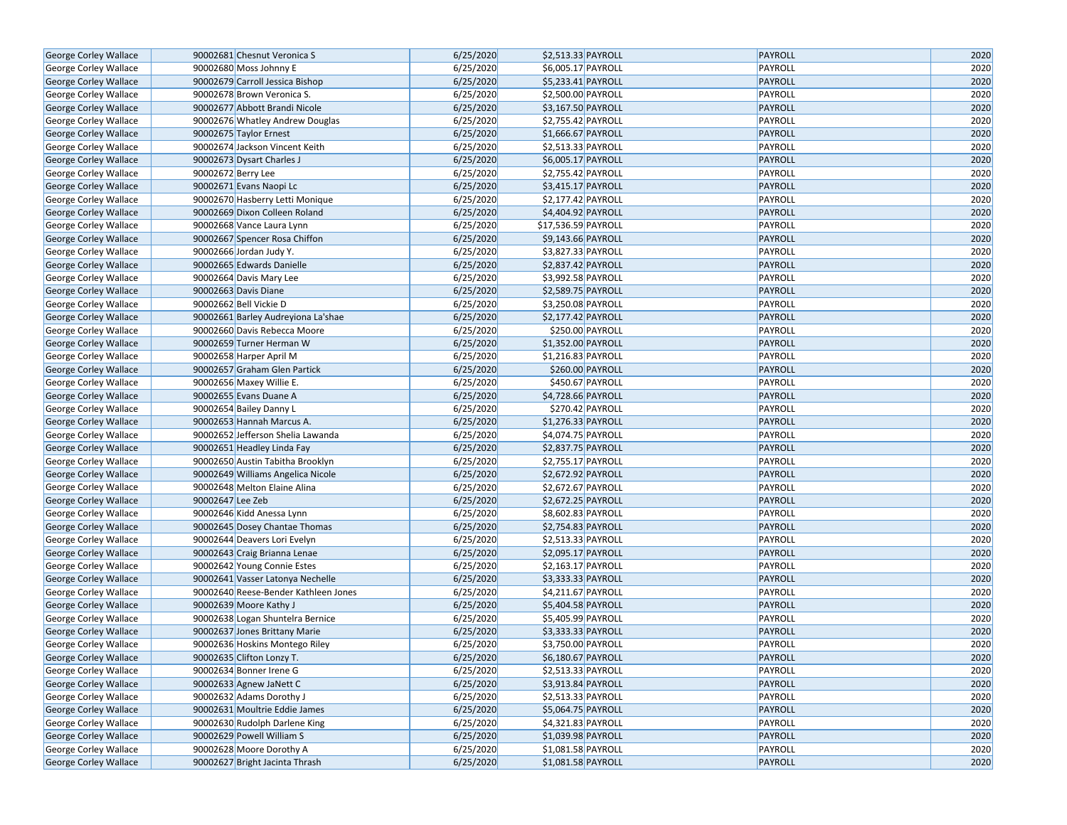| | | | | | | | |
|---|---|---|---|---|---|---|---|
| George Corley Wallace | 90002681 | Chesnut Veronica S | 6/25/2020 | $2,513.33 | PAYROLL | PAYROLL | 2020 |
| George Corley Wallace | 90002680 | Moss Johnny E | 6/25/2020 | $6,005.17 | PAYROLL | PAYROLL | 2020 |
| George Corley Wallace | 90002679 | Carroll Jessica Bishop | 6/25/2020 | $5,233.41 | PAYROLL | PAYROLL | 2020 |
| George Corley Wallace | 90002678 | Brown Veronica S. | 6/25/2020 | $2,500.00 | PAYROLL | PAYROLL | 2020 |
| George Corley Wallace | 90002677 | Abbott Brandi Nicole | 6/25/2020 | $3,167.50 | PAYROLL | PAYROLL | 2020 |
| George Corley Wallace | 90002676 | Whatley Andrew Douglas | 6/25/2020 | $2,755.42 | PAYROLL | PAYROLL | 2020 |
| George Corley Wallace | 90002675 | Taylor Ernest | 6/25/2020 | $1,666.67 | PAYROLL | PAYROLL | 2020 |
| George Corley Wallace | 90002674 | Jackson Vincent Keith | 6/25/2020 | $2,513.33 | PAYROLL | PAYROLL | 2020 |
| George Corley Wallace | 90002673 | Dysart Charles J | 6/25/2020 | $6,005.17 | PAYROLL | PAYROLL | 2020 |
| George Corley Wallace | 90002672 | Berry Lee | 6/25/2020 | $2,755.42 | PAYROLL | PAYROLL | 2020 |
| George Corley Wallace | 90002671 | Evans Naopi Lc | 6/25/2020 | $3,415.17 | PAYROLL | PAYROLL | 2020 |
| George Corley Wallace | 90002670 | Hasberry Letti Monique | 6/25/2020 | $2,177.42 | PAYROLL | PAYROLL | 2020 |
| George Corley Wallace | 90002669 | Dixon Colleen Roland | 6/25/2020 | $4,404.92 | PAYROLL | PAYROLL | 2020 |
| George Corley Wallace | 90002668 | Vance Laura Lynn | 6/25/2020 | $17,536.59 | PAYROLL | PAYROLL | 2020 |
| George Corley Wallace | 90002667 | Spencer Rosa Chiffon | 6/25/2020 | $9,143.66 | PAYROLL | PAYROLL | 2020 |
| George Corley Wallace | 90002666 | Jordan Judy Y. | 6/25/2020 | $3,827.33 | PAYROLL | PAYROLL | 2020 |
| George Corley Wallace | 90002665 | Edwards Danielle | 6/25/2020 | $2,837.42 | PAYROLL | PAYROLL | 2020 |
| George Corley Wallace | 90002664 | Davis Mary Lee | 6/25/2020 | $3,992.58 | PAYROLL | PAYROLL | 2020 |
| George Corley Wallace | 90002663 | Davis Diane | 6/25/2020 | $2,589.75 | PAYROLL | PAYROLL | 2020 |
| George Corley Wallace | 90002662 | Bell Vickie D | 6/25/2020 | $3,250.08 | PAYROLL | PAYROLL | 2020 |
| George Corley Wallace | 90002661 | Barley Audreyiona La'shae | 6/25/2020 | $2,177.42 | PAYROLL | PAYROLL | 2020 |
| George Corley Wallace | 90002660 | Davis Rebecca Moore | 6/25/2020 | $250.00 | PAYROLL | PAYROLL | 2020 |
| George Corley Wallace | 90002659 | Turner Herman W | 6/25/2020 | $1,352.00 | PAYROLL | PAYROLL | 2020 |
| George Corley Wallace | 90002658 | Harper April M | 6/25/2020 | $1,216.83 | PAYROLL | PAYROLL | 2020 |
| George Corley Wallace | 90002657 | Graham Glen Partick | 6/25/2020 | $260.00 | PAYROLL | PAYROLL | 2020 |
| George Corley Wallace | 90002656 | Maxey Willie E. | 6/25/2020 | $450.67 | PAYROLL | PAYROLL | 2020 |
| George Corley Wallace | 90002655 | Evans Duane A | 6/25/2020 | $4,728.66 | PAYROLL | PAYROLL | 2020 |
| George Corley Wallace | 90002654 | Bailey Danny L | 6/25/2020 | $270.42 | PAYROLL | PAYROLL | 2020 |
| George Corley Wallace | 90002653 | Hannah Marcus A. | 6/25/2020 | $1,276.33 | PAYROLL | PAYROLL | 2020 |
| George Corley Wallace | 90002652 | Jefferson Shelia Lawanda | 6/25/2020 | $4,074.75 | PAYROLL | PAYROLL | 2020 |
| George Corley Wallace | 90002651 | Headley Linda Fay | 6/25/2020 | $2,837.75 | PAYROLL | PAYROLL | 2020 |
| George Corley Wallace | 90002650 | Austin Tabitha Brooklyn | 6/25/2020 | $2,755.17 | PAYROLL | PAYROLL | 2020 |
| George Corley Wallace | 90002649 | Williams Angelica Nicole | 6/25/2020 | $2,672.92 | PAYROLL | PAYROLL | 2020 |
| George Corley Wallace | 90002648 | Melton Elaine Alina | 6/25/2020 | $2,672.67 | PAYROLL | PAYROLL | 2020 |
| George Corley Wallace | 90002647 | Lee Zeb | 6/25/2020 | $2,672.25 | PAYROLL | PAYROLL | 2020 |
| George Corley Wallace | 90002646 | Kidd Anessa Lynn | 6/25/2020 | $8,602.83 | PAYROLL | PAYROLL | 2020 |
| George Corley Wallace | 90002645 | Dosey Chantae Thomas | 6/25/2020 | $2,754.83 | PAYROLL | PAYROLL | 2020 |
| George Corley Wallace | 90002644 | Deavers Lori Evelyn | 6/25/2020 | $2,513.33 | PAYROLL | PAYROLL | 2020 |
| George Corley Wallace | 90002643 | Craig Brianna Lenae | 6/25/2020 | $2,095.17 | PAYROLL | PAYROLL | 2020 |
| George Corley Wallace | 90002642 | Young Connie Estes | 6/25/2020 | $2,163.17 | PAYROLL | PAYROLL | 2020 |
| George Corley Wallace | 90002641 | Vasser Latonya Nechelle | 6/25/2020 | $3,333.33 | PAYROLL | PAYROLL | 2020 |
| George Corley Wallace | 90002640 | Reese-Bender Kathleen Jones | 6/25/2020 | $4,211.67 | PAYROLL | PAYROLL | 2020 |
| George Corley Wallace | 90002639 | Moore Kathy J | 6/25/2020 | $5,404.58 | PAYROLL | PAYROLL | 2020 |
| George Corley Wallace | 90002638 | Logan Shuntelra Bernice | 6/25/2020 | $5,405.99 | PAYROLL | PAYROLL | 2020 |
| George Corley Wallace | 90002637 | Jones Brittany Marie | 6/25/2020 | $3,333.33 | PAYROLL | PAYROLL | 2020 |
| George Corley Wallace | 90002636 | Hoskins Montego Riley | 6/25/2020 | $3,750.00 | PAYROLL | PAYROLL | 2020 |
| George Corley Wallace | 90002635 | Clifton Lonzy T. | 6/25/2020 | $6,180.67 | PAYROLL | PAYROLL | 2020 |
| George Corley Wallace | 90002634 | Bonner Irene G | 6/25/2020 | $2,513.33 | PAYROLL | PAYROLL | 2020 |
| George Corley Wallace | 90002633 | Agnew JaNett C | 6/25/2020 | $3,913.84 | PAYROLL | PAYROLL | 2020 |
| George Corley Wallace | 90002632 | Adams Dorothy J | 6/25/2020 | $2,513.33 | PAYROLL | PAYROLL | 2020 |
| George Corley Wallace | 90002631 | Moultrie Eddie James | 6/25/2020 | $5,064.75 | PAYROLL | PAYROLL | 2020 |
| George Corley Wallace | 90002630 | Rudolph Darlene King | 6/25/2020 | $4,321.83 | PAYROLL | PAYROLL | 2020 |
| George Corley Wallace | 90002629 | Powell William S | 6/25/2020 | $1,039.98 | PAYROLL | PAYROLL | 2020 |
| George Corley Wallace | 90002628 | Moore Dorothy A | 6/25/2020 | $1,081.58 | PAYROLL | PAYROLL | 2020 |
| George Corley Wallace | 90002627 | Bright Jacinta Thrash | 6/25/2020 | $1,081.58 | PAYROLL | PAYROLL | 2020 |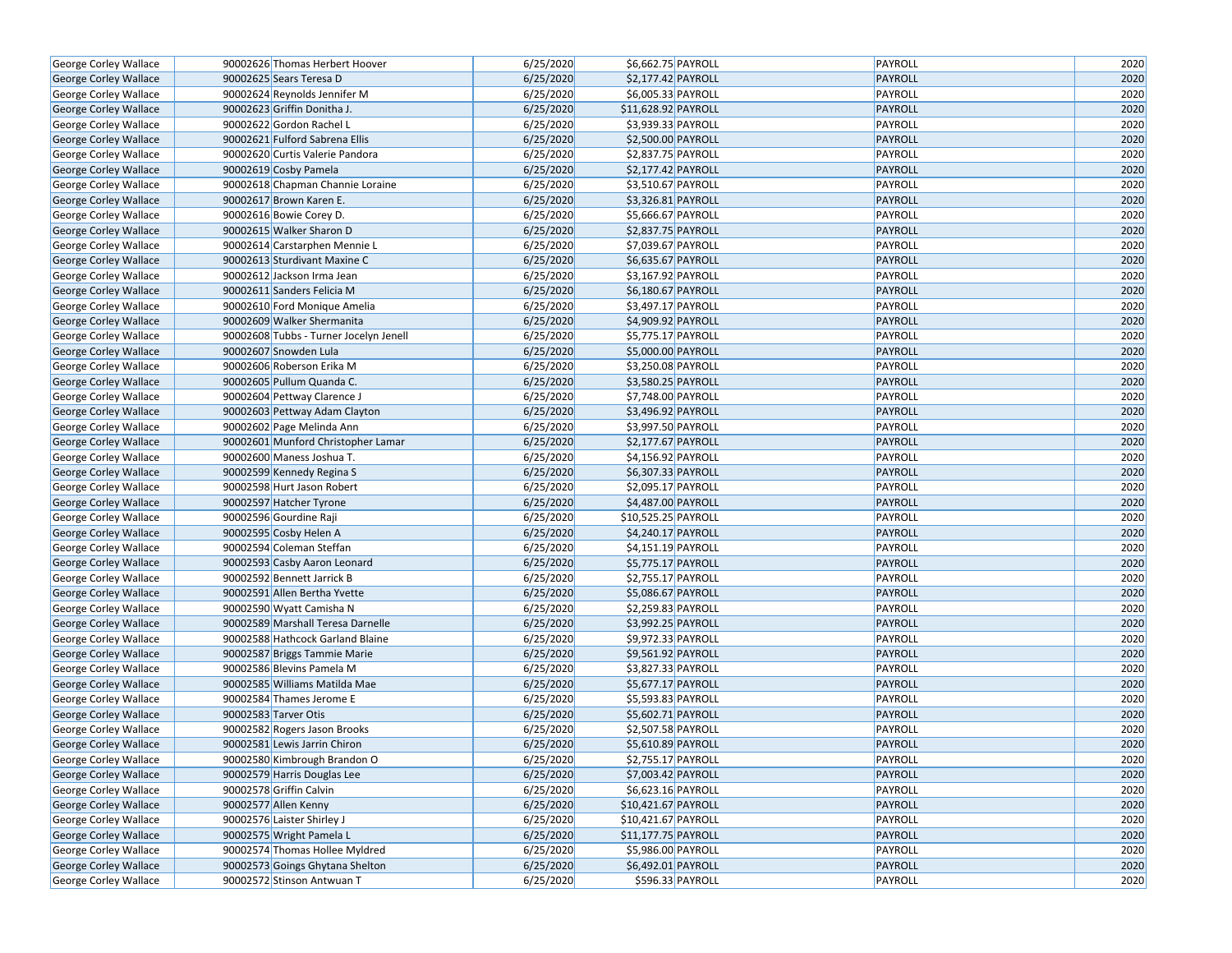| George Corley Wallace | 90002626 | Thomas Herbert Hoover | 6/25/2020 | $6,662.75 | PAYROLL | PAYROLL | 2020 |
|---|---|---|---|---|---|---|---|
| George Corley Wallace | 90002625 | Sears Teresa D | 6/25/2020 | $2,177.42 | PAYROLL | PAYROLL | 2020 |
| George Corley Wallace | 90002624 | Reynolds Jennifer M | 6/25/2020 | $6,005.33 | PAYROLL | PAYROLL | 2020 |
| George Corley Wallace | 90002623 | Griffin Donitha J. | 6/25/2020 | $11,628.92 | PAYROLL | PAYROLL | 2020 |
| George Corley Wallace | 90002622 | Gordon Rachel L | 6/25/2020 | $3,939.33 | PAYROLL | PAYROLL | 2020 |
| George Corley Wallace | 90002621 | Fulford Sabrena Ellis | 6/25/2020 | $2,500.00 | PAYROLL | PAYROLL | 2020 |
| George Corley Wallace | 90002620 | Curtis Valerie Pandora | 6/25/2020 | $2,837.75 | PAYROLL | PAYROLL | 2020 |
| George Corley Wallace | 90002619 | Cosby Pamela | 6/25/2020 | $2,177.42 | PAYROLL | PAYROLL | 2020 |
| George Corley Wallace | 90002618 | Chapman Channie Loraine | 6/25/2020 | $3,510.67 | PAYROLL | PAYROLL | 2020 |
| George Corley Wallace | 90002617 | Brown Karen E. | 6/25/2020 | $3,326.81 | PAYROLL | PAYROLL | 2020 |
| George Corley Wallace | 90002616 | Bowie Corey D. | 6/25/2020 | $5,666.67 | PAYROLL | PAYROLL | 2020 |
| George Corley Wallace | 90002615 | Walker Sharon D | 6/25/2020 | $2,837.75 | PAYROLL | PAYROLL | 2020 |
| George Corley Wallace | 90002614 | Carstarphen Mennie L | 6/25/2020 | $7,039.67 | PAYROLL | PAYROLL | 2020 |
| George Corley Wallace | 90002613 | Sturdivant Maxine C | 6/25/2020 | $6,635.67 | PAYROLL | PAYROLL | 2020 |
| George Corley Wallace | 90002612 | Jackson Irma Jean | 6/25/2020 | $3,167.92 | PAYROLL | PAYROLL | 2020 |
| George Corley Wallace | 90002611 | Sanders Felicia M | 6/25/2020 | $6,180.67 | PAYROLL | PAYROLL | 2020 |
| George Corley Wallace | 90002610 | Ford Monique Amelia | 6/25/2020 | $3,497.17 | PAYROLL | PAYROLL | 2020 |
| George Corley Wallace | 90002609 | Walker Shermanita | 6/25/2020 | $4,909.92 | PAYROLL | PAYROLL | 2020 |
| George Corley Wallace | 90002608 | Tubbs - Turner Jocelyn Jenell | 6/25/2020 | $5,775.17 | PAYROLL | PAYROLL | 2020 |
| George Corley Wallace | 90002607 | Snowden Lula | 6/25/2020 | $5,000.00 | PAYROLL | PAYROLL | 2020 |
| George Corley Wallace | 90002606 | Roberson Erika M | 6/25/2020 | $3,250.08 | PAYROLL | PAYROLL | 2020 |
| George Corley Wallace | 90002605 | Pullum Quanda C. | 6/25/2020 | $3,580.25 | PAYROLL | PAYROLL | 2020 |
| George Corley Wallace | 90002604 | Pettway Clarence J | 6/25/2020 | $7,748.00 | PAYROLL | PAYROLL | 2020 |
| George Corley Wallace | 90002603 | Pettway Adam Clayton | 6/25/2020 | $3,496.92 | PAYROLL | PAYROLL | 2020 |
| George Corley Wallace | 90002602 | Page Melinda Ann | 6/25/2020 | $3,997.50 | PAYROLL | PAYROLL | 2020 |
| George Corley Wallace | 90002601 | Munford Christopher Lamar | 6/25/2020 | $2,177.67 | PAYROLL | PAYROLL | 2020 |
| George Corley Wallace | 90002600 | Maness Joshua T. | 6/25/2020 | $4,156.92 | PAYROLL | PAYROLL | 2020 |
| George Corley Wallace | 90002599 | Kennedy Regina S | 6/25/2020 | $6,307.33 | PAYROLL | PAYROLL | 2020 |
| George Corley Wallace | 90002598 | Hurt Jason Robert | 6/25/2020 | $2,095.17 | PAYROLL | PAYROLL | 2020 |
| George Corley Wallace | 90002597 | Hatcher Tyrone | 6/25/2020 | $4,487.00 | PAYROLL | PAYROLL | 2020 |
| George Corley Wallace | 90002596 | Gourdine Raji | 6/25/2020 | $10,525.25 | PAYROLL | PAYROLL | 2020 |
| George Corley Wallace | 90002595 | Cosby Helen A | 6/25/2020 | $4,240.17 | PAYROLL | PAYROLL | 2020 |
| George Corley Wallace | 90002594 | Coleman Steffan | 6/25/2020 | $4,151.19 | PAYROLL | PAYROLL | 2020 |
| George Corley Wallace | 90002593 | Casby Aaron Leonard | 6/25/2020 | $5,775.17 | PAYROLL | PAYROLL | 2020 |
| George Corley Wallace | 90002592 | Bennett Jarrick B | 6/25/2020 | $2,755.17 | PAYROLL | PAYROLL | 2020 |
| George Corley Wallace | 90002591 | Allen Bertha Yvette | 6/25/2020 | $5,086.67 | PAYROLL | PAYROLL | 2020 |
| George Corley Wallace | 90002590 | Wyatt Camisha N | 6/25/2020 | $2,259.83 | PAYROLL | PAYROLL | 2020 |
| George Corley Wallace | 90002589 | Marshall Teresa Darnelle | 6/25/2020 | $3,992.25 | PAYROLL | PAYROLL | 2020 |
| George Corley Wallace | 90002588 | Hathcock Garland Blaine | 6/25/2020 | $9,972.33 | PAYROLL | PAYROLL | 2020 |
| George Corley Wallace | 90002587 | Briggs Tammie Marie | 6/25/2020 | $9,561.92 | PAYROLL | PAYROLL | 2020 |
| George Corley Wallace | 90002586 | Blevins Pamela M | 6/25/2020 | $3,827.33 | PAYROLL | PAYROLL | 2020 |
| George Corley Wallace | 90002585 | Williams Matilda Mae | 6/25/2020 | $5,677.17 | PAYROLL | PAYROLL | 2020 |
| George Corley Wallace | 90002584 | Thames Jerome E | 6/25/2020 | $5,593.83 | PAYROLL | PAYROLL | 2020 |
| George Corley Wallace | 90002583 | Tarver Otis | 6/25/2020 | $5,602.71 | PAYROLL | PAYROLL | 2020 |
| George Corley Wallace | 90002582 | Rogers Jason Brooks | 6/25/2020 | $2,507.58 | PAYROLL | PAYROLL | 2020 |
| George Corley Wallace | 90002581 | Lewis Jarrin Chiron | 6/25/2020 | $5,610.89 | PAYROLL | PAYROLL | 2020 |
| George Corley Wallace | 90002580 | Kimbrough Brandon O | 6/25/2020 | $2,755.17 | PAYROLL | PAYROLL | 2020 |
| George Corley Wallace | 90002579 | Harris Douglas Lee | 6/25/2020 | $7,003.42 | PAYROLL | PAYROLL | 2020 |
| George Corley Wallace | 90002578 | Griffin Calvin | 6/25/2020 | $6,623.16 | PAYROLL | PAYROLL | 2020 |
| George Corley Wallace | 90002577 | Allen Kenny | 6/25/2020 | $10,421.67 | PAYROLL | PAYROLL | 2020 |
| George Corley Wallace | 90002576 | Laister Shirley J | 6/25/2020 | $10,421.67 | PAYROLL | PAYROLL | 2020 |
| George Corley Wallace | 90002575 | Wright Pamela L | 6/25/2020 | $11,177.75 | PAYROLL | PAYROLL | 2020 |
| George Corley Wallace | 90002574 | Thomas Hollee Myldred | 6/25/2020 | $5,986.00 | PAYROLL | PAYROLL | 2020 |
| George Corley Wallace | 90002573 | Goings Ghytana Shelton | 6/25/2020 | $6,492.01 | PAYROLL | PAYROLL | 2020 |
| George Corley Wallace | 90002572 | Stinson Antwuan T | 6/25/2020 | $596.33 | PAYROLL | PAYROLL | 2020 |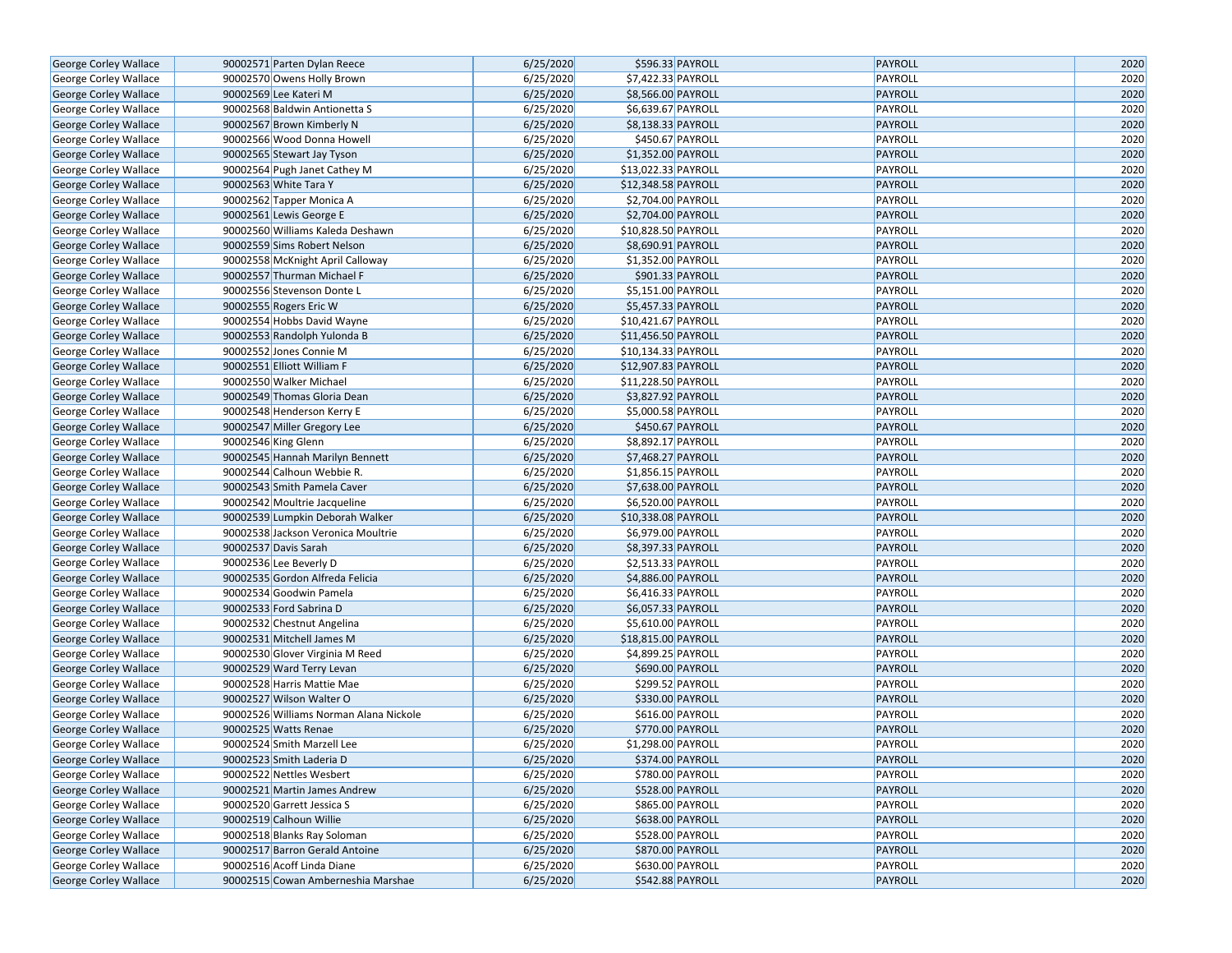| George Corley Wallace | 90002571 | Parten Dylan Reece | 6/25/2020 | $596.33 | PAYROLL | PAYROLL | 2020 |
|---|---|---|---|---|---|---|---|
| George Corley Wallace | 90002570 | Owens Holly Brown | 6/25/2020 | $7,422.33 | PAYROLL | PAYROLL | 2020 |
| George Corley Wallace | 90002569 | Lee Kateri M | 6/25/2020 | $8,566.00 | PAYROLL | PAYROLL | 2020 |
| George Corley Wallace | 90002568 | Baldwin Antionetta S | 6/25/2020 | $6,639.67 | PAYROLL | PAYROLL | 2020 |
| George Corley Wallace | 90002567 | Brown Kimberly N | 6/25/2020 | $8,138.33 | PAYROLL | PAYROLL | 2020 |
| George Corley Wallace | 90002566 | Wood Donna Howell | 6/25/2020 | $450.67 | PAYROLL | PAYROLL | 2020 |
| George Corley Wallace | 90002565 | Stewart Jay Tyson | 6/25/2020 | $1,352.00 | PAYROLL | PAYROLL | 2020 |
| George Corley Wallace | 90002564 | Pugh Janet Cathey M | 6/25/2020 | $13,022.33 | PAYROLL | PAYROLL | 2020 |
| George Corley Wallace | 90002563 | White Tara Y | 6/25/2020 | $12,348.58 | PAYROLL | PAYROLL | 2020 |
| George Corley Wallace | 90002562 | Tapper Monica A | 6/25/2020 | $2,704.00 | PAYROLL | PAYROLL | 2020 |
| George Corley Wallace | 90002561 | Lewis George E | 6/25/2020 | $2,704.00 | PAYROLL | PAYROLL | 2020 |
| George Corley Wallace | 90002560 | Williams Kaleda Deshawn | 6/25/2020 | $10,828.50 | PAYROLL | PAYROLL | 2020 |
| George Corley Wallace | 90002559 | Sims Robert Nelson | 6/25/2020 | $8,690.91 | PAYROLL | PAYROLL | 2020 |
| George Corley Wallace | 90002558 | McKnight April Calloway | 6/25/2020 | $1,352.00 | PAYROLL | PAYROLL | 2020 |
| George Corley Wallace | 90002557 | Thurman Michael F | 6/25/2020 | $901.33 | PAYROLL | PAYROLL | 2020 |
| George Corley Wallace | 90002556 | Stevenson Donte L | 6/25/2020 | $5,151.00 | PAYROLL | PAYROLL | 2020 |
| George Corley Wallace | 90002555 | Rogers Eric W | 6/25/2020 | $5,457.33 | PAYROLL | PAYROLL | 2020 |
| George Corley Wallace | 90002554 | Hobbs David Wayne | 6/25/2020 | $10,421.67 | PAYROLL | PAYROLL | 2020 |
| George Corley Wallace | 90002553 | Randolph Yulonda B | 6/25/2020 | $11,456.50 | PAYROLL | PAYROLL | 2020 |
| George Corley Wallace | 90002552 | Jones Connie M | 6/25/2020 | $10,134.33 | PAYROLL | PAYROLL | 2020 |
| George Corley Wallace | 90002551 | Elliott William F | 6/25/2020 | $12,907.83 | PAYROLL | PAYROLL | 2020 |
| George Corley Wallace | 90002550 | Walker Michael | 6/25/2020 | $11,228.50 | PAYROLL | PAYROLL | 2020 |
| George Corley Wallace | 90002549 | Thomas Gloria Dean | 6/25/2020 | $3,827.92 | PAYROLL | PAYROLL | 2020 |
| George Corley Wallace | 90002548 | Henderson Kerry E | 6/25/2020 | $5,000.58 | PAYROLL | PAYROLL | 2020 |
| George Corley Wallace | 90002547 | Miller Gregory Lee | 6/25/2020 | $450.67 | PAYROLL | PAYROLL | 2020 |
| George Corley Wallace | 90002546 | King Glenn | 6/25/2020 | $8,892.17 | PAYROLL | PAYROLL | 2020 |
| George Corley Wallace | 90002545 | Hannah Marilyn Bennett | 6/25/2020 | $7,468.27 | PAYROLL | PAYROLL | 2020 |
| George Corley Wallace | 90002544 | Calhoun Webbie R. | 6/25/2020 | $1,856.15 | PAYROLL | PAYROLL | 2020 |
| George Corley Wallace | 90002543 | Smith Pamela Caver | 6/25/2020 | $7,638.00 | PAYROLL | PAYROLL | 2020 |
| George Corley Wallace | 90002542 | Moultrie Jacqueline | 6/25/2020 | $6,520.00 | PAYROLL | PAYROLL | 2020 |
| George Corley Wallace | 90002539 | Lumpkin Deborah Walker | 6/25/2020 | $10,338.08 | PAYROLL | PAYROLL | 2020 |
| George Corley Wallace | 90002538 | Jackson Veronica Moultrie | 6/25/2020 | $6,979.00 | PAYROLL | PAYROLL | 2020 |
| George Corley Wallace | 90002537 | Davis Sarah | 6/25/2020 | $8,397.33 | PAYROLL | PAYROLL | 2020 |
| George Corley Wallace | 90002536 | Lee Beverly D | 6/25/2020 | $2,513.33 | PAYROLL | PAYROLL | 2020 |
| George Corley Wallace | 90002535 | Gordon Alfreda Felicia | 6/25/2020 | $4,886.00 | PAYROLL | PAYROLL | 2020 |
| George Corley Wallace | 90002534 | Goodwin Pamela | 6/25/2020 | $6,416.33 | PAYROLL | PAYROLL | 2020 |
| George Corley Wallace | 90002533 | Ford Sabrina D | 6/25/2020 | $6,057.33 | PAYROLL | PAYROLL | 2020 |
| George Corley Wallace | 90002532 | Chestnut Angelina | 6/25/2020 | $5,610.00 | PAYROLL | PAYROLL | 2020 |
| George Corley Wallace | 90002531 | Mitchell James M | 6/25/2020 | $18,815.00 | PAYROLL | PAYROLL | 2020 |
| George Corley Wallace | 90002530 | Glover Virginia M Reed | 6/25/2020 | $4,899.25 | PAYROLL | PAYROLL | 2020 |
| George Corley Wallace | 90002529 | Ward Terry Levan | 6/25/2020 | $690.00 | PAYROLL | PAYROLL | 2020 |
| George Corley Wallace | 90002528 | Harris Mattie Mae | 6/25/2020 | $299.52 | PAYROLL | PAYROLL | 2020 |
| George Corley Wallace | 90002527 | Wilson Walter O | 6/25/2020 | $330.00 | PAYROLL | PAYROLL | 2020 |
| George Corley Wallace | 90002526 | Williams Norman Alana Nickole | 6/25/2020 | $616.00 | PAYROLL | PAYROLL | 2020 |
| George Corley Wallace | 90002525 | Watts Renae | 6/25/2020 | $770.00 | PAYROLL | PAYROLL | 2020 |
| George Corley Wallace | 90002524 | Smith Marzell Lee | 6/25/2020 | $1,298.00 | PAYROLL | PAYROLL | 2020 |
| George Corley Wallace | 90002523 | Smith Laderia D | 6/25/2020 | $374.00 | PAYROLL | PAYROLL | 2020 |
| George Corley Wallace | 90002522 | Nettles Wesbert | 6/25/2020 | $780.00 | PAYROLL | PAYROLL | 2020 |
| George Corley Wallace | 90002521 | Martin James Andrew | 6/25/2020 | $528.00 | PAYROLL | PAYROLL | 2020 |
| George Corley Wallace | 90002520 | Garrett Jessica S | 6/25/2020 | $865.00 | PAYROLL | PAYROLL | 2020 |
| George Corley Wallace | 90002519 | Calhoun Willie | 6/25/2020 | $638.00 | PAYROLL | PAYROLL | 2020 |
| George Corley Wallace | 90002518 | Blanks Ray Soloman | 6/25/2020 | $528.00 | PAYROLL | PAYROLL | 2020 |
| George Corley Wallace | 90002517 | Barron Gerald Antoine | 6/25/2020 | $870.00 | PAYROLL | PAYROLL | 2020 |
| George Corley Wallace | 90002516 | Acoff Linda Diane | 6/25/2020 | $630.00 | PAYROLL | PAYROLL | 2020 |
| George Corley Wallace | 90002515 | Cowan Amberneshia Marshae | 6/25/2020 | $542.88 | PAYROLL | PAYROLL | 2020 |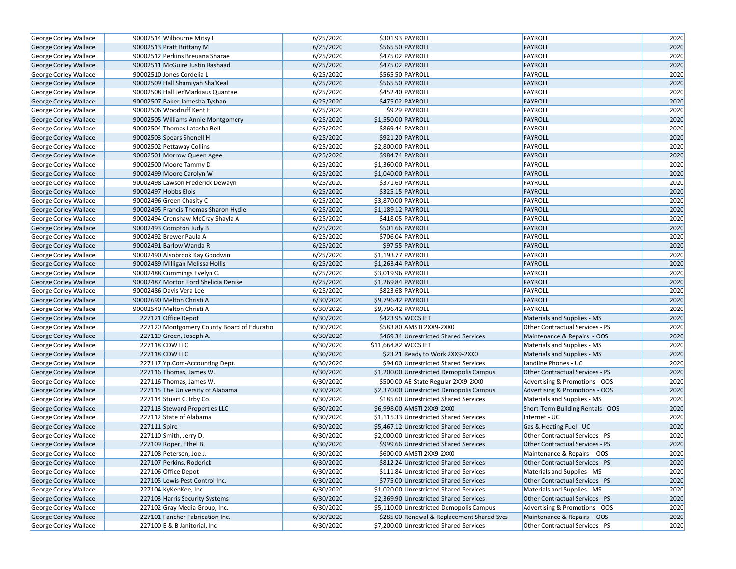| George Corley Wallace | 90002514 | Wilbourne Mitsy L | 6/25/2020 | $301.93 | PAYROLL | PAYROLL | 2020 |
|---|---|---|---|---|---|---|---|
| George Corley Wallace | 90002513 | Pratt Brittany M | 6/25/2020 | $565.50 | PAYROLL | PAYROLL | 2020 |
| George Corley Wallace | 90002512 | Perkins Breuana Sharae | 6/25/2020 | $475.02 | PAYROLL | PAYROLL | 2020 |
| George Corley Wallace | 90002511 | McGuire Justin Rashaad | 6/25/2020 | $475.02 | PAYROLL | PAYROLL | 2020 |
| George Corley Wallace | 90002510 | Jones Cordelia L | 6/25/2020 | $565.50 | PAYROLL | PAYROLL | 2020 |
| George Corley Wallace | 90002509 | Hall Shamiyah Sha'Keal | 6/25/2020 | $565.50 | PAYROLL | PAYROLL | 2020 |
| George Corley Wallace | 90002508 | Hall Jer'Markiaus Quantae | 6/25/2020 | $452.40 | PAYROLL | PAYROLL | 2020 |
| George Corley Wallace | 90002507 | Baker Jamesha Tyshan | 6/25/2020 | $475.02 | PAYROLL | PAYROLL | 2020 |
| George Corley Wallace | 90002506 | Woodruff Kent H | 6/25/2020 | $9.29 | PAYROLL | PAYROLL | 2020 |
| George Corley Wallace | 90002505 | Williams Annie Montgomery | 6/25/2020 | $1,550.00 | PAYROLL | PAYROLL | 2020 |
| George Corley Wallace | 90002504 | Thomas Latasha Bell | 6/25/2020 | $869.44 | PAYROLL | PAYROLL | 2020 |
| George Corley Wallace | 90002503 | Spears Shenell H | 6/25/2020 | $921.20 | PAYROLL | PAYROLL | 2020 |
| George Corley Wallace | 90002502 | Pettaway Collins | 6/25/2020 | $2,800.00 | PAYROLL | PAYROLL | 2020 |
| George Corley Wallace | 90002501 | Morrow Queen Agee | 6/25/2020 | $984.74 | PAYROLL | PAYROLL | 2020 |
| George Corley Wallace | 90002500 | Moore Tammy D | 6/25/2020 | $1,360.00 | PAYROLL | PAYROLL | 2020 |
| George Corley Wallace | 90002499 | Moore Carolyn W | 6/25/2020 | $1,040.00 | PAYROLL | PAYROLL | 2020 |
| George Corley Wallace | 90002498 | Lawson Frederick Dewayn | 6/25/2020 | $371.60 | PAYROLL | PAYROLL | 2020 |
| George Corley Wallace | 90002497 | Hobbs Elois | 6/25/2020 | $325.15 | PAYROLL | PAYROLL | 2020 |
| George Corley Wallace | 90002496 | Green Chasity C | 6/25/2020 | $3,870.00 | PAYROLL | PAYROLL | 2020 |
| George Corley Wallace | 90002495 | Francis-Thomas Sharon Hydie | 6/25/2020 | $1,189.12 | PAYROLL | PAYROLL | 2020 |
| George Corley Wallace | 90002494 | Crenshaw McCray Shayla A | 6/25/2020 | $418.05 | PAYROLL | PAYROLL | 2020 |
| George Corley Wallace | 90002493 | Compton Judy B | 6/25/2020 | $501.66 | PAYROLL | PAYROLL | 2020 |
| George Corley Wallace | 90002492 | Brewer Paula A | 6/25/2020 | $706.04 | PAYROLL | PAYROLL | 2020 |
| George Corley Wallace | 90002491 | Barlow Wanda R | 6/25/2020 | $97.55 | PAYROLL | PAYROLL | 2020 |
| George Corley Wallace | 90002490 | Alsobrook Kay Goodwin | 6/25/2020 | $1,193.77 | PAYROLL | PAYROLL | 2020 |
| George Corley Wallace | 90002489 | Milligan Melissa Hollis | 6/25/2020 | $1,263.44 | PAYROLL | PAYROLL | 2020 |
| George Corley Wallace | 90002488 | Cummings Evelyn C. | 6/25/2020 | $3,019.96 | PAYROLL | PAYROLL | 2020 |
| George Corley Wallace | 90002487 | Morton Ford Shelicia Denise | 6/25/2020 | $1,269.84 | PAYROLL | PAYROLL | 2020 |
| George Corley Wallace | 90002486 | Davis Vera Lee | 6/25/2020 | $823.68 | PAYROLL | PAYROLL | 2020 |
| George Corley Wallace | 90002690 | Melton Christi A | 6/30/2020 | $9,796.42 | PAYROLL | PAYROLL | 2020 |
| George Corley Wallace | 90002540 | Melton Christi A | 6/30/2020 | $9,796.42 | PAYROLL | PAYROLL | 2020 |
| George Corley Wallace | 227121 | Office Depot | 6/30/2020 | $423.95 | WCCS IET | Materials and Supplies - MS | 2020 |
| George Corley Wallace | 227120 | Montgomery County Board of Educatio | 6/30/2020 | $583.80 | AMSTI 2XX9-2XX0 | Other Contractual Services - PS | 2020 |
| George Corley Wallace | 227119 | Green, Joseph A. | 6/30/2020 | $469.34 | Unrestricted Shared Services | Maintenance & Repairs - OOS | 2020 |
| George Corley Wallace | 227118 | CDW LLC | 6/30/2020 | $11,664.82 | WCCS IET | Materials and Supplies - MS | 2020 |
| George Corley Wallace | 227118 | CDW LLC | 6/30/2020 | $23.21 | Ready to Work 2XX9-2XX0 | Materials and Supplies - MS | 2020 |
| George Corley Wallace | 227117 | Yp.Com-Accounting Dept. | 6/30/2020 | $94.00 | Unrestricted Shared Services | Landline Phones - UC | 2020 |
| George Corley Wallace | 227116 | Thomas, James W. | 6/30/2020 | $1,200.00 | Unrestricted Demopolis Campus | Other Contractual Services - PS | 2020 |
| George Corley Wallace | 227116 | Thomas, James W. | 6/30/2020 | $500.00 | AE-State Regular 2XX9-2XX0 | Advertising & Promotions - OOS | 2020 |
| George Corley Wallace | 227115 | The University of Alabama | 6/30/2020 | $2,370.00 | Unrestricted Demopolis Campus | Advertising & Promotions - OOS | 2020 |
| George Corley Wallace | 227114 | Stuart C. Irby Co. | 6/30/2020 | $185.60 | Unrestricted Shared Services | Materials and Supplies - MS | 2020 |
| George Corley Wallace | 227113 | Steward Properties LLC | 6/30/2020 | $6,998.00 | AMSTI 2XX9-2XX0 | Short-Term Building Rentals - OOS | 2020 |
| George Corley Wallace | 227112 | State of Alabama | 6/30/2020 | $1,115.33 | Unrestricted Shared Services | Internet - UC | 2020 |
| George Corley Wallace | 227111 | Spire | 6/30/2020 | $5,467.12 | Unrestricted Shared Services | Gas & Heating Fuel - UC | 2020 |
| George Corley Wallace | 227110 | Smith, Jerry D. | 6/30/2020 | $2,000.00 | Unrestricted Shared Services | Other Contractual Services - PS | 2020 |
| George Corley Wallace | 227109 | Roper, Ethel B. | 6/30/2020 | $999.66 | Unrestricted Shared Services | Other Contractual Services - PS | 2020 |
| George Corley Wallace | 227108 | Peterson, Joe J. | 6/30/2020 | $600.00 | AMSTI 2XX9-2XX0 | Maintenance & Repairs - OOS | 2020 |
| George Corley Wallace | 227107 | Perkins, Roderick | 6/30/2020 | $812.24 | Unrestricted Shared Services | Other Contractual Services - PS | 2020 |
| George Corley Wallace | 227106 | Office Depot | 6/30/2020 | $111.84 | Unrestricted Shared Services | Materials and Supplies - MS | 2020 |
| George Corley Wallace | 227105 | Lewis Pest Control Inc. | 6/30/2020 | $775.00 | Unrestricted Shared Services | Other Contractual Services - PS | 2020 |
| George Corley Wallace | 227104 | KyKenKee, Inc | 6/30/2020 | $1,020.00 | Unrestricted Shared Services | Materials and Supplies - MS | 2020 |
| George Corley Wallace | 227103 | Harris Security Systems | 6/30/2020 | $2,369.90 | Unrestricted Shared Services | Other Contractual Services - PS | 2020 |
| George Corley Wallace | 227102 | Gray Media Group, Inc. | 6/30/2020 | $5,110.00 | Unrestricted Demopolis Campus | Advertising & Promotions - OOS | 2020 |
| George Corley Wallace | 227101 | Fancher Fabrication Inc. | 6/30/2020 | $285.00 | Renewal & Replacement Shared Svcs | Maintenance & Repairs - OOS | 2020 |
| George Corley Wallace | 227100 | E & B Janitorial, Inc | 6/30/2020 | $7,200.00 | Unrestricted Shared Services | Other Contractual Services - PS | 2020 |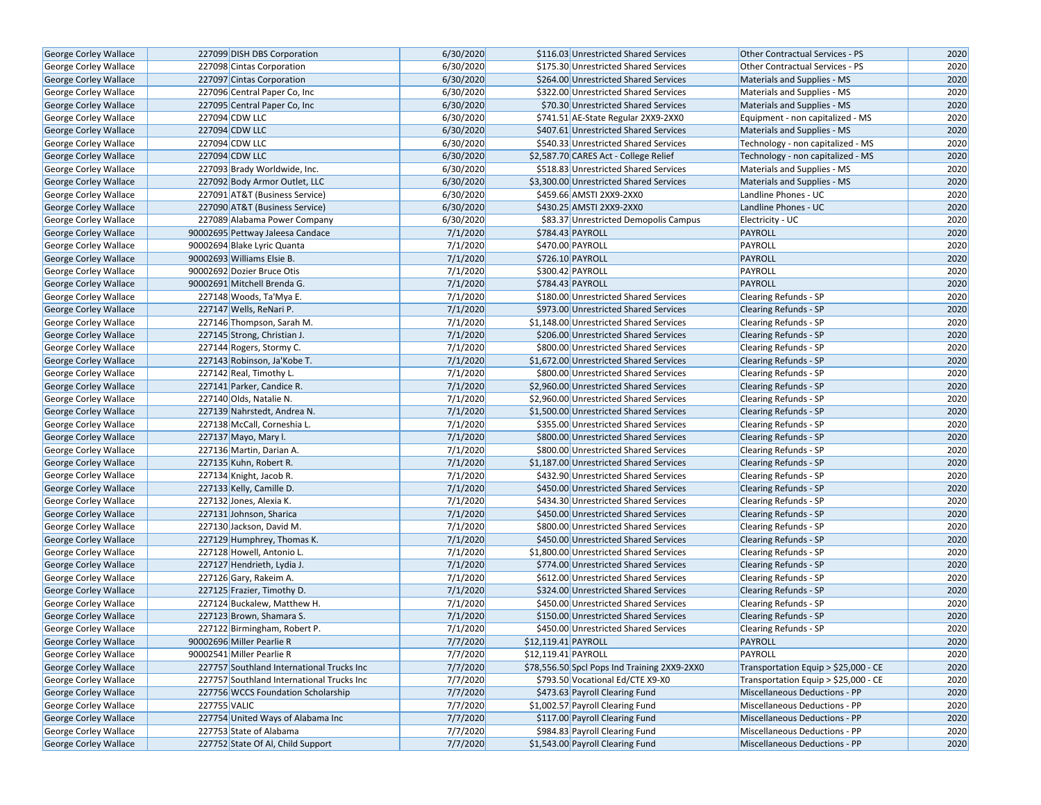| George Corley Wallace | 227099 | DISH DBS Corporation | 6/30/2020 | $116.03 | Unrestricted Shared Services | Other Contractual Services - PS | 2020 |
|---|---|---|---|---|---|---|---|
| George Corley Wallace | 227098 | Cintas Corporation | 6/30/2020 | $175.30 | Unrestricted Shared Services | Other Contractual Services - PS | 2020 |
| George Corley Wallace | 227097 | Cintas Corporation | 6/30/2020 | $264.00 | Unrestricted Shared Services | Materials and Supplies - MS | 2020 |
| George Corley Wallace | 227096 | Central Paper Co, Inc | 6/30/2020 | $322.00 | Unrestricted Shared Services | Materials and Supplies - MS | 2020 |
| George Corley Wallace | 227095 | Central Paper Co, Inc | 6/30/2020 | $70.30 | Unrestricted Shared Services | Materials and Supplies - MS | 2020 |
| George Corley Wallace | 227094 | CDW LLC | 6/30/2020 | $741.51 | AE-State Regular 2XX9-2XX0 | Equipment - non capitalized - MS | 2020 |
| George Corley Wallace | 227094 | CDW LLC | 6/30/2020 | $407.61 | Unrestricted Shared Services | Materials and Supplies - MS | 2020 |
| George Corley Wallace | 227094 | CDW LLC | 6/30/2020 | $540.33 | Unrestricted Shared Services | Technology - non capitalized - MS | 2020 |
| George Corley Wallace | 227094 | CDW LLC | 6/30/2020 | $2,587.70 | CARES Act - College Relief | Technology - non capitalized - MS | 2020 |
| George Corley Wallace | 227093 | Brady Worldwide, Inc. | 6/30/2020 | $518.83 | Unrestricted Shared Services | Materials and Supplies - MS | 2020 |
| George Corley Wallace | 227092 | Body Armor Outlet, LLC | 6/30/2020 | $3,300.00 | Unrestricted Shared Services | Materials and Supplies - MS | 2020 |
| George Corley Wallace | 227091 | AT&T (Business Service) | 6/30/2020 | $459.66 | AMSTI 2XX9-2XX0 | Landline Phones - UC | 2020 |
| George Corley Wallace | 227090 | AT&T (Business Service) | 6/30/2020 | $430.25 | AMSTI 2XX9-2XX0 | Landline Phones - UC | 2020 |
| George Corley Wallace | 227089 | Alabama Power Company | 6/30/2020 | $83.37 | Unrestricted Demopolis Campus | Electricity - UC | 2020 |
| George Corley Wallace | 90002695 | Pettway Jaleesa Candace | 7/1/2020 | $784.43 | PAYROLL | PAYROLL | 2020 |
| George Corley Wallace | 90002694 | Blake Lyric Quanta | 7/1/2020 | $470.00 | PAYROLL | PAYROLL | 2020 |
| George Corley Wallace | 90002693 | Williams Elsie B. | 7/1/2020 | $726.10 | PAYROLL | PAYROLL | 2020 |
| George Corley Wallace | 90002692 | Dozier Bruce Otis | 7/1/2020 | $300.42 | PAYROLL | PAYROLL | 2020 |
| George Corley Wallace | 90002691 | Mitchell Brenda G. | 7/1/2020 | $784.43 | PAYROLL | PAYROLL | 2020 |
| George Corley Wallace | 227148 | Woods, Ta'Mya E. | 7/1/2020 | $180.00 | Unrestricted Shared Services | Clearing Refunds - SP | 2020 |
| George Corley Wallace | 227147 | Wells, ReNari P. | 7/1/2020 | $973.00 | Unrestricted Shared Services | Clearing Refunds - SP | 2020 |
| George Corley Wallace | 227146 | Thompson, Sarah M. | 7/1/2020 | $1,148.00 | Unrestricted Shared Services | Clearing Refunds - SP | 2020 |
| George Corley Wallace | 227145 | Strong, Christian J. | 7/1/2020 | $206.00 | Unrestricted Shared Services | Clearing Refunds - SP | 2020 |
| George Corley Wallace | 227144 | Rogers, Stormy C. | 7/1/2020 | $800.00 | Unrestricted Shared Services | Clearing Refunds - SP | 2020 |
| George Corley Wallace | 227143 | Robinson, Ja'Kobe T. | 7/1/2020 | $1,672.00 | Unrestricted Shared Services | Clearing Refunds - SP | 2020 |
| George Corley Wallace | 227142 | Real, Timothy L. | 7/1/2020 | $800.00 | Unrestricted Shared Services | Clearing Refunds - SP | 2020 |
| George Corley Wallace | 227141 | Parker, Candice R. | 7/1/2020 | $2,960.00 | Unrestricted Shared Services | Clearing Refunds - SP | 2020 |
| George Corley Wallace | 227140 | Olds, Natalie N. | 7/1/2020 | $2,960.00 | Unrestricted Shared Services | Clearing Refunds - SP | 2020 |
| George Corley Wallace | 227139 | Nahrstedt, Andrea N. | 7/1/2020 | $1,500.00 | Unrestricted Shared Services | Clearing Refunds - SP | 2020 |
| George Corley Wallace | 227138 | McCall, Corneshia L. | 7/1/2020 | $355.00 | Unrestricted Shared Services | Clearing Refunds - SP | 2020 |
| George Corley Wallace | 227137 | Mayo, Mary I. | 7/1/2020 | $800.00 | Unrestricted Shared Services | Clearing Refunds - SP | 2020 |
| George Corley Wallace | 227136 | Martin, Darian A. | 7/1/2020 | $800.00 | Unrestricted Shared Services | Clearing Refunds - SP | 2020 |
| George Corley Wallace | 227135 | Kuhn, Robert R. | 7/1/2020 | $1,187.00 | Unrestricted Shared Services | Clearing Refunds - SP | 2020 |
| George Corley Wallace | 227134 | Knight, Jacob R. | 7/1/2020 | $432.90 | Unrestricted Shared Services | Clearing Refunds - SP | 2020 |
| George Corley Wallace | 227133 | Kelly, Camille D. | 7/1/2020 | $450.00 | Unrestricted Shared Services | Clearing Refunds - SP | 2020 |
| George Corley Wallace | 227132 | Jones, Alexia K. | 7/1/2020 | $434.30 | Unrestricted Shared Services | Clearing Refunds - SP | 2020 |
| George Corley Wallace | 227131 | Johnson, Sharica | 7/1/2020 | $450.00 | Unrestricted Shared Services | Clearing Refunds - SP | 2020 |
| George Corley Wallace | 227130 | Jackson, David M. | 7/1/2020 | $800.00 | Unrestricted Shared Services | Clearing Refunds - SP | 2020 |
| George Corley Wallace | 227129 | Humphrey, Thomas K. | 7/1/2020 | $450.00 | Unrestricted Shared Services | Clearing Refunds - SP | 2020 |
| George Corley Wallace | 227128 | Howell, Antonio L. | 7/1/2020 | $1,800.00 | Unrestricted Shared Services | Clearing Refunds - SP | 2020 |
| George Corley Wallace | 227127 | Hendrieth, Lydia J. | 7/1/2020 | $774.00 | Unrestricted Shared Services | Clearing Refunds - SP | 2020 |
| George Corley Wallace | 227126 | Gary, Rakeim A. | 7/1/2020 | $612.00 | Unrestricted Shared Services | Clearing Refunds - SP | 2020 |
| George Corley Wallace | 227125 | Frazier, Timothy D. | 7/1/2020 | $324.00 | Unrestricted Shared Services | Clearing Refunds - SP | 2020 |
| George Corley Wallace | 227124 | Buckalew, Matthew H. | 7/1/2020 | $450.00 | Unrestricted Shared Services | Clearing Refunds - SP | 2020 |
| George Corley Wallace | 227123 | Brown, Shamara S. | 7/1/2020 | $150.00 | Unrestricted Shared Services | Clearing Refunds - SP | 2020 |
| George Corley Wallace | 227122 | Birmingham, Robert P. | 7/1/2020 | $450.00 | Unrestricted Shared Services | Clearing Refunds - SP | 2020 |
| George Corley Wallace | 90002696 | Miller Pearlie R | 7/7/2020 | $12,119.41 | PAYROLL | PAYROLL | 2020 |
| George Corley Wallace | 90002541 | Miller Pearlie R | 7/7/2020 | $12,119.41 | PAYROLL | PAYROLL | 2020 |
| George Corley Wallace | 227757 | Southland International Trucks Inc | 7/7/2020 | $78,556.50 | Spcl Pops Ind Training 2XX9-2XX0 | Transportation Equip > $25,000 - CE | 2020 |
| George Corley Wallace | 227757 | Southland International Trucks Inc | 7/7/2020 | $793.50 | Vocational Ed/CTE X9-X0 | Transportation Equip > $25,000 - CE | 2020 |
| George Corley Wallace | 227756 | WCCS Foundation Scholarship | 7/7/2020 | $473.63 | Payroll Clearing Fund | Miscellaneous Deductions - PP | 2020 |
| George Corley Wallace | 227755 | VALIC | 7/7/2020 | $1,002.57 | Payroll Clearing Fund | Miscellaneous Deductions - PP | 2020 |
| George Corley Wallace | 227754 | United Ways of Alabama Inc | 7/7/2020 | $117.00 | Payroll Clearing Fund | Miscellaneous Deductions - PP | 2020 |
| George Corley Wallace | 227753 | State of Alabama | 7/7/2020 | $984.83 | Payroll Clearing Fund | Miscellaneous Deductions - PP | 2020 |
| George Corley Wallace | 227752 | State Of Al, Child Support | 7/7/2020 | $1,543.00 | Payroll Clearing Fund | Miscellaneous Deductions - PP | 2020 |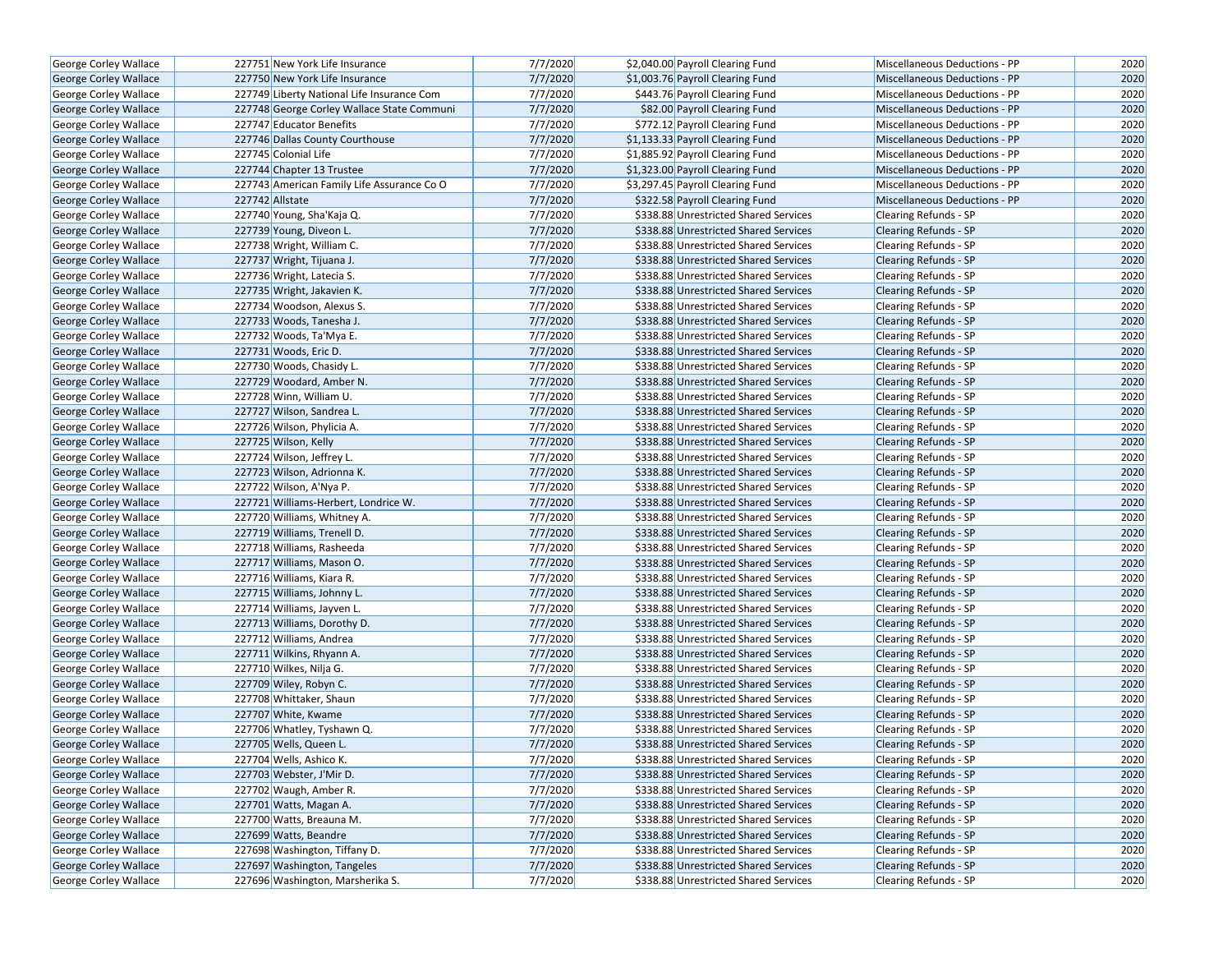| George Corley Wallace | 227751 | New York Life Insurance | 7/7/2020 | $2,040.00 | Payroll Clearing Fund | Miscellaneous Deductions - PP | 2020 |
|---|---|---|---|---|---|---|---|
| George Corley Wallace | 227750 | New York Life Insurance | 7/7/2020 | $1,003.76 | Payroll Clearing Fund | Miscellaneous Deductions - PP | 2020 |
| George Corley Wallace | 227749 | Liberty National Life Insurance Com | 7/7/2020 | $443.76 | Payroll Clearing Fund | Miscellaneous Deductions - PP | 2020 |
| George Corley Wallace | 227748 | George Corley Wallace State Communi | 7/7/2020 | $82.00 | Payroll Clearing Fund | Miscellaneous Deductions - PP | 2020 |
| George Corley Wallace | 227747 | Educator Benefits | 7/7/2020 | $772.12 | Payroll Clearing Fund | Miscellaneous Deductions - PP | 2020 |
| George Corley Wallace | 227746 | Dallas County Courthouse | 7/7/2020 | $1,133.33 | Payroll Clearing Fund | Miscellaneous Deductions - PP | 2020 |
| George Corley Wallace | 227745 | Colonial Life | 7/7/2020 | $1,885.92 | Payroll Clearing Fund | Miscellaneous Deductions - PP | 2020 |
| George Corley Wallace | 227744 | Chapter 13 Trustee | 7/7/2020 | $1,323.00 | Payroll Clearing Fund | Miscellaneous Deductions - PP | 2020 |
| George Corley Wallace | 227743 | American Family Life Assurance Co O | 7/7/2020 | $3,297.45 | Payroll Clearing Fund | Miscellaneous Deductions - PP | 2020 |
| George Corley Wallace | 227742 | Allstate | 7/7/2020 | $322.58 | Payroll Clearing Fund | Miscellaneous Deductions - PP | 2020 |
| George Corley Wallace | 227740 | Young, Sha'Kaja Q. | 7/7/2020 | $338.88 | Unrestricted Shared Services | Clearing Refunds - SP | 2020 |
| George Corley Wallace | 227739 | Young, Diveon L. | 7/7/2020 | $338.88 | Unrestricted Shared Services | Clearing Refunds - SP | 2020 |
| George Corley Wallace | 227738 | Wright, William C. | 7/7/2020 | $338.88 | Unrestricted Shared Services | Clearing Refunds - SP | 2020 |
| George Corley Wallace | 227737 | Wright, Tijuana J. | 7/7/2020 | $338.88 | Unrestricted Shared Services | Clearing Refunds - SP | 2020 |
| George Corley Wallace | 227736 | Wright, Latecia S. | 7/7/2020 | $338.88 | Unrestricted Shared Services | Clearing Refunds - SP | 2020 |
| George Corley Wallace | 227735 | Wright, Jakavien K. | 7/7/2020 | $338.88 | Unrestricted Shared Services | Clearing Refunds - SP | 2020 |
| George Corley Wallace | 227734 | Woodson, Alexus S. | 7/7/2020 | $338.88 | Unrestricted Shared Services | Clearing Refunds - SP | 2020 |
| George Corley Wallace | 227733 | Woods, Tanesha J. | 7/7/2020 | $338.88 | Unrestricted Shared Services | Clearing Refunds - SP | 2020 |
| George Corley Wallace | 227732 | Woods, Ta'Mya E. | 7/7/2020 | $338.88 | Unrestricted Shared Services | Clearing Refunds - SP | 2020 |
| George Corley Wallace | 227731 | Woods, Eric D. | 7/7/2020 | $338.88 | Unrestricted Shared Services | Clearing Refunds - SP | 2020 |
| George Corley Wallace | 227730 | Woods, Chasidy L. | 7/7/2020 | $338.88 | Unrestricted Shared Services | Clearing Refunds - SP | 2020 |
| George Corley Wallace | 227729 | Woodard, Amber N. | 7/7/2020 | $338.88 | Unrestricted Shared Services | Clearing Refunds - SP | 2020 |
| George Corley Wallace | 227728 | Winn, William U. | 7/7/2020 | $338.88 | Unrestricted Shared Services | Clearing Refunds - SP | 2020 |
| George Corley Wallace | 227727 | Wilson, Sandrea L. | 7/7/2020 | $338.88 | Unrestricted Shared Services | Clearing Refunds - SP | 2020 |
| George Corley Wallace | 227726 | Wilson, Phylicia A. | 7/7/2020 | $338.88 | Unrestricted Shared Services | Clearing Refunds - SP | 2020 |
| George Corley Wallace | 227725 | Wilson, Kelly | 7/7/2020 | $338.88 | Unrestricted Shared Services | Clearing Refunds - SP | 2020 |
| George Corley Wallace | 227724 | Wilson, Jeffrey L. | 7/7/2020 | $338.88 | Unrestricted Shared Services | Clearing Refunds - SP | 2020 |
| George Corley Wallace | 227723 | Wilson, Adrionna K. | 7/7/2020 | $338.88 | Unrestricted Shared Services | Clearing Refunds - SP | 2020 |
| George Corley Wallace | 227722 | Wilson, A'Nya P. | 7/7/2020 | $338.88 | Unrestricted Shared Services | Clearing Refunds - SP | 2020 |
| George Corley Wallace | 227721 | Williams-Herbert, Londrice W. | 7/7/2020 | $338.88 | Unrestricted Shared Services | Clearing Refunds - SP | 2020 |
| George Corley Wallace | 227720 | Williams, Whitney A. | 7/7/2020 | $338.88 | Unrestricted Shared Services | Clearing Refunds - SP | 2020 |
| George Corley Wallace | 227719 | Williams, Trenell D. | 7/7/2020 | $338.88 | Unrestricted Shared Services | Clearing Refunds - SP | 2020 |
| George Corley Wallace | 227718 | Williams, Rasheeda | 7/7/2020 | $338.88 | Unrestricted Shared Services | Clearing Refunds - SP | 2020 |
| George Corley Wallace | 227717 | Williams, Mason O. | 7/7/2020 | $338.88 | Unrestricted Shared Services | Clearing Refunds - SP | 2020 |
| George Corley Wallace | 227716 | Williams, Kiara R. | 7/7/2020 | $338.88 | Unrestricted Shared Services | Clearing Refunds - SP | 2020 |
| George Corley Wallace | 227715 | Williams, Johnny L. | 7/7/2020 | $338.88 | Unrestricted Shared Services | Clearing Refunds - SP | 2020 |
| George Corley Wallace | 227714 | Williams, Jayven L. | 7/7/2020 | $338.88 | Unrestricted Shared Services | Clearing Refunds - SP | 2020 |
| George Corley Wallace | 227713 | Williams, Dorothy D. | 7/7/2020 | $338.88 | Unrestricted Shared Services | Clearing Refunds - SP | 2020 |
| George Corley Wallace | 227712 | Williams, Andrea | 7/7/2020 | $338.88 | Unrestricted Shared Services | Clearing Refunds - SP | 2020 |
| George Corley Wallace | 227711 | Wilkins, Rhyann A. | 7/7/2020 | $338.88 | Unrestricted Shared Services | Clearing Refunds - SP | 2020 |
| George Corley Wallace | 227710 | Wilkes, Nilja G. | 7/7/2020 | $338.88 | Unrestricted Shared Services | Clearing Refunds - SP | 2020 |
| George Corley Wallace | 227709 | Wiley, Robyn C. | 7/7/2020 | $338.88 | Unrestricted Shared Services | Clearing Refunds - SP | 2020 |
| George Corley Wallace | 227708 | Whittaker, Shaun | 7/7/2020 | $338.88 | Unrestricted Shared Services | Clearing Refunds - SP | 2020 |
| George Corley Wallace | 227707 | White, Kwame | 7/7/2020 | $338.88 | Unrestricted Shared Services | Clearing Refunds - SP | 2020 |
| George Corley Wallace | 227706 | Whatley, Tyshawn Q. | 7/7/2020 | $338.88 | Unrestricted Shared Services | Clearing Refunds - SP | 2020 |
| George Corley Wallace | 227705 | Wells, Queen L. | 7/7/2020 | $338.88 | Unrestricted Shared Services | Clearing Refunds - SP | 2020 |
| George Corley Wallace | 227704 | Wells, Ashico K. | 7/7/2020 | $338.88 | Unrestricted Shared Services | Clearing Refunds - SP | 2020 |
| George Corley Wallace | 227703 | Webster, J'Mir D. | 7/7/2020 | $338.88 | Unrestricted Shared Services | Clearing Refunds - SP | 2020 |
| George Corley Wallace | 227702 | Waugh, Amber R. | 7/7/2020 | $338.88 | Unrestricted Shared Services | Clearing Refunds - SP | 2020 |
| George Corley Wallace | 227701 | Watts, Magan A. | 7/7/2020 | $338.88 | Unrestricted Shared Services | Clearing Refunds - SP | 2020 |
| George Corley Wallace | 227700 | Watts, Breauna M. | 7/7/2020 | $338.88 | Unrestricted Shared Services | Clearing Refunds - SP | 2020 |
| George Corley Wallace | 227699 | Watts, Beandre | 7/7/2020 | $338.88 | Unrestricted Shared Services | Clearing Refunds - SP | 2020 |
| George Corley Wallace | 227698 | Washington, Tiffany D. | 7/7/2020 | $338.88 | Unrestricted Shared Services | Clearing Refunds - SP | 2020 |
| George Corley Wallace | 227697 | Washington, Tangeles | 7/7/2020 | $338.88 | Unrestricted Shared Services | Clearing Refunds - SP | 2020 |
| George Corley Wallace | 227696 | Washington, Marsherika S. | 7/7/2020 | $338.88 | Unrestricted Shared Services | Clearing Refunds - SP | 2020 |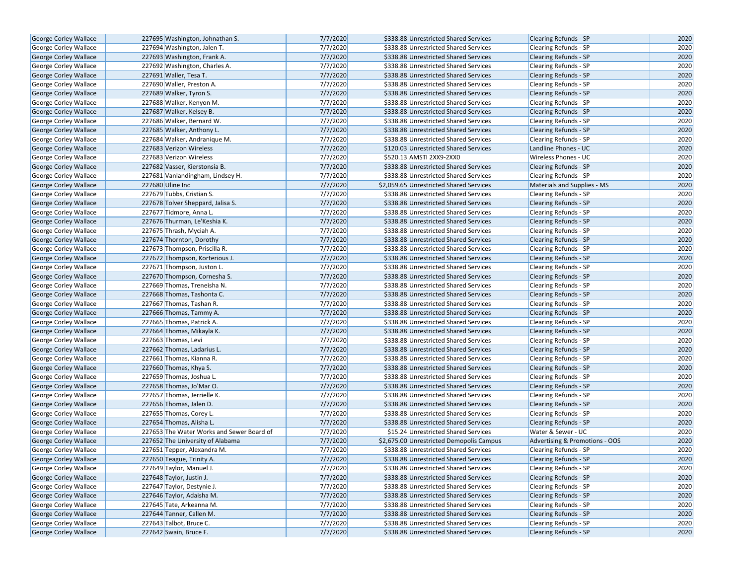| George Corley Wallace | 227695 | Washington, Johnathan S. | 7/7/2020 | $338.88 | Unrestricted Shared Services | Clearing Refunds - SP | 2020 |
|---|---|---|---|---|---|---|---|
| George Corley Wallace | 227694 | Washington, Jalen T. | 7/7/2020 | $338.88 | Unrestricted Shared Services | Clearing Refunds - SP | 2020 |
| George Corley Wallace | 227693 | Washington, Frank A. | 7/7/2020 | $338.88 | Unrestricted Shared Services | Clearing Refunds - SP | 2020 |
| George Corley Wallace | 227692 | Washington, Charles A. | 7/7/2020 | $338.88 | Unrestricted Shared Services | Clearing Refunds - SP | 2020 |
| George Corley Wallace | 227691 | Waller, Tesa T. | 7/7/2020 | $338.88 | Unrestricted Shared Services | Clearing Refunds - SP | 2020 |
| George Corley Wallace | 227690 | Waller, Preston A. | 7/7/2020 | $338.88 | Unrestricted Shared Services | Clearing Refunds - SP | 2020 |
| George Corley Wallace | 227689 | Walker, Tyron S. | 7/7/2020 | $338.88 | Unrestricted Shared Services | Clearing Refunds - SP | 2020 |
| George Corley Wallace | 227688 | Walker, Kenyon M. | 7/7/2020 | $338.88 | Unrestricted Shared Services | Clearing Refunds - SP | 2020 |
| George Corley Wallace | 227687 | Walker, Kelsey B. | 7/7/2020 | $338.88 | Unrestricted Shared Services | Clearing Refunds - SP | 2020 |
| George Corley Wallace | 227686 | Walker, Bernard W. | 7/7/2020 | $338.88 | Unrestricted Shared Services | Clearing Refunds - SP | 2020 |
| George Corley Wallace | 227685 | Walker, Anthony L. | 7/7/2020 | $338.88 | Unrestricted Shared Services | Clearing Refunds - SP | 2020 |
| George Corley Wallace | 227684 | Walker, Andranique M. | 7/7/2020 | $338.88 | Unrestricted Shared Services | Clearing Refunds - SP | 2020 |
| George Corley Wallace | 227683 | Verizon Wireless | 7/7/2020 | $120.03 | Unrestricted Shared Services | Landline Phones - UC | 2020 |
| George Corley Wallace | 227683 | Verizon Wireless | 7/7/2020 | $520.13 | AMSTI 2XX9-2XX0 | Wireless Phones - UC | 2020 |
| George Corley Wallace | 227682 | Vasser, Kierstonsia B. | 7/7/2020 | $338.88 | Unrestricted Shared Services | Clearing Refunds - SP | 2020 |
| George Corley Wallace | 227681 | Vanlandingham, Lindsey H. | 7/7/2020 | $338.88 | Unrestricted Shared Services | Clearing Refunds - SP | 2020 |
| George Corley Wallace | 227680 | Uline Inc | 7/7/2020 | $2,059.65 | Unrestricted Shared Services | Materials and Supplies - MS | 2020 |
| George Corley Wallace | 227679 | Tubbs, Cristian S. | 7/7/2020 | $338.88 | Unrestricted Shared Services | Clearing Refunds - SP | 2020 |
| George Corley Wallace | 227678 | Tolver Sheppard, Jalisa S. | 7/7/2020 | $338.88 | Unrestricted Shared Services | Clearing Refunds - SP | 2020 |
| George Corley Wallace | 227677 | Tidmore, Anna L. | 7/7/2020 | $338.88 | Unrestricted Shared Services | Clearing Refunds - SP | 2020 |
| George Corley Wallace | 227676 | Thurman, Le'Keshia K. | 7/7/2020 | $338.88 | Unrestricted Shared Services | Clearing Refunds - SP | 2020 |
| George Corley Wallace | 227675 | Thrash, Myciah A. | 7/7/2020 | $338.88 | Unrestricted Shared Services | Clearing Refunds - SP | 2020 |
| George Corley Wallace | 227674 | Thornton, Dorothy | 7/7/2020 | $338.88 | Unrestricted Shared Services | Clearing Refunds - SP | 2020 |
| George Corley Wallace | 227673 | Thompson, Priscilla R. | 7/7/2020 | $338.88 | Unrestricted Shared Services | Clearing Refunds - SP | 2020 |
| George Corley Wallace | 227672 | Thompson, Korterious J. | 7/7/2020 | $338.88 | Unrestricted Shared Services | Clearing Refunds - SP | 2020 |
| George Corley Wallace | 227671 | Thompson, Juston L. | 7/7/2020 | $338.88 | Unrestricted Shared Services | Clearing Refunds - SP | 2020 |
| George Corley Wallace | 227670 | Thompson, Cornesha S. | 7/7/2020 | $338.88 | Unrestricted Shared Services | Clearing Refunds - SP | 2020 |
| George Corley Wallace | 227669 | Thomas, Treneisha N. | 7/7/2020 | $338.88 | Unrestricted Shared Services | Clearing Refunds - SP | 2020 |
| George Corley Wallace | 227668 | Thomas, Tashonta C. | 7/7/2020 | $338.88 | Unrestricted Shared Services | Clearing Refunds - SP | 2020 |
| George Corley Wallace | 227667 | Thomas, Tashan R. | 7/7/2020 | $338.88 | Unrestricted Shared Services | Clearing Refunds - SP | 2020 |
| George Corley Wallace | 227666 | Thomas, Tammy A. | 7/7/2020 | $338.88 | Unrestricted Shared Services | Clearing Refunds - SP | 2020 |
| George Corley Wallace | 227665 | Thomas, Patrick A. | 7/7/2020 | $338.88 | Unrestricted Shared Services | Clearing Refunds - SP | 2020 |
| George Corley Wallace | 227664 | Thomas, Mikayla K. | 7/7/2020 | $338.88 | Unrestricted Shared Services | Clearing Refunds - SP | 2020 |
| George Corley Wallace | 227663 | Thomas, Levi | 7/7/2020 | $338.88 | Unrestricted Shared Services | Clearing Refunds - SP | 2020 |
| George Corley Wallace | 227662 | Thomas, Ladarius L. | 7/7/2020 | $338.88 | Unrestricted Shared Services | Clearing Refunds - SP | 2020 |
| George Corley Wallace | 227661 | Thomas, Kianna R. | 7/7/2020 | $338.88 | Unrestricted Shared Services | Clearing Refunds - SP | 2020 |
| George Corley Wallace | 227660 | Thomas, Khya S. | 7/7/2020 | $338.88 | Unrestricted Shared Services | Clearing Refunds - SP | 2020 |
| George Corley Wallace | 227659 | Thomas, Joshua L. | 7/7/2020 | $338.88 | Unrestricted Shared Services | Clearing Refunds - SP | 2020 |
| George Corley Wallace | 227658 | Thomas, Jo'Mar O. | 7/7/2020 | $338.88 | Unrestricted Shared Services | Clearing Refunds - SP | 2020 |
| George Corley Wallace | 227657 | Thomas, Jerrielle K. | 7/7/2020 | $338.88 | Unrestricted Shared Services | Clearing Refunds - SP | 2020 |
| George Corley Wallace | 227656 | Thomas, Jalen D. | 7/7/2020 | $338.88 | Unrestricted Shared Services | Clearing Refunds - SP | 2020 |
| George Corley Wallace | 227655 | Thomas, Corey L. | 7/7/2020 | $338.88 | Unrestricted Shared Services | Clearing Refunds - SP | 2020 |
| George Corley Wallace | 227654 | Thomas, Alisha L. | 7/7/2020 | $338.88 | Unrestricted Shared Services | Clearing Refunds - SP | 2020 |
| George Corley Wallace | 227653 | The Water Works and Sewer Board of | 7/7/2020 | $15.24 | Unrestricted Shared Services | Water & Sewer - UC | 2020 |
| George Corley Wallace | 227652 | The University of Alabama | 7/7/2020 | $2,675.00 | Unrestricted Demopolis Campus | Advertising & Promotions - OOS | 2020 |
| George Corley Wallace | 227651 | Tepper, Alexandra M. | 7/7/2020 | $338.88 | Unrestricted Shared Services | Clearing Refunds - SP | 2020 |
| George Corley Wallace | 227650 | Teague, Trinity A. | 7/7/2020 | $338.88 | Unrestricted Shared Services | Clearing Refunds - SP | 2020 |
| George Corley Wallace | 227649 | Taylor, Manuel J. | 7/7/2020 | $338.88 | Unrestricted Shared Services | Clearing Refunds - SP | 2020 |
| George Corley Wallace | 227648 | Taylor, Justin J. | 7/7/2020 | $338.88 | Unrestricted Shared Services | Clearing Refunds - SP | 2020 |
| George Corley Wallace | 227647 | Taylor, Destynie J. | 7/7/2020 | $338.88 | Unrestricted Shared Services | Clearing Refunds - SP | 2020 |
| George Corley Wallace | 227646 | Taylor, Adaisha M. | 7/7/2020 | $338.88 | Unrestricted Shared Services | Clearing Refunds - SP | 2020 |
| George Corley Wallace | 227645 | Tate, Arkeanna M. | 7/7/2020 | $338.88 | Unrestricted Shared Services | Clearing Refunds - SP | 2020 |
| George Corley Wallace | 227644 | Tanner, Callen M. | 7/7/2020 | $338.88 | Unrestricted Shared Services | Clearing Refunds - SP | 2020 |
| George Corley Wallace | 227643 | Talbot, Bruce C. | 7/7/2020 | $338.88 | Unrestricted Shared Services | Clearing Refunds - SP | 2020 |
| George Corley Wallace | 227642 | Swain, Bruce F. | 7/7/2020 | $338.88 | Unrestricted Shared Services | Clearing Refunds - SP | 2020 |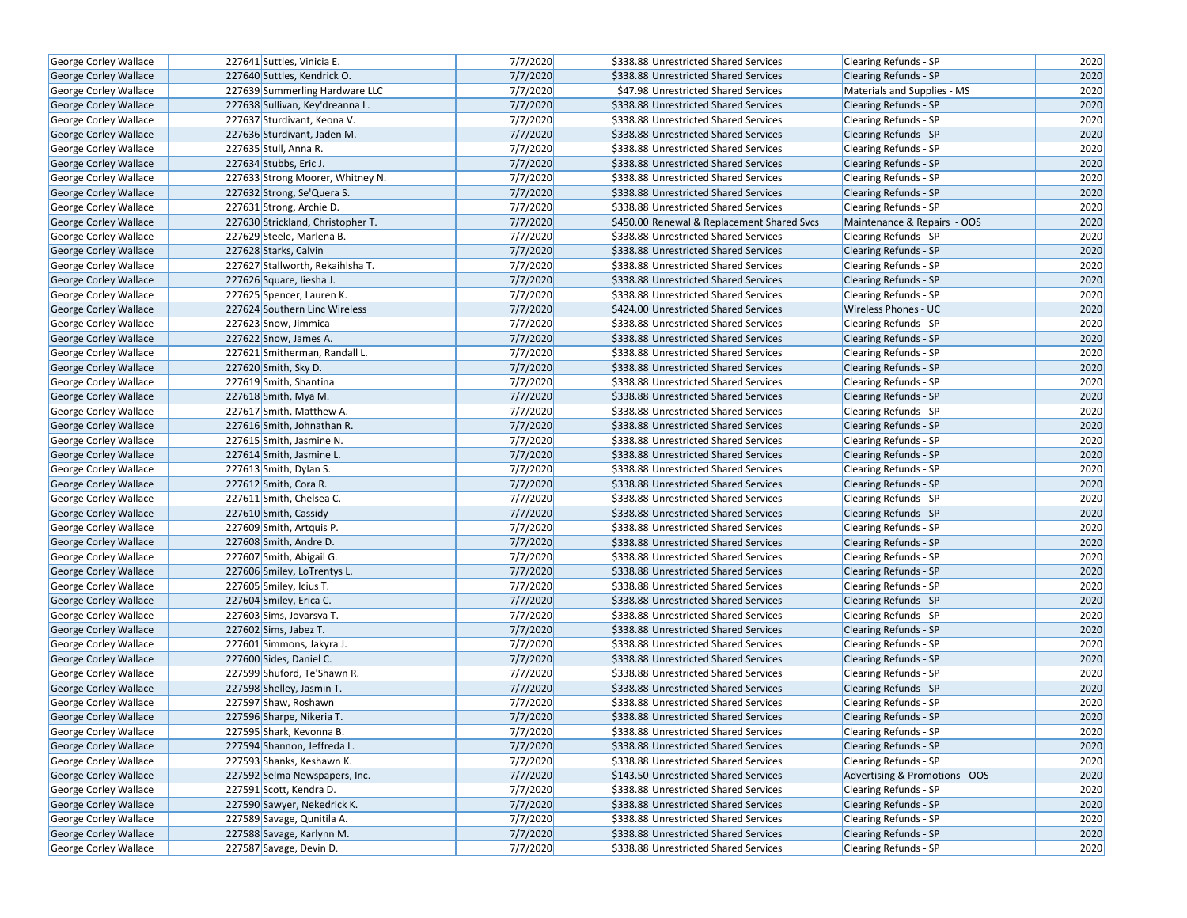| George Corley Wallace | 227641 | Suttles, Vinicia E. | 7/7/2020 | $338.88 | Unrestricted Shared Services | Clearing Refunds - SP | 2020 |
|---|---|---|---|---|---|---|---|
| George Corley Wallace | 227640 | Suttles, Kendrick O. | 7/7/2020 | $338.88 | Unrestricted Shared Services | Clearing Refunds - SP | 2020 |
| George Corley Wallace | 227639 | Summerling Hardware LLC | 7/7/2020 | $47.98 | Unrestricted Shared Services | Materials and Supplies - MS | 2020 |
| George Corley Wallace | 227638 | Sullivan, Key'dreanna L. | 7/7/2020 | $338.88 | Unrestricted Shared Services | Clearing Refunds - SP | 2020 |
| George Corley Wallace | 227637 | Sturdivant, Keona V. | 7/7/2020 | $338.88 | Unrestricted Shared Services | Clearing Refunds - SP | 2020 |
| George Corley Wallace | 227636 | Sturdivant, Jaden M. | 7/7/2020 | $338.88 | Unrestricted Shared Services | Clearing Refunds - SP | 2020 |
| George Corley Wallace | 227635 | Stull, Anna R. | 7/7/2020 | $338.88 | Unrestricted Shared Services | Clearing Refunds - SP | 2020 |
| George Corley Wallace | 227634 | Stubbs, Eric J. | 7/7/2020 | $338.88 | Unrestricted Shared Services | Clearing Refunds - SP | 2020 |
| George Corley Wallace | 227633 | Strong Moorer, Whitney N. | 7/7/2020 | $338.88 | Unrestricted Shared Services | Clearing Refunds - SP | 2020 |
| George Corley Wallace | 227632 | Strong, Se'Quera S. | 7/7/2020 | $338.88 | Unrestricted Shared Services | Clearing Refunds - SP | 2020 |
| George Corley Wallace | 227631 | Strong, Archie D. | 7/7/2020 | $338.88 | Unrestricted Shared Services | Clearing Refunds - SP | 2020 |
| George Corley Wallace | 227630 | Strickland, Christopher T. | 7/7/2020 | $450.00 | Renewal & Replacement Shared Svcs | Maintenance & Repairs - OOS | 2020 |
| George Corley Wallace | 227629 | Steele, Marlena B. | 7/7/2020 | $338.88 | Unrestricted Shared Services | Clearing Refunds - SP | 2020 |
| George Corley Wallace | 227628 | Starks, Calvin | 7/7/2020 | $338.88 | Unrestricted Shared Services | Clearing Refunds - SP | 2020 |
| George Corley Wallace | 227627 | Stallworth, Rekaihlsha T. | 7/7/2020 | $338.88 | Unrestricted Shared Services | Clearing Refunds - SP | 2020 |
| George Corley Wallace | 227626 | Square, Iiesha J. | 7/7/2020 | $338.88 | Unrestricted Shared Services | Clearing Refunds - SP | 2020 |
| George Corley Wallace | 227625 | Spencer, Lauren K. | 7/7/2020 | $338.88 | Unrestricted Shared Services | Clearing Refunds - SP | 2020 |
| George Corley Wallace | 227624 | Southern Linc Wireless | 7/7/2020 | $424.00 | Unrestricted Shared Services | Wireless Phones - UC | 2020 |
| George Corley Wallace | 227623 | Snow, Jimmica | 7/7/2020 | $338.88 | Unrestricted Shared Services | Clearing Refunds - SP | 2020 |
| George Corley Wallace | 227622 | Snow, James A. | 7/7/2020 | $338.88 | Unrestricted Shared Services | Clearing Refunds - SP | 2020 |
| George Corley Wallace | 227621 | Smitherman, Randall L. | 7/7/2020 | $338.88 | Unrestricted Shared Services | Clearing Refunds - SP | 2020 |
| George Corley Wallace | 227620 | Smith, Sky D. | 7/7/2020 | $338.88 | Unrestricted Shared Services | Clearing Refunds - SP | 2020 |
| George Corley Wallace | 227619 | Smith, Shantina | 7/7/2020 | $338.88 | Unrestricted Shared Services | Clearing Refunds - SP | 2020 |
| George Corley Wallace | 227618 | Smith, Mya M. | 7/7/2020 | $338.88 | Unrestricted Shared Services | Clearing Refunds - SP | 2020 |
| George Corley Wallace | 227617 | Smith, Matthew A. | 7/7/2020 | $338.88 | Unrestricted Shared Services | Clearing Refunds - SP | 2020 |
| George Corley Wallace | 227616 | Smith, Johnathan R. | 7/7/2020 | $338.88 | Unrestricted Shared Services | Clearing Refunds - SP | 2020 |
| George Corley Wallace | 227615 | Smith, Jasmine N. | 7/7/2020 | $338.88 | Unrestricted Shared Services | Clearing Refunds - SP | 2020 |
| George Corley Wallace | 227614 | Smith, Jasmine L. | 7/7/2020 | $338.88 | Unrestricted Shared Services | Clearing Refunds - SP | 2020 |
| George Corley Wallace | 227613 | Smith, Dylan S. | 7/7/2020 | $338.88 | Unrestricted Shared Services | Clearing Refunds - SP | 2020 |
| George Corley Wallace | 227612 | Smith, Cora R. | 7/7/2020 | $338.88 | Unrestricted Shared Services | Clearing Refunds - SP | 2020 |
| George Corley Wallace | 227611 | Smith, Chelsea C. | 7/7/2020 | $338.88 | Unrestricted Shared Services | Clearing Refunds - SP | 2020 |
| George Corley Wallace | 227610 | Smith, Cassidy | 7/7/2020 | $338.88 | Unrestricted Shared Services | Clearing Refunds - SP | 2020 |
| George Corley Wallace | 227609 | Smith, Artquis P. | 7/7/2020 | $338.88 | Unrestricted Shared Services | Clearing Refunds - SP | 2020 |
| George Corley Wallace | 227608 | Smith, Andre D. | 7/7/2020 | $338.88 | Unrestricted Shared Services | Clearing Refunds - SP | 2020 |
| George Corley Wallace | 227607 | Smith, Abigail G. | 7/7/2020 | $338.88 | Unrestricted Shared Services | Clearing Refunds - SP | 2020 |
| George Corley Wallace | 227606 | Smiley, LoTrentys L. | 7/7/2020 | $338.88 | Unrestricted Shared Services | Clearing Refunds - SP | 2020 |
| George Corley Wallace | 227605 | Smiley, Icius T. | 7/7/2020 | $338.88 | Unrestricted Shared Services | Clearing Refunds - SP | 2020 |
| George Corley Wallace | 227604 | Smiley, Erica C. | 7/7/2020 | $338.88 | Unrestricted Shared Services | Clearing Refunds - SP | 2020 |
| George Corley Wallace | 227603 | Sims, Jovarsva T. | 7/7/2020 | $338.88 | Unrestricted Shared Services | Clearing Refunds - SP | 2020 |
| George Corley Wallace | 227602 | Sims, Jabez T. | 7/7/2020 | $338.88 | Unrestricted Shared Services | Clearing Refunds - SP | 2020 |
| George Corley Wallace | 227601 | Simmons, Jakyra J. | 7/7/2020 | $338.88 | Unrestricted Shared Services | Clearing Refunds - SP | 2020 |
| George Corley Wallace | 227600 | Sides, Daniel C. | 7/7/2020 | $338.88 | Unrestricted Shared Services | Clearing Refunds - SP | 2020 |
| George Corley Wallace | 227599 | Shuford, Te'Shawn R. | 7/7/2020 | $338.88 | Unrestricted Shared Services | Clearing Refunds - SP | 2020 |
| George Corley Wallace | 227598 | Shelley, Jasmin T. | 7/7/2020 | $338.88 | Unrestricted Shared Services | Clearing Refunds - SP | 2020 |
| George Corley Wallace | 227597 | Shaw, Roshawn | 7/7/2020 | $338.88 | Unrestricted Shared Services | Clearing Refunds - SP | 2020 |
| George Corley Wallace | 227596 | Sharpe, Nikeria T. | 7/7/2020 | $338.88 | Unrestricted Shared Services | Clearing Refunds - SP | 2020 |
| George Corley Wallace | 227595 | Shark, Kevonna B. | 7/7/2020 | $338.88 | Unrestricted Shared Services | Clearing Refunds - SP | 2020 |
| George Corley Wallace | 227594 | Shannon, Jeffreda L. | 7/7/2020 | $338.88 | Unrestricted Shared Services | Clearing Refunds - SP | 2020 |
| George Corley Wallace | 227593 | Shanks, Keshawn K. | 7/7/2020 | $338.88 | Unrestricted Shared Services | Clearing Refunds - SP | 2020 |
| George Corley Wallace | 227592 | Selma Newspapers, Inc. | 7/7/2020 | $143.50 | Unrestricted Shared Services | Advertising & Promotions - OOS | 2020 |
| George Corley Wallace | 227591 | Scott, Kendra D. | 7/7/2020 | $338.88 | Unrestricted Shared Services | Clearing Refunds - SP | 2020 |
| George Corley Wallace | 227590 | Sawyer, Nekedrick K. | 7/7/2020 | $338.88 | Unrestricted Shared Services | Clearing Refunds - SP | 2020 |
| George Corley Wallace | 227589 | Savage, Qunitila A. | 7/7/2020 | $338.88 | Unrestricted Shared Services | Clearing Refunds - SP | 2020 |
| George Corley Wallace | 227588 | Savage, Karlynn M. | 7/7/2020 | $338.88 | Unrestricted Shared Services | Clearing Refunds - SP | 2020 |
| George Corley Wallace | 227587 | Savage, Devin D. | 7/7/2020 | $338.88 | Unrestricted Shared Services | Clearing Refunds - SP | 2020 |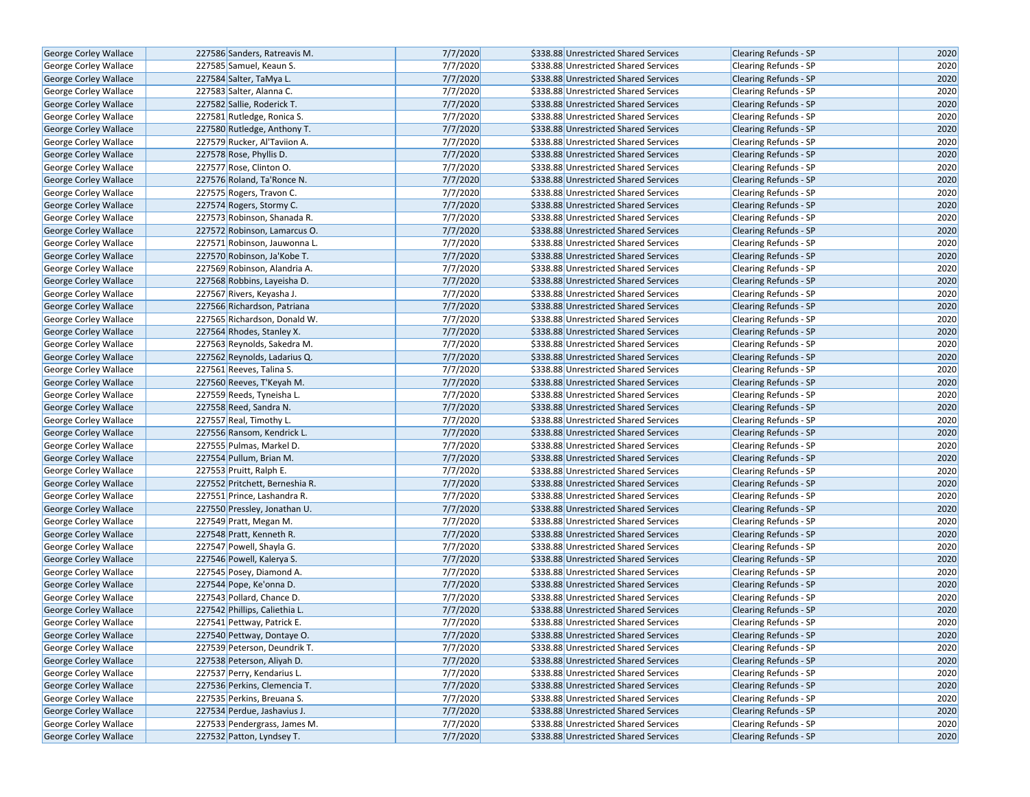| | | | | | | |
|---|---|---|---|---|---|---|
| George Corley Wallace | 227586 | Sanders, Ratreavis M. | 7/7/2020 | $338.88 | Unrestricted Shared Services | Clearing Refunds - SP | 2020 |
| George Corley Wallace | 227585 | Samuel, Keaun S. | 7/7/2020 | $338.88 | Unrestricted Shared Services | Clearing Refunds - SP | 2020 |
| George Corley Wallace | 227584 | Salter, TaMya L. | 7/7/2020 | $338.88 | Unrestricted Shared Services | Clearing Refunds - SP | 2020 |
| George Corley Wallace | 227583 | Salter, Alanna C. | 7/7/2020 | $338.88 | Unrestricted Shared Services | Clearing Refunds - SP | 2020 |
| George Corley Wallace | 227582 | Sallie, Roderick T. | 7/7/2020 | $338.88 | Unrestricted Shared Services | Clearing Refunds - SP | 2020 |
| George Corley Wallace | 227581 | Rutledge, Ronica S. | 7/7/2020 | $338.88 | Unrestricted Shared Services | Clearing Refunds - SP | 2020 |
| George Corley Wallace | 227580 | Rutledge, Anthony T. | 7/7/2020 | $338.88 | Unrestricted Shared Services | Clearing Refunds - SP | 2020 |
| George Corley Wallace | 227579 | Rucker, Al'Taviion A. | 7/7/2020 | $338.88 | Unrestricted Shared Services | Clearing Refunds - SP | 2020 |
| George Corley Wallace | 227578 | Rose, Phyllis D. | 7/7/2020 | $338.88 | Unrestricted Shared Services | Clearing Refunds - SP | 2020 |
| George Corley Wallace | 227577 | Rose, Clinton O. | 7/7/2020 | $338.88 | Unrestricted Shared Services | Clearing Refunds - SP | 2020 |
| George Corley Wallace | 227576 | Roland, Ta'Ronce N. | 7/7/2020 | $338.88 | Unrestricted Shared Services | Clearing Refunds - SP | 2020 |
| George Corley Wallace | 227575 | Rogers, Travon C. | 7/7/2020 | $338.88 | Unrestricted Shared Services | Clearing Refunds - SP | 2020 |
| George Corley Wallace | 227574 | Rogers, Stormy C. | 7/7/2020 | $338.88 | Unrestricted Shared Services | Clearing Refunds - SP | 2020 |
| George Corley Wallace | 227573 | Robinson, Shanada R. | 7/7/2020 | $338.88 | Unrestricted Shared Services | Clearing Refunds - SP | 2020 |
| George Corley Wallace | 227572 | Robinson, Lamarcus O. | 7/7/2020 | $338.88 | Unrestricted Shared Services | Clearing Refunds - SP | 2020 |
| George Corley Wallace | 227571 | Robinson, Jauwonna L. | 7/7/2020 | $338.88 | Unrestricted Shared Services | Clearing Refunds - SP | 2020 |
| George Corley Wallace | 227570 | Robinson, Ja'Kobe T. | 7/7/2020 | $338.88 | Unrestricted Shared Services | Clearing Refunds - SP | 2020 |
| George Corley Wallace | 227569 | Robinson, Alandria A. | 7/7/2020 | $338.88 | Unrestricted Shared Services | Clearing Refunds - SP | 2020 |
| George Corley Wallace | 227568 | Robbins, Layeisha D. | 7/7/2020 | $338.88 | Unrestricted Shared Services | Clearing Refunds - SP | 2020 |
| George Corley Wallace | 227567 | Rivers, Keyasha J. | 7/7/2020 | $338.88 | Unrestricted Shared Services | Clearing Refunds - SP | 2020 |
| George Corley Wallace | 227566 | Richardson, Patriana | 7/7/2020 | $338.88 | Unrestricted Shared Services | Clearing Refunds - SP | 2020 |
| George Corley Wallace | 227565 | Richardson, Donald W. | 7/7/2020 | $338.88 | Unrestricted Shared Services | Clearing Refunds - SP | 2020 |
| George Corley Wallace | 227564 | Rhodes, Stanley X. | 7/7/2020 | $338.88 | Unrestricted Shared Services | Clearing Refunds - SP | 2020 |
| George Corley Wallace | 227563 | Reynolds, Sakedra M. | 7/7/2020 | $338.88 | Unrestricted Shared Services | Clearing Refunds - SP | 2020 |
| George Corley Wallace | 227562 | Reynolds, Ladarius Q. | 7/7/2020 | $338.88 | Unrestricted Shared Services | Clearing Refunds - SP | 2020 |
| George Corley Wallace | 227561 | Reeves, Talina S. | 7/7/2020 | $338.88 | Unrestricted Shared Services | Clearing Refunds - SP | 2020 |
| George Corley Wallace | 227560 | Reeves, T'Keyah M. | 7/7/2020 | $338.88 | Unrestricted Shared Services | Clearing Refunds - SP | 2020 |
| George Corley Wallace | 227559 | Reeds, Tyneisha L. | 7/7/2020 | $338.88 | Unrestricted Shared Services | Clearing Refunds - SP | 2020 |
| George Corley Wallace | 227558 | Reed, Sandra N. | 7/7/2020 | $338.88 | Unrestricted Shared Services | Clearing Refunds - SP | 2020 |
| George Corley Wallace | 227557 | Real, Timothy L. | 7/7/2020 | $338.88 | Unrestricted Shared Services | Clearing Refunds - SP | 2020 |
| George Corley Wallace | 227556 | Ransom, Kendrick L. | 7/7/2020 | $338.88 | Unrestricted Shared Services | Clearing Refunds - SP | 2020 |
| George Corley Wallace | 227555 | Pulmas, Markel D. | 7/7/2020 | $338.88 | Unrestricted Shared Services | Clearing Refunds - SP | 2020 |
| George Corley Wallace | 227554 | Pullum, Brian M. | 7/7/2020 | $338.88 | Unrestricted Shared Services | Clearing Refunds - SP | 2020 |
| George Corley Wallace | 227553 | Pruitt, Ralph E. | 7/7/2020 | $338.88 | Unrestricted Shared Services | Clearing Refunds - SP | 2020 |
| George Corley Wallace | 227552 | Pritchett, Berneshia R. | 7/7/2020 | $338.88 | Unrestricted Shared Services | Clearing Refunds - SP | 2020 |
| George Corley Wallace | 227551 | Prince, Lashandra R. | 7/7/2020 | $338.88 | Unrestricted Shared Services | Clearing Refunds - SP | 2020 |
| George Corley Wallace | 227550 | Pressley, Jonathan U. | 7/7/2020 | $338.88 | Unrestricted Shared Services | Clearing Refunds - SP | 2020 |
| George Corley Wallace | 227549 | Pratt, Megan M. | 7/7/2020 | $338.88 | Unrestricted Shared Services | Clearing Refunds - SP | 2020 |
| George Corley Wallace | 227548 | Pratt, Kenneth R. | 7/7/2020 | $338.88 | Unrestricted Shared Services | Clearing Refunds - SP | 2020 |
| George Corley Wallace | 227547 | Powell, Shayla G. | 7/7/2020 | $338.88 | Unrestricted Shared Services | Clearing Refunds - SP | 2020 |
| George Corley Wallace | 227546 | Powell, Kalerya S. | 7/7/2020 | $338.88 | Unrestricted Shared Services | Clearing Refunds - SP | 2020 |
| George Corley Wallace | 227545 | Posey, Diamond A. | 7/7/2020 | $338.88 | Unrestricted Shared Services | Clearing Refunds - SP | 2020 |
| George Corley Wallace | 227544 | Pope, Ke'onna D. | 7/7/2020 | $338.88 | Unrestricted Shared Services | Clearing Refunds - SP | 2020 |
| George Corley Wallace | 227543 | Pollard, Chance D. | 7/7/2020 | $338.88 | Unrestricted Shared Services | Clearing Refunds - SP | 2020 |
| George Corley Wallace | 227542 | Phillips, Caliethia L. | 7/7/2020 | $338.88 | Unrestricted Shared Services | Clearing Refunds - SP | 2020 |
| George Corley Wallace | 227541 | Pettway, Patrick E. | 7/7/2020 | $338.88 | Unrestricted Shared Services | Clearing Refunds - SP | 2020 |
| George Corley Wallace | 227540 | Pettway, Dontaye O. | 7/7/2020 | $338.88 | Unrestricted Shared Services | Clearing Refunds - SP | 2020 |
| George Corley Wallace | 227539 | Peterson, Deundrik T. | 7/7/2020 | $338.88 | Unrestricted Shared Services | Clearing Refunds - SP | 2020 |
| George Corley Wallace | 227538 | Peterson, Aliyah D. | 7/7/2020 | $338.88 | Unrestricted Shared Services | Clearing Refunds - SP | 2020 |
| George Corley Wallace | 227537 | Perry, Kendarius L. | 7/7/2020 | $338.88 | Unrestricted Shared Services | Clearing Refunds - SP | 2020 |
| George Corley Wallace | 227536 | Perkins, Clemencia T. | 7/7/2020 | $338.88 | Unrestricted Shared Services | Clearing Refunds - SP | 2020 |
| George Corley Wallace | 227535 | Perkins, Breuana S. | 7/7/2020 | $338.88 | Unrestricted Shared Services | Clearing Refunds - SP | 2020 |
| George Corley Wallace | 227534 | Perdue, Jashavius J. | 7/7/2020 | $338.88 | Unrestricted Shared Services | Clearing Refunds - SP | 2020 |
| George Corley Wallace | 227533 | Pendergrass, James M. | 7/7/2020 | $338.88 | Unrestricted Shared Services | Clearing Refunds - SP | 2020 |
| George Corley Wallace | 227532 | Patton, Lyndsey T. | 7/7/2020 | $338.88 | Unrestricted Shared Services | Clearing Refunds - SP | 2020 |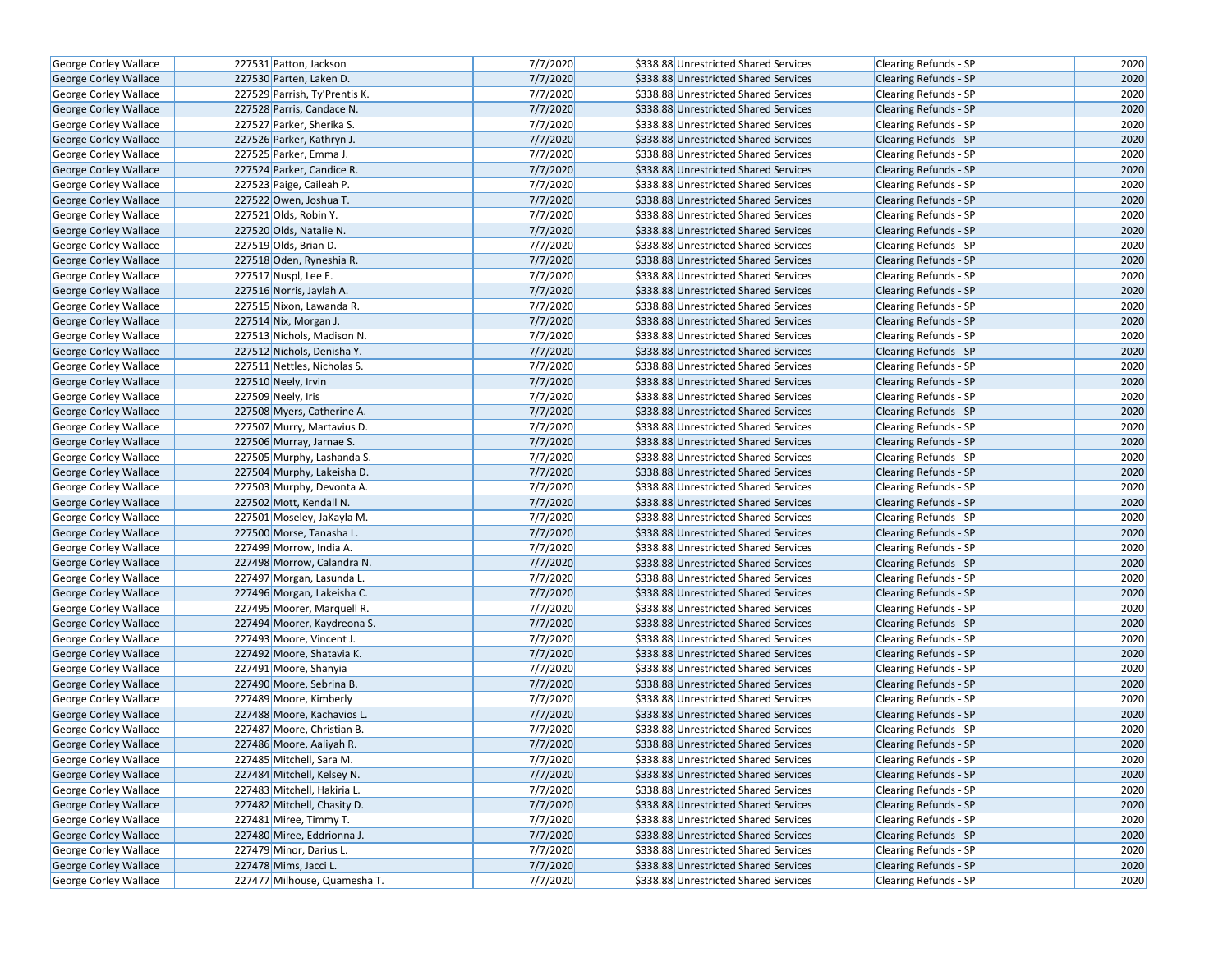| George Corley Wallace | 227531 | Patton, Jackson | 7/7/2020 | $338.88 | Unrestricted Shared Services | Clearing Refunds - SP | 2020 |
|---|---|---|---|---|---|---|---|
| George Corley Wallace | 227530 | Parten, Laken D. | 7/7/2020 | $338.88 | Unrestricted Shared Services | Clearing Refunds - SP | 2020 |
| George Corley Wallace | 227529 | Parrish, Ty'Prentis K. | 7/7/2020 | $338.88 | Unrestricted Shared Services | Clearing Refunds - SP | 2020 |
| George Corley Wallace | 227528 | Parris, Candace N. | 7/7/2020 | $338.88 | Unrestricted Shared Services | Clearing Refunds - SP | 2020 |
| George Corley Wallace | 227527 | Parker, Sherika S. | 7/7/2020 | $338.88 | Unrestricted Shared Services | Clearing Refunds - SP | 2020 |
| George Corley Wallace | 227526 | Parker, Kathryn J. | 7/7/2020 | $338.88 | Unrestricted Shared Services | Clearing Refunds - SP | 2020 |
| George Corley Wallace | 227525 | Parker, Emma J. | 7/7/2020 | $338.88 | Unrestricted Shared Services | Clearing Refunds - SP | 2020 |
| George Corley Wallace | 227524 | Parker, Candice R. | 7/7/2020 | $338.88 | Unrestricted Shared Services | Clearing Refunds - SP | 2020 |
| George Corley Wallace | 227523 | Paige, Caileah P. | 7/7/2020 | $338.88 | Unrestricted Shared Services | Clearing Refunds - SP | 2020 |
| George Corley Wallace | 227522 | Owen, Joshua T. | 7/7/2020 | $338.88 | Unrestricted Shared Services | Clearing Refunds - SP | 2020 |
| George Corley Wallace | 227521 | Olds, Robin Y. | 7/7/2020 | $338.88 | Unrestricted Shared Services | Clearing Refunds - SP | 2020 |
| George Corley Wallace | 227520 | Olds, Natalie N. | 7/7/2020 | $338.88 | Unrestricted Shared Services | Clearing Refunds - SP | 2020 |
| George Corley Wallace | 227519 | Olds, Brian D. | 7/7/2020 | $338.88 | Unrestricted Shared Services | Clearing Refunds - SP | 2020 |
| George Corley Wallace | 227518 | Oden, Ryneshia R. | 7/7/2020 | $338.88 | Unrestricted Shared Services | Clearing Refunds - SP | 2020 |
| George Corley Wallace | 227517 | Nuspl, Lee E. | 7/7/2020 | $338.88 | Unrestricted Shared Services | Clearing Refunds - SP | 2020 |
| George Corley Wallace | 227516 | Norris, Jaylah A. | 7/7/2020 | $338.88 | Unrestricted Shared Services | Clearing Refunds - SP | 2020 |
| George Corley Wallace | 227515 | Nixon, Lawanda R. | 7/7/2020 | $338.88 | Unrestricted Shared Services | Clearing Refunds - SP | 2020 |
| George Corley Wallace | 227514 | Nix, Morgan J. | 7/7/2020 | $338.88 | Unrestricted Shared Services | Clearing Refunds - SP | 2020 |
| George Corley Wallace | 227513 | Nichols, Madison N. | 7/7/2020 | $338.88 | Unrestricted Shared Services | Clearing Refunds - SP | 2020 |
| George Corley Wallace | 227512 | Nichols, Denisha Y. | 7/7/2020 | $338.88 | Unrestricted Shared Services | Clearing Refunds - SP | 2020 |
| George Corley Wallace | 227511 | Nettles, Nicholas S. | 7/7/2020 | $338.88 | Unrestricted Shared Services | Clearing Refunds - SP | 2020 |
| George Corley Wallace | 227510 | Neely, Irvin | 7/7/2020 | $338.88 | Unrestricted Shared Services | Clearing Refunds - SP | 2020 |
| George Corley Wallace | 227509 | Neely, Iris | 7/7/2020 | $338.88 | Unrestricted Shared Services | Clearing Refunds - SP | 2020 |
| George Corley Wallace | 227508 | Myers, Catherine A. | 7/7/2020 | $338.88 | Unrestricted Shared Services | Clearing Refunds - SP | 2020 |
| George Corley Wallace | 227507 | Murry, Martavius D. | 7/7/2020 | $338.88 | Unrestricted Shared Services | Clearing Refunds - SP | 2020 |
| George Corley Wallace | 227506 | Murray, Jarnae S. | 7/7/2020 | $338.88 | Unrestricted Shared Services | Clearing Refunds - SP | 2020 |
| George Corley Wallace | 227505 | Murphy, Lashanda S. | 7/7/2020 | $338.88 | Unrestricted Shared Services | Clearing Refunds - SP | 2020 |
| George Corley Wallace | 227504 | Murphy, Lakeisha D. | 7/7/2020 | $338.88 | Unrestricted Shared Services | Clearing Refunds - SP | 2020 |
| George Corley Wallace | 227503 | Murphy, Devonta A. | 7/7/2020 | $338.88 | Unrestricted Shared Services | Clearing Refunds - SP | 2020 |
| George Corley Wallace | 227502 | Mott, Kendall N. | 7/7/2020 | $338.88 | Unrestricted Shared Services | Clearing Refunds - SP | 2020 |
| George Corley Wallace | 227501 | Moseley, JaKayla M. | 7/7/2020 | $338.88 | Unrestricted Shared Services | Clearing Refunds - SP | 2020 |
| George Corley Wallace | 227500 | Morse, Tanasha L. | 7/7/2020 | $338.88 | Unrestricted Shared Services | Clearing Refunds - SP | 2020 |
| George Corley Wallace | 227499 | Morrow, India A. | 7/7/2020 | $338.88 | Unrestricted Shared Services | Clearing Refunds - SP | 2020 |
| George Corley Wallace | 227498 | Morrow, Calandra N. | 7/7/2020 | $338.88 | Unrestricted Shared Services | Clearing Refunds - SP | 2020 |
| George Corley Wallace | 227497 | Morgan, Lasunda L. | 7/7/2020 | $338.88 | Unrestricted Shared Services | Clearing Refunds - SP | 2020 |
| George Corley Wallace | 227496 | Morgan, Lakeisha C. | 7/7/2020 | $338.88 | Unrestricted Shared Services | Clearing Refunds - SP | 2020 |
| George Corley Wallace | 227495 | Moorer, Marquell R. | 7/7/2020 | $338.88 | Unrestricted Shared Services | Clearing Refunds - SP | 2020 |
| George Corley Wallace | 227494 | Moorer, Kaydreona S. | 7/7/2020 | $338.88 | Unrestricted Shared Services | Clearing Refunds - SP | 2020 |
| George Corley Wallace | 227493 | Moore, Vincent J. | 7/7/2020 | $338.88 | Unrestricted Shared Services | Clearing Refunds - SP | 2020 |
| George Corley Wallace | 227492 | Moore, Shatavia K. | 7/7/2020 | $338.88 | Unrestricted Shared Services | Clearing Refunds - SP | 2020 |
| George Corley Wallace | 227491 | Moore, Shanyia | 7/7/2020 | $338.88 | Unrestricted Shared Services | Clearing Refunds - SP | 2020 |
| George Corley Wallace | 227490 | Moore, Sebrina B. | 7/7/2020 | $338.88 | Unrestricted Shared Services | Clearing Refunds - SP | 2020 |
| George Corley Wallace | 227489 | Moore, Kimberly | 7/7/2020 | $338.88 | Unrestricted Shared Services | Clearing Refunds - SP | 2020 |
| George Corley Wallace | 227488 | Moore, Kachavios L. | 7/7/2020 | $338.88 | Unrestricted Shared Services | Clearing Refunds - SP | 2020 |
| George Corley Wallace | 227487 | Moore, Christian B. | 7/7/2020 | $338.88 | Unrestricted Shared Services | Clearing Refunds - SP | 2020 |
| George Corley Wallace | 227486 | Moore, Aaliyah R. | 7/7/2020 | $338.88 | Unrestricted Shared Services | Clearing Refunds - SP | 2020 |
| George Corley Wallace | 227485 | Mitchell, Sara M. | 7/7/2020 | $338.88 | Unrestricted Shared Services | Clearing Refunds - SP | 2020 |
| George Corley Wallace | 227484 | Mitchell, Kelsey N. | 7/7/2020 | $338.88 | Unrestricted Shared Services | Clearing Refunds - SP | 2020 |
| George Corley Wallace | 227483 | Mitchell, Hakiria L. | 7/7/2020 | $338.88 | Unrestricted Shared Services | Clearing Refunds - SP | 2020 |
| George Corley Wallace | 227482 | Mitchell, Chasity D. | 7/7/2020 | $338.88 | Unrestricted Shared Services | Clearing Refunds - SP | 2020 |
| George Corley Wallace | 227481 | Miree, Timmy T. | 7/7/2020 | $338.88 | Unrestricted Shared Services | Clearing Refunds - SP | 2020 |
| George Corley Wallace | 227480 | Miree, Eddrionna J. | 7/7/2020 | $338.88 | Unrestricted Shared Services | Clearing Refunds - SP | 2020 |
| George Corley Wallace | 227479 | Minor, Darius L. | 7/7/2020 | $338.88 | Unrestricted Shared Services | Clearing Refunds - SP | 2020 |
| George Corley Wallace | 227478 | Mims, Jacci L. | 7/7/2020 | $338.88 | Unrestricted Shared Services | Clearing Refunds - SP | 2020 |
| George Corley Wallace | 227477 | Milhouse, Quamesha T. | 7/7/2020 | $338.88 | Unrestricted Shared Services | Clearing Refunds - SP | 2020 |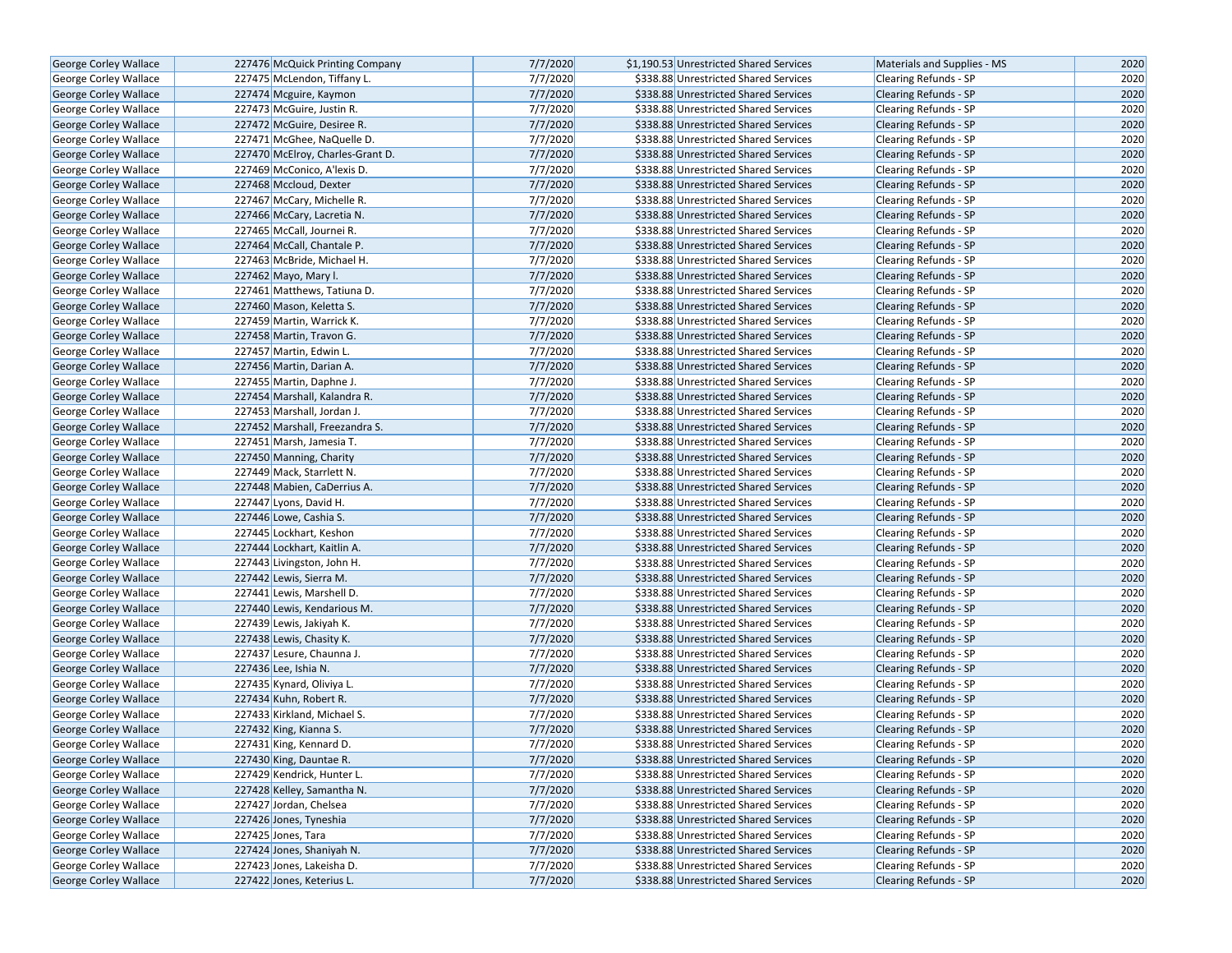| George Corley Wallace | 227476 | McQuick Printing Company | 7/7/2020 | $1,190.53 | Unrestricted Shared Services | Materials and Supplies - MS | 2020 |
|---|---|---|---|---|---|---|---|
| George Corley Wallace | 227475 | McLendon, Tiffany L. | 7/7/2020 | $338.88 | Unrestricted Shared Services | Clearing Refunds - SP | 2020 |
| George Corley Wallace | 227474 | Mcguire, Kaymon | 7/7/2020 | $338.88 | Unrestricted Shared Services | Clearing Refunds - SP | 2020 |
| George Corley Wallace | 227473 | McGuire, Justin R. | 7/7/2020 | $338.88 | Unrestricted Shared Services | Clearing Refunds - SP | 2020 |
| George Corley Wallace | 227472 | McGuire, Desiree R. | 7/7/2020 | $338.88 | Unrestricted Shared Services | Clearing Refunds - SP | 2020 |
| George Corley Wallace | 227471 | McGhee, NaQuelle D. | 7/7/2020 | $338.88 | Unrestricted Shared Services | Clearing Refunds - SP | 2020 |
| George Corley Wallace | 227470 | McElroy, Charles-Grant D. | 7/7/2020 | $338.88 | Unrestricted Shared Services | Clearing Refunds - SP | 2020 |
| George Corley Wallace | 227469 | McConico, A'lexis D. | 7/7/2020 | $338.88 | Unrestricted Shared Services | Clearing Refunds - SP | 2020 |
| George Corley Wallace | 227468 | Mccloud, Dexter | 7/7/2020 | $338.88 | Unrestricted Shared Services | Clearing Refunds - SP | 2020 |
| George Corley Wallace | 227467 | McCary, Michelle R. | 7/7/2020 | $338.88 | Unrestricted Shared Services | Clearing Refunds - SP | 2020 |
| George Corley Wallace | 227466 | McCary, Lacretia N. | 7/7/2020 | $338.88 | Unrestricted Shared Services | Clearing Refunds - SP | 2020 |
| George Corley Wallace | 227465 | McCall, Journei R. | 7/7/2020 | $338.88 | Unrestricted Shared Services | Clearing Refunds - SP | 2020 |
| George Corley Wallace | 227464 | McCall, Chantale P. | 7/7/2020 | $338.88 | Unrestricted Shared Services | Clearing Refunds - SP | 2020 |
| George Corley Wallace | 227463 | McBride, Michael H. | 7/7/2020 | $338.88 | Unrestricted Shared Services | Clearing Refunds - SP | 2020 |
| George Corley Wallace | 227462 | Mayo, Mary l. | 7/7/2020 | $338.88 | Unrestricted Shared Services | Clearing Refunds - SP | 2020 |
| George Corley Wallace | 227461 | Matthews, Tatiuna D. | 7/7/2020 | $338.88 | Unrestricted Shared Services | Clearing Refunds - SP | 2020 |
| George Corley Wallace | 227460 | Mason, Keletta S. | 7/7/2020 | $338.88 | Unrestricted Shared Services | Clearing Refunds - SP | 2020 |
| George Corley Wallace | 227459 | Martin, Warrick K. | 7/7/2020 | $338.88 | Unrestricted Shared Services | Clearing Refunds - SP | 2020 |
| George Corley Wallace | 227458 | Martin, Travon G. | 7/7/2020 | $338.88 | Unrestricted Shared Services | Clearing Refunds - SP | 2020 |
| George Corley Wallace | 227457 | Martin, Edwin L. | 7/7/2020 | $338.88 | Unrestricted Shared Services | Clearing Refunds - SP | 2020 |
| George Corley Wallace | 227456 | Martin, Darian A. | 7/7/2020 | $338.88 | Unrestricted Shared Services | Clearing Refunds - SP | 2020 |
| George Corley Wallace | 227455 | Martin, Daphne J. | 7/7/2020 | $338.88 | Unrestricted Shared Services | Clearing Refunds - SP | 2020 |
| George Corley Wallace | 227454 | Marshall, Kalandra R. | 7/7/2020 | $338.88 | Unrestricted Shared Services | Clearing Refunds - SP | 2020 |
| George Corley Wallace | 227453 | Marshall, Jordan J. | 7/7/2020 | $338.88 | Unrestricted Shared Services | Clearing Refunds - SP | 2020 |
| George Corley Wallace | 227452 | Marshall, Freezandra S. | 7/7/2020 | $338.88 | Unrestricted Shared Services | Clearing Refunds - SP | 2020 |
| George Corley Wallace | 227451 | Marsh, Jamesia T. | 7/7/2020 | $338.88 | Unrestricted Shared Services | Clearing Refunds - SP | 2020 |
| George Corley Wallace | 227450 | Manning, Charity | 7/7/2020 | $338.88 | Unrestricted Shared Services | Clearing Refunds - SP | 2020 |
| George Corley Wallace | 227449 | Mack, Starrlett N. | 7/7/2020 | $338.88 | Unrestricted Shared Services | Clearing Refunds - SP | 2020 |
| George Corley Wallace | 227448 | Mabien, CaDerrius A. | 7/7/2020 | $338.88 | Unrestricted Shared Services | Clearing Refunds - SP | 2020 |
| George Corley Wallace | 227447 | Lyons, David H. | 7/7/2020 | $338.88 | Unrestricted Shared Services | Clearing Refunds - SP | 2020 |
| George Corley Wallace | 227446 | Lowe, Cashia S. | 7/7/2020 | $338.88 | Unrestricted Shared Services | Clearing Refunds - SP | 2020 |
| George Corley Wallace | 227445 | Lockhart, Keshon | 7/7/2020 | $338.88 | Unrestricted Shared Services | Clearing Refunds - SP | 2020 |
| George Corley Wallace | 227444 | Lockhart, Kaitlin A. | 7/7/2020 | $338.88 | Unrestricted Shared Services | Clearing Refunds - SP | 2020 |
| George Corley Wallace | 227443 | Livingston, John H. | 7/7/2020 | $338.88 | Unrestricted Shared Services | Clearing Refunds - SP | 2020 |
| George Corley Wallace | 227442 | Lewis, Sierra M. | 7/7/2020 | $338.88 | Unrestricted Shared Services | Clearing Refunds - SP | 2020 |
| George Corley Wallace | 227441 | Lewis, Marshell D. | 7/7/2020 | $338.88 | Unrestricted Shared Services | Clearing Refunds - SP | 2020 |
| George Corley Wallace | 227440 | Lewis, Kendarious M. | 7/7/2020 | $338.88 | Unrestricted Shared Services | Clearing Refunds - SP | 2020 |
| George Corley Wallace | 227439 | Lewis, Jakiyah K. | 7/7/2020 | $338.88 | Unrestricted Shared Services | Clearing Refunds - SP | 2020 |
| George Corley Wallace | 227438 | Lewis, Chasity K. | 7/7/2020 | $338.88 | Unrestricted Shared Services | Clearing Refunds - SP | 2020 |
| George Corley Wallace | 227437 | Lesure, Chaunna J. | 7/7/2020 | $338.88 | Unrestricted Shared Services | Clearing Refunds - SP | 2020 |
| George Corley Wallace | 227436 | Lee, Ishia N. | 7/7/2020 | $338.88 | Unrestricted Shared Services | Clearing Refunds - SP | 2020 |
| George Corley Wallace | 227435 | Kynard, Oliviya L. | 7/7/2020 | $338.88 | Unrestricted Shared Services | Clearing Refunds - SP | 2020 |
| George Corley Wallace | 227434 | Kuhn, Robert R. | 7/7/2020 | $338.88 | Unrestricted Shared Services | Clearing Refunds - SP | 2020 |
| George Corley Wallace | 227433 | Kirkland, Michael S. | 7/7/2020 | $338.88 | Unrestricted Shared Services | Clearing Refunds - SP | 2020 |
| George Corley Wallace | 227432 | King, Kianna S. | 7/7/2020 | $338.88 | Unrestricted Shared Services | Clearing Refunds - SP | 2020 |
| George Corley Wallace | 227431 | King, Kennard D. | 7/7/2020 | $338.88 | Unrestricted Shared Services | Clearing Refunds - SP | 2020 |
| George Corley Wallace | 227430 | King, Dauntae R. | 7/7/2020 | $338.88 | Unrestricted Shared Services | Clearing Refunds - SP | 2020 |
| George Corley Wallace | 227429 | Kendrick, Hunter L. | 7/7/2020 | $338.88 | Unrestricted Shared Services | Clearing Refunds - SP | 2020 |
| George Corley Wallace | 227428 | Kelley, Samantha N. | 7/7/2020 | $338.88 | Unrestricted Shared Services | Clearing Refunds - SP | 2020 |
| George Corley Wallace | 227427 | Jordan, Chelsea | 7/7/2020 | $338.88 | Unrestricted Shared Services | Clearing Refunds - SP | 2020 |
| George Corley Wallace | 227426 | Jones, Tyneshia | 7/7/2020 | $338.88 | Unrestricted Shared Services | Clearing Refunds - SP | 2020 |
| George Corley Wallace | 227425 | Jones, Tara | 7/7/2020 | $338.88 | Unrestricted Shared Services | Clearing Refunds - SP | 2020 |
| George Corley Wallace | 227424 | Jones, Shaniyah N. | 7/7/2020 | $338.88 | Unrestricted Shared Services | Clearing Refunds - SP | 2020 |
| George Corley Wallace | 227423 | Jones, Lakeisha D. | 7/7/2020 | $338.88 | Unrestricted Shared Services | Clearing Refunds - SP | 2020 |
| George Corley Wallace | 227422 | Jones, Keterius L. | 7/7/2020 | $338.88 | Unrestricted Shared Services | Clearing Refunds - SP | 2020 |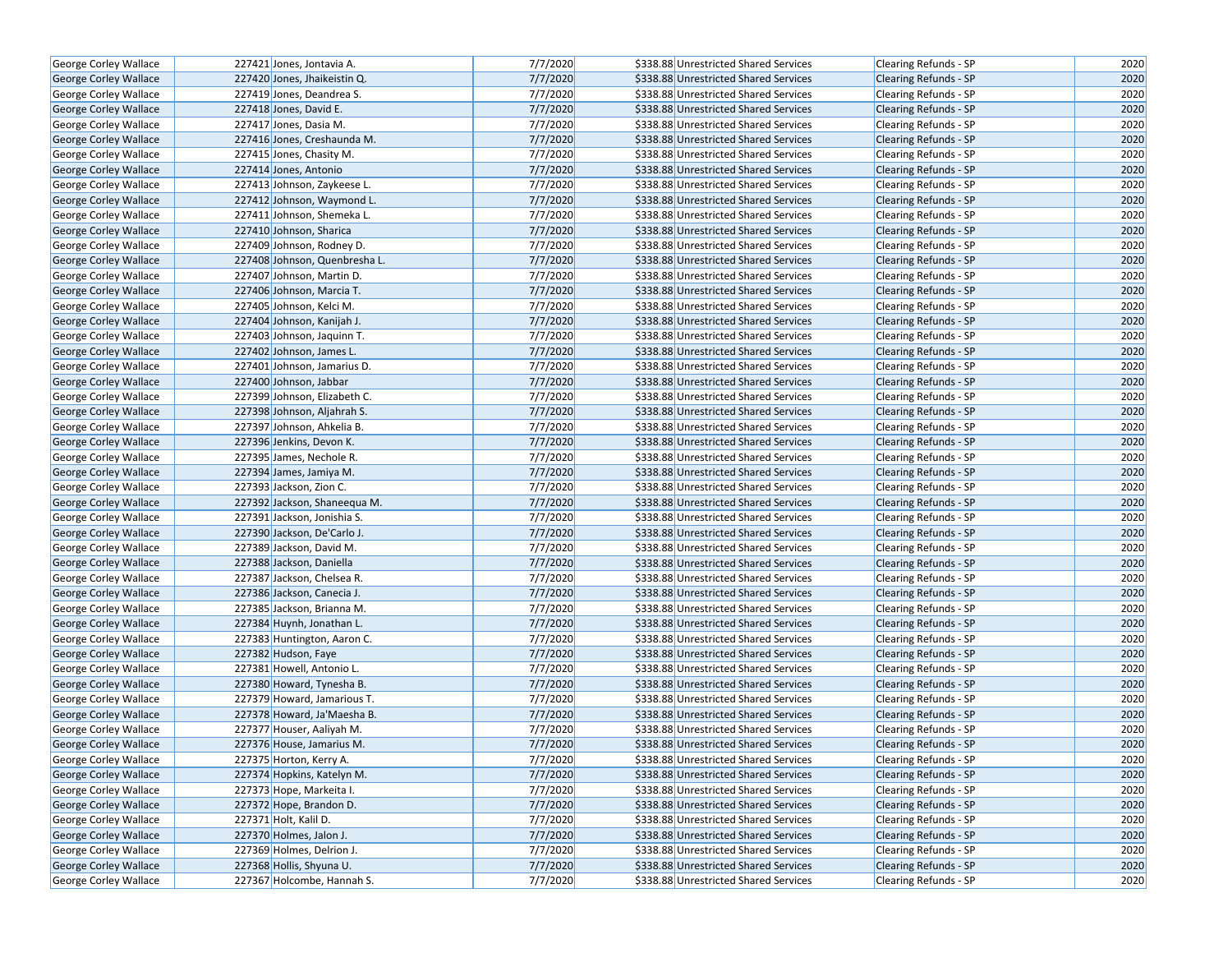| George Corley Wallace | 227421 | Jones, Jontavia A. | 7/7/2020 | $338.88 | Unrestricted Shared Services | Clearing Refunds - SP | 2020 |
|---|---|---|---|---|---|---|---|
| George Corley Wallace | 227420 | Jones, Jhaikeistin Q. | 7/7/2020 | $338.88 | Unrestricted Shared Services | Clearing Refunds - SP | 2020 |
| George Corley Wallace | 227419 | Jones, Deandrea S. | 7/7/2020 | $338.88 | Unrestricted Shared Services | Clearing Refunds - SP | 2020 |
| George Corley Wallace | 227418 | Jones, David E. | 7/7/2020 | $338.88 | Unrestricted Shared Services | Clearing Refunds - SP | 2020 |
| George Corley Wallace | 227417 | Jones, Dasia M. | 7/7/2020 | $338.88 | Unrestricted Shared Services | Clearing Refunds - SP | 2020 |
| George Corley Wallace | 227416 | Jones, Creshaunda M. | 7/7/2020 | $338.88 | Unrestricted Shared Services | Clearing Refunds - SP | 2020 |
| George Corley Wallace | 227415 | Jones, Chasity M. | 7/7/2020 | $338.88 | Unrestricted Shared Services | Clearing Refunds - SP | 2020 |
| George Corley Wallace | 227414 | Jones, Antonio | 7/7/2020 | $338.88 | Unrestricted Shared Services | Clearing Refunds - SP | 2020 |
| George Corley Wallace | 227413 | Johnson, Zaykeese L. | 7/7/2020 | $338.88 | Unrestricted Shared Services | Clearing Refunds - SP | 2020 |
| George Corley Wallace | 227412 | Johnson, Waymond L. | 7/7/2020 | $338.88 | Unrestricted Shared Services | Clearing Refunds - SP | 2020 |
| George Corley Wallace | 227411 | Johnson, Shemeka L. | 7/7/2020 | $338.88 | Unrestricted Shared Services | Clearing Refunds - SP | 2020 |
| George Corley Wallace | 227410 | Johnson, Sharica | 7/7/2020 | $338.88 | Unrestricted Shared Services | Clearing Refunds - SP | 2020 |
| George Corley Wallace | 227409 | Johnson, Rodney D. | 7/7/2020 | $338.88 | Unrestricted Shared Services | Clearing Refunds - SP | 2020 |
| George Corley Wallace | 227408 | Johnson, Quenbresha L. | 7/7/2020 | $338.88 | Unrestricted Shared Services | Clearing Refunds - SP | 2020 |
| George Corley Wallace | 227407 | Johnson, Martin D. | 7/7/2020 | $338.88 | Unrestricted Shared Services | Clearing Refunds - SP | 2020 |
| George Corley Wallace | 227406 | Johnson, Marcia T. | 7/7/2020 | $338.88 | Unrestricted Shared Services | Clearing Refunds - SP | 2020 |
| George Corley Wallace | 227405 | Johnson, Kelci M. | 7/7/2020 | $338.88 | Unrestricted Shared Services | Clearing Refunds - SP | 2020 |
| George Corley Wallace | 227404 | Johnson, Kanijah J. | 7/7/2020 | $338.88 | Unrestricted Shared Services | Clearing Refunds - SP | 2020 |
| George Corley Wallace | 227403 | Johnson, Jaquinn T. | 7/7/2020 | $338.88 | Unrestricted Shared Services | Clearing Refunds - SP | 2020 |
| George Corley Wallace | 227402 | Johnson, James L. | 7/7/2020 | $338.88 | Unrestricted Shared Services | Clearing Refunds - SP | 2020 |
| George Corley Wallace | 227401 | Johnson, Jamarius D. | 7/7/2020 | $338.88 | Unrestricted Shared Services | Clearing Refunds - SP | 2020 |
| George Corley Wallace | 227400 | Johnson, Jabbar | 7/7/2020 | $338.88 | Unrestricted Shared Services | Clearing Refunds - SP | 2020 |
| George Corley Wallace | 227399 | Johnson, Elizabeth C. | 7/7/2020 | $338.88 | Unrestricted Shared Services | Clearing Refunds - SP | 2020 |
| George Corley Wallace | 227398 | Johnson, Aljahrah S. | 7/7/2020 | $338.88 | Unrestricted Shared Services | Clearing Refunds - SP | 2020 |
| George Corley Wallace | 227397 | Johnson, Ahkelia B. | 7/7/2020 | $338.88 | Unrestricted Shared Services | Clearing Refunds - SP | 2020 |
| George Corley Wallace | 227396 | Jenkins, Devon K. | 7/7/2020 | $338.88 | Unrestricted Shared Services | Clearing Refunds - SP | 2020 |
| George Corley Wallace | 227395 | James, Nechole R. | 7/7/2020 | $338.88 | Unrestricted Shared Services | Clearing Refunds - SP | 2020 |
| George Corley Wallace | 227394 | James, Jamiya M. | 7/7/2020 | $338.88 | Unrestricted Shared Services | Clearing Refunds - SP | 2020 |
| George Corley Wallace | 227393 | Jackson, Zion C. | 7/7/2020 | $338.88 | Unrestricted Shared Services | Clearing Refunds - SP | 2020 |
| George Corley Wallace | 227392 | Jackson, Shaneequa M. | 7/7/2020 | $338.88 | Unrestricted Shared Services | Clearing Refunds - SP | 2020 |
| George Corley Wallace | 227391 | Jackson, Jonishia S. | 7/7/2020 | $338.88 | Unrestricted Shared Services | Clearing Refunds - SP | 2020 |
| George Corley Wallace | 227390 | Jackson, De'Carlo J. | 7/7/2020 | $338.88 | Unrestricted Shared Services | Clearing Refunds - SP | 2020 |
| George Corley Wallace | 227389 | Jackson, David M. | 7/7/2020 | $338.88 | Unrestricted Shared Services | Clearing Refunds - SP | 2020 |
| George Corley Wallace | 227388 | Jackson, Daniella | 7/7/2020 | $338.88 | Unrestricted Shared Services | Clearing Refunds - SP | 2020 |
| George Corley Wallace | 227387 | Jackson, Chelsea R. | 7/7/2020 | $338.88 | Unrestricted Shared Services | Clearing Refunds - SP | 2020 |
| George Corley Wallace | 227386 | Jackson, Canecia J. | 7/7/2020 | $338.88 | Unrestricted Shared Services | Clearing Refunds - SP | 2020 |
| George Corley Wallace | 227385 | Jackson, Brianna M. | 7/7/2020 | $338.88 | Unrestricted Shared Services | Clearing Refunds - SP | 2020 |
| George Corley Wallace | 227384 | Huynh, Jonathan L. | 7/7/2020 | $338.88 | Unrestricted Shared Services | Clearing Refunds - SP | 2020 |
| George Corley Wallace | 227383 | Huntington, Aaron C. | 7/7/2020 | $338.88 | Unrestricted Shared Services | Clearing Refunds - SP | 2020 |
| George Corley Wallace | 227382 | Hudson, Faye | 7/7/2020 | $338.88 | Unrestricted Shared Services | Clearing Refunds - SP | 2020 |
| George Corley Wallace | 227381 | Howell, Antonio L. | 7/7/2020 | $338.88 | Unrestricted Shared Services | Clearing Refunds - SP | 2020 |
| George Corley Wallace | 227380 | Howard, Tynesha B. | 7/7/2020 | $338.88 | Unrestricted Shared Services | Clearing Refunds - SP | 2020 |
| George Corley Wallace | 227379 | Howard, Jamarious T. | 7/7/2020 | $338.88 | Unrestricted Shared Services | Clearing Refunds - SP | 2020 |
| George Corley Wallace | 227378 | Howard, Ja'Maesha B. | 7/7/2020 | $338.88 | Unrestricted Shared Services | Clearing Refunds - SP | 2020 |
| George Corley Wallace | 227377 | Houser, Aaliyah M. | 7/7/2020 | $338.88 | Unrestricted Shared Services | Clearing Refunds - SP | 2020 |
| George Corley Wallace | 227376 | House, Jamarius M. | 7/7/2020 | $338.88 | Unrestricted Shared Services | Clearing Refunds - SP | 2020 |
| George Corley Wallace | 227375 | Horton, Kerry A. | 7/7/2020 | $338.88 | Unrestricted Shared Services | Clearing Refunds - SP | 2020 |
| George Corley Wallace | 227374 | Hopkins, Katelyn M. | 7/7/2020 | $338.88 | Unrestricted Shared Services | Clearing Refunds - SP | 2020 |
| George Corley Wallace | 227373 | Hope, Markeita I. | 7/7/2020 | $338.88 | Unrestricted Shared Services | Clearing Refunds - SP | 2020 |
| George Corley Wallace | 227372 | Hope, Brandon D. | 7/7/2020 | $338.88 | Unrestricted Shared Services | Clearing Refunds - SP | 2020 |
| George Corley Wallace | 227371 | Holt, Kalil D. | 7/7/2020 | $338.88 | Unrestricted Shared Services | Clearing Refunds - SP | 2020 |
| George Corley Wallace | 227370 | Holmes, Jalon J. | 7/7/2020 | $338.88 | Unrestricted Shared Services | Clearing Refunds - SP | 2020 |
| George Corley Wallace | 227369 | Holmes, Delrion J. | 7/7/2020 | $338.88 | Unrestricted Shared Services | Clearing Refunds - SP | 2020 |
| George Corley Wallace | 227368 | Hollis, Shyuna U. | 7/7/2020 | $338.88 | Unrestricted Shared Services | Clearing Refunds - SP | 2020 |
| George Corley Wallace | 227367 | Holcombe, Hannah S. | 7/7/2020 | $338.88 | Unrestricted Shared Services | Clearing Refunds - SP | 2020 |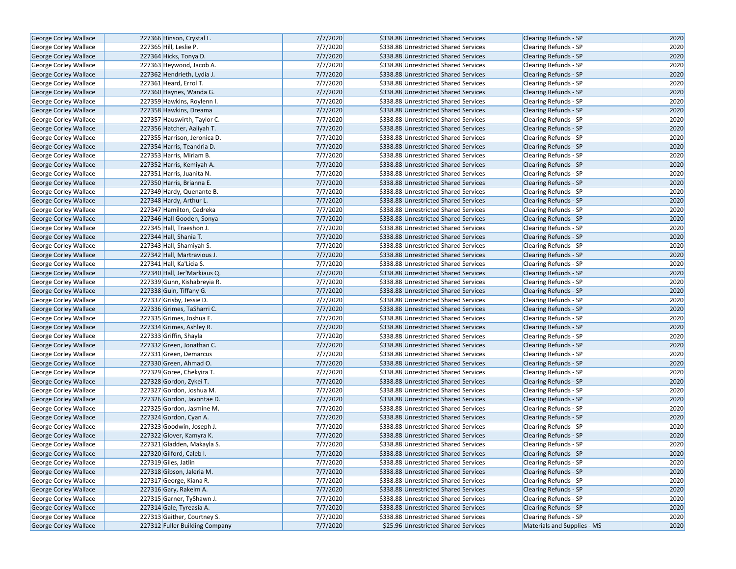| George Corley Wallace | 227366 | Hinson, Crystal L. | 7/7/2020 | $338.88 | Unrestricted Shared Services | Clearing Refunds - SP | 2020 |
|---|---|---|---|---|---|---|---|
| George Corley Wallace | 227365 | Hill, Leslie P. | 7/7/2020 | $338.88 | Unrestricted Shared Services | Clearing Refunds - SP | 2020 |
| George Corley Wallace | 227364 | Hicks, Tonya D. | 7/7/2020 | $338.88 | Unrestricted Shared Services | Clearing Refunds - SP | 2020 |
| George Corley Wallace | 227363 | Heywood, Jacob A. | 7/7/2020 | $338.88 | Unrestricted Shared Services | Clearing Refunds - SP | 2020 |
| George Corley Wallace | 227362 | Hendrieth, Lydia J. | 7/7/2020 | $338.88 | Unrestricted Shared Services | Clearing Refunds - SP | 2020 |
| George Corley Wallace | 227361 | Heard, Errol T. | 7/7/2020 | $338.88 | Unrestricted Shared Services | Clearing Refunds - SP | 2020 |
| George Corley Wallace | 227360 | Haynes, Wanda G. | 7/7/2020 | $338.88 | Unrestricted Shared Services | Clearing Refunds - SP | 2020 |
| George Corley Wallace | 227359 | Hawkins, Roylenn I. | 7/7/2020 | $338.88 | Unrestricted Shared Services | Clearing Refunds - SP | 2020 |
| George Corley Wallace | 227358 | Hawkins, Dreama | 7/7/2020 | $338.88 | Unrestricted Shared Services | Clearing Refunds - SP | 2020 |
| George Corley Wallace | 227357 | Hauswirth, Taylor C. | 7/7/2020 | $338.88 | Unrestricted Shared Services | Clearing Refunds - SP | 2020 |
| George Corley Wallace | 227356 | Hatcher, Aaliyah T. | 7/7/2020 | $338.88 | Unrestricted Shared Services | Clearing Refunds - SP | 2020 |
| George Corley Wallace | 227355 | Harrison, Jeronica D. | 7/7/2020 | $338.88 | Unrestricted Shared Services | Clearing Refunds - SP | 2020 |
| George Corley Wallace | 227354 | Harris, Teandria D. | 7/7/2020 | $338.88 | Unrestricted Shared Services | Clearing Refunds - SP | 2020 |
| George Corley Wallace | 227353 | Harris, Miriam B. | 7/7/2020 | $338.88 | Unrestricted Shared Services | Clearing Refunds - SP | 2020 |
| George Corley Wallace | 227352 | Harris, Kemiyah A. | 7/7/2020 | $338.88 | Unrestricted Shared Services | Clearing Refunds - SP | 2020 |
| George Corley Wallace | 227351 | Harris, Juanita N. | 7/7/2020 | $338.88 | Unrestricted Shared Services | Clearing Refunds - SP | 2020 |
| George Corley Wallace | 227350 | Harris, Brianna E. | 7/7/2020 | $338.88 | Unrestricted Shared Services | Clearing Refunds - SP | 2020 |
| George Corley Wallace | 227349 | Hardy, Quenante B. | 7/7/2020 | $338.88 | Unrestricted Shared Services | Clearing Refunds - SP | 2020 |
| George Corley Wallace | 227348 | Hardy, Arthur L. | 7/7/2020 | $338.88 | Unrestricted Shared Services | Clearing Refunds - SP | 2020 |
| George Corley Wallace | 227347 | Hamilton, Cedreka | 7/7/2020 | $338.88 | Unrestricted Shared Services | Clearing Refunds - SP | 2020 |
| George Corley Wallace | 227346 | Hall Gooden, Sonya | 7/7/2020 | $338.88 | Unrestricted Shared Services | Clearing Refunds - SP | 2020 |
| George Corley Wallace | 227345 | Hall, Traeshon J. | 7/7/2020 | $338.88 | Unrestricted Shared Services | Clearing Refunds - SP | 2020 |
| George Corley Wallace | 227344 | Hall, Shania T. | 7/7/2020 | $338.88 | Unrestricted Shared Services | Clearing Refunds - SP | 2020 |
| George Corley Wallace | 227343 | Hall, Shamiyah S. | 7/7/2020 | $338.88 | Unrestricted Shared Services | Clearing Refunds - SP | 2020 |
| George Corley Wallace | 227342 | Hall, Martravious J. | 7/7/2020 | $338.88 | Unrestricted Shared Services | Clearing Refunds - SP | 2020 |
| George Corley Wallace | 227341 | Hall, Ka'Licia S. | 7/7/2020 | $338.88 | Unrestricted Shared Services | Clearing Refunds - SP | 2020 |
| George Corley Wallace | 227340 | Hall, Jer'Markiaus Q. | 7/7/2020 | $338.88 | Unrestricted Shared Services | Clearing Refunds - SP | 2020 |
| George Corley Wallace | 227339 | Gunn, Kishabreyia R. | 7/7/2020 | $338.88 | Unrestricted Shared Services | Clearing Refunds - SP | 2020 |
| George Corley Wallace | 227338 | Guin, Tiffany G. | 7/7/2020 | $338.88 | Unrestricted Shared Services | Clearing Refunds - SP | 2020 |
| George Corley Wallace | 227337 | Grisby, Jessie D. | 7/7/2020 | $338.88 | Unrestricted Shared Services | Clearing Refunds - SP | 2020 |
| George Corley Wallace | 227336 | Grimes, TaSharri C. | 7/7/2020 | $338.88 | Unrestricted Shared Services | Clearing Refunds - SP | 2020 |
| George Corley Wallace | 227335 | Grimes, Joshua E. | 7/7/2020 | $338.88 | Unrestricted Shared Services | Clearing Refunds - SP | 2020 |
| George Corley Wallace | 227334 | Grimes, Ashley R. | 7/7/2020 | $338.88 | Unrestricted Shared Services | Clearing Refunds - SP | 2020 |
| George Corley Wallace | 227333 | Griffin, Shayla | 7/7/2020 | $338.88 | Unrestricted Shared Services | Clearing Refunds - SP | 2020 |
| George Corley Wallace | 227332 | Green, Jonathan C. | 7/7/2020 | $338.88 | Unrestricted Shared Services | Clearing Refunds - SP | 2020 |
| George Corley Wallace | 227331 | Green, Demarcus | 7/7/2020 | $338.88 | Unrestricted Shared Services | Clearing Refunds - SP | 2020 |
| George Corley Wallace | 227330 | Green, Ahmad O. | 7/7/2020 | $338.88 | Unrestricted Shared Services | Clearing Refunds - SP | 2020 |
| George Corley Wallace | 227329 | Goree, Chekyira T. | 7/7/2020 | $338.88 | Unrestricted Shared Services | Clearing Refunds - SP | 2020 |
| George Corley Wallace | 227328 | Gordon, Zykei T. | 7/7/2020 | $338.88 | Unrestricted Shared Services | Clearing Refunds - SP | 2020 |
| George Corley Wallace | 227327 | Gordon, Joshua M. | 7/7/2020 | $338.88 | Unrestricted Shared Services | Clearing Refunds - SP | 2020 |
| George Corley Wallace | 227326 | Gordon, Javontae D. | 7/7/2020 | $338.88 | Unrestricted Shared Services | Clearing Refunds - SP | 2020 |
| George Corley Wallace | 227325 | Gordon, Jasmine M. | 7/7/2020 | $338.88 | Unrestricted Shared Services | Clearing Refunds - SP | 2020 |
| George Corley Wallace | 227324 | Gordon, Cyan A. | 7/7/2020 | $338.88 | Unrestricted Shared Services | Clearing Refunds - SP | 2020 |
| George Corley Wallace | 227323 | Goodwin, Joseph J. | 7/7/2020 | $338.88 | Unrestricted Shared Services | Clearing Refunds - SP | 2020 |
| George Corley Wallace | 227322 | Glover, Kamyra K. | 7/7/2020 | $338.88 | Unrestricted Shared Services | Clearing Refunds - SP | 2020 |
| George Corley Wallace | 227321 | Gladden, Makayla S. | 7/7/2020 | $338.88 | Unrestricted Shared Services | Clearing Refunds - SP | 2020 |
| George Corley Wallace | 227320 | Gilford, Caleb I. | 7/7/2020 | $338.88 | Unrestricted Shared Services | Clearing Refunds - SP | 2020 |
| George Corley Wallace | 227319 | Giles, Jatlin | 7/7/2020 | $338.88 | Unrestricted Shared Services | Clearing Refunds - SP | 2020 |
| George Corley Wallace | 227318 | Gibson, Jaleria M. | 7/7/2020 | $338.88 | Unrestricted Shared Services | Clearing Refunds - SP | 2020 |
| George Corley Wallace | 227317 | George, Kiana R. | 7/7/2020 | $338.88 | Unrestricted Shared Services | Clearing Refunds - SP | 2020 |
| George Corley Wallace | 227316 | Gary, Rakeim A. | 7/7/2020 | $338.88 | Unrestricted Shared Services | Clearing Refunds - SP | 2020 |
| George Corley Wallace | 227315 | Garner, TyShawn J. | 7/7/2020 | $338.88 | Unrestricted Shared Services | Clearing Refunds - SP | 2020 |
| George Corley Wallace | 227314 | Gale, Tyreasia A. | 7/7/2020 | $338.88 | Unrestricted Shared Services | Clearing Refunds - SP | 2020 |
| George Corley Wallace | 227313 | Gaither, Courtney S. | 7/7/2020 | $338.88 | Unrestricted Shared Services | Clearing Refunds - SP | 2020 |
| George Corley Wallace | 227312 | Fuller Building Company | 7/7/2020 | $25.96 | Unrestricted Shared Services | Materials and Supplies - MS | 2020 |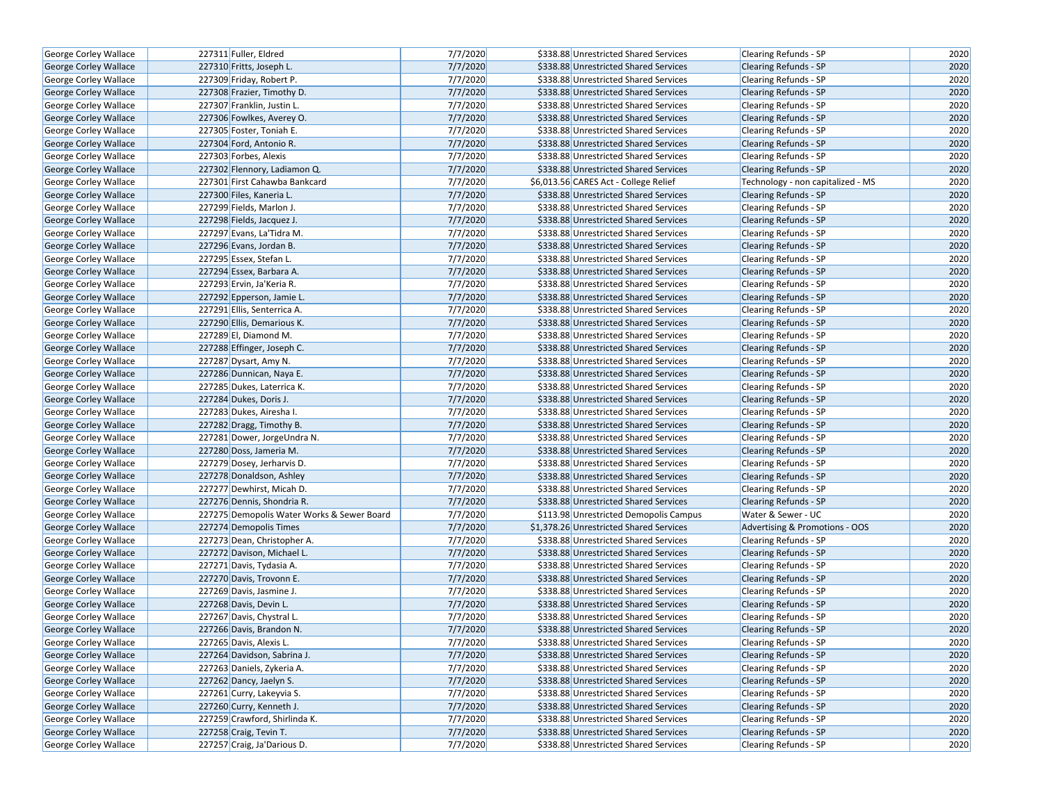| | | | | | | |
|---|---|---|---|---|---|---|
| George Corley Wallace | 227311 | Fuller, Eldred | 7/7/2020 | $338.88 Unrestricted Shared Services | Clearing Refunds - SP | 2020 |
| George Corley Wallace | 227310 | Fritts, Joseph L. | 7/7/2020 | $338.88 Unrestricted Shared Services | Clearing Refunds - SP | 2020 |
| George Corley Wallace | 227309 | Friday, Robert P. | 7/7/2020 | $338.88 Unrestricted Shared Services | Clearing Refunds - SP | 2020 |
| George Corley Wallace | 227308 | Frazier, Timothy D. | 7/7/2020 | $338.88 Unrestricted Shared Services | Clearing Refunds - SP | 2020 |
| George Corley Wallace | 227307 | Franklin, Justin L. | 7/7/2020 | $338.88 Unrestricted Shared Services | Clearing Refunds - SP | 2020 |
| George Corley Wallace | 227306 | Fowlkes, Averey O. | 7/7/2020 | $338.88 Unrestricted Shared Services | Clearing Refunds - SP | 2020 |
| George Corley Wallace | 227305 | Foster, Toniah E. | 7/7/2020 | $338.88 Unrestricted Shared Services | Clearing Refunds - SP | 2020 |
| George Corley Wallace | 227304 | Ford, Antonio R. | 7/7/2020 | $338.88 Unrestricted Shared Services | Clearing Refunds - SP | 2020 |
| George Corley Wallace | 227303 | Forbes, Alexis | 7/7/2020 | $338.88 Unrestricted Shared Services | Clearing Refunds - SP | 2020 |
| George Corley Wallace | 227302 | Flennory, Ladiamon Q. | 7/7/2020 | $338.88 Unrestricted Shared Services | Clearing Refunds - SP | 2020 |
| George Corley Wallace | 227301 | First Cahawba Bankcard | 7/7/2020 | $6,013.56 CARES Act - College Relief | Technology - non capitalized - MS | 2020 |
| George Corley Wallace | 227300 | Files, Kaneria L. | 7/7/2020 | $338.88 Unrestricted Shared Services | Clearing Refunds - SP | 2020 |
| George Corley Wallace | 227299 | Fields, Marlon J. | 7/7/2020 | $338.88 Unrestricted Shared Services | Clearing Refunds - SP | 2020 |
| George Corley Wallace | 227298 | Fields, Jacquez J. | 7/7/2020 | $338.88 Unrestricted Shared Services | Clearing Refunds - SP | 2020 |
| George Corley Wallace | 227297 | Evans, La'Tidra M. | 7/7/2020 | $338.88 Unrestricted Shared Services | Clearing Refunds - SP | 2020 |
| George Corley Wallace | 227296 | Evans, Jordan B. | 7/7/2020 | $338.88 Unrestricted Shared Services | Clearing Refunds - SP | 2020 |
| George Corley Wallace | 227295 | Essex, Stefan L. | 7/7/2020 | $338.88 Unrestricted Shared Services | Clearing Refunds - SP | 2020 |
| George Corley Wallace | 227294 | Essex, Barbara A. | 7/7/2020 | $338.88 Unrestricted Shared Services | Clearing Refunds - SP | 2020 |
| George Corley Wallace | 227293 | Ervin, Ja'Keria R. | 7/7/2020 | $338.88 Unrestricted Shared Services | Clearing Refunds - SP | 2020 |
| George Corley Wallace | 227292 | Epperson, Jamie L. | 7/7/2020 | $338.88 Unrestricted Shared Services | Clearing Refunds - SP | 2020 |
| George Corley Wallace | 227291 | Ellis, Senterrica A. | 7/7/2020 | $338.88 Unrestricted Shared Services | Clearing Refunds - SP | 2020 |
| George Corley Wallace | 227290 | Ellis, Demarious K. | 7/7/2020 | $338.88 Unrestricted Shared Services | Clearing Refunds - SP | 2020 |
| George Corley Wallace | 227289 | El, Diamond M. | 7/7/2020 | $338.88 Unrestricted Shared Services | Clearing Refunds - SP | 2020 |
| George Corley Wallace | 227288 | Effinger, Joseph C. | 7/7/2020 | $338.88 Unrestricted Shared Services | Clearing Refunds - SP | 2020 |
| George Corley Wallace | 227287 | Dysart, Amy N. | 7/7/2020 | $338.88 Unrestricted Shared Services | Clearing Refunds - SP | 2020 |
| George Corley Wallace | 227286 | Dunnican, Naya E. | 7/7/2020 | $338.88 Unrestricted Shared Services | Clearing Refunds - SP | 2020 |
| George Corley Wallace | 227285 | Dukes, Laterrica K. | 7/7/2020 | $338.88 Unrestricted Shared Services | Clearing Refunds - SP | 2020 |
| George Corley Wallace | 227284 | Dukes, Doris J. | 7/7/2020 | $338.88 Unrestricted Shared Services | Clearing Refunds - SP | 2020 |
| George Corley Wallace | 227283 | Dukes, Airesha I. | 7/7/2020 | $338.88 Unrestricted Shared Services | Clearing Refunds - SP | 2020 |
| George Corley Wallace | 227282 | Dragg, Timothy B. | 7/7/2020 | $338.88 Unrestricted Shared Services | Clearing Refunds - SP | 2020 |
| George Corley Wallace | 227281 | Dower, JorgeUndra N. | 7/7/2020 | $338.88 Unrestricted Shared Services | Clearing Refunds - SP | 2020 |
| George Corley Wallace | 227280 | Doss, Jameria M. | 7/7/2020 | $338.88 Unrestricted Shared Services | Clearing Refunds - SP | 2020 |
| George Corley Wallace | 227279 | Dosey, Jerharvis D. | 7/7/2020 | $338.88 Unrestricted Shared Services | Clearing Refunds - SP | 2020 |
| George Corley Wallace | 227278 | Donaldson, Ashley | 7/7/2020 | $338.88 Unrestricted Shared Services | Clearing Refunds - SP | 2020 |
| George Corley Wallace | 227277 | Dewhirst, Micah D. | 7/7/2020 | $338.88 Unrestricted Shared Services | Clearing Refunds - SP | 2020 |
| George Corley Wallace | 227276 | Dennis, Shondria R. | 7/7/2020 | $338.88 Unrestricted Shared Services | Clearing Refunds - SP | 2020 |
| George Corley Wallace | 227275 | Demopolis Water Works & Sewer Board | 7/7/2020 | $113.98 Unrestricted Demopolis Campus | Water & Sewer - UC | 2020 |
| George Corley Wallace | 227274 | Demopolis Times | 7/7/2020 | $1,378.26 Unrestricted Shared Services | Advertising & Promotions - OOS | 2020 |
| George Corley Wallace | 227273 | Dean, Christopher A. | 7/7/2020 | $338.88 Unrestricted Shared Services | Clearing Refunds - SP | 2020 |
| George Corley Wallace | 227272 | Davison, Michael L. | 7/7/2020 | $338.88 Unrestricted Shared Services | Clearing Refunds - SP | 2020 |
| George Corley Wallace | 227271 | Davis, Tydasia A. | 7/7/2020 | $338.88 Unrestricted Shared Services | Clearing Refunds - SP | 2020 |
| George Corley Wallace | 227270 | Davis, Trovonn E. | 7/7/2020 | $338.88 Unrestricted Shared Services | Clearing Refunds - SP | 2020 |
| George Corley Wallace | 227269 | Davis, Jasmine J. | 7/7/2020 | $338.88 Unrestricted Shared Services | Clearing Refunds - SP | 2020 |
| George Corley Wallace | 227268 | Davis, Devin L. | 7/7/2020 | $338.88 Unrestricted Shared Services | Clearing Refunds - SP | 2020 |
| George Corley Wallace | 227267 | Davis, Chystral L. | 7/7/2020 | $338.88 Unrestricted Shared Services | Clearing Refunds - SP | 2020 |
| George Corley Wallace | 227266 | Davis, Brandon N. | 7/7/2020 | $338.88 Unrestricted Shared Services | Clearing Refunds - SP | 2020 |
| George Corley Wallace | 227265 | Davis, Alexis L. | 7/7/2020 | $338.88 Unrestricted Shared Services | Clearing Refunds - SP | 2020 |
| George Corley Wallace | 227264 | Davidson, Sabrina J. | 7/7/2020 | $338.88 Unrestricted Shared Services | Clearing Refunds - SP | 2020 |
| George Corley Wallace | 227263 | Daniels, Zykeria A. | 7/7/2020 | $338.88 Unrestricted Shared Services | Clearing Refunds - SP | 2020 |
| George Corley Wallace | 227262 | Dancy, Jaelyn S. | 7/7/2020 | $338.88 Unrestricted Shared Services | Clearing Refunds - SP | 2020 |
| George Corley Wallace | 227261 | Curry, Lakeyvia S. | 7/7/2020 | $338.88 Unrestricted Shared Services | Clearing Refunds - SP | 2020 |
| George Corley Wallace | 227260 | Curry, Kenneth J. | 7/7/2020 | $338.88 Unrestricted Shared Services | Clearing Refunds - SP | 2020 |
| George Corley Wallace | 227259 | Crawford, Shirlinda K. | 7/7/2020 | $338.88 Unrestricted Shared Services | Clearing Refunds - SP | 2020 |
| George Corley Wallace | 227258 | Craig, Tevin T. | 7/7/2020 | $338.88 Unrestricted Shared Services | Clearing Refunds - SP | 2020 |
| George Corley Wallace | 227257 | Craig, Ja'Darious D. | 7/7/2020 | $338.88 Unrestricted Shared Services | Clearing Refunds - SP | 2020 |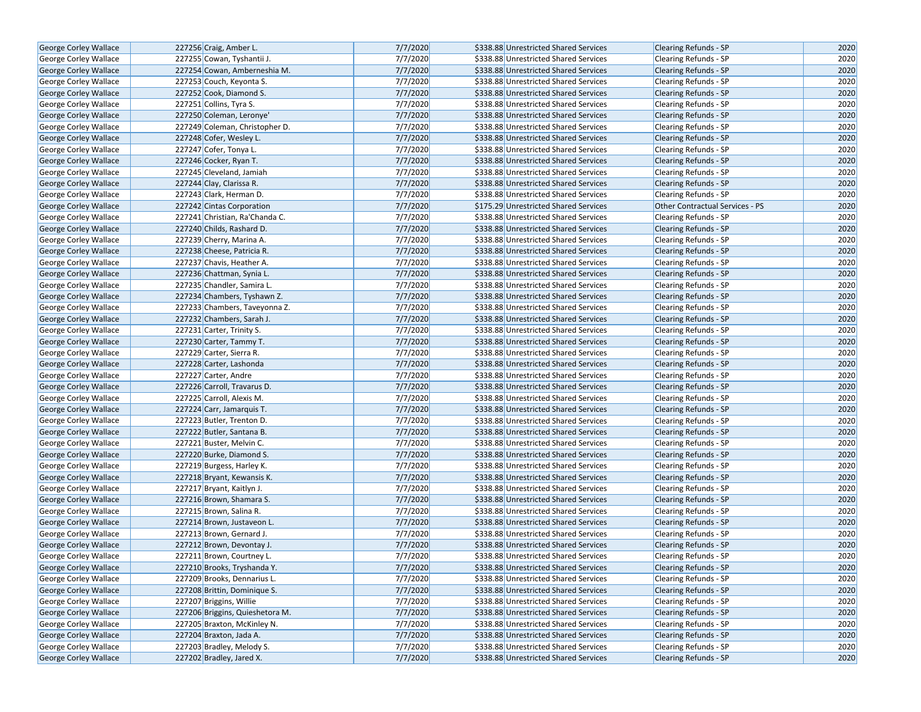| | | | | | | |
|---|---|---|---|---|---|---|
| George Corley Wallace | 227256 | Craig, Amber L. | 7/7/2020 | $338.88 | Unrestricted Shared Services | Clearing Refunds - SP | 2020 |
| George Corley Wallace | 227255 | Cowan, Tyshantii J. | 7/7/2020 | $338.88 | Unrestricted Shared Services | Clearing Refunds - SP | 2020 |
| George Corley Wallace | 227254 | Cowan, Amberneshia M. | 7/7/2020 | $338.88 | Unrestricted Shared Services | Clearing Refunds - SP | 2020 |
| George Corley Wallace | 227253 | Couch, Keyonta S. | 7/7/2020 | $338.88 | Unrestricted Shared Services | Clearing Refunds - SP | 2020 |
| George Corley Wallace | 227252 | Cook, Diamond S. | 7/7/2020 | $338.88 | Unrestricted Shared Services | Clearing Refunds - SP | 2020 |
| George Corley Wallace | 227251 | Collins, Tyra S. | 7/7/2020 | $338.88 | Unrestricted Shared Services | Clearing Refunds - SP | 2020 |
| George Corley Wallace | 227250 | Coleman, Leronye' | 7/7/2020 | $338.88 | Unrestricted Shared Services | Clearing Refunds - SP | 2020 |
| George Corley Wallace | 227249 | Coleman, Christopher D. | 7/7/2020 | $338.88 | Unrestricted Shared Services | Clearing Refunds - SP | 2020 |
| George Corley Wallace | 227248 | Cofer, Wesley L. | 7/7/2020 | $338.88 | Unrestricted Shared Services | Clearing Refunds - SP | 2020 |
| George Corley Wallace | 227247 | Cofer, Tonya L. | 7/7/2020 | $338.88 | Unrestricted Shared Services | Clearing Refunds - SP | 2020 |
| George Corley Wallace | 227246 | Cocker, Ryan T. | 7/7/2020 | $338.88 | Unrestricted Shared Services | Clearing Refunds - SP | 2020 |
| George Corley Wallace | 227245 | Cleveland, Jamiah | 7/7/2020 | $338.88 | Unrestricted Shared Services | Clearing Refunds - SP | 2020 |
| George Corley Wallace | 227244 | Clay, Clarissa R. | 7/7/2020 | $338.88 | Unrestricted Shared Services | Clearing Refunds - SP | 2020 |
| George Corley Wallace | 227243 | Clark, Herman D. | 7/7/2020 | $338.88 | Unrestricted Shared Services | Clearing Refunds - SP | 2020 |
| George Corley Wallace | 227242 | Cintas Corporation | 7/7/2020 | $175.29 | Unrestricted Shared Services | Other Contractual Services - PS | 2020 |
| George Corley Wallace | 227241 | Christian, Ra'Chanda C. | 7/7/2020 | $338.88 | Unrestricted Shared Services | Clearing Refunds - SP | 2020 |
| George Corley Wallace | 227240 | Childs, Rashard D. | 7/7/2020 | $338.88 | Unrestricted Shared Services | Clearing Refunds - SP | 2020 |
| George Corley Wallace | 227239 | Cherry, Marina A. | 7/7/2020 | $338.88 | Unrestricted Shared Services | Clearing Refunds - SP | 2020 |
| George Corley Wallace | 227238 | Cheese, Patricia R. | 7/7/2020 | $338.88 | Unrestricted Shared Services | Clearing Refunds - SP | 2020 |
| George Corley Wallace | 227237 | Chavis, Heather A. | 7/7/2020 | $338.88 | Unrestricted Shared Services | Clearing Refunds - SP | 2020 |
| George Corley Wallace | 227236 | Chattman, Synia L. | 7/7/2020 | $338.88 | Unrestricted Shared Services | Clearing Refunds - SP | 2020 |
| George Corley Wallace | 227235 | Chandler, Samira L. | 7/7/2020 | $338.88 | Unrestricted Shared Services | Clearing Refunds - SP | 2020 |
| George Corley Wallace | 227234 | Chambers, Tyshawn Z. | 7/7/2020 | $338.88 | Unrestricted Shared Services | Clearing Refunds - SP | 2020 |
| George Corley Wallace | 227233 | Chambers, Taveyonna Z. | 7/7/2020 | $338.88 | Unrestricted Shared Services | Clearing Refunds - SP | 2020 |
| George Corley Wallace | 227232 | Chambers, Sarah J. | 7/7/2020 | $338.88 | Unrestricted Shared Services | Clearing Refunds - SP | 2020 |
| George Corley Wallace | 227231 | Carter, Trinity S. | 7/7/2020 | $338.88 | Unrestricted Shared Services | Clearing Refunds - SP | 2020 |
| George Corley Wallace | 227230 | Carter, Tammy T. | 7/7/2020 | $338.88 | Unrestricted Shared Services | Clearing Refunds - SP | 2020 |
| George Corley Wallace | 227229 | Carter, Sierra R. | 7/7/2020 | $338.88 | Unrestricted Shared Services | Clearing Refunds - SP | 2020 |
| George Corley Wallace | 227228 | Carter, Lashonda | 7/7/2020 | $338.88 | Unrestricted Shared Services | Clearing Refunds - SP | 2020 |
| George Corley Wallace | 227227 | Carter, Andre | 7/7/2020 | $338.88 | Unrestricted Shared Services | Clearing Refunds - SP | 2020 |
| George Corley Wallace | 227226 | Carroll, Travarus D. | 7/7/2020 | $338.88 | Unrestricted Shared Services | Clearing Refunds - SP | 2020 |
| George Corley Wallace | 227225 | Carroll, Alexis M. | 7/7/2020 | $338.88 | Unrestricted Shared Services | Clearing Refunds - SP | 2020 |
| George Corley Wallace | 227224 | Carr, Jamarquis T. | 7/7/2020 | $338.88 | Unrestricted Shared Services | Clearing Refunds - SP | 2020 |
| George Corley Wallace | 227223 | Butler, Trenton D. | 7/7/2020 | $338.88 | Unrestricted Shared Services | Clearing Refunds - SP | 2020 |
| George Corley Wallace | 227222 | Butler, Santana B. | 7/7/2020 | $338.88 | Unrestricted Shared Services | Clearing Refunds - SP | 2020 |
| George Corley Wallace | 227221 | Buster, Melvin C. | 7/7/2020 | $338.88 | Unrestricted Shared Services | Clearing Refunds - SP | 2020 |
| George Corley Wallace | 227220 | Burke, Diamond S. | 7/7/2020 | $338.88 | Unrestricted Shared Services | Clearing Refunds - SP | 2020 |
| George Corley Wallace | 227219 | Burgess, Harley K. | 7/7/2020 | $338.88 | Unrestricted Shared Services | Clearing Refunds - SP | 2020 |
| George Corley Wallace | 227218 | Bryant, Kewansis K. | 7/7/2020 | $338.88 | Unrestricted Shared Services | Clearing Refunds - SP | 2020 |
| George Corley Wallace | 227217 | Bryant, Kaitlyn J. | 7/7/2020 | $338.88 | Unrestricted Shared Services | Clearing Refunds - SP | 2020 |
| George Corley Wallace | 227216 | Brown, Shamara S. | 7/7/2020 | $338.88 | Unrestricted Shared Services | Clearing Refunds - SP | 2020 |
| George Corley Wallace | 227215 | Brown, Salina R. | 7/7/2020 | $338.88 | Unrestricted Shared Services | Clearing Refunds - SP | 2020 |
| George Corley Wallace | 227214 | Brown, Justaveon L. | 7/7/2020 | $338.88 | Unrestricted Shared Services | Clearing Refunds - SP | 2020 |
| George Corley Wallace | 227213 | Brown, Gernard J. | 7/7/2020 | $338.88 | Unrestricted Shared Services | Clearing Refunds - SP | 2020 |
| George Corley Wallace | 227212 | Brown, Devontay J. | 7/7/2020 | $338.88 | Unrestricted Shared Services | Clearing Refunds - SP | 2020 |
| George Corley Wallace | 227211 | Brown, Courtney L. | 7/7/2020 | $338.88 | Unrestricted Shared Services | Clearing Refunds - SP | 2020 |
| George Corley Wallace | 227210 | Brooks, Tryshanda Y. | 7/7/2020 | $338.88 | Unrestricted Shared Services | Clearing Refunds - SP | 2020 |
| George Corley Wallace | 227209 | Brooks, Dennarius L. | 7/7/2020 | $338.88 | Unrestricted Shared Services | Clearing Refunds - SP | 2020 |
| George Corley Wallace | 227208 | Brittin, Dominique S. | 7/7/2020 | $338.88 | Unrestricted Shared Services | Clearing Refunds - SP | 2020 |
| George Corley Wallace | 227207 | Briggins, Willie | 7/7/2020 | $338.88 | Unrestricted Shared Services | Clearing Refunds - SP | 2020 |
| George Corley Wallace | 227206 | Briggins, Quieshetora M. | 7/7/2020 | $338.88 | Unrestricted Shared Services | Clearing Refunds - SP | 2020 |
| George Corley Wallace | 227205 | Braxton, McKinley N. | 7/7/2020 | $338.88 | Unrestricted Shared Services | Clearing Refunds - SP | 2020 |
| George Corley Wallace | 227204 | Braxton, Jada A. | 7/7/2020 | $338.88 | Unrestricted Shared Services | Clearing Refunds - SP | 2020 |
| George Corley Wallace | 227203 | Bradley, Melody S. | 7/7/2020 | $338.88 | Unrestricted Shared Services | Clearing Refunds - SP | 2020 |
| George Corley Wallace | 227202 | Bradley, Jared X. | 7/7/2020 | $338.88 | Unrestricted Shared Services | Clearing Refunds - SP | 2020 |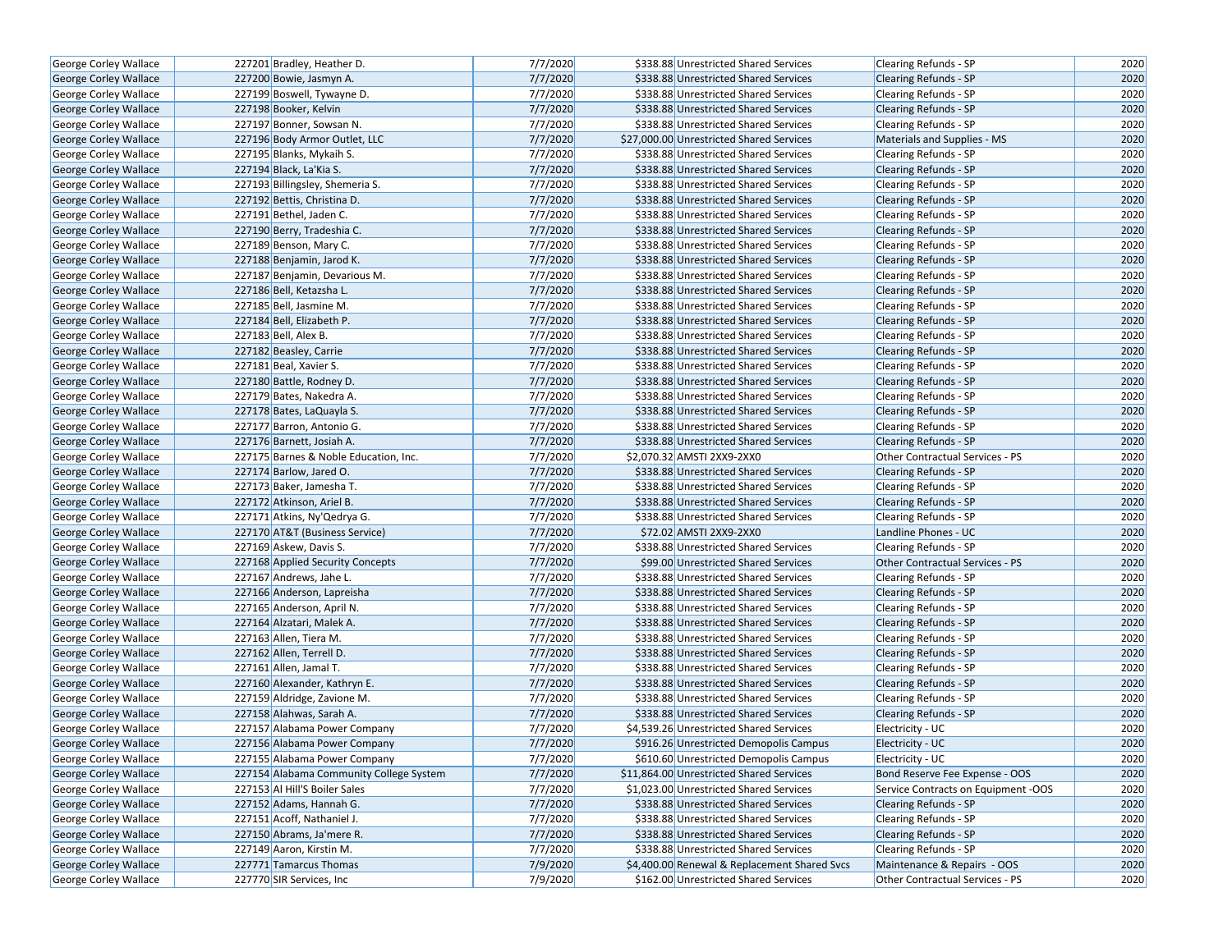| George Corley Wallace | 227201 | Bradley, Heather D. | 7/7/2020 | $338.88 | Unrestricted Shared Services | Clearing Refunds - SP | 2020 |
|---|---|---|---|---|---|---|---|
| George Corley Wallace | 227200 | Bowie, Jasmyn A. | 7/7/2020 | $338.88 | Unrestricted Shared Services | Clearing Refunds - SP | 2020 |
| George Corley Wallace | 227199 | Boswell, Tywayne D. | 7/7/2020 | $338.88 | Unrestricted Shared Services | Clearing Refunds - SP | 2020 |
| George Corley Wallace | 227198 | Booker, Kelvin | 7/7/2020 | $338.88 | Unrestricted Shared Services | Clearing Refunds - SP | 2020 |
| George Corley Wallace | 227197 | Bonner, Sowsan N. | 7/7/2020 | $338.88 | Unrestricted Shared Services | Clearing Refunds - SP | 2020 |
| George Corley Wallace | 227196 | Body Armor Outlet, LLC | 7/7/2020 | $27,000.00 | Unrestricted Shared Services | Materials and Supplies - MS | 2020 |
| George Corley Wallace | 227195 | Blanks, Mykaih S. | 7/7/2020 | $338.88 | Unrestricted Shared Services | Clearing Refunds - SP | 2020 |
| George Corley Wallace | 227194 | Black, La'Kia S. | 7/7/2020 | $338.88 | Unrestricted Shared Services | Clearing Refunds - SP | 2020 |
| George Corley Wallace | 227193 | Billingsley, Shemeria S. | 7/7/2020 | $338.88 | Unrestricted Shared Services | Clearing Refunds - SP | 2020 |
| George Corley Wallace | 227192 | Bettis, Christina D. | 7/7/2020 | $338.88 | Unrestricted Shared Services | Clearing Refunds - SP | 2020 |
| George Corley Wallace | 227191 | Bethel, Jaden C. | 7/7/2020 | $338.88 | Unrestricted Shared Services | Clearing Refunds - SP | 2020 |
| George Corley Wallace | 227190 | Berry, Tradeshia C. | 7/7/2020 | $338.88 | Unrestricted Shared Services | Clearing Refunds - SP | 2020 |
| George Corley Wallace | 227189 | Benson, Mary C. | 7/7/2020 | $338.88 | Unrestricted Shared Services | Clearing Refunds - SP | 2020 |
| George Corley Wallace | 227188 | Benjamin, Jarod K. | 7/7/2020 | $338.88 | Unrestricted Shared Services | Clearing Refunds - SP | 2020 |
| George Corley Wallace | 227187 | Benjamin, Devarious M. | 7/7/2020 | $338.88 | Unrestricted Shared Services | Clearing Refunds - SP | 2020 |
| George Corley Wallace | 227186 | Bell, Ketazsha L. | 7/7/2020 | $338.88 | Unrestricted Shared Services | Clearing Refunds - SP | 2020 |
| George Corley Wallace | 227185 | Bell, Jasmine M. | 7/7/2020 | $338.88 | Unrestricted Shared Services | Clearing Refunds - SP | 2020 |
| George Corley Wallace | 227184 | Bell, Elizabeth P. | 7/7/2020 | $338.88 | Unrestricted Shared Services | Clearing Refunds - SP | 2020 |
| George Corley Wallace | 227183 | Bell, Alex B. | 7/7/2020 | $338.88 | Unrestricted Shared Services | Clearing Refunds - SP | 2020 |
| George Corley Wallace | 227182 | Beasley, Carrie | 7/7/2020 | $338.88 | Unrestricted Shared Services | Clearing Refunds - SP | 2020 |
| George Corley Wallace | 227181 | Beal, Xavier S. | 7/7/2020 | $338.88 | Unrestricted Shared Services | Clearing Refunds - SP | 2020 |
| George Corley Wallace | 227180 | Battle, Rodney D. | 7/7/2020 | $338.88 | Unrestricted Shared Services | Clearing Refunds - SP | 2020 |
| George Corley Wallace | 227179 | Bates, Nakedra A. | 7/7/2020 | $338.88 | Unrestricted Shared Services | Clearing Refunds - SP | 2020 |
| George Corley Wallace | 227178 | Bates, LaQuayla S. | 7/7/2020 | $338.88 | Unrestricted Shared Services | Clearing Refunds - SP | 2020 |
| George Corley Wallace | 227177 | Barron, Antonio G. | 7/7/2020 | $338.88 | Unrestricted Shared Services | Clearing Refunds - SP | 2020 |
| George Corley Wallace | 227176 | Barnett, Josiah A. | 7/7/2020 | $338.88 | Unrestricted Shared Services | Clearing Refunds - SP | 2020 |
| George Corley Wallace | 227175 | Barnes & Noble Education, Inc. | 7/7/2020 | $2,070.32 | AMSTI 2XX9-2XX0 | Other Contractual Services - PS | 2020 |
| George Corley Wallace | 227174 | Barlow, Jared O. | 7/7/2020 | $338.88 | Unrestricted Shared Services | Clearing Refunds - SP | 2020 |
| George Corley Wallace | 227173 | Baker, Jamesha T. | 7/7/2020 | $338.88 | Unrestricted Shared Services | Clearing Refunds - SP | 2020 |
| George Corley Wallace | 227172 | Atkinson, Ariel B. | 7/7/2020 | $338.88 | Unrestricted Shared Services | Clearing Refunds - SP | 2020 |
| George Corley Wallace | 227171 | Atkins, Ny'Qedrya G. | 7/7/2020 | $338.88 | Unrestricted Shared Services | Clearing Refunds - SP | 2020 |
| George Corley Wallace | 227170 | AT&T (Business Service) | 7/7/2020 | $72.02 | AMSTI 2XX9-2XX0 | Landline Phones - UC | 2020 |
| George Corley Wallace | 227169 | Askew, Davis S. | 7/7/2020 | $338.88 | Unrestricted Shared Services | Clearing Refunds - SP | 2020 |
| George Corley Wallace | 227168 | Applied Security Concepts | 7/7/2020 | $99.00 | Unrestricted Shared Services | Other Contractual Services - PS | 2020 |
| George Corley Wallace | 227167 | Andrews, Jahe L. | 7/7/2020 | $338.88 | Unrestricted Shared Services | Clearing Refunds - SP | 2020 |
| George Corley Wallace | 227166 | Anderson, Lapreisha | 7/7/2020 | $338.88 | Unrestricted Shared Services | Clearing Refunds - SP | 2020 |
| George Corley Wallace | 227165 | Anderson, April N. | 7/7/2020 | $338.88 | Unrestricted Shared Services | Clearing Refunds - SP | 2020 |
| George Corley Wallace | 227164 | Alzatari, Malek A. | 7/7/2020 | $338.88 | Unrestricted Shared Services | Clearing Refunds - SP | 2020 |
| George Corley Wallace | 227163 | Allen, Tiera M. | 7/7/2020 | $338.88 | Unrestricted Shared Services | Clearing Refunds - SP | 2020 |
| George Corley Wallace | 227162 | Allen, Terrell D. | 7/7/2020 | $338.88 | Unrestricted Shared Services | Clearing Refunds - SP | 2020 |
| George Corley Wallace | 227161 | Allen, Jamal T. | 7/7/2020 | $338.88 | Unrestricted Shared Services | Clearing Refunds - SP | 2020 |
| George Corley Wallace | 227160 | Alexander, Kathryn E. | 7/7/2020 | $338.88 | Unrestricted Shared Services | Clearing Refunds - SP | 2020 |
| George Corley Wallace | 227159 | Aldridge, Zavione M. | 7/7/2020 | $338.88 | Unrestricted Shared Services | Clearing Refunds - SP | 2020 |
| George Corley Wallace | 227158 | Alahwas, Sarah A. | 7/7/2020 | $338.88 | Unrestricted Shared Services | Clearing Refunds - SP | 2020 |
| George Corley Wallace | 227157 | Alabama Power Company | 7/7/2020 | $4,539.26 | Unrestricted Shared Services | Electricity - UC | 2020 |
| George Corley Wallace | 227156 | Alabama Power Company | 7/7/2020 | $916.26 | Unrestricted Demopolis Campus | Electricity - UC | 2020 |
| George Corley Wallace | 227155 | Alabama Power Company | 7/7/2020 | $610.60 | Unrestricted Demopolis Campus | Electricity - UC | 2020 |
| George Corley Wallace | 227154 | Alabama Community College System | 7/7/2020 | $11,864.00 | Unrestricted Shared Services | Bond Reserve Fee Expense - OOS | 2020 |
| George Corley Wallace | 227153 | Al Hill'S Boiler Sales | 7/7/2020 | $1,023.00 | Unrestricted Shared Services | Service Contracts on Equipment -OOS | 2020 |
| George Corley Wallace | 227152 | Adams, Hannah G. | 7/7/2020 | $338.88 | Unrestricted Shared Services | Clearing Refunds - SP | 2020 |
| George Corley Wallace | 227151 | Acoff, Nathaniel J. | 7/7/2020 | $338.88 | Unrestricted Shared Services | Clearing Refunds - SP | 2020 |
| George Corley Wallace | 227150 | Abrams, Ja'mere R. | 7/7/2020 | $338.88 | Unrestricted Shared Services | Clearing Refunds - SP | 2020 |
| George Corley Wallace | 227149 | Aaron, Kirstin M. | 7/7/2020 | $338.88 | Unrestricted Shared Services | Clearing Refunds - SP | 2020 |
| George Corley Wallace | 227771 | Tamarcus Thomas | 7/9/2020 | $4,400.00 | Renewal & Replacement Shared Svcs | Maintenance & Repairs - OOS | 2020 |
| George Corley Wallace | 227770 | SIR Services, Inc | 7/9/2020 | $162.00 | Unrestricted Shared Services | Other Contractual Services - PS | 2020 |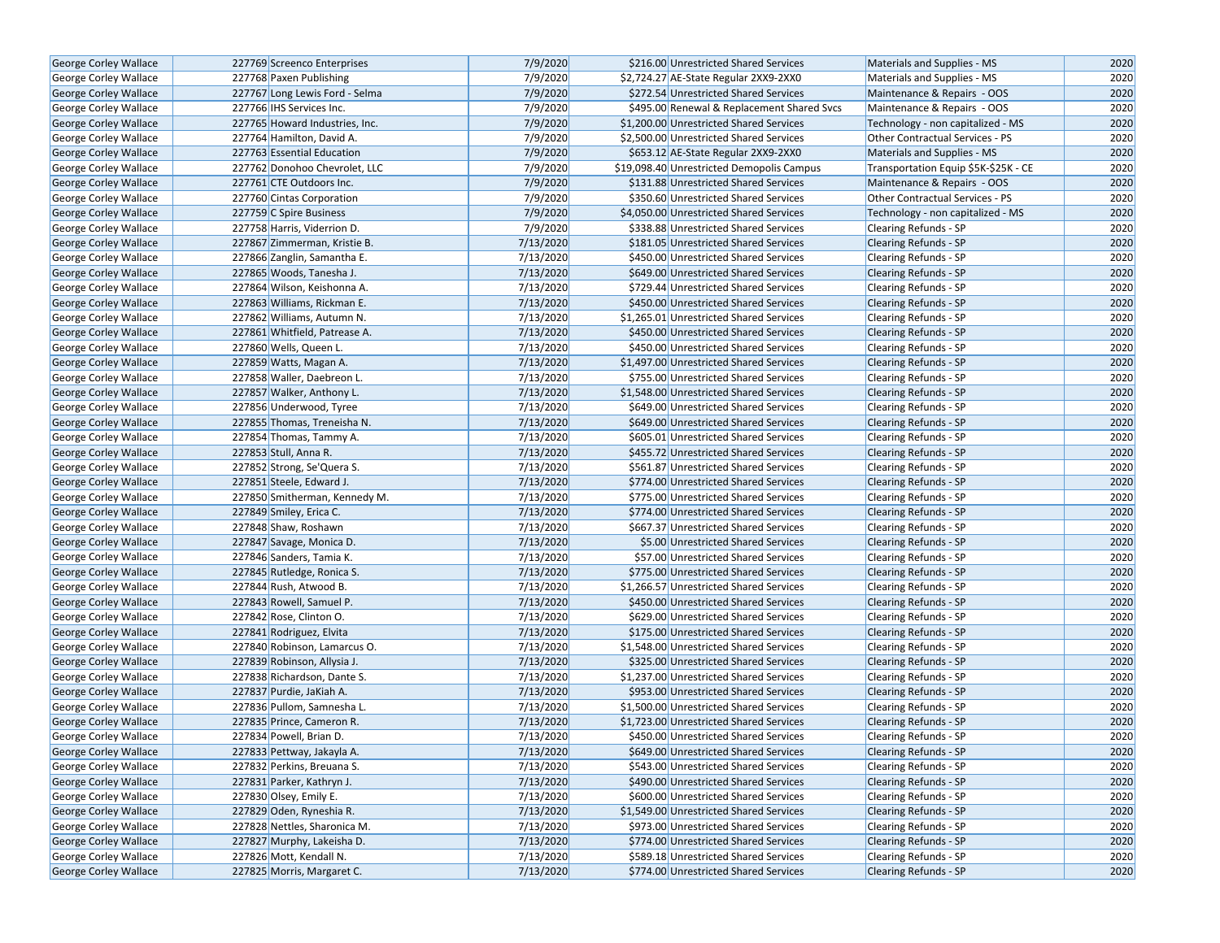| | | | | | | | |
|---|---|---|---|---|---|---|---|
| George Corley Wallace | 227769 | Screenco Enterprises | 7/9/2020 | $216.00 | Unrestricted Shared Services | Materials and Supplies - MS | 2020 |
| George Corley Wallace | 227768 | Paxen Publishing | 7/9/2020 | $2,724.27 | AE-State Regular 2XX9-2XX0 | Materials and Supplies - MS | 2020 |
| George Corley Wallace | 227767 | Long Lewis Ford - Selma | 7/9/2020 | $272.54 | Unrestricted Shared Services | Maintenance & Repairs - OOS | 2020 |
| George Corley Wallace | 227766 | IHS Services Inc. | 7/9/2020 | $495.00 | Renewal & Replacement Shared Svcs | Maintenance & Repairs - OOS | 2020 |
| George Corley Wallace | 227765 | Howard Industries, Inc. | 7/9/2020 | $1,200.00 | Unrestricted Shared Services | Technology - non capitalized - MS | 2020 |
| George Corley Wallace | 227764 | Hamilton, David A. | 7/9/2020 | $2,500.00 | Unrestricted Shared Services | Other Contractual Services - PS | 2020 |
| George Corley Wallace | 227763 | Essential Education | 7/9/2020 | $653.12 | AE-State Regular 2XX9-2XX0 | Materials and Supplies - MS | 2020 |
| George Corley Wallace | 227762 | Donohoo Chevrolet, LLC | 7/9/2020 | $19,098.40 | Unrestricted Demopolis Campus | Transportation Equip $5K-$25K - CE | 2020 |
| George Corley Wallace | 227761 | CTE Outdoors Inc. | 7/9/2020 | $131.88 | Unrestricted Shared Services | Maintenance & Repairs - OOS | 2020 |
| George Corley Wallace | 227760 | Cintas Corporation | 7/9/2020 | $350.60 | Unrestricted Shared Services | Other Contractual Services - PS | 2020 |
| George Corley Wallace | 227759 | C Spire Business | 7/9/2020 | $4,050.00 | Unrestricted Shared Services | Technology - non capitalized - MS | 2020 |
| George Corley Wallace | 227758 | Harris, Viderrion D. | 7/9/2020 | $338.88 | Unrestricted Shared Services | Clearing Refunds - SP | 2020 |
| George Corley Wallace | 227867 | Zimmerman, Kristie B. | 7/13/2020 | $181.05 | Unrestricted Shared Services | Clearing Refunds - SP | 2020 |
| George Corley Wallace | 227866 | Zanglin, Samantha E. | 7/13/2020 | $450.00 | Unrestricted Shared Services | Clearing Refunds - SP | 2020 |
| George Corley Wallace | 227865 | Woods, Tanesha J. | 7/13/2020 | $649.00 | Unrestricted Shared Services | Clearing Refunds - SP | 2020 |
| George Corley Wallace | 227864 | Wilson, Keishonna A. | 7/13/2020 | $729.44 | Unrestricted Shared Services | Clearing Refunds - SP | 2020 |
| George Corley Wallace | 227863 | Williams, Rickman E. | 7/13/2020 | $450.00 | Unrestricted Shared Services | Clearing Refunds - SP | 2020 |
| George Corley Wallace | 227862 | Williams, Autumn N. | 7/13/2020 | $1,265.01 | Unrestricted Shared Services | Clearing Refunds - SP | 2020 |
| George Corley Wallace | 227861 | Whitfield, Patrease A. | 7/13/2020 | $450.00 | Unrestricted Shared Services | Clearing Refunds - SP | 2020 |
| George Corley Wallace | 227860 | Wells, Queen L. | 7/13/2020 | $450.00 | Unrestricted Shared Services | Clearing Refunds - SP | 2020 |
| George Corley Wallace | 227859 | Watts, Magan A. | 7/13/2020 | $1,497.00 | Unrestricted Shared Services | Clearing Refunds - SP | 2020 |
| George Corley Wallace | 227858 | Waller, Daebreon L. | 7/13/2020 | $755.00 | Unrestricted Shared Services | Clearing Refunds - SP | 2020 |
| George Corley Wallace | 227857 | Walker, Anthony L. | 7/13/2020 | $1,548.00 | Unrestricted Shared Services | Clearing Refunds - SP | 2020 |
| George Corley Wallace | 227856 | Underwood, Tyree | 7/13/2020 | $649.00 | Unrestricted Shared Services | Clearing Refunds - SP | 2020 |
| George Corley Wallace | 227855 | Thomas, Treneisha N. | 7/13/2020 | $649.00 | Unrestricted Shared Services | Clearing Refunds - SP | 2020 |
| George Corley Wallace | 227854 | Thomas, Tammy A. | 7/13/2020 | $605.01 | Unrestricted Shared Services | Clearing Refunds - SP | 2020 |
| George Corley Wallace | 227853 | Stull, Anna R. | 7/13/2020 | $455.72 | Unrestricted Shared Services | Clearing Refunds - SP | 2020 |
| George Corley Wallace | 227852 | Strong, Se'Quera S. | 7/13/2020 | $561.87 | Unrestricted Shared Services | Clearing Refunds - SP | 2020 |
| George Corley Wallace | 227851 | Steele, Edward J. | 7/13/2020 | $774.00 | Unrestricted Shared Services | Clearing Refunds - SP | 2020 |
| George Corley Wallace | 227850 | Smitherman, Kennedy M. | 7/13/2020 | $775.00 | Unrestricted Shared Services | Clearing Refunds - SP | 2020 |
| George Corley Wallace | 227849 | Smiley, Erica C. | 7/13/2020 | $774.00 | Unrestricted Shared Services | Clearing Refunds - SP | 2020 |
| George Corley Wallace | 227848 | Shaw, Roshawn | 7/13/2020 | $667.37 | Unrestricted Shared Services | Clearing Refunds - SP | 2020 |
| George Corley Wallace | 227847 | Savage, Monica D. | 7/13/2020 | $5.00 | Unrestricted Shared Services | Clearing Refunds - SP | 2020 |
| George Corley Wallace | 227846 | Sanders, Tamia K. | 7/13/2020 | $57.00 | Unrestricted Shared Services | Clearing Refunds - SP | 2020 |
| George Corley Wallace | 227845 | Rutledge, Ronica S. | 7/13/2020 | $775.00 | Unrestricted Shared Services | Clearing Refunds - SP | 2020 |
| George Corley Wallace | 227844 | Rush, Atwood B. | 7/13/2020 | $1,266.57 | Unrestricted Shared Services | Clearing Refunds - SP | 2020 |
| George Corley Wallace | 227843 | Rowell, Samuel P. | 7/13/2020 | $450.00 | Unrestricted Shared Services | Clearing Refunds - SP | 2020 |
| George Corley Wallace | 227842 | Rose, Clinton O. | 7/13/2020 | $629.00 | Unrestricted Shared Services | Clearing Refunds - SP | 2020 |
| George Corley Wallace | 227841 | Rodriguez, Elvita | 7/13/2020 | $175.00 | Unrestricted Shared Services | Clearing Refunds - SP | 2020 |
| George Corley Wallace | 227840 | Robinson, Lamarcus O. | 7/13/2020 | $1,548.00 | Unrestricted Shared Services | Clearing Refunds - SP | 2020 |
| George Corley Wallace | 227839 | Robinson, Allysia J. | 7/13/2020 | $325.00 | Unrestricted Shared Services | Clearing Refunds - SP | 2020 |
| George Corley Wallace | 227838 | Richardson, Dante S. | 7/13/2020 | $1,237.00 | Unrestricted Shared Services | Clearing Refunds - SP | 2020 |
| George Corley Wallace | 227837 | Purdie, JaKiah A. | 7/13/2020 | $953.00 | Unrestricted Shared Services | Clearing Refunds - SP | 2020 |
| George Corley Wallace | 227836 | Pullom, Samnesha L. | 7/13/2020 | $1,500.00 | Unrestricted Shared Services | Clearing Refunds - SP | 2020 |
| George Corley Wallace | 227835 | Prince, Cameron R. | 7/13/2020 | $1,723.00 | Unrestricted Shared Services | Clearing Refunds - SP | 2020 |
| George Corley Wallace | 227834 | Powell, Brian D. | 7/13/2020 | $450.00 | Unrestricted Shared Services | Clearing Refunds - SP | 2020 |
| George Corley Wallace | 227833 | Pettway, Jakayla A. | 7/13/2020 | $649.00 | Unrestricted Shared Services | Clearing Refunds - SP | 2020 |
| George Corley Wallace | 227832 | Perkins, Breuana S. | 7/13/2020 | $543.00 | Unrestricted Shared Services | Clearing Refunds - SP | 2020 |
| George Corley Wallace | 227831 | Parker, Kathryn J. | 7/13/2020 | $490.00 | Unrestricted Shared Services | Clearing Refunds - SP | 2020 |
| George Corley Wallace | 227830 | Olsey, Emily E. | 7/13/2020 | $600.00 | Unrestricted Shared Services | Clearing Refunds - SP | 2020 |
| George Corley Wallace | 227829 | Oden, Ryneshia R. | 7/13/2020 | $1,549.00 | Unrestricted Shared Services | Clearing Refunds - SP | 2020 |
| George Corley Wallace | 227828 | Nettles, Sharonica M. | 7/13/2020 | $973.00 | Unrestricted Shared Services | Clearing Refunds - SP | 2020 |
| George Corley Wallace | 227827 | Murphy, Lakeisha D. | 7/13/2020 | $774.00 | Unrestricted Shared Services | Clearing Refunds - SP | 2020 |
| George Corley Wallace | 227826 | Mott, Kendall N. | 7/13/2020 | $589.18 | Unrestricted Shared Services | Clearing Refunds - SP | 2020 |
| George Corley Wallace | 227825 | Morris, Margaret C. | 7/13/2020 | $774.00 | Unrestricted Shared Services | Clearing Refunds - SP | 2020 |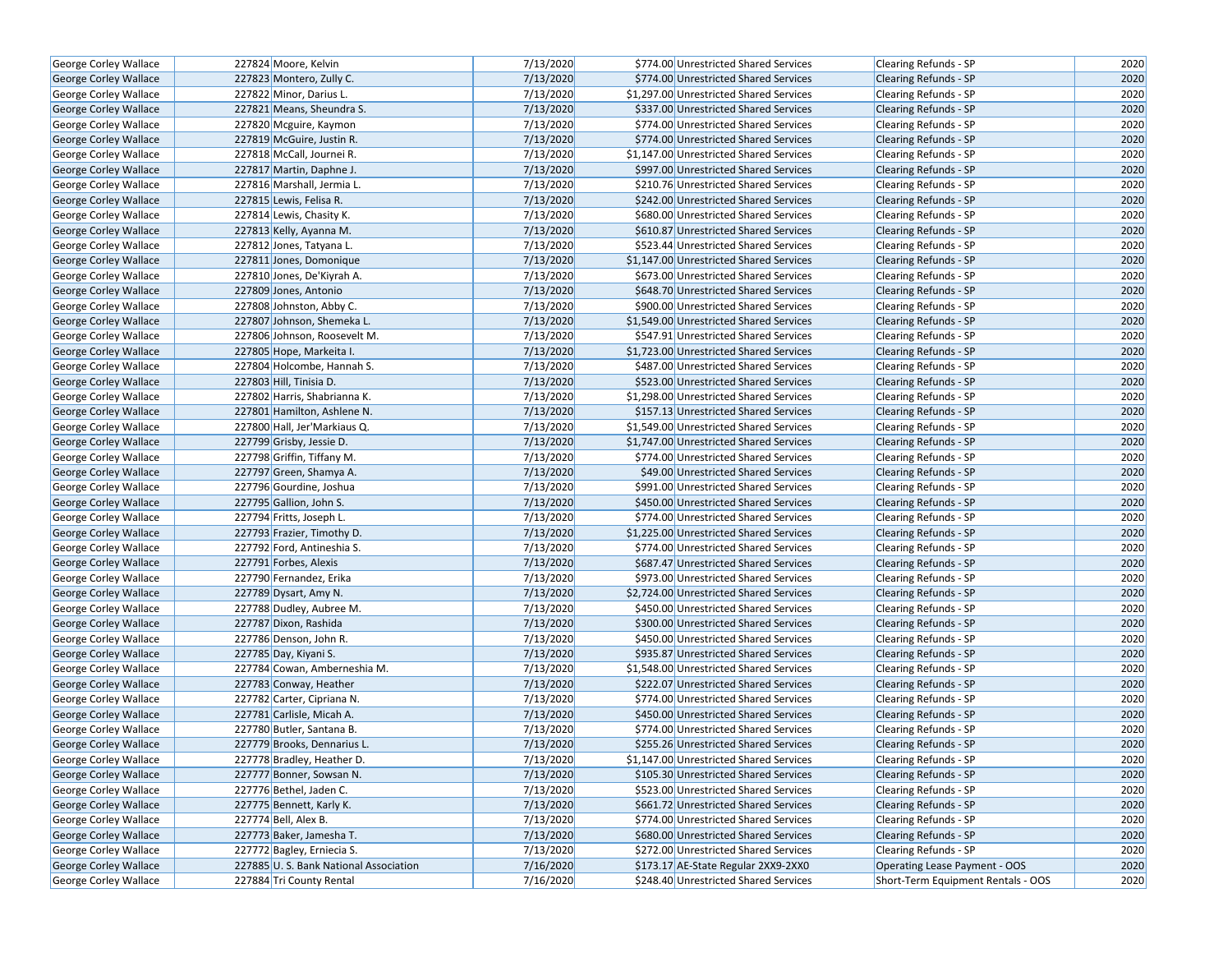| | | | | | | | |
|---|---|---|---|---|---|---|---|
| George Corley Wallace | 227824 | Moore, Kelvin | 7/13/2020 | $774.00 | Unrestricted Shared Services | Clearing Refunds - SP | 2020 |
| George Corley Wallace | 227823 | Montero, Zully C. | 7/13/2020 | $774.00 | Unrestricted Shared Services | Clearing Refunds - SP | 2020 |
| George Corley Wallace | 227822 | Minor, Darius L. | 7/13/2020 | $1,297.00 | Unrestricted Shared Services | Clearing Refunds - SP | 2020 |
| George Corley Wallace | 227821 | Means, Sheundra S. | 7/13/2020 | $337.00 | Unrestricted Shared Services | Clearing Refunds - SP | 2020 |
| George Corley Wallace | 227820 | Mcguire, Kaymon | 7/13/2020 | $774.00 | Unrestricted Shared Services | Clearing Refunds - SP | 2020 |
| George Corley Wallace | 227819 | McGuire, Justin R. | 7/13/2020 | $774.00 | Unrestricted Shared Services | Clearing Refunds - SP | 2020 |
| George Corley Wallace | 227818 | McCall, Journei R. | 7/13/2020 | $1,147.00 | Unrestricted Shared Services | Clearing Refunds - SP | 2020 |
| George Corley Wallace | 227817 | Martin, Daphne J. | 7/13/2020 | $997.00 | Unrestricted Shared Services | Clearing Refunds - SP | 2020 |
| George Corley Wallace | 227816 | Marshall, Jermia L. | 7/13/2020 | $210.76 | Unrestricted Shared Services | Clearing Refunds - SP | 2020 |
| George Corley Wallace | 227815 | Lewis, Felisa R. | 7/13/2020 | $242.00 | Unrestricted Shared Services | Clearing Refunds - SP | 2020 |
| George Corley Wallace | 227814 | Lewis, Chasity K. | 7/13/2020 | $680.00 | Unrestricted Shared Services | Clearing Refunds - SP | 2020 |
| George Corley Wallace | 227813 | Kelly, Ayanna M. | 7/13/2020 | $610.87 | Unrestricted Shared Services | Clearing Refunds - SP | 2020 |
| George Corley Wallace | 227812 | Jones, Tatyana L. | 7/13/2020 | $523.44 | Unrestricted Shared Services | Clearing Refunds - SP | 2020 |
| George Corley Wallace | 227811 | Jones, Domonique | 7/13/2020 | $1,147.00 | Unrestricted Shared Services | Clearing Refunds - SP | 2020 |
| George Corley Wallace | 227810 | Jones, De'Kiyrah A. | 7/13/2020 | $673.00 | Unrestricted Shared Services | Clearing Refunds - SP | 2020 |
| George Corley Wallace | 227809 | Jones, Antonio | 7/13/2020 | $648.70 | Unrestricted Shared Services | Clearing Refunds - SP | 2020 |
| George Corley Wallace | 227808 | Johnston, Abby C. | 7/13/2020 | $900.00 | Unrestricted Shared Services | Clearing Refunds - SP | 2020 |
| George Corley Wallace | 227807 | Johnson, Shemeka L. | 7/13/2020 | $1,549.00 | Unrestricted Shared Services | Clearing Refunds - SP | 2020 |
| George Corley Wallace | 227806 | Johnson, Roosevelt M. | 7/13/2020 | $547.91 | Unrestricted Shared Services | Clearing Refunds - SP | 2020 |
| George Corley Wallace | 227805 | Hope, Markeita I. | 7/13/2020 | $1,723.00 | Unrestricted Shared Services | Clearing Refunds - SP | 2020 |
| George Corley Wallace | 227804 | Holcombe, Hannah S. | 7/13/2020 | $487.00 | Unrestricted Shared Services | Clearing Refunds - SP | 2020 |
| George Corley Wallace | 227803 | Hill, Tinisia D. | 7/13/2020 | $523.00 | Unrestricted Shared Services | Clearing Refunds - SP | 2020 |
| George Corley Wallace | 227802 | Harris, Shabrianna K. | 7/13/2020 | $1,298.00 | Unrestricted Shared Services | Clearing Refunds - SP | 2020 |
| George Corley Wallace | 227801 | Hamilton, Ashlene N. | 7/13/2020 | $157.13 | Unrestricted Shared Services | Clearing Refunds - SP | 2020 |
| George Corley Wallace | 227800 | Hall, Jer'Markiaus Q. | 7/13/2020 | $1,549.00 | Unrestricted Shared Services | Clearing Refunds - SP | 2020 |
| George Corley Wallace | 227799 | Grisby, Jessie D. | 7/13/2020 | $1,747.00 | Unrestricted Shared Services | Clearing Refunds - SP | 2020 |
| George Corley Wallace | 227798 | Griffin, Tiffany M. | 7/13/2020 | $774.00 | Unrestricted Shared Services | Clearing Refunds - SP | 2020 |
| George Corley Wallace | 227797 | Green, Shamya A. | 7/13/2020 | $49.00 | Unrestricted Shared Services | Clearing Refunds - SP | 2020 |
| George Corley Wallace | 227796 | Gourdine, Joshua | 7/13/2020 | $991.00 | Unrestricted Shared Services | Clearing Refunds - SP | 2020 |
| George Corley Wallace | 227795 | Gallion, John S. | 7/13/2020 | $450.00 | Unrestricted Shared Services | Clearing Refunds - SP | 2020 |
| George Corley Wallace | 227794 | Fritts, Joseph L. | 7/13/2020 | $774.00 | Unrestricted Shared Services | Clearing Refunds - SP | 2020 |
| George Corley Wallace | 227793 | Frazier, Timothy D. | 7/13/2020 | $1,225.00 | Unrestricted Shared Services | Clearing Refunds - SP | 2020 |
| George Corley Wallace | 227792 | Ford, Antineshia S. | 7/13/2020 | $774.00 | Unrestricted Shared Services | Clearing Refunds - SP | 2020 |
| George Corley Wallace | 227791 | Forbes, Alexis | 7/13/2020 | $687.47 | Unrestricted Shared Services | Clearing Refunds - SP | 2020 |
| George Corley Wallace | 227790 | Fernandez, Erika | 7/13/2020 | $973.00 | Unrestricted Shared Services | Clearing Refunds - SP | 2020 |
| George Corley Wallace | 227789 | Dysart, Amy N. | 7/13/2020 | $2,724.00 | Unrestricted Shared Services | Clearing Refunds - SP | 2020 |
| George Corley Wallace | 227788 | Dudley, Aubree M. | 7/13/2020 | $450.00 | Unrestricted Shared Services | Clearing Refunds - SP | 2020 |
| George Corley Wallace | 227787 | Dixon, Rashida | 7/13/2020 | $300.00 | Unrestricted Shared Services | Clearing Refunds - SP | 2020 |
| George Corley Wallace | 227786 | Denson, John R. | 7/13/2020 | $450.00 | Unrestricted Shared Services | Clearing Refunds - SP | 2020 |
| George Corley Wallace | 227785 | Day, Kiyani S. | 7/13/2020 | $935.87 | Unrestricted Shared Services | Clearing Refunds - SP | 2020 |
| George Corley Wallace | 227784 | Cowan, Amberneshia M. | 7/13/2020 | $1,548.00 | Unrestricted Shared Services | Clearing Refunds - SP | 2020 |
| George Corley Wallace | 227783 | Conway, Heather | 7/13/2020 | $222.07 | Unrestricted Shared Services | Clearing Refunds - SP | 2020 |
| George Corley Wallace | 227782 | Carter, Cipriana N. | 7/13/2020 | $774.00 | Unrestricted Shared Services | Clearing Refunds - SP | 2020 |
| George Corley Wallace | 227781 | Carlisle, Micah A. | 7/13/2020 | $450.00 | Unrestricted Shared Services | Clearing Refunds - SP | 2020 |
| George Corley Wallace | 227780 | Butler, Santana B. | 7/13/2020 | $774.00 | Unrestricted Shared Services | Clearing Refunds - SP | 2020 |
| George Corley Wallace | 227779 | Brooks, Dennarius L. | 7/13/2020 | $255.26 | Unrestricted Shared Services | Clearing Refunds - SP | 2020 |
| George Corley Wallace | 227778 | Bradley, Heather D. | 7/13/2020 | $1,147.00 | Unrestricted Shared Services | Clearing Refunds - SP | 2020 |
| George Corley Wallace | 227777 | Bonner, Sowsan N. | 7/13/2020 | $105.30 | Unrestricted Shared Services | Clearing Refunds - SP | 2020 |
| George Corley Wallace | 227776 | Bethel, Jaden C. | 7/13/2020 | $523.00 | Unrestricted Shared Services | Clearing Refunds - SP | 2020 |
| George Corley Wallace | 227775 | Bennett, Karly K. | 7/13/2020 | $661.72 | Unrestricted Shared Services | Clearing Refunds - SP | 2020 |
| George Corley Wallace | 227774 | Bell, Alex B. | 7/13/2020 | $774.00 | Unrestricted Shared Services | Clearing Refunds - SP | 2020 |
| George Corley Wallace | 227773 | Baker, Jamesha T. | 7/13/2020 | $680.00 | Unrestricted Shared Services | Clearing Refunds - SP | 2020 |
| George Corley Wallace | 227772 | Bagley, Erniecia S. | 7/13/2020 | $272.00 | Unrestricted Shared Services | Clearing Refunds - SP | 2020 |
| George Corley Wallace | 227885 | U. S. Bank National Association | 7/16/2020 | $173.17 | AE-State Regular 2XX9-2XX0 | Operating Lease Payment - OOS | 2020 |
| George Corley Wallace | 227884 | Tri County Rental | 7/16/2020 | $248.40 | Unrestricted Shared Services | Short-Term Equipment Rentals - OOS | 2020 |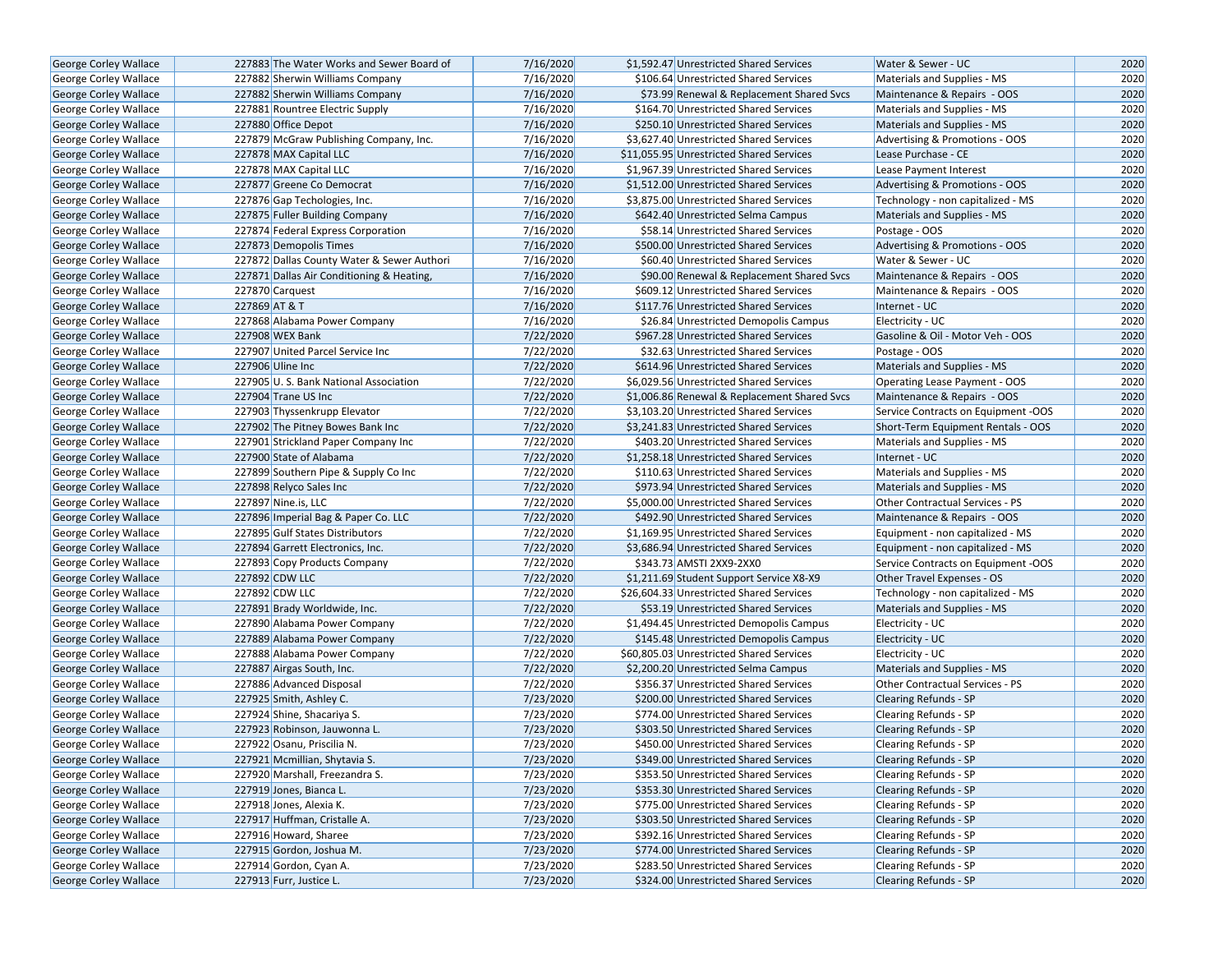| | | | | | | | |
|---|---|---|---|---|---|---|---|
| George Corley Wallace | 227883 | The Water Works and Sewer Board of | 7/16/2020 | $1,592.47 | Unrestricted Shared Services | Water & Sewer - UC | 2020 |
| George Corley Wallace | 227882 | Sherwin Williams Company | 7/16/2020 | $106.64 | Unrestricted Shared Services | Materials and Supplies - MS | 2020 |
| George Corley Wallace | 227882 | Sherwin Williams Company | 7/16/2020 | $73.99 | Renewal & Replacement Shared Svcs | Maintenance & Repairs - OOS | 2020 |
| George Corley Wallace | 227881 | Rountree Electric Supply | 7/16/2020 | $164.70 | Unrestricted Shared Services | Materials and Supplies - MS | 2020 |
| George Corley Wallace | 227880 | Office Depot | 7/16/2020 | $250.10 | Unrestricted Shared Services | Materials and Supplies - MS | 2020 |
| George Corley Wallace | 227879 | McGraw Publishing Company, Inc. | 7/16/2020 | $3,627.40 | Unrestricted Shared Services | Advertising & Promotions - OOS | 2020 |
| George Corley Wallace | 227878 | MAX Capital LLC | 7/16/2020 | $11,055.95 | Unrestricted Shared Services | Lease Purchase - CE | 2020 |
| George Corley Wallace | 227878 | MAX Capital LLC | 7/16/2020 | $1,967.39 | Unrestricted Shared Services | Lease Payment Interest | 2020 |
| George Corley Wallace | 227877 | Greene Co Democrat | 7/16/2020 | $1,512.00 | Unrestricted Shared Services | Advertising & Promotions - OOS | 2020 |
| George Corley Wallace | 227876 | Gap Techologies, Inc. | 7/16/2020 | $3,875.00 | Unrestricted Shared Services | Technology - non capitalized - MS | 2020 |
| George Corley Wallace | 227875 | Fuller Building Company | 7/16/2020 | $642.40 | Unrestricted Selma Campus | Materials and Supplies - MS | 2020 |
| George Corley Wallace | 227874 | Federal Express Corporation | 7/16/2020 | $58.14 | Unrestricted Shared Services | Postage - OOS | 2020 |
| George Corley Wallace | 227873 | Demopolis Times | 7/16/2020 | $500.00 | Unrestricted Shared Services | Advertising & Promotions - OOS | 2020 |
| George Corley Wallace | 227872 | Dallas County Water & Sewer Authori | 7/16/2020 | $60.40 | Unrestricted Shared Services | Water & Sewer - UC | 2020 |
| George Corley Wallace | 227871 | Dallas Air Conditioning & Heating, | 7/16/2020 | $90.00 | Renewal & Replacement Shared Svcs | Maintenance & Repairs - OOS | 2020 |
| George Corley Wallace | 227870 | Carquest | 7/16/2020 | $609.12 | Unrestricted Shared Services | Maintenance & Repairs - OOS | 2020 |
| George Corley Wallace | 227869 | AT & T | 7/16/2020 | $117.76 | Unrestricted Shared Services | Internet - UC | 2020 |
| George Corley Wallace | 227868 | Alabama Power Company | 7/16/2020 | $26.84 | Unrestricted Demopolis Campus | Electricity - UC | 2020 |
| George Corley Wallace | 227908 | WEX Bank | 7/22/2020 | $967.28 | Unrestricted Shared Services | Gasoline & Oil - Motor Veh - OOS | 2020 |
| George Corley Wallace | 227907 | United Parcel Service Inc | 7/22/2020 | $32.63 | Unrestricted Shared Services | Postage - OOS | 2020 |
| George Corley Wallace | 227906 | Uline Inc | 7/22/2020 | $614.96 | Unrestricted Shared Services | Materials and Supplies - MS | 2020 |
| George Corley Wallace | 227905 | U. S. Bank National Association | 7/22/2020 | $6,029.56 | Unrestricted Shared Services | Operating Lease Payment - OOS | 2020 |
| George Corley Wallace | 227904 | Trane US Inc | 7/22/2020 | $1,006.86 | Renewal & Replacement Shared Svcs | Maintenance & Repairs - OOS | 2020 |
| George Corley Wallace | 227903 | Thyssenkrupp Elevator | 7/22/2020 | $3,103.20 | Unrestricted Shared Services | Service Contracts on Equipment -OOS | 2020 |
| George Corley Wallace | 227902 | The Pitney Bowes Bank Inc | 7/22/2020 | $3,241.83 | Unrestricted Shared Services | Short-Term Equipment Rentals - OOS | 2020 |
| George Corley Wallace | 227901 | Strickland Paper Company Inc | 7/22/2020 | $403.20 | Unrestricted Shared Services | Materials and Supplies - MS | 2020 |
| George Corley Wallace | 227900 | State of Alabama | 7/22/2020 | $1,258.18 | Unrestricted Shared Services | Internet - UC | 2020 |
| George Corley Wallace | 227899 | Southern Pipe & Supply Co Inc | 7/22/2020 | $110.63 | Unrestricted Shared Services | Materials and Supplies - MS | 2020 |
| George Corley Wallace | 227898 | Relyco Sales Inc | 7/22/2020 | $973.94 | Unrestricted Shared Services | Materials and Supplies - MS | 2020 |
| George Corley Wallace | 227897 | Nine.is, LLC | 7/22/2020 | $5,000.00 | Unrestricted Shared Services | Other Contractual Services - PS | 2020 |
| George Corley Wallace | 227896 | Imperial Bag & Paper Co. LLC | 7/22/2020 | $492.90 | Unrestricted Shared Services | Maintenance & Repairs - OOS | 2020 |
| George Corley Wallace | 227895 | Gulf States Distributors | 7/22/2020 | $1,169.95 | Unrestricted Shared Services | Equipment - non capitalized - MS | 2020 |
| George Corley Wallace | 227894 | Garrett Electronics, Inc. | 7/22/2020 | $3,686.94 | Unrestricted Shared Services | Equipment - non capitalized - MS | 2020 |
| George Corley Wallace | 227893 | Copy Products Company | 7/22/2020 | $343.73 | AMSTI 2XX9-2XX0 | Service Contracts on Equipment -OOS | 2020 |
| George Corley Wallace | 227892 | CDW LLC | 7/22/2020 | $1,211.69 | Student Support Service X8-X9 | Other Travel Expenses - OS | 2020 |
| George Corley Wallace | 227892 | CDW LLC | 7/22/2020 | $26,604.33 | Unrestricted Shared Services | Technology - non capitalized - MS | 2020 |
| George Corley Wallace | 227891 | Brady Worldwide, Inc. | 7/22/2020 | $53.19 | Unrestricted Shared Services | Materials and Supplies - MS | 2020 |
| George Corley Wallace | 227890 | Alabama Power Company | 7/22/2020 | $1,494.45 | Unrestricted Demopolis Campus | Electricity - UC | 2020 |
| George Corley Wallace | 227889 | Alabama Power Company | 7/22/2020 | $145.48 | Unrestricted Demopolis Campus | Electricity - UC | 2020 |
| George Corley Wallace | 227888 | Alabama Power Company | 7/22/2020 | $60,805.03 | Unrestricted Shared Services | Electricity - UC | 2020 |
| George Corley Wallace | 227887 | Airgas South, Inc. | 7/22/2020 | $2,200.20 | Unrestricted Selma Campus | Materials and Supplies - MS | 2020 |
| George Corley Wallace | 227886 | Advanced Disposal | 7/22/2020 | $356.37 | Unrestricted Shared Services | Other Contractual Services - PS | 2020 |
| George Corley Wallace | 227925 | Smith, Ashley C. | 7/23/2020 | $200.00 | Unrestricted Shared Services | Clearing Refunds - SP | 2020 |
| George Corley Wallace | 227924 | Shine, Shacariya S. | 7/23/2020 | $774.00 | Unrestricted Shared Services | Clearing Refunds - SP | 2020 |
| George Corley Wallace | 227923 | Robinson, Jauwonna L. | 7/23/2020 | $303.50 | Unrestricted Shared Services | Clearing Refunds - SP | 2020 |
| George Corley Wallace | 227922 | Osanu, Priscilia N. | 7/23/2020 | $450.00 | Unrestricted Shared Services | Clearing Refunds - SP | 2020 |
| George Corley Wallace | 227921 | Mcmillian, Shytavia S. | 7/23/2020 | $349.00 | Unrestricted Shared Services | Clearing Refunds - SP | 2020 |
| George Corley Wallace | 227920 | Marshall, Freezandra S. | 7/23/2020 | $353.50 | Unrestricted Shared Services | Clearing Refunds - SP | 2020 |
| George Corley Wallace | 227919 | Jones, Bianca L. | 7/23/2020 | $353.30 | Unrestricted Shared Services | Clearing Refunds - SP | 2020 |
| George Corley Wallace | 227918 | Jones, Alexia K. | 7/23/2020 | $775.00 | Unrestricted Shared Services | Clearing Refunds - SP | 2020 |
| George Corley Wallace | 227917 | Huffman, Cristalle A. | 7/23/2020 | $303.50 | Unrestricted Shared Services | Clearing Refunds - SP | 2020 |
| George Corley Wallace | 227916 | Howard, Sharee | 7/23/2020 | $392.16 | Unrestricted Shared Services | Clearing Refunds - SP | 2020 |
| George Corley Wallace | 227915 | Gordon, Joshua M. | 7/23/2020 | $774.00 | Unrestricted Shared Services | Clearing Refunds - SP | 2020 |
| George Corley Wallace | 227914 | Gordon, Cyan A. | 7/23/2020 | $283.50 | Unrestricted Shared Services | Clearing Refunds - SP | 2020 |
| George Corley Wallace | 227913 | Furr, Justice L. | 7/23/2020 | $324.00 | Unrestricted Shared Services | Clearing Refunds - SP | 2020 |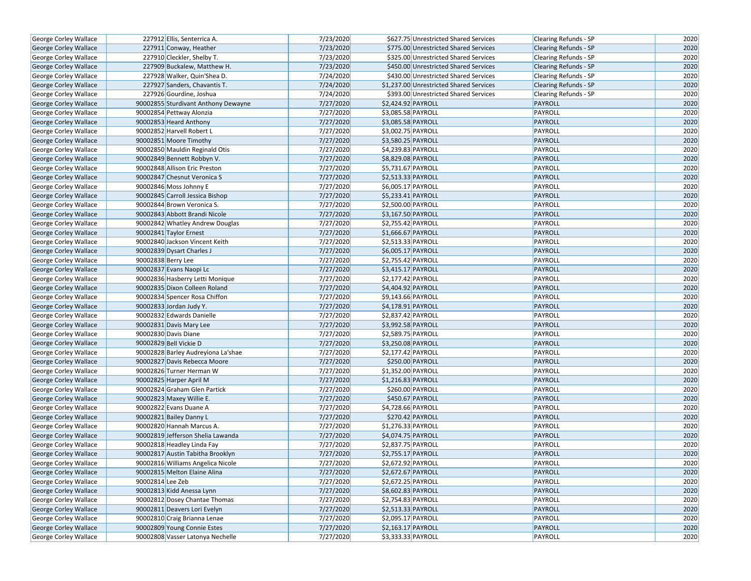| George Corley Wallace | 227912 | Ellis, Senterrica A. | 7/23/2020 | $627.75 | Unrestricted Shared Services | Clearing Refunds - SP | 2020 |
|---|---|---|---|---|---|---|---|
| George Corley Wallace | 227911 | Conway, Heather | 7/23/2020 | $775.00 | Unrestricted Shared Services | Clearing Refunds - SP | 2020 |
| George Corley Wallace | 227910 | Cleckler, Shelby T. | 7/23/2020 | $325.00 | Unrestricted Shared Services | Clearing Refunds - SP | 2020 |
| George Corley Wallace | 227909 | Buckalew, Matthew H. | 7/23/2020 | $450.00 | Unrestricted Shared Services | Clearing Refunds - SP | 2020 |
| George Corley Wallace | 227928 | Walker, Quin'Shea D. | 7/24/2020 | $430.00 | Unrestricted Shared Services | Clearing Refunds - SP | 2020 |
| George Corley Wallace | 227927 | Sanders, Chavantis T. | 7/24/2020 | $1,237.00 | Unrestricted Shared Services | Clearing Refunds - SP | 2020 |
| George Corley Wallace | 227926 | Gourdine, Joshua | 7/24/2020 | $393.00 | Unrestricted Shared Services | Clearing Refunds - SP | 2020 |
| George Corley Wallace | 90002855 | Sturdivant Anthony Dewayne | 7/27/2020 | $2,424.92 | PAYROLL | PAYROLL | 2020 |
| George Corley Wallace | 90002854 | Pettway Alonzia | 7/27/2020 | $3,085.58 | PAYROLL | PAYROLL | 2020 |
| George Corley Wallace | 90002853 | Heard Anthony | 7/27/2020 | $3,085.58 | PAYROLL | PAYROLL | 2020 |
| George Corley Wallace | 90002852 | Harvell Robert L | 7/27/2020 | $3,002.75 | PAYROLL | PAYROLL | 2020 |
| George Corley Wallace | 90002851 | Moore Timothy | 7/27/2020 | $3,580.25 | PAYROLL | PAYROLL | 2020 |
| George Corley Wallace | 90002850 | Mauldin Reginald Otis | 7/27/2020 | $4,239.83 | PAYROLL | PAYROLL | 2020 |
| George Corley Wallace | 90002849 | Bennett Robbyn V. | 7/27/2020 | $8,829.08 | PAYROLL | PAYROLL | 2020 |
| George Corley Wallace | 90002848 | Allison Eric Preston | 7/27/2020 | $5,731.67 | PAYROLL | PAYROLL | 2020 |
| George Corley Wallace | 90002847 | Chesnut Veronica S | 7/27/2020 | $2,513.33 | PAYROLL | PAYROLL | 2020 |
| George Corley Wallace | 90002846 | Moss Johnny E | 7/27/2020 | $6,005.17 | PAYROLL | PAYROLL | 2020 |
| George Corley Wallace | 90002845 | Carroll Jessica Bishop | 7/27/2020 | $5,233.41 | PAYROLL | PAYROLL | 2020 |
| George Corley Wallace | 90002844 | Brown Veronica S. | 7/27/2020 | $2,500.00 | PAYROLL | PAYROLL | 2020 |
| George Corley Wallace | 90002843 | Abbott Brandi Nicole | 7/27/2020 | $3,167.50 | PAYROLL | PAYROLL | 2020 |
| George Corley Wallace | 90002842 | Whatley Andrew Douglas | 7/27/2020 | $2,755.42 | PAYROLL | PAYROLL | 2020 |
| George Corley Wallace | 90002841 | Taylor Ernest | 7/27/2020 | $1,666.67 | PAYROLL | PAYROLL | 2020 |
| George Corley Wallace | 90002840 | Jackson Vincent Keith | 7/27/2020 | $2,513.33 | PAYROLL | PAYROLL | 2020 |
| George Corley Wallace | 90002839 | Dysart Charles J | 7/27/2020 | $6,005.17 | PAYROLL | PAYROLL | 2020 |
| George Corley Wallace | 90002838 | Berry Lee | 7/27/2020 | $2,755.42 | PAYROLL | PAYROLL | 2020 |
| George Corley Wallace | 90002837 | Evans Naopi Lc | 7/27/2020 | $3,415.17 | PAYROLL | PAYROLL | 2020 |
| George Corley Wallace | 90002836 | Hasberry Letti Monique | 7/27/2020 | $2,177.42 | PAYROLL | PAYROLL | 2020 |
| George Corley Wallace | 90002835 | Dixon Colleen Roland | 7/27/2020 | $4,404.92 | PAYROLL | PAYROLL | 2020 |
| George Corley Wallace | 90002834 | Spencer Rosa Chiffon | 7/27/2020 | $9,143.66 | PAYROLL | PAYROLL | 2020 |
| George Corley Wallace | 90002833 | Jordan Judy Y. | 7/27/2020 | $4,178.91 | PAYROLL | PAYROLL | 2020 |
| George Corley Wallace | 90002832 | Edwards Danielle | 7/27/2020 | $2,837.42 | PAYROLL | PAYROLL | 2020 |
| George Corley Wallace | 90002831 | Davis Mary Lee | 7/27/2020 | $3,992.58 | PAYROLL | PAYROLL | 2020 |
| George Corley Wallace | 90002830 | Davis Diane | 7/27/2020 | $2,589.75 | PAYROLL | PAYROLL | 2020 |
| George Corley Wallace | 90002829 | Bell Vickie D | 7/27/2020 | $3,250.08 | PAYROLL | PAYROLL | 2020 |
| George Corley Wallace | 90002828 | Barley Audreyiona La'shae | 7/27/2020 | $2,177.42 | PAYROLL | PAYROLL | 2020 |
| George Corley Wallace | 90002827 | Davis Rebecca Moore | 7/27/2020 | $250.00 | PAYROLL | PAYROLL | 2020 |
| George Corley Wallace | 90002826 | Turner Herman W | 7/27/2020 | $1,352.00 | PAYROLL | PAYROLL | 2020 |
| George Corley Wallace | 90002825 | Harper April M | 7/27/2020 | $1,216.83 | PAYROLL | PAYROLL | 2020 |
| George Corley Wallace | 90002824 | Graham Glen Partick | 7/27/2020 | $260.00 | PAYROLL | PAYROLL | 2020 |
| George Corley Wallace | 90002823 | Maxey Willie E. | 7/27/2020 | $450.67 | PAYROLL | PAYROLL | 2020 |
| George Corley Wallace | 90002822 | Evans Duane A | 7/27/2020 | $4,728.66 | PAYROLL | PAYROLL | 2020 |
| George Corley Wallace | 90002821 | Bailey Danny L | 7/27/2020 | $270.42 | PAYROLL | PAYROLL | 2020 |
| George Corley Wallace | 90002820 | Hannah Marcus A. | 7/27/2020 | $1,276.33 | PAYROLL | PAYROLL | 2020 |
| George Corley Wallace | 90002819 | Jefferson Shelia Lawanda | 7/27/2020 | $4,074.75 | PAYROLL | PAYROLL | 2020 |
| George Corley Wallace | 90002818 | Headley Linda Fay | 7/27/2020 | $2,837.75 | PAYROLL | PAYROLL | 2020 |
| George Corley Wallace | 90002817 | Austin Tabitha Brooklyn | 7/27/2020 | $2,755.17 | PAYROLL | PAYROLL | 2020 |
| George Corley Wallace | 90002816 | Williams Angelica Nicole | 7/27/2020 | $2,672.92 | PAYROLL | PAYROLL | 2020 |
| George Corley Wallace | 90002815 | Melton Elaine Alina | 7/27/2020 | $2,672.67 | PAYROLL | PAYROLL | 2020 |
| George Corley Wallace | 90002814 | Lee Zeb | 7/27/2020 | $2,672.25 | PAYROLL | PAYROLL | 2020 |
| George Corley Wallace | 90002813 | Kidd Anessa Lynn | 7/27/2020 | $8,602.83 | PAYROLL | PAYROLL | 2020 |
| George Corley Wallace | 90002812 | Dosey Chantae Thomas | 7/27/2020 | $2,754.83 | PAYROLL | PAYROLL | 2020 |
| George Corley Wallace | 90002811 | Deavers Lori Evelyn | 7/27/2020 | $2,513.33 | PAYROLL | PAYROLL | 2020 |
| George Corley Wallace | 90002810 | Craig Brianna Lenae | 7/27/2020 | $2,095.17 | PAYROLL | PAYROLL | 2020 |
| George Corley Wallace | 90002809 | Young Connie Estes | 7/27/2020 | $2,163.17 | PAYROLL | PAYROLL | 2020 |
| George Corley Wallace | 90002808 | Vasser Latonya Nechelle | 7/27/2020 | $3,333.33 | PAYROLL | PAYROLL | 2020 |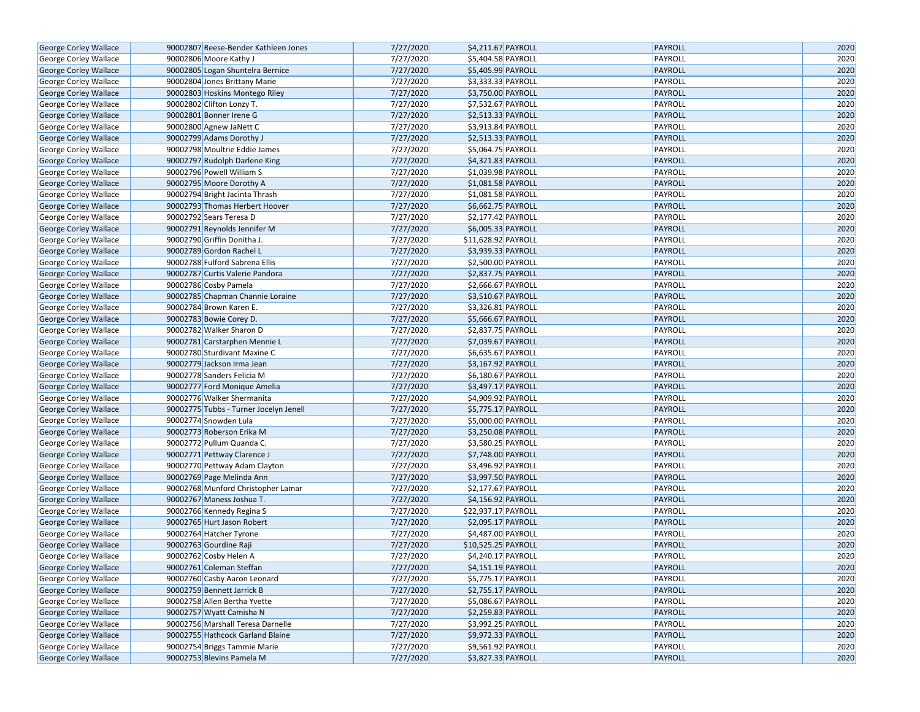| | | | | | | |
|---|---|---|---|---|---|---|
| George Corley Wallace | 90002807 | Reese-Bender Kathleen Jones | 7/27/2020 | $4,211.67 | PAYROLL | PAYROLL | 2020 |
| George Corley Wallace | 90002806 | Moore Kathy J | 7/27/2020 | $5,404.58 | PAYROLL | PAYROLL | 2020 |
| George Corley Wallace | 90002805 | Logan Shuntelra Bernice | 7/27/2020 | $5,405.99 | PAYROLL | PAYROLL | 2020 |
| George Corley Wallace | 90002804 | Jones Brittany Marie | 7/27/2020 | $3,333.33 | PAYROLL | PAYROLL | 2020 |
| George Corley Wallace | 90002803 | Hoskins Montego Riley | 7/27/2020 | $3,750.00 | PAYROLL | PAYROLL | 2020 |
| George Corley Wallace | 90002802 | Clifton Lonzy T. | 7/27/2020 | $7,532.67 | PAYROLL | PAYROLL | 2020 |
| George Corley Wallace | 90002801 | Bonner Irene G | 7/27/2020 | $2,513.33 | PAYROLL | PAYROLL | 2020 |
| George Corley Wallace | 90002800 | Agnew JaNett C | 7/27/2020 | $3,913.84 | PAYROLL | PAYROLL | 2020 |
| George Corley Wallace | 90002799 | Adams Dorothy J | 7/27/2020 | $2,513.33 | PAYROLL | PAYROLL | 2020 |
| George Corley Wallace | 90002798 | Moultrie Eddie James | 7/27/2020 | $5,064.75 | PAYROLL | PAYROLL | 2020 |
| George Corley Wallace | 90002797 | Rudolph Darlene King | 7/27/2020 | $4,321.83 | PAYROLL | PAYROLL | 2020 |
| George Corley Wallace | 90002796 | Powell William S | 7/27/2020 | $1,039.98 | PAYROLL | PAYROLL | 2020 |
| George Corley Wallace | 90002795 | Moore Dorothy A | 7/27/2020 | $1,081.58 | PAYROLL | PAYROLL | 2020 |
| George Corley Wallace | 90002794 | Bright Jacinta Thrash | 7/27/2020 | $1,081.58 | PAYROLL | PAYROLL | 2020 |
| George Corley Wallace | 90002793 | Thomas Herbert Hoover | 7/27/2020 | $6,662.75 | PAYROLL | PAYROLL | 2020 |
| George Corley Wallace | 90002792 | Sears Teresa D | 7/27/2020 | $2,177.42 | PAYROLL | PAYROLL | 2020 |
| George Corley Wallace | 90002791 | Reynolds Jennifer M | 7/27/2020 | $6,005.33 | PAYROLL | PAYROLL | 2020 |
| George Corley Wallace | 90002790 | Griffin Donitha J. | 7/27/2020 | $11,628.92 | PAYROLL | PAYROLL | 2020 |
| George Corley Wallace | 90002789 | Gordon Rachel L | 7/27/2020 | $3,939.33 | PAYROLL | PAYROLL | 2020 |
| George Corley Wallace | 90002788 | Fulford Sabrena Ellis | 7/27/2020 | $2,500.00 | PAYROLL | PAYROLL | 2020 |
| George Corley Wallace | 90002787 | Curtis Valerie Pandora | 7/27/2020 | $2,837.75 | PAYROLL | PAYROLL | 2020 |
| George Corley Wallace | 90002786 | Cosby Pamela | 7/27/2020 | $2,666.67 | PAYROLL | PAYROLL | 2020 |
| George Corley Wallace | 90002785 | Chapman Channie Loraine | 7/27/2020 | $3,510.67 | PAYROLL | PAYROLL | 2020 |
| George Corley Wallace | 90002784 | Brown Karen E. | 7/27/2020 | $3,326.81 | PAYROLL | PAYROLL | 2020 |
| George Corley Wallace | 90002783 | Bowie Corey D. | 7/27/2020 | $5,666.67 | PAYROLL | PAYROLL | 2020 |
| George Corley Wallace | 90002782 | Walker Sharon D | 7/27/2020 | $2,837.75 | PAYROLL | PAYROLL | 2020 |
| George Corley Wallace | 90002781 | Carstarphen Mennie L | 7/27/2020 | $7,039.67 | PAYROLL | PAYROLL | 2020 |
| George Corley Wallace | 90002780 | Sturdivant Maxine C | 7/27/2020 | $6,635.67 | PAYROLL | PAYROLL | 2020 |
| George Corley Wallace | 90002779 | Jackson Irma Jean | 7/27/2020 | $3,167.92 | PAYROLL | PAYROLL | 2020 |
| George Corley Wallace | 90002778 | Sanders Felicia M | 7/27/2020 | $6,180.67 | PAYROLL | PAYROLL | 2020 |
| George Corley Wallace | 90002777 | Ford Monique Amelia | 7/27/2020 | $3,497.17 | PAYROLL | PAYROLL | 2020 |
| George Corley Wallace | 90002776 | Walker Shermanita | 7/27/2020 | $4,909.92 | PAYROLL | PAYROLL | 2020 |
| George Corley Wallace | 90002775 | Tubbs - Turner Jocelyn Jenell | 7/27/2020 | $5,775.17 | PAYROLL | PAYROLL | 2020 |
| George Corley Wallace | 90002774 | Snowden Lula | 7/27/2020 | $5,000.00 | PAYROLL | PAYROLL | 2020 |
| George Corley Wallace | 90002773 | Roberson Erika M | 7/27/2020 | $3,250.08 | PAYROLL | PAYROLL | 2020 |
| George Corley Wallace | 90002772 | Pullum Quanda C. | 7/27/2020 | $3,580.25 | PAYROLL | PAYROLL | 2020 |
| George Corley Wallace | 90002771 | Pettway Clarence J | 7/27/2020 | $7,748.00 | PAYROLL | PAYROLL | 2020 |
| George Corley Wallace | 90002770 | Pettway Adam Clayton | 7/27/2020 | $3,496.92 | PAYROLL | PAYROLL | 2020 |
| George Corley Wallace | 90002769 | Page Melinda Ann | 7/27/2020 | $3,997.50 | PAYROLL | PAYROLL | 2020 |
| George Corley Wallace | 90002768 | Munford Christopher Lamar | 7/27/2020 | $2,177.67 | PAYROLL | PAYROLL | 2020 |
| George Corley Wallace | 90002767 | Maness Joshua T. | 7/27/2020 | $4,156.92 | PAYROLL | PAYROLL | 2020 |
| George Corley Wallace | 90002766 | Kennedy Regina S | 7/27/2020 | $22,937.17 | PAYROLL | PAYROLL | 2020 |
| George Corley Wallace | 90002765 | Hurt Jason Robert | 7/27/2020 | $2,095.17 | PAYROLL | PAYROLL | 2020 |
| George Corley Wallace | 90002764 | Hatcher Tyrone | 7/27/2020 | $4,487.00 | PAYROLL | PAYROLL | 2020 |
| George Corley Wallace | 90002763 | Gourdine Raji | 7/27/2020 | $10,525.25 | PAYROLL | PAYROLL | 2020 |
| George Corley Wallace | 90002762 | Cosby Helen A | 7/27/2020 | $4,240.17 | PAYROLL | PAYROLL | 2020 |
| George Corley Wallace | 90002761 | Coleman Steffan | 7/27/2020 | $4,151.19 | PAYROLL | PAYROLL | 2020 |
| George Corley Wallace | 90002760 | Casby Aaron Leonard | 7/27/2020 | $5,775.17 | PAYROLL | PAYROLL | 2020 |
| George Corley Wallace | 90002759 | Bennett Jarrick B | 7/27/2020 | $2,755.17 | PAYROLL | PAYROLL | 2020 |
| George Corley Wallace | 90002758 | Allen Bertha Yvette | 7/27/2020 | $5,086.67 | PAYROLL | PAYROLL | 2020 |
| George Corley Wallace | 90002757 | Wyatt Camisha N | 7/27/2020 | $2,259.83 | PAYROLL | PAYROLL | 2020 |
| George Corley Wallace | 90002756 | Marshall Teresa Darnelle | 7/27/2020 | $3,992.25 | PAYROLL | PAYROLL | 2020 |
| George Corley Wallace | 90002755 | Hathcock Garland Blaine | 7/27/2020 | $9,972.33 | PAYROLL | PAYROLL | 2020 |
| George Corley Wallace | 90002754 | Briggs Tammie Marie | 7/27/2020 | $9,561.92 | PAYROLL | PAYROLL | 2020 |
| George Corley Wallace | 90002753 | Blevins Pamela M | 7/27/2020 | $3,827.33 | PAYROLL | PAYROLL | 2020 |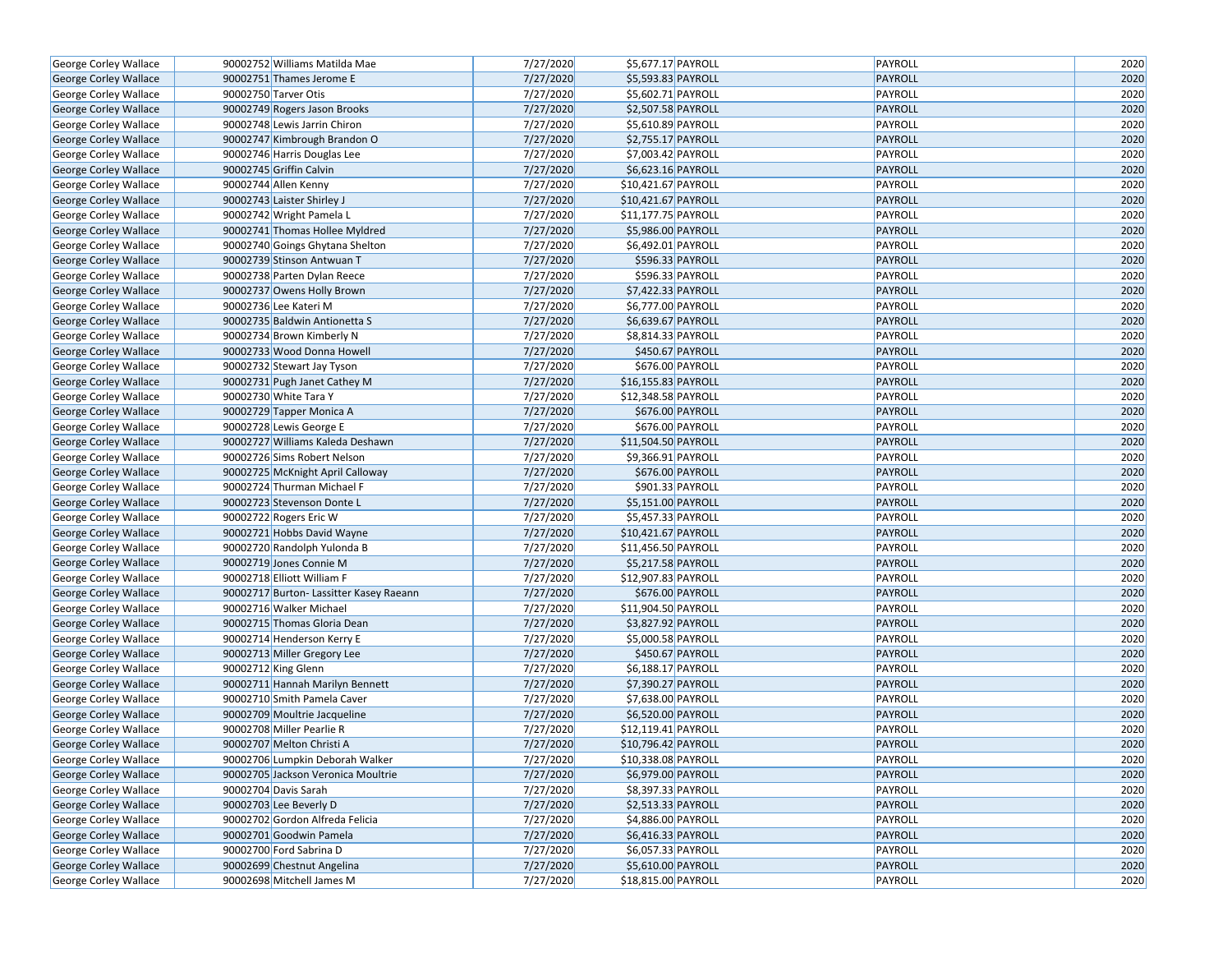| | | | | | | | |
|---|---|---|---|---|---|---|---|
| George Corley Wallace | 90002752 | Williams Matilda Mae | 7/27/2020 | $5,677.17 | PAYROLL | PAYROLL | 2020 |
| George Corley Wallace | 90002751 | Thames Jerome E | 7/27/2020 | $5,593.83 | PAYROLL | PAYROLL | 2020 |
| George Corley Wallace | 90002750 | Tarver Otis | 7/27/2020 | $5,602.71 | PAYROLL | PAYROLL | 2020 |
| George Corley Wallace | 90002749 | Rogers Jason Brooks | 7/27/2020 | $2,507.58 | PAYROLL | PAYROLL | 2020 |
| George Corley Wallace | 90002748 | Lewis Jarrin Chiron | 7/27/2020 | $5,610.89 | PAYROLL | PAYROLL | 2020 |
| George Corley Wallace | 90002747 | Kimbrough Brandon O | 7/27/2020 | $2,755.17 | PAYROLL | PAYROLL | 2020 |
| George Corley Wallace | 90002746 | Harris Douglas Lee | 7/27/2020 | $7,003.42 | PAYROLL | PAYROLL | 2020 |
| George Corley Wallace | 90002745 | Griffin Calvin | 7/27/2020 | $6,623.16 | PAYROLL | PAYROLL | 2020 |
| George Corley Wallace | 90002744 | Allen Kenny | 7/27/2020 | $10,421.67 | PAYROLL | PAYROLL | 2020 |
| George Corley Wallace | 90002743 | Laister Shirley J | 7/27/2020 | $10,421.67 | PAYROLL | PAYROLL | 2020 |
| George Corley Wallace | 90002742 | Wright Pamela L | 7/27/2020 | $11,177.75 | PAYROLL | PAYROLL | 2020 |
| George Corley Wallace | 90002741 | Thomas Hollee Myldred | 7/27/2020 | $5,986.00 | PAYROLL | PAYROLL | 2020 |
| George Corley Wallace | 90002740 | Goings Ghytana Shelton | 7/27/2020 | $6,492.01 | PAYROLL | PAYROLL | 2020 |
| George Corley Wallace | 90002739 | Stinson Antwuan T | 7/27/2020 | $596.33 | PAYROLL | PAYROLL | 2020 |
| George Corley Wallace | 90002738 | Parten Dylan Reece | 7/27/2020 | $596.33 | PAYROLL | PAYROLL | 2020 |
| George Corley Wallace | 90002737 | Owens Holly Brown | 7/27/2020 | $7,422.33 | PAYROLL | PAYROLL | 2020 |
| George Corley Wallace | 90002736 | Lee Kateri M | 7/27/2020 | $6,777.00 | PAYROLL | PAYROLL | 2020 |
| George Corley Wallace | 90002735 | Baldwin Antionetta S | 7/27/2020 | $6,639.67 | PAYROLL | PAYROLL | 2020 |
| George Corley Wallace | 90002734 | Brown Kimberly N | 7/27/2020 | $8,814.33 | PAYROLL | PAYROLL | 2020 |
| George Corley Wallace | 90002733 | Wood Donna Howell | 7/27/2020 | $450.67 | PAYROLL | PAYROLL | 2020 |
| George Corley Wallace | 90002732 | Stewart Jay Tyson | 7/27/2020 | $676.00 | PAYROLL | PAYROLL | 2020 |
| George Corley Wallace | 90002731 | Pugh Janet Cathey M | 7/27/2020 | $16,155.83 | PAYROLL | PAYROLL | 2020 |
| George Corley Wallace | 90002730 | White Tara Y | 7/27/2020 | $12,348.58 | PAYROLL | PAYROLL | 2020 |
| George Corley Wallace | 90002729 | Tapper Monica A | 7/27/2020 | $676.00 | PAYROLL | PAYROLL | 2020 |
| George Corley Wallace | 90002728 | Lewis George E | 7/27/2020 | $676.00 | PAYROLL | PAYROLL | 2020 |
| George Corley Wallace | 90002727 | Williams Kaleda Deshawn | 7/27/2020 | $11,504.50 | PAYROLL | PAYROLL | 2020 |
| George Corley Wallace | 90002726 | Sims Robert Nelson | 7/27/2020 | $9,366.91 | PAYROLL | PAYROLL | 2020 |
| George Corley Wallace | 90002725 | McKnight April Calloway | 7/27/2020 | $676.00 | PAYROLL | PAYROLL | 2020 |
| George Corley Wallace | 90002724 | Thurman Michael F | 7/27/2020 | $901.33 | PAYROLL | PAYROLL | 2020 |
| George Corley Wallace | 90002723 | Stevenson Donte L | 7/27/2020 | $5,151.00 | PAYROLL | PAYROLL | 2020 |
| George Corley Wallace | 90002722 | Rogers Eric W | 7/27/2020 | $5,457.33 | PAYROLL | PAYROLL | 2020 |
| George Corley Wallace | 90002721 | Hobbs David Wayne | 7/27/2020 | $10,421.67 | PAYROLL | PAYROLL | 2020 |
| George Corley Wallace | 90002720 | Randolph Yulonda B | 7/27/2020 | $11,456.50 | PAYROLL | PAYROLL | 2020 |
| George Corley Wallace | 90002719 | Jones Connie M | 7/27/2020 | $5,217.58 | PAYROLL | PAYROLL | 2020 |
| George Corley Wallace | 90002718 | Elliott William F | 7/27/2020 | $12,907.83 | PAYROLL | PAYROLL | 2020 |
| George Corley Wallace | 90002717 | Burton- Lassitter Kasey Raeann | 7/27/2020 | $676.00 | PAYROLL | PAYROLL | 2020 |
| George Corley Wallace | 90002716 | Walker Michael | 7/27/2020 | $11,904.50 | PAYROLL | PAYROLL | 2020 |
| George Corley Wallace | 90002715 | Thomas Gloria Dean | 7/27/2020 | $3,827.92 | PAYROLL | PAYROLL | 2020 |
| George Corley Wallace | 90002714 | Henderson Kerry E | 7/27/2020 | $5,000.58 | PAYROLL | PAYROLL | 2020 |
| George Corley Wallace | 90002713 | Miller Gregory Lee | 7/27/2020 | $450.67 | PAYROLL | PAYROLL | 2020 |
| George Corley Wallace | 90002712 | King Glenn | 7/27/2020 | $6,188.17 | PAYROLL | PAYROLL | 2020 |
| George Corley Wallace | 90002711 | Hannah Marilyn Bennett | 7/27/2020 | $7,390.27 | PAYROLL | PAYROLL | 2020 |
| George Corley Wallace | 90002710 | Smith Pamela Caver | 7/27/2020 | $7,638.00 | PAYROLL | PAYROLL | 2020 |
| George Corley Wallace | 90002709 | Moultrie Jacqueline | 7/27/2020 | $6,520.00 | PAYROLL | PAYROLL | 2020 |
| George Corley Wallace | 90002708 | Miller Pearlie R | 7/27/2020 | $12,119.41 | PAYROLL | PAYROLL | 2020 |
| George Corley Wallace | 90002707 | Melton Christi A | 7/27/2020 | $10,796.42 | PAYROLL | PAYROLL | 2020 |
| George Corley Wallace | 90002706 | Lumpkin Deborah Walker | 7/27/2020 | $10,338.08 | PAYROLL | PAYROLL | 2020 |
| George Corley Wallace | 90002705 | Jackson Veronica Moultrie | 7/27/2020 | $6,979.00 | PAYROLL | PAYROLL | 2020 |
| George Corley Wallace | 90002704 | Davis Sarah | 7/27/2020 | $8,397.33 | PAYROLL | PAYROLL | 2020 |
| George Corley Wallace | 90002703 | Lee Beverly D | 7/27/2020 | $2,513.33 | PAYROLL | PAYROLL | 2020 |
| George Corley Wallace | 90002702 | Gordon Alfreda Felicia | 7/27/2020 | $4,886.00 | PAYROLL | PAYROLL | 2020 |
| George Corley Wallace | 90002701 | Goodwin Pamela | 7/27/2020 | $6,416.33 | PAYROLL | PAYROLL | 2020 |
| George Corley Wallace | 90002700 | Ford Sabrina D | 7/27/2020 | $6,057.33 | PAYROLL | PAYROLL | 2020 |
| George Corley Wallace | 90002699 | Chestnut Angelina | 7/27/2020 | $5,610.00 | PAYROLL | PAYROLL | 2020 |
| George Corley Wallace | 90002698 | Mitchell James M | 7/27/2020 | $18,815.00 | PAYROLL | PAYROLL | 2020 |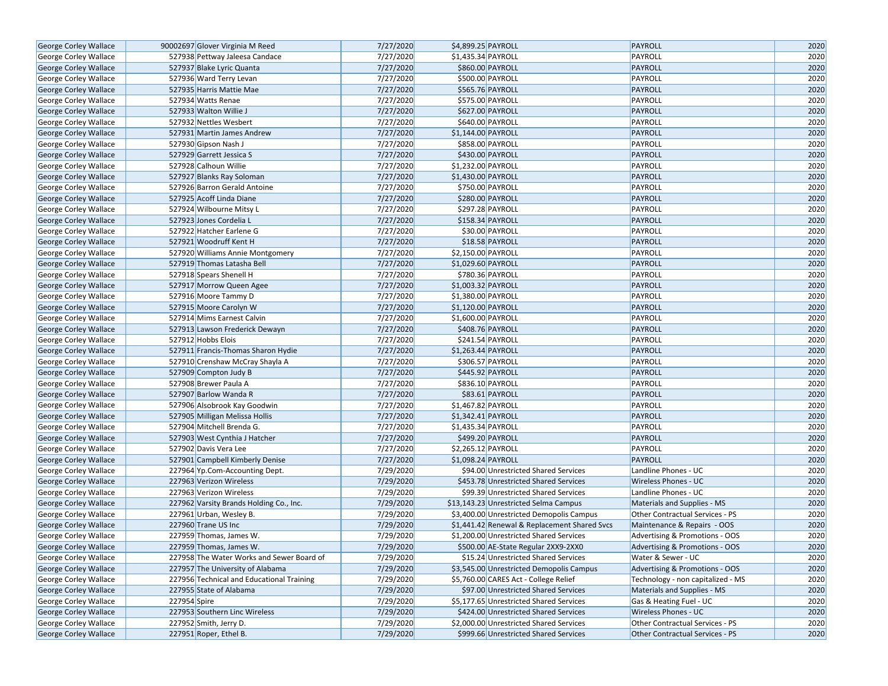| | | | | | | | |
|---|---|---|---|---|---|---|---|
| George Corley Wallace | 90002697 | Glover Virginia M Reed | 7/27/2020 | $4,899.25 | PAYROLL | PAYROLL | 2020 |
| George Corley Wallace | 527938 | Pettway Jaleesa Candace | 7/27/2020 | $1,435.34 | PAYROLL | PAYROLL | 2020 |
| George Corley Wallace | 527937 | Blake Lyric Quanta | 7/27/2020 | $860.00 | PAYROLL | PAYROLL | 2020 |
| George Corley Wallace | 527936 | Ward Terry Levan | 7/27/2020 | $500.00 | PAYROLL | PAYROLL | 2020 |
| George Corley Wallace | 527935 | Harris Mattie Mae | 7/27/2020 | $565.76 | PAYROLL | PAYROLL | 2020 |
| George Corley Wallace | 527934 | Watts Renae | 7/27/2020 | $575.00 | PAYROLL | PAYROLL | 2020 |
| George Corley Wallace | 527933 | Walton Willie J | 7/27/2020 | $627.00 | PAYROLL | PAYROLL | 2020 |
| George Corley Wallace | 527932 | Nettles Wesbert | 7/27/2020 | $640.00 | PAYROLL | PAYROLL | 2020 |
| George Corley Wallace | 527931 | Martin James Andrew | 7/27/2020 | $1,144.00 | PAYROLL | PAYROLL | 2020 |
| George Corley Wallace | 527930 | Gipson Nash J | 7/27/2020 | $858.00 | PAYROLL | PAYROLL | 2020 |
| George Corley Wallace | 527929 | Garrett Jessica S | 7/27/2020 | $430.00 | PAYROLL | PAYROLL | 2020 |
| George Corley Wallace | 527928 | Calhoun Willie | 7/27/2020 | $1,232.00 | PAYROLL | PAYROLL | 2020 |
| George Corley Wallace | 527927 | Blanks Ray Soloman | 7/27/2020 | $1,430.00 | PAYROLL | PAYROLL | 2020 |
| George Corley Wallace | 527926 | Barron Gerald Antoine | 7/27/2020 | $750.00 | PAYROLL | PAYROLL | 2020 |
| George Corley Wallace | 527925 | Acoff Linda Diane | 7/27/2020 | $280.00 | PAYROLL | PAYROLL | 2020 |
| George Corley Wallace | 527924 | Wilbourne Mitsy L | 7/27/2020 | $297.28 | PAYROLL | PAYROLL | 2020 |
| George Corley Wallace | 527923 | Jones Cordelia L | 7/27/2020 | $158.34 | PAYROLL | PAYROLL | 2020 |
| George Corley Wallace | 527922 | Hatcher Earlene G | 7/27/2020 | $30.00 | PAYROLL | PAYROLL | 2020 |
| George Corley Wallace | 527921 | Woodruff Kent H | 7/27/2020 | $18.58 | PAYROLL | PAYROLL | 2020 |
| George Corley Wallace | 527920 | Williams Annie Montgomery | 7/27/2020 | $2,150.00 | PAYROLL | PAYROLL | 2020 |
| George Corley Wallace | 527919 | Thomas Latasha Bell | 7/27/2020 | $1,029.60 | PAYROLL | PAYROLL | 2020 |
| George Corley Wallace | 527918 | Spears Shenell H | 7/27/2020 | $780.36 | PAYROLL | PAYROLL | 2020 |
| George Corley Wallace | 527917 | Morrow Queen Agee | 7/27/2020 | $1,003.32 | PAYROLL | PAYROLL | 2020 |
| George Corley Wallace | 527916 | Moore Tammy D | 7/27/2020 | $1,380.00 | PAYROLL | PAYROLL | 2020 |
| George Corley Wallace | 527915 | Moore Carolyn W | 7/27/2020 | $1,120.00 | PAYROLL | PAYROLL | 2020 |
| George Corley Wallace | 527914 | Mims Earnest Calvin | 7/27/2020 | $1,600.00 | PAYROLL | PAYROLL | 2020 |
| George Corley Wallace | 527913 | Lawson Frederick Dewayn | 7/27/2020 | $408.76 | PAYROLL | PAYROLL | 2020 |
| George Corley Wallace | 527912 | Hobbs Elois | 7/27/2020 | $241.54 | PAYROLL | PAYROLL | 2020 |
| George Corley Wallace | 527911 | Francis-Thomas Sharon Hydie | 7/27/2020 | $1,263.44 | PAYROLL | PAYROLL | 2020 |
| George Corley Wallace | 527910 | Crenshaw McCray Shayla A | 7/27/2020 | $306.57 | PAYROLL | PAYROLL | 2020 |
| George Corley Wallace | 527909 | Compton Judy B | 7/27/2020 | $445.92 | PAYROLL | PAYROLL | 2020 |
| George Corley Wallace | 527908 | Brewer Paula A | 7/27/2020 | $836.10 | PAYROLL | PAYROLL | 2020 |
| George Corley Wallace | 527907 | Barlow Wanda R | 7/27/2020 | $83.61 | PAYROLL | PAYROLL | 2020 |
| George Corley Wallace | 527906 | Alsobrook Kay Goodwin | 7/27/2020 | $1,467.82 | PAYROLL | PAYROLL | 2020 |
| George Corley Wallace | 527905 | Milligan Melissa Hollis | 7/27/2020 | $1,342.41 | PAYROLL | PAYROLL | 2020 |
| George Corley Wallace | 527904 | Mitchell Brenda G. | 7/27/2020 | $1,435.34 | PAYROLL | PAYROLL | 2020 |
| George Corley Wallace | 527903 | West Cynthia J Hatcher | 7/27/2020 | $499.20 | PAYROLL | PAYROLL | 2020 |
| George Corley Wallace | 527902 | Davis Vera Lee | 7/27/2020 | $2,265.12 | PAYROLL | PAYROLL | 2020 |
| George Corley Wallace | 527901 | Campbell Kimberly Denise | 7/27/2020 | $1,098.24 | PAYROLL | PAYROLL | 2020 |
| George Corley Wallace | 227964 | Yp.Com-Accounting Dept. | 7/29/2020 | $94.00 | Unrestricted Shared Services | Landline Phones - UC | 2020 |
| George Corley Wallace | 227963 | Verizon Wireless | 7/29/2020 | $453.78 | Unrestricted Shared Services | Wireless Phones - UC | 2020 |
| George Corley Wallace | 227963 | Verizon Wireless | 7/29/2020 | $99.39 | Unrestricted Shared Services | Landline Phones - UC | 2020 |
| George Corley Wallace | 227962 | Varsity Brands Holding Co., Inc. | 7/29/2020 | $13,143.23 | Unrestricted Selma Campus | Materials and Supplies - MS | 2020 |
| George Corley Wallace | 227961 | Urban, Wesley B. | 7/29/2020 | $3,400.00 | Unrestricted Demopolis Campus | Other Contractual Services - PS | 2020 |
| George Corley Wallace | 227960 | Trane US Inc | 7/29/2020 | $1,441.42 | Renewal & Replacement Shared Svcs | Maintenance & Repairs - OOS | 2020 |
| George Corley Wallace | 227959 | Thomas, James W. | 7/29/2020 | $1,200.00 | Unrestricted Shared Services | Advertising & Promotions - OOS | 2020 |
| George Corley Wallace | 227959 | Thomas, James W. | 7/29/2020 | $500.00 | AE-State Regular 2XX9-2XX0 | Advertising & Promotions - OOS | 2020 |
| George Corley Wallace | 227958 | The Water Works and Sewer Board of | 7/29/2020 | $15.24 | Unrestricted Shared Services | Water & Sewer - UC | 2020 |
| George Corley Wallace | 227957 | The University of Alabama | 7/29/2020 | $3,545.00 | Unrestricted Demopolis Campus | Advertising & Promotions - OOS | 2020 |
| George Corley Wallace | 227956 | Technical and Educational Training | 7/29/2020 | $5,760.00 | CARES Act - College Relief | Technology - non capitalized - MS | 2020 |
| George Corley Wallace | 227955 | State of Alabama | 7/29/2020 | $97.00 | Unrestricted Shared Services | Materials and Supplies - MS | 2020 |
| George Corley Wallace | 227954 | Spire | 7/29/2020 | $5,177.65 | Unrestricted Shared Services | Gas & Heating Fuel - UC | 2020 |
| George Corley Wallace | 227953 | Southern Linc Wireless | 7/29/2020 | $424.00 | Unrestricted Shared Services | Wireless Phones - UC | 2020 |
| George Corley Wallace | 227952 | Smith, Jerry D. | 7/29/2020 | $2,000.00 | Unrestricted Shared Services | Other Contractual Services - PS | 2020 |
| George Corley Wallace | 227951 | Roper, Ethel B. | 7/29/2020 | $999.66 | Unrestricted Shared Services | Other Contractual Services - PS | 2020 |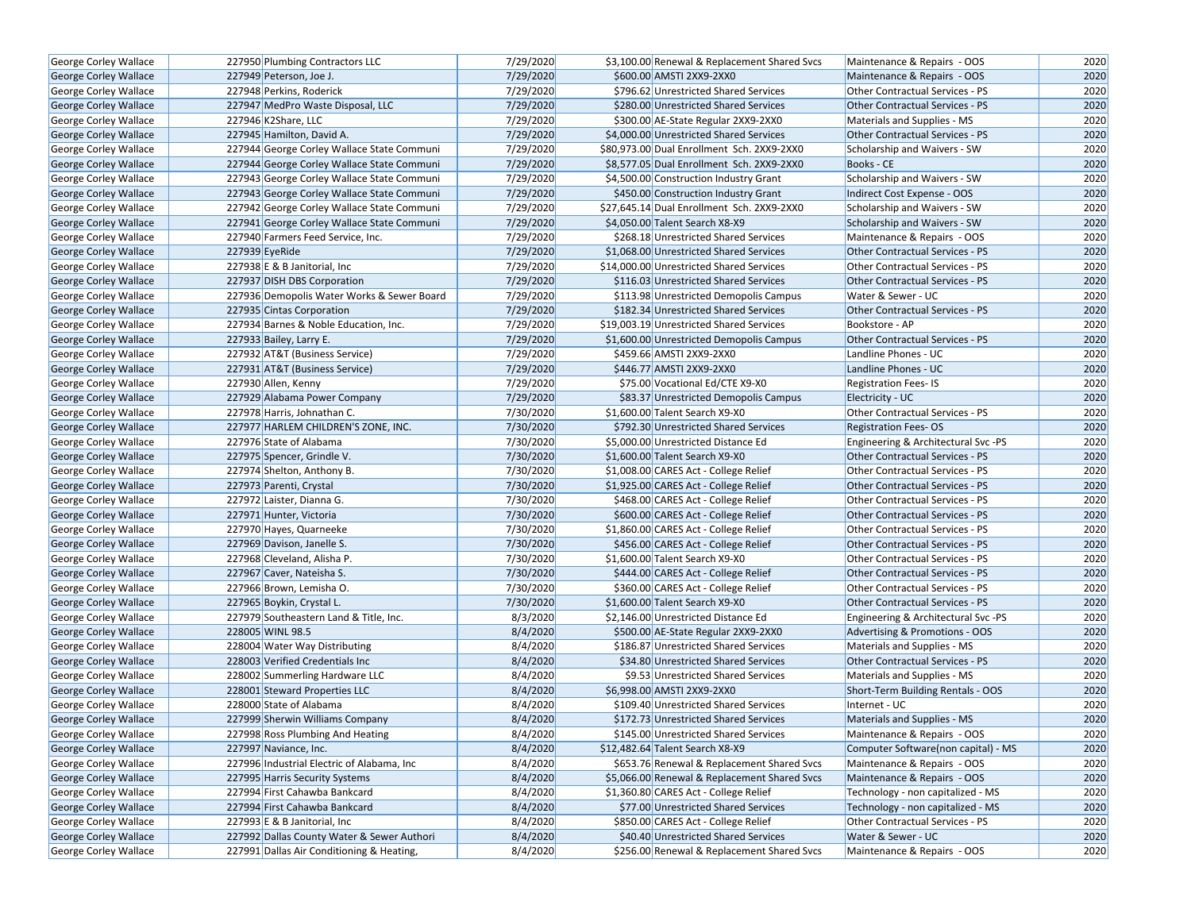| George Corley Wallace | 227950 | Plumbing Contractors LLC | 7/29/2020 | $3,100.00 | Renewal & Replacement Shared Svcs | Maintenance & Repairs - OOS | 2020 |
|---|---|---|---|---|---|---|---|
| George Corley Wallace | 227949 | Peterson, Joe J. | 7/29/2020 | $600.00 | AMSTI 2XX9-2XX0 | Maintenance & Repairs - OOS | 2020 |
| George Corley Wallace | 227948 | Perkins, Roderick | 7/29/2020 | $796.62 | Unrestricted Shared Services | Other Contractual Services - PS | 2020 |
| George Corley Wallace | 227947 | MedPro Waste Disposal, LLC | 7/29/2020 | $280.00 | Unrestricted Shared Services | Other Contractual Services - PS | 2020 |
| George Corley Wallace | 227946 | K2Share, LLC | 7/29/2020 | $300.00 | AE-State Regular 2XX9-2XX0 | Materials and Supplies - MS | 2020 |
| George Corley Wallace | 227945 | Hamilton, David A. | 7/29/2020 | $4,000.00 | Unrestricted Shared Services | Other Contractual Services - PS | 2020 |
| George Corley Wallace | 227944 | George Corley Wallace State Communi | 7/29/2020 | $80,973.00 | Dual Enrollment Sch. 2XX9-2XX0 | Scholarship and Waivers - SW | 2020 |
| George Corley Wallace | 227944 | George Corley Wallace State Communi | 7/29/2020 | $8,577.05 | Dual Enrollment Sch. 2XX9-2XX0 | Books - CE | 2020 |
| George Corley Wallace | 227943 | George Corley Wallace State Communi | 7/29/2020 | $4,500.00 | Construction Industry Grant | Scholarship and Waivers - SW | 2020 |
| George Corley Wallace | 227943 | George Corley Wallace State Communi | 7/29/2020 | $450.00 | Construction Industry Grant | Indirect Cost Expense - OOS | 2020 |
| George Corley Wallace | 227942 | George Corley Wallace State Communi | 7/29/2020 | $27,645.14 | Dual Enrollment Sch. 2XX9-2XX0 | Scholarship and Waivers - SW | 2020 |
| George Corley Wallace | 227941 | George Corley Wallace State Communi | 7/29/2020 | $4,050.00 | Talent Search X8-X9 | Scholarship and Waivers - SW | 2020 |
| George Corley Wallace | 227940 | Farmers Feed Service, Inc. | 7/29/2020 | $268.18 | Unrestricted Shared Services | Maintenance & Repairs - OOS | 2020 |
| George Corley Wallace | 227939 | EyeRide | 7/29/2020 | $1,068.00 | Unrestricted Shared Services | Other Contractual Services - PS | 2020 |
| George Corley Wallace | 227938 | E & B Janitorial, Inc | 7/29/2020 | $14,000.00 | Unrestricted Shared Services | Other Contractual Services - PS | 2020 |
| George Corley Wallace | 227937 | DISH DBS Corporation | 7/29/2020 | $116.03 | Unrestricted Shared Services | Other Contractual Services - PS | 2020 |
| George Corley Wallace | 227936 | Demopolis Water Works & Sewer Board | 7/29/2020 | $113.98 | Unrestricted Demopolis Campus | Water & Sewer - UC | 2020 |
| George Corley Wallace | 227935 | Cintas Corporation | 7/29/2020 | $182.34 | Unrestricted Shared Services | Other Contractual Services - PS | 2020 |
| George Corley Wallace | 227934 | Barnes & Noble Education, Inc. | 7/29/2020 | $19,003.19 | Unrestricted Shared Services | Bookstore - AP | 2020 |
| George Corley Wallace | 227933 | Bailey, Larry E. | 7/29/2020 | $1,600.00 | Unrestricted Demopolis Campus | Other Contractual Services - PS | 2020 |
| George Corley Wallace | 227932 | AT&T (Business Service) | 7/29/2020 | $459.66 | AMSTI 2XX9-2XX0 | Landline Phones - UC | 2020 |
| George Corley Wallace | 227931 | AT&T (Business Service) | 7/29/2020 | $446.77 | AMSTI 2XX9-2XX0 | Landline Phones - UC | 2020 |
| George Corley Wallace | 227930 | Allen, Kenny | 7/29/2020 | $75.00 | Vocational Ed/CTE X9-X0 | Registration Fees- IS | 2020 |
| George Corley Wallace | 227929 | Alabama Power Company | 7/29/2020 | $83.37 | Unrestricted Demopolis Campus | Electricity - UC | 2020 |
| George Corley Wallace | 227978 | Harris, Johnathan C. | 7/30/2020 | $1,600.00 | Talent Search X9-X0 | Other Contractual Services - PS | 2020 |
| George Corley Wallace | 227977 | HARLEM CHILDREN'S ZONE, INC. | 7/30/2020 | $792.30 | Unrestricted Shared Services | Registration Fees- OS | 2020 |
| George Corley Wallace | 227976 | State of Alabama | 7/30/2020 | $5,000.00 | Unrestricted Distance Ed | Engineering & Architectural Svc -PS | 2020 |
| George Corley Wallace | 227975 | Spencer, Grindle V. | 7/30/2020 | $1,600.00 | Talent Search X9-X0 | Other Contractual Services - PS | 2020 |
| George Corley Wallace | 227974 | Shelton, Anthony B. | 7/30/2020 | $1,008.00 | CARES Act - College Relief | Other Contractual Services - PS | 2020 |
| George Corley Wallace | 227973 | Parenti, Crystal | 7/30/2020 | $1,925.00 | CARES Act - College Relief | Other Contractual Services - PS | 2020 |
| George Corley Wallace | 227972 | Laister, Dianna G. | 7/30/2020 | $468.00 | CARES Act - College Relief | Other Contractual Services - PS | 2020 |
| George Corley Wallace | 227971 | Hunter, Victoria | 7/30/2020 | $600.00 | CARES Act - College Relief | Other Contractual Services - PS | 2020 |
| George Corley Wallace | 227970 | Hayes, Quarneeke | 7/30/2020 | $1,860.00 | CARES Act - College Relief | Other Contractual Services - PS | 2020 |
| George Corley Wallace | 227969 | Davison, Janelle S. | 7/30/2020 | $456.00 | CARES Act - College Relief | Other Contractual Services - PS | 2020 |
| George Corley Wallace | 227968 | Cleveland, Alisha P. | 7/30/2020 | $1,600.00 | Talent Search X9-X0 | Other Contractual Services - PS | 2020 |
| George Corley Wallace | 227967 | Caver, Nateisha S. | 7/30/2020 | $444.00 | CARES Act - College Relief | Other Contractual Services - PS | 2020 |
| George Corley Wallace | 227966 | Brown, Lemisha O. | 7/30/2020 | $360.00 | CARES Act - College Relief | Other Contractual Services - PS | 2020 |
| George Corley Wallace | 227965 | Boykin, Crystal L. | 7/30/2020 | $1,600.00 | Talent Search X9-X0 | Other Contractual Services - PS | 2020 |
| George Corley Wallace | 227979 | Southeastern Land & Title, Inc. | 8/3/2020 | $2,146.00 | Unrestricted Distance Ed | Engineering & Architectural Svc -PS | 2020 |
| George Corley Wallace | 228005 | WINL 98.5 | 8/4/2020 | $500.00 | AE-State Regular 2XX9-2XX0 | Advertising & Promotions - OOS | 2020 |
| George Corley Wallace | 228004 | Water Way Distributing | 8/4/2020 | $186.87 | Unrestricted Shared Services | Materials and Supplies - MS | 2020 |
| George Corley Wallace | 228003 | Verified Credentials Inc | 8/4/2020 | $34.80 | Unrestricted Shared Services | Other Contractual Services - PS | 2020 |
| George Corley Wallace | 228002 | Summerling Hardware LLC | 8/4/2020 | $9.53 | Unrestricted Shared Services | Materials and Supplies - MS | 2020 |
| George Corley Wallace | 228001 | Steward Properties LLC | 8/4/2020 | $6,998.00 | AMSTI 2XX9-2XX0 | Short-Term Building Rentals - OOS | 2020 |
| George Corley Wallace | 228000 | State of Alabama | 8/4/2020 | $109.40 | Unrestricted Shared Services | Internet - UC | 2020 |
| George Corley Wallace | 227999 | Sherwin Williams Company | 8/4/2020 | $172.73 | Unrestricted Shared Services | Materials and Supplies - MS | 2020 |
| George Corley Wallace | 227998 | Ross Plumbing And Heating | 8/4/2020 | $145.00 | Unrestricted Shared Services | Maintenance & Repairs - OOS | 2020 |
| George Corley Wallace | 227997 | Naviance, Inc. | 8/4/2020 | $12,482.64 | Talent Search X8-X9 | Computer Software(non capital) - MS | 2020 |
| George Corley Wallace | 227996 | Industrial Electric of Alabama, Inc | 8/4/2020 | $653.76 | Renewal & Replacement Shared Svcs | Maintenance & Repairs - OOS | 2020 |
| George Corley Wallace | 227995 | Harris Security Systems | 8/4/2020 | $5,066.00 | Renewal & Replacement Shared Svcs | Maintenance & Repairs - OOS | 2020 |
| George Corley Wallace | 227994 | First Cahawba Bankcard | 8/4/2020 | $1,360.80 | CARES Act - College Relief | Technology - non capitalized - MS | 2020 |
| George Corley Wallace | 227994 | First Cahawba Bankcard | 8/4/2020 | $77.00 | Unrestricted Shared Services | Technology - non capitalized - MS | 2020 |
| George Corley Wallace | 227993 | E & B Janitorial, Inc | 8/4/2020 | $850.00 | CARES Act - College Relief | Other Contractual Services - PS | 2020 |
| George Corley Wallace | 227992 | Dallas County Water & Sewer Authori | 8/4/2020 | $40.40 | Unrestricted Shared Services | Water & Sewer - UC | 2020 |
| George Corley Wallace | 227991 | Dallas Air Conditioning & Heating, | 8/4/2020 | $256.00 | Renewal & Replacement Shared Svcs | Maintenance & Repairs - OOS | 2020 |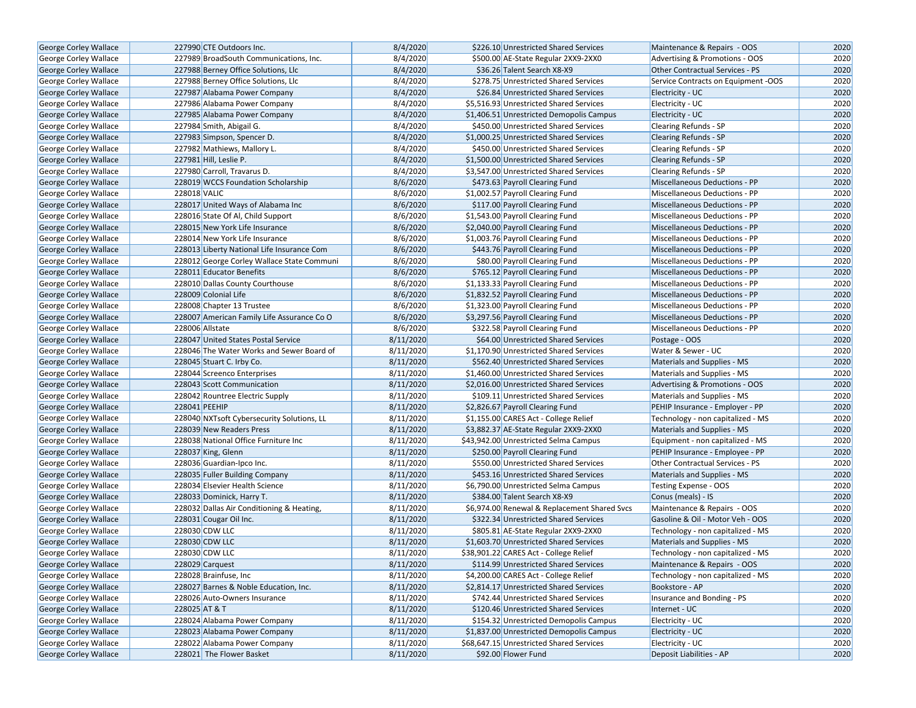| | | | | | | | |
|---|---|---|---|---|---|---|---|
| George Corley Wallace | 227990 | CTE Outdoors Inc. | 8/4/2020 | $226.10 | Unrestricted Shared Services | Maintenance & Repairs - OOS | 2020 |
| George Corley Wallace | 227989 | BroadSouth Communications, Inc. | 8/4/2020 | $500.00 | AE-State Regular 2XX9-2XX0 | Advertising & Promotions - OOS | 2020 |
| George Corley Wallace | 227988 | Berney Office Solutions, Llc | 8/4/2020 | $36.26 | Talent Search X8-X9 | Other Contractual Services - PS | 2020 |
| George Corley Wallace | 227988 | Berney Office Solutions, Llc | 8/4/2020 | $278.75 | Unrestricted Shared Services | Service Contracts on Equipment -OOS | 2020 |
| George Corley Wallace | 227987 | Alabama Power Company | 8/4/2020 | $26.84 | Unrestricted Shared Services | Electricity - UC | 2020 |
| George Corley Wallace | 227986 | Alabama Power Company | 8/4/2020 | $5,516.93 | Unrestricted Shared Services | Electricity - UC | 2020 |
| George Corley Wallace | 227985 | Alabama Power Company | 8/4/2020 | $1,406.51 | Unrestricted Demopolis Campus | Electricity - UC | 2020 |
| George Corley Wallace | 227984 | Smith, Abigail G. | 8/4/2020 | $450.00 | Unrestricted Shared Services | Clearing Refunds - SP | 2020 |
| George Corley Wallace | 227983 | Simpson, Spencer D. | 8/4/2020 | $1,000.25 | Unrestricted Shared Services | Clearing Refunds - SP | 2020 |
| George Corley Wallace | 227982 | Mathiews, Mallory L. | 8/4/2020 | $450.00 | Unrestricted Shared Services | Clearing Refunds - SP | 2020 |
| George Corley Wallace | 227981 | Hill, Leslie P. | 8/4/2020 | $1,500.00 | Unrestricted Shared Services | Clearing Refunds - SP | 2020 |
| George Corley Wallace | 227980 | Carroll, Travarus D. | 8/4/2020 | $3,547.00 | Unrestricted Shared Services | Clearing Refunds - SP | 2020 |
| George Corley Wallace | 228019 | WCCS Foundation Scholarship | 8/6/2020 | $473.63 | Payroll Clearing Fund | Miscellaneous Deductions - PP | 2020 |
| George Corley Wallace | 228018 | VALIC | 8/6/2020 | $1,002.57 | Payroll Clearing Fund | Miscellaneous Deductions - PP | 2020 |
| George Corley Wallace | 228017 | United Ways of Alabama Inc | 8/6/2020 | $117.00 | Payroll Clearing Fund | Miscellaneous Deductions - PP | 2020 |
| George Corley Wallace | 228016 | State Of Al, Child Support | 8/6/2020 | $1,543.00 | Payroll Clearing Fund | Miscellaneous Deductions - PP | 2020 |
| George Corley Wallace | 228015 | New York Life Insurance | 8/6/2020 | $2,040.00 | Payroll Clearing Fund | Miscellaneous Deductions - PP | 2020 |
| George Corley Wallace | 228014 | New York Life Insurance | 8/6/2020 | $1,003.76 | Payroll Clearing Fund | Miscellaneous Deductions - PP | 2020 |
| George Corley Wallace | 228013 | Liberty National Life Insurance Com | 8/6/2020 | $443.76 | Payroll Clearing Fund | Miscellaneous Deductions - PP | 2020 |
| George Corley Wallace | 228012 | George Corley Wallace State Communi | 8/6/2020 | $80.00 | Payroll Clearing Fund | Miscellaneous Deductions - PP | 2020 |
| George Corley Wallace | 228011 | Educator Benefits | 8/6/2020 | $765.12 | Payroll Clearing Fund | Miscellaneous Deductions - PP | 2020 |
| George Corley Wallace | 228010 | Dallas County Courthouse | 8/6/2020 | $1,133.33 | Payroll Clearing Fund | Miscellaneous Deductions - PP | 2020 |
| George Corley Wallace | 228009 | Colonial Life | 8/6/2020 | $1,832.52 | Payroll Clearing Fund | Miscellaneous Deductions - PP | 2020 |
| George Corley Wallace | 228008 | Chapter 13 Trustee | 8/6/2020 | $1,323.00 | Payroll Clearing Fund | Miscellaneous Deductions - PP | 2020 |
| George Corley Wallace | 228007 | American Family Life Assurance Co O | 8/6/2020 | $3,297.56 | Payroll Clearing Fund | Miscellaneous Deductions - PP | 2020 |
| George Corley Wallace | 228006 | Allstate | 8/6/2020 | $322.58 | Payroll Clearing Fund | Miscellaneous Deductions - PP | 2020 |
| George Corley Wallace | 228047 | United States Postal Service | 8/11/2020 | $64.00 | Unrestricted Shared Services | Postage - OOS | 2020 |
| George Corley Wallace | 228046 | The Water Works and Sewer Board of | 8/11/2020 | $1,170.90 | Unrestricted Shared Services | Water & Sewer - UC | 2020 |
| George Corley Wallace | 228045 | Stuart C. Irby Co. | 8/11/2020 | $562.40 | Unrestricted Shared Services | Materials and Supplies - MS | 2020 |
| George Corley Wallace | 228044 | Screenco Enterprises | 8/11/2020 | $1,460.00 | Unrestricted Shared Services | Materials and Supplies - MS | 2020 |
| George Corley Wallace | 228043 | Scott Communication | 8/11/2020 | $2,016.00 | Unrestricted Shared Services | Advertising & Promotions - OOS | 2020 |
| George Corley Wallace | 228042 | Rountree Electric Supply | 8/11/2020 | $109.11 | Unrestricted Shared Services | Materials and Supplies - MS | 2020 |
| George Corley Wallace | 228041 | PEEHIP | 8/11/2020 | $2,826.67 | Payroll Clearing Fund | PEHIP Insurance - Employer - PP | 2020 |
| George Corley Wallace | 228040 | NXTsoft Cybersecurity Solutions, LL | 8/11/2020 | $1,155.00 | CARES Act - College Relief | Technology - non capitalized - MS | 2020 |
| George Corley Wallace | 228039 | New Readers Press | 8/11/2020 | $3,882.37 | AE-State Regular 2XX9-2XX0 | Materials and Supplies - MS | 2020 |
| George Corley Wallace | 228038 | National Office Furniture Inc | 8/11/2020 | $43,942.00 | Unrestricted Selma Campus | Equipment - non capitalized - MS | 2020 |
| George Corley Wallace | 228037 | King, Glenn | 8/11/2020 | $250.00 | Payroll Clearing Fund | PEHIP Insurance - Employee - PP | 2020 |
| George Corley Wallace | 228036 | Guardian-Ipco Inc. | 8/11/2020 | $550.00 | Unrestricted Shared Services | Other Contractual Services - PS | 2020 |
| George Corley Wallace | 228035 | Fuller Building Company | 8/11/2020 | $453.16 | Unrestricted Shared Services | Materials and Supplies - MS | 2020 |
| George Corley Wallace | 228034 | Elsevier Health Science | 8/11/2020 | $6,790.00 | Unrestricted Selma Campus | Testing Expense - OOS | 2020 |
| George Corley Wallace | 228033 | Dominick, Harry T. | 8/11/2020 | $384.00 | Talent Search X8-X9 | Conus (meals) - IS | 2020 |
| George Corley Wallace | 228032 | Dallas Air Conditioning & Heating, | 8/11/2020 | $6,974.00 | Renewal & Replacement Shared Svcs | Maintenance & Repairs - OOS | 2020 |
| George Corley Wallace | 228031 | Cougar Oil Inc. | 8/11/2020 | $322.34 | Unrestricted Shared Services | Gasoline & Oil - Motor Veh - OOS | 2020 |
| George Corley Wallace | 228030 | CDW LLC | 8/11/2020 | $805.81 | AE-State Regular 2XX9-2XX0 | Technology - non capitalized - MS | 2020 |
| George Corley Wallace | 228030 | CDW LLC | 8/11/2020 | $1,603.70 | Unrestricted Shared Services | Materials and Supplies - MS | 2020 |
| George Corley Wallace | 228030 | CDW LLC | 8/11/2020 | $38,901.22 | CARES Act - College Relief | Technology - non capitalized - MS | 2020 |
| George Corley Wallace | 228029 | Carquest | 8/11/2020 | $114.99 | Unrestricted Shared Services | Maintenance & Repairs - OOS | 2020 |
| George Corley Wallace | 228028 | Brainfuse, Inc | 8/11/2020 | $4,200.00 | CARES Act - College Relief | Technology - non capitalized - MS | 2020 |
| George Corley Wallace | 228027 | Barnes & Noble Education, Inc. | 8/11/2020 | $2,814.17 | Unrestricted Shared Services | Bookstore - AP | 2020 |
| George Corley Wallace | 228026 | Auto-Owners Insurance | 8/11/2020 | $742.44 | Unrestricted Shared Services | Insurance and Bonding - PS | 2020 |
| George Corley Wallace | 228025 | AT & T | 8/11/2020 | $120.46 | Unrestricted Shared Services | Internet - UC | 2020 |
| George Corley Wallace | 228024 | Alabama Power Company | 8/11/2020 | $154.32 | Unrestricted Demopolis Campus | Electricity - UC | 2020 |
| George Corley Wallace | 228023 | Alabama Power Company | 8/11/2020 | $1,837.00 | Unrestricted Demopolis Campus | Electricity - UC | 2020 |
| George Corley Wallace | 228022 | Alabama Power Company | 8/11/2020 | $68,647.15 | Unrestricted Shared Services | Electricity - UC | 2020 |
| George Corley Wallace | 228021 | The Flower Basket | 8/11/2020 | $92.00 | Flower Fund | Deposit Liabilities - AP | 2020 |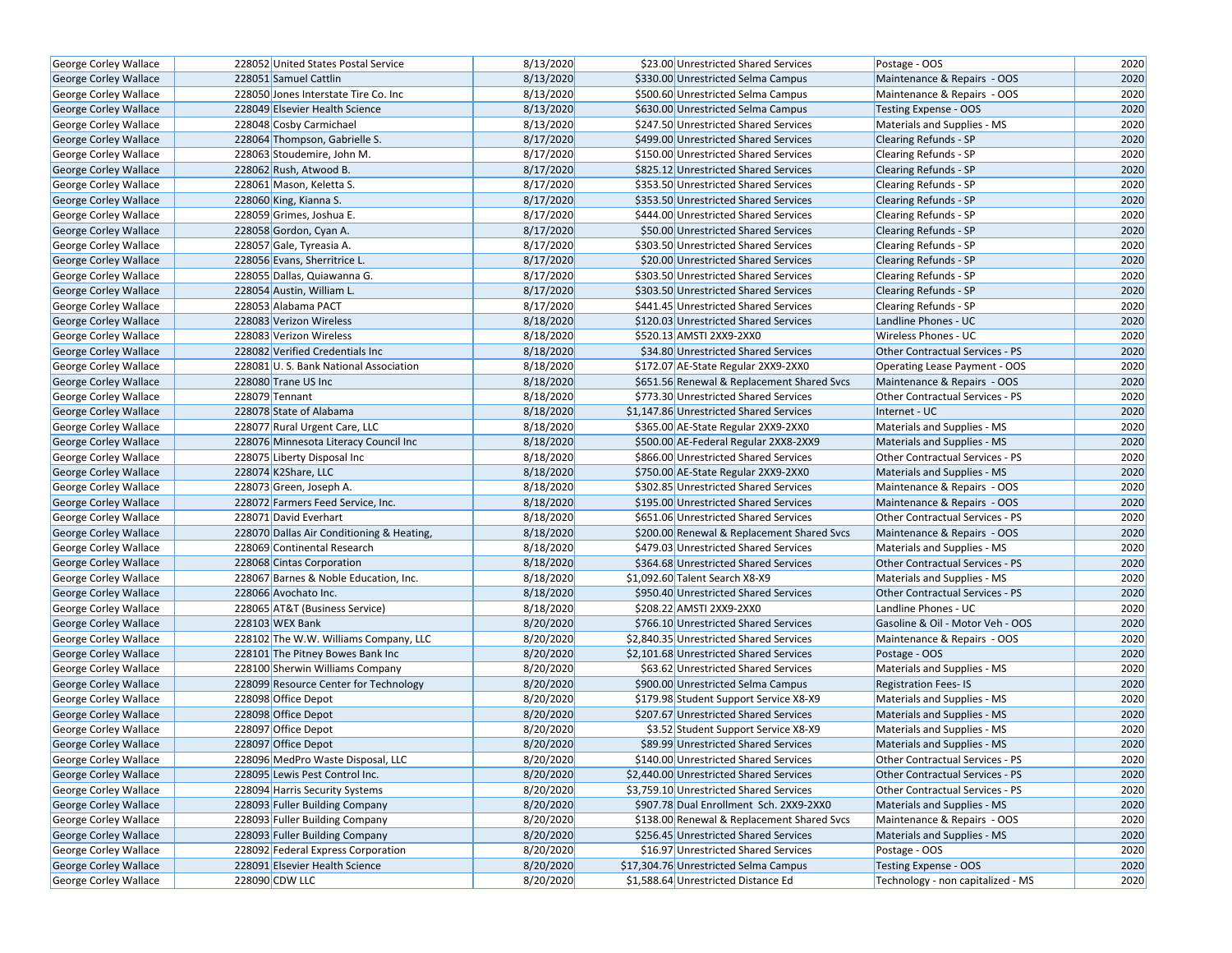| George Corley Wallace | 228052 | United States Postal Service | 8/13/2020 | $23.00 | Unrestricted Shared Services | Postage - OOS | 2020 |
|---|---|---|---|---|---|---|---|
| George Corley Wallace | 228051 | Samuel Cattlin | 8/13/2020 | $330.00 | Unrestricted Selma Campus | Maintenance & Repairs - OOS | 2020 |
| George Corley Wallace | 228050 | Jones Interstate Tire Co. Inc | 8/13/2020 | $500.60 | Unrestricted Selma Campus | Maintenance & Repairs - OOS | 2020 |
| George Corley Wallace | 228049 | Elsevier Health Science | 8/13/2020 | $630.00 | Unrestricted Selma Campus | Testing Expense - OOS | 2020 |
| George Corley Wallace | 228048 | Cosby Carmichael | 8/13/2020 | $247.50 | Unrestricted Shared Services | Materials and Supplies - MS | 2020 |
| George Corley Wallace | 228064 | Thompson, Gabrielle S. | 8/17/2020 | $499.00 | Unrestricted Shared Services | Clearing Refunds - SP | 2020 |
| George Corley Wallace | 228063 | Stoudemire, John M. | 8/17/2020 | $150.00 | Unrestricted Shared Services | Clearing Refunds - SP | 2020 |
| George Corley Wallace | 228062 | Rush, Atwood B. | 8/17/2020 | $825.12 | Unrestricted Shared Services | Clearing Refunds - SP | 2020 |
| George Corley Wallace | 228061 | Mason, Keletta S. | 8/17/2020 | $353.50 | Unrestricted Shared Services | Clearing Refunds - SP | 2020 |
| George Corley Wallace | 228060 | King, Kianna S. | 8/17/2020 | $353.50 | Unrestricted Shared Services | Clearing Refunds - SP | 2020 |
| George Corley Wallace | 228059 | Grimes, Joshua E. | 8/17/2020 | $444.00 | Unrestricted Shared Services | Clearing Refunds - SP | 2020 |
| George Corley Wallace | 228058 | Gordon, Cyan A. | 8/17/2020 | $50.00 | Unrestricted Shared Services | Clearing Refunds - SP | 2020 |
| George Corley Wallace | 228057 | Gale, Tyreasia A. | 8/17/2020 | $303.50 | Unrestricted Shared Services | Clearing Refunds - SP | 2020 |
| George Corley Wallace | 228056 | Evans, Sherritrice L. | 8/17/2020 | $20.00 | Unrestricted Shared Services | Clearing Refunds - SP | 2020 |
| George Corley Wallace | 228055 | Dallas, Quiawanna G. | 8/17/2020 | $303.50 | Unrestricted Shared Services | Clearing Refunds - SP | 2020 |
| George Corley Wallace | 228054 | Austin, William L. | 8/17/2020 | $303.50 | Unrestricted Shared Services | Clearing Refunds - SP | 2020 |
| George Corley Wallace | 228053 | Alabama PACT | 8/17/2020 | $441.45 | Unrestricted Shared Services | Clearing Refunds - SP | 2020 |
| George Corley Wallace | 228083 | Verizon Wireless | 8/18/2020 | $120.03 | Unrestricted Shared Services | Landline Phones - UC | 2020 |
| George Corley Wallace | 228083 | Verizon Wireless | 8/18/2020 | $520.13 | AMSTI 2XX9-2XX0 | Wireless Phones - UC | 2020 |
| George Corley Wallace | 228082 | Verified Credentials Inc | 8/18/2020 | $34.80 | Unrestricted Shared Services | Other Contractual Services - PS | 2020 |
| George Corley Wallace | 228081 | U. S. Bank National Association | 8/18/2020 | $172.07 | AE-State Regular 2XX9-2XX0 | Operating Lease Payment - OOS | 2020 |
| George Corley Wallace | 228080 | Trane US Inc | 8/18/2020 | $651.56 | Renewal & Replacement Shared Svcs | Maintenance & Repairs - OOS | 2020 |
| George Corley Wallace | 228079 | Tennant | 8/18/2020 | $773.30 | Unrestricted Shared Services | Other Contractual Services - PS | 2020 |
| George Corley Wallace | 228078 | State of Alabama | 8/18/2020 | $1,147.86 | Unrestricted Shared Services | Internet - UC | 2020 |
| George Corley Wallace | 228077 | Rural Urgent Care, LLC | 8/18/2020 | $365.00 | AE-State Regular 2XX9-2XX0 | Materials and Supplies - MS | 2020 |
| George Corley Wallace | 228076 | Minnesota Literacy Council Inc | 8/18/2020 | $500.00 | AE-Federal Regular 2XX8-2XX9 | Materials and Supplies - MS | 2020 |
| George Corley Wallace | 228075 | Liberty Disposal Inc | 8/18/2020 | $866.00 | Unrestricted Shared Services | Other Contractual Services - PS | 2020 |
| George Corley Wallace | 228074 | K2Share, LLC | 8/18/2020 | $750.00 | AE-State Regular 2XX9-2XX0 | Materials and Supplies - MS | 2020 |
| George Corley Wallace | 228073 | Green, Joseph A. | 8/18/2020 | $302.85 | Unrestricted Shared Services | Maintenance & Repairs - OOS | 2020 |
| George Corley Wallace | 228072 | Farmers Feed Service, Inc. | 8/18/2020 | $195.00 | Unrestricted Shared Services | Maintenance & Repairs - OOS | 2020 |
| George Corley Wallace | 228071 | David Everhart | 8/18/2020 | $651.06 | Unrestricted Shared Services | Other Contractual Services - PS | 2020 |
| George Corley Wallace | 228070 | Dallas Air Conditioning & Heating, | 8/18/2020 | $200.00 | Renewal & Replacement Shared Svcs | Maintenance & Repairs - OOS | 2020 |
| George Corley Wallace | 228069 | Continental Research | 8/18/2020 | $479.03 | Unrestricted Shared Services | Materials and Supplies - MS | 2020 |
| George Corley Wallace | 228068 | Cintas Corporation | 8/18/2020 | $364.68 | Unrestricted Shared Services | Other Contractual Services - PS | 2020 |
| George Corley Wallace | 228067 | Barnes & Noble Education, Inc. | 8/18/2020 | $1,092.60 | Talent Search X8-X9 | Materials and Supplies - MS | 2020 |
| George Corley Wallace | 228066 | Avochato Inc. | 8/18/2020 | $950.40 | Unrestricted Shared Services | Other Contractual Services - PS | 2020 |
| George Corley Wallace | 228065 | AT&T (Business Service) | 8/18/2020 | $208.22 | AMSTI 2XX9-2XX0 | Landline Phones - UC | 2020 |
| George Corley Wallace | 228103 | WEX Bank | 8/20/2020 | $766.10 | Unrestricted Shared Services | Gasoline & Oil - Motor Veh - OOS | 2020 |
| George Corley Wallace | 228102 | The W.W. Williams Company, LLC | 8/20/2020 | $2,840.35 | Unrestricted Shared Services | Maintenance & Repairs - OOS | 2020 |
| George Corley Wallace | 228101 | The Pitney Bowes Bank Inc | 8/20/2020 | $2,101.68 | Unrestricted Shared Services | Postage - OOS | 2020 |
| George Corley Wallace | 228100 | Sherwin Williams Company | 8/20/2020 | $63.62 | Unrestricted Shared Services | Materials and Supplies - MS | 2020 |
| George Corley Wallace | 228099 | Resource Center for Technology | 8/20/2020 | $900.00 | Unrestricted Selma Campus | Registration Fees- IS | 2020 |
| George Corley Wallace | 228098 | Office Depot | 8/20/2020 | $179.98 | Student Support Service X8-X9 | Materials and Supplies - MS | 2020 |
| George Corley Wallace | 228098 | Office Depot | 8/20/2020 | $207.67 | Unrestricted Shared Services | Materials and Supplies - MS | 2020 |
| George Corley Wallace | 228097 | Office Depot | 8/20/2020 | $3.52 | Student Support Service X8-X9 | Materials and Supplies - MS | 2020 |
| George Corley Wallace | 228097 | Office Depot | 8/20/2020 | $89.99 | Unrestricted Shared Services | Materials and Supplies - MS | 2020 |
| George Corley Wallace | 228096 | MedPro Waste Disposal, LLC | 8/20/2020 | $140.00 | Unrestricted Shared Services | Other Contractual Services - PS | 2020 |
| George Corley Wallace | 228095 | Lewis Pest Control Inc. | 8/20/2020 | $2,440.00 | Unrestricted Shared Services | Other Contractual Services - PS | 2020 |
| George Corley Wallace | 228094 | Harris Security Systems | 8/20/2020 | $3,759.10 | Unrestricted Shared Services | Other Contractual Services - PS | 2020 |
| George Corley Wallace | 228093 | Fuller Building Company | 8/20/2020 | $907.78 | Dual Enrollment Sch. 2XX9-2XX0 | Materials and Supplies - MS | 2020 |
| George Corley Wallace | 228093 | Fuller Building Company | 8/20/2020 | $138.00 | Renewal & Replacement Shared Svcs | Maintenance & Repairs - OOS | 2020 |
| George Corley Wallace | 228093 | Fuller Building Company | 8/20/2020 | $256.45 | Unrestricted Shared Services | Materials and Supplies - MS | 2020 |
| George Corley Wallace | 228092 | Federal Express Corporation | 8/20/2020 | $16.97 | Unrestricted Shared Services | Postage - OOS | 2020 |
| George Corley Wallace | 228091 | Elsevier Health Science | 8/20/2020 | $17,304.76 | Unrestricted Selma Campus | Testing Expense - OOS | 2020 |
| George Corley Wallace | 228090 | CDW LLC | 8/20/2020 | $1,588.64 | Unrestricted Distance Ed | Technology - non capitalized - MS | 2020 |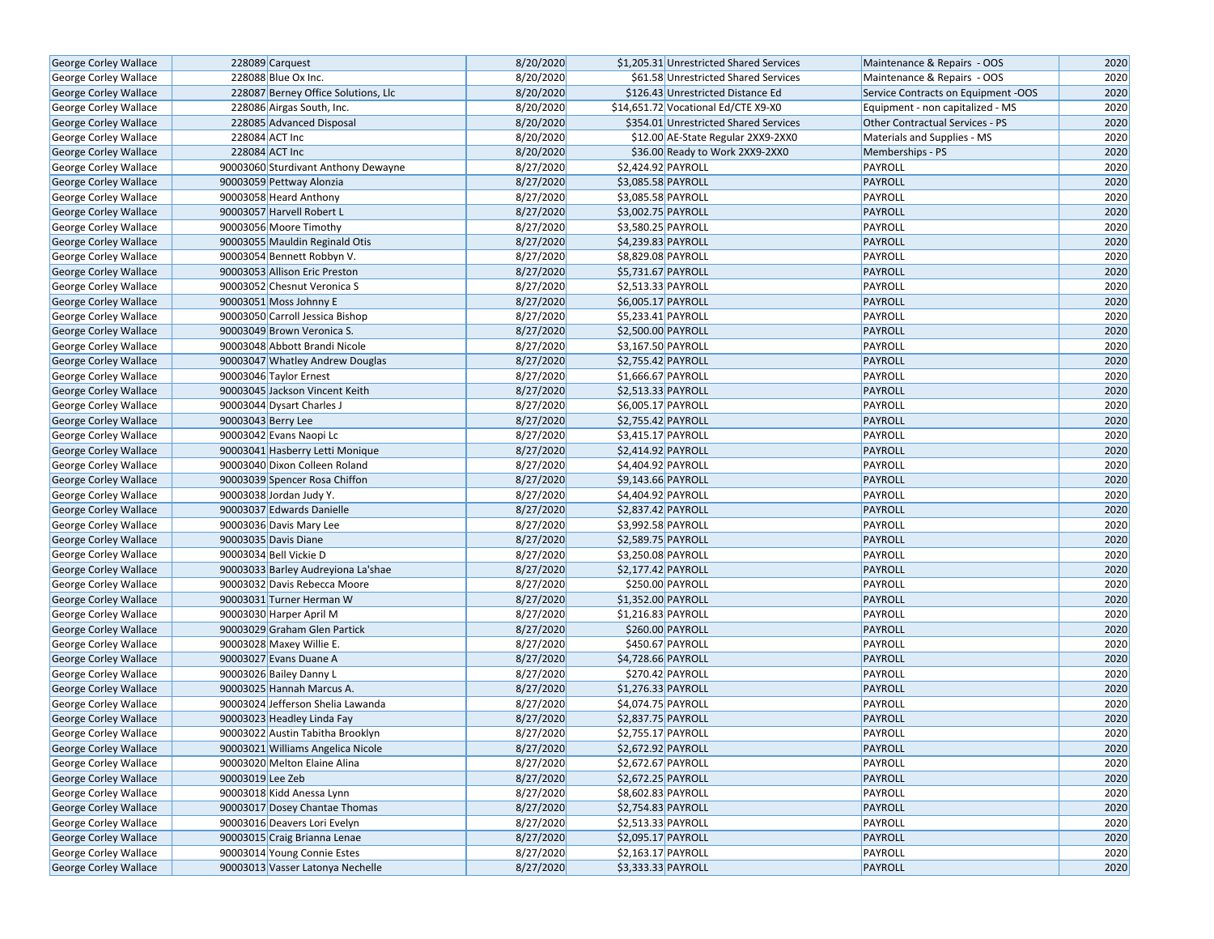| | | | | | | | |
|---|---|---|---|---|---|---|---|
| George Corley Wallace | 228089 | Carquest | 8/20/2020 | $1,205.31 | Unrestricted Shared Services | Maintenance & Repairs - OOS | 2020 |
| George Corley Wallace | 228088 | Blue Ox Inc. | 8/20/2020 | $61.58 | Unrestricted Shared Services | Maintenance & Repairs - OOS | 2020 |
| George Corley Wallace | 228087 | Berney Office Solutions, Llc | 8/20/2020 | $126.43 | Unrestricted Distance Ed | Service Contracts on Equipment -OOS | 2020 |
| George Corley Wallace | 228086 | Airgas South, Inc. | 8/20/2020 | $14,651.72 | Vocational Ed/CTE X9-X0 | Equipment - non capitalized - MS | 2020 |
| George Corley Wallace | 228085 | Advanced Disposal | 8/20/2020 | $354.01 | Unrestricted Shared Services | Other Contractual Services - PS | 2020 |
| George Corley Wallace | 228084 | ACT Inc | 8/20/2020 | $12.00 | AE-State Regular 2XX9-2XX0 | Materials and Supplies - MS | 2020 |
| George Corley Wallace | 228084 | ACT Inc | 8/20/2020 | $36.00 | Ready to Work 2XX9-2XX0 | Memberships - PS | 2020 |
| George Corley Wallace | 90003060 | Sturdivant Anthony Dewayne | 8/27/2020 | $2,424.92 | PAYROLL | PAYROLL | 2020 |
| George Corley Wallace | 90003059 | Pettway Alonzia | 8/27/2020 | $3,085.58 | PAYROLL | PAYROLL | 2020 |
| George Corley Wallace | 90003058 | Heard Anthony | 8/27/2020 | $3,085.58 | PAYROLL | PAYROLL | 2020 |
| George Corley Wallace | 90003057 | Harvell Robert L | 8/27/2020 | $3,002.75 | PAYROLL | PAYROLL | 2020 |
| George Corley Wallace | 90003056 | Moore Timothy | 8/27/2020 | $3,580.25 | PAYROLL | PAYROLL | 2020 |
| George Corley Wallace | 90003055 | Mauldin Reginald Otis | 8/27/2020 | $4,239.83 | PAYROLL | PAYROLL | 2020 |
| George Corley Wallace | 90003054 | Bennett Robbyn V. | 8/27/2020 | $8,829.08 | PAYROLL | PAYROLL | 2020 |
| George Corley Wallace | 90003053 | Allison Eric Preston | 8/27/2020 | $5,731.67 | PAYROLL | PAYROLL | 2020 |
| George Corley Wallace | 90003052 | Chesnut Veronica S | 8/27/2020 | $2,513.33 | PAYROLL | PAYROLL | 2020 |
| George Corley Wallace | 90003051 | Moss Johnny E | 8/27/2020 | $6,005.17 | PAYROLL | PAYROLL | 2020 |
| George Corley Wallace | 90003050 | Carroll Jessica Bishop | 8/27/2020 | $5,233.41 | PAYROLL | PAYROLL | 2020 |
| George Corley Wallace | 90003049 | Brown Veronica S. | 8/27/2020 | $2,500.00 | PAYROLL | PAYROLL | 2020 |
| George Corley Wallace | 90003048 | Abbott Brandi Nicole | 8/27/2020 | $3,167.50 | PAYROLL | PAYROLL | 2020 |
| George Corley Wallace | 90003047 | Whatley Andrew Douglas | 8/27/2020 | $2,755.42 | PAYROLL | PAYROLL | 2020 |
| George Corley Wallace | 90003046 | Taylor Ernest | 8/27/2020 | $1,666.67 | PAYROLL | PAYROLL | 2020 |
| George Corley Wallace | 90003045 | Jackson Vincent Keith | 8/27/2020 | $2,513.33 | PAYROLL | PAYROLL | 2020 |
| George Corley Wallace | 90003044 | Dysart Charles J | 8/27/2020 | $6,005.17 | PAYROLL | PAYROLL | 2020 |
| George Corley Wallace | 90003043 | Berry Lee | 8/27/2020 | $2,755.42 | PAYROLL | PAYROLL | 2020 |
| George Corley Wallace | 90003042 | Evans Naopi Lc | 8/27/2020 | $3,415.17 | PAYROLL | PAYROLL | 2020 |
| George Corley Wallace | 90003041 | Hasberry Letti Monique | 8/27/2020 | $2,414.92 | PAYROLL | PAYROLL | 2020 |
| George Corley Wallace | 90003040 | Dixon Colleen Roland | 8/27/2020 | $4,404.92 | PAYROLL | PAYROLL | 2020 |
| George Corley Wallace | 90003039 | Spencer Rosa Chiffon | 8/27/2020 | $9,143.66 | PAYROLL | PAYROLL | 2020 |
| George Corley Wallace | 90003038 | Jordan Judy Y. | 8/27/2020 | $4,404.92 | PAYROLL | PAYROLL | 2020 |
| George Corley Wallace | 90003037 | Edwards Danielle | 8/27/2020 | $2,837.42 | PAYROLL | PAYROLL | 2020 |
| George Corley Wallace | 90003036 | Davis Mary Lee | 8/27/2020 | $3,992.58 | PAYROLL | PAYROLL | 2020 |
| George Corley Wallace | 90003035 | Davis Diane | 8/27/2020 | $2,589.75 | PAYROLL | PAYROLL | 2020 |
| George Corley Wallace | 90003034 | Bell Vickie D | 8/27/2020 | $3,250.08 | PAYROLL | PAYROLL | 2020 |
| George Corley Wallace | 90003033 | Barley Audreyiona La'shae | 8/27/2020 | $2,177.42 | PAYROLL | PAYROLL | 2020 |
| George Corley Wallace | 90003032 | Davis Rebecca Moore | 8/27/2020 | $250.00 | PAYROLL | PAYROLL | 2020 |
| George Corley Wallace | 90003031 | Turner Herman W | 8/27/2020 | $1,352.00 | PAYROLL | PAYROLL | 2020 |
| George Corley Wallace | 90003030 | Harper April M | 8/27/2020 | $1,216.83 | PAYROLL | PAYROLL | 2020 |
| George Corley Wallace | 90003029 | Graham Glen Partick | 8/27/2020 | $260.00 | PAYROLL | PAYROLL | 2020 |
| George Corley Wallace | 90003028 | Maxey Willie E. | 8/27/2020 | $450.67 | PAYROLL | PAYROLL | 2020 |
| George Corley Wallace | 90003027 | Evans Duane A | 8/27/2020 | $4,728.66 | PAYROLL | PAYROLL | 2020 |
| George Corley Wallace | 90003026 | Bailey Danny L | 8/27/2020 | $270.42 | PAYROLL | PAYROLL | 2020 |
| George Corley Wallace | 90003025 | Hannah Marcus A. | 8/27/2020 | $1,276.33 | PAYROLL | PAYROLL | 2020 |
| George Corley Wallace | 90003024 | Jefferson Shelia Lawanda | 8/27/2020 | $4,074.75 | PAYROLL | PAYROLL | 2020 |
| George Corley Wallace | 90003023 | Headley Linda Fay | 8/27/2020 | $2,837.75 | PAYROLL | PAYROLL | 2020 |
| George Corley Wallace | 90003022 | Austin Tabitha Brooklyn | 8/27/2020 | $2,755.17 | PAYROLL | PAYROLL | 2020 |
| George Corley Wallace | 90003021 | Williams Angelica Nicole | 8/27/2020 | $2,672.92 | PAYROLL | PAYROLL | 2020 |
| George Corley Wallace | 90003020 | Melton Elaine Alina | 8/27/2020 | $2,672.67 | PAYROLL | PAYROLL | 2020 |
| George Corley Wallace | 90003019 | Lee Zeb | 8/27/2020 | $2,672.25 | PAYROLL | PAYROLL | 2020 |
| George Corley Wallace | 90003018 | Kidd Anessa Lynn | 8/27/2020 | $8,602.83 | PAYROLL | PAYROLL | 2020 |
| George Corley Wallace | 90003017 | Dosey Chantae Thomas | 8/27/2020 | $2,754.83 | PAYROLL | PAYROLL | 2020 |
| George Corley Wallace | 90003016 | Deavers Lori Evelyn | 8/27/2020 | $2,513.33 | PAYROLL | PAYROLL | 2020 |
| George Corley Wallace | 90003015 | Craig Brianna Lenae | 8/27/2020 | $2,095.17 | PAYROLL | PAYROLL | 2020 |
| George Corley Wallace | 90003014 | Young Connie Estes | 8/27/2020 | $2,163.17 | PAYROLL | PAYROLL | 2020 |
| George Corley Wallace | 90003013 | Vasser Latonya Nechelle | 8/27/2020 | $3,333.33 | PAYROLL | PAYROLL | 2020 |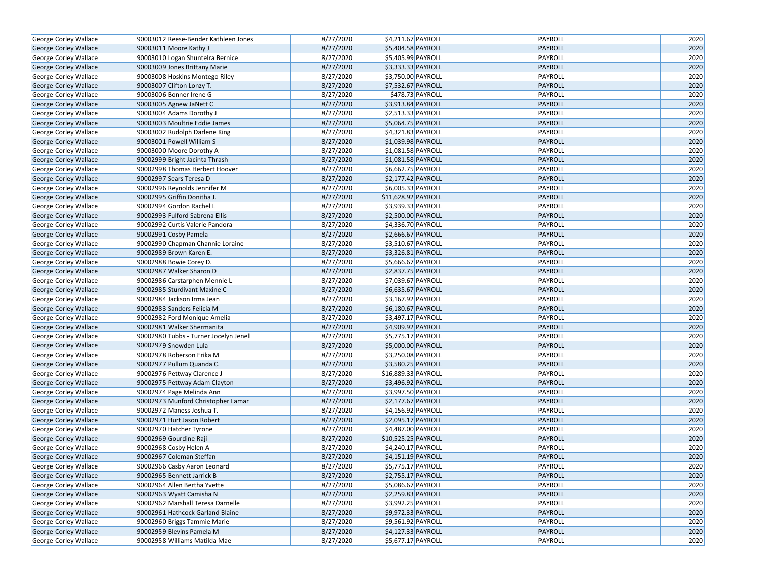| George Corley Wallace | 90003012 | Reese-Bender Kathleen Jones | 8/27/2020 | $4,211.67 | PAYROLL | PAYROLL | 2020 |
|---|---|---|---|---|---|---|---|
| George Corley Wallace | 90003011 | Moore Kathy J | 8/27/2020 | $5,404.58 | PAYROLL | PAYROLL | 2020 |
| George Corley Wallace | 90003010 | Logan Shuntelra Bernice | 8/27/2020 | $5,405.99 | PAYROLL | PAYROLL | 2020 |
| George Corley Wallace | 90003009 | Jones Brittany Marie | 8/27/2020 | $3,333.33 | PAYROLL | PAYROLL | 2020 |
| George Corley Wallace | 90003008 | Hoskins Montego Riley | 8/27/2020 | $3,750.00 | PAYROLL | PAYROLL | 2020 |
| George Corley Wallace | 90003007 | Clifton Lonzy T. | 8/27/2020 | $7,532.67 | PAYROLL | PAYROLL | 2020 |
| George Corley Wallace | 90003006 | Bonner Irene G | 8/27/2020 | $478.73 | PAYROLL | PAYROLL | 2020 |
| George Corley Wallace | 90003005 | Agnew JaNett C | 8/27/2020 | $3,913.84 | PAYROLL | PAYROLL | 2020 |
| George Corley Wallace | 90003004 | Adams Dorothy J | 8/27/2020 | $2,513.33 | PAYROLL | PAYROLL | 2020 |
| George Corley Wallace | 90003003 | Moultrie Eddie James | 8/27/2020 | $5,064.75 | PAYROLL | PAYROLL | 2020 |
| George Corley Wallace | 90003002 | Rudolph Darlene King | 8/27/2020 | $4,321.83 | PAYROLL | PAYROLL | 2020 |
| George Corley Wallace | 90003001 | Powell William S | 8/27/2020 | $1,039.98 | PAYROLL | PAYROLL | 2020 |
| George Corley Wallace | 90003000 | Moore Dorothy A | 8/27/2020 | $1,081.58 | PAYROLL | PAYROLL | 2020 |
| George Corley Wallace | 90002999 | Bright Jacinta Thrash | 8/27/2020 | $1,081.58 | PAYROLL | PAYROLL | 2020 |
| George Corley Wallace | 90002998 | Thomas Herbert Hoover | 8/27/2020 | $6,662.75 | PAYROLL | PAYROLL | 2020 |
| George Corley Wallace | 90002997 | Sears Teresa D | 8/27/2020 | $2,177.42 | PAYROLL | PAYROLL | 2020 |
| George Corley Wallace | 90002996 | Reynolds Jennifer M | 8/27/2020 | $6,005.33 | PAYROLL | PAYROLL | 2020 |
| George Corley Wallace | 90002995 | Griffin Donitha J. | 8/27/2020 | $11,628.92 | PAYROLL | PAYROLL | 2020 |
| George Corley Wallace | 90002994 | Gordon Rachel L | 8/27/2020 | $3,939.33 | PAYROLL | PAYROLL | 2020 |
| George Corley Wallace | 90002993 | Fulford Sabrena Ellis | 8/27/2020 | $2,500.00 | PAYROLL | PAYROLL | 2020 |
| George Corley Wallace | 90002992 | Curtis Valerie Pandora | 8/27/2020 | $4,336.70 | PAYROLL | PAYROLL | 2020 |
| George Corley Wallace | 90002991 | Cosby Pamela | 8/27/2020 | $2,666.67 | PAYROLL | PAYROLL | 2020 |
| George Corley Wallace | 90002990 | Chapman Channie Loraine | 8/27/2020 | $3,510.67 | PAYROLL | PAYROLL | 2020 |
| George Corley Wallace | 90002989 | Brown Karen E. | 8/27/2020 | $3,326.81 | PAYROLL | PAYROLL | 2020 |
| George Corley Wallace | 90002988 | Bowie Corey D. | 8/27/2020 | $5,666.67 | PAYROLL | PAYROLL | 2020 |
| George Corley Wallace | 90002987 | Walker Sharon D | 8/27/2020 | $2,837.75 | PAYROLL | PAYROLL | 2020 |
| George Corley Wallace | 90002986 | Carstarphen Mennie L | 8/27/2020 | $7,039.67 | PAYROLL | PAYROLL | 2020 |
| George Corley Wallace | 90002985 | Sturdivant Maxine C | 8/27/2020 | $6,635.67 | PAYROLL | PAYROLL | 2020 |
| George Corley Wallace | 90002984 | Jackson Irma Jean | 8/27/2020 | $3,167.92 | PAYROLL | PAYROLL | 2020 |
| George Corley Wallace | 90002983 | Sanders Felicia M | 8/27/2020 | $6,180.67 | PAYROLL | PAYROLL | 2020 |
| George Corley Wallace | 90002982 | Ford Monique Amelia | 8/27/2020 | $3,497.17 | PAYROLL | PAYROLL | 2020 |
| George Corley Wallace | 90002981 | Walker Shermanita | 8/27/2020 | $4,909.92 | PAYROLL | PAYROLL | 2020 |
| George Corley Wallace | 90002980 | Tubbs - Turner Jocelyn Jenell | 8/27/2020 | $5,775.17 | PAYROLL | PAYROLL | 2020 |
| George Corley Wallace | 90002979 | Snowden Lula | 8/27/2020 | $5,000.00 | PAYROLL | PAYROLL | 2020 |
| George Corley Wallace | 90002978 | Roberson Erika M | 8/27/2020 | $3,250.08 | PAYROLL | PAYROLL | 2020 |
| George Corley Wallace | 90002977 | Pullum Quanda C. | 8/27/2020 | $3,580.25 | PAYROLL | PAYROLL | 2020 |
| George Corley Wallace | 90002976 | Pettway Clarence J | 8/27/2020 | $16,889.33 | PAYROLL | PAYROLL | 2020 |
| George Corley Wallace | 90002975 | Pettway Adam Clayton | 8/27/2020 | $3,496.92 | PAYROLL | PAYROLL | 2020 |
| George Corley Wallace | 90002974 | Page Melinda Ann | 8/27/2020 | $3,997.50 | PAYROLL | PAYROLL | 2020 |
| George Corley Wallace | 90002973 | Munford Christopher Lamar | 8/27/2020 | $2,177.67 | PAYROLL | PAYROLL | 2020 |
| George Corley Wallace | 90002972 | Maness Joshua T. | 8/27/2020 | $4,156.92 | PAYROLL | PAYROLL | 2020 |
| George Corley Wallace | 90002971 | Hurt Jason Robert | 8/27/2020 | $2,095.17 | PAYROLL | PAYROLL | 2020 |
| George Corley Wallace | 90002970 | Hatcher Tyrone | 8/27/2020 | $4,487.00 | PAYROLL | PAYROLL | 2020 |
| George Corley Wallace | 90002969 | Gourdine Raji | 8/27/2020 | $10,525.25 | PAYROLL | PAYROLL | 2020 |
| George Corley Wallace | 90002968 | Cosby Helen A | 8/27/2020 | $4,240.17 | PAYROLL | PAYROLL | 2020 |
| George Corley Wallace | 90002967 | Coleman Steffan | 8/27/2020 | $4,151.19 | PAYROLL | PAYROLL | 2020 |
| George Corley Wallace | 90002966 | Casby Aaron Leonard | 8/27/2020 | $5,775.17 | PAYROLL | PAYROLL | 2020 |
| George Corley Wallace | 90002965 | Bennett Jarrick B | 8/27/2020 | $2,755.17 | PAYROLL | PAYROLL | 2020 |
| George Corley Wallace | 90002964 | Allen Bertha Yvette | 8/27/2020 | $5,086.67 | PAYROLL | PAYROLL | 2020 |
| George Corley Wallace | 90002963 | Wyatt Camisha N | 8/27/2020 | $2,259.83 | PAYROLL | PAYROLL | 2020 |
| George Corley Wallace | 90002962 | Marshall Teresa Darnelle | 8/27/2020 | $3,992.25 | PAYROLL | PAYROLL | 2020 |
| George Corley Wallace | 90002961 | Hathcock Garland Blaine | 8/27/2020 | $9,972.33 | PAYROLL | PAYROLL | 2020 |
| George Corley Wallace | 90002960 | Briggs Tammie Marie | 8/27/2020 | $9,561.92 | PAYROLL | PAYROLL | 2020 |
| George Corley Wallace | 90002959 | Blevins Pamela M | 8/27/2020 | $4,127.33 | PAYROLL | PAYROLL | 2020 |
| George Corley Wallace | 90002958 | Williams Matilda Mae | 8/27/2020 | $5,677.17 | PAYROLL | PAYROLL | 2020 |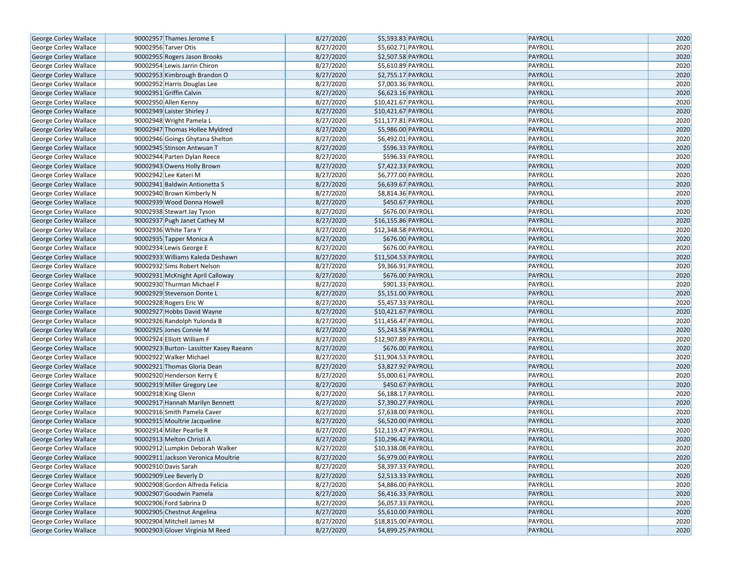| | | | | | | | |
|---|---|---|---|---|---|---|---|
| George Corley Wallace | 90002957 | Thames Jerome E | 8/27/2020 | $5,593.83 | PAYROLL | PAYROLL | 2020 |
| George Corley Wallace | 90002956 | Tarver Otis | 8/27/2020 | $5,602.71 | PAYROLL | PAYROLL | 2020 |
| George Corley Wallace | 90002955 | Rogers Jason Brooks | 8/27/2020 | $2,507.58 | PAYROLL | PAYROLL | 2020 |
| George Corley Wallace | 90002954 | Lewis Jarrin Chiron | 8/27/2020 | $5,610.89 | PAYROLL | PAYROLL | 2020 |
| George Corley Wallace | 90002953 | Kimbrough Brandon O | 8/27/2020 | $2,755.17 | PAYROLL | PAYROLL | 2020 |
| George Corley Wallace | 90002952 | Harris Douglas Lee | 8/27/2020 | $7,003.36 | PAYROLL | PAYROLL | 2020 |
| George Corley Wallace | 90002951 | Griffin Calvin | 8/27/2020 | $6,623.16 | PAYROLL | PAYROLL | 2020 |
| George Corley Wallace | 90002950 | Allen Kenny | 8/27/2020 | $10,421.67 | PAYROLL | PAYROLL | 2020 |
| George Corley Wallace | 90002949 | Laister Shirley J | 8/27/2020 | $10,421.67 | PAYROLL | PAYROLL | 2020 |
| George Corley Wallace | 90002948 | Wright Pamela L | 8/27/2020 | $11,177.81 | PAYROLL | PAYROLL | 2020 |
| George Corley Wallace | 90002947 | Thomas Hollee Myldred | 8/27/2020 | $5,986.00 | PAYROLL | PAYROLL | 2020 |
| George Corley Wallace | 90002946 | Goings Ghytana Shelton | 8/27/2020 | $6,492.01 | PAYROLL | PAYROLL | 2020 |
| George Corley Wallace | 90002945 | Stinson Antwuan T | 8/27/2020 | $596.33 | PAYROLL | PAYROLL | 2020 |
| George Corley Wallace | 90002944 | Parten Dylan Reece | 8/27/2020 | $596.33 | PAYROLL | PAYROLL | 2020 |
| George Corley Wallace | 90002943 | Owens Holly Brown | 8/27/2020 | $7,422.33 | PAYROLL | PAYROLL | 2020 |
| George Corley Wallace | 90002942 | Lee Kateri M | 8/27/2020 | $6,777.00 | PAYROLL | PAYROLL | 2020 |
| George Corley Wallace | 90002941 | Baldwin Antionetta S | 8/27/2020 | $6,639.67 | PAYROLL | PAYROLL | 2020 |
| George Corley Wallace | 90002940 | Brown Kimberly N | 8/27/2020 | $8,814.36 | PAYROLL | PAYROLL | 2020 |
| George Corley Wallace | 90002939 | Wood Donna Howell | 8/27/2020 | $450.67 | PAYROLL | PAYROLL | 2020 |
| George Corley Wallace | 90002938 | Stewart Jay Tyson | 8/27/2020 | $676.00 | PAYROLL | PAYROLL | 2020 |
| George Corley Wallace | 90002937 | Pugh Janet Cathey M | 8/27/2020 | $16,155.86 | PAYROLL | PAYROLL | 2020 |
| George Corley Wallace | 90002936 | White Tara Y | 8/27/2020 | $12,348.58 | PAYROLL | PAYROLL | 2020 |
| George Corley Wallace | 90002935 | Tapper Monica A | 8/27/2020 | $676.00 | PAYROLL | PAYROLL | 2020 |
| George Corley Wallace | 90002934 | Lewis George E | 8/27/2020 | $676.00 | PAYROLL | PAYROLL | 2020 |
| George Corley Wallace | 90002933 | Williams Kaleda Deshawn | 8/27/2020 | $11,504.53 | PAYROLL | PAYROLL | 2020 |
| George Corley Wallace | 90002932 | Sims Robert Nelson | 8/27/2020 | $9,366.91 | PAYROLL | PAYROLL | 2020 |
| George Corley Wallace | 90002931 | McKnight April Calloway | 8/27/2020 | $676.00 | PAYROLL | PAYROLL | 2020 |
| George Corley Wallace | 90002930 | Thurman Michael F | 8/27/2020 | $901.33 | PAYROLL | PAYROLL | 2020 |
| George Corley Wallace | 90002929 | Stevenson Donte L | 8/27/2020 | $5,151.00 | PAYROLL | PAYROLL | 2020 |
| George Corley Wallace | 90002928 | Rogers Eric W | 8/27/2020 | $5,457.33 | PAYROLL | PAYROLL | 2020 |
| George Corley Wallace | 90002927 | Hobbs David Wayne | 8/27/2020 | $10,421.67 | PAYROLL | PAYROLL | 2020 |
| George Corley Wallace | 90002926 | Randolph Yulonda B | 8/27/2020 | $11,456.47 | PAYROLL | PAYROLL | 2020 |
| George Corley Wallace | 90002925 | Jones Connie M | 8/27/2020 | $5,243.58 | PAYROLL | PAYROLL | 2020 |
| George Corley Wallace | 90002924 | Elliott William F | 8/27/2020 | $12,907.89 | PAYROLL | PAYROLL | 2020 |
| George Corley Wallace | 90002923 | Burton- Lassitter Kasey Raeann | 8/27/2020 | $676.00 | PAYROLL | PAYROLL | 2020 |
| George Corley Wallace | 90002922 | Walker Michael | 8/27/2020 | $11,904.53 | PAYROLL | PAYROLL | 2020 |
| George Corley Wallace | 90002921 | Thomas Gloria Dean | 8/27/2020 | $3,827.92 | PAYROLL | PAYROLL | 2020 |
| George Corley Wallace | 90002920 | Henderson Kerry E | 8/27/2020 | $5,000.61 | PAYROLL | PAYROLL | 2020 |
| George Corley Wallace | 90002919 | Miller Gregory Lee | 8/27/2020 | $450.67 | PAYROLL | PAYROLL | 2020 |
| George Corley Wallace | 90002918 | King Glenn | 8/27/2020 | $6,188.17 | PAYROLL | PAYROLL | 2020 |
| George Corley Wallace | 90002917 | Hannah Marilyn Bennett | 8/27/2020 | $7,390.27 | PAYROLL | PAYROLL | 2020 |
| George Corley Wallace | 90002916 | Smith Pamela Caver | 8/27/2020 | $7,638.00 | PAYROLL | PAYROLL | 2020 |
| George Corley Wallace | 90002915 | Moultrie Jacqueline | 8/27/2020 | $6,520.00 | PAYROLL | PAYROLL | 2020 |
| George Corley Wallace | 90002914 | Miller Pearlie R | 8/27/2020 | $12,119.47 | PAYROLL | PAYROLL | 2020 |
| George Corley Wallace | 90002913 | Melton Christi A | 8/27/2020 | $10,296.42 | PAYROLL | PAYROLL | 2020 |
| George Corley Wallace | 90002912 | Lumpkin Deborah Walker | 8/27/2020 | $10,338.08 | PAYROLL | PAYROLL | 2020 |
| George Corley Wallace | 90002911 | Jackson Veronica Moultrie | 8/27/2020 | $6,979.00 | PAYROLL | PAYROLL | 2020 |
| George Corley Wallace | 90002910 | Davis Sarah | 8/27/2020 | $8,397.33 | PAYROLL | PAYROLL | 2020 |
| George Corley Wallace | 90002909 | Lee Beverly D | 8/27/2020 | $2,513.33 | PAYROLL | PAYROLL | 2020 |
| George Corley Wallace | 90002908 | Gordon Alfreda Felicia | 8/27/2020 | $4,886.00 | PAYROLL | PAYROLL | 2020 |
| George Corley Wallace | 90002907 | Goodwin Pamela | 8/27/2020 | $6,416.33 | PAYROLL | PAYROLL | 2020 |
| George Corley Wallace | 90002906 | Ford Sabrina D | 8/27/2020 | $6,057.33 | PAYROLL | PAYROLL | 2020 |
| George Corley Wallace | 90002905 | Chestnut Angelina | 8/27/2020 | $5,610.00 | PAYROLL | PAYROLL | 2020 |
| George Corley Wallace | 90002904 | Mitchell James M | 8/27/2020 | $18,815.00 | PAYROLL | PAYROLL | 2020 |
| George Corley Wallace | 90002903 | Glover Virginia M Reed | 8/27/2020 | $4,899.25 | PAYROLL | PAYROLL | 2020 |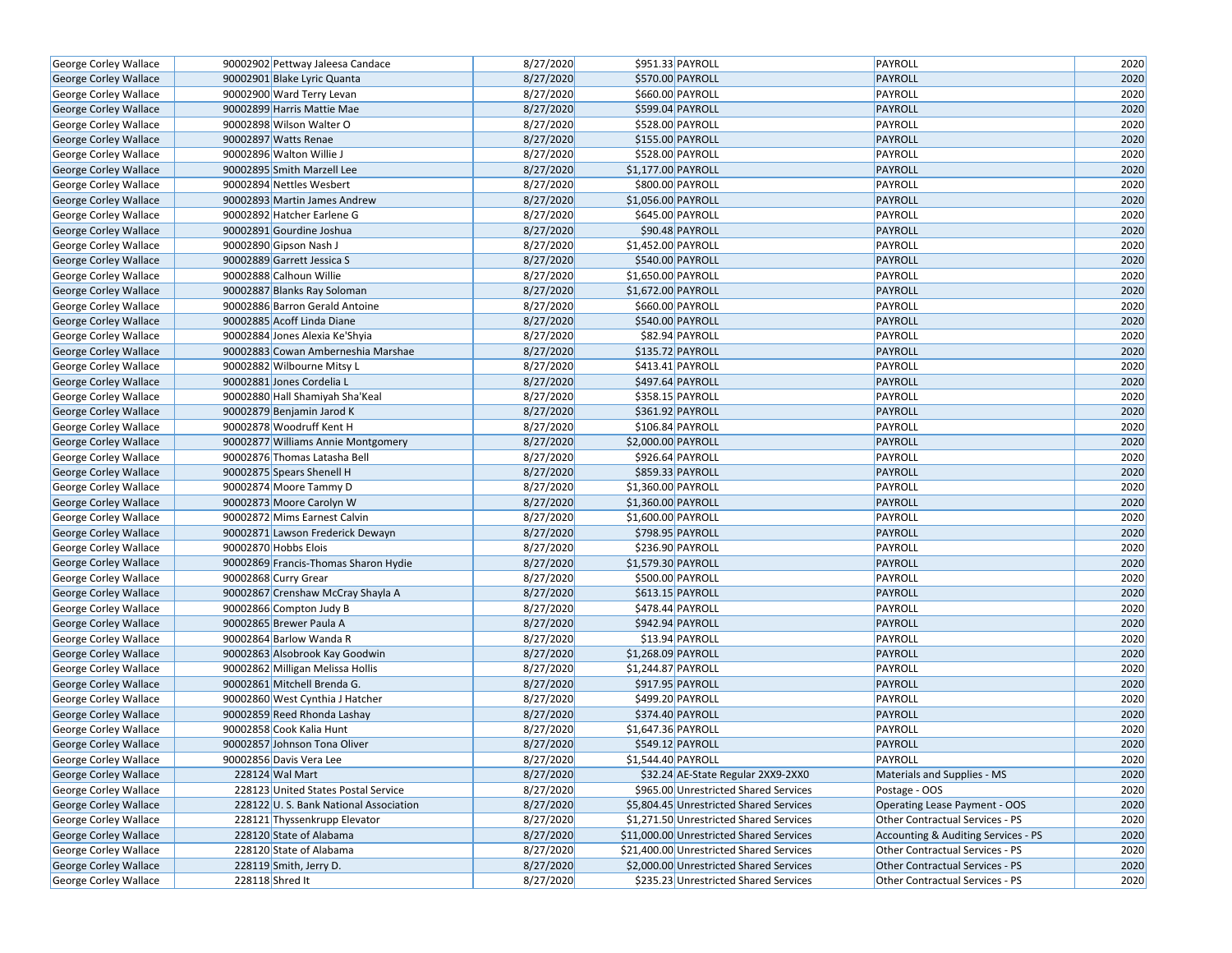| | | | | | | |
|---|---|---|---|---|---|---|
| George Corley Wallace | 90002902 | Pettway Jaleesa Candace | 8/27/2020 | $951.33 | PAYROLL | PAYROLL | 2020 |
| George Corley Wallace | 90002901 | Blake Lyric Quanta | 8/27/2020 | $570.00 | PAYROLL | PAYROLL | 2020 |
| George Corley Wallace | 90002900 | Ward Terry Levan | 8/27/2020 | $660.00 | PAYROLL | PAYROLL | 2020 |
| George Corley Wallace | 90002899 | Harris Mattie Mae | 8/27/2020 | $599.04 | PAYROLL | PAYROLL | 2020 |
| George Corley Wallace | 90002898 | Wilson Walter O | 8/27/2020 | $528.00 | PAYROLL | PAYROLL | 2020 |
| George Corley Wallace | 90002897 | Watts Renae | 8/27/2020 | $155.00 | PAYROLL | PAYROLL | 2020 |
| George Corley Wallace | 90002896 | Walton Willie J | 8/27/2020 | $528.00 | PAYROLL | PAYROLL | 2020 |
| George Corley Wallace | 90002895 | Smith Marzell Lee | 8/27/2020 | $1,177.00 | PAYROLL | PAYROLL | 2020 |
| George Corley Wallace | 90002894 | Nettles Wesbert | 8/27/2020 | $800.00 | PAYROLL | PAYROLL | 2020 |
| George Corley Wallace | 90002893 | Martin James Andrew | 8/27/2020 | $1,056.00 | PAYROLL | PAYROLL | 2020 |
| George Corley Wallace | 90002892 | Hatcher Earlene G | 8/27/2020 | $645.00 | PAYROLL | PAYROLL | 2020 |
| George Corley Wallace | 90002891 | Gourdine Joshua | 8/27/2020 | $90.48 | PAYROLL | PAYROLL | 2020 |
| George Corley Wallace | 90002890 | Gipson Nash J | 8/27/2020 | $1,452.00 | PAYROLL | PAYROLL | 2020 |
| George Corley Wallace | 90002889 | Garrett Jessica S | 8/27/2020 | $540.00 | PAYROLL | PAYROLL | 2020 |
| George Corley Wallace | 90002888 | Calhoun Willie | 8/27/2020 | $1,650.00 | PAYROLL | PAYROLL | 2020 |
| George Corley Wallace | 90002887 | Blanks Ray Soloman | 8/27/2020 | $1,672.00 | PAYROLL | PAYROLL | 2020 |
| George Corley Wallace | 90002886 | Barron Gerald Antoine | 8/27/2020 | $660.00 | PAYROLL | PAYROLL | 2020 |
| George Corley Wallace | 90002885 | Acoff Linda Diane | 8/27/2020 | $540.00 | PAYROLL | PAYROLL | 2020 |
| George Corley Wallace | 90002884 | Jones Alexia Ke'Shyia | 8/27/2020 | $82.94 | PAYROLL | PAYROLL | 2020 |
| George Corley Wallace | 90002883 | Cowan Amberneshia Marshae | 8/27/2020 | $135.72 | PAYROLL | PAYROLL | 2020 |
| George Corley Wallace | 90002882 | Wilbourne Mitsy L | 8/27/2020 | $413.41 | PAYROLL | PAYROLL | 2020 |
| George Corley Wallace | 90002881 | Jones Cordelia L | 8/27/2020 | $497.64 | PAYROLL | PAYROLL | 2020 |
| George Corley Wallace | 90002880 | Hall Shamiyah Sha'Keal | 8/27/2020 | $358.15 | PAYROLL | PAYROLL | 2020 |
| George Corley Wallace | 90002879 | Benjamin Jarod K | 8/27/2020 | $361.92 | PAYROLL | PAYROLL | 2020 |
| George Corley Wallace | 90002878 | Woodruff Kent H | 8/27/2020 | $106.84 | PAYROLL | PAYROLL | 2020 |
| George Corley Wallace | 90002877 | Williams Annie Montgomery | 8/27/2020 | $2,000.00 | PAYROLL | PAYROLL | 2020 |
| George Corley Wallace | 90002876 | Thomas Latasha Bell | 8/27/2020 | $926.64 | PAYROLL | PAYROLL | 2020 |
| George Corley Wallace | 90002875 | Spears Shenell H | 8/27/2020 | $859.33 | PAYROLL | PAYROLL | 2020 |
| George Corley Wallace | 90002874 | Moore Tammy D | 8/27/2020 | $1,360.00 | PAYROLL | PAYROLL | 2020 |
| George Corley Wallace | 90002873 | Moore Carolyn W | 8/27/2020 | $1,360.00 | PAYROLL | PAYROLL | 2020 |
| George Corley Wallace | 90002872 | Mims Earnest Calvin | 8/27/2020 | $1,600.00 | PAYROLL | PAYROLL | 2020 |
| George Corley Wallace | 90002871 | Lawson Frederick Dewayn | 8/27/2020 | $798.95 | PAYROLL | PAYROLL | 2020 |
| George Corley Wallace | 90002870 | Hobbs Elois | 8/27/2020 | $236.90 | PAYROLL | PAYROLL | 2020 |
| George Corley Wallace | 90002869 | Francis-Thomas Sharon Hydie | 8/27/2020 | $1,579.30 | PAYROLL | PAYROLL | 2020 |
| George Corley Wallace | 90002868 | Curry Grear | 8/27/2020 | $500.00 | PAYROLL | PAYROLL | 2020 |
| George Corley Wallace | 90002867 | Crenshaw McCray Shayla A | 8/27/2020 | $613.15 | PAYROLL | PAYROLL | 2020 |
| George Corley Wallace | 90002866 | Compton Judy B | 8/27/2020 | $478.44 | PAYROLL | PAYROLL | 2020 |
| George Corley Wallace | 90002865 | Brewer Paula A | 8/27/2020 | $942.94 | PAYROLL | PAYROLL | 2020 |
| George Corley Wallace | 90002864 | Barlow Wanda R | 8/27/2020 | $13.94 | PAYROLL | PAYROLL | 2020 |
| George Corley Wallace | 90002863 | Alsobrook Kay Goodwin | 8/27/2020 | $1,268.09 | PAYROLL | PAYROLL | 2020 |
| George Corley Wallace | 90002862 | Milligan Melissa Hollis | 8/27/2020 | $1,244.87 | PAYROLL | PAYROLL | 2020 |
| George Corley Wallace | 90002861 | Mitchell Brenda G. | 8/27/2020 | $917.95 | PAYROLL | PAYROLL | 2020 |
| George Corley Wallace | 90002860 | West Cynthia J Hatcher | 8/27/2020 | $499.20 | PAYROLL | PAYROLL | 2020 |
| George Corley Wallace | 90002859 | Reed Rhonda Lashay | 8/27/2020 | $374.40 | PAYROLL | PAYROLL | 2020 |
| George Corley Wallace | 90002858 | Cook Kalia Hunt | 8/27/2020 | $1,647.36 | PAYROLL | PAYROLL | 2020 |
| George Corley Wallace | 90002857 | Johnson Tona Oliver | 8/27/2020 | $549.12 | PAYROLL | PAYROLL | 2020 |
| George Corley Wallace | 90002856 | Davis Vera Lee | 8/27/2020 | $1,544.40 | PAYROLL | PAYROLL | 2020 |
| George Corley Wallace | 228124 | Wal Mart | 8/27/2020 | $32.24 | AE-State Regular 2XX9-2XX0 | Materials and Supplies - MS | 2020 |
| George Corley Wallace | 228123 | United States Postal Service | 8/27/2020 | $965.00 | Unrestricted Shared Services | Postage - OOS | 2020 |
| George Corley Wallace | 228122 | U. S. Bank National Association | 8/27/2020 | $5,804.45 | Unrestricted Shared Services | Operating Lease Payment - OOS | 2020 |
| George Corley Wallace | 228121 | Thyssenkrupp Elevator | 8/27/2020 | $1,271.50 | Unrestricted Shared Services | Other Contractual Services - PS | 2020 |
| George Corley Wallace | 228120 | State of Alabama | 8/27/2020 | $11,000.00 | Unrestricted Shared Services | Accounting & Auditing Services - PS | 2020 |
| George Corley Wallace | 228120 | State of Alabama | 8/27/2020 | $21,400.00 | Unrestricted Shared Services | Other Contractual Services - PS | 2020 |
| George Corley Wallace | 228119 | Smith, Jerry D. | 8/27/2020 | $2,000.00 | Unrestricted Shared Services | Other Contractual Services - PS | 2020 |
| George Corley Wallace | 228118 | Shred It | 8/27/2020 | $235.23 | Unrestricted Shared Services | Other Contractual Services - PS | 2020 |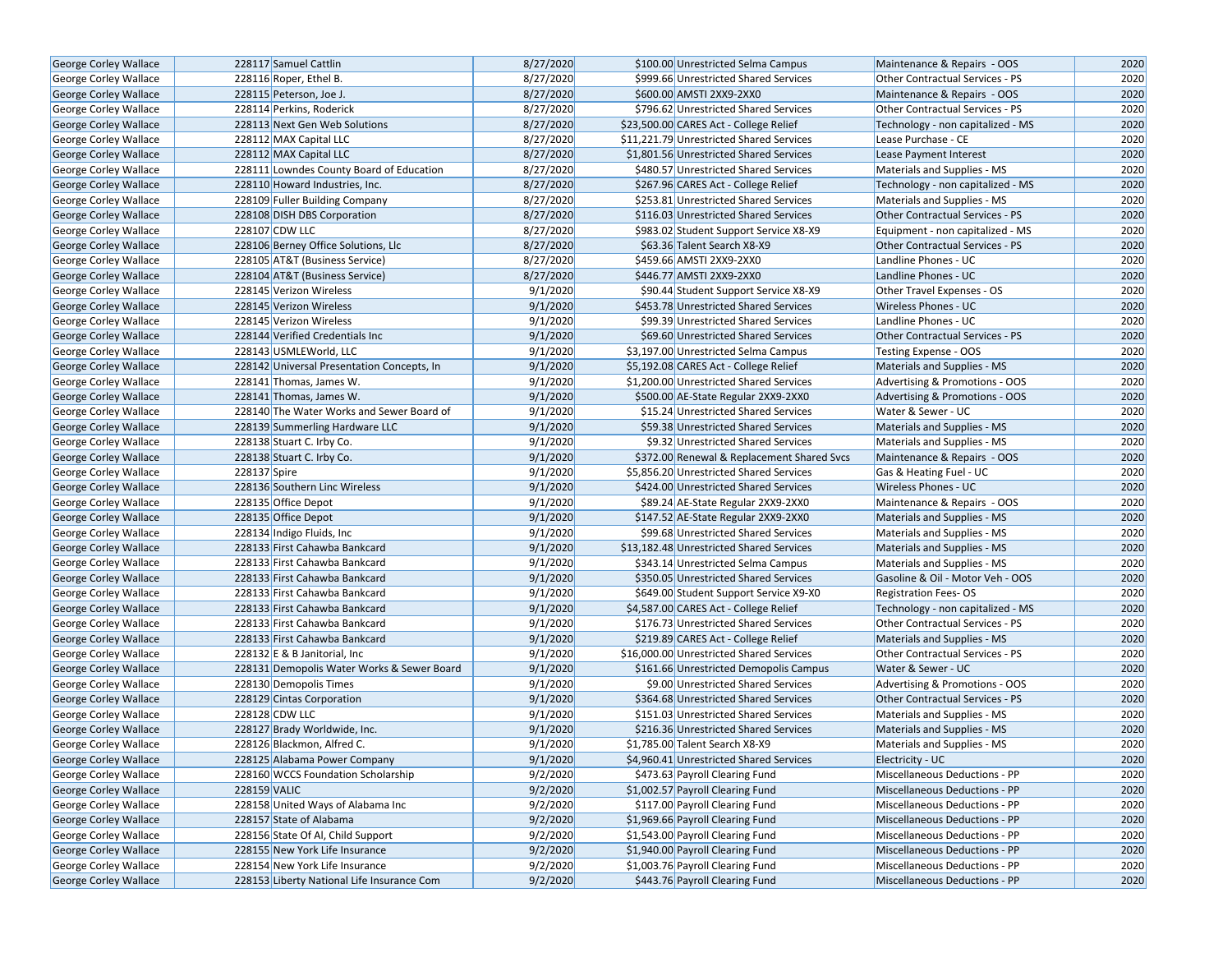| George Corley Wallace | 228117 | Samuel Cattlin | 8/27/2020 | $100.00 | Unrestricted Selma Campus | Maintenance & Repairs - OOS | 2020 |
|---|---|---|---|---|---|---|---|
| George Corley Wallace | 228116 | Roper, Ethel B. | 8/27/2020 | $999.66 | Unrestricted Shared Services | Other Contractual Services - PS | 2020 |
| George Corley Wallace | 228115 | Peterson, Joe J. | 8/27/2020 | $600.00 | AMSTI 2XX9-2XX0 | Maintenance & Repairs - OOS | 2020 |
| George Corley Wallace | 228114 | Perkins, Roderick | 8/27/2020 | $796.62 | Unrestricted Shared Services | Other Contractual Services - PS | 2020 |
| George Corley Wallace | 228113 | Next Gen Web Solutions | 8/27/2020 | $23,500.00 | CARES Act - College Relief | Technology - non capitalized - MS | 2020 |
| George Corley Wallace | 228112 | MAX Capital LLC | 8/27/2020 | $11,221.79 | Unrestricted Shared Services | Lease Purchase - CE | 2020 |
| George Corley Wallace | 228112 | MAX Capital LLC | 8/27/2020 | $1,801.56 | Unrestricted Shared Services | Lease Payment Interest | 2020 |
| George Corley Wallace | 228111 | Lowndes County Board of Education | 8/27/2020 | $480.57 | Unrestricted Shared Services | Materials and Supplies - MS | 2020 |
| George Corley Wallace | 228110 | Howard Industries, Inc. | 8/27/2020 | $267.96 | CARES Act - College Relief | Technology - non capitalized - MS | 2020 |
| George Corley Wallace | 228109 | Fuller Building Company | 8/27/2020 | $253.81 | Unrestricted Shared Services | Materials and Supplies - MS | 2020 |
| George Corley Wallace | 228108 | DISH DBS Corporation | 8/27/2020 | $116.03 | Unrestricted Shared Services | Other Contractual Services - PS | 2020 |
| George Corley Wallace | 228107 | CDW LLC | 8/27/2020 | $983.02 | Student Support Service X8-X9 | Equipment - non capitalized - MS | 2020 |
| George Corley Wallace | 228106 | Berney Office Solutions, Llc | 8/27/2020 | $63.36 | Talent Search X8-X9 | Other Contractual Services - PS | 2020 |
| George Corley Wallace | 228105 | AT&T (Business Service) | 8/27/2020 | $459.66 | AMSTI 2XX9-2XX0 | Landline Phones - UC | 2020 |
| George Corley Wallace | 228104 | AT&T (Business Service) | 8/27/2020 | $446.77 | AMSTI 2XX9-2XX0 | Landline Phones - UC | 2020 |
| George Corley Wallace | 228145 | Verizon Wireless | 9/1/2020 | $90.44 | Student Support Service X8-X9 | Other Travel Expenses - OS | 2020 |
| George Corley Wallace | 228145 | Verizon Wireless | 9/1/2020 | $453.78 | Unrestricted Shared Services | Wireless Phones - UC | 2020 |
| George Corley Wallace | 228145 | Verizon Wireless | 9/1/2020 | $99.39 | Unrestricted Shared Services | Landline Phones - UC | 2020 |
| George Corley Wallace | 228144 | Verified Credentials Inc | 9/1/2020 | $69.60 | Unrestricted Shared Services | Other Contractual Services - PS | 2020 |
| George Corley Wallace | 228143 | USMLEWorld, LLC | 9/1/2020 | $3,197.00 | Unrestricted Selma Campus | Testing Expense - OOS | 2020 |
| George Corley Wallace | 228142 | Universal Presentation Concepts, In | 9/1/2020 | $5,192.08 | CARES Act - College Relief | Materials and Supplies - MS | 2020 |
| George Corley Wallace | 228141 | Thomas, James W. | 9/1/2020 | $1,200.00 | Unrestricted Shared Services | Advertising & Promotions - OOS | 2020 |
| George Corley Wallace | 228141 | Thomas, James W. | 9/1/2020 | $500.00 | AE-State Regular 2XX9-2XX0 | Advertising & Promotions - OOS | 2020 |
| George Corley Wallace | 228140 | The Water Works and Sewer Board of | 9/1/2020 | $15.24 | Unrestricted Shared Services | Water & Sewer - UC | 2020 |
| George Corley Wallace | 228139 | Summerling Hardware LLC | 9/1/2020 | $59.38 | Unrestricted Shared Services | Materials and Supplies - MS | 2020 |
| George Corley Wallace | 228138 | Stuart C. Irby Co. | 9/1/2020 | $9.32 | Unrestricted Shared Services | Materials and Supplies - MS | 2020 |
| George Corley Wallace | 228138 | Stuart C. Irby Co. | 9/1/2020 | $372.00 | Renewal & Replacement Shared Svcs | Maintenance & Repairs - OOS | 2020 |
| George Corley Wallace | 228137 | Spire | 9/1/2020 | $5,856.20 | Unrestricted Shared Services | Gas & Heating Fuel - UC | 2020 |
| George Corley Wallace | 228136 | Southern Linc Wireless | 9/1/2020 | $424.00 | Unrestricted Shared Services | Wireless Phones - UC | 2020 |
| George Corley Wallace | 228135 | Office Depot | 9/1/2020 | $89.24 | AE-State Regular 2XX9-2XX0 | Maintenance & Repairs - OOS | 2020 |
| George Corley Wallace | 228135 | Office Depot | 9/1/2020 | $147.52 | AE-State Regular 2XX9-2XX0 | Materials and Supplies - MS | 2020 |
| George Corley Wallace | 228134 | Indigo Fluids, Inc | 9/1/2020 | $99.68 | Unrestricted Shared Services | Materials and Supplies - MS | 2020 |
| George Corley Wallace | 228133 | First Cahawba Bankcard | 9/1/2020 | $13,182.48 | Unrestricted Shared Services | Materials and Supplies - MS | 2020 |
| George Corley Wallace | 228133 | First Cahawba Bankcard | 9/1/2020 | $343.14 | Unrestricted Selma Campus | Materials and Supplies - MS | 2020 |
| George Corley Wallace | 228133 | First Cahawba Bankcard | 9/1/2020 | $350.05 | Unrestricted Shared Services | Gasoline & Oil - Motor Veh - OOS | 2020 |
| George Corley Wallace | 228133 | First Cahawba Bankcard | 9/1/2020 | $649.00 | Student Support Service X9-X0 | Registration Fees- OS | 2020 |
| George Corley Wallace | 228133 | First Cahawba Bankcard | 9/1/2020 | $4,587.00 | CARES Act - College Relief | Technology - non capitalized - MS | 2020 |
| George Corley Wallace | 228133 | First Cahawba Bankcard | 9/1/2020 | $176.73 | Unrestricted Shared Services | Other Contractual Services - PS | 2020 |
| George Corley Wallace | 228133 | First Cahawba Bankcard | 9/1/2020 | $219.89 | CARES Act - College Relief | Materials and Supplies - MS | 2020 |
| George Corley Wallace | 228132 | E & B Janitorial, Inc | 9/1/2020 | $16,000.00 | Unrestricted Shared Services | Other Contractual Services - PS | 2020 |
| George Corley Wallace | 228131 | Demopolis Water Works & Sewer Board | 9/1/2020 | $161.66 | Unrestricted Demopolis Campus | Water & Sewer - UC | 2020 |
| George Corley Wallace | 228130 | Demopolis Times | 9/1/2020 | $9.00 | Unrestricted Shared Services | Advertising & Promotions - OOS | 2020 |
| George Corley Wallace | 228129 | Cintas Corporation | 9/1/2020 | $364.68 | Unrestricted Shared Services | Other Contractual Services - PS | 2020 |
| George Corley Wallace | 228128 | CDW LLC | 9/1/2020 | $151.03 | Unrestricted Shared Services | Materials and Supplies - MS | 2020 |
| George Corley Wallace | 228127 | Brady Worldwide, Inc. | 9/1/2020 | $216.36 | Unrestricted Shared Services | Materials and Supplies - MS | 2020 |
| George Corley Wallace | 228126 | Blackmon, Alfred C. | 9/1/2020 | $1,785.00 | Talent Search X8-X9 | Materials and Supplies - MS | 2020 |
| George Corley Wallace | 228125 | Alabama Power Company | 9/1/2020 | $4,960.41 | Unrestricted Shared Services | Electricity - UC | 2020 |
| George Corley Wallace | 228160 | WCCS Foundation Scholarship | 9/2/2020 | $473.63 | Payroll Clearing Fund | Miscellaneous Deductions - PP | 2020 |
| George Corley Wallace | 228159 | VALIC | 9/2/2020 | $1,002.57 | Payroll Clearing Fund | Miscellaneous Deductions - PP | 2020 |
| George Corley Wallace | 228158 | United Ways of Alabama Inc | 9/2/2020 | $117.00 | Payroll Clearing Fund | Miscellaneous Deductions - PP | 2020 |
| George Corley Wallace | 228157 | State of Alabama | 9/2/2020 | $1,969.66 | Payroll Clearing Fund | Miscellaneous Deductions - PP | 2020 |
| George Corley Wallace | 228156 | State Of Al, Child Support | 9/2/2020 | $1,543.00 | Payroll Clearing Fund | Miscellaneous Deductions - PP | 2020 |
| George Corley Wallace | 228155 | New York Life Insurance | 9/2/2020 | $1,940.00 | Payroll Clearing Fund | Miscellaneous Deductions - PP | 2020 |
| George Corley Wallace | 228154 | New York Life Insurance | 9/2/2020 | $1,003.76 | Payroll Clearing Fund | Miscellaneous Deductions - PP | 2020 |
| George Corley Wallace | 228153 | Liberty National Life Insurance Com | 9/2/2020 | $443.76 | Payroll Clearing Fund | Miscellaneous Deductions - PP | 2020 |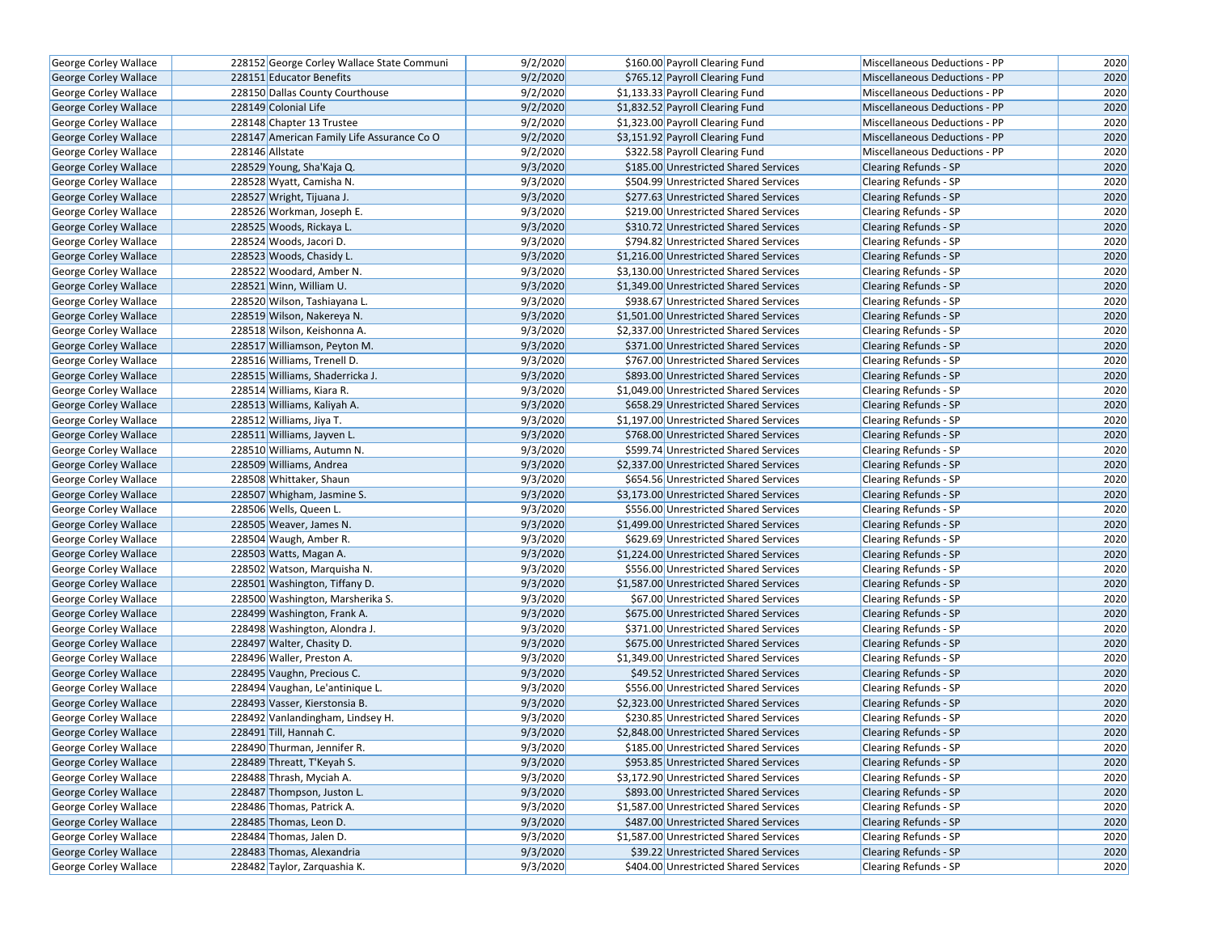| | | | | | | | |
|---|---|---|---|---|---|---|---|
| George Corley Wallace | 228152 | George Corley Wallace State Communi | 9/2/2020 | $160.00 | Payroll Clearing Fund | Miscellaneous Deductions - PP | 2020 |
| George Corley Wallace | 228151 | Educator Benefits | 9/2/2020 | $765.12 | Payroll Clearing Fund | Miscellaneous Deductions - PP | 2020 |
| George Corley Wallace | 228150 | Dallas County Courthouse | 9/2/2020 | $1,133.33 | Payroll Clearing Fund | Miscellaneous Deductions - PP | 2020 |
| George Corley Wallace | 228149 | Colonial Life | 9/2/2020 | $1,832.52 | Payroll Clearing Fund | Miscellaneous Deductions - PP | 2020 |
| George Corley Wallace | 228148 | Chapter 13 Trustee | 9/2/2020 | $1,323.00 | Payroll Clearing Fund | Miscellaneous Deductions - PP | 2020 |
| George Corley Wallace | 228147 | American Family Life Assurance Co O | 9/2/2020 | $3,151.92 | Payroll Clearing Fund | Miscellaneous Deductions - PP | 2020 |
| George Corley Wallace | 228146 | Allstate | 9/2/2020 | $322.58 | Payroll Clearing Fund | Miscellaneous Deductions - PP | 2020 |
| George Corley Wallace | 228529 | Young, Sha'Kaja Q. | 9/3/2020 | $185.00 | Unrestricted Shared Services | Clearing Refunds - SP | 2020 |
| George Corley Wallace | 228528 | Wyatt, Camisha N. | 9/3/2020 | $504.99 | Unrestricted Shared Services | Clearing Refunds - SP | 2020 |
| George Corley Wallace | 228527 | Wright, Tijuana J. | 9/3/2020 | $277.63 | Unrestricted Shared Services | Clearing Refunds - SP | 2020 |
| George Corley Wallace | 228526 | Workman, Joseph E. | 9/3/2020 | $219.00 | Unrestricted Shared Services | Clearing Refunds - SP | 2020 |
| George Corley Wallace | 228525 | Woods, Rickaya L. | 9/3/2020 | $310.72 | Unrestricted Shared Services | Clearing Refunds - SP | 2020 |
| George Corley Wallace | 228524 | Woods, Jacori D. | 9/3/2020 | $794.82 | Unrestricted Shared Services | Clearing Refunds - SP | 2020 |
| George Corley Wallace | 228523 | Woods, Chasidy L. | 9/3/2020 | $1,216.00 | Unrestricted Shared Services | Clearing Refunds - SP | 2020 |
| George Corley Wallace | 228522 | Woodard, Amber N. | 9/3/2020 | $3,130.00 | Unrestricted Shared Services | Clearing Refunds - SP | 2020 |
| George Corley Wallace | 228521 | Winn, William U. | 9/3/2020 | $1,349.00 | Unrestricted Shared Services | Clearing Refunds - SP | 2020 |
| George Corley Wallace | 228520 | Wilson, Tashiayana L. | 9/3/2020 | $938.67 | Unrestricted Shared Services | Clearing Refunds - SP | 2020 |
| George Corley Wallace | 228519 | Wilson, Nakereya N. | 9/3/2020 | $1,501.00 | Unrestricted Shared Services | Clearing Refunds - SP | 2020 |
| George Corley Wallace | 228518 | Wilson, Keishonna A. | 9/3/2020 | $2,337.00 | Unrestricted Shared Services | Clearing Refunds - SP | 2020 |
| George Corley Wallace | 228517 | Williamson, Peyton M. | 9/3/2020 | $371.00 | Unrestricted Shared Services | Clearing Refunds - SP | 2020 |
| George Corley Wallace | 228516 | Williams, Trenell D. | 9/3/2020 | $767.00 | Unrestricted Shared Services | Clearing Refunds - SP | 2020 |
| George Corley Wallace | 228515 | Williams, Shaderricka J. | 9/3/2020 | $893.00 | Unrestricted Shared Services | Clearing Refunds - SP | 2020 |
| George Corley Wallace | 228514 | Williams, Kiara R. | 9/3/2020 | $1,049.00 | Unrestricted Shared Services | Clearing Refunds - SP | 2020 |
| George Corley Wallace | 228513 | Williams, Kaliyah A. | 9/3/2020 | $658.29 | Unrestricted Shared Services | Clearing Refunds - SP | 2020 |
| George Corley Wallace | 228512 | Williams, Jiya T. | 9/3/2020 | $1,197.00 | Unrestricted Shared Services | Clearing Refunds - SP | 2020 |
| George Corley Wallace | 228511 | Williams, Jayven L. | 9/3/2020 | $768.00 | Unrestricted Shared Services | Clearing Refunds - SP | 2020 |
| George Corley Wallace | 228510 | Williams, Autumn N. | 9/3/2020 | $599.74 | Unrestricted Shared Services | Clearing Refunds - SP | 2020 |
| George Corley Wallace | 228509 | Williams, Andrea | 9/3/2020 | $2,337.00 | Unrestricted Shared Services | Clearing Refunds - SP | 2020 |
| George Corley Wallace | 228508 | Whittaker, Shaun | 9/3/2020 | $654.56 | Unrestricted Shared Services | Clearing Refunds - SP | 2020 |
| George Corley Wallace | 228507 | Whigham, Jasmine S. | 9/3/2020 | $3,173.00 | Unrestricted Shared Services | Clearing Refunds - SP | 2020 |
| George Corley Wallace | 228506 | Wells, Queen L. | 9/3/2020 | $556.00 | Unrestricted Shared Services | Clearing Refunds - SP | 2020 |
| George Corley Wallace | 228505 | Weaver, James N. | 9/3/2020 | $1,499.00 | Unrestricted Shared Services | Clearing Refunds - SP | 2020 |
| George Corley Wallace | 228504 | Waugh, Amber R. | 9/3/2020 | $629.69 | Unrestricted Shared Services | Clearing Refunds - SP | 2020 |
| George Corley Wallace | 228503 | Watts, Magan A. | 9/3/2020 | $1,224.00 | Unrestricted Shared Services | Clearing Refunds - SP | 2020 |
| George Corley Wallace | 228502 | Watson, Marquisha N. | 9/3/2020 | $556.00 | Unrestricted Shared Services | Clearing Refunds - SP | 2020 |
| George Corley Wallace | 228501 | Washington, Tiffany D. | 9/3/2020 | $1,587.00 | Unrestricted Shared Services | Clearing Refunds - SP | 2020 |
| George Corley Wallace | 228500 | Washington, Marsherika S. | 9/3/2020 | $67.00 | Unrestricted Shared Services | Clearing Refunds - SP | 2020 |
| George Corley Wallace | 228499 | Washington, Frank A. | 9/3/2020 | $675.00 | Unrestricted Shared Services | Clearing Refunds - SP | 2020 |
| George Corley Wallace | 228498 | Washington, Alondra J. | 9/3/2020 | $371.00 | Unrestricted Shared Services | Clearing Refunds - SP | 2020 |
| George Corley Wallace | 228497 | Walter, Chasity D. | 9/3/2020 | $675.00 | Unrestricted Shared Services | Clearing Refunds - SP | 2020 |
| George Corley Wallace | 228496 | Waller, Preston A. | 9/3/2020 | $1,349.00 | Unrestricted Shared Services | Clearing Refunds - SP | 2020 |
| George Corley Wallace | 228495 | Vaughn, Precious C. | 9/3/2020 | $49.52 | Unrestricted Shared Services | Clearing Refunds - SP | 2020 |
| George Corley Wallace | 228494 | Vaughan, Le'antinique L. | 9/3/2020 | $556.00 | Unrestricted Shared Services | Clearing Refunds - SP | 2020 |
| George Corley Wallace | 228493 | Vasser, Kierstonsia B. | 9/3/2020 | $2,323.00 | Unrestricted Shared Services | Clearing Refunds - SP | 2020 |
| George Corley Wallace | 228492 | Vanlandingham, Lindsey H. | 9/3/2020 | $230.85 | Unrestricted Shared Services | Clearing Refunds - SP | 2020 |
| George Corley Wallace | 228491 | Till, Hannah C. | 9/3/2020 | $2,848.00 | Unrestricted Shared Services | Clearing Refunds - SP | 2020 |
| George Corley Wallace | 228490 | Thurman, Jennifer R. | 9/3/2020 | $185.00 | Unrestricted Shared Services | Clearing Refunds - SP | 2020 |
| George Corley Wallace | 228489 | Threatt, T'Keyah S. | 9/3/2020 | $953.85 | Unrestricted Shared Services | Clearing Refunds - SP | 2020 |
| George Corley Wallace | 228488 | Thrash, Myciah A. | 9/3/2020 | $3,172.90 | Unrestricted Shared Services | Clearing Refunds - SP | 2020 |
| George Corley Wallace | 228487 | Thompson, Juston L. | 9/3/2020 | $893.00 | Unrestricted Shared Services | Clearing Refunds - SP | 2020 |
| George Corley Wallace | 228486 | Thomas, Patrick A. | 9/3/2020 | $1,587.00 | Unrestricted Shared Services | Clearing Refunds - SP | 2020 |
| George Corley Wallace | 228485 | Thomas, Leon D. | 9/3/2020 | $487.00 | Unrestricted Shared Services | Clearing Refunds - SP | 2020 |
| George Corley Wallace | 228484 | Thomas, Jalen D. | 9/3/2020 | $1,587.00 | Unrestricted Shared Services | Clearing Refunds - SP | 2020 |
| George Corley Wallace | 228483 | Thomas, Alexandria | 9/3/2020 | $39.22 | Unrestricted Shared Services | Clearing Refunds - SP | 2020 |
| George Corley Wallace | 228482 | Taylor, Zarquashia K. | 9/3/2020 | $404.00 | Unrestricted Shared Services | Clearing Refunds - SP | 2020 |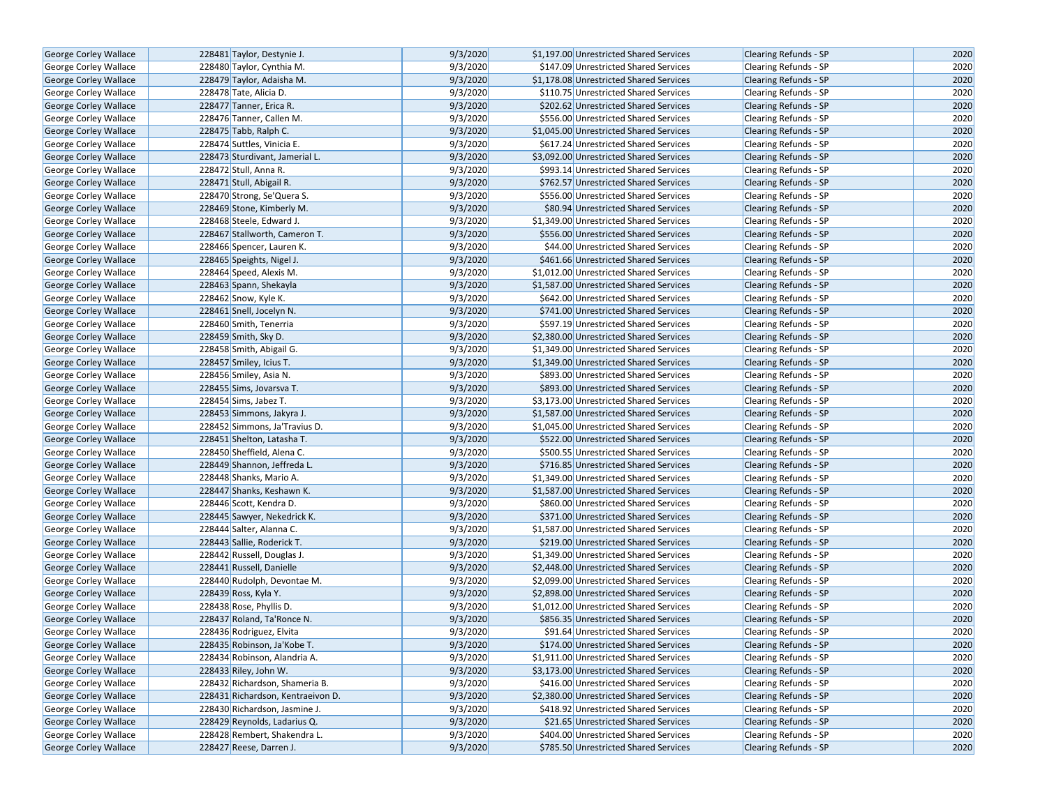| George Corley Wallace | 228481 | Taylor, Destynie J. | 9/3/2020 | $1,197.00 | Unrestricted Shared Services | Clearing Refunds - SP | 2020 |
|---|---|---|---|---|---|---|---|
| George Corley Wallace | 228480 | Taylor, Cynthia M. | 9/3/2020 | $147.09 | Unrestricted Shared Services | Clearing Refunds - SP | 2020 |
| George Corley Wallace | 228479 | Taylor, Adaisha M. | 9/3/2020 | $1,178.08 | Unrestricted Shared Services | Clearing Refunds - SP | 2020 |
| George Corley Wallace | 228478 | Tate, Alicia D. | 9/3/2020 | $110.75 | Unrestricted Shared Services | Clearing Refunds - SP | 2020 |
| George Corley Wallace | 228477 | Tanner, Erica R. | 9/3/2020 | $202.62 | Unrestricted Shared Services | Clearing Refunds - SP | 2020 |
| George Corley Wallace | 228476 | Tanner, Callen M. | 9/3/2020 | $556.00 | Unrestricted Shared Services | Clearing Refunds - SP | 2020 |
| George Corley Wallace | 228475 | Tabb, Ralph C. | 9/3/2020 | $1,045.00 | Unrestricted Shared Services | Clearing Refunds - SP | 2020 |
| George Corley Wallace | 228474 | Suttles, Vinicia E. | 9/3/2020 | $617.24 | Unrestricted Shared Services | Clearing Refunds - SP | 2020 |
| George Corley Wallace | 228473 | Sturdivant, Jamerial L. | 9/3/2020 | $3,092.00 | Unrestricted Shared Services | Clearing Refunds - SP | 2020 |
| George Corley Wallace | 228472 | Stull, Anna R. | 9/3/2020 | $993.14 | Unrestricted Shared Services | Clearing Refunds - SP | 2020 |
| George Corley Wallace | 228471 | Stull, Abigail R. | 9/3/2020 | $762.57 | Unrestricted Shared Services | Clearing Refunds - SP | 2020 |
| George Corley Wallace | 228470 | Strong, Se'Quera S. | 9/3/2020 | $556.00 | Unrestricted Shared Services | Clearing Refunds - SP | 2020 |
| George Corley Wallace | 228469 | Stone, Kimberly M. | 9/3/2020 | $80.94 | Unrestricted Shared Services | Clearing Refunds - SP | 2020 |
| George Corley Wallace | 228468 | Steele, Edward J. | 9/3/2020 | $1,349.00 | Unrestricted Shared Services | Clearing Refunds - SP | 2020 |
| George Corley Wallace | 228467 | Stallworth, Cameron T. | 9/3/2020 | $556.00 | Unrestricted Shared Services | Clearing Refunds - SP | 2020 |
| George Corley Wallace | 228466 | Spencer, Lauren K. | 9/3/2020 | $44.00 | Unrestricted Shared Services | Clearing Refunds - SP | 2020 |
| George Corley Wallace | 228465 | Speights, Nigel J. | 9/3/2020 | $461.66 | Unrestricted Shared Services | Clearing Refunds - SP | 2020 |
| George Corley Wallace | 228464 | Speed, Alexis M. | 9/3/2020 | $1,012.00 | Unrestricted Shared Services | Clearing Refunds - SP | 2020 |
| George Corley Wallace | 228463 | Spann, Shekayla | 9/3/2020 | $1,587.00 | Unrestricted Shared Services | Clearing Refunds - SP | 2020 |
| George Corley Wallace | 228462 | Snow, Kyle K. | 9/3/2020 | $642.00 | Unrestricted Shared Services | Clearing Refunds - SP | 2020 |
| George Corley Wallace | 228461 | Snell, Jocelyn N. | 9/3/2020 | $741.00 | Unrestricted Shared Services | Clearing Refunds - SP | 2020 |
| George Corley Wallace | 228460 | Smith, Tenerria | 9/3/2020 | $597.19 | Unrestricted Shared Services | Clearing Refunds - SP | 2020 |
| George Corley Wallace | 228459 | Smith, Sky D. | 9/3/2020 | $2,380.00 | Unrestricted Shared Services | Clearing Refunds - SP | 2020 |
| George Corley Wallace | 228458 | Smith, Abigail G. | 9/3/2020 | $1,349.00 | Unrestricted Shared Services | Clearing Refunds - SP | 2020 |
| George Corley Wallace | 228457 | Smiley, Icius T. | 9/3/2020 | $1,349.00 | Unrestricted Shared Services | Clearing Refunds - SP | 2020 |
| George Corley Wallace | 228456 | Smiley, Asia N. | 9/3/2020 | $893.00 | Unrestricted Shared Services | Clearing Refunds - SP | 2020 |
| George Corley Wallace | 228455 | Sims, Jovarsva T. | 9/3/2020 | $893.00 | Unrestricted Shared Services | Clearing Refunds - SP | 2020 |
| George Corley Wallace | 228454 | Sims, Jabez T. | 9/3/2020 | $3,173.00 | Unrestricted Shared Services | Clearing Refunds - SP | 2020 |
| George Corley Wallace | 228453 | Simmons, Jakyra J. | 9/3/2020 | $1,587.00 | Unrestricted Shared Services | Clearing Refunds - SP | 2020 |
| George Corley Wallace | 228452 | Simmons, Ja'Travius D. | 9/3/2020 | $1,045.00 | Unrestricted Shared Services | Clearing Refunds - SP | 2020 |
| George Corley Wallace | 228451 | Shelton, Latasha T. | 9/3/2020 | $522.00 | Unrestricted Shared Services | Clearing Refunds - SP | 2020 |
| George Corley Wallace | 228450 | Sheffield, Alena C. | 9/3/2020 | $500.55 | Unrestricted Shared Services | Clearing Refunds - SP | 2020 |
| George Corley Wallace | 228449 | Shannon, Jeffreda L. | 9/3/2020 | $716.85 | Unrestricted Shared Services | Clearing Refunds - SP | 2020 |
| George Corley Wallace | 228448 | Shanks, Mario A. | 9/3/2020 | $1,349.00 | Unrestricted Shared Services | Clearing Refunds - SP | 2020 |
| George Corley Wallace | 228447 | Shanks, Keshawn K. | 9/3/2020 | $1,587.00 | Unrestricted Shared Services | Clearing Refunds - SP | 2020 |
| George Corley Wallace | 228446 | Scott, Kendra D. | 9/3/2020 | $860.00 | Unrestricted Shared Services | Clearing Refunds - SP | 2020 |
| George Corley Wallace | 228445 | Sawyer, Nekedrick K. | 9/3/2020 | $371.00 | Unrestricted Shared Services | Clearing Refunds - SP | 2020 |
| George Corley Wallace | 228444 | Salter, Alanna C. | 9/3/2020 | $1,587.00 | Unrestricted Shared Services | Clearing Refunds - SP | 2020 |
| George Corley Wallace | 228443 | Sallie, Roderick T. | 9/3/2020 | $219.00 | Unrestricted Shared Services | Clearing Refunds - SP | 2020 |
| George Corley Wallace | 228442 | Russell, Douglas J. | 9/3/2020 | $1,349.00 | Unrestricted Shared Services | Clearing Refunds - SP | 2020 |
| George Corley Wallace | 228441 | Russell, Danielle | 9/3/2020 | $2,448.00 | Unrestricted Shared Services | Clearing Refunds - SP | 2020 |
| George Corley Wallace | 228440 | Rudolph, Devontae M. | 9/3/2020 | $2,099.00 | Unrestricted Shared Services | Clearing Refunds - SP | 2020 |
| George Corley Wallace | 228439 | Ross, Kyla Y. | 9/3/2020 | $2,898.00 | Unrestricted Shared Services | Clearing Refunds - SP | 2020 |
| George Corley Wallace | 228438 | Rose, Phyllis D. | 9/3/2020 | $1,012.00 | Unrestricted Shared Services | Clearing Refunds - SP | 2020 |
| George Corley Wallace | 228437 | Roland, Ta'Ronce N. | 9/3/2020 | $856.35 | Unrestricted Shared Services | Clearing Refunds - SP | 2020 |
| George Corley Wallace | 228436 | Rodriguez, Elvita | 9/3/2020 | $91.64 | Unrestricted Shared Services | Clearing Refunds - SP | 2020 |
| George Corley Wallace | 228435 | Robinson, Ja'Kobe T. | 9/3/2020 | $174.00 | Unrestricted Shared Services | Clearing Refunds - SP | 2020 |
| George Corley Wallace | 228434 | Robinson, Alandria A. | 9/3/2020 | $1,911.00 | Unrestricted Shared Services | Clearing Refunds - SP | 2020 |
| George Corley Wallace | 228433 | Riley, John W. | 9/3/2020 | $3,173.00 | Unrestricted Shared Services | Clearing Refunds - SP | 2020 |
| George Corley Wallace | 228432 | Richardson, Shameria B. | 9/3/2020 | $416.00 | Unrestricted Shared Services | Clearing Refunds - SP | 2020 |
| George Corley Wallace | 228431 | Richardson, Kentraeivon D. | 9/3/2020 | $2,380.00 | Unrestricted Shared Services | Clearing Refunds - SP | 2020 |
| George Corley Wallace | 228430 | Richardson, Jasmine J. | 9/3/2020 | $418.92 | Unrestricted Shared Services | Clearing Refunds - SP | 2020 |
| George Corley Wallace | 228429 | Reynolds, Ladarius Q. | 9/3/2020 | $21.65 | Unrestricted Shared Services | Clearing Refunds - SP | 2020 |
| George Corley Wallace | 228428 | Rembert, Shakendra L. | 9/3/2020 | $404.00 | Unrestricted Shared Services | Clearing Refunds - SP | 2020 |
| George Corley Wallace | 228427 | Reese, Darren J. | 9/3/2020 | $785.50 | Unrestricted Shared Services | Clearing Refunds - SP | 2020 |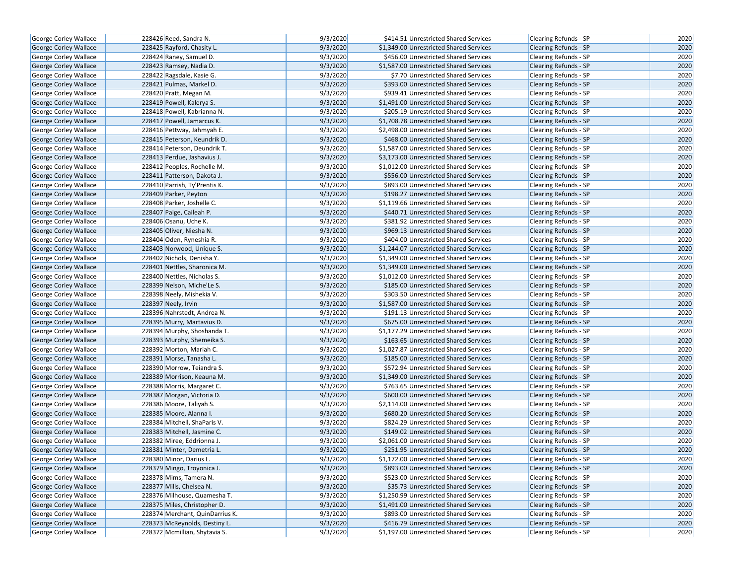| George Corley Wallace | 228426 | Reed, Sandra N. | 9/3/2020 | $414.51 | Unrestricted Shared Services | Clearing Refunds - SP | 2020 |
|---|---|---|---|---|---|---|---|
| George Corley Wallace | 228425 | Rayford, Chasity L. | 9/3/2020 | $1,349.00 | Unrestricted Shared Services | Clearing Refunds - SP | 2020 |
| George Corley Wallace | 228424 | Raney, Samuel D. | 9/3/2020 | $456.00 | Unrestricted Shared Services | Clearing Refunds - SP | 2020 |
| George Corley Wallace | 228423 | Ramsey, Nadia D. | 9/3/2020 | $1,587.00 | Unrestricted Shared Services | Clearing Refunds - SP | 2020 |
| George Corley Wallace | 228422 | Ragsdale, Kasie G. | 9/3/2020 | $7.70 | Unrestricted Shared Services | Clearing Refunds - SP | 2020 |
| George Corley Wallace | 228421 | Pulmas, Markel D. | 9/3/2020 | $393.00 | Unrestricted Shared Services | Clearing Refunds - SP | 2020 |
| George Corley Wallace | 228420 | Pratt, Megan M. | 9/3/2020 | $939.41 | Unrestricted Shared Services | Clearing Refunds - SP | 2020 |
| George Corley Wallace | 228419 | Powell, Kalerya S. | 9/3/2020 | $1,491.00 | Unrestricted Shared Services | Clearing Refunds - SP | 2020 |
| George Corley Wallace | 228418 | Powell, Kabrianna N. | 9/3/2020 | $205.19 | Unrestricted Shared Services | Clearing Refunds - SP | 2020 |
| George Corley Wallace | 228417 | Powell, Jamarcus K. | 9/3/2020 | $1,708.78 | Unrestricted Shared Services | Clearing Refunds - SP | 2020 |
| George Corley Wallace | 228416 | Pettway, Jahmyah E. | 9/3/2020 | $2,498.00 | Unrestricted Shared Services | Clearing Refunds - SP | 2020 |
| George Corley Wallace | 228415 | Peterson, Keundrik D. | 9/3/2020 | $468.00 | Unrestricted Shared Services | Clearing Refunds - SP | 2020 |
| George Corley Wallace | 228414 | Peterson, Deundrik T. | 9/3/2020 | $1,587.00 | Unrestricted Shared Services | Clearing Refunds - SP | 2020 |
| George Corley Wallace | 228413 | Perdue, Jashavius J. | 9/3/2020 | $3,173.00 | Unrestricted Shared Services | Clearing Refunds - SP | 2020 |
| George Corley Wallace | 228412 | Peoples, Rochelle M. | 9/3/2020 | $1,012.00 | Unrestricted Shared Services | Clearing Refunds - SP | 2020 |
| George Corley Wallace | 228411 | Patterson, Dakota J. | 9/3/2020 | $556.00 | Unrestricted Shared Services | Clearing Refunds - SP | 2020 |
| George Corley Wallace | 228410 | Parrish, Ty'Prentis K. | 9/3/2020 | $893.00 | Unrestricted Shared Services | Clearing Refunds - SP | 2020 |
| George Corley Wallace | 228409 | Parker, Peyton | 9/3/2020 | $198.27 | Unrestricted Shared Services | Clearing Refunds - SP | 2020 |
| George Corley Wallace | 228408 | Parker, Joshelle C. | 9/3/2020 | $1,119.66 | Unrestricted Shared Services | Clearing Refunds - SP | 2020 |
| George Corley Wallace | 228407 | Paige, Caileah P. | 9/3/2020 | $440.71 | Unrestricted Shared Services | Clearing Refunds - SP | 2020 |
| George Corley Wallace | 228406 | Osanu, Uche K. | 9/3/2020 | $381.92 | Unrestricted Shared Services | Clearing Refunds - SP | 2020 |
| George Corley Wallace | 228405 | Oliver, Niesha N. | 9/3/2020 | $969.13 | Unrestricted Shared Services | Clearing Refunds - SP | 2020 |
| George Corley Wallace | 228404 | Oden, Ryneshia R. | 9/3/2020 | $404.00 | Unrestricted Shared Services | Clearing Refunds - SP | 2020 |
| George Corley Wallace | 228403 | Norwood, Unique S. | 9/3/2020 | $1,244.07 | Unrestricted Shared Services | Clearing Refunds - SP | 2020 |
| George Corley Wallace | 228402 | Nichols, Denisha Y. | 9/3/2020 | $1,349.00 | Unrestricted Shared Services | Clearing Refunds - SP | 2020 |
| George Corley Wallace | 228401 | Nettles, Sharonica M. | 9/3/2020 | $1,349.00 | Unrestricted Shared Services | Clearing Refunds - SP | 2020 |
| George Corley Wallace | 228400 | Nettles, Nicholas S. | 9/3/2020 | $1,012.00 | Unrestricted Shared Services | Clearing Refunds - SP | 2020 |
| George Corley Wallace | 228399 | Nelson, Miche'Le S. | 9/3/2020 | $185.00 | Unrestricted Shared Services | Clearing Refunds - SP | 2020 |
| George Corley Wallace | 228398 | Neely, Mishekia V. | 9/3/2020 | $303.50 | Unrestricted Shared Services | Clearing Refunds - SP | 2020 |
| George Corley Wallace | 228397 | Neely, Irvin | 9/3/2020 | $1,587.00 | Unrestricted Shared Services | Clearing Refunds - SP | 2020 |
| George Corley Wallace | 228396 | Nahrstedt, Andrea N. | 9/3/2020 | $191.13 | Unrestricted Shared Services | Clearing Refunds - SP | 2020 |
| George Corley Wallace | 228395 | Murry, Martavius D. | 9/3/2020 | $675.00 | Unrestricted Shared Services | Clearing Refunds - SP | 2020 |
| George Corley Wallace | 228394 | Murphy, Shoshanda T. | 9/3/2020 | $1,177.29 | Unrestricted Shared Services | Clearing Refunds - SP | 2020 |
| George Corley Wallace | 228393 | Murphy, Shemeika S. | 9/3/2020 | $163.65 | Unrestricted Shared Services | Clearing Refunds - SP | 2020 |
| George Corley Wallace | 228392 | Morton, Mariah C. | 9/3/2020 | $1,027.87 | Unrestricted Shared Services | Clearing Refunds - SP | 2020 |
| George Corley Wallace | 228391 | Morse, Tanasha L. | 9/3/2020 | $185.00 | Unrestricted Shared Services | Clearing Refunds - SP | 2020 |
| George Corley Wallace | 228390 | Morrow, Teiandra S. | 9/3/2020 | $572.94 | Unrestricted Shared Services | Clearing Refunds - SP | 2020 |
| George Corley Wallace | 228389 | Morrison, Keauna M. | 9/3/2020 | $1,349.00 | Unrestricted Shared Services | Clearing Refunds - SP | 2020 |
| George Corley Wallace | 228388 | Morris, Margaret C. | 9/3/2020 | $763.65 | Unrestricted Shared Services | Clearing Refunds - SP | 2020 |
| George Corley Wallace | 228387 | Morgan, Victoria D. | 9/3/2020 | $600.00 | Unrestricted Shared Services | Clearing Refunds - SP | 2020 |
| George Corley Wallace | 228386 | Moore, Taliyah S. | 9/3/2020 | $2,114.00 | Unrestricted Shared Services | Clearing Refunds - SP | 2020 |
| George Corley Wallace | 228385 | Moore, Alanna I. | 9/3/2020 | $680.20 | Unrestricted Shared Services | Clearing Refunds - SP | 2020 |
| George Corley Wallace | 228384 | Mitchell, ShaParis V. | 9/3/2020 | $824.29 | Unrestricted Shared Services | Clearing Refunds - SP | 2020 |
| George Corley Wallace | 228383 | Mitchell, Jasmine C. | 9/3/2020 | $149.02 | Unrestricted Shared Services | Clearing Refunds - SP | 2020 |
| George Corley Wallace | 228382 | Miree, Eddrionna J. | 9/3/2020 | $2,061.00 | Unrestricted Shared Services | Clearing Refunds - SP | 2020 |
| George Corley Wallace | 228381 | Minter, Demetria L. | 9/3/2020 | $251.95 | Unrestricted Shared Services | Clearing Refunds - SP | 2020 |
| George Corley Wallace | 228380 | Minor, Darius L. | 9/3/2020 | $1,172.00 | Unrestricted Shared Services | Clearing Refunds - SP | 2020 |
| George Corley Wallace | 228379 | Mingo, Troyonica J. | 9/3/2020 | $893.00 | Unrestricted Shared Services | Clearing Refunds - SP | 2020 |
| George Corley Wallace | 228378 | Mims, Tamera N. | 9/3/2020 | $523.00 | Unrestricted Shared Services | Clearing Refunds - SP | 2020 |
| George Corley Wallace | 228377 | Mills, Chelsea N. | 9/3/2020 | $35.73 | Unrestricted Shared Services | Clearing Refunds - SP | 2020 |
| George Corley Wallace | 228376 | Milhouse, Quamesha T. | 9/3/2020 | $1,250.99 | Unrestricted Shared Services | Clearing Refunds - SP | 2020 |
| George Corley Wallace | 228375 | Miles, Christopher D. | 9/3/2020 | $1,491.00 | Unrestricted Shared Services | Clearing Refunds - SP | 2020 |
| George Corley Wallace | 228374 | Merchant, QuinDarrius K. | 9/3/2020 | $893.00 | Unrestricted Shared Services | Clearing Refunds - SP | 2020 |
| George Corley Wallace | 228373 | McReynolds, Destiny L. | 9/3/2020 | $416.79 | Unrestricted Shared Services | Clearing Refunds - SP | 2020 |
| George Corley Wallace | 228372 | Mcmillian, Shytavia S. | 9/3/2020 | $1,197.00 | Unrestricted Shared Services | Clearing Refunds - SP | 2020 |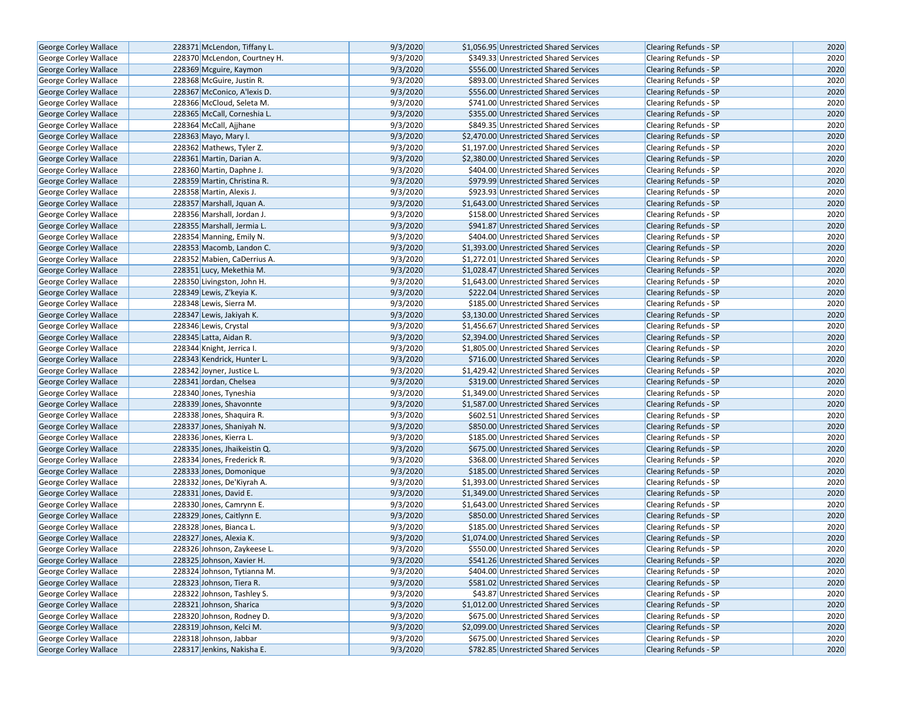| George Corley Wallace | 228371 | McLendon, Tiffany L. | 9/3/2020 | $1,056.95 | Unrestricted Shared Services | Clearing Refunds - SP | 2020 |
|---|---|---|---|---|---|---|---|
| George Corley Wallace | 228370 | McLendon, Courtney H. | 9/3/2020 | $349.33 | Unrestricted Shared Services | Clearing Refunds - SP | 2020 |
| George Corley Wallace | 228369 | Mcguire, Kaymon | 9/3/2020 | $556.00 | Unrestricted Shared Services | Clearing Refunds - SP | 2020 |
| George Corley Wallace | 228368 | McGuire, Justin R. | 9/3/2020 | $893.00 | Unrestricted Shared Services | Clearing Refunds - SP | 2020 |
| George Corley Wallace | 228367 | McConico, A'lexis D. | 9/3/2020 | $556.00 | Unrestricted Shared Services | Clearing Refunds - SP | 2020 |
| George Corley Wallace | 228366 | McCloud, Seleta M. | 9/3/2020 | $741.00 | Unrestricted Shared Services | Clearing Refunds - SP | 2020 |
| George Corley Wallace | 228365 | McCall, Corneshia L. | 9/3/2020 | $355.00 | Unrestricted Shared Services | Clearing Refunds - SP | 2020 |
| George Corley Wallace | 228364 | McCall, Ajjhane | 9/3/2020 | $849.35 | Unrestricted Shared Services | Clearing Refunds - SP | 2020 |
| George Corley Wallace | 228363 | Mayo, Mary I. | 9/3/2020 | $2,470.00 | Unrestricted Shared Services | Clearing Refunds - SP | 2020 |
| George Corley Wallace | 228362 | Mathews, Tyler Z. | 9/3/2020 | $1,197.00 | Unrestricted Shared Services | Clearing Refunds - SP | 2020 |
| George Corley Wallace | 228361 | Martin, Darian A. | 9/3/2020 | $2,380.00 | Unrestricted Shared Services | Clearing Refunds - SP | 2020 |
| George Corley Wallace | 228360 | Martin, Daphne J. | 9/3/2020 | $404.00 | Unrestricted Shared Services | Clearing Refunds - SP | 2020 |
| George Corley Wallace | 228359 | Martin, Christina R. | 9/3/2020 | $979.99 | Unrestricted Shared Services | Clearing Refunds - SP | 2020 |
| George Corley Wallace | 228358 | Martin, Alexis J. | 9/3/2020 | $923.93 | Unrestricted Shared Services | Clearing Refunds - SP | 2020 |
| George Corley Wallace | 228357 | Marshall, Jquan A. | 9/3/2020 | $1,643.00 | Unrestricted Shared Services | Clearing Refunds - SP | 2020 |
| George Corley Wallace | 228356 | Marshall, Jordan J. | 9/3/2020 | $158.00 | Unrestricted Shared Services | Clearing Refunds - SP | 2020 |
| George Corley Wallace | 228355 | Marshall, Jermia L. | 9/3/2020 | $941.87 | Unrestricted Shared Services | Clearing Refunds - SP | 2020 |
| George Corley Wallace | 228354 | Manning, Emily N. | 9/3/2020 | $404.00 | Unrestricted Shared Services | Clearing Refunds - SP | 2020 |
| George Corley Wallace | 228353 | Macomb, Landon C. | 9/3/2020 | $1,393.00 | Unrestricted Shared Services | Clearing Refunds - SP | 2020 |
| George Corley Wallace | 228352 | Mabien, CaDerrius A. | 9/3/2020 | $1,272.01 | Unrestricted Shared Services | Clearing Refunds - SP | 2020 |
| George Corley Wallace | 228351 | Lucy, Mekethia M. | 9/3/2020 | $1,028.47 | Unrestricted Shared Services | Clearing Refunds - SP | 2020 |
| George Corley Wallace | 228350 | Livingston, John H. | 9/3/2020 | $1,643.00 | Unrestricted Shared Services | Clearing Refunds - SP | 2020 |
| George Corley Wallace | 228349 | Lewis, Z'keyia K. | 9/3/2020 | $222.04 | Unrestricted Shared Services | Clearing Refunds - SP | 2020 |
| George Corley Wallace | 228348 | Lewis, Sierra M. | 9/3/2020 | $185.00 | Unrestricted Shared Services | Clearing Refunds - SP | 2020 |
| George Corley Wallace | 228347 | Lewis, Jakiyah K. | 9/3/2020 | $3,130.00 | Unrestricted Shared Services | Clearing Refunds - SP | 2020 |
| George Corley Wallace | 228346 | Lewis, Crystal | 9/3/2020 | $1,456.67 | Unrestricted Shared Services | Clearing Refunds - SP | 2020 |
| George Corley Wallace | 228345 | Latta, Aidan R. | 9/3/2020 | $2,394.00 | Unrestricted Shared Services | Clearing Refunds - SP | 2020 |
| George Corley Wallace | 228344 | Knight, Jerrica I. | 9/3/2020 | $1,805.00 | Unrestricted Shared Services | Clearing Refunds - SP | 2020 |
| George Corley Wallace | 228343 | Kendrick, Hunter L. | 9/3/2020 | $716.00 | Unrestricted Shared Services | Clearing Refunds - SP | 2020 |
| George Corley Wallace | 228342 | Joyner, Justice L. | 9/3/2020 | $1,429.42 | Unrestricted Shared Services | Clearing Refunds - SP | 2020 |
| George Corley Wallace | 228341 | Jordan, Chelsea | 9/3/2020 | $319.00 | Unrestricted Shared Services | Clearing Refunds - SP | 2020 |
| George Corley Wallace | 228340 | Jones, Tyneshia | 9/3/2020 | $1,349.00 | Unrestricted Shared Services | Clearing Refunds - SP | 2020 |
| George Corley Wallace | 228339 | Jones, Shavonnte | 9/3/2020 | $1,587.00 | Unrestricted Shared Services | Clearing Refunds - SP | 2020 |
| George Corley Wallace | 228338 | Jones, Shaquira R. | 9/3/2020 | $602.51 | Unrestricted Shared Services | Clearing Refunds - SP | 2020 |
| George Corley Wallace | 228337 | Jones, Shaniyah N. | 9/3/2020 | $850.00 | Unrestricted Shared Services | Clearing Refunds - SP | 2020 |
| George Corley Wallace | 228336 | Jones, Kierra L. | 9/3/2020 | $185.00 | Unrestricted Shared Services | Clearing Refunds - SP | 2020 |
| George Corley Wallace | 228335 | Jones, Jhaikeistin Q. | 9/3/2020 | $675.00 | Unrestricted Shared Services | Clearing Refunds - SP | 2020 |
| George Corley Wallace | 228334 | Jones, Frederick R. | 9/3/2020 | $368.00 | Unrestricted Shared Services | Clearing Refunds - SP | 2020 |
| George Corley Wallace | 228333 | Jones, Domonique | 9/3/2020 | $185.00 | Unrestricted Shared Services | Clearing Refunds - SP | 2020 |
| George Corley Wallace | 228332 | Jones, De'Kiyrah A. | 9/3/2020 | $1,393.00 | Unrestricted Shared Services | Clearing Refunds - SP | 2020 |
| George Corley Wallace | 228331 | Jones, David E. | 9/3/2020 | $1,349.00 | Unrestricted Shared Services | Clearing Refunds - SP | 2020 |
| George Corley Wallace | 228330 | Jones, Camrynn E. | 9/3/2020 | $1,643.00 | Unrestricted Shared Services | Clearing Refunds - SP | 2020 |
| George Corley Wallace | 228329 | Jones, Caitlynn E. | 9/3/2020 | $850.00 | Unrestricted Shared Services | Clearing Refunds - SP | 2020 |
| George Corley Wallace | 228328 | Jones, Bianca L. | 9/3/2020 | $185.00 | Unrestricted Shared Services | Clearing Refunds - SP | 2020 |
| George Corley Wallace | 228327 | Jones, Alexia K. | 9/3/2020 | $1,074.00 | Unrestricted Shared Services | Clearing Refunds - SP | 2020 |
| George Corley Wallace | 228326 | Johnson, Zaykeese L. | 9/3/2020 | $550.00 | Unrestricted Shared Services | Clearing Refunds - SP | 2020 |
| George Corley Wallace | 228325 | Johnson, Xavier H. | 9/3/2020 | $541.26 | Unrestricted Shared Services | Clearing Refunds - SP | 2020 |
| George Corley Wallace | 228324 | Johnson, Tytianna M. | 9/3/2020 | $404.00 | Unrestricted Shared Services | Clearing Refunds - SP | 2020 |
| George Corley Wallace | 228323 | Johnson, Tiera R. | 9/3/2020 | $581.02 | Unrestricted Shared Services | Clearing Refunds - SP | 2020 |
| George Corley Wallace | 228322 | Johnson, Tashley S. | 9/3/2020 | $43.87 | Unrestricted Shared Services | Clearing Refunds - SP | 2020 |
| George Corley Wallace | 228321 | Johnson, Sharica | 9/3/2020 | $1,012.00 | Unrestricted Shared Services | Clearing Refunds - SP | 2020 |
| George Corley Wallace | 228320 | Johnson, Rodney D. | 9/3/2020 | $675.00 | Unrestricted Shared Services | Clearing Refunds - SP | 2020 |
| George Corley Wallace | 228319 | Johnson, Kelci M. | 9/3/2020 | $2,099.00 | Unrestricted Shared Services | Clearing Refunds - SP | 2020 |
| George Corley Wallace | 228318 | Johnson, Jabbar | 9/3/2020 | $675.00 | Unrestricted Shared Services | Clearing Refunds - SP | 2020 |
| George Corley Wallace | 228317 | Jenkins, Nakisha E. | 9/3/2020 | $782.85 | Unrestricted Shared Services | Clearing Refunds - SP | 2020 |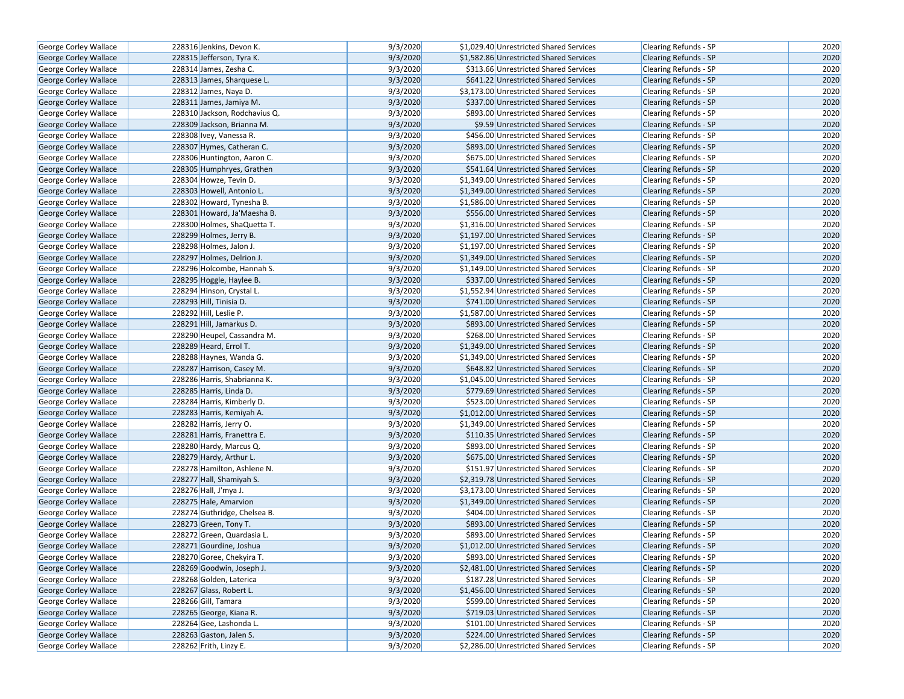| George Corley Wallace | 228316 | Jenkins, Devon K. | 9/3/2020 | $1,029.40 | Unrestricted Shared Services | Clearing Refunds - SP | 2020 |
|---|---|---|---|---|---|---|---|
| George Corley Wallace | 228315 | Jefferson, Tyra K. | 9/3/2020 | $1,582.86 | Unrestricted Shared Services | Clearing Refunds - SP | 2020 |
| George Corley Wallace | 228314 | James, Zesha C. | 9/3/2020 | $313.66 | Unrestricted Shared Services | Clearing Refunds - SP | 2020 |
| George Corley Wallace | 228313 | James, Sharquese L. | 9/3/2020 | $641.22 | Unrestricted Shared Services | Clearing Refunds - SP | 2020 |
| George Corley Wallace | 228312 | James, Naya D. | 9/3/2020 | $3,173.00 | Unrestricted Shared Services | Clearing Refunds - SP | 2020 |
| George Corley Wallace | 228311 | James, Jamiya M. | 9/3/2020 | $337.00 | Unrestricted Shared Services | Clearing Refunds - SP | 2020 |
| George Corley Wallace | 228310 | Jackson, Rodchavius Q. | 9/3/2020 | $893.00 | Unrestricted Shared Services | Clearing Refunds - SP | 2020 |
| George Corley Wallace | 228309 | Jackson, Brianna M. | 9/3/2020 | $9.59 | Unrestricted Shared Services | Clearing Refunds - SP | 2020 |
| George Corley Wallace | 228308 | Ivey, Vanessa R. | 9/3/2020 | $456.00 | Unrestricted Shared Services | Clearing Refunds - SP | 2020 |
| George Corley Wallace | 228307 | Hymes, Catheran C. | 9/3/2020 | $893.00 | Unrestricted Shared Services | Clearing Refunds - SP | 2020 |
| George Corley Wallace | 228306 | Huntington, Aaron C. | 9/3/2020 | $675.00 | Unrestricted Shared Services | Clearing Refunds - SP | 2020 |
| George Corley Wallace | 228305 | Humphryes, Grathen | 9/3/2020 | $541.64 | Unrestricted Shared Services | Clearing Refunds - SP | 2020 |
| George Corley Wallace | 228304 | Howze, Tevin D. | 9/3/2020 | $1,349.00 | Unrestricted Shared Services | Clearing Refunds - SP | 2020 |
| George Corley Wallace | 228303 | Howell, Antonio L. | 9/3/2020 | $1,349.00 | Unrestricted Shared Services | Clearing Refunds - SP | 2020 |
| George Corley Wallace | 228302 | Howard, Tynesha B. | 9/3/2020 | $1,586.00 | Unrestricted Shared Services | Clearing Refunds - SP | 2020 |
| George Corley Wallace | 228301 | Howard, Ja'Maesha B. | 9/3/2020 | $556.00 | Unrestricted Shared Services | Clearing Refunds - SP | 2020 |
| George Corley Wallace | 228300 | Holmes, ShaQuetta T. | 9/3/2020 | $1,316.00 | Unrestricted Shared Services | Clearing Refunds - SP | 2020 |
| George Corley Wallace | 228299 | Holmes, Jerry B. | 9/3/2020 | $1,197.00 | Unrestricted Shared Services | Clearing Refunds - SP | 2020 |
| George Corley Wallace | 228298 | Holmes, Jalon J. | 9/3/2020 | $1,197.00 | Unrestricted Shared Services | Clearing Refunds - SP | 2020 |
| George Corley Wallace | 228297 | Holmes, Delrion J. | 9/3/2020 | $1,349.00 | Unrestricted Shared Services | Clearing Refunds - SP | 2020 |
| George Corley Wallace | 228296 | Holcombe, Hannah S. | 9/3/2020 | $1,149.00 | Unrestricted Shared Services | Clearing Refunds - SP | 2020 |
| George Corley Wallace | 228295 | Hoggle, Haylee B. | 9/3/2020 | $337.00 | Unrestricted Shared Services | Clearing Refunds - SP | 2020 |
| George Corley Wallace | 228294 | Hinson, Crystal L. | 9/3/2020 | $1,552.94 | Unrestricted Shared Services | Clearing Refunds - SP | 2020 |
| George Corley Wallace | 228293 | Hill, Tinisia D. | 9/3/2020 | $741.00 | Unrestricted Shared Services | Clearing Refunds - SP | 2020 |
| George Corley Wallace | 228292 | Hill, Leslie P. | 9/3/2020 | $1,587.00 | Unrestricted Shared Services | Clearing Refunds - SP | 2020 |
| George Corley Wallace | 228291 | Hill, Jamarkus D. | 9/3/2020 | $893.00 | Unrestricted Shared Services | Clearing Refunds - SP | 2020 |
| George Corley Wallace | 228290 | Heupel, Cassandra M. | 9/3/2020 | $268.00 | Unrestricted Shared Services | Clearing Refunds - SP | 2020 |
| George Corley Wallace | 228289 | Heard, Errol T. | 9/3/2020 | $1,349.00 | Unrestricted Shared Services | Clearing Refunds - SP | 2020 |
| George Corley Wallace | 228288 | Haynes, Wanda G. | 9/3/2020 | $1,349.00 | Unrestricted Shared Services | Clearing Refunds - SP | 2020 |
| George Corley Wallace | 228287 | Harrison, Casey M. | 9/3/2020 | $648.82 | Unrestricted Shared Services | Clearing Refunds - SP | 2020 |
| George Corley Wallace | 228286 | Harris, Shabrianna K. | 9/3/2020 | $1,045.00 | Unrestricted Shared Services | Clearing Refunds - SP | 2020 |
| George Corley Wallace | 228285 | Harris, Linda D. | 9/3/2020 | $779.69 | Unrestricted Shared Services | Clearing Refunds - SP | 2020 |
| George Corley Wallace | 228284 | Harris, Kimberly D. | 9/3/2020 | $523.00 | Unrestricted Shared Services | Clearing Refunds - SP | 2020 |
| George Corley Wallace | 228283 | Harris, Kemiyah A. | 9/3/2020 | $1,012.00 | Unrestricted Shared Services | Clearing Refunds - SP | 2020 |
| George Corley Wallace | 228282 | Harris, Jerry O. | 9/3/2020 | $1,349.00 | Unrestricted Shared Services | Clearing Refunds - SP | 2020 |
| George Corley Wallace | 228281 | Harris, Franettra E. | 9/3/2020 | $110.35 | Unrestricted Shared Services | Clearing Refunds - SP | 2020 |
| George Corley Wallace | 228280 | Hardy, Marcus Q. | 9/3/2020 | $893.00 | Unrestricted Shared Services | Clearing Refunds - SP | 2020 |
| George Corley Wallace | 228279 | Hardy, Arthur L. | 9/3/2020 | $675.00 | Unrestricted Shared Services | Clearing Refunds - SP | 2020 |
| George Corley Wallace | 228278 | Hamilton, Ashlene N. | 9/3/2020 | $151.97 | Unrestricted Shared Services | Clearing Refunds - SP | 2020 |
| George Corley Wallace | 228277 | Hall, Shamiyah S. | 9/3/2020 | $2,319.78 | Unrestricted Shared Services | Clearing Refunds - SP | 2020 |
| George Corley Wallace | 228276 | Hall, J'mya J. | 9/3/2020 | $3,173.00 | Unrestricted Shared Services | Clearing Refunds - SP | 2020 |
| George Corley Wallace | 228275 | Hale, Amarvion | 9/3/2020 | $1,349.00 | Unrestricted Shared Services | Clearing Refunds - SP | 2020 |
| George Corley Wallace | 228274 | Guthridge, Chelsea B. | 9/3/2020 | $404.00 | Unrestricted Shared Services | Clearing Refunds - SP | 2020 |
| George Corley Wallace | 228273 | Green, Tony T. | 9/3/2020 | $893.00 | Unrestricted Shared Services | Clearing Refunds - SP | 2020 |
| George Corley Wallace | 228272 | Green, Quardasia L. | 9/3/2020 | $893.00 | Unrestricted Shared Services | Clearing Refunds - SP | 2020 |
| George Corley Wallace | 228271 | Gourdine, Joshua | 9/3/2020 | $1,012.00 | Unrestricted Shared Services | Clearing Refunds - SP | 2020 |
| George Corley Wallace | 228270 | Goree, Chekyira T. | 9/3/2020 | $893.00 | Unrestricted Shared Services | Clearing Refunds - SP | 2020 |
| George Corley Wallace | 228269 | Goodwin, Joseph J. | 9/3/2020 | $2,481.00 | Unrestricted Shared Services | Clearing Refunds - SP | 2020 |
| George Corley Wallace | 228268 | Golden, Laterica | 9/3/2020 | $187.28 | Unrestricted Shared Services | Clearing Refunds - SP | 2020 |
| George Corley Wallace | 228267 | Glass, Robert L. | 9/3/2020 | $1,456.00 | Unrestricted Shared Services | Clearing Refunds - SP | 2020 |
| George Corley Wallace | 228266 | Gill, Tamara | 9/3/2020 | $599.00 | Unrestricted Shared Services | Clearing Refunds - SP | 2020 |
| George Corley Wallace | 228265 | George, Kiana R. | 9/3/2020 | $719.03 | Unrestricted Shared Services | Clearing Refunds - SP | 2020 |
| George Corley Wallace | 228264 | Gee, Lashonda L. | 9/3/2020 | $101.00 | Unrestricted Shared Services | Clearing Refunds - SP | 2020 |
| George Corley Wallace | 228263 | Gaston, Jalen S. | 9/3/2020 | $224.00 | Unrestricted Shared Services | Clearing Refunds - SP | 2020 |
| George Corley Wallace | 228262 | Frith, Linzy E. | 9/3/2020 | $2,286.00 | Unrestricted Shared Services | Clearing Refunds - SP | 2020 |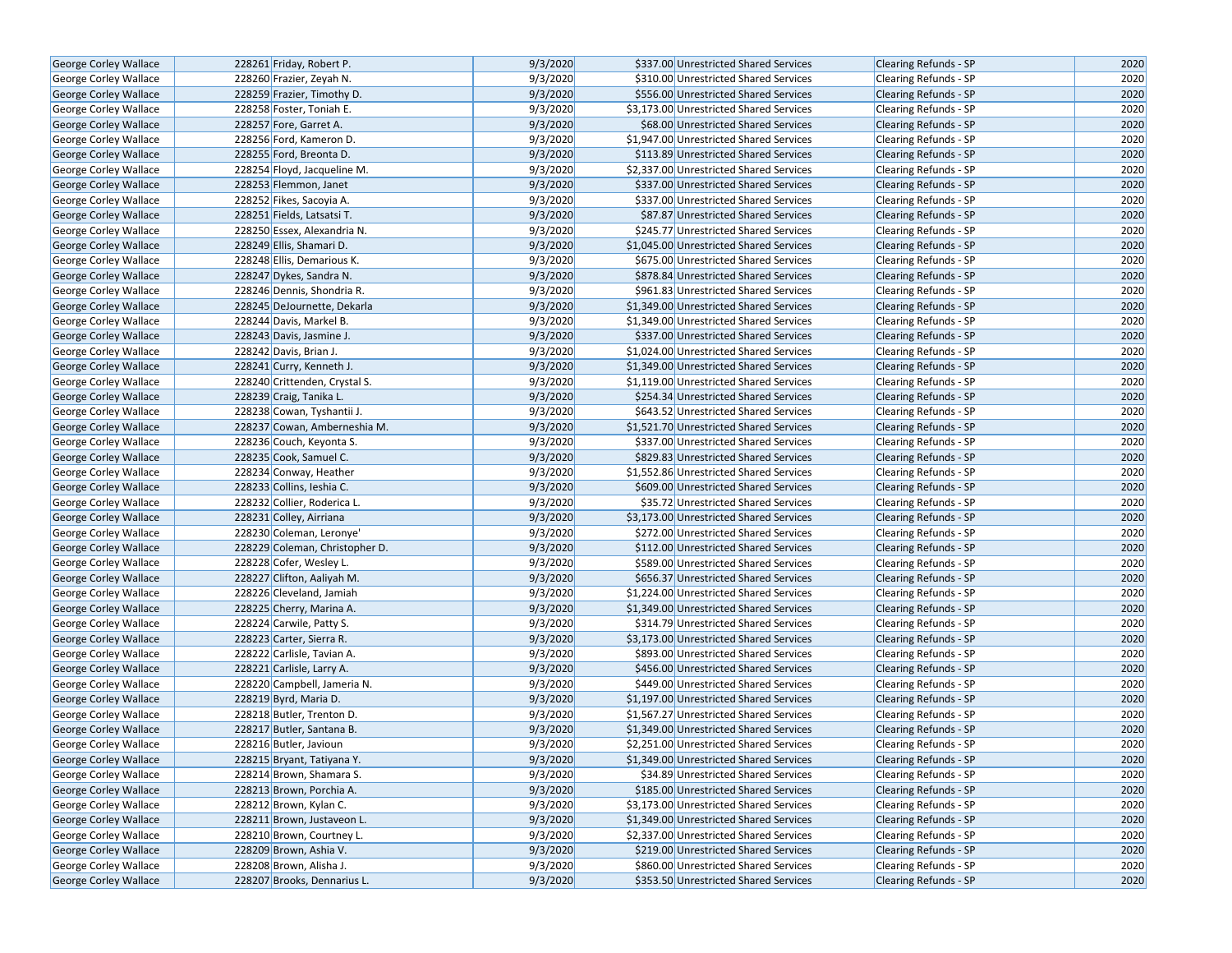| George Corley Wallace | 228261 | Friday, Robert P. | 9/3/2020 | $337.00 | Unrestricted Shared Services | Clearing Refunds - SP | 2020 |
|---|---|---|---|---|---|---|---|
| George Corley Wallace | 228260 | Frazier, Zeyah N. | 9/3/2020 | $310.00 | Unrestricted Shared Services | Clearing Refunds - SP | 2020 |
| George Corley Wallace | 228259 | Frazier, Timothy D. | 9/3/2020 | $556.00 | Unrestricted Shared Services | Clearing Refunds - SP | 2020 |
| George Corley Wallace | 228258 | Foster, Toniah E. | 9/3/2020 | $3,173.00 | Unrestricted Shared Services | Clearing Refunds - SP | 2020 |
| George Corley Wallace | 228257 | Fore, Garret A. | 9/3/2020 | $68.00 | Unrestricted Shared Services | Clearing Refunds - SP | 2020 |
| George Corley Wallace | 228256 | Ford, Kameron D. | 9/3/2020 | $1,947.00 | Unrestricted Shared Services | Clearing Refunds - SP | 2020 |
| George Corley Wallace | 228255 | Ford, Breonta D. | 9/3/2020 | $113.89 | Unrestricted Shared Services | Clearing Refunds - SP | 2020 |
| George Corley Wallace | 228254 | Floyd, Jacqueline M. | 9/3/2020 | $2,337.00 | Unrestricted Shared Services | Clearing Refunds - SP | 2020 |
| George Corley Wallace | 228253 | Flemmon, Janet | 9/3/2020 | $337.00 | Unrestricted Shared Services | Clearing Refunds - SP | 2020 |
| George Corley Wallace | 228252 | Fikes, Sacoyia A. | 9/3/2020 | $337.00 | Unrestricted Shared Services | Clearing Refunds - SP | 2020 |
| George Corley Wallace | 228251 | Fields, Latsatsi T. | 9/3/2020 | $87.87 | Unrestricted Shared Services | Clearing Refunds - SP | 2020 |
| George Corley Wallace | 228250 | Essex, Alexandria N. | 9/3/2020 | $245.77 | Unrestricted Shared Services | Clearing Refunds - SP | 2020 |
| George Corley Wallace | 228249 | Ellis, Shamari D. | 9/3/2020 | $1,045.00 | Unrestricted Shared Services | Clearing Refunds - SP | 2020 |
| George Corley Wallace | 228248 | Ellis, Demarious K. | 9/3/2020 | $675.00 | Unrestricted Shared Services | Clearing Refunds - SP | 2020 |
| George Corley Wallace | 228247 | Dykes, Sandra N. | 9/3/2020 | $878.84 | Unrestricted Shared Services | Clearing Refunds - SP | 2020 |
| George Corley Wallace | 228246 | Dennis, Shondria R. | 9/3/2020 | $961.83 | Unrestricted Shared Services | Clearing Refunds - SP | 2020 |
| George Corley Wallace | 228245 | DeJournette, Dekarla | 9/3/2020 | $1,349.00 | Unrestricted Shared Services | Clearing Refunds - SP | 2020 |
| George Corley Wallace | 228244 | Davis, Markel B. | 9/3/2020 | $1,349.00 | Unrestricted Shared Services | Clearing Refunds - SP | 2020 |
| George Corley Wallace | 228243 | Davis, Jasmine J. | 9/3/2020 | $337.00 | Unrestricted Shared Services | Clearing Refunds - SP | 2020 |
| George Corley Wallace | 228242 | Davis, Brian J. | 9/3/2020 | $1,024.00 | Unrestricted Shared Services | Clearing Refunds - SP | 2020 |
| George Corley Wallace | 228241 | Curry, Kenneth J. | 9/3/2020 | $1,349.00 | Unrestricted Shared Services | Clearing Refunds - SP | 2020 |
| George Corley Wallace | 228240 | Crittenden, Crystal S. | 9/3/2020 | $1,119.00 | Unrestricted Shared Services | Clearing Refunds - SP | 2020 |
| George Corley Wallace | 228239 | Craig, Tanika L. | 9/3/2020 | $254.34 | Unrestricted Shared Services | Clearing Refunds - SP | 2020 |
| George Corley Wallace | 228238 | Cowan, Tyshantii J. | 9/3/2020 | $643.52 | Unrestricted Shared Services | Clearing Refunds - SP | 2020 |
| George Corley Wallace | 228237 | Cowan, Amberneshia M. | 9/3/2020 | $1,521.70 | Unrestricted Shared Services | Clearing Refunds - SP | 2020 |
| George Corley Wallace | 228236 | Couch, Keyonta S. | 9/3/2020 | $337.00 | Unrestricted Shared Services | Clearing Refunds - SP | 2020 |
| George Corley Wallace | 228235 | Cook, Samuel C. | 9/3/2020 | $829.83 | Unrestricted Shared Services | Clearing Refunds - SP | 2020 |
| George Corley Wallace | 228234 | Conway, Heather | 9/3/2020 | $1,552.86 | Unrestricted Shared Services | Clearing Refunds - SP | 2020 |
| George Corley Wallace | 228233 | Collins, Ieshia C. | 9/3/2020 | $609.00 | Unrestricted Shared Services | Clearing Refunds - SP | 2020 |
| George Corley Wallace | 228232 | Collier, Roderica L. | 9/3/2020 | $35.72 | Unrestricted Shared Services | Clearing Refunds - SP | 2020 |
| George Corley Wallace | 228231 | Colley, Airriana | 9/3/2020 | $3,173.00 | Unrestricted Shared Services | Clearing Refunds - SP | 2020 |
| George Corley Wallace | 228230 | Coleman, Leronye' | 9/3/2020 | $272.00 | Unrestricted Shared Services | Clearing Refunds - SP | 2020 |
| George Corley Wallace | 228229 | Coleman, Christopher D. | 9/3/2020 | $112.00 | Unrestricted Shared Services | Clearing Refunds - SP | 2020 |
| George Corley Wallace | 228228 | Cofer, Wesley L. | 9/3/2020 | $589.00 | Unrestricted Shared Services | Clearing Refunds - SP | 2020 |
| George Corley Wallace | 228227 | Clifton, Aaliyah M. | 9/3/2020 | $656.37 | Unrestricted Shared Services | Clearing Refunds - SP | 2020 |
| George Corley Wallace | 228226 | Cleveland, Jamiah | 9/3/2020 | $1,224.00 | Unrestricted Shared Services | Clearing Refunds - SP | 2020 |
| George Corley Wallace | 228225 | Cherry, Marina A. | 9/3/2020 | $1,349.00 | Unrestricted Shared Services | Clearing Refunds - SP | 2020 |
| George Corley Wallace | 228224 | Carwile, Patty S. | 9/3/2020 | $314.79 | Unrestricted Shared Services | Clearing Refunds - SP | 2020 |
| George Corley Wallace | 228223 | Carter, Sierra R. | 9/3/2020 | $3,173.00 | Unrestricted Shared Services | Clearing Refunds - SP | 2020 |
| George Corley Wallace | 228222 | Carlisle, Tavian A. | 9/3/2020 | $893.00 | Unrestricted Shared Services | Clearing Refunds - SP | 2020 |
| George Corley Wallace | 228221 | Carlisle, Larry A. | 9/3/2020 | $456.00 | Unrestricted Shared Services | Clearing Refunds - SP | 2020 |
| George Corley Wallace | 228220 | Campbell, Jameria N. | 9/3/2020 | $449.00 | Unrestricted Shared Services | Clearing Refunds - SP | 2020 |
| George Corley Wallace | 228219 | Byrd, Maria D. | 9/3/2020 | $1,197.00 | Unrestricted Shared Services | Clearing Refunds - SP | 2020 |
| George Corley Wallace | 228218 | Butler, Trenton D. | 9/3/2020 | $1,567.27 | Unrestricted Shared Services | Clearing Refunds - SP | 2020 |
| George Corley Wallace | 228217 | Butler, Santana B. | 9/3/2020 | $1,349.00 | Unrestricted Shared Services | Clearing Refunds - SP | 2020 |
| George Corley Wallace | 228216 | Butler, Javioun | 9/3/2020 | $2,251.00 | Unrestricted Shared Services | Clearing Refunds - SP | 2020 |
| George Corley Wallace | 228215 | Bryant, Tatiyana Y. | 9/3/2020 | $1,349.00 | Unrestricted Shared Services | Clearing Refunds - SP | 2020 |
| George Corley Wallace | 228214 | Brown, Shamara S. | 9/3/2020 | $34.89 | Unrestricted Shared Services | Clearing Refunds - SP | 2020 |
| George Corley Wallace | 228213 | Brown, Porchia A. | 9/3/2020 | $185.00 | Unrestricted Shared Services | Clearing Refunds - SP | 2020 |
| George Corley Wallace | 228212 | Brown, Kylan C. | 9/3/2020 | $3,173.00 | Unrestricted Shared Services | Clearing Refunds - SP | 2020 |
| George Corley Wallace | 228211 | Brown, Justaveon L. | 9/3/2020 | $1,349.00 | Unrestricted Shared Services | Clearing Refunds - SP | 2020 |
| George Corley Wallace | 228210 | Brown, Courtney L. | 9/3/2020 | $2,337.00 | Unrestricted Shared Services | Clearing Refunds - SP | 2020 |
| George Corley Wallace | 228209 | Brown, Ashia V. | 9/3/2020 | $219.00 | Unrestricted Shared Services | Clearing Refunds - SP | 2020 |
| George Corley Wallace | 228208 | Brown, Alisha J. | 9/3/2020 | $860.00 | Unrestricted Shared Services | Clearing Refunds - SP | 2020 |
| George Corley Wallace | 228207 | Brooks, Dennarius L. | 9/3/2020 | $353.50 | Unrestricted Shared Services | Clearing Refunds - SP | 2020 |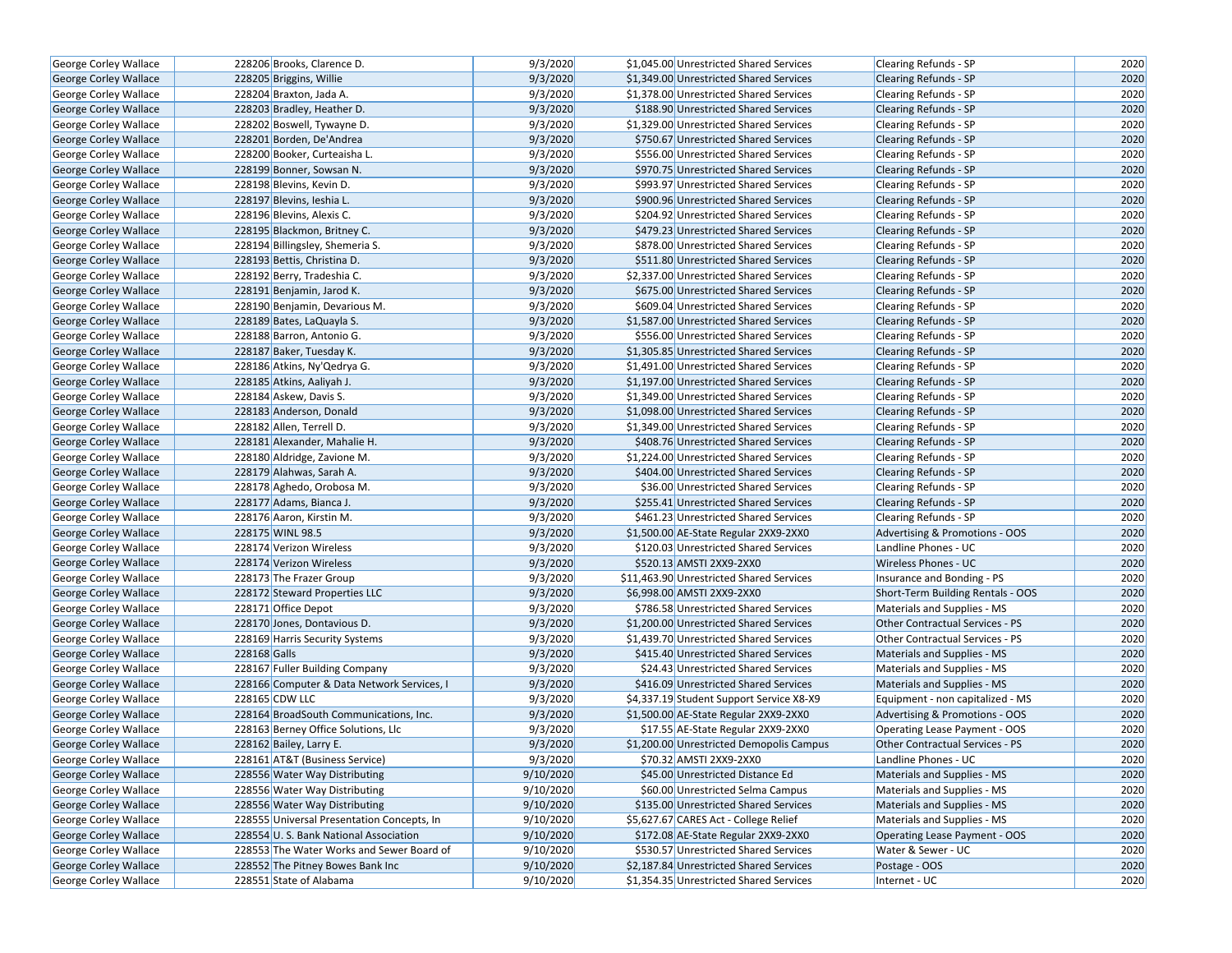| George Corley Wallace | 228206 | Brooks, Clarence D. | 9/3/2020 | $1,045.00 | Unrestricted Shared Services | Clearing Refunds - SP | 2020 |
|---|---|---|---|---|---|---|---|
| George Corley Wallace | 228205 | Briggins, Willie | 9/3/2020 | $1,349.00 | Unrestricted Shared Services | Clearing Refunds - SP | 2020 |
| George Corley Wallace | 228204 | Braxton, Jada A. | 9/3/2020 | $1,378.00 | Unrestricted Shared Services | Clearing Refunds - SP | 2020 |
| George Corley Wallace | 228203 | Bradley, Heather D. | 9/3/2020 | $188.90 | Unrestricted Shared Services | Clearing Refunds - SP | 2020 |
| George Corley Wallace | 228202 | Boswell, Tywayne D. | 9/3/2020 | $1,329.00 | Unrestricted Shared Services | Clearing Refunds - SP | 2020 |
| George Corley Wallace | 228201 | Borden, De'Andrea | 9/3/2020 | $750.67 | Unrestricted Shared Services | Clearing Refunds - SP | 2020 |
| George Corley Wallace | 228200 | Booker, Curteaisha L. | 9/3/2020 | $556.00 | Unrestricted Shared Services | Clearing Refunds - SP | 2020 |
| George Corley Wallace | 228199 | Bonner, Sowsan N. | 9/3/2020 | $970.75 | Unrestricted Shared Services | Clearing Refunds - SP | 2020 |
| George Corley Wallace | 228198 | Blevins, Kevin D. | 9/3/2020 | $993.97 | Unrestricted Shared Services | Clearing Refunds - SP | 2020 |
| George Corley Wallace | 228197 | Blevins, Ieshia L. | 9/3/2020 | $900.96 | Unrestricted Shared Services | Clearing Refunds - SP | 2020 |
| George Corley Wallace | 228196 | Blevins, Alexis C. | 9/3/2020 | $204.92 | Unrestricted Shared Services | Clearing Refunds - SP | 2020 |
| George Corley Wallace | 228195 | Blackmon, Britney C. | 9/3/2020 | $479.23 | Unrestricted Shared Services | Clearing Refunds - SP | 2020 |
| George Corley Wallace | 228194 | Billingsley, Shemeria S. | 9/3/2020 | $878.00 | Unrestricted Shared Services | Clearing Refunds - SP | 2020 |
| George Corley Wallace | 228193 | Bettis, Christina D. | 9/3/2020 | $511.80 | Unrestricted Shared Services | Clearing Refunds - SP | 2020 |
| George Corley Wallace | 228192 | Berry, Tradeshia C. | 9/3/2020 | $2,337.00 | Unrestricted Shared Services | Clearing Refunds - SP | 2020 |
| George Corley Wallace | 228191 | Benjamin, Jarod K. | 9/3/2020 | $675.00 | Unrestricted Shared Services | Clearing Refunds - SP | 2020 |
| George Corley Wallace | 228190 | Benjamin, Devarious M. | 9/3/2020 | $609.04 | Unrestricted Shared Services | Clearing Refunds - SP | 2020 |
| George Corley Wallace | 228189 | Bates, LaQuayla S. | 9/3/2020 | $1,587.00 | Unrestricted Shared Services | Clearing Refunds - SP | 2020 |
| George Corley Wallace | 228188 | Barron, Antonio G. | 9/3/2020 | $556.00 | Unrestricted Shared Services | Clearing Refunds - SP | 2020 |
| George Corley Wallace | 228187 | Baker, Tuesday K. | 9/3/2020 | $1,305.85 | Unrestricted Shared Services | Clearing Refunds - SP | 2020 |
| George Corley Wallace | 228186 | Atkins, Ny'Qedrya G. | 9/3/2020 | $1,491.00 | Unrestricted Shared Services | Clearing Refunds - SP | 2020 |
| George Corley Wallace | 228185 | Atkins, Aaliyah J. | 9/3/2020 | $1,197.00 | Unrestricted Shared Services | Clearing Refunds - SP | 2020 |
| George Corley Wallace | 228184 | Askew, Davis S. | 9/3/2020 | $1,349.00 | Unrestricted Shared Services | Clearing Refunds - SP | 2020 |
| George Corley Wallace | 228183 | Anderson, Donald | 9/3/2020 | $1,098.00 | Unrestricted Shared Services | Clearing Refunds - SP | 2020 |
| George Corley Wallace | 228182 | Allen, Terrell D. | 9/3/2020 | $1,349.00 | Unrestricted Shared Services | Clearing Refunds - SP | 2020 |
| George Corley Wallace | 228181 | Alexander, Mahalie H. | 9/3/2020 | $408.76 | Unrestricted Shared Services | Clearing Refunds - SP | 2020 |
| George Corley Wallace | 228180 | Aldridge, Zavione M. | 9/3/2020 | $1,224.00 | Unrestricted Shared Services | Clearing Refunds - SP | 2020 |
| George Corley Wallace | 228179 | Alahwas, Sarah A. | 9/3/2020 | $404.00 | Unrestricted Shared Services | Clearing Refunds - SP | 2020 |
| George Corley Wallace | 228178 | Aghedo, Orobosa M. | 9/3/2020 | $36.00 | Unrestricted Shared Services | Clearing Refunds - SP | 2020 |
| George Corley Wallace | 228177 | Adams, Bianca J. | 9/3/2020 | $255.41 | Unrestricted Shared Services | Clearing Refunds - SP | 2020 |
| George Corley Wallace | 228176 | Aaron, Kirstin M. | 9/3/2020 | $461.23 | Unrestricted Shared Services | Clearing Refunds - SP | 2020 |
| George Corley Wallace | 228175 | WINL 98.5 | 9/3/2020 | $1,500.00 | AE-State Regular 2XX9-2XX0 | Advertising & Promotions - OOS | 2020 |
| George Corley Wallace | 228174 | Verizon Wireless | 9/3/2020 | $120.03 | Unrestricted Shared Services | Landline Phones - UC | 2020 |
| George Corley Wallace | 228174 | Verizon Wireless | 9/3/2020 | $520.13 | AMSTI 2XX9-2XX0 | Wireless Phones - UC | 2020 |
| George Corley Wallace | 228173 | The Frazer Group | 9/3/2020 | $11,463.90 | Unrestricted Shared Services | Insurance and Bonding - PS | 2020 |
| George Corley Wallace | 228172 | Steward Properties LLC | 9/3/2020 | $6,998.00 | AMSTI 2XX9-2XX0 | Short-Term Building Rentals - OOS | 2020 |
| George Corley Wallace | 228171 | Office Depot | 9/3/2020 | $786.58 | Unrestricted Shared Services | Materials and Supplies - MS | 2020 |
| George Corley Wallace | 228170 | Jones, Dontavious D. | 9/3/2020 | $1,200.00 | Unrestricted Shared Services | Other Contractual Services - PS | 2020 |
| George Corley Wallace | 228169 | Harris Security Systems | 9/3/2020 | $1,439.70 | Unrestricted Shared Services | Other Contractual Services - PS | 2020 |
| George Corley Wallace | 228168 | Galls | 9/3/2020 | $415.40 | Unrestricted Shared Services | Materials and Supplies - MS | 2020 |
| George Corley Wallace | 228167 | Fuller Building Company | 9/3/2020 | $24.43 | Unrestricted Shared Services | Materials and Supplies - MS | 2020 |
| George Corley Wallace | 228166 | Computer & Data Network Services, I | 9/3/2020 | $416.09 | Unrestricted Shared Services | Materials and Supplies - MS | 2020 |
| George Corley Wallace | 228165 | CDW LLC | 9/3/2020 | $4,337.19 | Student Support Service X8-X9 | Equipment - non capitalized - MS | 2020 |
| George Corley Wallace | 228164 | BroadSouth Communications, Inc. | 9/3/2020 | $1,500.00 | AE-State Regular 2XX9-2XX0 | Advertising & Promotions - OOS | 2020 |
| George Corley Wallace | 228163 | Berney Office Solutions, Llc | 9/3/2020 | $17.55 | AE-State Regular 2XX9-2XX0 | Operating Lease Payment - OOS | 2020 |
| George Corley Wallace | 228162 | Bailey, Larry E. | 9/3/2020 | $1,200.00 | Unrestricted Demopolis Campus | Other Contractual Services - PS | 2020 |
| George Corley Wallace | 228161 | AT&T (Business Service) | 9/3/2020 | $70.32 | AMSTI 2XX9-2XX0 | Landline Phones - UC | 2020 |
| George Corley Wallace | 228556 | Water Way Distributing | 9/10/2020 | $45.00 | Unrestricted Distance Ed | Materials and Supplies - MS | 2020 |
| George Corley Wallace | 228556 | Water Way Distributing | 9/10/2020 | $60.00 | Unrestricted Selma Campus | Materials and Supplies - MS | 2020 |
| George Corley Wallace | 228556 | Water Way Distributing | 9/10/2020 | $135.00 | Unrestricted Shared Services | Materials and Supplies - MS | 2020 |
| George Corley Wallace | 228555 | Universal Presentation Concepts, In | 9/10/2020 | $5,627.67 | CARES Act - College Relief | Materials and Supplies - MS | 2020 |
| George Corley Wallace | 228554 | U. S. Bank National Association | 9/10/2020 | $172.08 | AE-State Regular 2XX9-2XX0 | Operating Lease Payment - OOS | 2020 |
| George Corley Wallace | 228553 | The Water Works and Sewer Board of | 9/10/2020 | $530.57 | Unrestricted Shared Services | Water & Sewer - UC | 2020 |
| George Corley Wallace | 228552 | The Pitney Bowes Bank Inc | 9/10/2020 | $2,187.84 | Unrestricted Shared Services | Postage - OOS | 2020 |
| George Corley Wallace | 228551 | State of Alabama | 9/10/2020 | $1,354.35 | Unrestricted Shared Services | Internet - UC | 2020 |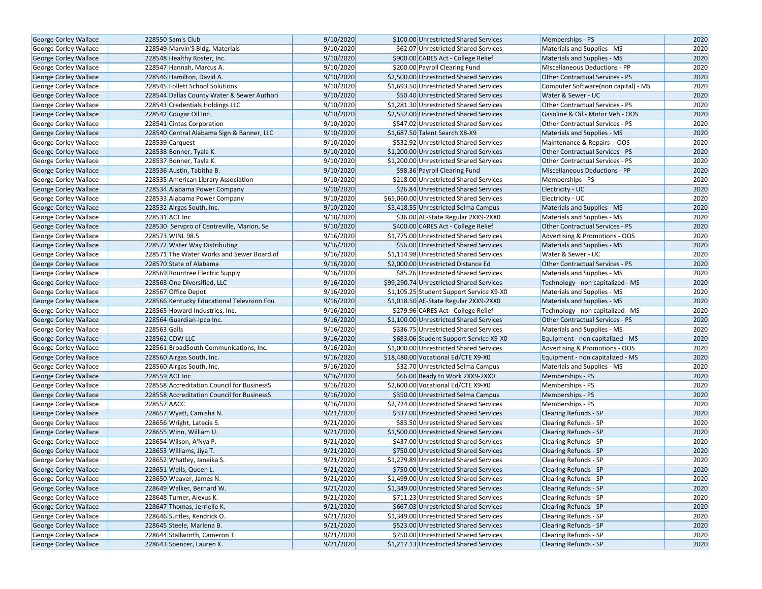| | | | | | | | |
|---|---|---|---|---|---|---|---|
| George Corley Wallace | 228550 | Sam's Club | 9/10/2020 | $100.00 | Unrestricted Shared Services | Memberships - PS | 2020 |
| George Corley Wallace | 228549 | Marvin'S Bldg. Materials | 9/10/2020 | $62.07 | Unrestricted Shared Services | Materials and Supplies - MS | 2020 |
| George Corley Wallace | 228548 | Healthy Roster, Inc. | 9/10/2020 | $900.00 | CARES Act - College Relief | Materials and Supplies - MS | 2020 |
| George Corley Wallace | 228547 | Hannah, Marcus A. | 9/10/2020 | $200.00 | Payroll Clearing Fund | Miscellaneous Deductions - PP | 2020 |
| George Corley Wallace | 228546 | Hamilton, David A. | 9/10/2020 | $2,500.00 | Unrestricted Shared Services | Other Contractual Services - PS | 2020 |
| George Corley Wallace | 228545 | Follett School Solutions | 9/10/2020 | $1,693.50 | Unrestricted Shared Services | Computer Software(non capital) - MS | 2020 |
| George Corley Wallace | 228544 | Dallas County Water & Sewer Authori | 9/10/2020 | $50.40 | Unrestricted Shared Services | Water & Sewer - UC | 2020 |
| George Corley Wallace | 228543 | Credentials Holdings LLC | 9/10/2020 | $1,281.30 | Unrestricted Shared Services | Other Contractual Services - PS | 2020 |
| George Corley Wallace | 228542 | Cougar Oil Inc. | 9/10/2020 | $2,552.00 | Unrestricted Shared Services | Gasoline & Oil - Motor Veh - OOS | 2020 |
| George Corley Wallace | 228541 | Cintas Corporation | 9/10/2020 | $547.02 | Unrestricted Shared Services | Other Contractual Services - PS | 2020 |
| George Corley Wallace | 228540 | Central Alabama Sign & Banner, LLC | 9/10/2020 | $1,687.50 | Talent Search X8-X9 | Materials and Supplies - MS | 2020 |
| George Corley Wallace | 228539 | Carquest | 9/10/2020 | $532.92 | Unrestricted Shared Services | Maintenance & Repairs - OOS | 2020 |
| George Corley Wallace | 228538 | Bonner, Tyala K. | 9/10/2020 | $1,200.00 | Unrestricted Shared Services | Other Contractual Services - PS | 2020 |
| George Corley Wallace | 228537 | Bonner, Tayla K. | 9/10/2020 | $1,200.00 | Unrestricted Shared Services | Other Contractual Services - PS | 2020 |
| George Corley Wallace | 228536 | Austin, Tabitha B. | 9/10/2020 | $98.36 | Payroll Clearing Fund | Miscellaneous Deductions - PP | 2020 |
| George Corley Wallace | 228535 | American Library Association | 9/10/2020 | $218.00 | Unrestricted Shared Services | Memberships - PS | 2020 |
| George Corley Wallace | 228534 | Alabama Power Company | 9/10/2020 | $26.84 | Unrestricted Shared Services | Electricity - UC | 2020 |
| George Corley Wallace | 228533 | Alabama Power Company | 9/10/2020 | $65,060.00 | Unrestricted Shared Services | Electricity - UC | 2020 |
| George Corley Wallace | 228532 | Airgas South, Inc. | 9/10/2020 | $5,418.55 | Unrestricted Selma Campus | Materials and Supplies - MS | 2020 |
| George Corley Wallace | 228531 | ACT Inc | 9/10/2020 | $36.00 | AE-State Regular 2XX9-2XX0 | Materials and Supplies - MS | 2020 |
| George Corley Wallace | 228530 | Servpro of Centreville, Marion, Se | 9/10/2020 | $400.00 | CARES Act - College Relief | Other Contractual Services - PS | 2020 |
| George Corley Wallace | 228573 | WINL 98.5 | 9/16/2020 | $1,775.00 | Unrestricted Shared Services | Advertising & Promotions - OOS | 2020 |
| George Corley Wallace | 228572 | Water Way Distributing | 9/16/2020 | $56.00 | Unrestricted Shared Services | Materials and Supplies - MS | 2020 |
| George Corley Wallace | 228571 | The Water Works and Sewer Board of | 9/16/2020 | $1,114.98 | Unrestricted Shared Services | Water & Sewer - UC | 2020 |
| George Corley Wallace | 228570 | State of Alabama | 9/16/2020 | $2,000.00 | Unrestricted Distance Ed | Other Contractual Services - PS | 2020 |
| George Corley Wallace | 228569 | Rountree Electric Supply | 9/16/2020 | $85.26 | Unrestricted Shared Services | Materials and Supplies - MS | 2020 |
| George Corley Wallace | 228568 | One Diversified, LLC | 9/16/2020 | $99,290.74 | Unrestricted Shared Services | Technology - non capitalized - MS | 2020 |
| George Corley Wallace | 228567 | Office Depot | 9/16/2020 | $1,105.25 | Student Support Service X9-X0 | Materials and Supplies - MS | 2020 |
| George Corley Wallace | 228566 | Kentucky Educational Television Fou | 9/16/2020 | $1,018.50 | AE-State Regular 2XX9-2XX0 | Materials and Supplies - MS | 2020 |
| George Corley Wallace | 228565 | Howard Industries, Inc. | 9/16/2020 | $279.96 | CARES Act - College Relief | Technology - non capitalized - MS | 2020 |
| George Corley Wallace | 228564 | Guardian-Ipco Inc. | 9/16/2020 | $1,100.00 | Unrestricted Shared Services | Other Contractual Services - PS | 2020 |
| George Corley Wallace | 228563 | Galls | 9/16/2020 | $336.75 | Unrestricted Shared Services | Materials and Supplies - MS | 2020 |
| George Corley Wallace | 228562 | CDW LLC | 9/16/2020 | $683.06 | Student Support Service X9-X0 | Equipment - non capitalized - MS | 2020 |
| George Corley Wallace | 228561 | BroadSouth Communications, Inc. | 9/16/2020 | $1,000.00 | Unrestricted Shared Services | Advertising & Promotions - OOS | 2020 |
| George Corley Wallace | 228560 | Airgas South, Inc. | 9/16/2020 | $18,480.00 | Vocational Ed/CTE X9-X0 | Equipment - non capitalized - MS | 2020 |
| George Corley Wallace | 228560 | Airgas South, Inc. | 9/16/2020 | $32.70 | Unrestricted Selma Campus | Materials and Supplies - MS | 2020 |
| George Corley Wallace | 228559 | ACT Inc | 9/16/2020 | $66.00 | Ready to Work 2XX9-2XX0 | Memberships - PS | 2020 |
| George Corley Wallace | 228558 | Accreditation Council for BusinessS | 9/16/2020 | $2,600.00 | Vocational Ed/CTE X9-X0 | Memberships - PS | 2020 |
| George Corley Wallace | 228558 | Accreditation Council for BusinessS | 9/16/2020 | $350.00 | Unrestricted Selma Campus | Memberships - PS | 2020 |
| George Corley Wallace | 228557 | AACC | 9/16/2020 | $2,724.00 | Unrestricted Shared Services | Memberships - PS | 2020 |
| George Corley Wallace | 228657 | Wyatt, Camisha N. | 9/21/2020 | $337.00 | Unrestricted Shared Services | Clearing Refunds - SP | 2020 |
| George Corley Wallace | 228656 | Wright, Latecia S. | 9/21/2020 | $83.50 | Unrestricted Shared Services | Clearing Refunds - SP | 2020 |
| George Corley Wallace | 228655 | Winn, William U. | 9/21/2020 | $1,500.00 | Unrestricted Shared Services | Clearing Refunds - SP | 2020 |
| George Corley Wallace | 228654 | Wilson, A'Nya P. | 9/21/2020 | $437.00 | Unrestricted Shared Services | Clearing Refunds - SP | 2020 |
| George Corley Wallace | 228653 | Williams, Jiya T. | 9/21/2020 | $750.00 | Unrestricted Shared Services | Clearing Refunds - SP | 2020 |
| George Corley Wallace | 228652 | Whatley, Janeika S. | 9/21/2020 | $1,279.89 | Unrestricted Shared Services | Clearing Refunds - SP | 2020 |
| George Corley Wallace | 228651 | Wells, Queen L. | 9/21/2020 | $750.00 | Unrestricted Shared Services | Clearing Refunds - SP | 2020 |
| George Corley Wallace | 228650 | Weaver, James N. | 9/21/2020 | $1,499.00 | Unrestricted Shared Services | Clearing Refunds - SP | 2020 |
| George Corley Wallace | 228649 | Walker, Bernard W. | 9/21/2020 | $1,349.00 | Unrestricted Shared Services | Clearing Refunds - SP | 2020 |
| George Corley Wallace | 228648 | Turner, Alexus K. | 9/21/2020 | $711.23 | Unrestricted Shared Services | Clearing Refunds - SP | 2020 |
| George Corley Wallace | 228647 | Thomas, Jerrielle K. | 9/21/2020 | $667.03 | Unrestricted Shared Services | Clearing Refunds - SP | 2020 |
| George Corley Wallace | 228646 | Suttles, Kendrick O. | 9/21/2020 | $1,349.00 | Unrestricted Shared Services | Clearing Refunds - SP | 2020 |
| George Corley Wallace | 228645 | Steele, Marlena B. | 9/21/2020 | $523.00 | Unrestricted Shared Services | Clearing Refunds - SP | 2020 |
| George Corley Wallace | 228644 | Stallworth, Cameron T. | 9/21/2020 | $750.00 | Unrestricted Shared Services | Clearing Refunds - SP | 2020 |
| George Corley Wallace | 228643 | Spencer, Lauren K. | 9/21/2020 | $1,217.13 | Unrestricted Shared Services | Clearing Refunds - SP | 2020 |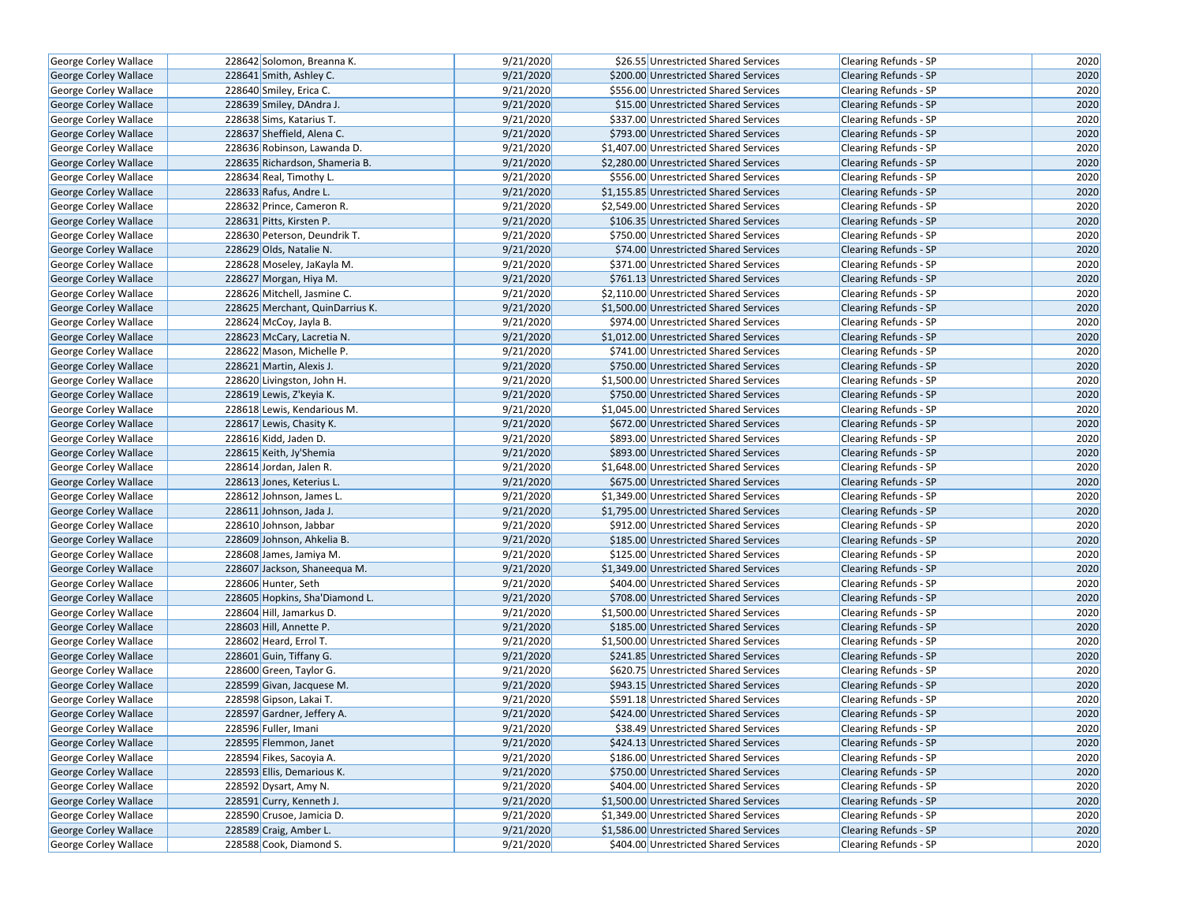| George Corley Wallace | 228642 | Solomon, Breanna K. | 9/21/2020 | $26.55 | Unrestricted Shared Services | Clearing Refunds - SP | 2020 |
|---|---|---|---|---|---|---|---|
| George Corley Wallace | 228641 | Smith, Ashley C. | 9/21/2020 | $200.00 | Unrestricted Shared Services | Clearing Refunds - SP | 2020 |
| George Corley Wallace | 228640 | Smiley, Erica C. | 9/21/2020 | $556.00 | Unrestricted Shared Services | Clearing Refunds - SP | 2020 |
| George Corley Wallace | 228639 | Smiley, DAndra J. | 9/21/2020 | $15.00 | Unrestricted Shared Services | Clearing Refunds - SP | 2020 |
| George Corley Wallace | 228638 | Sims, Katarius T. | 9/21/2020 | $337.00 | Unrestricted Shared Services | Clearing Refunds - SP | 2020 |
| George Corley Wallace | 228637 | Sheffield, Alena C. | 9/21/2020 | $793.00 | Unrestricted Shared Services | Clearing Refunds - SP | 2020 |
| George Corley Wallace | 228636 | Robinson, Lawanda D. | 9/21/2020 | $1,407.00 | Unrestricted Shared Services | Clearing Refunds - SP | 2020 |
| George Corley Wallace | 228635 | Richardson, Shameria B. | 9/21/2020 | $2,280.00 | Unrestricted Shared Services | Clearing Refunds - SP | 2020 |
| George Corley Wallace | 228634 | Real, Timothy L. | 9/21/2020 | $556.00 | Unrestricted Shared Services | Clearing Refunds - SP | 2020 |
| George Corley Wallace | 228633 | Rafus, Andre L. | 9/21/2020 | $1,155.85 | Unrestricted Shared Services | Clearing Refunds - SP | 2020 |
| George Corley Wallace | 228632 | Prince, Cameron R. | 9/21/2020 | $2,549.00 | Unrestricted Shared Services | Clearing Refunds - SP | 2020 |
| George Corley Wallace | 228631 | Pitts, Kirsten P. | 9/21/2020 | $106.35 | Unrestricted Shared Services | Clearing Refunds - SP | 2020 |
| George Corley Wallace | 228630 | Peterson, Deundrik T. | 9/21/2020 | $750.00 | Unrestricted Shared Services | Clearing Refunds - SP | 2020 |
| George Corley Wallace | 228629 | Olds, Natalie N. | 9/21/2020 | $74.00 | Unrestricted Shared Services | Clearing Refunds - SP | 2020 |
| George Corley Wallace | 228628 | Moseley, JaKayla M. | 9/21/2020 | $371.00 | Unrestricted Shared Services | Clearing Refunds - SP | 2020 |
| George Corley Wallace | 228627 | Morgan, Hiya M. | 9/21/2020 | $761.13 | Unrestricted Shared Services | Clearing Refunds - SP | 2020 |
| George Corley Wallace | 228626 | Mitchell, Jasmine C. | 9/21/2020 | $2,110.00 | Unrestricted Shared Services | Clearing Refunds - SP | 2020 |
| George Corley Wallace | 228625 | Merchant, QuinDarrius K. | 9/21/2020 | $1,500.00 | Unrestricted Shared Services | Clearing Refunds - SP | 2020 |
| George Corley Wallace | 228624 | McCoy, Jayla B. | 9/21/2020 | $974.00 | Unrestricted Shared Services | Clearing Refunds - SP | 2020 |
| George Corley Wallace | 228623 | McCary, Lacretia N. | 9/21/2020 | $1,012.00 | Unrestricted Shared Services | Clearing Refunds - SP | 2020 |
| George Corley Wallace | 228622 | Mason, Michelle P. | 9/21/2020 | $741.00 | Unrestricted Shared Services | Clearing Refunds - SP | 2020 |
| George Corley Wallace | 228621 | Martin, Alexis J. | 9/21/2020 | $750.00 | Unrestricted Shared Services | Clearing Refunds - SP | 2020 |
| George Corley Wallace | 228620 | Livingston, John H. | 9/21/2020 | $1,500.00 | Unrestricted Shared Services | Clearing Refunds - SP | 2020 |
| George Corley Wallace | 228619 | Lewis, Z'keyia K. | 9/21/2020 | $750.00 | Unrestricted Shared Services | Clearing Refunds - SP | 2020 |
| George Corley Wallace | 228618 | Lewis, Kendarious M. | 9/21/2020 | $1,045.00 | Unrestricted Shared Services | Clearing Refunds - SP | 2020 |
| George Corley Wallace | 228617 | Lewis, Chasity K. | 9/21/2020 | $672.00 | Unrestricted Shared Services | Clearing Refunds - SP | 2020 |
| George Corley Wallace | 228616 | Kidd, Jaden D. | 9/21/2020 | $893.00 | Unrestricted Shared Services | Clearing Refunds - SP | 2020 |
| George Corley Wallace | 228615 | Keith, Jy'Shemia | 9/21/2020 | $893.00 | Unrestricted Shared Services | Clearing Refunds - SP | 2020 |
| George Corley Wallace | 228614 | Jordan, Jalen R. | 9/21/2020 | $1,648.00 | Unrestricted Shared Services | Clearing Refunds - SP | 2020 |
| George Corley Wallace | 228613 | Jones, Keterius L. | 9/21/2020 | $675.00 | Unrestricted Shared Services | Clearing Refunds - SP | 2020 |
| George Corley Wallace | 228612 | Johnson, James L. | 9/21/2020 | $1,349.00 | Unrestricted Shared Services | Clearing Refunds - SP | 2020 |
| George Corley Wallace | 228611 | Johnson, Jada J. | 9/21/2020 | $1,795.00 | Unrestricted Shared Services | Clearing Refunds - SP | 2020 |
| George Corley Wallace | 228610 | Johnson, Jabbar | 9/21/2020 | $912.00 | Unrestricted Shared Services | Clearing Refunds - SP | 2020 |
| George Corley Wallace | 228609 | Johnson, Ahkelia B. | 9/21/2020 | $185.00 | Unrestricted Shared Services | Clearing Refunds - SP | 2020 |
| George Corley Wallace | 228608 | James, Jamiya M. | 9/21/2020 | $125.00 | Unrestricted Shared Services | Clearing Refunds - SP | 2020 |
| George Corley Wallace | 228607 | Jackson, Shaneequa M. | 9/21/2020 | $1,349.00 | Unrestricted Shared Services | Clearing Refunds - SP | 2020 |
| George Corley Wallace | 228606 | Hunter, Seth | 9/21/2020 | $404.00 | Unrestricted Shared Services | Clearing Refunds - SP | 2020 |
| George Corley Wallace | 228605 | Hopkins, Sha'Diamond L. | 9/21/2020 | $708.00 | Unrestricted Shared Services | Clearing Refunds - SP | 2020 |
| George Corley Wallace | 228604 | Hill, Jamarkus D. | 9/21/2020 | $1,500.00 | Unrestricted Shared Services | Clearing Refunds - SP | 2020 |
| George Corley Wallace | 228603 | Hill, Annette P. | 9/21/2020 | $185.00 | Unrestricted Shared Services | Clearing Refunds - SP | 2020 |
| George Corley Wallace | 228602 | Heard, Errol T. | 9/21/2020 | $1,500.00 | Unrestricted Shared Services | Clearing Refunds - SP | 2020 |
| George Corley Wallace | 228601 | Guin, Tiffany G. | 9/21/2020 | $241.85 | Unrestricted Shared Services | Clearing Refunds - SP | 2020 |
| George Corley Wallace | 228600 | Green, Taylor G. | 9/21/2020 | $620.75 | Unrestricted Shared Services | Clearing Refunds - SP | 2020 |
| George Corley Wallace | 228599 | Givan, Jacquese M. | 9/21/2020 | $943.15 | Unrestricted Shared Services | Clearing Refunds - SP | 2020 |
| George Corley Wallace | 228598 | Gipson, Lakai T. | 9/21/2020 | $591.18 | Unrestricted Shared Services | Clearing Refunds - SP | 2020 |
| George Corley Wallace | 228597 | Gardner, Jeffery A. | 9/21/2020 | $424.00 | Unrestricted Shared Services | Clearing Refunds - SP | 2020 |
| George Corley Wallace | 228596 | Fuller, Imani | 9/21/2020 | $38.49 | Unrestricted Shared Services | Clearing Refunds - SP | 2020 |
| George Corley Wallace | 228595 | Flemmon, Janet | 9/21/2020 | $424.13 | Unrestricted Shared Services | Clearing Refunds - SP | 2020 |
| George Corley Wallace | 228594 | Fikes, Sacoyia A. | 9/21/2020 | $186.00 | Unrestricted Shared Services | Clearing Refunds - SP | 2020 |
| George Corley Wallace | 228593 | Ellis, Demarious K. | 9/21/2020 | $750.00 | Unrestricted Shared Services | Clearing Refunds - SP | 2020 |
| George Corley Wallace | 228592 | Dysart, Amy N. | 9/21/2020 | $404.00 | Unrestricted Shared Services | Clearing Refunds - SP | 2020 |
| George Corley Wallace | 228591 | Curry, Kenneth J. | 9/21/2020 | $1,500.00 | Unrestricted Shared Services | Clearing Refunds - SP | 2020 |
| George Corley Wallace | 228590 | Crusoe, Jamicia D. | 9/21/2020 | $1,349.00 | Unrestricted Shared Services | Clearing Refunds - SP | 2020 |
| George Corley Wallace | 228589 | Craig, Amber L. | 9/21/2020 | $1,586.00 | Unrestricted Shared Services | Clearing Refunds - SP | 2020 |
| George Corley Wallace | 228588 | Cook, Diamond S. | 9/21/2020 | $404.00 | Unrestricted Shared Services | Clearing Refunds - SP | 2020 |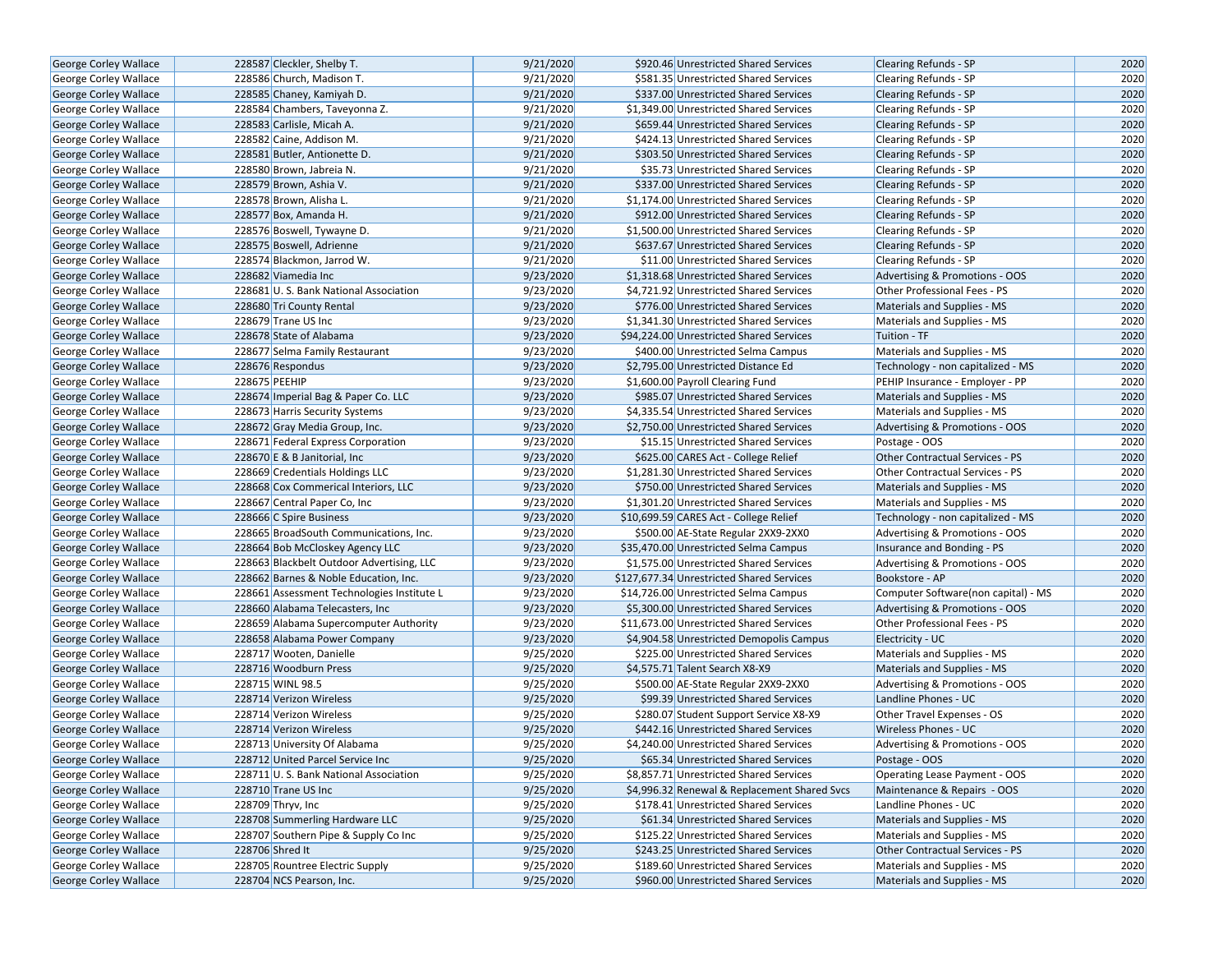| | | | | | | |
|---|---|---|---|---|---|---|
| George Corley Wallace | 228587 | Cleckler, Shelby T. | 9/21/2020 | $920.46 | Unrestricted Shared Services | Clearing Refunds - SP | 2020 |
| George Corley Wallace | 228586 | Church, Madison T. | 9/21/2020 | $581.35 | Unrestricted Shared Services | Clearing Refunds - SP | 2020 |
| George Corley Wallace | 228585 | Chaney, Kamiyah D. | 9/21/2020 | $337.00 | Unrestricted Shared Services | Clearing Refunds - SP | 2020 |
| George Corley Wallace | 228584 | Chambers, Taveyonna Z. | 9/21/2020 | $1,349.00 | Unrestricted Shared Services | Clearing Refunds - SP | 2020 |
| George Corley Wallace | 228583 | Carlisle, Micah A. | 9/21/2020 | $659.44 | Unrestricted Shared Services | Clearing Refunds - SP | 2020 |
| George Corley Wallace | 228582 | Caine, Addison M. | 9/21/2020 | $424.13 | Unrestricted Shared Services | Clearing Refunds - SP | 2020 |
| George Corley Wallace | 228581 | Butler, Antionette D. | 9/21/2020 | $303.50 | Unrestricted Shared Services | Clearing Refunds - SP | 2020 |
| George Corley Wallace | 228580 | Brown, Jabreia N. | 9/21/2020 | $35.73 | Unrestricted Shared Services | Clearing Refunds - SP | 2020 |
| George Corley Wallace | 228579 | Brown, Ashia V. | 9/21/2020 | $337.00 | Unrestricted Shared Services | Clearing Refunds - SP | 2020 |
| George Corley Wallace | 228578 | Brown, Alisha L. | 9/21/2020 | $1,174.00 | Unrestricted Shared Services | Clearing Refunds - SP | 2020 |
| George Corley Wallace | 228577 | Box, Amanda H. | 9/21/2020 | $912.00 | Unrestricted Shared Services | Clearing Refunds - SP | 2020 |
| George Corley Wallace | 228576 | Boswell, Tywayne D. | 9/21/2020 | $1,500.00 | Unrestricted Shared Services | Clearing Refunds - SP | 2020 |
| George Corley Wallace | 228575 | Boswell, Adrienne | 9/21/2020 | $637.67 | Unrestricted Shared Services | Clearing Refunds - SP | 2020 |
| George Corley Wallace | 228574 | Blackmon, Jarrod W. | 9/21/2020 | $11.00 | Unrestricted Shared Services | Clearing Refunds - SP | 2020 |
| George Corley Wallace | 228682 | Viamedia Inc | 9/23/2020 | $1,318.68 | Unrestricted Shared Services | Advertising & Promotions - OOS | 2020 |
| George Corley Wallace | 228681 | U. S. Bank National Association | 9/23/2020 | $4,721.92 | Unrestricted Shared Services | Other Professional Fees - PS | 2020 |
| George Corley Wallace | 228680 | Tri County Rental | 9/23/2020 | $776.00 | Unrestricted Shared Services | Materials and Supplies - MS | 2020 |
| George Corley Wallace | 228679 | Trane US Inc | 9/23/2020 | $1,341.30 | Unrestricted Shared Services | Materials and Supplies - MS | 2020 |
| George Corley Wallace | 228678 | State of Alabama | 9/23/2020 | $94,224.00 | Unrestricted Shared Services | Tuition - TF | 2020 |
| George Corley Wallace | 228677 | Selma Family Restaurant | 9/23/2020 | $400.00 | Unrestricted Selma Campus | Materials and Supplies - MS | 2020 |
| George Corley Wallace | 228676 | Respondus | 9/23/2020 | $2,795.00 | Unrestricted Distance Ed | Technology - non capitalized - MS | 2020 |
| George Corley Wallace | 228675 | PEEHIP | 9/23/2020 | $1,600.00 | Payroll Clearing Fund | PEHIP Insurance - Employer - PP | 2020 |
| George Corley Wallace | 228674 | Imperial Bag & Paper Co. LLC | 9/23/2020 | $985.07 | Unrestricted Shared Services | Materials and Supplies - MS | 2020 |
| George Corley Wallace | 228673 | Harris Security Systems | 9/23/2020 | $4,335.54 | Unrestricted Shared Services | Materials and Supplies - MS | 2020 |
| George Corley Wallace | 228672 | Gray Media Group, Inc. | 9/23/2020 | $2,750.00 | Unrestricted Shared Services | Advertising & Promotions - OOS | 2020 |
| George Corley Wallace | 228671 | Federal Express Corporation | 9/23/2020 | $15.15 | Unrestricted Shared Services | Postage - OOS | 2020 |
| George Corley Wallace | 228670 | E & B Janitorial, Inc | 9/23/2020 | $625.00 | CARES Act - College Relief | Other Contractual Services - PS | 2020 |
| George Corley Wallace | 228669 | Credentials Holdings LLC | 9/23/2020 | $1,281.30 | Unrestricted Shared Services | Other Contractual Services - PS | 2020 |
| George Corley Wallace | 228668 | Cox Commerical Interiors, LLC | 9/23/2020 | $750.00 | Unrestricted Shared Services | Materials and Supplies - MS | 2020 |
| George Corley Wallace | 228667 | Central Paper Co, Inc | 9/23/2020 | $1,301.20 | Unrestricted Shared Services | Materials and Supplies - MS | 2020 |
| George Corley Wallace | 228666 | C Spire Business | 9/23/2020 | $10,699.59 | CARES Act - College Relief | Technology - non capitalized - MS | 2020 |
| George Corley Wallace | 228665 | BroadSouth Communications, Inc. | 9/23/2020 | $500.00 | AE-State Regular 2XX9-2XX0 | Advertising & Promotions - OOS | 2020 |
| George Corley Wallace | 228664 | Bob McCloskey Agency LLC | 9/23/2020 | $35,470.00 | Unrestricted Selma Campus | Insurance and Bonding - PS | 2020 |
| George Corley Wallace | 228663 | Blackbelt Outdoor Advertising, LLC | 9/23/2020 | $1,575.00 | Unrestricted Shared Services | Advertising & Promotions - OOS | 2020 |
| George Corley Wallace | 228662 | Barnes & Noble Education, Inc. | 9/23/2020 | $127,677.34 | Unrestricted Shared Services | Bookstore - AP | 2020 |
| George Corley Wallace | 228661 | Assessment Technologies Institute L | 9/23/2020 | $14,726.00 | Unrestricted Selma Campus | Computer Software(non capital) - MS | 2020 |
| George Corley Wallace | 228660 | Alabama Telecasters, Inc | 9/23/2020 | $5,300.00 | Unrestricted Shared Services | Advertising & Promotions - OOS | 2020 |
| George Corley Wallace | 228659 | Alabama Supercomputer Authority | 9/23/2020 | $11,673.00 | Unrestricted Shared Services | Other Professional Fees - PS | 2020 |
| George Corley Wallace | 228658 | Alabama Power Company | 9/23/2020 | $4,904.58 | Unrestricted Demopolis Campus | Electricity - UC | 2020 |
| George Corley Wallace | 228717 | Wooten, Danielle | 9/25/2020 | $225.00 | Unrestricted Shared Services | Materials and Supplies - MS | 2020 |
| George Corley Wallace | 228716 | Woodburn Press | 9/25/2020 | $4,575.71 | Talent Search X8-X9 | Materials and Supplies - MS | 2020 |
| George Corley Wallace | 228715 | WINL 98.5 | 9/25/2020 | $500.00 | AE-State Regular 2XX9-2XX0 | Advertising & Promotions - OOS | 2020 |
| George Corley Wallace | 228714 | Verizon Wireless | 9/25/2020 | $99.39 | Unrestricted Shared Services | Landline Phones - UC | 2020 |
| George Corley Wallace | 228714 | Verizon Wireless | 9/25/2020 | $280.07 | Student Support Service X8-X9 | Other Travel Expenses - OS | 2020 |
| George Corley Wallace | 228714 | Verizon Wireless | 9/25/2020 | $442.16 | Unrestricted Shared Services | Wireless Phones - UC | 2020 |
| George Corley Wallace | 228713 | University Of Alabama | 9/25/2020 | $4,240.00 | Unrestricted Shared Services | Advertising & Promotions - OOS | 2020 |
| George Corley Wallace | 228712 | United Parcel Service Inc | 9/25/2020 | $65.34 | Unrestricted Shared Services | Postage - OOS | 2020 |
| George Corley Wallace | 228711 | U. S. Bank National Association | 9/25/2020 | $8,857.71 | Unrestricted Shared Services | Operating Lease Payment - OOS | 2020 |
| George Corley Wallace | 228710 | Trane US Inc | 9/25/2020 | $4,996.32 | Renewal & Replacement Shared Svcs | Maintenance & Repairs - OOS | 2020 |
| George Corley Wallace | 228709 | Thryv, Inc | 9/25/2020 | $178.41 | Unrestricted Shared Services | Landline Phones - UC | 2020 |
| George Corley Wallace | 228708 | Summerling Hardware LLC | 9/25/2020 | $61.34 | Unrestricted Shared Services | Materials and Supplies - MS | 2020 |
| George Corley Wallace | 228707 | Southern Pipe & Supply Co Inc | 9/25/2020 | $125.22 | Unrestricted Shared Services | Materials and Supplies - MS | 2020 |
| George Corley Wallace | 228706 | Shred It | 9/25/2020 | $243.25 | Unrestricted Shared Services | Other Contractual Services - PS | 2020 |
| George Corley Wallace | 228705 | Rountree Electric Supply | 9/25/2020 | $189.60 | Unrestricted Shared Services | Materials and Supplies - MS | 2020 |
| George Corley Wallace | 228704 | NCS Pearson, Inc. | 9/25/2020 | $960.00 | Unrestricted Shared Services | Materials and Supplies - MS | 2020 |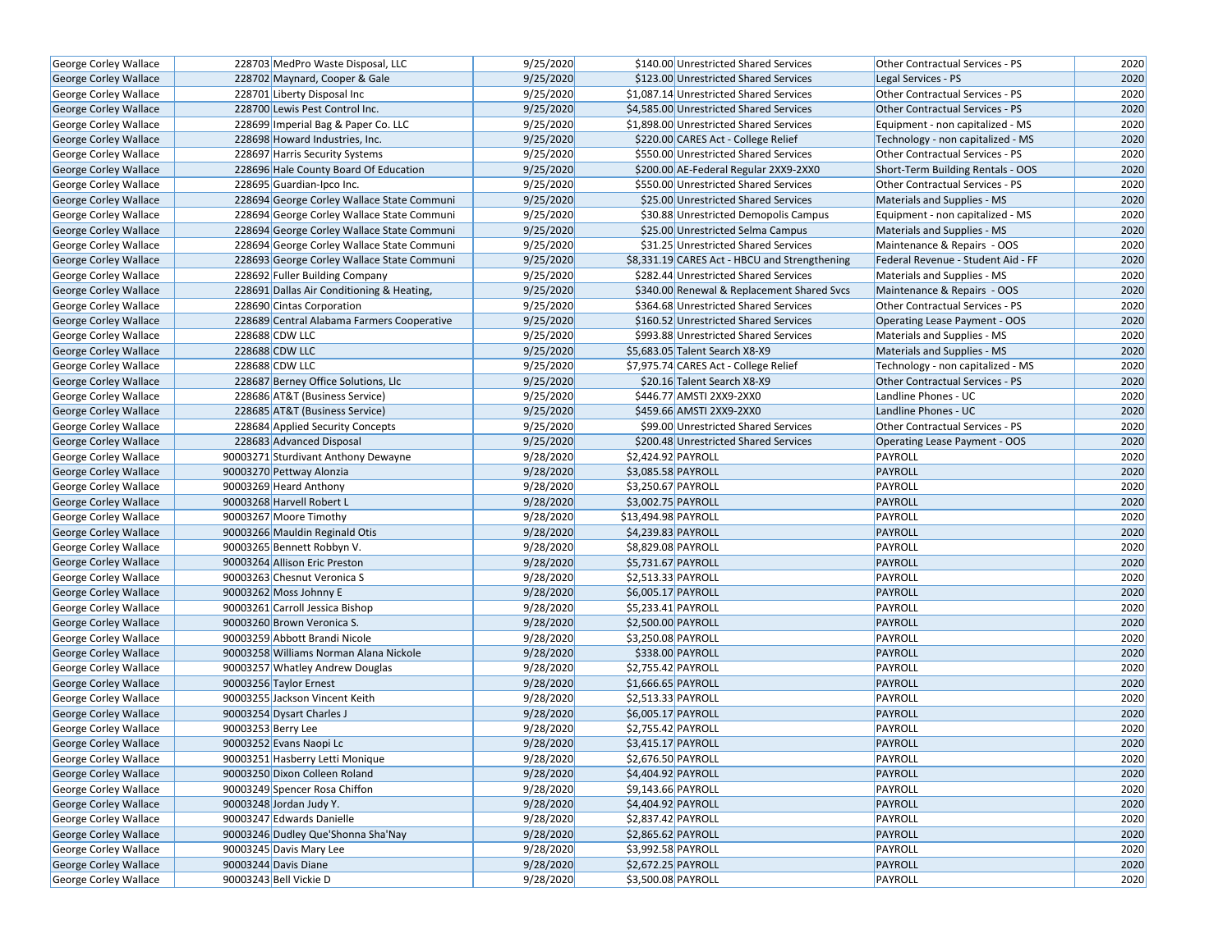| George Corley Wallace | 228703 | MedPro Waste Disposal, LLC | 9/25/2020 | $140.00 | Unrestricted Shared Services | Other Contractual Services - PS | 2020 |
|---|---|---|---|---|---|---|---|
| George Corley Wallace | 228702 | Maynard, Cooper & Gale | 9/25/2020 | $123.00 | Unrestricted Shared Services | Legal Services - PS | 2020 |
| George Corley Wallace | 228701 | Liberty Disposal Inc | 9/25/2020 | $1,087.14 | Unrestricted Shared Services | Other Contractual Services - PS | 2020 |
| George Corley Wallace | 228700 | Lewis Pest Control Inc. | 9/25/2020 | $4,585.00 | Unrestricted Shared Services | Other Contractual Services - PS | 2020 |
| George Corley Wallace | 228699 | Imperial Bag & Paper Co. LLC | 9/25/2020 | $1,898.00 | Unrestricted Shared Services | Equipment - non capitalized - MS | 2020 |
| George Corley Wallace | 228698 | Howard Industries, Inc. | 9/25/2020 | $220.00 | CARES Act - College Relief | Technology - non capitalized - MS | 2020 |
| George Corley Wallace | 228697 | Harris Security Systems | 9/25/2020 | $550.00 | Unrestricted Shared Services | Other Contractual Services - PS | 2020 |
| George Corley Wallace | 228696 | Hale County Board Of Education | 9/25/2020 | $200.00 | AE-Federal Regular 2XX9-2XX0 | Short-Term Building Rentals - OOS | 2020 |
| George Corley Wallace | 228695 | Guardian-Ipco Inc. | 9/25/2020 | $550.00 | Unrestricted Shared Services | Other Contractual Services - PS | 2020 |
| George Corley Wallace | 228694 | George Corley Wallace State Communi | 9/25/2020 | $25.00 | Unrestricted Shared Services | Materials and Supplies - MS | 2020 |
| George Corley Wallace | 228694 | George Corley Wallace State Communi | 9/25/2020 | $30.88 | Unrestricted Demopolis Campus | Equipment - non capitalized - MS | 2020 |
| George Corley Wallace | 228694 | George Corley Wallace State Communi | 9/25/2020 | $25.00 | Unrestricted Selma Campus | Materials and Supplies - MS | 2020 |
| George Corley Wallace | 228694 | George Corley Wallace State Communi | 9/25/2020 | $31.25 | Unrestricted Shared Services | Maintenance & Repairs - OOS | 2020 |
| George Corley Wallace | 228693 | George Corley Wallace State Communi | 9/25/2020 | $8,331.19 | CARES Act - HBCU and Strengthening | Federal Revenue - Student Aid - FF | 2020 |
| George Corley Wallace | 228692 | Fuller Building Company | 9/25/2020 | $282.44 | Unrestricted Shared Services | Materials and Supplies - MS | 2020 |
| George Corley Wallace | 228691 | Dallas Air Conditioning & Heating, | 9/25/2020 | $340.00 | Renewal & Replacement Shared Svcs | Maintenance & Repairs - OOS | 2020 |
| George Corley Wallace | 228690 | Cintas Corporation | 9/25/2020 | $364.68 | Unrestricted Shared Services | Other Contractual Services - PS | 2020 |
| George Corley Wallace | 228689 | Central Alabama Farmers Cooperative | 9/25/2020 | $160.52 | Unrestricted Shared Services | Operating Lease Payment - OOS | 2020 |
| George Corley Wallace | 228688 | CDW LLC | 9/25/2020 | $993.88 | Unrestricted Shared Services | Materials and Supplies - MS | 2020 |
| George Corley Wallace | 228688 | CDW LLC | 9/25/2020 | $5,683.05 | Talent Search X8-X9 | Materials and Supplies - MS | 2020 |
| George Corley Wallace | 228688 | CDW LLC | 9/25/2020 | $7,975.74 | CARES Act - College Relief | Technology - non capitalized - MS | 2020 |
| George Corley Wallace | 228687 | Berney Office Solutions, Llc | 9/25/2020 | $20.16 | Talent Search X8-X9 | Other Contractual Services - PS | 2020 |
| George Corley Wallace | 228686 | AT&T (Business Service) | 9/25/2020 | $446.77 | AMSTI 2XX9-2XX0 | Landline Phones - UC | 2020 |
| George Corley Wallace | 228685 | AT&T (Business Service) | 9/25/2020 | $459.66 | AMSTI 2XX9-2XX0 | Landline Phones - UC | 2020 |
| George Corley Wallace | 228684 | Applied Security Concepts | 9/25/2020 | $99.00 | Unrestricted Shared Services | Other Contractual Services - PS | 2020 |
| George Corley Wallace | 228683 | Advanced Disposal | 9/25/2020 | $200.48 | Unrestricted Shared Services | Operating Lease Payment - OOS | 2020 |
| George Corley Wallace | 90003271 | Sturdivant Anthony Dewayne | 9/28/2020 | $2,424.92 | PAYROLL | PAYROLL | 2020 |
| George Corley Wallace | 90003270 | Pettway Alonzia | 9/28/2020 | $3,085.58 | PAYROLL | PAYROLL | 2020 |
| George Corley Wallace | 90003269 | Heard Anthony | 9/28/2020 | $3,250.67 | PAYROLL | PAYROLL | 2020 |
| George Corley Wallace | 90003268 | Harvell Robert L | 9/28/2020 | $3,002.75 | PAYROLL | PAYROLL | 2020 |
| George Corley Wallace | 90003267 | Moore Timothy | 9/28/2020 | $13,494.98 | PAYROLL | PAYROLL | 2020 |
| George Corley Wallace | 90003266 | Mauldin Reginald Otis | 9/28/2020 | $4,239.83 | PAYROLL | PAYROLL | 2020 |
| George Corley Wallace | 90003265 | Bennett Robbyn V. | 9/28/2020 | $8,829.08 | PAYROLL | PAYROLL | 2020 |
| George Corley Wallace | 90003264 | Allison Eric Preston | 9/28/2020 | $5,731.67 | PAYROLL | PAYROLL | 2020 |
| George Corley Wallace | 90003263 | Chesnut Veronica S | 9/28/2020 | $2,513.33 | PAYROLL | PAYROLL | 2020 |
| George Corley Wallace | 90003262 | Moss Johnny E | 9/28/2020 | $6,005.17 | PAYROLL | PAYROLL | 2020 |
| George Corley Wallace | 90003261 | Carroll Jessica Bishop | 9/28/2020 | $5,233.41 | PAYROLL | PAYROLL | 2020 |
| George Corley Wallace | 90003260 | Brown Veronica S. | 9/28/2020 | $2,500.00 | PAYROLL | PAYROLL | 2020 |
| George Corley Wallace | 90003259 | Abbott Brandi Nicole | 9/28/2020 | $3,250.08 | PAYROLL | PAYROLL | 2020 |
| George Corley Wallace | 90003258 | Williams Norman Alana Nickole | 9/28/2020 | $338.00 | PAYROLL | PAYROLL | 2020 |
| George Corley Wallace | 90003257 | Whatley Andrew Douglas | 9/28/2020 | $2,755.42 | PAYROLL | PAYROLL | 2020 |
| George Corley Wallace | 90003256 | Taylor Ernest | 9/28/2020 | $1,666.65 | PAYROLL | PAYROLL | 2020 |
| George Corley Wallace | 90003255 | Jackson Vincent Keith | 9/28/2020 | $2,513.33 | PAYROLL | PAYROLL | 2020 |
| George Corley Wallace | 90003254 | Dysart Charles J | 9/28/2020 | $6,005.17 | PAYROLL | PAYROLL | 2020 |
| George Corley Wallace | 90003253 | Berry Lee | 9/28/2020 | $2,755.42 | PAYROLL | PAYROLL | 2020 |
| George Corley Wallace | 90003252 | Evans Naopi Lc | 9/28/2020 | $3,415.17 | PAYROLL | PAYROLL | 2020 |
| George Corley Wallace | 90003251 | Hasberry Letti Monique | 9/28/2020 | $2,676.50 | PAYROLL | PAYROLL | 2020 |
| George Corley Wallace | 90003250 | Dixon Colleen Roland | 9/28/2020 | $4,404.92 | PAYROLL | PAYROLL | 2020 |
| George Corley Wallace | 90003249 | Spencer Rosa Chiffon | 9/28/2020 | $9,143.66 | PAYROLL | PAYROLL | 2020 |
| George Corley Wallace | 90003248 | Jordan Judy Y. | 9/28/2020 | $4,404.92 | PAYROLL | PAYROLL | 2020 |
| George Corley Wallace | 90003247 | Edwards Danielle | 9/28/2020 | $2,837.42 | PAYROLL | PAYROLL | 2020 |
| George Corley Wallace | 90003246 | Dudley Que'Shonna Sha'Nay | 9/28/2020 | $2,865.62 | PAYROLL | PAYROLL | 2020 |
| George Corley Wallace | 90003245 | Davis Mary Lee | 9/28/2020 | $3,992.58 | PAYROLL | PAYROLL | 2020 |
| George Corley Wallace | 90003244 | Davis Diane | 9/28/2020 | $2,672.25 | PAYROLL | PAYROLL | 2020 |
| George Corley Wallace | 90003243 | Bell Vickie D | 9/28/2020 | $3,500.08 | PAYROLL | PAYROLL | 2020 |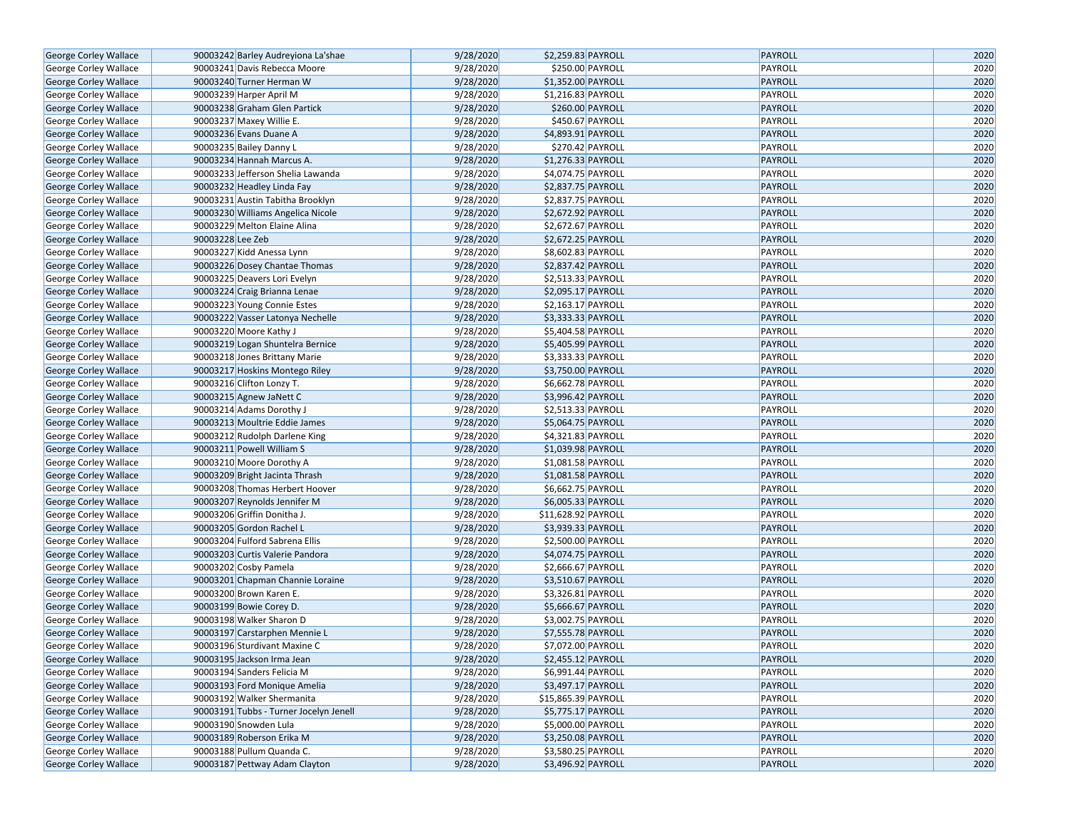| George Corley Wallace | 90003242 | Barley Audreyiona La'shae | 9/28/2020 | $2,259.83 | PAYROLL | PAYROLL | 2020 |
|---|---|---|---|---|---|---|---|
| George Corley Wallace | 90003241 | Davis Rebecca Moore | 9/28/2020 | $250.00 | PAYROLL | PAYROLL | 2020 |
| George Corley Wallace | 90003240 | Turner Herman W | 9/28/2020 | $1,352.00 | PAYROLL | PAYROLL | 2020 |
| George Corley Wallace | 90003239 | Harper April M | 9/28/2020 | $1,216.83 | PAYROLL | PAYROLL | 2020 |
| George Corley Wallace | 90003238 | Graham Glen Partick | 9/28/2020 | $260.00 | PAYROLL | PAYROLL | 2020 |
| George Corley Wallace | 90003237 | Maxey Willie E. | 9/28/2020 | $450.67 | PAYROLL | PAYROLL | 2020 |
| George Corley Wallace | 90003236 | Evans Duane A | 9/28/2020 | $4,893.91 | PAYROLL | PAYROLL | 2020 |
| George Corley Wallace | 90003235 | Bailey Danny L | 9/28/2020 | $270.42 | PAYROLL | PAYROLL | 2020 |
| George Corley Wallace | 90003234 | Hannah Marcus A. | 9/28/2020 | $1,276.33 | PAYROLL | PAYROLL | 2020 |
| George Corley Wallace | 90003233 | Jefferson Shelia Lawanda | 9/28/2020 | $4,074.75 | PAYROLL | PAYROLL | 2020 |
| George Corley Wallace | 90003232 | Headley Linda Fay | 9/28/2020 | $2,837.75 | PAYROLL | PAYROLL | 2020 |
| George Corley Wallace | 90003231 | Austin Tabitha Brooklyn | 9/28/2020 | $2,837.75 | PAYROLL | PAYROLL | 2020 |
| George Corley Wallace | 90003230 | Williams Angelica Nicole | 9/28/2020 | $2,672.92 | PAYROLL | PAYROLL | 2020 |
| George Corley Wallace | 90003229 | Melton Elaine Alina | 9/28/2020 | $2,672.67 | PAYROLL | PAYROLL | 2020 |
| George Corley Wallace | 90003228 | Lee Zeb | 9/28/2020 | $2,672.25 | PAYROLL | PAYROLL | 2020 |
| George Corley Wallace | 90003227 | Kidd Anessa Lynn | 9/28/2020 | $8,602.83 | PAYROLL | PAYROLL | 2020 |
| George Corley Wallace | 90003226 | Dosey Chantae Thomas | 9/28/2020 | $2,837.42 | PAYROLL | PAYROLL | 2020 |
| George Corley Wallace | 90003225 | Deavers Lori Evelyn | 9/28/2020 | $2,513.33 | PAYROLL | PAYROLL | 2020 |
| George Corley Wallace | 90003224 | Craig Brianna Lenae | 9/28/2020 | $2,095.17 | PAYROLL | PAYROLL | 2020 |
| George Corley Wallace | 90003223 | Young Connie Estes | 9/28/2020 | $2,163.17 | PAYROLL | PAYROLL | 2020 |
| George Corley Wallace | 90003222 | Vasser Latonya Nechelle | 9/28/2020 | $3,333.33 | PAYROLL | PAYROLL | 2020 |
| George Corley Wallace | 90003220 | Moore Kathy J | 9/28/2020 | $5,404.58 | PAYROLL | PAYROLL | 2020 |
| George Corley Wallace | 90003219 | Logan Shuntelra Bernice | 9/28/2020 | $5,405.99 | PAYROLL | PAYROLL | 2020 |
| George Corley Wallace | 90003218 | Jones Brittany Marie | 9/28/2020 | $3,333.33 | PAYROLL | PAYROLL | 2020 |
| George Corley Wallace | 90003217 | Hoskins Montego Riley | 9/28/2020 | $3,750.00 | PAYROLL | PAYROLL | 2020 |
| George Corley Wallace | 90003216 | Clifton Lonzy T. | 9/28/2020 | $6,662.78 | PAYROLL | PAYROLL | 2020 |
| George Corley Wallace | 90003215 | Agnew JaNett C | 9/28/2020 | $3,996.42 | PAYROLL | PAYROLL | 2020 |
| George Corley Wallace | 90003214 | Adams Dorothy J | 9/28/2020 | $2,513.33 | PAYROLL | PAYROLL | 2020 |
| George Corley Wallace | 90003213 | Moultrie Eddie James | 9/28/2020 | $5,064.75 | PAYROLL | PAYROLL | 2020 |
| George Corley Wallace | 90003212 | Rudolph Darlene King | 9/28/2020 | $4,321.83 | PAYROLL | PAYROLL | 2020 |
| George Corley Wallace | 90003211 | Powell William S | 9/28/2020 | $1,039.98 | PAYROLL | PAYROLL | 2020 |
| George Corley Wallace | 90003210 | Moore Dorothy A | 9/28/2020 | $1,081.58 | PAYROLL | PAYROLL | 2020 |
| George Corley Wallace | 90003209 | Bright Jacinta Thrash | 9/28/2020 | $1,081.58 | PAYROLL | PAYROLL | 2020 |
| George Corley Wallace | 90003208 | Thomas Herbert Hoover | 9/28/2020 | $6,662.75 | PAYROLL | PAYROLL | 2020 |
| George Corley Wallace | 90003207 | Reynolds Jennifer M | 9/28/2020 | $6,005.33 | PAYROLL | PAYROLL | 2020 |
| George Corley Wallace | 90003206 | Griffin Donitha J. | 9/28/2020 | $11,628.92 | PAYROLL | PAYROLL | 2020 |
| George Corley Wallace | 90003205 | Gordon Rachel L | 9/28/2020 | $3,939.33 | PAYROLL | PAYROLL | 2020 |
| George Corley Wallace | 90003204 | Fulford Sabrena Ellis | 9/28/2020 | $2,500.00 | PAYROLL | PAYROLL | 2020 |
| George Corley Wallace | 90003203 | Curtis Valerie Pandora | 9/28/2020 | $4,074.75 | PAYROLL | PAYROLL | 2020 |
| George Corley Wallace | 90003202 | Cosby Pamela | 9/28/2020 | $2,666.67 | PAYROLL | PAYROLL | 2020 |
| George Corley Wallace | 90003201 | Chapman Channie Loraine | 9/28/2020 | $3,510.67 | PAYROLL | PAYROLL | 2020 |
| George Corley Wallace | 90003200 | Brown Karen E. | 9/28/2020 | $3,326.81 | PAYROLL | PAYROLL | 2020 |
| George Corley Wallace | 90003199 | Bowie Corey D. | 9/28/2020 | $5,666.67 | PAYROLL | PAYROLL | 2020 |
| George Corley Wallace | 90003198 | Walker Sharon D | 9/28/2020 | $3,002.75 | PAYROLL | PAYROLL | 2020 |
| George Corley Wallace | 90003197 | Carstarphen Mennie L | 9/28/2020 | $7,555.78 | PAYROLL | PAYROLL | 2020 |
| George Corley Wallace | 90003196 | Sturdivant Maxine C | 9/28/2020 | $7,072.00 | PAYROLL | PAYROLL | 2020 |
| George Corley Wallace | 90003195 | Jackson Irma Jean | 9/28/2020 | $2,455.12 | PAYROLL | PAYROLL | 2020 |
| George Corley Wallace | 90003194 | Sanders Felicia M | 9/28/2020 | $6,991.44 | PAYROLL | PAYROLL | 2020 |
| George Corley Wallace | 90003193 | Ford Monique Amelia | 9/28/2020 | $3,497.17 | PAYROLL | PAYROLL | 2020 |
| George Corley Wallace | 90003192 | Walker Shermanita | 9/28/2020 | $15,865.39 | PAYROLL | PAYROLL | 2020 |
| George Corley Wallace | 90003191 | Tubbs - Turner Jocelyn Jenell | 9/28/2020 | $5,775.17 | PAYROLL | PAYROLL | 2020 |
| George Corley Wallace | 90003190 | Snowden Lula | 9/28/2020 | $5,000.00 | PAYROLL | PAYROLL | 2020 |
| George Corley Wallace | 90003189 | Roberson Erika M | 9/28/2020 | $3,250.08 | PAYROLL | PAYROLL | 2020 |
| George Corley Wallace | 90003188 | Pullum Quanda C. | 9/28/2020 | $3,580.25 | PAYROLL | PAYROLL | 2020 |
| George Corley Wallace | 90003187 | Pettway Adam Clayton | 9/28/2020 | $3,496.92 | PAYROLL | PAYROLL | 2020 |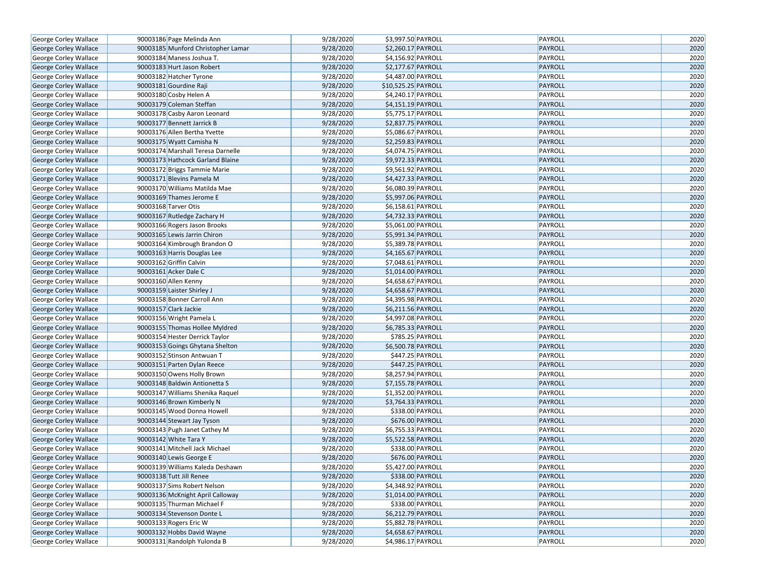| | | | | | | | |
|---|---|---|---|---|---|---|---|
| George Corley Wallace | 90003186 | Page Melinda Ann | 9/28/2020 | $3,997.50 | PAYROLL | PAYROLL | 2020 |
| George Corley Wallace | 90003185 | Munford Christopher Lamar | 9/28/2020 | $2,260.17 | PAYROLL | PAYROLL | 2020 |
| George Corley Wallace | 90003184 | Maness Joshua T. | 9/28/2020 | $4,156.92 | PAYROLL | PAYROLL | 2020 |
| George Corley Wallace | 90003183 | Hurt Jason Robert | 9/28/2020 | $2,177.67 | PAYROLL | PAYROLL | 2020 |
| George Corley Wallace | 90003182 | Hatcher Tyrone | 9/28/2020 | $4,487.00 | PAYROLL | PAYROLL | 2020 |
| George Corley Wallace | 90003181 | Gourdine Raji | 9/28/2020 | $10,525.25 | PAYROLL | PAYROLL | 2020 |
| George Corley Wallace | 90003180 | Cosby Helen A | 9/28/2020 | $4,240.17 | PAYROLL | PAYROLL | 2020 |
| George Corley Wallace | 90003179 | Coleman Steffan | 9/28/2020 | $4,151.19 | PAYROLL | PAYROLL | 2020 |
| George Corley Wallace | 90003178 | Casby Aaron Leonard | 9/28/2020 | $5,775.17 | PAYROLL | PAYROLL | 2020 |
| George Corley Wallace | 90003177 | Bennett Jarrick B | 9/28/2020 | $2,837.75 | PAYROLL | PAYROLL | 2020 |
| George Corley Wallace | 90003176 | Allen Bertha Yvette | 9/28/2020 | $5,086.67 | PAYROLL | PAYROLL | 2020 |
| George Corley Wallace | 90003175 | Wyatt Camisha N | 9/28/2020 | $2,259.83 | PAYROLL | PAYROLL | 2020 |
| George Corley Wallace | 90003174 | Marshall Teresa Darnelle | 9/28/2020 | $4,074.75 | PAYROLL | PAYROLL | 2020 |
| George Corley Wallace | 90003173 | Hathcock Garland Blaine | 9/28/2020 | $9,972.33 | PAYROLL | PAYROLL | 2020 |
| George Corley Wallace | 90003172 | Briggs Tammie Marie | 9/28/2020 | $9,561.92 | PAYROLL | PAYROLL | 2020 |
| George Corley Wallace | 90003171 | Blevins Pamela M | 9/28/2020 | $4,427.33 | PAYROLL | PAYROLL | 2020 |
| George Corley Wallace | 90003170 | Williams Matilda Mae | 9/28/2020 | $6,080.39 | PAYROLL | PAYROLL | 2020 |
| George Corley Wallace | 90003169 | Thames Jerome E | 9/28/2020 | $5,997.06 | PAYROLL | PAYROLL | 2020 |
| George Corley Wallace | 90003168 | Tarver Otis | 9/28/2020 | $6,158.61 | PAYROLL | PAYROLL | 2020 |
| George Corley Wallace | 90003167 | Rutledge Zachary H | 9/28/2020 | $4,732.33 | PAYROLL | PAYROLL | 2020 |
| George Corley Wallace | 90003166 | Rogers Jason Brooks | 9/28/2020 | $5,061.00 | PAYROLL | PAYROLL | 2020 |
| George Corley Wallace | 90003165 | Lewis Jarrin Chiron | 9/28/2020 | $5,991.34 | PAYROLL | PAYROLL | 2020 |
| George Corley Wallace | 90003164 | Kimbrough Brandon O | 9/28/2020 | $5,389.78 | PAYROLL | PAYROLL | 2020 |
| George Corley Wallace | 90003163 | Harris Douglas Lee | 9/28/2020 | $4,165.67 | PAYROLL | PAYROLL | 2020 |
| George Corley Wallace | 90003162 | Griffin Calvin | 9/28/2020 | $7,048.61 | PAYROLL | PAYROLL | 2020 |
| George Corley Wallace | 90003161 | Acker Dale C | 9/28/2020 | $1,014.00 | PAYROLL | PAYROLL | 2020 |
| George Corley Wallace | 90003160 | Allen Kenny | 9/28/2020 | $4,658.67 | PAYROLL | PAYROLL | 2020 |
| George Corley Wallace | 90003159 | Laister Shirley J | 9/28/2020 | $4,658.67 | PAYROLL | PAYROLL | 2020 |
| George Corley Wallace | 90003158 | Bonner Carroll Ann | 9/28/2020 | $4,395.98 | PAYROLL | PAYROLL | 2020 |
| George Corley Wallace | 90003157 | Clark Jackie | 9/28/2020 | $6,211.56 | PAYROLL | PAYROLL | 2020 |
| George Corley Wallace | 90003156 | Wright Pamela L | 9/28/2020 | $4,997.08 | PAYROLL | PAYROLL | 2020 |
| George Corley Wallace | 90003155 | Thomas Hollee Myldred | 9/28/2020 | $6,785.33 | PAYROLL | PAYROLL | 2020 |
| George Corley Wallace | 90003154 | Hester Derrick Taylor | 9/28/2020 | $785.25 | PAYROLL | PAYROLL | 2020 |
| George Corley Wallace | 90003153 | Goings Ghytana Shelton | 9/28/2020 | $6,500.78 | PAYROLL | PAYROLL | 2020 |
| George Corley Wallace | 90003152 | Stinson Antwuan T | 9/28/2020 | $447.25 | PAYROLL | PAYROLL | 2020 |
| George Corley Wallace | 90003151 | Parten Dylan Reece | 9/28/2020 | $447.25 | PAYROLL | PAYROLL | 2020 |
| George Corley Wallace | 90003150 | Owens Holly Brown | 9/28/2020 | $8,257.94 | PAYROLL | PAYROLL | 2020 |
| George Corley Wallace | 90003148 | Baldwin Antionetta S | 9/28/2020 | $7,155.78 | PAYROLL | PAYROLL | 2020 |
| George Corley Wallace | 90003147 | Williams Shenika Raquel | 9/28/2020 | $1,352.00 | PAYROLL | PAYROLL | 2020 |
| George Corley Wallace | 90003146 | Brown Kimberly N | 9/28/2020 | $3,764.33 | PAYROLL | PAYROLL | 2020 |
| George Corley Wallace | 90003145 | Wood Donna Howell | 9/28/2020 | $338.00 | PAYROLL | PAYROLL | 2020 |
| George Corley Wallace | 90003144 | Stewart Jay Tyson | 9/28/2020 | $676.00 | PAYROLL | PAYROLL | 2020 |
| George Corley Wallace | 90003143 | Pugh Janet Cathey M | 9/28/2020 | $6,755.33 | PAYROLL | PAYROLL | 2020 |
| George Corley Wallace | 90003142 | White Tara Y | 9/28/2020 | $5,522.58 | PAYROLL | PAYROLL | 2020 |
| George Corley Wallace | 90003141 | Mitchell Jack Michael | 9/28/2020 | $338.00 | PAYROLL | PAYROLL | 2020 |
| George Corley Wallace | 90003140 | Lewis George E | 9/28/2020 | $676.00 | PAYROLL | PAYROLL | 2020 |
| George Corley Wallace | 90003139 | Williams Kaleda Deshawn | 9/28/2020 | $5,427.00 | PAYROLL | PAYROLL | 2020 |
| George Corley Wallace | 90003138 | Tutt Jill Renee | 9/28/2020 | $338.00 | PAYROLL | PAYROLL | 2020 |
| George Corley Wallace | 90003137 | Sims Robert Nelson | 9/28/2020 | $4,348.92 | PAYROLL | PAYROLL | 2020 |
| George Corley Wallace | 90003136 | McKnight April Calloway | 9/28/2020 | $1,014.00 | PAYROLL | PAYROLL | 2020 |
| George Corley Wallace | 90003135 | Thurman Michael F | 9/28/2020 | $338.00 | PAYROLL | PAYROLL | 2020 |
| George Corley Wallace | 90003134 | Stevenson Donte L | 9/28/2020 | $6,212.79 | PAYROLL | PAYROLL | 2020 |
| George Corley Wallace | 90003133 | Rogers Eric W | 9/28/2020 | $5,882.78 | PAYROLL | PAYROLL | 2020 |
| George Corley Wallace | 90003132 | Hobbs David Wayne | 9/28/2020 | $4,658.67 | PAYROLL | PAYROLL | 2020 |
| George Corley Wallace | 90003131 | Randolph Yulonda B | 9/28/2020 | $4,986.17 | PAYROLL | PAYROLL | 2020 |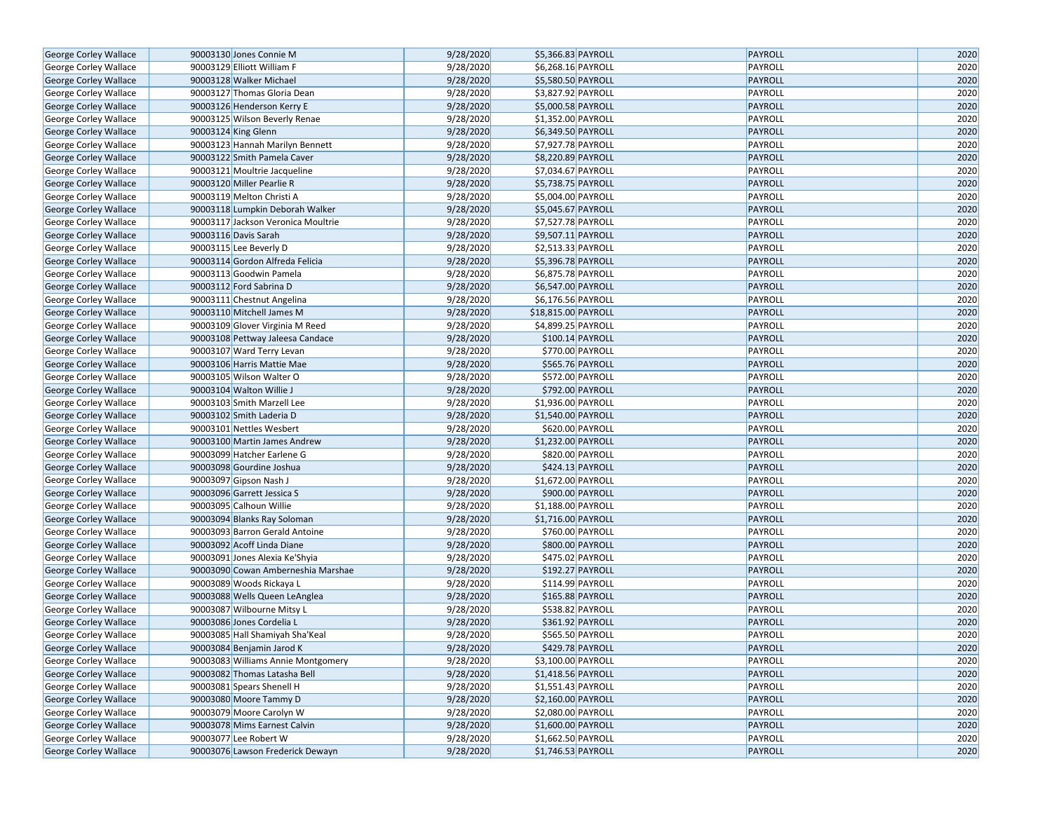| George Corley Wallace | 90003130 | Jones Connie M | 9/28/2020 | $5,366.83 | PAYROLL | PAYROLL | 2020 |
|---|---|---|---|---|---|---|---|
| George Corley Wallace | 90003129 | Elliott William F | 9/28/2020 | $6,268.16 | PAYROLL | PAYROLL | 2020 |
| George Corley Wallace | 90003128 | Walker Michael | 9/28/2020 | $5,580.50 | PAYROLL | PAYROLL | 2020 |
| George Corley Wallace | 90003127 | Thomas Gloria Dean | 9/28/2020 | $3,827.92 | PAYROLL | PAYROLL | 2020 |
| George Corley Wallace | 90003126 | Henderson Kerry E | 9/28/2020 | $5,000.58 | PAYROLL | PAYROLL | 2020 |
| George Corley Wallace | 90003125 | Wilson Beverly Renae | 9/28/2020 | $1,352.00 | PAYROLL | PAYROLL | 2020 |
| George Corley Wallace | 90003124 | King Glenn | 9/28/2020 | $6,349.50 | PAYROLL | PAYROLL | 2020 |
| George Corley Wallace | 90003123 | Hannah Marilyn Bennett | 9/28/2020 | $7,927.78 | PAYROLL | PAYROLL | 2020 |
| George Corley Wallace | 90003122 | Smith Pamela Caver | 9/28/2020 | $8,220.89 | PAYROLL | PAYROLL | 2020 |
| George Corley Wallace | 90003121 | Moultrie Jacqueline | 9/28/2020 | $7,034.67 | PAYROLL | PAYROLL | 2020 |
| George Corley Wallace | 90003120 | Miller Pearlie R | 9/28/2020 | $5,738.75 | PAYROLL | PAYROLL | 2020 |
| George Corley Wallace | 90003119 | Melton Christi A | 9/28/2020 | $5,004.00 | PAYROLL | PAYROLL | 2020 |
| George Corley Wallace | 90003118 | Lumpkin Deborah Walker | 9/28/2020 | $5,045.67 | PAYROLL | PAYROLL | 2020 |
| George Corley Wallace | 90003117 | Jackson Veronica Moultrie | 9/28/2020 | $7,527.78 | PAYROLL | PAYROLL | 2020 |
| George Corley Wallace | 90003116 | Davis Sarah | 9/28/2020 | $9,507.11 | PAYROLL | PAYROLL | 2020 |
| George Corley Wallace | 90003115 | Lee Beverly D | 9/28/2020 | $2,513.33 | PAYROLL | PAYROLL | 2020 |
| George Corley Wallace | 90003114 | Gordon Alfreda Felicia | 9/28/2020 | $5,396.78 | PAYROLL | PAYROLL | 2020 |
| George Corley Wallace | 90003113 | Goodwin Pamela | 9/28/2020 | $6,875.78 | PAYROLL | PAYROLL | 2020 |
| George Corley Wallace | 90003112 | Ford Sabrina D | 9/28/2020 | $6,547.00 | PAYROLL | PAYROLL | 2020 |
| George Corley Wallace | 90003111 | Chestnut Angelina | 9/28/2020 | $6,176.56 | PAYROLL | PAYROLL | 2020 |
| George Corley Wallace | 90003110 | Mitchell James M | 9/28/2020 | $18,815.00 | PAYROLL | PAYROLL | 2020 |
| George Corley Wallace | 90003109 | Glover Virginia M Reed | 9/28/2020 | $4,899.25 | PAYROLL | PAYROLL | 2020 |
| George Corley Wallace | 90003108 | Pettway Jaleesa Candace | 9/28/2020 | $100.14 | PAYROLL | PAYROLL | 2020 |
| George Corley Wallace | 90003107 | Ward Terry Levan | 9/28/2020 | $770.00 | PAYROLL | PAYROLL | 2020 |
| George Corley Wallace | 90003106 | Harris Mattie Mae | 9/28/2020 | $565.76 | PAYROLL | PAYROLL | 2020 |
| George Corley Wallace | 90003105 | Wilson Walter O | 9/28/2020 | $572.00 | PAYROLL | PAYROLL | 2020 |
| George Corley Wallace | 90003104 | Walton Willie J | 9/28/2020 | $792.00 | PAYROLL | PAYROLL | 2020 |
| George Corley Wallace | 90003103 | Smith Marzell Lee | 9/28/2020 | $1,936.00 | PAYROLL | PAYROLL | 2020 |
| George Corley Wallace | 90003102 | Smith Laderia D | 9/28/2020 | $1,540.00 | PAYROLL | PAYROLL | 2020 |
| George Corley Wallace | 90003101 | Nettles Wesbert | 9/28/2020 | $620.00 | PAYROLL | PAYROLL | 2020 |
| George Corley Wallace | 90003100 | Martin James Andrew | 9/28/2020 | $1,232.00 | PAYROLL | PAYROLL | 2020 |
| George Corley Wallace | 90003099 | Hatcher Earlene G | 9/28/2020 | $820.00 | PAYROLL | PAYROLL | 2020 |
| George Corley Wallace | 90003098 | Gourdine Joshua | 9/28/2020 | $424.13 | PAYROLL | PAYROLL | 2020 |
| George Corley Wallace | 90003097 | Gipson Nash J | 9/28/2020 | $1,672.00 | PAYROLL | PAYROLL | 2020 |
| George Corley Wallace | 90003096 | Garrett Jessica S | 9/28/2020 | $900.00 | PAYROLL | PAYROLL | 2020 |
| George Corley Wallace | 90003095 | Calhoun Willie | 9/28/2020 | $1,188.00 | PAYROLL | PAYROLL | 2020 |
| George Corley Wallace | 90003094 | Blanks Ray Soloman | 9/28/2020 | $1,716.00 | PAYROLL | PAYROLL | 2020 |
| George Corley Wallace | 90003093 | Barron Gerald Antoine | 9/28/2020 | $760.00 | PAYROLL | PAYROLL | 2020 |
| George Corley Wallace | 90003092 | Acoff Linda Diane | 9/28/2020 | $800.00 | PAYROLL | PAYROLL | 2020 |
| George Corley Wallace | 90003091 | Jones Alexia Ke'Shyia | 9/28/2020 | $475.02 | PAYROLL | PAYROLL | 2020 |
| George Corley Wallace | 90003090 | Cowan Amberneshia Marshae | 9/28/2020 | $192.27 | PAYROLL | PAYROLL | 2020 |
| George Corley Wallace | 90003089 | Woods Rickaya L | 9/28/2020 | $114.99 | PAYROLL | PAYROLL | 2020 |
| George Corley Wallace | 90003088 | Wells Queen LeAnglea | 9/28/2020 | $165.88 | PAYROLL | PAYROLL | 2020 |
| George Corley Wallace | 90003087 | Wilbourne Mitsy L | 9/28/2020 | $538.82 | PAYROLL | PAYROLL | 2020 |
| George Corley Wallace | 90003086 | Jones Cordelia L | 9/28/2020 | $361.92 | PAYROLL | PAYROLL | 2020 |
| George Corley Wallace | 90003085 | Hall Shamiyah Sha'Keal | 9/28/2020 | $565.50 | PAYROLL | PAYROLL | 2020 |
| George Corley Wallace | 90003084 | Benjamin Jarod K | 9/28/2020 | $429.78 | PAYROLL | PAYROLL | 2020 |
| George Corley Wallace | 90003083 | Williams Annie Montgomery | 9/28/2020 | $3,100.00 | PAYROLL | PAYROLL | 2020 |
| George Corley Wallace | 90003082 | Thomas Latasha Bell | 9/28/2020 | $1,418.56 | PAYROLL | PAYROLL | 2020 |
| George Corley Wallace | 90003081 | Spears Shenell H | 9/28/2020 | $1,551.43 | PAYROLL | PAYROLL | 2020 |
| George Corley Wallace | 90003080 | Moore Tammy D | 9/28/2020 | $2,160.00 | PAYROLL | PAYROLL | 2020 |
| George Corley Wallace | 90003079 | Moore Carolyn W | 9/28/2020 | $2,080.00 | PAYROLL | PAYROLL | 2020 |
| George Corley Wallace | 90003078 | Mims Earnest Calvin | 9/28/2020 | $1,600.00 | PAYROLL | PAYROLL | 2020 |
| George Corley Wallace | 90003077 | Lee Robert W | 9/28/2020 | $1,662.50 | PAYROLL | PAYROLL | 2020 |
| George Corley Wallace | 90003076 | Lawson Frederick Dewayn | 9/28/2020 | $1,746.53 | PAYROLL | PAYROLL | 2020 |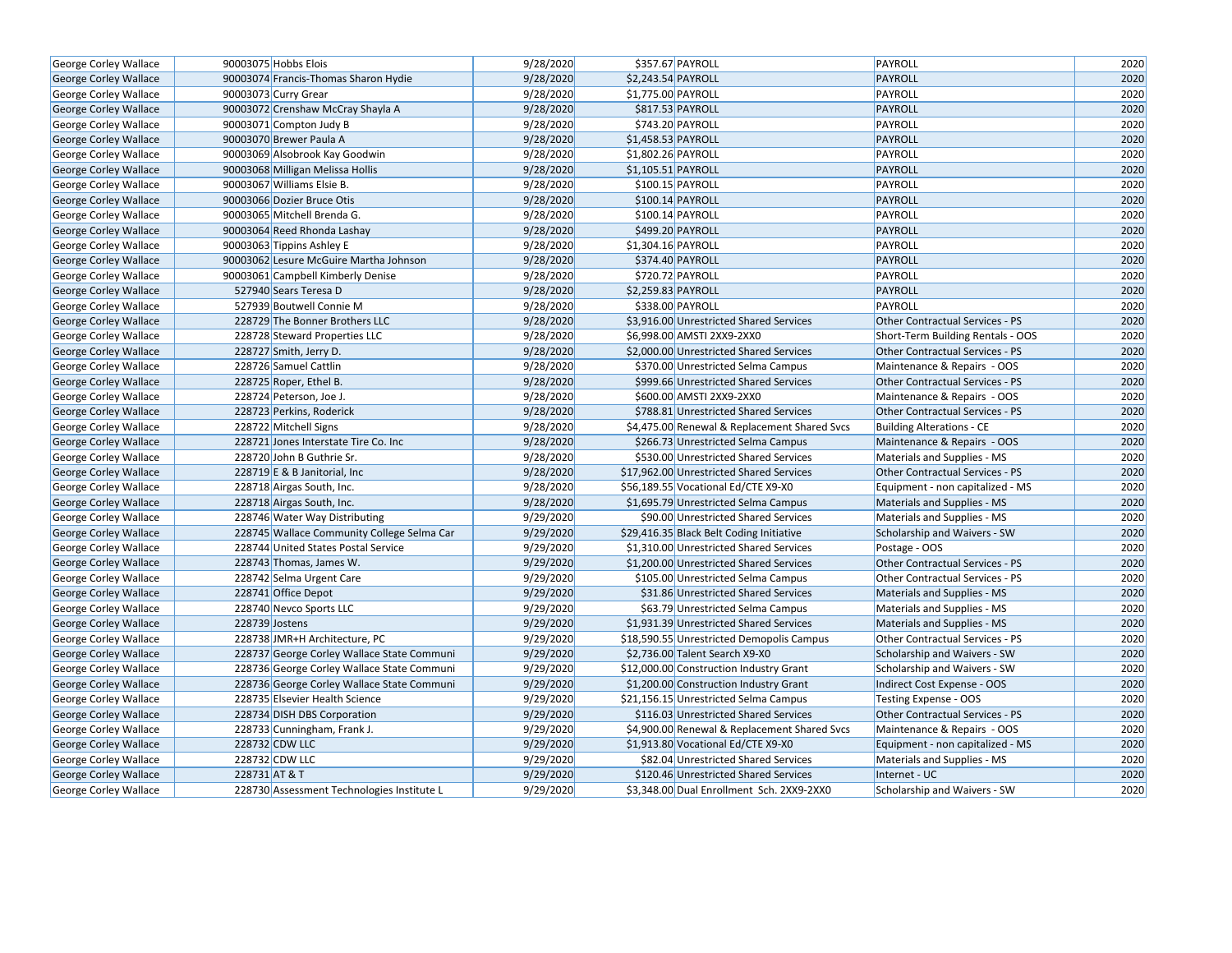| | | | | | | |
|---|---|---|---|---|---|---|
| George Corley Wallace | 90003075 | Hobbs Elois | 9/28/2020 | $357.67 | PAYROLL | PAYROLL | 2020 |
| George Corley Wallace | 90003074 | Francis-Thomas Sharon Hydie | 9/28/2020 | $2,243.54 | PAYROLL | PAYROLL | 2020 |
| George Corley Wallace | 90003073 | Curry Grear | 9/28/2020 | $1,775.00 | PAYROLL | PAYROLL | 2020 |
| George Corley Wallace | 90003072 | Crenshaw McCray Shayla A | 9/28/2020 | $817.53 | PAYROLL | PAYROLL | 2020 |
| George Corley Wallace | 90003071 | Compton Judy B | 9/28/2020 | $743.20 | PAYROLL | PAYROLL | 2020 |
| George Corley Wallace | 90003070 | Brewer Paula A | 9/28/2020 | $1,458.53 | PAYROLL | PAYROLL | 2020 |
| George Corley Wallace | 90003069 | Alsobrook Kay Goodwin | 9/28/2020 | $1,802.26 | PAYROLL | PAYROLL | 2020 |
| George Corley Wallace | 90003068 | Milligan Melissa Hollis | 9/28/2020 | $1,105.51 | PAYROLL | PAYROLL | 2020 |
| George Corley Wallace | 90003067 | Williams Elsie B. | 9/28/2020 | $100.15 | PAYROLL | PAYROLL | 2020 |
| George Corley Wallace | 90003066 | Dozier Bruce Otis | 9/28/2020 | $100.14 | PAYROLL | PAYROLL | 2020 |
| George Corley Wallace | 90003065 | Mitchell Brenda G. | 9/28/2020 | $100.14 | PAYROLL | PAYROLL | 2020 |
| George Corley Wallace | 90003064 | Reed Rhonda Lashay | 9/28/2020 | $499.20 | PAYROLL | PAYROLL | 2020 |
| George Corley Wallace | 90003063 | Tippins Ashley E | 9/28/2020 | $1,304.16 | PAYROLL | PAYROLL | 2020 |
| George Corley Wallace | 90003062 | Lesure McGuire Martha Johnson | 9/28/2020 | $374.40 | PAYROLL | PAYROLL | 2020 |
| George Corley Wallace | 90003061 | Campbell Kimberly Denise | 9/28/2020 | $720.72 | PAYROLL | PAYROLL | 2020 |
| George Corley Wallace | 527940 | Sears Teresa D | 9/28/2020 | $2,259.83 | PAYROLL | PAYROLL | 2020 |
| George Corley Wallace | 527939 | Boutwell Connie M | 9/28/2020 | $338.00 | PAYROLL | PAYROLL | 2020 |
| George Corley Wallace | 228729 | The Bonner Brothers LLC | 9/28/2020 | $3,916.00 | Unrestricted Shared Services | Other Contractual Services - PS | 2020 |
| George Corley Wallace | 228728 | Steward Properties LLC | 9/28/2020 | $6,998.00 | AMSTI 2XX9-2XX0 | Short-Term Building Rentals - OOS | 2020 |
| George Corley Wallace | 228727 | Smith, Jerry D. | 9/28/2020 | $2,000.00 | Unrestricted Shared Services | Other Contractual Services - PS | 2020 |
| George Corley Wallace | 228726 | Samuel Cattlin | 9/28/2020 | $370.00 | Unrestricted Selma Campus | Maintenance & Repairs - OOS | 2020 |
| George Corley Wallace | 228725 | Roper, Ethel B. | 9/28/2020 | $999.66 | Unrestricted Shared Services | Other Contractual Services - PS | 2020 |
| George Corley Wallace | 228724 | Peterson, Joe J. | 9/28/2020 | $600.00 | AMSTI 2XX9-2XX0 | Maintenance & Repairs - OOS | 2020 |
| George Corley Wallace | 228723 | Perkins, Roderick | 9/28/2020 | $788.81 | Unrestricted Shared Services | Other Contractual Services - PS | 2020 |
| George Corley Wallace | 228722 | Mitchell Signs | 9/28/2020 | $4,475.00 | Renewal & Replacement Shared Svcs | Building Alterations - CE | 2020 |
| George Corley Wallace | 228721 | Jones Interstate Tire Co. Inc | 9/28/2020 | $266.73 | Unrestricted Selma Campus | Maintenance & Repairs - OOS | 2020 |
| George Corley Wallace | 228720 | John B Guthrie Sr. | 9/28/2020 | $530.00 | Unrestricted Shared Services | Materials and Supplies - MS | 2020 |
| George Corley Wallace | 228719 | E & B Janitorial, Inc | 9/28/2020 | $17,962.00 | Unrestricted Shared Services | Other Contractual Services - PS | 2020 |
| George Corley Wallace | 228718 | Airgas South, Inc. | 9/28/2020 | $56,189.55 | Vocational Ed/CTE X9-X0 | Equipment - non capitalized - MS | 2020 |
| George Corley Wallace | 228718 | Airgas South, Inc. | 9/28/2020 | $1,695.79 | Unrestricted Selma Campus | Materials and Supplies - MS | 2020 |
| George Corley Wallace | 228746 | Water Way Distributing | 9/29/2020 | $90.00 | Unrestricted Shared Services | Materials and Supplies - MS | 2020 |
| George Corley Wallace | 228745 | Wallace Community College Selma Car | 9/29/2020 | $29,416.35 | Black Belt Coding Initiative | Scholarship and Waivers - SW | 2020 |
| George Corley Wallace | 228744 | United States Postal Service | 9/29/2020 | $1,310.00 | Unrestricted Shared Services | Postage - OOS | 2020 |
| George Corley Wallace | 228743 | Thomas, James W. | 9/29/2020 | $1,200.00 | Unrestricted Shared Services | Other Contractual Services - PS | 2020 |
| George Corley Wallace | 228742 | Selma Urgent Care | 9/29/2020 | $105.00 | Unrestricted Selma Campus | Other Contractual Services - PS | 2020 |
| George Corley Wallace | 228741 | Office Depot | 9/29/2020 | $31.86 | Unrestricted Shared Services | Materials and Supplies - MS | 2020 |
| George Corley Wallace | 228740 | Nevco Sports LLC | 9/29/2020 | $63.79 | Unrestricted Selma Campus | Materials and Supplies - MS | 2020 |
| George Corley Wallace | 228739 | Jostens | 9/29/2020 | $1,931.39 | Unrestricted Shared Services | Materials and Supplies - MS | 2020 |
| George Corley Wallace | 228738 | JMR+H Architecture, PC | 9/29/2020 | $18,590.55 | Unrestricted Demopolis Campus | Other Contractual Services - PS | 2020 |
| George Corley Wallace | 228737 | George Corley Wallace State Communi | 9/29/2020 | $2,736.00 | Talent Search X9-X0 | Scholarship and Waivers - SW | 2020 |
| George Corley Wallace | 228736 | George Corley Wallace State Communi | 9/29/2020 | $12,000.00 | Construction Industry Grant | Scholarship and Waivers - SW | 2020 |
| George Corley Wallace | 228736 | George Corley Wallace State Communi | 9/29/2020 | $1,200.00 | Construction Industry Grant | Indirect Cost Expense - OOS | 2020 |
| George Corley Wallace | 228735 | Elsevier Health Science | 9/29/2020 | $21,156.15 | Unrestricted Selma Campus | Testing Expense - OOS | 2020 |
| George Corley Wallace | 228734 | DISH DBS Corporation | 9/29/2020 | $116.03 | Unrestricted Shared Services | Other Contractual Services - PS | 2020 |
| George Corley Wallace | 228733 | Cunningham, Frank J. | 9/29/2020 | $4,900.00 | Renewal & Replacement Shared Svcs | Maintenance & Repairs - OOS | 2020 |
| George Corley Wallace | 228732 | CDW LLC | 9/29/2020 | $1,913.80 | Vocational Ed/CTE X9-X0 | Equipment - non capitalized - MS | 2020 |
| George Corley Wallace | 228732 | CDW LLC | 9/29/2020 | $82.04 | Unrestricted Shared Services | Materials and Supplies - MS | 2020 |
| George Corley Wallace | 228731 | AT & T | 9/29/2020 | $120.46 | Unrestricted Shared Services | Internet - UC | 2020 |
| George Corley Wallace | 228730 | Assessment Technologies Institute L | 9/29/2020 | $3,348.00 | Dual Enrollment Sch. 2XX9-2XX0 | Scholarship and Waivers - SW | 2020 |